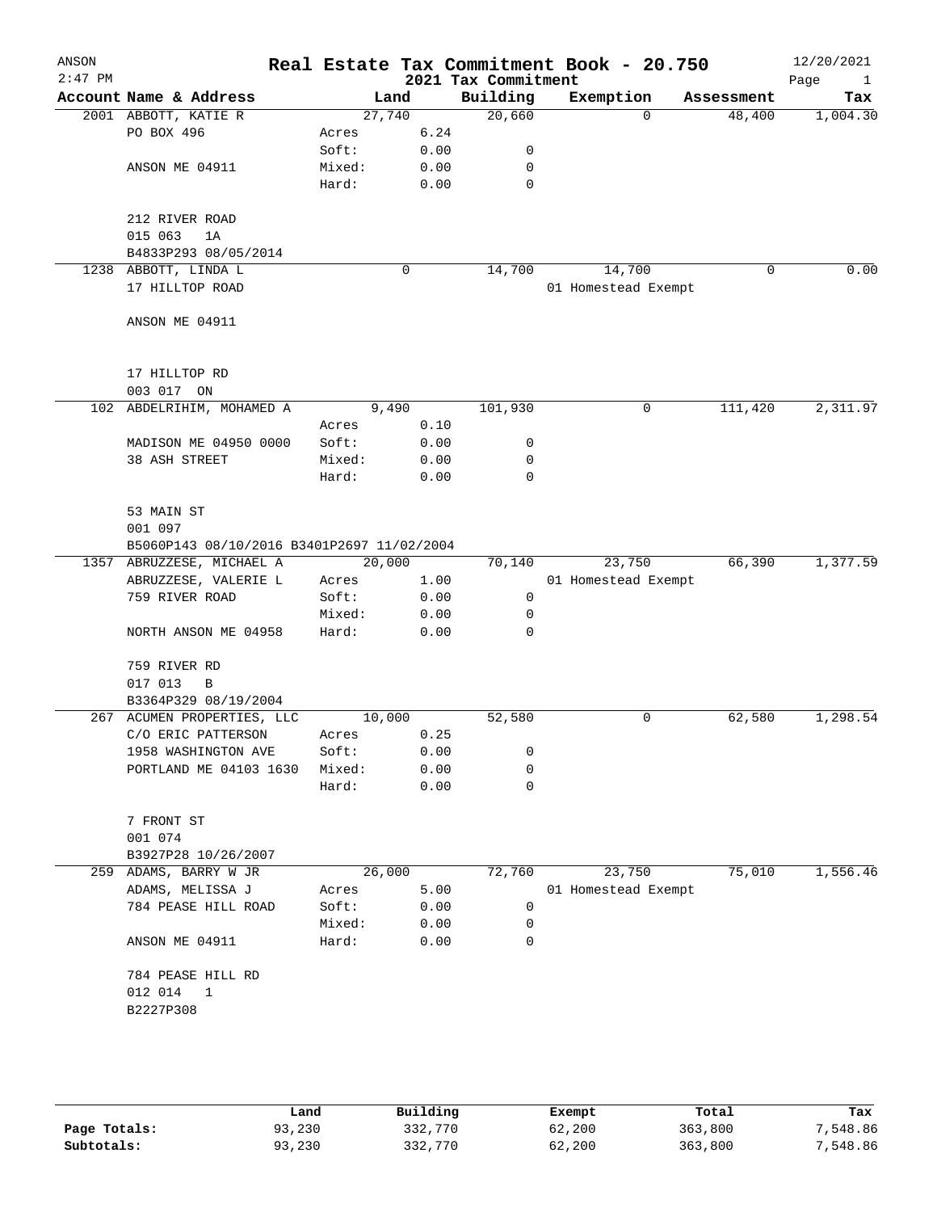# Real Estate Tax Commitment Book - 20.750

ANSON 2:47 PM — 2021 Tax Commitment — 12/20/2021

| Account Name & Address | | Land | Building | Exemption | Assessment | Tax |
|---|---|---|---|---|---|---|
| 2001 ABBOTT, KATIE R | | 27,740 | 20,660 | 0 | 48,400 | 1,004.30 |
| PO BOX 496 | Acres | 6.24 | | | | |
| | Soft: | 0.00 | 0 | | | |
| ANSON ME 04911 | Mixed: | 0.00 | 0 | | | |
| | Hard: | 0.00 | 0 | | | |
| 212 RIVER ROAD | | | | | | |
| 015 063 1A | | | | | | |
| B4833P293 08/05/2014 | | | | | | |
| 1238 ABBOTT, LINDA L | | 0 | 14,700 | 14,700 | 0 | 0.00 |
| 17 HILLTOP ROAD | | | | 01 Homestead Exempt | | |
| ANSON ME 04911 | | | | | | |
| 17 HILLTOP RD | | | | | | |
| 003 017 ON | | | | | | |
| 102 ABDELRIHIM, MOHAMED A | | 9,490 | 101,930 | 0 | 111,420 | 2,311.97 |
| | Acres | 0.10 | | | | |
| MADISON ME 04950 0000 | Soft: | 0.00 | 0 | | | |
| 38 ASH STREET | Mixed: | 0.00 | 0 | | | |
| | Hard: | 0.00 | 0 | | | |
| 53 MAIN ST | | | | | | |
| 001 097 | | | | | | |
| B5060P143 08/10/2016 B3401P2697 11/02/2004 | | | | | | |
| 1357 ABRUZZESE, MICHAEL A | | 20,000 | 70,140 | 23,750 | 66,390 | 1,377.59 |
| ABRUZZESE, VALERIE L | Acres | 1.00 | | 01 Homestead Exempt | | |
| 759 RIVER ROAD | Soft: | 0.00 | 0 | | | |
| | Mixed: | 0.00 | 0 | | | |
| NORTH ANSON ME 04958 | Hard: | 0.00 | 0 | | | |
| 759 RIVER RD | | | | | | |
| 017 013 B | | | | | | |
| B3364P329 08/19/2004 | | | | | | |
| 267 ACUMEN PROPERTIES, LLC | | 10,000 | 52,580 | 0 | 62,580 | 1,298.54 |
| C/O ERIC PATTERSON | Acres | 0.25 | | | | |
| 1958 WASHINGTON AVE | Soft: | 0.00 | 0 | | | |
| PORTLAND ME 04103 1630 | Mixed: | 0.00 | 0 | | | |
| | Hard: | 0.00 | 0 | | | |
| 7 FRONT ST | | | | | | |
| 001 074 | | | | | | |
| B3927P28 10/26/2007 | | | | | | |
| 259 ADAMS, BARRY W JR | | 26,000 | 72,760 | 23,750 | 75,010 | 1,556.46 |
| ADAMS, MELISSA J | Acres | 5.00 | | 01 Homestead Exempt | | |
| 784 PEASE HILL ROAD | Soft: | 0.00 | 0 | | | |
| | Mixed: | 0.00 | 0 | | | |
| ANSON ME 04911 | Hard: | 0.00 | 0 | | | |
| 784 PEASE HILL RD | | | | | | |
| 012 014 1 | | | | | | |
| B2227P308 | | | | | | |

| | Land | Building | Exempt | Total | Tax |
|---|---|---|---|---|---|
| Page Totals: | 93,230 | 332,770 | 62,200 | 363,800 | 7,548.86 |
| Subtotals: | 93,230 | 332,770 | 62,200 | 363,800 | 7,548.86 |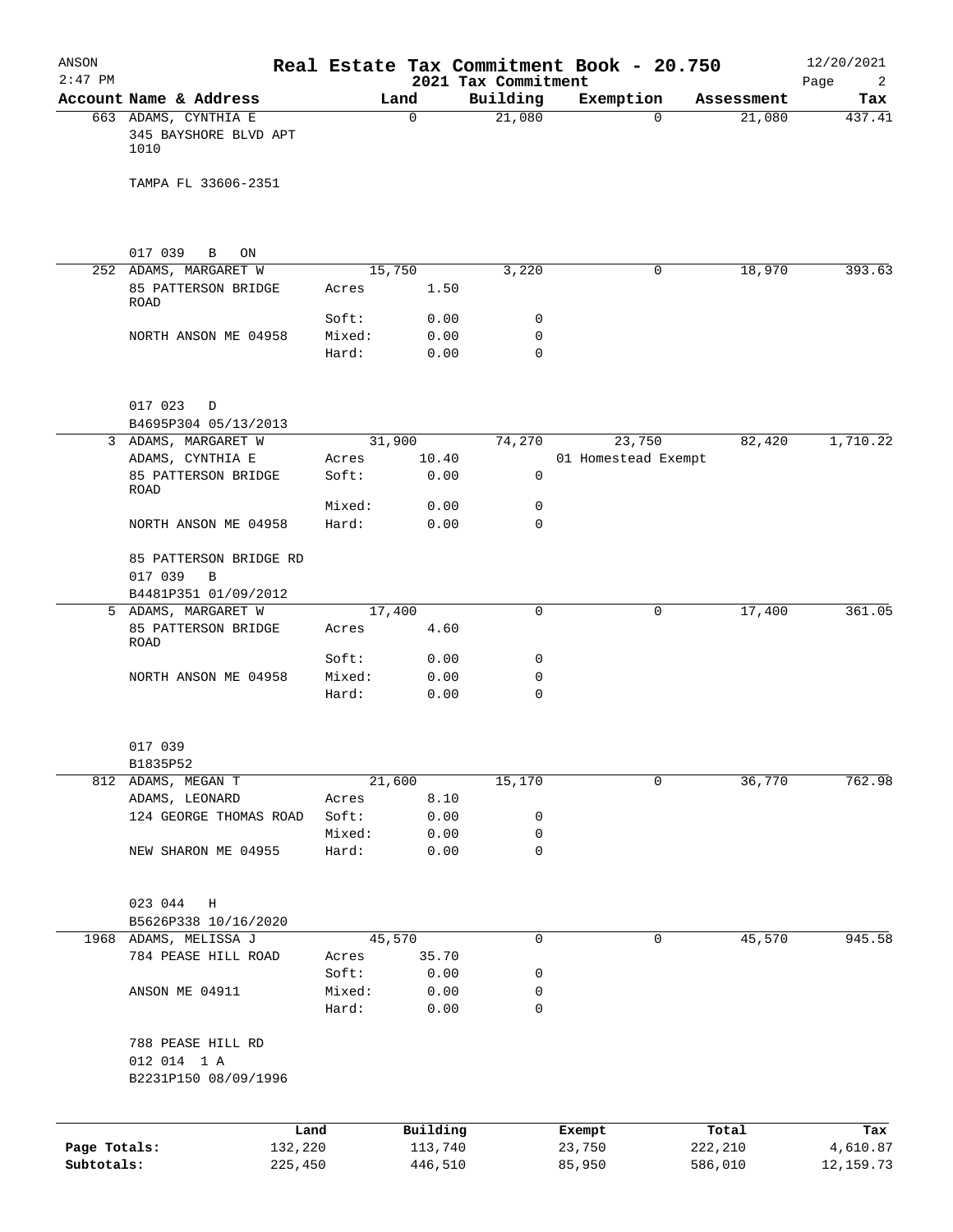# Real Estate Tax Commitment Book - 20.750

ANSON 2:47 PM — 2021 Tax Commitment — 12/20/2021

| Account Name & Address | Land | | Building | Exemption | Assessment | Tax |
|---|---|---|---|---|---|---|
| 663 ADAMS, CYNTHIA E | | 0 | 21,080 | 0 | 21,080 | 437.41 |
| 345 BAYSHORE BLVD APT 1010 | | | | | | |
| TAMPA FL 33606-2351 | | | | | | |
| 017 039 B ON | | | | | | |
| 252 ADAMS, MARGARET W | | 15,750 | 3,220 | 0 | 18,970 | 393.63 |
| 85 PATTERSON BRIDGE ROAD | Acres | 1.50 | | | | |
| | Soft: | 0.00 | 0 | | | |
| NORTH ANSON ME 04958 | Mixed: | 0.00 | 0 | | | |
| | Hard: | 0.00 | 0 | | | |
| 017 023 D | | | | | | |
| B4695P304 05/13/2013 | | | | | | |
| 3 ADAMS, MARGARET W | | 31,900 | 74,270 | 23,750 | 82,420 | 1,710.22 |
| ADAMS, CYNTHIA E | Acres | 10.40 | | 01 Homestead Exempt | | |
| 85 PATTERSON BRIDGE ROAD | Soft: | 0.00 | 0 | | | |
| | Mixed: | 0.00 | 0 | | | |
| NORTH ANSON ME 04958 | Hard: | 0.00 | 0 | | | |
| 85 PATTERSON BRIDGE RD | | | | | | |
| 017 039 B | | | | | | |
| B4481P351 01/09/2012 | | | | | | |
| 5 ADAMS, MARGARET W | | 17,400 | 0 | 0 | 17,400 | 361.05 |
| 85 PATTERSON BRIDGE ROAD | Acres | 4.60 | | | | |
| | Soft: | 0.00 | 0 | | | |
| NORTH ANSON ME 04958 | Mixed: | 0.00 | 0 | | | |
| | Hard: | 0.00 | 0 | | | |
| 017 039 | | | | | | |
| B1835P52 | | | | | | |
| 812 ADAMS, MEGAN T | | 21,600 | 15,170 | 0 | 36,770 | 762.98 |
| ADAMS, LEONARD | Acres | 8.10 | | | | |
| 124 GEORGE THOMAS ROAD | Soft: | 0.00 | 0 | | | |
| | Mixed: | 0.00 | 0 | | | |
| NEW SHARON ME 04955 | Hard: | 0.00 | 0 | | | |
| 023 044 H | | | | | | |
| B5626P338 10/16/2020 | | | | | | |
| 1968 ADAMS, MELISSA J | | 45,570 | 0 | 0 | 45,570 | 945.58 |
| 784 PEASE HILL ROAD | Acres | 35.70 | | | | |
| | Soft: | 0.00 | 0 | | | |
| ANSON ME 04911 | Mixed: | 0.00 | 0 | | | |
| | Hard: | 0.00 | 0 | | | |
| 788 PEASE HILL RD | | | | | | |
| 012 014 1 A | | | | | | |
| B2231P150 08/09/1996 | | | | | | |

| | Land | Building | Exempt | Total | Tax |
|---|---|---|---|---|---|
| Page Totals: | 132,220 | 113,740 | 23,750 | 222,210 | 4,610.87 |
| Subtotals: | 225,450 | 446,510 | 85,950 | 586,010 | 12,159.73 |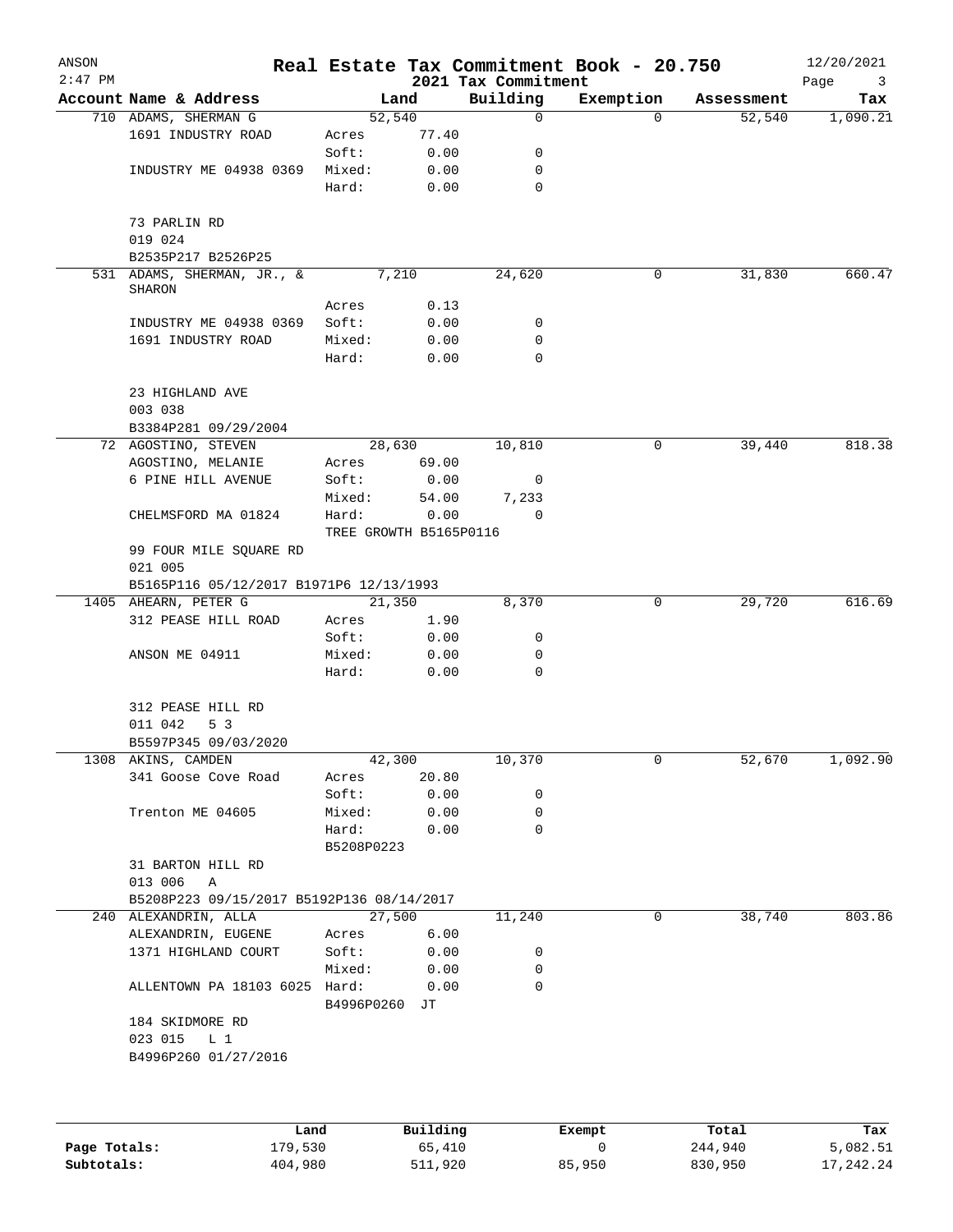# Real Estate Tax Commitment Book - 20.750

ANSON
2:47 PM

2021 Tax Commitment

12/20/2021

| Account Name & Address | | Land | Building | Exemption | Assessment | Tax |
|---|---|---|---|---|---|---|
| 710 ADAMS, SHERMAN G | | 52,540 | 0 | 0 | 52,540 | 1,090.21 |
| 1691 INDUSTRY ROAD | Acres | 77.40 | | | | |
| | Soft: | 0.00 | 0 | | | |
| INDUSTRY ME 04938 0369 | Mixed: | 0.00 | 0 | | | |
| | Hard: | 0.00 | 0 | | | |
| 73 PARLIN RD | | | | | | |
| 019 024 | | | | | | |
| B2535P217 B2526P25 | | | | | | |
| 531 ADAMS, SHERMAN, JR., & SHARON | | 7,210 | 24,620 | 0 | 31,830 | 660.47 |
| | Acres | 0.13 | | | | |
| INDUSTRY ME 04938 0369 | Soft: | 0.00 | 0 | | | |
| 1691 INDUSTRY ROAD | Mixed: | 0.00 | 0 | | | |
| | Hard: | 0.00 | 0 | | | |
| 23 HIGHLAND AVE | | | | | | |
| 003 038 | | | | | | |
| B3384P281 09/29/2004 | | | | | | |
| 72 AGOSTINO, STEVEN | | 28,630 | 10,810 | 0 | 39,440 | 818.38 |
| AGOSTINO, MELANIE | Acres | 69.00 | | | | |
| 6 PINE HILL AVENUE | Soft: | 0.00 | 0 | | | |
| | Mixed: | 54.00 | 7,233 | | | |
| CHELMSFORD MA 01824 | Hard: | 0.00 | 0 | | | |
| | TREE GROWTH B5165P0116 | | | | | |
| 99 FOUR MILE SQUARE RD | | | | | | |
| 021 005 | | | | | | |
| B5165P116 05/12/2017 B1971P6 12/13/1993 | | | | | | |
| 1405 AHEARN, PETER G | | 21,350 | 8,370 | 0 | 29,720 | 616.69 |
| 312 PEASE HILL ROAD | Acres | 1.90 | | | | |
| | Soft: | 0.00 | 0 | | | |
| ANSON ME 04911 | Mixed: | 0.00 | 0 | | | |
| | Hard: | 0.00 | 0 | | | |
| 312 PEASE HILL RD | | | | | | |
| 011 042 5 3 | | | | | | |
| B5597P345 09/03/2020 | | | | | | |
| 1308 AKINS, CAMDEN | | 42,300 | 10,370 | 0 | 52,670 | 1,092.90 |
| 341 Goose Cove Road | Acres | 20.80 | | | | |
| | Soft: | 0.00 | 0 | | | |
| Trenton ME 04605 | Mixed: | 0.00 | 0 | | | |
| | Hard: | 0.00 | 0 | | | |
| | B5208P0223 | | | | | |
| 31 BARTON HILL RD | | | | | | |
| 013 006 A | | | | | | |
| B5208P223 09/15/2017 B5192P136 08/14/2017 | | | | | | |
| 240 ALEXANDRIN, ALLA | | 27,500 | 11,240 | 0 | 38,740 | 803.86 |
| ALEXANDRIN, EUGENE | Acres | 6.00 | | | | |
| 1371 HIGHLAND COURT | Soft: | 0.00 | 0 | | | |
| | Mixed: | 0.00 | 0 | | | |
| ALLENTOWN PA 18103 6025 | Hard: | 0.00 | 0 | | | |
| | B4996P0260 JT | | | | | |
| 184 SKIDMORE RD | | | | | | |
| 023 015 L 1 | | | | | | |
| B4996P260 01/27/2016 | | | | | | |

| | Land | Building | Exempt | Total | Tax |
|---|---|---|---|---|---|
| Page Totals: | 179,530 | 65,410 | 0 | 244,940 | 5,082.51 |
| Subtotals: | 404,980 | 511,920 | 85,950 | 830,950 | 17,242.24 |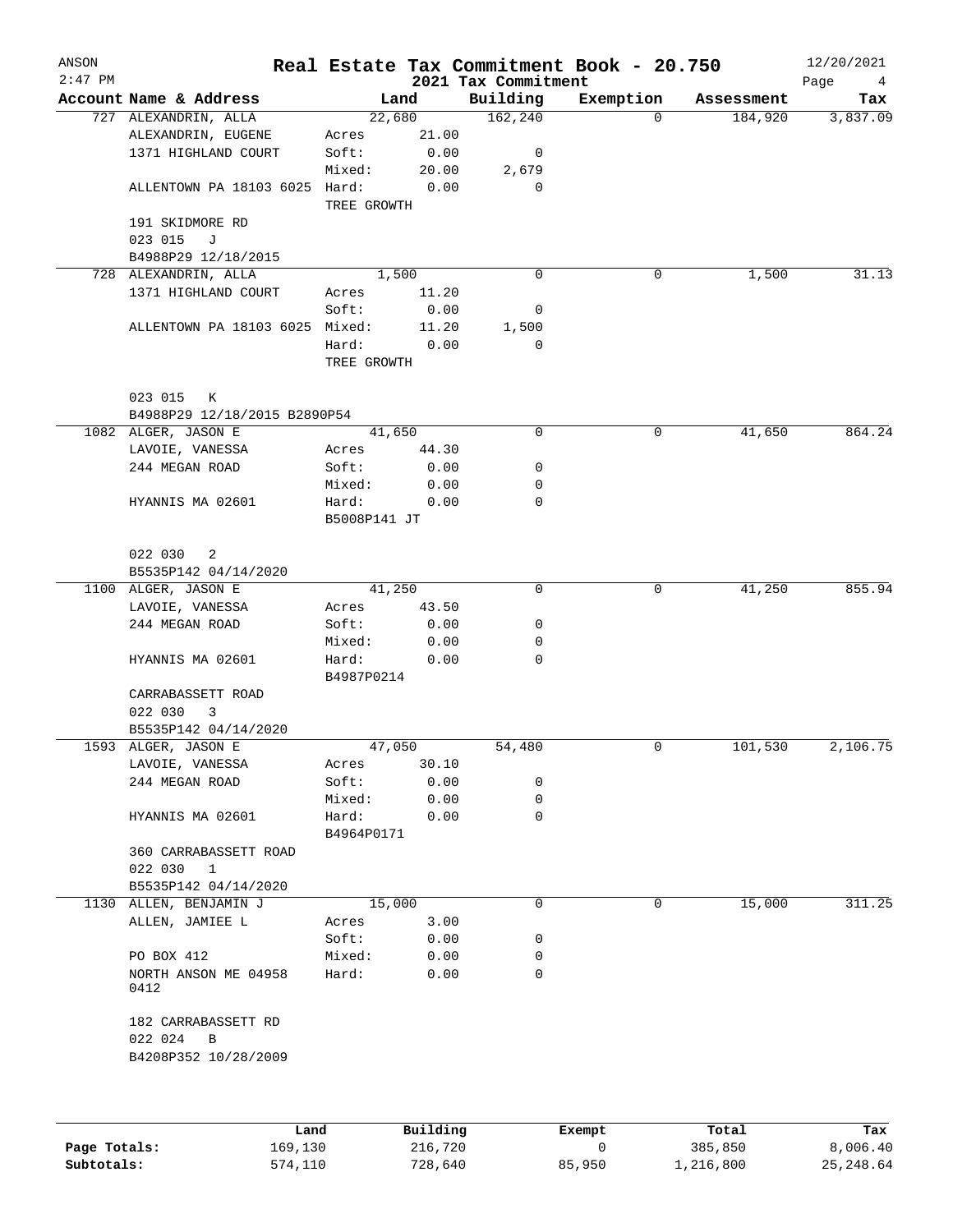# Real Estate Tax Commitment Book - 20.750

ANSON
2:47 PM
2021 Tax Commitment
12/20/2021

| Account Name & Address | Land | | Building | Exemption | Assessment | Tax |
|---|---|---|---|---|---|---|
| 727 ALEXANDRIN, ALLA | 22,680 | | 162,240 | 0 | 184,920 | 3,837.09 |
| ALEXANDRIN, EUGENE | Acres | 21.00 | | | | |
| 1371 HIGHLAND COURT | Soft: | 0.00 | 0 | | | |
| | Mixed: | 20.00 | 2,679 | | | |
| ALLENTOWN PA 18103 6025 | Hard: | 0.00 | 0 | | | |
| | TREE GROWTH | | | | | |
| 191 SKIDMORE RD | | | | | | |
| 023 015 J | | | | | | |
| B4988P29 12/18/2015 | | | | | | |
| 728 ALEXANDRIN, ALLA | 1,500 | | 0 | 0 | 1,500 | 31.13 |
| 1371 HIGHLAND COURT | Acres | 11.20 | | | | |
| | Soft: | 0.00 | 0 | | | |
| ALLENTOWN PA 18103 6025 | Mixed: | 11.20 | 1,500 | | | |
| | Hard: | 0.00 | 0 | | | |
| | TREE GROWTH | | | | | |
| 023 015 K | | | | | | |
| B4988P29 12/18/2015 B2890P54 | | | | | | |
| 1082 ALGER, JASON E | 41,650 | | 0 | 0 | 41,650 | 864.24 |
| LAVOIE, VANESSA | Acres | 44.30 | | | | |
| 244 MEGAN ROAD | Soft: | 0.00 | 0 | | | |
| | Mixed: | 0.00 | 0 | | | |
| HYANNIS MA 02601 | Hard: | 0.00 | 0 | | | |
| | B5008P141 JT | | | | | |
| 022 030 2 | | | | | | |
| B5535P142 04/14/2020 | | | | | | |
| 1100 ALGER, JASON E | 41,250 | | 0 | 0 | 41,250 | 855.94 |
| LAVOIE, VANESSA | Acres | 43.50 | | | | |
| 244 MEGAN ROAD | Soft: | 0.00 | 0 | | | |
| | Mixed: | 0.00 | 0 | | | |
| HYANNIS MA 02601 | Hard: | 0.00 | 0 | | | |
| | B4987P0214 | | | | | |
| CARRABASSETT ROAD | | | | | | |
| 022 030 3 | | | | | | |
| B5535P142 04/14/2020 | | | | | | |
| 1593 ALGER, JASON E | 47,050 | | 54,480 | 0 | 101,530 | 2,106.75 |
| LAVOIE, VANESSA | Acres | 30.10 | | | | |
| 244 MEGAN ROAD | Soft: | 0.00 | 0 | | | |
| | Mixed: | 0.00 | 0 | | | |
| HYANNIS MA 02601 | Hard: | 0.00 | 0 | | | |
| | B4964P0171 | | | | | |
| 360 CARRABASSETT ROAD | | | | | | |
| 022 030 1 | | | | | | |
| B5535P142 04/14/2020 | | | | | | |
| 1130 ALLEN, BENJAMIN J | 15,000 | | 0 | 0 | 15,000 | 311.25 |
| ALLEN, JAMIEE L | Acres | 3.00 | | | | |
| | Soft: | 0.00 | 0 | | | |
| PO BOX 412 | Mixed: | 0.00 | 0 | | | |
| NORTH ANSON ME 04958 0412 | Hard: | 0.00 | 0 | | | |
| 182 CARRABASSETT RD | | | | | | |
| 022 024 B | | | | | | |
| B4208P352 10/28/2009 | | | | | | |

| | Land | Building | Exempt | Total | Tax |
|---|---|---|---|---|---|
| Page Totals: | 169,130 | 216,720 | 0 | 385,850 | 8,006.40 |
| Subtotals: | 574,110 | 728,640 | 85,950 | 1,216,800 | 25,248.64 |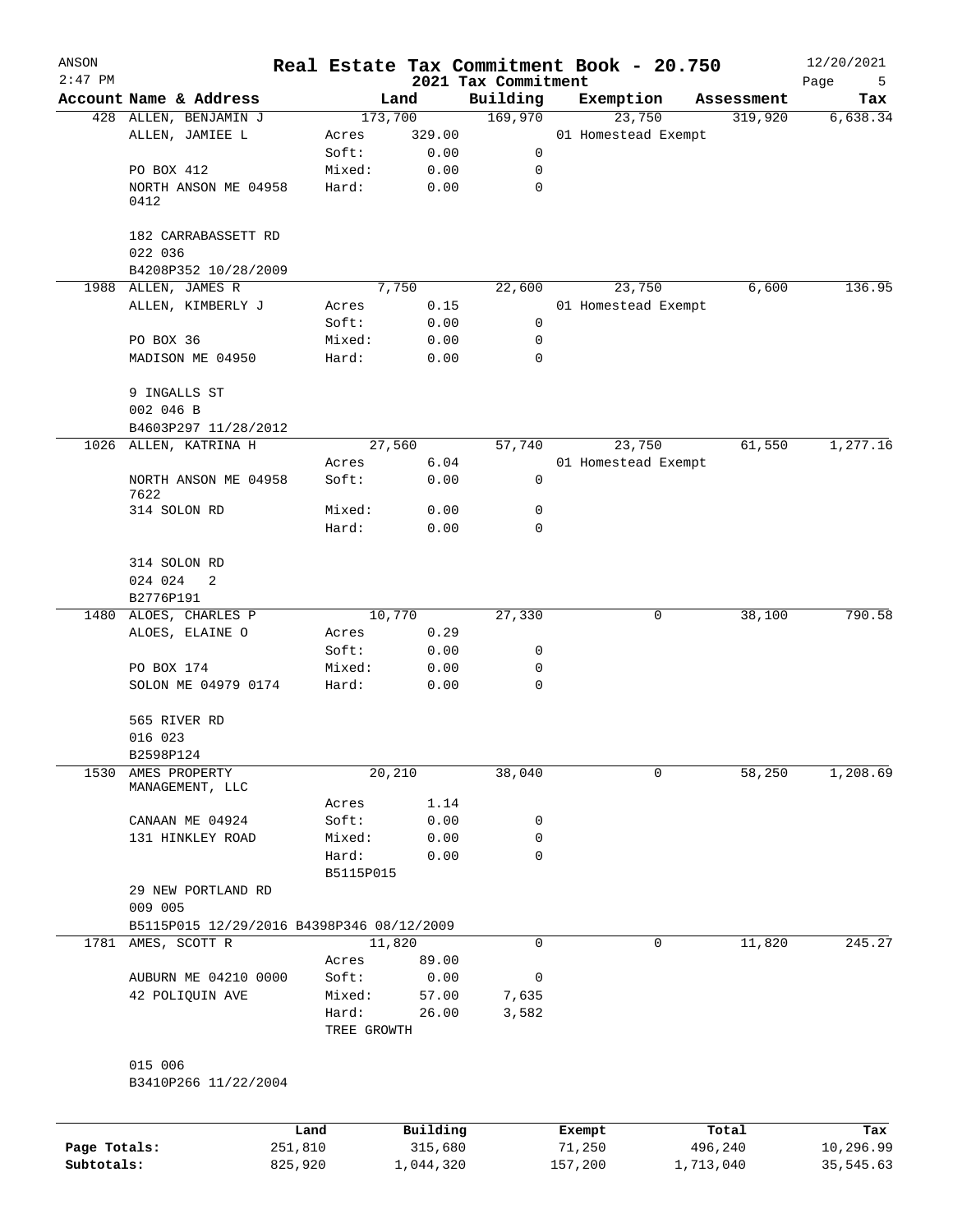# Real Estate Tax Commitment Book - 20.750

ANSON 2:47 PM — 2021 Tax Commitment — 12/20/2021

| Account Name & Address | Land | | Building | Exemption | Assessment | Tax |
|---|---|---|---|---|---|---|
| 428 ALLEN, BENJAMIN J | 173,700 | | 169,970 | 23,750 | 319,920 | 6,638.34 |
| ALLEN, JAMIEE L | Acres | 329.00 | | 01 Homestead Exempt | | |
| | Soft: | 0.00 | 0 | | | |
| PO BOX 412 | Mixed: | 0.00 | 0 | | | |
| NORTH ANSON ME 04958 0412 | Hard: | 0.00 | 0 | | | |
| 182 CARRABASSETT RD | | | | | | |
| 022 036 | | | | | | |
| B4208P352 10/28/2009 | | | | | | |
| 1988 ALLEN, JAMES R | 7,750 | | 22,600 | 23,750 | 6,600 | 136.95 |
| ALLEN, KIMBERLY J | Acres | 0.15 | | 01 Homestead Exempt | | |
| | Soft: | 0.00 | 0 | | | |
| PO BOX 36 | Mixed: | 0.00 | 0 | | | |
| MADISON ME 04950 | Hard: | 0.00 | 0 | | | |
| 9 INGALLS ST | | | | | | |
| 002 046 B | | | | | | |
| B4603P297 11/28/2012 | | | | | | |
| 1026 ALLEN, KATRINA H | 27,560 | | 57,740 | 23,750 | 61,550 | 1,277.16 |
| | Acres | 6.04 | | 01 Homestead Exempt | | |
| NORTH ANSON ME 04958 7622 | Soft: | 0.00 | 0 | | | |
| 314 SOLON RD | Mixed: | 0.00 | 0 | | | |
| | Hard: | 0.00 | 0 | | | |
| 314 SOLON RD | | | | | | |
| 024 024 2 | | | | | | |
| B2776P191 | | | | | | |
| 1480 ALOES, CHARLES P | 10,770 | | 27,330 | 0 | 38,100 | 790.58 |
| ALOES, ELAINE O | Acres | 0.29 | | | | |
| | Soft: | 0.00 | 0 | | | |
| PO BOX 174 | Mixed: | 0.00 | 0 | | | |
| SOLON ME 04979 0174 | Hard: | 0.00 | 0 | | | |
| 565 RIVER RD | | | | | | |
| 016 023 | | | | | | |
| B2598P124 | | | | | | |
| 1530 AMES PROPERTY MANAGEMENT, LLC | 20,210 | | 38,040 | 0 | 58,250 | 1,208.69 |
| | Acres | 1.14 | | | | |
| CANAAN ME 04924 | Soft: | 0.00 | 0 | | | |
| 131 HINKLEY ROAD | Mixed: | 0.00 | 0 | | | |
| | Hard: | 0.00 | 0 | | | |
| | B5115P015 | | | | | |
| 29 NEW PORTLAND RD | | | | | | |
| 009 005 | | | | | | |
| B5115P015 12/29/2016 B4398P346 08/12/2009 | | | | | | |
| 1781 AMES, SCOTT R | 11,820 | | 0 | 0 | 11,820 | 245.27 |
| | Acres | 89.00 | | | | |
| AUBURN ME 04210 0000 | Soft: | 0.00 | 0 | | | |
| 42 POLIQUIN AVE | Mixed: | 57.00 | 7,635 | | | |
| | Hard: | 26.00 | 3,582 | | | |
| | TREE GROWTH | | | | | |
| 015 006 | | | | | | |
| B3410P266 11/22/2004 | | | | | | |

| | Land | Building | Exempt | Total | Tax |
|---|---|---|---|---|---|
| Page Totals: | 251,810 | 315,680 | 71,250 | 496,240 | 10,296.99 |
| Subtotals: | 825,920 | 1,044,320 | 157,200 | 1,713,040 | 35,545.63 |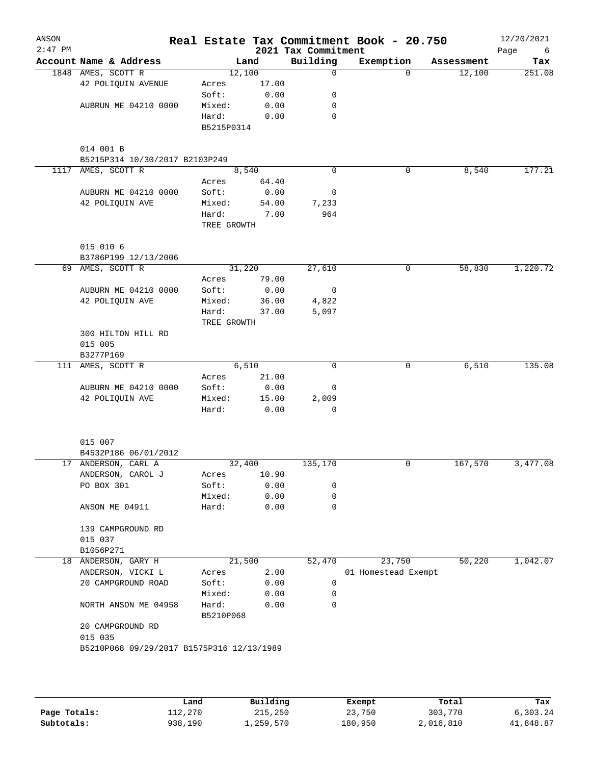# Real Estate Tax Commitment Book - 20.750

ANSON
2:47 PM

2021 Tax Commitment

12/20/2021

| Account Name & Address | Land | | Building | Exemption | Assessment | Tax |
|---|---|---|---|---|---|---|
| 1848 AMES, SCOTT R | 12,100 | | 0 | 0 | 12,100 | 251.08 |
| 42 POLIQUIN AVENUE | Acres | 17.00 | | | | |
| | Soft: | 0.00 | 0 | | | |
| AUBRUN ME 04210 0000 | Mixed: | 0.00 | 0 | | | |
| | Hard: | 0.00 | 0 | | | |
| | B5215P0314 | | | | | |
| 014 001 B | | | | | | |
| B5215P314 10/30/2017 B2103P249 | | | | | | |
| 1117 AMES, SCOTT R | 8,540 | | 0 | 0 | 8,540 | 177.21 |
| | Acres | 64.40 | | | | |
| AUBURN ME 04210 0000 | Soft: | 0.00 | 0 | | | |
| 42 POLIQUIN AVE | Mixed: | 54.00 | 7,233 | | | |
| | Hard: | 7.00 | 964 | | | |
| | TREE GROWTH | | | | | |
| 015 010 6 | | | | | | |
| B3786P199 12/13/2006 | | | | | | |
| 69 AMES, SCOTT R | 31,220 | | 27,610 | 0 | 58,830 | 1,220.72 |
| | Acres | 79.00 | | | | |
| AUBURN ME 04210 0000 | Soft: | 0.00 | 0 | | | |
| 42 POLIQUIN AVE | Mixed: | 36.00 | 4,822 | | | |
| | Hard: | 37.00 | 5,097 | | | |
| | TREE GROWTH | | | | | |
| 300 HILTON HILL RD | | | | | | |
| 015 005 | | | | | | |
| B3277P169 | | | | | | |
| 111 AMES, SCOTT R | 6,510 | | 0 | 0 | 6,510 | 135.08 |
| | Acres | 21.00 | | | | |
| AUBURN ME 04210 0000 | Soft: | 0.00 | 0 | | | |
| 42 POLIQUIN AVE | Mixed: | 15.00 | 2,009 | | | |
| | Hard: | 0.00 | 0 | | | |
| 015 007 | | | | | | |
| B4532P186 06/01/2012 | | | | | | |
| 17 ANDERSON, CARL A | 32,400 | | 135,170 | 0 | 167,570 | 3,477.08 |
| ANDERSON, CAROL J | Acres | 10.90 | | | | |
| PO BOX 301 | Soft: | 0.00 | 0 | | | |
| | Mixed: | 0.00 | 0 | | | |
| ANSON ME 04911 | Hard: | 0.00 | 0 | | | |
| 139 CAMPGROUND RD | | | | | | |
| 015 037 | | | | | | |
| B1056P271 | | | | | | |
| 18 ANDERSON, GARY H | 21,500 | | 52,470 | 23,750 | 50,220 | 1,042.07 |
| ANDERSON, VICKI L | Acres | 2.00 | | 01 Homestead Exempt | | |
| 20 CAMPGROUND ROAD | Soft: | 0.00 | 0 | | | |
| | Mixed: | 0.00 | 0 | | | |
| NORTH ANSON ME 04958 | Hard: | 0.00 | 0 | | | |
| | B5210P068 | | | | | |
| 20 CAMPGROUND RD | | | | | | |
| 015 035 | | | | | | |
| B5210P068 09/29/2017 B1575P316 12/13/1989 | | | | | | |

| | Land | Building | Exempt | Total | Tax |
|---|---|---|---|---|---|
| Page Totals: | 112,270 | 215,250 | 23,750 | 303,770 | 6,303.24 |
| Subtotals: | 938,190 | 1,259,570 | 180,950 | 2,016,810 | 41,848.87 |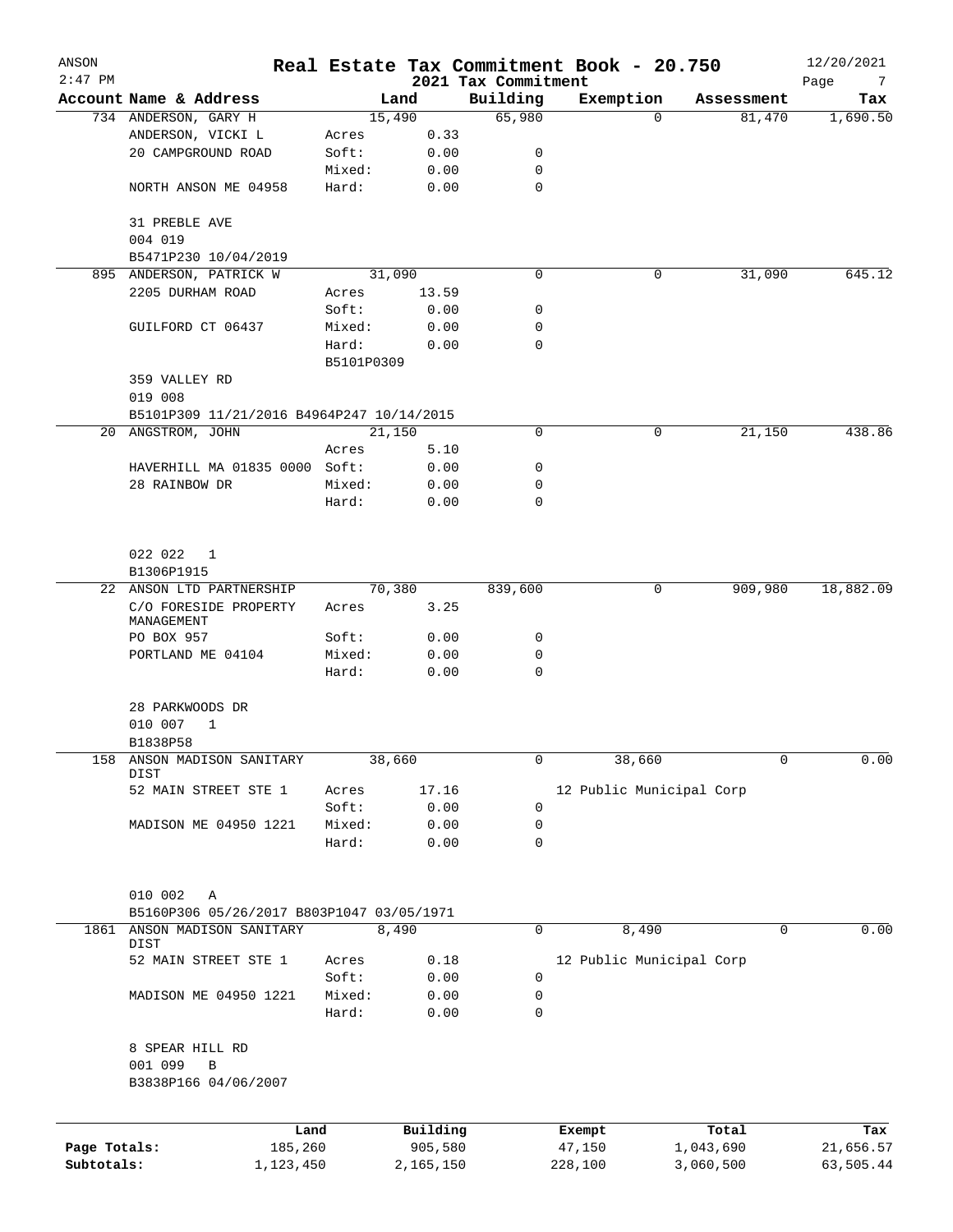# Real Estate Tax Commitment Book - 20.750

ANSON
2:47 PM

12/20/2021

## 2021 Tax Commitment

| Account Name & Address | Land | | Building | Exemption | Assessment | Tax |
|---|---|---|---|---|---|---|
| 734 ANDERSON, GARY H | | 15,490 | 65,980 | 0 | 81,470 | 1,690.50 |
| ANDERSON, VICKI L | Acres | 0.33 | | | | |
| 20 CAMPGROUND ROAD | Soft: | 0.00 | 0 | | | |
| | Mixed: | 0.00 | 0 | | | |
| NORTH ANSON ME 04958 | Hard: | 0.00 | 0 | | | |
| 31 PREBLE AVE | | | | | | |
| 004 019 | | | | | | |
| B5471P230 10/04/2019 | | | | | | |
| 895 ANDERSON, PATRICK W | | 31,090 | 0 | 0 | 31,090 | 645.12 |
| 2205 DURHAM ROAD | Acres | 13.59 | | | | |
| | Soft: | 0.00 | 0 | | | |
| GUILFORD CT 06437 | Mixed: | 0.00 | 0 | | | |
| | Hard: | 0.00 | 0 | | | |
| | B5101P0309 | | | | | |
| 359 VALLEY RD | | | | | | |
| 019 008 | | | | | | |
| B5101P309 11/21/2016 B4964P247 10/14/2015 | | | | | | |
| 20 ANGSTROM, JOHN | | 21,150 | 0 | 0 | 21,150 | 438.86 |
| | Acres | 5.10 | | | | |
| HAVERHILL MA 01835 0000 | Soft: | 0.00 | 0 | | | |
| 28 RAINBOW DR | Mixed: | 0.00 | 0 | | | |
| | Hard: | 0.00 | 0 | | | |
| 022 022 1 | | | | | | |
| B1306P1915 | | | | | | |
| 22 ANSON LTD PARTNERSHIP | | 70,380 | 839,600 | 0 | 909,980 | 18,882.09 |
| C/O FORESIDE PROPERTY MANAGEMENT | Acres | 3.25 | | | | |
| PO BOX 957 | Soft: | 0.00 | 0 | | | |
| PORTLAND ME 04104 | Mixed: | 0.00 | 0 | | | |
| | Hard: | 0.00 | 0 | | | |
| 28 PARKWOODS DR | | | | | | |
| 010 007 1 | | | | | | |
| B1838P58 | | | | | | |
| 158 ANSON MADISON SANITARY DIST | | 38,660 | 0 | 38,660 | 0 | 0.00 |
| 52 MAIN STREET STE 1 | Acres | 17.16 | | 12 Public Municipal Corp | | |
| | Soft: | 0.00 | 0 | | | |
| MADISON ME 04950 1221 | Mixed: | 0.00 | 0 | | | |
| | Hard: | 0.00 | 0 | | | |
| 010 002 A | | | | | | |
| B5160P306 05/26/2017 B803P1047 03/05/1971 | | | | | | |
| 1861 ANSON MADISON SANITARY DIST | | 8,490 | 0 | 8,490 | 0 | 0.00 |
| 52 MAIN STREET STE 1 | Acres | 0.18 | | 12 Public Municipal Corp | | |
| | Soft: | 0.00 | 0 | | | |
| MADISON ME 04950 1221 | Mixed: | 0.00 | 0 | | | |
| | Hard: | 0.00 | 0 | | | |
| 8 SPEAR HILL RD | | | | | | |
| 001 099 B | | | | | | |
| B3838P166 04/06/2007 | | | | | | |

| | Land | Building | Exempt | Total | Tax |
|---|---|---|---|---|---|
| Page Totals: | 185,260 | 905,580 | 47,150 | 1,043,690 | 21,656.57 |
| Subtotals: | 1,123,450 | 2,165,150 | 228,100 | 3,060,500 | 63,505.44 |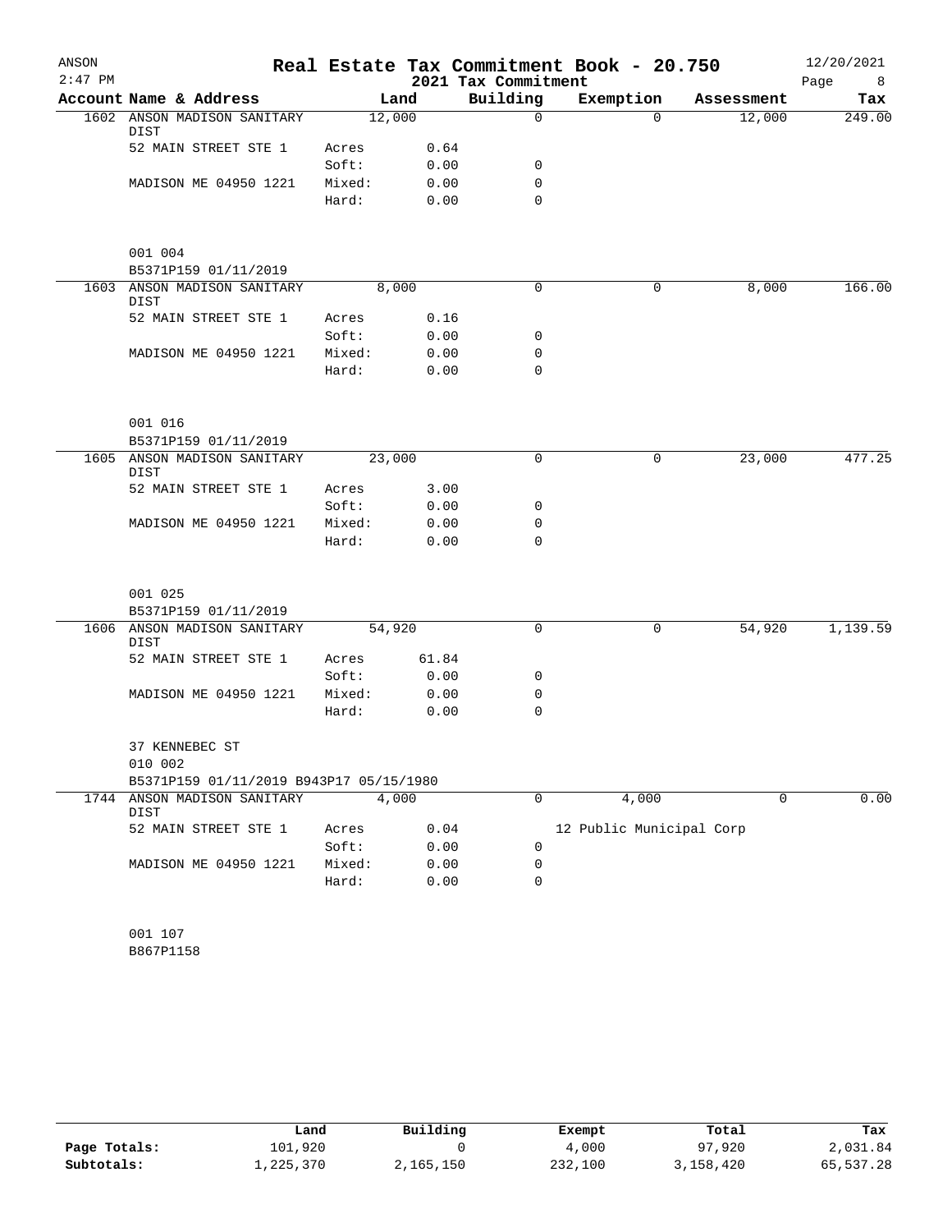# Real Estate Tax Commitment Book - 20.750

ANSON
2:47 PM
12/20/2021

## 2021 Tax Commitment

| Account Name & Address | | Land | Building | Exemption | Assessment | Tax |
|---|---|---|---|---|---|---|
| 1602 ANSON MADISON SANITARY DIST | | 12,000 | 0 | 0 | 12,000 | 249.00 |
| 52 MAIN STREET STE 1 | Acres | 0.64 | | | | |
| | Soft: | 0.00 | 0 | | | |
| MADISON ME 04950 1221 | Mixed: | 0.00 | 0 | | | |
| | Hard: | 0.00 | 0 | | | |
| 001 004 | | | | | | |
| B5371P159 01/11/2019 | | | | | | |
| 1603 ANSON MADISON SANITARY DIST | | 8,000 | 0 | 0 | 8,000 | 166.00 |
| 52 MAIN STREET STE 1 | Acres | 0.16 | | | | |
| | Soft: | 0.00 | 0 | | | |
| MADISON ME 04950 1221 | Mixed: | 0.00 | 0 | | | |
| | Hard: | 0.00 | 0 | | | |
| 001 016 | | | | | | |
| B5371P159 01/11/2019 | | | | | | |
| 1605 ANSON MADISON SANITARY DIST | | 23,000 | 0 | 0 | 23,000 | 477.25 |
| 52 MAIN STREET STE 1 | Acres | 3.00 | | | | |
| | Soft: | 0.00 | 0 | | | |
| MADISON ME 04950 1221 | Mixed: | 0.00 | 0 | | | |
| | Hard: | 0.00 | 0 | | | |
| 001 025 | | | | | | |
| B5371P159 01/11/2019 | | | | | | |
| 1606 ANSON MADISON SANITARY DIST | | 54,920 | 0 | 0 | 54,920 | 1,139.59 |
| 52 MAIN STREET STE 1 | Acres | 61.84 | | | | |
| | Soft: | 0.00 | 0 | | | |
| MADISON ME 04950 1221 | Mixed: | 0.00 | 0 | | | |
| | Hard: | 0.00 | 0 | | | |
| 37 KENNEBEC ST | | | | | | |
| 010 002 | | | | | | |
| B5371P159 01/11/2019 B943P17 05/15/1980 | | | | | | |
| 1744 ANSON MADISON SANITARY DIST | | 4,000 | 0 | 4,000 | 0 | 0.00 |
| 52 MAIN STREET STE 1 | Acres | 0.04 | | 12 Public Municipal Corp | | |
| | Soft: | 0.00 | 0 | | | |
| MADISON ME 04950 1221 | Mixed: | 0.00 | 0 | | | |
| | Hard: | 0.00 | 0 | | | |
| 001 107 | | | | | | |
| B867P1158 | | | | | | |

| | Land | Building | Exempt | Total | Tax |
|---|---|---|---|---|---|
| Page Totals: | 101,920 | 0 | 4,000 | 97,920 | 2,031.84 |
| Subtotals: | 1,225,370 | 2,165,150 | 232,100 | 3,158,420 | 65,537.28 |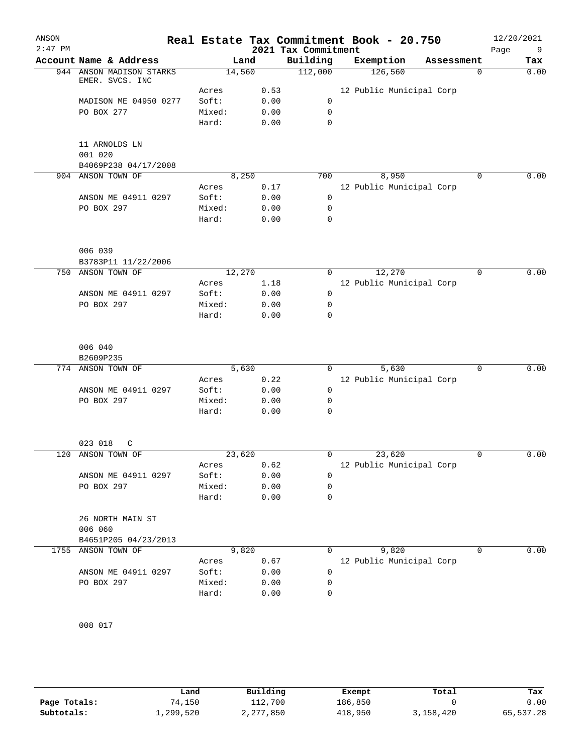# Real Estate Tax Commitment Book - 20.750

ANSON 2:47 PM — 2021 Tax Commitment — 12/20/2021

| Account | Name & Address | | Land | Building | Exemption | Assessment | Tax |
|---|---|---|---|---|---|---|---|
| 944 | ANSON MADISON STARKS EMER. SVCS. INC | | 14,560 | 112,000 | 126,560 | 0 | 0.00 |
| | | Acres | 0.53 | | 12 Public Municipal Corp | | |
| | MADISON ME 04950 0277 | Soft: | 0.00 | 0 | | | |
| | PO BOX 277 | Mixed: | 0.00 | 0 | | | |
| | | Hard: | 0.00 | 0 | | | |
| | 11 ARNOLDS LN | | | | | | |
| | 001 020 | | | | | | |
| | B4069P238 04/17/2008 | | | | | | |
| 904 | ANSON TOWN OF | | 8,250 | 700 | 8,950 | 0 | 0.00 |
| | | Acres | 0.17 | | 12 Public Municipal Corp | | |
| | ANSON ME 04911 0297 | Soft: | 0.00 | 0 | | | |
| | PO BOX 297 | Mixed: | 0.00 | 0 | | | |
| | | Hard: | 0.00 | 0 | | | |
| | 006 039 | | | | | | |
| | B3783P11 11/22/2006 | | | | | | |
| 750 | ANSON TOWN OF | | 12,270 | 0 | 12,270 | 0 | 0.00 |
| | | Acres | 1.18 | | 12 Public Municipal Corp | | |
| | ANSON ME 04911 0297 | Soft: | 0.00 | 0 | | | |
| | PO BOX 297 | Mixed: | 0.00 | 0 | | | |
| | | Hard: | 0.00 | 0 | | | |
| | 006 040 | | | | | | |
| | B2609P235 | | | | | | |
| 774 | ANSON TOWN OF | | 5,630 | 0 | 5,630 | 0 | 0.00 |
| | | Acres | 0.22 | | 12 Public Municipal Corp | | |
| | ANSON ME 04911 0297 | Soft: | 0.00 | 0 | | | |
| | PO BOX 297 | Mixed: | 0.00 | 0 | | | |
| | | Hard: | 0.00 | 0 | | | |
| | 023 018 C | | | | | | |
| 120 | ANSON TOWN OF | | 23,620 | 0 | 23,620 | 0 | 0.00 |
| | | Acres | 0.62 | | 12 Public Municipal Corp | | |
| | ANSON ME 04911 0297 | Soft: | 0.00 | 0 | | | |
| | PO BOX 297 | Mixed: | 0.00 | 0 | | | |
| | | Hard: | 0.00 | 0 | | | |
| | 26 NORTH MAIN ST | | | | | | |
| | 006 060 | | | | | | |
| | B4651P205 04/23/2013 | | | | | | |
| 1755 | ANSON TOWN OF | | 9,820 | 0 | 9,820 | 0 | 0.00 |
| | | Acres | 0.67 | | 12 Public Municipal Corp | | |
| | ANSON ME 04911 0297 | Soft: | 0.00 | 0 | | | |
| | PO BOX 297 | Mixed: | 0.00 | 0 | | | |
| | | Hard: | 0.00 | 0 | | | |
| | 008 017 | | | | | | |

| | Land | Building | Exempt | Total | Tax |
|---|---|---|---|---|---|
| Page Totals: | 74,150 | 112,700 | 186,850 | 0 | 0.00 |
| Subtotals: | 1,299,520 | 2,277,850 | 418,950 | 3,158,420 | 65,537.28 |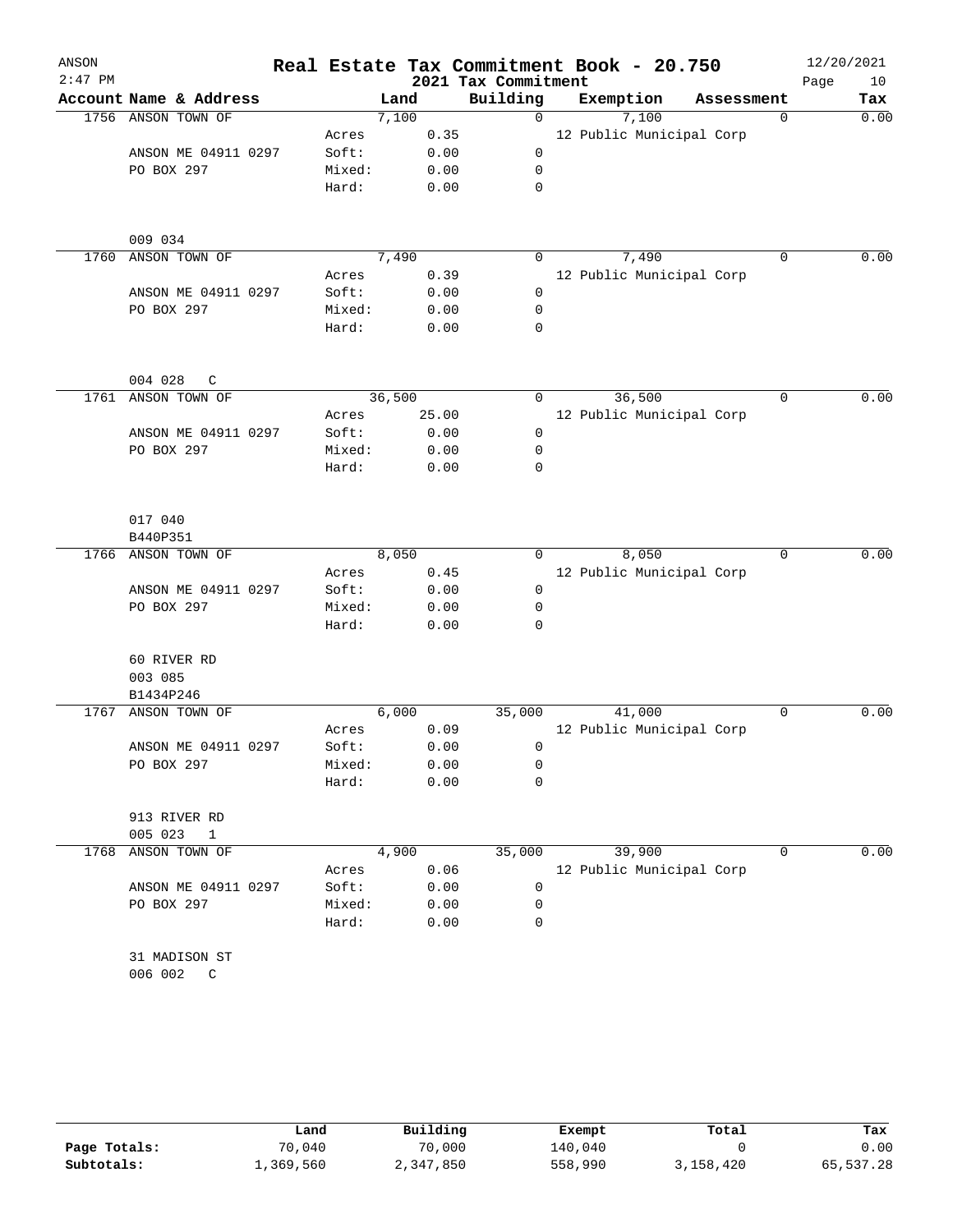# Real Estate Tax Commitment Book - 20.750

ANSON
2:47 PM
2021 Tax Commitment
12/20/2021

| Account | Name & Address | | Land | Building | Exemption | Assessment | Tax |
|---|---|---|---|---|---|---|---|
| 1756 | ANSON TOWN OF | | 7,100 | 0 | 7,100 | 0 | 0.00 |
| | | Acres | 0.35 | | 12 Public Municipal Corp | | |
| | ANSON ME 04911 0297 | Soft: | 0.00 | 0 | | | |
| | PO BOX 297 | Mixed: | 0.00 | 0 | | | |
| | | Hard: | 0.00 | 0 | | | |
| | 009 034 | | | | | | |
| 1760 | ANSON TOWN OF | | 7,490 | 0 | 7,490 | 0 | 0.00 |
| | | Acres | 0.39 | | 12 Public Municipal Corp | | |
| | ANSON ME 04911 0297 | Soft: | 0.00 | 0 | | | |
| | PO BOX 297 | Mixed: | 0.00 | 0 | | | |
| | | Hard: | 0.00 | 0 | | | |
| | 004 028 C | | | | | | |
| 1761 | ANSON TOWN OF | | 36,500 | 0 | 36,500 | 0 | 0.00 |
| | | Acres | 25.00 | | 12 Public Municipal Corp | | |
| | ANSON ME 04911 0297 | Soft: | 0.00 | 0 | | | |
| | PO BOX 297 | Mixed: | 0.00 | 0 | | | |
| | | Hard: | 0.00 | 0 | | | |
| | 017 040 | | | | | | |
| | B440P351 | | | | | | |
| 1766 | ANSON TOWN OF | | 8,050 | 0 | 8,050 | 0 | 0.00 |
| | | Acres | 0.45 | | 12 Public Municipal Corp | | |
| | ANSON ME 04911 0297 | Soft: | 0.00 | 0 | | | |
| | PO BOX 297 | Mixed: | 0.00 | 0 | | | |
| | | Hard: | 0.00 | 0 | | | |
| | 60 RIVER RD | | | | | | |
| | 003 085 | | | | | | |
| | B1434P246 | | | | | | |
| 1767 | ANSON TOWN OF | | 6,000 | 35,000 | 41,000 | 0 | 0.00 |
| | | Acres | 0.09 | | 12 Public Municipal Corp | | |
| | ANSON ME 04911 0297 | Soft: | 0.00 | 0 | | | |
| | PO BOX 297 | Mixed: | 0.00 | 0 | | | |
| | | Hard: | 0.00 | 0 | | | |
| | 913 RIVER RD | | | | | | |
| | 005 023 1 | | | | | | |
| 1768 | ANSON TOWN OF | | 4,900 | 35,000 | 39,900 | 0 | 0.00 |
| | | Acres | 0.06 | | 12 Public Municipal Corp | | |
| | ANSON ME 04911 0297 | Soft: | 0.00 | 0 | | | |
| | PO BOX 297 | Mixed: | 0.00 | 0 | | | |
| | | Hard: | 0.00 | 0 | | | |
| | 31 MADISON ST | | | | | | |
| | 006 002 C | | | | | | |

| | Land | Building | Exempt | Total | Tax |
|---|---|---|---|---|---|
| Page Totals: | 70,040 | 70,000 | 140,040 | 0 | 0.00 |
| Subtotals: | 1,369,560 | 2,347,850 | 558,990 | 3,158,420 | 65,537.28 |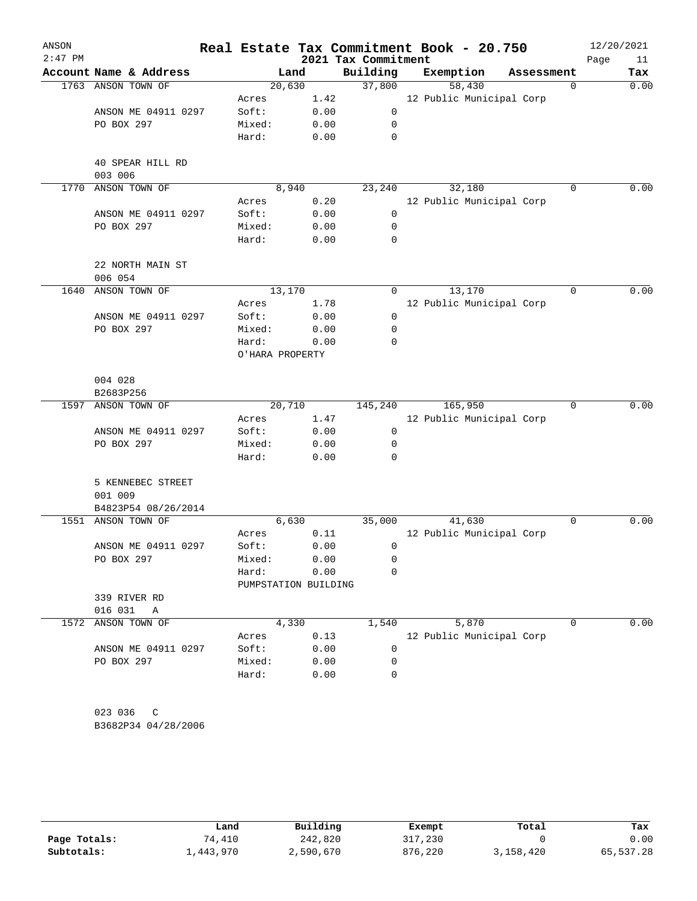# Real Estate Tax Commitment Book - 20.750

ANSON
2:47 PM
2021 Tax Commitment
12/20/2021

| Account | Name & Address | Land | | Building | Exemption | Assessment | Tax |
|---|---|---|---|---|---|---|---|
| 1763 | ANSON TOWN OF | 20,630 | | 37,800 | 58,430 | 0 | 0.00 |
| | | Acres | 1.42 | | 12 Public Municipal Corp | | |
| | ANSON ME 04911 0297 | Soft: | 0.00 | 0 | | | |
| | PO BOX 297 | Mixed: | 0.00 | 0 | | | |
| | | Hard: | 0.00 | 0 | | | |
| | 40 SPEAR HILL RD | | | | | | |
| | 003 006 | | | | | | |
| 1770 | ANSON TOWN OF | 8,940 | | 23,240 | 32,180 | 0 | 0.00 |
| | | Acres | 0.20 | | 12 Public Municipal Corp | | |
| | ANSON ME 04911 0297 | Soft: | 0.00 | 0 | | | |
| | PO BOX 297 | Mixed: | 0.00 | 0 | | | |
| | | Hard: | 0.00 | 0 | | | |
| | 22 NORTH MAIN ST | | | | | | |
| | 006 054 | | | | | | |
| 1640 | ANSON TOWN OF | 13,170 | | 0 | 13,170 | 0 | 0.00 |
| | | Acres | 1.78 | | 12 Public Municipal Corp | | |
| | ANSON ME 04911 0297 | Soft: | 0.00 | 0 | | | |
| | PO BOX 297 | Mixed: | 0.00 | 0 | | | |
| | | Hard: | 0.00 | 0 | | | |
| | | O'HARA PROPERTY | | | | | |
| | 004 028 | | | | | | |
| | B2683P256 | | | | | | |
| 1597 | ANSON TOWN OF | 20,710 | | 145,240 | 165,950 | 0 | 0.00 |
| | | Acres | 1.47 | | 12 Public Municipal Corp | | |
| | ANSON ME 04911 0297 | Soft: | 0.00 | 0 | | | |
| | PO BOX 297 | Mixed: | 0.00 | 0 | | | |
| | | Hard: | 0.00 | 0 | | | |
| | 5 KENNEBEC STREET | | | | | | |
| | 001 009 | | | | | | |
| | B4823P54 08/26/2014 | | | | | | |
| 1551 | ANSON TOWN OF | 6,630 | | 35,000 | 41,630 | 0 | 0.00 |
| | | Acres | 0.11 | | 12 Public Municipal Corp | | |
| | ANSON ME 04911 0297 | Soft: | 0.00 | 0 | | | |
| | PO BOX 297 | Mixed: | 0.00 | 0 | | | |
| | | Hard: | 0.00 | 0 | | | |
| | | PUMPSTATION BUILDING | | | | | |
| | 339 RIVER RD | | | | | | |
| | 016 031 A | | | | | | |
| 1572 | ANSON TOWN OF | 4,330 | | 1,540 | 5,870 | 0 | 0.00 |
| | | Acres | 0.13 | | 12 Public Municipal Corp | | |
| | ANSON ME 04911 0297 | Soft: | 0.00 | 0 | | | |
| | PO BOX 297 | Mixed: | 0.00 | 0 | | | |
| | | Hard: | 0.00 | 0 | | | |
| | 023 036 C | | | | | | |
| | B3682P34 04/28/2006 | | | | | | |

| | Land | Building | Exempt | Total | Tax |
|---|---|---|---|---|---|
| Page Totals: | 74,410 | 242,820 | 317,230 | 0 | 0.00 |
| Subtotals: | 1,443,970 | 2,590,670 | 876,220 | 3,158,420 | 65,537.28 |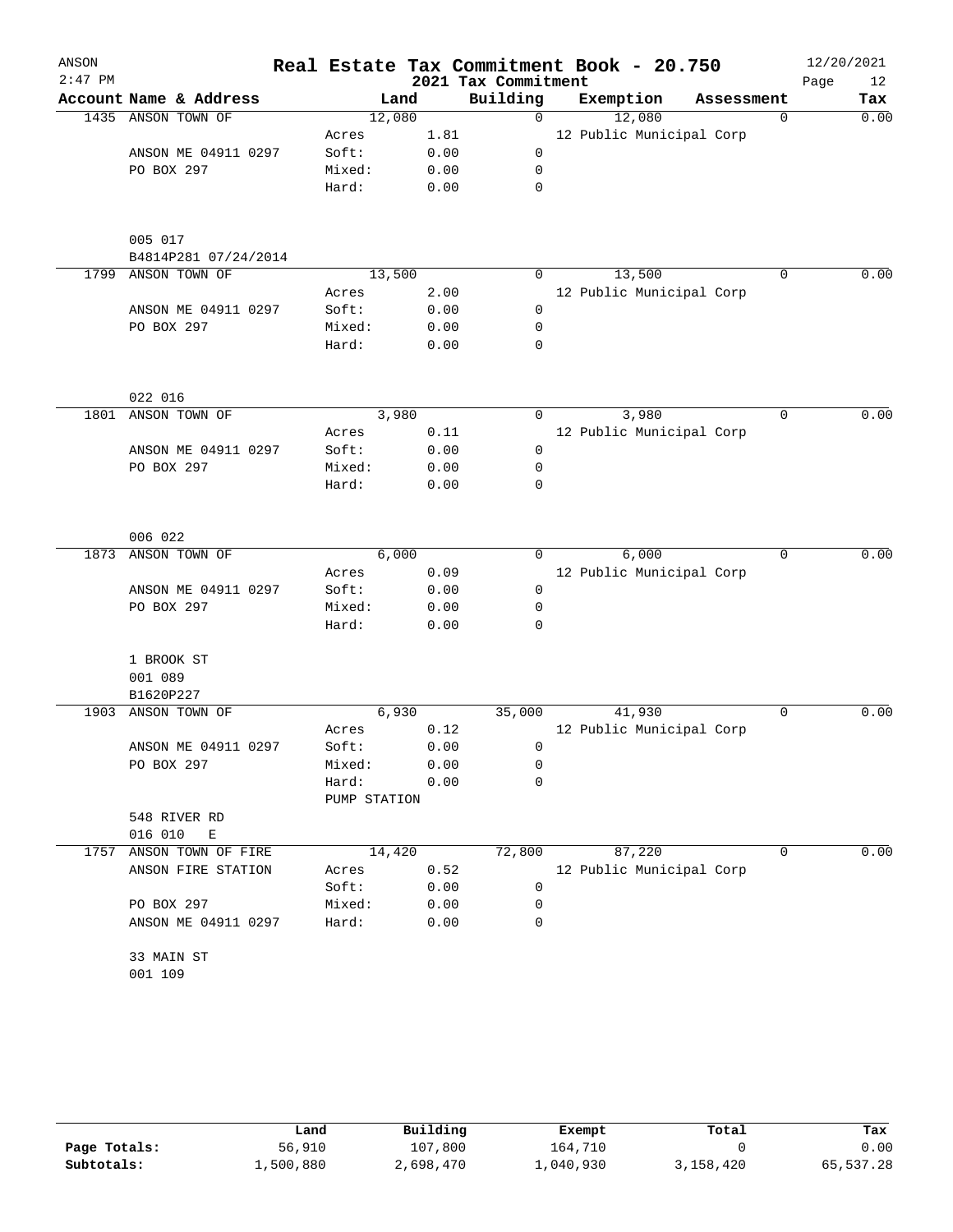# Real Estate Tax Commitment Book - 20.750

ANSON 2:47 PM — 2021 Tax Commitment — 12/20/2021

| Account | Name & Address | Land | | Building | Exemption | Assessment | Tax |
|---|---|---|---|---|---|---|---|
| 1435 | ANSON TOWN OF | | 12,080 | 0 | 12,080 | 0 | 0.00 |
| | | Acres | 1.81 | | 12 Public Municipal Corp | | |
| | ANSON ME 04911 0297 | Soft: | 0.00 | 0 | | | |
| | PO BOX 297 | Mixed: | 0.00 | 0 | | | |
| | | Hard: | 0.00 | 0 | | | |
| | 005 017 | | | | | | |
| | B4814P281 07/24/2014 | | | | | | |
| 1799 | ANSON TOWN OF | | 13,500 | 0 | 13,500 | 0 | 0.00 |
| | | Acres | 2.00 | | 12 Public Municipal Corp | | |
| | ANSON ME 04911 0297 | Soft: | 0.00 | 0 | | | |
| | PO BOX 297 | Mixed: | 0.00 | 0 | | | |
| | | Hard: | 0.00 | 0 | | | |
| | 022 016 | | | | | | |
| 1801 | ANSON TOWN OF | | 3,980 | 0 | 3,980 | 0 | 0.00 |
| | | Acres | 0.11 | | 12 Public Municipal Corp | | |
| | ANSON ME 04911 0297 | Soft: | 0.00 | 0 | | | |
| | PO BOX 297 | Mixed: | 0.00 | 0 | | | |
| | | Hard: | 0.00 | 0 | | | |
| | 006 022 | | | | | | |
| 1873 | ANSON TOWN OF | | 6,000 | 0 | 6,000 | 0 | 0.00 |
| | | Acres | 0.09 | | 12 Public Municipal Corp | | |
| | ANSON ME 04911 0297 | Soft: | 0.00 | 0 | | | |
| | PO BOX 297 | Mixed: | 0.00 | 0 | | | |
| | | Hard: | 0.00 | 0 | | | |
| | 1 BROOK ST | | | | | | |
| | 001 089 | | | | | | |
| | B1620P227 | | | | | | |
| 1903 | ANSON TOWN OF | | 6,930 | 35,000 | 41,930 | 0 | 0.00 |
| | | Acres | 0.12 | | 12 Public Municipal Corp | | |
| | ANSON ME 04911 0297 | Soft: | 0.00 | 0 | | | |
| | PO BOX 297 | Mixed: | 0.00 | 0 | | | |
| | | Hard: | 0.00 | 0 | | | |
| | | PUMP STATION | | | | | |
| | 548 RIVER RD | | | | | | |
| | 016 010 E | | | | | | |
| 1757 | ANSON TOWN OF FIRE | | 14,420 | 72,800 | 87,220 | 0 | 0.00 |
| | ANSON FIRE STATION | Acres | 0.52 | | 12 Public Municipal Corp | | |
| | | Soft: | 0.00 | 0 | | | |
| | PO BOX 297 | Mixed: | 0.00 | 0 | | | |
| | ANSON ME 04911 0297 | Hard: | 0.00 | 0 | | | |
| | 33 MAIN ST | | | | | | |
| | 001 109 | | | | | | |

| | Land | Building | Exempt | Total | Tax |
|---|---|---|---|---|---|
| Page Totals: | 56,910 | 107,800 | 164,710 | 0 | 0.00 |
| Subtotals: | 1,500,880 | 2,698,470 | 1,040,930 | 3,158,420 | 65,537.28 |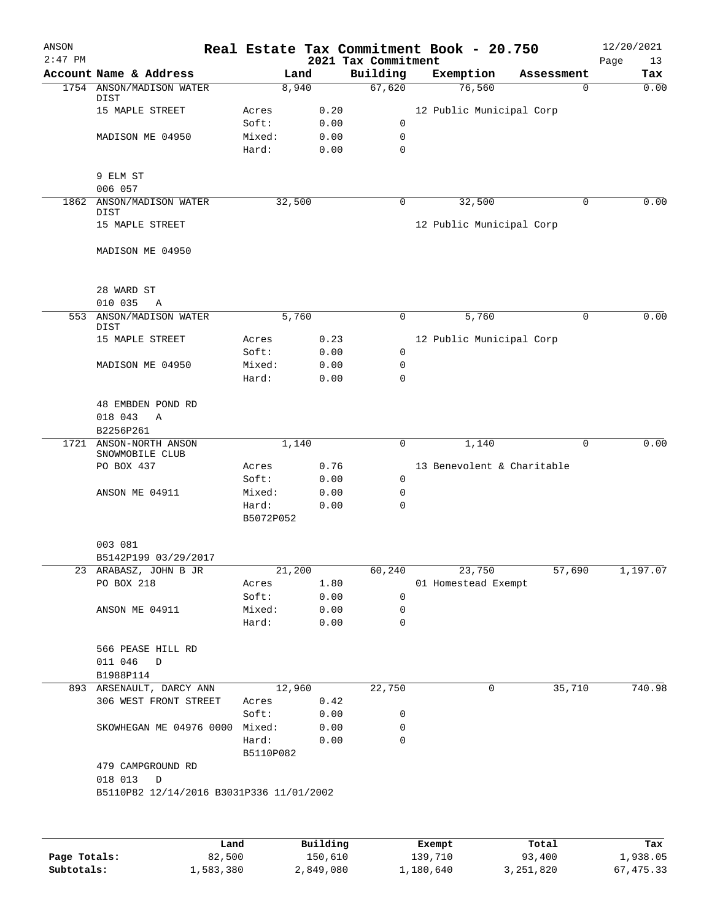# Real Estate Tax Commitment Book - 20.750

ANSON 2:47 PM — 2021 Tax Commitment — 12/20/2021

| Account Name & Address | Land | | Building | Exemption | Assessment | Tax |
|---|---|---|---|---|---|---|
| 1754 ANSON/MADISON WATER DIST | 8,940 | | 67,620 | 76,560 | 0 | 0.00 |
| 15 MAPLE STREET | Acres | 0.20 | | 12 Public Municipal Corp | | |
| | Soft: | 0.00 | 0 | | | |
| MADISON ME 04950 | Mixed: | 0.00 | 0 | | | |
| | Hard: | 0.00 | 0 | | | |
| 9 ELM ST | | | | | | |
| 006 057 | | | | | | |
| 1862 ANSON/MADISON WATER DIST | 32,500 | | 0 | 32,500 | 0 | 0.00 |
| 15 MAPLE STREET | | | | 12 Public Municipal Corp | | |
| MADISON ME 04950 | | | | | | |
| 28 WARD ST | | | | | | |
| 010 035 A | | | | | | |
| 553 ANSON/MADISON WATER DIST | 5,760 | | 0 | 5,760 | 0 | 0.00 |
| 15 MAPLE STREET | Acres | 0.23 | | 12 Public Municipal Corp | | |
| | Soft: | 0.00 | 0 | | | |
| MADISON ME 04950 | Mixed: | 0.00 | 0 | | | |
| | Hard: | 0.00 | 0 | | | |
| 48 EMBDEN POND RD | | | | | | |
| 018 043 A | | | | | | |
| B2256P261 | | | | | | |
| 1721 ANSON-NORTH ANSON SNOWMOBILE CLUB | 1,140 | | 0 | 1,140 | 0 | 0.00 |
| PO BOX 437 | Acres | 0.76 | | 13 Benevolent & Charitable | | |
| | Soft: | 0.00 | 0 | | | |
| ANSON ME 04911 | Mixed: | 0.00 | 0 | | | |
| | Hard: | 0.00 | 0 | | | |
| | B5072P052 | | | | | |
| 003 081 | | | | | | |
| B5142P199 03/29/2017 | | | | | | |
| 23 ARABASZ, JOHN B JR | 21,200 | | 60,240 | 23,750 | 57,690 | 1,197.07 |
| PO BOX 218 | Acres | 1.80 | | 01 Homestead Exempt | | |
| | Soft: | 0.00 | 0 | | | |
| ANSON ME 04911 | Mixed: | 0.00 | 0 | | | |
| | Hard: | 0.00 | 0 | | | |
| 566 PEASE HILL RD | | | | | | |
| 011 046 D | | | | | | |
| B1988P114 | | | | | | |
| 893 ARSENAULT, DARCY ANN | 12,960 | | 22,750 | 0 | 35,710 | 740.98 |
| 306 WEST FRONT STREET | Acres | 0.42 | | | | |
| | Soft: | 0.00 | 0 | | | |
| SKOWHEGAN ME 04976 0000 | Mixed: | 0.00 | 0 | | | |
| | Hard: | 0.00 | 0 | | | |
| | B5110P082 | | | | | |
| 479 CAMPGROUND RD | | | | | | |
| 018 013 D | | | | | | |
| B5110P82 12/14/2016 B3031P336 11/01/2002 | | | | | | |

| | Land | Building | Exempt | Total | Tax |
|---|---|---|---|---|---|
| Page Totals: | 82,500 | 150,610 | 139,710 | 93,400 | 1,938.05 |
| Subtotals: | 1,583,380 | 2,849,080 | 1,180,640 | 3,251,820 | 67,475.33 |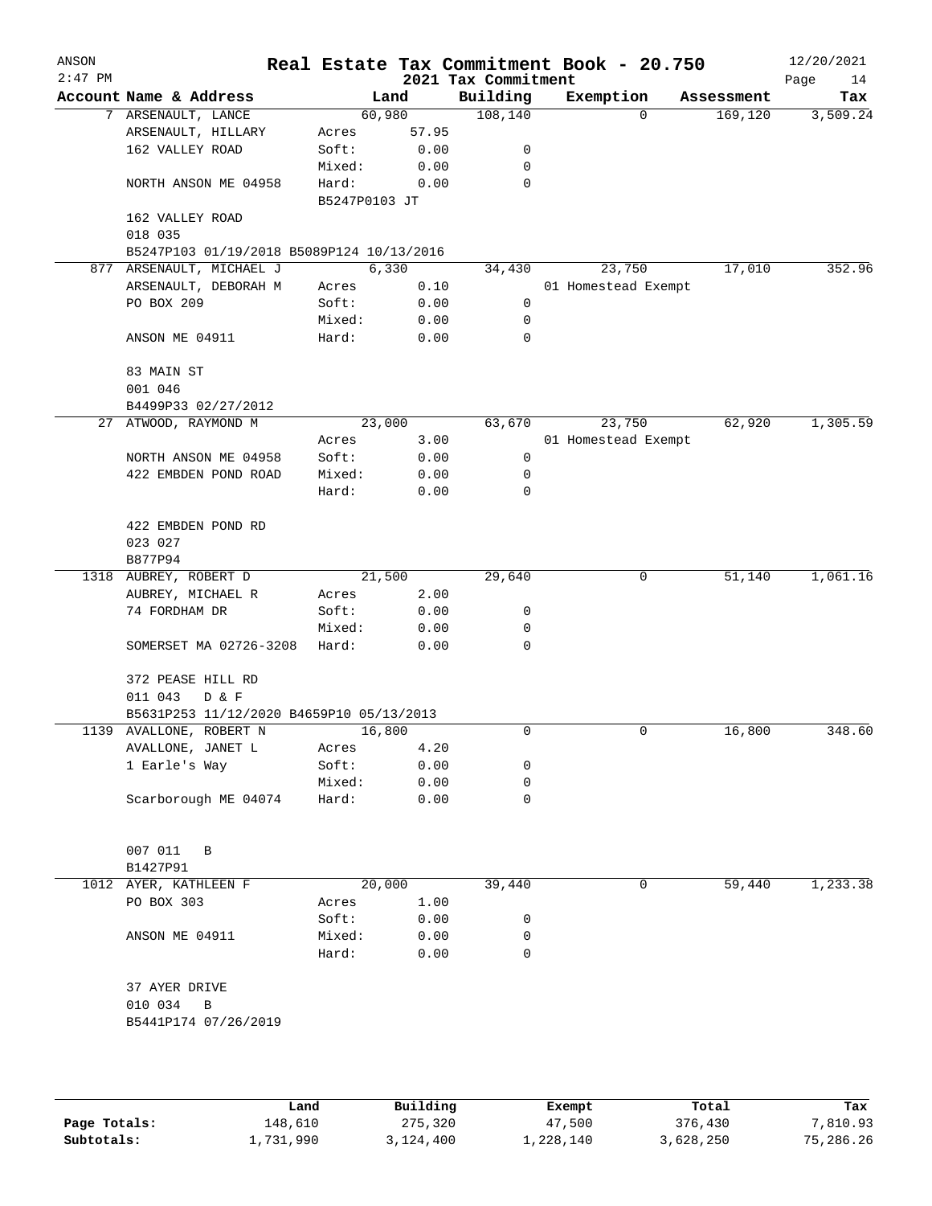# Real Estate Tax Commitment Book - 20.750

ANSON 2:47 PM — 2021 Tax Commitment — 12/20/2021

| Account Name & Address | Land | | Building | Exemption | Assessment | Tax |
|---|---|---|---|---|---|---|
| 7 ARSENAULT, LANCE | 60,980 | | 108,140 | 0 | 169,120 | 3,509.24 |
| ARSENAULT, HILLARY | Acres | 57.95 | | | | |
| 162 VALLEY ROAD | Soft: | 0.00 | 0 | | | |
| | Mixed: | 0.00 | 0 | | | |
| NORTH ANSON ME 04958 | Hard: | 0.00 | 0 | | | |
| | B5247P0103 JT | | | | | |
| 162 VALLEY ROAD | | | | | | |
| 018 035 | | | | | | |
| B5247P103 01/19/2018 B5089P124 10/13/2016 | | | | | | |
| 877 ARSENAULT, MICHAEL J | 6,330 | | 34,430 | 23,750 | 17,010 | 352.96 |
| ARSENAULT, DEBORAH M | Acres | 0.10 | | 01 Homestead Exempt | | |
| PO BOX 209 | Soft: | 0.00 | 0 | | | |
| | Mixed: | 0.00 | 0 | | | |
| ANSON ME 04911 | Hard: | 0.00 | 0 | | | |
| 83 MAIN ST | | | | | | |
| 001 046 | | | | | | |
| B4499P33 02/27/2012 | | | | | | |
| 27 ATWOOD, RAYMOND M | 23,000 | | 63,670 | 23,750 | 62,920 | 1,305.59 |
| | Acres | 3.00 | | 01 Homestead Exempt | | |
| NORTH ANSON ME 04958 | Soft: | 0.00 | 0 | | | |
| 422 EMBDEN POND ROAD | Mixed: | 0.00 | 0 | | | |
| | Hard: | 0.00 | 0 | | | |
| 422 EMBDEN POND RD | | | | | | |
| 023 027 | | | | | | |
| B877P94 | | | | | | |
| 1318 AUBREY, ROBERT D | 21,500 | | 29,640 | 0 | 51,140 | 1,061.16 |
| AUBREY, MICHAEL R | Acres | 2.00 | | | | |
| 74 FORDHAM DR | Soft: | 0.00 | 0 | | | |
| | Mixed: | 0.00 | 0 | | | |
| SOMERSET MA 02726-3208 | Hard: | 0.00 | 0 | | | |
| 372 PEASE HILL RD | | | | | | |
| 011 043 D & F | | | | | | |
| B5631P253 11/12/2020 B4659P10 05/13/2013 | | | | | | |
| 1139 AVALLONE, ROBERT N | 16,800 | | 0 | 0 | 16,800 | 348.60 |
| AVALLONE, JANET L | Acres | 4.20 | | | | |
| 1 Earle's Way | Soft: | 0.00 | 0 | | | |
| | Mixed: | 0.00 | 0 | | | |
| Scarborough ME 04074 | Hard: | 0.00 | 0 | | | |
| 007 011 B | | | | | | |
| B1427P91 | | | | | | |
| 1012 AYER, KATHLEEN F | 20,000 | | 39,440 | 0 | 59,440 | 1,233.38 |
| PO BOX 303 | Acres | 1.00 | | | | |
| | Soft: | 0.00 | 0 | | | |
| ANSON ME 04911 | Mixed: | 0.00 | 0 | | | |
| | Hard: | 0.00 | 0 | | | |
| 37 AYER DRIVE | | | | | | |
| 010 034 B | | | | | | |
| B5441P174 07/26/2019 | | | | | | |

| | Land | Building | Exempt | Total | Tax |
|---|---|---|---|---|---|
| Page Totals: | 148,610 | 275,320 | 47,500 | 376,430 | 7,810.93 |
| Subtotals: | 1,731,990 | 3,124,400 | 1,228,140 | 3,628,250 | 75,286.26 |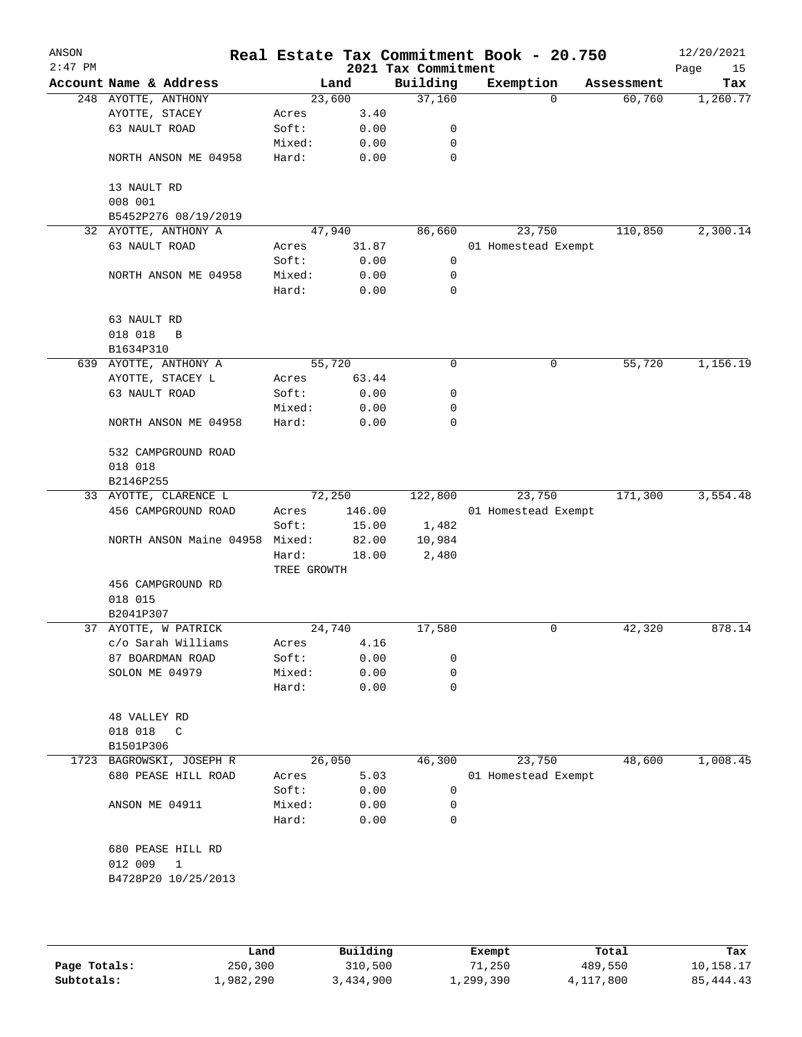# Real Estate Tax Commitment Book - 20.750

ANSON 2:47 PM — 2021 Tax Commitment — 12/20/2021

| Account Name & Address | Land | | Building | Exemption | Assessment | Tax |
|---|---|---|---|---|---|---|
| 248 AYOTTE, ANTHONY | 23,600 | | 37,160 | 0 | 60,760 | 1,260.77 |
| AYOTTE, STACEY | Acres | 3.40 | | | | |
| 63 NAULT ROAD | Soft: | 0.00 | 0 | | | |
| | Mixed: | 0.00 | 0 | | | |
| NORTH ANSON ME 04958 | Hard: | 0.00 | 0 | | | |
| 13 NAULT RD | | | | | | |
| 008 001 | | | | | | |
| B5452P276 08/19/2019 | | | | | | |
| 32 AYOTTE, ANTHONY A | 47,940 | | 86,660 | 23,750 | 110,850 | 2,300.14 |
| 63 NAULT ROAD | Acres | 31.87 | | 01 Homestead Exempt | | |
| | Soft: | 0.00 | 0 | | | |
| NORTH ANSON ME 04958 | Mixed: | 0.00 | 0 | | | |
| | Hard: | 0.00 | 0 | | | |
| 63 NAULT RD | | | | | | |
| 018 018 B | | | | | | |
| B1634P310 | | | | | | |
| 639 AYOTTE, ANTHONY A | 55,720 | | 0 | 0 | 55,720 | 1,156.19 |
| AYOTTE, STACEY L | Acres | 63.44 | | | | |
| 63 NAULT ROAD | Soft: | 0.00 | 0 | | | |
| | Mixed: | 0.00 | 0 | | | |
| NORTH ANSON ME 04958 | Hard: | 0.00 | 0 | | | |
| 532 CAMPGROUND ROAD | | | | | | |
| 018 018 | | | | | | |
| B2146P255 | | | | | | |
| 33 AYOTTE, CLARENCE L | 72,250 | | 122,800 | 23,750 | 171,300 | 3,554.48 |
| 456 CAMPGROUND ROAD | Acres | 146.00 | | 01 Homestead Exempt | | |
| | Soft: | 15.00 | 1,482 | | | |
| NORTH ANSON Maine 04958 | Mixed: | 82.00 | 10,984 | | | |
| | Hard: | 18.00 | 2,480 | | | |
| | TREE GROWTH | | | | | |
| 456 CAMPGROUND RD | | | | | | |
| 018 015 | | | | | | |
| B2041P307 | | | | | | |
| 37 AYOTTE, W PATRICK | 24,740 | | 17,580 | 0 | 42,320 | 878.14 |
| c/o Sarah Williams | Acres | 4.16 | | | | |
| 87 BOARDMAN ROAD | Soft: | 0.00 | 0 | | | |
| SOLON ME 04979 | Mixed: | 0.00 | 0 | | | |
| | Hard: | 0.00 | 0 | | | |
| 48 VALLEY RD | | | | | | |
| 018 018 C | | | | | | |
| B1501P306 | | | | | | |
| 1723 BAGROWSKI, JOSEPH R | 26,050 | | 46,300 | 23,750 | 48,600 | 1,008.45 |
| 680 PEASE HILL ROAD | Acres | 5.03 | | 01 Homestead Exempt | | |
| | Soft: | 0.00 | 0 | | | |
| ANSON ME 04911 | Mixed: | 0.00 | 0 | | | |
| | Hard: | 0.00 | 0 | | | |
| 680 PEASE HILL RD | | | | | | |
| 012 009 1 | | | | | | |
| B4728P20 10/25/2013 | | | | | | |

| | Land | Building | Exempt | Total | Tax |
|---|---|---|---|---|---|
| Page Totals: | 250,300 | 310,500 | 71,250 | 489,550 | 10,158.17 |
| Subtotals: | 1,982,290 | 3,434,900 | 1,299,390 | 4,117,800 | 85,444.43 |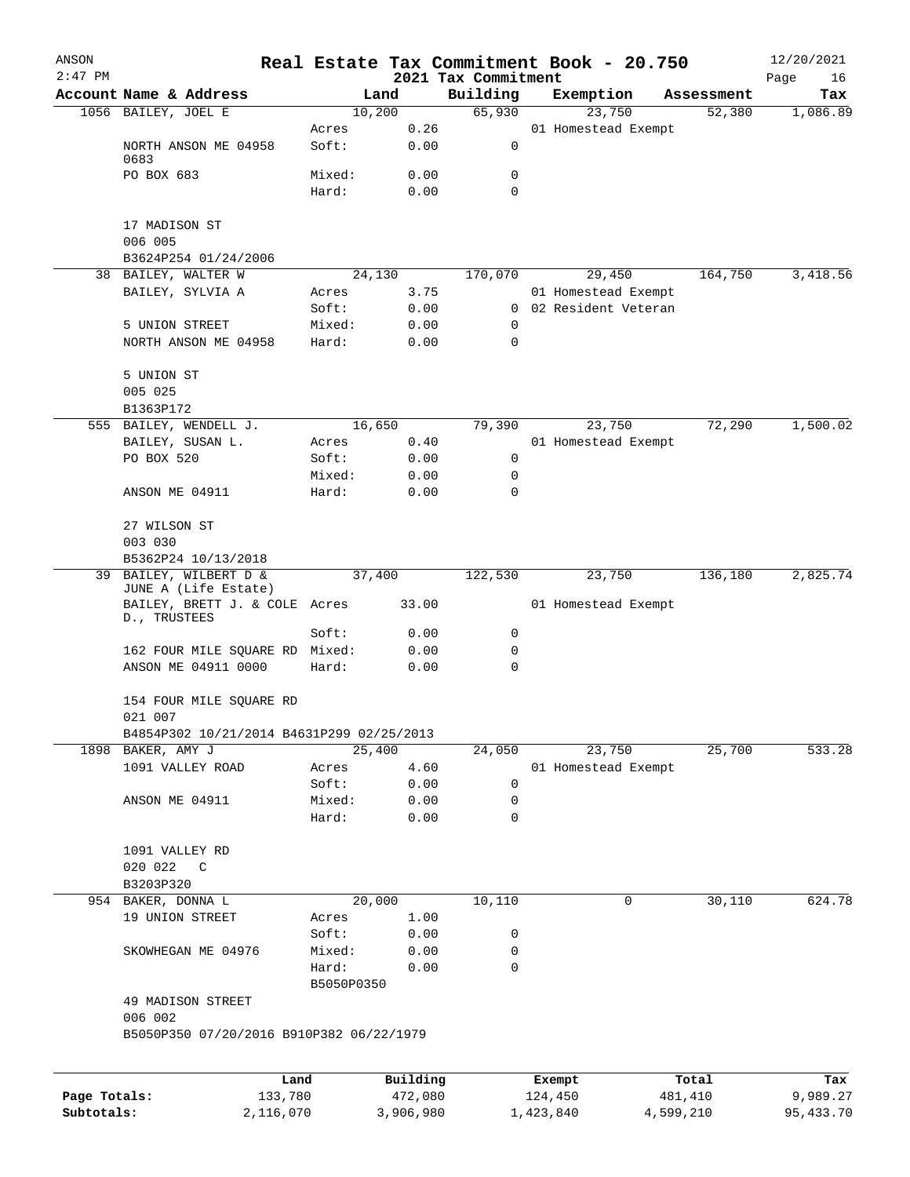# Real Estate Tax Commitment Book - 20.750

ANSON 2:47 PM — 2021 Tax Commitment — 12/20/2021

| Account Name & Address | Land | | Building | Exemption | Assessment | Tax |
|---|---|---|---|---|---|---|
| 1056 BAILEY, JOEL E | 10,200 | | 65,930 | 23,750 | 52,380 | 1,086.89 |
| | Acres | 0.26 | | 01 Homestead Exempt | | |
| NORTH ANSON ME 04958 0683 | Soft: | 0.00 | 0 | | | |
| PO BOX 683 | Mixed: | 0.00 | 0 | | | |
| | Hard: | 0.00 | 0 | | | |
| 17 MADISON ST | | | | | | |
| 006 005 | | | | | | |
| B3624P254 01/24/2006 | | | | | | |
| 38 BAILEY, WALTER W | 24,130 | | 170,070 | 29,450 | 164,750 | 3,418.56 |
| BAILEY, SYLVIA A | Acres | 3.75 | | 01 Homestead Exempt | | |
| | Soft: | 0.00 | 0 | 02 Resident Veteran | | |
| 5 UNION STREET | Mixed: | 0.00 | 0 | | | |
| NORTH ANSON ME 04958 | Hard: | 0.00 | 0 | | | |
| 5 UNION ST | | | | | | |
| 005 025 | | | | | | |
| B1363P172 | | | | | | |
| 555 BAILEY, WENDELL J. | 16,650 | | 79,390 | 23,750 | 72,290 | 1,500.02 |
| BAILEY, SUSAN L. | Acres | 0.40 | | 01 Homestead Exempt | | |
| PO BOX 520 | Soft: | 0.00 | 0 | | | |
| | Mixed: | 0.00 | 0 | | | |
| ANSON ME 04911 | Hard: | 0.00 | 0 | | | |
| 27 WILSON ST | | | | | | |
| 003 030 | | | | | | |
| B5362P24 10/13/2018 | | | | | | |
| 39 BAILEY, WILBERT D & JUNE A (Life Estate) | 37,400 | | 122,530 | 23,750 | 136,180 | 2,825.74 |
| BAILEY, BRETT J. & COLE D., TRUSTEES | Acres | 33.00 | | 01 Homestead Exempt | | |
| | Soft: | 0.00 | 0 | | | |
| 162 FOUR MILE SQUARE RD | Mixed: | 0.00 | 0 | | | |
| ANSON ME 04911 0000 | Hard: | 0.00 | 0 | | | |
| 154 FOUR MILE SQUARE RD | | | | | | |
| 021 007 | | | | | | |
| B4854P302 10/21/2014 B4631P299 02/25/2013 | | | | | | |
| 1898 BAKER, AMY J | 25,400 | | 24,050 | 23,750 | 25,700 | 533.28 |
| 1091 VALLEY ROAD | Acres | 4.60 | | 01 Homestead Exempt | | |
| | Soft: | 0.00 | 0 | | | |
| ANSON ME 04911 | Mixed: | 0.00 | 0 | | | |
| | Hard: | 0.00 | 0 | | | |
| 1091 VALLEY RD | | | | | | |
| 020 022 C | | | | | | |
| B3203P320 | | | | | | |
| 954 BAKER, DONNA L | 20,000 | | 10,110 | 0 | 30,110 | 624.78 |
| 19 UNION STREET | Acres | 1.00 | | | | |
| | Soft: | 0.00 | 0 | | | |
| SKOWHEGAN ME 04976 | Mixed: | 0.00 | 0 | | | |
| | Hard: | 0.00 | 0 | | | |
| | B5050P0350 | | | | | |
| 49 MADISON STREET | | | | | | |
| 006 002 | | | | | | |
| B5050P350 07/20/2016 B910P382 06/22/1979 | | | | | | |

| | Land | Building | Exempt | Total | Tax |
|---|---|---|---|---|---|
| Page Totals: | 133,780 | 472,080 | 124,450 | 481,410 | 9,989.27 |
| Subtotals: | 2,116,070 | 3,906,980 | 1,423,840 | 4,599,210 | 95,433.70 |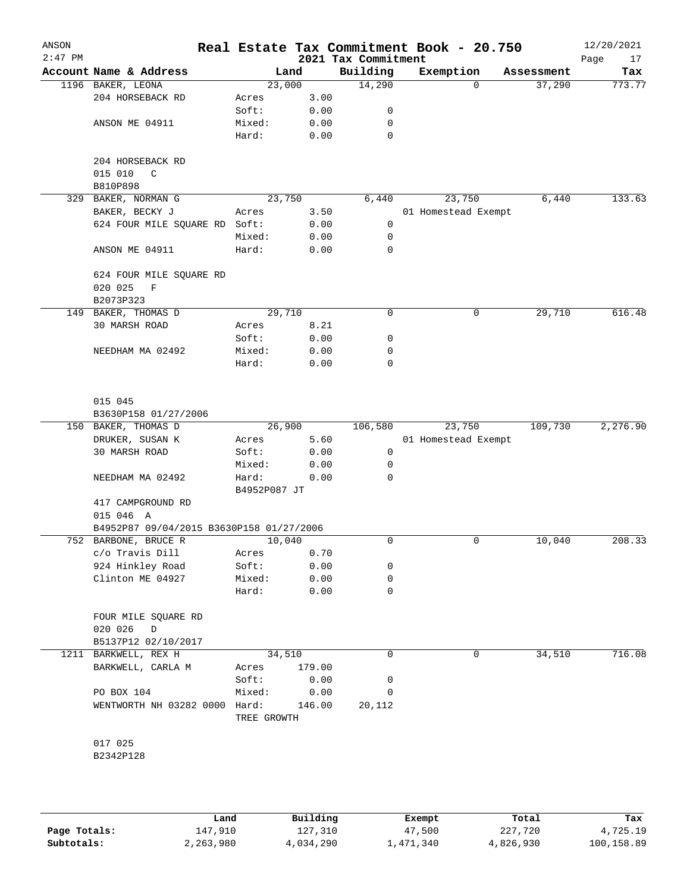ANSON 2:47 PM

# Real Estate Tax Commitment Book - 20.750

## 2021 Tax Commitment

12/20/2021

| Account Name & Address | Land | | Building | Exemption | Assessment | Tax |
|---|---|---|---|---|---|---|
| 1196 BAKER, LEONA | 23,000 | | 14,290 | 0 | 37,290 | 773.77 |
| 204 HORSEBACK RD | Acres | 3.00 | | | | |
| | Soft: | 0.00 | 0 | | | |
| ANSON ME 04911 | Mixed: | 0.00 | 0 | | | |
| | Hard: | 0.00 | 0 | | | |
| 204 HORSEBACK RD | | | | | | |
| 015 010 C | | | | | | |
| B810P898 | | | | | | |
| 329 BAKER, NORMAN G | 23,750 | | 6,440 | 23,750 | 6,440 | 133.63 |
| BAKER, BECKY J | Acres | 3.50 | | 01 Homestead Exempt | | |
| 624 FOUR MILE SQUARE RD | Soft: | 0.00 | 0 | | | |
| | Mixed: | 0.00 | 0 | | | |
| ANSON ME 04911 | Hard: | 0.00 | 0 | | | |
| 624 FOUR MILE SQUARE RD | | | | | | |
| 020 025 F | | | | | | |
| B2073P323 | | | | | | |
| 149 BAKER, THOMAS D | 29,710 | | 0 | 0 | 29,710 | 616.48 |
| 30 MARSH ROAD | Acres | 8.21 | | | | |
| | Soft: | 0.00 | 0 | | | |
| NEEDHAM MA 02492 | Mixed: | 0.00 | 0 | | | |
| | Hard: | 0.00 | 0 | | | |
| 015 045 | | | | | | |
| B3630P158 01/27/2006 | | | | | | |
| 150 BAKER, THOMAS D | 26,900 | | 106,580 | 23,750 | 109,730 | 2,276.90 |
| DRUKER, SUSAN K | Acres | 5.60 | | 01 Homestead Exempt | | |
| 30 MARSH ROAD | Soft: | 0.00 | 0 | | | |
| | Mixed: | 0.00 | 0 | | | |
| NEEDHAM MA 02492 | Hard: | 0.00 | 0 | | | |
| | B4952P087 JT | | | | | |
| 417 CAMPGROUND RD | | | | | | |
| 015 046 A | | | | | | |
| B4952P87 09/04/2015 B3630P158 01/27/2006 | | | | | | |
| 752 BARBONE, BRUCE R | 10,040 | | 0 | 0 | 10,040 | 208.33 |
| c/o Travis Dill | Acres | 0.70 | | | | |
| 924 Hinkley Road | Soft: | 0.00 | 0 | | | |
| Clinton ME 04927 | Mixed: | 0.00 | 0 | | | |
| | Hard: | 0.00 | 0 | | | |
| FOUR MILE SQUARE RD | | | | | | |
| 020 026 D | | | | | | |
| B5137P12 02/10/2017 | | | | | | |
| 1211 BARKWELL, REX H | 34,510 | | 0 | 0 | 34,510 | 716.08 |
| BARKWELL, CARLA M | Acres | 179.00 | | | | |
| | Soft: | 0.00 | 0 | | | |
| PO BOX 104 | Mixed: | 0.00 | 0 | | | |
| WENTWORTH NH 03282 0000 | Hard: | 146.00 | 20,112 | | | |
| | TREE GROWTH | | | | | |
| 017 025 | | | | | | |
| B2342P128 | | | | | | |

| | Land | Building | Exempt | Total | Tax |
|---|---|---|---|---|---|
| Page Totals: | 147,910 | 127,310 | 47,500 | 227,720 | 4,725.19 |
| Subtotals: | 2,263,980 | 4,034,290 | 1,471,340 | 4,826,930 | 100,158.89 |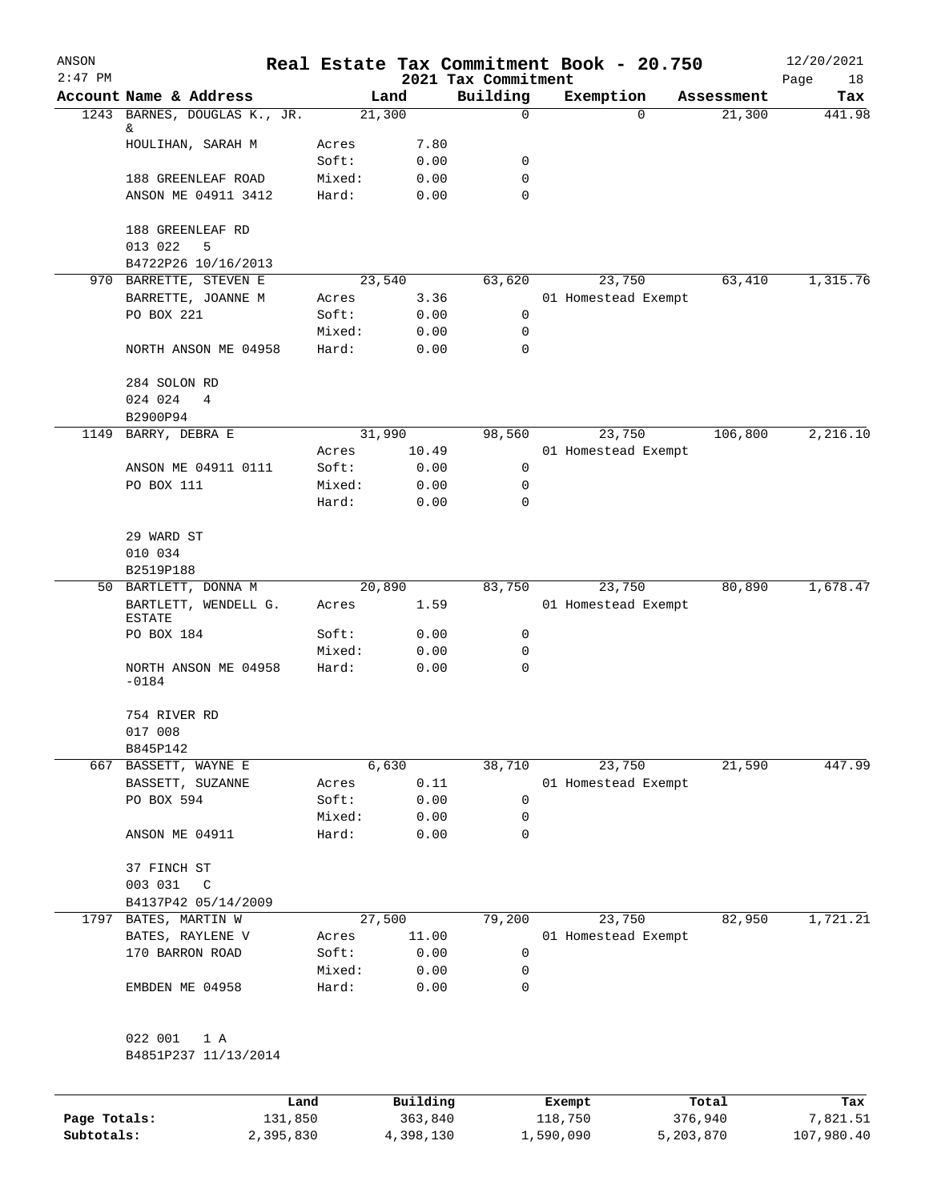# Real Estate Tax Commitment Book - 20.750

ANSON
2:47 PM
2021 Tax Commitment
12/20/2021

| Account | Name & Address | | Land | Building | Exemption | Assessment | Tax |
|---|---|---|---|---|---|---|---|
| 1243 | BARNES, DOUGLAS K., JR. & | | 21,300 | 0 | 0 | 21,300 | 441.98 |
| | HOULIHAN, SARAH M | Acres | 7.80 | | | | |
| | | Soft: | 0.00 | 0 | | | |
| | 188 GREENLEAF ROAD | Mixed: | 0.00 | 0 | | | |
| | ANSON ME 04911 3412 | Hard: | 0.00 | 0 | | | |
| | 188 GREENLEAF RD | | | | | | |
| | 013 022 5 | | | | | | |
| | B4722P26 10/16/2013 | | | | | | |
| 970 | BARRETTE, STEVEN E | | 23,540 | 63,620 | 23,750 | 63,410 | 1,315.76 |
| | BARRETTE, JOANNE M | Acres | 3.36 | | 01 Homestead Exempt | | |
| | PO BOX 221 | Soft: | 0.00 | 0 | | | |
| | | Mixed: | 0.00 | 0 | | | |
| | NORTH ANSON ME 04958 | Hard: | 0.00 | 0 | | | |
| | 284 SOLON RD | | | | | | |
| | 024 024 4 | | | | | | |
| | B2900P94 | | | | | | |
| 1149 | BARRY, DEBRA E | | 31,990 | 98,560 | 23,750 | 106,800 | 2,216.10 |
| | | Acres | 10.49 | | 01 Homestead Exempt | | |
| | ANSON ME 04911 0111 | Soft: | 0.00 | 0 | | | |
| | PO BOX 111 | Mixed: | 0.00 | 0 | | | |
| | | Hard: | 0.00 | 0 | | | |
| | 29 WARD ST | | | | | | |
| | 010 034 | | | | | | |
| | B2519P188 | | | | | | |
| 50 | BARTLETT, DONNA M | | 20,890 | 83,750 | 23,750 | 80,890 | 1,678.47 |
| | BARTLETT, WENDELL G. ESTATE | Acres | 1.59 | | 01 Homestead Exempt | | |
| | PO BOX 184 | Soft: | 0.00 | 0 | | | |
| | | Mixed: | 0.00 | 0 | | | |
| | NORTH ANSON ME 04958 -0184 | Hard: | 0.00 | 0 | | | |
| | 754 RIVER RD | | | | | | |
| | 017 008 | | | | | | |
| | B845P142 | | | | | | |
| 667 | BASSETT, WAYNE E | | 6,630 | 38,710 | 23,750 | 21,590 | 447.99 |
| | BASSETT, SUZANNE | Acres | 0.11 | | 01 Homestead Exempt | | |
| | PO BOX 594 | Soft: | 0.00 | 0 | | | |
| | | Mixed: | 0.00 | 0 | | | |
| | ANSON ME 04911 | Hard: | 0.00 | 0 | | | |
| | 37 FINCH ST | | | | | | |
| | 003 031 C | | | | | | |
| | B4137P42 05/14/2009 | | | | | | |
| 1797 | BATES, MARTIN W | | 27,500 | 79,200 | 23,750 | 82,950 | 1,721.21 |
| | BATES, RAYLENE V | Acres | 11.00 | | 01 Homestead Exempt | | |
| | 170 BARRON ROAD | Soft: | 0.00 | 0 | | | |
| | | Mixed: | 0.00 | 0 | | | |
| | EMBDEN ME 04958 | Hard: | 0.00 | 0 | | | |
| | 022 001 1 A | | | | | | |
| | B4851P237 11/13/2014 | | | | | | |

| | Land | Building | Exempt | Total | Tax |
|---|---|---|---|---|---|
| Page Totals: | 131,850 | 363,840 | 118,750 | 376,940 | 7,821.51 |
| Subtotals: | 2,395,830 | 4,398,130 | 1,590,090 | 5,203,870 | 107,980.40 |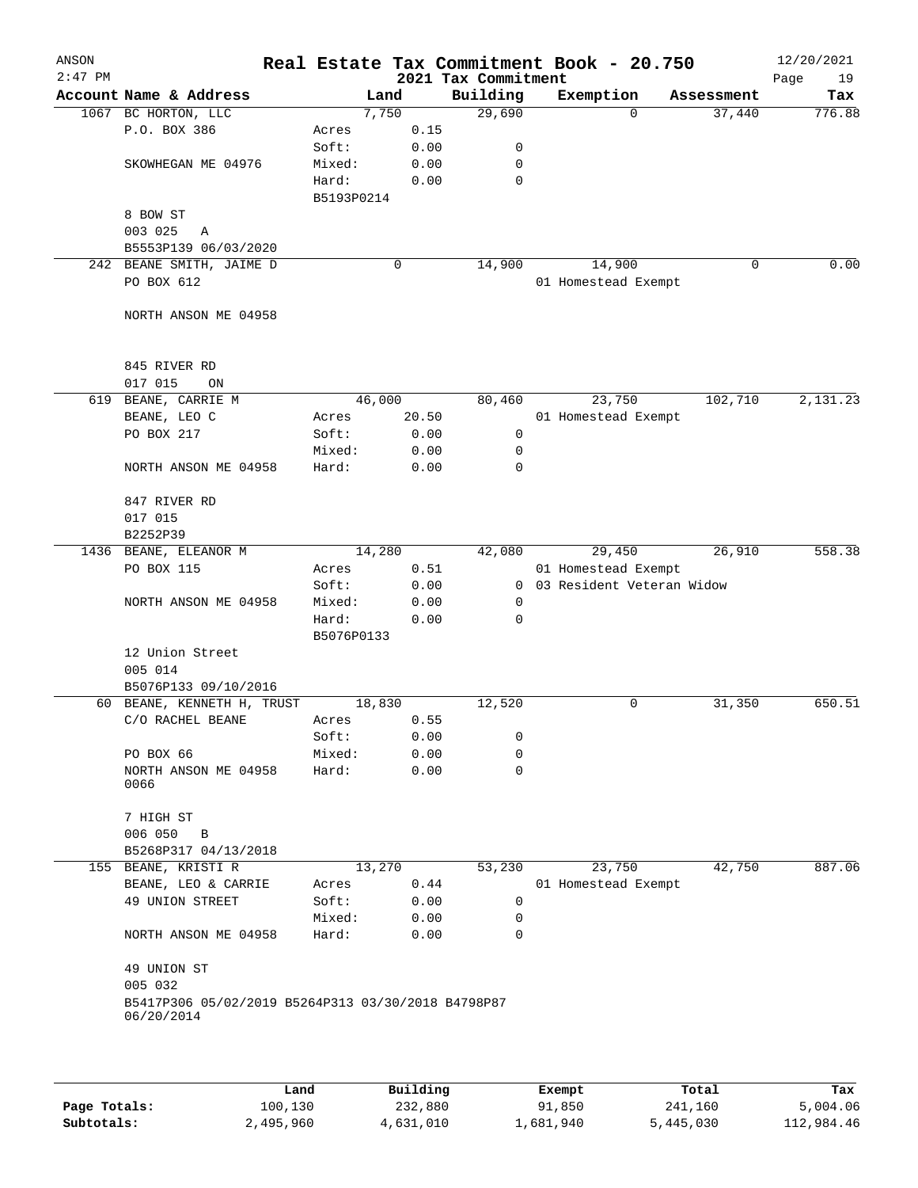ANSON 2:47 PM

# Real Estate Tax Commitment Book - 20.750

## 2021 Tax Commitment

12/20/2021

| Account | Name & Address | Land | | Building | Exemption | Assessment | Tax |
|---|---|---|---|---|---|---|---|
| 1067 | BC HORTON, LLC | 7,750 | | 29,690 | 0 | 37,440 | 776.88 |
| | P.O. BOX 386 | Acres | 0.15 | | | | |
| | | Soft: | 0.00 | 0 | | | |
| | SKOWHEGAN ME 04976 | Mixed: | 0.00 | 0 | | | |
| | | Hard: | 0.00 | 0 | | | |
| | | B5193P0214 | | | | | |
| | 8 BOW ST | | | | | | |
| | 003 025 A | | | | | | |
| | B5553P139 06/03/2020 | | | | | | |
| 242 | BEANE SMITH, JAIME D | 0 | | 14,900 | 14,900 | 0 | 0.00 |
| | PO BOX 612 | | | | 01 Homestead Exempt | | |
| | NORTH ANSON ME 04958 | | | | | | |
| | 845 RIVER RD | | | | | | |
| | 017 015 ON | | | | | | |
| 619 | BEANE, CARRIE M | 46,000 | | 80,460 | 23,750 | 102,710 | 2,131.23 |
| | BEANE, LEO C | Acres | 20.50 | | 01 Homestead Exempt | | |
| | PO BOX 217 | Soft: | 0.00 | 0 | | | |
| | | Mixed: | 0.00 | 0 | | | |
| | NORTH ANSON ME 04958 | Hard: | 0.00 | 0 | | | |
| | 847 RIVER RD | | | | | | |
| | 017 015 | | | | | | |
| | B2252P39 | | | | | | |
| 1436 | BEANE, ELEANOR M | 14,280 | | 42,080 | 29,450 | 26,910 | 558.38 |
| | PO BOX 115 | Acres | 0.51 | | 01 Homestead Exempt | | |
| | | Soft: | 0.00 | 0 | 03 Resident Veteran Widow | | |
| | NORTH ANSON ME 04958 | Mixed: | 0.00 | 0 | | | |
| | | Hard: | 0.00 | 0 | | | |
| | | B5076P0133 | | | | | |
| | 12 Union Street | | | | | | |
| | 005 014 | | | | | | |
| | B5076P133 09/10/2016 | | | | | | |
| 60 | BEANE, KENNETH H, TRUST | 18,830 | | 12,520 | 0 | 31,350 | 650.51 |
| | C/O RACHEL BEANE | Acres | 0.55 | | | | |
| | | Soft: | 0.00 | 0 | | | |
| | PO BOX 66 | Mixed: | 0.00 | 0 | | | |
| | NORTH ANSON ME 04958 0066 | Hard: | 0.00 | 0 | | | |
| | 7 HIGH ST | | | | | | |
| | 006 050 B | | | | | | |
| | B5268P317 04/13/2018 | | | | | | |
| 155 | BEANE, KRISTI R | 13,270 | | 53,230 | 23,750 | 42,750 | 887.06 |
| | BEANE, LEO & CARRIE | Acres | 0.44 | | 01 Homestead Exempt | | |
| | 49 UNION STREET | Soft: | 0.00 | 0 | | | |
| | | Mixed: | 0.00 | 0 | | | |
| | NORTH ANSON ME 04958 | Hard: | 0.00 | 0 | | | |
| | 49 UNION ST | | | | | | |
| | 005 032 | | | | | | |
| | B5417P306 05/02/2019 B5264P313 03/30/2018 B4798P87 06/20/2014 | | | | | | |

| | Land | Building | Exempt | Total | Tax |
|---|---|---|---|---|---|
| Page Totals: | 100,130 | 232,880 | 91,850 | 241,160 | 5,004.06 |
| Subtotals: | 2,495,960 | 4,631,010 | 1,681,940 | 5,445,030 | 112,984.46 |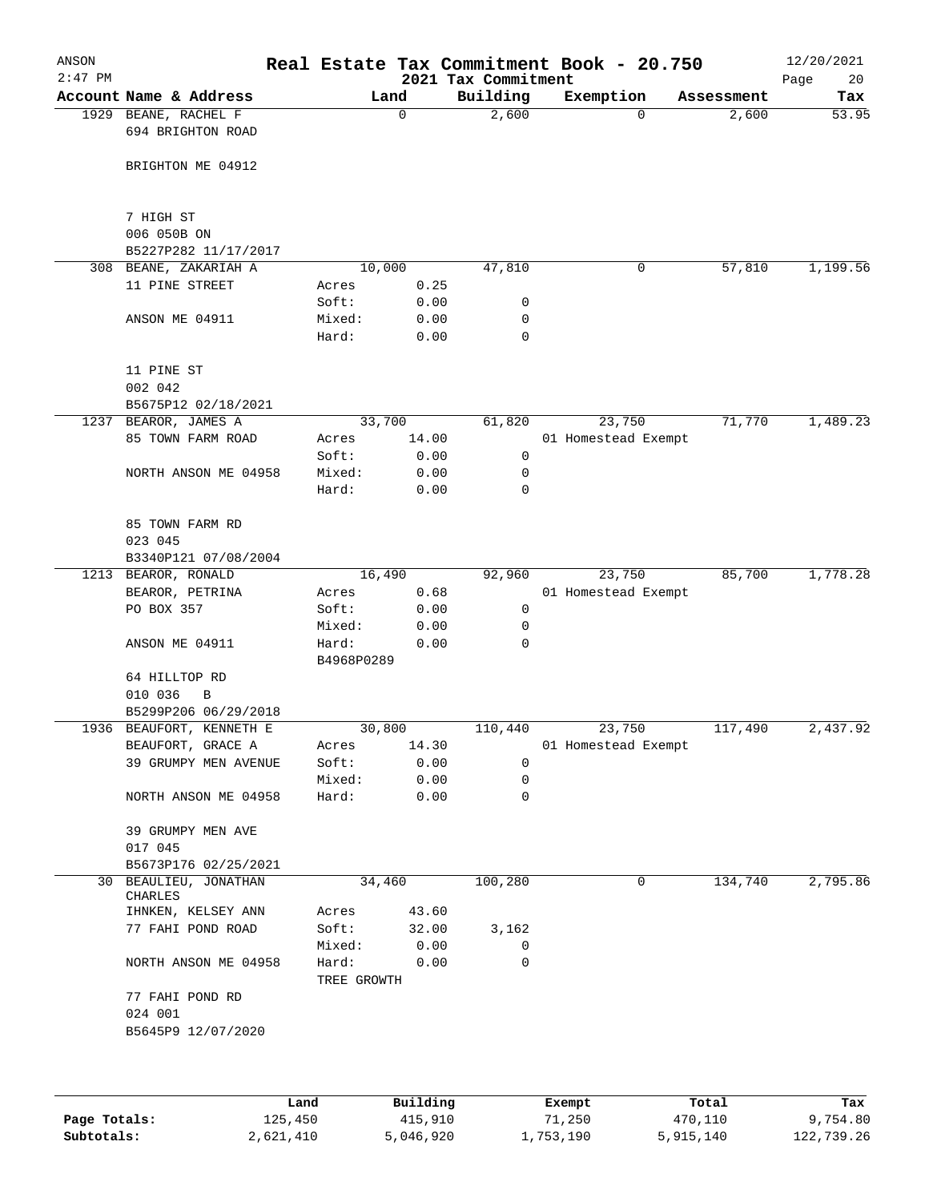# Real Estate Tax Commitment Book - 20.750

ANSON
2:47 PM
2021 Tax Commitment
12/20/2021

| Account Name & Address | Land | | Building | Exemption | Assessment | Tax |
|---|---|---|---|---|---|---|
| 1929 BEANE, RACHEL F | | 0 | 2,600 | 0 | 2,600 | 53.95 |
| 694 BRIGHTON ROAD | | | | | | |
| BRIGHTON ME 04912 | | | | | | |
| 7 HIGH ST | | | | | | |
| 006 050B ON | | | | | | |
| B5227P282 11/17/2017 | | | | | | |
| 308 BEANE, ZAKARIAH A | | 10,000 | 47,810 | 0 | 57,810 | 1,199.56 |
| 11 PINE STREET | Acres | 0.25 | | | | |
| | Soft: | 0.00 | 0 | | | |
| ANSON ME 04911 | Mixed: | 0.00 | 0 | | | |
| | Hard: | 0.00 | 0 | | | |
| 11 PINE ST | | | | | | |
| 002 042 | | | | | | |
| B5675P12 02/18/2021 | | | | | | |
| 1237 BEAROR, JAMES A | | 33,700 | 61,820 | 23,750 | 71,770 | 1,489.23 |
| 85 TOWN FARM ROAD | Acres | 14.00 | | 01 Homestead Exempt | | |
| | Soft: | 0.00 | 0 | | | |
| NORTH ANSON ME 04958 | Mixed: | 0.00 | 0 | | | |
| | Hard: | 0.00 | 0 | | | |
| 85 TOWN FARM RD | | | | | | |
| 023 045 | | | | | | |
| B3340P121 07/08/2004 | | | | | | |
| 1213 BEAROR, RONALD | | 16,490 | 92,960 | 23,750 | 85,700 | 1,778.28 |
| BEAROR, PETRINA | Acres | 0.68 | | 01 Homestead Exempt | | |
| PO BOX 357 | Soft: | 0.00 | 0 | | | |
| | Mixed: | 0.00 | 0 | | | |
| ANSON ME 04911 | Hard: | 0.00 | 0 | | | |
| | B4968P0289 | | | | | |
| 64 HILLTOP RD | | | | | | |
| 010 036 B | | | | | | |
| B5299P206 06/29/2018 | | | | | | |
| 1936 BEAUFORT, KENNETH E | | 30,800 | 110,440 | 23,750 | 117,490 | 2,437.92 |
| BEAUFORT, GRACE A | Acres | 14.30 | | 01 Homestead Exempt | | |
| 39 GRUMPY MEN AVENUE | Soft: | 0.00 | 0 | | | |
| | Mixed: | 0.00 | 0 | | | |
| NORTH ANSON ME 04958 | Hard: | 0.00 | 0 | | | |
| 39 GRUMPY MEN AVE | | | | | | |
| 017 045 | | | | | | |
| B5673P176 02/25/2021 | | | | | | |
| 30 BEAULIEU, JONATHAN CHARLES | | 34,460 | 100,280 | 0 | 134,740 | 2,795.86 |
| IHNKEN, KELSEY ANN | Acres | 43.60 | | | | |
| 77 FAHI POND ROAD | Soft: | 32.00 | 3,162 | | | |
| | Mixed: | 0.00 | 0 | | | |
| NORTH ANSON ME 04958 | Hard: | 0.00 | 0 | | | |
| | TREE GROWTH | | | | | |
| 77 FAHI POND RD | | | | | | |
| 024 001 | | | | | | |
| B5645P9 12/07/2020 | | | | | | |

| | Land | Building | Exempt | Total | Tax |
|---|---|---|---|---|---|
| Page Totals: | 125,450 | 415,910 | 71,250 | 470,110 | 9,754.80 |
| Subtotals: | 2,621,410 | 5,046,920 | 1,753,190 | 5,915,140 | 122,739.26 |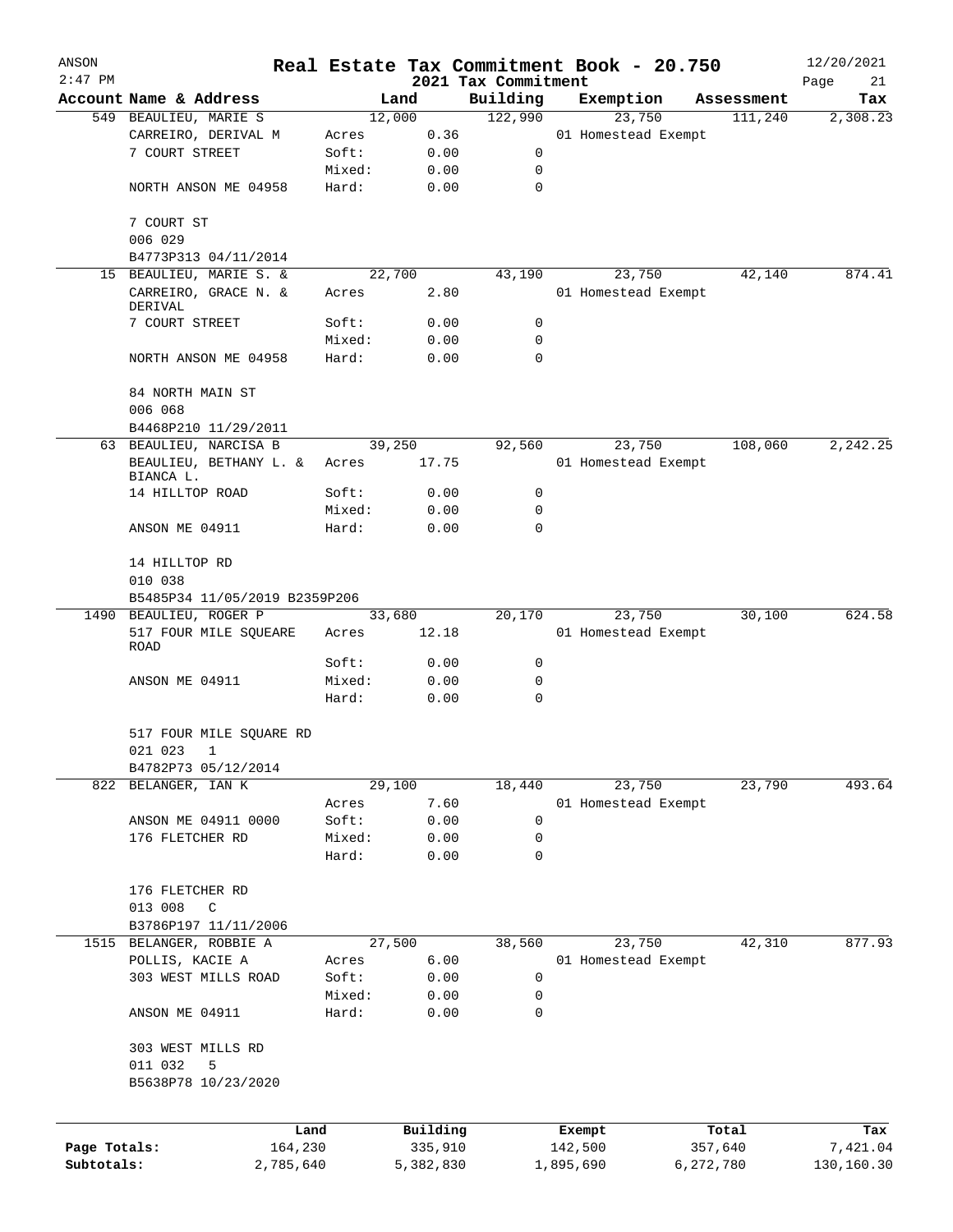# Real Estate Tax Commitment Book - 20.750

ANSON 2:47 PM — 2021 Tax Commitment — 12/20/2021

| Account Name & Address | Land | | Building | Exemption | Assessment | Tax |
|---|---|---|---|---|---|---|
| 549 BEAULIEU, MARIE S | 12,000 | | 122,990 | 23,750 | 111,240 | 2,308.23 |
| CARREIRO, DERIVAL M | Acres | 0.36 | | 01 Homestead Exempt | | |
| 7 COURT STREET | Soft: | 0.00 | 0 | | | |
| | Mixed: | 0.00 | 0 | | | |
| NORTH ANSON ME 04958 | Hard: | 0.00 | 0 | | | |
| 7 COURT ST | | | | | | |
| 006 029 | | | | | | |
| B4773P313 04/11/2014 | | | | | | |
| 15 BEAULIEU, MARIE S. & | 22,700 | | 43,190 | 23,750 | 42,140 | 874.41 |
| CARREIRO, GRACE N. & DERIVAL | Acres | 2.80 | | 01 Homestead Exempt | | |
| 7 COURT STREET | Soft: | 0.00 | 0 | | | |
| | Mixed: | 0.00 | 0 | | | |
| NORTH ANSON ME 04958 | Hard: | 0.00 | 0 | | | |
| 84 NORTH MAIN ST | | | | | | |
| 006 068 | | | | | | |
| B4468P210 11/29/2011 | | | | | | |
| 63 BEAULIEU, NARCISA B | 39,250 | | 92,560 | 23,750 | 108,060 | 2,242.25 |
| BEAULIEU, BETHANY L. & BIANCA L. | Acres | 17.75 | | 01 Homestead Exempt | | |
| 14 HILLTOP ROAD | Soft: | 0.00 | 0 | | | |
| | Mixed: | 0.00 | 0 | | | |
| ANSON ME 04911 | Hard: | 0.00 | 0 | | | |
| 14 HILLTOP RD | | | | | | |
| 010 038 | | | | | | |
| B5485P34 11/05/2019 B2359P206 | | | | | | |
| 1490 BEAULIEU, ROGER P | 33,680 | | 20,170 | 23,750 | 30,100 | 624.58 |
| 517 FOUR MILE SQUEARE ROAD | Acres | 12.18 | | 01 Homestead Exempt | | |
| | Soft: | 0.00 | 0 | | | |
| ANSON ME 04911 | Mixed: | 0.00 | 0 | | | |
| | Hard: | 0.00 | 0 | | | |
| 517 FOUR MILE SQUARE RD | | | | | | |
| 021 023 1 | | | | | | |
| B4782P73 05/12/2014 | | | | | | |
| 822 BELANGER, IAN K | 29,100 | | 18,440 | 23,750 | 23,790 | 493.64 |
| | Acres | 7.60 | | 01 Homestead Exempt | | |
| ANSON ME 04911 0000 | Soft: | 0.00 | 0 | | | |
| 176 FLETCHER RD | Mixed: | 0.00 | 0 | | | |
| | Hard: | 0.00 | 0 | | | |
| 176 FLETCHER RD | | | | | | |
| 013 008 C | | | | | | |
| B3786P197 11/11/2006 | | | | | | |
| 1515 BELANGER, ROBBIE A | 27,500 | | 38,560 | 23,750 | 42,310 | 877.93 |
| POLLIS, KACIE A | Acres | 6.00 | | 01 Homestead Exempt | | |
| 303 WEST MILLS ROAD | Soft: | 0.00 | 0 | | | |
| | Mixed: | 0.00 | 0 | | | |
| ANSON ME 04911 | Hard: | 0.00 | 0 | | | |
| 303 WEST MILLS RD | | | | | | |
| 011 032 5 | | | | | | |
| B5638P78 10/23/2020 | | | | | | |

| | Land | Building | Exempt | Total | Tax |
|---|---|---|---|---|---|
| Page Totals: | 164,230 | 335,910 | 142,500 | 357,640 | 7,421.04 |
| Subtotals: | 2,785,640 | 5,382,830 | 1,895,690 | 6,272,780 | 130,160.30 |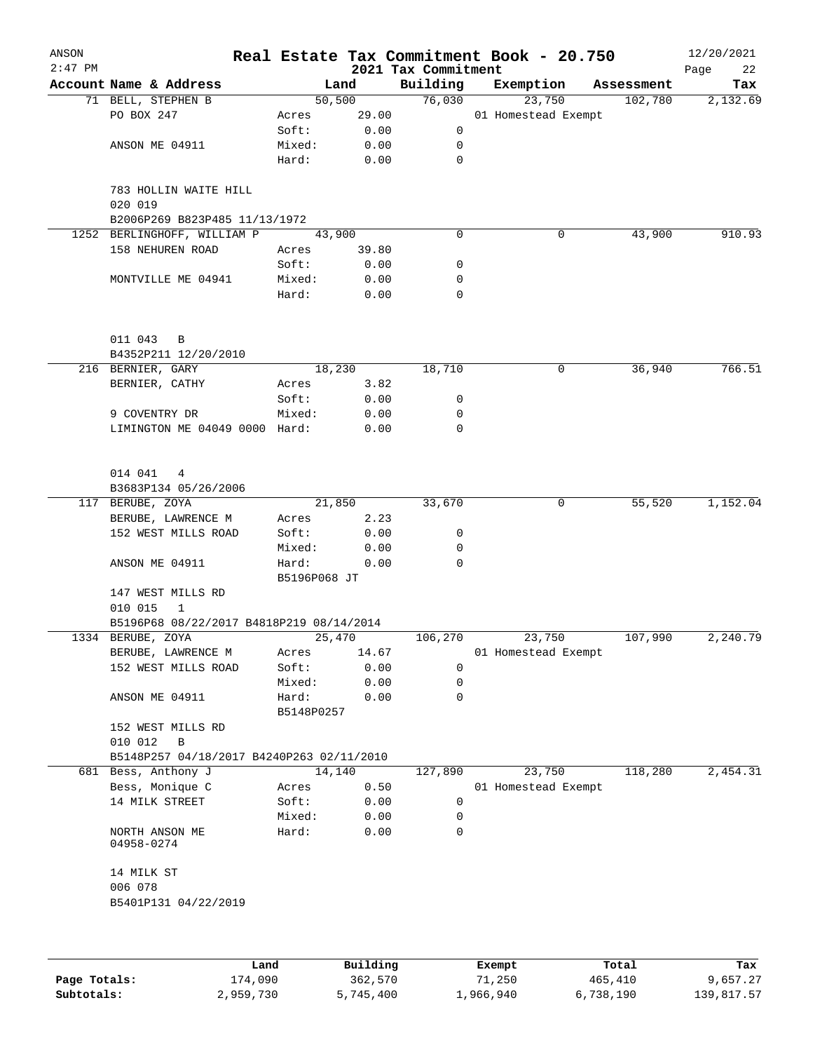# Real Estate Tax Commitment Book - 20.750

ANSON
2:47 PM

2021 Tax Commitment

12/20/2021

| Account | Name & Address | | Land | Building | Exemption | Assessment | Tax |
|---|---|---|---|---|---|---|---|
| 71 | BELL, STEPHEN B | | 50,500 | 76,030 | 23,750 | 102,780 | 2,132.69 |
| | PO BOX 247 | Acres | 29.00 | | 01 Homestead Exempt | | |
| | | Soft: | 0.00 | 0 | | | |
| | ANSON ME 04911 | Mixed: | 0.00 | 0 | | | |
| | | Hard: | 0.00 | 0 | | | |
| | 783 HOLLIN WAITE HILL | | | | | | |
| | 020 019 | | | | | | |
| | B2006P269 B823P485 11/13/1972 | | | | | | |
| 1252 | BERLINGHOFF, WILLIAM P | | 43,900 | 0 | 0 | 43,900 | 910.93 |
| | 158 NEHUREN ROAD | Acres | 39.80 | | | | |
| | | Soft: | 0.00 | 0 | | | |
| | MONTVILLE ME 04941 | Mixed: | 0.00 | 0 | | | |
| | | Hard: | 0.00 | 0 | | | |
| | 011 043 B | | | | | | |
| | B4352P211 12/20/2010 | | | | | | |
| 216 | BERNIER, GARY | | 18,230 | 18,710 | 0 | 36,940 | 766.51 |
| | BERNIER, CATHY | Acres | 3.82 | | | | |
| | | Soft: | 0.00 | 0 | | | |
| | 9 COVENTRY DR | Mixed: | 0.00 | 0 | | | |
| | LIMINGTON ME 04049 0000 | Hard: | 0.00 | 0 | | | |
| | 014 041 4 | | | | | | |
| | B3683P134 05/26/2006 | | | | | | |
| 117 | BERUBE, ZOYA | | 21,850 | 33,670 | 0 | 55,520 | 1,152.04 |
| | BERUBE, LAWRENCE M | Acres | 2.23 | | | | |
| | 152 WEST MILLS ROAD | Soft: | 0.00 | 0 | | | |
| | | Mixed: | 0.00 | 0 | | | |
| | ANSON ME 04911 | Hard: | 0.00 | 0 | | | |
| | | B5196P068 JT | | | | | |
| | 147 WEST MILLS RD | | | | | | |
| | 010 015 1 | | | | | | |
| | B5196P68 08/22/2017 B4818P219 08/14/2014 | | | | | | |
| 1334 | BERUBE, ZOYA | | 25,470 | 106,270 | 23,750 | 107,990 | 2,240.79 |
| | BERUBE, LAWRENCE M | Acres | 14.67 | | 01 Homestead Exempt | | |
| | 152 WEST MILLS ROAD | Soft: | 0.00 | 0 | | | |
| | | Mixed: | 0.00 | 0 | | | |
| | ANSON ME 04911 | Hard: | 0.00 | 0 | | | |
| | | B5148P0257 | | | | | |
| | 152 WEST MILLS RD | | | | | | |
| | 010 012 B | | | | | | |
| | B5148P257 04/18/2017 B4240P263 02/11/2010 | | | | | | |
| 681 | Bess, Anthony J | | 14,140 | 127,890 | 23,750 | 118,280 | 2,454.31 |
| | Bess, Monique C | Acres | 0.50 | | 01 Homestead Exempt | | |
| | 14 MILK STREET | Soft: | 0.00 | 0 | | | |
| | | Mixed: | 0.00 | 0 | | | |
| | NORTH ANSON ME 04958-0274 | Hard: | 0.00 | 0 | | | |
| | 14 MILK ST | | | | | | |
| | 006 078 | | | | | | |
| | B5401P131 04/22/2019 | | | | | | |

| | Land | Building | Exempt | Total | Tax |
|---|---|---|---|---|---|
| Page Totals: | 174,090 | 362,570 | 71,250 | 465,410 | 9,657.27 |
| Subtotals: | 2,959,730 | 5,745,400 | 1,966,940 | 6,738,190 | 139,817.57 |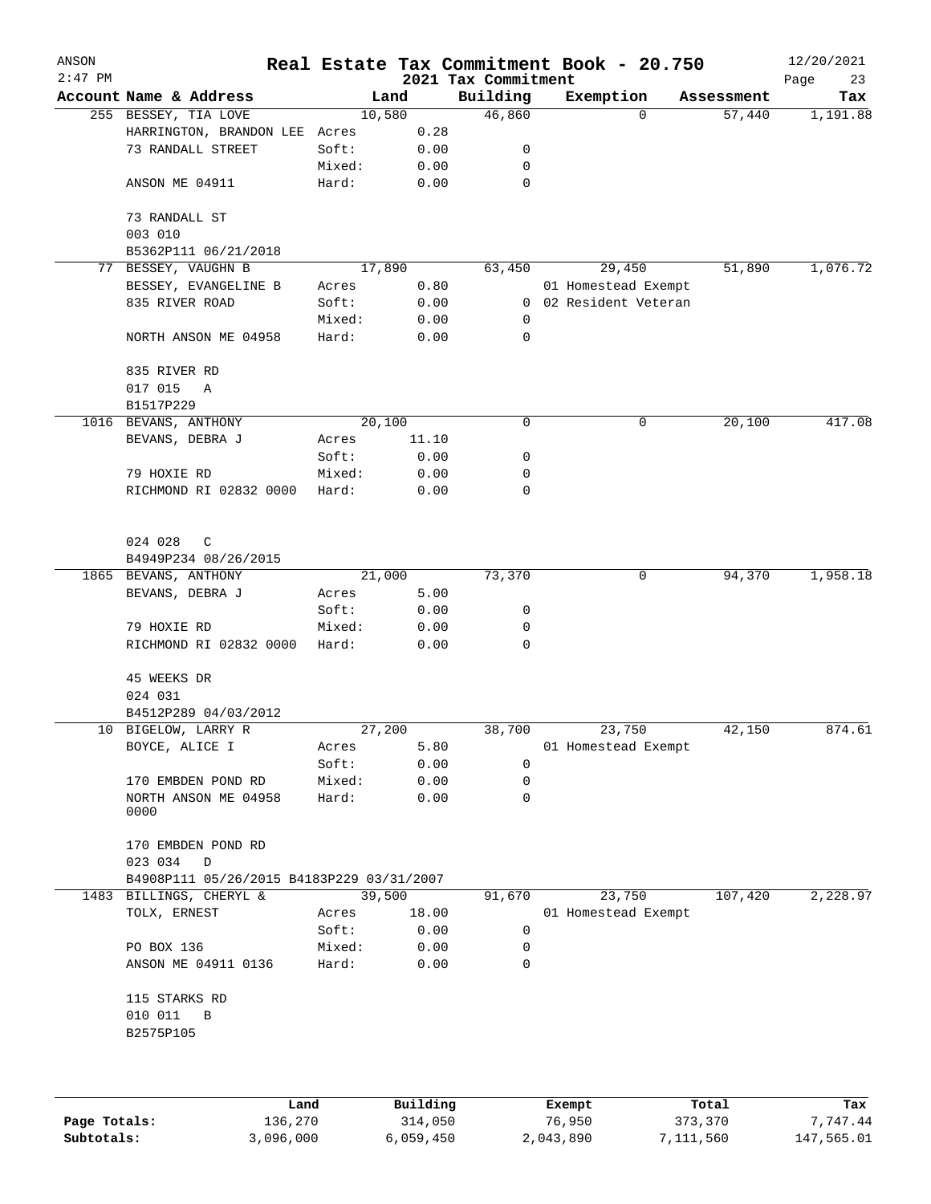ANSON
2:47 PM

# Real Estate Tax Commitment Book - 20.750

## 2021 Tax Commitment

12/20/2021

| Account Name & Address | Land | | Building | Exemption | Assessment | Tax |
|---|---|---|---|---|---|---|
| 255 BESSEY, TIA LOVE | 10,580 | | 46,860 | 0 | 57,440 | 1,191.88 |
| HARRINGTON, BRANDON LEE | Acres | 0.28 | | | | |
| 73 RANDALL STREET | Soft: | 0.00 | 0 | | | |
| | Mixed: | 0.00 | 0 | | | |
| ANSON ME 04911 | Hard: | 0.00 | 0 | | | |
| 73 RANDALL ST | | | | | | |
| 003 010 | | | | | | |
| B5362P111 06/21/2018 | | | | | | |
| 77 BESSEY, VAUGHN B | 17,890 | | 63,450 | 29,450 | 51,890 | 1,076.72 |
| BESSEY, EVANGELINE B | Acres | 0.80 | | 01 Homestead Exempt | | |
| 835 RIVER ROAD | Soft: | 0.00 | 0 | 02 Resident Veteran | | |
| | Mixed: | 0.00 | 0 | | | |
| NORTH ANSON ME 04958 | Hard: | 0.00 | 0 | | | |
| 835 RIVER RD | | | | | | |
| 017 015 A | | | | | | |
| B1517P229 | | | | | | |
| 1016 BEVANS, ANTHONY | 20,100 | | 0 | 0 | 20,100 | 417.08 |
| BEVANS, DEBRA J | Acres | 11.10 | | | | |
| | Soft: | 0.00 | 0 | | | |
| 79 HOXIE RD | Mixed: | 0.00 | 0 | | | |
| RICHMOND RI 02832 0000 | Hard: | 0.00 | 0 | | | |
| 024 028 C | | | | | | |
| B4949P234 08/26/2015 | | | | | | |
| 1865 BEVANS, ANTHONY | 21,000 | | 73,370 | 0 | 94,370 | 1,958.18 |
| BEVANS, DEBRA J | Acres | 5.00 | | | | |
| | Soft: | 0.00 | 0 | | | |
| 79 HOXIE RD | Mixed: | 0.00 | 0 | | | |
| RICHMOND RI 02832 0000 | Hard: | 0.00 | 0 | | | |
| 45 WEEKS DR | | | | | | |
| 024 031 | | | | | | |
| B4512P289 04/03/2012 | | | | | | |
| 10 BIGELOW, LARRY R | 27,200 | | 38,700 | 23,750 | 42,150 | 874.61 |
| BOYCE, ALICE I | Acres | 5.80 | | 01 Homestead Exempt | | |
| | Soft: | 0.00 | 0 | | | |
| 170 EMBDEN POND RD | Mixed: | 0.00 | 0 | | | |
| NORTH ANSON ME 04958 0000 | Hard: | 0.00 | 0 | | | |
| 170 EMBDEN POND RD | | | | | | |
| 023 034 D | | | | | | |
| B4908P111 05/26/2015 B4183P229 03/31/2007 | | | | | | |
| 1483 BILLINGS, CHERYL & | 39,500 | | 91,670 | 23,750 | 107,420 | 2,228.97 |
| TOLX, ERNEST | Acres | 18.00 | | 01 Homestead Exempt | | |
| | Soft: | 0.00 | 0 | | | |
| PO BOX 136 | Mixed: | 0.00 | 0 | | | |
| ANSON ME 04911 0136 | Hard: | 0.00 | 0 | | | |
| 115 STARKS RD | | | | | | |
| 010 011 B | | | | | | |
| B2575P105 | | | | | | |

| | Land | Building | Exempt | Total | Tax |
|---|---|---|---|---|---|
| Page Totals: | 136,270 | 314,050 | 76,950 | 373,370 | 7,747.44 |
| Subtotals: | 3,096,000 | 6,059,450 | 2,043,890 | 7,111,560 | 147,565.01 |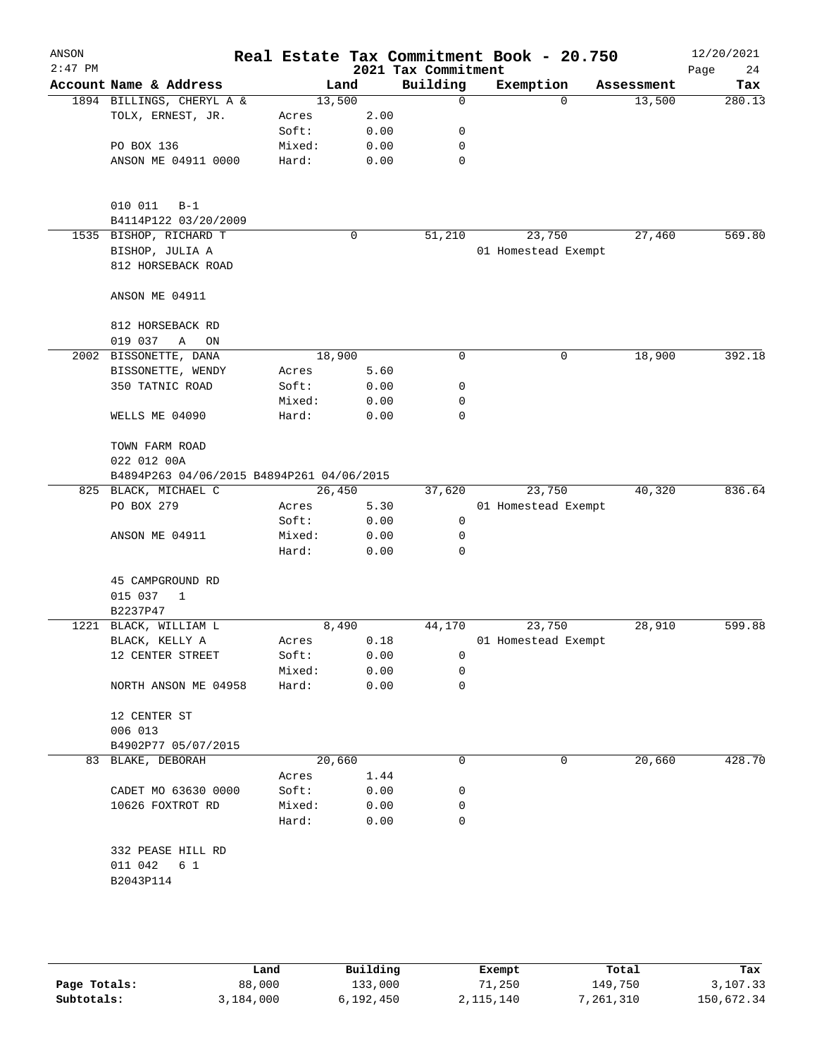# Real Estate Tax Commitment Book - 20.750

ANSON
2:47 PM
2021 Tax Commitment
12/20/2021

| Account Name & Address | Land | | Building | Exemption | Assessment | Tax |
|---|---|---|---|---|---|---|
| 1894 BILLINGS, CHERYL A & | 13,500 | | 0 | 0 | 13,500 | 280.13 |
| TOLX, ERNEST, JR. | Acres | 2.00 | | | | |
| | Soft: | 0.00 | 0 | | | |
| PO BOX 136 | Mixed: | 0.00 | 0 | | | |
| ANSON ME 04911 0000 | Hard: | 0.00 | 0 | | | |
| 010 011 B-1 | | | | | | |
| B4114P122 03/20/2009 | | | | | | |
| 1535 BISHOP, RICHARD T | 0 | | 51,210 | 23,750 | 27,460 | 569.80 |
| BISHOP, JULIA A | | | | 01 Homestead Exempt | | |
| 812 HORSEBACK ROAD | | | | | | |
| ANSON ME 04911 | | | | | | |
| 812 HORSEBACK RD | | | | | | |
| 019 037 A ON | | | | | | |
| 2002 BISSONETTE, DANA | 18,900 | | 0 | 0 | 18,900 | 392.18 |
| BISSONETTE, WENDY | Acres | 5.60 | | | | |
| 350 TATNIC ROAD | Soft: | 0.00 | 0 | | | |
| | Mixed: | 0.00 | 0 | | | |
| WELLS ME 04090 | Hard: | 0.00 | 0 | | | |
| TOWN FARM ROAD | | | | | | |
| 022 012 00A | | | | | | |
| B4894P263 04/06/2015 B4894P261 04/06/2015 | | | | | | |
| 825 BLACK, MICHAEL C | 26,450 | | 37,620 | 23,750 | 40,320 | 836.64 |
| PO BOX 279 | Acres | 5.30 | | 01 Homestead Exempt | | |
| | Soft: | 0.00 | 0 | | | |
| ANSON ME 04911 | Mixed: | 0.00 | 0 | | | |
| | Hard: | 0.00 | 0 | | | |
| 45 CAMPGROUND RD | | | | | | |
| 015 037 1 | | | | | | |
| B2237P47 | | | | | | |
| 1221 BLACK, WILLIAM L | 8,490 | | 44,170 | 23,750 | 28,910 | 599.88 |
| BLACK, KELLY A | Acres | 0.18 | | 01 Homestead Exempt | | |
| 12 CENTER STREET | Soft: | 0.00 | 0 | | | |
| | Mixed: | 0.00 | 0 | | | |
| NORTH ANSON ME 04958 | Hard: | 0.00 | 0 | | | |
| 12 CENTER ST | | | | | | |
| 006 013 | | | | | | |
| B4902P77 05/07/2015 | | | | | | |
| 83 BLAKE, DEBORAH | 20,660 | | 0 | 0 | 20,660 | 428.70 |
| | Acres | 1.44 | | | | |
| CADET MO 63630 0000 | Soft: | 0.00 | 0 | | | |
| 10626 FOXTROT RD | Mixed: | 0.00 | 0 | | | |
| | Hard: | 0.00 | 0 | | | |
| 332 PEASE HILL RD | | | | | | |
| 011 042 6 1 | | | | | | |
| B2043P114 | | | | | | |

| | Land | Building | Exempt | Total | Tax |
|---|---|---|---|---|---|
| Page Totals: | 88,000 | 133,000 | 71,250 | 149,750 | 3,107.33 |
| Subtotals: | 3,184,000 | 6,192,450 | 2,115,140 | 7,261,310 | 150,672.34 |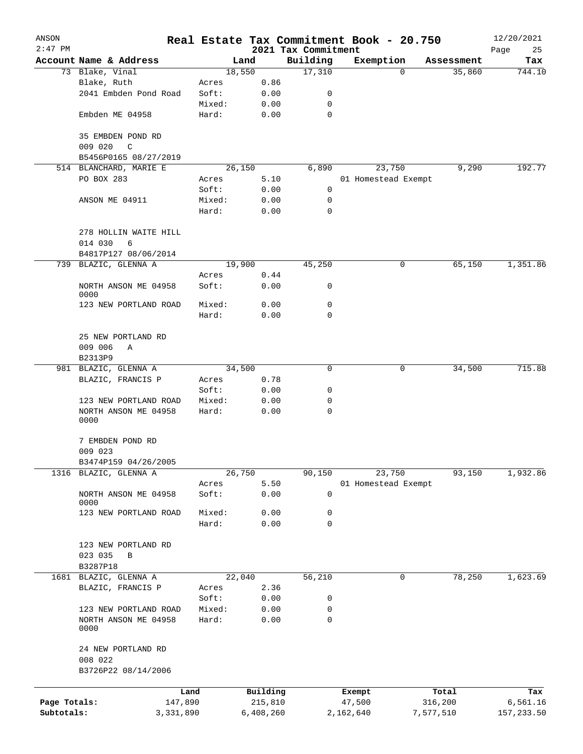# Real Estate Tax Commitment Book - 20.750

ANSON 12/20/2021
2:47 PM 2021 Tax Commitment

| Account Name & Address | Land | | Building | Exemption | Assessment | Tax |
|---|---|---|---|---|---|---|
| 73 Blake, Vinal | 18,550 | | 17,310 | 0 | 35,860 | 744.10 |
| Blake, Ruth | Acres | 0.86 | | | | |
| 2041 Embden Pond Road | Soft: | 0.00 | 0 | | | |
| | Mixed: | 0.00 | 0 | | | |
| Embden ME 04958 | Hard: | 0.00 | 0 | | | |
| 35 EMBDEN POND RD | | | | | | |
| 009 020 C | | | | | | |
| B5456P0165 08/27/2019 | | | | | | |
| 514 BLANCHARD, MARIE E | 26,150 | | 6,890 | 23,750 | 9,290 | 192.77 |
| PO BOX 283 | Acres | 5.10 | | 01 Homestead Exempt | | |
| | Soft: | 0.00 | 0 | | | |
| ANSON ME 04911 | Mixed: | 0.00 | 0 | | | |
| | Hard: | 0.00 | 0 | | | |
| 278 HOLLIN WAITE HILL | | | | | | |
| 014 030 6 | | | | | | |
| B4817P127 08/06/2014 | | | | | | |
| 739 BLAZIC, GLENNA A | 19,900 | | 45,250 | 0 | 65,150 | 1,351.86 |
| | Acres | 0.44 | | | | |
| NORTH ANSON ME 04958 0000 | Soft: | 0.00 | 0 | | | |
| 123 NEW PORTLAND ROAD | Mixed: | 0.00 | 0 | | | |
| | Hard: | 0.00 | 0 | | | |
| 25 NEW PORTLAND RD | | | | | | |
| 009 006 A | | | | | | |
| B2313P9 | | | | | | |
| 981 BLAZIC, GLENNA A | 34,500 | | 0 | 0 | 34,500 | 715.88 |
| BLAZIC, FRANCIS P | Acres | 0.78 | | | | |
| | Soft: | 0.00 | 0 | | | |
| 123 NEW PORTLAND ROAD | Mixed: | 0.00 | 0 | | | |
| NORTH ANSON ME 04958 0000 | Hard: | 0.00 | 0 | | | |
| 7 EMBDEN POND RD | | | | | | |
| 009 023 | | | | | | |
| B3474P159 04/26/2005 | | | | | | |
| 1316 BLAZIC, GLENNA A | 26,750 | | 90,150 | 23,750 | 93,150 | 1,932.86 |
| | Acres | 5.50 | | 01 Homestead Exempt | | |
| NORTH ANSON ME 04958 0000 | Soft: | 0.00 | 0 | | | |
| 123 NEW PORTLAND ROAD | Mixed: | 0.00 | 0 | | | |
| | Hard: | 0.00 | 0 | | | |
| 123 NEW PORTLAND RD | | | | | | |
| 023 035 B | | | | | | |
| B3287P18 | | | | | | |
| 1681 BLAZIC, GLENNA A | 22,040 | | 56,210 | 0 | 78,250 | 1,623.69 |
| BLAZIC, FRANCIS P | Acres | 2.36 | | | | |
| | Soft: | 0.00 | 0 | | | |
| 123 NEW PORTLAND ROAD | Mixed: | 0.00 | 0 | | | |
| NORTH ANSON ME 04958 0000 | Hard: | 0.00 | 0 | | | |
| 24 NEW PORTLAND RD | | | | | | |
| 008 022 | | | | | | |
| B3726P22 08/14/2006 | | | | | | |

| | Land | Building | Exempt | Total | Tax |
|---|---|---|---|---|---|
| Page Totals: | 147,890 | 215,810 | 47,500 | 316,200 | 6,561.16 |
| Subtotals: | 3,331,890 | 6,408,260 | 2,162,640 | 7,577,510 | 157,233.50 |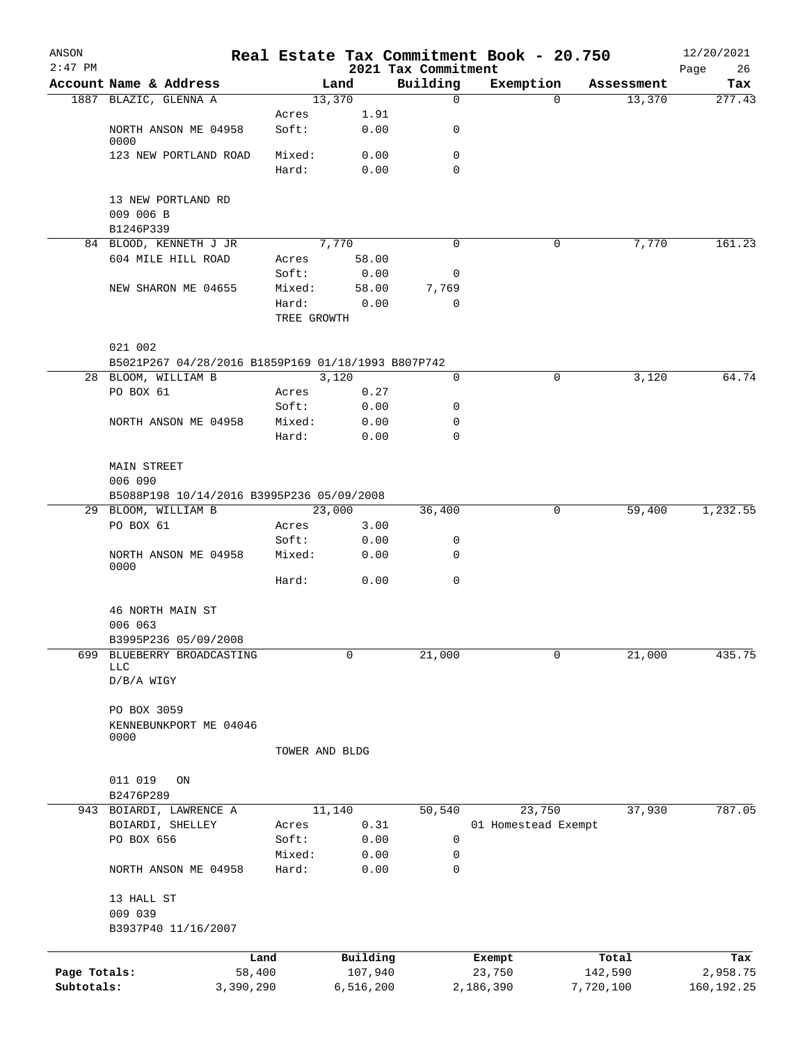# Real Estate Tax Commitment Book - 20.750

ANSON 2:47 PM — 2021 Tax Commitment — 12/20/2021

| Account Name & Address | | Land | Building | Exemption | Assessment | Tax |
|---|---|---|---|---|---|---|
| 1887 BLAZIC, GLENNA A | | 13,370 | 0 | 0 | 13,370 | 277.43 |
| | Acres | 1.91 | | | | |
| NORTH ANSON ME 04958 0000 | Soft: | 0.00 | 0 | | | |
| 123 NEW PORTLAND ROAD | Mixed: | 0.00 | 0 | | | |
| | Hard: | 0.00 | 0 | | | |
| 13 NEW PORTLAND RD | | | | | | |
| 009 006 B | | | | | | |
| B1246P339 | | | | | | |
| 84 BLOOD, KENNETH J JR | | 7,770 | 0 | 0 | 7,770 | 161.23 |
| 604 MILE HILL ROAD | Acres | 58.00 | | | | |
| | Soft: | 0.00 | 0 | | | |
| NEW SHARON ME 04655 | Mixed: | 58.00 | 7,769 | | | |
| | Hard: | 0.00 | 0 | | | |
| | TREE GROWTH | | | | | |
| 021 002 | | | | | | |
| B5021P267 04/28/2016 B1859P169 01/18/1993 B807P742 | | | | | | |
| 28 BLOOM, WILLIAM B | | 3,120 | 0 | 0 | 3,120 | 64.74 |
| PO BOX 61 | Acres | 0.27 | | | | |
| | Soft: | 0.00 | 0 | | | |
| NORTH ANSON ME 04958 | Mixed: | 0.00 | 0 | | | |
| | Hard: | 0.00 | 0 | | | |
| MAIN STREET | | | | | | |
| 006 090 | | | | | | |
| B5088P198 10/14/2016 B3995P236 05/09/2008 | | | | | | |
| 29 BLOOM, WILLIAM B | | 23,000 | 36,400 | 0 | 59,400 | 1,232.55 |
| PO BOX 61 | Acres | 3.00 | | | | |
| | Soft: | 0.00 | 0 | | | |
| NORTH ANSON ME 04958 0000 | Mixed: | 0.00 | 0 | | | |
| | Hard: | 0.00 | 0 | | | |
| 46 NORTH MAIN ST | | | | | | |
| 006 063 | | | | | | |
| B3995P236 05/09/2008 | | | | | | |
| 699 BLUEBERRY BROADCASTING LLC | | 0 | 21,000 | 0 | 21,000 | 435.75 |
| D/B/A WIGY | | | | | | |
| PO BOX 3059 | | | | | | |
| KENNEBUNKPORT ME 04046 0000 | | | | | | |
| | TOWER AND BLDG | | | | | |
| 011 019 ON | | | | | | |
| B2476P289 | | | | | | |
| 943 BOIARDI, LAWRENCE A | | 11,140 | 50,540 | 23,750 | 37,930 | 787.05 |
| BOIARDI, SHELLEY | Acres | 0.31 | | 01 Homestead Exempt | | |
| PO BOX 656 | Soft: | 0.00 | 0 | | | |
| | Mixed: | 0.00 | 0 | | | |
| NORTH ANSON ME 04958 | Hard: | 0.00 | 0 | | | |
| 13 HALL ST | | | | | | |
| 009 039 | | | | | | |
| B3937P40 11/16/2007 | | | | | | |

| | Land | Building | Exempt | Total | Tax |
|---|---|---|---|---|---|
| Page Totals: | 58,400 | 107,940 | 23,750 | 142,590 | 2,958.75 |
| Subtotals: | 3,390,290 | 6,516,200 | 2,186,390 | 7,720,100 | 160,192.25 |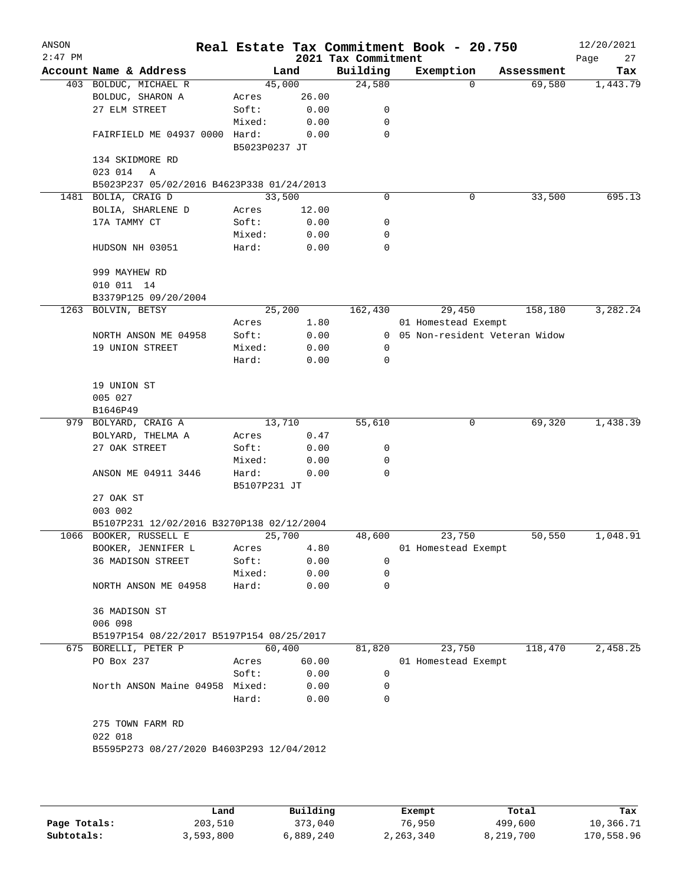# Real Estate Tax Commitment Book - 20.750

ANSON
2021 Tax Commitment
12/20/2021

| Account | Name & Address | Land | | Building | Exemption | Assessment | Tax |
|---|---|---|---|---|---|---|---|
| 403 | BOLDUC, MICHAEL R | | 45,000 | 24,580 | 0 | 69,580 | 1,443.79 |
| | BOLDUC, SHARON A | Acres | 26.00 | | | | |
| | 27 ELM STREET | Soft: | 0.00 | 0 | | | |
| | | Mixed: | 0.00 | 0 | | | |
| | FAIRFIELD ME 04937 0000 | Hard: | 0.00 | 0 | | | |
| | | B5023P0237 JT | | | | | |
| | 134 SKIDMORE RD | | | | | | |
| | 023 014 A | | | | | | |
| | B5023P237 05/02/2016 B4623P338 01/24/2013 | | | | | | |
| 1481 | BOLIA, CRAIG D | | 33,500 | 0 | 0 | 33,500 | 695.13 |
| | BOLIA, SHARLENE D | Acres | 12.00 | | | | |
| | 17A TAMMY CT | Soft: | 0.00 | 0 | | | |
| | | Mixed: | 0.00 | 0 | | | |
| | HUDSON NH 03051 | Hard: | 0.00 | 0 | | | |
| | 999 MAYHEW RD | | | | | | |
| | 010 011 14 | | | | | | |
| | B3379P125 09/20/2004 | | | | | | |
| 1263 | BOLVIN, BETSY | | 25,200 | 162,430 | 29,450 | 158,180 | 3,282.24 |
| | | Acres | 1.80 | | 01 Homestead Exempt | | |
| | NORTH ANSON ME 04958 | Soft: | 0.00 | 0 | 05 Non-resident Veteran Widow | | |
| | 19 UNION STREET | Mixed: | 0.00 | 0 | | | |
| | | Hard: | 0.00 | 0 | | | |
| | 19 UNION ST | | | | | | |
| | 005 027 | | | | | | |
| | B1646P49 | | | | | | |
| 979 | BOLYARD, CRAIG A | | 13,710 | 55,610 | 0 | 69,320 | 1,438.39 |
| | BOLYARD, THELMA A | Acres | 0.47 | | | | |
| | 27 OAK STREET | Soft: | 0.00 | 0 | | | |
| | | Mixed: | 0.00 | 0 | | | |
| | ANSON ME 04911 3446 | Hard: | 0.00 | 0 | | | |
| | | B5107P231 JT | | | | | |
| | 27 OAK ST | | | | | | |
| | 003 002 | | | | | | |
| | B5107P231 12/02/2016 B3270P138 02/12/2004 | | | | | | |
| 1066 | BOOKER, RUSSELL E | | 25,700 | 48,600 | 23,750 | 50,550 | 1,048.91 |
| | BOOKER, JENNIFER L | Acres | 4.80 | | 01 Homestead Exempt | | |
| | 36 MADISON STREET | Soft: | 0.00 | 0 | | | |
| | | Mixed: | 0.00 | 0 | | | |
| | NORTH ANSON ME 04958 | Hard: | 0.00 | 0 | | | |
| | 36 MADISON ST | | | | | | |
| | 006 098 | | | | | | |
| | B5197P154 08/22/2017 B5197P154 08/25/2017 | | | | | | |
| 675 | BORELLI, PETER P | | 60,400 | 81,820 | 23,750 | 118,470 | 2,458.25 |
| | PO Box 237 | Acres | 60.00 | | 01 Homestead Exempt | | |
| | | Soft: | 0.00 | 0 | | | |
| | North ANSON Maine 04958 | Mixed: | 0.00 | 0 | | | |
| | | Hard: | 0.00 | 0 | | | |
| | 275 TOWN FARM RD | | | | | | |
| | 022 018 | | | | | | |
| | B5595P273 08/27/2020 B4603P293 12/04/2012 | | | | | | |

| | Land | Building | Exempt | Total | Tax |
|---|---|---|---|---|---|
| Page Totals: | 203,510 | 373,040 | 76,950 | 499,600 | 10,366.71 |
| Subtotals: | 3,593,800 | 6,889,240 | 2,263,340 | 8,219,700 | 170,558.96 |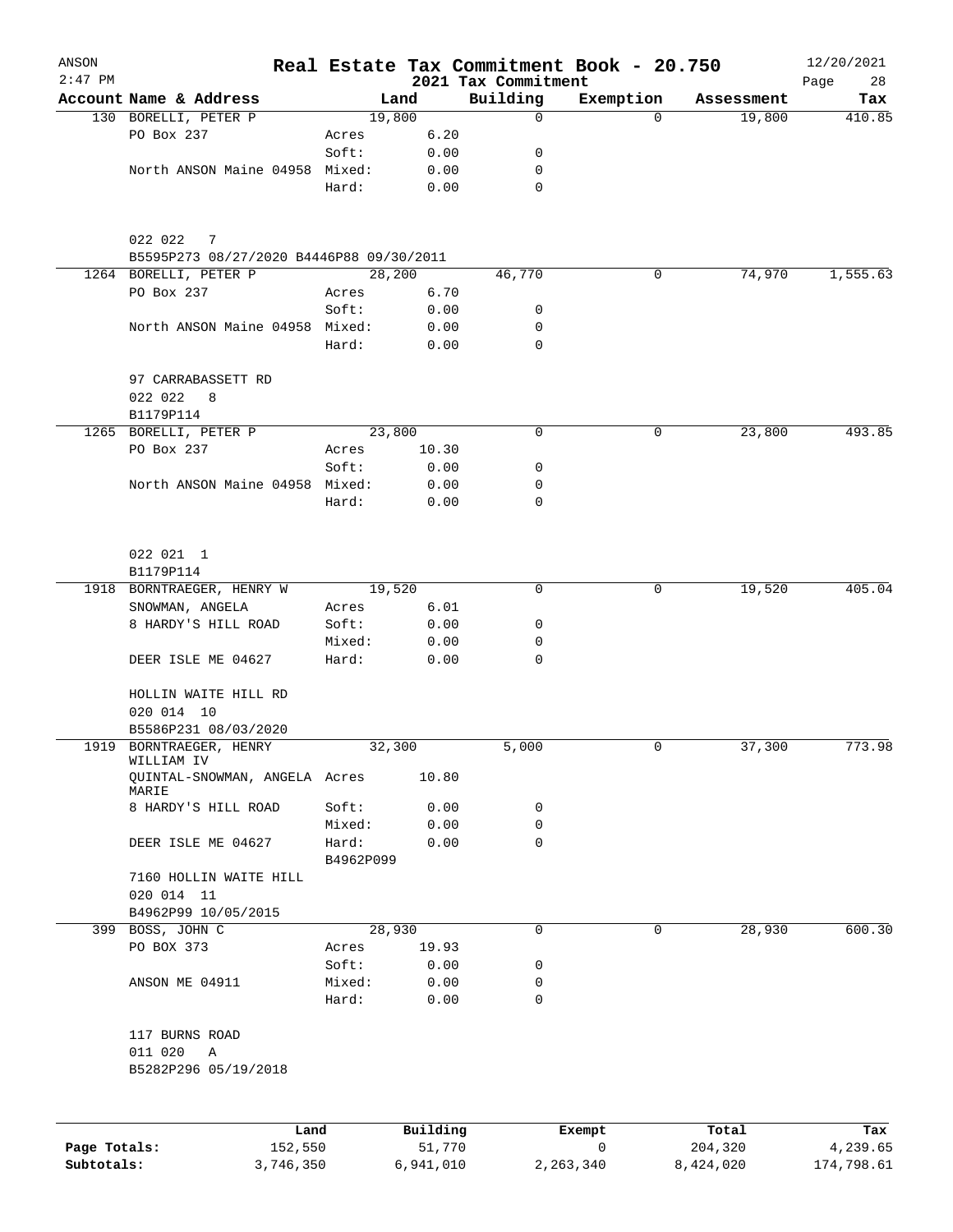# Real Estate Tax Commitment Book - 20.750

ANSON
2:47 PM
12/20/2021

## 2021 Tax Commitment

| Account Name & Address | | Land | Building | Exemption | Assessment | Tax |
|---|---|---|---|---|---|---|
| 130 BORELLI, PETER P | | 19,800 | 0 | 0 | 19,800 | 410.85 |
| PO Box 237 | Acres | 6.20 | | | | |
| | Soft: | 0.00 | 0 | | | |
| North ANSON Maine 04958 | Mixed: | 0.00 | 0 | | | |
| | Hard: | 0.00 | 0 | | | |
| 022 022 7 | | | | | | |
| B5595P273 08/27/2020 B4446P88 09/30/2011 | | | | | | |
| 1264 BORELLI, PETER P | | 28,200 | 46,770 | 0 | 74,970 | 1,555.63 |
| PO Box 237 | Acres | 6.70 | | | | |
| | Soft: | 0.00 | 0 | | | |
| North ANSON Maine 04958 | Mixed: | 0.00 | 0 | | | |
| | Hard: | 0.00 | 0 | | | |
| 97 CARRABASSETT RD | | | | | | |
| 022 022 8 | | | | | | |
| B1179P114 | | | | | | |
| 1265 BORELLI, PETER P | | 23,800 | 0 | 0 | 23,800 | 493.85 |
| PO Box 237 | Acres | 10.30 | | | | |
| | Soft: | 0.00 | 0 | | | |
| North ANSON Maine 04958 | Mixed: | 0.00 | 0 | | | |
| | Hard: | 0.00 | 0 | | | |
| 022 021 1 | | | | | | |
| B1179P114 | | | | | | |
| 1918 BORNTRAEGER, HENRY W | | 19,520 | 0 | 0 | 19,520 | 405.04 |
| SNOWMAN, ANGELA | Acres | 6.01 | | | | |
| 8 HARDY'S HILL ROAD | Soft: | 0.00 | 0 | | | |
| | Mixed: | 0.00 | 0 | | | |
| DEER ISLE ME 04627 | Hard: | 0.00 | 0 | | | |
| HOLLIN WAITE HILL RD | | | | | | |
| 020 014 10 | | | | | | |
| B5586P231 08/03/2020 | | | | | | |
| 1919 BORNTRAEGER, HENRY WILLIAM IV | | 32,300 | 5,000 | 0 | 37,300 | 773.98 |
| QUINTAL-SNOWMAN, ANGELA MARIE | Acres | 10.80 | | | | |
| 8 HARDY'S HILL ROAD | Soft: | 0.00 | 0 | | | |
| | Mixed: | 0.00 | 0 | | | |
| DEER ISLE ME 04627 | Hard: | 0.00 | 0 | | | |
| | B4962P099 | | | | | |
| 7160 HOLLIN WAITE HILL | | | | | | |
| 020 014 11 | | | | | | |
| B4962P99 10/05/2015 | | | | | | |
| 399 BOSS, JOHN C | | 28,930 | 0 | 0 | 28,930 | 600.30 |
| PO BOX 373 | Acres | 19.93 | | | | |
| | Soft: | 0.00 | 0 | | | |
| ANSON ME 04911 | Mixed: | 0.00 | 0 | | | |
| | Hard: | 0.00 | 0 | | | |
| 117 BURNS ROAD | | | | | | |
| 011 020 A | | | | | | |
| B5282P296 05/19/2018 | | | | | | |

| | Land | Building | Exempt | Total | Tax |
|---|---|---|---|---|---|
| Page Totals: | 152,550 | 51,770 | 0 | 204,320 | 4,239.65 |
| Subtotals: | 3,746,350 | 6,941,010 | 2,263,340 | 8,424,020 | 174,798.61 |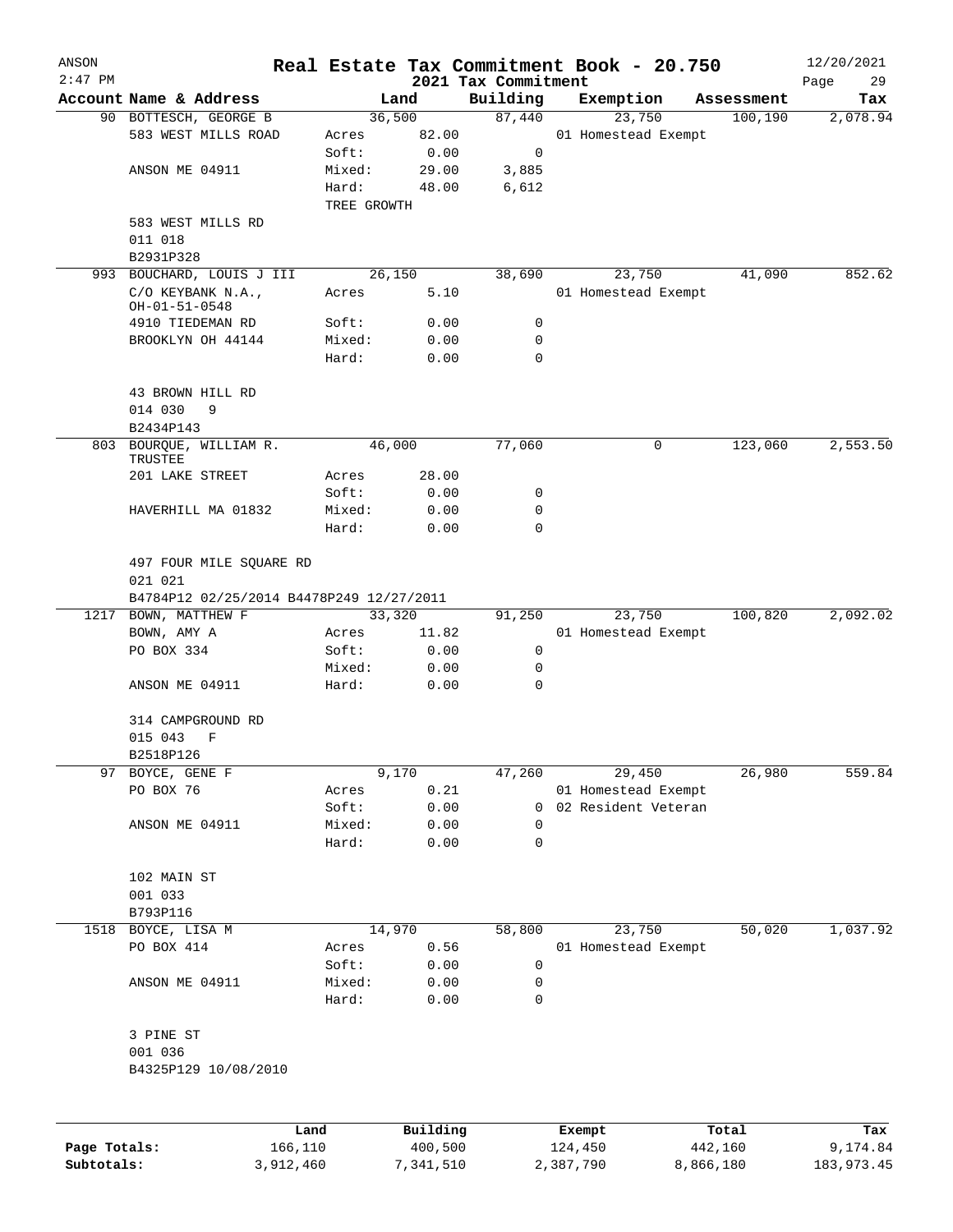# Real Estate Tax Commitment Book - 20.750

ANSON 2:47 PM — 2021 Tax Commitment — 12/20/2021

| Account Name & Address | Land | | Building | Exemption | Assessment | Tax |
|---|---|---|---|---|---|---|
| 90 BOTTESCH, GEORGE B | 36,500 | | 87,440 | 23,750 | 100,190 | 2,078.94 |
| 583 WEST MILLS ROAD | Acres | 82.00 | | 01 Homestead Exempt | | |
| | Soft: | 0.00 | 0 | | | |
| ANSON ME 04911 | Mixed: | 29.00 | 3,885 | | | |
| | Hard: | 48.00 | 6,612 | | | |
| | TREE GROWTH | | | | | |
| 583 WEST MILLS RD | | | | | | |
| 011 018 | | | | | | |
| B2931P328 | | | | | | |
| 993 BOUCHARD, LOUIS J III | 26,150 | | 38,690 | 23,750 | 41,090 | 852.62 |
| C/O KEYBANK N.A., OH-01-51-0548 | Acres | 5.10 | | 01 Homestead Exempt | | |
| 4910 TIEDEMAN RD | Soft: | 0.00 | 0 | | | |
| BROOKLYN OH 44144 | Mixed: | 0.00 | 0 | | | |
| | Hard: | 0.00 | 0 | | | |
| 43 BROWN HILL RD | | | | | | |
| 014 030 9 | | | | | | |
| B2434P143 | | | | | | |
| 803 BOURQUE, WILLIAM R. TRUSTEE | 46,000 | | 77,060 | 0 | 123,060 | 2,553.50 |
| 201 LAKE STREET | Acres | 28.00 | | | | |
| | Soft: | 0.00 | 0 | | | |
| HAVERHILL MA 01832 | Mixed: | 0.00 | 0 | | | |
| | Hard: | 0.00 | 0 | | | |
| 497 FOUR MILE SQUARE RD | | | | | | |
| 021 021 | | | | | | |
| B4784P12 02/25/2014 B4478P249 12/27/2011 | | | | | | |
| 1217 BOWN, MATTHEW F | 33,320 | | 91,250 | 23,750 | 100,820 | 2,092.02 |
| BOWN, AMY A | Acres | 11.82 | | 01 Homestead Exempt | | |
| PO BOX 334 | Soft: | 0.00 | 0 | | | |
| | Mixed: | 0.00 | 0 | | | |
| ANSON ME 04911 | Hard: | 0.00 | 0 | | | |
| 314 CAMPGROUND RD | | | | | | |
| 015 043 F | | | | | | |
| B2518P126 | | | | | | |
| 97 BOYCE, GENE F | 9,170 | | 47,260 | 29,450 | 26,980 | 559.84 |
| PO BOX 76 | Acres | 0.21 | | 01 Homestead Exempt | | |
| | Soft: | 0.00 | 0 | 02 Resident Veteran | | |
| ANSON ME 04911 | Mixed: | 0.00 | 0 | | | |
| | Hard: | 0.00 | 0 | | | |
| 102 MAIN ST | | | | | | |
| 001 033 | | | | | | |
| B793P116 | | | | | | |
| 1518 BOYCE, LISA M | 14,970 | | 58,800 | 23,750 | 50,020 | 1,037.92 |
| PO BOX 414 | Acres | 0.56 | | 01 Homestead Exempt | | |
| | Soft: | 0.00 | 0 | | | |
| ANSON ME 04911 | Mixed: | 0.00 | 0 | | | |
| | Hard: | 0.00 | 0 | | | |
| 3 PINE ST | | | | | | |
| 001 036 | | | | | | |
| B4325P129 10/08/2010 | | | | | | |

| | Land | Building | Exempt | Total | Tax |
|---|---|---|---|---|---|
| Page Totals: | 166,110 | 400,500 | 124,450 | 442,160 | 9,174.84 |
| Subtotals: | 3,912,460 | 7,341,510 | 2,387,790 | 8,866,180 | 183,973.45 |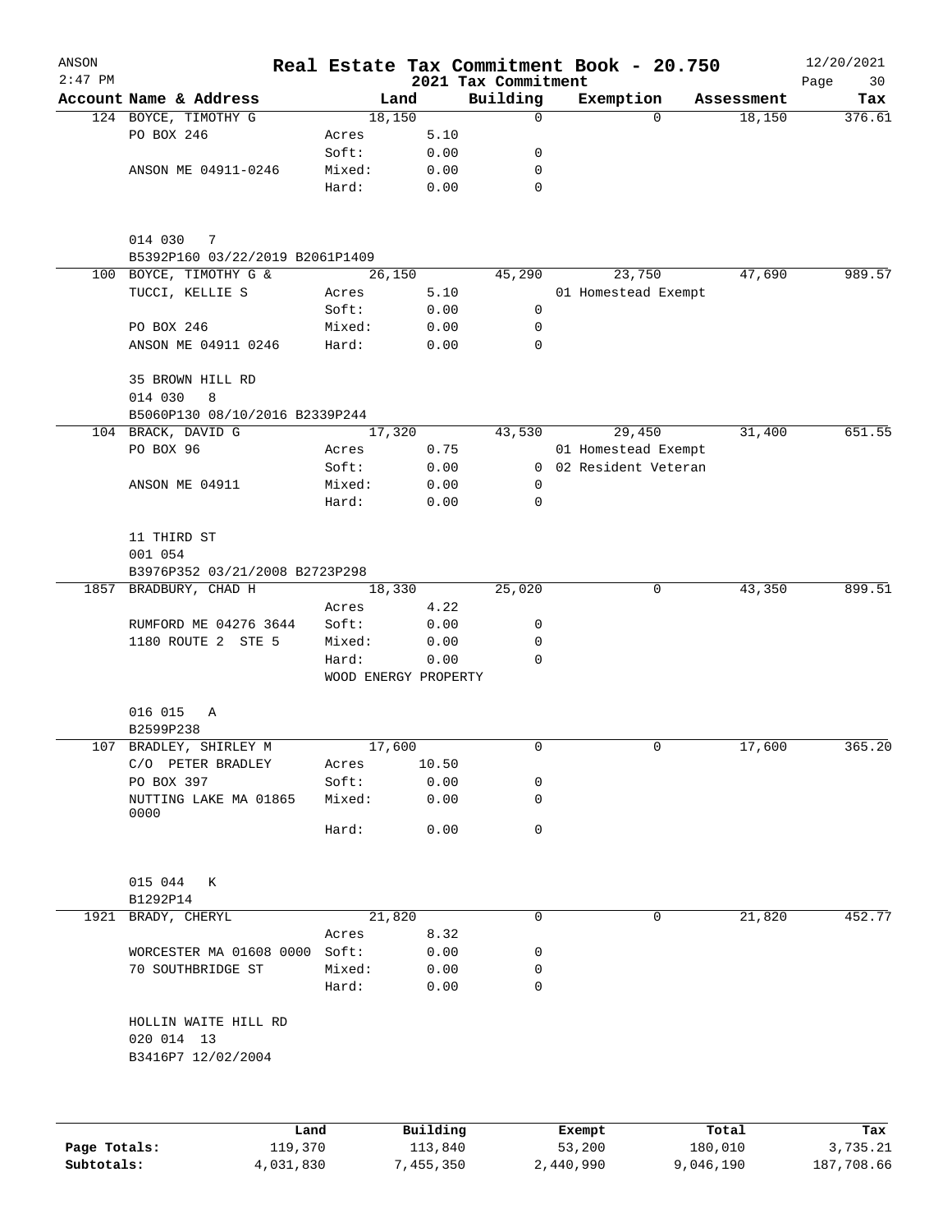# Real Estate Tax Commitment Book - 20.750

ANSON 2:47 PM — 2021 Tax Commitment — 12/20/2021

| Account | Name & Address | | Land | Building | Exemption | Assessment | Tax |
|---|---|---|---|---|---|---|---|
| 124 | BOYCE, TIMOTHY G | | 18,150 | 0 | 0 | 18,150 | 376.61 |
| | PO BOX 246 | Acres | 5.10 | | | | |
| | | Soft: | 0.00 | 0 | | | |
| | ANSON ME 04911-0246 | Mixed: | 0.00 | 0 | | | |
| | | Hard: | 0.00 | 0 | | | |
| | 014 030 7 | | | | | | |
| | B5392P160 03/22/2019 B2061P1409 | | | | | | |
| 100 | BOYCE, TIMOTHY G & | | 26,150 | 45,290 | 23,750 | 47,690 | 989.57 |
| | TUCCI, KELLIE S | Acres | 5.10 | | 01 Homestead Exempt | | |
| | | Soft: | 0.00 | 0 | | | |
| | PO BOX 246 | Mixed: | 0.00 | 0 | | | |
| | ANSON ME 04911 0246 | Hard: | 0.00 | 0 | | | |
| | 35 BROWN HILL RD | | | | | | |
| | 014 030 8 | | | | | | |
| | B5060P130 08/10/2016 B2339P244 | | | | | | |
| 104 | BRACK, DAVID G | | 17,320 | 43,530 | 29,450 | 31,400 | 651.55 |
| | PO BOX 96 | Acres | 0.75 | | 01 Homestead Exempt | | |
| | | Soft: | 0.00 | 0 | 02 Resident Veteran | | |
| | ANSON ME 04911 | Mixed: | 0.00 | 0 | | | |
| | | Hard: | 0.00 | 0 | | | |
| | 11 THIRD ST | | | | | | |
| | 001 054 | | | | | | |
| | B3976P352 03/21/2008 B2723P298 | | | | | | |
| 1857 | BRADBURY, CHAD H | | 18,330 | 25,020 | 0 | 43,350 | 899.51 |
| | | Acres | 4.22 | | | | |
| | RUMFORD ME 04276 3644 | Soft: | 0.00 | 0 | | | |
| | 1180 ROUTE 2 STE 5 | Mixed: | 0.00 | 0 | | | |
| | | Hard: | 0.00 | 0 | | | |
| | | WOOD ENERGY PROPERTY | | | | | |
| | 016 015 A | | | | | | |
| | B2599P238 | | | | | | |
| 107 | BRADLEY, SHIRLEY M | | 17,600 | 0 | 0 | 17,600 | 365.20 |
| | C/O PETER BRADLEY | Acres | 10.50 | | | | |
| | PO BOX 397 | Soft: | 0.00 | 0 | | | |
| | NUTTING LAKE MA 01865 0000 | Mixed: | 0.00 | 0 | | | |
| | | Hard: | 0.00 | 0 | | | |
| | 015 044 K | | | | | | |
| | B1292P14 | | | | | | |
| 1921 | BRADY, CHERYL | | 21,820 | 0 | 0 | 21,820 | 452.77 |
| | | Acres | 8.32 | | | | |
| | WORCESTER MA 01608 0000 | Soft: | 0.00 | 0 | | | |
| | 70 SOUTHBRIDGE ST | Mixed: | 0.00 | 0 | | | |
| | | Hard: | 0.00 | 0 | | | |
| | HOLLIN WAITE HILL RD | | | | | | |
| | 020 014 13 | | | | | | |
| | B3416P7 12/02/2004 | | | | | | |

| | Land | Building | Exempt | Total | Tax |
|---|---|---|---|---|---|
| Page Totals: | 119,370 | 113,840 | 53,200 | 180,010 | 3,735.21 |
| Subtotals: | 4,031,830 | 7,455,350 | 2,440,990 | 9,046,190 | 187,708.66 |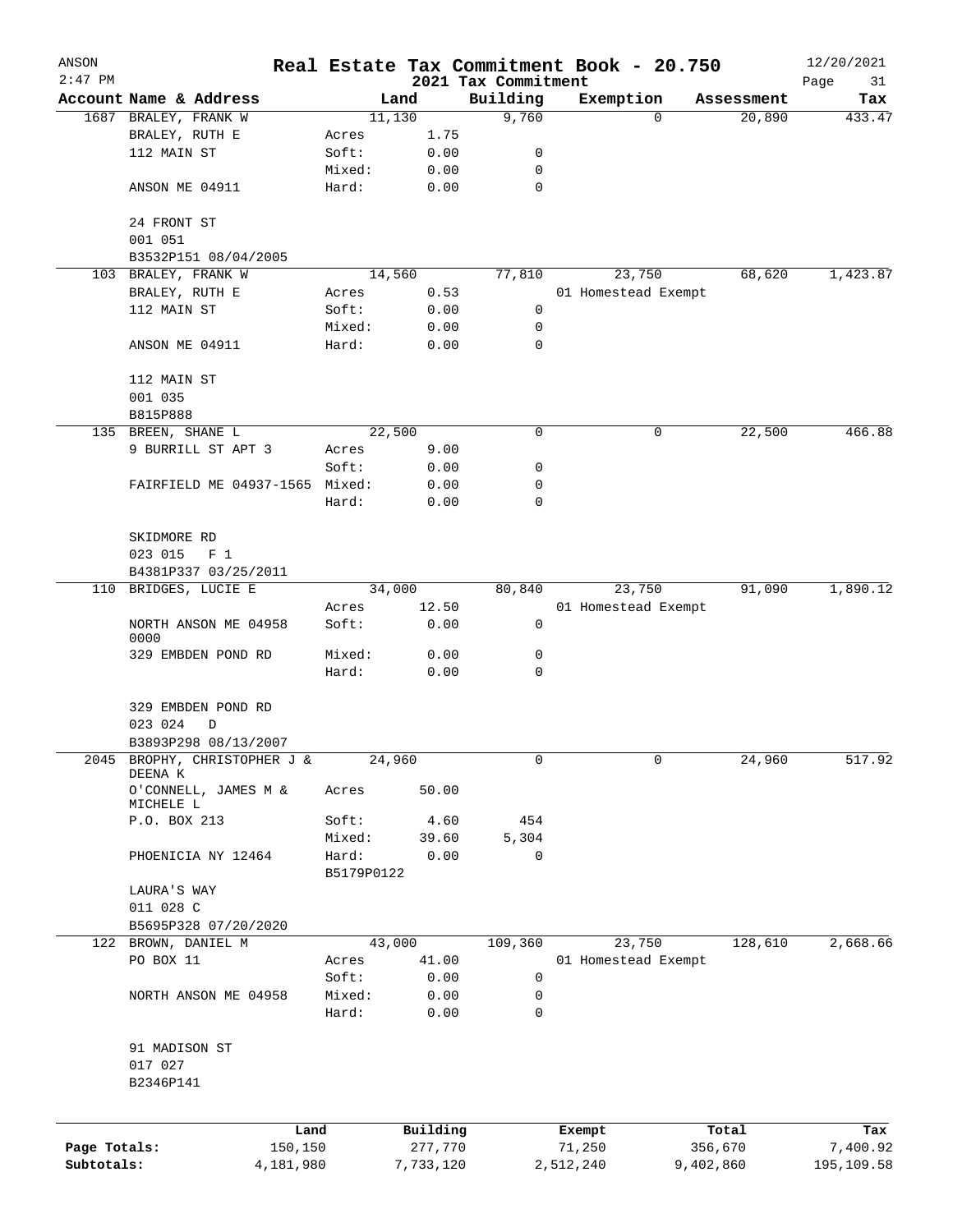ANSON  
2:47 PM

# Real Estate Tax Commitment Book - 20.750

## 2021 Tax Commitment

12/20/2021

| Account Name & Address | Land | | Building | Exemption | Assessment | Tax |
|---|---|---|---|---|---|---|
| 1687 BRALEY, FRANK W | 11,130 | | 9,760 | 0 | 20,890 | 433.47 |
| BRALEY, RUTH E | Acres | 1.75 | | | | |
| 112 MAIN ST | Soft: | 0.00 | 0 | | | |
| | Mixed: | 0.00 | 0 | | | |
| ANSON ME 04911 | Hard: | 0.00 | 0 | | | |
| 24 FRONT ST | | | | | | |
| 001 051 | | | | | | |
| B3532P151 08/04/2005 | | | | | | |
| 103 BRALEY, FRANK W | 14,560 | | 77,810 | 23,750 | 68,620 | 1,423.87 |
| BRALEY, RUTH E | Acres | 0.53 | | 01 Homestead Exempt | | |
| 112 MAIN ST | Soft: | 0.00 | 0 | | | |
| | Mixed: | 0.00 | 0 | | | |
| ANSON ME 04911 | Hard: | 0.00 | 0 | | | |
| 112 MAIN ST | | | | | | |
| 001 035 | | | | | | |
| B815P888 | | | | | | |
| 135 BREEN, SHANE L | 22,500 | | 0 | 0 | 22,500 | 466.88 |
| 9 BURRILL ST APT 3 | Acres | 9.00 | | | | |
| | Soft: | 0.00 | 0 | | | |
| FAIRFIELD ME 04937-1565 | Mixed: | 0.00 | 0 | | | |
| | Hard: | 0.00 | 0 | | | |
| SKIDMORE RD | | | | | | |
| 023 015 F 1 | | | | | | |
| B4381P337 03/25/2011 | | | | | | |
| 110 BRIDGES, LUCIE E | 34,000 | | 80,840 | 23,750 | 91,090 | 1,890.12 |
| | Acres | 12.50 | | 01 Homestead Exempt | | |
| NORTH ANSON ME 04958 0000 | Soft: | 0.00 | 0 | | | |
| 329 EMBDEN POND RD | Mixed: | 0.00 | 0 | | | |
| | Hard: | 0.00 | 0 | | | |
| 329 EMBDEN POND RD | | | | | | |
| 023 024 D | | | | | | |
| B3893P298 08/13/2007 | | | | | | |
| 2045 BROPHY, CHRISTOPHER J & DEENA K | 24,960 | | 0 | 0 | 24,960 | 517.92 |
| O'CONNELL, JAMES M & MICHELE L | Acres | 50.00 | | | | |
| P.O. BOX 213 | Soft: | 4.60 | 454 | | | |
| | Mixed: | 39.60 | 5,304 | | | |
| PHOENICIA NY 12464 | Hard: | 0.00 | 0 | | | |
| | B5179P0122 | | | | | |
| LAURA'S WAY | | | | | | |
| 011 028 C | | | | | | |
| B5695P328 07/20/2020 | | | | | | |
| 122 BROWN, DANIEL M | 43,000 | | 109,360 | 23,750 | 128,610 | 2,668.66 |
| PO BOX 11 | Acres | 41.00 | | 01 Homestead Exempt | | |
| | Soft: | 0.00 | 0 | | | |
| NORTH ANSON ME 04958 | Mixed: | 0.00 | 0 | | | |
| | Hard: | 0.00 | 0 | | | |
| 91 MADISON ST | | | | | | |
| 017 027 | | | | | | |
| B2346P141 | | | | | | |

| | Land | Building | Exempt | Total | Tax |
|---|---|---|---|---|---|
| Page Totals: | 150,150 | 277,770 | 71,250 | 356,670 | 7,400.92 |
| Subtotals: | 4,181,980 | 7,733,120 | 2,512,240 | 9,402,860 | 195,109.58 |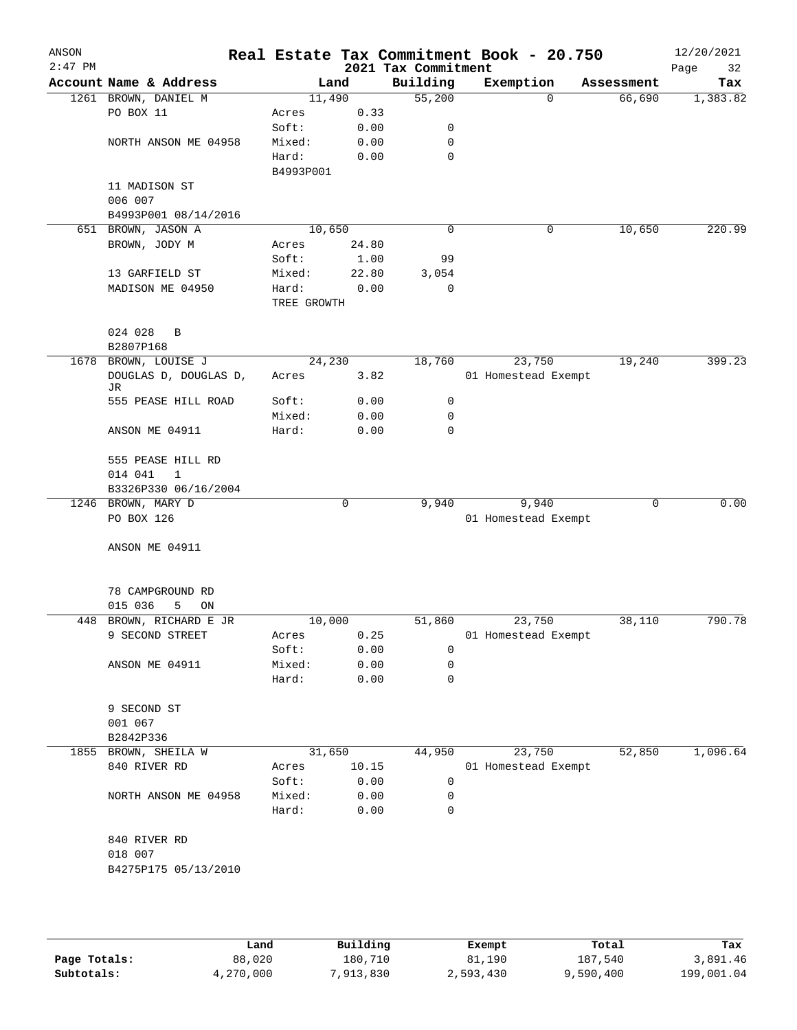# Real Estate Tax Commitment Book - 20.750

ANSON 2:47 PM — 2021 Tax Commitment — 12/20/2021

| Account Name & Address | Land | | Building | Exemption | Assessment | Tax |
|---|---|---|---|---|---|---|
| 1261 BROWN, DANIEL M | 11,490 | | 55,200 | 0 | 66,690 | 1,383.82 |
| PO BOX 11 | Acres | 0.33 | | | | |
| | Soft: | 0.00 | 0 | | | |
| NORTH ANSON ME 04958 | Mixed: | 0.00 | 0 | | | |
| | Hard: | 0.00 | 0 | | | |
| | B4993P001 | | | | | |
| 11 MADISON ST | | | | | | |
| 006 007 | | | | | | |
| B4993P001 08/14/2016 | | | | | | |
| 651 BROWN, JASON A | 10,650 | | 0 | 0 | 10,650 | 220.99 |
| BROWN, JODY M | Acres | 24.80 | | | | |
| | Soft: | 1.00 | 99 | | | |
| 13 GARFIELD ST | Mixed: | 22.80 | 3,054 | | | |
| MADISON ME 04950 | Hard: | 0.00 | 0 | | | |
| | TREE GROWTH | | | | | |
| 024 028 B | | | | | | |
| B2807P168 | | | | | | |
| 1678 BROWN, LOUISE J | 24,230 | | 18,760 | 23,750 | 19,240 | 399.23 |
| DOUGLAS D, DOUGLAS D, JR | Acres | 3.82 | | 01 Homestead Exempt | | |
| 555 PEASE HILL ROAD | Soft: | 0.00 | 0 | | | |
| | Mixed: | 0.00 | 0 | | | |
| ANSON ME 04911 | Hard: | 0.00 | 0 | | | |
| 555 PEASE HILL RD | | | | | | |
| 014 041 1 | | | | | | |
| B3326P330 06/16/2004 | | | | | | |
| 1246 BROWN, MARY D | 0 | | 9,940 | 9,940 | 0 | 0.00 |
| PO BOX 126 | | | | 01 Homestead Exempt | | |
| ANSON ME 04911 | | | | | | |
| 78 CAMPGROUND RD | | | | | | |
| 015 036 5 ON | | | | | | |
| 448 BROWN, RICHARD E JR | 10,000 | | 51,860 | 23,750 | 38,110 | 790.78 |
| 9 SECOND STREET | Acres | 0.25 | | 01 Homestead Exempt | | |
| | Soft: | 0.00 | 0 | | | |
| ANSON ME 04911 | Mixed: | 0.00 | 0 | | | |
| | Hard: | 0.00 | 0 | | | |
| 9 SECOND ST | | | | | | |
| 001 067 | | | | | | |
| B2842P336 | | | | | | |
| 1855 BROWN, SHEILA W | 31,650 | | 44,950 | 23,750 | 52,850 | 1,096.64 |
| 840 RIVER RD | Acres | 10.15 | | 01 Homestead Exempt | | |
| | Soft: | 0.00 | 0 | | | |
| NORTH ANSON ME 04958 | Mixed: | 0.00 | 0 | | | |
| | Hard: | 0.00 | 0 | | | |
| 840 RIVER RD | | | | | | |
| 018 007 | | | | | | |
| B4275P175 05/13/2010 | | | | | | |

| | Land | Building | Exempt | Total | Tax |
|---|---|---|---|---|---|
| Page Totals: | 88,020 | 180,710 | 81,190 | 187,540 | 3,891.46 |
| Subtotals: | 4,270,000 | 7,913,830 | 2,593,430 | 9,590,400 | 199,001.04 |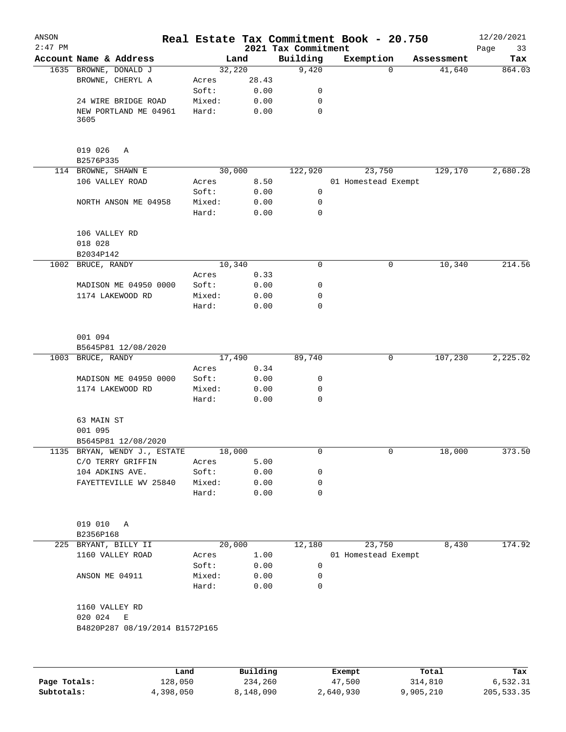# Real Estate Tax Commitment Book - 20.750

ANSON 2:47 PM — 2021 Tax Commitment — 12/20/2021

| Account | Name & Address | | Land | Building | Exemption | Assessment | Tax |
|---|---|---|---|---|---|---|---|
| 1635 | BROWNE, DONALD J | | 32,220 | 9,420 | 0 | 41,640 | 864.03 |
| | BROWNE, CHERYL A | Acres | 28.43 | | | | |
| | | Soft: | 0.00 | 0 | | | |
| | 24 WIRE BRIDGE ROAD | Mixed: | 0.00 | 0 | | | |
| | NEW PORTLAND ME 04961 3605 | Hard: | 0.00 | 0 | | | |
| | 019 026 A | | | | | | |
| | B2576P335 | | | | | | |
| 114 | BROWNE, SHAWN E | | 30,000 | 122,920 | 23,750 | 129,170 | 2,680.28 |
| | 106 VALLEY ROAD | Acres | 8.50 | | 01 Homestead Exempt | | |
| | | Soft: | 0.00 | 0 | | | |
| | NORTH ANSON ME 04958 | Mixed: | 0.00 | 0 | | | |
| | | Hard: | 0.00 | 0 | | | |
| | 106 VALLEY RD | | | | | | |
| | 018 028 | | | | | | |
| | B2034P142 | | | | | | |
| 1002 | BRUCE, RANDY | | 10,340 | 0 | 0 | 10,340 | 214.56 |
| | | Acres | 0.33 | | | | |
| | MADISON ME 04950 0000 | Soft: | 0.00 | 0 | | | |
| | 1174 LAKEWOOD RD | Mixed: | 0.00 | 0 | | | |
| | | Hard: | 0.00 | 0 | | | |
| | 001 094 | | | | | | |
| | B5645P81 12/08/2020 | | | | | | |
| 1003 | BRUCE, RANDY | | 17,490 | 89,740 | 0 | 107,230 | 2,225.02 |
| | | Acres | 0.34 | | | | |
| | MADISON ME 04950 0000 | Soft: | 0.00 | 0 | | | |
| | 1174 LAKEWOOD RD | Mixed: | 0.00 | 0 | | | |
| | | Hard: | 0.00 | 0 | | | |
| | 63 MAIN ST | | | | | | |
| | 001 095 | | | | | | |
| | B5645P81 12/08/2020 | | | | | | |
| 1135 | BRYAN, WENDY J., ESTATE | | 18,000 | 0 | 0 | 18,000 | 373.50 |
| | C/O TERRY GRIFFIN | Acres | 5.00 | | | | |
| | 104 ADKINS AVE. | Soft: | 0.00 | 0 | | | |
| | FAYETTEVILLE WV 25840 | Mixed: | 0.00 | 0 | | | |
| | | Hard: | 0.00 | 0 | | | |
| | 019 010 A | | | | | | |
| | B2356P168 | | | | | | |
| 225 | BRYANT, BILLY II | | 20,000 | 12,180 | 23,750 | 8,430 | 174.92 |
| | 1160 VALLEY ROAD | Acres | 1.00 | | 01 Homestead Exempt | | |
| | | Soft: | 0.00 | 0 | | | |
| | ANSON ME 04911 | Mixed: | 0.00 | 0 | | | |
| | | Hard: | 0.00 | 0 | | | |
| | 1160 VALLEY RD | | | | | | |
| | 020 024 E | | | | | | |
| | B4820P287 08/19/2014 B1572P165 | | | | | | |

| | Land | Building | Exempt | Total | Tax |
|---|---|---|---|---|---|
| Page Totals: | 128,050 | 234,260 | 47,500 | 314,810 | 6,532.31 |
| Subtotals: | 4,398,050 | 8,148,090 | 2,640,930 | 9,905,210 | 205,533.35 |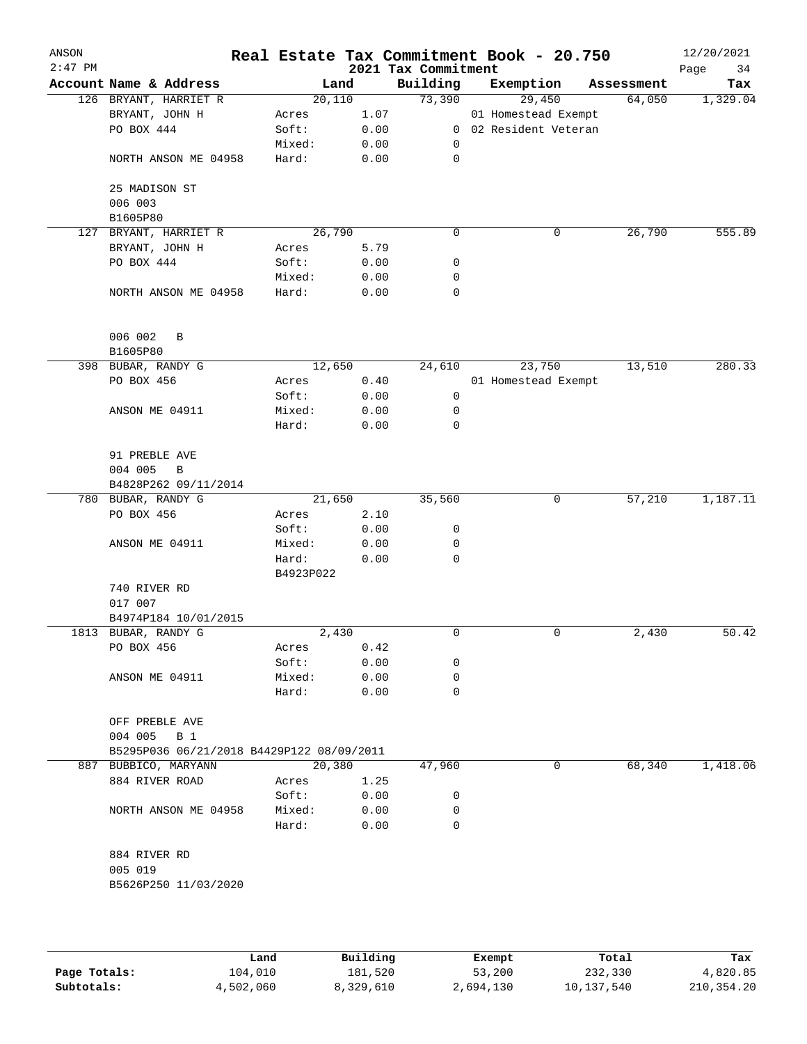# Real Estate Tax Commitment Book - 20.750

ANSON
2:47 PM

2021 Tax Commitment

12/20/2021

| Account Name & Address | | Land | Building | Exemption | Assessment | Tax |
|---|---|---|---|---|---|---|
| 126 BRYANT, HARRIET R | | 20,110 | 73,390 | 29,450 | 64,050 | 1,329.04 |
| BRYANT, JOHN H | Acres | 1.07 | | 01 Homestead Exempt | | |
| PO BOX 444 | Soft: | 0.00 | 0 | 02 Resident Veteran | | |
| | Mixed: | 0.00 | 0 | | | |
| NORTH ANSON ME 04958 | Hard: | 0.00 | 0 | | | |
| 25 MADISON ST | | | | | | |
| 006 003 | | | | | | |
| B1605P80 | | | | | | |
| 127 BRYANT, HARRIET R | | 26,790 | 0 | 0 | 26,790 | 555.89 |
| BRYANT, JOHN H | Acres | 5.79 | | | | |
| PO BOX 444 | Soft: | 0.00 | 0 | | | |
| | Mixed: | 0.00 | 0 | | | |
| NORTH ANSON ME 04958 | Hard: | 0.00 | 0 | | | |
| 006 002 B | | | | | | |
| B1605P80 | | | | | | |
| 398 BUBAR, RANDY G | | 12,650 | 24,610 | 23,750 | 13,510 | 280.33 |
| PO BOX 456 | Acres | 0.40 | | 01 Homestead Exempt | | |
| | Soft: | 0.00 | 0 | | | |
| ANSON ME 04911 | Mixed: | 0.00 | 0 | | | |
| | Hard: | 0.00 | 0 | | | |
| 91 PREBLE AVE | | | | | | |
| 004 005 B | | | | | | |
| B4828P262 09/11/2014 | | | | | | |
| 780 BUBAR, RANDY G | | 21,650 | 35,560 | 0 | 57,210 | 1,187.11 |
| PO BOX 456 | Acres | 2.10 | | | | |
| | Soft: | 0.00 | 0 | | | |
| ANSON ME 04911 | Mixed: | 0.00 | 0 | | | |
| | Hard: | 0.00 | 0 | | | |
| | B4923P022 | | | | | |
| 740 RIVER RD | | | | | | |
| 017 007 | | | | | | |
| B4974P184 10/01/2015 | | | | | | |
| 1813 BUBAR, RANDY G | | 2,430 | 0 | 0 | 2,430 | 50.42 |
| PO BOX 456 | Acres | 0.42 | | | | |
| | Soft: | 0.00 | 0 | | | |
| ANSON ME 04911 | Mixed: | 0.00 | 0 | | | |
| | Hard: | 0.00 | 0 | | | |
| OFF PREBLE AVE | | | | | | |
| 004 005 B 1 | | | | | | |
| B5295P036 06/21/2018 B4429P122 08/09/2011 | | | | | | |
| 887 BUBBICO, MARYANN | | 20,380 | 47,960 | 0 | 68,340 | 1,418.06 |
| 884 RIVER ROAD | Acres | 1.25 | | | | |
| | Soft: | 0.00 | 0 | | | |
| NORTH ANSON ME 04958 | Mixed: | 0.00 | 0 | | | |
| | Hard: | 0.00 | 0 | | | |
| 884 RIVER RD | | | | | | |
| 005 019 | | | | | | |
| B5626P250 11/03/2020 | | | | | | |

| | Land | Building | Exempt | Total | Tax |
|---|---|---|---|---|---|
| Page Totals: | 104,010 | 181,520 | 53,200 | 232,330 | 4,820.85 |
| Subtotals: | 4,502,060 | 8,329,610 | 2,694,130 | 10,137,540 | 210,354.20 |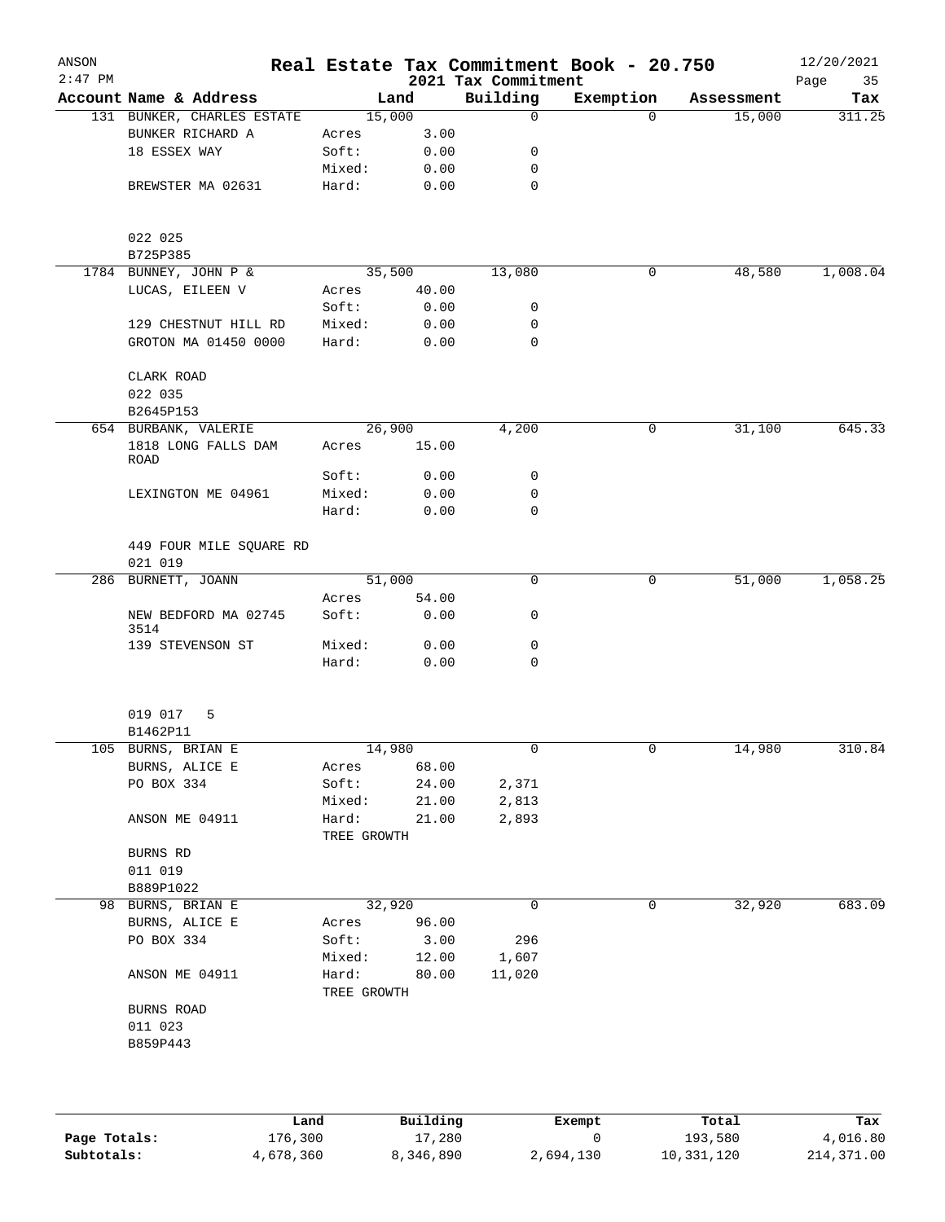# Real Estate Tax Commitment Book - 20.750

ANSON
2:47 PM

12/20/2021

2021 Tax Commitment

| Account | Name & Address | Land | | Building | Exemption | Assessment | Tax |
|---|---|---|---|---|---|---|---|
| 131 | BUNKER, CHARLES ESTATE | 15,000 | | 0 | 0 | 15,000 | 311.25 |
| | BUNKER RICHARD A | Acres | 3.00 | | | | |
| | 18 ESSEX WAY | Soft: | 0.00 | 0 | | | |
| | | Mixed: | 0.00 | 0 | | | |
| | BREWSTER MA 02631 | Hard: | 0.00 | 0 | | | |
| | 022 025 | | | | | | |
| | B725P385 | | | | | | |
| 1784 | BUNNEY, JOHN P & | 35,500 | | 13,080 | 0 | 48,580 | 1,008.04 |
| | LUCAS, EILEEN V | Acres | 40.00 | | | | |
| | | Soft: | 0.00 | 0 | | | |
| | 129 CHESTNUT HILL RD | Mixed: | 0.00 | 0 | | | |
| | GROTON MA 01450 0000 | Hard: | 0.00 | 0 | | | |
| | CLARK ROAD | | | | | | |
| | 022 035 | | | | | | |
| | B2645P153 | | | | | | |
| 654 | BURBANK, VALERIE | 26,900 | | 4,200 | 0 | 31,100 | 645.33 |
| | 1818 LONG FALLS DAM ROAD | Acres | 15.00 | | | | |
| | | Soft: | 0.00 | 0 | | | |
| | LEXINGTON ME 04961 | Mixed: | 0.00 | 0 | | | |
| | | Hard: | 0.00 | 0 | | | |
| | 449 FOUR MILE SQUARE RD | | | | | | |
| | 021 019 | | | | | | |
| 286 | BURNETT, JOANN | 51,000 | | 0 | 0 | 51,000 | 1,058.25 |
| | | Acres | 54.00 | | | | |
| | NEW BEDFORD MA 02745 3514 | Soft: | 0.00 | 0 | | | |
| | 139 STEVENSON ST | Mixed: | 0.00 | 0 | | | |
| | | Hard: | 0.00 | 0 | | | |
| | 019 017 5 | | | | | | |
| | B1462P11 | | | | | | |
| 105 | BURNS, BRIAN E | 14,980 | | 0 | 0 | 14,980 | 310.84 |
| | BURNS, ALICE E | Acres | 68.00 | | | | |
| | PO BOX 334 | Soft: | 24.00 | 2,371 | | | |
| | | Mixed: | 21.00 | 2,813 | | | |
| | ANSON ME 04911 | Hard: | 21.00 | 2,893 | | | |
| | | TREE GROWTH | | | | | |
| | BURNS RD | | | | | | |
| | 011 019 | | | | | | |
| | B889P1022 | | | | | | |
| 98 | BURNS, BRIAN E | 32,920 | | 0 | 0 | 32,920 | 683.09 |
| | BURNS, ALICE E | Acres | 96.00 | | | | |
| | PO BOX 334 | Soft: | 3.00 | 296 | | | |
| | | Mixed: | 12.00 | 1,607 | | | |
| | ANSON ME 04911 | Hard: | 80.00 | 11,020 | | | |
| | | TREE GROWTH | | | | | |
| | BURNS ROAD | | | | | | |
| | 011 023 | | | | | | |
| | B859P443 | | | | | | |

| | Land | Building | Exempt | Total | Tax |
|---|---|---|---|---|---|
| Page Totals: | 176,300 | 17,280 | 0 | 193,580 | 4,016.80 |
| Subtotals: | 4,678,360 | 8,346,890 | 2,694,130 | 10,331,120 | 214,371.00 |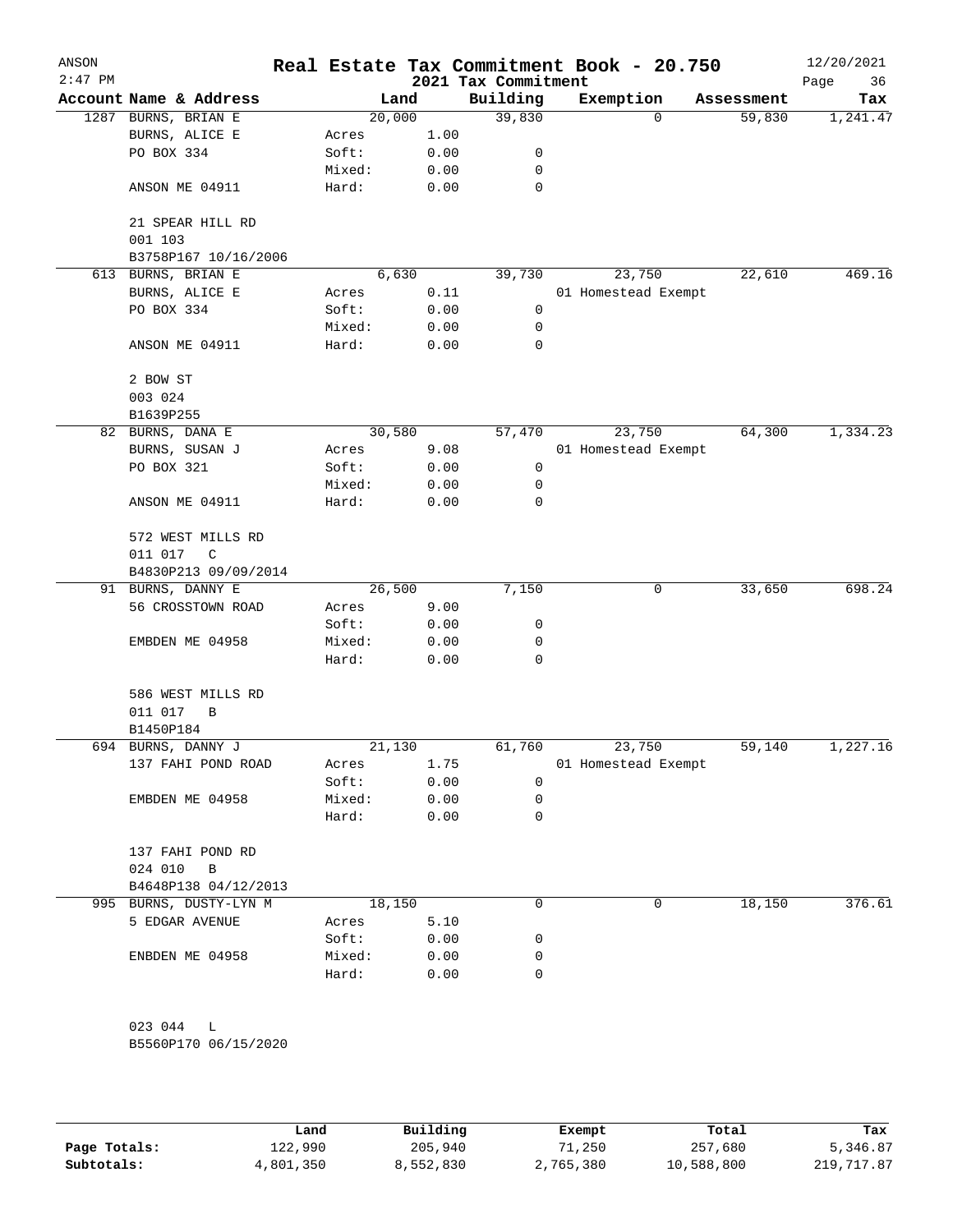ANSON  
2:47 PM

# Real Estate Tax Commitment Book - 20.750

## 2021 Tax Commitment

12/20/2021

| Account Name & Address | Land | | Building | Exemption | Assessment | Tax |
|---|---|---|---|---|---|---|
| 1287 BURNS, BRIAN E | 20,000 | | 39,830 | 0 | 59,830 | 1,241.47 |
| BURNS, ALICE E | Acres | 1.00 | | | | |
| PO BOX 334 | Soft: | 0.00 | 0 | | | |
| | Mixed: | 0.00 | 0 | | | |
| ANSON ME 04911 | Hard: | 0.00 | 0 | | | |
| 21 SPEAR HILL RD | | | | | | |
| 001 103 | | | | | | |
| B3758P167 10/16/2006 | | | | | | |
| 613 BURNS, BRIAN E | 6,630 | | 39,730 | 23,750 | 22,610 | 469.16 |
| BURNS, ALICE E | Acres | 0.11 | | 01 Homestead Exempt | | |
| PO BOX 334 | Soft: | 0.00 | 0 | | | |
| | Mixed: | 0.00 | 0 | | | |
| ANSON ME 04911 | Hard: | 0.00 | 0 | | | |
| 2 BOW ST | | | | | | |
| 003 024 | | | | | | |
| B1639P255 | | | | | | |
| 82 BURNS, DANA E | 30,580 | | 57,470 | 23,750 | 64,300 | 1,334.23 |
| BURNS, SUSAN J | Acres | 9.08 | | 01 Homestead Exempt | | |
| PO BOX 321 | Soft: | 0.00 | 0 | | | |
| | Mixed: | 0.00 | 0 | | | |
| ANSON ME 04911 | Hard: | 0.00 | 0 | | | |
| 572 WEST MILLS RD | | | | | | |
| 011 017 C | | | | | | |
| B4830P213 09/09/2014 | | | | | | |
| 91 BURNS, DANNY E | 26,500 | | 7,150 | 0 | 33,650 | 698.24 |
| 56 CROSSTOWN ROAD | Acres | 9.00 | | | | |
| | Soft: | 0.00 | 0 | | | |
| EMBDEN ME 04958 | Mixed: | 0.00 | 0 | | | |
| | Hard: | 0.00 | 0 | | | |
| 586 WEST MILLS RD | | | | | | |
| 011 017 B | | | | | | |
| B1450P184 | | | | | | |
| 694 BURNS, DANNY J | 21,130 | | 61,760 | 23,750 | 59,140 | 1,227.16 |
| 137 FAHI POND ROAD | Acres | 1.75 | | 01 Homestead Exempt | | |
| | Soft: | 0.00 | 0 | | | |
| EMBDEN ME 04958 | Mixed: | 0.00 | 0 | | | |
| | Hard: | 0.00 | 0 | | | |
| 137 FAHI POND RD | | | | | | |
| 024 010 B | | | | | | |
| B4648P138 04/12/2013 | | | | | | |
| 995 BURNS, DUSTY-LYN M | 18,150 | | 0 | 0 | 18,150 | 376.61 |
| 5 EDGAR AVENUE | Acres | 5.10 | | | | |
| | Soft: | 0.00 | 0 | | | |
| ENBDEN ME 04958 | Mixed: | 0.00 | 0 | | | |
| | Hard: | 0.00 | 0 | | | |
| 023 044 L | | | | | | |
| B5560P170 06/15/2020 | | | | | | |

| | Land | Building | Exempt | Total | Tax |
|---|---|---|---|---|---|
| Page Totals: | 122,990 | 205,940 | 71,250 | 257,680 | 5,346.87 |
| Subtotals: | 4,801,350 | 8,552,830 | 2,765,380 | 10,588,800 | 219,717.87 |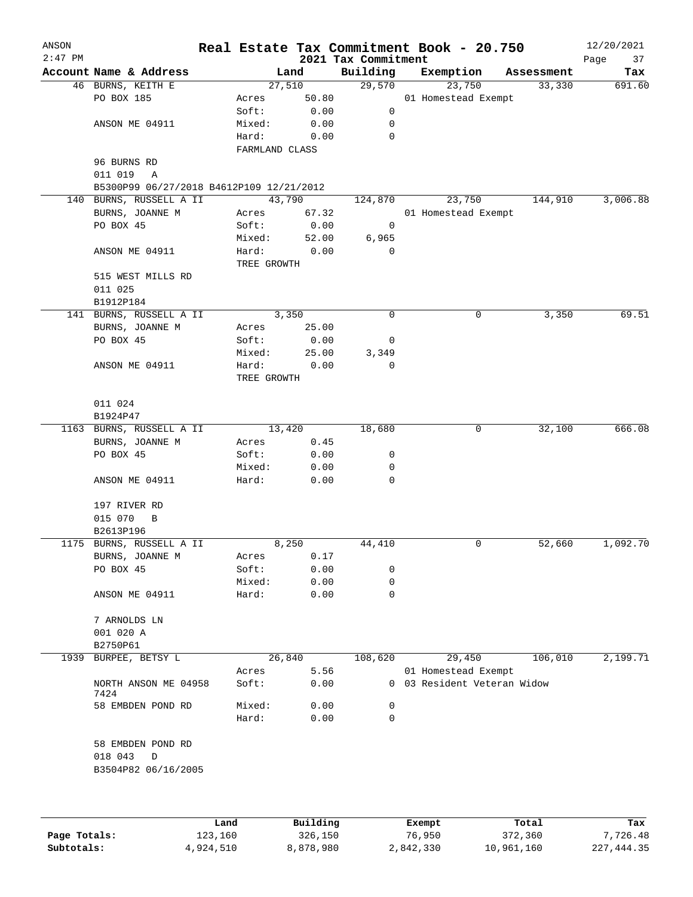# Real Estate Tax Commitment Book - 20.750

ANSON
2:47 PM

2021 Tax Commitment

12/20/2021

| Account Name & Address | Land | | Building | Exemption | Assessment | Tax |
|---|---|---|---|---|---|---|
| 46 BURNS, KEITH E | 27,510 | | 29,570 | 23,750 | 33,330 | 691.60 |
| PO BOX 185 | Acres | 50.80 | | 01 Homestead Exempt | | |
| | Soft: | 0.00 | 0 | | | |
| ANSON ME 04911 | Mixed: | 0.00 | 0 | | | |
| | Hard: | 0.00 | 0 | | | |
| | FARMLAND CLASS | | | | | |
| 96 BURNS RD | | | | | | |
| 011 019 A | | | | | | |
| B5300P99 06/27/2018 B4612P109 12/21/2012 | | | | | | |
| 140 BURNS, RUSSELL A II | 43,790 | | 124,870 | 23,750 | 144,910 | 3,006.88 |
| BURNS, JOANNE M | Acres | 67.32 | | 01 Homestead Exempt | | |
| PO BOX 45 | Soft: | 0.00 | 0 | | | |
| | Mixed: | 52.00 | 6,965 | | | |
| ANSON ME 04911 | Hard: | 0.00 | 0 | | | |
| | TREE GROWTH | | | | | |
| 515 WEST MILLS RD | | | | | | |
| 011 025 | | | | | | |
| B1912P184 | | | | | | |
| 141 BURNS, RUSSELL A II | 3,350 | | 0 | 0 | 3,350 | 69.51 |
| BURNS, JOANNE M | Acres | 25.00 | | | | |
| PO BOX 45 | Soft: | 0.00 | 0 | | | |
| | Mixed: | 25.00 | 3,349 | | | |
| ANSON ME 04911 | Hard: | 0.00 | 0 | | | |
| | TREE GROWTH | | | | | |
| 011 024 | | | | | | |
| B1924P47 | | | | | | |
| 1163 BURNS, RUSSELL A II | 13,420 | | 18,680 | 0 | 32,100 | 666.08 |
| BURNS, JOANNE M | Acres | 0.45 | | | | |
| PO BOX 45 | Soft: | 0.00 | 0 | | | |
| | Mixed: | 0.00 | 0 | | | |
| ANSON ME 04911 | Hard: | 0.00 | 0 | | | |
| 197 RIVER RD | | | | | | |
| 015 070 B | | | | | | |
| B2613P196 | | | | | | |
| 1175 BURNS, RUSSELL A II | 8,250 | | 44,410 | 0 | 52,660 | 1,092.70 |
| BURNS, JOANNE M | Acres | 0.17 | | | | |
| PO BOX 45 | Soft: | 0.00 | 0 | | | |
| | Mixed: | 0.00 | 0 | | | |
| ANSON ME 04911 | Hard: | 0.00 | 0 | | | |
| 7 ARNOLDS LN | | | | | | |
| 001 020 A | | | | | | |
| B2750P61 | | | | | | |
| 1939 BURPEE, BETSY L | 26,840 | | 108,620 | 29,450 | 106,010 | 2,199.71 |
| | Acres | 5.56 | | 01 Homestead Exempt | | |
| NORTH ANSON ME 04958 7424 | Soft: | 0.00 | 0 | 03 Resident Veteran Widow | | |
| 58 EMBDEN POND RD | Mixed: | 0.00 | 0 | | | |
| | Hard: | 0.00 | 0 | | | |
| 58 EMBDEN POND RD | | | | | | |
| 018 043 D | | | | | | |
| B3504P82 06/16/2005 | | | | | | |

| | Land | Building | Exempt | Total | Tax |
|---|---|---|---|---|---|
| Page Totals: | 123,160 | 326,150 | 76,950 | 372,360 | 7,726.48 |
| Subtotals: | 4,924,510 | 8,878,980 | 2,842,330 | 10,961,160 | 227,444.35 |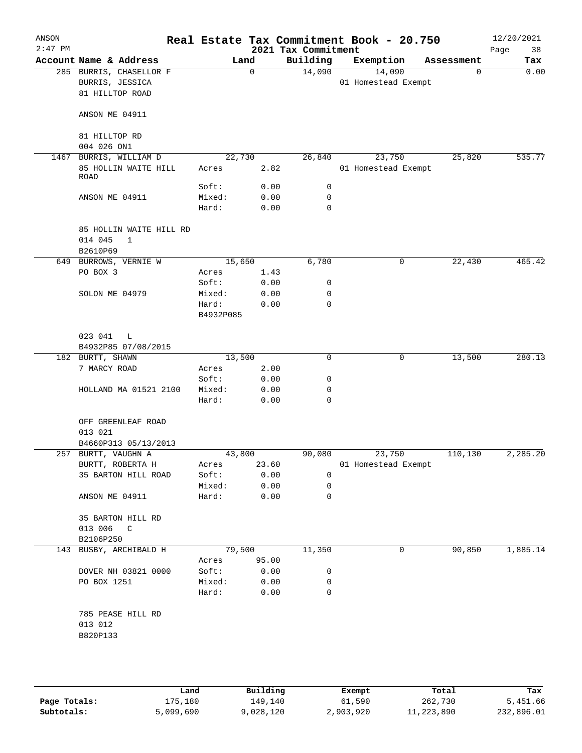# Real Estate Tax Commitment Book - 20.750

ANSON
2:47 PM
2021 Tax Commitment
12/20/2021

| Account Name & Address | Land | | Building | Exemption | Assessment | Tax |
|---|---|---|---|---|---|---|
| 285 BURRIS, CHASELLOR F | 0 | | 14,090 | 14,090 | 0 | 0.00 |
| BURRIS, JESSICA | | | | 01 Homestead Exempt | | |
| 81 HILLTOP ROAD | | | | | | |
| ANSON ME 04911 | | | | | | |
| 81 HILLTOP RD | | | | | | |
| 004 026 ON1 | | | | | | |
| 1467 BURRIS, WILLIAM D | 22,730 | | 26,840 | 23,750 | 25,820 | 535.77 |
| 85 HOLLIN WAITE HILL ROAD | Acres | 2.82 | | 01 Homestead Exempt | | |
| | Soft: | 0.00 | 0 | | | |
| ANSON ME 04911 | Mixed: | 0.00 | 0 | | | |
| | Hard: | 0.00 | 0 | | | |
| 85 HOLLIN WAITE HILL RD | | | | | | |
| 014 045 1 | | | | | | |
| B2610P69 | | | | | | |
| 649 BURROWS, VERNIE W | 15,650 | | 6,780 | 0 | 22,430 | 465.42 |
| PO BOX 3 | Acres | 1.43 | | | | |
| | Soft: | 0.00 | 0 | | | |
| SOLON ME 04979 | Mixed: | 0.00 | 0 | | | |
| | Hard: | 0.00 | 0 | | | |
| | B4932P085 | | | | | |
| 023 041 L | | | | | | |
| B4932P85 07/08/2015 | | | | | | |
| 182 BURTT, SHAWN | 13,500 | | 0 | 0 | 13,500 | 280.13 |
| 7 MARCY ROAD | Acres | 2.00 | | | | |
| | Soft: | 0.00 | 0 | | | |
| HOLLAND MA 01521 2100 | Mixed: | 0.00 | 0 | | | |
| | Hard: | 0.00 | 0 | | | |
| OFF GREENLEAF ROAD | | | | | | |
| 013 021 | | | | | | |
| B4660P313 05/13/2013 | | | | | | |
| 257 BURTT, VAUGHN A | 43,800 | | 90,080 | 23,750 | 110,130 | 2,285.20 |
| BURTT, ROBERTA H | Acres | 23.60 | | 01 Homestead Exempt | | |
| 35 BARTON HILL ROAD | Soft: | 0.00 | 0 | | | |
| | Mixed: | 0.00 | 0 | | | |
| ANSON ME 04911 | Hard: | 0.00 | 0 | | | |
| 35 BARTON HILL RD | | | | | | |
| 013 006 C | | | | | | |
| B2106P250 | | | | | | |
| 143 BUSBY, ARCHIBALD H | 79,500 | | 11,350 | 0 | 90,850 | 1,885.14 |
| | Acres | 95.00 | | | | |
| DOVER NH 03821 0000 | Soft: | 0.00 | 0 | | | |
| PO BOX 1251 | Mixed: | 0.00 | 0 | | | |
| | Hard: | 0.00 | 0 | | | |
| 785 PEASE HILL RD | | | | | | |
| 013 012 | | | | | | |
| B820P133 | | | | | | |

| | Land | Building | Exempt | Total | Tax |
|---|---|---|---|---|---|
| Page Totals: | 175,180 | 149,140 | 61,590 | 262,730 | 5,451.66 |
| Subtotals: | 5,099,690 | 9,028,120 | 2,903,920 | 11,223,890 | 232,896.01 |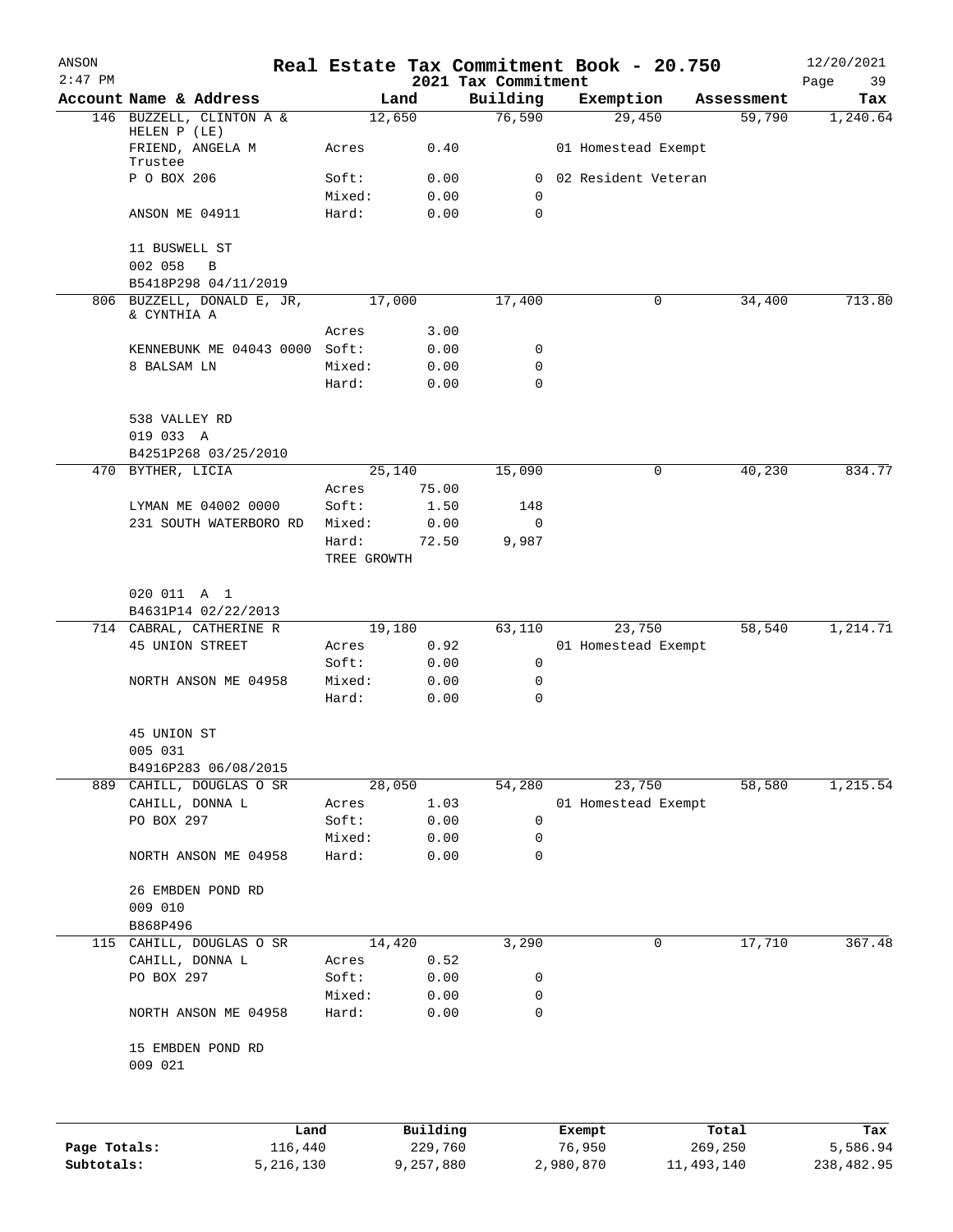# Real Estate Tax Commitment Book - 20.750

ANSON
2:47 PM

2021 Tax Commitment

12/20/2021

| Account Name & Address | Land | | Building | Exemption | Assessment | Tax |
|---|---|---|---|---|---|---|
| 146 BUZZELL, CLINTON A & HELEN P (LE) | 12,650 | | 76,590 | 29,450 | 59,790 | 1,240.64 |
| FRIEND, ANGELA M Trustee | Acres | 0.40 | | 01 Homestead Exempt | | |
| P O BOX 206 | Soft: | 0.00 | 0 | 02 Resident Veteran | | |
| | Mixed: | 0.00 | 0 | | | |
| ANSON ME 04911 | Hard: | 0.00 | 0 | | | |
| 11 BUSWELL ST | | | | | | |
| 002 058 B | | | | | | |
| B5418P298 04/11/2019 | | | | | | |
| 806 BUZZELL, DONALD E, JR, & CYNTHIA A | 17,000 | | 17,400 | 0 | 34,400 | 713.80 |
| | Acres | 3.00 | | | | |
| KENNEBUNK ME 04043 0000 | Soft: | 0.00 | 0 | | | |
| 8 BALSAM LN | Mixed: | 0.00 | 0 | | | |
| | Hard: | 0.00 | 0 | | | |
| 538 VALLEY RD | | | | | | |
| 019 033 A | | | | | | |
| B4251P268 03/25/2010 | | | | | | |
| 470 BYTHER, LICIA | 25,140 | | 15,090 | 0 | 40,230 | 834.77 |
| | Acres | 75.00 | | | | |
| LYMAN ME 04002 0000 | Soft: | 1.50 | 148 | | | |
| 231 SOUTH WATERBORO RD | Mixed: | 0.00 | 0 | | | |
| | Hard: | 72.50 | 9,987 | | | |
| | TREE GROWTH | | | | | |
| 020 011 A 1 | | | | | | |
| B4631P14 02/22/2013 | | | | | | |
| 714 CABRAL, CATHERINE R | 19,180 | | 63,110 | 23,750 | 58,540 | 1,214.71 |
| 45 UNION STREET | Acres | 0.92 | | 01 Homestead Exempt | | |
| | Soft: | 0.00 | 0 | | | |
| NORTH ANSON ME 04958 | Mixed: | 0.00 | 0 | | | |
| | Hard: | 0.00 | 0 | | | |
| 45 UNION ST | | | | | | |
| 005 031 | | | | | | |
| B4916P283 06/08/2015 | | | | | | |
| 889 CAHILL, DOUGLAS O SR | 28,050 | | 54,280 | 23,750 | 58,580 | 1,215.54 |
| CAHILL, DONNA L | Acres | 1.03 | | 01 Homestead Exempt | | |
| PO BOX 297 | Soft: | 0.00 | 0 | | | |
| | Mixed: | 0.00 | 0 | | | |
| NORTH ANSON ME 04958 | Hard: | 0.00 | 0 | | | |
| 26 EMBDEN POND RD | | | | | | |
| 009 010 | | | | | | |
| B868P496 | | | | | | |
| 115 CAHILL, DOUGLAS O SR | 14,420 | | 3,290 | 0 | 17,710 | 367.48 |
| CAHILL, DONNA L | Acres | 0.52 | | | | |
| PO BOX 297 | Soft: | 0.00 | 0 | | | |
| | Mixed: | 0.00 | 0 | | | |
| NORTH ANSON ME 04958 | Hard: | 0.00 | 0 | | | |
| 15 EMBDEN POND RD | | | | | | |
| 009 021 | | | | | | |

| | Land | Building | Exempt | Total | Tax |
|---|---|---|---|---|---|
| Page Totals: | 116,440 | 229,760 | 76,950 | 269,250 | 5,586.94 |
| Subtotals: | 5,216,130 | 9,257,880 | 2,980,870 | 11,493,140 | 238,482.95 |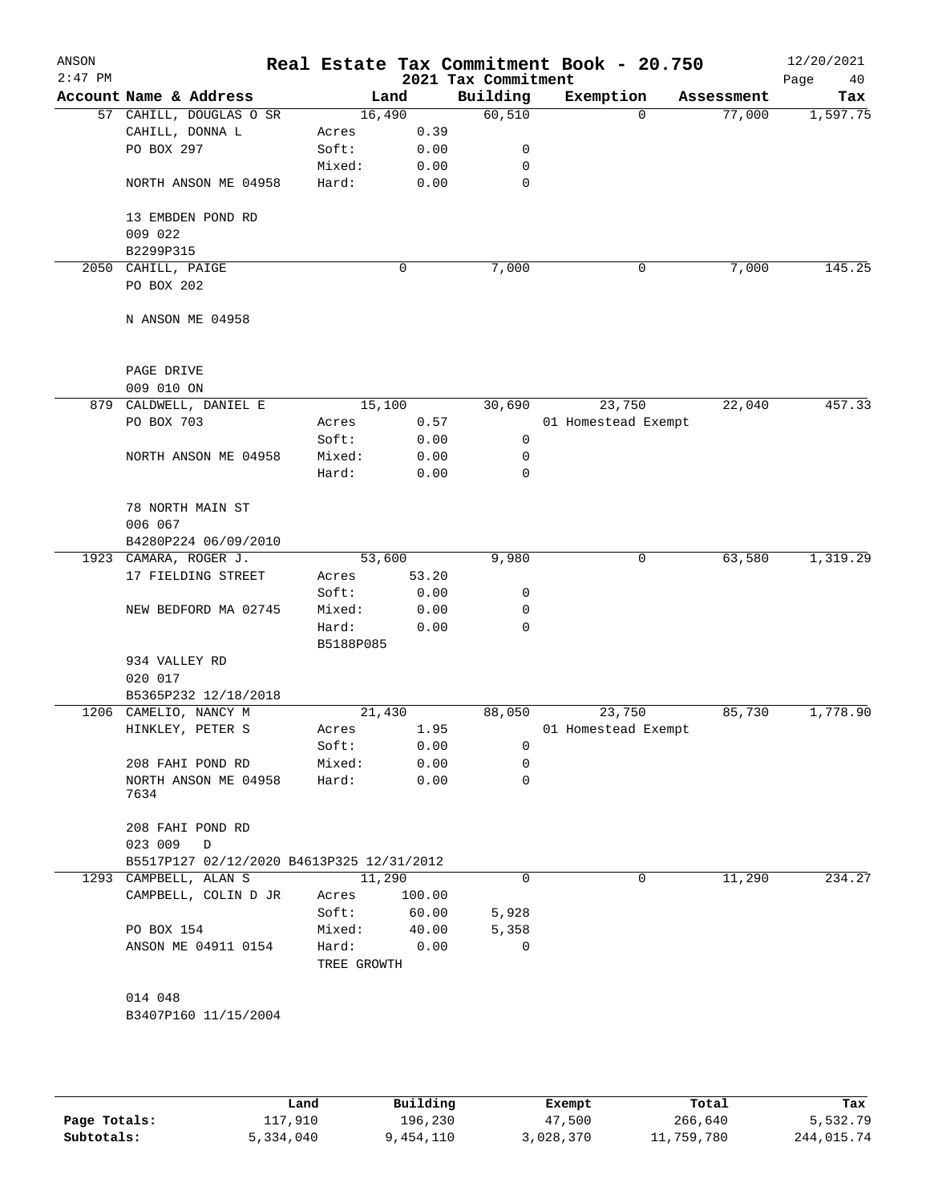# Real Estate Tax Commitment Book - 20.750

## 2021 Tax Commitment

ANSON 2:47 PM — 12/20/2021

| Account | Name & Address | Land | | Building | Exemption | Assessment | Tax |
|---|---|---|---|---|---|---|---|
| 57 | CAHILL, DOUGLAS O SR | | 16,490 | 60,510 | 0 | 77,000 | 1,597.75 |
| | CAHILL, DONNA L | Acres | 0.39 | | | | |
| | PO BOX 297 | Soft: | 0.00 | 0 | | | |
| | | Mixed: | 0.00 | 0 | | | |
| | NORTH ANSON ME 04958 | Hard: | 0.00 | 0 | | | |
| | 13 EMBDEN POND RD | | | | | | |
| | 009 022 | | | | | | |
| | B2299P315 | | | | | | |
| 2050 | CAHILL, PAIGE | | 0 | 7,000 | 0 | 7,000 | 145.25 |
| | PO BOX 202 | | | | | | |
| | N ANSON ME 04958 | | | | | | |
| | PAGE DRIVE | | | | | | |
| | 009 010 ON | | | | | | |
| 879 | CALDWELL, DANIEL E | | 15,100 | 30,690 | 23,750 | 22,040 | 457.33 |
| | PO BOX 703 | Acres | 0.57 | | 01 Homestead Exempt | | |
| | | Soft: | 0.00 | 0 | | | |
| | NORTH ANSON ME 04958 | Mixed: | 0.00 | 0 | | | |
| | | Hard: | 0.00 | 0 | | | |
| | 78 NORTH MAIN ST | | | | | | |
| | 006 067 | | | | | | |
| | B4280P224 06/09/2010 | | | | | | |
| 1923 | CAMARA, ROGER J. | | 53,600 | 9,980 | 0 | 63,580 | 1,319.29 |
| | 17 FIELDING STREET | Acres | 53.20 | | | | |
| | | Soft: | 0.00 | 0 | | | |
| | NEW BEDFORD MA 02745 | Mixed: | 0.00 | 0 | | | |
| | | Hard: | 0.00 | 0 | | | |
| | | B5188P085 | | | | | |
| | 934 VALLEY RD | | | | | | |
| | 020 017 | | | | | | |
| | B5365P232 12/18/2018 | | | | | | |
| 1206 | CAMELIO, NANCY M | | 21,430 | 88,050 | 23,750 | 85,730 | 1,778.90 |
| | HINKLEY, PETER S | Acres | 1.95 | | 01 Homestead Exempt | | |
| | | Soft: | 0.00 | 0 | | | |
| | 208 FAHI POND RD | Mixed: | 0.00 | 0 | | | |
| | NORTH ANSON ME 04958 7634 | Hard: | 0.00 | 0 | | | |
| | 208 FAHI POND RD | | | | | | |
| | 023 009 D | | | | | | |
| | B5517P127 02/12/2020 B4613P325 12/31/2012 | | | | | | |
| 1293 | CAMPBELL, ALAN S | | 11,290 | 0 | 0 | 11,290 | 234.27 |
| | CAMPBELL, COLIN D JR | Acres | 100.00 | | | | |
| | | Soft: | 60.00 | 5,928 | | | |
| | PO BOX 154 | Mixed: | 40.00 | 5,358 | | | |
| | ANSON ME 04911 0154 | Hard: | 0.00 | 0 | | | |
| | | TREE GROWTH | | | | | |
| | 014 048 | | | | | | |
| | B3407P160 11/15/2004 | | | | | | |

| | Land | Building | Exempt | Total | Tax |
|---|---|---|---|---|---|
| Page Totals: | 117,910 | 196,230 | 47,500 | 266,640 | 5,532.79 |
| Subtotals: | 5,334,040 | 9,454,110 | 3,028,370 | 11,759,780 | 244,015.74 |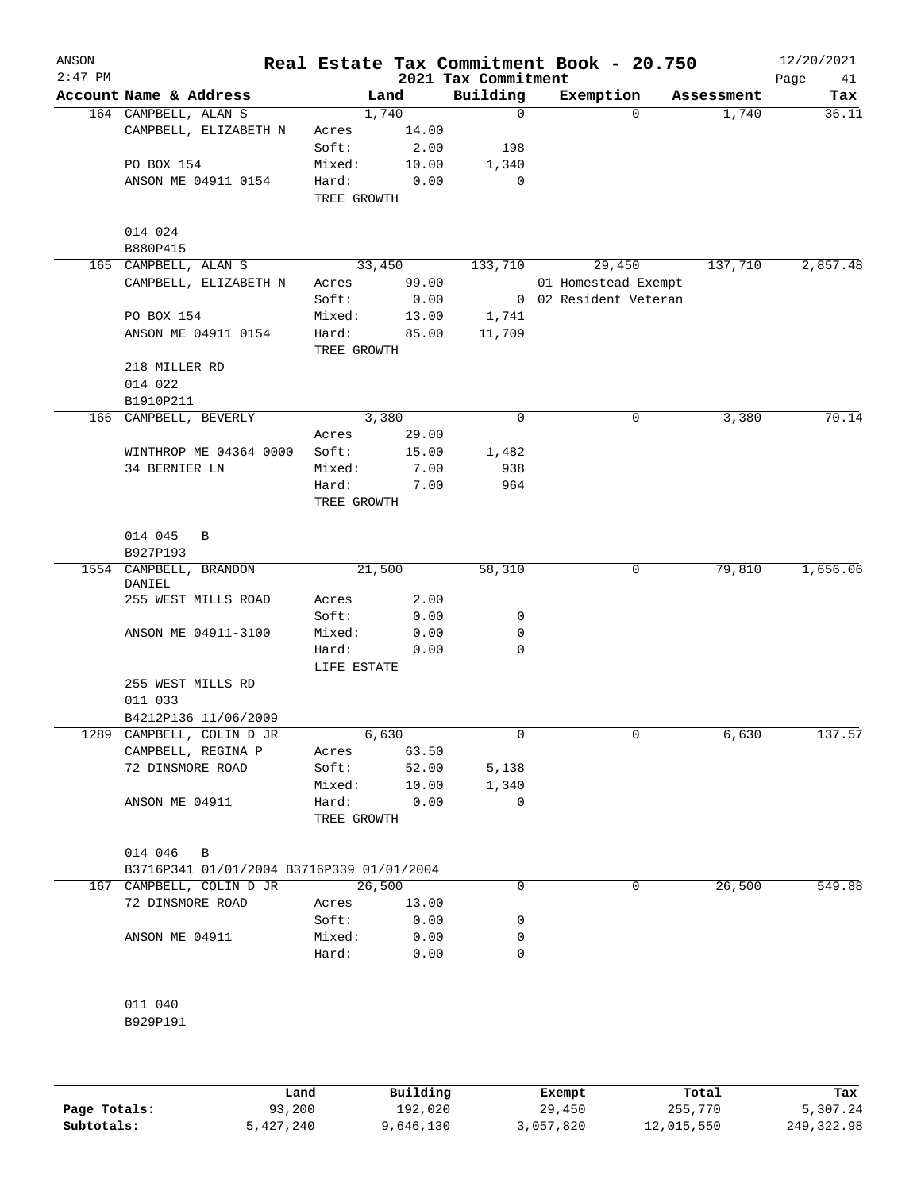ANSON 2:47 PM

# Real Estate Tax Commitment Book - 20.750

12/20/2021

## 2021 Tax Commitment

| Account Name & Address | Land | | Building | Exemption | Assessment | Tax |
|---|---|---|---|---|---|---|
| 164 CAMPBELL, ALAN S | 1,740 | | 0 | 0 | 1,740 | 36.11 |
| CAMPBELL, ELIZABETH N | Acres | 14.00 | | | | |
| | Soft: | 2.00 | 198 | | | |
| PO BOX 154 | Mixed: | 10.00 | 1,340 | | | |
| ANSON ME 04911 0154 | Hard: | 0.00 | 0 | | | |
| | TREE GROWTH | | | | | |
| 014 024 | | | | | | |
| B880P415 | | | | | | |
| 165 CAMPBELL, ALAN S | 33,450 | | 133,710 | 29,450 | 137,710 | 2,857.48 |
| CAMPBELL, ELIZABETH N | Acres | 99.00 | | 01 Homestead Exempt | | |
| | Soft: | 0.00 | 0 | 02 Resident Veteran | | |
| PO BOX 154 | Mixed: | 13.00 | 1,741 | | | |
| ANSON ME 04911 0154 | Hard: | 85.00 | 11,709 | | | |
| | TREE GROWTH | | | | | |
| 218 MILLER RD | | | | | | |
| 014 022 | | | | | | |
| B1910P211 | | | | | | |
| 166 CAMPBELL, BEVERLY | 3,380 | | 0 | 0 | 3,380 | 70.14 |
| | Acres | 29.00 | | | | |
| WINTHROP ME 04364 0000 | Soft: | 15.00 | 1,482 | | | |
| 34 BERNIER LN | Mixed: | 7.00 | 938 | | | |
| | Hard: | 7.00 | 964 | | | |
| | TREE GROWTH | | | | | |
| 014 045 B | | | | | | |
| B927P193 | | | | | | |
| 1554 CAMPBELL, BRANDON DANIEL | 21,500 | | 58,310 | 0 | 79,810 | 1,656.06 |
| 255 WEST MILLS ROAD | Acres | 2.00 | | | | |
| | Soft: | 0.00 | 0 | | | |
| ANSON ME 04911-3100 | Mixed: | 0.00 | 0 | | | |
| | Hard: | 0.00 | 0 | | | |
| | LIFE ESTATE | | | | | |
| 255 WEST MILLS RD | | | | | | |
| 011 033 | | | | | | |
| B4212P136 11/06/2009 | | | | | | |
| 1289 CAMPBELL, COLIN D JR | 6,630 | | 0 | 0 | 6,630 | 137.57 |
| CAMPBELL, REGINA P | Acres | 63.50 | | | | |
| 72 DINSMORE ROAD | Soft: | 52.00 | 5,138 | | | |
| | Mixed: | 10.00 | 1,340 | | | |
| ANSON ME 04911 | Hard: | 0.00 | 0 | | | |
| | TREE GROWTH | | | | | |
| 014 046 B | | | | | | |
| B3716P341 01/01/2004 B3716P339 01/01/2004 | | | | | | |
| 167 CAMPBELL, COLIN D JR | 26,500 | | 0 | 0 | 26,500 | 549.88 |
| 72 DINSMORE ROAD | Acres | 13.00 | | | | |
| | Soft: | 0.00 | 0 | | | |
| ANSON ME 04911 | Mixed: | 0.00 | 0 | | | |
| | Hard: | 0.00 | 0 | | | |
| 011 040 | | | | | | |
| B929P191 | | | | | | |

| | Land | Building | Exempt | Total | Tax |
|---|---|---|---|---|---|
| Page Totals: | 93,200 | 192,020 | 29,450 | 255,770 | 5,307.24 |
| Subtotals: | 5,427,240 | 9,646,130 | 3,057,820 | 12,015,550 | 249,322.98 |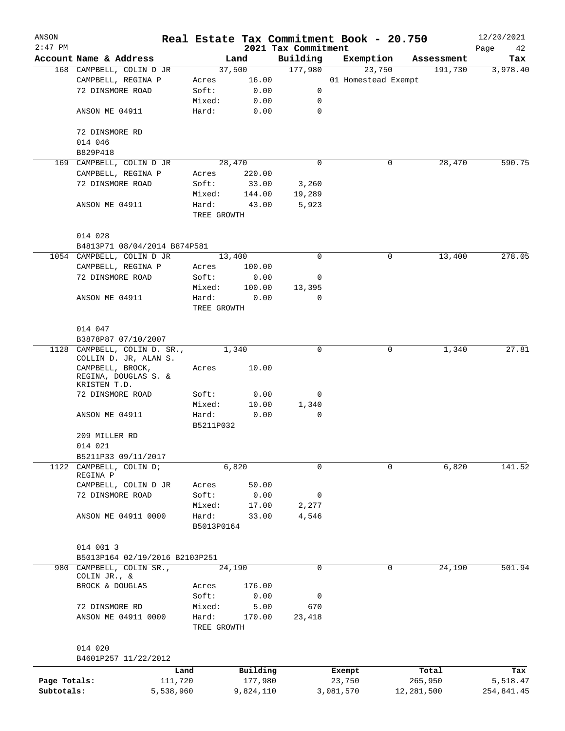# Real Estate Tax Commitment Book - 20.750

ANSON 2:47 PM — 2021 Tax Commitment — 12/20/2021

| Account Name & Address | | Land | Building | Exemption | Assessment | Tax |
|---|---|---|---|---|---|---|
| 168 CAMPBELL, COLIN D JR | | 37,500 | 177,980 | 23,750 | 191,730 | 3,978.40 |
| CAMPBELL, REGINA P | Acres | 16.00 | | 01 Homestead Exempt | | |
| 72 DINSMORE ROAD | Soft: | 0.00 | 0 | | | |
| | Mixed: | 0.00 | 0 | | | |
| ANSON ME 04911 | Hard: | 0.00 | 0 | | | |
| 72 DINSMORE RD | | | | | | |
| 014 046 | | | | | | |
| B829P418 | | | | | | |
| 169 CAMPBELL, COLIN D JR | | 28,470 | 0 | 0 | 28,470 | 590.75 |
| CAMPBELL, REGINA P | Acres | 220.00 | | | | |
| 72 DINSMORE ROAD | Soft: | 33.00 | 3,260 | | | |
| | Mixed: | 144.00 | 19,289 | | | |
| ANSON ME 04911 | Hard: | 43.00 | 5,923 | | | |
| | TREE GROWTH | | | | | |
| 014 028 | | | | | | |
| B4813P71 08/04/2014 B874P581 | | | | | | |
| 1054 CAMPBELL, COLIN D JR | | 13,400 | 0 | 0 | 13,400 | 278.05 |
| CAMPBELL, REGINA P | Acres | 100.00 | | | | |
| 72 DINSMORE ROAD | Soft: | 0.00 | 0 | | | |
| | Mixed: | 100.00 | 13,395 | | | |
| ANSON ME 04911 | Hard: | 0.00 | 0 | | | |
| | TREE GROWTH | | | | | |
| 014 047 | | | | | | |
| B3878P87 07/10/2007 | | | | | | |
| 1128 CAMPBELL, COLIN D. SR., COLLIN D. JR, ALAN S. | | 1,340 | 0 | 0 | 1,340 | 27.81 |
| CAMPBELL, BROCK, REGINA, DOUGLAS S. & KRISTEN T.D. | Acres | 10.00 | | | | |
| 72 DINSMORE ROAD | Soft: | 0.00 | 0 | | | |
| | Mixed: | 10.00 | 1,340 | | | |
| ANSON ME 04911 | Hard: | 0.00 | 0 | | | |
| | B5211P032 | | | | | |
| 209 MILLER RD | | | | | | |
| 014 021 | | | | | | |
| B5211P33 09/11/2017 | | | | | | |
| 1122 CAMPBELL, COLIN D; REGINA P | | 6,820 | 0 | 0 | 6,820 | 141.52 |
| CAMPBELL, COLIN D JR | Acres | 50.00 | | | | |
| 72 DINSMORE ROAD | Soft: | 0.00 | 0 | | | |
| | Mixed: | 17.00 | 2,277 | | | |
| ANSON ME 04911 0000 | Hard: | 33.00 | 4,546 | | | |
| | B5013P0164 | | | | | |
| 014 001 3 | | | | | | |
| B5013P164 02/19/2016 B2103P251 | | | | | | |
| 980 CAMPBELL, COLIN SR., COLIN JR., & | | 24,190 | 0 | 0 | 24,190 | 501.94 |
| BROCK & DOUGLAS | Acres | 176.00 | | | | |
| | Soft: | 0.00 | 0 | | | |
| 72 DINSMORE RD | Mixed: | 5.00 | 670 | | | |
| ANSON ME 04911 0000 | Hard: | 170.00 | 23,418 | | | |
| | TREE GROWTH | | | | | |
| 014 020 | | | | | | |
| B4601P257 11/22/2012 | | | | | | |

| | Land | Building | Exempt | Total | Tax |
|---|---|---|---|---|---|
| Page Totals: | 111,720 | 177,980 | 23,750 | 265,950 | 5,518.47 |
| Subtotals: | 5,538,960 | 9,824,110 | 3,081,570 | 12,281,500 | 254,841.45 |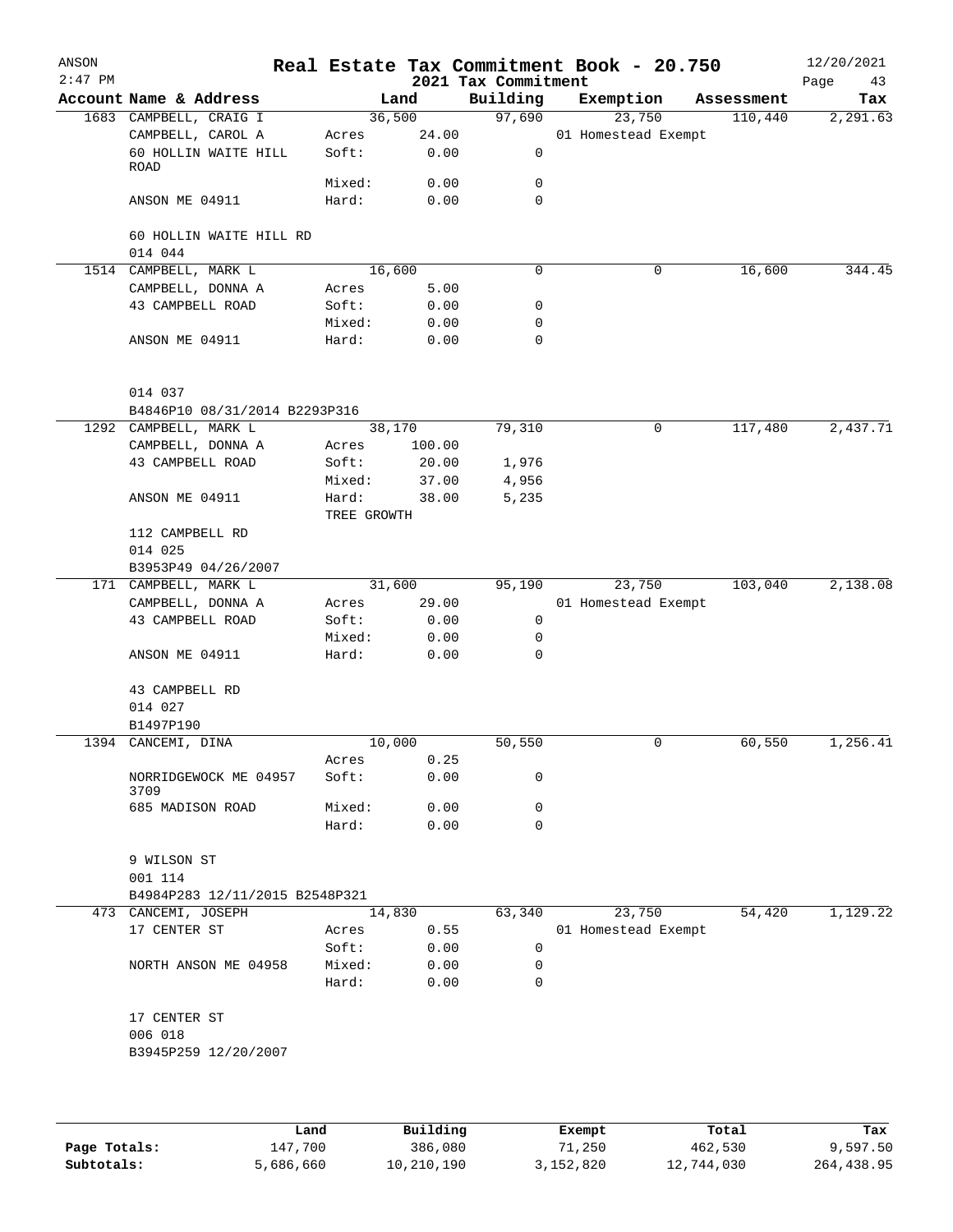ANSON
2:47 PM

# Real Estate Tax Commitment Book - 20.750

## 2021 Tax Commitment

12/20/2021

| Account | Name & Address | Land | | Building | Exemption | Assessment | Tax |
|---|---|---|---|---|---|---|---|
| 1683 | CAMPBELL, CRAIG I | | 36,500 | 97,690 | 23,750 | 110,440 | 2,291.63 |
| | CAMPBELL, CAROL A | Acres | 24.00 | | 01 Homestead Exempt | | |
| | 60 HOLLIN WAITE HILL ROAD | Soft: | 0.00 | 0 | | | |
| | | Mixed: | 0.00 | 0 | | | |
| | ANSON ME 04911 | Hard: | 0.00 | 0 | | | |
| | 60 HOLLIN WAITE HILL RD | | | | | | |
| | 014 044 | | | | | | |
| 1514 | CAMPBELL, MARK L | | 16,600 | 0 | 0 | 16,600 | 344.45 |
| | CAMPBELL, DONNA A | Acres | 5.00 | | | | |
| | 43 CAMPBELL ROAD | Soft: | 0.00 | 0 | | | |
| | | Mixed: | 0.00 | 0 | | | |
| | ANSON ME 04911 | Hard: | 0.00 | 0 | | | |
| | 014 037 | | | | | | |
| | B4846P10 08/31/2014 B2293P316 | | | | | | |
| 1292 | CAMPBELL, MARK L | | 38,170 | 79,310 | 0 | 117,480 | 2,437.71 |
| | CAMPBELL, DONNA A | Acres | 100.00 | | | | |
| | 43 CAMPBELL ROAD | Soft: | 20.00 | 1,976 | | | |
| | | Mixed: | 37.00 | 4,956 | | | |
| | ANSON ME 04911 | Hard: | 38.00 | 5,235 | | | |
| | | TREE GROWTH | | | | | |
| | 112 CAMPBELL RD | | | | | | |
| | 014 025 | | | | | | |
| | B3953P49 04/26/2007 | | | | | | |
| 171 | CAMPBELL, MARK L | | 31,600 | 95,190 | 23,750 | 103,040 | 2,138.08 |
| | CAMPBELL, DONNA A | Acres | 29.00 | | 01 Homestead Exempt | | |
| | 43 CAMPBELL ROAD | Soft: | 0.00 | 0 | | | |
| | | Mixed: | 0.00 | 0 | | | |
| | ANSON ME 04911 | Hard: | 0.00 | 0 | | | |
| | 43 CAMPBELL RD | | | | | | |
| | 014 027 | | | | | | |
| | B1497P190 | | | | | | |
| 1394 | CANCEMI, DINA | | 10,000 | 50,550 | 0 | 60,550 | 1,256.41 |
| | | Acres | 0.25 | | | | |
| | NORRIDGEWOCK ME 04957 3709 | Soft: | 0.00 | 0 | | | |
| | 685 MADISON ROAD | Mixed: | 0.00 | 0 | | | |
| | | Hard: | 0.00 | 0 | | | |
| | 9 WILSON ST | | | | | | |
| | 001 114 | | | | | | |
| | B4984P283 12/11/2015 B2548P321 | | | | | | |
| 473 | CANCEMI, JOSEPH | | 14,830 | 63,340 | 23,750 | 54,420 | 1,129.22 |
| | 17 CENTER ST | Acres | 0.55 | | 01 Homestead Exempt | | |
| | | Soft: | 0.00 | 0 | | | |
| | NORTH ANSON ME 04958 | Mixed: | 0.00 | 0 | | | |
| | | Hard: | 0.00 | 0 | | | |
| | 17 CENTER ST | | | | | | |
| | 006 018 | | | | | | |
| | B3945P259 12/20/2007 | | | | | | |

| | Land | Building | Exempt | Total | Tax |
|---|---|---|---|---|---|
| Page Totals: | 147,700 | 386,080 | 71,250 | 462,530 | 9,597.50 |
| Subtotals: | 5,686,660 | 10,210,190 | 3,152,820 | 12,744,030 | 264,438.95 |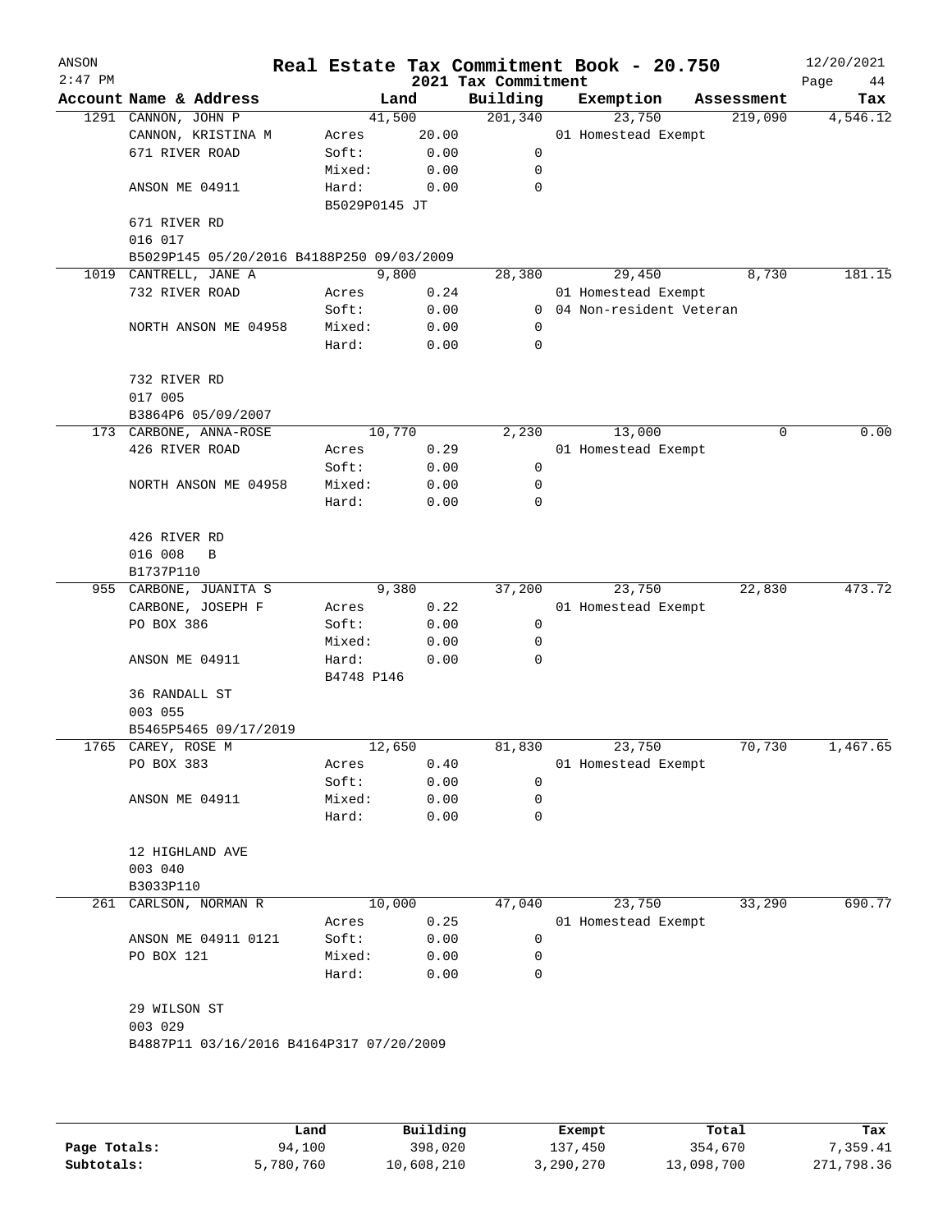# Real Estate Tax Commitment Book - 20.750

ANSON 2:47 PM — 2021 Tax Commitment — 12/20/2021

| Account Name & Address | Land | | Building | Exemption | Assessment | Tax |
|---|---|---|---|---|---|---|
| 1291 CANNON, JOHN P | | 41,500 | 201,340 | 23,750 | 219,090 | 4,546.12 |
| CANNON, KRISTINA M | Acres | 20.00 | | 01 Homestead Exempt | | |
| 671 RIVER ROAD | Soft: | 0.00 | 0 | | | |
| | Mixed: | 0.00 | 0 | | | |
| ANSON ME 04911 | Hard: | 0.00 | 0 | | | |
| | B5029P0145 JT | | | | | |
| 671 RIVER RD | | | | | | |
| 016 017 | | | | | | |
| B5029P145 05/20/2016 B4188P250 09/03/2009 | | | | | | |
| 1019 CANTRELL, JANE A | | 9,800 | 28,380 | 29,450 | 8,730 | 181.15 |
| 732 RIVER ROAD | Acres | 0.24 | | 01 Homestead Exempt | | |
| | Soft: | 0.00 | 0 | 04 Non-resident Veteran | | |
| NORTH ANSON ME 04958 | Mixed: | 0.00 | 0 | | | |
| | Hard: | 0.00 | 0 | | | |
| 732 RIVER RD | | | | | | |
| 017 005 | | | | | | |
| B3864P6 05/09/2007 | | | | | | |
| 173 CARBONE, ANNA-ROSE | | 10,770 | 2,230 | 13,000 | 0 | 0.00 |
| 426 RIVER ROAD | Acres | 0.29 | | 01 Homestead Exempt | | |
| | Soft: | 0.00 | 0 | | | |
| NORTH ANSON ME 04958 | Mixed: | 0.00 | 0 | | | |
| | Hard: | 0.00 | 0 | | | |
| 426 RIVER RD | | | | | | |
| 016 008 B | | | | | | |
| B1737P110 | | | | | | |
| 955 CARBONE, JUANITA S | | 9,380 | 37,200 | 23,750 | 22,830 | 473.72 |
| CARBONE, JOSEPH F | Acres | 0.22 | | 01 Homestead Exempt | | |
| PO BOX 386 | Soft: | 0.00 | 0 | | | |
| | Mixed: | 0.00 | 0 | | | |
| ANSON ME 04911 | Hard: | 0.00 | 0 | | | |
| | B4748 P146 | | | | | |
| 36 RANDALL ST | | | | | | |
| 003 055 | | | | | | |
| B5465P5465 09/17/2019 | | | | | | |
| 1765 CAREY, ROSE M | | 12,650 | 81,830 | 23,750 | 70,730 | 1,467.65 |
| PO BOX 383 | Acres | 0.40 | | 01 Homestead Exempt | | |
| | Soft: | 0.00 | 0 | | | |
| ANSON ME 04911 | Mixed: | 0.00 | 0 | | | |
| | Hard: | 0.00 | 0 | | | |
| 12 HIGHLAND AVE | | | | | | |
| 003 040 | | | | | | |
| B3033P110 | | | | | | |
| 261 CARLSON, NORMAN R | | 10,000 | 47,040 | 23,750 | 33,290 | 690.77 |
| | Acres | 0.25 | | 01 Homestead Exempt | | |
| ANSON ME 04911 0121 | Soft: | 0.00 | 0 | | | |
| PO BOX 121 | Mixed: | 0.00 | 0 | | | |
| | Hard: | 0.00 | 0 | | | |
| 29 WILSON ST | | | | | | |
| 003 029 | | | | | | |
| B4887P11 03/16/2016 B4164P317 07/20/2009 | | | | | | |

| | Land | Building | Exempt | Total | Tax |
|---|---|---|---|---|---|
| Page Totals: | 94,100 | 398,020 | 137,450 | 354,670 | 7,359.41 |
| Subtotals: | 5,780,760 | 10,608,210 | 3,290,270 | 13,098,700 | 271,798.36 |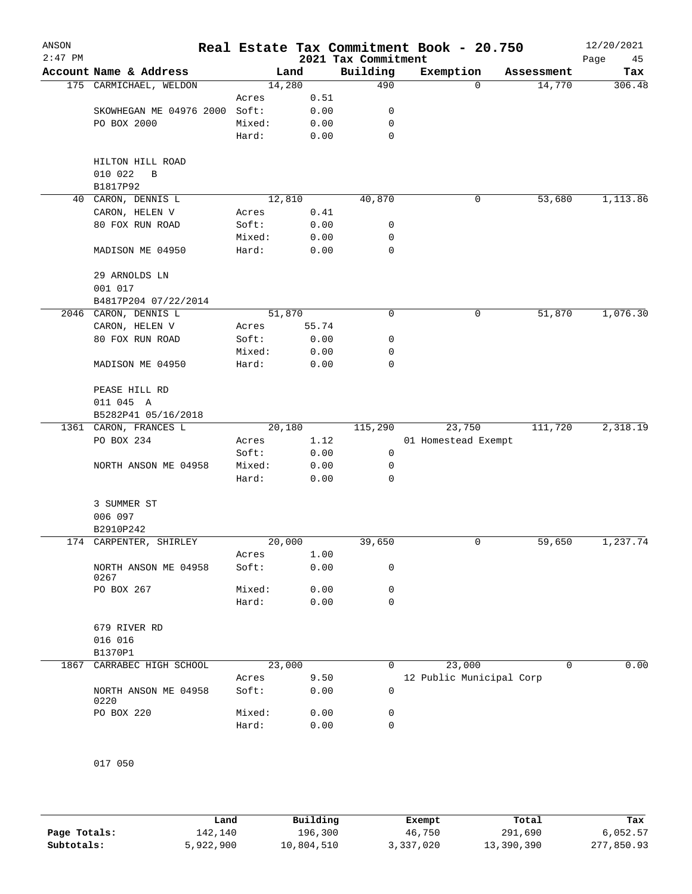# Real Estate Tax Commitment Book - 20.750

## 2021 Tax Commitment

ANSON
2:47 PM

12/20/2021

| Account Name & Address | | Land | Building | Exemption | Assessment | Tax |
|---|---|---|---|---|---|---|
| 175 CARMICHAEL, WELDON | | 14,280 | 490 | 0 | 14,770 | 306.48 |
| | Acres | 0.51 | | | | |
| SKOWHEGAN ME 04976 2000 | Soft: | 0.00 | 0 | | | |
| PO BOX 2000 | Mixed: | 0.00 | 0 | | | |
| | Hard: | 0.00 | 0 | | | |
| HILTON HILL ROAD | | | | | | |
| 010 022 B | | | | | | |
| B1817P92 | | | | | | |
| 40 CARON, DENNIS L | | 12,810 | 40,870 | 0 | 53,680 | 1,113.86 |
| CARON, HELEN V | Acres | 0.41 | | | | |
| 80 FOX RUN ROAD | Soft: | 0.00 | 0 | | | |
| | Mixed: | 0.00 | 0 | | | |
| MADISON ME 04950 | Hard: | 0.00 | 0 | | | |
| 29 ARNOLDS LN | | | | | | |
| 001 017 | | | | | | |
| B4817P204 07/22/2014 | | | | | | |
| 2046 CARON, DENNIS L | | 51,870 | 0 | 0 | 51,870 | 1,076.30 |
| CARON, HELEN V | Acres | 55.74 | | | | |
| 80 FOX RUN ROAD | Soft: | 0.00 | 0 | | | |
| | Mixed: | 0.00 | 0 | | | |
| MADISON ME 04950 | Hard: | 0.00 | 0 | | | |
| PEASE HILL RD | | | | | | |
| 011 045 A | | | | | | |
| B5282P41 05/16/2018 | | | | | | |
| 1361 CARON, FRANCES L | | 20,180 | 115,290 | 23,750 | 111,720 | 2,318.19 |
| PO BOX 234 | Acres | 1.12 | | 01 Homestead Exempt | | |
| | Soft: | 0.00 | 0 | | | |
| NORTH ANSON ME 04958 | Mixed: | 0.00 | 0 | | | |
| | Hard: | 0.00 | 0 | | | |
| 3 SUMMER ST | | | | | | |
| 006 097 | | | | | | |
| B2910P242 | | | | | | |
| 174 CARPENTER, SHIRLEY | | 20,000 | 39,650 | 0 | 59,650 | 1,237.74 |
| | Acres | 1.00 | | | | |
| NORTH ANSON ME 04958 0267 | Soft: | 0.00 | 0 | | | |
| PO BOX 267 | Mixed: | 0.00 | 0 | | | |
| | Hard: | 0.00 | 0 | | | |
| 679 RIVER RD | | | | | | |
| 016 016 | | | | | | |
| B1370P1 | | | | | | |
| 1867 CARRABEC HIGH SCHOOL | | 23,000 | 0 | 23,000 | 0 | 0.00 |
| | Acres | 9.50 | | 12 Public Municipal Corp | | |
| NORTH ANSON ME 04958 0220 | Soft: | 0.00 | 0 | | | |
| PO BOX 220 | Mixed: | 0.00 | 0 | | | |
| | Hard: | 0.00 | 0 | | | |
| 017 050 | | | | | | |

| | Land | Building | Exempt | Total | Tax |
|---|---|---|---|---|---|
| Page Totals: | 142,140 | 196,300 | 46,750 | 291,690 | 6,052.57 |
| Subtotals: | 5,922,900 | 10,804,510 | 3,337,020 | 13,390,390 | 277,850.93 |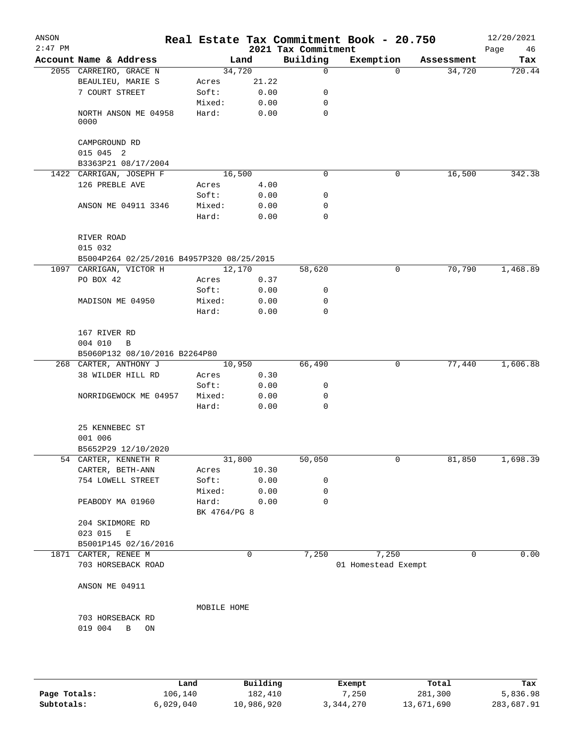# Real Estate Tax Commitment Book - 20.750

ANSON
2:47 PM
12/20/2021

2021 Tax Commitment

| Account Name & Address | Land | | Building | Exemption | Assessment | Tax |
|---|---|---|---|---|---|---|
| 2055 CARREIRO, GRACE N | 34,720 | | 0 | 0 | 34,720 | 720.44 |
| BEAULIEU, MARIE S | Acres | 21.22 | | | | |
| 7 COURT STREET | Soft: | 0.00 | 0 | | | |
| | Mixed: | 0.00 | 0 | | | |
| NORTH ANSON ME 04958 0000 | Hard: | 0.00 | 0 | | | |
| CAMPGROUND RD | | | | | | |
| 015 045 2 | | | | | | |
| B3363P21 08/17/2004 | | | | | | |
| 1422 CARRIGAN, JOSEPH F | 16,500 | | 0 | 0 | 16,500 | 342.38 |
| 126 PREBLE AVE | Acres | 4.00 | | | | |
| | Soft: | 0.00 | 0 | | | |
| ANSON ME 04911 3346 | Mixed: | 0.00 | 0 | | | |
| | Hard: | 0.00 | 0 | | | |
| RIVER ROAD | | | | | | |
| 015 032 | | | | | | |
| B5004P264 02/25/2016 B4957P320 08/25/2015 | | | | | | |
| 1097 CARRIGAN, VICTOR H | 12,170 | | 58,620 | 0 | 70,790 | 1,468.89 |
| PO BOX 42 | Acres | 0.37 | | | | |
| | Soft: | 0.00 | 0 | | | |
| MADISON ME 04950 | Mixed: | 0.00 | 0 | | | |
| | Hard: | 0.00 | 0 | | | |
| 167 RIVER RD | | | | | | |
| 004 010 B | | | | | | |
| B5060P132 08/10/2016 B2264P80 | | | | | | |
| 268 CARTER, ANTHONY J | 10,950 | | 66,490 | 0 | 77,440 | 1,606.88 |
| 38 WILDER HILL RD | Acres | 0.30 | | | | |
| | Soft: | 0.00 | 0 | | | |
| NORRIDGEWOCK ME 04957 | Mixed: | 0.00 | 0 | | | |
| | Hard: | 0.00 | 0 | | | |
| 25 KENNEBEC ST | | | | | | |
| 001 006 | | | | | | |
| B5652P29 12/10/2020 | | | | | | |
| 54 CARTER, KENNETH R | 31,800 | | 50,050 | 0 | 81,850 | 1,698.39 |
| CARTER, BETH-ANN | Acres | 10.30 | | | | |
| 754 LOWELL STREET | Soft: | 0.00 | 0 | | | |
| | Mixed: | 0.00 | 0 | | | |
| PEABODY MA 01960 | Hard: | 0.00 | 0 | | | |
| | BK 4764/PG 8 | | | | | |
| 204 SKIDMORE RD | | | | | | |
| 023 015 E | | | | | | |
| B5001P145 02/16/2016 | | | | | | |
| 1871 CARTER, RENEE M | 0 | | 7,250 | 7,250 | 0 | 0.00 |
| 703 HORSEBACK ROAD | | | | 01 Homestead Exempt | | |
| ANSON ME 04911 | | | | | | |
| | MOBILE HOME | | | | | |
| 703 HORSEBACK RD | | | | | | |
| 019 004 B ON | | | | | | |

| | Land | Building | Exempt | Total | Tax |
|---|---|---|---|---|---|
| Page Totals: | 106,140 | 182,410 | 7,250 | 281,300 | 5,836.98 |
| Subtotals: | 6,029,040 | 10,986,920 | 3,344,270 | 13,671,690 | 283,687.91 |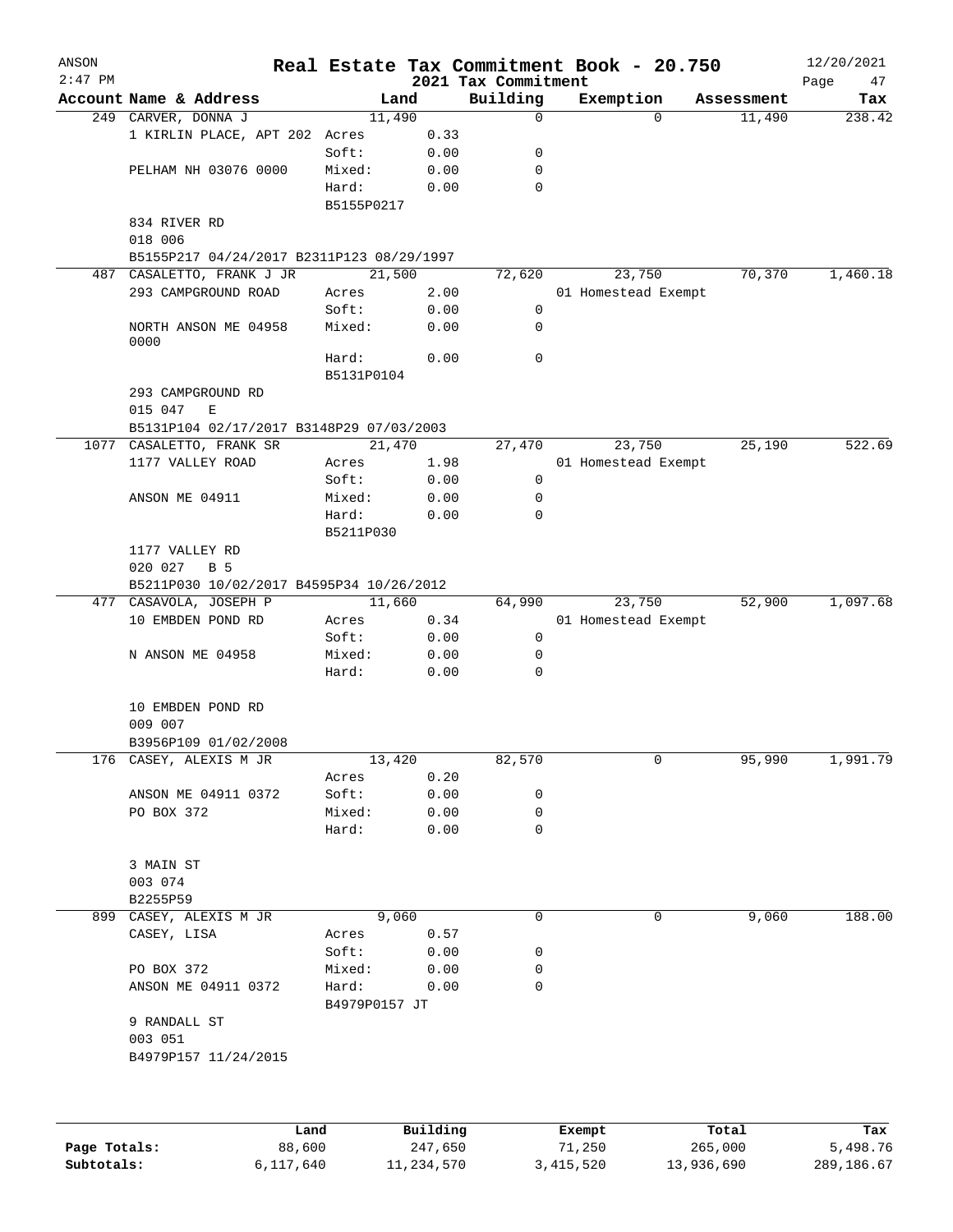ANSON
2:47 PM

# Real Estate Tax Commitment Book - 20.750

## 2021 Tax Commitment

12/20/2021

| Account Name & Address | Land | | Building | Exemption | Assessment | Tax |
|---|---|---|---|---|---|---|
| 249 CARVER, DONNA J | 11,490 | | 0 | 0 | 11,490 | 238.42 |
| 1 KIRLIN PLACE, APT 202 | Acres | 0.33 | | | | |
| | Soft: | 0.00 | 0 | | | |
| PELHAM NH 03076 0000 | Mixed: | 0.00 | 0 | | | |
| | Hard: | 0.00 | 0 | | | |
| | B5155P0217 | | | | | |
| 834 RIVER RD | | | | | | |
| 018 006 | | | | | | |
| B5155P217 04/24/2017 B2311P123 08/29/1997 | | | | | | |
| 487 CASALETTO, FRANK J JR | 21,500 | | 72,620 | 23,750 | 70,370 | 1,460.18 |
| 293 CAMPGROUND ROAD | Acres | 2.00 | | 01 Homestead Exempt | | |
| | Soft: | 0.00 | 0 | | | |
| NORTH ANSON ME 04958 0000 | Mixed: | 0.00 | 0 | | | |
| | Hard: | 0.00 | 0 | | | |
| | B5131P0104 | | | | | |
| 293 CAMPGROUND RD | | | | | | |
| 015 047 E | | | | | | |
| B5131P104 02/17/2017 B3148P29 07/03/2003 | | | | | | |
| 1077 CASALETTO, FRANK SR | 21,470 | | 27,470 | 23,750 | 25,190 | 522.69 |
| 1177 VALLEY ROAD | Acres | 1.98 | | 01 Homestead Exempt | | |
| | Soft: | 0.00 | 0 | | | |
| ANSON ME 04911 | Mixed: | 0.00 | 0 | | | |
| | Hard: | 0.00 | 0 | | | |
| | B5211P030 | | | | | |
| 1177 VALLEY RD | | | | | | |
| 020 027 B 5 | | | | | | |
| B5211P030 10/02/2017 B4595P34 10/26/2012 | | | | | | |
| 477 CASAVOLA, JOSEPH P | 11,660 | | 64,990 | 23,750 | 52,900 | 1,097.68 |
| 10 EMBDEN POND RD | Acres | 0.34 | | 01 Homestead Exempt | | |
| | Soft: | 0.00 | 0 | | | |
| N ANSON ME 04958 | Mixed: | 0.00 | 0 | | | |
| | Hard: | 0.00 | 0 | | | |
| 10 EMBDEN POND RD | | | | | | |
| 009 007 | | | | | | |
| B3956P109 01/02/2008 | | | | | | |
| 176 CASEY, ALEXIS M JR | 13,420 | | 82,570 | 0 | 95,990 | 1,991.79 |
| | Acres | 0.20 | | | | |
| ANSON ME 04911 0372 | Soft: | 0.00 | 0 | | | |
| PO BOX 372 | Mixed: | 0.00 | 0 | | | |
| | Hard: | 0.00 | 0 | | | |
| 3 MAIN ST | | | | | | |
| 003 074 | | | | | | |
| B2255P59 | | | | | | |
| 899 CASEY, ALEXIS M JR | 9,060 | | 0 | 0 | 9,060 | 188.00 |
| CASEY, LISA | Acres | 0.57 | | | | |
| | Soft: | 0.00 | 0 | | | |
| PO BOX 372 | Mixed: | 0.00 | 0 | | | |
| ANSON ME 04911 0372 | Hard: | 0.00 | 0 | | | |
| | B4979P0157 JT | | | | | |
| 9 RANDALL ST | | | | | | |
| 003 051 | | | | | | |
| B4979P157 11/24/2015 | | | | | | |

| | Land | Building | Exempt | Total | Tax |
|---|---|---|---|---|---|
| Page Totals: | 88,600 | 247,650 | 71,250 | 265,000 | 5,498.76 |
| Subtotals: | 6,117,640 | 11,234,570 | 3,415,520 | 13,936,690 | 289,186.67 |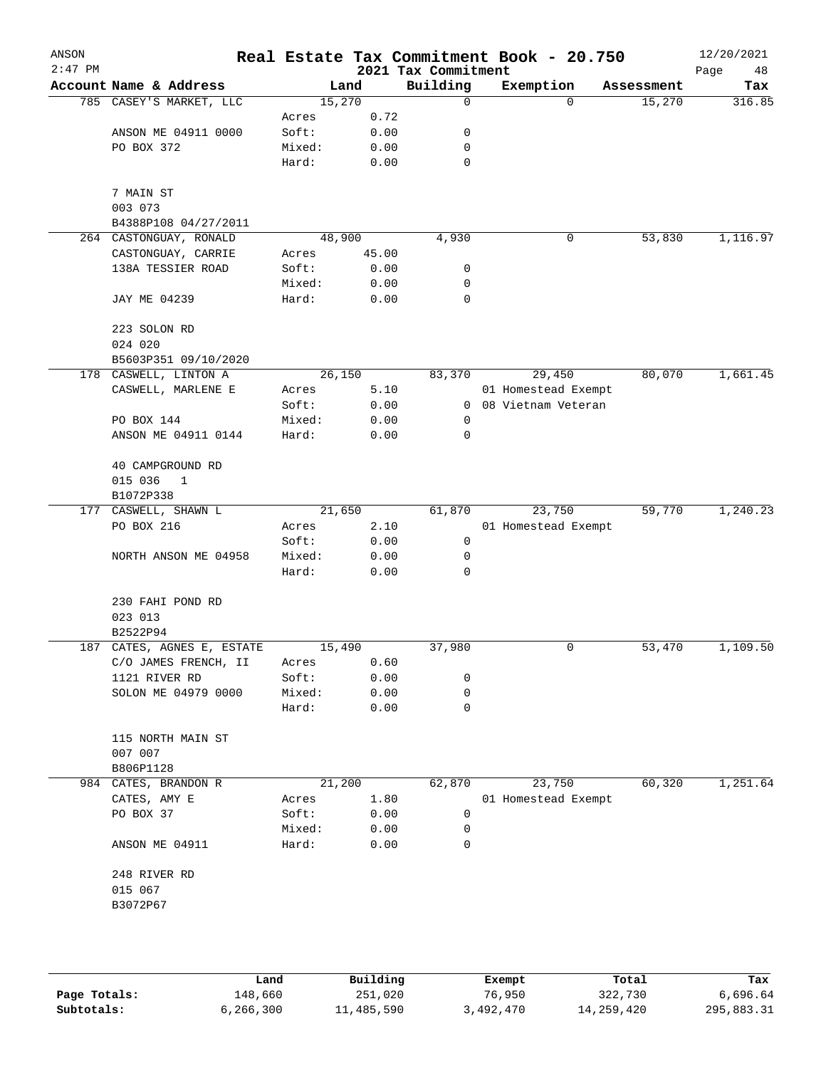# Real Estate Tax Commitment Book - 20.750

ANSON 2:47 PM — 2021 Tax Commitment — 12/20/2021

| Account Name & Address | | Land | Building | Exemption | Assessment | Tax |
|---|---|---|---|---|---|---|
| 785 CASEY'S MARKET, LLC | | 15,270 | 0 | 0 | 15,270 | 316.85 |
| | Acres | 0.72 | | | | |
| ANSON ME 04911 0000 | Soft: | 0.00 | 0 | | | |
| PO BOX 372 | Mixed: | 0.00 | 0 | | | |
| | Hard: | 0.00 | 0 | | | |
| 7 MAIN ST | | | | | | |
| 003 073 | | | | | | |
| B4388P108 04/27/2011 | | | | | | |
| 264 CASTONGUAY, RONALD | | 48,900 | 4,930 | 0 | 53,830 | 1,116.97 |
| CASTONGUAY, CARRIE | Acres | 45.00 | | | | |
| 138A TESSIER ROAD | Soft: | 0.00 | 0 | | | |
| | Mixed: | 0.00 | 0 | | | |
| JAY ME 04239 | Hard: | 0.00 | 0 | | | |
| 223 SOLON RD | | | | | | |
| 024 020 | | | | | | |
| B5603P351 09/10/2020 | | | | | | |
| 178 CASWELL, LINTON A | | 26,150 | 83,370 | 29,450 | 80,070 | 1,661.45 |
| CASWELL, MARLENE E | Acres | 5.10 | | 01 Homestead Exempt | | |
| | Soft: | 0.00 | 0 | 08 Vietnam Veteran | | |
| PO BOX 144 | Mixed: | 0.00 | 0 | | | |
| ANSON ME 04911 0144 | Hard: | 0.00 | 0 | | | |
| 40 CAMPGROUND RD | | | | | | |
| 015 036 1 | | | | | | |
| B1072P338 | | | | | | |
| 177 CASWELL, SHAWN L | | 21,650 | 61,870 | 23,750 | 59,770 | 1,240.23 |
| PO BOX 216 | Acres | 2.10 | | 01 Homestead Exempt | | |
| | Soft: | 0.00 | 0 | | | |
| NORTH ANSON ME 04958 | Mixed: | 0.00 | 0 | | | |
| | Hard: | 0.00 | 0 | | | |
| 230 FAHI POND RD | | | | | | |
| 023 013 | | | | | | |
| B2522P94 | | | | | | |
| 187 CATES, AGNES E, ESTATE | | 15,490 | 37,980 | 0 | 53,470 | 1,109.50 |
| C/O JAMES FRENCH, II | Acres | 0.60 | | | | |
| 1121 RIVER RD | Soft: | 0.00 | 0 | | | |
| SOLON ME 04979 0000 | Mixed: | 0.00 | 0 | | | |
| | Hard: | 0.00 | 0 | | | |
| 115 NORTH MAIN ST | | | | | | |
| 007 007 | | | | | | |
| B806P1128 | | | | | | |
| 984 CATES, BRANDON R | | 21,200 | 62,870 | 23,750 | 60,320 | 1,251.64 |
| CATES, AMY E | Acres | 1.80 | | 01 Homestead Exempt | | |
| PO BOX 37 | Soft: | 0.00 | 0 | | | |
| | Mixed: | 0.00 | 0 | | | |
| ANSON ME 04911 | Hard: | 0.00 | 0 | | | |
| 248 RIVER RD | | | | | | |
| 015 067 | | | | | | |
| B3072P67 | | | | | | |

| | Land | Building | Exempt | Total | Tax |
|---|---|---|---|---|---|
| Page Totals: | 148,660 | 251,020 | 76,950 | 322,730 | 6,696.64 |
| Subtotals: | 6,266,300 | 11,485,590 | 3,492,470 | 14,259,420 | 295,883.31 |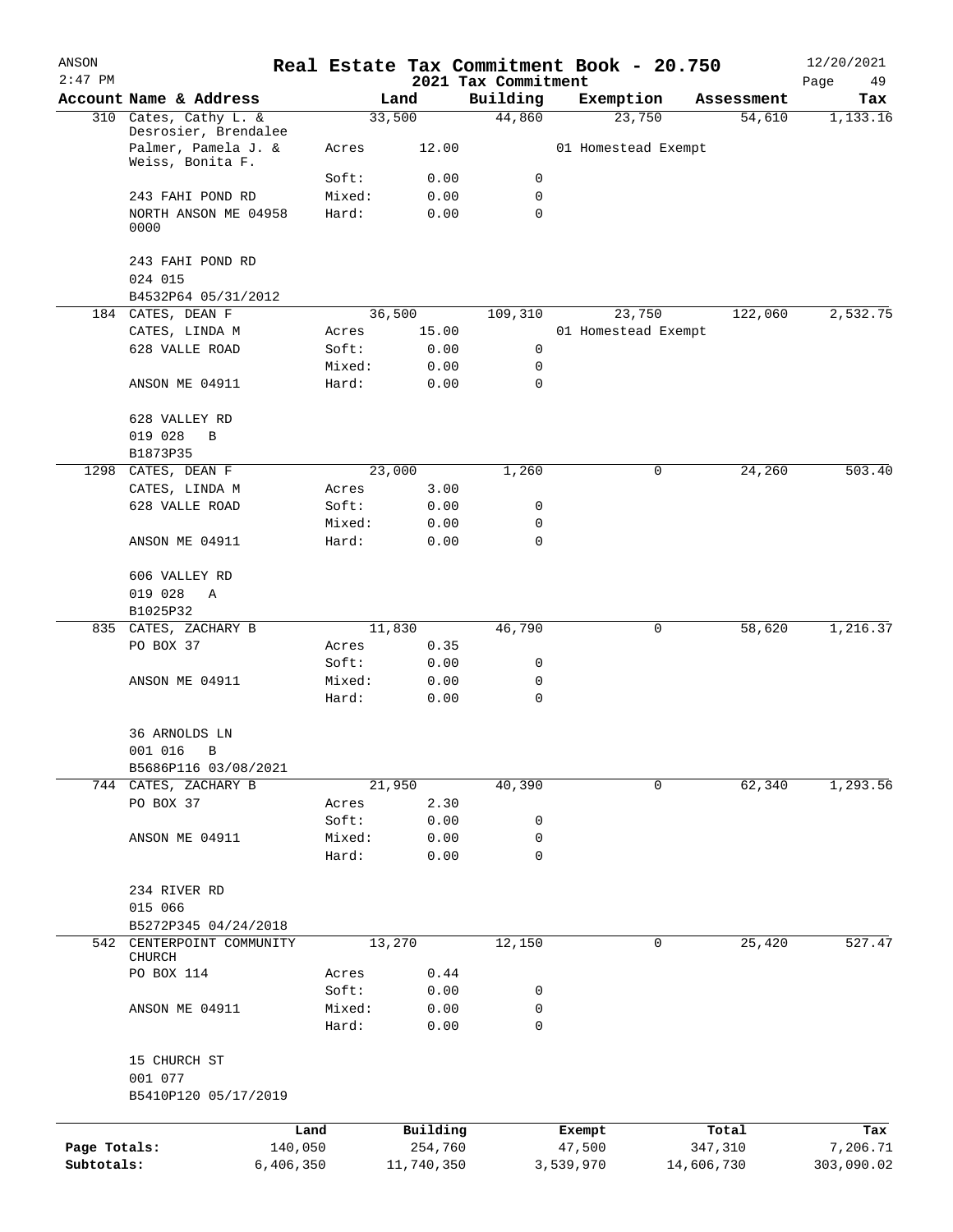ANSON
2:47 PM

# Real Estate Tax Commitment Book - 20.750

12/20/2021

2021 Tax Commitment

| Account Name & Address | | Land | Building | Exemption | Assessment | Tax |
|---|---|---|---|---|---|---|
| 310 Cates, Cathy L. & Desrosier, Brendalee | | 33,500 | 44,860 | 23,750 | 54,610 | 1,133.16 |
| Palmer, Pamela J. & Weiss, Bonita F. | Acres | 12.00 | | 01 Homestead Exempt | | |
| | Soft: | 0.00 | 0 | | | |
| 243 FAHI POND RD | Mixed: | 0.00 | 0 | | | |
| NORTH ANSON ME 04958 0000 | Hard: | 0.00 | 0 | | | |
| 243 FAHI POND RD | | | | | | |
| 024 015 | | | | | | |
| B4532P64 05/31/2012 | | | | | | |
| 184 CATES, DEAN F | | 36,500 | 109,310 | 23,750 | 122,060 | 2,532.75 |
| CATES, LINDA M | Acres | 15.00 | | 01 Homestead Exempt | | |
| 628 VALLE ROAD | Soft: | 0.00 | 0 | | | |
| | Mixed: | 0.00 | 0 | | | |
| ANSON ME 04911 | Hard: | 0.00 | 0 | | | |
| 628 VALLEY RD | | | | | | |
| 019 028 B | | | | | | |
| B1873P35 | | | | | | |
| 1298 CATES, DEAN F | | 23,000 | 1,260 | 0 | 24,260 | 503.40 |
| CATES, LINDA M | Acres | 3.00 | | | | |
| 628 VALLE ROAD | Soft: | 0.00 | 0 | | | |
| | Mixed: | 0.00 | 0 | | | |
| ANSON ME 04911 | Hard: | 0.00 | 0 | | | |
| 606 VALLEY RD | | | | | | |
| 019 028 A | | | | | | |
| B1025P32 | | | | | | |
| 835 CATES, ZACHARY B | | 11,830 | 46,790 | 0 | 58,620 | 1,216.37 |
| PO BOX 37 | Acres | 0.35 | | | | |
| | Soft: | 0.00 | 0 | | | |
| ANSON ME 04911 | Mixed: | 0.00 | 0 | | | |
| | Hard: | 0.00 | 0 | | | |
| 36 ARNOLDS LN | | | | | | |
| 001 016 B | | | | | | |
| B5686P116 03/08/2021 | | | | | | |
| 744 CATES, ZACHARY B | | 21,950 | 40,390 | 0 | 62,340 | 1,293.56 |
| PO BOX 37 | Acres | 2.30 | | | | |
| | Soft: | 0.00 | 0 | | | |
| ANSON ME 04911 | Mixed: | 0.00 | 0 | | | |
| | Hard: | 0.00 | 0 | | | |
| 234 RIVER RD | | | | | | |
| 015 066 | | | | | | |
| B5272P345 04/24/2018 | | | | | | |
| 542 CENTERPOINT COMMUNITY CHURCH | | 13,270 | 12,150 | 0 | 25,420 | 527.47 |
| PO BOX 114 | Acres | 0.44 | | | | |
| | Soft: | 0.00 | 0 | | | |
| ANSON ME 04911 | Mixed: | 0.00 | 0 | | | |
| | Hard: | 0.00 | 0 | | | |
| 15 CHURCH ST | | | | | | |
| 001 077 | | | | | | |
| B5410P120 05/17/2019 | | | | | | |

| | Land | Building | Exempt | Total | Tax |
|---|---|---|---|---|---|
| Page Totals: | 140,050 | 254,760 | 47,500 | 347,310 | 7,206.71 |
| Subtotals: | 6,406,350 | 11,740,350 | 3,539,970 | 14,606,730 | 303,090.02 |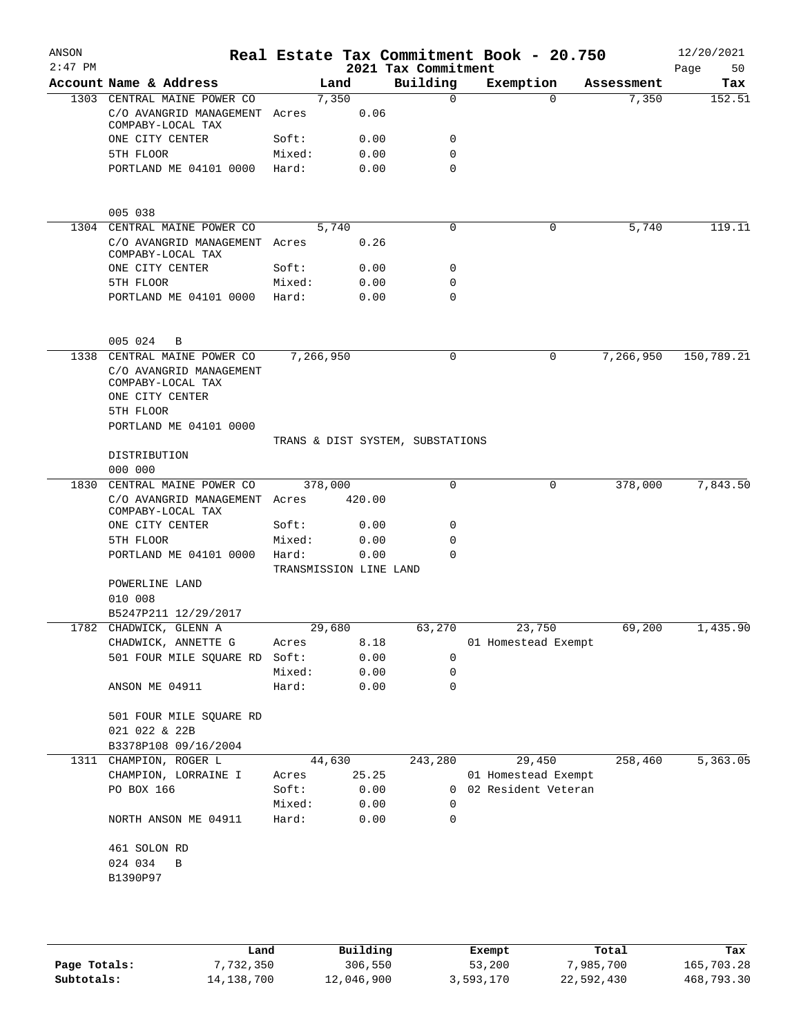# Real Estate Tax Commitment Book - 20.750

ANSON 2:47 PM — 2021 Tax Commitment — 12/20/2021

| Account | Name & Address | Land | | Building | Exemption | Assessment | Tax |
|---|---|---|---|---|---|---|---|
| 1303 | CENTRAL MAINE POWER CO | 7,350 | | 0 | 0 | 7,350 | 152.51 |
| | C/O AVANGRID MANAGEMENT COMPABY-LOCAL TAX | Acres | 0.06 | | | | |
| | ONE CITY CENTER | Soft: | 0.00 | 0 | | | |
| | 5TH FLOOR | Mixed: | 0.00 | 0 | | | |
| | PORTLAND ME 04101 0000 | Hard: | 0.00 | 0 | | | |
| | 005 038 | | | | | | |
| 1304 | CENTRAL MAINE POWER CO | 5,740 | | 0 | 0 | 5,740 | 119.11 |
| | C/O AVANGRID MANAGEMENT COMPABY-LOCAL TAX | Acres | 0.26 | | | | |
| | ONE CITY CENTER | Soft: | 0.00 | 0 | | | |
| | 5TH FLOOR | Mixed: | 0.00 | 0 | | | |
| | PORTLAND ME 04101 0000 | Hard: | 0.00 | 0 | | | |
| | 005 024 B | | | | | | |
| 1338 | CENTRAL MAINE POWER CO | 7,266,950 | | 0 | 0 | 7,266,950 | 150,789.21 |
| | C/O AVANGRID MANAGEMENT COMPABY-LOCAL TAX | | | | | | |
| | ONE CITY CENTER | | | | | | |
| | 5TH FLOOR | | | | | | |
| | PORTLAND ME 04101 0000 | TRANS & DIST SYSTEM, SUBSTATIONS | | | | | |
| | DISTRIBUTION | | | | | | |
| | 000 000 | | | | | | |
| 1830 | CENTRAL MAINE POWER CO | 378,000 | | 0 | 0 | 378,000 | 7,843.50 |
| | C/O AVANGRID MANAGEMENT COMPABY-LOCAL TAX | Acres | 420.00 | | | | |
| | ONE CITY CENTER | Soft: | 0.00 | 0 | | | |
| | 5TH FLOOR | Mixed: | 0.00 | 0 | | | |
| | PORTLAND ME 04101 0000 | Hard: | 0.00 | 0 | | | |
| | | TRANSMISSION LINE LAND | | | | | |
| | POWERLINE LAND | | | | | | |
| | 010 008 | | | | | | |
| | B5247P211 12/29/2017 | | | | | | |
| 1782 | CHADWICK, GLENN A | 29,680 | | 63,270 | 23,750 | 69,200 | 1,435.90 |
| | CHADWICK, ANNETTE G | Acres | 8.18 | | 01 Homestead Exempt | | |
| | 501 FOUR MILE SQUARE RD | Soft: | 0.00 | 0 | | | |
| | | Mixed: | 0.00 | 0 | | | |
| | ANSON ME 04911 | Hard: | 0.00 | 0 | | | |
| | 501 FOUR MILE SQUARE RD | | | | | | |
| | 021 022 & 22B | | | | | | |
| | B3378P108 09/16/2004 | | | | | | |
| 1311 | CHAMPION, ROGER L | 44,630 | | 243,280 | 29,450 | 258,460 | 5,363.05 |
| | CHAMPION, LORRAINE I | Acres | 25.25 | | 01 Homestead Exempt | | |
| | PO BOX 166 | Soft: | 0.00 | 0 | 02 Resident Veteran | | |
| | | Mixed: | 0.00 | 0 | | | |
| | NORTH ANSON ME 04911 | Hard: | 0.00 | 0 | | | |
| | 461 SOLON RD | | | | | | |
| | 024 034 B | | | | | | |
| | B1390P97 | | | | | | |

| | Land | Building | Exempt | Total | Tax |
|---|---|---|---|---|---|
| Page Totals: | 7,732,350 | 306,550 | 53,200 | 7,985,700 | 165,703.28 |
| Subtotals: | 14,138,700 | 12,046,900 | 3,593,170 | 22,592,430 | 468,793.30 |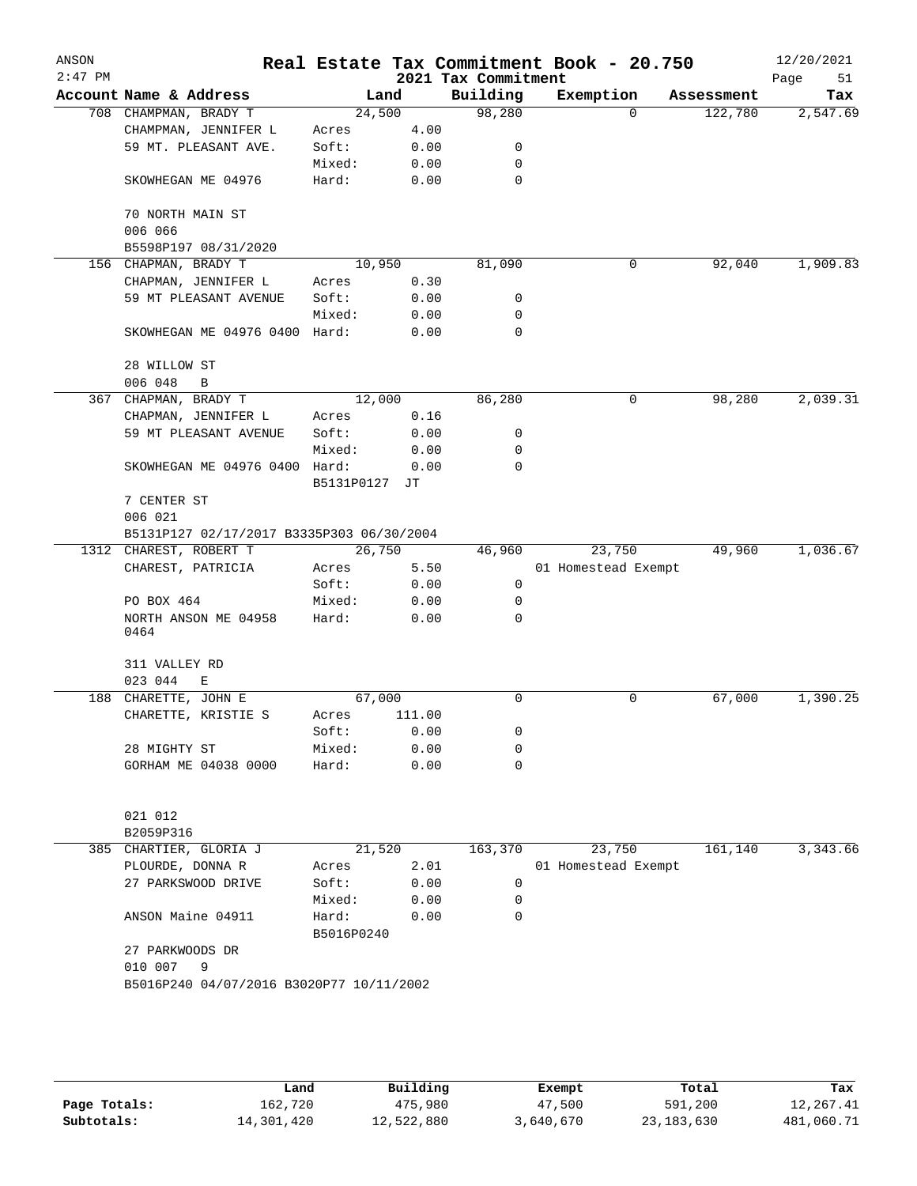# Real Estate Tax Commitment Book - 20.750

ANSON 2:47 PM — 2021 Tax Commitment — 12/20/2021

| Account Name & Address | Land | | Building | Exemption | Assessment | Tax |
|---|---|---|---|---|---|---|
| 708 CHAMPMAN, BRADY T | 24,500 | | 98,280 | 0 | 122,780 | 2,547.69 |
| CHAMPMAN, JENNIFER L | Acres | 4.00 | | | | |
| 59 MT. PLEASANT AVE. | Soft: | 0.00 | 0 | | | |
| | Mixed: | 0.00 | 0 | | | |
| SKOWHEGAN ME 04976 | Hard: | 0.00 | 0 | | | |
| 70 NORTH MAIN ST | | | | | | |
| 006 066 | | | | | | |
| B5598P197 08/31/2020 | | | | | | |
| 156 CHAPMAN, BRADY T | 10,950 | | 81,090 | 0 | 92,040 | 1,909.83 |
| CHAPMAN, JENNIFER L | Acres | 0.30 | | | | |
| 59 MT PLEASANT AVENUE | Soft: | 0.00 | 0 | | | |
| | Mixed: | 0.00 | 0 | | | |
| SKOWHEGAN ME 04976 0400 | Hard: | 0.00 | 0 | | | |
| 28 WILLOW ST | | | | | | |
| 006 048 B | | | | | | |
| 367 CHAPMAN, BRADY T | 12,000 | | 86,280 | 0 | 98,280 | 2,039.31 |
| CHAPMAN, JENNIFER L | Acres | 0.16 | | | | |
| 59 MT PLEASANT AVENUE | Soft: | 0.00 | 0 | | | |
| | Mixed: | 0.00 | 0 | | | |
| SKOWHEGAN ME 04976 0400 | Hard: | 0.00 | 0 | | | |
| | B5131P0127 | JT | | | | |
| 7 CENTER ST | | | | | | |
| 006 021 | | | | | | |
| B5131P127 02/17/2017 B3335P303 06/30/2004 | | | | | | |
| 1312 CHAREST, ROBERT T | 26,750 | | 46,960 | 23,750 | 49,960 | 1,036.67 |
| CHAREST, PATRICIA | Acres | 5.50 | | 01 Homestead Exempt | | |
| | Soft: | 0.00 | 0 | | | |
| PO BOX 464 | Mixed: | 0.00 | 0 | | | |
| NORTH ANSON ME 04958 0464 | Hard: | 0.00 | 0 | | | |
| 311 VALLEY RD | | | | | | |
| 023 044 E | | | | | | |
| 188 CHARETTE, JOHN E | 67,000 | | 0 | 0 | 67,000 | 1,390.25 |
| CHARETTE, KRISTIE S | Acres | 111.00 | | | | |
| | Soft: | 0.00 | 0 | | | |
| 28 MIGHTY ST | Mixed: | 0.00 | 0 | | | |
| GORHAM ME 04038 0000 | Hard: | 0.00 | 0 | | | |
| 021 012 | | | | | | |
| B2059P316 | | | | | | |
| 385 CHARTIER, GLORIA J | 21,520 | | 163,370 | 23,750 | 161,140 | 3,343.66 |
| PLOURDE, DONNA R | Acres | 2.01 | | 01 Homestead Exempt | | |
| 27 PARKSWOOD DRIVE | Soft: | 0.00 | 0 | | | |
| | Mixed: | 0.00 | 0 | | | |
| ANSON Maine 04911 | Hard: | 0.00 | 0 | | | |
| | B5016P0240 | | | | | |
| 27 PARKWOODS DR | | | | | | |
| 010 007 9 | | | | | | |
| B5016P240 04/07/2016 B3020P77 10/11/2002 | | | | | | |

| | Land | Building | Exempt | Total | Tax |
|---|---|---|---|---|---|
| Page Totals: | 162,720 | 475,980 | 47,500 | 591,200 | 12,267.41 |
| Subtotals: | 14,301,420 | 12,522,880 | 3,640,670 | 23,183,630 | 481,060.71 |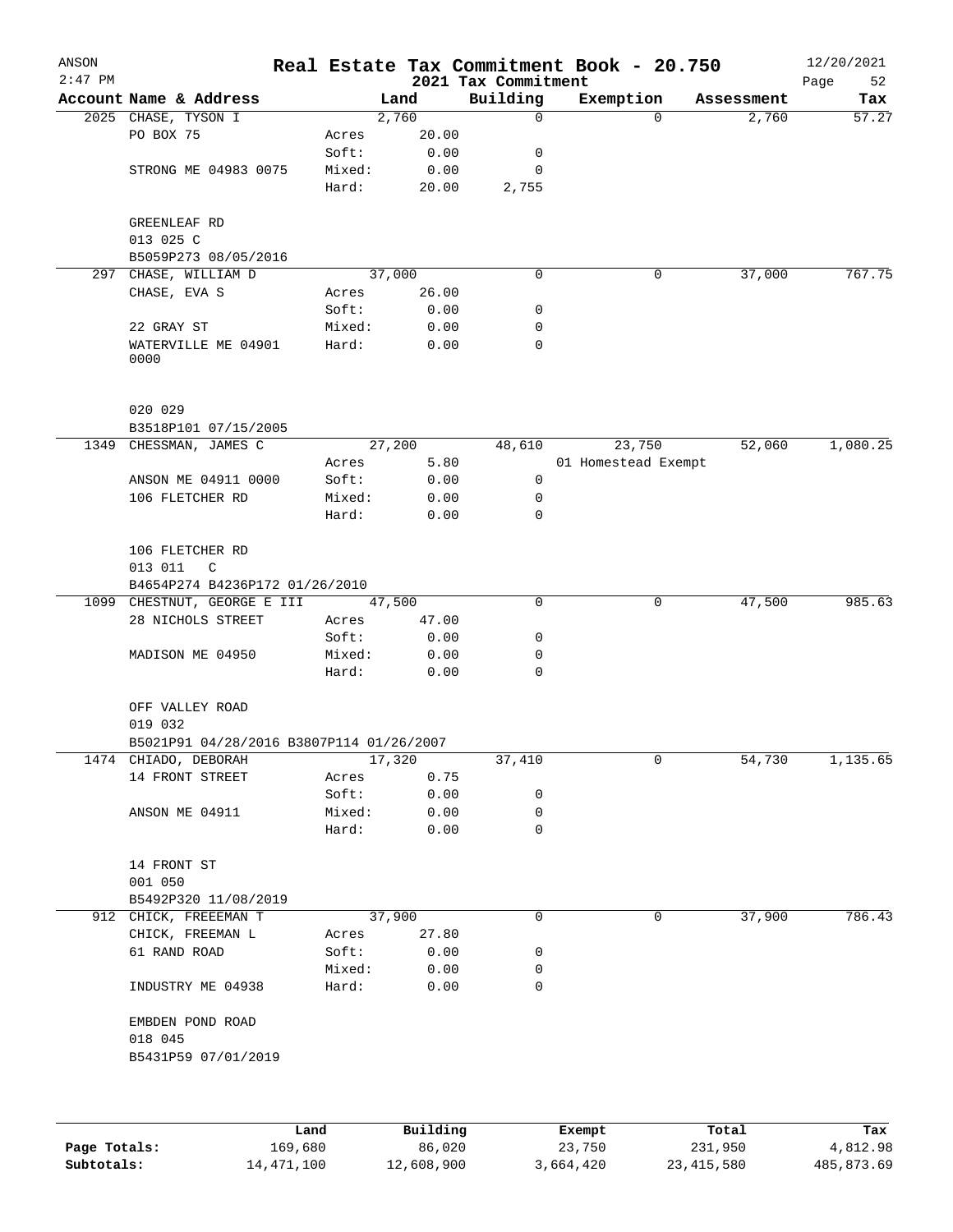# Real Estate Tax Commitment Book - 20.750

ANSON 2:47 PM — 2021 Tax Commitment — 12/20/2021

| Account | Name & Address | | Land | Building | Exemption | Assessment | Tax |
|---|---|---|---|---|---|---|---|
| 2025 | CHASE, TYSON I | | 2,760 | 0 | 0 | 2,760 | 57.27 |
| | PO BOX 75 | Acres | 20.00 | | | | |
| | | Soft: | 0.00 | 0 | | | |
| | STRONG ME 04983 0075 | Mixed: | 0.00 | 0 | | | |
| | | Hard: | 20.00 | 2,755 | | | |
| | GREENLEAF RD | | | | | | |
| | 013 025 C | | | | | | |
| | B5059P273 08/05/2016 | | | | | | |
| 297 | CHASE, WILLIAM D | | 37,000 | 0 | 0 | 37,000 | 767.75 |
| | CHASE, EVA S | Acres | 26.00 | | | | |
| | | Soft: | 0.00 | 0 | | | |
| | 22 GRAY ST | Mixed: | 0.00 | 0 | | | |
| | WATERVILLE ME 04901 0000 | Hard: | 0.00 | 0 | | | |
| | 020 029 | | | | | | |
| | B3518P101 07/15/2005 | | | | | | |
| 1349 | CHESSMAN, JAMES C | | 27,200 | 48,610 | 23,750 | 52,060 | 1,080.25 |
| | | Acres | 5.80 | | 01 Homestead Exempt | | |
| | ANSON ME 04911 0000 | Soft: | 0.00 | 0 | | | |
| | 106 FLETCHER RD | Mixed: | 0.00 | 0 | | | |
| | | Hard: | 0.00 | 0 | | | |
| | 106 FLETCHER RD | | | | | | |
| | 013 011 C | | | | | | |
| | B4654P274 B4236P172 01/26/2010 | | | | | | |
| 1099 | CHESTNUT, GEORGE E III | | 47,500 | 0 | 0 | 47,500 | 985.63 |
| | 28 NICHOLS STREET | Acres | 47.00 | | | | |
| | | Soft: | 0.00 | 0 | | | |
| | MADISON ME 04950 | Mixed: | 0.00 | 0 | | | |
| | | Hard: | 0.00 | 0 | | | |
| | OFF VALLEY ROAD | | | | | | |
| | 019 032 | | | | | | |
| | B5021P91 04/28/2016 B3807P114 01/26/2007 | | | | | | |
| 1474 | CHIADO, DEBORAH | | 17,320 | 37,410 | 0 | 54,730 | 1,135.65 |
| | 14 FRONT STREET | Acres | 0.75 | | | | |
| | | Soft: | 0.00 | 0 | | | |
| | ANSON ME 04911 | Mixed: | 0.00 | 0 | | | |
| | | Hard: | 0.00 | 0 | | | |
| | 14 FRONT ST | | | | | | |
| | 001 050 | | | | | | |
| | B5492P320 11/08/2019 | | | | | | |
| 912 | CHICK, FREEEMAN T | | 37,900 | 0 | 0 | 37,900 | 786.43 |
| | CHICK, FREEMAN L | Acres | 27.80 | | | | |
| | 61 RAND ROAD | Soft: | 0.00 | 0 | | | |
| | | Mixed: | 0.00 | 0 | | | |
| | INDUSTRY ME 04938 | Hard: | 0.00 | 0 | | | |
| | EMBDEN POND ROAD | | | | | | |
| | 018 045 | | | | | | |
| | B5431P59 07/01/2019 | | | | | | |

| | Land | Building | Exempt | Total | Tax |
|---|---|---|---|---|---|
| Page Totals: | 169,680 | 86,020 | 23,750 | 231,950 | 4,812.98 |
| Subtotals: | 14,471,100 | 12,608,900 | 3,664,420 | 23,415,580 | 485,873.69 |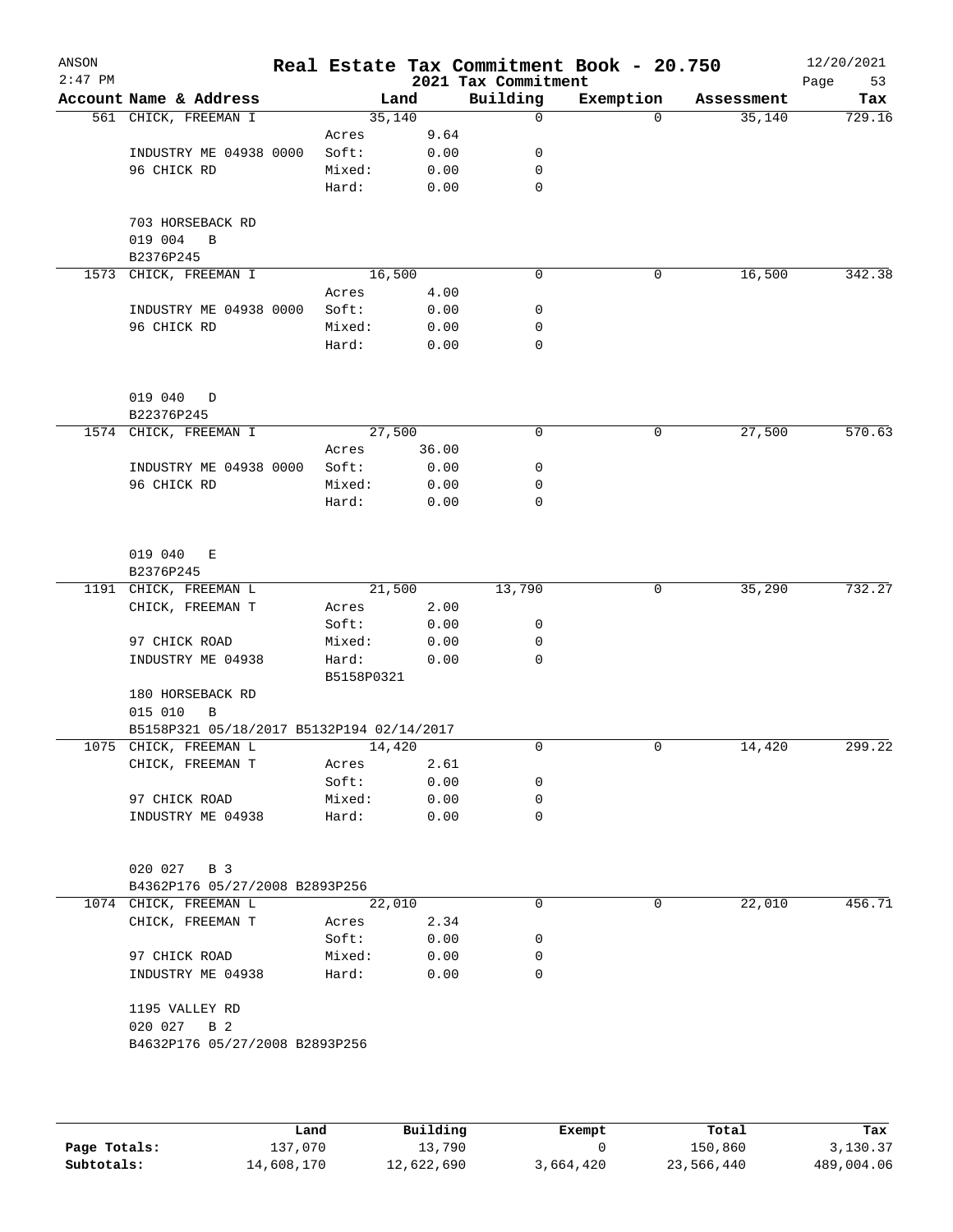ANSON
2:47 PM

# Real Estate Tax Commitment Book - 20.750

## 2021 Tax Commitment

12/20/2021

| Account | Name & Address | | Land | Building | Exemption | Assessment | Tax |
|---|---|---|---|---|---|---|---|
| 561 | CHICK, FREEMAN I | | 35,140 | 0 | 0 | 35,140 | 729.16 |
| | | Acres | 9.64 | | | | |
| | INDUSTRY ME 04938 0000 | Soft: | 0.00 | 0 | | | |
| | 96 CHICK RD | Mixed: | 0.00 | 0 | | | |
| | | Hard: | 0.00 | 0 | | | |
| | 703 HORSEBACK RD | | | | | | |
| | 019 004 B | | | | | | |
| | B2376P245 | | | | | | |
| 1573 | CHICK, FREEMAN I | | 16,500 | 0 | 0 | 16,500 | 342.38 |
| | | Acres | 4.00 | | | | |
| | INDUSTRY ME 04938 0000 | Soft: | 0.00 | 0 | | | |
| | 96 CHICK RD | Mixed: | 0.00 | 0 | | | |
| | | Hard: | 0.00 | 0 | | | |
| | 019 040 D | | | | | | |
| | B22376P245 | | | | | | |
| 1574 | CHICK, FREEMAN I | | 27,500 | 0 | 0 | 27,500 | 570.63 |
| | | Acres | 36.00 | | | | |
| | INDUSTRY ME 04938 0000 | Soft: | 0.00 | 0 | | | |
| | 96 CHICK RD | Mixed: | 0.00 | 0 | | | |
| | | Hard: | 0.00 | 0 | | | |
| | 019 040 E | | | | | | |
| | B2376P245 | | | | | | |
| 1191 | CHICK, FREEMAN L | | 21,500 | 13,790 | 0 | 35,290 | 732.27 |
| | CHICK, FREEMAN T | Acres | 2.00 | | | | |
| | | Soft: | 0.00 | 0 | | | |
| | 97 CHICK ROAD | Mixed: | 0.00 | 0 | | | |
| | INDUSTRY ME 04938 | Hard: | 0.00 | 0 | | | |
| | | B5158P0321 | | | | | |
| | 180 HORSEBACK RD | | | | | | |
| | 015 010 B | | | | | | |
| | B5158P321 05/18/2017 B5132P194 02/14/2017 | | | | | | |
| 1075 | CHICK, FREEMAN L | | 14,420 | 0 | 0 | 14,420 | 299.22 |
| | CHICK, FREEMAN T | Acres | 2.61 | | | | |
| | | Soft: | 0.00 | 0 | | | |
| | 97 CHICK ROAD | Mixed: | 0.00 | 0 | | | |
| | INDUSTRY ME 04938 | Hard: | 0.00 | 0 | | | |
| | 020 027 B 3 | | | | | | |
| | B4362P176 05/27/2008 B2893P256 | | | | | | |
| 1074 | CHICK, FREEMAN L | | 22,010 | 0 | 0 | 22,010 | 456.71 |
| | CHICK, FREEMAN T | Acres | 2.34 | | | | |
| | | Soft: | 0.00 | 0 | | | |
| | 97 CHICK ROAD | Mixed: | 0.00 | 0 | | | |
| | INDUSTRY ME 04938 | Hard: | 0.00 | 0 | | | |
| | 1195 VALLEY RD | | | | | | |
| | 020 027 B 2 | | | | | | |
| | B4632P176 05/27/2008 B2893P256 | | | | | | |

| | Land | Building | Exempt | Total | Tax |
|---|---|---|---|---|---|
| Page Totals: | 137,070 | 13,790 | 0 | 150,860 | 3,130.37 |
| Subtotals: | 14,608,170 | 12,622,690 | 3,664,420 | 23,566,440 | 489,004.06 |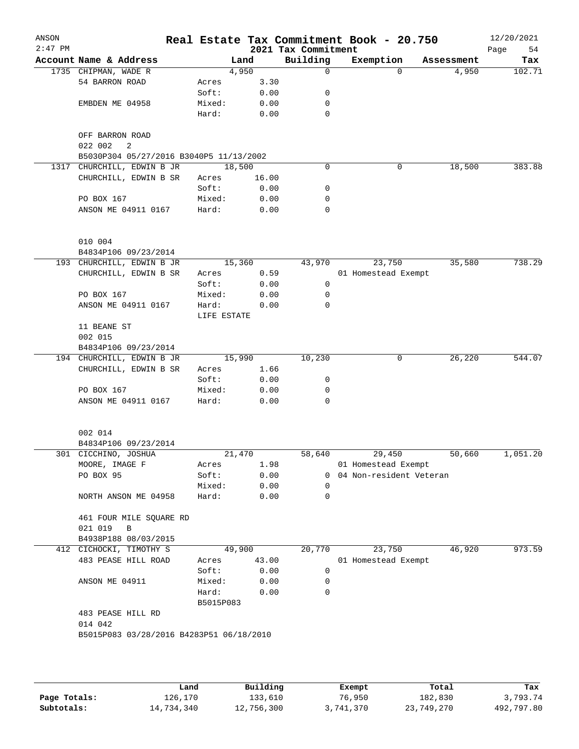ANSON
2:47 PM

# Real Estate Tax Commitment Book - 20.750

2021 Tax Commitment

12/20/2021

| Account Name & Address | Land | | Building | Exemption | Assessment | Tax |
|---|---|---|---|---|---|---|
| 1735 CHIPMAN, WADE R | 4,950 | | 0 | 0 | 4,950 | 102.71 |
| 54 BARRON ROAD | Acres | 3.30 | | | | |
| | Soft: | 0.00 | 0 | | | |
| EMBDEN ME 04958 | Mixed: | 0.00 | 0 | | | |
| | Hard: | 0.00 | 0 | | | |
| OFF BARRON ROAD | | | | | | |
| 022 002 2 | | | | | | |
| B5030P304 05/27/2016 B3040P5 11/13/2002 | | | | | | |
| 1317 CHURCHILL, EDWIN B JR | 18,500 | | 0 | 0 | 18,500 | 383.88 |
| CHURCHILL, EDWIN B SR | Acres | 16.00 | | | | |
| | Soft: | 0.00 | 0 | | | |
| PO BOX 167 | Mixed: | 0.00 | 0 | | | |
| ANSON ME 04911 0167 | Hard: | 0.00 | 0 | | | |
| 010 004 | | | | | | |
| B4834P106 09/23/2014 | | | | | | |
| 193 CHURCHILL, EDWIN B JR | 15,360 | | 43,970 | 23,750 | 35,580 | 738.29 |
| CHURCHILL, EDWIN B SR | Acres | 0.59 | | 01 Homestead Exempt | | |
| | Soft: | 0.00 | 0 | | | |
| PO BOX 167 | Mixed: | 0.00 | 0 | | | |
| ANSON ME 04911 0167 | Hard: | 0.00 | 0 | | | |
| | LIFE ESTATE | | | | | |
| 11 BEANE ST | | | | | | |
| 002 015 | | | | | | |
| B4834P106 09/23/2014 | | | | | | |
| 194 CHURCHILL, EDWIN B JR | 15,990 | | 10,230 | 0 | 26,220 | 544.07 |
| CHURCHILL, EDWIN B SR | Acres | 1.66 | | | | |
| | Soft: | 0.00 | 0 | | | |
| PO BOX 167 | Mixed: | 0.00 | 0 | | | |
| ANSON ME 04911 0167 | Hard: | 0.00 | 0 | | | |
| 002 014 | | | | | | |
| B4834P106 09/23/2014 | | | | | | |
| 301 CICCHINO, JOSHUA | 21,470 | | 58,640 | 29,450 | 50,660 | 1,051.20 |
| MOORE, IMAGE F | Acres | 1.98 | | 01 Homestead Exempt | | |
| PO BOX 95 | Soft: | 0.00 | 0 | 04 Non-resident Veteran | | |
| | Mixed: | 0.00 | 0 | | | |
| NORTH ANSON ME 04958 | Hard: | 0.00 | 0 | | | |
| 461 FOUR MILE SQUARE RD | | | | | | |
| 021 019 B | | | | | | |
| B4938P188 08/03/2015 | | | | | | |
| 412 CICHOCKI, TIMOTHY S | 49,900 | | 20,770 | 23,750 | 46,920 | 973.59 |
| 483 PEASE HILL ROAD | Acres | 43.00 | | 01 Homestead Exempt | | |
| | Soft: | 0.00 | 0 | | | |
| ANSON ME 04911 | Mixed: | 0.00 | 0 | | | |
| | Hard: | 0.00 | 0 | | | |
| | B5015P083 | | | | | |
| 483 PEASE HILL RD | | | | | | |
| 014 042 | | | | | | |
| B5015P083 03/28/2016 B4283P51 06/18/2010 | | | | | | |

| | Land | Building | Exempt | Total | Tax |
|---|---|---|---|---|---|
| Page Totals: | 126,170 | 133,610 | 76,950 | 182,830 | 3,793.74 |
| Subtotals: | 14,734,340 | 12,756,300 | 3,741,370 | 23,749,270 | 492,797.80 |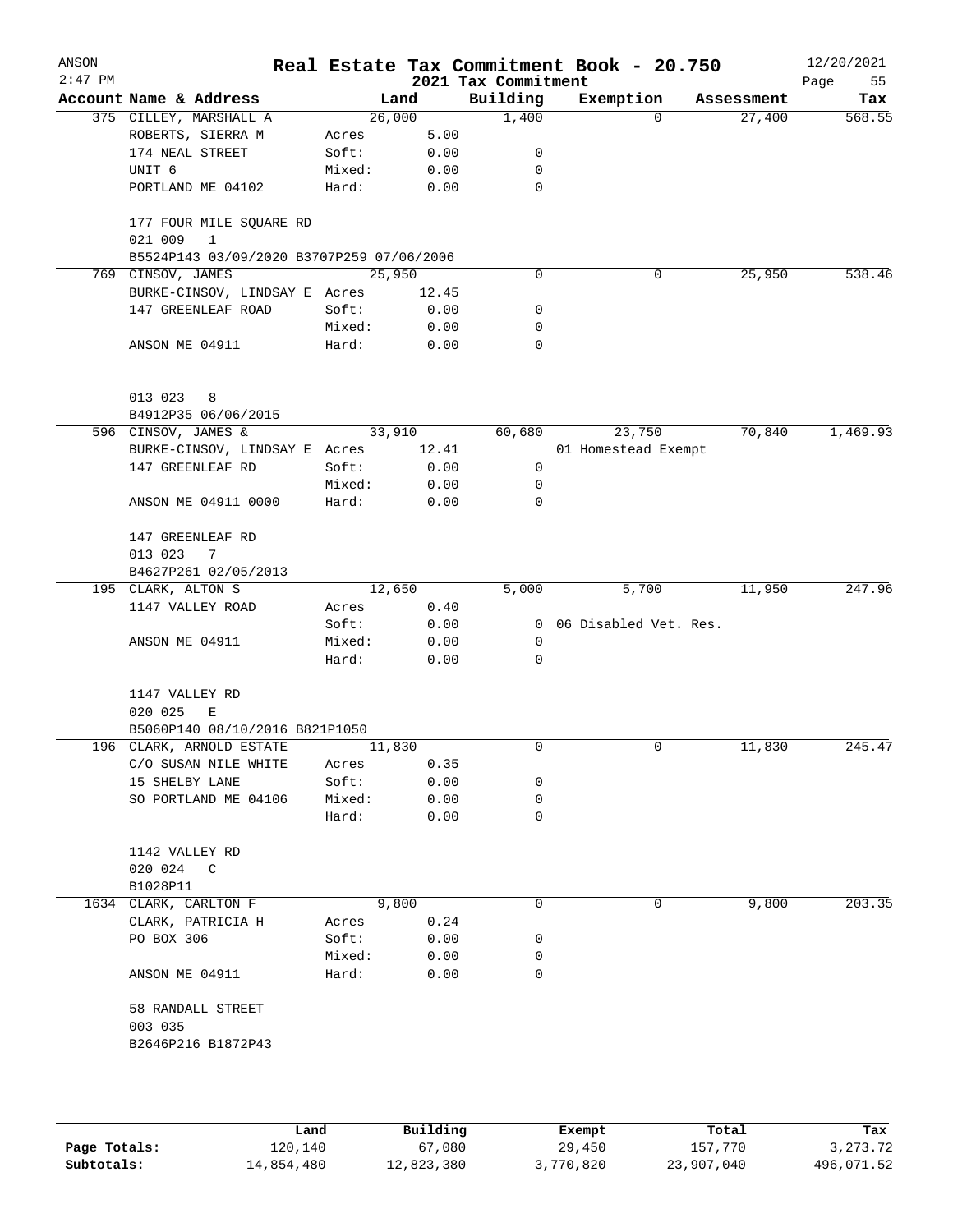# Real Estate Tax Commitment Book - 20.750

ANSON
2:47 PM

2021 Tax Commitment

12/20/2021

| Account Name & Address | | Land | Building | Exemption | Assessment | Tax |
|---|---|---|---|---|---|---|
| 375 CILLEY, MARSHALL A | | 26,000 | 1,400 | 0 | 27,400 | 568.55 |
| ROBERTS, SIERRA M | Acres | 5.00 | | | | |
| 174 NEAL STREET | Soft: | 0.00 | 0 | | | |
| UNIT 6 | Mixed: | 0.00 | 0 | | | |
| PORTLAND ME 04102 | Hard: | 0.00 | 0 | | | |
| 177 FOUR MILE SQUARE RD | | | | | | |
| 021 009 1 | | | | | | |
| B5524P143 03/09/2020 B3707P259 07/06/2006 | | | | | | |
| 769 CINSOV, JAMES | | 25,950 | 0 | 0 | 25,950 | 538.46 |
| BURKE-CINSOV, LINDSAY E | Acres | 12.45 | | | | |
| 147 GREENLEAF ROAD | Soft: | 0.00 | 0 | | | |
| | Mixed: | 0.00 | 0 | | | |
| ANSON ME 04911 | Hard: | 0.00 | 0 | | | |
| 013 023 8 | | | | | | |
| B4912P35 06/06/2015 | | | | | | |
| 596 CINSOV, JAMES & | | 33,910 | 60,680 | 23,750 | 70,840 | 1,469.93 |
| BURKE-CINSOV, LINDSAY E | Acres | 12.41 | | 01 Homestead Exempt | | |
| 147 GREENLEAF RD | Soft: | 0.00 | 0 | | | |
| | Mixed: | 0.00 | 0 | | | |
| ANSON ME 04911 0000 | Hard: | 0.00 | 0 | | | |
| 147 GREENLEAF RD | | | | | | |
| 013 023 7 | | | | | | |
| B4627P261 02/05/2013 | | | | | | |
| 195 CLARK, ALTON S | | 12,650 | 5,000 | 5,700 | 11,950 | 247.96 |
| 1147 VALLEY ROAD | Acres | 0.40 | | | | |
| | Soft: | 0.00 | 0 | 06 Disabled Vet. Res. | | |
| ANSON ME 04911 | Mixed: | 0.00 | 0 | | | |
| | Hard: | 0.00 | 0 | | | |
| 1147 VALLEY RD | | | | | | |
| 020 025 E | | | | | | |
| B5060P140 08/10/2016 B821P1050 | | | | | | |
| 196 CLARK, ARNOLD ESTATE | | 11,830 | 0 | 0 | 11,830 | 245.47 |
| C/O SUSAN NILE WHITE | Acres | 0.35 | | | | |
| 15 SHELBY LANE | Soft: | 0.00 | 0 | | | |
| SO PORTLAND ME 04106 | Mixed: | 0.00 | 0 | | | |
| | Hard: | 0.00 | 0 | | | |
| 1142 VALLEY RD | | | | | | |
| 020 024 C | | | | | | |
| B1028P11 | | | | | | |
| 1634 CLARK, CARLTON F | | 9,800 | 0 | 0 | 9,800 | 203.35 |
| CLARK, PATRICIA H | Acres | 0.24 | | | | |
| PO BOX 306 | Soft: | 0.00 | 0 | | | |
| | Mixed: | 0.00 | 0 | | | |
| ANSON ME 04911 | Hard: | 0.00 | 0 | | | |
| 58 RANDALL STREET | | | | | | |
| 003 035 | | | | | | |
| B2646P216 B1872P43 | | | | | | |

| | Land | Building | Exempt | Total | Tax |
|---|---|---|---|---|---|
| Page Totals: | 120,140 | 67,080 | 29,450 | 157,770 | 3,273.72 |
| Subtotals: | 14,854,480 | 12,823,380 | 3,770,820 | 23,907,040 | 496,071.52 |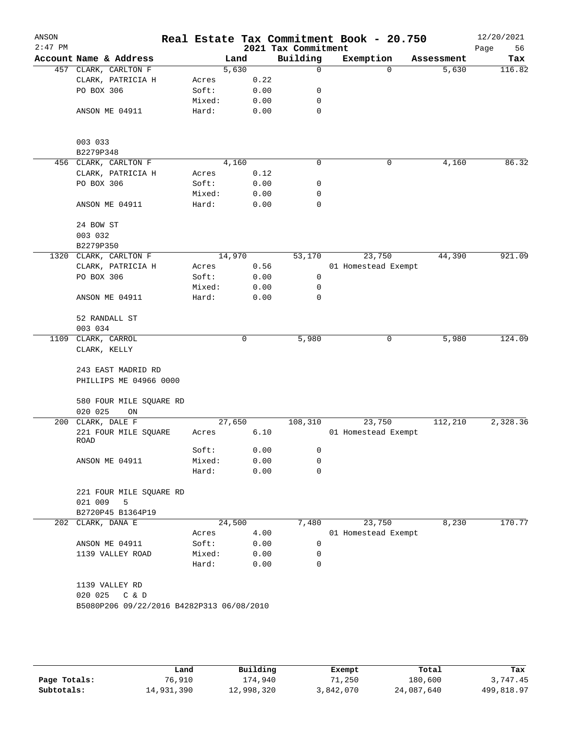# Real Estate Tax Commitment Book - 20.750

ANSON
2:47 PM
2021 Tax Commitment
12/20/2021

| Account Name & Address | | Land | Building | Exemption | Assessment | Tax |
|---|---|---|---|---|---|---|
| 457 CLARK, CARLTON F | | 5,630 | 0 | 0 | 5,630 | 116.82 |
| CLARK, PATRICIA H | Acres | 0.22 | | | | |
| PO BOX 306 | Soft: | 0.00 | 0 | | | |
| | Mixed: | 0.00 | 0 | | | |
| ANSON ME 04911 | Hard: | 0.00 | 0 | | | |
| 003 033 | | | | | | |
| B2279P348 | | | | | | |
| 456 CLARK, CARLTON F | | 4,160 | 0 | 0 | 4,160 | 86.32 |
| CLARK, PATRICIA H | Acres | 0.12 | | | | |
| PO BOX 306 | Soft: | 0.00 | 0 | | | |
| | Mixed: | 0.00 | 0 | | | |
| ANSON ME 04911 | Hard: | 0.00 | 0 | | | |
| 24 BOW ST | | | | | | |
| 003 032 | | | | | | |
| B2279P350 | | | | | | |
| 1320 CLARK, CARLTON F | | 14,970 | 53,170 | 23,750 | 44,390 | 921.09 |
| CLARK, PATRICIA H | Acres | 0.56 | | 01 Homestead Exempt | | |
| PO BOX 306 | Soft: | 0.00 | 0 | | | |
| | Mixed: | 0.00 | 0 | | | |
| ANSON ME 04911 | Hard: | 0.00 | 0 | | | |
| 52 RANDALL ST | | | | | | |
| 003 034 | | | | | | |
| 1109 CLARK, CARROL | | 0 | 5,980 | 0 | 5,980 | 124.09 |
| CLARK, KELLY | | | | | | |
| 243 EAST MADRID RD | | | | | | |
| PHILLIPS ME 04966 0000 | | | | | | |
| 580 FOUR MILE SQUARE RD | | | | | | |
| 020 025 ON | | | | | | |
| 200 CLARK, DALE F | | 27,650 | 108,310 | 23,750 | 112,210 | 2,328.36 |
| 221 FOUR MILE SQUARE ROAD | Acres | 6.10 | | 01 Homestead Exempt | | |
| | Soft: | 0.00 | 0 | | | |
| ANSON ME 04911 | Mixed: | 0.00 | 0 | | | |
| | Hard: | 0.00 | 0 | | | |
| 221 FOUR MILE SQUARE RD | | | | | | |
| 021 009 5 | | | | | | |
| B2720P45 B1364P19 | | | | | | |
| 202 CLARK, DANA E | | 24,500 | 7,480 | 23,750 | 8,230 | 170.77 |
| | Acres | 4.00 | | 01 Homestead Exempt | | |
| ANSON ME 04911 | Soft: | 0.00 | 0 | | | |
| 1139 VALLEY ROAD | Mixed: | 0.00 | 0 | | | |
| | Hard: | 0.00 | 0 | | | |
| 1139 VALLEY RD | | | | | | |
| 020 025 C & D | | | | | | |
| B5080P206 09/22/2016 B4282P313 06/08/2010 | | | | | | |

| | Land | Building | Exempt | Total | Tax |
|---|---|---|---|---|---|
| Page Totals: | 76,910 | 174,940 | 71,250 | 180,600 | 3,747.45 |
| Subtotals: | 14,931,390 | 12,998,320 | 3,842,070 | 24,087,640 | 499,818.97 |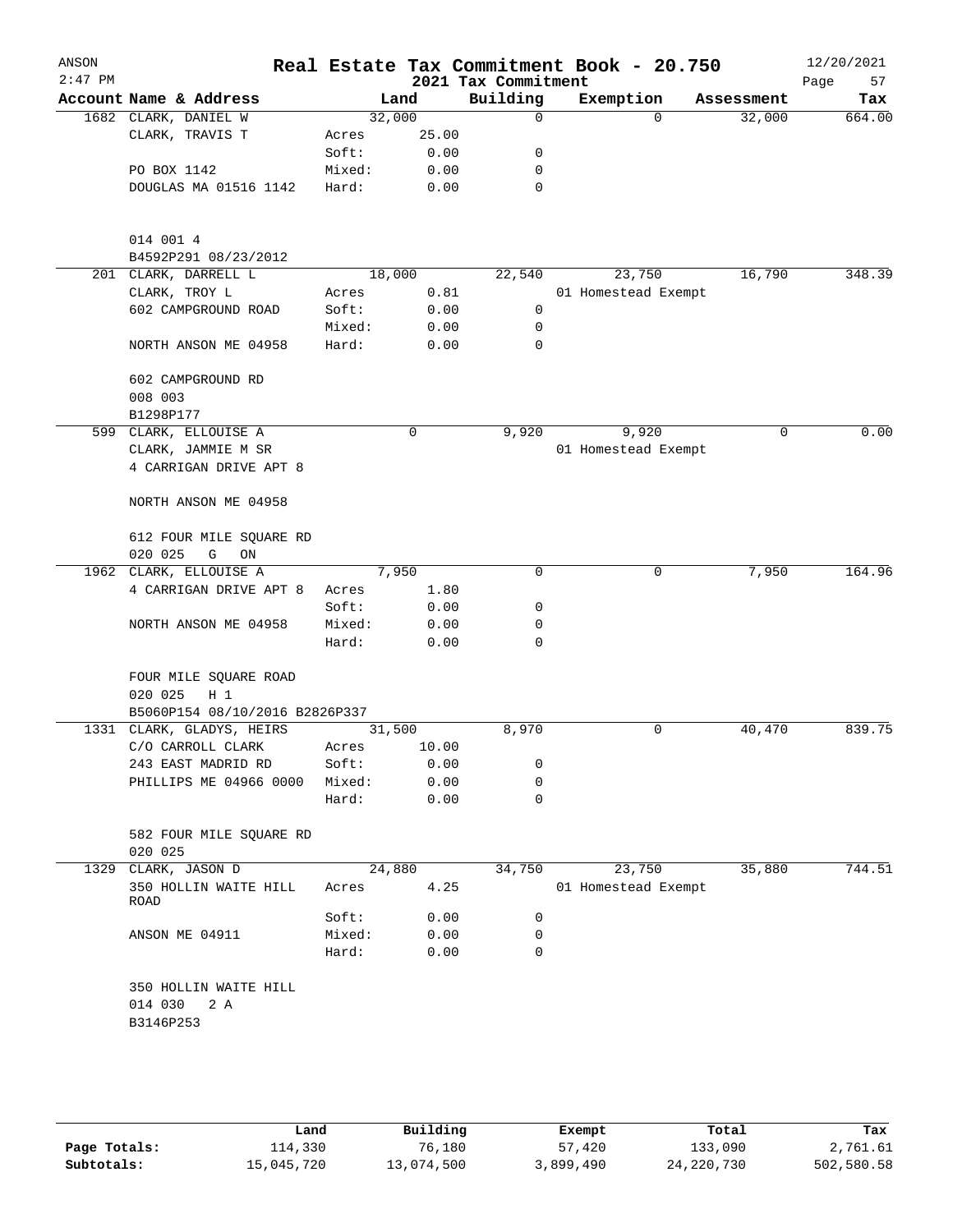# Real Estate Tax Commitment Book - 20.750

ANSON 2:47 PM — 2021 Tax Commitment — 12/20/2021

| Account Name & Address | | Land | Building | Exemption | Assessment | Tax |
|---|---|---|---|---|---|---|
| 1682 CLARK, DANIEL W | | 32,000 | 0 | 0 | 32,000 | 664.00 |
| CLARK, TRAVIS T | Acres | 25.00 | | | | |
| | Soft: | 0.00 | 0 | | | |
| PO BOX 1142 | Mixed: | 0.00 | 0 | | | |
| DOUGLAS MA 01516 1142 | Hard: | 0.00 | 0 | | | |
| 014 001 4 | | | | | | |
| B4592P291 08/23/2012 | | | | | | |
| 201 CLARK, DARRELL L | | 18,000 | 22,540 | 23,750 | 16,790 | 348.39 |
| CLARK, TROY L | Acres | 0.81 | | 01 Homestead Exempt | | |
| 602 CAMPGROUND ROAD | Soft: | 0.00 | 0 | | | |
| | Mixed: | 0.00 | 0 | | | |
| NORTH ANSON ME 04958 | Hard: | 0.00 | 0 | | | |
| 602 CAMPGROUND RD | | | | | | |
| 008 003 | | | | | | |
| B1298P177 | | | | | | |
| 599 CLARK, ELLOUISE A | | 0 | 9,920 | 9,920 | 0 | 0.00 |
| CLARK, JAMMIE M SR | | | | 01 Homestead Exempt | | |
| 4 CARRIGAN DRIVE APT 8 | | | | | | |
| NORTH ANSON ME 04958 | | | | | | |
| 612 FOUR MILE SQUARE RD | | | | | | |
| 020 025 G ON | | | | | | |
| 1962 CLARK, ELLOUISE A | | 7,950 | 0 | 0 | 7,950 | 164.96 |
| 4 CARRIGAN DRIVE APT 8 | Acres | 1.80 | | | | |
| | Soft: | 0.00 | 0 | | | |
| NORTH ANSON ME 04958 | Mixed: | 0.00 | 0 | | | |
| | Hard: | 0.00 | 0 | | | |
| FOUR MILE SQUARE ROAD | | | | | | |
| 020 025 H 1 | | | | | | |
| B5060P154 08/10/2016 B2826P337 | | | | | | |
| 1331 CLARK, GLADYS, HEIRS | | 31,500 | 8,970 | 0 | 40,470 | 839.75 |
| C/O CARROLL CLARK | Acres | 10.00 | | | | |
| 243 EAST MADRID RD | Soft: | 0.00 | 0 | | | |
| PHILLIPS ME 04966 0000 | Mixed: | 0.00 | 0 | | | |
| | Hard: | 0.00 | 0 | | | |
| 582 FOUR MILE SQUARE RD | | | | | | |
| 020 025 | | | | | | |
| 1329 CLARK, JASON D | | 24,880 | 34,750 | 23,750 | 35,880 | 744.51 |
| 350 HOLLIN WAITE HILL ROAD | Acres | 4.25 | | 01 Homestead Exempt | | |
| | Soft: | 0.00 | 0 | | | |
| ANSON ME 04911 | Mixed: | 0.00 | 0 | | | |
| | Hard: | 0.00 | 0 | | | |
| 350 HOLLIN WAITE HILL | | | | | | |
| 014 030 2 A | | | | | | |
| B3146P253 | | | | | | |

| | Land | Building | Exempt | Total | Tax |
|---|---|---|---|---|---|
| Page Totals: | 114,330 | 76,180 | 57,420 | 133,090 | 2,761.61 |
| Subtotals: | 15,045,720 | 13,074,500 | 3,899,490 | 24,220,730 | 502,580.58 |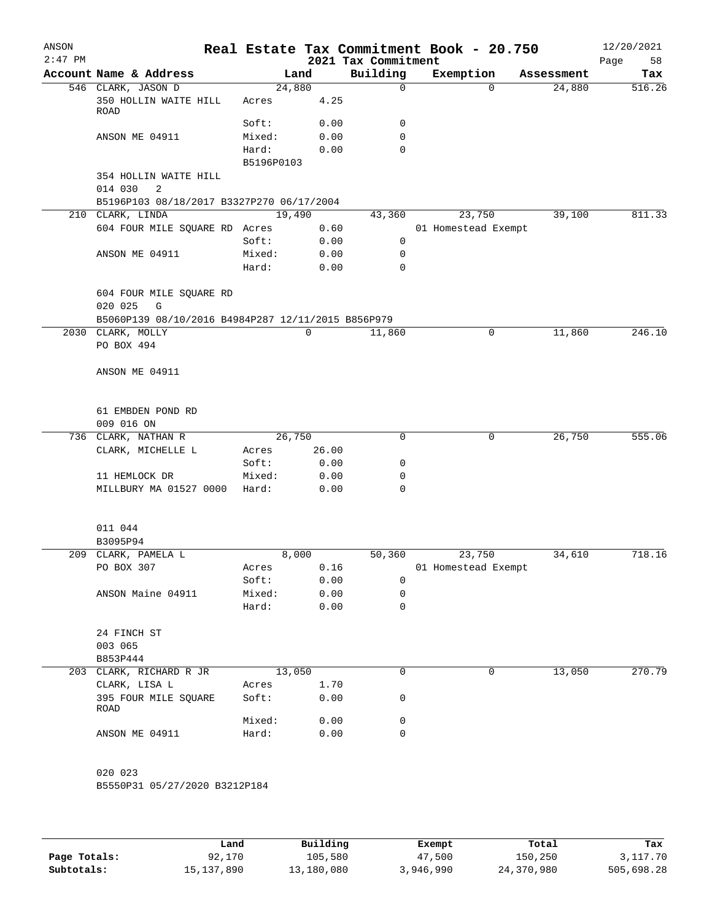ANSON | Real Estate Tax Commitment Book - 20.750 | 12/20/2021
2:47 PM | 2021 Tax Commitment

| Account Name & Address | Land | | Building | Exemption | Assessment | Tax |
|---|---|---|---|---|---|---|
| 546 CLARK, JASON D | 24,880 | | 0 | 0 | 24,880 | 516.26 |
| 350 HOLLIN WAITE HILL ROAD | Acres | 4.25 | | | | |
| | Soft: | 0.00 | 0 | | | |
| ANSON ME 04911 | Mixed: | 0.00 | 0 | | | |
| | Hard: | 0.00 | 0 | | | |
| | B5196P0103 | | | | | |
| 354 HOLLIN WAITE HILL | | | | | | |
| 014 030 2 | | | | | | |
| B5196P103 08/18/2017 B3327P270 06/17/2004 | | | | | | |
| 210 CLARK, LINDA | 19,490 | | 43,360 | 23,750 | 39,100 | 811.33 |
| 604 FOUR MILE SQUARE RD | Acres | 0.60 | | 01 Homestead Exempt | | |
| | Soft: | 0.00 | 0 | | | |
| ANSON ME 04911 | Mixed: | 0.00 | 0 | | | |
| | Hard: | 0.00 | 0 | | | |
| 604 FOUR MILE SQUARE RD | | | | | | |
| 020 025 G | | | | | | |
| B5060P139 08/10/2016 B4984P287 12/11/2015 B856P979 | | | | | | |
| 2030 CLARK, MOLLY | 0 | | 11,860 | 0 | 11,860 | 246.10 |
| PO BOX 494 | | | | | | |
| ANSON ME 04911 | | | | | | |
| 61 EMBDEN POND RD | | | | | | |
| 009 016 ON | | | | | | |
| 736 CLARK, NATHAN R | 26,750 | | 0 | 0 | 26,750 | 555.06 |
| CLARK, MICHELLE L | Acres | 26.00 | | | | |
| | Soft: | 0.00 | 0 | | | |
| 11 HEMLOCK DR | Mixed: | 0.00 | 0 | | | |
| MILLBURY MA 01527 0000 | Hard: | 0.00 | 0 | | | |
| 011 044 | | | | | | |
| B3095P94 | | | | | | |
| 209 CLARK, PAMELA L | 8,000 | | 50,360 | 23,750 | 34,610 | 718.16 |
| PO BOX 307 | Acres | 0.16 | | 01 Homestead Exempt | | |
| | Soft: | 0.00 | 0 | | | |
| ANSON Maine 04911 | Mixed: | 0.00 | 0 | | | |
| | Hard: | 0.00 | 0 | | | |
| 24 FINCH ST | | | | | | |
| 003 065 | | | | | | |
| B853P444 | | | | | | |
| 203 CLARK, RICHARD R JR | 13,050 | | 0 | 0 | 13,050 | 270.79 |
| CLARK, LISA L | Acres | 1.70 | | | | |
| 395 FOUR MILE SQUARE ROAD | Soft: | 0.00 | 0 | | | |
| | Mixed: | 0.00 | 0 | | | |
| ANSON ME 04911 | Hard: | 0.00 | 0 | | | |
| 020 023 | | | | | | |
| B5550P31 05/27/2020 B3212P184 | | | | | | |

| | Land | Building | Exempt | Total | Tax |
|---|---|---|---|---|---|
| Page Totals: | 92,170 | 105,580 | 47,500 | 150,250 | 3,117.70 |
| Subtotals: | 15,137,890 | 13,180,080 | 3,946,990 | 24,370,980 | 505,698.28 |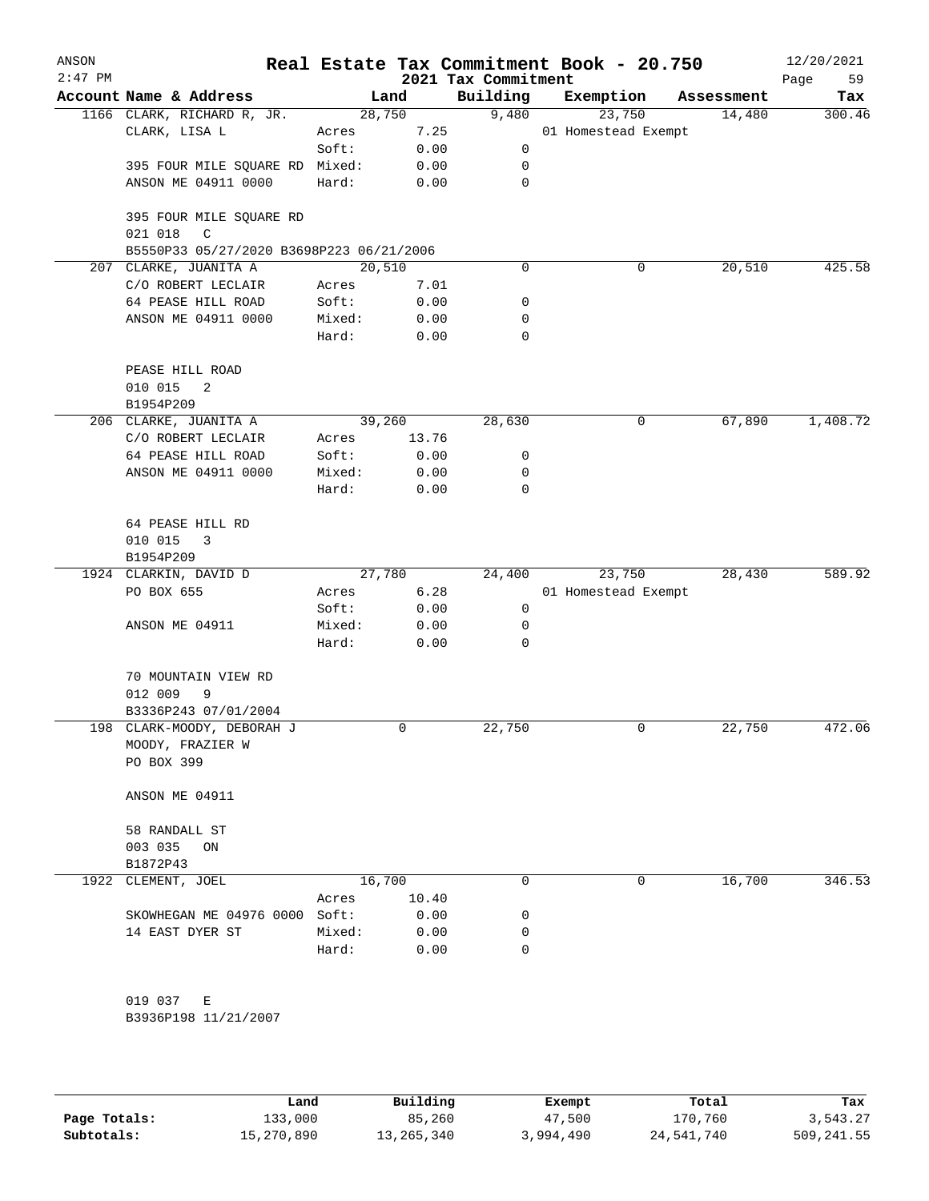# Real Estate Tax Commitment Book - 20.750

ANSON 2:47 PM — 2021 Tax Commitment — 12/20/2021

| Account Name & Address | | Land | Building | Exemption | Assessment | Tax |
|---|---|---|---|---|---|---|
| 1166 CLARK, RICHARD R, JR. | | 28,750 | 9,480 | 23,750 | 14,480 | 300.46 |
| CLARK, LISA L | Acres | 7.25 | | 01 Homestead Exempt | | |
| | Soft: | 0.00 | 0 | | | |
| 395 FOUR MILE SQUARE RD | Mixed: | 0.00 | 0 | | | |
| ANSON ME 04911 0000 | Hard: | 0.00 | 0 | | | |
| 395 FOUR MILE SQUARE RD | | | | | | |
| 021 018 C | | | | | | |
| B5550P33 05/27/2020 B3698P223 06/21/2006 | | | | | | |
| 207 CLARKE, JUANITA A | | 20,510 | 0 | 0 | 20,510 | 425.58 |
| C/O ROBERT LECLAIR | Acres | 7.01 | | | | |
| 64 PEASE HILL ROAD | Soft: | 0.00 | 0 | | | |
| ANSON ME 04911 0000 | Mixed: | 0.00 | 0 | | | |
| | Hard: | 0.00 | 0 | | | |
| PEASE HILL ROAD | | | | | | |
| 010 015 2 | | | | | | |
| B1954P209 | | | | | | |
| 206 CLARKE, JUANITA A | | 39,260 | 28,630 | 0 | 67,890 | 1,408.72 |
| C/O ROBERT LECLAIR | Acres | 13.76 | | | | |
| 64 PEASE HILL ROAD | Soft: | 0.00 | 0 | | | |
| ANSON ME 04911 0000 | Mixed: | 0.00 | 0 | | | |
| | Hard: | 0.00 | 0 | | | |
| 64 PEASE HILL RD | | | | | | |
| 010 015 3 | | | | | | |
| B1954P209 | | | | | | |
| 1924 CLARKIN, DAVID D | | 27,780 | 24,400 | 23,750 | 28,430 | 589.92 |
| PO BOX 655 | Acres | 6.28 | | 01 Homestead Exempt | | |
| | Soft: | 0.00 | 0 | | | |
| ANSON ME 04911 | Mixed: | 0.00 | 0 | | | |
| | Hard: | 0.00 | 0 | | | |
| 70 MOUNTAIN VIEW RD | | | | | | |
| 012 009 9 | | | | | | |
| B3336P243 07/01/2004 | | | | | | |
| 198 CLARK-MOODY, DEBORAH J | | 0 | 22,750 | 0 | 22,750 | 472.06 |
| MOODY, FRAZIER W | | | | | | |
| PO BOX 399 | | | | | | |
| ANSON ME 04911 | | | | | | |
| 58 RANDALL ST | | | | | | |
| 003 035 ON | | | | | | |
| B1872P43 | | | | | | |
| 1922 CLEMENT, JOEL | | 16,700 | 0 | 0 | 16,700 | 346.53 |
| | Acres | 10.40 | | | | |
| SKOWHEGAN ME 04976 0000 | Soft: | 0.00 | 0 | | | |
| 14 EAST DYER ST | Mixed: | 0.00 | 0 | | | |
| | Hard: | 0.00 | 0 | | | |
| 019 037 E | | | | | | |
| B3936P198 11/21/2007 | | | | | | |

| | Land | Building | Exempt | Total | Tax |
|---|---|---|---|---|---|
| Page Totals: | 133,000 | 85,260 | 47,500 | 170,760 | 3,543.27 |
| Subtotals: | 15,270,890 | 13,265,340 | 3,994,490 | 24,541,740 | 509,241.55 |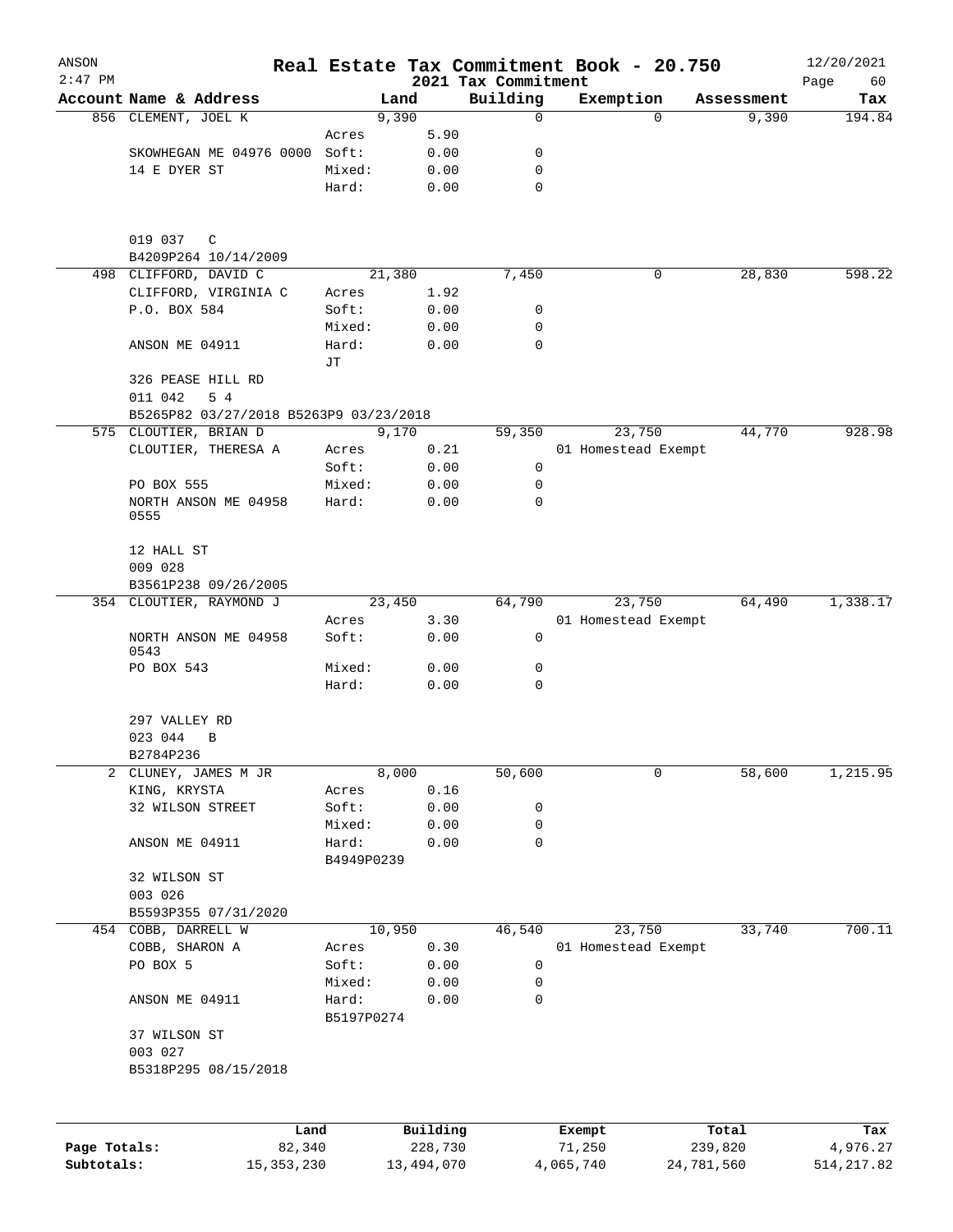ANSON 2:47 PM

# Real Estate Tax Commitment Book - 20.750

## 2021 Tax Commitment

12/20/2021

| Account Name & Address | | Land | | Building | Exemption | Assessment | Tax |
|---|---|---|---|---|---|---|---|
| 856 CLEMENT, JOEL K | | 9,390 | | 0 | 0 | 9,390 | 194.84 |
| | Acres | | 5.90 | | | | |
| SKOWHEGAN ME 04976 0000 | Soft: | | 0.00 | 0 | | | |
| 14 E DYER ST | Mixed: | | 0.00 | 0 | | | |
| | Hard: | | 0.00 | 0 | | | |
| 019 037 C | | | | | | | |
| B4209P264 10/14/2009 | | | | | | | |
| 498 CLIFFORD, DAVID C | | 21,380 | | 7,450 | 0 | 28,830 | 598.22 |
| CLIFFORD, VIRGINIA C | Acres | | 1.92 | | | | |
| P.O. BOX 584 | Soft: | | 0.00 | 0 | | | |
| | Mixed: | | 0.00 | 0 | | | |
| ANSON ME 04911 | Hard: | | 0.00 | 0 | | | |
| | JT | | | | | | |
| 326 PEASE HILL RD | | | | | | | |
| 011 042 5 4 | | | | | | | |
| B5265P82 03/27/2018 B5263P9 03/23/2018 | | | | | | | |
| 575 CLOUTIER, BRIAN D | | 9,170 | | 59,350 | 23,750 | 44,770 | 928.98 |
| CLOUTIER, THERESA A | Acres | | 0.21 | | 01 Homestead Exempt | | |
| | Soft: | | 0.00 | 0 | | | |
| PO BOX 555 | Mixed: | | 0.00 | 0 | | | |
| NORTH ANSON ME 04958 0555 | Hard: | | 0.00 | 0 | | | |
| 12 HALL ST | | | | | | | |
| 009 028 | | | | | | | |
| B3561P238 09/26/2005 | | | | | | | |
| 354 CLOUTIER, RAYMOND J | | 23,450 | | 64,790 | 23,750 | 64,490 | 1,338.17 |
| | Acres | | 3.30 | | 01 Homestead Exempt | | |
| NORTH ANSON ME 04958 0543 | Soft: | | 0.00 | 0 | | | |
| PO BOX 543 | Mixed: | | 0.00 | 0 | | | |
| | Hard: | | 0.00 | 0 | | | |
| 297 VALLEY RD | | | | | | | |
| 023 044 B | | | | | | | |
| B2784P236 | | | | | | | |
| 2 CLUNEY, JAMES M JR | | 8,000 | | 50,600 | 0 | 58,600 | 1,215.95 |
| KING, KRYSTA | Acres | | 0.16 | | | | |
| 32 WILSON STREET | Soft: | | 0.00 | 0 | | | |
| | Mixed: | | 0.00 | 0 | | | |
| ANSON ME 04911 | Hard: | | 0.00 | 0 | | | |
| | B4949P0239 | | | | | | |
| 32 WILSON ST | | | | | | | |
| 003 026 | | | | | | | |
| B5593P355 07/31/2020 | | | | | | | |
| 454 COBB, DARRELL W | | 10,950 | | 46,540 | 23,750 | 33,740 | 700.11 |
| COBB, SHARON A | Acres | | 0.30 | | 01 Homestead Exempt | | |
| PO BOX 5 | Soft: | | 0.00 | 0 | | | |
| | Mixed: | | 0.00 | 0 | | | |
| ANSON ME 04911 | Hard: | | 0.00 | 0 | | | |
| | B5197P0274 | | | | | | |
| 37 WILSON ST | | | | | | | |
| 003 027 | | | | | | | |
| B5318P295 08/15/2018 | | | | | | | |

| | Land | Building | Exempt | Total | Tax |
|---|---|---|---|---|---|
| Page Totals: | 82,340 | 228,730 | 71,250 | 239,820 | 4,976.27 |
| Subtotals: | 15,353,230 | 13,494,070 | 4,065,740 | 24,781,560 | 514,217.82 |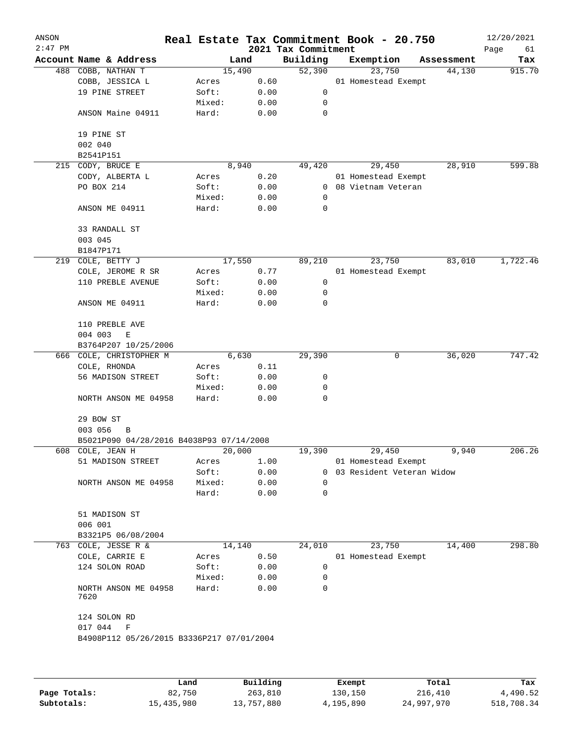# Real Estate Tax Commitment Book - 20.750

ANSON
2:47 PM
12/20/2021

2021 Tax Commitment

| Account | Name & Address | | Land | Building | Exemption | Assessment | Tax |
|---|---|---|---|---|---|---|---|
| 488 | COBB, NATHAN T | | 15,490 | 52,390 | 23,750 | 44,130 | 915.70 |
| | COBB, JESSICA L | Acres | 0.60 | | 01 Homestead Exempt | | |
| | 19 PINE STREET | Soft: | 0.00 | 0 | | | |
| | | Mixed: | 0.00 | 0 | | | |
| | ANSON Maine 04911 | Hard: | 0.00 | 0 | | | |
| | 19 PINE ST | | | | | | |
| | 002 040 | | | | | | |
| | B2541P151 | | | | | | |
| 215 | CODY, BRUCE E | | 8,940 | 49,420 | 29,450 | 28,910 | 599.88 |
| | CODY, ALBERTA L | Acres | 0.20 | | 01 Homestead Exempt | | |
| | PO BOX 214 | Soft: | 0.00 | 0 | 08 Vietnam Veteran | | |
| | | Mixed: | 0.00 | 0 | | | |
| | ANSON ME 04911 | Hard: | 0.00 | 0 | | | |
| | 33 RANDALL ST | | | | | | |
| | 003 045 | | | | | | |
| | B1847P171 | | | | | | |
| 219 | COLE, BETTY J | | 17,550 | 89,210 | 23,750 | 83,010 | 1,722.46 |
| | COLE, JEROME R SR | Acres | 0.77 | | 01 Homestead Exempt | | |
| | 110 PREBLE AVENUE | Soft: | 0.00 | 0 | | | |
| | | Mixed: | 0.00 | 0 | | | |
| | ANSON ME 04911 | Hard: | 0.00 | 0 | | | |
| | 110 PREBLE AVE | | | | | | |
| | 004 003 E | | | | | | |
| | B3764P207 10/25/2006 | | | | | | |
| 666 | COLE, CHRISTOPHER M | | 6,630 | 29,390 | 0 | 36,020 | 747.42 |
| | COLE, RHONDA | Acres | 0.11 | | | | |
| | 56 MADISON STREET | Soft: | 0.00 | 0 | | | |
| | | Mixed: | 0.00 | 0 | | | |
| | NORTH ANSON ME 04958 | Hard: | 0.00 | 0 | | | |
| | 29 BOW ST | | | | | | |
| | 003 056 B | | | | | | |
| | B5021P090 04/28/2016 B4038P93 07/14/2008 | | | | | | |
| 608 | COLE, JEAN H | | 20,000 | 19,390 | 29,450 | 9,940 | 206.26 |
| | 51 MADISON STREET | Acres | 1.00 | | 01 Homestead Exempt | | |
| | | Soft: | 0.00 | 0 | 03 Resident Veteran Widow | | |
| | NORTH ANSON ME 04958 | Mixed: | 0.00 | 0 | | | |
| | | Hard: | 0.00 | 0 | | | |
| | 51 MADISON ST | | | | | | |
| | 006 001 | | | | | | |
| | B3321P5 06/08/2004 | | | | | | |
| 763 | COLE, JESSE R & | | 14,140 | 24,010 | 23,750 | 14,400 | 298.80 |
| | COLE, CARRIE E | Acres | 0.50 | | 01 Homestead Exempt | | |
| | 124 SOLON ROAD | Soft: | 0.00 | 0 | | | |
| | | Mixed: | 0.00 | 0 | | | |
| | NORTH ANSON ME 04958 7620 | Hard: | 0.00 | 0 | | | |
| | 124 SOLON RD | | | | | | |
| | 017 044 F | | | | | | |
| | B4908P112 05/26/2015 B3336P217 07/01/2004 | | | | | | |

| | Land | Building | Exempt | Total | Tax |
|---|---|---|---|---|---|
| Page Totals: | 82,750 | 263,810 | 130,150 | 216,410 | 4,490.52 |
| Subtotals: | 15,435,980 | 13,757,880 | 4,195,890 | 24,997,970 | 518,708.34 |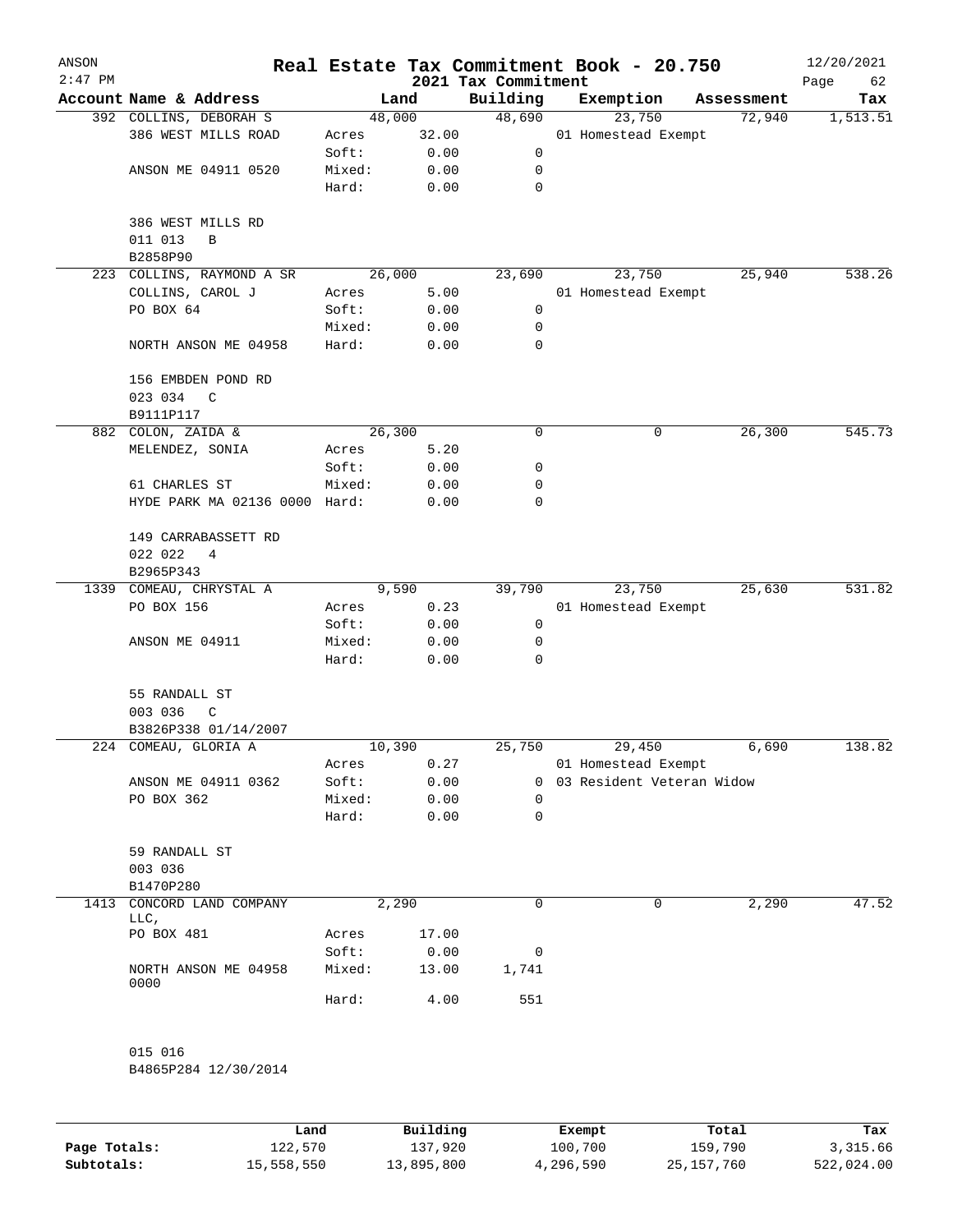# Real Estate Tax Commitment Book - 20.750

## 2021 Tax Commitment

ANSON 2:47 PM — 12/20/2021

| Account Name & Address | | Land | Building | Exemption | Assessment | Tax |
|---|---|---|---|---|---|---|
| 392 COLLINS, DEBORAH S | | 48,000 | 48,690 | 23,750 | 72,940 | 1,513.51 |
| 386 WEST MILLS ROAD | Acres | 32.00 | | 01 Homestead Exempt | | |
| | Soft: | 0.00 | 0 | | | |
| ANSON ME 04911 0520 | Mixed: | 0.00 | 0 | | | |
| | Hard: | 0.00 | 0 | | | |
| 386 WEST MILLS RD | | | | | | |
| 011 013 B | | | | | | |
| B2858P90 | | | | | | |
| 223 COLLINS, RAYMOND A SR | | 26,000 | 23,690 | 23,750 | 25,940 | 538.26 |
| COLLINS, CAROL J | Acres | 5.00 | | 01 Homestead Exempt | | |
| PO BOX 64 | Soft: | 0.00 | 0 | | | |
| | Mixed: | 0.00 | 0 | | | |
| NORTH ANSON ME 04958 | Hard: | 0.00 | 0 | | | |
| 156 EMBDEN POND RD | | | | | | |
| 023 034 C | | | | | | |
| B9111P117 | | | | | | |
| 882 COLON, ZAIDA & | | 26,300 | 0 | 0 | 26,300 | 545.73 |
| MELENDEZ, SONIA | Acres | 5.20 | | | | |
| | Soft: | 0.00 | 0 | | | |
| 61 CHARLES ST | Mixed: | 0.00 | 0 | | | |
| HYDE PARK MA 02136 0000 | Hard: | 0.00 | 0 | | | |
| 149 CARRABASSETT RD | | | | | | |
| 022 022 4 | | | | | | |
| B2965P343 | | | | | | |
| 1339 COMEAU, CHRYSTAL A | | 9,590 | 39,790 | 23,750 | 25,630 | 531.82 |
| PO BOX 156 | Acres | 0.23 | | 01 Homestead Exempt | | |
| | Soft: | 0.00 | 0 | | | |
| ANSON ME 04911 | Mixed: | 0.00 | 0 | | | |
| | Hard: | 0.00 | 0 | | | |
| 55 RANDALL ST | | | | | | |
| 003 036 C | | | | | | |
| B3826P338 01/14/2007 | | | | | | |
| 224 COMEAU, GLORIA A | | 10,390 | 25,750 | 29,450 | 6,690 | 138.82 |
| | Acres | 0.27 | | 01 Homestead Exempt | | |
| ANSON ME 04911 0362 | Soft: | 0.00 | 0 | 03 Resident Veteran Widow | | |
| PO BOX 362 | Mixed: | 0.00 | 0 | | | |
| | Hard: | 0.00 | 0 | | | |
| 59 RANDALL ST | | | | | | |
| 003 036 | | | | | | |
| B1470P280 | | | | | | |
| 1413 CONCORD LAND COMPANY LLC, | | 2,290 | 0 | 0 | 2,290 | 47.52 |
| PO BOX 481 | Acres | 17.00 | | | | |
| | Soft: | 0.00 | 0 | | | |
| NORTH ANSON ME 04958 0000 | Mixed: | 13.00 | 1,741 | | | |
| | Hard: | 4.00 | 551 | | | |
| 015 016 | | | | | | |
| B4865P284 12/30/2014 | | | | | | |

| | Land | Building | Exempt | Total | Tax |
|---|---|---|---|---|---|
| Page Totals: | 122,570 | 137,920 | 100,700 | 159,790 | 3,315.66 |
| Subtotals: | 15,558,550 | 13,895,800 | 4,296,590 | 25,157,760 | 522,024.00 |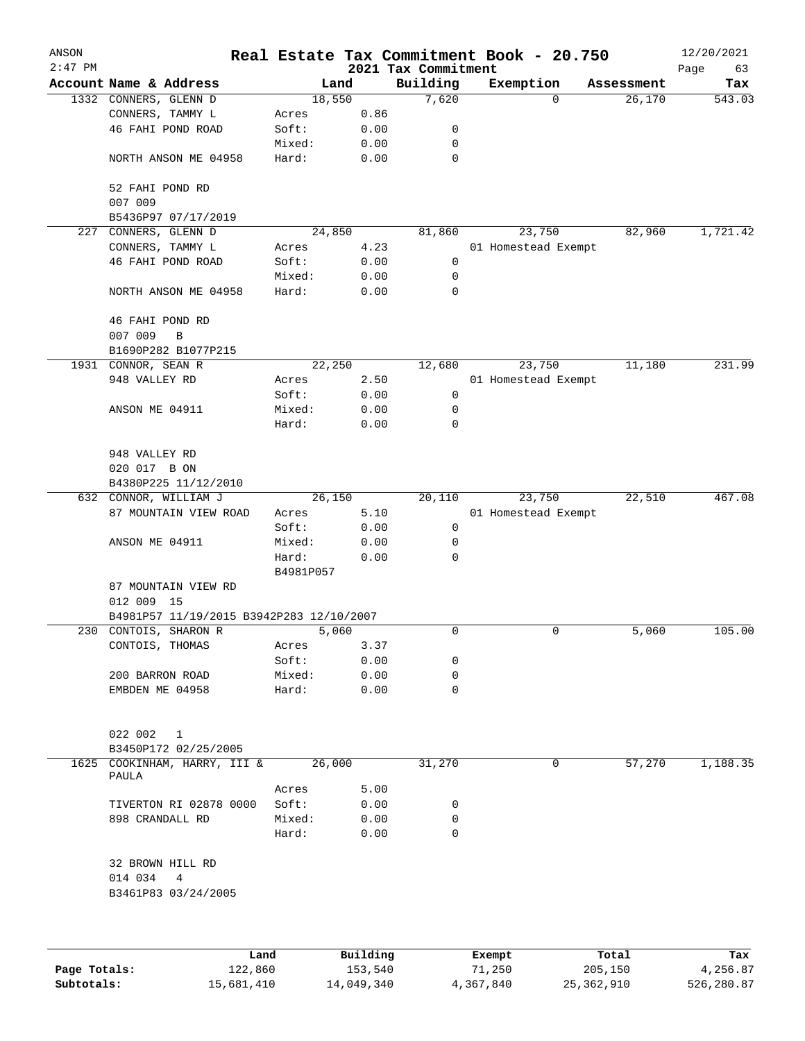# Real Estate Tax Commitment Book - 20.750

ANSON 2:47 PM — 2021 Tax Commitment — 12/20/2021

| Account Name & Address | Land | | Building | Exemption | Assessment | Tax |
|---|---|---|---|---|---|---|
| 1332 CONNERS, GLENN D | 18,550 | | 7,620 | 0 | 26,170 | 543.03 |
| CONNERS, TAMMY L | Acres | 0.86 | | | | |
| 46 FAHI POND ROAD | Soft: | 0.00 | 0 | | | |
| | Mixed: | 0.00 | 0 | | | |
| NORTH ANSON ME 04958 | Hard: | 0.00 | 0 | | | |
| 52 FAHI POND RD | | | | | | |
| 007 009 | | | | | | |
| B5436P97 07/17/2019 | | | | | | |
| 227 CONNERS, GLENN D | 24,850 | | 81,860 | 23,750 | 82,960 | 1,721.42 |
| CONNERS, TAMMY L | Acres | 4.23 | | 01 Homestead Exempt | | |
| 46 FAHI POND ROAD | Soft: | 0.00 | 0 | | | |
| | Mixed: | 0.00 | 0 | | | |
| NORTH ANSON ME 04958 | Hard: | 0.00 | 0 | | | |
| 46 FAHI POND RD | | | | | | |
| 007 009 B | | | | | | |
| B1690P282 B1077P215 | | | | | | |
| 1931 CONNOR, SEAN R | 22,250 | | 12,680 | 23,750 | 11,180 | 231.99 |
| 948 VALLEY RD | Acres | 2.50 | | 01 Homestead Exempt | | |
| | Soft: | 0.00 | 0 | | | |
| ANSON ME 04911 | Mixed: | 0.00 | 0 | | | |
| | Hard: | 0.00 | 0 | | | |
| 948 VALLEY RD | | | | | | |
| 020 017 B ON | | | | | | |
| B4380P225 11/12/2010 | | | | | | |
| 632 CONNOR, WILLIAM J | 26,150 | | 20,110 | 23,750 | 22,510 | 467.08 |
| 87 MOUNTAIN VIEW ROAD | Acres | 5.10 | | 01 Homestead Exempt | | |
| | Soft: | 0.00 | 0 | | | |
| ANSON ME 04911 | Mixed: | 0.00 | 0 | | | |
| | Hard: | 0.00 | 0 | | | |
| | B4981P057 | | | | | |
| 87 MOUNTAIN VIEW RD | | | | | | |
| 012 009 15 | | | | | | |
| B4981P57 11/19/2015 B3942P283 12/10/2007 | | | | | | |
| 230 CONTOIS, SHARON R | 5,060 | | 0 | 0 | 5,060 | 105.00 |
| CONTOIS, THOMAS | Acres | 3.37 | | | | |
| | Soft: | 0.00 | 0 | | | |
| 200 BARRON ROAD | Mixed: | 0.00 | 0 | | | |
| EMBDEN ME 04958 | Hard: | 0.00 | 0 | | | |
| 022 002 1 | | | | | | |
| B3450P172 02/25/2005 | | | | | | |
| 1625 COOKINHAM, HARRY, III & PAULA | 26,000 | | 31,270 | 0 | 57,270 | 1,188.35 |
| | Acres | 5.00 | | | | |
| TIVERTON RI 02878 0000 | Soft: | 0.00 | 0 | | | |
| 898 CRANDALL RD | Mixed: | 0.00 | 0 | | | |
| | Hard: | 0.00 | 0 | | | |
| 32 BROWN HILL RD | | | | | | |
| 014 034 4 | | | | | | |
| B3461P83 03/24/2005 | | | | | | |

| | Land | Building | Exempt | Total | Tax |
|---|---|---|---|---|---|
| Page Totals: | 122,860 | 153,540 | 71,250 | 205,150 | 4,256.87 |
| Subtotals: | 15,681,410 | 14,049,340 | 4,367,840 | 25,362,910 | 526,280.87 |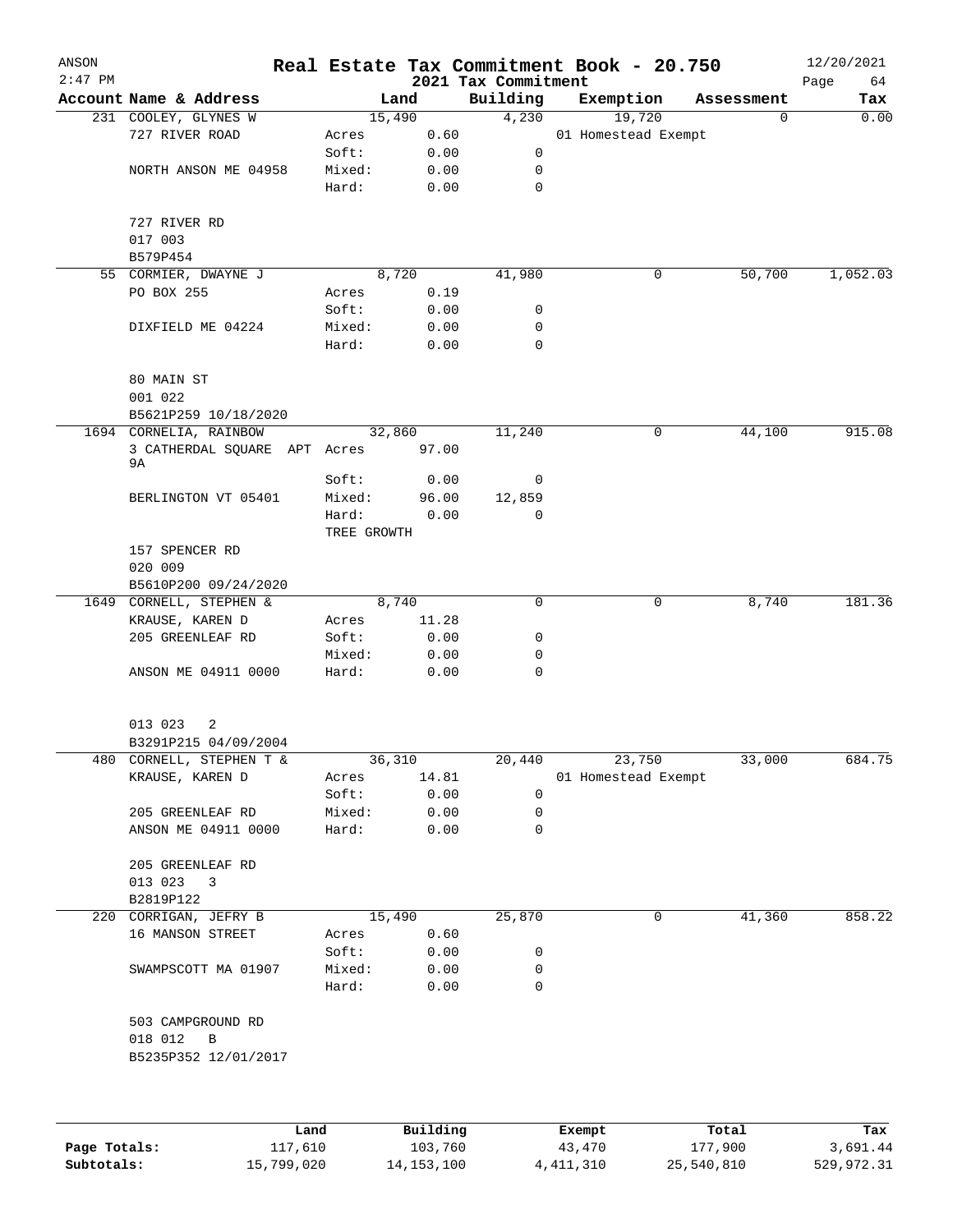# Real Estate Tax Commitment Book - 20.750

ANSON 2:47 PM — 2021 Tax Commitment — 12/20/2021

| Account Name & Address | Land | | Building | Exemption | Assessment | Tax |
|---|---|---|---|---|---|---|
| 231 COOLEY, GLYNES W | 15,490 | | 4,230 | 19,720 | 0 | 0.00 |
| 727 RIVER ROAD | Acres | 0.60 | | 01 Homestead Exempt | | |
| | Soft: | 0.00 | 0 | | | |
| NORTH ANSON ME 04958 | Mixed: | 0.00 | 0 | | | |
| | Hard: | 0.00 | 0 | | | |
| 727 RIVER RD | | | | | | |
| 017 003 | | | | | | |
| B579P454 | | | | | | |
| 55 CORMIER, DWAYNE J | 8,720 | | 41,980 | 0 | 50,700 | 1,052.03 |
| PO BOX 255 | Acres | 0.19 | | | | |
| | Soft: | 0.00 | 0 | | | |
| DIXFIELD ME 04224 | Mixed: | 0.00 | 0 | | | |
| | Hard: | 0.00 | 0 | | | |
| 80 MAIN ST | | | | | | |
| 001 022 | | | | | | |
| B5621P259 10/18/2020 | | | | | | |
| 1694 CORNELIA, RAINBOW | 32,860 | | 11,240 | 0 | 44,100 | 915.08 |
| 3 CATHERDAL SQUARE APT 9A | Acres | 97.00 | | | | |
| | Soft: | 0.00 | 0 | | | |
| BERLINGTON VT 05401 | Mixed: | 96.00 | 12,859 | | | |
| | Hard: | 0.00 | 0 | | | |
| | TREE GROWTH | | | | | |
| 157 SPENCER RD | | | | | | |
| 020 009 | | | | | | |
| B5610P200 09/24/2020 | | | | | | |
| 1649 CORNELL, STEPHEN & | 8,740 | | 0 | 0 | 8,740 | 181.36 |
| KRAUSE, KAREN D | Acres | 11.28 | | | | |
| 205 GREENLEAF RD | Soft: | 0.00 | 0 | | | |
| | Mixed: | 0.00 | 0 | | | |
| ANSON ME 04911 0000 | Hard: | 0.00 | 0 | | | |
| 013 023 2 | | | | | | |
| B3291P215 04/09/2004 | | | | | | |
| 480 CORNELL, STEPHEN T & | 36,310 | | 20,440 | 23,750 | 33,000 | 684.75 |
| KRAUSE, KAREN D | Acres | 14.81 | | 01 Homestead Exempt | | |
| | Soft: | 0.00 | 0 | | | |
| 205 GREENLEAF RD | Mixed: | 0.00 | 0 | | | |
| ANSON ME 04911 0000 | Hard: | 0.00 | 0 | | | |
| 205 GREENLEAF RD | | | | | | |
| 013 023 3 | | | | | | |
| B2819P122 | | | | | | |
| 220 CORRIGAN, JEFRY B | 15,490 | | 25,870 | 0 | 41,360 | 858.22 |
| 16 MANSON STREET | Acres | 0.60 | | | | |
| | Soft: | 0.00 | 0 | | | |
| SWAMPSCOTT MA 01907 | Mixed: | 0.00 | 0 | | | |
| | Hard: | 0.00 | 0 | | | |
| 503 CAMPGROUND RD | | | | | | |
| 018 012 B | | | | | | |
| B5235P352 12/01/2017 | | | | | | |

| | Land | Building | Exempt | Total | Tax |
|---|---|---|---|---|---|
| Page Totals: | 117,610 | 103,760 | 43,470 | 177,900 | 3,691.44 |
| Subtotals: | 15,799,020 | 14,153,100 | 4,411,310 | 25,540,810 | 529,972.31 |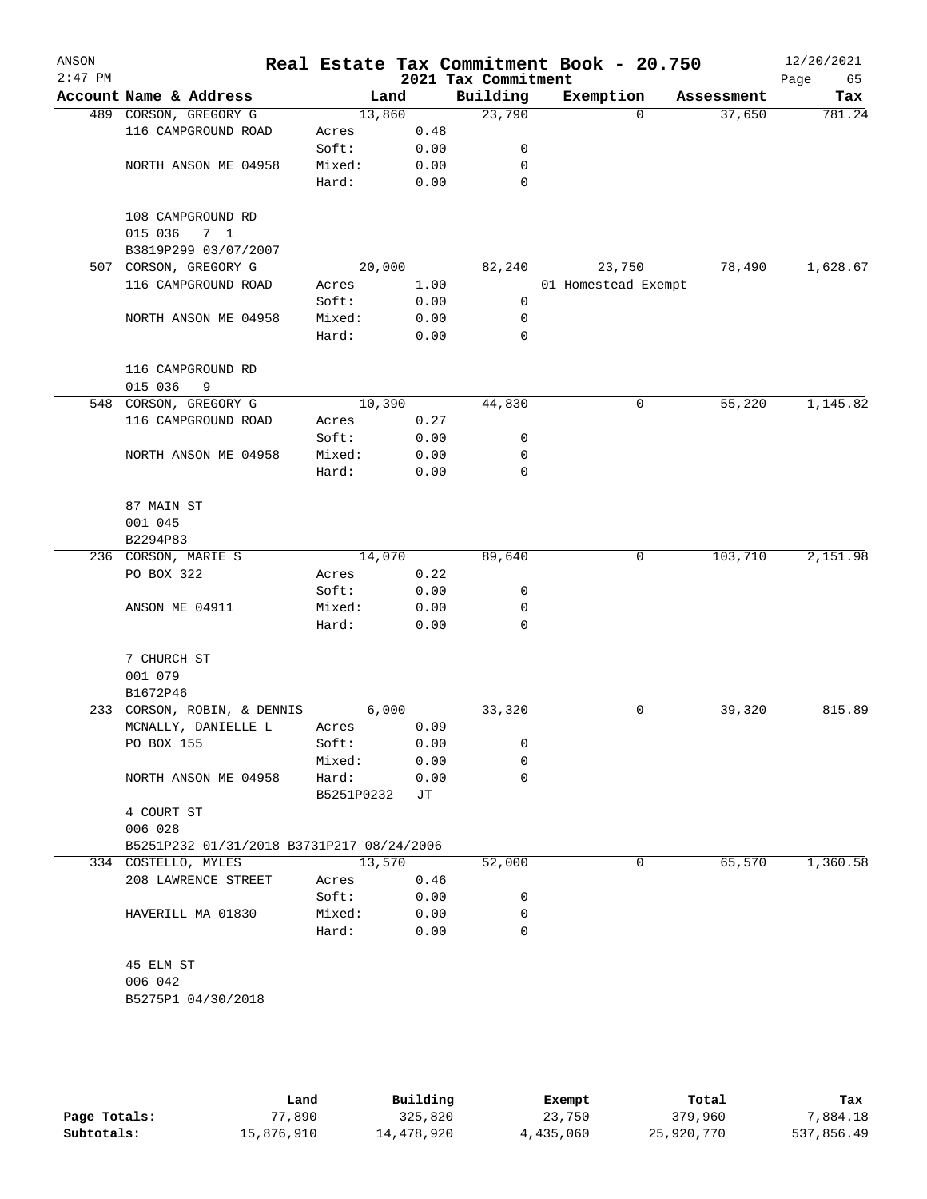# Real Estate Tax Commitment Book - 20.750

ANSON 2:47 PM — 2021 Tax Commitment — 12/20/2021

| Account Name & Address | Land | | Building | Exemption | Assessment | Tax |
|---|---|---|---|---|---|---|
| 489 CORSON, GREGORY G | 13,860 | | 23,790 | 0 | 37,650 | 781.24 |
| 116 CAMPGROUND ROAD | Acres | 0.48 | | | | |
| | Soft: | 0.00 | 0 | | | |
| NORTH ANSON ME 04958 | Mixed: | 0.00 | 0 | | | |
| | Hard: | 0.00 | 0 | | | |
| 108 CAMPGROUND RD | | | | | | |
| 015 036 7 1 | | | | | | |
| B3819P299 03/07/2007 | | | | | | |
| 507 CORSON, GREGORY G | 20,000 | | 82,240 | 23,750 | 78,490 | 1,628.67 |
| 116 CAMPGROUND ROAD | Acres | 1.00 | | 01 Homestead Exempt | | |
| | Soft: | 0.00 | 0 | | | |
| NORTH ANSON ME 04958 | Mixed: | 0.00 | 0 | | | |
| | Hard: | 0.00 | 0 | | | |
| 116 CAMPGROUND RD | | | | | | |
| 015 036 9 | | | | | | |
| 548 CORSON, GREGORY G | 10,390 | | 44,830 | 0 | 55,220 | 1,145.82 |
| 116 CAMPGROUND ROAD | Acres | 0.27 | | | | |
| | Soft: | 0.00 | 0 | | | |
| NORTH ANSON ME 04958 | Mixed: | 0.00 | 0 | | | |
| | Hard: | 0.00 | 0 | | | |
| 87 MAIN ST | | | | | | |
| 001 045 | | | | | | |
| B2294P83 | | | | | | |
| 236 CORSON, MARIE S | 14,070 | | 89,640 | 0 | 103,710 | 2,151.98 |
| PO BOX 322 | Acres | 0.22 | | | | |
| | Soft: | 0.00 | 0 | | | |
| ANSON ME 04911 | Mixed: | 0.00 | 0 | | | |
| | Hard: | 0.00 | 0 | | | |
| 7 CHURCH ST | | | | | | |
| 001 079 | | | | | | |
| B1672P46 | | | | | | |
| 233 CORSON, ROBIN, & DENNIS | 6,000 | | 33,320 | 0 | 39,320 | 815.89 |
| MCNALLY, DANIELLE L | Acres | 0.09 | | | | |
| PO BOX 155 | Soft: | 0.00 | 0 | | | |
| | Mixed: | 0.00 | 0 | | | |
| NORTH ANSON ME 04958 | Hard: | 0.00 | 0 | | | |
| | B5251P0232 | JT | | | | |
| 4 COURT ST | | | | | | |
| 006 028 | | | | | | |
| B5251P232 01/31/2018 B3731P217 08/24/2006 | | | | | | |
| 334 COSTELLO, MYLES | 13,570 | | 52,000 | 0 | 65,570 | 1,360.58 |
| 208 LAWRENCE STREET | Acres | 0.46 | | | | |
| | Soft: | 0.00 | 0 | | | |
| HAVERILL MA 01830 | Mixed: | 0.00 | 0 | | | |
| | Hard: | 0.00 | 0 | | | |
| 45 ELM ST | | | | | | |
| 006 042 | | | | | | |
| B5275P1 04/30/2018 | | | | | | |

| | Land | Building | Exempt | Total | Tax |
|---|---|---|---|---|---|
| Page Totals: | 77,890 | 325,820 | 23,750 | 379,960 | 7,884.18 |
| Subtotals: | 15,876,910 | 14,478,920 | 4,435,060 | 25,920,770 | 537,856.49 |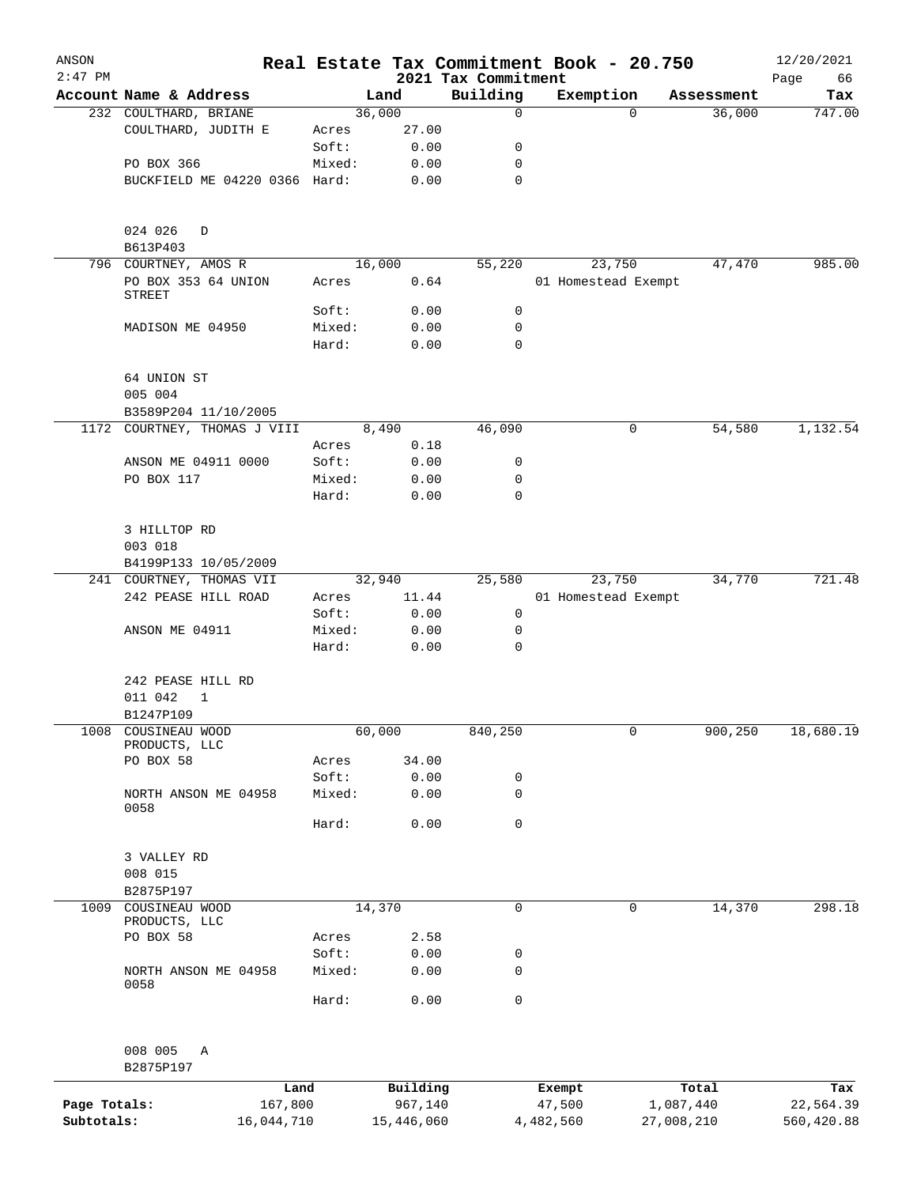# Real Estate Tax Commitment Book - 20.750

ANSON
2:47 PM
12/20/2021

2021 Tax Commitment

| Account Name & Address | | Land | Building | Exemption | Assessment | Tax |
|---|---|---|---|---|---|---|
| 232 COULTHARD, BRIANE | | 36,000 | 0 | 0 | 36,000 | 747.00 |
| COULTHARD, JUDITH E | Acres | 27.00 | | | | |
| | Soft: | 0.00 | 0 | | | |
| PO BOX 366 | Mixed: | 0.00 | 0 | | | |
| BUCKFIELD ME 04220 0366 | Hard: | 0.00 | 0 | | | |
| 024 026 D | | | | | | |
| B613P403 | | | | | | |
| 796 COURTNEY, AMOS R | | 16,000 | 55,220 | 23,750 | 47,470 | 985.00 |
| PO BOX 353 64 UNION STREET | Acres | 0.64 | | 01 Homestead Exempt | | |
| | Soft: | 0.00 | 0 | | | |
| MADISON ME 04950 | Mixed: | 0.00 | 0 | | | |
| | Hard: | 0.00 | 0 | | | |
| 64 UNION ST | | | | | | |
| 005 004 | | | | | | |
| B3589P204 11/10/2005 | | | | | | |
| 1172 COURTNEY, THOMAS J VIII | | 8,490 | 46,090 | 0 | 54,580 | 1,132.54 |
| | Acres | 0.18 | | | | |
| ANSON ME 04911 0000 | Soft: | 0.00 | 0 | | | |
| PO BOX 117 | Mixed: | 0.00 | 0 | | | |
| | Hard: | 0.00 | 0 | | | |
| 3 HILLTOP RD | | | | | | |
| 003 018 | | | | | | |
| B4199P133 10/05/2009 | | | | | | |
| 241 COURTNEY, THOMAS VII | | 32,940 | 25,580 | 23,750 | 34,770 | 721.48 |
| 242 PEASE HILL ROAD | Acres | 11.44 | | 01 Homestead Exempt | | |
| | Soft: | 0.00 | 0 | | | |
| ANSON ME 04911 | Mixed: | 0.00 | 0 | | | |
| | Hard: | 0.00 | 0 | | | |
| 242 PEASE HILL RD | | | | | | |
| 011 042 1 | | | | | | |
| B1247P109 | | | | | | |
| 1008 COUSINEAU WOOD PRODUCTS, LLC | | 60,000 | 840,250 | 0 | 900,250 | 18,680.19 |
| PO BOX 58 | Acres | 34.00 | | | | |
| | Soft: | 0.00 | 0 | | | |
| NORTH ANSON ME 04958 0058 | Mixed: | 0.00 | 0 | | | |
| | Hard: | 0.00 | 0 | | | |
| 3 VALLEY RD | | | | | | |
| 008 015 | | | | | | |
| B2875P197 | | | | | | |
| 1009 COUSINEAU WOOD PRODUCTS, LLC | | 14,370 | 0 | 0 | 14,370 | 298.18 |
| PO BOX 58 | Acres | 2.58 | | | | |
| | Soft: | 0.00 | 0 | | | |
| NORTH ANSON ME 04958 0058 | Mixed: | 0.00 | 0 | | | |
| | Hard: | 0.00 | 0 | | | |
| 008 005 A | | | | | | |
| B2875P197 | | | | | | |

| | Land | Building | Exempt | Total | Tax |
|---|---|---|---|---|---|
| Page Totals: | 167,800 | 967,140 | 47,500 | 1,087,440 | 22,564.39 |
| Subtotals: | 16,044,710 | 15,446,060 | 4,482,560 | 27,008,210 | 560,420.88 |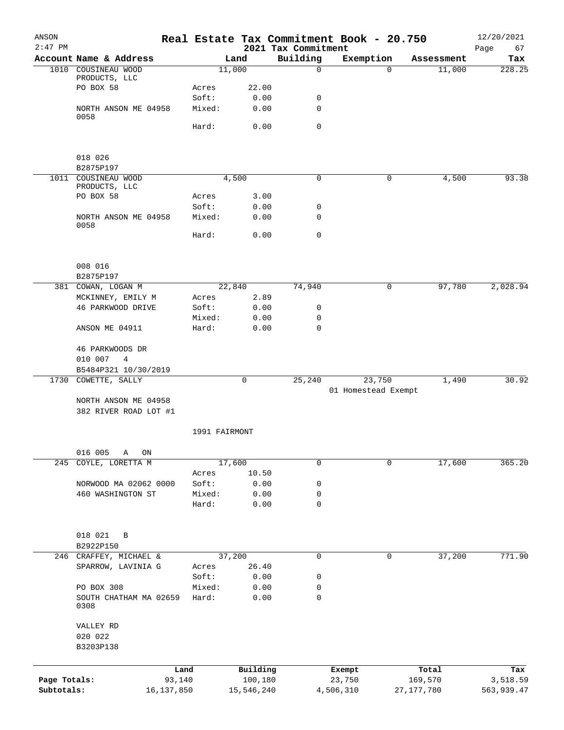ANSON
2:47 PM

# Real Estate Tax Commitment Book - 20.750

## 2021 Tax Commitment

12/20/2021

| Account | Name & Address | | Land | Building | Exemption | Assessment | Tax |
|---|---|---|---|---|---|---|---|
| 1010 | COUSINEAU WOOD PRODUCTS, LLC | | 11,000 | 0 | 0 | 11,000 | 228.25 |
| | PO BOX 58 | Acres | 22.00 | | | | |
| | | Soft: | 0.00 | 0 | | | |
| | NORTH ANSON ME 04958 0058 | Mixed: | 0.00 | 0 | | | |
| | | Hard: | 0.00 | 0 | | | |
| | 018 026 | | | | | | |
| | B2875P197 | | | | | | |
| 1011 | COUSINEAU WOOD PRODUCTS, LLC | | 4,500 | 0 | 0 | 4,500 | 93.38 |
| | PO BOX 58 | Acres | 3.00 | | | | |
| | | Soft: | 0.00 | 0 | | | |
| | NORTH ANSON ME 04958 0058 | Mixed: | 0.00 | 0 | | | |
| | | Hard: | 0.00 | 0 | | | |
| | 008 016 | | | | | | |
| | B2875P197 | | | | | | |
| 381 | COWAN, LOGAN M | | 22,840 | 74,940 | 0 | 97,780 | 2,028.94 |
| | MCKINNEY, EMILY M | Acres | 2.89 | | | | |
| | 46 PARKWOOD DRIVE | Soft: | 0.00 | 0 | | | |
| | | Mixed: | 0.00 | 0 | | | |
| | ANSON ME 04911 | Hard: | 0.00 | 0 | | | |
| | 46 PARKWOODS DR | | | | | | |
| | 010 007 4 | | | | | | |
| | B5484P321 10/30/2019 | | | | | | |
| 1730 | COWETTE, SALLY | | 0 | 25,240 | 23,750 | 1,490 | 30.92 |
| | | | | | 01 Homestead Exempt | | |
| | NORTH ANSON ME 04958 | | | | | | |
| | 382 RIVER ROAD LOT #1 | | | | | | |
| | | 1991 FAIRMONT | | | | | |
| | 016 005 A ON | | | | | | |
| 245 | COYLE, LORETTA M | | 17,600 | 0 | 0 | 17,600 | 365.20 |
| | | Acres | 10.50 | | | | |
| | NORWOOD MA 02062 0000 | Soft: | 0.00 | 0 | | | |
| | 460 WASHINGTON ST | Mixed: | 0.00 | 0 | | | |
| | | Hard: | 0.00 | 0 | | | |
| | 018 021 B | | | | | | |
| | B2922P150 | | | | | | |
| 246 | CRAFFEY, MICHAEL & | | 37,200 | 0 | 0 | 37,200 | 771.90 |
| | SPARROW, LAVINIA G | Acres | 26.40 | | | | |
| | | Soft: | 0.00 | 0 | | | |
| | PO BOX 308 | Mixed: | 0.00 | 0 | | | |
| | SOUTH CHATHAM MA 02659 0308 | Hard: | 0.00 | 0 | | | |
| | VALLEY RD | | | | | | |
| | 020 022 | | | | | | |
| | B3203P138 | | | | | | |

| | Land | Building | Exempt | Total | Tax |
|---|---|---|---|---|---|
| Page Totals: | 93,140 | 100,180 | 23,750 | 169,570 | 3,518.59 |
| Subtotals: | 16,137,850 | 15,546,240 | 4,506,310 | 27,177,780 | 563,939.47 |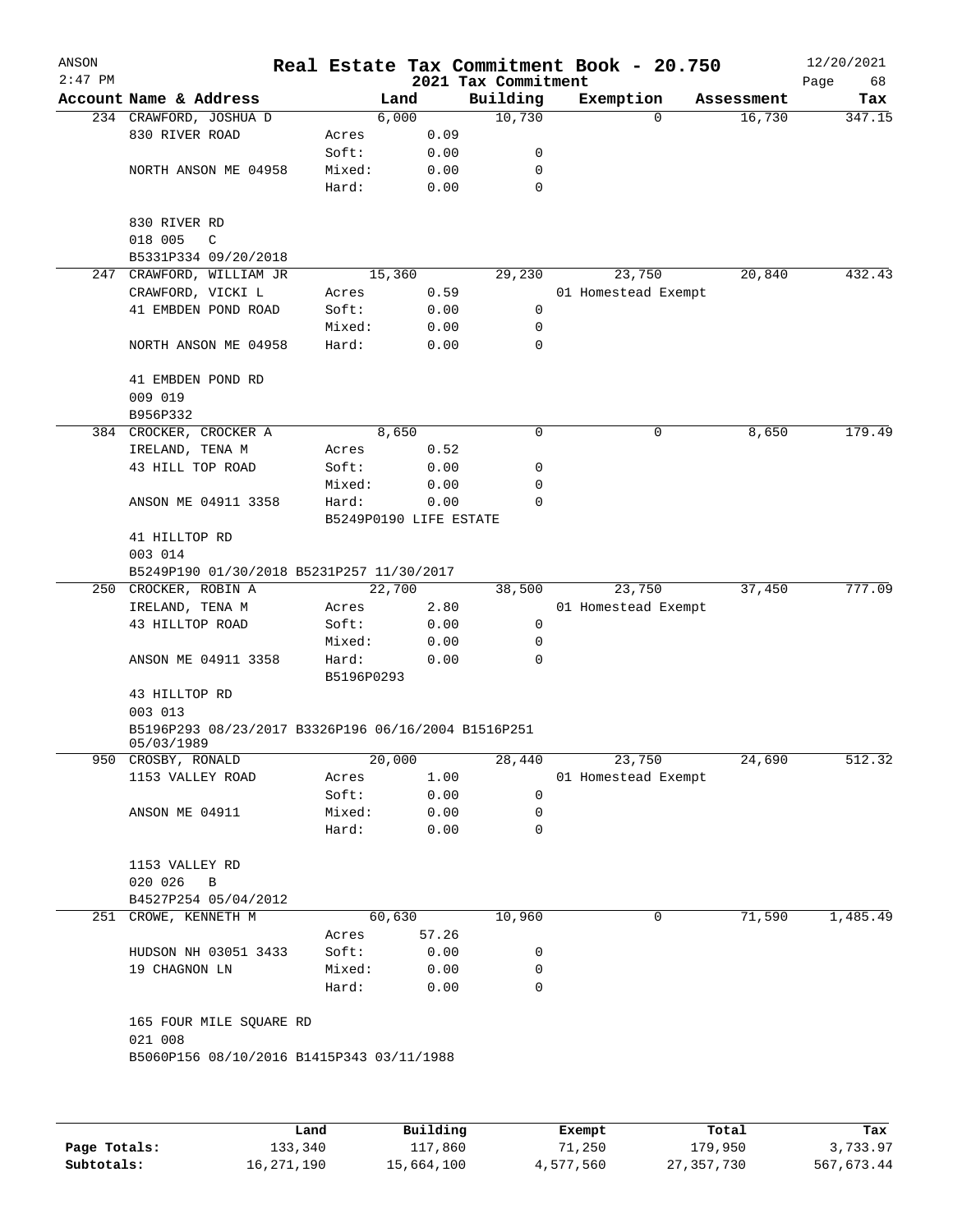ANSON
2:47 PM

# Real Estate Tax Commitment Book - 20.750

## 2021 Tax Commitment

12/20/2021

| Account Name & Address | | Land | Building | Exemption | Assessment | Tax |
|---|---|---|---|---|---|---|
| 234 CRAWFORD, JOSHUA D | | 6,000 | 10,730 | 0 | 16,730 | 347.15 |
| 830 RIVER ROAD | Acres | 0.09 | | | | |
| | Soft: | 0.00 | 0 | | | |
| NORTH ANSON ME 04958 | Mixed: | 0.00 | 0 | | | |
| | Hard: | 0.00 | 0 | | | |
| 830 RIVER RD | | | | | | |
| 018 005 C | | | | | | |
| B5331P334 09/20/2018 | | | | | | |
| 247 CRAWFORD, WILLIAM JR | | 15,360 | 29,230 | 23,750 | 20,840 | 432.43 |
| CRAWFORD, VICKI L | Acres | 0.59 | | 01 Homestead Exempt | | |
| 41 EMBDEN POND ROAD | Soft: | 0.00 | 0 | | | |
| | Mixed: | 0.00 | 0 | | | |
| NORTH ANSON ME 04958 | Hard: | 0.00 | 0 | | | |
| 41 EMBDEN POND RD | | | | | | |
| 009 019 | | | | | | |
| B956P332 | | | | | | |
| 384 CROCKER, CROCKER A | | 8,650 | 0 | 0 | 8,650 | 179.49 |
| IRELAND, TENA M | Acres | 0.52 | | | | |
| 43 HILL TOP ROAD | Soft: | 0.00 | 0 | | | |
| | Mixed: | 0.00 | 0 | | | |
| ANSON ME 04911 3358 | Hard: | 0.00 | 0 | | | |
| | B5249P0190 LIFE ESTATE | | | | | |
| 41 HILLTOP RD | | | | | | |
| 003 014 | | | | | | |
| B5249P190 01/30/2018 B5231P257 11/30/2017 | | | | | | |
| 250 CROCKER, ROBIN A | | 22,700 | 38,500 | 23,750 | 37,450 | 777.09 |
| IRELAND, TENA M | Acres | 2.80 | | 01 Homestead Exempt | | |
| 43 HILLTOP ROAD | Soft: | 0.00 | 0 | | | |
| | Mixed: | 0.00 | 0 | | | |
| ANSON ME 04911 3358 | Hard: | 0.00 | 0 | | | |
| | B5196P0293 | | | | | |
| 43 HILLTOP RD | | | | | | |
| 003 013 | | | | | | |
| B5196P293 08/23/2017 B3326P196 06/16/2004 B1516P251 05/03/1989 | | | | | | |
| 950 CROSBY, RONALD | | 20,000 | 28,440 | 23,750 | 24,690 | 512.32 |
| 1153 VALLEY ROAD | Acres | 1.00 | | 01 Homestead Exempt | | |
| | Soft: | 0.00 | 0 | | | |
| ANSON ME 04911 | Mixed: | 0.00 | 0 | | | |
| | Hard: | 0.00 | 0 | | | |
| 1153 VALLEY RD | | | | | | |
| 020 026 B | | | | | | |
| B4527P254 05/04/2012 | | | | | | |
| 251 CROWE, KENNETH M | | 60,630 | 10,960 | 0 | 71,590 | 1,485.49 |
| | Acres | 57.26 | | | | |
| HUDSON NH 03051 3433 | Soft: | 0.00 | 0 | | | |
| 19 CHAGNON LN | Mixed: | 0.00 | 0 | | | |
| | Hard: | 0.00 | 0 | | | |
| 165 FOUR MILE SQUARE RD | | | | | | |
| 021 008 | | | | | | |
| B5060P156 08/10/2016 B1415P343 03/11/1988 | | | | | | |

| | Land | Building | Exempt | Total | Tax |
|---|---|---|---|---|---|
| **Page Totals:** | 133,340 | 117,860 | 71,250 | 179,950 | 3,733.97 |
| **Subtotals:** | 16,271,190 | 15,664,100 | 4,577,560 | 27,357,730 | 567,673.44 |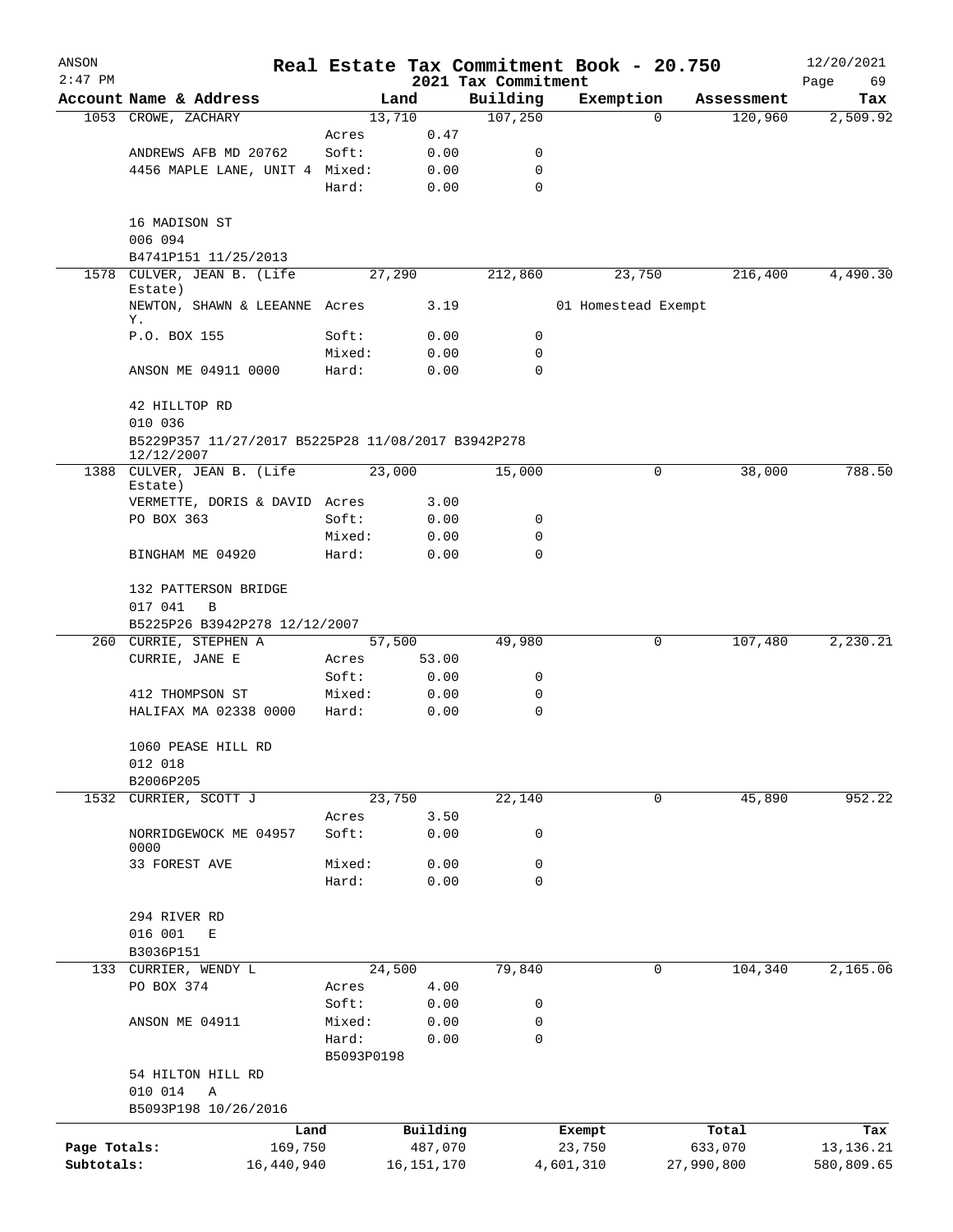ANSON
2:47 PM

# Real Estate Tax Commitment Book - 20.750

## 2021 Tax Commitment

12/20/2021

| Account Name & Address | | Land | Building | Exemption | Assessment | Tax |
|---|---|---|---|---|---|---|
| 1053 CROWE, ZACHARY | | 13,710 | 107,250 | 0 | 120,960 | 2,509.92 |
| | Acres | 0.47 | | | | |
| ANDREWS AFB MD 20762 | Soft: | 0.00 | 0 | | | |
| 4456 MAPLE LANE, UNIT 4 | Mixed: | 0.00 | 0 | | | |
| | Hard: | 0.00 | 0 | | | |
| 16 MADISON ST | | | | | | |
| 006 094 | | | | | | |
| B4741P151 11/25/2013 | | | | | | |
| 1578 CULVER, JEAN B. (Life Estate) | | 27,290 | 212,860 | 23,750 | 216,400 | 4,490.30 |
| NEWTON, SHAWN & LEEANNE Y. | Acres | 3.19 | | 01 Homestead Exempt | | |
| P.O. BOX 155 | Soft: | 0.00 | 0 | | | |
| | Mixed: | 0.00 | 0 | | | |
| ANSON ME 04911 0000 | Hard: | 0.00 | 0 | | | |
| 42 HILLTOP RD | | | | | | |
| 010 036 | | | | | | |
| B5229P357 11/27/2017 B5225P28 11/08/2017 B3942P278 12/12/2007 | | | | | | |
| 1388 CULVER, JEAN B. (Life Estate) | | 23,000 | 15,000 | 0 | 38,000 | 788.50 |
| VERMETTE, DORIS & DAVID | Acres | 3.00 | | | | |
| PO BOX 363 | Soft: | 0.00 | 0 | | | |
| | Mixed: | 0.00 | 0 | | | |
| BINGHAM ME 04920 | Hard: | 0.00 | 0 | | | |
| 132 PATTERSON BRIDGE | | | | | | |
| 017 041 B | | | | | | |
| B5225P26 B3942P278 12/12/2007 | | | | | | |
| 260 CURRIE, STEPHEN A | | 57,500 | 49,980 | 0 | 107,480 | 2,230.21 |
| CURRIE, JANE E | Acres | 53.00 | | | | |
| | Soft: | 0.00 | 0 | | | |
| 412 THOMPSON ST | Mixed: | 0.00 | 0 | | | |
| HALIFAX MA 02338 0000 | Hard: | 0.00 | 0 | | | |
| 1060 PEASE HILL RD | | | | | | |
| 012 018 | | | | | | |
| B2006P205 | | | | | | |
| 1532 CURRIER, SCOTT J | | 23,750 | 22,140 | 0 | 45,890 | 952.22 |
| | Acres | 3.50 | | | | |
| NORRIDGEWOCK ME 04957 0000 | Soft: | 0.00 | 0 | | | |
| 33 FOREST AVE | Mixed: | 0.00 | 0 | | | |
| | Hard: | 0.00 | 0 | | | |
| 294 RIVER RD | | | | | | |
| 016 001 E | | | | | | |
| B3036P151 | | | | | | |
| 133 CURRIER, WENDY L | | 24,500 | 79,840 | 0 | 104,340 | 2,165.06 |
| PO BOX 374 | Acres | 4.00 | | | | |
| | Soft: | 0.00 | 0 | | | |
| ANSON ME 04911 | Mixed: | 0.00 | 0 | | | |
| | Hard: | 0.00 | 0 | | | |
| | B5093P0198 | | | | | |
| 54 HILTON HILL RD | | | | | | |
| 010 014 A | | | | | | |
| B5093P198 10/26/2016 | | | | | | |

| | Land | Building | Exempt | Total | Tax |
|---|---|---|---|---|---|
| Page Totals: | 169,750 | 487,070 | 23,750 | 633,070 | 13,136.21 |
| Subtotals: | 16,440,940 | 16,151,170 | 4,601,310 | 27,990,800 | 580,809.65 |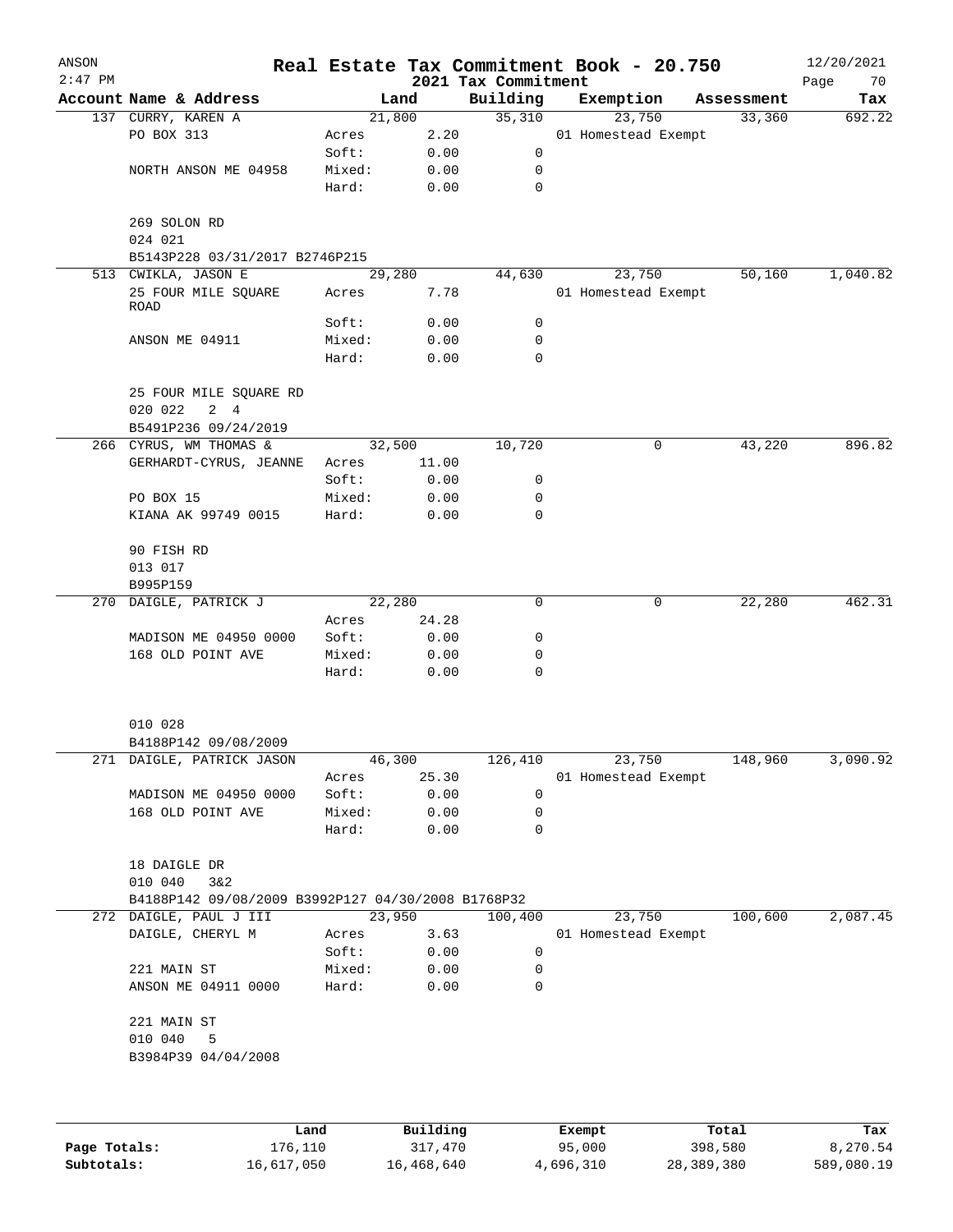# Real Estate Tax Commitment Book - 20.750

## 2021 Tax Commitment

ANSON — 12/20/2021 — 2:47 PM

| Account Name & Address | | Land | Building | Exemption | Assessment | Tax |
|---|---|---|---|---|---|---|
| 137 CURRY, KAREN A | | 21,800 | 35,310 | 23,750 | 33,360 | 692.22 |
| PO BOX 313 | Acres | 2.20 | | 01 Homestead Exempt | | |
| | Soft: | 0.00 | 0 | | | |
| NORTH ANSON ME 04958 | Mixed: | 0.00 | 0 | | | |
| | Hard: | 0.00 | 0 | | | |
| 269 SOLON RD | | | | | | |
| 024 021 | | | | | | |
| B5143P228 03/31/2017 B2746P215 | | | | | | |
| 513 CWIKLA, JASON E | | 29,280 | 44,630 | 23,750 | 50,160 | 1,040.82 |
| 25 FOUR MILE SQUARE ROAD | Acres | 7.78 | | 01 Homestead Exempt | | |
| | Soft: | 0.00 | 0 | | | |
| ANSON ME 04911 | Mixed: | 0.00 | 0 | | | |
| | Hard: | 0.00 | 0 | | | |
| 25 FOUR MILE SQUARE RD | | | | | | |
| 020 022 2 4 | | | | | | |
| B5491P236 09/24/2019 | | | | | | |
| 266 CYRUS, WM THOMAS & | | 32,500 | 10,720 | 0 | 43,220 | 896.82 |
| GERHARDT-CYRUS, JEANNE | Acres | 11.00 | | | | |
| | Soft: | 0.00 | 0 | | | |
| PO BOX 15 | Mixed: | 0.00 | 0 | | | |
| KIANA AK 99749 0015 | Hard: | 0.00 | 0 | | | |
| 90 FISH RD | | | | | | |
| 013 017 | | | | | | |
| B995P159 | | | | | | |
| 270 DAIGLE, PATRICK J | | 22,280 | 0 | 0 | 22,280 | 462.31 |
| | Acres | 24.28 | | | | |
| MADISON ME 04950 0000 | Soft: | 0.00 | 0 | | | |
| 168 OLD POINT AVE | Mixed: | 0.00 | 0 | | | |
| | Hard: | 0.00 | 0 | | | |
| 010 028 | | | | | | |
| B4188P142 09/08/2009 | | | | | | |
| 271 DAIGLE, PATRICK JASON | | 46,300 | 126,410 | 23,750 | 148,960 | 3,090.92 |
| | Acres | 25.30 | | 01 Homestead Exempt | | |
| MADISON ME 04950 0000 | Soft: | 0.00 | 0 | | | |
| 168 OLD POINT AVE | Mixed: | 0.00 | 0 | | | |
| | Hard: | 0.00 | 0 | | | |
| 18 DAIGLE DR | | | | | | |
| 010 040 3&2 | | | | | | |
| B4188P142 09/08/2009 B3992P127 04/30/2008 B1768P32 | | | | | | |
| 272 DAIGLE, PAUL J III | | 23,950 | 100,400 | 23,750 | 100,600 | 2,087.45 |
| DAIGLE, CHERYL M | Acres | 3.63 | | 01 Homestead Exempt | | |
| | Soft: | 0.00 | 0 | | | |
| 221 MAIN ST | Mixed: | 0.00 | 0 | | | |
| ANSON ME 04911 0000 | Hard: | 0.00 | 0 | | | |
| 221 MAIN ST | | | | | | |
| 010 040 5 | | | | | | |
| B3984P39 04/04/2008 | | | | | | |

| | Land | Building | Exempt | Total | Tax |
|---|---|---|---|---|---|
| Page Totals: | 176,110 | 317,470 | 95,000 | 398,580 | 8,270.54 |
| Subtotals: | 16,617,050 | 16,468,640 | 4,696,310 | 28,389,380 | 589,080.19 |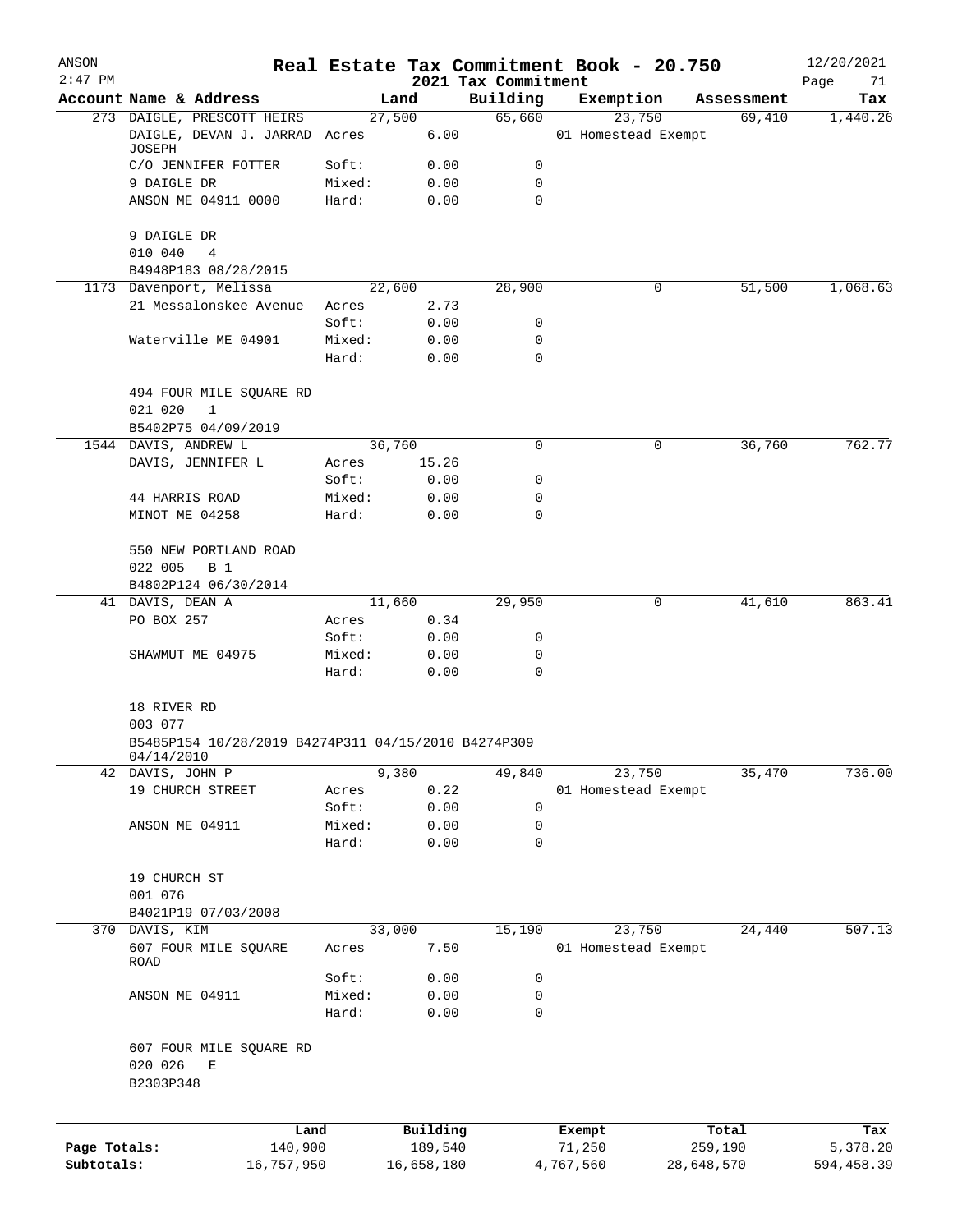# Real Estate Tax Commitment Book - 20.750

ANSON 2:47 PM — 2021 Tax Commitment — 12/20/2021

| Account Name & Address | Land | | Building | Exemption | Assessment | Tax |
|---|---|---|---|---|---|---|
| 273 DAIGLE, PRESCOTT HEIRS | 27,500 | | 65,660 | 23,750 | 69,410 | 1,440.26 |
| DAIGLE, DEVAN J. JARRAD JOSEPH | Acres | 6.00 | | 01 Homestead Exempt | | |
| C/O JENNIFER FOTTER | Soft: | 0.00 | 0 | | | |
| 9 DAIGLE DR | Mixed: | 0.00 | 0 | | | |
| ANSON ME 04911 0000 | Hard: | 0.00 | 0 | | | |
| 9 DAIGLE DR | | | | | | |
| 010 040 4 | | | | | | |
| B4948P183 08/28/2015 | | | | | | |
| 1173 Davenport, Melissa | 22,600 | | 28,900 | 0 | 51,500 | 1,068.63 |
| 21 Messalonskee Avenue | Acres | 2.73 | | | | |
| | Soft: | 0.00 | 0 | | | |
| Waterville ME 04901 | Mixed: | 0.00 | 0 | | | |
| | Hard: | 0.00 | 0 | | | |
| 494 FOUR MILE SQUARE RD | | | | | | |
| 021 020 1 | | | | | | |
| B5402P75 04/09/2019 | | | | | | |
| 1544 DAVIS, ANDREW L | 36,760 | | 0 | 0 | 36,760 | 762.77 |
| DAVIS, JENNIFER L | Acres | 15.26 | | | | |
| | Soft: | 0.00 | 0 | | | |
| 44 HARRIS ROAD | Mixed: | 0.00 | 0 | | | |
| MINOT ME 04258 | Hard: | 0.00 | 0 | | | |
| 550 NEW PORTLAND ROAD | | | | | | |
| 022 005 B 1 | | | | | | |
| B4802P124 06/30/2014 | | | | | | |
| 41 DAVIS, DEAN A | 11,660 | | 29,950 | 0 | 41,610 | 863.41 |
| PO BOX 257 | Acres | 0.34 | | | | |
| | Soft: | 0.00 | 0 | | | |
| SHAWMUT ME 04975 | Mixed: | 0.00 | 0 | | | |
| | Hard: | 0.00 | 0 | | | |
| 18 RIVER RD | | | | | | |
| 003 077 | | | | | | |
| B5485P154 10/28/2019 B4274P311 04/15/2010 B4274P309 04/14/2010 | | | | | | |
| 42 DAVIS, JOHN P | 9,380 | | 49,840 | 23,750 | 35,470 | 736.00 |
| 19 CHURCH STREET | Acres | 0.22 | | 01 Homestead Exempt | | |
| | Soft: | 0.00 | 0 | | | |
| ANSON ME 04911 | Mixed: | 0.00 | 0 | | | |
| | Hard: | 0.00 | 0 | | | |
| 19 CHURCH ST | | | | | | |
| 001 076 | | | | | | |
| B4021P19 07/03/2008 | | | | | | |
| 370 DAVIS, KIM | 33,000 | | 15,190 | 23,750 | 24,440 | 507.13 |
| 607 FOUR MILE SQUARE ROAD | Acres | 7.50 | | 01 Homestead Exempt | | |
| | Soft: | 0.00 | 0 | | | |
| ANSON ME 04911 | Mixed: | 0.00 | 0 | | | |
| | Hard: | 0.00 | 0 | | | |
| 607 FOUR MILE SQUARE RD | | | | | | |
| 020 026 E | | | | | | |
| B2303P348 | | | | | | |

| | Land | Building | Exempt | Total | Tax |
|---|---|---|---|---|---|
| Page Totals: | 140,900 | 189,540 | 71,250 | 259,190 | 5,378.20 |
| Subtotals: | 16,757,950 | 16,658,180 | 4,767,560 | 28,648,570 | 594,458.39 |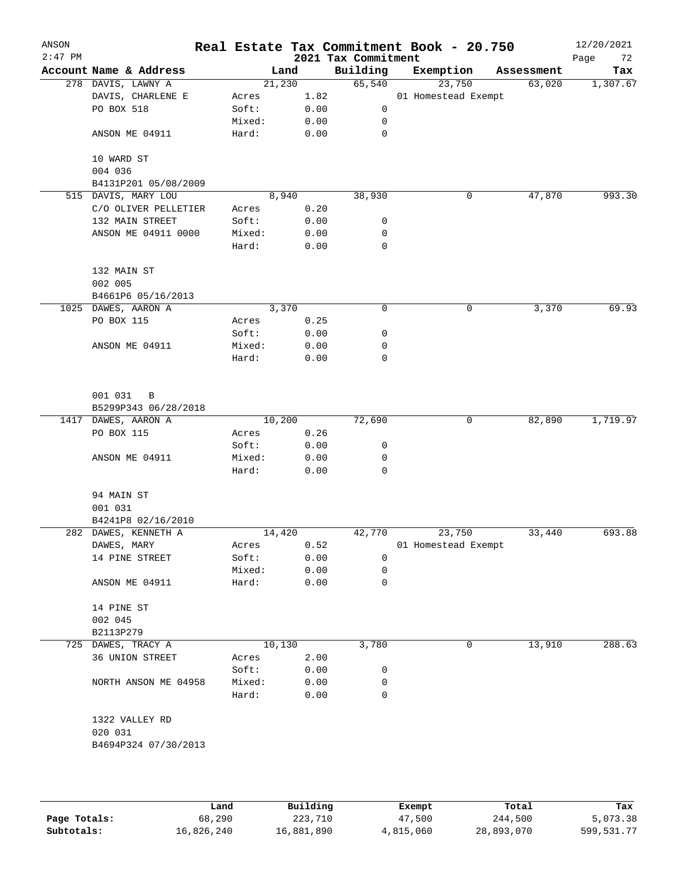# Real Estate Tax Commitment Book - 20.750

ANSON
2:47 PM
12/20/2021

## 2021 Tax Commitment

| Account Name & Address | | Land | Building | Exemption | Assessment | Tax |
|---|---|---|---|---|---|---|
| 278 DAVIS, LAWNY A | | 21,230 | 65,540 | 23,750 | 63,020 | 1,307.67 |
| DAVIS, CHARLENE E | Acres | 1.82 | | 01 Homestead Exempt | | |
| PO BOX 518 | Soft: | 0.00 | 0 | | | |
| | Mixed: | 0.00 | 0 | | | |
| ANSON ME 04911 | Hard: | 0.00 | 0 | | | |
| 10 WARD ST | | | | | | |
| 004 036 | | | | | | |
| B4131P201 05/08/2009 | | | | | | |
| 515 DAVIS, MARY LOU | | 8,940 | 38,930 | 0 | 47,870 | 993.30 |
| C/O OLIVER PELLETIER | Acres | 0.20 | | | | |
| 132 MAIN STREET | Soft: | 0.00 | 0 | | | |
| ANSON ME 04911 0000 | Mixed: | 0.00 | 0 | | | |
| | Hard: | 0.00 | 0 | | | |
| 132 MAIN ST | | | | | | |
| 002 005 | | | | | | |
| B4661P6 05/16/2013 | | | | | | |
| 1025 DAWES, AARON A | | 3,370 | 0 | 0 | 3,370 | 69.93 |
| PO BOX 115 | Acres | 0.25 | | | | |
| | Soft: | 0.00 | 0 | | | |
| ANSON ME 04911 | Mixed: | 0.00 | 0 | | | |
| | Hard: | 0.00 | 0 | | | |
| 001 031 B | | | | | | |
| B5299P343 06/28/2018 | | | | | | |
| 1417 DAWES, AARON A | | 10,200 | 72,690 | 0 | 82,890 | 1,719.97 |
| PO BOX 115 | Acres | 0.26 | | | | |
| | Soft: | 0.00 | 0 | | | |
| ANSON ME 04911 | Mixed: | 0.00 | 0 | | | |
| | Hard: | 0.00 | 0 | | | |
| 94 MAIN ST | | | | | | |
| 001 031 | | | | | | |
| B4241P8 02/16/2010 | | | | | | |
| 282 DAWES, KENNETH A | | 14,420 | 42,770 | 23,750 | 33,440 | 693.88 |
| DAWES, MARY | Acres | 0.52 | | 01 Homestead Exempt | | |
| 14 PINE STREET | Soft: | 0.00 | 0 | | | |
| | Mixed: | 0.00 | 0 | | | |
| ANSON ME 04911 | Hard: | 0.00 | 0 | | | |
| 14 PINE ST | | | | | | |
| 002 045 | | | | | | |
| B2113P279 | | | | | | |
| 725 DAWES, TRACY A | | 10,130 | 3,780 | 0 | 13,910 | 288.63 |
| 36 UNION STREET | Acres | 2.00 | | | | |
| | Soft: | 0.00 | 0 | | | |
| NORTH ANSON ME 04958 | Mixed: | 0.00 | 0 | | | |
| | Hard: | 0.00 | 0 | | | |
| 1322 VALLEY RD | | | | | | |
| 020 031 | | | | | | |
| B4694P324 07/30/2013 | | | | | | |

| | Land | Building | Exempt | Total | Tax |
|---|---|---|---|---|---|
| Page Totals: | 68,290 | 223,710 | 47,500 | 244,500 | 5,073.38 |
| Subtotals: | 16,826,240 | 16,881,890 | 4,815,060 | 28,893,070 | 599,531.77 |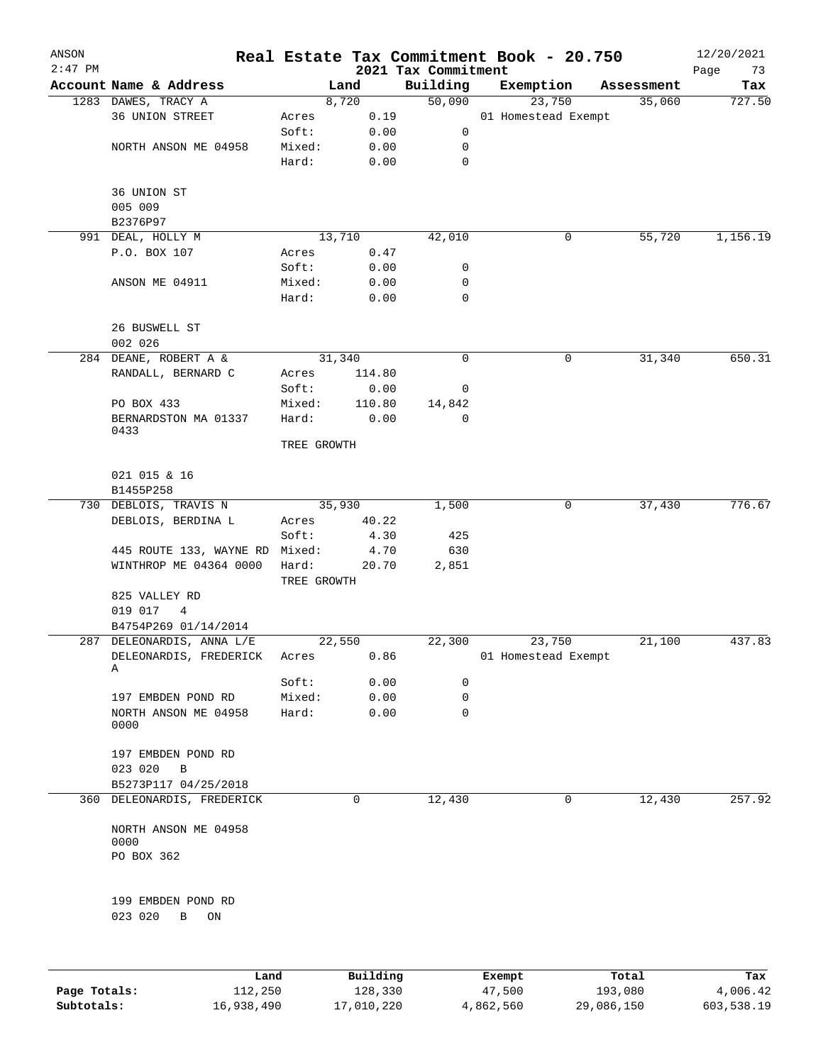# Real Estate Tax Commitment Book - 20.750

ANSON
2:47 PM

2021 Tax Commitment

12/20/2021

| Account | Name & Address | Land | | Building | Exemption | Assessment | Tax |
|---|---|---|---|---|---|---|---|
| 1283 | DAWES, TRACY A | 8,720 | | 50,090 | 23,750 | 35,060 | 727.50 |
| | 36 UNION STREET | Acres | 0.19 | | 01 Homestead Exempt | | |
| | | Soft: | 0.00 | 0 | | | |
| | NORTH ANSON ME 04958 | Mixed: | 0.00 | 0 | | | |
| | | Hard: | 0.00 | 0 | | | |
| | 36 UNION ST | | | | | | |
| | 005 009 | | | | | | |
| | B2376P97 | | | | | | |
| 991 | DEAL, HOLLY M | 13,710 | | 42,010 | 0 | 55,720 | 1,156.19 |
| | P.O. BOX 107 | Acres | 0.47 | | | | |
| | | Soft: | 0.00 | 0 | | | |
| | ANSON ME 04911 | Mixed: | 0.00 | 0 | | | |
| | | Hard: | 0.00 | 0 | | | |
| | 26 BUSWELL ST | | | | | | |
| | 002 026 | | | | | | |
| 284 | DEANE, ROBERT A & | 31,340 | | 0 | 0 | 31,340 | 650.31 |
| | RANDALL, BERNARD C | Acres | 114.80 | | | | |
| | | Soft: | 0.00 | 0 | | | |
| | PO BOX 433 | Mixed: | 110.80 | 14,842 | | | |
| | BERNARDSTON MA 01337 0433 | Hard: | 0.00 | 0 | | | |
| | | TREE GROWTH | | | | | |
| | 021 015 & 16 | | | | | | |
| | B1455P258 | | | | | | |
| 730 | DEBLOIS, TRAVIS N | 35,930 | | 1,500 | 0 | 37,430 | 776.67 |
| | DEBLOIS, BERDINA L | Acres | 40.22 | | | | |
| | | Soft: | 4.30 | 425 | | | |
| | 445 ROUTE 133, WAYNE RD | Mixed: | 4.70 | 630 | | | |
| | WINTHROP ME 04364 0000 | Hard: | 20.70 | 2,851 | | | |
| | | TREE GROWTH | | | | | |
| | 825 VALLEY RD | | | | | | |
| | 019 017 4 | | | | | | |
| | B4754P269 01/14/2014 | | | | | | |
| 287 | DELEONARDIS, ANNA L/E | 22,550 | | 22,300 | 23,750 | 21,100 | 437.83 |
| | DELEONARDIS, FREDERICK A | Acres | 0.86 | | 01 Homestead Exempt | | |
| | | Soft: | 0.00 | 0 | | | |
| | 197 EMBDEN POND RD | Mixed: | 0.00 | 0 | | | |
| | NORTH ANSON ME 04958 0000 | Hard: | 0.00 | 0 | | | |
| | 197 EMBDEN POND RD | | | | | | |
| | 023 020 B | | | | | | |
| | B5273P117 04/25/2018 | | | | | | |
| 360 | DELEONARDIS, FREDERICK | 0 | | 12,430 | 0 | 12,430 | 257.92 |
| | NORTH ANSON ME 04958 0000 | | | | | | |
| | PO BOX 362 | | | | | | |
| | 199 EMBDEN POND RD | | | | | | |
| | 023 020 B ON | | | | | | |

| | Land | Building | Exempt | Total | Tax |
|---|---|---|---|---|---|
| Page Totals: | 112,250 | 128,330 | 47,500 | 193,080 | 4,006.42 |
| Subtotals: | 16,938,490 | 17,010,220 | 4,862,560 | 29,086,150 | 603,538.19 |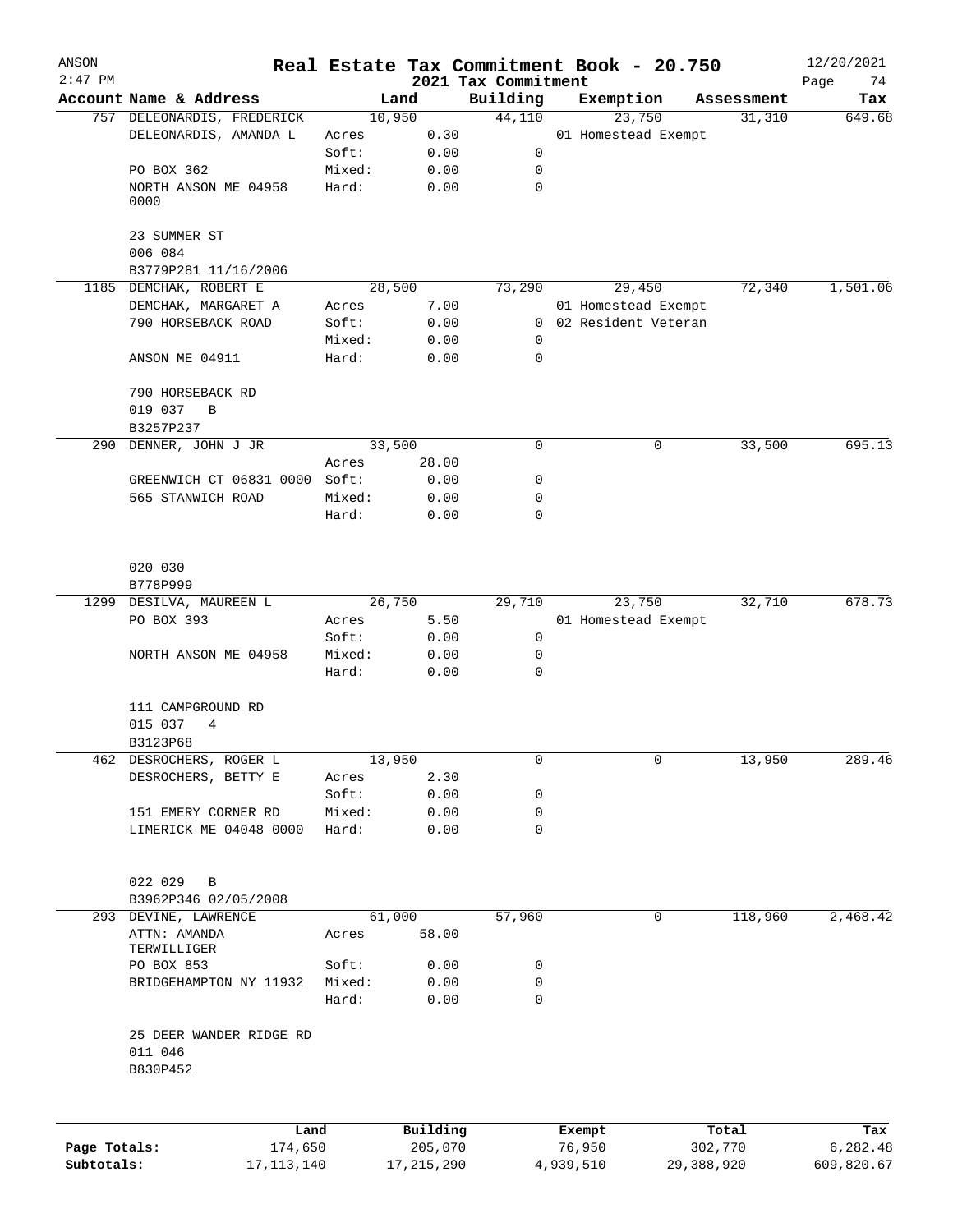ANSON

Real Estate Tax Commitment Book - 20.750

12/20/2021

2:47 PM

2021 Tax Commitment

| Account | Name & Address | Land | | Building | Exemption | Assessment | Tax |
|---|---|---|---|---|---|---|---|
| 757 | DELEONARDIS, FREDERICK | 10,950 | | 44,110 | 23,750 | 31,310 | 649.68 |
| | DELEONARDIS, AMANDA L | Acres | 0.30 | | 01 Homestead Exempt | | |
| | | Soft: | 0.00 | 0 | | | |
| | PO BOX 362 | Mixed: | 0.00 | 0 | | | |
| | NORTH ANSON ME 04958 0000 | Hard: | 0.00 | 0 | | | |
| | 23 SUMMER ST | | | | | | |
| | 006 084 | | | | | | |
| | B3779P281 11/16/2006 | | | | | | |
| 1185 | DEMCHAK, ROBERT E | 28,500 | | 73,290 | 29,450 | 72,340 | 1,501.06 |
| | DEMCHAK, MARGARET A | Acres | 7.00 | | 01 Homestead Exempt | | |
| | 790 HORSEBACK ROAD | Soft: | 0.00 | 0 | 02 Resident Veteran | | |
| | | Mixed: | 0.00 | 0 | | | |
| | ANSON ME 04911 | Hard: | 0.00 | 0 | | | |
| | 790 HORSEBACK RD | | | | | | |
| | 019 037 B | | | | | | |
| | B3257P237 | | | | | | |
| 290 | DENNER, JOHN J JR | 33,500 | | 0 | 0 | 33,500 | 695.13 |
| | | Acres | 28.00 | | | | |
| | GREENWICH CT 06831 0000 | Soft: | 0.00 | 0 | | | |
| | 565 STANWICH ROAD | Mixed: | 0.00 | 0 | | | |
| | | Hard: | 0.00 | 0 | | | |
| | 020 030 | | | | | | |
| | B778P999 | | | | | | |
| 1299 | DESILVA, MAUREEN L | 26,750 | | 29,710 | 23,750 | 32,710 | 678.73 |
| | PO BOX 393 | Acres | 5.50 | | 01 Homestead Exempt | | |
| | | Soft: | 0.00 | 0 | | | |
| | NORTH ANSON ME 04958 | Mixed: | 0.00 | 0 | | | |
| | | Hard: | 0.00 | 0 | | | |
| | 111 CAMPGROUND RD | | | | | | |
| | 015 037 4 | | | | | | |
| | B3123P68 | | | | | | |
| 462 | DESROCHERS, ROGER L | 13,950 | | 0 | 0 | 13,950 | 289.46 |
| | DESROCHERS, BETTY E | Acres | 2.30 | | | | |
| | | Soft: | 0.00 | 0 | | | |
| | 151 EMERY CORNER RD | Mixed: | 0.00 | 0 | | | |
| | LIMERICK ME 04048 0000 | Hard: | 0.00 | 0 | | | |
| | 022 029 B | | | | | | |
| | B3962P346 02/05/2008 | | | | | | |
| 293 | DEVINE, LAWRENCE | 61,000 | | 57,960 | 0 | 118,960 | 2,468.42 |
| | ATTN: AMANDA TERWILLIGER | Acres | 58.00 | | | | |
| | PO BOX 853 | Soft: | 0.00 | 0 | | | |
| | BRIDGEHAMPTON NY 11932 | Mixed: | 0.00 | 0 | | | |
| | | Hard: | 0.00 | 0 | | | |
| | 25 DEER WANDER RIDGE RD | | | | | | |
| | 011 046 | | | | | | |
| | B830P452 | | | | | | |

| | Land | Building | Exempt | Total | Tax |
|---|---|---|---|---|---|
| Page Totals: | 174,650 | 205,070 | 76,950 | 302,770 | 6,282.48 |
| Subtotals: | 17,113,140 | 17,215,290 | 4,939,510 | 29,388,920 | 609,820.67 |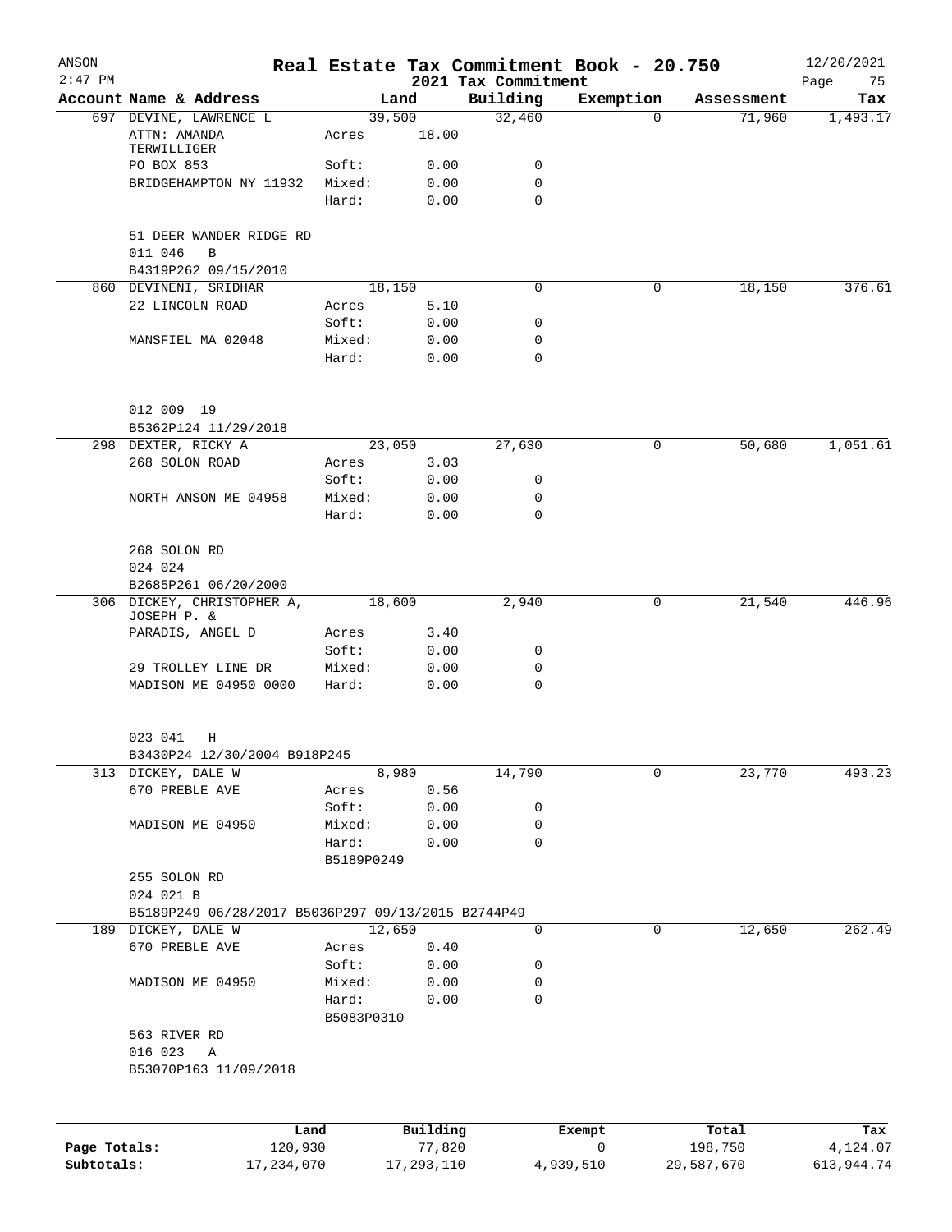ANSON
2:47 PM

# Real Estate Tax Commitment Book - 20.750

12/20/2021

## 2021 Tax Commitment

| Account Name & Address | Land | | Building | Exemption | Assessment | Tax |
|---|---|---|---|---|---|---|
| 697 DEVINE, LAWRENCE L | 39,500 | | 32,460 | 0 | 71,960 | 1,493.17 |
| ATTN: AMANDA TERWILLIGER | Acres | 18.00 | | | | |
| PO BOX 853 | Soft: | 0.00 | 0 | | | |
| BRIDGEHAMPTON NY 11932 | Mixed: | 0.00 | 0 | | | |
| | Hard: | 0.00 | 0 | | | |
| 51 DEER WANDER RIDGE RD | | | | | | |
| 011 046 B | | | | | | |
| B4319P262 09/15/2010 | | | | | | |
| 860 DEVINENI, SRIDHAR | 18,150 | | 0 | 0 | 18,150 | 376.61 |
| 22 LINCOLN ROAD | Acres | 5.10 | | | | |
| | Soft: | 0.00 | 0 | | | |
| MANSFIEL MA 02048 | Mixed: | 0.00 | 0 | | | |
| | Hard: | 0.00 | 0 | | | |
| 012 009 19 | | | | | | |
| B5362P124 11/29/2018 | | | | | | |
| 298 DEXTER, RICKY A | 23,050 | | 27,630 | 0 | 50,680 | 1,051.61 |
| 268 SOLON ROAD | Acres | 3.03 | | | | |
| | Soft: | 0.00 | 0 | | | |
| NORTH ANSON ME 04958 | Mixed: | 0.00 | 0 | | | |
| | Hard: | 0.00 | 0 | | | |
| 268 SOLON RD | | | | | | |
| 024 024 | | | | | | |
| B2685P261 06/20/2000 | | | | | | |
| 306 DICKEY, CHRISTOPHER A, JOSEPH P. & | 18,600 | | 2,940 | 0 | 21,540 | 446.96 |
| PARADIS, ANGEL D | Acres | 3.40 | | | | |
| | Soft: | 0.00 | 0 | | | |
| 29 TROLLEY LINE DR | Mixed: | 0.00 | 0 | | | |
| MADISON ME 04950 0000 | Hard: | 0.00 | 0 | | | |
| 023 041 H | | | | | | |
| B3430P24 12/30/2004 B918P245 | | | | | | |
| 313 DICKEY, DALE W | 8,980 | | 14,790 | 0 | 23,770 | 493.23 |
| 670 PREBLE AVE | Acres | 0.56 | | | | |
| | Soft: | 0.00 | 0 | | | |
| MADISON ME 04950 | Mixed: | 0.00 | 0 | | | |
| | Hard: | 0.00 | 0 | | | |
| | B5189P0249 | | | | | |
| 255 SOLON RD | | | | | | |
| 024 021 B | | | | | | |
| B5189P249 06/28/2017 B5036P297 09/13/2015 B2744P49 | | | | | | |
| 189 DICKEY, DALE W | 12,650 | | 0 | 0 | 12,650 | 262.49 |
| 670 PREBLE AVE | Acres | 0.40 | | | | |
| | Soft: | 0.00 | 0 | | | |
| MADISON ME 04950 | Mixed: | 0.00 | 0 | | | |
| | Hard: | 0.00 | 0 | | | |
| | B5083P0310 | | | | | |
| 563 RIVER RD | | | | | | |
| 016 023 A | | | | | | |
| B53070P163 11/09/2018 | | | | | | |

| | Land | Building | Exempt | Total | Tax |
|---|---|---|---|---|---|
| Page Totals: | 120,930 | 77,820 | 0 | 198,750 | 4,124.07 |
| Subtotals: | 17,234,070 | 17,293,110 | 4,939,510 | 29,587,670 | 613,944.74 |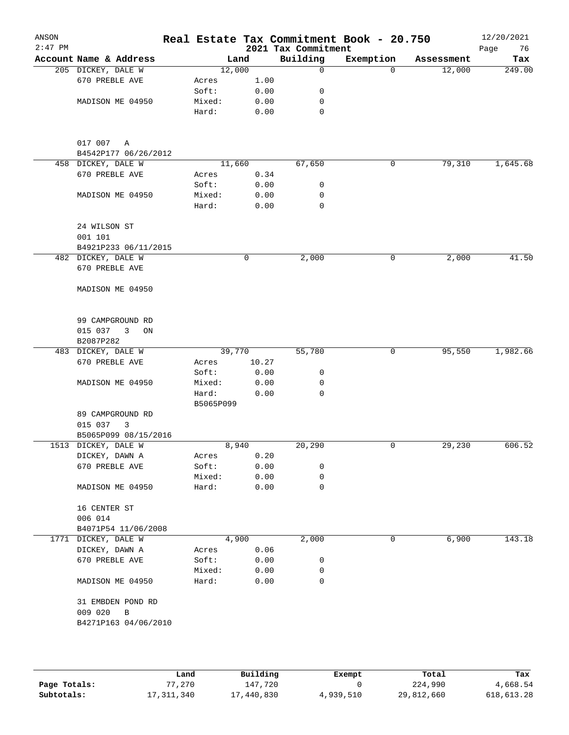# Real Estate Tax Commitment Book - 20.750

ANSON 2:47 PM — 2021 Tax Commitment — 12/20/2021

| Account Name & Address | Land | | Building | Exemption | Assessment | Tax |
|---|---|---|---|---|---|---|
| 205 DICKEY, DALE W | 12,000 | | 0 | 0 | 12,000 | 249.00 |
| 670 PREBLE AVE | Acres | 1.00 | | | | |
| | Soft: | 0.00 | 0 | | | |
| MADISON ME 04950 | Mixed: | 0.00 | 0 | | | |
| | Hard: | 0.00 | 0 | | | |
| 017 007 A | | | | | | |
| B4542P177 06/26/2012 | | | | | | |
| 458 DICKEY, DALE W | 11,660 | | 67,650 | 0 | 79,310 | 1,645.68 |
| 670 PREBLE AVE | Acres | 0.34 | | | | |
| | Soft: | 0.00 | 0 | | | |
| MADISON ME 04950 | Mixed: | 0.00 | 0 | | | |
| | Hard: | 0.00 | 0 | | | |
| 24 WILSON ST | | | | | | |
| 001 101 | | | | | | |
| B4921P233 06/11/2015 | | | | | | |
| 482 DICKEY, DALE W | 0 | | 2,000 | 0 | 2,000 | 41.50 |
| 670 PREBLE AVE | | | | | | |
| MADISON ME 04950 | | | | | | |
| 99 CAMPGROUND RD | | | | | | |
| 015 037 3 ON | | | | | | |
| B2087P282 | | | | | | |
| 483 DICKEY, DALE W | 39,770 | | 55,780 | 0 | 95,550 | 1,982.66 |
| 670 PREBLE AVE | Acres | 10.27 | | | | |
| | Soft: | 0.00 | 0 | | | |
| MADISON ME 04950 | Mixed: | 0.00 | 0 | | | |
| | Hard: | 0.00 | 0 | | | |
| | B5065P099 | | | | | |
| 89 CAMPGROUND RD | | | | | | |
| 015 037 3 | | | | | | |
| B5065P099 08/15/2016 | | | | | | |
| 1513 DICKEY, DALE W | 8,940 | | 20,290 | 0 | 29,230 | 606.52 |
| DICKEY, DAWN A | Acres | 0.20 | | | | |
| 670 PREBLE AVE | Soft: | 0.00 | 0 | | | |
| | Mixed: | 0.00 | 0 | | | |
| MADISON ME 04950 | Hard: | 0.00 | 0 | | | |
| 16 CENTER ST | | | | | | |
| 006 014 | | | | | | |
| B4071P54 11/06/2008 | | | | | | |
| 1771 DICKEY, DALE W | 4,900 | | 2,000 | 0 | 6,900 | 143.18 |
| DICKEY, DAWN A | Acres | 0.06 | | | | |
| 670 PREBLE AVE | Soft: | 0.00 | 0 | | | |
| | Mixed: | 0.00 | 0 | | | |
| MADISON ME 04950 | Hard: | 0.00 | 0 | | | |
| 31 EMBDEN POND RD | | | | | | |
| 009 020 B | | | | | | |
| B4271P163 04/06/2010 | | | | | | |

| | Land | Building | Exempt | Total | Tax |
|---|---|---|---|---|---|
| Page Totals: | 77,270 | 147,720 | 0 | 224,990 | 4,668.54 |
| Subtotals: | 17,311,340 | 17,440,830 | 4,939,510 | 29,812,660 | 618,613.28 |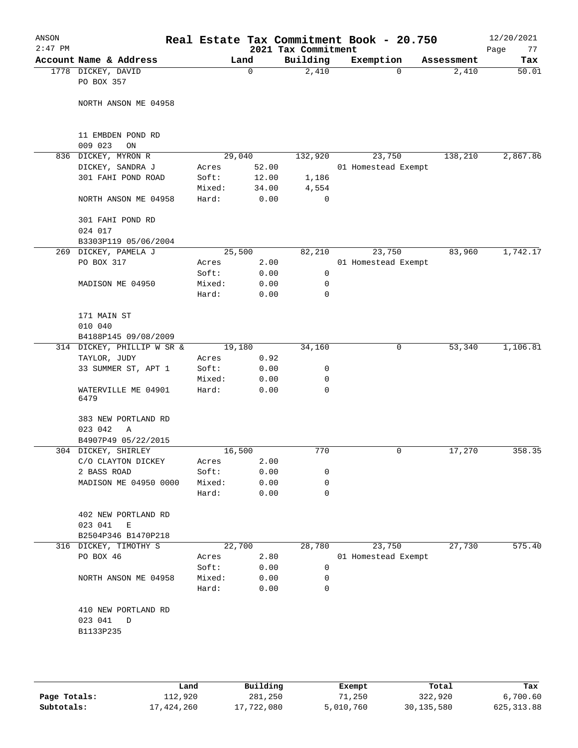# Real Estate Tax Commitment Book - 20.750

## 2021 Tax Commitment

ANSON 12/20/2021 2:47 PM

| Account Name & Address | Land | | Building | Exemption | Assessment | Tax |
|---|---|---|---|---|---|---|
| 1778 DICKEY, DAVID | 0 | | 2,410 | 0 | 2,410 | 50.01 |
| PO BOX 357 | | | | | | |
| NORTH ANSON ME 04958 | | | | | | |
| 11 EMBDEN POND RD | | | | | | |
| 009 023 ON | | | | | | |
| 836 DICKEY, MYRON R | 29,040 | | 132,920 | 23,750 | 138,210 | 2,867.86 |
| DICKEY, SANDRA J | Acres | 52.00 | | 01 Homestead Exempt | | |
| 301 FAHI POND ROAD | Soft: | 12.00 | 1,186 | | | |
| | Mixed: | 34.00 | 4,554 | | | |
| NORTH ANSON ME 04958 | Hard: | 0.00 | 0 | | | |
| 301 FAHI POND RD | | | | | | |
| 024 017 | | | | | | |
| B3303P119 05/06/2004 | | | | | | |
| 269 DICKEY, PAMELA J | 25,500 | | 82,210 | 23,750 | 83,960 | 1,742.17 |
| PO BOX 317 | Acres | 2.00 | | 01 Homestead Exempt | | |
| | Soft: | 0.00 | 0 | | | |
| MADISON ME 04950 | Mixed: | 0.00 | 0 | | | |
| | Hard: | 0.00 | 0 | | | |
| 171 MAIN ST | | | | | | |
| 010 040 | | | | | | |
| B4188P145 09/08/2009 | | | | | | |
| 314 DICKEY, PHILLIP W SR & | 19,180 | | 34,160 | 0 | 53,340 | 1,106.81 |
| TAYLOR, JUDY | Acres | 0.92 | | | | |
| 33 SUMMER ST, APT 1 | Soft: | 0.00 | 0 | | | |
| | Mixed: | 0.00 | 0 | | | |
| WATERVILLE ME 04901 6479 | Hard: | 0.00 | 0 | | | |
| 383 NEW PORTLAND RD | | | | | | |
| 023 042 A | | | | | | |
| B4907P49 05/22/2015 | | | | | | |
| 304 DICKEY, SHIRLEY | 16,500 | | 770 | 0 | 17,270 | 358.35 |
| C/O CLAYTON DICKEY | Acres | 2.00 | | | | |
| 2 BASS ROAD | Soft: | 0.00 | 0 | | | |
| MADISON ME 04950 0000 | Mixed: | 0.00 | 0 | | | |
| | Hard: | 0.00 | 0 | | | |
| 402 NEW PORTLAND RD | | | | | | |
| 023 041 E | | | | | | |
| B2504P346 B1470P218 | | | | | | |
| 316 DICKEY, TIMOTHY S | 22,700 | | 28,780 | 23,750 | 27,730 | 575.40 |
| PO BOX 46 | Acres | 2.80 | | 01 Homestead Exempt | | |
| | Soft: | 0.00 | 0 | | | |
| NORTH ANSON ME 04958 | Mixed: | 0.00 | 0 | | | |
| | Hard: | 0.00 | 0 | | | |
| 410 NEW PORTLAND RD | | | | | | |
| 023 041 D | | | | | | |
| B1133P235 | | | | | | |

| | Land | Building | Exempt | Total | Tax |
|---|---|---|---|---|---|
| Page Totals: | 112,920 | 281,250 | 71,250 | 322,920 | 6,700.60 |
| Subtotals: | 17,424,260 | 17,722,080 | 5,010,760 | 30,135,580 | 625,313.88 |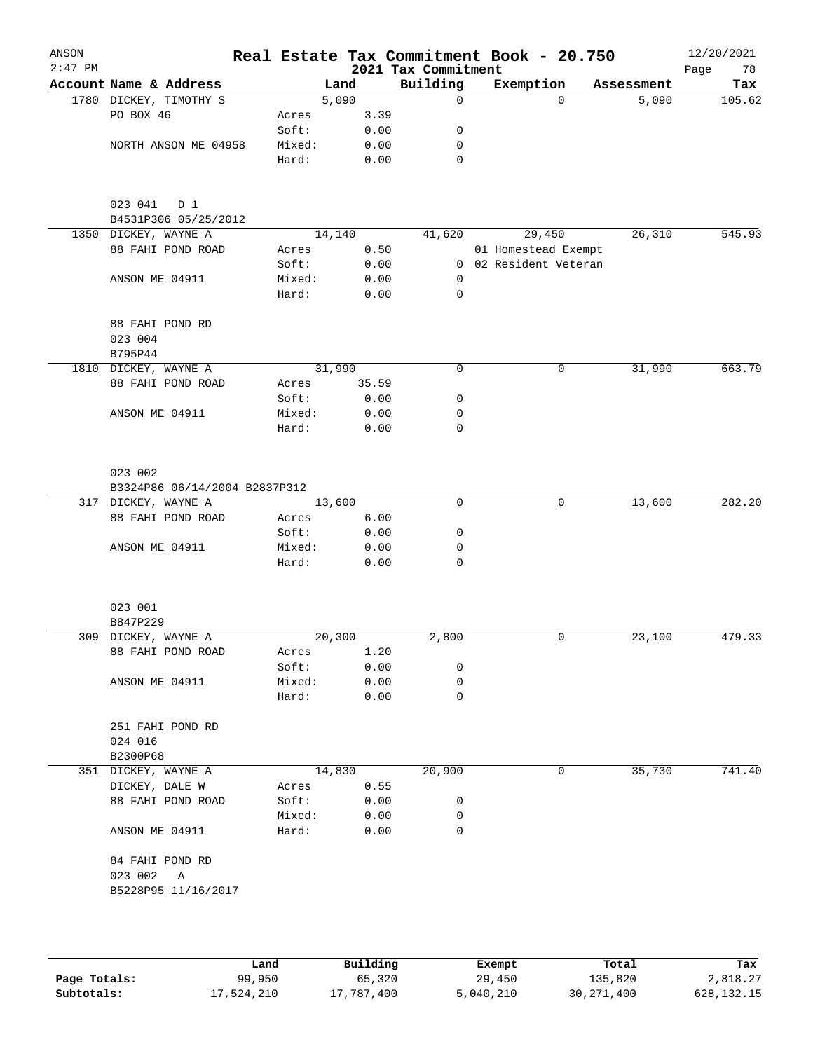# Real Estate Tax Commitment Book - 20.750

ANSON
2021 Tax Commitment

| Account | Name & Address | | Land | Building | Exemption | Assessment | Tax |
|---|---|---|---|---|---|---|---|
| 1780 | DICKEY, TIMOTHY S | | 5,090 | 0 | 0 | 5,090 | 105.62 |
| | PO BOX 46 | Acres | 3.39 | | | | |
| | | Soft: | 0.00 | 0 | | | |
| | NORTH ANSON ME 04958 | Mixed: | 0.00 | 0 | | | |
| | | Hard: | 0.00 | 0 | | | |
| | 023 041 D 1 | | | | | | |
| | B4531P306 05/25/2012 | | | | | | |
| 1350 | DICKEY, WAYNE A | | 14,140 | 41,620 | 29,450 | 26,310 | 545.93 |
| | 88 FAHI POND ROAD | Acres | 0.50 | | 01 Homestead Exempt | | |
| | | Soft: | 0.00 | 0 | 02 Resident Veteran | | |
| | ANSON ME 04911 | Mixed: | 0.00 | 0 | | | |
| | | Hard: | 0.00 | 0 | | | |
| | 88 FAHI POND RD | | | | | | |
| | 023 004 | | | | | | |
| | B795P44 | | | | | | |
| 1810 | DICKEY, WAYNE A | | 31,990 | 0 | 0 | 31,990 | 663.79 |
| | 88 FAHI POND ROAD | Acres | 35.59 | | | | |
| | | Soft: | 0.00 | 0 | | | |
| | ANSON ME 04911 | Mixed: | 0.00 | 0 | | | |
| | | Hard: | 0.00 | 0 | | | |
| | 023 002 | | | | | | |
| | B3324P86 06/14/2004 B2837P312 | | | | | | |
| 317 | DICKEY, WAYNE A | | 13,600 | 0 | 0 | 13,600 | 282.20 |
| | 88 FAHI POND ROAD | Acres | 6.00 | | | | |
| | | Soft: | 0.00 | 0 | | | |
| | ANSON ME 04911 | Mixed: | 0.00 | 0 | | | |
| | | Hard: | 0.00 | 0 | | | |
| | 023 001 | | | | | | |
| | B847P229 | | | | | | |
| 309 | DICKEY, WAYNE A | | 20,300 | 2,800 | 0 | 23,100 | 479.33 |
| | 88 FAHI POND ROAD | Acres | 1.20 | | | | |
| | | Soft: | 0.00 | 0 | | | |
| | ANSON ME 04911 | Mixed: | 0.00 | 0 | | | |
| | | Hard: | 0.00 | 0 | | | |
| | 251 FAHI POND RD | | | | | | |
| | 024 016 | | | | | | |
| | B2300P68 | | | | | | |
| 351 | DICKEY, WAYNE A | | 14,830 | 20,900 | 0 | 35,730 | 741.40 |
| | DICKEY, DALE W | Acres | 0.55 | | | | |
| | 88 FAHI POND ROAD | Soft: | 0.00 | 0 | | | |
| | | Mixed: | 0.00 | 0 | | | |
| | ANSON ME 04911 | Hard: | 0.00 | 0 | | | |
| | 84 FAHI POND RD | | | | | | |
| | 023 002 A | | | | | | |
| | B5228P95 11/16/2017 | | | | | | |

| | Land | Building | Exempt | Total | Tax |
|---|---|---|---|---|---|
| Page Totals: | 99,950 | 65,320 | 29,450 | 135,820 | 2,818.27 |
| Subtotals: | 17,524,210 | 17,787,400 | 5,040,210 | 30,271,400 | 628,132.15 |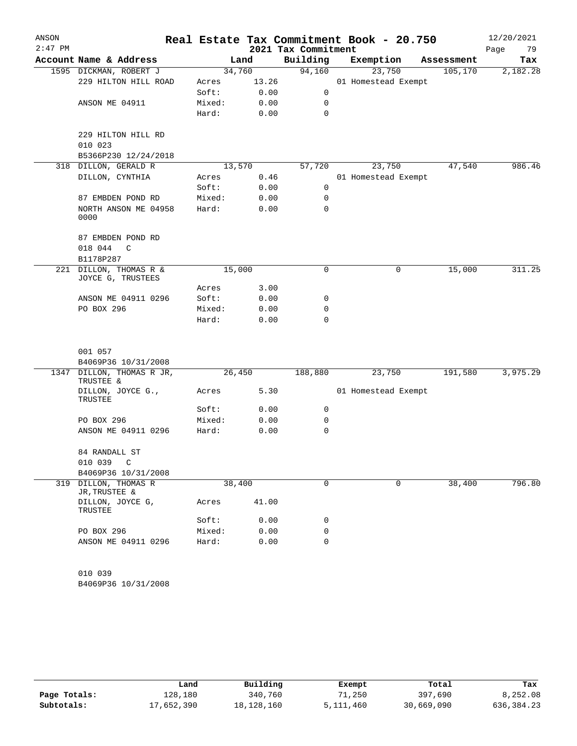# Real Estate Tax Commitment Book - 20.750

ANSON
2:47 PM
2021 Tax Commitment
12/20/2021

| Account | Name & Address | Land | | Building | Exemption | Assessment | Tax |
|---|---|---|---|---|---|---|---|
| 1595 | DICKMAN, ROBERT J | 34,760 | | 94,160 | 23,750 | 105,170 | 2,182.28 |
| | 229 HILTON HILL ROAD | Acres | 13.26 | | 01 Homestead Exempt | | |
| | | Soft: | 0.00 | 0 | | | |
| | ANSON ME 04911 | Mixed: | 0.00 | 0 | | | |
| | | Hard: | 0.00 | 0 | | | |
| | 229 HILTON HILL RD | | | | | | |
| | 010 023 | | | | | | |
| | B5366P230 12/24/2018 | | | | | | |
| 318 | DILLON, GERALD R | 13,570 | | 57,720 | 23,750 | 47,540 | 986.46 |
| | DILLON, CYNTHIA | Acres | 0.46 | | 01 Homestead Exempt | | |
| | | Soft: | 0.00 | 0 | | | |
| | 87 EMBDEN POND RD | Mixed: | 0.00 | 0 | | | |
| | NORTH ANSON ME 04958 0000 | Hard: | 0.00 | 0 | | | |
| | 87 EMBDEN POND RD | | | | | | |
| | 018 044 C | | | | | | |
| | B1178P287 | | | | | | |
| 221 | DILLON, THOMAS R & JOYCE G, TRUSTEES | 15,000 | | 0 | 0 | 15,000 | 311.25 |
| | | Acres | 3.00 | | | | |
| | ANSON ME 04911 0296 | Soft: | 0.00 | 0 | | | |
| | PO BOX 296 | Mixed: | 0.00 | 0 | | | |
| | | Hard: | 0.00 | 0 | | | |
| | 001 057 | | | | | | |
| | B4069P36 10/31/2008 | | | | | | |
| 1347 | DILLON, THOMAS R JR, TRUSTEE & | 26,450 | | 188,880 | 23,750 | 191,580 | 3,975.29 |
| | DILLON, JOYCE G., TRUSTEE | Acres | 5.30 | | 01 Homestead Exempt | | |
| | | Soft: | 0.00 | 0 | | | |
| | PO BOX 296 | Mixed: | 0.00 | 0 | | | |
| | ANSON ME 04911 0296 | Hard: | 0.00 | 0 | | | |
| | 84 RANDALL ST | | | | | | |
| | 010 039 C | | | | | | |
| | B4069P36 10/31/2008 | | | | | | |
| 319 | DILLON, THOMAS R JR, TRUSTEE & | 38,400 | | 0 | 0 | 38,400 | 796.80 |
| | DILLON, JOYCE G, TRUSTEE | Acres | 41.00 | | | | |
| | | Soft: | 0.00 | 0 | | | |
| | PO BOX 296 | Mixed: | 0.00 | 0 | | | |
| | ANSON ME 04911 0296 | Hard: | 0.00 | 0 | | | |
| | 010 039 | | | | | | |
| | B4069P36 10/31/2008 | | | | | | |

| | Land | Building | Exempt | Total | Tax |
|---|---|---|---|---|---|
| Page Totals: | 128,180 | 340,760 | 71,250 | 397,690 | 8,252.08 |
| Subtotals: | 17,652,390 | 18,128,160 | 5,111,460 | 30,669,090 | 636,384.23 |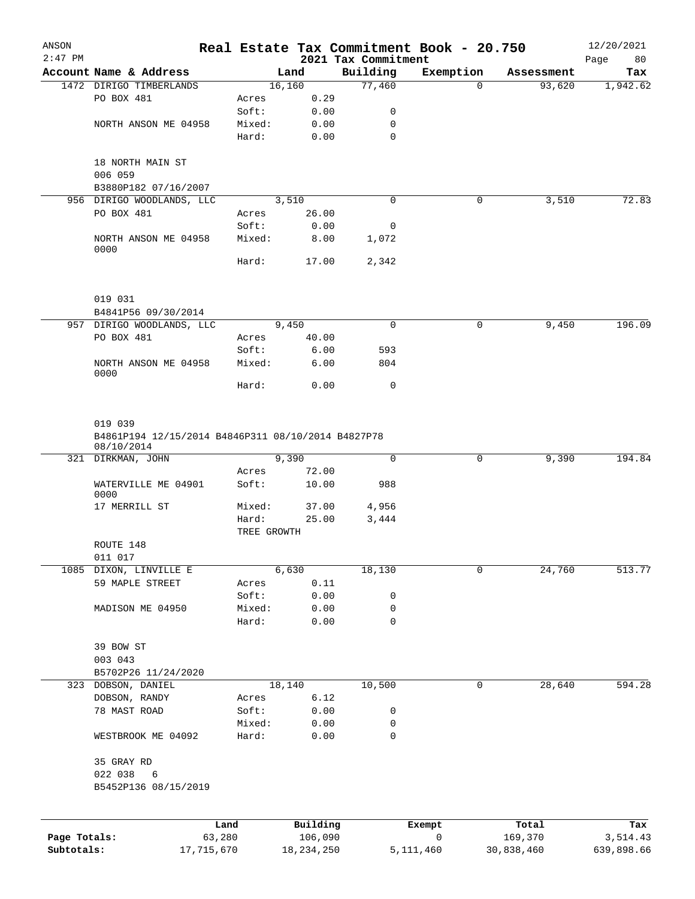# Real Estate Tax Commitment Book - 20.750

ANSON
2021 Tax Commitment
12/20/2021

| Account Name & Address | | Land | Building | Exemption | Assessment | Tax |
|---|---|---|---|---|---|---|
| 1472 DIRIGO TIMBERLANDS | | 16,160 | 77,460 | 0 | 93,620 | 1,942.62 |
| PO BOX 481 | Acres | 0.29 | | | | |
| | Soft: | 0.00 | 0 | | | |
| NORTH ANSON ME 04958 | Mixed: | 0.00 | 0 | | | |
| | Hard: | 0.00 | 0 | | | |
| 18 NORTH MAIN ST | | | | | | |
| 006 059 | | | | | | |
| B3880P182 07/16/2007 | | | | | | |
| 956 DIRIGO WOODLANDS, LLC | | 3,510 | 0 | 0 | 3,510 | 72.83 |
| PO BOX 481 | Acres | 26.00 | | | | |
| | Soft: | 0.00 | 0 | | | |
| NORTH ANSON ME 04958 0000 | Mixed: | 8.00 | 1,072 | | | |
| | Hard: | 17.00 | 2,342 | | | |
| 019 031 | | | | | | |
| B4841P56 09/30/2014 | | | | | | |
| 957 DIRIGO WOODLANDS, LLC | | 9,450 | 0 | 0 | 9,450 | 196.09 |
| PO BOX 481 | Acres | 40.00 | | | | |
| | Soft: | 6.00 | 593 | | | |
| NORTH ANSON ME 04958 0000 | Mixed: | 6.00 | 804 | | | |
| | Hard: | 0.00 | 0 | | | |
| 019 039 | | | | | | |
| B4861P194 12/15/2014 B4846P311 08/10/2014 B4827P78 08/10/2014 | | | | | | |
| 321 DIRKMAN, JOHN | | 9,390 | 0 | 0 | 9,390 | 194.84 |
| | Acres | 72.00 | | | | |
| WATERVILLE ME 04901 0000 | Soft: | 10.00 | 988 | | | |
| 17 MERRILL ST | Mixed: | 37.00 | 4,956 | | | |
| | Hard: | 25.00 | 3,444 | | | |
| | TREE GROWTH | | | | | |
| ROUTE 148 | | | | | | |
| 011 017 | | | | | | |
| 1085 DIXON, LINVILLE E | | 6,630 | 18,130 | 0 | 24,760 | 513.77 |
| 59 MAPLE STREET | Acres | 0.11 | | | | |
| | Soft: | 0.00 | 0 | | | |
| MADISON ME 04950 | Mixed: | 0.00 | 0 | | | |
| | Hard: | 0.00 | 0 | | | |
| 39 BOW ST | | | | | | |
| 003 043 | | | | | | |
| B5702P26 11/24/2020 | | | | | | |
| 323 DOBSON, DANIEL | | 18,140 | 10,500 | 0 | 28,640 | 594.28 |
| DOBSON, RANDY | Acres | 6.12 | | | | |
| 78 MAST ROAD | Soft: | 0.00 | 0 | | | |
| | Mixed: | 0.00 | 0 | | | |
| WESTBROOK ME 04092 | Hard: | 0.00 | 0 | | | |
| 35 GRAY RD | | | | | | |
| 022 038 6 | | | | | | |
| B5452P136 08/15/2019 | | | | | | |

| | Land | Building | Exempt | Total | Tax |
|---|---|---|---|---|---|
| Page Totals: | 63,280 | 106,090 | 0 | 169,370 | 3,514.43 |
| Subtotals: | 17,715,670 | 18,234,250 | 5,111,460 | 30,838,460 | 639,898.66 |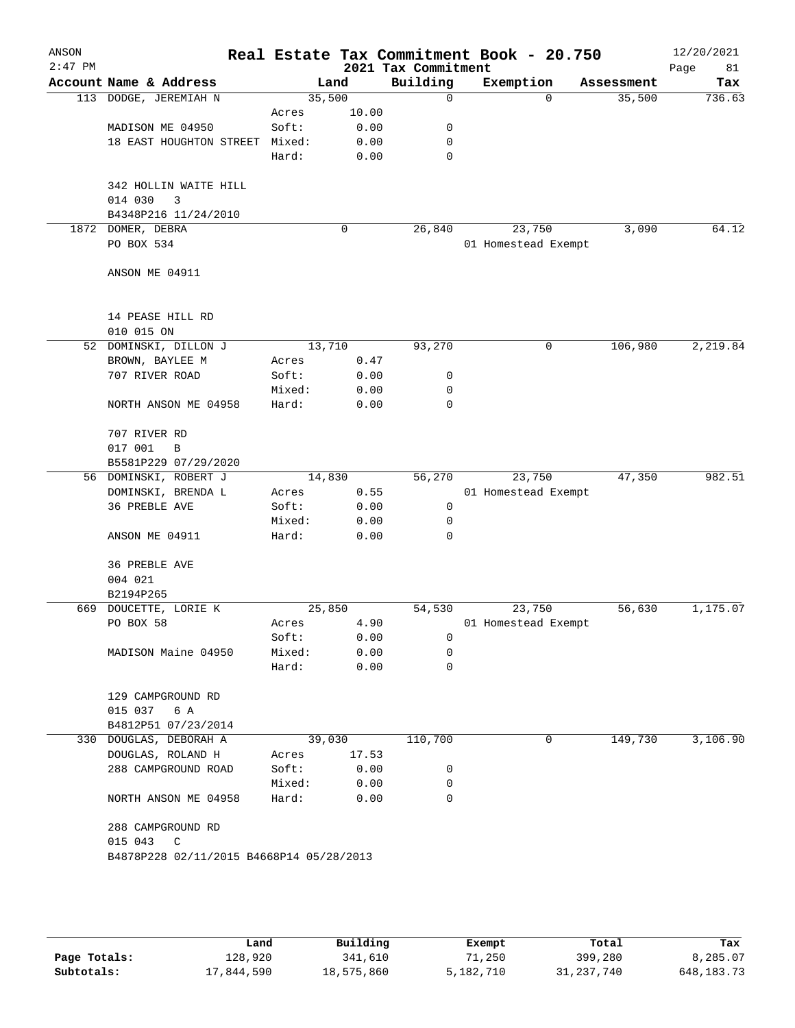# Real Estate Tax Commitment Book - 20.750

ANSON 2:47 PM — 2021 Tax Commitment — 12/20/2021

| Account Name & Address | | Land | Building | Exemption | Assessment | Tax |
|---|---|---|---|---|---|---|
| 113 DODGE, JEREMIAH N | | 35,500 | 0 | 0 | 35,500 | 736.63 |
| | Acres | 10.00 | | | | |
| MADISON ME 04950 | Soft: | 0.00 | 0 | | | |
| 18 EAST HOUGHTON STREET | Mixed: | 0.00 | 0 | | | |
| | Hard: | 0.00 | 0 | | | |
| 342 HOLLIN WAITE HILL | | | | | | |
| 014 030 3 | | | | | | |
| B4348P216 11/24/2010 | | | | | | |
| 1872 DOMER, DEBRA | | 0 | 26,840 | 23,750 | 3,090 | 64.12 |
| PO BOX 534 | | | | 01 Homestead Exempt | | |
| ANSON ME 04911 | | | | | | |
| 14 PEASE HILL RD | | | | | | |
| 010 015 ON | | | | | | |
| 52 DOMINSKI, DILLON J | | 13,710 | 93,270 | 0 | 106,980 | 2,219.84 |
| BROWN, BAYLEE M | Acres | 0.47 | | | | |
| 707 RIVER ROAD | Soft: | 0.00 | 0 | | | |
| | Mixed: | 0.00 | 0 | | | |
| NORTH ANSON ME 04958 | Hard: | 0.00 | 0 | | | |
| 707 RIVER RD | | | | | | |
| 017 001 B | | | | | | |
| B5581P229 07/29/2020 | | | | | | |
| 56 DOMINSKI, ROBERT J | | 14,830 | 56,270 | 23,750 | 47,350 | 982.51 |
| DOMINSKI, BRENDA L | Acres | 0.55 | | 01 Homestead Exempt | | |
| 36 PREBLE AVE | Soft: | 0.00 | 0 | | | |
| | Mixed: | 0.00 | 0 | | | |
| ANSON ME 04911 | Hard: | 0.00 | 0 | | | |
| 36 PREBLE AVE | | | | | | |
| 004 021 | | | | | | |
| B2194P265 | | | | | | |
| 669 DOUCETTE, LORIE K | | 25,850 | 54,530 | 23,750 | 56,630 | 1,175.07 |
| PO BOX 58 | Acres | 4.90 | | 01 Homestead Exempt | | |
| | Soft: | 0.00 | 0 | | | |
| MADISON Maine 04950 | Mixed: | 0.00 | 0 | | | |
| | Hard: | 0.00 | 0 | | | |
| 129 CAMPGROUND RD | | | | | | |
| 015 037 6 A | | | | | | |
| B4812P51 07/23/2014 | | | | | | |
| 330 DOUGLAS, DEBORAH A | | 39,030 | 110,700 | 0 | 149,730 | 3,106.90 |
| DOUGLAS, ROLAND H | Acres | 17.53 | | | | |
| 288 CAMPGROUND ROAD | Soft: | 0.00 | 0 | | | |
| | Mixed: | 0.00 | 0 | | | |
| NORTH ANSON ME 04958 | Hard: | 0.00 | 0 | | | |
| 288 CAMPGROUND RD | | | | | | |
| 015 043 C | | | | | | |
| B4878P228 02/11/2015 B4668P14 05/28/2013 | | | | | | |

| | Land | Building | Exempt | Total | Tax |
|---|---|---|---|---|---|
| Page Totals: | 128,920 | 341,610 | 71,250 | 399,280 | 8,285.07 |
| Subtotals: | 17,844,590 | 18,575,860 | 5,182,710 | 31,237,740 | 648,183.73 |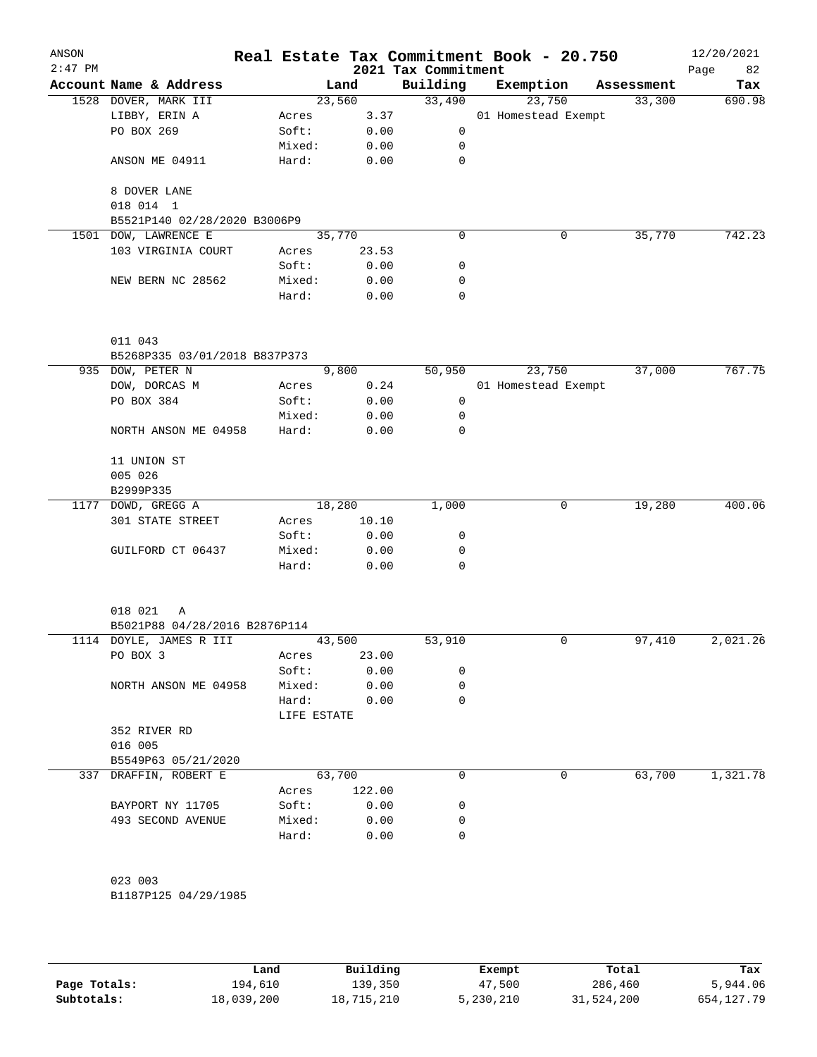# Real Estate Tax Commitment Book - 20.750

ANSON
2:47 PM

2021 Tax Commitment

12/20/2021

| Account Name & Address | Land | | Building | Exemption | Assessment | Tax |
|---|---|---|---|---|---|---|
| 1528 DOVER, MARK III | 23,560 | | 33,490 | 23,750 | 33,300 | 690.98 |
| LIBBY, ERIN A | Acres | 3.37 | | 01 Homestead Exempt | | |
| PO BOX 269 | Soft: | 0.00 | 0 | | | |
| | Mixed: | 0.00 | 0 | | | |
| ANSON ME 04911 | Hard: | 0.00 | 0 | | | |
| 8 DOVER LANE | | | | | | |
| 018 014 1 | | | | | | |
| B5521P140 02/28/2020 B3006P9 | | | | | | |
| 1501 DOW, LAWRENCE E | 35,770 | | 0 | 0 | 35,770 | 742.23 |
| 103 VIRGINIA COURT | Acres | 23.53 | | | | |
| | Soft: | 0.00 | 0 | | | |
| NEW BERN NC 28562 | Mixed: | 0.00 | 0 | | | |
| | Hard: | 0.00 | 0 | | | |
| 011 043 | | | | | | |
| B5268P335 03/01/2018 B837P373 | | | | | | |
| 935 DOW, PETER N | 9,800 | | 50,950 | 23,750 | 37,000 | 767.75 |
| DOW, DORCAS M | Acres | 0.24 | | 01 Homestead Exempt | | |
| PO BOX 384 | Soft: | 0.00 | 0 | | | |
| | Mixed: | 0.00 | 0 | | | |
| NORTH ANSON ME 04958 | Hard: | 0.00 | 0 | | | |
| 11 UNION ST | | | | | | |
| 005 026 | | | | | | |
| B2999P335 | | | | | | |
| 1177 DOWD, GREGG A | 18,280 | | 1,000 | 0 | 19,280 | 400.06 |
| 301 STATE STREET | Acres | 10.10 | | | | |
| | Soft: | 0.00 | 0 | | | |
| GUILFORD CT 06437 | Mixed: | 0.00 | 0 | | | |
| | Hard: | 0.00 | 0 | | | |
| 018 021 A | | | | | | |
| B5021P88 04/28/2016 B2876P114 | | | | | | |
| 1114 DOYLE, JAMES R III | 43,500 | | 53,910 | 0 | 97,410 | 2,021.26 |
| PO BOX 3 | Acres | 23.00 | | | | |
| | Soft: | 0.00 | 0 | | | |
| NORTH ANSON ME 04958 | Mixed: | 0.00 | 0 | | | |
| | Hard: | 0.00 | 0 | | | |
| | LIFE ESTATE | | | | | |
| 352 RIVER RD | | | | | | |
| 016 005 | | | | | | |
| B5549P63 05/21/2020 | | | | | | |
| 337 DRAFFIN, ROBERT E | 63,700 | | 0 | 0 | 63,700 | 1,321.78 |
| | Acres | 122.00 | | | | |
| BAYPORT NY 11705 | Soft: | 0.00 | 0 | | | |
| 493 SECOND AVENUE | Mixed: | 0.00 | 0 | | | |
| | Hard: | 0.00 | 0 | | | |
| 023 003 | | | | | | |
| B1187P125 04/29/1985 | | | | | | |

| | Land | Building | Exempt | Total | Tax |
|---|---|---|---|---|---|
| **Page Totals:** | 194,610 | 139,350 | 47,500 | 286,460 | 5,944.06 |
| **Subtotals:** | 18,039,200 | 18,715,210 | 5,230,210 | 31,524,200 | 654,127.79 |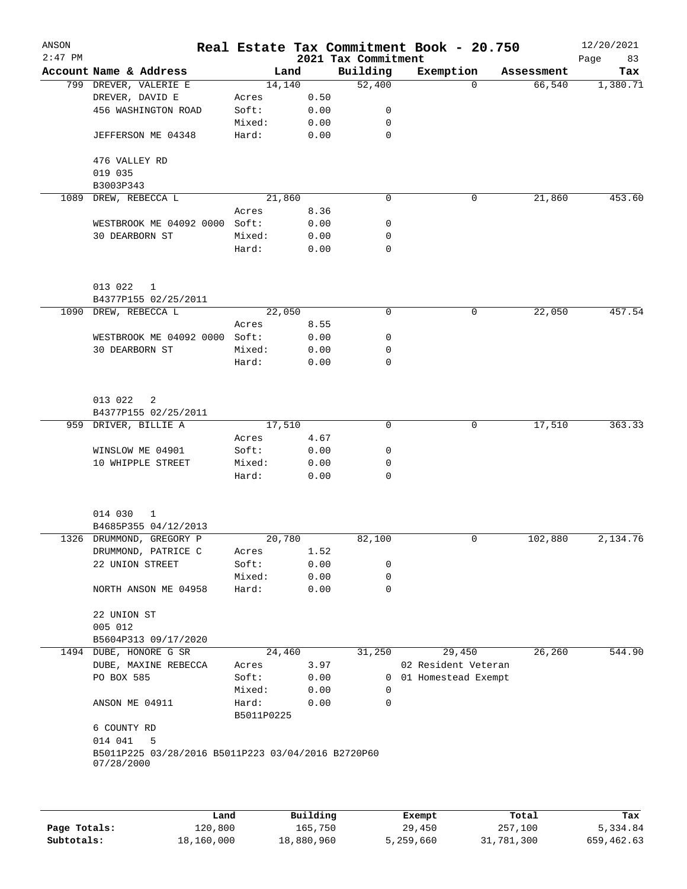# Real Estate Tax Commitment Book - 20.750

ANSON
2:47 PM

2021 Tax Commitment

12/20/2021

| Account | Name & Address | Land | | Building | Exemption | Assessment | Tax |
|---|---|---|---|---|---|---|---|
| 799 | DREVER, VALERIE E | 14,140 | | 52,400 | 0 | 66,540 | 1,380.71 |
| | DREVER, DAVID E | Acres | 0.50 | | | | |
| | 456 WASHINGTON ROAD | Soft: | 0.00 | 0 | | | |
| | | Mixed: | 0.00 | 0 | | | |
| | JEFFERSON ME 04348 | Hard: | 0.00 | 0 | | | |
| | 476 VALLEY RD | | | | | | |
| | 019 035 | | | | | | |
| | B3003P343 | | | | | | |
| 1089 | DREW, REBECCA L | 21,860 | | 0 | 0 | 21,860 | 453.60 |
| | | Acres | 8.36 | | | | |
| | WESTBROOK ME 04092 0000 | Soft: | 0.00 | 0 | | | |
| | 30 DEARBORN ST | Mixed: | 0.00 | 0 | | | |
| | | Hard: | 0.00 | 0 | | | |
| | 013 022 1 | | | | | | |
| | B4377P155 02/25/2011 | | | | | | |
| 1090 | DREW, REBECCA L | 22,050 | | 0 | 0 | 22,050 | 457.54 |
| | | Acres | 8.55 | | | | |
| | WESTBROOK ME 04092 0000 | Soft: | 0.00 | 0 | | | |
| | 30 DEARBORN ST | Mixed: | 0.00 | 0 | | | |
| | | Hard: | 0.00 | 0 | | | |
| | 013 022 2 | | | | | | |
| | B4377P155 02/25/2011 | | | | | | |
| 959 | DRIVER, BILLIE A | 17,510 | | 0 | 0 | 17,510 | 363.33 |
| | | Acres | 4.67 | | | | |
| | WINSLOW ME 04901 | Soft: | 0.00 | 0 | | | |
| | 10 WHIPPLE STREET | Mixed: | 0.00 | 0 | | | |
| | | Hard: | 0.00 | 0 | | | |
| | 014 030 1 | | | | | | |
| | B4685P355 04/12/2013 | | | | | | |
| 1326 | DRUMMOND, GREGORY P | 20,780 | | 82,100 | 0 | 102,880 | 2,134.76 |
| | DRUMMOND, PATRICE C | Acres | 1.52 | | | | |
| | 22 UNION STREET | Soft: | 0.00 | 0 | | | |
| | | Mixed: | 0.00 | 0 | | | |
| | NORTH ANSON ME 04958 | Hard: | 0.00 | 0 | | | |
| | 22 UNION ST | | | | | | |
| | 005 012 | | | | | | |
| | B5604P313 09/17/2020 | | | | | | |
| 1494 | DUBE, HONORE G SR | 24,460 | | 31,250 | 29,450 | 26,260 | 544.90 |
| | DUBE, MAXINE REBECCA | Acres | 3.97 | | 02 Resident Veteran | | |
| | PO BOX 585 | Soft: | 0.00 | 0 | 01 Homestead Exempt | | |
| | | Mixed: | 0.00 | 0 | | | |
| | ANSON ME 04911 | Hard: | 0.00 | 0 | | | |
| | | B5011P0225 | | | | | |
| | 6 COUNTY RD | | | | | | |
| | 014 041 5 | | | | | | |
| | B5011P225 03/28/2016 B5011P223 03/04/2016 B2720P60 07/28/2000 | | | | | | |

| | Land | Building | Exempt | Total | Tax |
|---|---|---|---|---|---|
| Page Totals: | 120,800 | 165,750 | 29,450 | 257,100 | 5,334.84 |
| Subtotals: | 18,160,000 | 18,880,960 | 5,259,660 | 31,781,300 | 659,462.63 |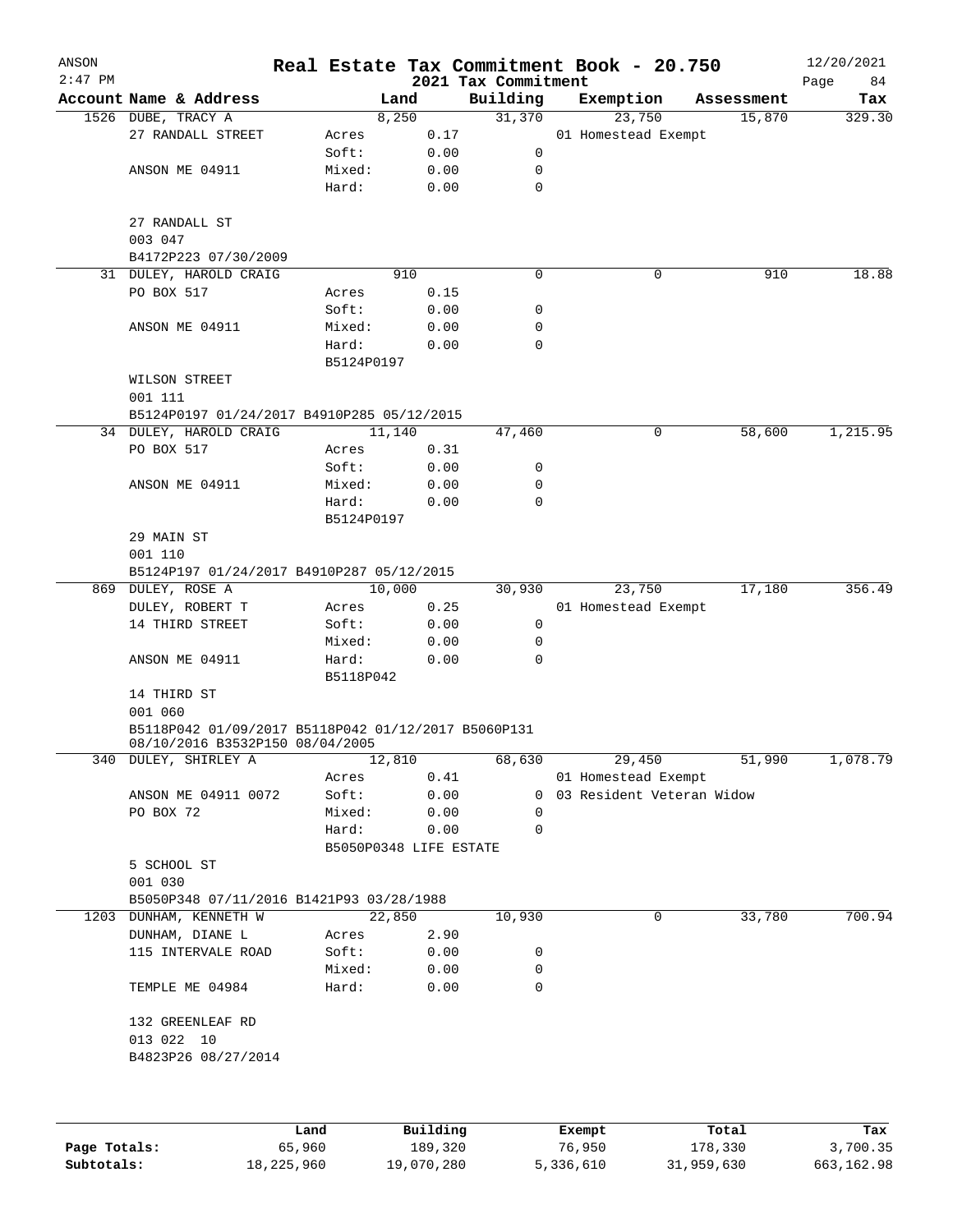# Real Estate Tax Commitment Book - 20.750

ANSON 2:47 PM — 2021 Tax Commitment — 12/20/2021

| Account Name & Address | Land | | Building | Exemption | Assessment | Tax |
|---|---|---|---|---|---|---|
| 1526 DUBE, TRACY A | 8,250 | | 31,370 | 23,750 | 15,870 | 329.30 |
| 27 RANDALL STREET | Acres | 0.17 | | 01 Homestead Exempt | | |
| | Soft: | 0.00 | 0 | | | |
| ANSON ME 04911 | Mixed: | 0.00 | 0 | | | |
| | Hard: | 0.00 | 0 | | | |
| 27 RANDALL ST | | | | | | |
| 003 047 | | | | | | |
| B4172P223 07/30/2009 | | | | | | |
| 31 DULEY, HAROLD CRAIG | 910 | | 0 | 0 | 910 | 18.88 |
| PO BOX 517 | Acres | 0.15 | | | | |
| | Soft: | 0.00 | 0 | | | |
| ANSON ME 04911 | Mixed: | 0.00 | 0 | | | |
| | Hard: | 0.00 | 0 | | | |
| | B5124P0197 | | | | | |
| WILSON STREET | | | | | | |
| 001 111 | | | | | | |
| B5124P0197 01/24/2017 B4910P285 05/12/2015 | | | | | | |
| 34 DULEY, HAROLD CRAIG | 11,140 | | 47,460 | 0 | 58,600 | 1,215.95 |
| PO BOX 517 | Acres | 0.31 | | | | |
| | Soft: | 0.00 | 0 | | | |
| ANSON ME 04911 | Mixed: | 0.00 | 0 | | | |
| | Hard: | 0.00 | 0 | | | |
| | B5124P0197 | | | | | |
| 29 MAIN ST | | | | | | |
| 001 110 | | | | | | |
| B5124P197 01/24/2017 B4910P287 05/12/2015 | | | | | | |
| 869 DULEY, ROSE A | 10,000 | | 30,930 | 23,750 | 17,180 | 356.49 |
| DULEY, ROBERT T | Acres | 0.25 | | 01 Homestead Exempt | | |
| 14 THIRD STREET | Soft: | 0.00 | 0 | | | |
| | Mixed: | 0.00 | 0 | | | |
| ANSON ME 04911 | Hard: | 0.00 | 0 | | | |
| | B5118P042 | | | | | |
| 14 THIRD ST | | | | | | |
| 001 060 | | | | | | |
| B5118P042 01/09/2017 B5118P042 01/12/2017 B5060P131 08/10/2016 B3532P150 08/04/2005 | | | | | | |
| 340 DULEY, SHIRLEY A | 12,810 | | 68,630 | 29,450 | 51,990 | 1,078.79 |
| | Acres | 0.41 | | 01 Homestead Exempt | | |
| ANSON ME 04911 0072 | Soft: | 0.00 | 0 | 03 Resident Veteran Widow | | |
| PO BOX 72 | Mixed: | 0.00 | 0 | | | |
| | Hard: | 0.00 | 0 | | | |
| | B5050P0348 LIFE ESTATE | | | | | |
| 5 SCHOOL ST | | | | | | |
| 001 030 | | | | | | |
| B5050P348 07/11/2016 B1421P93 03/28/1988 | | | | | | |
| 1203 DUNHAM, KENNETH W | 22,850 | | 10,930 | 0 | 33,780 | 700.94 |
| DUNHAM, DIANE L | Acres | 2.90 | | | | |
| 115 INTERVALE ROAD | Soft: | 0.00 | 0 | | | |
| | Mixed: | 0.00 | 0 | | | |
| TEMPLE ME 04984 | Hard: | 0.00 | 0 | | | |
| 132 GREENLEAF RD | | | | | | |
| 013 022 10 | | | | | | |
| B4823P26 08/27/2014 | | | | | | |

| | Land | Building | Exempt | Total | Tax |
|---|---|---|---|---|---|
| Page Totals: | 65,960 | 189,320 | 76,950 | 178,330 | 3,700.35 |
| Subtotals: | 18,225,960 | 19,070,280 | 5,336,610 | 31,959,630 | 663,162.98 |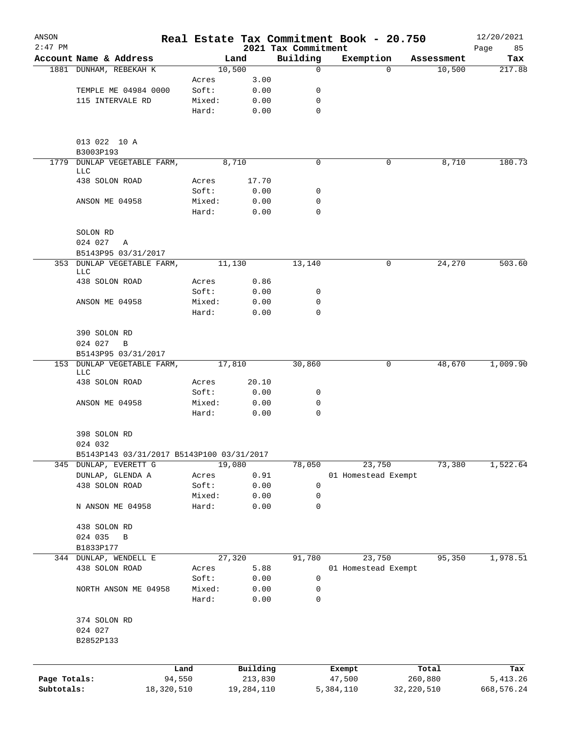ANSON
2:47 PM

# Real Estate Tax Commitment Book - 20.750
## 2021 Tax Commitment

12/20/2021

| Account | Name & Address | Land | | Building | Exemption | Assessment | Tax |
|---|---|---|---|---|---|---|---|
| 1881 | DUNHAM, REBEKAH K | 10,500 | | 0 | 0 | 10,500 | 217.88 |
| | | Acres | 3.00 | | | | |
| | TEMPLE ME 04984 0000 | Soft: | 0.00 | 0 | | | |
| | 115 INTERVALE RD | Mixed: | 0.00 | 0 | | | |
| | | Hard: | 0.00 | 0 | | | |
| | 013 022 10 A | | | | | | |
| | B3003P193 | | | | | | |
| 1779 | DUNLAP VEGETABLE FARM, LLC | 8,710 | | 0 | 0 | 8,710 | 180.73 |
| | 438 SOLON ROAD | Acres | 17.70 | | | | |
| | | Soft: | 0.00 | 0 | | | |
| | ANSON ME 04958 | Mixed: | 0.00 | 0 | | | |
| | | Hard: | 0.00 | 0 | | | |
| | SOLON RD | | | | | | |
| | 024 027 A | | | | | | |
| | B5143P95 03/31/2017 | | | | | | |
| 353 | DUNLAP VEGETABLE FARM, LLC | 11,130 | | 13,140 | 0 | 24,270 | 503.60 |
| | 438 SOLON ROAD | Acres | 0.86 | | | | |
| | | Soft: | 0.00 | 0 | | | |
| | ANSON ME 04958 | Mixed: | 0.00 | 0 | | | |
| | | Hard: | 0.00 | 0 | | | |
| | 390 SOLON RD | | | | | | |
| | 024 027 B | | | | | | |
| | B5143P95 03/31/2017 | | | | | | |
| 153 | DUNLAP VEGETABLE FARM, LLC | 17,810 | | 30,860 | 0 | 48,670 | 1,009.90 |
| | 438 SOLON ROAD | Acres | 20.10 | | | | |
| | | Soft: | 0.00 | 0 | | | |
| | ANSON ME 04958 | Mixed: | 0.00 | 0 | | | |
| | | Hard: | 0.00 | 0 | | | |
| | 398 SOLON RD | | | | | | |
| | 024 032 | | | | | | |
| | B5143P143 03/31/2017 B5143P100 03/31/2017 | | | | | | |
| 345 | DUNLAP, EVERETT G | 19,080 | | 78,050 | 23,750 | 73,380 | 1,522.64 |
| | DUNLAP, GLENDA A | Acres | 0.91 | | 01 Homestead Exempt | | |
| | 438 SOLON ROAD | Soft: | 0.00 | 0 | | | |
| | | Mixed: | 0.00 | 0 | | | |
| | N ANSON ME 04958 | Hard: | 0.00 | 0 | | | |
| | 438 SOLON RD | | | | | | |
| | 024 035 B | | | | | | |
| | B1833P177 | | | | | | |
| 344 | DUNLAP, WENDELL E | 27,320 | | 91,780 | 23,750 | 95,350 | 1,978.51 |
| | 438 SOLON ROAD | Acres | 5.88 | | 01 Homestead Exempt | | |
| | | Soft: | 0.00 | 0 | | | |
| | NORTH ANSON ME 04958 | Mixed: | 0.00 | 0 | | | |
| | | Hard: | 0.00 | 0 | | | |
| | 374 SOLON RD | | | | | | |
| | 024 027 | | | | | | |
| | B2852P133 | | | | | | |

| | Land | Building | Exempt | Total | Tax |
|---|---|---|---|---|---|
| Page Totals: | 94,550 | 213,830 | 47,500 | 260,880 | 5,413.26 |
| Subtotals: | 18,320,510 | 19,284,110 | 5,384,110 | 32,220,510 | 668,576.24 |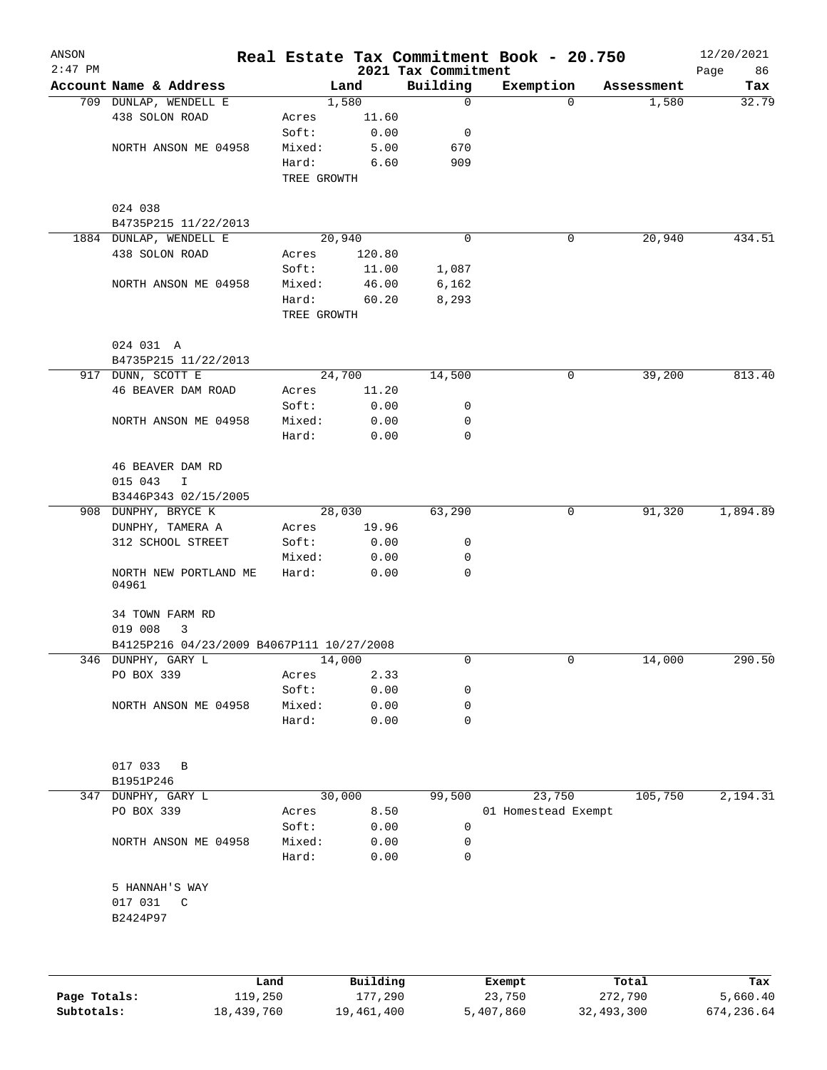ANSON
2:47 PM

# Real Estate Tax Commitment Book - 20.750

12/20/2021

2021 Tax Commitment

| Account Name & Address | | Land | Building | Exemption | Assessment | Tax |
|---|---|---|---|---|---|---|
| 709 DUNLAP, WENDELL E | | 1,580 | 0 | 0 | 1,580 | 32.79 |
| 438 SOLON ROAD | Acres | 11.60 | | | | |
| | Soft: | 0.00 | 0 | | | |
| NORTH ANSON ME 04958 | Mixed: | 5.00 | 670 | | | |
| | Hard: | 6.60 | 909 | | | |
| | TREE GROWTH | | | | | |
| 024 038 | | | | | | |
| B4735P215 11/22/2013 | | | | | | |
| 1884 DUNLAP, WENDELL E | | 20,940 | 0 | 0 | 20,940 | 434.51 |
| 438 SOLON ROAD | Acres | 120.80 | | | | |
| | Soft: | 11.00 | 1,087 | | | |
| NORTH ANSON ME 04958 | Mixed: | 46.00 | 6,162 | | | |
| | Hard: | 60.20 | 8,293 | | | |
| | TREE GROWTH | | | | | |
| 024 031 A | | | | | | |
| B4735P215 11/22/2013 | | | | | | |
| 917 DUNN, SCOTT E | | 24,700 | 14,500 | 0 | 39,200 | 813.40 |
| 46 BEAVER DAM ROAD | Acres | 11.20 | | | | |
| | Soft: | 0.00 | 0 | | | |
| NORTH ANSON ME 04958 | Mixed: | 0.00 | 0 | | | |
| | Hard: | 0.00 | 0 | | | |
| 46 BEAVER DAM RD | | | | | | |
| 015 043 I | | | | | | |
| B3446P343 02/15/2005 | | | | | | |
| 908 DUNPHY, BRYCE K | | 28,030 | 63,290 | 0 | 91,320 | 1,894.89 |
| DUNPHY, TAMERA A | Acres | 19.96 | | | | |
| 312 SCHOOL STREET | Soft: | 0.00 | 0 | | | |
| | Mixed: | 0.00 | 0 | | | |
| NORTH NEW PORTLAND ME 04961 | Hard: | 0.00 | 0 | | | |
| 34 TOWN FARM RD | | | | | | |
| 019 008 3 | | | | | | |
| B4125P216 04/23/2009 B4067P111 10/27/2008 | | | | | | |
| 346 DUNPHY, GARY L | | 14,000 | 0 | 0 | 14,000 | 290.50 |
| PO BOX 339 | Acres | 2.33 | | | | |
| | Soft: | 0.00 | 0 | | | |
| NORTH ANSON ME 04958 | Mixed: | 0.00 | 0 | | | |
| | Hard: | 0.00 | 0 | | | |
| 017 033 B | | | | | | |
| B1951P246 | | | | | | |
| 347 DUNPHY, GARY L | | 30,000 | 99,500 | 23,750 | 105,750 | 2,194.31 |
| PO BOX 339 | Acres | 8.50 | | 01 Homestead Exempt | | |
| | Soft: | 0.00 | 0 | | | |
| NORTH ANSON ME 04958 | Mixed: | 0.00 | 0 | | | |
| | Hard: | 0.00 | 0 | | | |
| 5 HANNAH'S WAY | | | | | | |
| 017 031 C | | | | | | |
| B2424P97 | | | | | | |

| | Land | Building | Exempt | Total | Tax |
|---|---|---|---|---|---|
| Page Totals: | 119,250 | 177,290 | 23,750 | 272,790 | 5,660.40 |
| Subtotals: | 18,439,760 | 19,461,400 | 5,407,860 | 32,493,300 | 674,236.64 |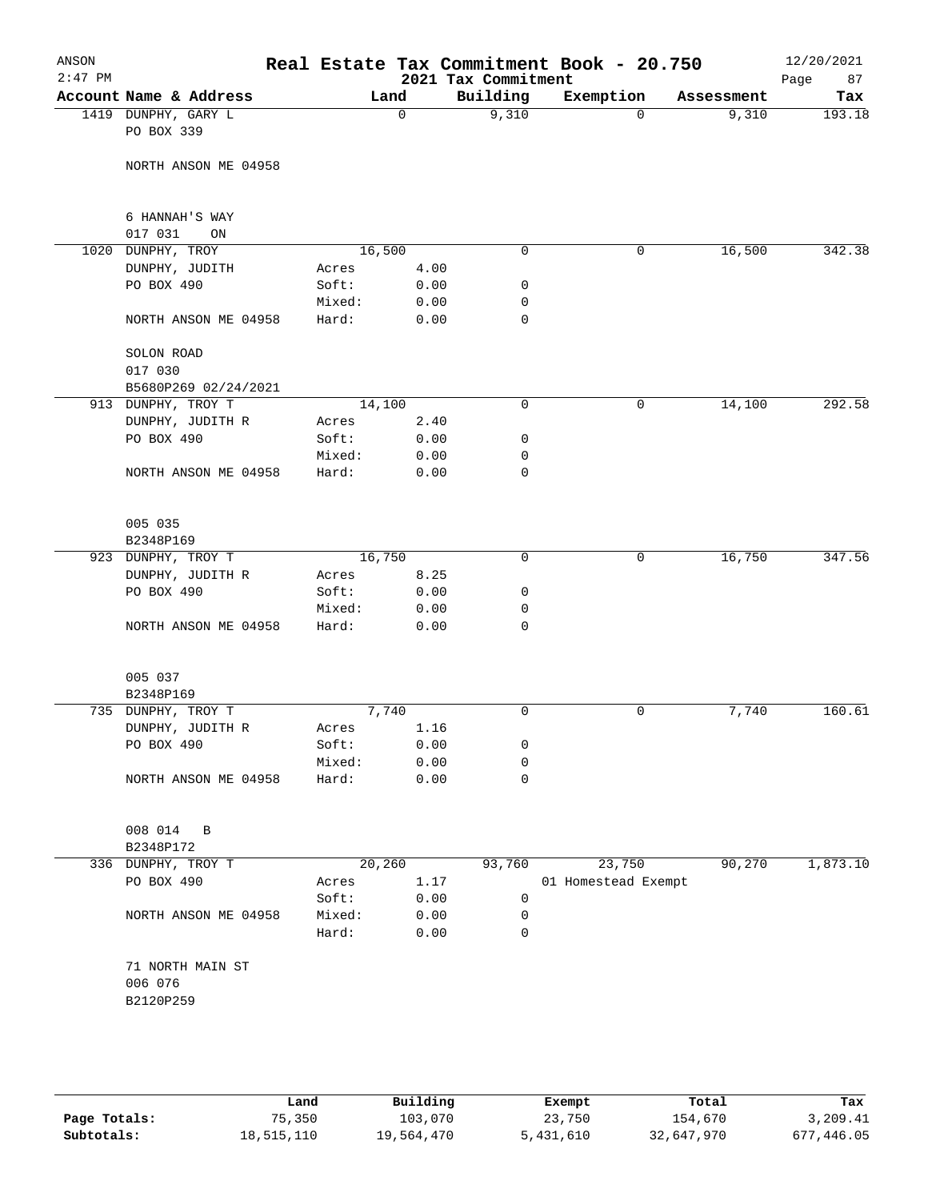# Real Estate Tax Commitment Book - 20.750

ANSON
2:47 PM

2021 Tax Commitment

12/20/2021

| Account Name & Address | Land | | Building | Exemption | Assessment | Tax |
|---|---|---|---|---|---|---|
| 1419 DUNPHY, GARY L | 0 | | 9,310 | 0 | 9,310 | 193.18 |
| PO BOX 339 | | | | | | |
| NORTH ANSON ME 04958 | | | | | | |
| 6 HANNAH'S WAY | | | | | | |
| 017 031 ON | | | | | | |
| 1020 DUNPHY, TROY | 16,500 | | 0 | 0 | 16,500 | 342.38 |
| DUNPHY, JUDITH | Acres | 4.00 | | | | |
| PO BOX 490 | Soft: | 0.00 | 0 | | | |
| | Mixed: | 0.00 | 0 | | | |
| NORTH ANSON ME 04958 | Hard: | 0.00 | 0 | | | |
| SOLON ROAD | | | | | | |
| 017 030 | | | | | | |
| B5680P269 02/24/2021 | | | | | | |
| 913 DUNPHY, TROY T | 14,100 | | 0 | 0 | 14,100 | 292.58 |
| DUNPHY, JUDITH R | Acres | 2.40 | | | | |
| PO BOX 490 | Soft: | 0.00 | 0 | | | |
| | Mixed: | 0.00 | 0 | | | |
| NORTH ANSON ME 04958 | Hard: | 0.00 | 0 | | | |
| 005 035 | | | | | | |
| B2348P169 | | | | | | |
| 923 DUNPHY, TROY T | 16,750 | | 0 | 0 | 16,750 | 347.56 |
| DUNPHY, JUDITH R | Acres | 8.25 | | | | |
| PO BOX 490 | Soft: | 0.00 | 0 | | | |
| | Mixed: | 0.00 | 0 | | | |
| NORTH ANSON ME 04958 | Hard: | 0.00 | 0 | | | |
| 005 037 | | | | | | |
| B2348P169 | | | | | | |
| 735 DUNPHY, TROY T | 7,740 | | 0 | 0 | 7,740 | 160.61 |
| DUNPHY, JUDITH R | Acres | 1.16 | | | | |
| PO BOX 490 | Soft: | 0.00 | 0 | | | |
| | Mixed: | 0.00 | 0 | | | |
| NORTH ANSON ME 04958 | Hard: | 0.00 | 0 | | | |
| 008 014 B | | | | | | |
| B2348P172 | | | | | | |
| 336 DUNPHY, TROY T | 20,260 | | 93,760 | 23,750 | 90,270 | 1,873.10 |
| PO BOX 490 | Acres | 1.17 | | 01 Homestead Exempt | | |
| | Soft: | 0.00 | 0 | | | |
| NORTH ANSON ME 04958 | Mixed: | 0.00 | 0 | | | |
| | Hard: | 0.00 | 0 | | | |
| 71 NORTH MAIN ST | | | | | | |
| 006 076 | | | | | | |
| B2120P259 | | | | | | |

| | Land | Building | Exempt | Total | Tax |
|---|---|---|---|---|---|
| Page Totals: | 75,350 | 103,070 | 23,750 | 154,670 | 3,209.41 |
| Subtotals: | 18,515,110 | 19,564,470 | 5,431,610 | 32,647,970 | 677,446.05 |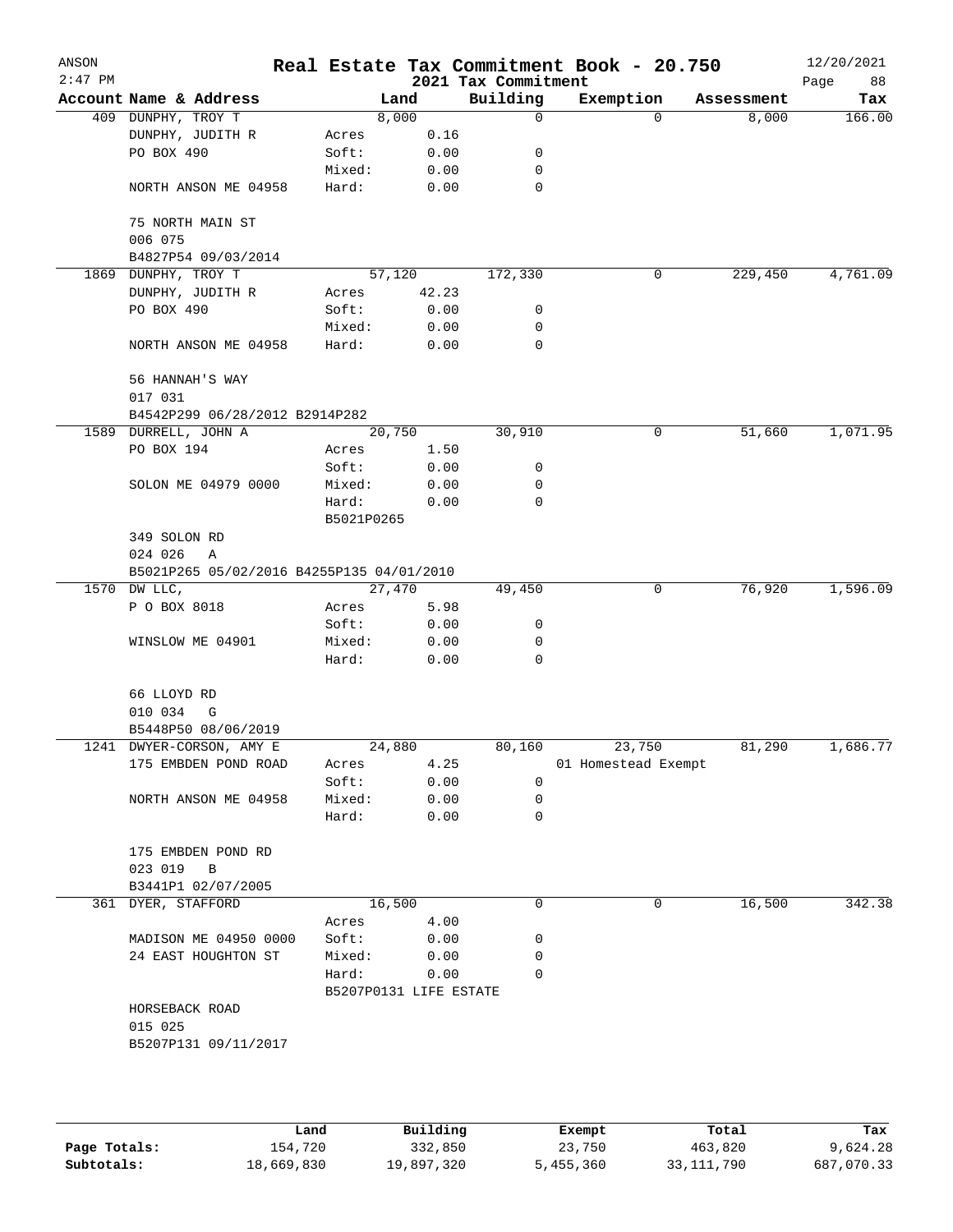# Real Estate Tax Commitment Book - 20.750

ANSON
2:47 PM

12/20/2021

2021 Tax Commitment

| Account | Name & Address | | Land | Building | Exemption | Assessment | Tax |
|---|---|---|---|---|---|---|---|
| 409 | DUNPHY, TROY T | | 8,000 | 0 | 0 | 8,000 | 166.00 |
| | DUNPHY, JUDITH R | Acres | 0.16 | | | | |
| | PO BOX 490 | Soft: | 0.00 | 0 | | | |
| | | Mixed: | 0.00 | 0 | | | |
| | NORTH ANSON ME 04958 | Hard: | 0.00 | 0 | | | |
| | 75 NORTH MAIN ST | | | | | | |
| | 006 075 | | | | | | |
| | B4827P54 09/03/2014 | | | | | | |
| 1869 | DUNPHY, TROY T | | 57,120 | 172,330 | 0 | 229,450 | 4,761.09 |
| | DUNPHY, JUDITH R | Acres | 42.23 | | | | |
| | PO BOX 490 | Soft: | 0.00 | 0 | | | |
| | | Mixed: | 0.00 | 0 | | | |
| | NORTH ANSON ME 04958 | Hard: | 0.00 | 0 | | | |
| | 56 HANNAH'S WAY | | | | | | |
| | 017 031 | | | | | | |
| | B4542P299 06/28/2012 B2914P282 | | | | | | |
| 1589 | DURRELL, JOHN A | | 20,750 | 30,910 | 0 | 51,660 | 1,071.95 |
| | PO BOX 194 | Acres | 1.50 | | | | |
| | | Soft: | 0.00 | 0 | | | |
| | SOLON ME 04979 0000 | Mixed: | 0.00 | 0 | | | |
| | | Hard: | 0.00 | 0 | | | |
| | | B5021P0265 | | | | | |
| | 349 SOLON RD | | | | | | |
| | 024 026 A | | | | | | |
| | B5021P265 05/02/2016 B4255P135 04/01/2010 | | | | | | |
| 1570 | DW LLC, | | 27,470 | 49,450 | 0 | 76,920 | 1,596.09 |
| | P O BOX 8018 | Acres | 5.98 | | | | |
| | | Soft: | 0.00 | 0 | | | |
| | WINSLOW ME 04901 | Mixed: | 0.00 | 0 | | | |
| | | Hard: | 0.00 | 0 | | | |
| | 66 LLOYD RD | | | | | | |
| | 010 034 G | | | | | | |
| | B5448P50 08/06/2019 | | | | | | |
| 1241 | DWYER-CORSON, AMY E | | 24,880 | 80,160 | 23,750 | 81,290 | 1,686.77 |
| | 175 EMBDEN POND ROAD | Acres | 4.25 | | 01 Homestead Exempt | | |
| | | Soft: | 0.00 | 0 | | | |
| | NORTH ANSON ME 04958 | Mixed: | 0.00 | 0 | | | |
| | | Hard: | 0.00 | 0 | | | |
| | 175 EMBDEN POND RD | | | | | | |
| | 023 019 B | | | | | | |
| | B3441P1 02/07/2005 | | | | | | |
| 361 | DYER, STAFFORD | | 16,500 | 0 | 0 | 16,500 | 342.38 |
| | | Acres | 4.00 | | | | |
| | MADISON ME 04950 0000 | Soft: | 0.00 | 0 | | | |
| | 24 EAST HOUGHTON ST | Mixed: | 0.00 | 0 | | | |
| | | Hard: | 0.00 | 0 | | | |
| | | B5207P0131 LIFE ESTATE | | | | | |
| | HORSEBACK ROAD | | | | | | |
| | 015 025 | | | | | | |
| | B5207P131 09/11/2017 | | | | | | |

| | Land | Building | Exempt | Total | Tax |
|---|---|---|---|---|---|
| Page Totals: | 154,720 | 332,850 | 23,750 | 463,820 | 9,624.28 |
| Subtotals: | 18,669,830 | 19,897,320 | 5,455,360 | 33,111,790 | 687,070.33 |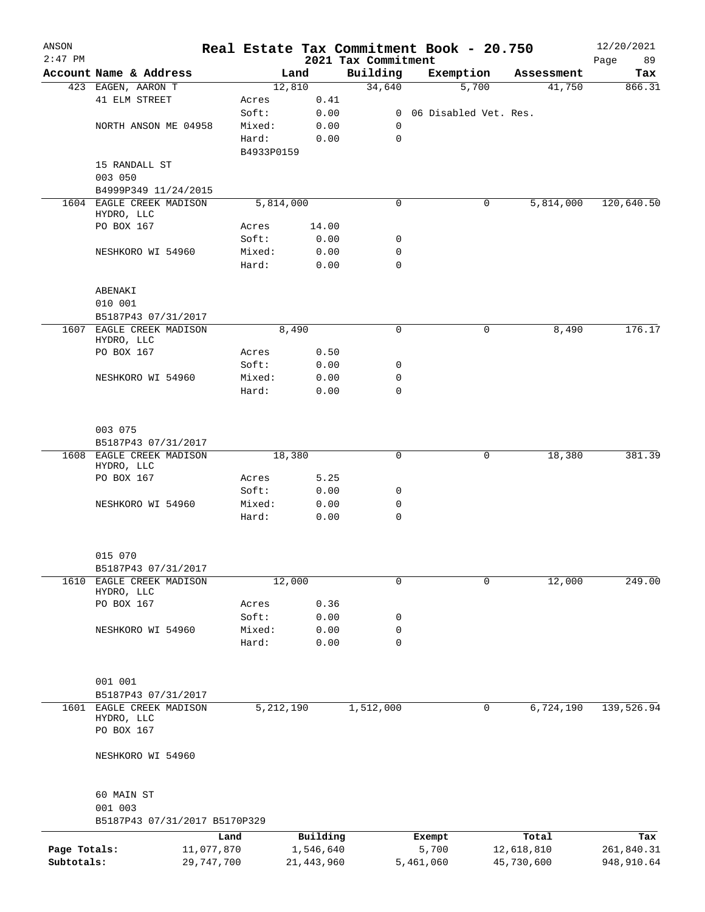# ANSON Real Estate Tax Commitment Book - 20.750

2:47 PM — 2021 Tax Commitment — 12/20/2021

| Account Name & Address | Land | | Building | Exemption | Assessment | Tax |
|---|---|---|---|---|---|---|
| 423 EAGEN, AARON T | 12,810 | | 34,640 | 5,700 | 41,750 | 866.31 |
| 41 ELM STREET | Acres | 0.41 | | | | |
| | Soft: | 0.00 | 0 | 06 Disabled Vet. Res. | | |
| NORTH ANSON ME 04958 | Mixed: | 0.00 | 0 | | | |
| | Hard: | 0.00 | 0 | | | |
| | B4933P0159 | | | | | |
| 15 RANDALL ST | | | | | | |
| 003 050 | | | | | | |
| B4999P349 11/24/2015 | | | | | | |
| 1604 EAGLE CREEK MADISON HYDRO, LLC | 5,814,000 | | 0 | 0 | 5,814,000 | 120,640.50 |
| PO BOX 167 | Acres | 14.00 | | | | |
| | Soft: | 0.00 | 0 | | | |
| NESHKORO WI 54960 | Mixed: | 0.00 | 0 | | | |
| | Hard: | 0.00 | 0 | | | |
| ABENAKI | | | | | | |
| 010 001 | | | | | | |
| B5187P43 07/31/2017 | | | | | | |
| 1607 EAGLE CREEK MADISON HYDRO, LLC | 8,490 | | 0 | 0 | 8,490 | 176.17 |
| PO BOX 167 | Acres | 0.50 | | | | |
| | Soft: | 0.00 | 0 | | | |
| NESHKORO WI 54960 | Mixed: | 0.00 | 0 | | | |
| | Hard: | 0.00 | 0 | | | |
| 003 075 | | | | | | |
| B5187P43 07/31/2017 | | | | | | |
| 1608 EAGLE CREEK MADISON HYDRO, LLC | 18,380 | | 0 | 0 | 18,380 | 381.39 |
| PO BOX 167 | Acres | 5.25 | | | | |
| | Soft: | 0.00 | 0 | | | |
| NESHKORO WI 54960 | Mixed: | 0.00 | 0 | | | |
| | Hard: | 0.00 | 0 | | | |
| 015 070 | | | | | | |
| B5187P43 07/31/2017 | | | | | | |
| 1610 EAGLE CREEK MADISON HYDRO, LLC | 12,000 | | 0 | 0 | 12,000 | 249.00 |
| PO BOX 167 | Acres | 0.36 | | | | |
| | Soft: | 0.00 | 0 | | | |
| NESHKORO WI 54960 | Mixed: | 0.00 | 0 | | | |
| | Hard: | 0.00 | 0 | | | |
| 001 001 | | | | | | |
| B5187P43 07/31/2017 | | | | | | |
| 1601 EAGLE CREEK MADISON HYDRO, LLC | 5,212,190 | | 1,512,000 | 0 | 6,724,190 | 139,526.94 |
| PO BOX 167 | | | | | | |
| NESHKORO WI 54960 | | | | | | |
| 60 MAIN ST | | | | | | |
| 001 003 | | | | | | |
| B5187P43 07/31/2017 B5170P329 | | | | | | |

| | Land | Building | Exempt | Total | Tax |
|---|---|---|---|---|---|
| Page Totals: | 11,077,870 | 1,546,640 | 5,700 | 12,618,810 | 261,840.31 |
| Subtotals: | 29,747,700 | 21,443,960 | 5,461,060 | 45,730,600 | 948,910.64 |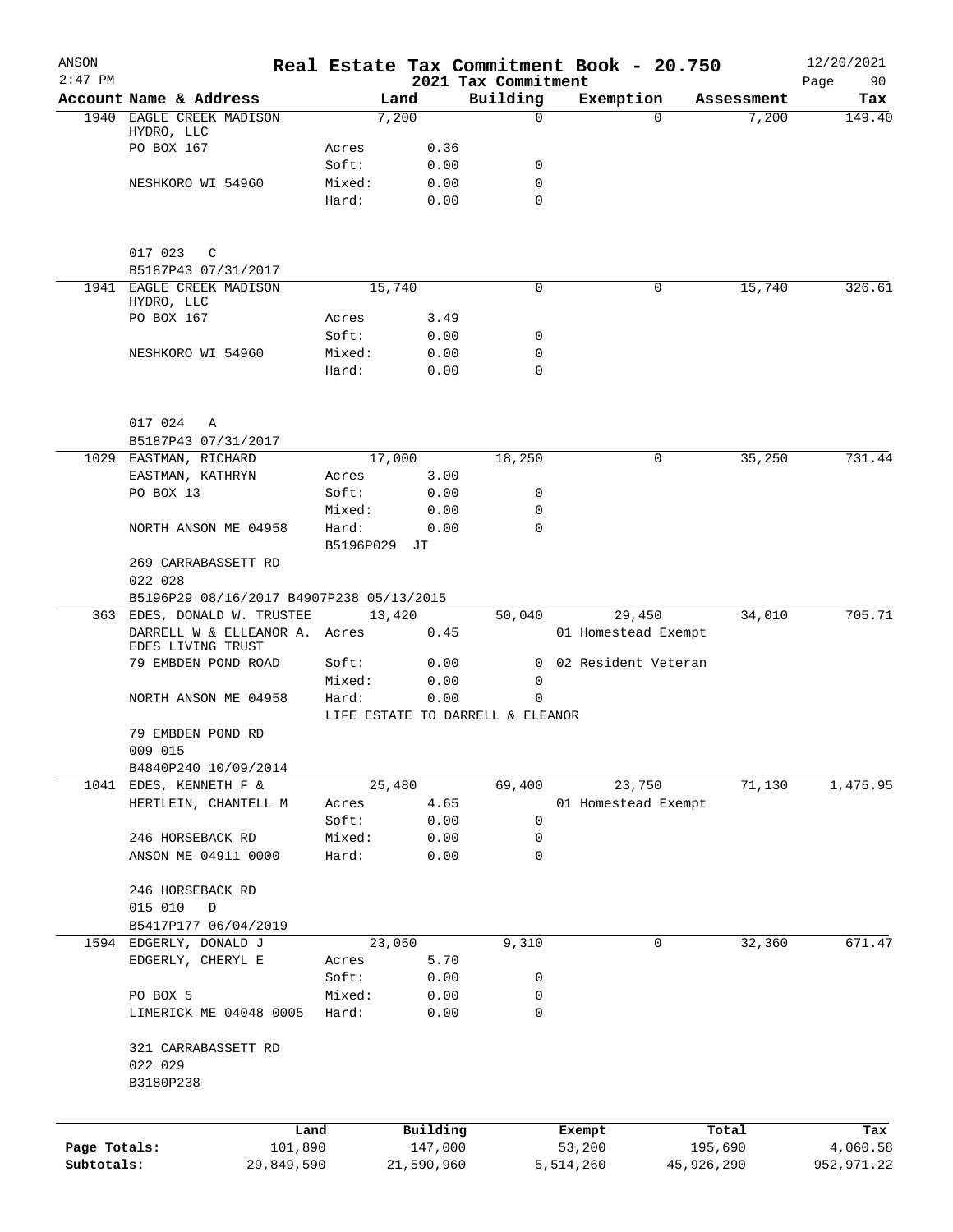ANSON 2:47 PM

# Real Estate Tax Commitment Book - 20.750

2021 Tax Commitment

12/20/2021

| Account | Name & Address | Land | | Building | Exemption | Assessment | Tax |
|---|---|---|---|---|---|---|---|
| 1940 | EAGLE CREEK MADISON HYDRO, LLC | 7,200 | | 0 | 0 | 7,200 | 149.40 |
| | PO BOX 167 | Acres | 0.36 | | | | |
| | | Soft: | 0.00 | 0 | | | |
| | NESHKORO WI 54960 | Mixed: | 0.00 | 0 | | | |
| | | Hard: | 0.00 | 0 | | | |
| | 017 023 C | | | | | | |
| | B5187P43 07/31/2017 | | | | | | |
| 1941 | EAGLE CREEK MADISON HYDRO, LLC | 15,740 | | 0 | 0 | 15,740 | 326.61 |
| | PO BOX 167 | Acres | 3.49 | | | | |
| | | Soft: | 0.00 | 0 | | | |
| | NESHKORO WI 54960 | Mixed: | 0.00 | 0 | | | |
| | | Hard: | 0.00 | 0 | | | |
| | 017 024 A | | | | | | |
| | B5187P43 07/31/2017 | | | | | | |
| 1029 | EASTMAN, RICHARD | 17,000 | | 18,250 | 0 | 35,250 | 731.44 |
| | EASTMAN, KATHRYN | Acres | 3.00 | | | | |
| | PO BOX 13 | Soft: | 0.00 | 0 | | | |
| | | Mixed: | 0.00 | 0 | | | |
| | NORTH ANSON ME 04958 | Hard: | 0.00 | 0 | | | |
| | | B5196P029 JT | | | | | |
| | 269 CARRABASSETT RD | | | | | | |
| | 022 028 | | | | | | |
| | B5196P29 08/16/2017 B4907P238 05/13/2015 | | | | | | |
| 363 | EDES, DONALD W. TRUSTEE | 13,420 | | 50,040 | 29,450 | 34,010 | 705.71 |
| | DARRELL W & ELLEANOR A. EDES LIVING TRUST | Acres | 0.45 | | 01 Homestead Exempt | | |
| | 79 EMBDEN POND ROAD | Soft: | 0.00 | 0 | 02 Resident Veteran | | |
| | | Mixed: | 0.00 | 0 | | | |
| | NORTH ANSON ME 04958 | Hard: | 0.00 | 0 | | | |
| | | LIFE ESTATE TO DARRELL & ELEANOR | | | | | |
| | 79 EMBDEN POND RD | | | | | | |
| | 009 015 | | | | | | |
| | B4840P240 10/09/2014 | | | | | | |
| 1041 | EDES, KENNETH F & | 25,480 | | 69,400 | 23,750 | 71,130 | 1,475.95 |
| | HERTLEIN, CHANTELL M | Acres | 4.65 | | 01 Homestead Exempt | | |
| | | Soft: | 0.00 | 0 | | | |
| | 246 HORSEBACK RD | Mixed: | 0.00 | 0 | | | |
| | ANSON ME 04911 0000 | Hard: | 0.00 | 0 | | | |
| | 246 HORSEBACK RD | | | | | | |
| | 015 010 D | | | | | | |
| | B5417P177 06/04/2019 | | | | | | |
| 1594 | EDGERLY, DONALD J | 23,050 | | 9,310 | 0 | 32,360 | 671.47 |
| | EDGERLY, CHERYL E | Acres | 5.70 | | | | |
| | | Soft: | 0.00 | 0 | | | |
| | PO BOX 5 | Mixed: | 0.00 | 0 | | | |
| | LIMERICK ME 04048 0005 | Hard: | 0.00 | 0 | | | |
| | 321 CARRABASSETT RD | | | | | | |
| | 022 029 | | | | | | |
| | B3180P238 | | | | | | |

| | Land | Building | Exempt | Total | Tax |
|---|---|---|---|---|---|
| Page Totals: | 101,890 | 147,000 | 53,200 | 195,690 | 4,060.58 |
| Subtotals: | 29,849,590 | 21,590,960 | 5,514,260 | 45,926,290 | 952,971.22 |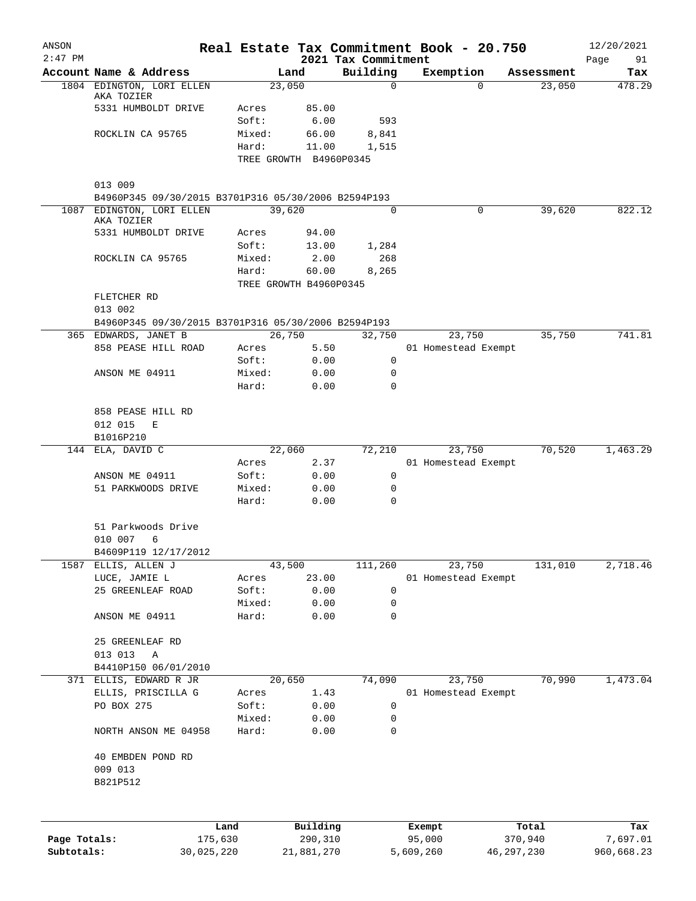ANSON
2:47 PM

# Real Estate Tax Commitment Book - 20.750

## 2021 Tax Commitment

12/20/2021

| Account | Name & Address | Land | | Building | Exemption | Assessment | Tax |
|---|---|---|---|---|---|---|---|
| 1804 | EDINGTON, LORI ELLEN AKA TOZIER | 23,050 | | 0 | 0 | 23,050 | 478.29 |
| | 5331 HUMBOLDT DRIVE | Acres | 85.00 | | | | |
| | | Soft: | 6.00 | 593 | | | |
| | ROCKLIN CA 95765 | Mixed: | 66.00 | 8,841 | | | |
| | | Hard: | 11.00 | 1,515 | | | |
| | | TREE GROWTH B4960P0345 | | | | | |
| | 013 009 | | | | | | |
| | B4960P345 09/30/2015 B3701P316 05/30/2006 B2594P193 | | | | | | |
| 1087 | EDINGTON, LORI ELLEN AKA TOZIER | 39,620 | | 0 | 0 | 39,620 | 822.12 |
| | 5331 HUMBOLDT DRIVE | Acres | 94.00 | | | | |
| | | Soft: | 13.00 | 1,284 | | | |
| | ROCKLIN CA 95765 | Mixed: | 2.00 | 268 | | | |
| | | Hard: | 60.00 | 8,265 | | | |
| | | TREE GROWTH B4960P0345 | | | | | |
| | FLETCHER RD | | | | | | |
| | 013 002 | | | | | | |
| | B4960P345 09/30/2015 B3701P316 05/30/2006 B2594P193 | | | | | | |
| 365 | EDWARDS, JANET B | 26,750 | | 32,750 | 23,750 | 35,750 | 741.81 |
| | 858 PEASE HILL ROAD | Acres | 5.50 | | 01 Homestead Exempt | | |
| | | Soft: | 0.00 | 0 | | | |
| | ANSON ME 04911 | Mixed: | 0.00 | 0 | | | |
| | | Hard: | 0.00 | 0 | | | |
| | 858 PEASE HILL RD | | | | | | |
| | 012 015 E | | | | | | |
| | B1016P210 | | | | | | |
| 144 | ELA, DAVID C | 22,060 | | 72,210 | 23,750 | 70,520 | 1,463.29 |
| | | Acres | 2.37 | | 01 Homestead Exempt | | |
| | ANSON ME 04911 | Soft: | 0.00 | 0 | | | |
| | 51 PARKWOODS DRIVE | Mixed: | 0.00 | 0 | | | |
| | | Hard: | 0.00 | 0 | | | |
| | 51 Parkwoods Drive | | | | | | |
| | 010 007 6 | | | | | | |
| | B4609P119 12/17/2012 | | | | | | |
| 1587 | ELLIS, ALLEN J | 43,500 | | 111,260 | 23,750 | 131,010 | 2,718.46 |
| | LUCE, JAMIE L | Acres | 23.00 | | 01 Homestead Exempt | | |
| | 25 GREENLEAF ROAD | Soft: | 0.00 | 0 | | | |
| | | Mixed: | 0.00 | 0 | | | |
| | ANSON ME 04911 | Hard: | 0.00 | 0 | | | |
| | 25 GREENLEAF RD | | | | | | |
| | 013 013 A | | | | | | |
| | B4410P150 06/01/2010 | | | | | | |
| 371 | ELLIS, EDWARD R JR | 20,650 | | 74,090 | 23,750 | 70,990 | 1,473.04 |
| | ELLIS, PRISCILLA G | Acres | 1.43 | | 01 Homestead Exempt | | |
| | PO BOX 275 | Soft: | 0.00 | 0 | | | |
| | | Mixed: | 0.00 | 0 | | | |
| | NORTH ANSON ME 04958 | Hard: | 0.00 | 0 | | | |
| | 40 EMBDEN POND RD | | | | | | |
| | 009 013 | | | | | | |
| | B821P512 | | | | | | |

| | Land | Building | Exempt | Total | Tax |
|---|---|---|---|---|---|
| Page Totals: | 175,630 | 290,310 | 95,000 | 370,940 | 7,697.01 |
| Subtotals: | 30,025,220 | 21,881,270 | 5,609,260 | 46,297,230 | 960,668.23 |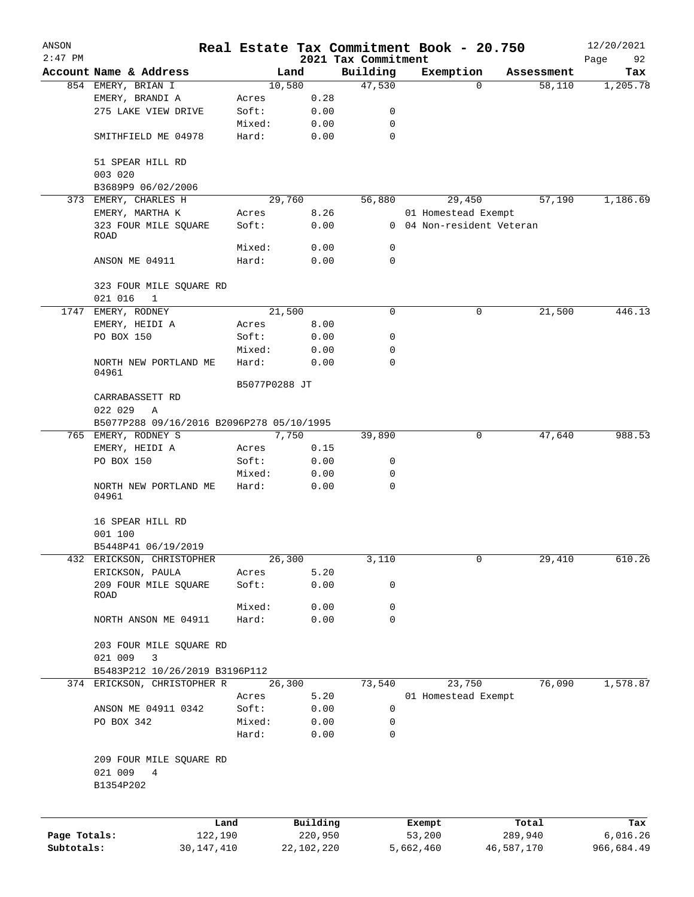# Real Estate Tax Commitment Book - 20.750

ANSON
2:47 PM
2021 Tax Commitment
12/20/2021

| Account Name & Address | Land | | Building | Exemption | Assessment | Tax |
|---|---|---|---|---|---|---|
| 854 EMERY, BRIAN I | 10,580 | | 47,530 | 0 | 58,110 | 1,205.78 |
| EMERY, BRANDI A | Acres | 0.28 | | | | |
| 275 LAKE VIEW DRIVE | Soft: | 0.00 | 0 | | | |
| | Mixed: | 0.00 | 0 | | | |
| SMITHFIELD ME 04978 | Hard: | 0.00 | 0 | | | |
| 51 SPEAR HILL RD | | | | | | |
| 003 020 | | | | | | |
| B3689P9 06/02/2006 | | | | | | |
| 373 EMERY, CHARLES H | 29,760 | | 56,880 | 29,450 | 57,190 | 1,186.69 |
| EMERY, MARTHA K | Acres | 8.26 | | 01 Homestead Exempt | | |
| 323 FOUR MILE SQUARE ROAD | Soft: | 0.00 | 0 | 04 Non-resident Veteran | | |
| | Mixed: | 0.00 | 0 | | | |
| ANSON ME 04911 | Hard: | 0.00 | 0 | | | |
| 323 FOUR MILE SQUARE RD | | | | | | |
| 021 016 1 | | | | | | |
| 1747 EMERY, RODNEY | 21,500 | | 0 | 0 | 21,500 | 446.13 |
| EMERY, HEIDI A | Acres | 8.00 | | | | |
| PO BOX 150 | Soft: | 0.00 | 0 | | | |
| | Mixed: | 0.00 | 0 | | | |
| NORTH NEW PORTLAND ME 04961 | Hard: | 0.00 | 0 | | | |
| | B5077P0288 JT | | | | | |
| CARRABASSETT RD | | | | | | |
| 022 029 A | | | | | | |
| B5077P288 09/16/2016 B2096P278 05/10/1995 | | | | | | |
| 765 EMERY, RODNEY S | 7,750 | | 39,890 | 0 | 47,640 | 988.53 |
| EMERY, HEIDI A | Acres | 0.15 | | | | |
| PO BOX 150 | Soft: | 0.00 | 0 | | | |
| | Mixed: | 0.00 | 0 | | | |
| NORTH NEW PORTLAND ME 04961 | Hard: | 0.00 | 0 | | | |
| 16 SPEAR HILL RD | | | | | | |
| 001 100 | | | | | | |
| B5448P41 06/19/2019 | | | | | | |
| 432 ERICKSON, CHRISTOPHER | 26,300 | | 3,110 | 0 | 29,410 | 610.26 |
| ERICKSON, PAULA | Acres | 5.20 | | | | |
| 209 FOUR MILE SQUARE ROAD | Soft: | 0.00 | 0 | | | |
| | Mixed: | 0.00 | 0 | | | |
| NORTH ANSON ME 04911 | Hard: | 0.00 | 0 | | | |
| 203 FOUR MILE SQUARE RD | | | | | | |
| 021 009 3 | | | | | | |
| B5483P212 10/26/2019 B3196P112 | | | | | | |
| 374 ERICKSON, CHRISTOPHER R | 26,300 | | 73,540 | 23,750 | 76,090 | 1,578.87 |
| | Acres | 5.20 | | 01 Homestead Exempt | | |
| ANSON ME 04911 0342 | Soft: | 0.00 | 0 | | | |
| PO BOX 342 | Mixed: | 0.00 | 0 | | | |
| | Hard: | 0.00 | 0 | | | |
| 209 FOUR MILE SQUARE RD | | | | | | |
| 021 009 4 | | | | | | |
| B1354P202 | | | | | | |

| | Land | Building | Exempt | Total | Tax |
|---|---|---|---|---|---|
| Page Totals: | 122,190 | 220,950 | 53,200 | 289,940 | 6,016.26 |
| Subtotals: | 30,147,410 | 22,102,220 | 5,662,460 | 46,587,170 | 966,684.49 |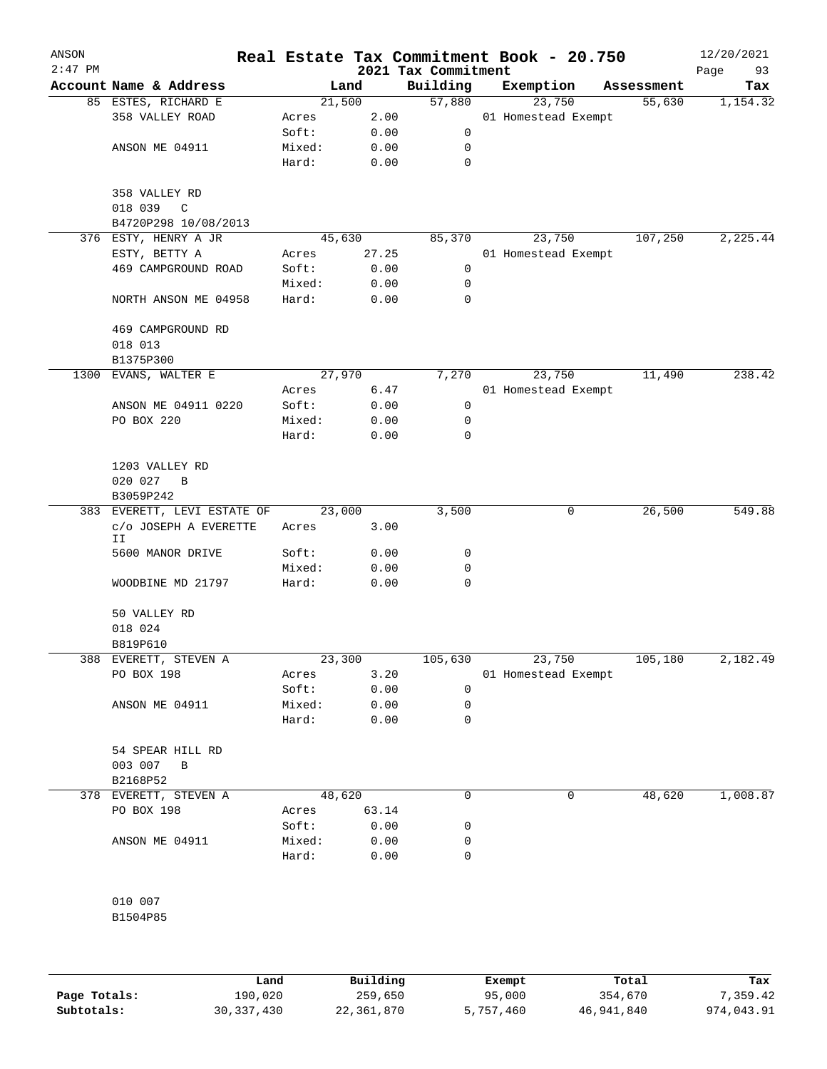# Real Estate Tax Commitment Book - 20.750

ANSON 2:47 PM — 2021 Tax Commitment — 12/20/2021

| Account | Name & Address | Land | | Building | Exemption | Assessment | Tax |
|---|---|---|---|---|---|---|---|
| 85 | ESTES, RICHARD E | 21,500 | | 57,880 | 23,750 | 55,630 | 1,154.32 |
| | 358 VALLEY ROAD | Acres | 2.00 | | 01 Homestead Exempt | | |
| | | Soft: | 0.00 | 0 | | | |
| | ANSON ME 04911 | Mixed: | 0.00 | 0 | | | |
| | | Hard: | 0.00 | 0 | | | |
| | 358 VALLEY RD | | | | | | |
| | 018 039 C | | | | | | |
| | B4720P298 10/08/2013 | | | | | | |
| 376 | ESTY, HENRY A JR | 45,630 | | 85,370 | 23,750 | 107,250 | 2,225.44 |
| | ESTY, BETTY A | Acres | 27.25 | | 01 Homestead Exempt | | |
| | 469 CAMPGROUND ROAD | Soft: | 0.00 | 0 | | | |
| | | Mixed: | 0.00 | 0 | | | |
| | NORTH ANSON ME 04958 | Hard: | 0.00 | 0 | | | |
| | 469 CAMPGROUND RD | | | | | | |
| | 018 013 | | | | | | |
| | B1375P300 | | | | | | |
| 1300 | EVANS, WALTER E | 27,970 | | 7,270 | 23,750 | 11,490 | 238.42 |
| | | Acres | 6.47 | | 01 Homestead Exempt | | |
| | ANSON ME 04911 0220 | Soft: | 0.00 | 0 | | | |
| | PO BOX 220 | Mixed: | 0.00 | 0 | | | |
| | | Hard: | 0.00 | 0 | | | |
| | 1203 VALLEY RD | | | | | | |
| | 020 027 B | | | | | | |
| | B3059P242 | | | | | | |
| 383 | EVERETT, LEVI ESTATE OF | 23,000 | | 3,500 | 0 | 26,500 | 549.88 |
| | c/o JOSEPH A EVERETTE II | Acres | 3.00 | | | | |
| | 5600 MANOR DRIVE | Soft: | 0.00 | 0 | | | |
| | | Mixed: | 0.00 | 0 | | | |
| | WOODBINE MD 21797 | Hard: | 0.00 | 0 | | | |
| | 50 VALLEY RD | | | | | | |
| | 018 024 | | | | | | |
| | B819P610 | | | | | | |
| 388 | EVERETT, STEVEN A | 23,300 | | 105,630 | 23,750 | 105,180 | 2,182.49 |
| | PO BOX 198 | Acres | 3.20 | | 01 Homestead Exempt | | |
| | | Soft: | 0.00 | 0 | | | |
| | ANSON ME 04911 | Mixed: | 0.00 | 0 | | | |
| | | Hard: | 0.00 | 0 | | | |
| | 54 SPEAR HILL RD | | | | | | |
| | 003 007 B | | | | | | |
| | B2168P52 | | | | | | |
| 378 | EVERETT, STEVEN A | 48,620 | | 0 | 0 | 48,620 | 1,008.87 |
| | PO BOX 198 | Acres | 63.14 | | | | |
| | | Soft: | 0.00 | 0 | | | |
| | ANSON ME 04911 | Mixed: | 0.00 | 0 | | | |
| | | Hard: | 0.00 | 0 | | | |
| | 010 007 | | | | | | |
| | B1504P85 | | | | | | |

| | Land | Building | Exempt | Total | Tax |
|---|---|---|---|---|---|
| Page Totals: | 190,020 | 259,650 | 95,000 | 354,670 | 7,359.42 |
| Subtotals: | 30,337,430 | 22,361,870 | 5,757,460 | 46,941,840 | 974,043.91 |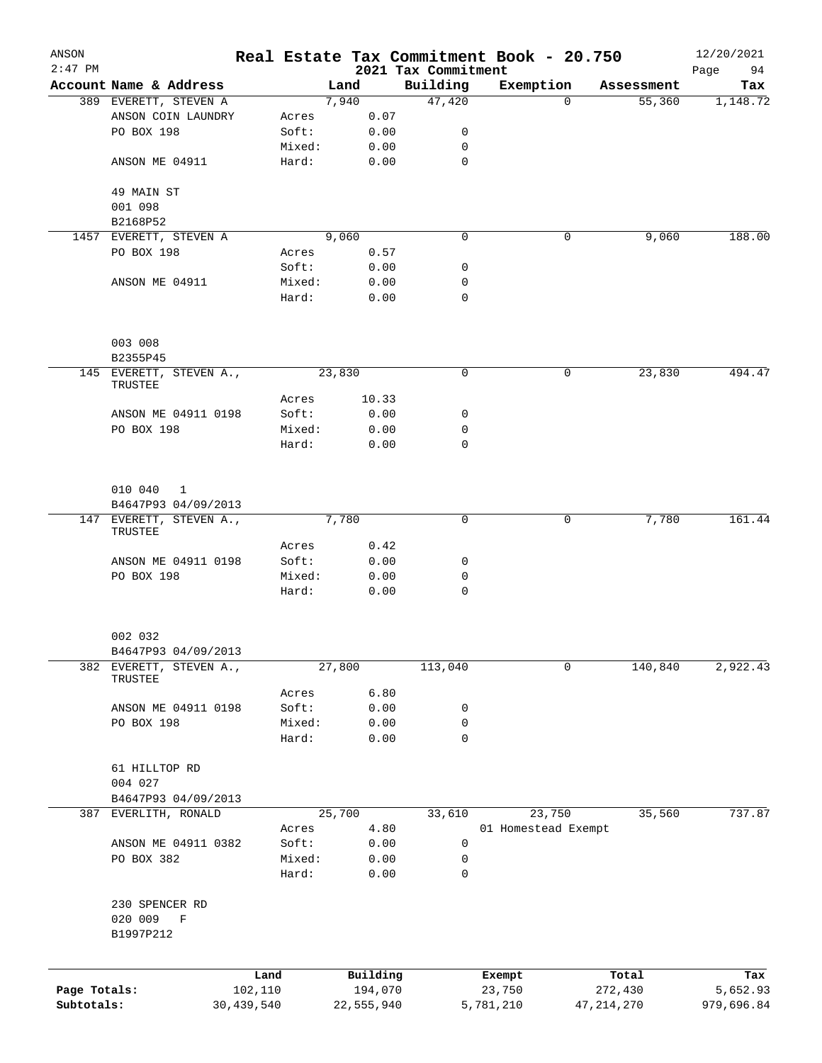# Real Estate Tax Commitment Book - 20.750

ANSON 2:47 PM — 2021 Tax Commitment — 12/20/2021

| Account Name & Address | | Land | Building | Exemption | Assessment | Tax |
|---|---|---|---|---|---|---|
| 389 EVERETT, STEVEN A | | 7,940 | 47,420 | 0 | 55,360 | 1,148.72 |
| ANSON COIN LAUNDRY | Acres | 0.07 | | | | |
| PO BOX 198 | Soft: | 0.00 | 0 | | | |
| | Mixed: | 0.00 | 0 | | | |
| ANSON ME 04911 | Hard: | 0.00 | 0 | | | |
| 49 MAIN ST | | | | | | |
| 001 098 | | | | | | |
| B2168P52 | | | | | | |
| 1457 EVERETT, STEVEN A | | 9,060 | 0 | 0 | 9,060 | 188.00 |
| PO BOX 198 | Acres | 0.57 | | | | |
| | Soft: | 0.00 | 0 | | | |
| ANSON ME 04911 | Mixed: | 0.00 | 0 | | | |
| | Hard: | 0.00 | 0 | | | |
| 003 008 | | | | | | |
| B2355P45 | | | | | | |
| 145 EVERETT, STEVEN A., TRUSTEE | | 23,830 | 0 | 0 | 23,830 | 494.47 |
| | Acres | 10.33 | | | | |
| ANSON ME 04911 0198 | Soft: | 0.00 | 0 | | | |
| PO BOX 198 | Mixed: | 0.00 | 0 | | | |
| | Hard: | 0.00 | 0 | | | |
| 010 040 1 | | | | | | |
| B4647P93 04/09/2013 | | | | | | |
| 147 EVERETT, STEVEN A., TRUSTEE | | 7,780 | 0 | 0 | 7,780 | 161.44 |
| | Acres | 0.42 | | | | |
| ANSON ME 04911 0198 | Soft: | 0.00 | 0 | | | |
| PO BOX 198 | Mixed: | 0.00 | 0 | | | |
| | Hard: | 0.00 | 0 | | | |
| 002 032 | | | | | | |
| B4647P93 04/09/2013 | | | | | | |
| 382 EVERETT, STEVEN A., TRUSTEE | | 27,800 | 113,040 | 0 | 140,840 | 2,922.43 |
| | Acres | 6.80 | | | | |
| ANSON ME 04911 0198 | Soft: | 0.00 | 0 | | | |
| PO BOX 198 | Mixed: | 0.00 | 0 | | | |
| | Hard: | 0.00 | 0 | | | |
| 61 HILLTOP RD | | | | | | |
| 004 027 | | | | | | |
| B4647P93 04/09/2013 | | | | | | |
| 387 EVERLITH, RONALD | | 25,700 | 33,610 | 23,750 | 35,560 | 737.87 |
| | Acres | 4.80 | | 01 Homestead Exempt | | |
| ANSON ME 04911 0382 | Soft: | 0.00 | 0 | | | |
| PO BOX 382 | Mixed: | 0.00 | 0 | | | |
| | Hard: | 0.00 | 0 | | | |
| 230 SPENCER RD | | | | | | |
| 020 009 F | | | | | | |
| B1997P212 | | | | | | |

| | Land | Building | Exempt | Total | Tax |
|---|---|---|---|---|---|
| Page Totals: | 102,110 | 194,070 | 23,750 | 272,430 | 5,652.93 |
| Subtotals: | 30,439,540 | 22,555,940 | 5,781,210 | 47,214,270 | 979,696.84 |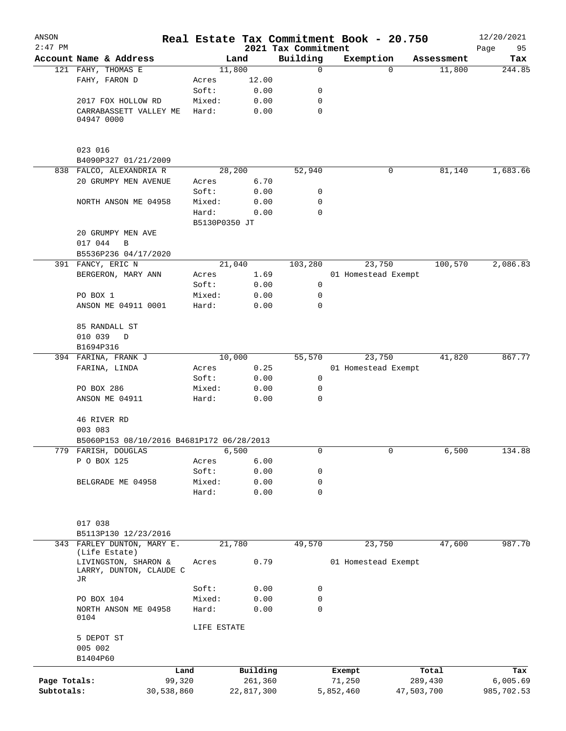# Real Estate Tax Commitment Book - 20.750

ANSON
2:47 PM
2021 Tax Commitment
12/20/2021

| Account Name & Address | Land | | Building | Exemption | Assessment | Tax |
|---|---|---|---|---|---|---|
| 121 FAHY, THOMAS E | 11,800 | | 0 | 0 | 11,800 | 244.85 |
| FAHY, FARON D | Acres | 12.00 | | | | |
| | Soft: | 0.00 | 0 | | | |
| 2017 FOX HOLLOW RD | Mixed: | 0.00 | 0 | | | |
| CARRABASSETT VALLEY ME 04947 0000 | Hard: | 0.00 | 0 | | | |
| 023 016 | | | | | | |
| B4090P327 01/21/2009 | | | | | | |
| 838 FALCO, ALEXANDRIA R | 28,200 | | 52,940 | 0 | 81,140 | 1,683.66 |
| 20 GRUMPY MEN AVENUE | Acres | 6.70 | | | | |
| | Soft: | 0.00 | 0 | | | |
| NORTH ANSON ME 04958 | Mixed: | 0.00 | 0 | | | |
| | Hard: | 0.00 | 0 | | | |
| | B5130P0350 JT | | | | | |
| 20 GRUMPY MEN AVE | | | | | | |
| 017 044 B | | | | | | |
| B5536P236 04/17/2020 | | | | | | |
| 391 FANCY, ERIC N | 21,040 | | 103,280 | 23,750 | 100,570 | 2,086.83 |
| BERGERON, MARY ANN | Acres | 1.69 | | 01 Homestead Exempt | | |
| | Soft: | 0.00 | 0 | | | |
| PO BOX 1 | Mixed: | 0.00 | 0 | | | |
| ANSON ME 04911 0001 | Hard: | 0.00 | 0 | | | |
| 85 RANDALL ST | | | | | | |
| 010 039 D | | | | | | |
| B1694P316 | | | | | | |
| 394 FARINA, FRANK J | 10,000 | | 55,570 | 23,750 | 41,820 | 867.77 |
| FARINA, LINDA | Acres | 0.25 | | 01 Homestead Exempt | | |
| | Soft: | 0.00 | 0 | | | |
| PO BOX 286 | Mixed: | 0.00 | 0 | | | |
| ANSON ME 04911 | Hard: | 0.00 | 0 | | | |
| 46 RIVER RD | | | | | | |
| 003 083 | | | | | | |
| B5060P153 08/10/2016 B4681P172 06/28/2013 | | | | | | |
| 779 FARISH, DOUGLAS | 6,500 | | 0 | 0 | 6,500 | 134.88 |
| P O BOX 125 | Acres | 6.00 | | | | |
| | Soft: | 0.00 | 0 | | | |
| BELGRADE ME 04958 | Mixed: | 0.00 | 0 | | | |
| | Hard: | 0.00 | 0 | | | |
| 017 038 | | | | | | |
| B5113P130 12/23/2016 | | | | | | |
| 343 FARLEY DUNTON, MARY E. (Life Estate) | 21,780 | | 49,570 | 23,750 | 47,600 | 987.70 |
| LIVINGSTON, SHARON & LARRY, DUNTON, CLAUDE C JR | Acres | 0.79 | | 01 Homestead Exempt | | |
| | Soft: | 0.00 | 0 | | | |
| PO BOX 104 | Mixed: | 0.00 | 0 | | | |
| NORTH ANSON ME 04958 0104 | Hard: | 0.00 | 0 | | | |
| | LIFE ESTATE | | | | | |
| 5 DEPOT ST | | | | | | |
| 005 002 | | | | | | |
| B1404P60 | | | | | | |

| | Land | Building | Exempt | Total | Tax |
|---|---|---|---|---|---|
| Page Totals: | 99,320 | 261,360 | 71,250 | 289,430 | 6,005.69 |
| Subtotals: | 30,538,860 | 22,817,300 | 5,852,460 | 47,503,700 | 985,702.53 |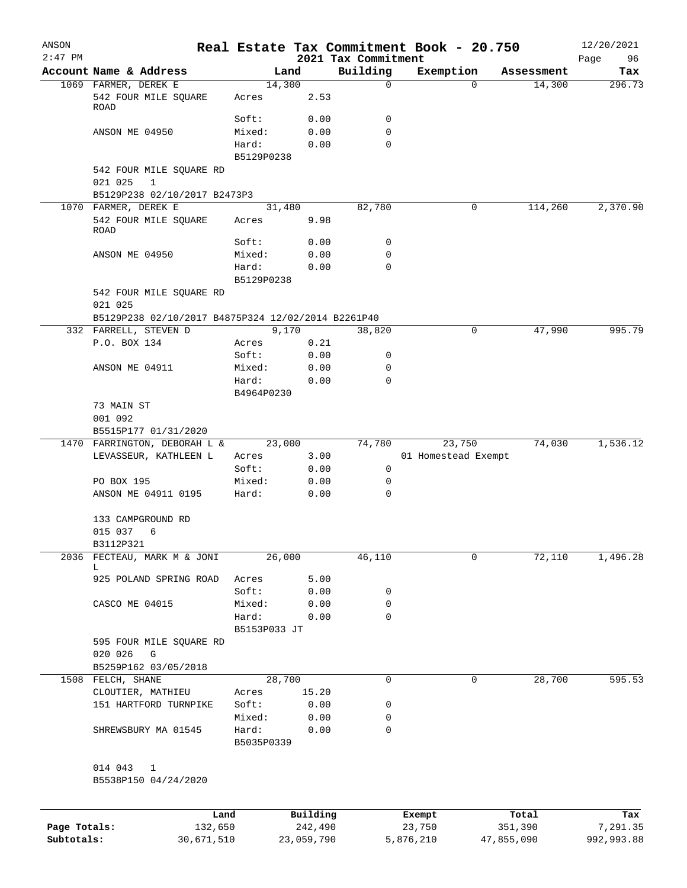ANSON
2:47 PM

# Real Estate Tax Commitment Book - 20.750

12/20/2021

2021 Tax Commitment

| Account Name & Address | Land | | Building | Exemption | Assessment | Tax |
|---|---|---|---|---|---|---|
| 1069 FARMER, DEREK E | 14,300 | | 0 | 0 | 14,300 | 296.73 |
| 542 FOUR MILE SQUARE ROAD | Acres | 2.53 | | | | |
| | Soft: | 0.00 | 0 | | | |
| ANSON ME 04950 | Mixed: | 0.00 | 0 | | | |
| | Hard: | 0.00 | 0 | | | |
| | B5129P0238 | | | | | |
| 542 FOUR MILE SQUARE RD | | | | | | |
| 021 025 1 | | | | | | |
| B5129P238 02/10/2017 B2473P3 | | | | | | |
| 1070 FARMER, DEREK E | 31,480 | | 82,780 | 0 | 114,260 | 2,370.90 |
| 542 FOUR MILE SQUARE ROAD | Acres | 9.98 | | | | |
| | Soft: | 0.00 | 0 | | | |
| ANSON ME 04950 | Mixed: | 0.00 | 0 | | | |
| | Hard: | 0.00 | 0 | | | |
| | B5129P0238 | | | | | |
| 542 FOUR MILE SQUARE RD | | | | | | |
| 021 025 | | | | | | |
| B5129P238 02/10/2017 B4875P324 12/02/2014 B2261P40 | | | | | | |
| 332 FARRELL, STEVEN D | 9,170 | | 38,820 | 0 | 47,990 | 995.79 |
| P.O. BOX 134 | Acres | 0.21 | | | | |
| | Soft: | 0.00 | 0 | | | |
| ANSON ME 04911 | Mixed: | 0.00 | 0 | | | |
| | Hard: | 0.00 | 0 | | | |
| | B4964P0230 | | | | | |
| 73 MAIN ST | | | | | | |
| 001 092 | | | | | | |
| B5515P177 01/31/2020 | | | | | | |
| 1470 FARRINGTON, DEBORAH L & | 23,000 | | 74,780 | 23,750 | 74,030 | 1,536.12 |
| LEVASSEUR, KATHLEEN L | Acres | 3.00 | | 01 Homestead Exempt | | |
| | Soft: | 0.00 | 0 | | | |
| PO BOX 195 | Mixed: | 0.00 | 0 | | | |
| ANSON ME 04911 0195 | Hard: | 0.00 | 0 | | | |
| 133 CAMPGROUND RD | | | | | | |
| 015 037 6 | | | | | | |
| B3112P321 | | | | | | |
| 2036 FECTEAU, MARK M & JONI L | 26,000 | | 46,110 | 0 | 72,110 | 1,496.28 |
| 925 POLAND SPRING ROAD | Acres | 5.00 | | | | |
| | Soft: | 0.00 | 0 | | | |
| CASCO ME 04015 | Mixed: | 0.00 | 0 | | | |
| | Hard: | 0.00 | 0 | | | |
| | B5153P033 JT | | | | | |
| 595 FOUR MILE SQUARE RD | | | | | | |
| 020 026 G | | | | | | |
| B5259P162 03/05/2018 | | | | | | |
| 1508 FELCH, SHANE | 28,700 | | 0 | 0 | 28,700 | 595.53 |
| CLOUTIER, MATHIEU | Acres | 15.20 | | | | |
| 151 HARTFORD TURNPIKE | Soft: | 0.00 | 0 | | | |
| | Mixed: | 0.00 | 0 | | | |
| SHREWSBURY MA 01545 | Hard: | 0.00 | 0 | | | |
| | B5035P0339 | | | | | |
| 014 043 1 | | | | | | |
| B5538P150 04/24/2020 | | | | | | |

| | Land | Building | Exempt | Total | Tax |
|---|---|---|---|---|---|
| Page Totals: | 132,650 | 242,490 | 23,750 | 351,390 | 7,291.35 |
| Subtotals: | 30,671,510 | 23,059,790 | 5,876,210 | 47,855,090 | 992,993.88 |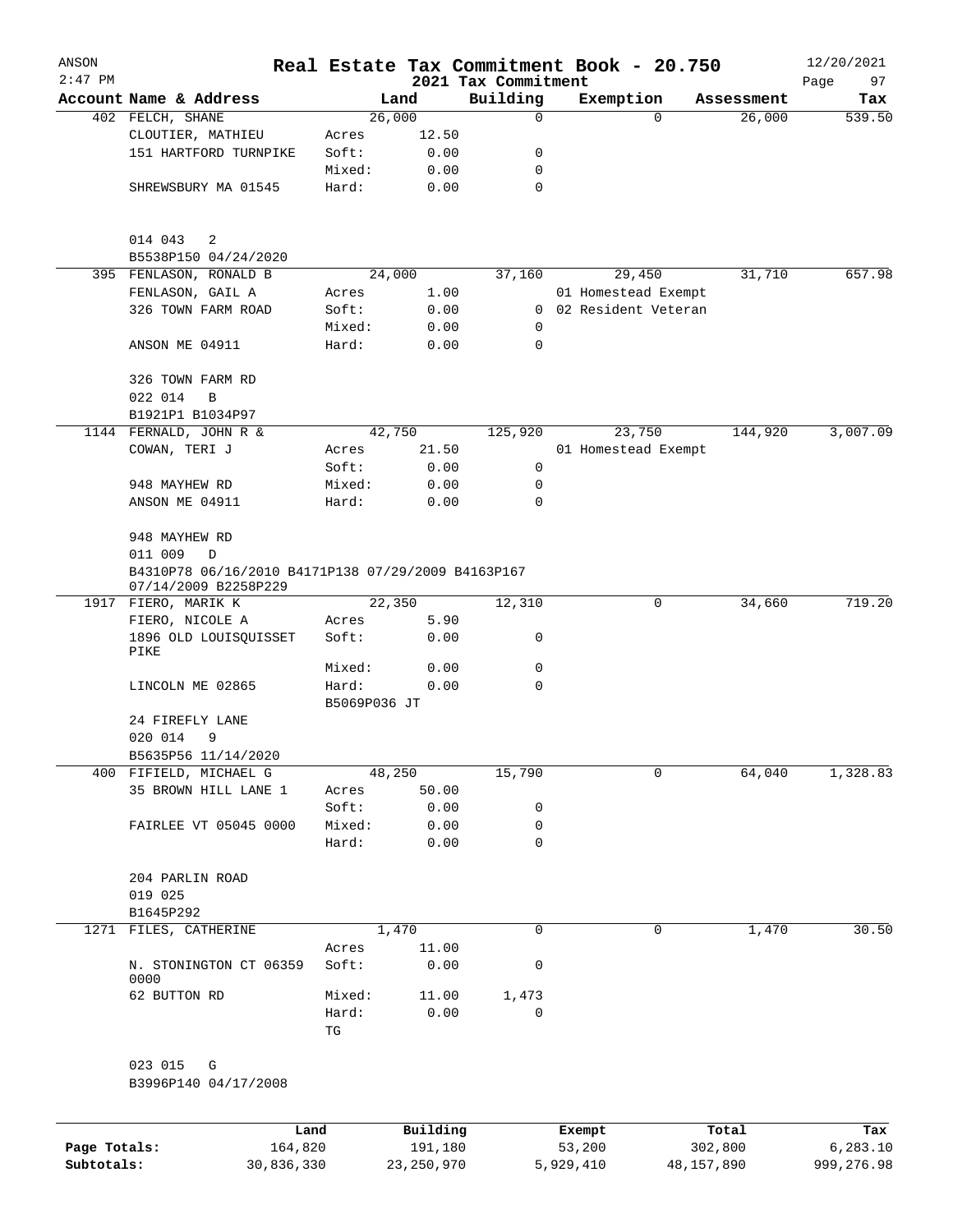# Real Estate Tax Commitment Book - 20.750

ANSON 2:47 PM — 2021 Tax Commitment — 12/20/2021

| Account Name & Address | Land | | Building | Exemption | Assessment | Tax |
|---|---|---|---|---|---|---|
| 402 FELCH, SHANE | | 26,000 | 0 | 0 | 26,000 | 539.50 |
| CLOUTIER, MATHIEU | Acres | 12.50 | | | | |
| 151 HARTFORD TURNPIKE | Soft: | 0.00 | 0 | | | |
| | Mixed: | 0.00 | 0 | | | |
| SHREWSBURY MA 01545 | Hard: | 0.00 | 0 | | | |
| 014 043 2 | | | | | | |
| B5538P150 04/24/2020 | | | | | | |
| 395 FENLASON, RONALD B | | 24,000 | 37,160 | 29,450 | 31,710 | 657.98 |
| FENLASON, GAIL A | Acres | 1.00 | | 01 Homestead Exempt | | |
| 326 TOWN FARM ROAD | Soft: | 0.00 | 0 | 02 Resident Veteran | | |
| | Mixed: | 0.00 | 0 | | | |
| ANSON ME 04911 | Hard: | 0.00 | 0 | | | |
| 326 TOWN FARM RD | | | | | | |
| 022 014 B | | | | | | |
| B1921P1 B1034P97 | | | | | | |
| 1144 FERNALD, JOHN R & | | 42,750 | 125,920 | 23,750 | 144,920 | 3,007.09 |
| COWAN, TERI J | Acres | 21.50 | | 01 Homestead Exempt | | |
| | Soft: | 0.00 | 0 | | | |
| 948 MAYHEW RD | Mixed: | 0.00 | 0 | | | |
| ANSON ME 04911 | Hard: | 0.00 | 0 | | | |
| 948 MAYHEW RD | | | | | | |
| 011 009 D | | | | | | |
| B4310P78 06/16/2010 B4171P138 07/29/2009 B4163P167 07/14/2009 B2258P229 | | | | | | |
| 1917 FIERO, MARIK K | | 22,350 | 12,310 | 0 | 34,660 | 719.20 |
| FIERO, NICOLE A | Acres | 5.90 | | | | |
| 1896 OLD LOUISQUISSET PIKE | Soft: | 0.00 | 0 | | | |
| | Mixed: | 0.00 | 0 | | | |
| LINCOLN ME 02865 | Hard: | 0.00 | 0 | | | |
| | B5069P036 JT | | | | | |
| 24 FIREFLY LANE | | | | | | |
| 020 014 9 | | | | | | |
| B5635P56 11/14/2020 | | | | | | |
| 400 FIFIELD, MICHAEL G | | 48,250 | 15,790 | 0 | 64,040 | 1,328.83 |
| 35 BROWN HILL LANE 1 | Acres | 50.00 | | | | |
| | Soft: | 0.00 | 0 | | | |
| FAIRLEE VT 05045 0000 | Mixed: | 0.00 | 0 | | | |
| | Hard: | 0.00 | 0 | | | |
| 204 PARLIN ROAD | | | | | | |
| 019 025 | | | | | | |
| B1645P292 | | | | | | |
| 1271 FILES, CATHERINE | | 1,470 | 0 | 0 | 1,470 | 30.50 |
| | Acres | 11.00 | | | | |
| N. STONINGTON CT 06359 0000 | Soft: | 0.00 | 0 | | | |
| 62 BUTTON RD | Mixed: | 11.00 | 1,473 | | | |
| | Hard: | 0.00 | 0 | | | |
| | TG | | | | | |
| 023 015 G | | | | | | |
| B3996P140 04/17/2008 | | | | | | |

| | Land | Building | Exempt | Total | Tax |
|---|---|---|---|---|---|
| Page Totals: | 164,820 | 191,180 | 53,200 | 302,800 | 6,283.10 |
| Subtotals: | 30,836,330 | 23,250,970 | 5,929,410 | 48,157,890 | 999,276.98 |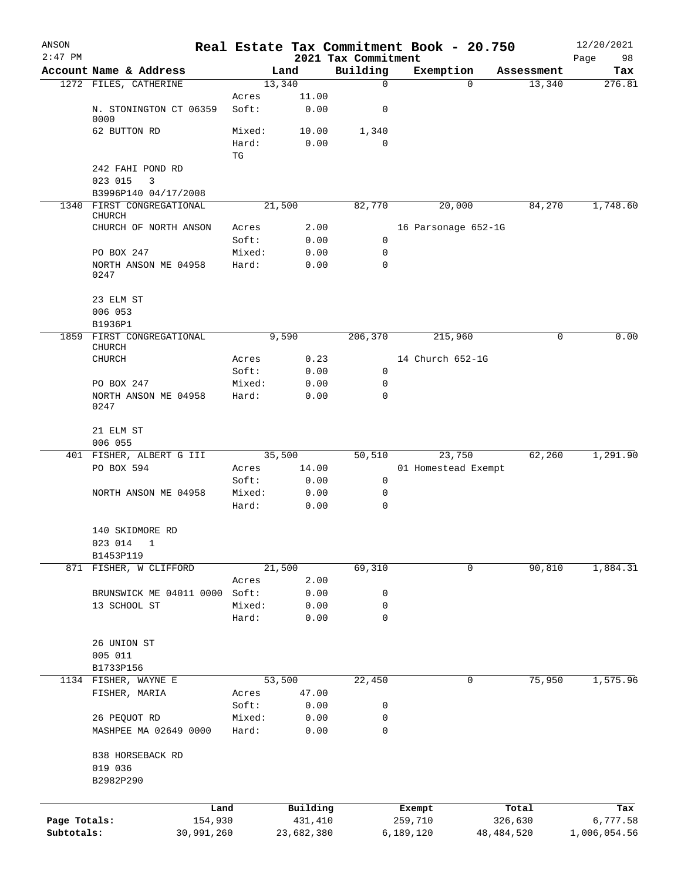ANSON
2:47 PM

# Real Estate Tax Commitment Book - 20.750

## 2021 Tax Commitment

12/20/2021

| Account Name & Address | | Land | Building | Exemption | Assessment | Tax |
|---|---|---|---|---|---|---|
| 1272 FILES, CATHERINE | | 13,340 | 0 | 0 | 13,340 | 276.81 |
| | Acres | 11.00 | | | | |
| N. STONINGTON CT 06359 0000 | Soft: | 0.00 | 0 | | | |
| 62 BUTTON RD | Mixed: | 10.00 | 1,340 | | | |
| | Hard: | 0.00 | 0 | | | |
| | TG | | | | | |
| 242 FAHI POND RD | | | | | | |
| 023 015 3 | | | | | | |
| B3996P140 04/17/2008 | | | | | | |
| 1340 FIRST CONGREGATIONAL CHURCH | | 21,500 | 82,770 | 20,000 | 84,270 | 1,748.60 |
| CHURCH OF NORTH ANSON | Acres | 2.00 | | 16 Parsonage 652-1G | | |
| | Soft: | 0.00 | 0 | | | |
| PO BOX 247 | Mixed: | 0.00 | 0 | | | |
| NORTH ANSON ME 04958 0247 | Hard: | 0.00 | 0 | | | |
| 23 ELM ST | | | | | | |
| 006 053 | | | | | | |
| B1936P1 | | | | | | |
| 1859 FIRST CONGREGATIONAL CHURCH | | 9,590 | 206,370 | 215,960 | 0 | 0.00 |
| CHURCH | Acres | 0.23 | | 14 Church 652-1G | | |
| | Soft: | 0.00 | 0 | | | |
| PO BOX 247 | Mixed: | 0.00 | 0 | | | |
| NORTH ANSON ME 04958 0247 | Hard: | 0.00 | 0 | | | |
| 21 ELM ST | | | | | | |
| 006 055 | | | | | | |
| 401 FISHER, ALBERT G III | | 35,500 | 50,510 | 23,750 | 62,260 | 1,291.90 |
| PO BOX 594 | Acres | 14.00 | | 01 Homestead Exempt | | |
| | Soft: | 0.00 | 0 | | | |
| NORTH ANSON ME 04958 | Mixed: | 0.00 | 0 | | | |
| | Hard: | 0.00 | 0 | | | |
| 140 SKIDMORE RD | | | | | | |
| 023 014 1 | | | | | | |
| B1453P119 | | | | | | |
| 871 FISHER, W CLIFFORD | | 21,500 | 69,310 | 0 | 90,810 | 1,884.31 |
| | Acres | 2.00 | | | | |
| BRUNSWICK ME 04011 0000 | Soft: | 0.00 | 0 | | | |
| 13 SCHOOL ST | Mixed: | 0.00 | 0 | | | |
| | Hard: | 0.00 | 0 | | | |
| 26 UNION ST | | | | | | |
| 005 011 | | | | | | |
| B1733P156 | | | | | | |
| 1134 FISHER, WAYNE E | | 53,500 | 22,450 | 0 | 75,950 | 1,575.96 |
| FISHER, MARIA | Acres | 47.00 | | | | |
| | Soft: | 0.00 | 0 | | | |
| 26 PEQUOT RD | Mixed: | 0.00 | 0 | | | |
| MASHPEE MA 02649 0000 | Hard: | 0.00 | 0 | | | |
| 838 HORSEBACK RD | | | | | | |
| 019 036 | | | | | | |
| B2982P290 | | | | | | |

| | Land | Building | Exempt | Total | Tax |
|---|---|---|---|---|---|
| Page Totals: | 154,930 | 431,410 | 259,710 | 326,630 | 6,777.58 |
| Subtotals: | 30,991,260 | 23,682,380 | 6,189,120 | 48,484,520 | 1,006,054.56 |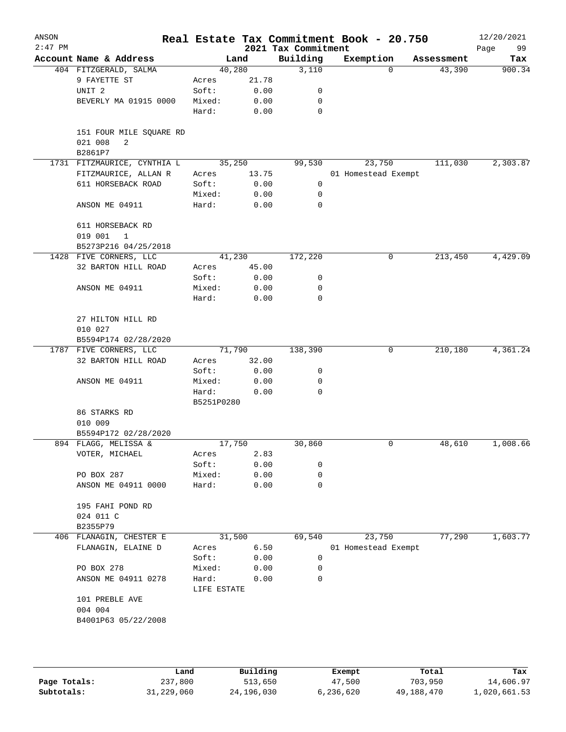# Real Estate Tax Commitment Book - 20.750

## 2021 Tax Commitment

ANSON 2:47 PM — 12/20/2021

| Account Name & Address | | Land | Building | Exemption | Assessment | Tax |
|---|---|---|---|---|---|---|
| 404 FITZGERALD, SALMA | | 40,280 | 3,110 | 0 | 43,390 | 900.34 |
| 9 FAYETTE ST | Acres | 21.78 | | | | |
| UNIT 2 | Soft: | 0.00 | 0 | | | |
| BEVERLY MA 01915 0000 | Mixed: | 0.00 | 0 | | | |
| | Hard: | 0.00 | 0 | | | |
| 151 FOUR MILE SQUARE RD | | | | | | |
| 021 008 2 | | | | | | |
| B2861P7 | | | | | | |
| 1731 FITZMAURICE, CYNTHIA L | | 35,250 | 99,530 | 23,750 | 111,030 | 2,303.87 |
| FITZMAURICE, ALLAN R | Acres | 13.75 | | 01 Homestead Exempt | | |
| 611 HORSEBACK ROAD | Soft: | 0.00 | 0 | | | |
| | Mixed: | 0.00 | 0 | | | |
| ANSON ME 04911 | Hard: | 0.00 | 0 | | | |
| 611 HORSEBACK RD | | | | | | |
| 019 001 1 | | | | | | |
| B5273P216 04/25/2018 | | | | | | |
| 1428 FIVE CORNERS, LLC | | 41,230 | 172,220 | 0 | 213,450 | 4,429.09 |
| 32 BARTON HILL ROAD | Acres | 45.00 | | | | |
| | Soft: | 0.00 | 0 | | | |
| ANSON ME 04911 | Mixed: | 0.00 | 0 | | | |
| | Hard: | 0.00 | 0 | | | |
| 27 HILTON HILL RD | | | | | | |
| 010 027 | | | | | | |
| B5594P174 02/28/2020 | | | | | | |
| 1787 FIVE CORNERS, LLC | | 71,790 | 138,390 | 0 | 210,180 | 4,361.24 |
| 32 BARTON HILL ROAD | Acres | 32.00 | | | | |
| | Soft: | 0.00 | 0 | | | |
| ANSON ME 04911 | Mixed: | 0.00 | 0 | | | |
| | Hard: | 0.00 | 0 | | | |
| | B5251P0280 | | | | | |
| 86 STARKS RD | | | | | | |
| 010 009 | | | | | | |
| B5594P172 02/28/2020 | | | | | | |
| 894 FLAGG, MELISSA & | | 17,750 | 30,860 | 0 | 48,610 | 1,008.66 |
| VOTER, MICHAEL | Acres | 2.83 | | | | |
| | Soft: | 0.00 | 0 | | | |
| PO BOX 287 | Mixed: | 0.00 | 0 | | | |
| ANSON ME 04911 0000 | Hard: | 0.00 | 0 | | | |
| 195 FAHI POND RD | | | | | | |
| 024 011 C | | | | | | |
| B2355P79 | | | | | | |
| 406 FLANAGIN, CHESTER E | | 31,500 | 69,540 | 23,750 | 77,290 | 1,603.77 |
| FLANAGIN, ELAINE D | Acres | 6.50 | | 01 Homestead Exempt | | |
| | Soft: | 0.00 | 0 | | | |
| PO BOX 278 | Mixed: | 0.00 | 0 | | | |
| ANSON ME 04911 0278 | Hard: | 0.00 | 0 | | | |
| | LIFE ESTATE | | | | | |
| 101 PREBLE AVE | | | | | | |
| 004 004 | | | | | | |
| B4001P63 05/22/2008 | | | | | | |

| | Land | Building | Exempt | Total | Tax |
|---|---|---|---|---|---|
| Page Totals: | 237,800 | 513,650 | 47,500 | 703,950 | 14,606.97 |
| Subtotals: | 31,229,060 | 24,196,030 | 6,236,620 | 49,188,470 | 1,020,661.53 |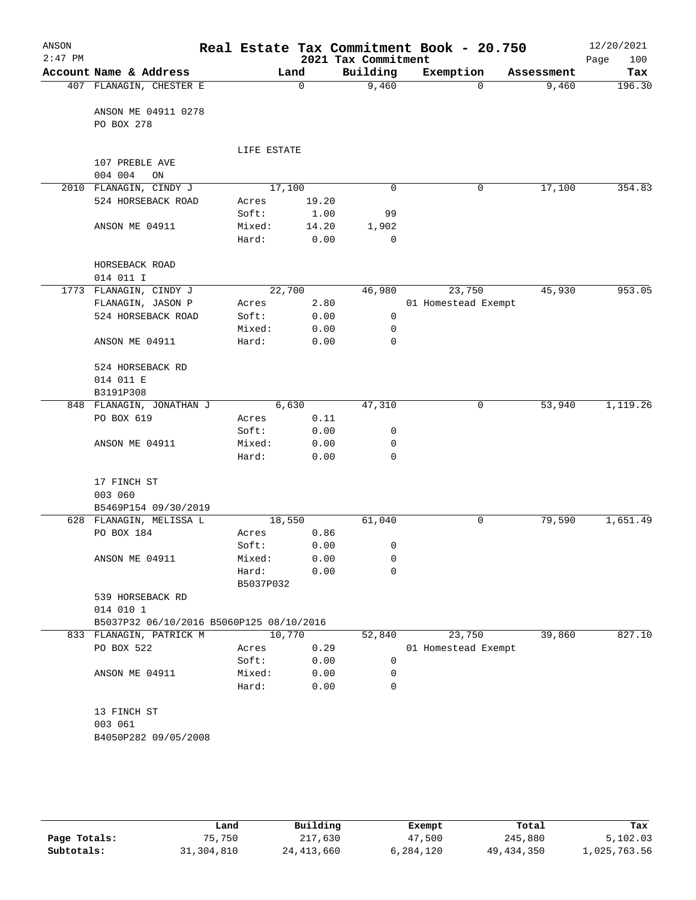# ANSON — Real Estate Tax Commitment Book - 20.750

2:47 PM — 2021 Tax Commitment — 12/20/2021

| Account | Name & Address | Land | | Building | Exemption | Assessment | Tax |
|---|---|---|---|---|---|---|---|
| 407 | FLANAGIN, CHESTER E | | 0 | 9,460 | 0 | 9,460 | 196.30 |
| | ANSON ME 04911 0278 | | | | | | |
| | PO BOX 278 | | | | | | |
| | | LIFE ESTATE | | | | | |
| | 107 PREBLE AVE | | | | | | |
| | 004 004 ON | | | | | | |
| 2010 | FLANAGIN, CINDY J | | 17,100 | 0 | 0 | 17,100 | 354.83 |
| | 524 HORSEBACK ROAD | Acres | 19.20 | | | | |
| | | Soft: | 1.00 | 99 | | | |
| | ANSON ME 04911 | Mixed: | 14.20 | 1,902 | | | |
| | | Hard: | 0.00 | 0 | | | |
| | HORSEBACK ROAD | | | | | | |
| | 014 011 I | | | | | | |
| 1773 | FLANAGIN, CINDY J | | 22,700 | 46,980 | 23,750 | 45,930 | 953.05 |
| | FLANAGIN, JASON P | Acres | 2.80 | | 01 Homestead Exempt | | |
| | 524 HORSEBACK ROAD | Soft: | 0.00 | 0 | | | |
| | | Mixed: | 0.00 | 0 | | | |
| | ANSON ME 04911 | Hard: | 0.00 | 0 | | | |
| | 524 HORSEBACK RD | | | | | | |
| | 014 011 E | | | | | | |
| | B3191P308 | | | | | | |
| 848 | FLANAGIN, JONATHAN J | | 6,630 | 47,310 | 0 | 53,940 | 1,119.26 |
| | PO BOX 619 | Acres | 0.11 | | | | |
| | | Soft: | 0.00 | 0 | | | |
| | ANSON ME 04911 | Mixed: | 0.00 | 0 | | | |
| | | Hard: | 0.00 | 0 | | | |
| | 17 FINCH ST | | | | | | |
| | 003 060 | | | | | | |
| | B5469P154 09/30/2019 | | | | | | |
| 628 | FLANAGIN, MELISSA L | | 18,550 | 61,040 | 0 | 79,590 | 1,651.49 |
| | PO BOX 184 | Acres | 0.86 | | | | |
| | | Soft: | 0.00 | 0 | | | |
| | ANSON ME 04911 | Mixed: | 0.00 | 0 | | | |
| | | Hard: | 0.00 | 0 | | | |
| | | B5037P032 | | | | | |
| | 539 HORSEBACK RD | | | | | | |
| | 014 010 1 | | | | | | |
| | B5037P32 06/10/2016 B5060P125 08/10/2016 | | | | | | |
| 833 | FLANAGIN, PATRICK M | | 10,770 | 52,840 | 23,750 | 39,860 | 827.10 |
| | PO BOX 522 | Acres | 0.29 | | 01 Homestead Exempt | | |
| | | Soft: | 0.00 | 0 | | | |
| | ANSON ME 04911 | Mixed: | 0.00 | 0 | | | |
| | | Hard: | 0.00 | 0 | | | |
| | 13 FINCH ST | | | | | | |
| | 003 061 | | | | | | |
| | B4050P282 09/05/2008 | | | | | | |

| | Land | Building | Exempt | Total | Tax |
|---|---|---|---|---|---|
| Page Totals: | 75,750 | 217,630 | 47,500 | 245,880 | 5,102.03 |
| Subtotals: | 31,304,810 | 24,413,660 | 6,284,120 | 49,434,350 | 1,025,763.56 |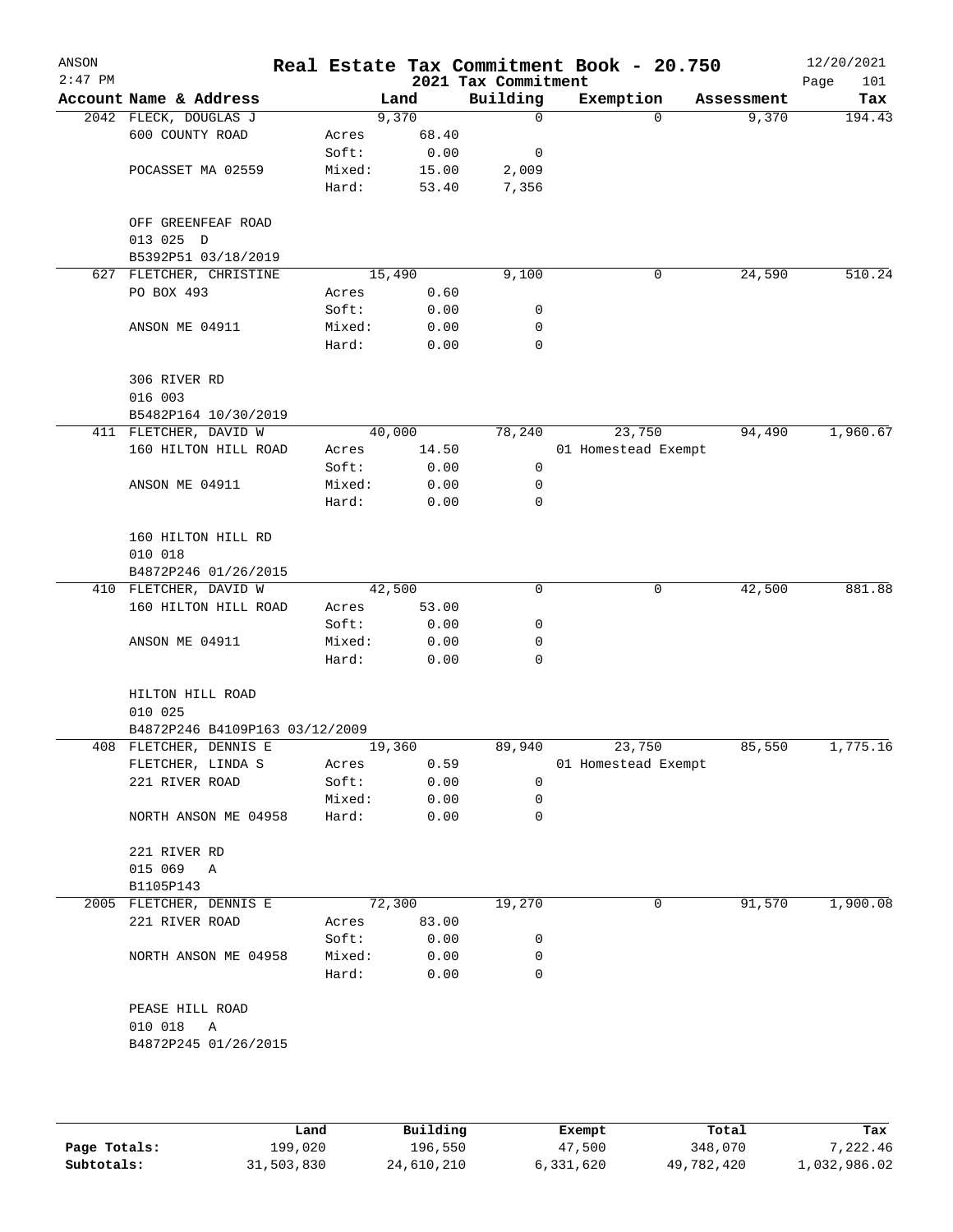# Real Estate Tax Commitment Book - 20.750

ANSON 2:47 PM — 2021 Tax Commitment — 12/20/2021

| Account Name & Address | | Land | Building | Exemption | Assessment | Tax |
|---|---|---|---|---|---|---|
| 2042 FLECK, DOUGLAS J | | 9,370 | 0 | 0 | 9,370 | 194.43 |
| 600 COUNTY ROAD | Acres | 68.40 | | | | |
| | Soft: | 0.00 | 0 | | | |
| POCASSET MA 02559 | Mixed: | 15.00 | 2,009 | | | |
| | Hard: | 53.40 | 7,356 | | | |
| OFF GREENFEAF ROAD | | | | | | |
| 013 025 D | | | | | | |
| B5392P51 03/18/2019 | | | | | | |
| 627 FLETCHER, CHRISTINE | | 15,490 | 9,100 | 0 | 24,590 | 510.24 |
| PO BOX 493 | Acres | 0.60 | | | | |
| | Soft: | 0.00 | 0 | | | |
| ANSON ME 04911 | Mixed: | 0.00 | 0 | | | |
| | Hard: | 0.00 | 0 | | | |
| 306 RIVER RD | | | | | | |
| 016 003 | | | | | | |
| B5482P164 10/30/2019 | | | | | | |
| 411 FLETCHER, DAVID W | | 40,000 | 78,240 | 23,750 | 94,490 | 1,960.67 |
| 160 HILTON HILL ROAD | Acres | 14.50 | | 01 Homestead Exempt | | |
| | Soft: | 0.00 | 0 | | | |
| ANSON ME 04911 | Mixed: | 0.00 | 0 | | | |
| | Hard: | 0.00 | 0 | | | |
| 160 HILTON HILL RD | | | | | | |
| 010 018 | | | | | | |
| B4872P246 01/26/2015 | | | | | | |
| 410 FLETCHER, DAVID W | | 42,500 | 0 | 0 | 42,500 | 881.88 |
| 160 HILTON HILL ROAD | Acres | 53.00 | | | | |
| | Soft: | 0.00 | 0 | | | |
| ANSON ME 04911 | Mixed: | 0.00 | 0 | | | |
| | Hard: | 0.00 | 0 | | | |
| HILTON HILL ROAD | | | | | | |
| 010 025 | | | | | | |
| B4872P246 B4109P163 03/12/2009 | | | | | | |
| 408 FLETCHER, DENNIS E | | 19,360 | 89,940 | 23,750 | 85,550 | 1,775.16 |
| FLETCHER, LINDA S | Acres | 0.59 | | 01 Homestead Exempt | | |
| 221 RIVER ROAD | Soft: | 0.00 | 0 | | | |
| | Mixed: | 0.00 | 0 | | | |
| NORTH ANSON ME 04958 | Hard: | 0.00 | 0 | | | |
| 221 RIVER RD | | | | | | |
| 015 069 A | | | | | | |
| B1105P143 | | | | | | |
| 2005 FLETCHER, DENNIS E | | 72,300 | 19,270 | 0 | 91,570 | 1,900.08 |
| 221 RIVER ROAD | Acres | 83.00 | | | | |
| | Soft: | 0.00 | 0 | | | |
| NORTH ANSON ME 04958 | Mixed: | 0.00 | 0 | | | |
| | Hard: | 0.00 | 0 | | | |
| PEASE HILL ROAD | | | | | | |
| 010 018 A | | | | | | |
| B4872P245 01/26/2015 | | | | | | |

| | Land | Building | Exempt | Total | Tax |
|---|---|---|---|---|---|
| Page Totals: | 199,020 | 196,550 | 47,500 | 348,070 | 7,222.46 |
| Subtotals: | 31,503,830 | 24,610,210 | 6,331,620 | 49,782,420 | 1,032,986.02 |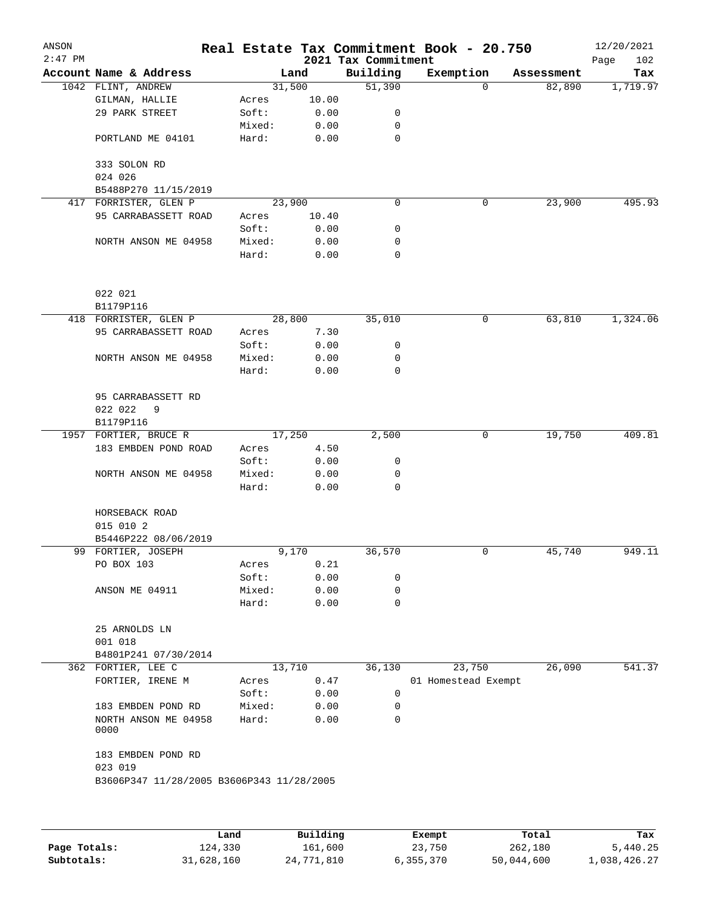# Real Estate Tax Commitment Book - 20.750

ANSON 2:47 PM — 2021 Tax Commitment — 12/20/2021

| Account Name & Address | Land | | Building | Exemption | Assessment | Tax |
|---|---|---|---|---|---|---|
| 1042 FLINT, ANDREW | 31,500 | | 51,390 | 0 | 82,890 | 1,719.97 |
| GILMAN, HALLIE | Acres | 10.00 | | | | |
| 29 PARK STREET | Soft: | 0.00 | 0 | | | |
| | Mixed: | 0.00 | 0 | | | |
| PORTLAND ME 04101 | Hard: | 0.00 | 0 | | | |
| 333 SOLON RD | | | | | | |
| 024 026 | | | | | | |
| B5488P270 11/15/2019 | | | | | | |
| 417 FORRISTER, GLEN P | 23,900 | | 0 | 0 | 23,900 | 495.93 |
| 95 CARRABASSETT ROAD | Acres | 10.40 | | | | |
| | Soft: | 0.00 | 0 | | | |
| NORTH ANSON ME 04958 | Mixed: | 0.00 | 0 | | | |
| | Hard: | 0.00 | 0 | | | |
| 022 021 | | | | | | |
| B1179P116 | | | | | | |
| 418 FORRISTER, GLEN P | 28,800 | | 35,010 | 0 | 63,810 | 1,324.06 |
| 95 CARRABASSETT ROAD | Acres | 7.30 | | | | |
| | Soft: | 0.00 | 0 | | | |
| NORTH ANSON ME 04958 | Mixed: | 0.00 | 0 | | | |
| | Hard: | 0.00 | 0 | | | |
| 95 CARRABASSETT RD | | | | | | |
| 022 022 9 | | | | | | |
| B1179P116 | | | | | | |
| 1957 FORTIER, BRUCE R | 17,250 | | 2,500 | 0 | 19,750 | 409.81 |
| 183 EMBDEN POND ROAD | Acres | 4.50 | | | | |
| | Soft: | 0.00 | 0 | | | |
| NORTH ANSON ME 04958 | Mixed: | 0.00 | 0 | | | |
| | Hard: | 0.00 | 0 | | | |
| HORSEBACK ROAD | | | | | | |
| 015 010 2 | | | | | | |
| B5446P222 08/06/2019 | | | | | | |
| 99 FORTIER, JOSEPH | 9,170 | | 36,570 | 0 | 45,740 | 949.11 |
| PO BOX 103 | Acres | 0.21 | | | | |
| | Soft: | 0.00 | 0 | | | |
| ANSON ME 04911 | Mixed: | 0.00 | 0 | | | |
| | Hard: | 0.00 | 0 | | | |
| 25 ARNOLDS LN | | | | | | |
| 001 018 | | | | | | |
| B4801P241 07/30/2014 | | | | | | |
| 362 FORTIER, LEE C | 13,710 | | 36,130 | 23,750 | 26,090 | 541.37 |
| FORTIER, IRENE M | Acres | 0.47 | | 01 Homestead Exempt | | |
| | Soft: | 0.00 | 0 | | | |
| 183 EMBDEN POND RD | Mixed: | 0.00 | 0 | | | |
| NORTH ANSON ME 04958 0000 | Hard: | 0.00 | 0 | | | |
| 183 EMBDEN POND RD | | | | | | |
| 023 019 | | | | | | |
| B3606P347 11/28/2005 B3606P343 11/28/2005 | | | | | | |

| | Land | Building | Exempt | Total | Tax |
|---|---|---|---|---|---|
| Page Totals: | 124,330 | 161,600 | 23,750 | 262,180 | 5,440.25 |
| Subtotals: | 31,628,160 | 24,771,810 | 6,355,370 | 50,044,600 | 1,038,426.27 |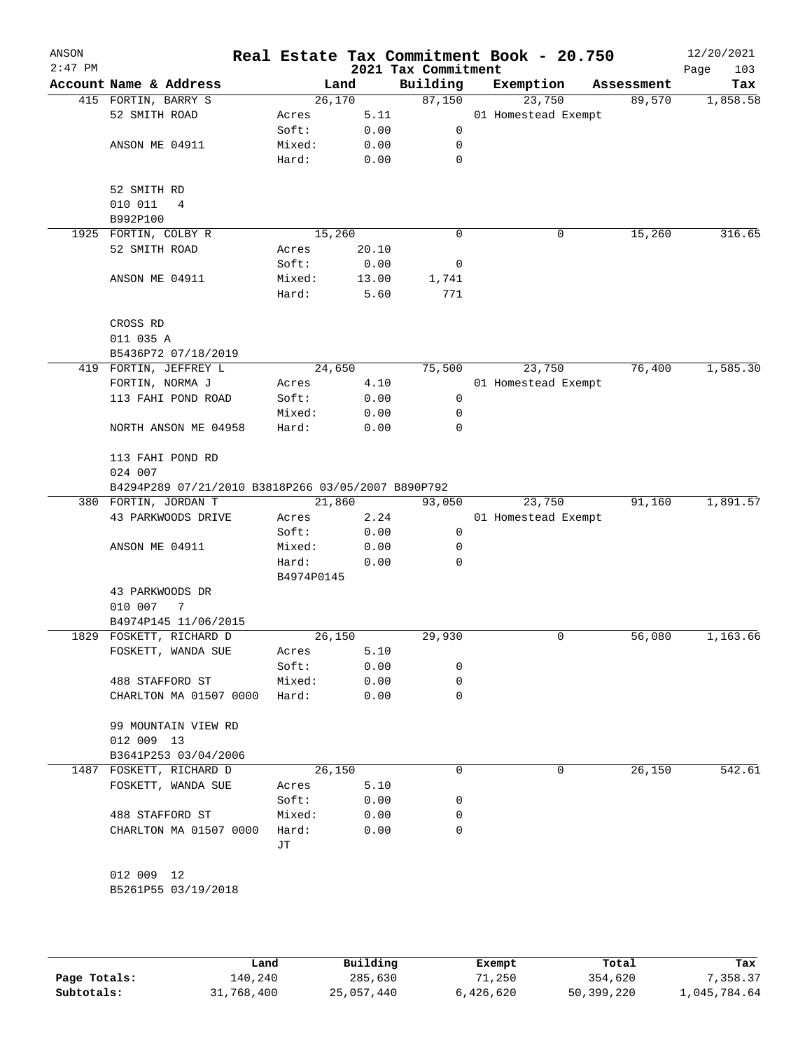ANSON

# Real Estate Tax Commitment Book - 20.750

2021 Tax Commitment

| Account | Name & Address | Land | | Building | Exemption | Assessment | Tax |
|---|---|---|---|---|---|---|---|
| 415 | FORTIN, BARRY S | | 26,170 | 87,150 | 23,750 | 89,570 | 1,858.58 |
| | 52 SMITH ROAD | Acres | 5.11 | | 01 Homestead Exempt | | |
| | | Soft: | 0.00 | 0 | | | |
| | ANSON ME 04911 | Mixed: | 0.00 | 0 | | | |
| | | Hard: | 0.00 | 0 | | | |
| | 52 SMITH RD | | | | | | |
| | 010 011 4 | | | | | | |
| | B992P100 | | | | | | |
| 1925 | FORTIN, COLBY R | | 15,260 | 0 | 0 | 15,260 | 316.65 |
| | 52 SMITH ROAD | Acres | 20.10 | | | | |
| | | Soft: | 0.00 | 0 | | | |
| | ANSON ME 04911 | Mixed: | 13.00 | 1,741 | | | |
| | | Hard: | 5.60 | 771 | | | |
| | CROSS RD | | | | | | |
| | 011 035 A | | | | | | |
| | B5436P72 07/18/2019 | | | | | | |
| 419 | FORTIN, JEFFREY L | | 24,650 | 75,500 | 23,750 | 76,400 | 1,585.30 |
| | FORTIN, NORMA J | Acres | 4.10 | | 01 Homestead Exempt | | |
| | 113 FAHI POND ROAD | Soft: | 0.00 | 0 | | | |
| | | Mixed: | 0.00 | 0 | | | |
| | NORTH ANSON ME 04958 | Hard: | 0.00 | 0 | | | |
| | 113 FAHI POND RD | | | | | | |
| | 024 007 | | | | | | |
| | B4294P289 07/21/2010 B3818P266 03/05/2007 B890P792 | | | | | | |
| 380 | FORTIN, JORDAN T | | 21,860 | 93,050 | 23,750 | 91,160 | 1,891.57 |
| | 43 PARKWOODS DRIVE | Acres | 2.24 | | 01 Homestead Exempt | | |
| | | Soft: | 0.00 | 0 | | | |
| | ANSON ME 04911 | Mixed: | 0.00 | 0 | | | |
| | | Hard: | 0.00 | 0 | | | |
| | | B4974P0145 | | | | | |
| | 43 PARKWOODS DR | | | | | | |
| | 010 007 7 | | | | | | |
| | B4974P145 11/06/2015 | | | | | | |
| 1829 | FOSKETT, RICHARD D | | 26,150 | 29,930 | 0 | 56,080 | 1,163.66 |
| | FOSKETT, WANDA SUE | Acres | 5.10 | | | | |
| | | Soft: | 0.00 | 0 | | | |
| | 488 STAFFORD ST | Mixed: | 0.00 | 0 | | | |
| | CHARLTON MA 01507 0000 | Hard: | 0.00 | 0 | | | |
| | 99 MOUNTAIN VIEW RD | | | | | | |
| | 012 009 13 | | | | | | |
| | B3641P253 03/04/2006 | | | | | | |
| 1487 | FOSKETT, RICHARD D | | 26,150 | 0 | 0 | 26,150 | 542.61 |
| | FOSKETT, WANDA SUE | Acres | 5.10 | | | | |
| | | Soft: | 0.00 | 0 | | | |
| | 488 STAFFORD ST | Mixed: | 0.00 | 0 | | | |
| | CHARLTON MA 01507 0000 | Hard: | 0.00 | 0 | | | |
| | | JT | | | | | |
| | 012 009 12 | | | | | | |
| | B5261P55 03/19/2018 | | | | | | |

| | Land | Building | Exempt | Total | Tax |
|---|---|---|---|---|---|
| Page Totals: | 140,240 | 285,630 | 71,250 | 354,620 | 7,358.37 |
| Subtotals: | 31,768,400 | 25,057,440 | 6,426,620 | 50,399,220 | 1,045,784.64 |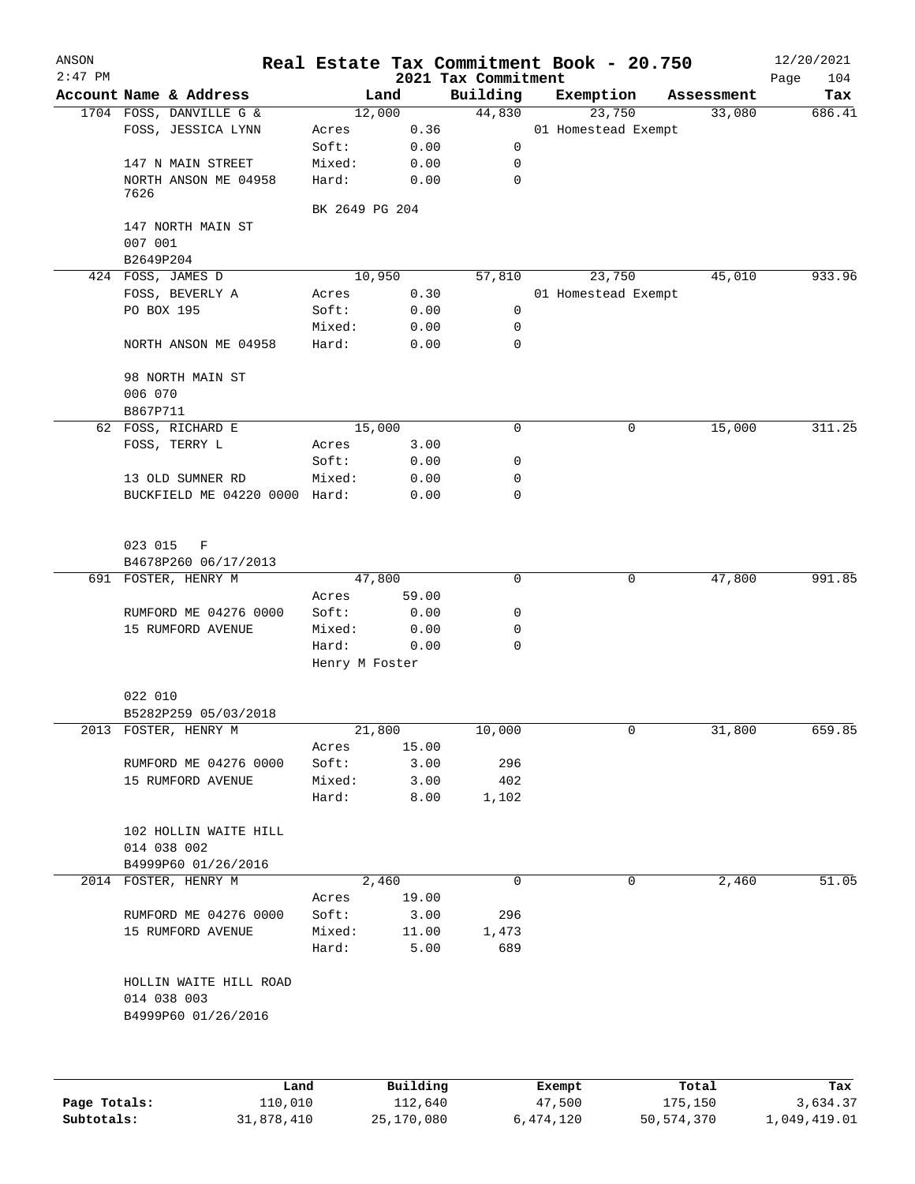# Real Estate Tax Commitment Book - 20.750

ANSON 2:47 PM — 2021 Tax Commitment — 12/20/2021

| Account Name & Address | Land | | Building | Exemption | Assessment | Tax |
|---|---|---|---|---|---|---|
| 1704 FOSS, DANVILLE G & | 12,000 | | 44,830 | 23,750 | 33,080 | 686.41 |
| FOSS, JESSICA LYNN | Acres | 0.36 | | 01 Homestead Exempt | | |
| | Soft: | 0.00 | 0 | | | |
| 147 N MAIN STREET | Mixed: | 0.00 | 0 | | | |
| NORTH ANSON ME 04958 7626 | Hard: | 0.00 | 0 | | | |
| | BK 2649 PG 204 | | | | | |
| 147 NORTH MAIN ST | | | | | | |
| 007 001 | | | | | | |
| B2649P204 | | | | | | |
| 424 FOSS, JAMES D | 10,950 | | 57,810 | 23,750 | 45,010 | 933.96 |
| FOSS, BEVERLY A | Acres | 0.30 | | 01 Homestead Exempt | | |
| PO BOX 195 | Soft: | 0.00 | 0 | | | |
| | Mixed: | 0.00 | 0 | | | |
| NORTH ANSON ME 04958 | Hard: | 0.00 | 0 | | | |
| 98 NORTH MAIN ST | | | | | | |
| 006 070 | | | | | | |
| B867P711 | | | | | | |
| 62 FOSS, RICHARD E | 15,000 | | 0 | 0 | 15,000 | 311.25 |
| FOSS, TERRY L | Acres | 3.00 | | | | |
| | Soft: | 0.00 | 0 | | | |
| 13 OLD SUMNER RD | Mixed: | 0.00 | 0 | | | |
| BUCKFIELD ME 04220 0000 | Hard: | 0.00 | 0 | | | |
| 023 015 F | | | | | | |
| B4678P260 06/17/2013 | | | | | | |
| 691 FOSTER, HENRY M | 47,800 | | 0 | 0 | 47,800 | 991.85 |
| | Acres | 59.00 | | | | |
| RUMFORD ME 04276 0000 | Soft: | 0.00 | 0 | | | |
| 15 RUMFORD AVENUE | Mixed: | 0.00 | 0 | | | |
| | Hard: | 0.00 | 0 | | | |
| | Henry M Foster | | | | | |
| 022 010 | | | | | | |
| B5282P259 05/03/2018 | | | | | | |
| 2013 FOSTER, HENRY M | 21,800 | | 10,000 | 0 | 31,800 | 659.85 |
| | Acres | 15.00 | | | | |
| RUMFORD ME 04276 0000 | Soft: | 3.00 | 296 | | | |
| 15 RUMFORD AVENUE | Mixed: | 3.00 | 402 | | | |
| | Hard: | 8.00 | 1,102 | | | |
| 102 HOLLIN WAITE HILL | | | | | | |
| 014 038 002 | | | | | | |
| B4999P60 01/26/2016 | | | | | | |
| 2014 FOSTER, HENRY M | 2,460 | | 0 | 0 | 2,460 | 51.05 |
| | Acres | 19.00 | | | | |
| RUMFORD ME 04276 0000 | Soft: | 3.00 | 296 | | | |
| 15 RUMFORD AVENUE | Mixed: | 11.00 | 1,473 | | | |
| | Hard: | 5.00 | 689 | | | |
| HOLLIN WAITE HILL ROAD | | | | | | |
| 014 038 003 | | | | | | |
| B4999P60 01/26/2016 | | | | | | |

| | Land | Building | Exempt | Total | Tax |
|---|---|---|---|---|---|
| Page Totals: | 110,010 | 112,640 | 47,500 | 175,150 | 3,634.37 |
| Subtotals: | 31,878,410 | 25,170,080 | 6,474,120 | 50,574,370 | 1,049,419.01 |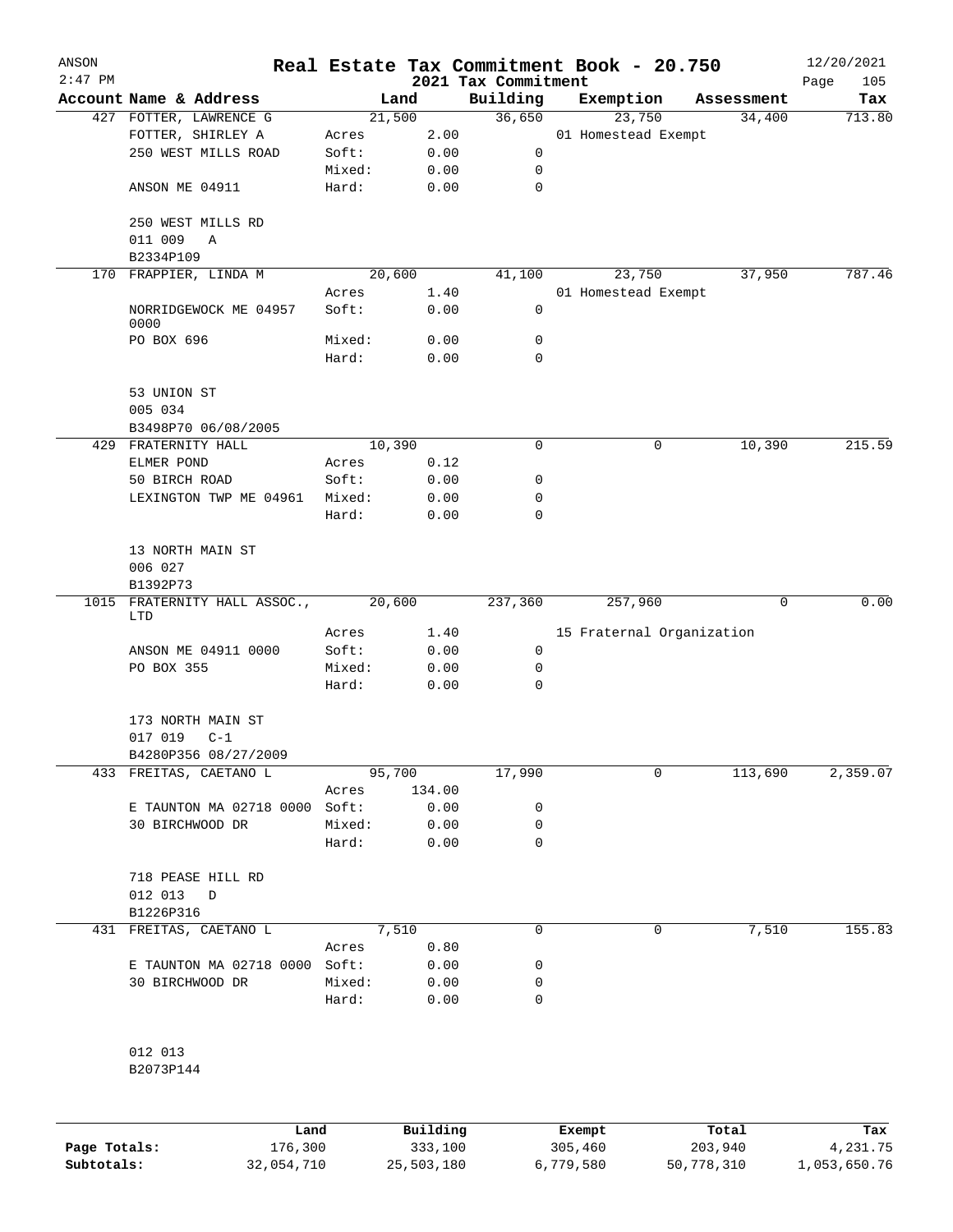# Real Estate Tax Commitment Book - 20.750

ANSON
2:47 PM

2021 Tax Commitment

12/20/2021
Page 105

| Account Name & Address | | Land | Building | Exemption | Assessment | Tax |
|---|---|---|---|---|---|---|
| 427 FOTTER, LAWRENCE G | | 21,500 | 36,650 | 23,750 | 34,400 | 713.80 |
| FOTTER, SHIRLEY A | Acres | 2.00 | | 01 Homestead Exempt | | |
| 250 WEST MILLS ROAD | Soft: | 0.00 | 0 | | | |
| | Mixed: | 0.00 | 0 | | | |
| ANSON ME 04911 | Hard: | 0.00 | 0 | | | |
| 250 WEST MILLS RD | | | | | | |
| 011 009 A | | | | | | |
| B2334P109 | | | | | | |
| 170 FRAPPIER, LINDA M | | 20,600 | 41,100 | 23,750 | 37,950 | 787.46 |
| | Acres | 1.40 | | 01 Homestead Exempt | | |
| NORRIDGEWOCK ME 04957 0000 | Soft: | 0.00 | 0 | | | |
| PO BOX 696 | Mixed: | 0.00 | 0 | | | |
| | Hard: | 0.00 | 0 | | | |
| 53 UNION ST | | | | | | |
| 005 034 | | | | | | |
| B3498P70 06/08/2005 | | | | | | |
| 429 FRATERNITY HALL | | 10,390 | 0 | 0 | 10,390 | 215.59 |
| ELMER POND | Acres | 0.12 | | | | |
| 50 BIRCH ROAD | Soft: | 0.00 | 0 | | | |
| LEXINGTON TWP ME 04961 | Mixed: | 0.00 | 0 | | | |
| | Hard: | 0.00 | 0 | | | |
| 13 NORTH MAIN ST | | | | | | |
| 006 027 | | | | | | |
| B1392P73 | | | | | | |
| 1015 FRATERNITY HALL ASSOC., LTD | | 20,600 | 237,360 | 257,960 | 0 | 0.00 |
| | Acres | 1.40 | | 15 Fraternal Organization | | |
| ANSON ME 04911 0000 | Soft: | 0.00 | 0 | | | |
| PO BOX 355 | Mixed: | 0.00 | 0 | | | |
| | Hard: | 0.00 | 0 | | | |
| 173 NORTH MAIN ST | | | | | | |
| 017 019 C-1 | | | | | | |
| B4280P356 08/27/2009 | | | | | | |
| 433 FREITAS, CAETANO L | | 95,700 | 17,990 | 0 | 113,690 | 2,359.07 |
| | Acres | 134.00 | | | | |
| E TAUNTON MA 02718 0000 | Soft: | 0.00 | 0 | | | |
| 30 BIRCHWOOD DR | Mixed: | 0.00 | 0 | | | |
| | Hard: | 0.00 | 0 | | | |
| 718 PEASE HILL RD | | | | | | |
| 012 013 D | | | | | | |
| B1226P316 | | | | | | |
| 431 FREITAS, CAETANO L | | 7,510 | 0 | 0 | 7,510 | 155.83 |
| | Acres | 0.80 | | | | |
| E TAUNTON MA 02718 0000 | Soft: | 0.00 | 0 | | | |
| 30 BIRCHWOOD DR | Mixed: | 0.00 | 0 | | | |
| | Hard: | 0.00 | 0 | | | |
| 012 013 | | | | | | |
| B2073P144 | | | | | | |

| | Land | Building | Exempt | Total | Tax |
|---|---|---|---|---|---|
| Page Totals: | 176,300 | 333,100 | 305,460 | 203,940 | 4,231.75 |
| Subtotals: | 32,054,710 | 25,503,180 | 6,779,580 | 50,778,310 | 1,053,650.76 |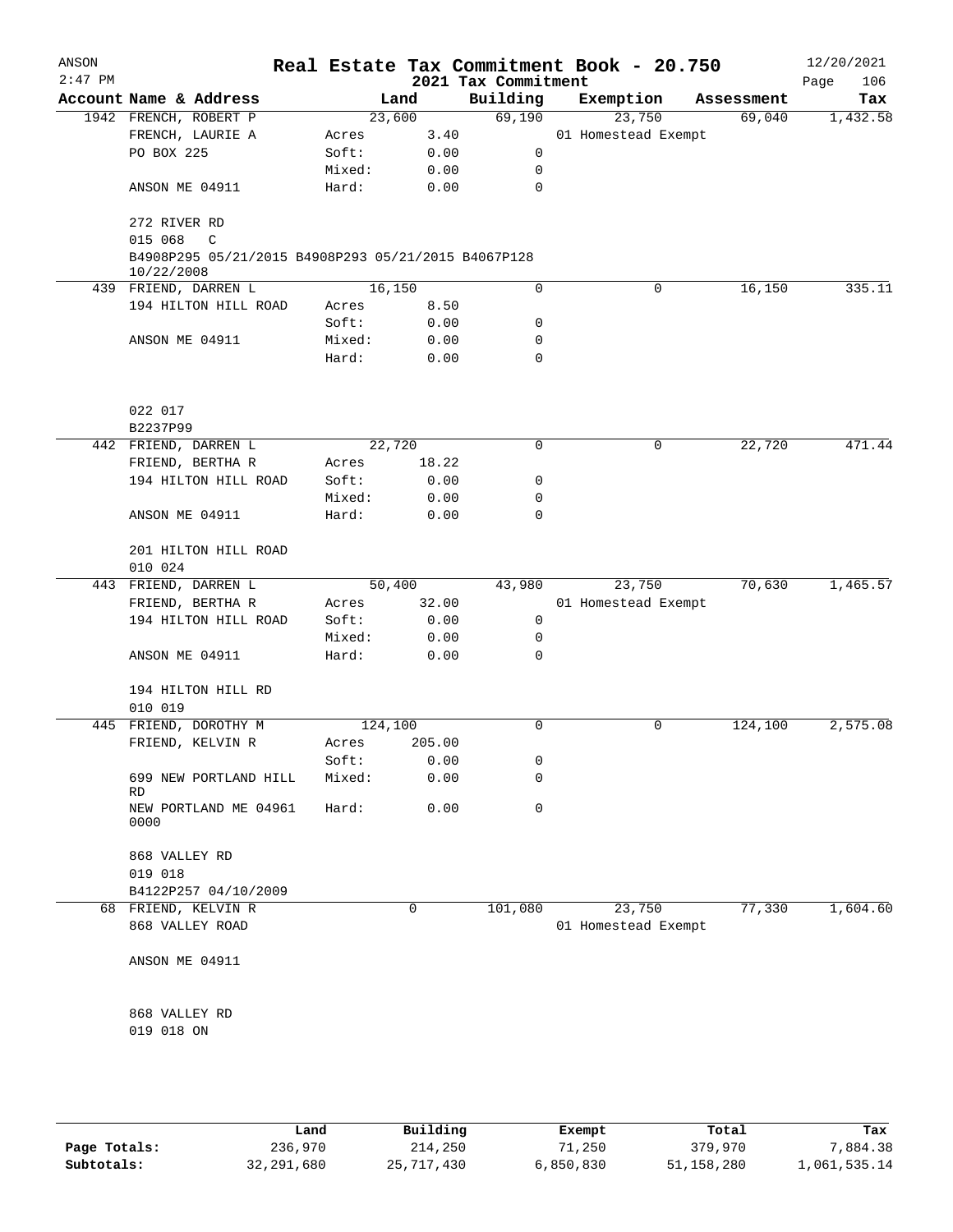# Real Estate Tax Commitment Book - 20.750

ANSON 2:47 PM — 2021 Tax Commitment — 12/20/2021

| Account | Name & Address | Land | | Building | Exemption | Assessment | Tax |
|---|---|---|---|---|---|---|---|
| 1942 | FRENCH, ROBERT P | | 23,600 | 69,190 | 23,750 | 69,040 | 1,432.58 |
| | FRENCH, LAURIE A | Acres | 3.40 | | 01 Homestead Exempt | | |
| | PO BOX 225 | Soft: | 0.00 | 0 | | | |
| | | Mixed: | 0.00 | 0 | | | |
| | ANSON ME 04911 | Hard: | 0.00 | 0 | | | |
| | 272 RIVER RD | | | | | | |
| | 015 068 C | | | | | | |
| | B4908P295 05/21/2015 B4908P293 05/21/2015 B4067P128 10/22/2008 | | | | | | |
| 439 | FRIEND, DARREN L | | 16,150 | 0 | 0 | 16,150 | 335.11 |
| | 194 HILTON HILL ROAD | Acres | 8.50 | | | | |
| | | Soft: | 0.00 | 0 | | | |
| | ANSON ME 04911 | Mixed: | 0.00 | 0 | | | |
| | | Hard: | 0.00 | 0 | | | |
| | 022 017 | | | | | | |
| | B2237P99 | | | | | | |
| 442 | FRIEND, DARREN L | | 22,720 | 0 | 0 | 22,720 | 471.44 |
| | FRIEND, BERTHA R | Acres | 18.22 | | | | |
| | 194 HILTON HILL ROAD | Soft: | 0.00 | 0 | | | |
| | | Mixed: | 0.00 | 0 | | | |
| | ANSON ME 04911 | Hard: | 0.00 | 0 | | | |
| | 201 HILTON HILL ROAD | | | | | | |
| | 010 024 | | | | | | |
| 443 | FRIEND, DARREN L | | 50,400 | 43,980 | 23,750 | 70,630 | 1,465.57 |
| | FRIEND, BERTHA R | Acres | 32.00 | | 01 Homestead Exempt | | |
| | 194 HILTON HILL ROAD | Soft: | 0.00 | 0 | | | |
| | | Mixed: | 0.00 | 0 | | | |
| | ANSON ME 04911 | Hard: | 0.00 | 0 | | | |
| | 194 HILTON HILL RD | | | | | | |
| | 010 019 | | | | | | |
| 445 | FRIEND, DOROTHY M | | 124,100 | 0 | 0 | 124,100 | 2,575.08 |
| | FRIEND, KELVIN R | Acres | 205.00 | | | | |
| | | Soft: | 0.00 | 0 | | | |
| | 699 NEW PORTLAND HILL RD | Mixed: | 0.00 | 0 | | | |
| | NEW PORTLAND ME 04961 0000 | Hard: | 0.00 | 0 | | | |
| | 868 VALLEY RD | | | | | | |
| | 019 018 | | | | | | |
| | B4122P257 04/10/2009 | | | | | | |
| 68 | FRIEND, KELVIN R | | 0 | 101,080 | 23,750 | 77,330 | 1,604.60 |
| | 868 VALLEY ROAD | | | | 01 Homestead Exempt | | |
| | ANSON ME 04911 | | | | | | |
| | 868 VALLEY RD | | | | | | |
| | 019 018 ON | | | | | | |

| | Land | Building | Exempt | Total | Tax |
|---|---|---|---|---|---|
| Page Totals: | 236,970 | 214,250 | 71,250 | 379,970 | 7,884.38 |
| Subtotals: | 32,291,680 | 25,717,430 | 6,850,830 | 51,158,280 | 1,061,535.14 |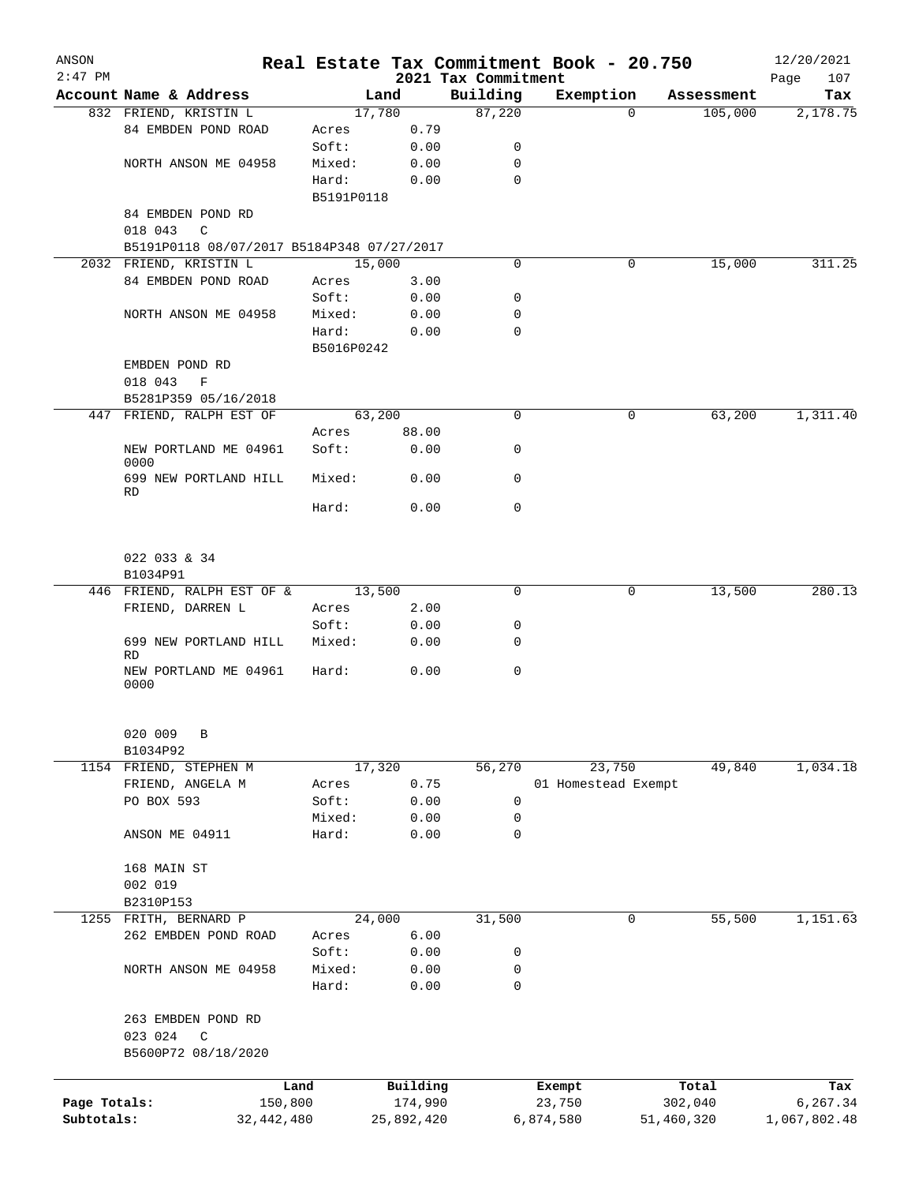# Real Estate Tax Commitment Book - 20.750

ANSON
2:47 PM

2021 Tax Commitment

12/20/2021

| Account Name & Address | Land | | Building | Exemption | Assessment | Tax |
|---|---|---|---|---|---|---|
| 832 FRIEND, KRISTIN L | 17,780 | | 87,220 | 0 | 105,000 | 2,178.75 |
| 84 EMBDEN POND ROAD | Acres | 0.79 | | | | |
| | Soft: | 0.00 | 0 | | | |
| NORTH ANSON ME 04958 | Mixed: | 0.00 | 0 | | | |
| | Hard: | 0.00 | 0 | | | |
| | B5191P0118 | | | | | |
| 84 EMBDEN POND RD | | | | | | |
| 018 043 C | | | | | | |
| B5191P0118 08/07/2017 B5184P348 07/27/2017 | | | | | | |
| 2032 FRIEND, KRISTIN L | 15,000 | | 0 | 0 | 15,000 | 311.25 |
| 84 EMBDEN POND ROAD | Acres | 3.00 | | | | |
| | Soft: | 0.00 | 0 | | | |
| NORTH ANSON ME 04958 | Mixed: | 0.00 | 0 | | | |
| | Hard: | 0.00 | 0 | | | |
| | B5016P0242 | | | | | |
| EMBDEN POND RD | | | | | | |
| 018 043 F | | | | | | |
| B5281P359 05/16/2018 | | | | | | |
| 447 FRIEND, RALPH EST OF | 63,200 | | 0 | 0 | 63,200 | 1,311.40 |
| | Acres | 88.00 | | | | |
| NEW PORTLAND ME 04961 0000 | Soft: | 0.00 | 0 | | | |
| 699 NEW PORTLAND HILL RD | Mixed: | 0.00 | 0 | | | |
| | Hard: | 0.00 | 0 | | | |
| 022 033 & 34 | | | | | | |
| B1034P91 | | | | | | |
| 446 FRIEND, RALPH EST OF & | 13,500 | | 0 | 0 | 13,500 | 280.13 |
| FRIEND, DARREN L | Acres | 2.00 | | | | |
| | Soft: | 0.00 | 0 | | | |
| 699 NEW PORTLAND HILL RD | Mixed: | 0.00 | 0 | | | |
| NEW PORTLAND ME 04961 0000 | Hard: | 0.00 | 0 | | | |
| 020 009 B | | | | | | |
| B1034P92 | | | | | | |
| 1154 FRIEND, STEPHEN M | 17,320 | | 56,270 | 23,750 | 49,840 | 1,034.18 |
| FRIEND, ANGELA M | Acres | 0.75 | | 01 Homestead Exempt | | |
| PO BOX 593 | Soft: | 0.00 | 0 | | | |
| | Mixed: | 0.00 | 0 | | | |
| ANSON ME 04911 | Hard: | 0.00 | 0 | | | |
| 168 MAIN ST | | | | | | |
| 002 019 | | | | | | |
| B2310P153 | | | | | | |
| 1255 FRITH, BERNARD P | 24,000 | | 31,500 | 0 | 55,500 | 1,151.63 |
| 262 EMBDEN POND ROAD | Acres | 6.00 | | | | |
| | Soft: | 0.00 | 0 | | | |
| NORTH ANSON ME 04958 | Mixed: | 0.00 | 0 | | | |
| | Hard: | 0.00 | 0 | | | |
| 263 EMBDEN POND RD | | | | | | |
| 023 024 C | | | | | | |
| B5600P72 08/18/2020 | | | | | | |

| | Land | Building | Exempt | Total | Tax |
|---|---|---|---|---|---|
| Page Totals: | 150,800 | 174,990 | 23,750 | 302,040 | 6,267.34 |
| Subtotals: | 32,442,480 | 25,892,420 | 6,874,580 | 51,460,320 | 1,067,802.48 |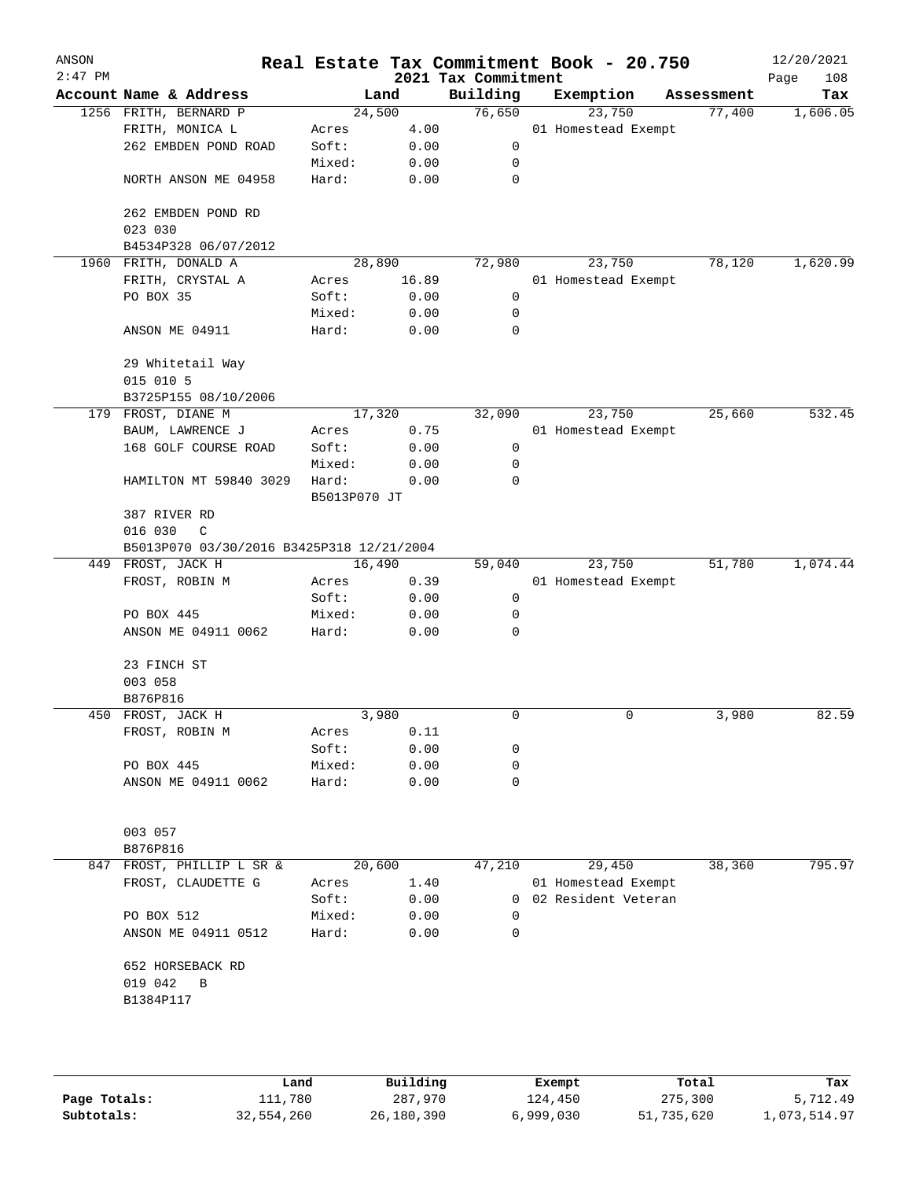# Real Estate Tax Commitment Book - 20.750

ANSON
2:47 PM

2021 Tax Commitment

12/20/2021

| Account Name & Address | | Land | Building | Exemption | Assessment | Tax |
|---|---|---|---|---|---|---|
| 1256 FRITH, BERNARD P | | 24,500 | 76,650 | 23,750 | 77,400 | 1,606.05 |
| FRITH, MONICA L | Acres | 4.00 | | 01 Homestead Exempt | | |
| 262 EMBDEN POND ROAD | Soft: | 0.00 | 0 | | | |
| | Mixed: | 0.00 | 0 | | | |
| NORTH ANSON ME 04958 | Hard: | 0.00 | 0 | | | |
| 262 EMBDEN POND RD | | | | | | |
| 023 030 | | | | | | |
| B4534P328 06/07/2012 | | | | | | |
| 1960 FRITH, DONALD A | | 28,890 | 72,980 | 23,750 | 78,120 | 1,620.99 |
| FRITH, CRYSTAL A | Acres | 16.89 | | 01 Homestead Exempt | | |
| PO BOX 35 | Soft: | 0.00 | 0 | | | |
| | Mixed: | 0.00 | 0 | | | |
| ANSON ME 04911 | Hard: | 0.00 | 0 | | | |
| 29 Whitetail Way | | | | | | |
| 015 010 5 | | | | | | |
| B3725P155 08/10/2006 | | | | | | |
| 179 FROST, DIANE M | | 17,320 | 32,090 | 23,750 | 25,660 | 532.45 |
| BAUM, LAWRENCE J | Acres | 0.75 | | 01 Homestead Exempt | | |
| 168 GOLF COURSE ROAD | Soft: | 0.00 | 0 | | | |
| | Mixed: | 0.00 | 0 | | | |
| HAMILTON MT 59840 3029 | Hard: | 0.00 | 0 | | | |
| | B5013P070 JT | | | | | |
| 387 RIVER RD | | | | | | |
| 016 030 C | | | | | | |
| B5013P070 03/30/2016 B3425P318 12/21/2004 | | | | | | |
| 449 FROST, JACK H | | 16,490 | 59,040 | 23,750 | 51,780 | 1,074.44 |
| FROST, ROBIN M | Acres | 0.39 | | 01 Homestead Exempt | | |
| | Soft: | 0.00 | 0 | | | |
| PO BOX 445 | Mixed: | 0.00 | 0 | | | |
| ANSON ME 04911 0062 | Hard: | 0.00 | 0 | | | |
| 23 FINCH ST | | | | | | |
| 003 058 | | | | | | |
| B876P816 | | | | | | |
| 450 FROST, JACK H | | 3,980 | 0 | 0 | 3,980 | 82.59 |
| FROST, ROBIN M | Acres | 0.11 | | | | |
| | Soft: | 0.00 | 0 | | | |
| PO BOX 445 | Mixed: | 0.00 | 0 | | | |
| ANSON ME 04911 0062 | Hard: | 0.00 | 0 | | | |
| 003 057 | | | | | | |
| B876P816 | | | | | | |
| 847 FROST, PHILLIP L SR & | | 20,600 | 47,210 | 29,450 | 38,360 | 795.97 |
| FROST, CLAUDETTE G | Acres | 1.40 | | 01 Homestead Exempt | | |
| | Soft: | 0.00 | 0 | 02 Resident Veteran | | |
| PO BOX 512 | Mixed: | 0.00 | 0 | | | |
| ANSON ME 04911 0512 | Hard: | 0.00 | 0 | | | |
| 652 HORSEBACK RD | | | | | | |
| 019 042 B | | | | | | |
| B1384P117 | | | | | | |

| | Land | Building | Exempt | Total | Tax |
|---|---|---|---|---|---|
| Page Totals: | 111,780 | 287,970 | 124,450 | 275,300 | 5,712.49 |
| Subtotals: | 32,554,260 | 26,180,390 | 6,999,030 | 51,735,620 | 1,073,514.97 |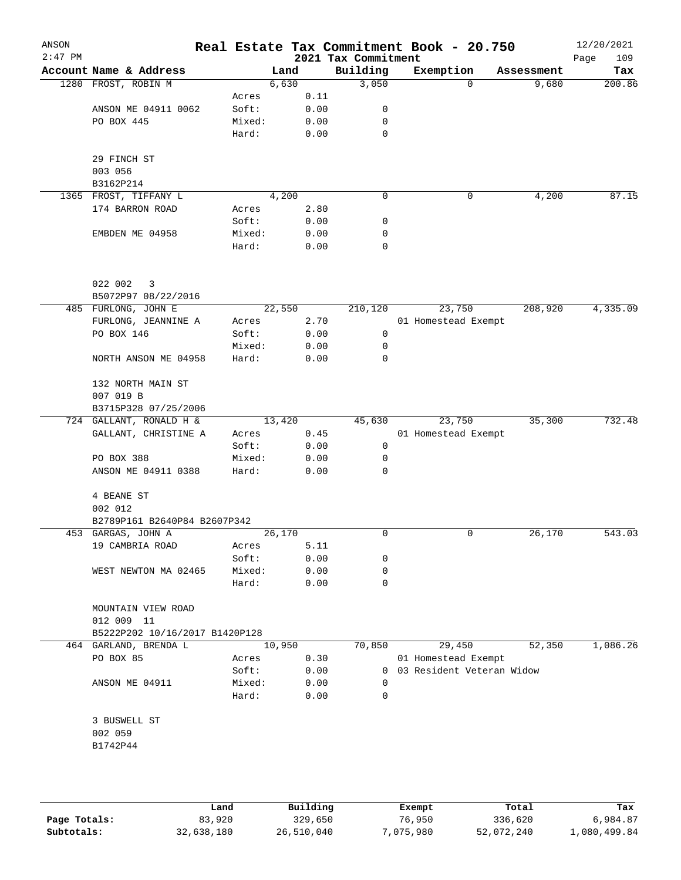# Real Estate Tax Commitment Book - 20.750

ANSON 2:47 PM — 2021 Tax Commitment — 12/20/2021

| Account | Name & Address | | Land | Building | Exemption | Assessment | Tax |
|---|---|---|---|---|---|---|---|
| 1280 | FROST, ROBIN M | | 6,630 | 3,050 | 0 | 9,680 | 200.86 |
| | | Acres | 0.11 | | | | |
| | ANSON ME 04911 0062 | Soft: | 0.00 | 0 | | | |
| | PO BOX 445 | Mixed: | 0.00 | 0 | | | |
| | | Hard: | 0.00 | 0 | | | |
| | 29 FINCH ST | | | | | | |
| | 003 056 | | | | | | |
| | B3162P214 | | | | | | |
| 1365 | FROST, TIFFANY L | | 4,200 | 0 | 0 | 4,200 | 87.15 |
| | 174 BARRON ROAD | Acres | 2.80 | | | | |
| | | Soft: | 0.00 | 0 | | | |
| | EMBDEN ME 04958 | Mixed: | 0.00 | 0 | | | |
| | | Hard: | 0.00 | 0 | | | |
| | 022 002 3 | | | | | | |
| | B5072P97 08/22/2016 | | | | | | |
| 485 | FURLONG, JOHN E | | 22,550 | 210,120 | 23,750 | 208,920 | 4,335.09 |
| | FURLONG, JEANNINE A | Acres | 2.70 | | 01 Homestead Exempt | | |
| | PO BOX 146 | Soft: | 0.00 | 0 | | | |
| | | Mixed: | 0.00 | 0 | | | |
| | NORTH ANSON ME 04958 | Hard: | 0.00 | 0 | | | |
| | 132 NORTH MAIN ST | | | | | | |
| | 007 019 B | | | | | | |
| | B3715P328 07/25/2006 | | | | | | |
| 724 | GALLANT, RONALD H & | | 13,420 | 45,630 | 23,750 | 35,300 | 732.48 |
| | GALLANT, CHRISTINE A | Acres | 0.45 | | 01 Homestead Exempt | | |
| | | Soft: | 0.00 | 0 | | | |
| | PO BOX 388 | Mixed: | 0.00 | 0 | | | |
| | ANSON ME 04911 0388 | Hard: | 0.00 | 0 | | | |
| | 4 BEANE ST | | | | | | |
| | 002 012 | | | | | | |
| | B2789P161 B2640P84 B2607P342 | | | | | | |
| 453 | GARGAS, JOHN A | | 26,170 | 0 | 0 | 26,170 | 543.03 |
| | 19 CAMBRIA ROAD | Acres | 5.11 | | | | |
| | | Soft: | 0.00 | 0 | | | |
| | WEST NEWTON MA 02465 | Mixed: | 0.00 | 0 | | | |
| | | Hard: | 0.00 | 0 | | | |
| | MOUNTAIN VIEW ROAD | | | | | | |
| | 012 009 11 | | | | | | |
| | B5222P202 10/16/2017 B1420P128 | | | | | | |
| 464 | GARLAND, BRENDA L | | 10,950 | 70,850 | 29,450 | 52,350 | 1,086.26 |
| | PO BOX 85 | Acres | 0.30 | | 01 Homestead Exempt | | |
| | | Soft: | 0.00 | 0 | 03 Resident Veteran Widow | | |
| | ANSON ME 04911 | Mixed: | 0.00 | 0 | | | |
| | | Hard: | 0.00 | 0 | | | |
| | 3 BUSWELL ST | | | | | | |
| | 002 059 | | | | | | |
| | B1742P44 | | | | | | |

| | Land | Building | Exempt | Total | Tax |
|---|---|---|---|---|---|
| Page Totals: | 83,920 | 329,650 | 76,950 | 336,620 | 6,984.87 |
| Subtotals: | 32,638,180 | 26,510,040 | 7,075,980 | 52,072,240 | 1,080,499.84 |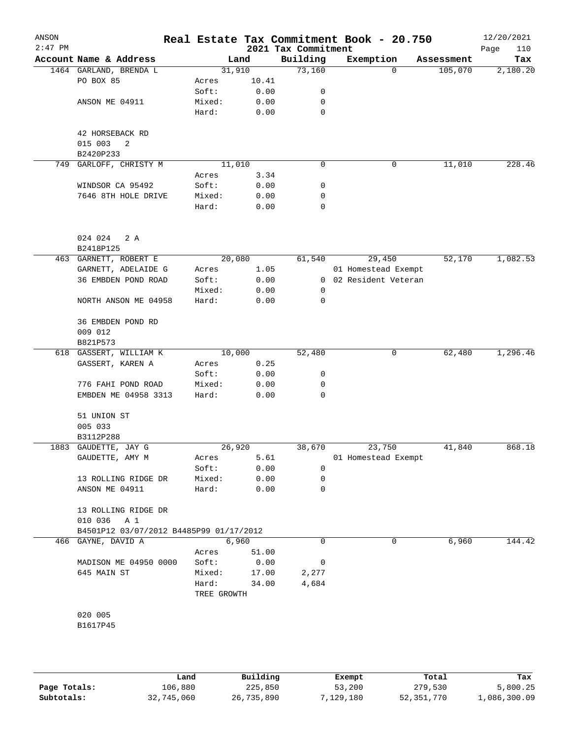# Real Estate Tax Commitment Book - 20.750

## 2021 Tax Commitment

ANSON 2:47 PM — 12/20/2021

| Account Name & Address | | Land | Building | Exemption | Assessment | Tax |
|---|---|---|---|---|---|---|
| 1464 GARLAND, BRENDA L | | 31,910 | 73,160 | 0 | 105,070 | 2,180.20 |
| PO BOX 85 | Acres | 10.41 | | | | |
| | Soft: | 0.00 | 0 | | | |
| ANSON ME 04911 | Mixed: | 0.00 | 0 | | | |
| | Hard: | 0.00 | 0 | | | |
| 42 HORSEBACK RD | | | | | | |
| 015 003 2 | | | | | | |
| B2420P233 | | | | | | |
| 749 GARLOFF, CHRISTY M | | 11,010 | 0 | 0 | 11,010 | 228.46 |
| | Acres | 3.34 | | | | |
| WINDSOR CA 95492 | Soft: | 0.00 | 0 | | | |
| 7646 8TH HOLE DRIVE | Mixed: | 0.00 | 0 | | | |
| | Hard: | 0.00 | 0 | | | |
| 024 024 2 A | | | | | | |
| B2418P125 | | | | | | |
| 463 GARNETT, ROBERT E | | 20,080 | 61,540 | 29,450 | 52,170 | 1,082.53 |
| GARNETT, ADELAIDE G | Acres | 1.05 | | 01 Homestead Exempt | | |
| 36 EMBDEN POND ROAD | Soft: | 0.00 | 0 | 02 Resident Veteran | | |
| | Mixed: | 0.00 | 0 | | | |
| NORTH ANSON ME 04958 | Hard: | 0.00 | 0 | | | |
| 36 EMBDEN POND RD | | | | | | |
| 009 012 | | | | | | |
| B821P573 | | | | | | |
| 618 GASSERT, WILLIAM K | | 10,000 | 52,480 | 0 | 62,480 | 1,296.46 |
| GASSERT, KAREN A | Acres | 0.25 | | | | |
| | Soft: | 0.00 | 0 | | | |
| 776 FAHI POND ROAD | Mixed: | 0.00 | 0 | | | |
| EMBDEN ME 04958 3313 | Hard: | 0.00 | 0 | | | |
| 51 UNION ST | | | | | | |
| 005 033 | | | | | | |
| B3112P288 | | | | | | |
| 1883 GAUDETTE, JAY G | | 26,920 | 38,670 | 23,750 | 41,840 | 868.18 |
| GAUDETTE, AMY M | Acres | 5.61 | | 01 Homestead Exempt | | |
| | Soft: | 0.00 | 0 | | | |
| 13 ROLLING RIDGE DR | Mixed: | 0.00 | 0 | | | |
| ANSON ME 04911 | Hard: | 0.00 | 0 | | | |
| 13 ROLLING RIDGE DR | | | | | | |
| 010 036 A 1 | | | | | | |
| B4501P12 03/07/2012 B4485P99 01/17/2012 | | | | | | |
| 466 GAYNE, DAVID A | | 6,960 | 0 | 0 | 6,960 | 144.42 |
| | Acres | 51.00 | | | | |
| MADISON ME 04950 0000 | Soft: | 0.00 | 0 | | | |
| 645 MAIN ST | Mixed: | 17.00 | 2,277 | | | |
| | Hard: | 34.00 | 4,684 | | | |
| | TREE GROWTH | | | | | |
| 020 005 | | | | | | |
| B1617P45 | | | | | | |

| | Land | Building | Exempt | Total | Tax |
|---|---|---|---|---|---|
| Page Totals: | 106,880 | 225,850 | 53,200 | 279,530 | 5,800.25 |
| Subtotals: | 32,745,060 | 26,735,890 | 7,129,180 | 52,351,770 | 1,086,300.09 |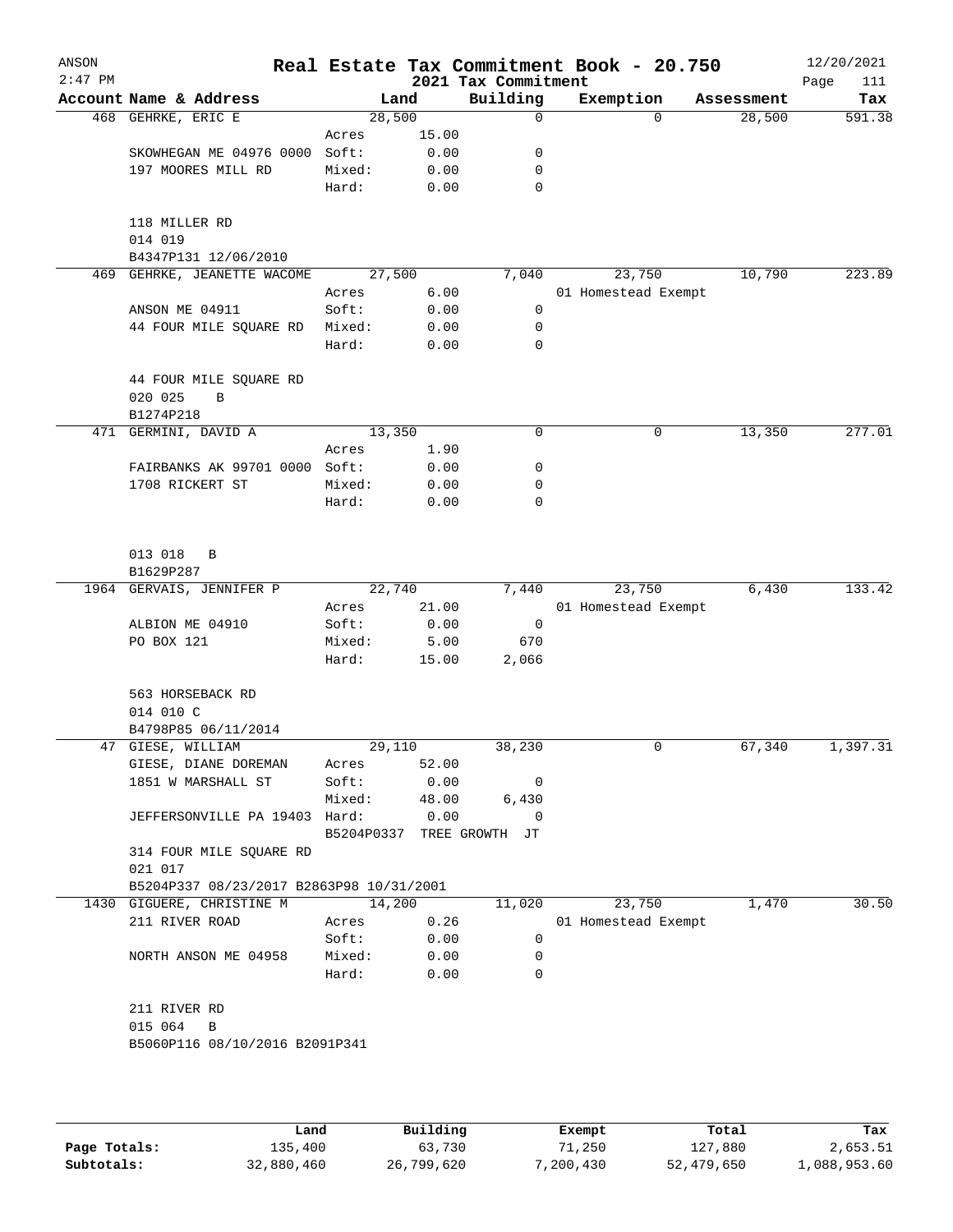# Real Estate Tax Commitment Book - 20.750

ANSON
2:47 PM

2021 Tax Commitment

12/20/2021

| Account Name & Address | | Land | Building | Exemption | Assessment | Tax |
|---|---|---|---|---|---|---|
| 468 GEHRKE, ERIC E | | 28,500 | 0 | 0 | 28,500 | 591.38 |
| | Acres | 15.00 | | | | |
| SKOWHEGAN ME 04976 0000 | Soft: | 0.00 | 0 | | | |
| 197 MOORES MILL RD | Mixed: | 0.00 | 0 | | | |
| | Hard: | 0.00 | 0 | | | |
| 118 MILLER RD | | | | | | |
| 014 019 | | | | | | |
| B4347P131 12/06/2010 | | | | | | |
| 469 GEHRKE, JEANETTE WACOME | | 27,500 | 7,040 | 23,750 | 10,790 | 223.89 |
| | Acres | 6.00 | | 01 Homestead Exempt | | |
| ANSON ME 04911 | Soft: | 0.00 | 0 | | | |
| 44 FOUR MILE SQUARE RD | Mixed: | 0.00 | 0 | | | |
| | Hard: | 0.00 | 0 | | | |
| 44 FOUR MILE SQUARE RD | | | | | | |
| 020 025 B | | | | | | |
| B1274P218 | | | | | | |
| 471 GERMINI, DAVID A | | 13,350 | 0 | 0 | 13,350 | 277.01 |
| | Acres | 1.90 | | | | |
| FAIRBANKS AK 99701 0000 | Soft: | 0.00 | 0 | | | |
| 1708 RICKERT ST | Mixed: | 0.00 | 0 | | | |
| | Hard: | 0.00 | 0 | | | |
| 013 018 B | | | | | | |
| B1629P287 | | | | | | |
| 1964 GERVAIS, JENNIFER P | | 22,740 | 7,440 | 23,750 | 6,430 | 133.42 |
| | Acres | 21.00 | | 01 Homestead Exempt | | |
| ALBION ME 04910 | Soft: | 0.00 | 0 | | | |
| PO BOX 121 | Mixed: | 5.00 | 670 | | | |
| | Hard: | 15.00 | 2,066 | | | |
| 563 HORSEBACK RD | | | | | | |
| 014 010 C | | | | | | |
| B4798P85 06/11/2014 | | | | | | |
| 47 GIESE, WILLIAM | | 29,110 | 38,230 | 0 | 67,340 | 1,397.31 |
| GIESE, DIANE DOREMAN | Acres | 52.00 | | | | |
| 1851 W MARSHALL ST | Soft: | 0.00 | 0 | | | |
| | Mixed: | 48.00 | 6,430 | | | |
| JEFFERSONVILLE PA 19403 | Hard: | 0.00 | 0 | | | |
| | B5204P0337 | TREE GROWTH | JT | | | |
| 314 FOUR MILE SQUARE RD | | | | | | |
| 021 017 | | | | | | |
| B5204P337 08/23/2017 B2863P98 10/31/2001 | | | | | | |
| 1430 GIGUERE, CHRISTINE M | | 14,200 | 11,020 | 23,750 | 1,470 | 30.50 |
| 211 RIVER ROAD | Acres | 0.26 | | 01 Homestead Exempt | | |
| | Soft: | 0.00 | 0 | | | |
| NORTH ANSON ME 04958 | Mixed: | 0.00 | 0 | | | |
| | Hard: | 0.00 | 0 | | | |
| 211 RIVER RD | | | | | | |
| 015 064 B | | | | | | |
| B5060P116 08/10/2016 B2091P341 | | | | | | |

| | Land | Building | Exempt | Total | Tax |
|---|---|---|---|---|---|
| Page Totals: | 135,400 | 63,730 | 71,250 | 127,880 | 2,653.51 |
| Subtotals: | 32,880,460 | 26,799,620 | 7,200,430 | 52,479,650 | 1,088,953.60 |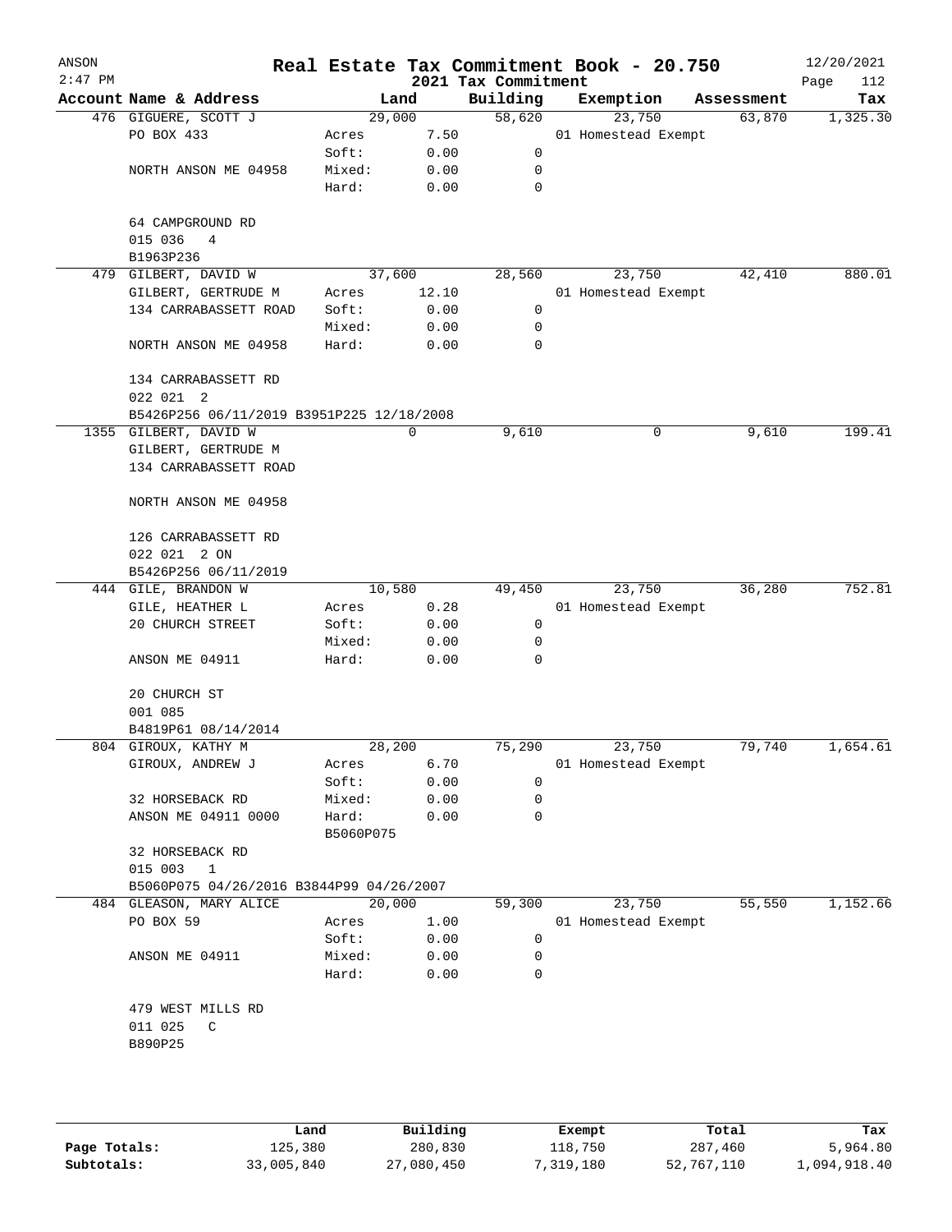ANSON 2:47 PM

# Real Estate Tax Commitment Book - 20.750

2021 Tax Commitment

12/20/2021

| Account Name & Address | | Land | Building | Exemption | Assessment | Tax |
|---|---|---|---|---|---|---|
| 476 GIGUERE, SCOTT J | | 29,000 | 58,620 | 23,750 | 63,870 | 1,325.30 |
| PO BOX 433 | Acres | 7.50 | | 01 Homestead Exempt | | |
| | Soft: | 0.00 | 0 | | | |
| NORTH ANSON ME 04958 | Mixed: | 0.00 | 0 | | | |
| | Hard: | 0.00 | 0 | | | |
| 64 CAMPGROUND RD | | | | | | |
| 015 036 4 | | | | | | |
| B1963P236 | | | | | | |
| 479 GILBERT, DAVID W | | 37,600 | 28,560 | 23,750 | 42,410 | 880.01 |
| GILBERT, GERTRUDE M | Acres | 12.10 | | 01 Homestead Exempt | | |
| 134 CARRABASSETT ROAD | Soft: | 0.00 | 0 | | | |
| | Mixed: | 0.00 | 0 | | | |
| NORTH ANSON ME 04958 | Hard: | 0.00 | 0 | | | |
| 134 CARRABASSETT RD | | | | | | |
| 022 021 2 | | | | | | |
| B5426P256 06/11/2019 B3951P225 12/18/2008 | | | | | | |
| 1355 GILBERT, DAVID W | | 0 | 9,610 | 0 | 9,610 | 199.41 |
| GILBERT, GERTRUDE M | | | | | | |
| 134 CARRABASSETT ROAD | | | | | | |
| NORTH ANSON ME 04958 | | | | | | |
| 126 CARRABASSETT RD | | | | | | |
| 022 021 2 ON | | | | | | |
| B5426P256 06/11/2019 | | | | | | |
| 444 GILE, BRANDON W | | 10,580 | 49,450 | 23,750 | 36,280 | 752.81 |
| GILE, HEATHER L | Acres | 0.28 | | 01 Homestead Exempt | | |
| 20 CHURCH STREET | Soft: | 0.00 | 0 | | | |
| | Mixed: | 0.00 | 0 | | | |
| ANSON ME 04911 | Hard: | 0.00 | 0 | | | |
| 20 CHURCH ST | | | | | | |
| 001 085 | | | | | | |
| B4819P61 08/14/2014 | | | | | | |
| 804 GIROUX, KATHY M | | 28,200 | 75,290 | 23,750 | 79,740 | 1,654.61 |
| GIROUX, ANDREW J | Acres | 6.70 | | 01 Homestead Exempt | | |
| | Soft: | 0.00 | 0 | | | |
| 32 HORSEBACK RD | Mixed: | 0.00 | 0 | | | |
| ANSON ME 04911 0000 | Hard: | 0.00 | 0 | | | |
| | B5060P075 | | | | | |
| 32 HORSEBACK RD | | | | | | |
| 015 003 1 | | | | | | |
| B5060P075 04/26/2016 B3844P99 04/26/2007 | | | | | | |
| 484 GLEASON, MARY ALICE | | 20,000 | 59,300 | 23,750 | 55,550 | 1,152.66 |
| PO BOX 59 | Acres | 1.00 | | 01 Homestead Exempt | | |
| | Soft: | 0.00 | 0 | | | |
| ANSON ME 04911 | Mixed: | 0.00 | 0 | | | |
| | Hard: | 0.00 | 0 | | | |
| 479 WEST MILLS RD | | | | | | |
| 011 025 C | | | | | | |
| B890P25 | | | | | | |

| | Land | Building | Exempt | Total | Tax |
|---|---|---|---|---|---|
| Page Totals: | 125,380 | 280,830 | 118,750 | 287,460 | 5,964.80 |
| Subtotals: | 33,005,840 | 27,080,450 | 7,319,180 | 52,767,110 | 1,094,918.40 |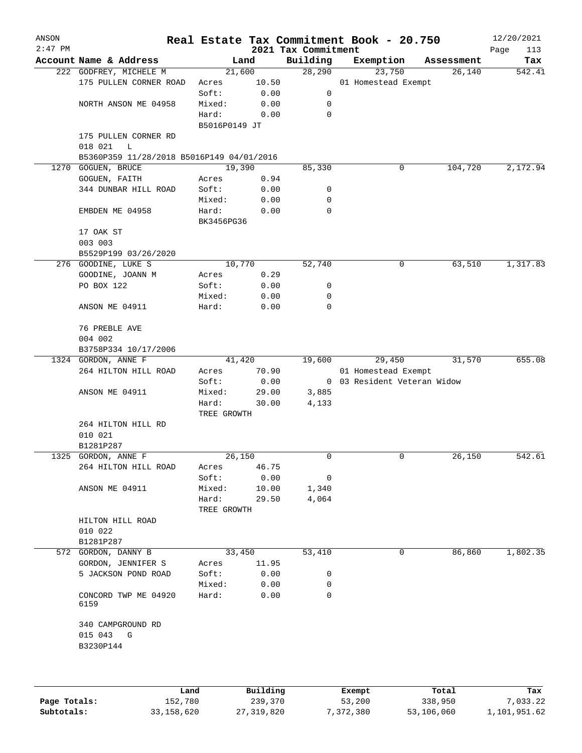# Real Estate Tax Commitment Book - 20.750

ANSON
2:47 PM

2021 Tax Commitment

12/20/2021

| Account Name & Address | Land | | Building | Exemption | Assessment | Tax |
|---|---|---|---|---|---|---|
| 222 GODFREY, MICHELE M | 21,600 | | 28,290 | 23,750 | 26,140 | 542.41 |
| 175 PULLEN CORNER ROAD | Acres | 10.50 | | 01 Homestead Exempt | | |
| | Soft: | 0.00 | 0 | | | |
| NORTH ANSON ME 04958 | Mixed: | 0.00 | 0 | | | |
| | Hard: | 0.00 | 0 | | | |
| | B5016P0149 JT | | | | | |
| 175 PULLEN CORNER RD | | | | | | |
| 018 021 L | | | | | | |
| B5360P359 11/28/2018 B5016P149 04/01/2016 | | | | | | |
| 1270 GOGUEN, BRUCE | 19,390 | | 85,330 | 0 | 104,720 | 2,172.94 |
| GOGUEN, FAITH | Acres | 0.94 | | | | |
| 344 DUNBAR HILL ROAD | Soft: | 0.00 | 0 | | | |
| | Mixed: | 0.00 | 0 | | | |
| EMBDEN ME 04958 | Hard: | 0.00 | 0 | | | |
| | BK3456PG36 | | | | | |
| 17 OAK ST | | | | | | |
| 003 003 | | | | | | |
| B5529P199 03/26/2020 | | | | | | |
| 276 GOODINE, LUKE S | 10,770 | | 52,740 | 0 | 63,510 | 1,317.83 |
| GOODINE, JOANN M | Acres | 0.29 | | | | |
| PO BOX 122 | Soft: | 0.00 | 0 | | | |
| | Mixed: | 0.00 | 0 | | | |
| ANSON ME 04911 | Hard: | 0.00 | 0 | | | |
| 76 PREBLE AVE | | | | | | |
| 004 002 | | | | | | |
| B3758P334 10/17/2006 | | | | | | |
| 1324 GORDON, ANNE F | 41,420 | | 19,600 | 29,450 | 31,570 | 655.08 |
| 264 HILTON HILL ROAD | Acres | 70.90 | | 01 Homestead Exempt | | |
| | Soft: | 0.00 | 0 | 03 Resident Veteran Widow | | |
| ANSON ME 04911 | Mixed: | 29.00 | 3,885 | | | |
| | Hard: | 30.00 | 4,133 | | | |
| | TREE GROWTH | | | | | |
| 264 HILTON HILL RD | | | | | | |
| 010 021 | | | | | | |
| B1281P287 | | | | | | |
| 1325 GORDON, ANNE F | 26,150 | | 0 | 0 | 26,150 | 542.61 |
| 264 HILTON HILL ROAD | Acres | 46.75 | | | | |
| | Soft: | 0.00 | 0 | | | |
| ANSON ME 04911 | Mixed: | 10.00 | 1,340 | | | |
| | Hard: | 29.50 | 4,064 | | | |
| | TREE GROWTH | | | | | |
| HILTON HILL ROAD | | | | | | |
| 010 022 | | | | | | |
| B1281P287 | | | | | | |
| 572 GORDON, DANNY B | 33,450 | | 53,410 | 0 | 86,860 | 1,802.35 |
| GORDON, JENNIFER S | Acres | 11.95 | | | | |
| 5 JACKSON POND ROAD | Soft: | 0.00 | 0 | | | |
| | Mixed: | 0.00 | 0 | | | |
| CONCORD TWP ME 04920 6159 | Hard: | 0.00 | 0 | | | |
| 340 CAMPGROUND RD | | | | | | |
| 015 043 G | | | | | | |
| B3230P144 | | | | | | |

| | Land | Building | Exempt | Total | Tax |
|---|---|---|---|---|---|
| Page Totals: | 152,780 | 239,370 | 53,200 | 338,950 | 7,033.22 |
| Subtotals: | 33,158,620 | 27,319,820 | 7,372,380 | 53,106,060 | 1,101,951.62 |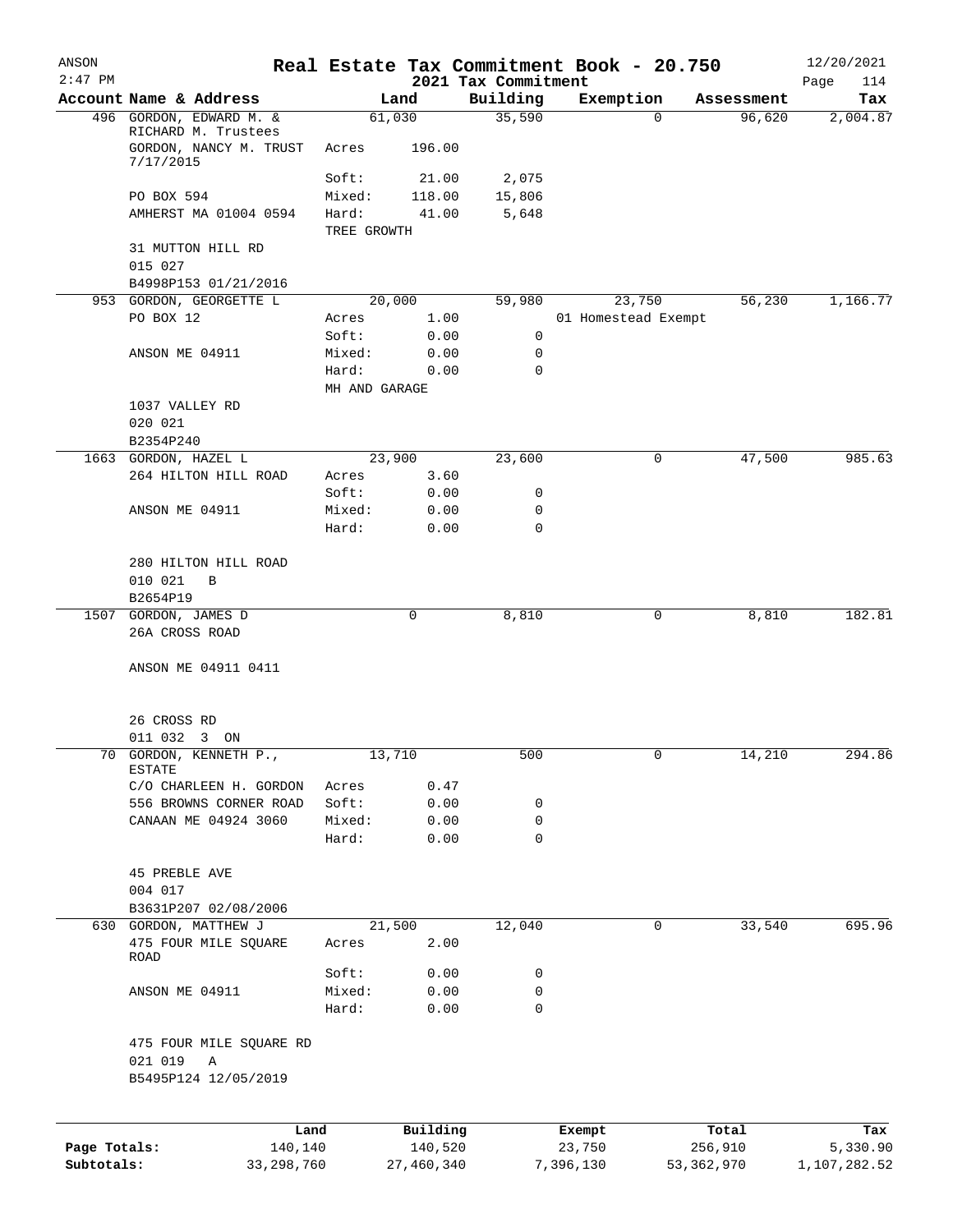# Real Estate Tax Commitment Book - 20.750

ANSON
2:47 PM
2021 Tax Commitment
12/20/2021

| Account | Name & Address | Land | | Building | Exemption | Assessment | Tax |
|---|---|---|---|---|---|---|---|
| 496 | GORDON, EDWARD M. & RICHARD M. Trustees | 61,030 | | 35,590 | 0 | 96,620 | 2,004.87 |
| | GORDON, NANCY M. TRUST 7/17/2015 | Acres | 196.00 | | | | |
| | | Soft: | 21.00 | 2,075 | | | |
| | PO BOX 594 | Mixed: | 118.00 | 15,806 | | | |
| | AMHERST MA 01004 0594 | Hard: | 41.00 | 5,648 | | | |
| | | TREE GROWTH | | | | | |
| | 31 MUTTON HILL RD | | | | | | |
| | 015 027 | | | | | | |
| | B4998P153 01/21/2016 | | | | | | |
| 953 | GORDON, GEORGETTE L | 20,000 | | 59,980 | 23,750 | 56,230 | 1,166.77 |
| | PO BOX 12 | Acres | 1.00 | | 01 Homestead Exempt | | |
| | | Soft: | 0.00 | 0 | | | |
| | ANSON ME 04911 | Mixed: | 0.00 | 0 | | | |
| | | Hard: | 0.00 | 0 | | | |
| | | MH AND GARAGE | | | | | |
| | 1037 VALLEY RD | | | | | | |
| | 020 021 | | | | | | |
| | B2354P240 | | | | | | |
| 1663 | GORDON, HAZEL L | 23,900 | | 23,600 | 0 | 47,500 | 985.63 |
| | 264 HILTON HILL ROAD | Acres | 3.60 | | | | |
| | | Soft: | 0.00 | 0 | | | |
| | ANSON ME 04911 | Mixed: | 0.00 | 0 | | | |
| | | Hard: | 0.00 | 0 | | | |
| | 280 HILTON HILL ROAD | | | | | | |
| | 010 021 B | | | | | | |
| | B2654P19 | | | | | | |
| 1507 | GORDON, JAMES D | 0 | | 8,810 | 0 | 8,810 | 182.81 |
| | 26A CROSS ROAD | | | | | | |
| | ANSON ME 04911 0411 | | | | | | |
| | 26 CROSS RD | | | | | | |
| | 011 032 3 ON | | | | | | |
| 70 | GORDON, KENNETH P., ESTATE | 13,710 | | 500 | 0 | 14,210 | 294.86 |
| | C/O CHARLEEN H. GORDON | Acres | 0.47 | | | | |
| | 556 BROWNS CORNER ROAD | Soft: | 0.00 | 0 | | | |
| | CANAAN ME 04924 3060 | Mixed: | 0.00 | 0 | | | |
| | | Hard: | 0.00 | 0 | | | |
| | 45 PREBLE AVE | | | | | | |
| | 004 017 | | | | | | |
| | B3631P207 02/08/2006 | | | | | | |
| 630 | GORDON, MATTHEW J | 21,500 | | 12,040 | 0 | 33,540 | 695.96 |
| | 475 FOUR MILE SQUARE ROAD | Acres | 2.00 | | | | |
| | | Soft: | 0.00 | 0 | | | |
| | ANSON ME 04911 | Mixed: | 0.00 | 0 | | | |
| | | Hard: | 0.00 | 0 | | | |
| | 475 FOUR MILE SQUARE RD | | | | | | |
| | 021 019 A | | | | | | |
| | B5495P124 12/05/2019 | | | | | | |

| | Land | Building | Exempt | Total | Tax |
|---|---|---|---|---|---|
| Page Totals: | 140,140 | 140,520 | 23,750 | 256,910 | 5,330.90 |
| Subtotals: | 33,298,760 | 27,460,340 | 7,396,130 | 53,362,970 | 1,107,282.52 |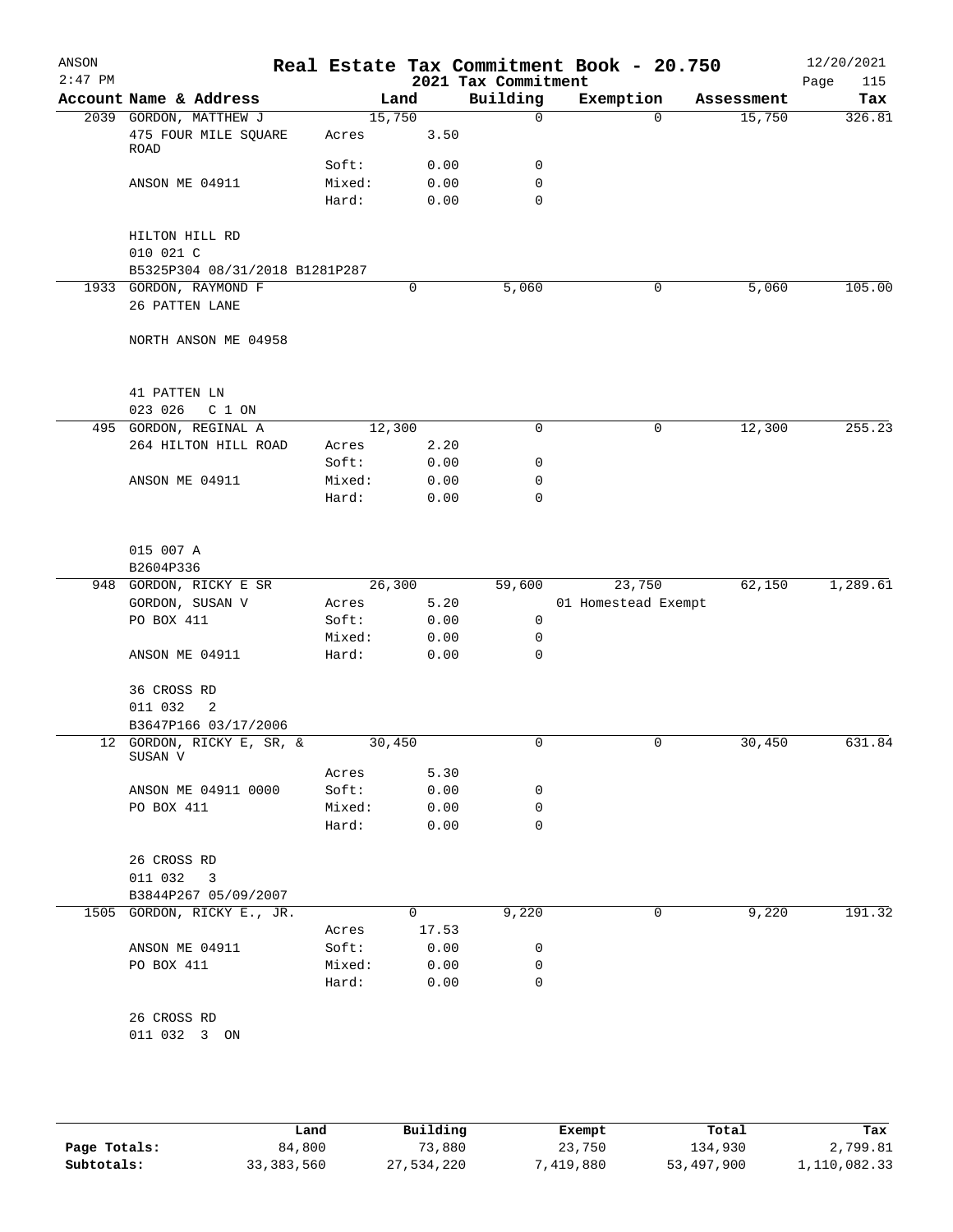# Real Estate Tax Commitment Book - 20.750

ANSON 2:47 PM — 2021 Tax Commitment — 12/20/2021

| Account | Name & Address | | Land | Building | Exemption | Assessment | Tax |
|---|---|---|---|---|---|---|---|
| 2039 | GORDON, MATTHEW J | | 15,750 | 0 | 0 | 15,750 | 326.81 |
| | 475 FOUR MILE SQUARE ROAD | Acres | 3.50 | | | | |
| | | Soft: | 0.00 | 0 | | | |
| | ANSON ME 04911 | Mixed: | 0.00 | 0 | | | |
| | | Hard: | 0.00 | 0 | | | |
| | HILTON HILL RD | | | | | | |
| | 010 021 C | | | | | | |
| | B5325P304 08/31/2018 B1281P287 | | | | | | |
| 1933 | GORDON, RAYMOND F | | 0 | 5,060 | 0 | 5,060 | 105.00 |
| | 26 PATTEN LANE | | | | | | |
| | NORTH ANSON ME 04958 | | | | | | |
| | 41 PATTEN LN | | | | | | |
| | 023 026 C 1 ON | | | | | | |
| 495 | GORDON, REGINAL A | | 12,300 | 0 | 0 | 12,300 | 255.23 |
| | 264 HILTON HILL ROAD | Acres | 2.20 | | | | |
| | | Soft: | 0.00 | 0 | | | |
| | ANSON ME 04911 | Mixed: | 0.00 | 0 | | | |
| | | Hard: | 0.00 | 0 | | | |
| | 015 007 A | | | | | | |
| | B2604P336 | | | | | | |
| 948 | GORDON, RICKY E SR | | 26,300 | 59,600 | 23,750 | 62,150 | 1,289.61 |
| | GORDON, SUSAN V | Acres | 5.20 | | 01 Homestead Exempt | | |
| | PO BOX 411 | Soft: | 0.00 | 0 | | | |
| | | Mixed: | 0.00 | 0 | | | |
| | ANSON ME 04911 | Hard: | 0.00 | 0 | | | |
| | 36 CROSS RD | | | | | | |
| | 011 032 2 | | | | | | |
| | B3647P166 03/17/2006 | | | | | | |
| 12 | GORDON, RICKY E, SR, & SUSAN V | | 30,450 | 0 | 0 | 30,450 | 631.84 |
| | | Acres | 5.30 | | | | |
| | ANSON ME 04911 0000 | Soft: | 0.00 | 0 | | | |
| | PO BOX 411 | Mixed: | 0.00 | 0 | | | |
| | | Hard: | 0.00 | 0 | | | |
| | 26 CROSS RD | | | | | | |
| | 011 032 3 | | | | | | |
| | B3844P267 05/09/2007 | | | | | | |
| 1505 | GORDON, RICKY E., JR. | | 0 | 9,220 | 0 | 9,220 | 191.32 |
| | | Acres | 17.53 | | | | |
| | ANSON ME 04911 | Soft: | 0.00 | 0 | | | |
| | PO BOX 411 | Mixed: | 0.00 | 0 | | | |
| | | Hard: | 0.00 | 0 | | | |
| | 26 CROSS RD | | | | | | |
| | 011 032 3 ON | | | | | | |

| | Land | Building | Exempt | Total | Tax |
|---|---|---|---|---|---|
| Page Totals: | 84,800 | 73,880 | 23,750 | 134,930 | 2,799.81 |
| Subtotals: | 33,383,560 | 27,534,220 | 7,419,880 | 53,497,900 | 1,110,082.33 |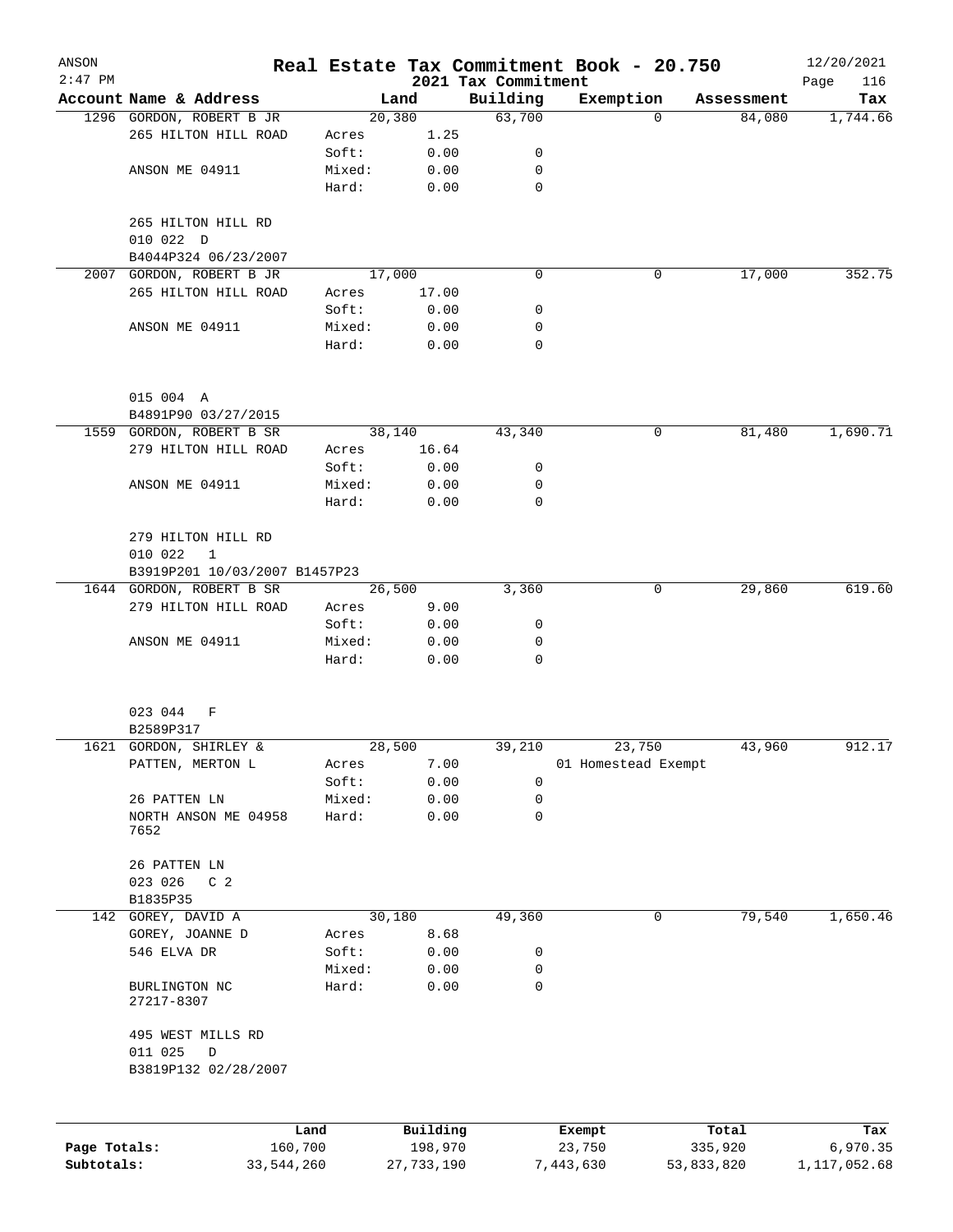# Real Estate Tax Commitment Book - 20.750

ANSON 2:47 PM — 2021 Tax Commitment — 12/20/2021

| Account Name & Address | Land | | Building | Exemption | Assessment | Tax |
|---|---|---|---|---|---|---|
| 1296 GORDON, ROBERT B JR | 20,380 | | 63,700 | 0 | 84,080 | 1,744.66 |
| 265 HILTON HILL ROAD | Acres | 1.25 | | | | |
| | Soft: | 0.00 | 0 | | | |
| ANSON ME 04911 | Mixed: | 0.00 | 0 | | | |
| | Hard: | 0.00 | 0 | | | |
| 265 HILTON HILL RD | | | | | | |
| 010 022 D | | | | | | |
| B4044P324 06/23/2007 | | | | | | |
| 2007 GORDON, ROBERT B JR | 17,000 | | 0 | 0 | 17,000 | 352.75 |
| 265 HILTON HILL ROAD | Acres | 17.00 | | | | |
| | Soft: | 0.00 | 0 | | | |
| ANSON ME 04911 | Mixed: | 0.00 | 0 | | | |
| | Hard: | 0.00 | 0 | | | |
| 015 004 A | | | | | | |
| B4891P90 03/27/2015 | | | | | | |
| 1559 GORDON, ROBERT B SR | 38,140 | | 43,340 | 0 | 81,480 | 1,690.71 |
| 279 HILTON HILL ROAD | Acres | 16.64 | | | | |
| | Soft: | 0.00 | 0 | | | |
| ANSON ME 04911 | Mixed: | 0.00 | 0 | | | |
| | Hard: | 0.00 | 0 | | | |
| 279 HILTON HILL RD | | | | | | |
| 010 022 1 | | | | | | |
| B3919P201 10/03/2007 B1457P23 | | | | | | |
| 1644 GORDON, ROBERT B SR | 26,500 | | 3,360 | 0 | 29,860 | 619.60 |
| 279 HILTON HILL ROAD | Acres | 9.00 | | | | |
| | Soft: | 0.00 | 0 | | | |
| ANSON ME 04911 | Mixed: | 0.00 | 0 | | | |
| | Hard: | 0.00 | 0 | | | |
| 023 044 F | | | | | | |
| B2589P317 | | | | | | |
| 1621 GORDON, SHIRLEY & | 28,500 | | 39,210 | 23,750 | 43,960 | 912.17 |
| PATTEN, MERTON L | Acres | 7.00 | | 01 Homestead Exempt | | |
| | Soft: | 0.00 | 0 | | | |
| 26 PATTEN LN | Mixed: | 0.00 | 0 | | | |
| NORTH ANSON ME 04958 7652 | Hard: | 0.00 | 0 | | | |
| 26 PATTEN LN | | | | | | |
| 023 026 C 2 | | | | | | |
| B1835P35 | | | | | | |
| 142 GOREY, DAVID A | 30,180 | | 49,360 | 0 | 79,540 | 1,650.46 |
| GOREY, JOANNE D | Acres | 8.68 | | | | |
| 546 ELVA DR | Soft: | 0.00 | 0 | | | |
| | Mixed: | 0.00 | 0 | | | |
| BURLINGTON NC 27217-8307 | Hard: | 0.00 | 0 | | | |
| 495 WEST MILLS RD | | | | | | |
| 011 025 D | | | | | | |
| B3819P132 02/28/2007 | | | | | | |

| | Land | Building | Exempt | Total | Tax |
|---|---|---|---|---|---|
| Page Totals: | 160,700 | 198,970 | 23,750 | 335,920 | 6,970.35 |
| Subtotals: | 33,544,260 | 27,733,190 | 7,443,630 | 53,833,820 | 1,117,052.68 |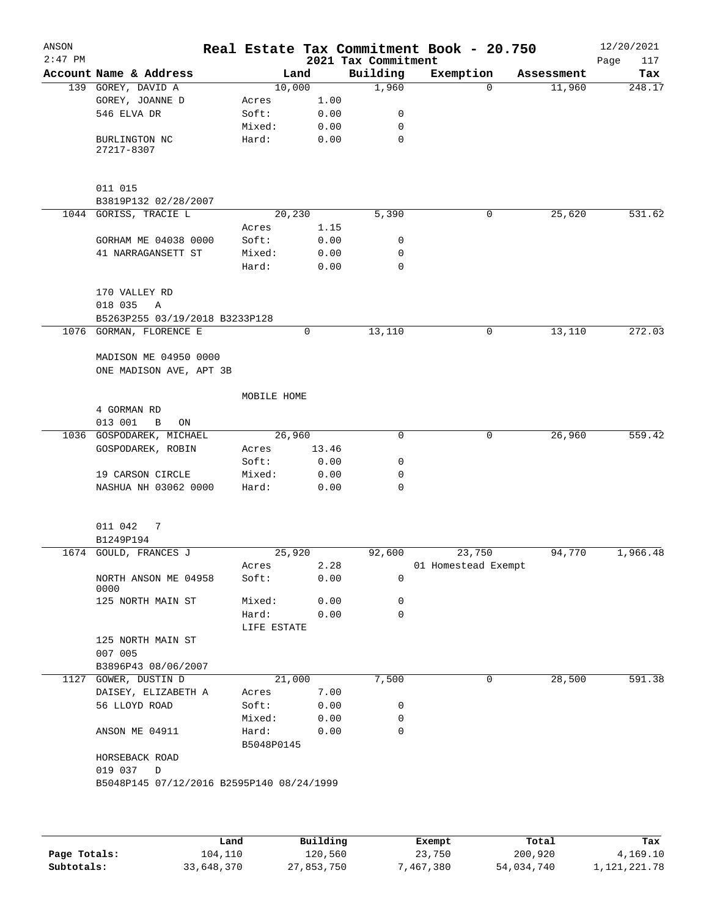# Real Estate Tax Commitment Book - 20.750

ANSON 2:47 PM — 2021 Tax Commitment — 12/20/2021

| Account | Name & Address | Land | | Building | Exemption | Assessment | Tax |
|---|---|---|---|---|---|---|---|
| 139 | GOREY, DAVID A | 10,000 | | 1,960 | 0 | 11,960 | 248.17 |
| | GOREY, JOANNE D | Acres | 1.00 | | | | |
| | 546 ELVA DR | Soft: | 0.00 | 0 | | | |
| | | Mixed: | 0.00 | 0 | | | |
| | BURLINGTON NC 27217-8307 | Hard: | 0.00 | 0 | | | |
| | 011 015 | | | | | | |
| | B3819P132 02/28/2007 | | | | | | |
| 1044 | GORISS, TRACIE L | 20,230 | | 5,390 | 0 | 25,620 | 531.62 |
| | | Acres | 1.15 | | | | |
| | GORHAM ME 04038 0000 | Soft: | 0.00 | 0 | | | |
| | 41 NARRAGANSETT ST | Mixed: | 0.00 | 0 | | | |
| | | Hard: | 0.00 | 0 | | | |
| | 170 VALLEY RD | | | | | | |
| | 018 035 A | | | | | | |
| | B5263P255 03/19/2018 B3233P128 | | | | | | |
| 1076 | GORMAN, FLORENCE E | 0 | | 13,110 | 0 | 13,110 | 272.03 |
| | MADISON ME 04950 0000 | | | | | | |
| | ONE MADISON AVE, APT 3B | | | | | | |
| | | MOBILE HOME | | | | | |
| | 4 GORMAN RD | | | | | | |
| | 013 001 B ON | | | | | | |
| 1036 | GOSPODAREK, MICHAEL | 26,960 | | 0 | 0 | 26,960 | 559.42 |
| | GOSPODAREK, ROBIN | Acres | 13.46 | | | | |
| | | Soft: | 0.00 | 0 | | | |
| | 19 CARSON CIRCLE | Mixed: | 0.00 | 0 | | | |
| | NASHUA NH 03062 0000 | Hard: | 0.00 | 0 | | | |
| | 011 042 7 | | | | | | |
| | B1249P194 | | | | | | |
| 1674 | GOULD, FRANCES J | 25,920 | | 92,600 | 23,750 | 94,770 | 1,966.48 |
| | | Acres | 2.28 | | 01 Homestead Exempt | | |
| | NORTH ANSON ME 04958 0000 | Soft: | 0.00 | 0 | | | |
| | 125 NORTH MAIN ST | Mixed: | 0.00 | 0 | | | |
| | | Hard: | 0.00 | 0 | | | |
| | | LIFE ESTATE | | | | | |
| | 125 NORTH MAIN ST | | | | | | |
| | 007 005 | | | | | | |
| | B3896P43 08/06/2007 | | | | | | |
| 1127 | GOWER, DUSTIN D | 21,000 | | 7,500 | 0 | 28,500 | 591.38 |
| | DAISEY, ELIZABETH A | Acres | 7.00 | | | | |
| | 56 LLOYD ROAD | Soft: | 0.00 | 0 | | | |
| | | Mixed: | 0.00 | 0 | | | |
| | ANSON ME 04911 | Hard: | 0.00 | 0 | | | |
| | | B5048P0145 | | | | | |
| | HORSEBACK ROAD | | | | | | |
| | 019 037 D | | | | | | |
| | B5048P145 07/12/2016 B2595P140 08/24/1999 | | | | | | |

| | Land | Building | Exempt | Total | Tax |
|---|---|---|---|---|---|
| Page Totals: | 104,110 | 120,560 | 23,750 | 200,920 | 4,169.10 |
| Subtotals: | 33,648,370 | 27,853,750 | 7,467,380 | 54,034,740 | 1,121,221.78 |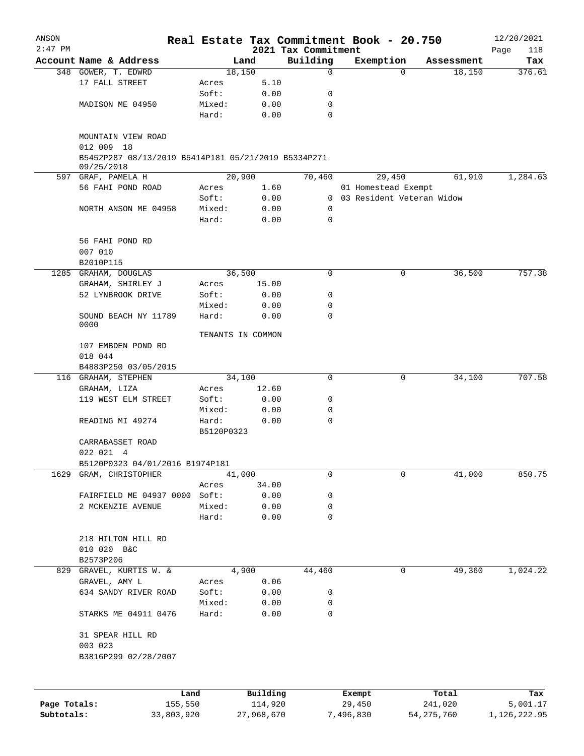# Real Estate Tax Commitment Book - 20.750

ANSON 2:47 PM — 2021 Tax Commitment — 12/20/2021

| Account Name & Address | | Land | Building | Exemption | Assessment | Tax |
|---|---|---|---|---|---|---|
| 348 GOWER, T. EDWRD | | 18,150 | 0 | 0 | 18,150 | 376.61 |
| 17 FALL STREET | Acres | 5.10 | | | | |
| | Soft: | 0.00 | 0 | | | |
| MADISON ME 04950 | Mixed: | 0.00 | 0 | | | |
| | Hard: | 0.00 | 0 | | | |
| MOUNTAIN VIEW ROAD | | | | | | |
| 012 009 18 | | | | | | |
| B5452P287 08/13/2019 B5414P181 05/21/2019 B5334P271 09/25/2018 | | | | | | |
| 597 GRAF, PAMELA H | | 20,900 | 70,460 | 29,450 | 61,910 | 1,284.63 |
| 56 FAHI POND ROAD | Acres | 1.60 | | 01 Homestead Exempt | | |
| | Soft: | 0.00 | 0 | 03 Resident Veteran Widow | | |
| NORTH ANSON ME 04958 | Mixed: | 0.00 | 0 | | | |
| | Hard: | 0.00 | 0 | | | |
| 56 FAHI POND RD | | | | | | |
| 007 010 | | | | | | |
| B2010P115 | | | | | | |
| 1285 GRAHAM, DOUGLAS | | 36,500 | 0 | 0 | 36,500 | 757.38 |
| GRAHAM, SHIRLEY J | Acres | 15.00 | | | | |
| 52 LYNBROOK DRIVE | Soft: | 0.00 | 0 | | | |
| | Mixed: | 0.00 | 0 | | | |
| SOUND BEACH NY 11789 0000 | Hard: | 0.00 | 0 | | | |
| | TENANTS IN COMMON | | | | | |
| 107 EMBDEN POND RD | | | | | | |
| 018 044 | | | | | | |
| B4883P250 03/05/2015 | | | | | | |
| 116 GRAHAM, STEPHEN | | 34,100 | 0 | 0 | 34,100 | 707.58 |
| GRAHAM, LIZA | Acres | 12.60 | | | | |
| 119 WEST ELM STREET | Soft: | 0.00 | 0 | | | |
| | Mixed: | 0.00 | 0 | | | |
| READING MI 49274 | Hard: | 0.00 | 0 | | | |
| | B5120P0323 | | | | | |
| CARRABASSET ROAD | | | | | | |
| 022 021 4 | | | | | | |
| B5120P0323 04/01/2016 B1974P181 | | | | | | |
| 1629 GRAM, CHRISTOPHER | | 41,000 | 0 | 0 | 41,000 | 850.75 |
| | Acres | 34.00 | | | | |
| FAIRFIELD ME 04937 0000 | Soft: | 0.00 | 0 | | | |
| 2 MCKENZIE AVENUE | Mixed: | 0.00 | 0 | | | |
| | Hard: | 0.00 | 0 | | | |
| 218 HILTON HILL RD | | | | | | |
| 010 020 B&C | | | | | | |
| B2573P206 | | | | | | |
| 829 GRAVEL, KURTIS W. & | | 4,900 | 44,460 | 0 | 49,360 | 1,024.22 |
| GRAVEL, AMY L | Acres | 0.06 | | | | |
| 634 SANDY RIVER ROAD | Soft: | 0.00 | 0 | | | |
| | Mixed: | 0.00 | 0 | | | |
| STARKS ME 04911 0476 | Hard: | 0.00 | 0 | | | |
| 31 SPEAR HILL RD | | | | | | |
| 003 023 | | | | | | |
| B3816P299 02/28/2007 | | | | | | |

| | Land | Building | Exempt | Total | Tax |
|---|---|---|---|---|---|
| Page Totals: | 155,550 | 114,920 | 29,450 | 241,020 | 5,001.17 |
| Subtotals: | 33,803,920 | 27,968,670 | 7,496,830 | 54,275,760 | 1,126,222.95 |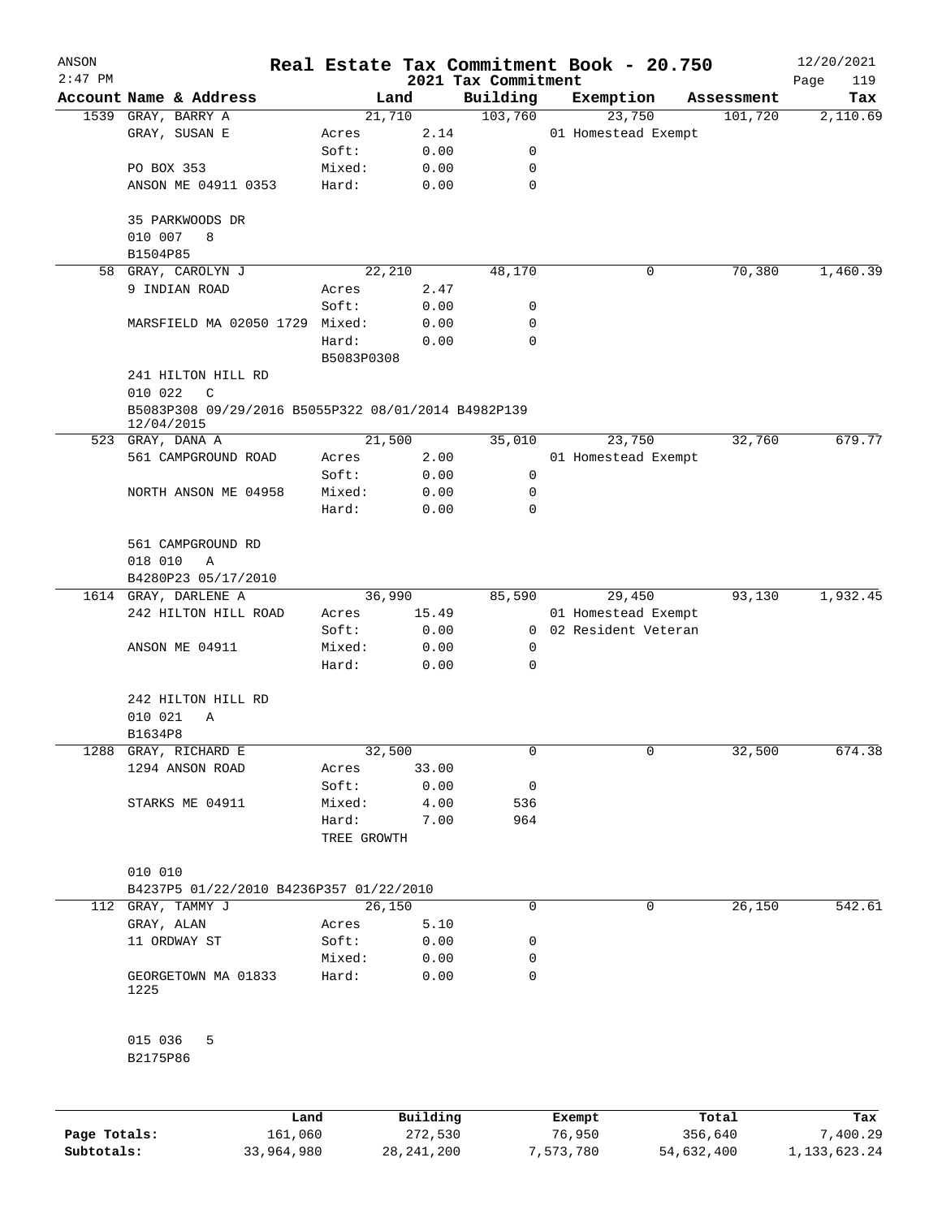# Real Estate Tax Commitment Book - 20.750

## 2021 Tax Commitment

ANSON 12/20/2021
2:47 PM

| Account Name & Address | Land | | Building | Exemption | Assessment | Tax |
|---|---|---|---|---|---|---|
| 1539 GRAY, BARRY A | 21,710 | | 103,760 | 23,750 | 101,720 | 2,110.69 |
| GRAY, SUSAN E | Acres | 2.14 | | 01 Homestead Exempt | | |
| | Soft: | 0.00 | 0 | | | |
| PO BOX 353 | Mixed: | 0.00 | 0 | | | |
| ANSON ME 04911 0353 | Hard: | 0.00 | 0 | | | |
| 35 PARKWOODS DR | | | | | | |
| 010 007 8 | | | | | | |
| B1504P85 | | | | | | |
| 58 GRAY, CAROLYN J | 22,210 | | 48,170 | 0 | 70,380 | 1,460.39 |
| 9 INDIAN ROAD | Acres | 2.47 | | | | |
| | Soft: | 0.00 | 0 | | | |
| MARSFIELD MA 02050 1729 | Mixed: | 0.00 | 0 | | | |
| | Hard: | 0.00 | 0 | | | |
| | B5083P0308 | | | | | |
| 241 HILTON HILL RD | | | | | | |
| 010 022 C | | | | | | |
| B5083P308 09/29/2016 B5055P322 08/01/2014 B4982P139 12/04/2015 | | | | | | |
| 523 GRAY, DANA A | 21,500 | | 35,010 | 23,750 | 32,760 | 679.77 |
| 561 CAMPGROUND ROAD | Acres | 2.00 | | 01 Homestead Exempt | | |
| | Soft: | 0.00 | 0 | | | |
| NORTH ANSON ME 04958 | Mixed: | 0.00 | 0 | | | |
| | Hard: | 0.00 | 0 | | | |
| 561 CAMPGROUND RD | | | | | | |
| 018 010 A | | | | | | |
| B4280P23 05/17/2010 | | | | | | |
| 1614 GRAY, DARLENE A | 36,990 | | 85,590 | 29,450 | 93,130 | 1,932.45 |
| 242 HILTON HILL ROAD | Acres | 15.49 | | 01 Homestead Exempt | | |
| | Soft: | 0.00 | 0 | 02 Resident Veteran | | |
| ANSON ME 04911 | Mixed: | 0.00 | 0 | | | |
| | Hard: | 0.00 | 0 | | | |
| 242 HILTON HILL RD | | | | | | |
| 010 021 A | | | | | | |
| B1634P8 | | | | | | |
| 1288 GRAY, RICHARD E | 32,500 | | 0 | 0 | 32,500 | 674.38 |
| 1294 ANSON ROAD | Acres | 33.00 | | | | |
| | Soft: | 0.00 | 0 | | | |
| STARKS ME 04911 | Mixed: | 4.00 | 536 | | | |
| | Hard: | 7.00 | 964 | | | |
| | TREE GROWTH | | | | | |
| 010 010 | | | | | | |
| B4237P5 01/22/2010 B4236P357 01/22/2010 | | | | | | |
| 112 GRAY, TAMMY J | 26,150 | | 0 | 0 | 26,150 | 542.61 |
| GRAY, ALAN | Acres | 5.10 | | | | |
| 11 ORDWAY ST | Soft: | 0.00 | 0 | | | |
| | Mixed: | 0.00 | 0 | | | |
| GEORGETOWN MA 01833 1225 | Hard: | 0.00 | 0 | | | |
| 015 036 5 | | | | | | |
| B2175P86 | | | | | | |

| | Land | Building | Exempt | Total | Tax |
|---|---|---|---|---|---|
| Page Totals: | 161,060 | 272,530 | 76,950 | 356,640 | 7,400.29 |
| Subtotals: | 33,964,980 | 28,241,200 | 7,573,780 | 54,632,400 | 1,133,623.24 |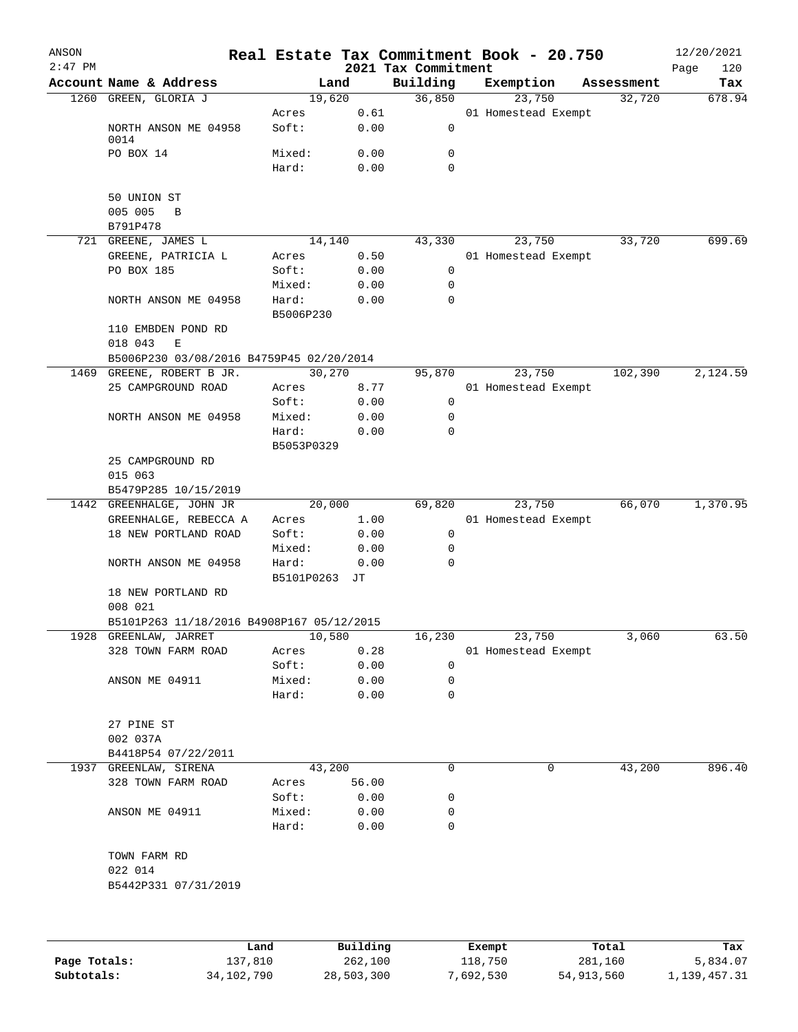ANSON
2:47 PM

# Real Estate Tax Commitment Book - 20.750

## 2021 Tax Commitment

12/20/2021

| Account Name & Address | | Land | Building | Exemption | Assessment | Tax |
|---|---|---|---|---|---|---|
| 1260 GREEN, GLORIA J | | 19,620 | 36,850 | 23,750 | 32,720 | 678.94 |
| | Acres | 0.61 | | 01 Homestead Exempt | | |
| NORTH ANSON ME 04958 0014 | Soft: | 0.00 | 0 | | | |
| PO BOX 14 | Mixed: | 0.00 | 0 | | | |
| | Hard: | 0.00 | 0 | | | |
| 50 UNION ST | | | | | | |
| 005 005 B | | | | | | |
| B791P478 | | | | | | |
| 721 GREENE, JAMES L | | 14,140 | 43,330 | 23,750 | 33,720 | 699.69 |
| GREENE, PATRICIA L | Acres | 0.50 | | 01 Homestead Exempt | | |
| PO BOX 185 | Soft: | 0.00 | 0 | | | |
| | Mixed: | 0.00 | 0 | | | |
| NORTH ANSON ME 04958 | Hard: | 0.00 | 0 | | | |
| | B5006P230 | | | | | |
| 110 EMBDEN POND RD | | | | | | |
| 018 043 E | | | | | | |
| B5006P230 03/08/2016 B4759P45 02/20/2014 | | | | | | |
| 1469 GREENE, ROBERT B JR. | | 30,270 | 95,870 | 23,750 | 102,390 | 2,124.59 |
| 25 CAMPGROUND ROAD | Acres | 8.77 | | 01 Homestead Exempt | | |
| | Soft: | 0.00 | 0 | | | |
| NORTH ANSON ME 04958 | Mixed: | 0.00 | 0 | | | |
| | Hard: | 0.00 | 0 | | | |
| | B5053P0329 | | | | | |
| 25 CAMPGROUND RD | | | | | | |
| 015 063 | | | | | | |
| B5479P285 10/15/2019 | | | | | | |
| 1442 GREENHALGE, JOHN JR | | 20,000 | 69,820 | 23,750 | 66,070 | 1,370.95 |
| GREENHALGE, REBECCA A | Acres | 1.00 | | 01 Homestead Exempt | | |
| 18 NEW PORTLAND ROAD | Soft: | 0.00 | 0 | | | |
| | Mixed: | 0.00 | 0 | | | |
| NORTH ANSON ME 04958 | Hard: | 0.00 | 0 | | | |
| | B5101P0263 JT | | | | | |
| 18 NEW PORTLAND RD | | | | | | |
| 008 021 | | | | | | |
| B5101P263 11/18/2016 B4908P167 05/12/2015 | | | | | | |
| 1928 GREENLAW, JARRET | | 10,580 | 16,230 | 23,750 | 3,060 | 63.50 |
| 328 TOWN FARM ROAD | Acres | 0.28 | | 01 Homestead Exempt | | |
| | Soft: | 0.00 | 0 | | | |
| ANSON ME 04911 | Mixed: | 0.00 | 0 | | | |
| | Hard: | 0.00 | 0 | | | |
| 27 PINE ST | | | | | | |
| 002 037A | | | | | | |
| B4418P54 07/22/2011 | | | | | | |
| 1937 GREENLAW, SIRENA | | 43,200 | 0 | 0 | 43,200 | 896.40 |
| 328 TOWN FARM ROAD | Acres | 56.00 | | | | |
| | Soft: | 0.00 | 0 | | | |
| ANSON ME 04911 | Mixed: | 0.00 | 0 | | | |
| | Hard: | 0.00 | 0 | | | |
| TOWN FARM RD | | | | | | |
| 022 014 | | | | | | |
| B5442P331 07/31/2019 | | | | | | |

| | Land | Building | Exempt | Total | Tax |
|---|---|---|---|---|---|
| Page Totals: | 137,810 | 262,100 | 118,750 | 281,160 | 5,834.07 |
| Subtotals: | 34,102,790 | 28,503,300 | 7,692,530 | 54,913,560 | 1,139,457.31 |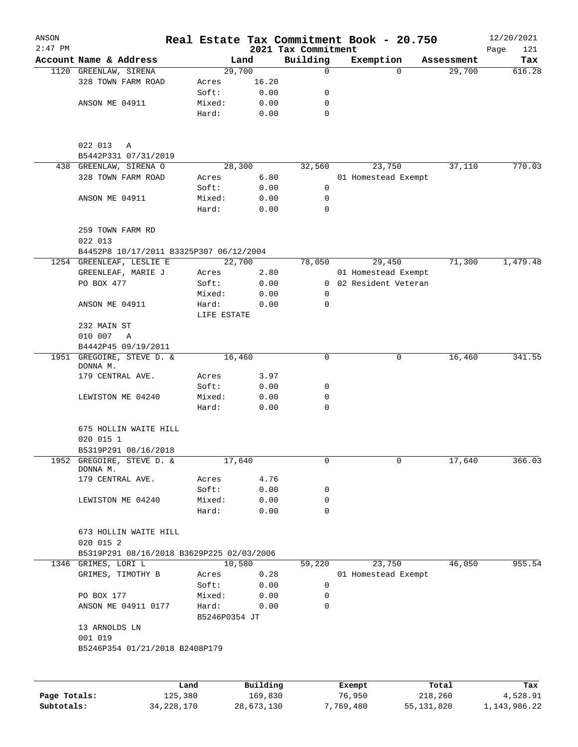# Real Estate Tax Commitment Book - 20.750

ANSON
2:47 PM

2021 Tax Commitment

12/20/2021
Page 121

| Account Name & Address | | Land | Building | Exemption | Assessment | Tax |
|---|---|---|---|---|---|---|
| 1120 GREENLAW, SIRENA | | 29,700 | 0 | 0 | 29,700 | 616.28 |
| 328 TOWN FARM ROAD | Acres | 16.20 | | | | |
| | Soft: | 0.00 | 0 | | | |
| ANSON ME 04911 | Mixed: | 0.00 | 0 | | | |
| | Hard: | 0.00 | 0 | | | |
| 022 013 A | | | | | | |
| B5442P331 07/31/2019 | | | | | | |
| 438 GREENLAW, SIRENA O | | 28,300 | 32,560 | 23,750 | 37,110 | 770.03 |
| 328 TOWN FARM ROAD | Acres | 6.80 | | 01 Homestead Exempt | | |
| | Soft: | 0.00 | 0 | | | |
| ANSON ME 04911 | Mixed: | 0.00 | 0 | | | |
| | Hard: | 0.00 | 0 | | | |
| 259 TOWN FARM RD | | | | | | |
| 022 013 | | | | | | |
| B4452P8 10/17/2011 B3325P307 06/12/2004 | | | | | | |
| 1254 GREENLEAF, LESLIE E | | 22,700 | 78,050 | 29,450 | 71,300 | 1,479.48 |
| GREENLEAF, MARIE J | Acres | 2.80 | | 01 Homestead Exempt | | |
| PO BOX 477 | Soft: | 0.00 | 0 | 02 Resident Veteran | | |
| | Mixed: | 0.00 | 0 | | | |
| ANSON ME 04911 | Hard: | 0.00 | 0 | | | |
| | LIFE ESTATE | | | | | |
| 232 MAIN ST | | | | | | |
| 010 007 A | | | | | | |
| B4442P45 09/19/2011 | | | | | | |
| 1951 GREGOIRE, STEVE D. & DONNA M. | | 16,460 | 0 | 0 | 16,460 | 341.55 |
| 179 CENTRAL AVE. | Acres | 3.97 | | | | |
| | Soft: | 0.00 | 0 | | | |
| LEWISTON ME 04240 | Mixed: | 0.00 | 0 | | | |
| | Hard: | 0.00 | 0 | | | |
| 675 HOLLIN WAITE HILL | | | | | | |
| 020 015 1 | | | | | | |
| B5319P291 08/16/2018 | | | | | | |
| 1952 GREGOIRE, STEVE D. & DONNA M. | | 17,640 | 0 | 0 | 17,640 | 366.03 |
| 179 CENTRAL AVE. | Acres | 4.76 | | | | |
| | Soft: | 0.00 | 0 | | | |
| LEWISTON ME 04240 | Mixed: | 0.00 | 0 | | | |
| | Hard: | 0.00 | 0 | | | |
| 673 HOLLIN WAITE HILL | | | | | | |
| 020 015 2 | | | | | | |
| B5319P291 08/16/2018 B3629P225 02/03/2006 | | | | | | |
| 1346 GRIMES, LORI L | | 10,580 | 59,220 | 23,750 | 46,050 | 955.54 |
| GRIMES, TIMOTHY B | Acres | 0.28 | | 01 Homestead Exempt | | |
| | Soft: | 0.00 | 0 | | | |
| PO BOX 177 | Mixed: | 0.00 | 0 | | | |
| ANSON ME 04911 0177 | Hard: | 0.00 | 0 | | | |
| | B5246P0354 JT | | | | | |
| 13 ARNOLDS LN | | | | | | |
| 001 019 | | | | | | |
| B5246P354 01/21/2018 B2408P179 | | | | | | |

| | Land | Building | Exempt | Total | Tax |
|---|---|---|---|---|---|
| Page Totals: | 125,380 | 169,830 | 76,950 | 218,260 | 4,528.91 |
| Subtotals: | 34,228,170 | 28,673,130 | 7,769,480 | 55,131,820 | 1,143,986.22 |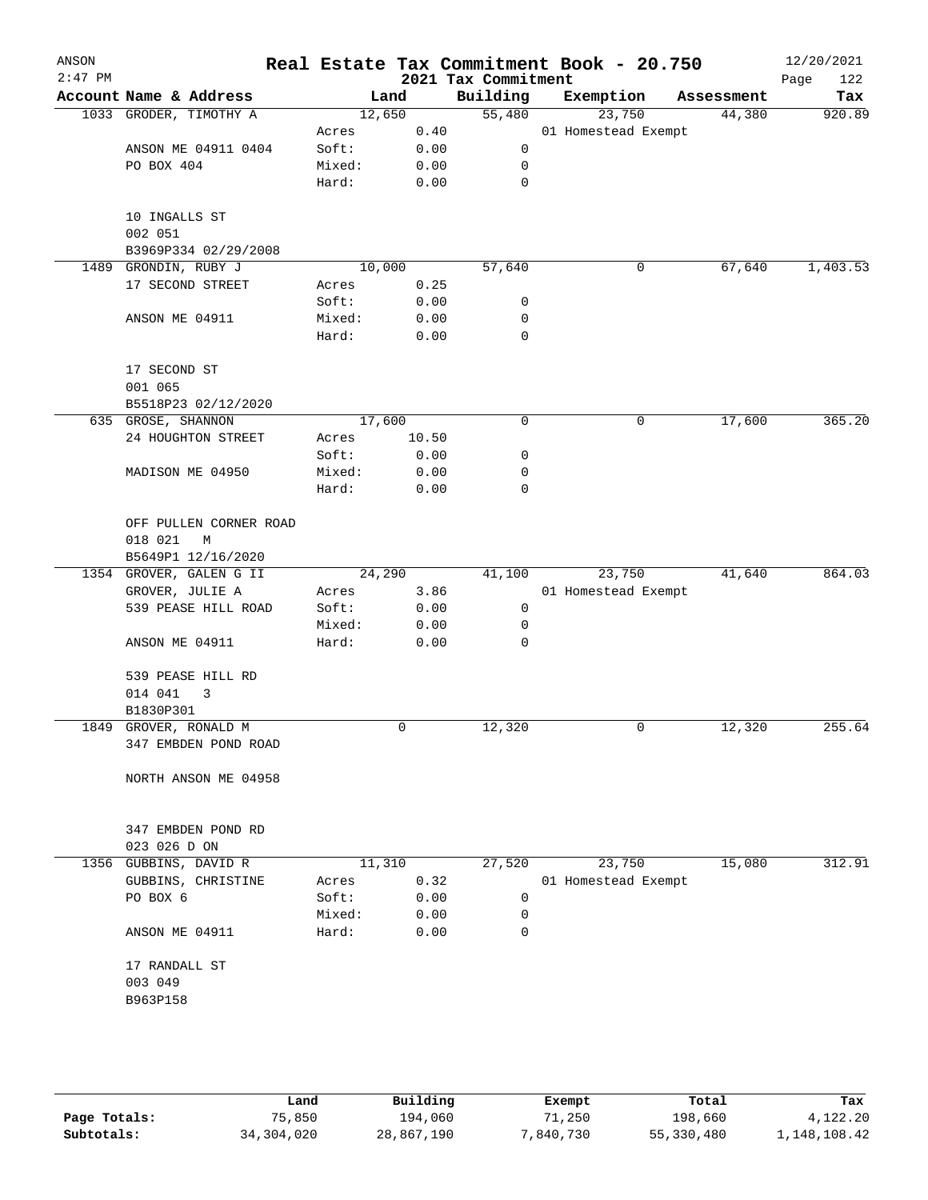ANSON 2:47 PM

# Real Estate Tax Commitment Book - 20.750

## 2021 Tax Commitment

12/20/2021

| Account Name & Address | Land | | Building | Exemption | Assessment | Tax |
|---|---|---|---|---|---|---|
| 1033 GRODER, TIMOTHY A | 12,650 | | 55,480 | 23,750 | 44,380 | 920.89 |
| | Acres | 0.40 | | 01 Homestead Exempt | | |
| ANSON ME 04911 0404 | Soft: | 0.00 | 0 | | | |
| PO BOX 404 | Mixed: | 0.00 | 0 | | | |
| | Hard: | 0.00 | 0 | | | |
| 10 INGALLS ST | | | | | | |
| 002 051 | | | | | | |
| B3969P334 02/29/2008 | | | | | | |
| 1489 GRONDIN, RUBY J | 10,000 | | 57,640 | 0 | 67,640 | 1,403.53 |
| 17 SECOND STREET | Acres | 0.25 | | | | |
| | Soft: | 0.00 | 0 | | | |
| ANSON ME 04911 | Mixed: | 0.00 | 0 | | | |
| | Hard: | 0.00 | 0 | | | |
| 17 SECOND ST | | | | | | |
| 001 065 | | | | | | |
| B5518P23 02/12/2020 | | | | | | |
| 635 GROSE, SHANNON | 17,600 | | 0 | 0 | 17,600 | 365.20 |
| 24 HOUGHTON STREET | Acres | 10.50 | | | | |
| | Soft: | 0.00 | 0 | | | |
| MADISON ME 04950 | Mixed: | 0.00 | 0 | | | |
| | Hard: | 0.00 | 0 | | | |
| OFF PULLEN CORNER ROAD | | | | | | |
| 018 021 M | | | | | | |
| B5649P1 12/16/2020 | | | | | | |
| 1354 GROVER, GALEN G II | 24,290 | | 41,100 | 23,750 | 41,640 | 864.03 |
| GROVER, JULIE A | Acres | 3.86 | | 01 Homestead Exempt | | |
| 539 PEASE HILL ROAD | Soft: | 0.00 | 0 | | | |
| | Mixed: | 0.00 | 0 | | | |
| ANSON ME 04911 | Hard: | 0.00 | 0 | | | |
| 539 PEASE HILL RD | | | | | | |
| 014 041 3 | | | | | | |
| B1830P301 | | | | | | |
| 1849 GROVER, RONALD M | 0 | | 12,320 | 0 | 12,320 | 255.64 |
| 347 EMBDEN POND ROAD | | | | | | |
| NORTH ANSON ME 04958 | | | | | | |
| 347 EMBDEN POND RD | | | | | | |
| 023 026 D ON | | | | | | |
| 1356 GUBBINS, DAVID R | 11,310 | | 27,520 | 23,750 | 15,080 | 312.91 |
| GUBBINS, CHRISTINE | Acres | 0.32 | | 01 Homestead Exempt | | |
| PO BOX 6 | Soft: | 0.00 | 0 | | | |
| | Mixed: | 0.00 | 0 | | | |
| ANSON ME 04911 | Hard: | 0.00 | 0 | | | |
| 17 RANDALL ST | | | | | | |
| 003 049 | | | | | | |
| B963P158 | | | | | | |

| | Land | Building | Exempt | Total | Tax |
|---|---|---|---|---|---|
| Page Totals: | 75,850 | 194,060 | 71,250 | 198,660 | 4,122.20 |
| Subtotals: | 34,304,020 | 28,867,190 | 7,840,730 | 55,330,480 | 1,148,108.42 |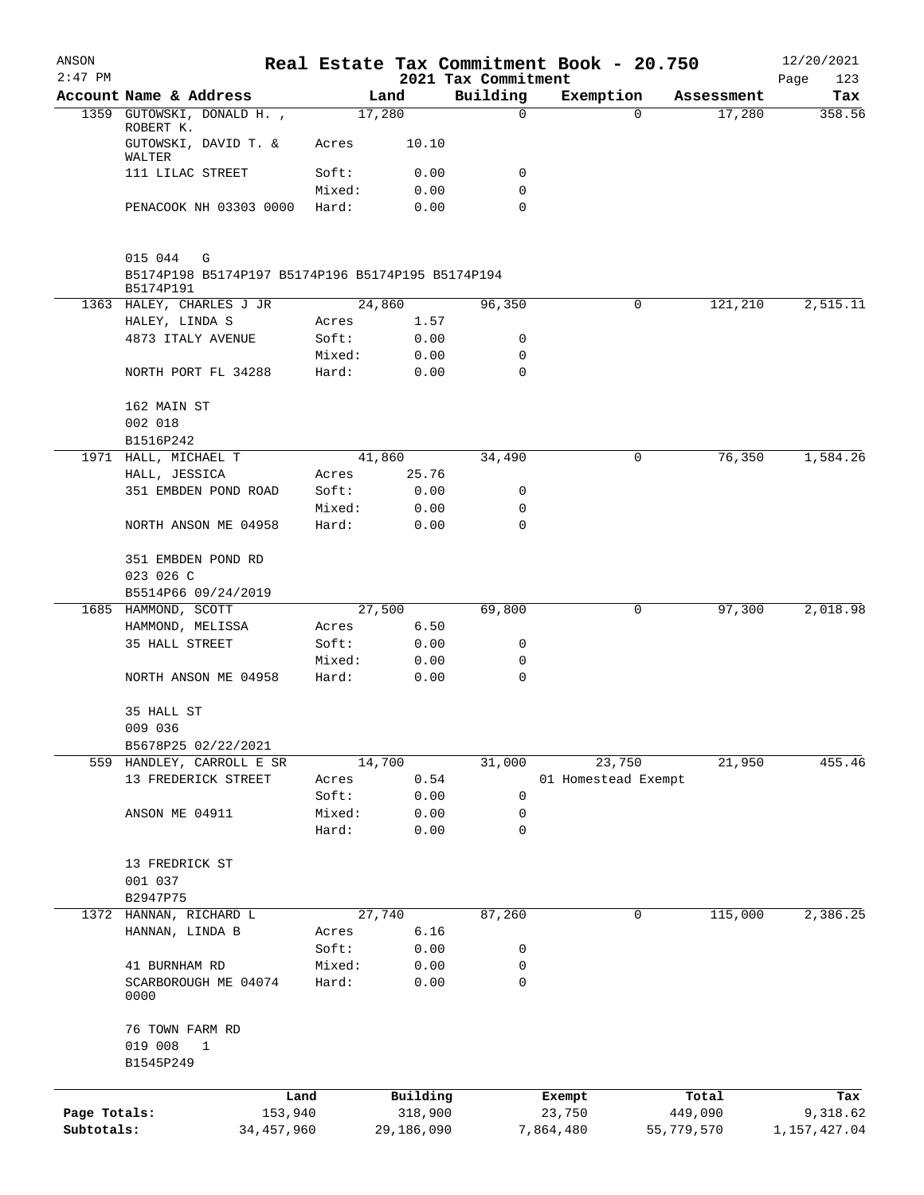# Real Estate Tax Commitment Book - 20.750

ANSON
2021 Tax Commitment
12/20/2021

| Account | Name & Address | Land | | Building | Exemption | Assessment | Tax |
|---|---|---|---|---|---|---|---|
| 1359 | GUTOWSKI, DONALD H. , ROBERT K. | | 17,280 | 0 | 0 | 17,280 | 358.56 |
| | GUTOWSKI, DAVID T. & WALTER | Acres | 10.10 | | | | |
| | 111 LILAC STREET | Soft: | 0.00 | 0 | | | |
| | | Mixed: | 0.00 | 0 | | | |
| | PENACOOK NH 03303 0000 | Hard: | 0.00 | 0 | | | |
| | 015 044 G | | | | | | |
| | B5174P198 B5174P197 B5174P196 B5174P195 B5174P194 B5174P191 | | | | | | |
| 1363 | HALEY, CHARLES J JR | | 24,860 | 96,350 | 0 | 121,210 | 2,515.11 |
| | HALEY, LINDA S | Acres | 1.57 | | | | |
| | 4873 ITALY AVENUE | Soft: | 0.00 | 0 | | | |
| | | Mixed: | 0.00 | 0 | | | |
| | NORTH PORT FL 34288 | Hard: | 0.00 | 0 | | | |
| | 162 MAIN ST | | | | | | |
| | 002 018 | | | | | | |
| | B1516P242 | | | | | | |
| 1971 | HALL, MICHAEL T | | 41,860 | 34,490 | 0 | 76,350 | 1,584.26 |
| | HALL, JESSICA | Acres | 25.76 | | | | |
| | 351 EMBDEN POND ROAD | Soft: | 0.00 | 0 | | | |
| | | Mixed: | 0.00 | 0 | | | |
| | NORTH ANSON ME 04958 | Hard: | 0.00 | 0 | | | |
| | 351 EMBDEN POND RD | | | | | | |
| | 023 026 C | | | | | | |
| | B5514P66 09/24/2019 | | | | | | |
| 1685 | HAMMOND, SCOTT | | 27,500 | 69,800 | 0 | 97,300 | 2,018.98 |
| | HAMMOND, MELISSA | Acres | 6.50 | | | | |
| | 35 HALL STREET | Soft: | 0.00 | 0 | | | |
| | | Mixed: | 0.00 | 0 | | | |
| | NORTH ANSON ME 04958 | Hard: | 0.00 | 0 | | | |
| | 35 HALL ST | | | | | | |
| | 009 036 | | | | | | |
| | B5678P25 02/22/2021 | | | | | | |
| 559 | HANDLEY, CARROLL E SR | | 14,700 | 31,000 | 23,750 | 21,950 | 455.46 |
| | 13 FREDERICK STREET | Acres | 0.54 | | 01 Homestead Exempt | | |
| | | Soft: | 0.00 | 0 | | | |
| | ANSON ME 04911 | Mixed: | 0.00 | 0 | | | |
| | | Hard: | 0.00 | 0 | | | |
| | 13 FREDRICK ST | | | | | | |
| | 001 037 | | | | | | |
| | B2947P75 | | | | | | |
| 1372 | HANNAN, RICHARD L | | 27,740 | 87,260 | 0 | 115,000 | 2,386.25 |
| | HANNAN, LINDA B | Acres | 6.16 | | | | |
| | | Soft: | 0.00 | 0 | | | |
| | 41 BURNHAM RD | Mixed: | 0.00 | 0 | | | |
| | SCARBOROUGH ME 04074 0000 | Hard: | 0.00 | 0 | | | |
| | 76 TOWN FARM RD | | | | | | |
| | 019 008 1 | | | | | | |
| | B1545P249 | | | | | | |

| | Land | Building | Exempt | Total | Tax |
|---|---|---|---|---|---|
| Page Totals: | 153,940 | 318,900 | 23,750 | 449,090 | 9,318.62 |
| Subtotals: | 34,457,960 | 29,186,090 | 7,864,480 | 55,779,570 | 1,157,427.04 |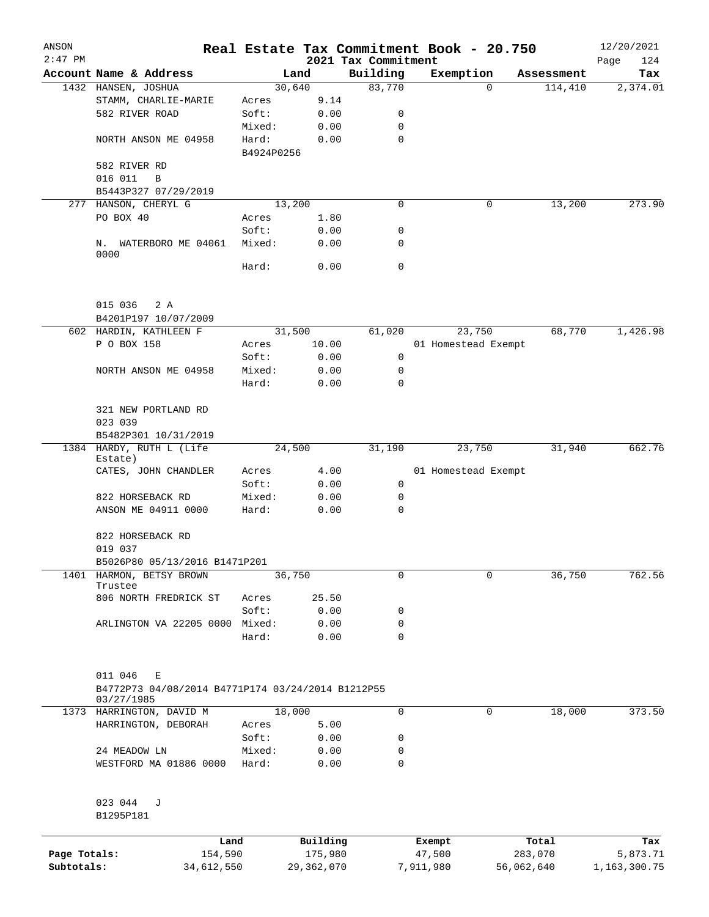# Real Estate Tax Commitment Book - 20.750

ANSON
2:47 PM
12/20/2021
2021 Tax Commitment

| Account Name & Address | Land | | Building | Exemption | Assessment | Tax |
|---|---|---|---|---|---|---|
| 1432 HANSEN, JOSHUA | 30,640 | | 83,770 | 0 | 114,410 | 2,374.01 |
| STAMM, CHARLIE-MARIE | Acres | 9.14 | | | | |
| 582 RIVER ROAD | Soft: | 0.00 | 0 | | | |
| | Mixed: | 0.00 | 0 | | | |
| NORTH ANSON ME 04958 | Hard: | 0.00 | 0 | | | |
| | B4924P0256 | | | | | |
| 582 RIVER RD | | | | | | |
| 016 011 B | | | | | | |
| B5443P327 07/29/2019 | | | | | | |
| 277 HANSON, CHERYL G | 13,200 | | 0 | 0 | 13,200 | 273.90 |
| PO BOX 40 | Acres | 1.80 | | | | |
| | Soft: | 0.00 | 0 | | | |
| N. WATERBORO ME 04061 0000 | Mixed: | 0.00 | 0 | | | |
| | Hard: | 0.00 | 0 | | | |
| 015 036 2 A | | | | | | |
| B4201P197 10/07/2009 | | | | | | |
| 602 HARDIN, KATHLEEN F | 31,500 | | 61,020 | 23,750 | 68,770 | 1,426.98 |
| P O BOX 158 | Acres | 10.00 | | 01 Homestead Exempt | | |
| | Soft: | 0.00 | 0 | | | |
| NORTH ANSON ME 04958 | Mixed: | 0.00 | 0 | | | |
| | Hard: | 0.00 | 0 | | | |
| 321 NEW PORTLAND RD | | | | | | |
| 023 039 | | | | | | |
| B5482P301 10/31/2019 | | | | | | |
| 1384 HARDY, RUTH L (Life Estate) | 24,500 | | 31,190 | 23,750 | 31,940 | 662.76 |
| CATES, JOHN CHANDLER | Acres | 4.00 | | 01 Homestead Exempt | | |
| | Soft: | 0.00 | 0 | | | |
| 822 HORSEBACK RD | Mixed: | 0.00 | 0 | | | |
| ANSON ME 04911 0000 | Hard: | 0.00 | 0 | | | |
| 822 HORSEBACK RD | | | | | | |
| 019 037 | | | | | | |
| B5026P80 05/13/2016 B1471P201 | | | | | | |
| 1401 HARMON, BETSY BROWN Trustee | 36,750 | | 0 | 0 | 36,750 | 762.56 |
| 806 NORTH FREDRICK ST | Acres | 25.50 | | | | |
| | Soft: | 0.00 | 0 | | | |
| ARLINGTON VA 22205 0000 | Mixed: | 0.00 | 0 | | | |
| | Hard: | 0.00 | 0 | | | |
| 011 046 E | | | | | | |
| B4772P73 04/08/2014 B4771P174 03/24/2014 B1212P55 03/27/1985 | | | | | | |
| 1373 HARRINGTON, DAVID M | 18,000 | | 0 | 0 | 18,000 | 373.50 |
| HARRINGTON, DEBORAH | Acres | 5.00 | | | | |
| | Soft: | 0.00 | 0 | | | |
| 24 MEADOW LN | Mixed: | 0.00 | 0 | | | |
| WESTFORD MA 01886 0000 | Hard: | 0.00 | 0 | | | |
| 023 044 J | | | | | | |
| B1295P181 | | | | | | |

| | Land | Building | Exempt | Total | Tax |
|---|---|---|---|---|---|
| Page Totals: | 154,590 | 175,980 | 47,500 | 283,070 | 5,873.71 |
| Subtotals: | 34,612,550 | 29,362,070 | 7,911,980 | 56,062,640 | 1,163,300.75 |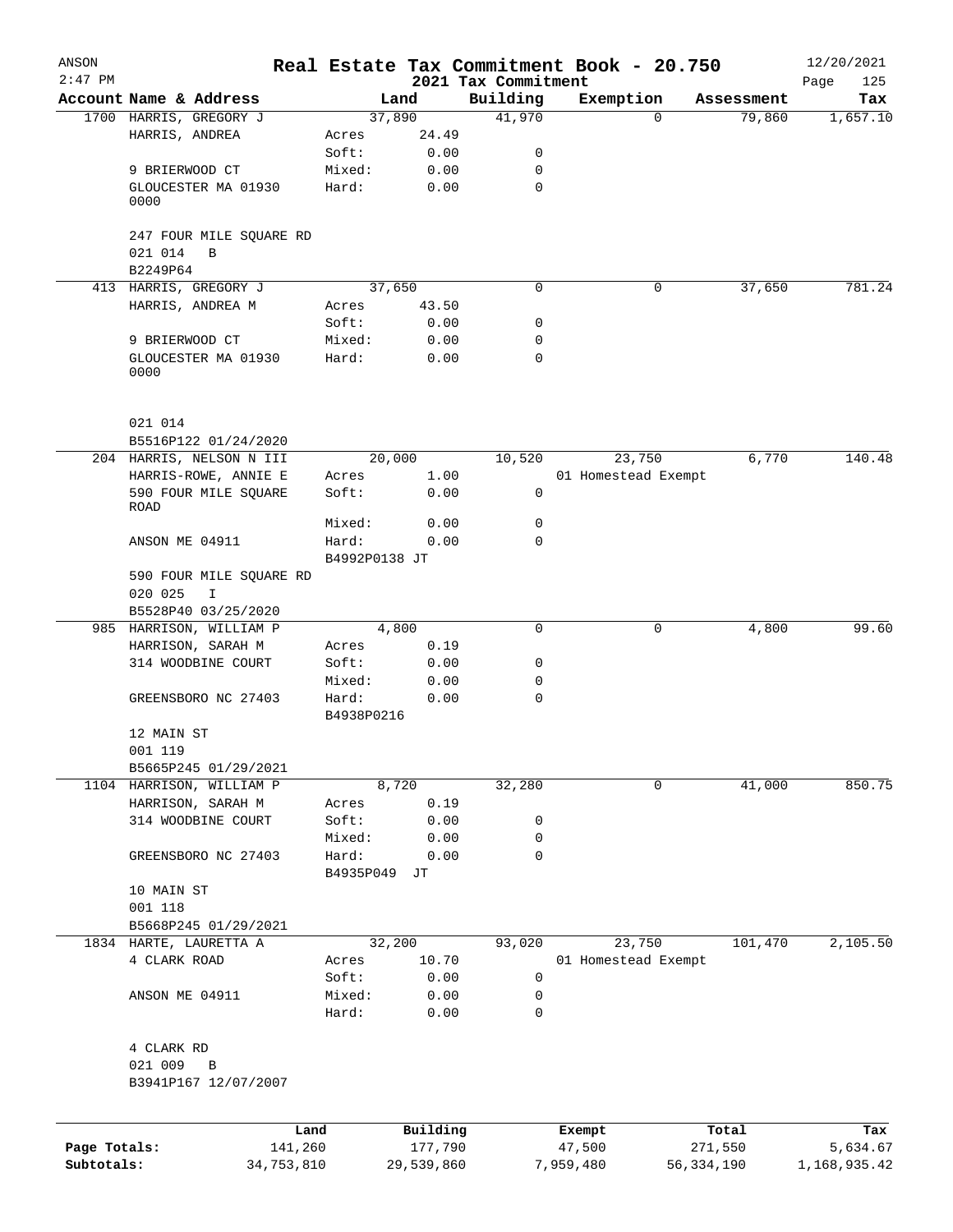# Real Estate Tax Commitment Book - 20.750

ANSON 2:47 PM — 2021 Tax Commitment — 12/20/2021

| Account Name & Address | Land | | Building | Exemption | Assessment | Tax |
|---|---|---|---|---|---|---|
| 1700 HARRIS, GREGORY J | 37,890 | | 41,970 | 0 | 79,860 | 1,657.10 |
| HARRIS, ANDREA | Acres | 24.49 | | | | |
| | Soft: | 0.00 | 0 | | | |
| 9 BRIERWOOD CT | Mixed: | 0.00 | 0 | | | |
| GLOUCESTER MA 01930 0000 | Hard: | 0.00 | 0 | | | |
| 247 FOUR MILE SQUARE RD | | | | | | |
| 021 014 B | | | | | | |
| B2249P64 | | | | | | |
| 413 HARRIS, GREGORY J | 37,650 | | 0 | 0 | 37,650 | 781.24 |
| HARRIS, ANDREA M | Acres | 43.50 | | | | |
| | Soft: | 0.00 | 0 | | | |
| 9 BRIERWOOD CT | Mixed: | 0.00 | 0 | | | |
| GLOUCESTER MA 01930 0000 | Hard: | 0.00 | 0 | | | |
| 021 014 | | | | | | |
| B5516P122 01/24/2020 | | | | | | |
| 204 HARRIS, NELSON N III | 20,000 | | 10,520 | 23,750 | 6,770 | 140.48 |
| HARRIS-ROWE, ANNIE E | Acres | 1.00 | | 01 Homestead Exempt | | |
| 590 FOUR MILE SQUARE ROAD | Soft: | 0.00 | 0 | | | |
| | Mixed: | 0.00 | 0 | | | |
| ANSON ME 04911 | Hard: | 0.00 | 0 | | | |
| | B4992P0138 JT | | | | | |
| 590 FOUR MILE SQUARE RD | | | | | | |
| 020 025 I | | | | | | |
| B5528P40 03/25/2020 | | | | | | |
| 985 HARRISON, WILLIAM P | 4,800 | | 0 | 0 | 4,800 | 99.60 |
| HARRISON, SARAH M | Acres | 0.19 | | | | |
| 314 WOODBINE COURT | Soft: | 0.00 | 0 | | | |
| | Mixed: | 0.00 | 0 | | | |
| GREENSBORO NC 27403 | Hard: | 0.00 | 0 | | | |
| | B4938P0216 | | | | | |
| 12 MAIN ST | | | | | | |
| 001 119 | | | | | | |
| B5665P245 01/29/2021 | | | | | | |
| 1104 HARRISON, WILLIAM P | 8,720 | | 32,280 | 0 | 41,000 | 850.75 |
| HARRISON, SARAH M | Acres | 0.19 | | | | |
| 314 WOODBINE COURT | Soft: | 0.00 | 0 | | | |
| | Mixed: | 0.00 | 0 | | | |
| GREENSBORO NC 27403 | Hard: | 0.00 | 0 | | | |
| | B4935P049 JT | | | | | |
| 10 MAIN ST | | | | | | |
| 001 118 | | | | | | |
| B5668P245 01/29/2021 | | | | | | |
| 1834 HARTE, LAURETTA A | 32,200 | | 93,020 | 23,750 | 101,470 | 2,105.50 |
| 4 CLARK ROAD | Acres | 10.70 | | 01 Homestead Exempt | | |
| | Soft: | 0.00 | 0 | | | |
| ANSON ME 04911 | Mixed: | 0.00 | 0 | | | |
| | Hard: | 0.00 | 0 | | | |
| 4 CLARK RD | | | | | | |
| 021 009 B | | | | | | |
| B3941P167 12/07/2007 | | | | | | |

| | Land | Building | Exempt | Total | Tax |
|---|---|---|---|---|---|
| Page Totals: | 141,260 | 177,790 | 47,500 | 271,550 | 5,634.67 |
| Subtotals: | 34,753,810 | 29,539,860 | 7,959,480 | 56,334,190 | 1,168,935.42 |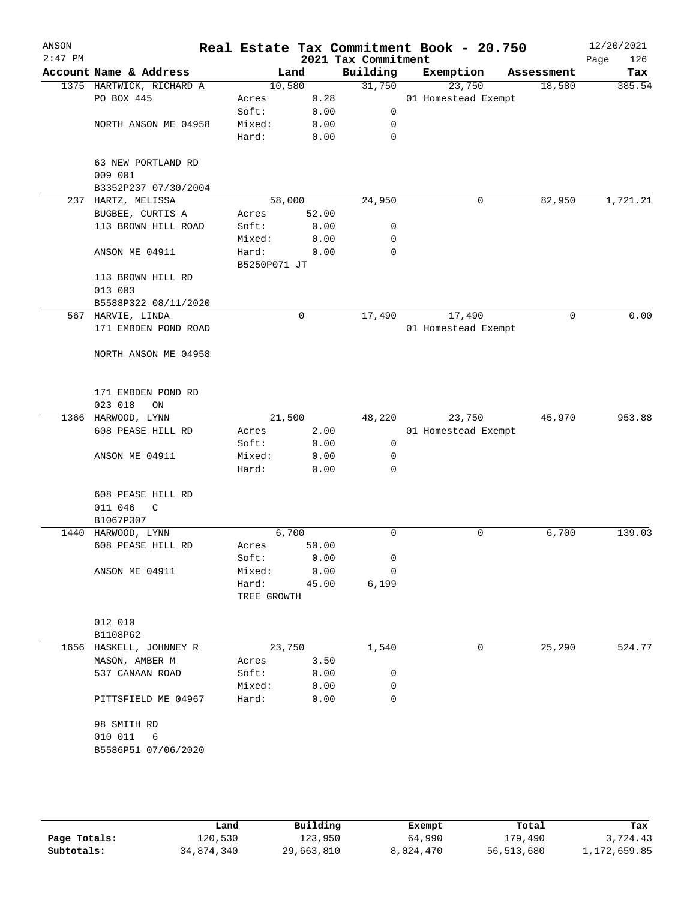ANSON 2:47 PM

# Real Estate Tax Commitment Book - 20.750

## 2021 Tax Commitment

12/20/2021

| Account Name & Address | Land | | Building | Exemption | Assessment | Tax |
|---|---|---|---|---|---|---|
| 1375 HARTWICK, RICHARD A | 10,580 | | 31,750 | 23,750 | 18,580 | 385.54 |
| PO BOX 445 | Acres | 0.28 | | 01 Homestead Exempt | | |
| | Soft: | 0.00 | 0 | | | |
| NORTH ANSON ME 04958 | Mixed: | 0.00 | 0 | | | |
| | Hard: | 0.00 | 0 | | | |
| 63 NEW PORTLAND RD | | | | | | |
| 009 001 | | | | | | |
| B3352P237 07/30/2004 | | | | | | |
| 237 HARTZ, MELISSA | 58,000 | | 24,950 | 0 | 82,950 | 1,721.21 |
| BUGBEE, CURTIS A | Acres | 52.00 | | | | |
| 113 BROWN HILL ROAD | Soft: | 0.00 | 0 | | | |
| | Mixed: | 0.00 | 0 | | | |
| ANSON ME 04911 | Hard: | 0.00 | 0 | | | |
| | B5250P071 JT | | | | | |
| 113 BROWN HILL RD | | | | | | |
| 013 003 | | | | | | |
| B5588P322 08/11/2020 | | | | | | |
| 567 HARVIE, LINDA | 0 | | 17,490 | 17,490 | 0 | 0.00 |
| 171 EMBDEN POND ROAD | | | | 01 Homestead Exempt | | |
| NORTH ANSON ME 04958 | | | | | | |
| 171 EMBDEN POND RD | | | | | | |
| 023 018 ON | | | | | | |
| 1366 HARWOOD, LYNN | 21,500 | | 48,220 | 23,750 | 45,970 | 953.88 |
| 608 PEASE HILL RD | Acres | 2.00 | | 01 Homestead Exempt | | |
| | Soft: | 0.00 | 0 | | | |
| ANSON ME 04911 | Mixed: | 0.00 | 0 | | | |
| | Hard: | 0.00 | 0 | | | |
| 608 PEASE HILL RD | | | | | | |
| 011 046 C | | | | | | |
| B1067P307 | | | | | | |
| 1440 HARWOOD, LYNN | 6,700 | | 0 | 0 | 6,700 | 139.03 |
| 608 PEASE HILL RD | Acres | 50.00 | | | | |
| | Soft: | 0.00 | 0 | | | |
| ANSON ME 04911 | Mixed: | 0.00 | 0 | | | |
| | Hard: | 45.00 | 6,199 | | | |
| | TREE GROWTH | | | | | |
| 012 010 | | | | | | |
| B1108P62 | | | | | | |
| 1656 HASKELL, JOHNNEY R | 23,750 | | 1,540 | 0 | 25,290 | 524.77 |
| MASON, AMBER M | Acres | 3.50 | | | | |
| 537 CANAAN ROAD | Soft: | 0.00 | 0 | | | |
| | Mixed: | 0.00 | 0 | | | |
| PITTSFIELD ME 04967 | Hard: | 0.00 | 0 | | | |
| 98 SMITH RD | | | | | | |
| 010 011 6 | | | | | | |
| B5586P51 07/06/2020 | | | | | | |

| | Land | Building | Exempt | Total | Tax |
|---|---|---|---|---|---|
| Page Totals: | 120,530 | 123,950 | 64,990 | 179,490 | 3,724.43 |
| Subtotals: | 34,874,340 | 29,663,810 | 8,024,470 | 56,513,680 | 1,172,659.85 |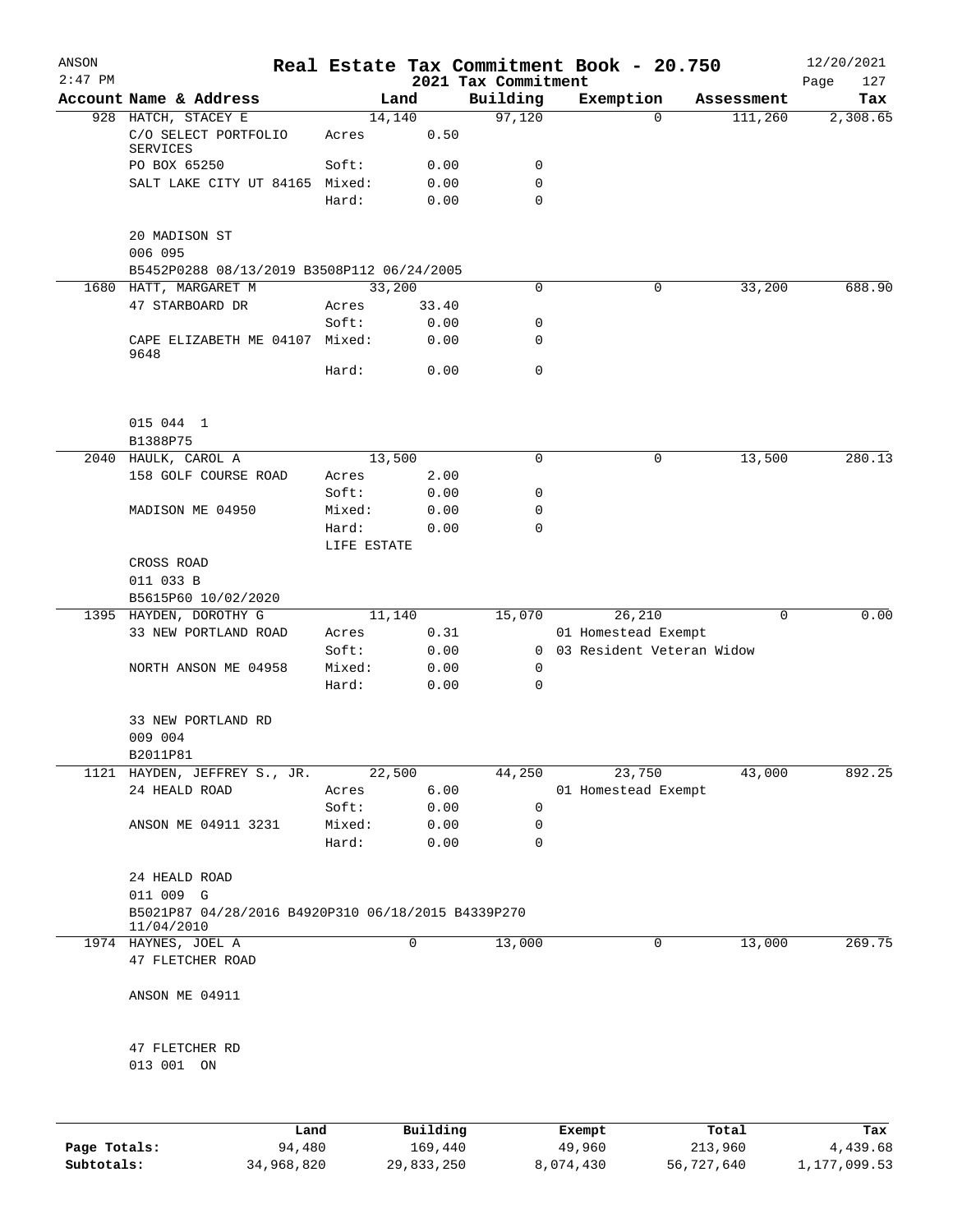# Real Estate Tax Commitment Book - 20.750

ANSON
2:47 PM

2021 Tax Commitment

12/20/2021

| Account | Name & Address | Land | | Building | Exemption | Assessment | Tax |
|---|---|---|---|---|---|---|---|
| 928 | HATCH, STACEY E | 14,140 | | 97,120 | 0 | 111,260 | 2,308.65 |
| | C/O SELECT PORTFOLIO SERVICES | Acres | 0.50 | | | | |
| | PO BOX 65250 | Soft: | 0.00 | 0 | | | |
| | SALT LAKE CITY UT 84165 | Mixed: | 0.00 | 0 | | | |
| | | Hard: | 0.00 | 0 | | | |
| | 20 MADISON ST | | | | | | |
| | 006 095 | | | | | | |
| | B5452P0288 08/13/2019 B3508P112 06/24/2005 | | | | | | |
| 1680 | HATT, MARGARET M | 33,200 | | 0 | 0 | 33,200 | 688.90 |
| | 47 STARBOARD DR | Acres | 33.40 | | | | |
| | | Soft: | 0.00 | 0 | | | |
| | CAPE ELIZABETH ME 04107 9648 | Mixed: | 0.00 | 0 | | | |
| | | Hard: | 0.00 | 0 | | | |
| | 015 044 1 | | | | | | |
| | B1388P75 | | | | | | |
| 2040 | HAULK, CAROL A | 13,500 | | 0 | 0 | 13,500 | 280.13 |
| | 158 GOLF COURSE ROAD | Acres | 2.00 | | | | |
| | | Soft: | 0.00 | 0 | | | |
| | MADISON ME 04950 | Mixed: | 0.00 | 0 | | | |
| | | Hard: | 0.00 | 0 | | | |
| | | LIFE ESTATE | | | | | |
| | CROSS ROAD | | | | | | |
| | 011 033 B | | | | | | |
| | B5615P60 10/02/2020 | | | | | | |
| 1395 | HAYDEN, DOROTHY G | 11,140 | | 15,070 | 26,210 | 0 | 0.00 |
| | 33 NEW PORTLAND ROAD | Acres | 0.31 | | 01 Homestead Exempt | | |
| | | Soft: | 0.00 | 0 | 03 Resident Veteran Widow | | |
| | NORTH ANSON ME 04958 | Mixed: | 0.00 | 0 | | | |
| | | Hard: | 0.00 | 0 | | | |
| | 33 NEW PORTLAND RD | | | | | | |
| | 009 004 | | | | | | |
| | B2011P81 | | | | | | |
| 1121 | HAYDEN, JEFFREY S., JR. | 22,500 | | 44,250 | 23,750 | 43,000 | 892.25 |
| | 24 HEALD ROAD | Acres | 6.00 | | 01 Homestead Exempt | | |
| | | Soft: | 0.00 | 0 | | | |
| | ANSON ME 04911 3231 | Mixed: | 0.00 | 0 | | | |
| | | Hard: | 0.00 | 0 | | | |
| | 24 HEALD ROAD | | | | | | |
| | 011 009 G | | | | | | |
| | B5021P87 04/28/2016 B4920P310 06/18/2015 B4339P270 11/04/2010 | | | | | | |
| 1974 | HAYNES, JOEL A | 0 | | 13,000 | 0 | 13,000 | 269.75 |
| | 47 FLETCHER ROAD | | | | | | |
| | ANSON ME 04911 | | | | | | |
| | 47 FLETCHER RD | | | | | | |
| | 013 001 ON | | | | | | |

| | Land | Building | Exempt | Total | Tax |
|---|---|---|---|---|---|
| Page Totals: | 94,480 | 169,440 | 49,960 | 213,960 | 4,439.68 |
| Subtotals: | 34,968,820 | 29,833,250 | 8,074,430 | 56,727,640 | 1,177,099.53 |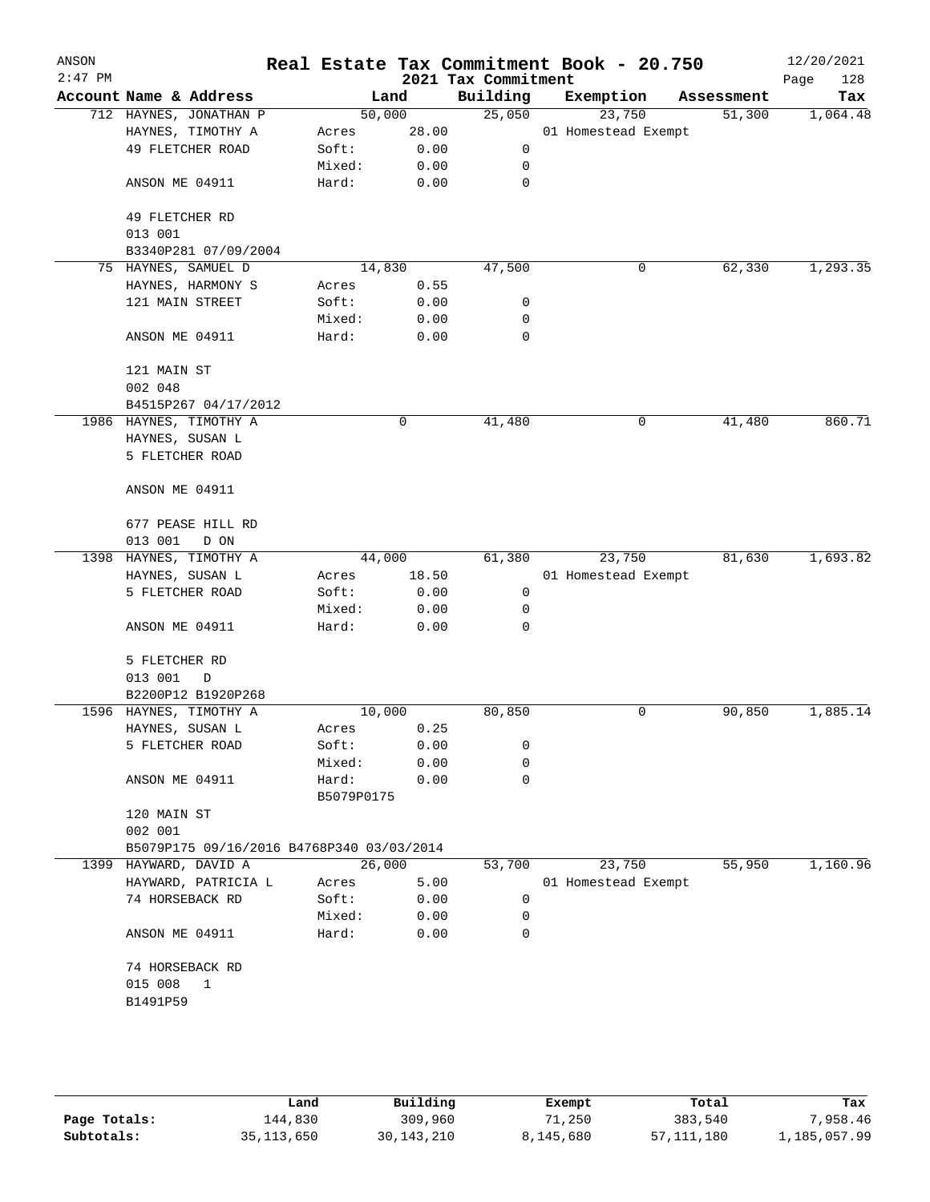# Real Estate Tax Commitment Book - 20.750

ANSON 2:47 PM — 2021 Tax Commitment — 12/20/2021

| Account Name & Address | | Land | Building | Exemption | Assessment | Tax |
|---|---|---|---|---|---|---|
| 712 HAYNES, JONATHAN P | | 50,000 | 25,050 | 23,750 | 51,300 | 1,064.48 |
| HAYNES, TIMOTHY A | Acres | 28.00 | | 01 Homestead Exempt | | |
| 49 FLETCHER ROAD | Soft: | 0.00 | 0 | | | |
| | Mixed: | 0.00 | 0 | | | |
| ANSON ME 04911 | Hard: | 0.00 | 0 | | | |
| 49 FLETCHER RD | | | | | | |
| 013 001 | | | | | | |
| B3340P281 07/09/2004 | | | | | | |
| 75 HAYNES, SAMUEL D | | 14,830 | 47,500 | 0 | 62,330 | 1,293.35 |
| HAYNES, HARMONY S | Acres | 0.55 | | | | |
| 121 MAIN STREET | Soft: | 0.00 | 0 | | | |
| | Mixed: | 0.00 | 0 | | | |
| ANSON ME 04911 | Hard: | 0.00 | 0 | | | |
| 121 MAIN ST | | | | | | |
| 002 048 | | | | | | |
| B4515P267 04/17/2012 | | | | | | |
| 1986 HAYNES, TIMOTHY A | | 0 | 41,480 | 0 | 41,480 | 860.71 |
| HAYNES, SUSAN L | | | | | | |
| 5 FLETCHER ROAD | | | | | | |
| ANSON ME 04911 | | | | | | |
| 677 PEASE HILL RD | | | | | | |
| 013 001 D ON | | | | | | |
| 1398 HAYNES, TIMOTHY A | | 44,000 | 61,380 | 23,750 | 81,630 | 1,693.82 |
| HAYNES, SUSAN L | Acres | 18.50 | | 01 Homestead Exempt | | |
| 5 FLETCHER ROAD | Soft: | 0.00 | 0 | | | |
| | Mixed: | 0.00 | 0 | | | |
| ANSON ME 04911 | Hard: | 0.00 | 0 | | | |
| 5 FLETCHER RD | | | | | | |
| 013 001 D | | | | | | |
| B2200P12 B1920P268 | | | | | | |
| 1596 HAYNES, TIMOTHY A | | 10,000 | 80,850 | 0 | 90,850 | 1,885.14 |
| HAYNES, SUSAN L | Acres | 0.25 | | | | |
| 5 FLETCHER ROAD | Soft: | 0.00 | 0 | | | |
| | Mixed: | 0.00 | 0 | | | |
| ANSON ME 04911 | Hard: | 0.00 | 0 | | | |
| | B5079P0175 | | | | | |
| 120 MAIN ST | | | | | | |
| 002 001 | | | | | | |
| B5079P175 09/16/2016 B4768P340 03/03/2014 | | | | | | |
| 1399 HAYWARD, DAVID A | | 26,000 | 53,700 | 23,750 | 55,950 | 1,160.96 |
| HAYWARD, PATRICIA L | Acres | 5.00 | | 01 Homestead Exempt | | |
| 74 HORSEBACK RD | Soft: | 0.00 | 0 | | | |
| | Mixed: | 0.00 | 0 | | | |
| ANSON ME 04911 | Hard: | 0.00 | 0 | | | |
| 74 HORSEBACK RD | | | | | | |
| 015 008 1 | | | | | | |
| B1491P59 | | | | | | |

| | Land | Building | Exempt | Total | Tax |
|---|---|---|---|---|---|
| Page Totals: | 144,830 | 309,960 | 71,250 | 383,540 | 7,958.46 |
| Subtotals: | 35,113,650 | 30,143,210 | 8,145,680 | 57,111,180 | 1,185,057.99 |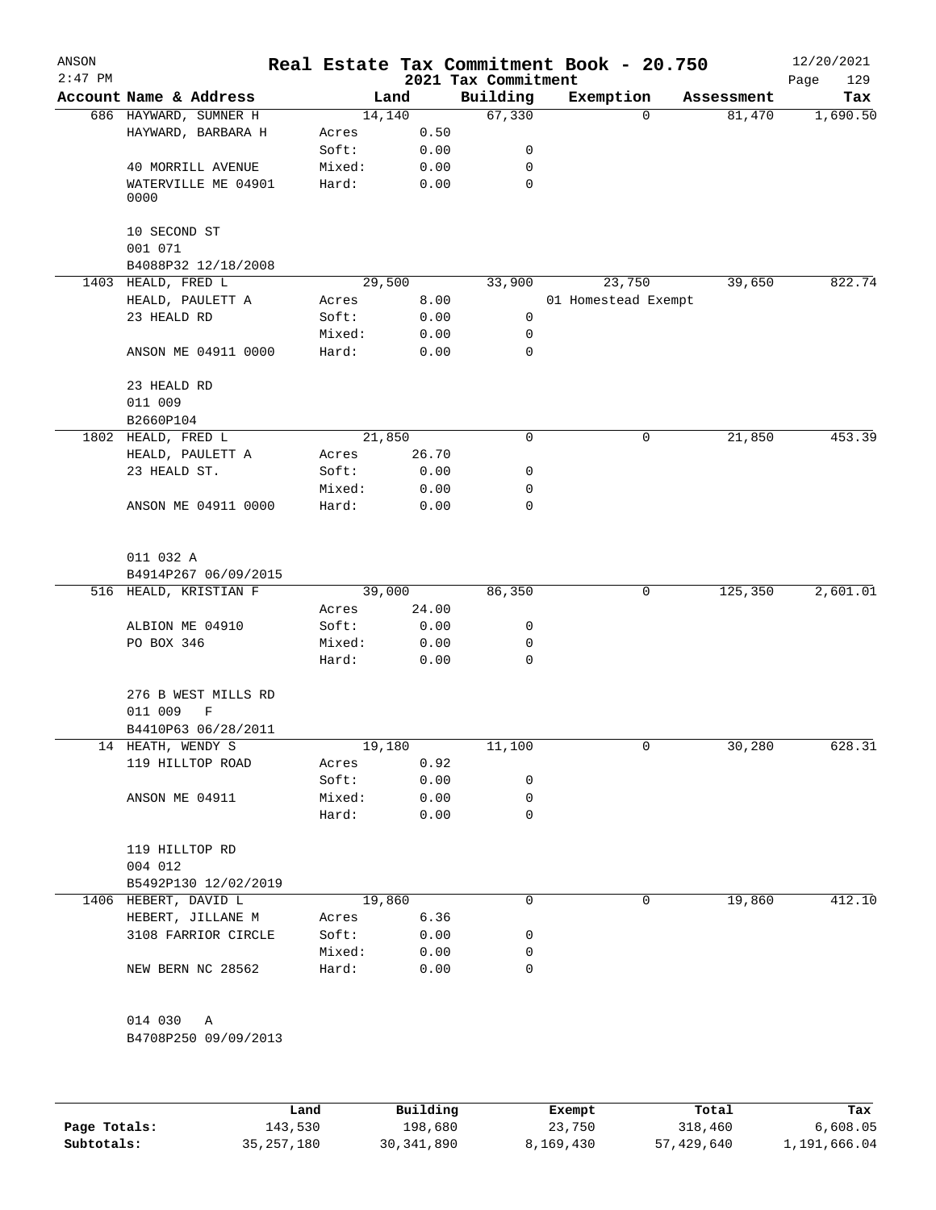# Real Estate Tax Commitment Book - 20.750

## 2021 Tax Commitment

ANSON 12/20/2021
2:47 PM

| Account Name & Address | Land | | Building | Exemption | Assessment | Tax |
|---|---|---|---|---|---|---|
| 686 HAYWARD, SUMNER H | 14,140 | | 67,330 | 0 | 81,470 | 1,690.50 |
| HAYWARD, BARBARA H | Acres | 0.50 | | | | |
| | Soft: | 0.00 | 0 | | | |
| 40 MORRILL AVENUE | Mixed: | 0.00 | 0 | | | |
| WATERVILLE ME 04901 0000 | Hard: | 0.00 | 0 | | | |
| 10 SECOND ST | | | | | | |
| 001 071 | | | | | | |
| B4088P32 12/18/2008 | | | | | | |
| 1403 HEALD, FRED L | 29,500 | | 33,900 | 23,750 | 39,650 | 822.74 |
| HEALD, PAULETT A | Acres | 8.00 | | 01 Homestead Exempt | | |
| 23 HEALD RD | Soft: | 0.00 | 0 | | | |
| | Mixed: | 0.00 | 0 | | | |
| ANSON ME 04911 0000 | Hard: | 0.00 | 0 | | | |
| 23 HEALD RD | | | | | | |
| 011 009 | | | | | | |
| B2660P104 | | | | | | |
| 1802 HEALD, FRED L | 21,850 | | 0 | 0 | 21,850 | 453.39 |
| HEALD, PAULETT A | Acres | 26.70 | | | | |
| 23 HEALD ST. | Soft: | 0.00 | 0 | | | |
| | Mixed: | 0.00 | 0 | | | |
| ANSON ME 04911 0000 | Hard: | 0.00 | 0 | | | |
| 011 032 A | | | | | | |
| B4914P267 06/09/2015 | | | | | | |
| 516 HEALD, KRISTIAN F | 39,000 | | 86,350 | 0 | 125,350 | 2,601.01 |
| | Acres | 24.00 | | | | |
| ALBION ME 04910 | Soft: | 0.00 | 0 | | | |
| PO BOX 346 | Mixed: | 0.00 | 0 | | | |
| | Hard: | 0.00 | 0 | | | |
| 276 B WEST MILLS RD | | | | | | |
| 011 009 F | | | | | | |
| B4410P63 06/28/2011 | | | | | | |
| 14 HEATH, WENDY S | 19,180 | | 11,100 | 0 | 30,280 | 628.31 |
| 119 HILLTOP ROAD | Acres | 0.92 | | | | |
| | Soft: | 0.00 | 0 | | | |
| ANSON ME 04911 | Mixed: | 0.00 | 0 | | | |
| | Hard: | 0.00 | 0 | | | |
| 119 HILLTOP RD | | | | | | |
| 004 012 | | | | | | |
| B5492P130 12/02/2019 | | | | | | |
| 1406 HEBERT, DAVID L | 19,860 | | 0 | 0 | 19,860 | 412.10 |
| HEBERT, JILLANE M | Acres | 6.36 | | | | |
| 3108 FARRIOR CIRCLE | Soft: | 0.00 | 0 | | | |
| | Mixed: | 0.00 | 0 | | | |
| NEW BERN NC 28562 | Hard: | 0.00 | 0 | | | |
| 014 030 A | | | | | | |
| B4708P250 09/09/2013 | | | | | | |

| | Land | Building | Exempt | Total | Tax |
|---|---|---|---|---|---|
| Page Totals: | 143,530 | 198,680 | 23,750 | 318,460 | 6,608.05 |
| Subtotals: | 35,257,180 | 30,341,890 | 8,169,430 | 57,429,640 | 1,191,666.04 |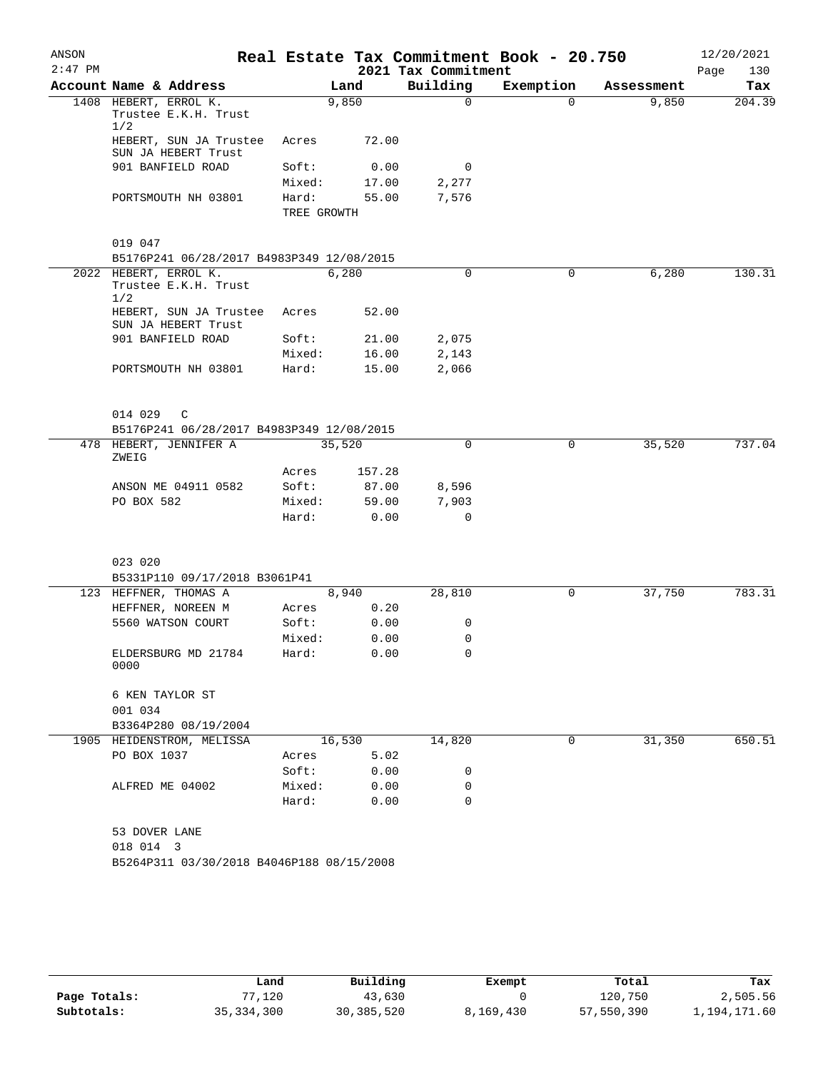ANSON
2:47 PM

# Real Estate Tax Commitment Book - 20.750

## 2021 Tax Commitment

12/20/2021

| Account Name & Address | | Land | Building | Exemption | Assessment | Tax |
|---|---|---|---|---|---|---|
| 1408 HEBERT, ERROL K. Trustee E.K.H. Trust 1/2 | | 9,850 | 0 | 0 | 9,850 | 204.39 |
| HEBERT, SUN JA Trustee SUN JA HEBERT Trust | Acres | 72.00 | | | | |
| 901 BANFIELD ROAD | Soft: | 0.00 | 0 | | | |
| | Mixed: | 17.00 | 2,277 | | | |
| PORTSMOUTH NH 03801 | Hard: | 55.00 | 7,576 | | | |
| | TREE GROWTH | | | | | |
| 019 047 | | | | | | |
| B5176P241 06/28/2017 B4983P349 12/08/2015 | | | | | | |
| 2022 HEBERT, ERROL K. Trustee E.K.H. Trust 1/2 | | 6,280 | 0 | 0 | 6,280 | 130.31 |
| HEBERT, SUN JA Trustee SUN JA HEBERT Trust | Acres | 52.00 | | | | |
| 901 BANFIELD ROAD | Soft: | 21.00 | 2,075 | | | |
| | Mixed: | 16.00 | 2,143 | | | |
| PORTSMOUTH NH 03801 | Hard: | 15.00 | 2,066 | | | |
| 014 029 C | | | | | | |
| B5176P241 06/28/2017 B4983P349 12/08/2015 | | | | | | |
| 478 HEBERT, JENNIFER A ZWEIG | | 35,520 | 0 | 0 | 35,520 | 737.04 |
| | Acres | 157.28 | | | | |
| ANSON ME 04911 0582 | Soft: | 87.00 | 8,596 | | | |
| PO BOX 582 | Mixed: | 59.00 | 7,903 | | | |
| | Hard: | 0.00 | 0 | | | |
| 023 020 | | | | | | |
| B5331P110 09/17/2018 B3061P41 | | | | | | |
| 123 HEFFNER, THOMAS A | | 8,940 | 28,810 | 0 | 37,750 | 783.31 |
| HEFFNER, NOREEN M | Acres | 0.20 | | | | |
| 5560 WATSON COURT | Soft: | 0.00 | 0 | | | |
| | Mixed: | 0.00 | 0 | | | |
| ELDERSBURG MD 21784 0000 | Hard: | 0.00 | 0 | | | |
| 6 KEN TAYLOR ST | | | | | | |
| 001 034 | | | | | | |
| B3364P280 08/19/2004 | | | | | | |
| 1905 HEIDENSTROM, MELISSA | | 16,530 | 14,820 | 0 | 31,350 | 650.51 |
| PO BOX 1037 | Acres | 5.02 | | | | |
| | Soft: | 0.00 | 0 | | | |
| ALFRED ME 04002 | Mixed: | 0.00 | 0 | | | |
| | Hard: | 0.00 | 0 | | | |
| 53 DOVER LANE | | | | | | |
| 018 014 3 | | | | | | |
| B5264P311 03/30/2018 B4046P188 08/15/2008 | | | | | | |

| | Land | Building | Exempt | Total | Tax |
|---|---|---|---|---|---|
| **Page Totals:** | 77,120 | 43,630 | 0 | 120,750 | 2,505.56 |
| **Subtotals:** | 35,334,300 | 30,385,520 | 8,169,430 | 57,550,390 | 1,194,171.60 |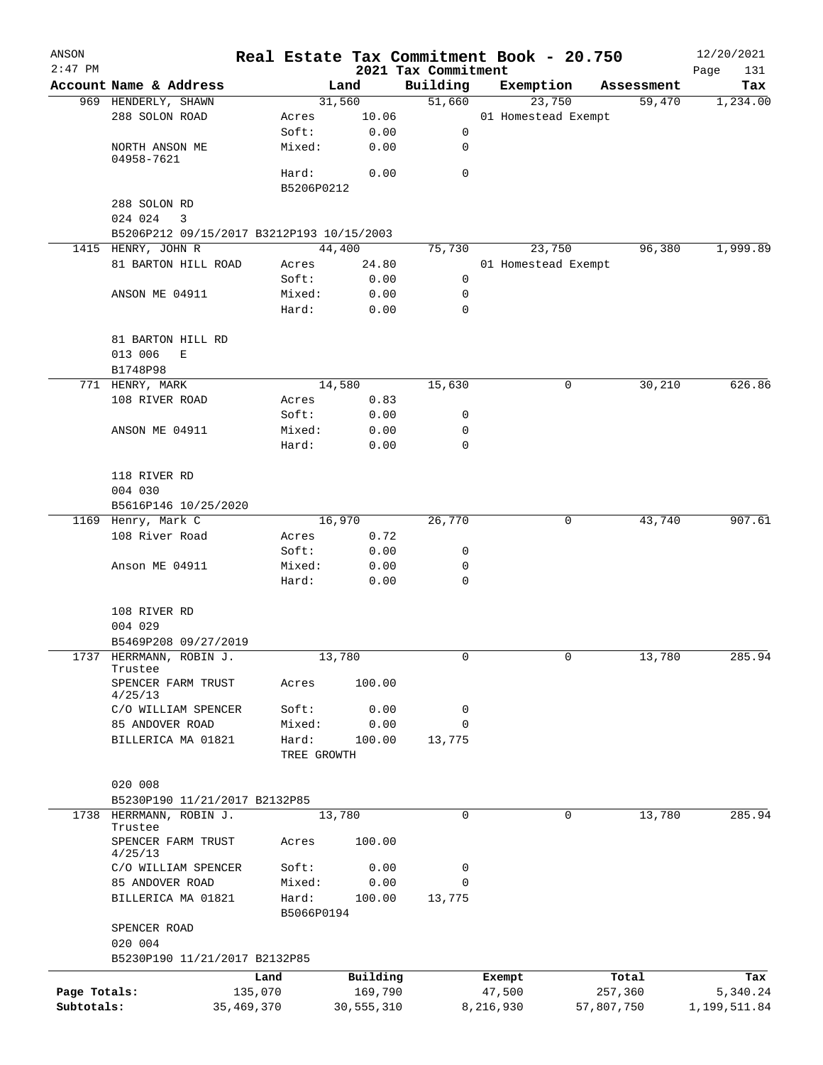# Real Estate Tax Commitment Book - 20.750

ANSON 2:47 PM — 2021 Tax Commitment — 12/20/2021

| Account Name & Address | Land | | Building | Exemption | Assessment | Tax |
|---|---|---|---|---|---|---|
| 969 HENDERLY, SHAWN | 31,560 | | 51,660 | 23,750 | 59,470 | 1,234.00 |
| 288 SOLON ROAD | Acres | 10.06 | | 01 Homestead Exempt | | |
| | Soft: | 0.00 | 0 | | | |
| NORTH ANSON ME 04958-7621 | Mixed: | 0.00 | 0 | | | |
| | Hard: | 0.00 | 0 | | | |
| | B5206P0212 | | | | | |
| 288 SOLON RD | | | | | | |
| 024 024 3 | | | | | | |
| B5206P212 09/15/2017 B3212P193 10/15/2003 | | | | | | |
| 1415 HENRY, JOHN R | 44,400 | | 75,730 | 23,750 | 96,380 | 1,999.89 |
| 81 BARTON HILL ROAD | Acres | 24.80 | | 01 Homestead Exempt | | |
| | Soft: | 0.00 | 0 | | | |
| ANSON ME 04911 | Mixed: | 0.00 | 0 | | | |
| | Hard: | 0.00 | 0 | | | |
| 81 BARTON HILL RD | | | | | | |
| 013 006 E | | | | | | |
| B1748P98 | | | | | | |
| 771 HENRY, MARK | 14,580 | | 15,630 | 0 | 30,210 | 626.86 |
| 108 RIVER ROAD | Acres | 0.83 | | | | |
| | Soft: | 0.00 | 0 | | | |
| ANSON ME 04911 | Mixed: | 0.00 | 0 | | | |
| | Hard: | 0.00 | 0 | | | |
| 118 RIVER RD | | | | | | |
| 004 030 | | | | | | |
| B5616P146 10/25/2020 | | | | | | |
| 1169 Henry, Mark C | 16,970 | | 26,770 | 0 | 43,740 | 907.61 |
| 108 River Road | Acres | 0.72 | | | | |
| | Soft: | 0.00 | 0 | | | |
| Anson ME 04911 | Mixed: | 0.00 | 0 | | | |
| | Hard: | 0.00 | 0 | | | |
| 108 RIVER RD | | | | | | |
| 004 029 | | | | | | |
| B5469P208 09/27/2019 | | | | | | |
| 1737 HERRMANN, ROBIN J. Trustee | 13,780 | | 0 | 0 | 13,780 | 285.94 |
| SPENCER FARM TRUST 4/25/13 | Acres | 100.00 | | | | |
| C/O WILLIAM SPENCER | Soft: | 0.00 | 0 | | | |
| 85 ANDOVER ROAD | Mixed: | 0.00 | 0 | | | |
| BILLERICA MA 01821 | Hard: | 100.00 | 13,775 | | | |
| | TREE GROWTH | | | | | |
| 020 008 | | | | | | |
| B5230P190 11/21/2017 B2132P85 | | | | | | |
| 1738 HERRMANN, ROBIN J. Trustee | 13,780 | | 0 | 0 | 13,780 | 285.94 |
| SPENCER FARM TRUST 4/25/13 | Acres | 100.00 | | | | |
| C/O WILLIAM SPENCER | Soft: | 0.00 | 0 | | | |
| 85 ANDOVER ROAD | Mixed: | 0.00 | 0 | | | |
| BILLERICA MA 01821 | Hard: | 100.00 | 13,775 | | | |
| | B5066P0194 | | | | | |
| SPENCER ROAD | | | | | | |
| 020 004 | | | | | | |
| B5230P190 11/21/2017 B2132P85 | | | | | | |

| | Land | Building | Exempt | Total | Tax |
|---|---|---|---|---|---|
| Page Totals: | 135,070 | 169,790 | 47,500 | 257,360 | 5,340.24 |
| Subtotals: | 35,469,370 | 30,555,310 | 8,216,930 | 57,807,750 | 1,199,511.84 |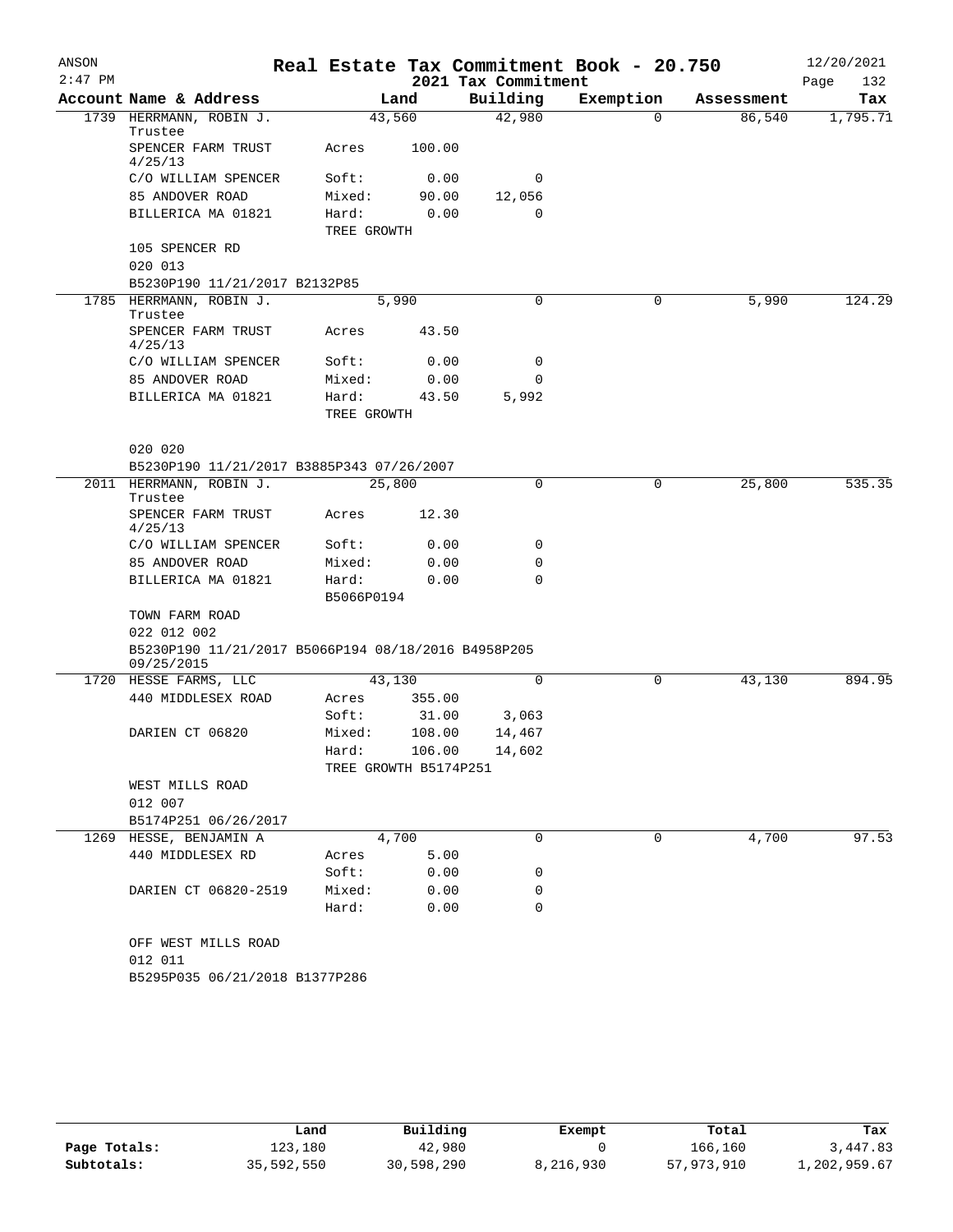# Real Estate Tax Commitment Book - 20.750

ANSON 2:47 PM — 2021 Tax Commitment — 12/20/2021

| Account Name & Address | Land | | Building | Exemption | Assessment | Tax |
|---|---|---|---|---|---|---|
| 1739 HERRMANN, ROBIN J. Trustee | 43,560 | | 42,980 | 0 | 86,540 | 1,795.71 |
| SPENCER FARM TRUST 4/25/13 | Acres | 100.00 | | | | |
| C/O WILLIAM SPENCER | Soft: | 0.00 | 0 | | | |
| 85 ANDOVER ROAD | Mixed: | 90.00 | 12,056 | | | |
| BILLERICA MA 01821 | Hard: | 0.00 | 0 | | | |
| | TREE GROWTH | | | | | |
| 105 SPENCER RD | | | | | | |
| 020 013 | | | | | | |
| B5230P190 11/21/2017 B2132P85 | | | | | | |
| 1785 HERRMANN, ROBIN J. Trustee | 5,990 | | 0 | 0 | 5,990 | 124.29 |
| SPENCER FARM TRUST 4/25/13 | Acres | 43.50 | | | | |
| C/O WILLIAM SPENCER | Soft: | 0.00 | 0 | | | |
| 85 ANDOVER ROAD | Mixed: | 0.00 | 0 | | | |
| BILLERICA MA 01821 | Hard: | 43.50 | 5,992 | | | |
| | TREE GROWTH | | | | | |
| 020 020 | | | | | | |
| B5230P190 11/21/2017 B3885P343 07/26/2007 | | | | | | |
| 2011 HERRMANN, ROBIN J. Trustee | 25,800 | | 0 | 0 | 25,800 | 535.35 |
| SPENCER FARM TRUST 4/25/13 | Acres | 12.30 | | | | |
| C/O WILLIAM SPENCER | Soft: | 0.00 | 0 | | | |
| 85 ANDOVER ROAD | Mixed: | 0.00 | 0 | | | |
| BILLERICA MA 01821 | Hard: | 0.00 | 0 | | | |
| | B5066P0194 | | | | | |
| TOWN FARM ROAD | | | | | | |
| 022 012 002 | | | | | | |
| B5230P190 11/21/2017 B5066P194 08/18/2016 B4958P205 09/25/2015 | | | | | | |
| 1720 HESSE FARMS, LLC | 43,130 | | 0 | 0 | 43,130 | 894.95 |
| 440 MIDDLESEX ROAD | Acres | 355.00 | | | | |
| | Soft: | 31.00 | 3,063 | | | |
| DARIEN CT 06820 | Mixed: | 108.00 | 14,467 | | | |
| | Hard: | 106.00 | 14,602 | | | |
| | TREE GROWTH B5174P251 | | | | | |
| WEST MILLS ROAD | | | | | | |
| 012 007 | | | | | | |
| B5174P251 06/26/2017 | | | | | | |
| 1269 HESSE, BENJAMIN A | 4,700 | | 0 | 0 | 4,700 | 97.53 |
| 440 MIDDLESEX RD | Acres | 5.00 | | | | |
| | Soft: | 0.00 | 0 | | | |
| DARIEN CT 06820-2519 | Mixed: | 0.00 | 0 | | | |
| | Hard: | 0.00 | 0 | | | |
| OFF WEST MILLS ROAD | | | | | | |
| 012 011 | | | | | | |
| B5295P035 06/21/2018 B1377P286 | | | | | | |

| | Land | Building | Exempt | Total | Tax |
|---|---|---|---|---|---|
| Page Totals: | 123,180 | 42,980 | 0 | 166,160 | 3,447.83 |
| Subtotals: | 35,592,550 | 30,598,290 | 8,216,930 | 57,973,910 | 1,202,959.67 |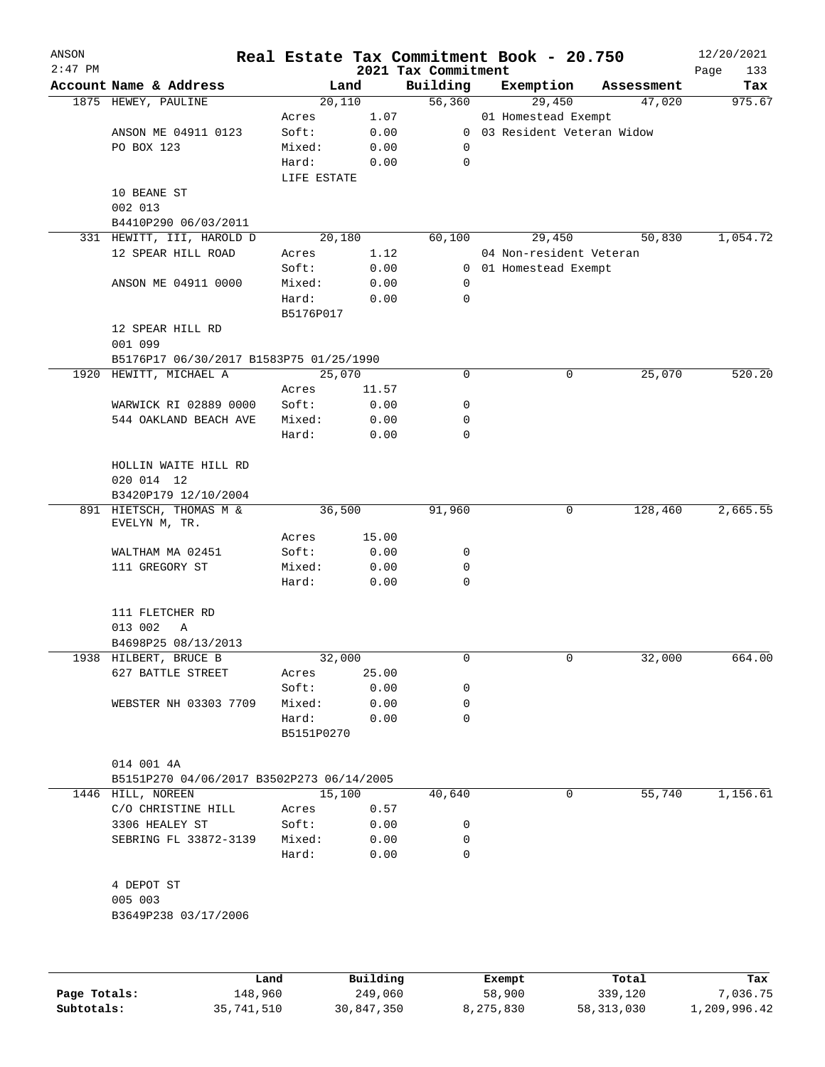# Real Estate Tax Commitment Book - 20.750

ANSON
2:47 PM

2021 Tax Commitment

12/20/2021

| Account Name & Address | Land | | Building | Exemption | Assessment | Tax |
|---|---|---|---|---|---|---|
| 1875 HEWEY, PAULINE | 20,110 | | 56,360 | 29,450 | 47,020 | 975.67 |
| | Acres | 1.07 | | 01 Homestead Exempt | | |
| ANSON ME 04911 0123 | Soft: | 0.00 | 0 | 03 Resident Veteran Widow | | |
| PO BOX 123 | Mixed: | 0.00 | 0 | | | |
| | Hard: | 0.00 | 0 | | | |
| | LIFE ESTATE | | | | | |
| 10 BEANE ST | | | | | | |
| 002 013 | | | | | | |
| B4410P290 06/03/2011 | | | | | | |
| 331 HEWITT, III, HAROLD D | 20,180 | | 60,100 | 29,450 | 50,830 | 1,054.72 |
| 12 SPEAR HILL ROAD | Acres | 1.12 | | 04 Non-resident Veteran | | |
| | Soft: | 0.00 | 0 | 01 Homestead Exempt | | |
| ANSON ME 04911 0000 | Mixed: | 0.00 | 0 | | | |
| | Hard: | 0.00 | 0 | | | |
| | B5176P017 | | | | | |
| 12 SPEAR HILL RD | | | | | | |
| 001 099 | | | | | | |
| B5176P17 06/30/2017 B1583P75 01/25/1990 | | | | | | |
| 1920 HEWITT, MICHAEL A | 25,070 | | 0 | 0 | 25,070 | 520.20 |
| | Acres | 11.57 | | | | |
| WARWICK RI 02889 0000 | Soft: | 0.00 | 0 | | | |
| 544 OAKLAND BEACH AVE | Mixed: | 0.00 | 0 | | | |
| | Hard: | 0.00 | 0 | | | |
| HOLLIN WAITE HILL RD | | | | | | |
| 020 014 12 | | | | | | |
| B3420P179 12/10/2004 | | | | | | |
| 891 HIETSCH, THOMAS M & EVELYN M, TR. | 36,500 | | 91,960 | 0 | 128,460 | 2,665.55 |
| | Acres | 15.00 | | | | |
| WALTHAM MA 02451 | Soft: | 0.00 | 0 | | | |
| 111 GREGORY ST | Mixed: | 0.00 | 0 | | | |
| | Hard: | 0.00 | 0 | | | |
| 111 FLETCHER RD | | | | | | |
| 013 002 A | | | | | | |
| B4698P25 08/13/2013 | | | | | | |
| 1938 HILBERT, BRUCE B | 32,000 | | 0 | 0 | 32,000 | 664.00 |
| 627 BATTLE STREET | Acres | 25.00 | | | | |
| | Soft: | 0.00 | 0 | | | |
| WEBSTER NH 03303 7709 | Mixed: | 0.00 | 0 | | | |
| | Hard: | 0.00 | 0 | | | |
| | B5151P0270 | | | | | |
| 014 001 4A | | | | | | |
| B5151P270 04/06/2017 B3502P273 06/14/2005 | | | | | | |
| 1446 HILL, NOREEN | 15,100 | | 40,640 | 0 | 55,740 | 1,156.61 |
| C/O CHRISTINE HILL | Acres | 0.57 | | | | |
| 3306 HEALEY ST | Soft: | 0.00 | 0 | | | |
| SEBRING FL 33872-3139 | Mixed: | 0.00 | 0 | | | |
| | Hard: | 0.00 | 0 | | | |
| 4 DEPOT ST | | | | | | |
| 005 003 | | | | | | |
| B3649P238 03/17/2006 | | | | | | |

| | Land | Building | Exempt | Total | Tax |
|---|---|---|---|---|---|
| Page Totals: | 148,960 | 249,060 | 58,900 | 339,120 | 7,036.75 |
| Subtotals: | 35,741,510 | 30,847,350 | 8,275,830 | 58,313,030 | 1,209,996.42 |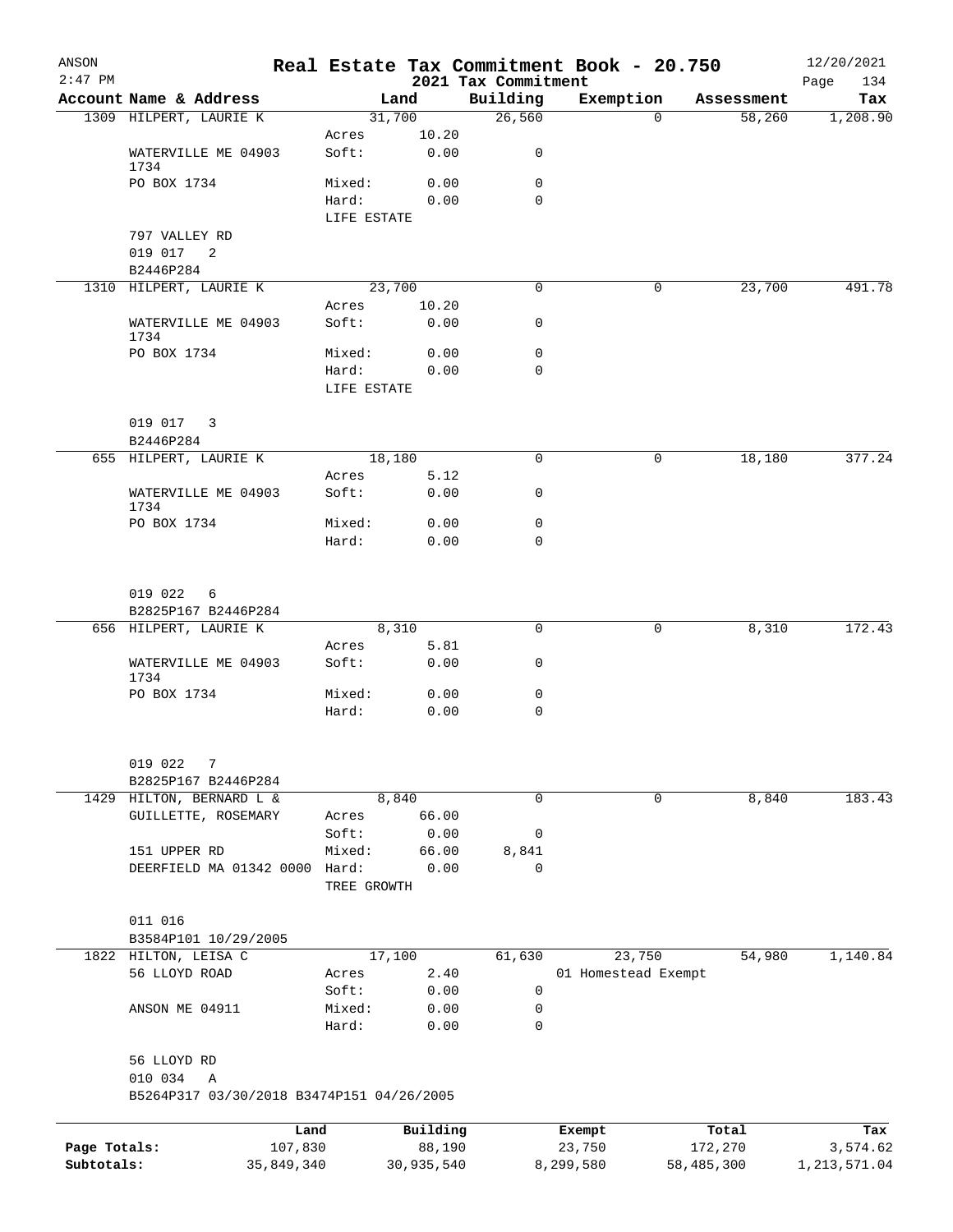# Real Estate Tax Commitment Book - 20.750

ANSON 2:47 PM — 2021 Tax Commitment — 12/20/2021

| Account Name & Address | Land | | Building | Exemption | Assessment | Tax |
|---|---|---|---|---|---|---|
| 1309 HILPERT, LAURIE K | 31,700 | | 26,560 | 0 | 58,260 | 1,208.90 |
| | Acres | 10.20 | | | | |
| WATERVILLE ME 04903 1734 | Soft: | 0.00 | 0 | | | |
| PO BOX 1734 | Mixed: | 0.00 | 0 | | | |
| | Hard: | 0.00 | 0 | | | |
| | LIFE ESTATE | | | | | |
| 797 VALLEY RD | | | | | | |
| 019 017 2 | | | | | | |
| B2446P284 | | | | | | |
| 1310 HILPERT, LAURIE K | 23,700 | | 0 | 0 | 23,700 | 491.78 |
| | Acres | 10.20 | | | | |
| WATERVILLE ME 04903 1734 | Soft: | 0.00 | 0 | | | |
| PO BOX 1734 | Mixed: | 0.00 | 0 | | | |
| | Hard: | 0.00 | 0 | | | |
| | LIFE ESTATE | | | | | |
| 019 017 3 | | | | | | |
| B2446P284 | | | | | | |
| 655 HILPERT, LAURIE K | 18,180 | | 0 | 0 | 18,180 | 377.24 |
| | Acres | 5.12 | | | | |
| WATERVILLE ME 04903 1734 | Soft: | 0.00 | 0 | | | |
| PO BOX 1734 | Mixed: | 0.00 | 0 | | | |
| | Hard: | 0.00 | 0 | | | |
| 019 022 6 | | | | | | |
| B2825P167 B2446P284 | | | | | | |
| 656 HILPERT, LAURIE K | 8,310 | | 0 | 0 | 8,310 | 172.43 |
| | Acres | 5.81 | | | | |
| WATERVILLE ME 04903 1734 | Soft: | 0.00 | 0 | | | |
| PO BOX 1734 | Mixed: | 0.00 | 0 | | | |
| | Hard: | 0.00 | 0 | | | |
| 019 022 7 | | | | | | |
| B2825P167 B2446P284 | | | | | | |
| 1429 HILTON, BERNARD L & | 8,840 | | 0 | 0 | 8,840 | 183.43 |
| GUILLETTE, ROSEMARY | Acres | 66.00 | | | | |
| | Soft: | 0.00 | 0 | | | |
| 151 UPPER RD | Mixed: | 66.00 | 8,841 | | | |
| DEERFIELD MA 01342 0000 | Hard: | 0.00 | 0 | | | |
| | TREE GROWTH | | | | | |
| 011 016 | | | | | | |
| B3584P101 10/29/2005 | | | | | | |
| 1822 HILTON, LEISA C | 17,100 | | 61,630 | 23,750 | 54,980 | 1,140.84 |
| 56 LLOYD ROAD | Acres | 2.40 | | 01 Homestead Exempt | | |
| | Soft: | 0.00 | 0 | | | |
| ANSON ME 04911 | Mixed: | 0.00 | 0 | | | |
| | Hard: | 0.00 | 0 | | | |
| 56 LLOYD RD | | | | | | |
| 010 034 A | | | | | | |
| B5264P317 03/30/2018 B3474P151 04/26/2005 | | | | | | |

| | Land | Building | Exempt | Total | Tax |
|---|---|---|---|---|---|
| Page Totals: | 107,830 | 88,190 | 23,750 | 172,270 | 3,574.62 |
| Subtotals: | 35,849,340 | 30,935,540 | 8,299,580 | 58,485,300 | 1,213,571.04 |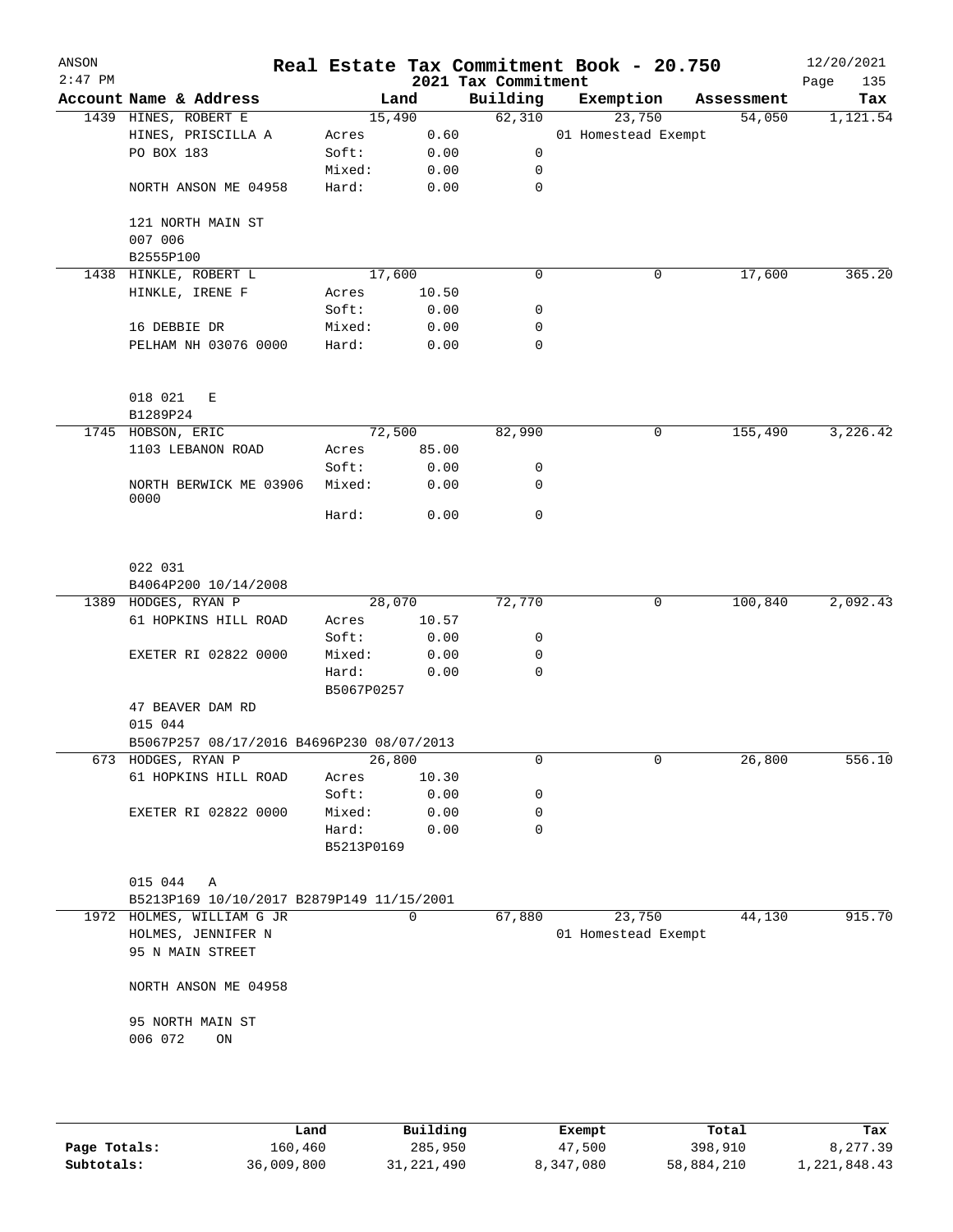# Real Estate Tax Commitment Book - 20.750

ANSON 2:47 PM — 2021 Tax Commitment — 12/20/2021

| Account Name & Address | Land | | Building | Exemption | Assessment | Tax |
|---|---|---|---|---|---|---|
| 1439 HINES, ROBERT E | 15,490 | | 62,310 | 23,750 | 54,050 | 1,121.54 |
| HINES, PRISCILLA A | Acres | 0.60 | | 01 Homestead Exempt | | |
| PO BOX 183 | Soft: | 0.00 | 0 | | | |
| | Mixed: | 0.00 | 0 | | | |
| NORTH ANSON ME 04958 | Hard: | 0.00 | 0 | | | |
| 121 NORTH MAIN ST | | | | | | |
| 007 006 | | | | | | |
| B2555P100 | | | | | | |
| 1438 HINKLE, ROBERT L | 17,600 | | 0 | 0 | 17,600 | 365.20 |
| HINKLE, IRENE F | Acres | 10.50 | | | | |
| | Soft: | 0.00 | 0 | | | |
| 16 DEBBIE DR | Mixed: | 0.00 | 0 | | | |
| PELHAM NH 03076 0000 | Hard: | 0.00 | 0 | | | |
| 018 021 E | | | | | | |
| B1289P24 | | | | | | |
| 1745 HOBSON, ERIC | 72,500 | | 82,990 | 0 | 155,490 | 3,226.42 |
| 1103 LEBANON ROAD | Acres | 85.00 | | | | |
| | Soft: | 0.00 | 0 | | | |
| NORTH BERWICK ME 03906 0000 | Mixed: | 0.00 | 0 | | | |
| | Hard: | 0.00 | 0 | | | |
| 022 031 | | | | | | |
| B4064P200 10/14/2008 | | | | | | |
| 1389 HODGES, RYAN P | 28,070 | | 72,770 | 0 | 100,840 | 2,092.43 |
| 61 HOPKINS HILL ROAD | Acres | 10.57 | | | | |
| | Soft: | 0.00 | 0 | | | |
| EXETER RI 02822 0000 | Mixed: | 0.00 | 0 | | | |
| | Hard: | 0.00 | 0 | | | |
| | B5067P0257 | | | | | |
| 47 BEAVER DAM RD | | | | | | |
| 015 044 | | | | | | |
| B5067P257 08/17/2016 B4696P230 08/07/2013 | | | | | | |
| 673 HODGES, RYAN P | 26,800 | | 0 | 0 | 26,800 | 556.10 |
| 61 HOPKINS HILL ROAD | Acres | 10.30 | | | | |
| | Soft: | 0.00 | 0 | | | |
| EXETER RI 02822 0000 | Mixed: | 0.00 | 0 | | | |
| | Hard: | 0.00 | 0 | | | |
| | B5213P0169 | | | | | |
| 015 044 A | | | | | | |
| B5213P169 10/10/2017 B2879P149 11/15/2001 | | | | | | |
| 1972 HOLMES, WILLIAM G JR | 0 | | 67,880 | 23,750 | 44,130 | 915.70 |
| HOLMES, JENNIFER N | | | | 01 Homestead Exempt | | |
| 95 N MAIN STREET | | | | | | |
| NORTH ANSON ME 04958 | | | | | | |
| 95 NORTH MAIN ST | | | | | | |
| 006 072 ON | | | | | | |

| | Land | Building | Exempt | Total | Tax |
|---|---|---|---|---|---|
| Page Totals: | 160,460 | 285,950 | 47,500 | 398,910 | 8,277.39 |
| Subtotals: | 36,009,800 | 31,221,490 | 8,347,080 | 58,884,210 | 1,221,848.43 |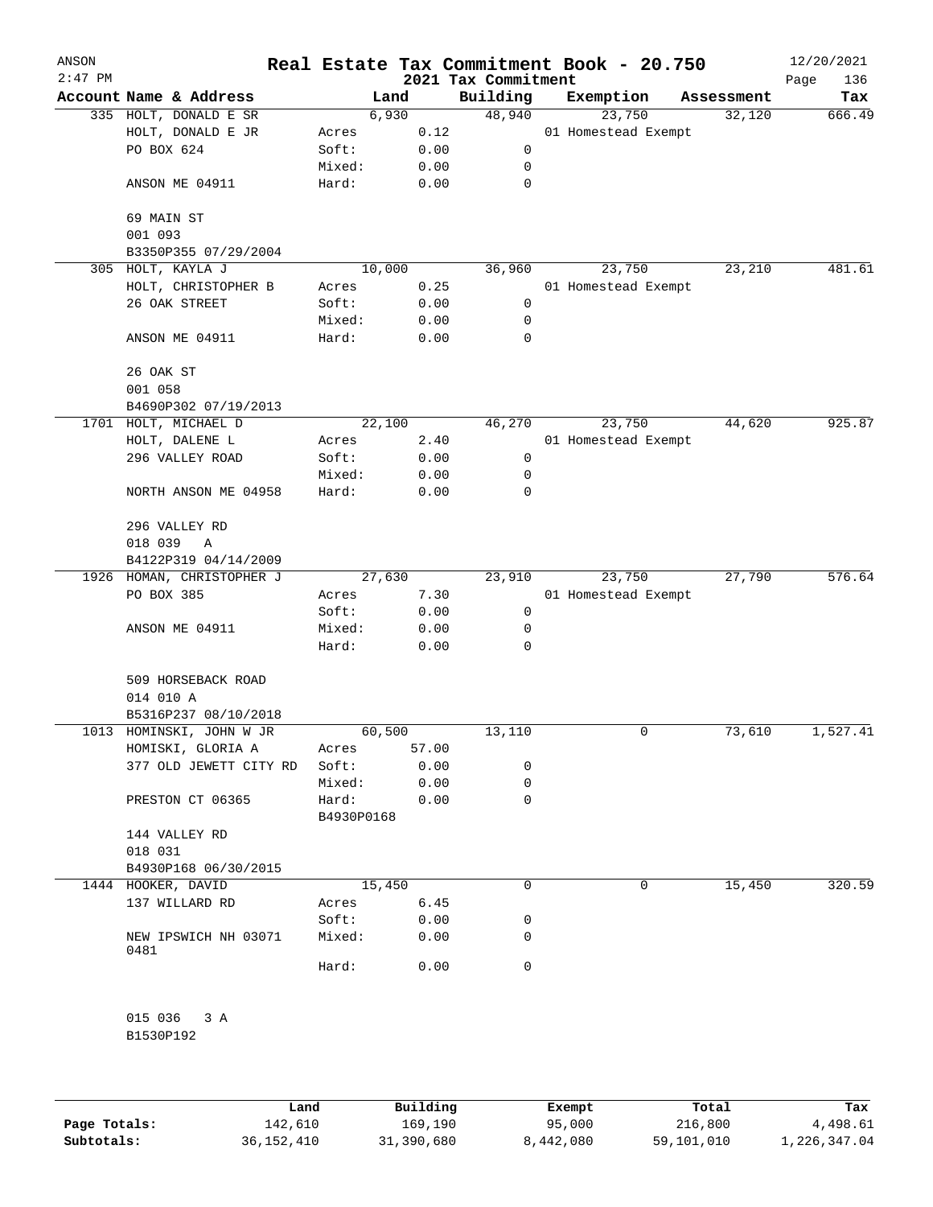ANSON
2:47 PM

# Real Estate Tax Commitment Book - 20.750

## 2021 Tax Commitment

12/20/2021

| Account Name & Address | | Land | Building | Exemption | Assessment | Tax |
|---|---|---|---|---|---|---|
| 335 HOLT, DONALD E SR | | 6,930 | 48,940 | 23,750 | 32,120 | 666.49 |
| HOLT, DONALD E JR | Acres | 0.12 | | 01 Homestead Exempt | | |
| PO BOX 624 | Soft: | 0.00 | 0 | | | |
| | Mixed: | 0.00 | 0 | | | |
| ANSON ME 04911 | Hard: | 0.00 | 0 | | | |
| 69 MAIN ST | | | | | | |
| 001 093 | | | | | | |
| B3350P355 07/29/2004 | | | | | | |
| 305 HOLT, KAYLA J | | 10,000 | 36,960 | 23,750 | 23,210 | 481.61 |
| HOLT, CHRISTOPHER B | Acres | 0.25 | | 01 Homestead Exempt | | |
| 26 OAK STREET | Soft: | 0.00 | 0 | | | |
| | Mixed: | 0.00 | 0 | | | |
| ANSON ME 04911 | Hard: | 0.00 | 0 | | | |
| 26 OAK ST | | | | | | |
| 001 058 | | | | | | |
| B4690P302 07/19/2013 | | | | | | |
| 1701 HOLT, MICHAEL D | | 22,100 | 46,270 | 23,750 | 44,620 | 925.87 |
| HOLT, DALENE L | Acres | 2.40 | | 01 Homestead Exempt | | |
| 296 VALLEY ROAD | Soft: | 0.00 | 0 | | | |
| | Mixed: | 0.00 | 0 | | | |
| NORTH ANSON ME 04958 | Hard: | 0.00 | 0 | | | |
| 296 VALLEY RD | | | | | | |
| 018 039 A | | | | | | |
| B4122P319 04/14/2009 | | | | | | |
| 1926 HOMAN, CHRISTOPHER J | | 27,630 | 23,910 | 23,750 | 27,790 | 576.64 |
| PO BOX 385 | Acres | 7.30 | | 01 Homestead Exempt | | |
| | Soft: | 0.00 | 0 | | | |
| ANSON ME 04911 | Mixed: | 0.00 | 0 | | | |
| | Hard: | 0.00 | 0 | | | |
| 509 HORSEBACK ROAD | | | | | | |
| 014 010 A | | | | | | |
| B5316P237 08/10/2018 | | | | | | |
| 1013 HOMINSKI, JOHN W JR | | 60,500 | 13,110 | 0 | 73,610 | 1,527.41 |
| HOMISKI, GLORIA A | Acres | 57.00 | | | | |
| 377 OLD JEWETT CITY RD | Soft: | 0.00 | 0 | | | |
| | Mixed: | 0.00 | 0 | | | |
| PRESTON CT 06365 | Hard: | 0.00 | 0 | | | |
| | B4930P0168 | | | | | |
| 144 VALLEY RD | | | | | | |
| 018 031 | | | | | | |
| B4930P168 06/30/2015 | | | | | | |
| 1444 HOOKER, DAVID | | 15,450 | 0 | 0 | 15,450 | 320.59 |
| 137 WILLARD RD | Acres | 6.45 | | | | |
| | Soft: | 0.00 | 0 | | | |
| NEW IPSWICH NH 03071 0481 | Mixed: | 0.00 | 0 | | | |
| | Hard: | 0.00 | 0 | | | |
| 015 036 3 A | | | | | | |
| B1530P192 | | | | | | |

| | Land | Building | Exempt | Total | Tax |
|---|---|---|---|---|---|
| **Page Totals:** | 142,610 | 169,190 | 95,000 | 216,800 | 4,498.61 |
| **Subtotals:** | 36,152,410 | 31,390,680 | 8,442,080 | 59,101,010 | 1,226,347.04 |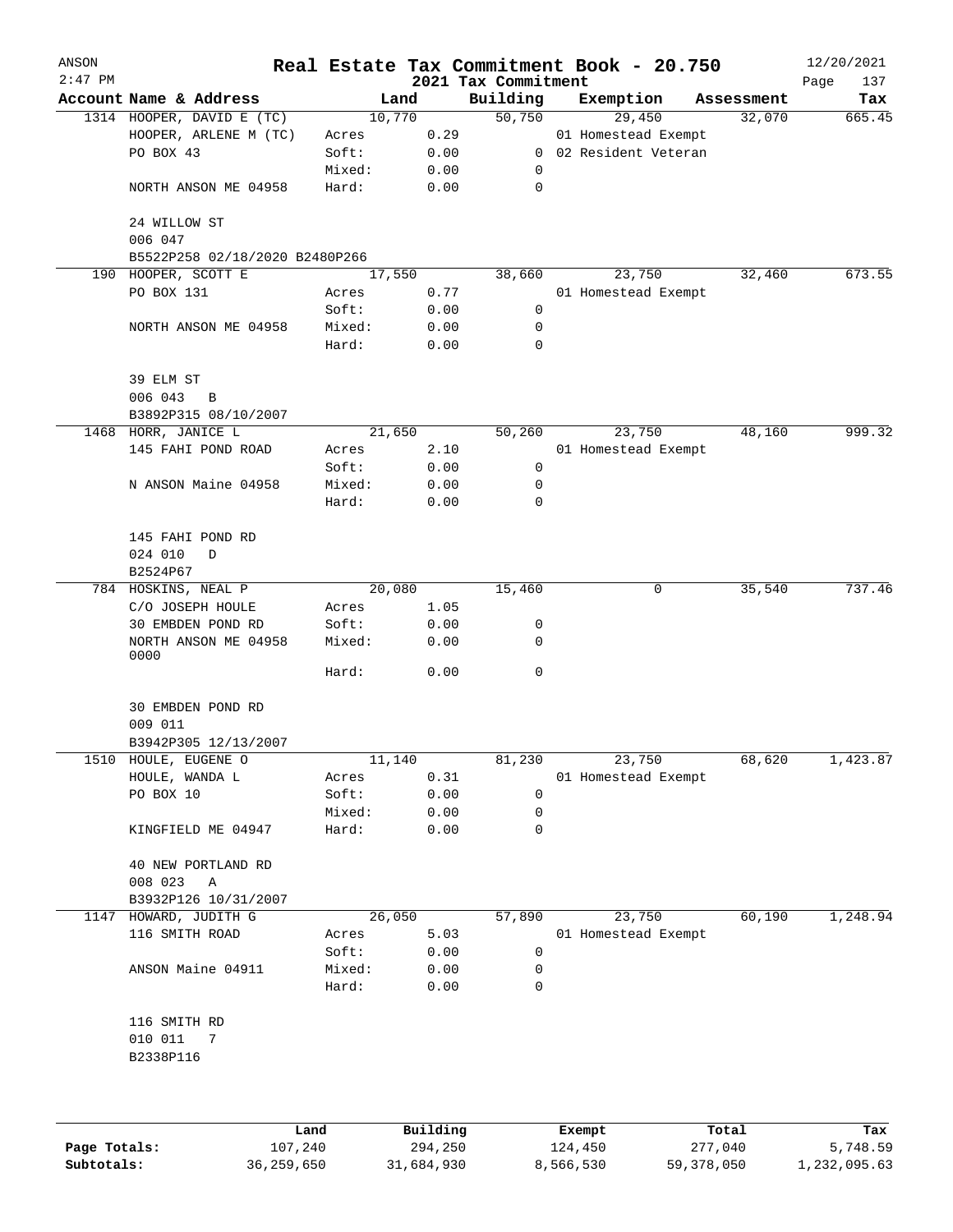ANSON 2:47 PM

# Real Estate Tax Commitment Book - 20.750

## 2021 Tax Commitment

12/20/2021

| Account Name & Address | Land | | Building | Exemption | Assessment | Tax |
|---|---|---|---|---|---|---|
| 1314 HOOPER, DAVID E (TC) | 10,770 | | 50,750 | 29,450 | 32,070 | 665.45 |
| HOOPER, ARLENE M (TC) | Acres | 0.29 | | 01 Homestead Exempt | | |
| PO BOX 43 | Soft: | 0.00 | 0 | 02 Resident Veteran | | |
| | Mixed: | 0.00 | 0 | | | |
| NORTH ANSON ME 04958 | Hard: | 0.00 | 0 | | | |
| 24 WILLOW ST | | | | | | |
| 006 047 | | | | | | |
| B5522P258 02/18/2020 B2480P266 | | | | | | |
| 190 HOOPER, SCOTT E | 17,550 | | 38,660 | 23,750 | 32,460 | 673.55 |
| PO BOX 131 | Acres | 0.77 | | 01 Homestead Exempt | | |
| | Soft: | 0.00 | 0 | | | |
| NORTH ANSON ME 04958 | Mixed: | 0.00 | 0 | | | |
| | Hard: | 0.00 | 0 | | | |
| 39 ELM ST | | | | | | |
| 006 043 B | | | | | | |
| B3892P315 08/10/2007 | | | | | | |
| 1468 HORR, JANICE L | 21,650 | | 50,260 | 23,750 | 48,160 | 999.32 |
| 145 FAHI POND ROAD | Acres | 2.10 | | 01 Homestead Exempt | | |
| | Soft: | 0.00 | 0 | | | |
| N ANSON Maine 04958 | Mixed: | 0.00 | 0 | | | |
| | Hard: | 0.00 | 0 | | | |
| 145 FAHI POND RD | | | | | | |
| 024 010 D | | | | | | |
| B2524P67 | | | | | | |
| 784 HOSKINS, NEAL P | 20,080 | | 15,460 | 0 | 35,540 | 737.46 |
| C/O JOSEPH HOULE | Acres | 1.05 | | | | |
| 30 EMBDEN POND RD | Soft: | 0.00 | 0 | | | |
| NORTH ANSON ME 04958 0000 | Mixed: | 0.00 | 0 | | | |
| | Hard: | 0.00 | 0 | | | |
| 30 EMBDEN POND RD | | | | | | |
| 009 011 | | | | | | |
| B3942P305 12/13/2007 | | | | | | |
| 1510 HOULE, EUGENE O | 11,140 | | 81,230 | 23,750 | 68,620 | 1,423.87 |
| HOULE, WANDA L | Acres | 0.31 | | 01 Homestead Exempt | | |
| PO BOX 10 | Soft: | 0.00 | 0 | | | |
| | Mixed: | 0.00 | 0 | | | |
| KINGFIELD ME 04947 | Hard: | 0.00 | 0 | | | |
| 40 NEW PORTLAND RD | | | | | | |
| 008 023 A | | | | | | |
| B3932P126 10/31/2007 | | | | | | |
| 1147 HOWARD, JUDITH G | 26,050 | | 57,890 | 23,750 | 60,190 | 1,248.94 |
| 116 SMITH ROAD | Acres | 5.03 | | 01 Homestead Exempt | | |
| | Soft: | 0.00 | 0 | | | |
| ANSON Maine 04911 | Mixed: | 0.00 | 0 | | | |
| | Hard: | 0.00 | 0 | | | |
| 116 SMITH RD | | | | | | |
| 010 011 7 | | | | | | |
| B2338P116 | | | | | | |

| | Land | Building | Exempt | Total | Tax |
|---|---|---|---|---|---|
| Page Totals: | 107,240 | 294,250 | 124,450 | 277,040 | 5,748.59 |
| Subtotals: | 36,259,650 | 31,684,930 | 8,566,530 | 59,378,050 | 1,232,095.63 |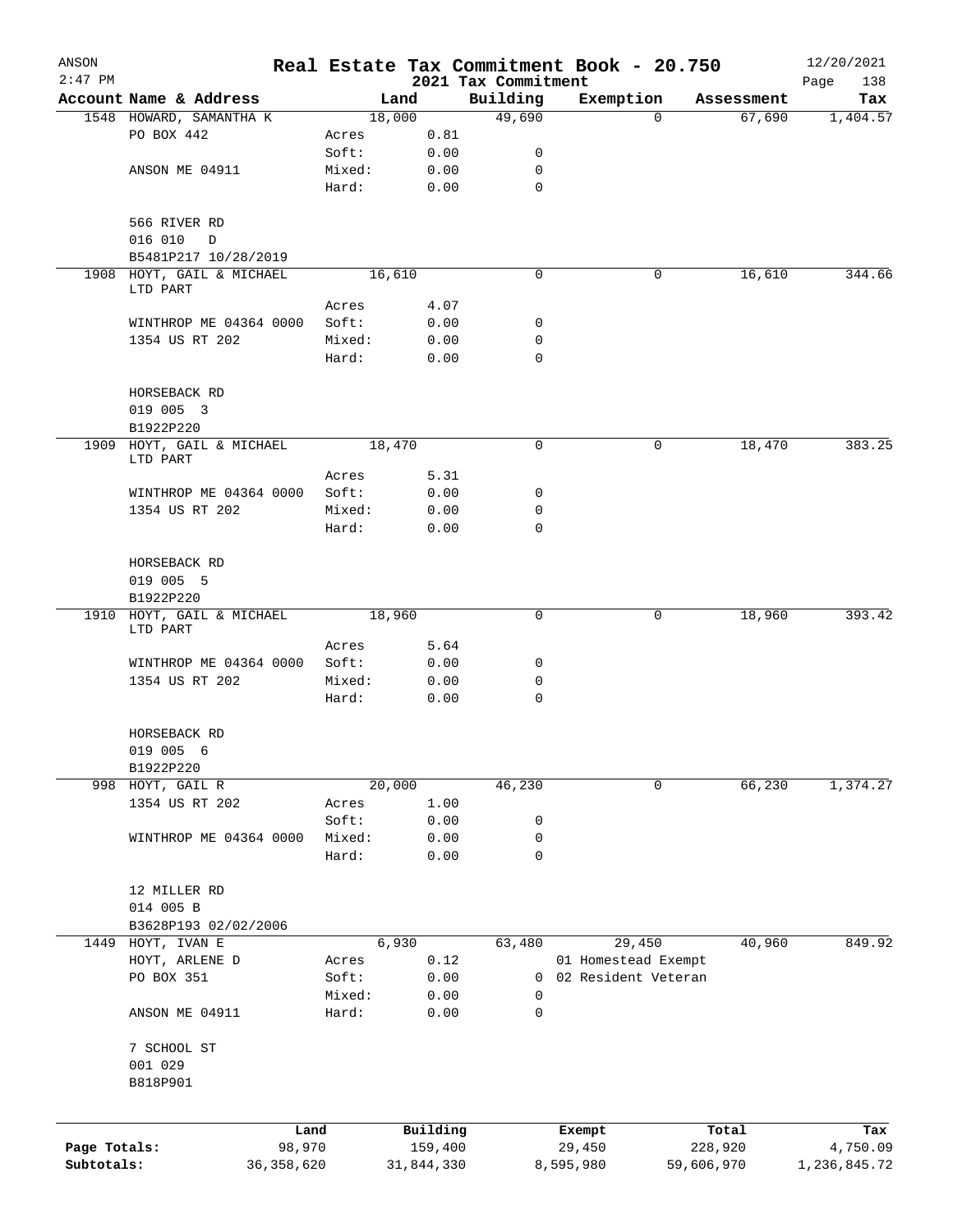# Real Estate Tax Commitment Book - 20.750

ANSON
2:47 PM

2021 Tax Commitment

12/20/2021

| Account Name & Address | | Land | | Building | Exemption | Assessment | Tax |
|---|---|---|---|---|---|---|---|
| 1548 HOWARD, SAMANTHA K | | 18,000 | | 49,690 | 0 | 67,690 | 1,404.57 |
| PO BOX 442 | Acres | | 0.81 | | | | |
| | Soft: | | 0.00 | 0 | | | |
| ANSON ME 04911 | Mixed: | | 0.00 | 0 | | | |
| | Hard: | | 0.00 | 0 | | | |
| 566 RIVER RD | | | | | | | |
| 016 010 D | | | | | | | |
| B5481P217 10/28/2019 | | | | | | | |
| 1908 HOYT, GAIL & MICHAEL LTD PART | | 16,610 | | 0 | 0 | 16,610 | 344.66 |
| | Acres | | 4.07 | | | | |
| WINTHROP ME 04364 0000 | Soft: | | 0.00 | 0 | | | |
| 1354 US RT 202 | Mixed: | | 0.00 | 0 | | | |
| | Hard: | | 0.00 | 0 | | | |
| HORSEBACK RD | | | | | | | |
| 019 005 3 | | | | | | | |
| B1922P220 | | | | | | | |
| 1909 HOYT, GAIL & MICHAEL LTD PART | | 18,470 | | 0 | 0 | 18,470 | 383.25 |
| | Acres | | 5.31 | | | | |
| WINTHROP ME 04364 0000 | Soft: | | 0.00 | 0 | | | |
| 1354 US RT 202 | Mixed: | | 0.00 | 0 | | | |
| | Hard: | | 0.00 | 0 | | | |
| HORSEBACK RD | | | | | | | |
| 019 005 5 | | | | | | | |
| B1922P220 | | | | | | | |
| 1910 HOYT, GAIL & MICHAEL LTD PART | | 18,960 | | 0 | 0 | 18,960 | 393.42 |
| | Acres | | 5.64 | | | | |
| WINTHROP ME 04364 0000 | Soft: | | 0.00 | 0 | | | |
| 1354 US RT 202 | Mixed: | | 0.00 | 0 | | | |
| | Hard: | | 0.00 | 0 | | | |
| HORSEBACK RD | | | | | | | |
| 019 005 6 | | | | | | | |
| B1922P220 | | | | | | | |
| 998 HOYT, GAIL R | | 20,000 | | 46,230 | 0 | 66,230 | 1,374.27 |
| 1354 US RT 202 | Acres | | 1.00 | | | | |
| | Soft: | | 0.00 | 0 | | | |
| WINTHROP ME 04364 0000 | Mixed: | | 0.00 | 0 | | | |
| | Hard: | | 0.00 | 0 | | | |
| 12 MILLER RD | | | | | | | |
| 014 005 B | | | | | | | |
| B3628P193 02/02/2006 | | | | | | | |
| 1449 HOYT, IVAN E | | 6,930 | | 63,480 | 29,450 | 40,960 | 849.92 |
| HOYT, ARLENE D | Acres | | 0.12 | | 01 Homestead Exempt | | |
| PO BOX 351 | Soft: | | 0.00 | 0 | 02 Resident Veteran | | |
| | Mixed: | | 0.00 | 0 | | | |
| ANSON ME 04911 | Hard: | | 0.00 | 0 | | | |
| 7 SCHOOL ST | | | | | | | |
| 001 029 | | | | | | | |
| B818P901 | | | | | | | |

| | Land | Building | Exempt | Total | Tax |
|---|---|---|---|---|---|
| Page Totals: | 98,970 | 159,400 | 29,450 | 228,920 | 4,750.09 |
| Subtotals: | 36,358,620 | 31,844,330 | 8,595,980 | 59,606,970 | 1,236,845.72 |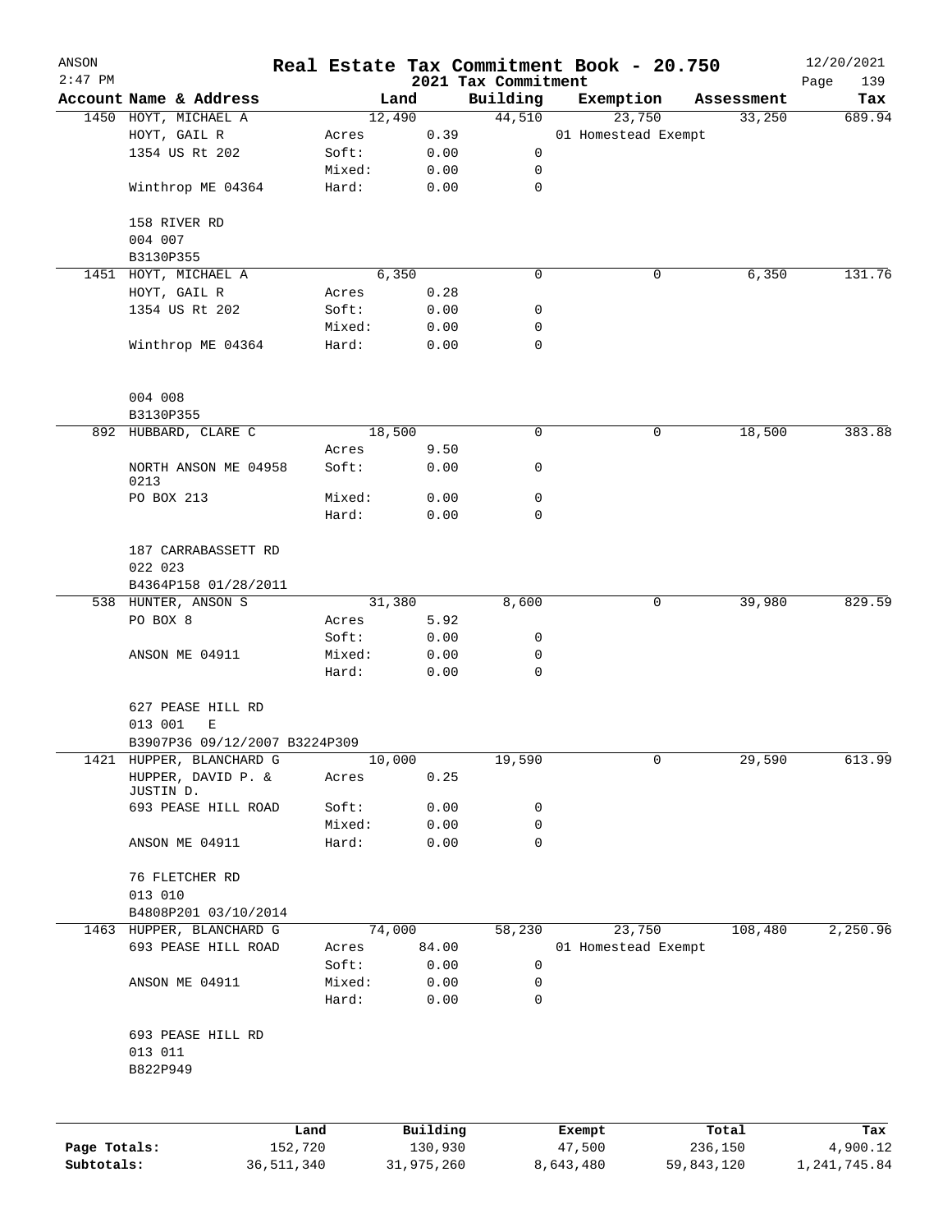# Real Estate Tax Commitment Book - 20.750

ANSON
2:47 PM
2021 Tax Commitment
12/20/2021

| Account | Name & Address | Land | | Building | Exemption | Assessment | Tax |
|---|---|---|---|---|---|---|---|
| 1450 | HOYT, MICHAEL A | 12,490 | | 44,510 | 23,750 | 33,250 | 689.94 |
| | HOYT, GAIL R | Acres | 0.39 | | 01 Homestead Exempt | | |
| | 1354 US Rt 202 | Soft: | 0.00 | 0 | | | |
| | | Mixed: | 0.00 | 0 | | | |
| | Winthrop ME 04364 | Hard: | 0.00 | 0 | | | |
| | 158 RIVER RD | | | | | | |
| | 004 007 | | | | | | |
| | B3130P355 | | | | | | |
| 1451 | HOYT, MICHAEL A | 6,350 | | 0 | 0 | 6,350 | 131.76 |
| | HOYT, GAIL R | Acres | 0.28 | | | | |
| | 1354 US Rt 202 | Soft: | 0.00 | 0 | | | |
| | | Mixed: | 0.00 | 0 | | | |
| | Winthrop ME 04364 | Hard: | 0.00 | 0 | | | |
| | 004 008 | | | | | | |
| | B3130P355 | | | | | | |
| 892 | HUBBARD, CLARE C | 18,500 | | 0 | 0 | 18,500 | 383.88 |
| | | Acres | 9.50 | | | | |
| | NORTH ANSON ME 04958 0213 | Soft: | 0.00 | 0 | | | |
| | PO BOX 213 | Mixed: | 0.00 | 0 | | | |
| | | Hard: | 0.00 | 0 | | | |
| | 187 CARRABASSETT RD | | | | | | |
| | 022 023 | | | | | | |
| | B4364P158 01/28/2011 | | | | | | |
| 538 | HUNTER, ANSON S | 31,380 | | 8,600 | 0 | 39,980 | 829.59 |
| | PO BOX 8 | Acres | 5.92 | | | | |
| | | Soft: | 0.00 | 0 | | | |
| | ANSON ME 04911 | Mixed: | 0.00 | 0 | | | |
| | | Hard: | 0.00 | 0 | | | |
| | 627 PEASE HILL RD | | | | | | |
| | 013 001 E | | | | | | |
| | B3907P36 09/12/2007 B3224P309 | | | | | | |
| 1421 | HUPPER, BLANCHARD G | 10,000 | | 19,590 | 0 | 29,590 | 613.99 |
| | HUPPER, DAVID P. & JUSTIN D. | Acres | 0.25 | | | | |
| | 693 PEASE HILL ROAD | Soft: | 0.00 | 0 | | | |
| | | Mixed: | 0.00 | 0 | | | |
| | ANSON ME 04911 | Hard: | 0.00 | 0 | | | |
| | 76 FLETCHER RD | | | | | | |
| | 013 010 | | | | | | |
| | B4808P201 03/10/2014 | | | | | | |
| 1463 | HUPPER, BLANCHARD G | 74,000 | | 58,230 | 23,750 | 108,480 | 2,250.96 |
| | 693 PEASE HILL ROAD | Acres | 84.00 | | 01 Homestead Exempt | | |
| | | Soft: | 0.00 | 0 | | | |
| | ANSON ME 04911 | Mixed: | 0.00 | 0 | | | |
| | | Hard: | 0.00 | 0 | | | |
| | 693 PEASE HILL RD | | | | | | |
| | 013 011 | | | | | | |
| | B822P949 | | | | | | |

| | Land | Building | Exempt | Total | Tax |
|---|---|---|---|---|---|
| Page Totals: | 152,720 | 130,930 | 47,500 | 236,150 | 4,900.12 |
| Subtotals: | 36,511,340 | 31,975,260 | 8,643,480 | 59,843,120 | 1,241,745.84 |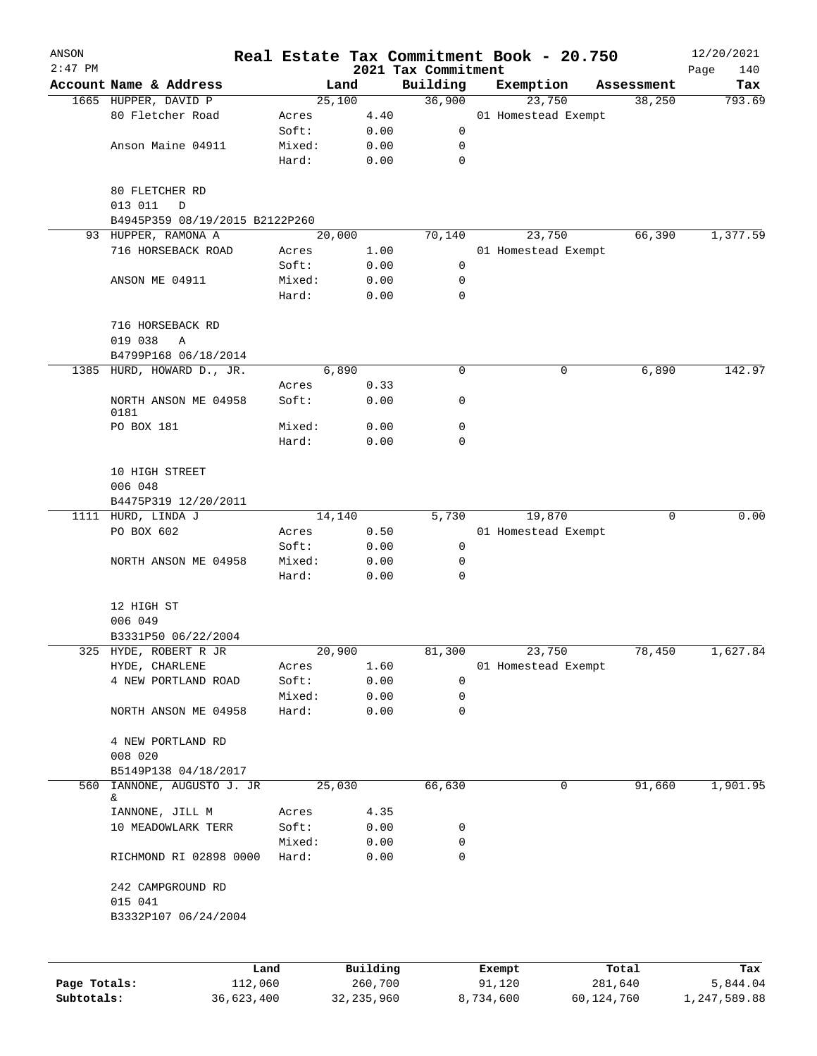# Real Estate Tax Commitment Book - 20.750

ANSON 2:47 PM — 2021 Tax Commitment — 12/20/2021

| Account Name & Address | | Land | Building | Exemption | Assessment | Tax |
|---|---|---|---|---|---|---|
| 1665 HUPPER, DAVID P | | 25,100 | 36,900 | 23,750 | 38,250 | 793.69 |
| 80 Fletcher Road | Acres | 4.40 | | 01 Homestead Exempt | | |
| | Soft: | 0.00 | 0 | | | |
| Anson Maine 04911 | Mixed: | 0.00 | 0 | | | |
| | Hard: | 0.00 | 0 | | | |
| 80 FLETCHER RD | | | | | | |
| 013 011 D | | | | | | |
| B4945P359 08/19/2015 B2122P260 | | | | | | |
| 93 HUPPER, RAMONA A | | 20,000 | 70,140 | 23,750 | 66,390 | 1,377.59 |
| 716 HORSEBACK ROAD | Acres | 1.00 | | 01 Homestead Exempt | | |
| | Soft: | 0.00 | 0 | | | |
| ANSON ME 04911 | Mixed: | 0.00 | 0 | | | |
| | Hard: | 0.00 | 0 | | | |
| 716 HORSEBACK RD | | | | | | |
| 019 038 A | | | | | | |
| B4799P168 06/18/2014 | | | | | | |
| 1385 HURD, HOWARD D., JR. | | 6,890 | 0 | 0 | 6,890 | 142.97 |
| | Acres | 0.33 | | | | |
| NORTH ANSON ME 04958 0181 | Soft: | 0.00 | 0 | | | |
| PO BOX 181 | Mixed: | 0.00 | 0 | | | |
| | Hard: | 0.00 | 0 | | | |
| 10 HIGH STREET | | | | | | |
| 006 048 | | | | | | |
| B4475P319 12/20/2011 | | | | | | |
| 1111 HURD, LINDA J | | 14,140 | 5,730 | 19,870 | 0 | 0.00 |
| PO BOX 602 | Acres | 0.50 | | 01 Homestead Exempt | | |
| | Soft: | 0.00 | 0 | | | |
| NORTH ANSON ME 04958 | Mixed: | 0.00 | 0 | | | |
| | Hard: | 0.00 | 0 | | | |
| 12 HIGH ST | | | | | | |
| 006 049 | | | | | | |
| B3331P50 06/22/2004 | | | | | | |
| 325 HYDE, ROBERT R JR | | 20,900 | 81,300 | 23,750 | 78,450 | 1,627.84 |
| HYDE, CHARLENE | Acres | 1.60 | | 01 Homestead Exempt | | |
| 4 NEW PORTLAND ROAD | Soft: | 0.00 | 0 | | | |
| | Mixed: | 0.00 | 0 | | | |
| NORTH ANSON ME 04958 | Hard: | 0.00 | 0 | | | |
| 4 NEW PORTLAND RD | | | | | | |
| 008 020 | | | | | | |
| B5149P138 04/18/2017 | | | | | | |
| 560 IANNONE, AUGUSTO J. JR & | | 25,030 | 66,630 | 0 | 91,660 | 1,901.95 |
| IANNONE, JILL M | Acres | 4.35 | | | | |
| 10 MEADOWLARK TERR | Soft: | 0.00 | 0 | | | |
| | Mixed: | 0.00 | 0 | | | |
| RICHMOND RI 02898 0000 | Hard: | 0.00 | 0 | | | |
| 242 CAMPGROUND RD | | | | | | |
| 015 041 | | | | | | |
| B3332P107 06/24/2004 | | | | | | |

| | Land | Building | Exempt | Total | Tax |
|---|---|---|---|---|---|
| Page Totals: | 112,060 | 260,700 | 91,120 | 281,640 | 5,844.04 |
| Subtotals: | 36,623,400 | 32,235,960 | 8,734,600 | 60,124,760 | 1,247,589.88 |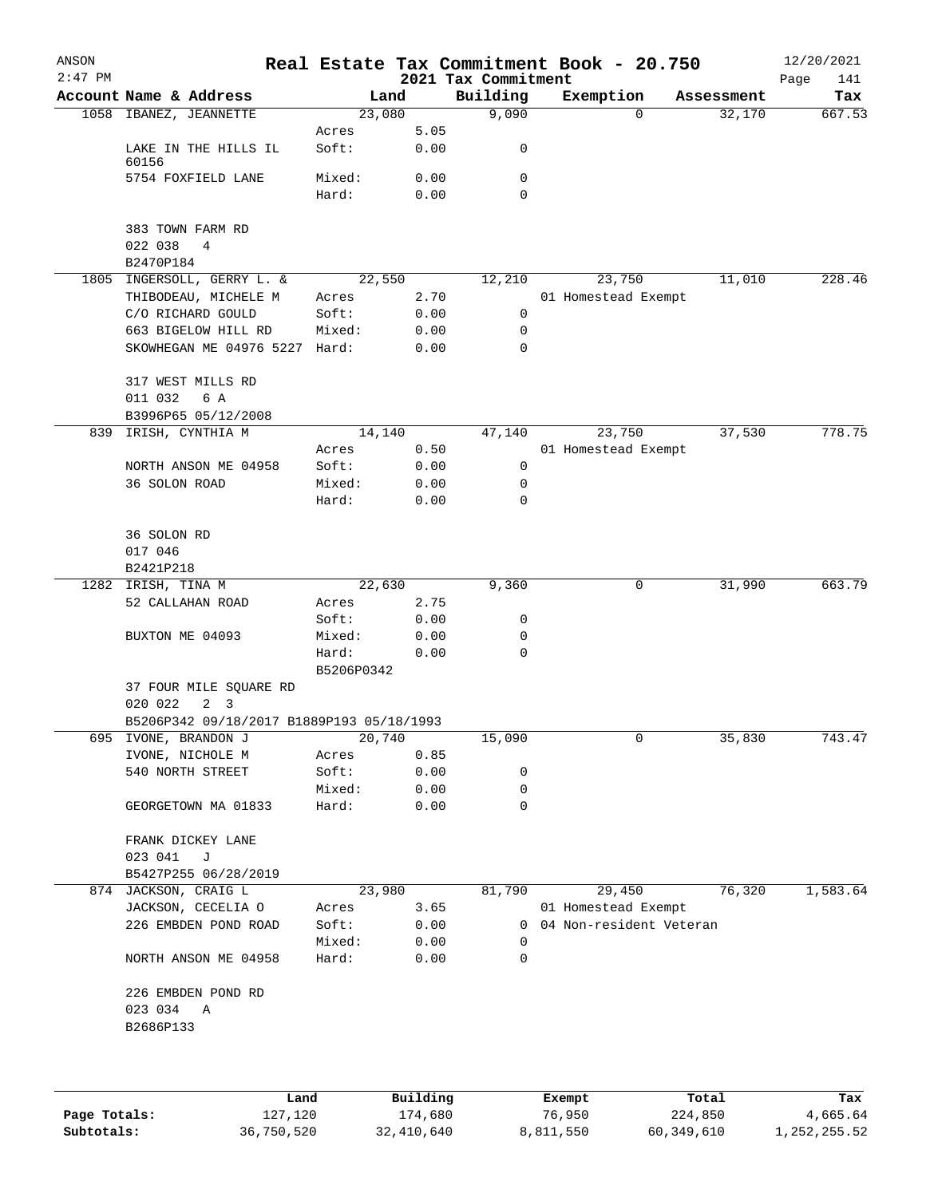# Real Estate Tax Commitment Book - 20.750

ANSON
2:47 PM

2021 Tax Commitment

12/20/2021

| Account | Name & Address | Land | | Building | Exemption | Assessment | Tax |
|---|---|---|---|---|---|---|---|
| 1058 | IBANEZ, JEANNETTE | 23,080 | | 9,090 | 0 | 32,170 | 667.53 |
| | | Acres | 5.05 | | | | |
| | LAKE IN THE HILLS IL 60156 | Soft: | 0.00 | 0 | | | |
| | 5754 FOXFIELD LANE | Mixed: | 0.00 | 0 | | | |
| | | Hard: | 0.00 | 0 | | | |
| | 383 TOWN FARM RD | | | | | | |
| | 022 038 4 | | | | | | |
| | B2470P184 | | | | | | |
| 1805 | INGERSOLL, GERRY L. & | 22,550 | | 12,210 | 23,750 | 11,010 | 228.46 |
| | THIBODEAU, MICHELE M | Acres | 2.70 | | 01 Homestead Exempt | | |
| | C/O RICHARD GOULD | Soft: | 0.00 | 0 | | | |
| | 663 BIGELOW HILL RD | Mixed: | 0.00 | 0 | | | |
| | SKOWHEGAN ME 04976 5227 | Hard: | 0.00 | 0 | | | |
| | 317 WEST MILLS RD | | | | | | |
| | 011 032 6 A | | | | | | |
| | B3996P65 05/12/2008 | | | | | | |
| 839 | IRISH, CYNTHIA M | 14,140 | | 47,140 | 23,750 | 37,530 | 778.75 |
| | | Acres | 0.50 | | 01 Homestead Exempt | | |
| | NORTH ANSON ME 04958 | Soft: | 0.00 | 0 | | | |
| | 36 SOLON ROAD | Mixed: | 0.00 | 0 | | | |
| | | Hard: | 0.00 | 0 | | | |
| | 36 SOLON RD | | | | | | |
| | 017 046 | | | | | | |
| | B2421P218 | | | | | | |
| 1282 | IRISH, TINA M | 22,630 | | 9,360 | 0 | 31,990 | 663.79 |
| | 52 CALLAHAN ROAD | Acres | 2.75 | | | | |
| | | Soft: | 0.00 | 0 | | | |
| | BUXTON ME 04093 | Mixed: | 0.00 | 0 | | | |
| | | Hard: | 0.00 | 0 | | | |
| | | B5206P0342 | | | | | |
| | 37 FOUR MILE SQUARE RD | | | | | | |
| | 020 022 2 3 | | | | | | |
| | B5206P342 09/18/2017 B1889P193 05/18/1993 | | | | | | |
| 695 | IVONE, BRANDON J | 20,740 | | 15,090 | 0 | 35,830 | 743.47 |
| | IVONE, NICHOLE M | Acres | 0.85 | | | | |
| | 540 NORTH STREET | Soft: | 0.00 | 0 | | | |
| | | Mixed: | 0.00 | 0 | | | |
| | GEORGETOWN MA 01833 | Hard: | 0.00 | 0 | | | |
| | FRANK DICKEY LANE | | | | | | |
| | 023 041 J | | | | | | |
| | B5427P255 06/28/2019 | | | | | | |
| 874 | JACKSON, CRAIG L | 23,980 | | 81,790 | 29,450 | 76,320 | 1,583.64 |
| | JACKSON, CECELIA O | Acres | 3.65 | | 01 Homestead Exempt | | |
| | 226 EMBDEN POND ROAD | Soft: | 0.00 | 0 | 04 Non-resident Veteran | | |
| | | Mixed: | 0.00 | 0 | | | |
| | NORTH ANSON ME 04958 | Hard: | 0.00 | 0 | | | |
| | 226 EMBDEN POND RD | | | | | | |
| | 023 034 A | | | | | | |
| | B2686P133 | | | | | | |

| | Land | Building | Exempt | Total | Tax |
|---|---|---|---|---|---|
| Page Totals: | 127,120 | 174,680 | 76,950 | 224,850 | 4,665.64 |
| Subtotals: | 36,750,520 | 32,410,640 | 8,811,550 | 60,349,610 | 1,252,255.52 |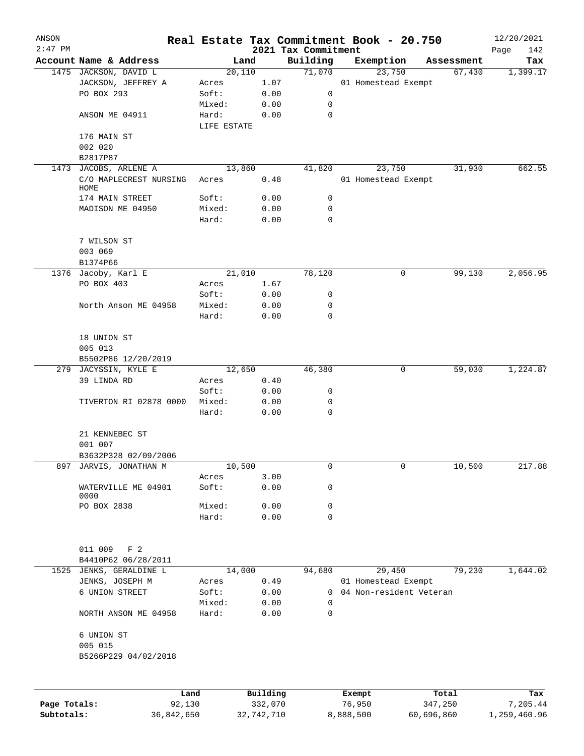# Real Estate Tax Commitment Book - 20.750

ANSON
2:47 PM

2021 Tax Commitment

12/20/2021
Page 142

| Account | Name & Address | Land | | Building | Exemption | Assessment | Tax |
|---|---|---|---|---|---|---|---|
| 1475 | JACKSON, DAVID L | 20,110 | | 71,070 | 23,750 | 67,430 | 1,399.17 |
| | JACKSON, JEFFREY A | Acres | 1.07 | | 01 Homestead Exempt | | |
| | PO BOX 293 | Soft: | 0.00 | 0 | | | |
| | | Mixed: | 0.00 | 0 | | | |
| | ANSON ME 04911 | Hard: | 0.00 | 0 | | | |
| | | LIFE ESTATE | | | | | |
| | 176 MAIN ST | | | | | | |
| | 002 020 | | | | | | |
| | B2817P87 | | | | | | |
| 1473 | JACOBS, ARLENE A | 13,860 | | 41,820 | 23,750 | 31,930 | 662.55 |
| | C/O MAPLECREST NURSING HOME | Acres | 0.48 | | 01 Homestead Exempt | | |
| | 174 MAIN STREET | Soft: | 0.00 | 0 | | | |
| | MADISON ME 04950 | Mixed: | 0.00 | 0 | | | |
| | | Hard: | 0.00 | 0 | | | |
| | 7 WILSON ST | | | | | | |
| | 003 069 | | | | | | |
| | B1374P66 | | | | | | |
| 1376 | Jacoby, Karl E | 21,010 | | 78,120 | 0 | 99,130 | 2,056.95 |
| | PO BOX 403 | Acres | 1.67 | | | | |
| | | Soft: | 0.00 | 0 | | | |
| | North Anson ME 04958 | Mixed: | 0.00 | 0 | | | |
| | | Hard: | 0.00 | 0 | | | |
| | 18 UNION ST | | | | | | |
| | 005 013 | | | | | | |
| | B5502P86 12/20/2019 | | | | | | |
| 279 | JACYSSIN, KYLE E | 12,650 | | 46,380 | 0 | 59,030 | 1,224.87 |
| | 39 LINDA RD | Acres | 0.40 | | | | |
| | | Soft: | 0.00 | 0 | | | |
| | TIVERTON RI 02878 0000 | Mixed: | 0.00 | 0 | | | |
| | | Hard: | 0.00 | 0 | | | |
| | 21 KENNEBEC ST | | | | | | |
| | 001 007 | | | | | | |
| | B3632P328 02/09/2006 | | | | | | |
| 897 | JARVIS, JONATHAN M | 10,500 | | 0 | 0 | 10,500 | 217.88 |
| | | Acres | 3.00 | | | | |
| | WATERVILLE ME 04901 0000 | Soft: | 0.00 | 0 | | | |
| | PO BOX 2838 | Mixed: | 0.00 | 0 | | | |
| | | Hard: | 0.00 | 0 | | | |
| | 011 009 F 2 | | | | | | |
| | B4410P62 06/28/2011 | | | | | | |
| 1525 | JENKS, GERALDINE L | 14,000 | | 94,680 | 29,450 | 79,230 | 1,644.02 |
| | JENKS, JOSEPH M | Acres | 0.49 | | 01 Homestead Exempt | | |
| | 6 UNION STREET | Soft: | 0.00 | 0 | 04 Non-resident Veteran | | |
| | | Mixed: | 0.00 | 0 | | | |
| | NORTH ANSON ME 04958 | Hard: | 0.00 | 0 | | | |
| | 6 UNION ST | | | | | | |
| | 005 015 | | | | | | |
| | B5266P229 04/02/2018 | | | | | | |

| | Land | Building | Exempt | Total | Tax |
|---|---|---|---|---|---|
| Page Totals: | 92,130 | 332,070 | 76,950 | 347,250 | 7,205.44 |
| Subtotals: | 36,842,650 | 32,742,710 | 8,888,500 | 60,696,860 | 1,259,460.96 |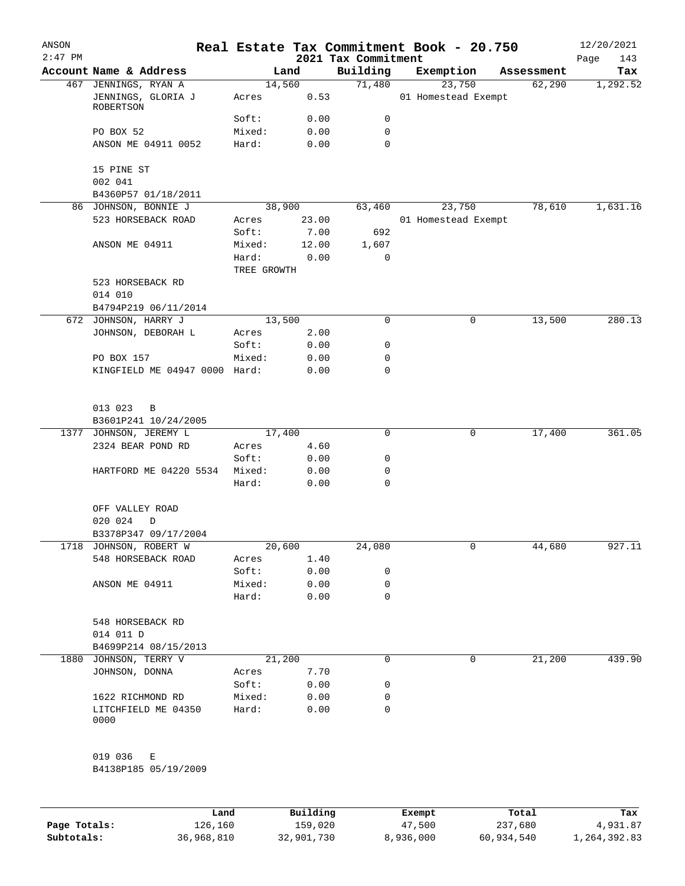# Real Estate Tax Commitment Book - 20.750

ANSON
2:47 PM

12/20/2021

2021 Tax Commitment

| Account Name & Address | | Land | Building | Exemption | Assessment | Tax |
|---|---|---|---|---|---|---|
| 467 JENNINGS, RYAN A | | 14,560 | 71,480 | 23,750 | 62,290 | 1,292.52 |
| JENNINGS, GLORIA J ROBERTSON | Acres | 0.53 | | 01 Homestead Exempt | | |
| | Soft: | 0.00 | 0 | | | |
| PO BOX 52 | Mixed: | 0.00 | 0 | | | |
| ANSON ME 04911 0052 | Hard: | 0.00 | 0 | | | |
| 15 PINE ST | | | | | | |
| 002 041 | | | | | | |
| B4360P57 01/18/2011 | | | | | | |
| 86 JOHNSON, BONNIE J | | 38,900 | 63,460 | 23,750 | 78,610 | 1,631.16 |
| 523 HORSEBACK ROAD | Acres | 23.00 | | 01 Homestead Exempt | | |
| | Soft: | 7.00 | 692 | | | |
| ANSON ME 04911 | Mixed: | 12.00 | 1,607 | | | |
| | Hard: | 0.00 | 0 | | | |
| | TREE GROWTH | | | | | |
| 523 HORSEBACK RD | | | | | | |
| 014 010 | | | | | | |
| B4794P219 06/11/2014 | | | | | | |
| 672 JOHNSON, HARRY J | | 13,500 | 0 | 0 | 13,500 | 280.13 |
| JOHNSON, DEBORAH L | Acres | 2.00 | | | | |
| | Soft: | 0.00 | 0 | | | |
| PO BOX 157 | Mixed: | 0.00 | 0 | | | |
| KINGFIELD ME 04947 0000 | Hard: | 0.00 | 0 | | | |
| 013 023 B | | | | | | |
| B3601P241 10/24/2005 | | | | | | |
| 1377 JOHNSON, JEREMY L | | 17,400 | 0 | 0 | 17,400 | 361.05 |
| 2324 BEAR POND RD | Acres | 4.60 | | | | |
| | Soft: | 0.00 | 0 | | | |
| HARTFORD ME 04220 5534 | Mixed: | 0.00 | 0 | | | |
| | Hard: | 0.00 | 0 | | | |
| OFF VALLEY ROAD | | | | | | |
| 020 024 D | | | | | | |
| B3378P347 09/17/2004 | | | | | | |
| 1718 JOHNSON, ROBERT W | | 20,600 | 24,080 | 0 | 44,680 | 927.11 |
| 548 HORSEBACK ROAD | Acres | 1.40 | | | | |
| | Soft: | 0.00 | 0 | | | |
| ANSON ME 04911 | Mixed: | 0.00 | 0 | | | |
| | Hard: | 0.00 | 0 | | | |
| 548 HORSEBACK RD | | | | | | |
| 014 011 D | | | | | | |
| B4699P214 08/15/2013 | | | | | | |
| 1880 JOHNSON, TERRY V | | 21,200 | 0 | 0 | 21,200 | 439.90 |
| JOHNSON, DONNA | Acres | 7.70 | | | | |
| | Soft: | 0.00 | 0 | | | |
| 1622 RICHMOND RD | Mixed: | 0.00 | 0 | | | |
| LITCHFIELD ME 04350 0000 | Hard: | 0.00 | 0 | | | |
| 019 036 E | | | | | | |
| B4138P185 05/19/2009 | | | | | | |

| | Land | Building | Exempt | Total | Tax |
|---|---|---|---|---|---|
| Page Totals: | 126,160 | 159,020 | 47,500 | 237,680 | 4,931.87 |
| Subtotals: | 36,968,810 | 32,901,730 | 8,936,000 | 60,934,540 | 1,264,392.83 |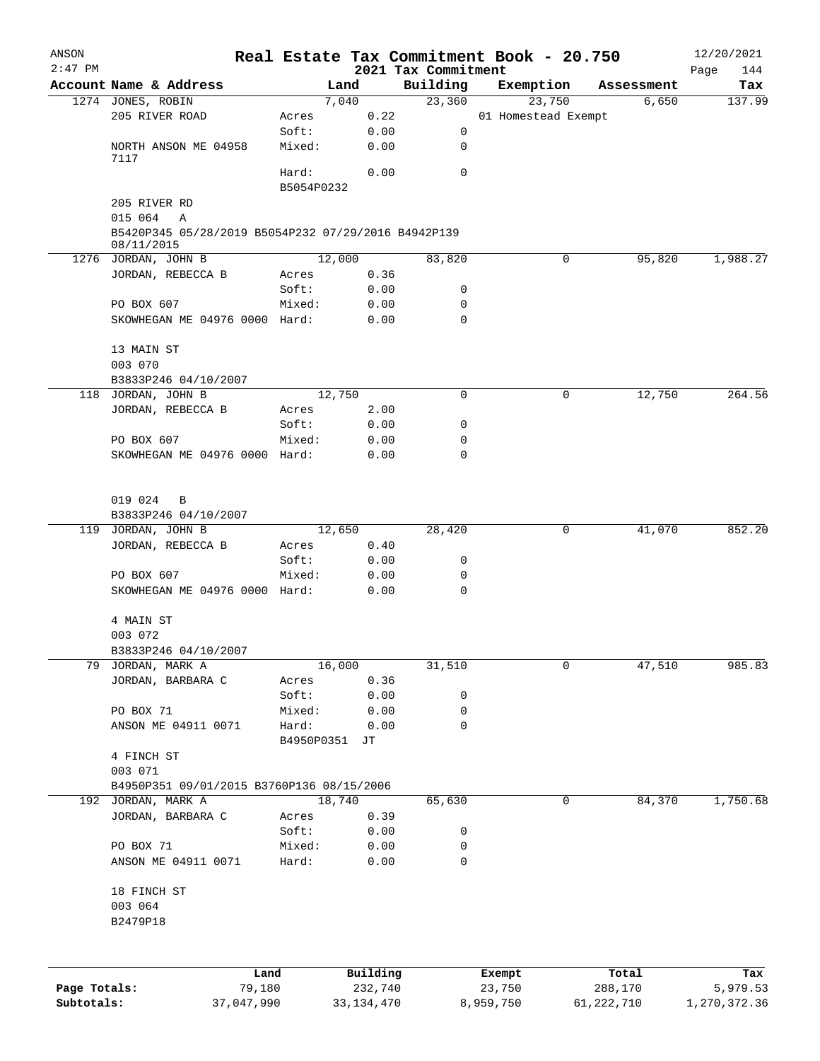ANSON
2:47 PM

# Real Estate Tax Commitment Book - 20.750

## 2021 Tax Commitment

12/20/2021

| Account Name & Address | | Land | Building | Exemption | Assessment | Tax |
|---|---|---|---|---|---|---|
| 1274 JONES, ROBIN | | 7,040 | 23,360 | 23,750 | 6,650 | 137.99 |
| 205 RIVER ROAD | Acres | 0.22 | | 01 Homestead Exempt | | |
| | Soft: | 0.00 | 0 | | | |
| NORTH ANSON ME 04958 7117 | Mixed: | 0.00 | 0 | | | |
| | Hard: | 0.00 | 0 | | | |
| | B5054P0232 | | | | | |
| 205 RIVER RD | | | | | | |
| 015 064 A | | | | | | |
| B5420P345 05/28/2019 B5054P232 07/29/2016 B4942P139 08/11/2015 | | | | | | |
| 1276 JORDAN, JOHN B | | 12,000 | 83,820 | 0 | 95,820 | 1,988.27 |
| JORDAN, REBECCA B | Acres | 0.36 | | | | |
| | Soft: | 0.00 | 0 | | | |
| PO BOX 607 | Mixed: | 0.00 | 0 | | | |
| SKOWHEGAN ME 04976 0000 | Hard: | 0.00 | 0 | | | |
| 13 MAIN ST | | | | | | |
| 003 070 | | | | | | |
| B3833P246 04/10/2007 | | | | | | |
| 118 JORDAN, JOHN B | | 12,750 | 0 | 0 | 12,750 | 264.56 |
| JORDAN, REBECCA B | Acres | 2.00 | | | | |
| | Soft: | 0.00 | 0 | | | |
| PO BOX 607 | Mixed: | 0.00 | 0 | | | |
| SKOWHEGAN ME 04976 0000 | Hard: | 0.00 | 0 | | | |
| 019 024 B | | | | | | |
| B3833P246 04/10/2007 | | | | | | |
| 119 JORDAN, JOHN B | | 12,650 | 28,420 | 0 | 41,070 | 852.20 |
| JORDAN, REBECCA B | Acres | 0.40 | | | | |
| | Soft: | 0.00 | 0 | | | |
| PO BOX 607 | Mixed: | 0.00 | 0 | | | |
| SKOWHEGAN ME 04976 0000 | Hard: | 0.00 | 0 | | | |
| 4 MAIN ST | | | | | | |
| 003 072 | | | | | | |
| B3833P246 04/10/2007 | | | | | | |
| 79 JORDAN, MARK A | | 16,000 | 31,510 | 0 | 47,510 | 985.83 |
| JORDAN, BARBARA C | Acres | 0.36 | | | | |
| | Soft: | 0.00 | 0 | | | |
| PO BOX 71 | Mixed: | 0.00 | 0 | | | |
| ANSON ME 04911 0071 | Hard: | 0.00 | 0 | | | |
| | B4950P0351 JT | | | | | |
| 4 FINCH ST | | | | | | |
| 003 071 | | | | | | |
| B4950P351 09/01/2015 B3760P136 08/15/2006 | | | | | | |
| 192 JORDAN, MARK A | | 18,740 | 65,630 | 0 | 84,370 | 1,750.68 |
| JORDAN, BARBARA C | Acres | 0.39 | | | | |
| | Soft: | 0.00 | 0 | | | |
| PO BOX 71 | Mixed: | 0.00 | 0 | | | |
| ANSON ME 04911 0071 | Hard: | 0.00 | 0 | | | |
| 18 FINCH ST | | | | | | |
| 003 064 | | | | | | |
| B2479P18 | | | | | | |

| | Land | Building | Exempt | Total | Tax |
|---|---|---|---|---|---|
| Page Totals: | 79,180 | 232,740 | 23,750 | 288,170 | 5,979.53 |
| Subtotals: | 37,047,990 | 33,134,470 | 8,959,750 | 61,222,710 | 1,270,372.36 |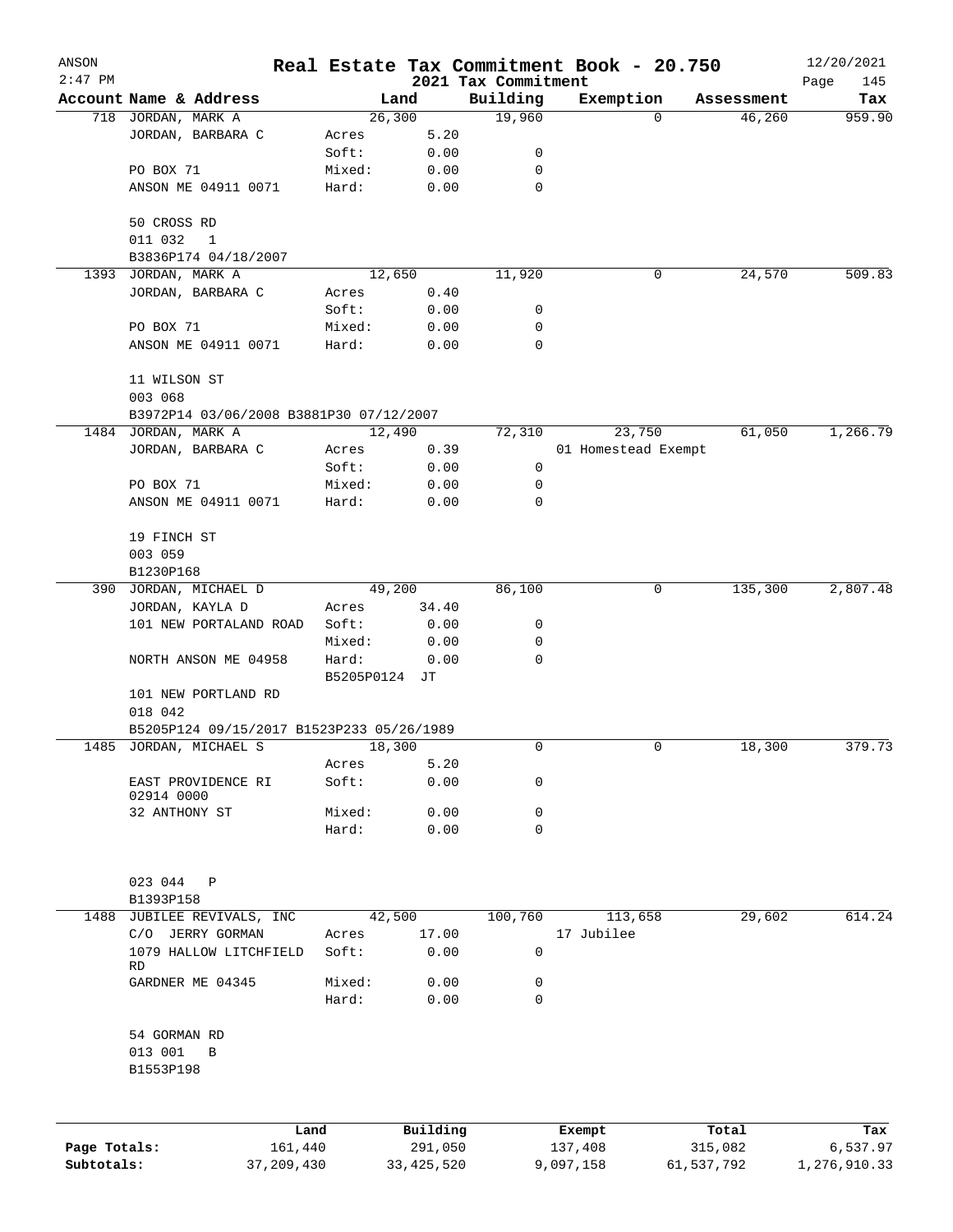ANSON 2:47 PM

# Real Estate Tax Commitment Book - 20.750

## 2021 Tax Commitment

12/20/2021

| Account Name & Address | | Land | Building | Exemption | Assessment | Tax |
|---|---|---|---|---|---|---|
| 718 JORDAN, MARK A | | 26,300 | 19,960 | 0 | 46,260 | 959.90 |
| JORDAN, BARBARA C | Acres | 5.20 | | | | |
| | Soft: | 0.00 | 0 | | | |
| PO BOX 71 | Mixed: | 0.00 | 0 | | | |
| ANSON ME 04911 0071 | Hard: | 0.00 | 0 | | | |
| 50 CROSS RD | | | | | | |
| 011 032 1 | | | | | | |
| B3836P174 04/18/2007 | | | | | | |
| 1393 JORDAN, MARK A | | 12,650 | 11,920 | 0 | 24,570 | 509.83 |
| JORDAN, BARBARA C | Acres | 0.40 | | | | |
| | Soft: | 0.00 | 0 | | | |
| PO BOX 71 | Mixed: | 0.00 | 0 | | | |
| ANSON ME 04911 0071 | Hard: | 0.00 | 0 | | | |
| 11 WILSON ST | | | | | | |
| 003 068 | | | | | | |
| B3972P14 03/06/2008 B3881P30 07/12/2007 | | | | | | |
| 1484 JORDAN, MARK A | | 12,490 | 72,310 | 23,750 | 61,050 | 1,266.79 |
| JORDAN, BARBARA C | Acres | 0.39 | | 01 Homestead Exempt | | |
| | Soft: | 0.00 | 0 | | | |
| PO BOX 71 | Mixed: | 0.00 | 0 | | | |
| ANSON ME 04911 0071 | Hard: | 0.00 | 0 | | | |
| 19 FINCH ST | | | | | | |
| 003 059 | | | | | | |
| B1230P168 | | | | | | |
| 390 JORDAN, MICHAEL D | | 49,200 | 86,100 | 0 | 135,300 | 2,807.48 |
| JORDAN, KAYLA D | Acres | 34.40 | | | | |
| 101 NEW PORTALAND ROAD | Soft: | 0.00 | 0 | | | |
| | Mixed: | 0.00 | 0 | | | |
| NORTH ANSON ME 04958 | Hard: | 0.00 | 0 | | | |
| | B5205P0124 JT | | | | | |
| 101 NEW PORTLAND RD | | | | | | |
| 018 042 | | | | | | |
| B5205P124 09/15/2017 B1523P233 05/26/1989 | | | | | | |
| 1485 JORDAN, MICHAEL S | | 18,300 | 0 | 0 | 18,300 | 379.73 |
| | Acres | 5.20 | | | | |
| EAST PROVIDENCE RI 02914 0000 | Soft: | 0.00 | 0 | | | |
| 32 ANTHONY ST | Mixed: | 0.00 | 0 | | | |
| | Hard: | 0.00 | 0 | | | |
| 023 044 P | | | | | | |
| B1393P158 | | | | | | |
| 1488 JUBILEE REVIVALS, INC | | 42,500 | 100,760 | 113,658 | 29,602 | 614.24 |
| C/O JERRY GORMAN | Acres | 17.00 | | 17 Jubilee | | |
| 1079 HALLOW LITCHFIELD RD | Soft: | 0.00 | 0 | | | |
| GARDNER ME 04345 | Mixed: | 0.00 | 0 | | | |
| | Hard: | 0.00 | 0 | | | |
| 54 GORMAN RD | | | | | | |
| 013 001 B | | | | | | |
| B1553P198 | | | | | | |

| | Land | Building | Exempt | Total | Tax |
|---|---|---|---|---|---|
| Page Totals: | 161,440 | 291,050 | 137,408 | 315,082 | 6,537.97 |
| Subtotals: | 37,209,430 | 33,425,520 | 9,097,158 | 61,537,792 | 1,276,910.33 |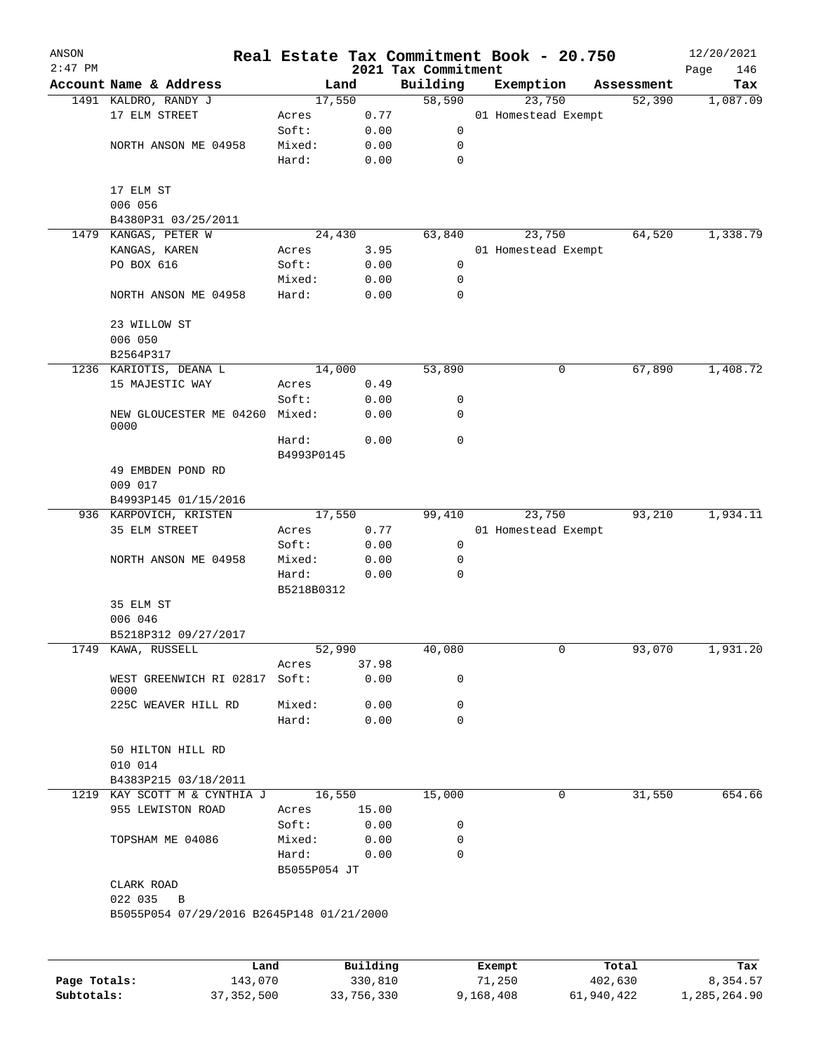# Real Estate Tax Commitment Book - 20.750

ANSON 2:47 PM — 2021 Tax Commitment — 12/20/2021

| Account Name & Address | Land | | Building | Exemption | Assessment | Tax |
|---|---|---|---|---|---|---|
| 1491 KALDRO, RANDY J | 17,550 | | 58,590 | 23,750 | 52,390 | 1,087.09 |
| 17 ELM STREET | Acres | 0.77 | | 01 Homestead Exempt | | |
| | Soft: | 0.00 | 0 | | | |
| NORTH ANSON ME 04958 | Mixed: | 0.00 | 0 | | | |
| | Hard: | 0.00 | 0 | | | |
| 17 ELM ST | | | | | | |
| 006 056 | | | | | | |
| B4380P31 03/25/2011 | | | | | | |
| 1479 KANGAS, PETER W | 24,430 | | 63,840 | 23,750 | 64,520 | 1,338.79 |
| KANGAS, KAREN | Acres | 3.95 | | 01 Homestead Exempt | | |
| PO BOX 616 | Soft: | 0.00 | 0 | | | |
| | Mixed: | 0.00 | 0 | | | |
| NORTH ANSON ME 04958 | Hard: | 0.00 | 0 | | | |
| 23 WILLOW ST | | | | | | |
| 006 050 | | | | | | |
| B2564P317 | | | | | | |
| 1236 KARIOTIS, DEANA L | 14,000 | | 53,890 | 0 | 67,890 | 1,408.72 |
| 15 MAJESTIC WAY | Acres | 0.49 | | | | |
| | Soft: | 0.00 | 0 | | | |
| NEW GLOUCESTER ME 04260 0000 | Mixed: | 0.00 | 0 | | | |
| | Hard: | 0.00 | 0 | | | |
| | B4993P0145 | | | | | |
| 49 EMBDEN POND RD | | | | | | |
| 009 017 | | | | | | |
| B4993P145 01/15/2016 | | | | | | |
| 936 KARPOVICH, KRISTEN | 17,550 | | 99,410 | 23,750 | 93,210 | 1,934.11 |
| 35 ELM STREET | Acres | 0.77 | | 01 Homestead Exempt | | |
| | Soft: | 0.00 | 0 | | | |
| NORTH ANSON ME 04958 | Mixed: | 0.00 | 0 | | | |
| | Hard: | 0.00 | 0 | | | |
| | B5218B0312 | | | | | |
| 35 ELM ST | | | | | | |
| 006 046 | | | | | | |
| B5218P312 09/27/2017 | | | | | | |
| 1749 KAWA, RUSSELL | 52,990 | | 40,080 | 0 | 93,070 | 1,931.20 |
| | Acres | 37.98 | | | | |
| WEST GREENWICH RI 02817 0000 | Soft: | 0.00 | 0 | | | |
| 225C WEAVER HILL RD | Mixed: | 0.00 | 0 | | | |
| | Hard: | 0.00 | 0 | | | |
| 50 HILTON HILL RD | | | | | | |
| 010 014 | | | | | | |
| B4383P215 03/18/2011 | | | | | | |
| 1219 KAY SCOTT M & CYNTHIA J | 16,550 | | 15,000 | 0 | 31,550 | 654.66 |
| 955 LEWISTON ROAD | Acres | 15.00 | | | | |
| | Soft: | 0.00 | 0 | | | |
| TOPSHAM ME 04086 | Mixed: | 0.00 | 0 | | | |
| | Hard: | 0.00 | 0 | | | |
| | B5055P054 JT | | | | | |
| CLARK ROAD | | | | | | |
| 022 035 B | | | | | | |
| B5055P054 07/29/2016 B2645P148 01/21/2000 | | | | | | |

| | Land | Building | Exempt | Total | Tax |
|---|---|---|---|---|---|
| Page Totals: | 143,070 | 330,810 | 71,250 | 402,630 | 8,354.57 |
| Subtotals: | 37,352,500 | 33,756,330 | 9,168,408 | 61,940,422 | 1,285,264.90 |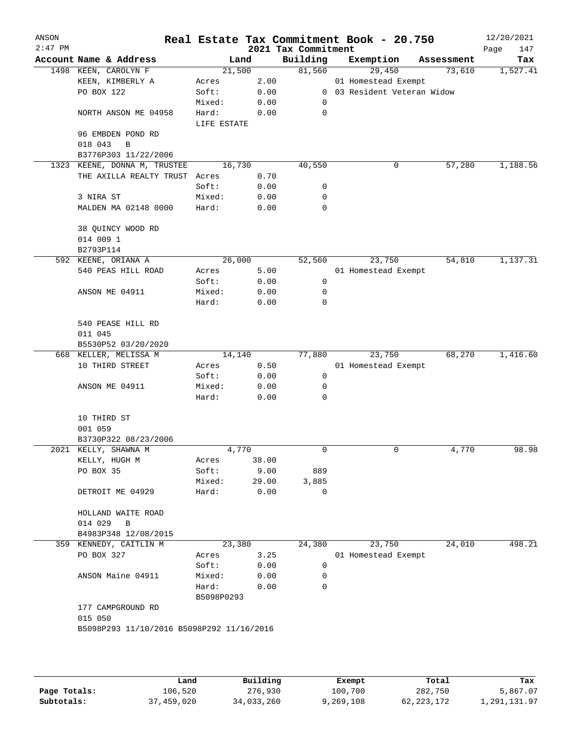# Real Estate Tax Commitment Book - 20.750

ANSON 2:47 PM — 2021 Tax Commitment — 12/20/2021

| Account Name & Address | Land | | Building | Exemption | Assessment | Tax |
|---|---|---|---|---|---|---|
| 1498 KEEN, CAROLYN F | 21,500 | | 81,560 | 29,450 | 73,610 | 1,527.41 |
| KEEN, KIMBERLY A | Acres | 2.00 | | 01 Homestead Exempt | | |
| PO BOX 122 | Soft: | 0.00 | 0 | 03 Resident Veteran Widow | | |
| | Mixed: | 0.00 | 0 | | | |
| NORTH ANSON ME 04958 | Hard: | 0.00 | 0 | | | |
| | LIFE ESTATE | | | | | |
| 96 EMBDEN POND RD | | | | | | |
| 018 043 B | | | | | | |
| B3776P303 11/22/2006 | | | | | | |
| 1323 KEENE, DONNA M, TRUSTEE | 16,730 | | 40,550 | 0 | 57,280 | 1,188.56 |
| THE AXILLA REALTY TRUST | Acres | 0.70 | | | | |
| | Soft: | 0.00 | 0 | | | |
| 3 NIRA ST | Mixed: | 0.00 | 0 | | | |
| MALDEN MA 02148 0000 | Hard: | 0.00 | 0 | | | |
| 38 QUINCY WOOD RD | | | | | | |
| 014 009 1 | | | | | | |
| B2793P114 | | | | | | |
| 592 KEENE, ORIANA A | 26,000 | | 52,560 | 23,750 | 54,810 | 1,137.31 |
| 540 PEAS HILL ROAD | Acres | 5.00 | | 01 Homestead Exempt | | |
| | Soft: | 0.00 | 0 | | | |
| ANSON ME 04911 | Mixed: | 0.00 | 0 | | | |
| | Hard: | 0.00 | 0 | | | |
| 540 PEASE HILL RD | | | | | | |
| 011 045 | | | | | | |
| B5530P52 03/20/2020 | | | | | | |
| 668 KELLER, MELISSA M | 14,140 | | 77,880 | 23,750 | 68,270 | 1,416.60 |
| 10 THIRD STREET | Acres | 0.50 | | 01 Homestead Exempt | | |
| | Soft: | 0.00 | 0 | | | |
| ANSON ME 04911 | Mixed: | 0.00 | 0 | | | |
| | Hard: | 0.00 | 0 | | | |
| 10 THIRD ST | | | | | | |
| 001 059 | | | | | | |
| B3730P322 08/23/2006 | | | | | | |
| 2021 KELLY, SHAWNA M | 4,770 | | 0 | 0 | 4,770 | 98.98 |
| KELLY, HUGH M | Acres | 38.00 | | | | |
| PO BOX 35 | Soft: | 9.00 | 889 | | | |
| | Mixed: | 29.00 | 3,885 | | | |
| DETROIT ME 04929 | Hard: | 0.00 | 0 | | | |
| HOLLAND WAITE ROAD | | | | | | |
| 014 029 B | | | | | | |
| B4983P348 12/08/2015 | | | | | | |
| 359 KENNEDY, CAITLIN M | 23,380 | | 24,380 | 23,750 | 24,010 | 498.21 |
| PO BOX 327 | Acres | 3.25 | | 01 Homestead Exempt | | |
| | Soft: | 0.00 | 0 | | | |
| ANSON Maine 04911 | Mixed: | 0.00 | 0 | | | |
| | Hard: | 0.00 | 0 | | | |
| | B5098P0293 | | | | | |
| 177 CAMPGROUND RD | | | | | | |
| 015 050 | | | | | | |
| B5098P293 11/10/2016 B5098P292 11/16/2016 | | | | | | |

| | Land | Building | Exempt | Total | Tax |
|---|---|---|---|---|---|
| Page Totals: | 106,520 | 276,930 | 100,700 | 282,750 | 5,867.07 |
| Subtotals: | 37,459,020 | 34,033,260 | 9,269,108 | 62,223,172 | 1,291,131.97 |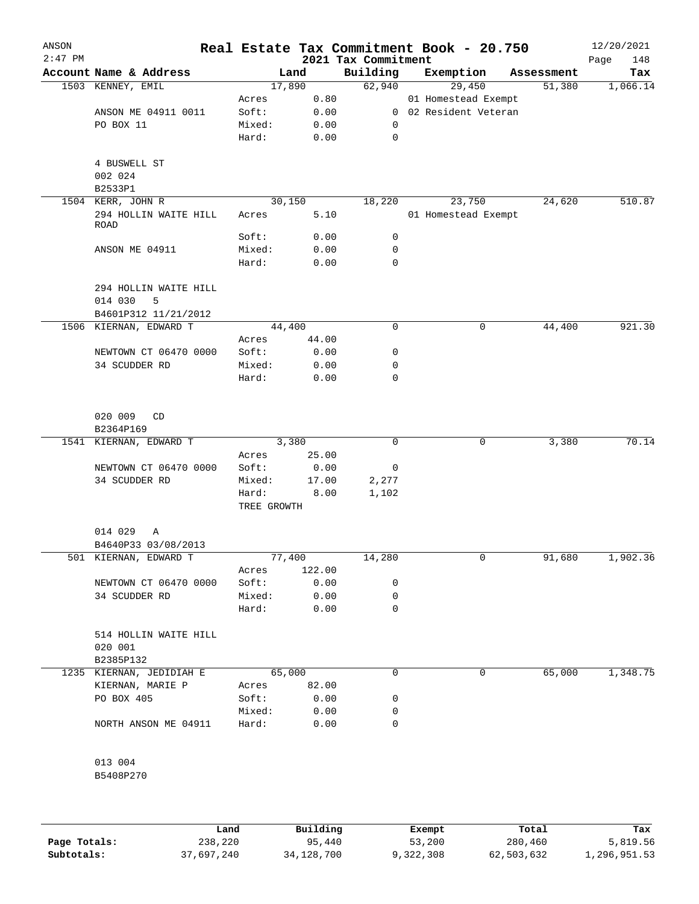# Real Estate Tax Commitment Book - 20.750

ANSON
2:47 PM

2021 Tax Commitment

12/20/2021

| Account Name & Address | Land | | Building | Exemption | Assessment | Tax |
|---|---|---|---|---|---|---|
| 1503 KENNEY, EMIL | 17,890 | | 62,940 | 29,450 | 51,380 | 1,066.14 |
| | Acres | 0.80 | | 01 Homestead Exempt | | |
| ANSON ME 04911 0011 | Soft: | 0.00 | 0 | 02 Resident Veteran | | |
| PO BOX 11 | Mixed: | 0.00 | 0 | | | |
| | Hard: | 0.00 | 0 | | | |
| 4 BUSWELL ST | | | | | | |
| 002 024 | | | | | | |
| B2533P1 | | | | | | |
| 1504 KERR, JOHN R | 30,150 | | 18,220 | 23,750 | 24,620 | 510.87 |
| 294 HOLLIN WAITE HILL ROAD | Acres | 5.10 | | 01 Homestead Exempt | | |
| | Soft: | 0.00 | 0 | | | |
| ANSON ME 04911 | Mixed: | 0.00 | 0 | | | |
| | Hard: | 0.00 | 0 | | | |
| 294 HOLLIN WAITE HILL | | | | | | |
| 014 030 5 | | | | | | |
| B4601P312 11/21/2012 | | | | | | |
| 1506 KIERNAN, EDWARD T | 44,400 | | 0 | 0 | 44,400 | 921.30 |
| | Acres | 44.00 | | | | |
| NEWTOWN CT 06470 0000 | Soft: | 0.00 | 0 | | | |
| 34 SCUDDER RD | Mixed: | 0.00 | 0 | | | |
| | Hard: | 0.00 | 0 | | | |
| 020 009 CD | | | | | | |
| B2364P169 | | | | | | |
| 1541 KIERNAN, EDWARD T | 3,380 | | 0 | 0 | 3,380 | 70.14 |
| | Acres | 25.00 | | | | |
| NEWTOWN CT 06470 0000 | Soft: | 0.00 | 0 | | | |
| 34 SCUDDER RD | Mixed: | 17.00 | 2,277 | | | |
| | Hard: | 8.00 | 1,102 | | | |
| | TREE GROWTH | | | | | |
| 014 029 A | | | | | | |
| B4640P33 03/08/2013 | | | | | | |
| 501 KIERNAN, EDWARD T | 77,400 | | 14,280 | 0 | 91,680 | 1,902.36 |
| | Acres | 122.00 | | | | |
| NEWTOWN CT 06470 0000 | Soft: | 0.00 | 0 | | | |
| 34 SCUDDER RD | Mixed: | 0.00 | 0 | | | |
| | Hard: | 0.00 | 0 | | | |
| 514 HOLLIN WAITE HILL | | | | | | |
| 020 001 | | | | | | |
| B2385P132 | | | | | | |
| 1235 KIERNAN, JEDIDIAH E | 65,000 | | 0 | 0 | 65,000 | 1,348.75 |
| KIERNAN, MARIE P | Acres | 82.00 | | | | |
| PO BOX 405 | Soft: | 0.00 | 0 | | | |
| | Mixed: | 0.00 | 0 | | | |
| NORTH ANSON ME 04911 | Hard: | 0.00 | 0 | | | |
| 013 004 | | | | | | |
| B5408P270 | | | | | | |

| | Land | Building | Exempt | Total | Tax |
|---|---|---|---|---|---|
| Page Totals: | 238,220 | 95,440 | 53,200 | 280,460 | 5,819.56 |
| Subtotals: | 37,697,240 | 34,128,700 | 9,322,308 | 62,503,632 | 1,296,951.53 |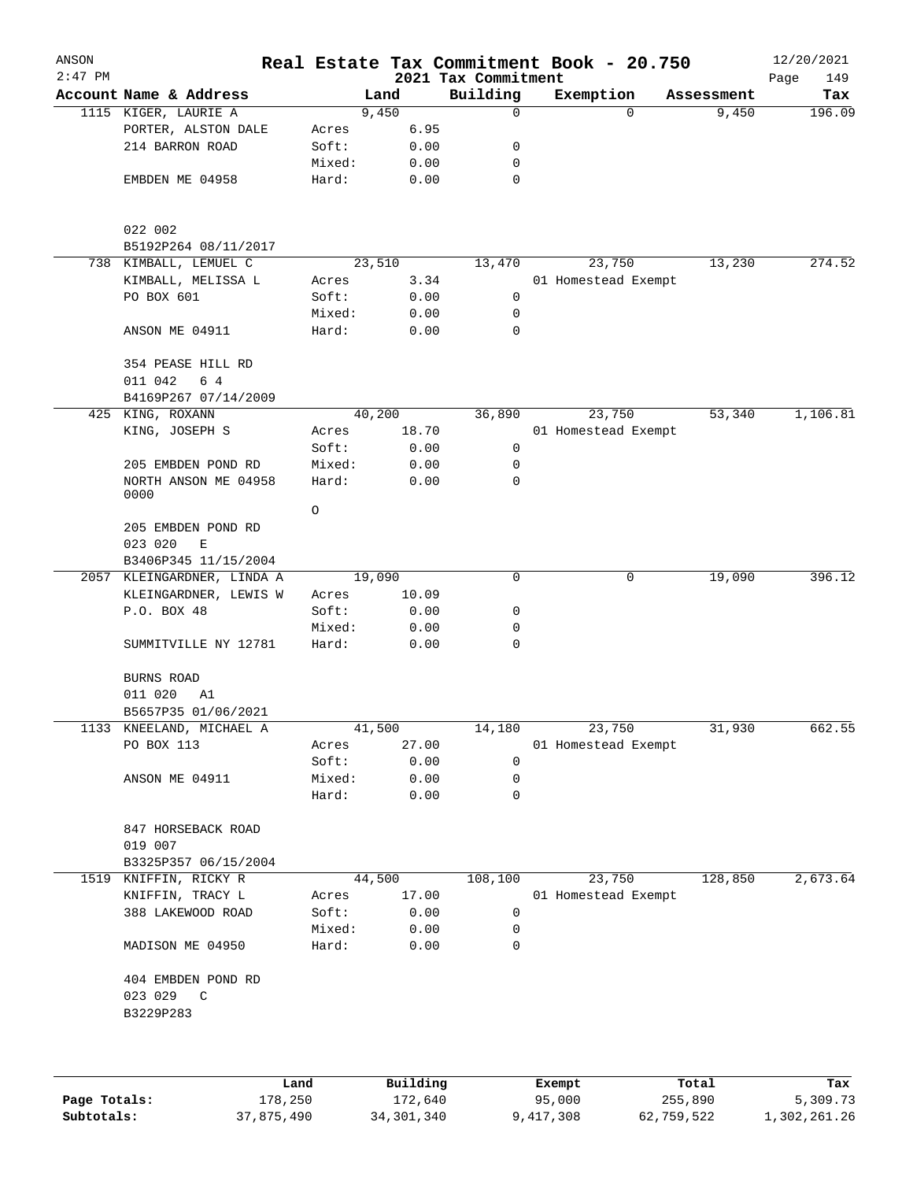# Real Estate Tax Commitment Book - 20.750

ANSON 2:47 PM — 2021 Tax Commitment — 12/20/2021

| Account Name & Address | | Land | Building | Exemption | Assessment | Tax |
|---|---|---|---|---|---|---|
| 1115 KIGER, LAURIE A | | 9,450 | 0 | 0 | 9,450 | 196.09 |
| PORTER, ALSTON DALE | Acres | 6.95 | | | | |
| 214 BARRON ROAD | Soft: | 0.00 | 0 | | | |
| | Mixed: | 0.00 | 0 | | | |
| EMBDEN ME 04958 | Hard: | 0.00 | 0 | | | |
| 022 002 | | | | | | |
| B5192P264 08/11/2017 | | | | | | |
| 738 KIMBALL, LEMUEL C | | 23,510 | 13,470 | 23,750 | 13,230 | 274.52 |
| KIMBALL, MELISSA L | Acres | 3.34 | | 01 Homestead Exempt | | |
| PO BOX 601 | Soft: | 0.00 | 0 | | | |
| | Mixed: | 0.00 | 0 | | | |
| ANSON ME 04911 | Hard: | 0.00 | 0 | | | |
| 354 PEASE HILL RD | | | | | | |
| 011 042 6 4 | | | | | | |
| B4169P267 07/14/2009 | | | | | | |
| 425 KING, ROXANN | | 40,200 | 36,890 | 23,750 | 53,340 | 1,106.81 |
| KING, JOSEPH S | Acres | 18.70 | | 01 Homestead Exempt | | |
| | Soft: | 0.00 | 0 | | | |
| 205 EMBDEN POND RD | Mixed: | 0.00 | 0 | | | |
| NORTH ANSON ME 04958 0000 | Hard: | 0.00 | 0 | | | |
| | O | | | | | |
| 205 EMBDEN POND RD | | | | | | |
| 023 020 E | | | | | | |
| B3406P345 11/15/2004 | | | | | | |
| 2057 KLEINGARDNER, LINDA A | | 19,090 | 0 | 0 | 19,090 | 396.12 |
| KLEINGARDNER, LEWIS W | Acres | 10.09 | | | | |
| P.O. BOX 48 | Soft: | 0.00 | 0 | | | |
| | Mixed: | 0.00 | 0 | | | |
| SUMMITVILLE NY 12781 | Hard: | 0.00 | 0 | | | |
| BURNS ROAD | | | | | | |
| 011 020 A1 | | | | | | |
| B5657P35 01/06/2021 | | | | | | |
| 1133 KNEELAND, MICHAEL A | | 41,500 | 14,180 | 23,750 | 31,930 | 662.55 |
| PO BOX 113 | Acres | 27.00 | | 01 Homestead Exempt | | |
| | Soft: | 0.00 | 0 | | | |
| ANSON ME 04911 | Mixed: | 0.00 | 0 | | | |
| | Hard: | 0.00 | 0 | | | |
| 847 HORSEBACK ROAD | | | | | | |
| 019 007 | | | | | | |
| B3325P357 06/15/2004 | | | | | | |
| 1519 KNIFFIN, RICKY R | | 44,500 | 108,100 | 23,750 | 128,850 | 2,673.64 |
| KNIFFIN, TRACY L | Acres | 17.00 | | 01 Homestead Exempt | | |
| 388 LAKEWOOD ROAD | Soft: | 0.00 | 0 | | | |
| | Mixed: | 0.00 | 0 | | | |
| MADISON ME 04950 | Hard: | 0.00 | 0 | | | |
| 404 EMBDEN POND RD | | | | | | |
| 023 029 C | | | | | | |
| B3229P283 | | | | | | |

| | Land | Building | Exempt | Total | Tax |
|---|---|---|---|---|---|
| Page Totals: | 178,250 | 172,640 | 95,000 | 255,890 | 5,309.73 |
| Subtotals: | 37,875,490 | 34,301,340 | 9,417,308 | 62,759,522 | 1,302,261.26 |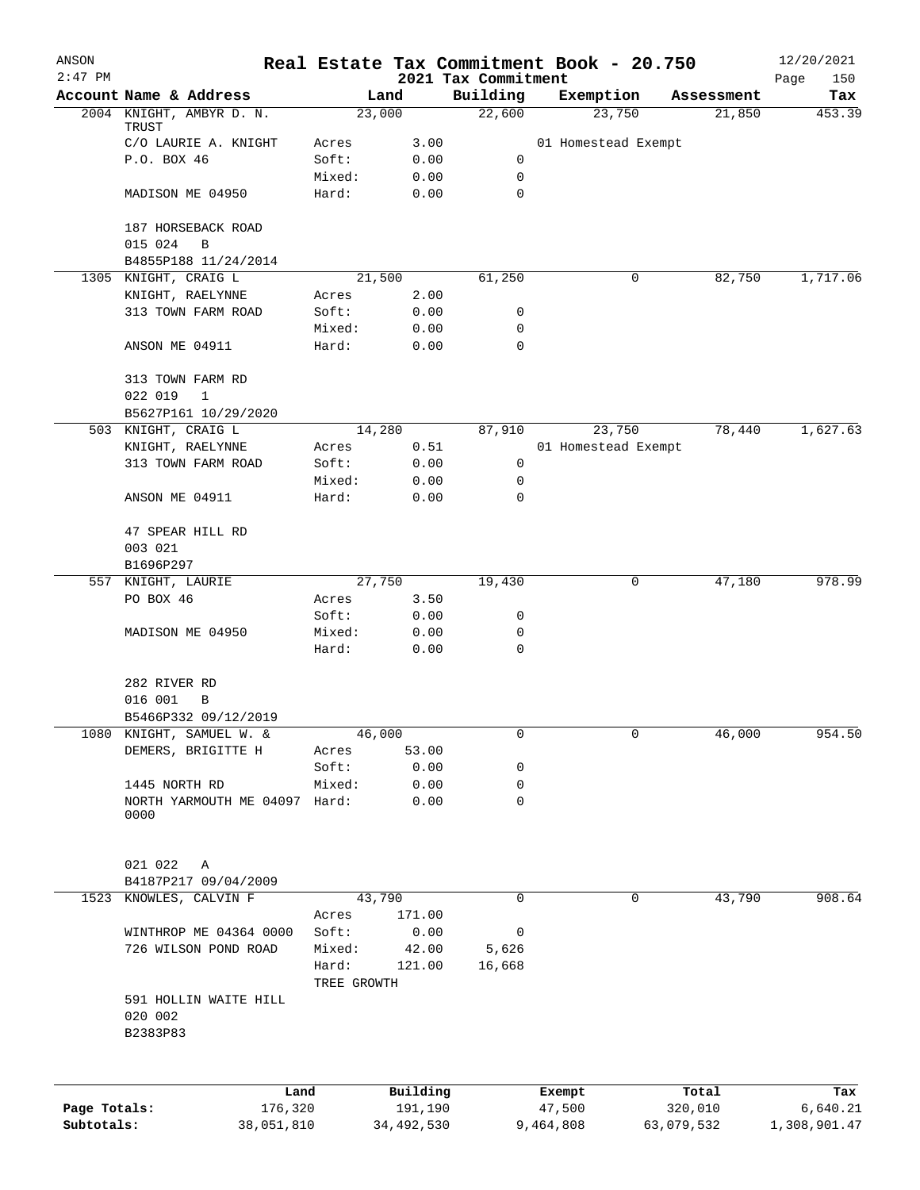# Real Estate Tax Commitment Book - 20.750

ANSON 12/20/2021
2:47 PM
2021 Tax Commitment

| Account Name & Address | | Land | Building | Exemption | Assessment | Tax |
|---|---|---|---|---|---|---|
| 2004 KNIGHT, AMBYR D. N. TRUST | | 23,000 | 22,600 | 23,750 | 21,850 | 453.39 |
| C/O LAURIE A. KNIGHT | Acres | 3.00 | | 01 Homestead Exempt | | |
| P.O. BOX 46 | Soft: | 0.00 | 0 | | | |
| | Mixed: | 0.00 | 0 | | | |
| MADISON ME 04950 | Hard: | 0.00 | 0 | | | |
| 187 HORSEBACK ROAD | | | | | | |
| 015 024 B | | | | | | |
| B4855P188 11/24/2014 | | | | | | |
| 1305 KNIGHT, CRAIG L | | 21,500 | 61,250 | 0 | 82,750 | 1,717.06 |
| KNIGHT, RAELYNNE | Acres | 2.00 | | | | |
| 313 TOWN FARM ROAD | Soft: | 0.00 | 0 | | | |
| | Mixed: | 0.00 | 0 | | | |
| ANSON ME 04911 | Hard: | 0.00 | 0 | | | |
| 313 TOWN FARM RD | | | | | | |
| 022 019 1 | | | | | | |
| B5627P161 10/29/2020 | | | | | | |
| 503 KNIGHT, CRAIG L | | 14,280 | 87,910 | 23,750 | 78,440 | 1,627.63 |
| KNIGHT, RAELYNNE | Acres | 0.51 | | 01 Homestead Exempt | | |
| 313 TOWN FARM ROAD | Soft: | 0.00 | 0 | | | |
| | Mixed: | 0.00 | 0 | | | |
| ANSON ME 04911 | Hard: | 0.00 | 0 | | | |
| 47 SPEAR HILL RD | | | | | | |
| 003 021 | | | | | | |
| B1696P297 | | | | | | |
| 557 KNIGHT, LAURIE | | 27,750 | 19,430 | 0 | 47,180 | 978.99 |
| PO BOX 46 | Acres | 3.50 | | | | |
| | Soft: | 0.00 | 0 | | | |
| MADISON ME 04950 | Mixed: | 0.00 | 0 | | | |
| | Hard: | 0.00 | 0 | | | |
| 282 RIVER RD | | | | | | |
| 016 001 B | | | | | | |
| B5466P332 09/12/2019 | | | | | | |
| 1080 KNIGHT, SAMUEL W. & | | 46,000 | 0 | 0 | 46,000 | 954.50 |
| DEMERS, BRIGITTE H | Acres | 53.00 | | | | |
| | Soft: | 0.00 | 0 | | | |
| 1445 NORTH RD | Mixed: | 0.00 | 0 | | | |
| NORTH YARMOUTH ME 04097 0000 | Hard: | 0.00 | 0 | | | |
| 021 022 A | | | | | | |
| B4187P217 09/04/2009 | | | | | | |
| 1523 KNOWLES, CALVIN F | | 43,790 | 0 | 0 | 43,790 | 908.64 |
| | Acres | 171.00 | | | | |
| WINTHROP ME 04364 0000 | Soft: | 0.00 | 0 | | | |
| 726 WILSON POND ROAD | Mixed: | 42.00 | 5,626 | | | |
| | Hard: | 121.00 | 16,668 | | | |
| | TREE GROWTH | | | | | |
| 591 HOLLIN WAITE HILL | | | | | | |
| 020 002 | | | | | | |
| B2383P83 | | | | | | |

| | Land | Building | Exempt | Total | Tax |
|---|---|---|---|---|---|
| Page Totals: | 176,320 | 191,190 | 47,500 | 320,010 | 6,640.21 |
| Subtotals: | 38,051,810 | 34,492,530 | 9,464,808 | 63,079,532 | 1,308,901.47 |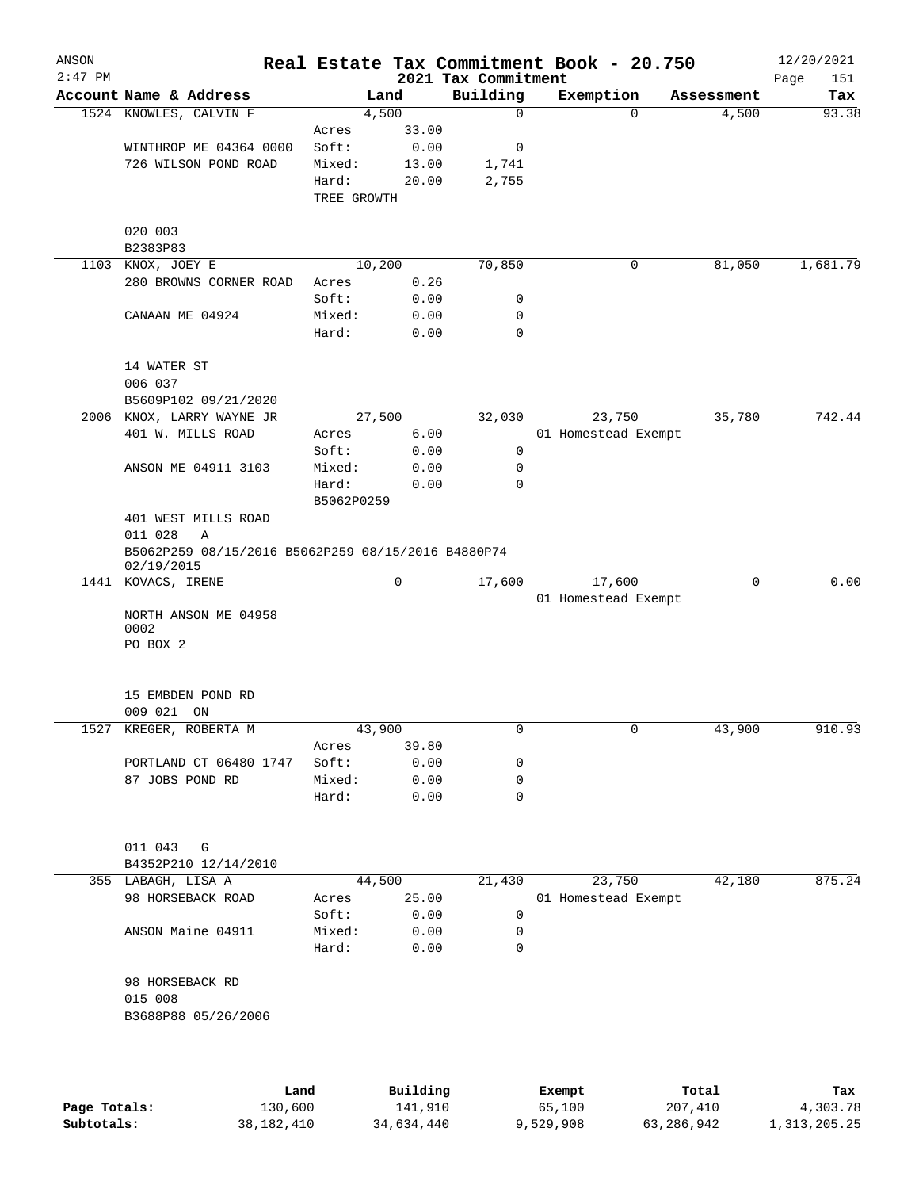# Real Estate Tax Commitment Book - 20.750

ANSON
2:47 PM

2021 Tax Commitment

12/20/2021

| Account Name & Address | Land | | Building | Exemption | Assessment | Tax |
|---|---|---|---|---|---|---|
| 1524 KNOWLES, CALVIN F | 4,500 | | 0 | 0 | 4,500 | 93.38 |
| | Acres | 33.00 | | | | |
| WINTHROP ME 04364 0000 | Soft: | 0.00 | 0 | | | |
| 726 WILSON POND ROAD | Mixed: | 13.00 | 1,741 | | | |
| | Hard: | 20.00 | 2,755 | | | |
| | TREE GROWTH | | | | | |
| 020 003 | | | | | | |
| B2383P83 | | | | | | |
| 1103 KNOX, JOEY E | 10,200 | | 70,850 | 0 | 81,050 | 1,681.79 |
| 280 BROWNS CORNER ROAD | Acres | 0.26 | | | | |
| | Soft: | 0.00 | 0 | | | |
| CANAAN ME 04924 | Mixed: | 0.00 | 0 | | | |
| | Hard: | 0.00 | 0 | | | |
| 14 WATER ST | | | | | | |
| 006 037 | | | | | | |
| B5609P102 09/21/2020 | | | | | | |
| 2006 KNOX, LARRY WAYNE JR | 27,500 | | 32,030 | 23,750 | 35,780 | 742.44 |
| 401 W. MILLS ROAD | Acres | 6.00 | | 01 Homestead Exempt | | |
| | Soft: | 0.00 | 0 | | | |
| ANSON ME 04911 3103 | Mixed: | 0.00 | 0 | | | |
| | Hard: | 0.00 | 0 | | | |
| | B5062P0259 | | | | | |
| 401 WEST MILLS ROAD | | | | | | |
| 011 028 A | | | | | | |
| B5062P259 08/15/2016 B5062P259 08/15/2016 B4880P74 02/19/2015 | | | | | | |
| 1441 KOVACS, IRENE | 0 | | 17,600 | 17,600 | 0 | 0.00 |
| | | | | 01 Homestead Exempt | | |
| NORTH ANSON ME 04958 0002 | | | | | | |
| PO BOX 2 | | | | | | |
| 15 EMBDEN POND RD | | | | | | |
| 009 021 ON | | | | | | |
| 1527 KREGER, ROBERTA M | 43,900 | | 0 | 0 | 43,900 | 910.93 |
| | Acres | 39.80 | | | | |
| PORTLAND CT 06480 1747 | Soft: | 0.00 | 0 | | | |
| 87 JOBS POND RD | Mixed: | 0.00 | 0 | | | |
| | Hard: | 0.00 | 0 | | | |
| 011 043 G | | | | | | |
| B4352P210 12/14/2010 | | | | | | |
| 355 LABAGH, LISA A | 44,500 | | 21,430 | 23,750 | 42,180 | 875.24 |
| 98 HORSEBACK ROAD | Acres | 25.00 | | 01 Homestead Exempt | | |
| | Soft: | 0.00 | 0 | | | |
| ANSON Maine 04911 | Mixed: | 0.00 | 0 | | | |
| | Hard: | 0.00 | 0 | | | |
| 98 HORSEBACK RD | | | | | | |
| 015 008 | | | | | | |
| B3688P88 05/26/2006 | | | | | | |

| | Land | Building | Exempt | Total | Tax |
|---|---|---|---|---|---|
| Page Totals: | 130,600 | 141,910 | 65,100 | 207,410 | 4,303.78 |
| Subtotals: | 38,182,410 | 34,634,440 | 9,529,908 | 63,286,942 | 1,313,205.25 |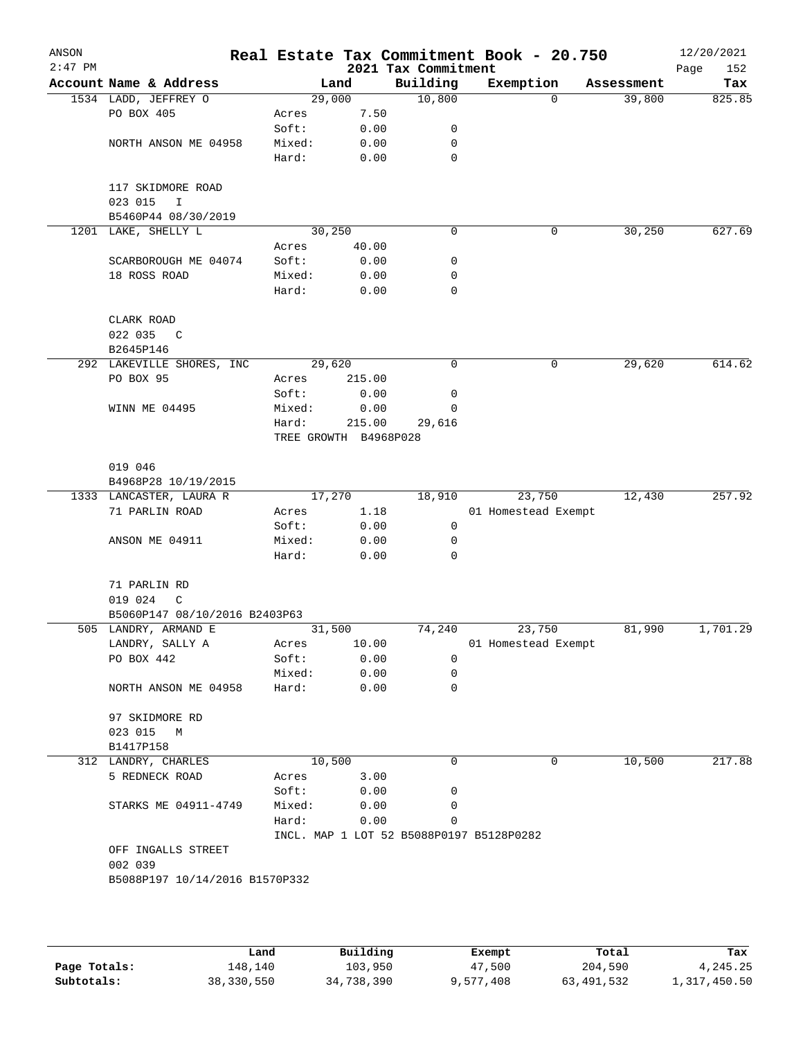ANSON
2:47 PM

# Real Estate Tax Commitment Book - 20.750

## 2021 Tax Commitment

12/20/2021

| Account Name & Address | | Land | Building | Exemption | Assessment | Tax |
|---|---|---|---|---|---|---|
| 1534 LADD, JEFFREY O | | 29,000 | 10,800 | 0 | 39,800 | 825.85 |
| PO BOX 405 | Acres | 7.50 | | | | |
| | Soft: | 0.00 | 0 | | | |
| NORTH ANSON ME 04958 | Mixed: | 0.00 | 0 | | | |
| | Hard: | 0.00 | 0 | | | |
| 117 SKIDMORE ROAD | | | | | | |
| 023 015 I | | | | | | |
| B5460P44 08/30/2019 | | | | | | |
| 1201 LAKE, SHELLY L | | 30,250 | 0 | 0 | 30,250 | 627.69 |
| | Acres | 40.00 | | | | |
| SCARBOROUGH ME 04074 | Soft: | 0.00 | 0 | | | |
| 18 ROSS ROAD | Mixed: | 0.00 | 0 | | | |
| | Hard: | 0.00 | 0 | | | |
| CLARK ROAD | | | | | | |
| 022 035 C | | | | | | |
| B2645P146 | | | | | | |
| 292 LAKEVILLE SHORES, INC | | 29,620 | 0 | 0 | 29,620 | 614.62 |
| PO BOX 95 | Acres | 215.00 | | | | |
| | Soft: | 0.00 | 0 | | | |
| WINN ME 04495 | Mixed: | 0.00 | 0 | | | |
| | Hard: | 215.00 | 29,616 | | | |
| | TREE GROWTH B4968P028 | | | | | |
| 019 046 | | | | | | |
| B4968P28 10/19/2015 | | | | | | |
| 1333 LANCASTER, LAURA R | | 17,270 | 18,910 | 23,750 | 12,430 | 257.92 |
| 71 PARLIN ROAD | Acres | 1.18 | | 01 Homestead Exempt | | |
| | Soft: | 0.00 | 0 | | | |
| ANSON ME 04911 | Mixed: | 0.00 | 0 | | | |
| | Hard: | 0.00 | 0 | | | |
| 71 PARLIN RD | | | | | | |
| 019 024 C | | | | | | |
| B5060P147 08/10/2016 B2403P63 | | | | | | |
| 505 LANDRY, ARMAND E | | 31,500 | 74,240 | 23,750 | 81,990 | 1,701.29 |
| LANDRY, SALLY A | Acres | 10.00 | | 01 Homestead Exempt | | |
| PO BOX 442 | Soft: | 0.00 | 0 | | | |
| | Mixed: | 0.00 | 0 | | | |
| NORTH ANSON ME 04958 | Hard: | 0.00 | 0 | | | |
| 97 SKIDMORE RD | | | | | | |
| 023 015 M | | | | | | |
| B1417P158 | | | | | | |
| 312 LANDRY, CHARLES | | 10,500 | 0 | 0 | 10,500 | 217.88 |
| 5 REDNECK ROAD | Acres | 3.00 | | | | |
| | Soft: | 0.00 | 0 | | | |
| STARKS ME 04911-4749 | Mixed: | 0.00 | 0 | | | |
| | Hard: | 0.00 | 0 | | | |
| | INCL. MAP 1 LOT 52 B5088P0197 B5128P0282 | | | | | |
| OFF INGALLS STREET | | | | | | |
| 002 039 | | | | | | |
| B5088P197 10/14/2016 B1570P332 | | | | | | |

| | Land | Building | Exempt | Total | Tax |
|---|---|---|---|---|---|
| Page Totals: | 148,140 | 103,950 | 47,500 | 204,590 | 4,245.25 |
| Subtotals: | 38,330,550 | 34,738,390 | 9,577,408 | 63,491,532 | 1,317,450.50 |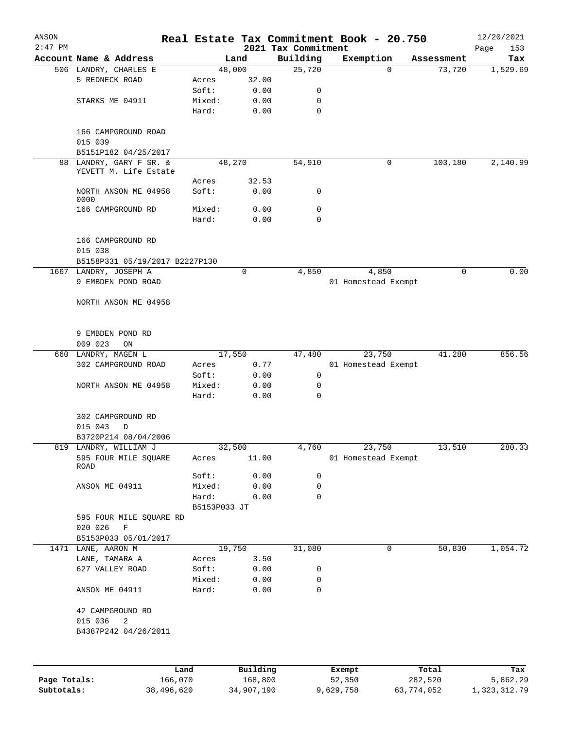# Real Estate Tax Commitment Book - 20.750

ANSON
2:47 PM

2021 Tax Commitment

12/20/2021

| Account | Name & Address | | Land | Building | Exemption | Assessment | Tax |
|---|---|---|---|---|---|---|---|
| 506 | LANDRY, CHARLES E | | 48,000 | 25,720 | 0 | 73,720 | 1,529.69 |
| | 5 REDNECK ROAD | Acres | 32.00 | | | | |
| | | Soft: | 0.00 | 0 | | | |
| | STARKS ME 04911 | Mixed: | 0.00 | 0 | | | |
| | | Hard: | 0.00 | 0 | | | |
| | 166 CAMPGROUND ROAD | | | | | | |
| | 015 039 | | | | | | |
| | B5151P182 04/25/2017 | | | | | | |
| 88 | LANDRY, GARY F SR. & YEVETT M. Life Estate | | 48,270 | 54,910 | 0 | 103,180 | 2,140.99 |
| | | Acres | 32.53 | | | | |
| | NORTH ANSON ME 04958 0000 | Soft: | 0.00 | 0 | | | |
| | 166 CAMPGROUND RD | Mixed: | 0.00 | 0 | | | |
| | | Hard: | 0.00 | 0 | | | |
| | 166 CAMPGROUND RD | | | | | | |
| | 015 038 | | | | | | |
| | B5158P331 05/19/2017 B2227P130 | | | | | | |
| 1667 | LANDRY, JOSEPH A | | 0 | 4,850 | 4,850 | 0 | 0.00 |
| | 9 EMBDEN POND ROAD | | | | 01 Homestead Exempt | | |
| | NORTH ANSON ME 04958 | | | | | | |
| | 9 EMBDEN POND RD | | | | | | |
| | 009 023 ON | | | | | | |
| 660 | LANDRY, MAGEN L | | 17,550 | 47,480 | 23,750 | 41,280 | 856.56 |
| | 302 CAMPGROUND ROAD | Acres | 0.77 | | 01 Homestead Exempt | | |
| | | Soft: | 0.00 | 0 | | | |
| | NORTH ANSON ME 04958 | Mixed: | 0.00 | 0 | | | |
| | | Hard: | 0.00 | 0 | | | |
| | 302 CAMPGROUND RD | | | | | | |
| | 015 043 D | | | | | | |
| | B3720P214 08/04/2006 | | | | | | |
| 819 | LANDRY, WILLIAM J | | 32,500 | 4,760 | 23,750 | 13,510 | 280.33 |
| | 595 FOUR MILE SQUARE ROAD | Acres | 11.00 | | 01 Homestead Exempt | | |
| | | Soft: | 0.00 | 0 | | | |
| | ANSON ME 04911 | Mixed: | 0.00 | 0 | | | |
| | | Hard: | 0.00 | 0 | | | |
| | | B5153P033 JT | | | | | |
| | 595 FOUR MILE SQUARE RD | | | | | | |
| | 020 026 F | | | | | | |
| | B5153P033 05/01/2017 | | | | | | |
| 1471 | LANE, AARON M | | 19,750 | 31,080 | 0 | 50,830 | 1,054.72 |
| | LANE, TAMARA A | Acres | 3.50 | | | | |
| | 627 VALLEY ROAD | Soft: | 0.00 | 0 | | | |
| | | Mixed: | 0.00 | 0 | | | |
| | ANSON ME 04911 | Hard: | 0.00 | 0 | | | |
| | 42 CAMPGROUND RD | | | | | | |
| | 015 036 2 | | | | | | |
| | B4387P242 04/26/2011 | | | | | | |

| | Land | Building | Exempt | Total | Tax |
|---|---|---|---|---|---|
| Page Totals: | 166,070 | 168,800 | 52,350 | 282,520 | 5,862.29 |
| Subtotals: | 38,496,620 | 34,907,190 | 9,629,758 | 63,774,052 | 1,323,312.79 |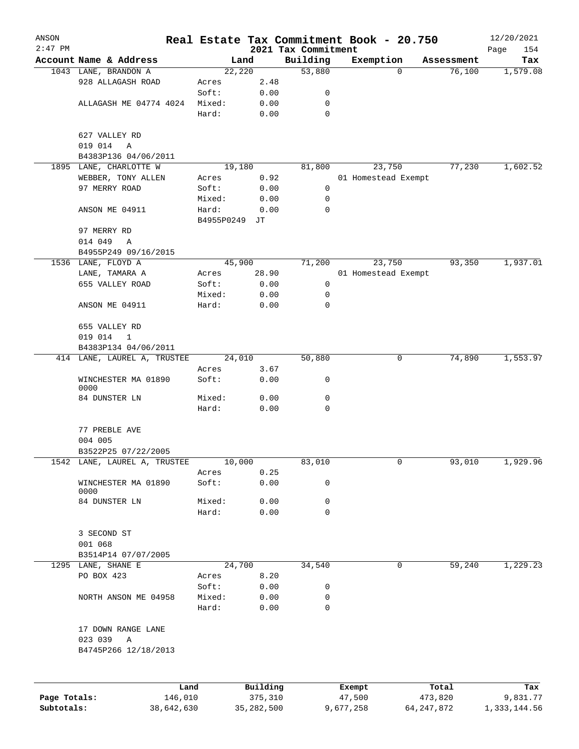ANSON 2:47 PM

# Real Estate Tax Commitment Book - 20.750
## 2021 Tax Commitment

12/20/2021

| Account Name & Address | Land | | Building | Exemption | Assessment | Tax |
|---|---|---|---|---|---|---|
| 1043 LANE, BRANDON A | 22,220 | | 53,880 | 0 | 76,100 | 1,579.08 |
| 928 ALLAGASH ROAD | Acres | 2.48 | | | | |
| | Soft: | 0.00 | 0 | | | |
| ALLAGASH ME 04774 4024 | Mixed: | 0.00 | 0 | | | |
| | Hard: | 0.00 | 0 | | | |
| 627 VALLEY RD | | | | | | |
| 019 014 A | | | | | | |
| B4383P136 04/06/2011 | | | | | | |
| 1895 LANE, CHARLOTTE W | 19,180 | | 81,800 | 23,750 | 77,230 | 1,602.52 |
| WEBBER, TONY ALLEN | Acres | 0.92 | | 01 Homestead Exempt | | |
| 97 MERRY ROAD | Soft: | 0.00 | 0 | | | |
| | Mixed: | 0.00 | 0 | | | |
| ANSON ME 04911 | Hard: | 0.00 | 0 | | | |
| | B4955P0249 | JT | | | | |
| 97 MERRY RD | | | | | | |
| 014 049 A | | | | | | |
| B4955P249 09/16/2015 | | | | | | |
| 1536 LANE, FLOYD A | 45,900 | | 71,200 | 23,750 | 93,350 | 1,937.01 |
| LANE, TAMARA A | Acres | 28.90 | | 01 Homestead Exempt | | |
| 655 VALLEY ROAD | Soft: | 0.00 | 0 | | | |
| | Mixed: | 0.00 | 0 | | | |
| ANSON ME 04911 | Hard: | 0.00 | 0 | | | |
| 655 VALLEY RD | | | | | | |
| 019 014 1 | | | | | | |
| B4383P134 04/06/2011 | | | | | | |
| 414 LANE, LAUREL A, TRUSTEE | 24,010 | | 50,880 | 0 | 74,890 | 1,553.97 |
| | Acres | 3.67 | | | | |
| WINCHESTER MA 01890 0000 | Soft: | 0.00 | 0 | | | |
| 84 DUNSTER LN | Mixed: | 0.00 | 0 | | | |
| | Hard: | 0.00 | 0 | | | |
| 77 PREBLE AVE | | | | | | |
| 004 005 | | | | | | |
| B3522P25 07/22/2005 | | | | | | |
| 1542 LANE, LAUREL A, TRUSTEE | 10,000 | | 83,010 | 0 | 93,010 | 1,929.96 |
| | Acres | 0.25 | | | | |
| WINCHESTER MA 01890 0000 | Soft: | 0.00 | 0 | | | |
| 84 DUNSTER LN | Mixed: | 0.00 | 0 | | | |
| | Hard: | 0.00 | 0 | | | |
| 3 SECOND ST | | | | | | |
| 001 068 | | | | | | |
| B3514P14 07/07/2005 | | | | | | |
| 1295 LANE, SHANE E | 24,700 | | 34,540 | 0 | 59,240 | 1,229.23 |
| PO BOX 423 | Acres | 8.20 | | | | |
| | Soft: | 0.00 | 0 | | | |
| NORTH ANSON ME 04958 | Mixed: | 0.00 | 0 | | | |
| | Hard: | 0.00 | 0 | | | |
| 17 DOWN RANGE LANE | | | | | | |
| 023 039 A | | | | | | |
| B4745P266 12/18/2013 | | | | | | |

| | Land | Building | Exempt | Total | Tax |
|---|---|---|---|---|---|
| Page Totals: | 146,010 | 375,310 | 47,500 | 473,820 | 9,831.77 |
| Subtotals: | 38,642,630 | 35,282,500 | 9,677,258 | 64,247,872 | 1,333,144.56 |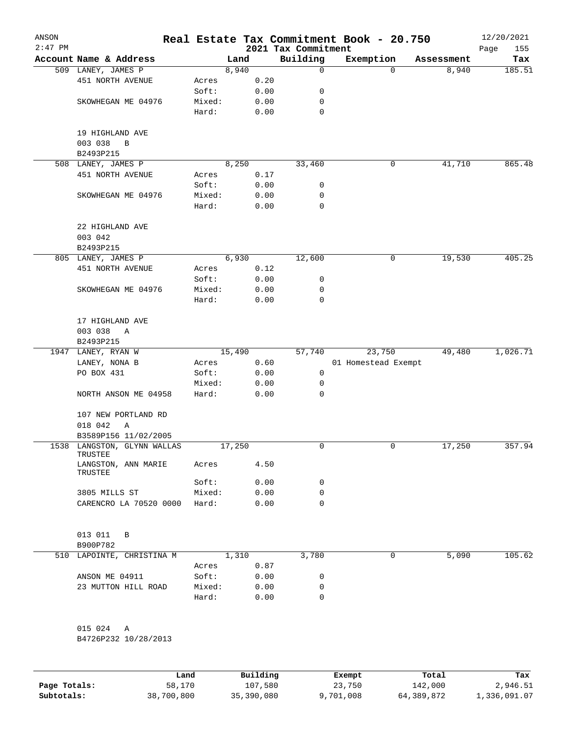# Real Estate Tax Commitment Book - 20.750

ANSON 2:47 PM — 2021 Tax Commitment — 12/20/2021

| Account Name & Address | | Land | Building | Exemption | Assessment | Tax |
|---|---|---|---|---|---|---|
| 509 LANEY, JAMES P | | 8,940 | 0 | 0 | 8,940 | 185.51 |
| 451 NORTH AVENUE | Acres | 0.20 | | | | |
| | Soft: | 0.00 | 0 | | | |
| SKOWHEGAN ME 04976 | Mixed: | 0.00 | 0 | | | |
| | Hard: | 0.00 | 0 | | | |
| 19 HIGHLAND AVE | | | | | | |
| 003 038 B | | | | | | |
| B2493P215 | | | | | | |
| 508 LANEY, JAMES P | | 8,250 | 33,460 | 0 | 41,710 | 865.48 |
| 451 NORTH AVENUE | Acres | 0.17 | | | | |
| | Soft: | 0.00 | 0 | | | |
| SKOWHEGAN ME 04976 | Mixed: | 0.00 | 0 | | | |
| | Hard: | 0.00 | 0 | | | |
| 22 HIGHLAND AVE | | | | | | |
| 003 042 | | | | | | |
| B2493P215 | | | | | | |
| 805 LANEY, JAMES P | | 6,930 | 12,600 | 0 | 19,530 | 405.25 |
| 451 NORTH AVENUE | Acres | 0.12 | | | | |
| | Soft: | 0.00 | 0 | | | |
| SKOWHEGAN ME 04976 | Mixed: | 0.00 | 0 | | | |
| | Hard: | 0.00 | 0 | | | |
| 17 HIGHLAND AVE | | | | | | |
| 003 038 A | | | | | | |
| B2493P215 | | | | | | |
| 1947 LANEY, RYAN W | | 15,490 | 57,740 | 23,750 | 49,480 | 1,026.71 |
| LANEY, NONA B | Acres | 0.60 | | 01 Homestead Exempt | | |
| PO BOX 431 | Soft: | 0.00 | 0 | | | |
| | Mixed: | 0.00 | 0 | | | |
| NORTH ANSON ME 04958 | Hard: | 0.00 | 0 | | | |
| 107 NEW PORTLAND RD | | | | | | |
| 018 042 A | | | | | | |
| B3589P156 11/02/2005 | | | | | | |
| 1538 LANGSTON, GLYNN WALLAS TRUSTEE | | 17,250 | 0 | 0 | 17,250 | 357.94 |
| LANGSTON, ANN MARIE TRUSTEE | Acres | 4.50 | | | | |
| | Soft: | 0.00 | 0 | | | |
| 3805 MILLS ST | Mixed: | 0.00 | 0 | | | |
| CARENCRO LA 70520 0000 | Hard: | 0.00 | 0 | | | |
| 013 011 B | | | | | | |
| B900P782 | | | | | | |
| 510 LAPOINTE, CHRISTINA M | | 1,310 | 3,780 | 0 | 5,090 | 105.62 |
| | Acres | 0.87 | | | | |
| ANSON ME 04911 | Soft: | 0.00 | 0 | | | |
| 23 MUTTON HILL ROAD | Mixed: | 0.00 | 0 | | | |
| | Hard: | 0.00 | 0 | | | |
| 015 024 A | | | | | | |
| B4726P232 10/28/2013 | | | | | | |

| | Land | Building | Exempt | Total | Tax |
|---|---|---|---|---|---|
| Page Totals: | 58,170 | 107,580 | 23,750 | 142,000 | 2,946.51 |
| Subtotals: | 38,700,800 | 35,390,080 | 9,701,008 | 64,389,872 | 1,336,091.07 |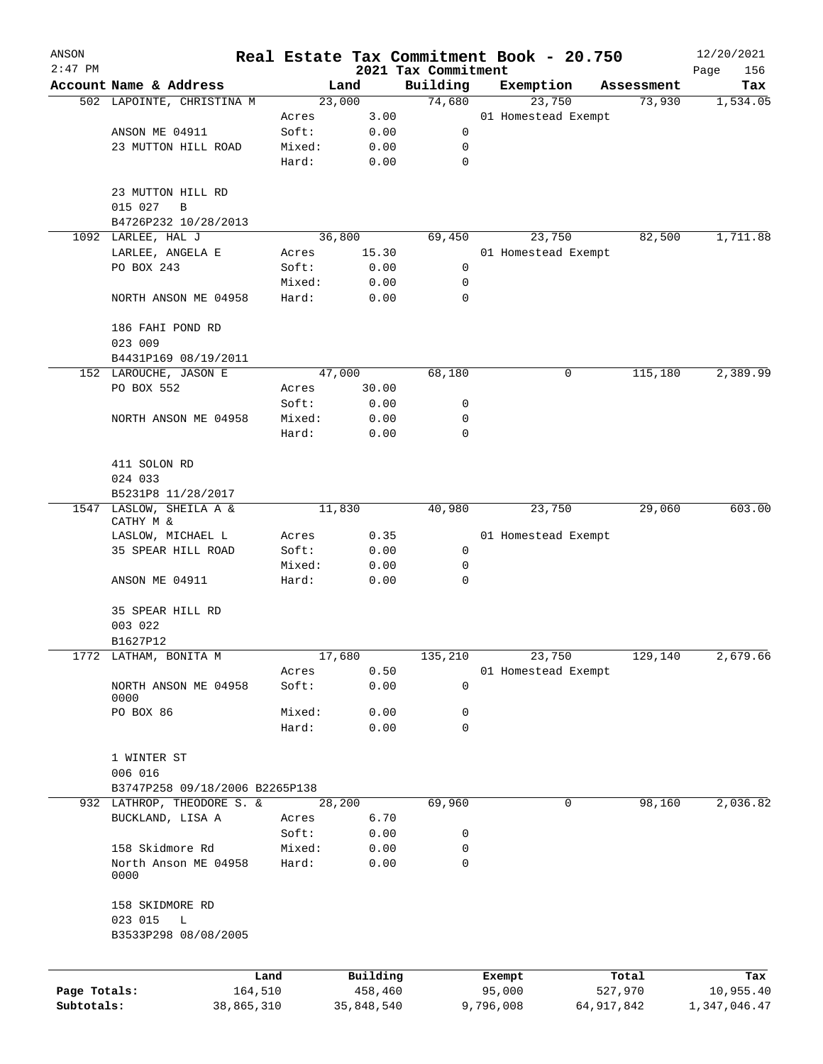# Real Estate Tax Commitment Book - 20.750

ANSON
2:47 PM

2021 Tax Commitment

12/20/2021

| Account | Name & Address | Land | | Building | Exemption | Assessment | Tax |
|---|---|---|---|---|---|---|---|
| 502 | LAPOINTE, CHRISTINA M | 23,000 | | 74,680 | 23,750 | 73,930 | 1,534.05 |
| | | Acres | 3.00 | | 01 Homestead Exempt | | |
| | ANSON ME 04911 | Soft: | 0.00 | 0 | | | |
| | 23 MUTTON HILL ROAD | Mixed: | 0.00 | 0 | | | |
| | | Hard: | 0.00 | 0 | | | |
| | 23 MUTTON HILL RD | | | | | | |
| | 015 027 B | | | | | | |
| | B4726P232 10/28/2013 | | | | | | |
| 1092 | LARLEE, HAL J | 36,800 | | 69,450 | 23,750 | 82,500 | 1,711.88 |
| | LARLEE, ANGELA E | Acres | 15.30 | | 01 Homestead Exempt | | |
| | PO BOX 243 | Soft: | 0.00 | 0 | | | |
| | | Mixed: | 0.00 | 0 | | | |
| | NORTH ANSON ME 04958 | Hard: | 0.00 | 0 | | | |
| | 186 FAHI POND RD | | | | | | |
| | 023 009 | | | | | | |
| | B4431P169 08/19/2011 | | | | | | |
| 152 | LAROUCHE, JASON E | 47,000 | | 68,180 | 0 | 115,180 | 2,389.99 |
| | PO BOX 552 | Acres | 30.00 | | | | |
| | | Soft: | 0.00 | 0 | | | |
| | NORTH ANSON ME 04958 | Mixed: | 0.00 | 0 | | | |
| | | Hard: | 0.00 | 0 | | | |
| | 411 SOLON RD | | | | | | |
| | 024 033 | | | | | | |
| | B5231P8 11/28/2017 | | | | | | |
| 1547 | LASLOW, SHEILA A & CATHY M & | 11,830 | | 40,980 | 23,750 | 29,060 | 603.00 |
| | LASLOW, MICHAEL L | Acres | 0.35 | | 01 Homestead Exempt | | |
| | 35 SPEAR HILL ROAD | Soft: | 0.00 | 0 | | | |
| | | Mixed: | 0.00 | 0 | | | |
| | ANSON ME 04911 | Hard: | 0.00 | 0 | | | |
| | 35 SPEAR HILL RD | | | | | | |
| | 003 022 | | | | | | |
| | B1627P12 | | | | | | |
| 1772 | LATHAM, BONITA M | 17,680 | | 135,210 | 23,750 | 129,140 | 2,679.66 |
| | | Acres | 0.50 | | 01 Homestead Exempt | | |
| | NORTH ANSON ME 04958 0000 | Soft: | 0.00 | 0 | | | |
| | PO BOX 86 | Mixed: | 0.00 | 0 | | | |
| | | Hard: | 0.00 | 0 | | | |
| | 1 WINTER ST | | | | | | |
| | 006 016 | | | | | | |
| | B3747P258 09/18/2006 B2265P138 | | | | | | |
| 932 | LATHROP, THEODORE S. & | 28,200 | | 69,960 | 0 | 98,160 | 2,036.82 |
| | BUCKLAND, LISA A | Acres | 6.70 | | | | |
| | | Soft: | 0.00 | 0 | | | |
| | 158 Skidmore Rd | Mixed: | 0.00 | 0 | | | |
| | North Anson ME 04958 0000 | Hard: | 0.00 | 0 | | | |
| | 158 SKIDMORE RD | | | | | | |
| | 023 015 L | | | | | | |
| | B3533P298 08/08/2005 | | | | | | |

| | Land | Building | Exempt | Total | Tax |
|---|---|---|---|---|---|
| Page Totals: | 164,510 | 458,460 | 95,000 | 527,970 | 10,955.40 |
| Subtotals: | 38,865,310 | 35,848,540 | 9,796,008 | 64,917,842 | 1,347,046.47 |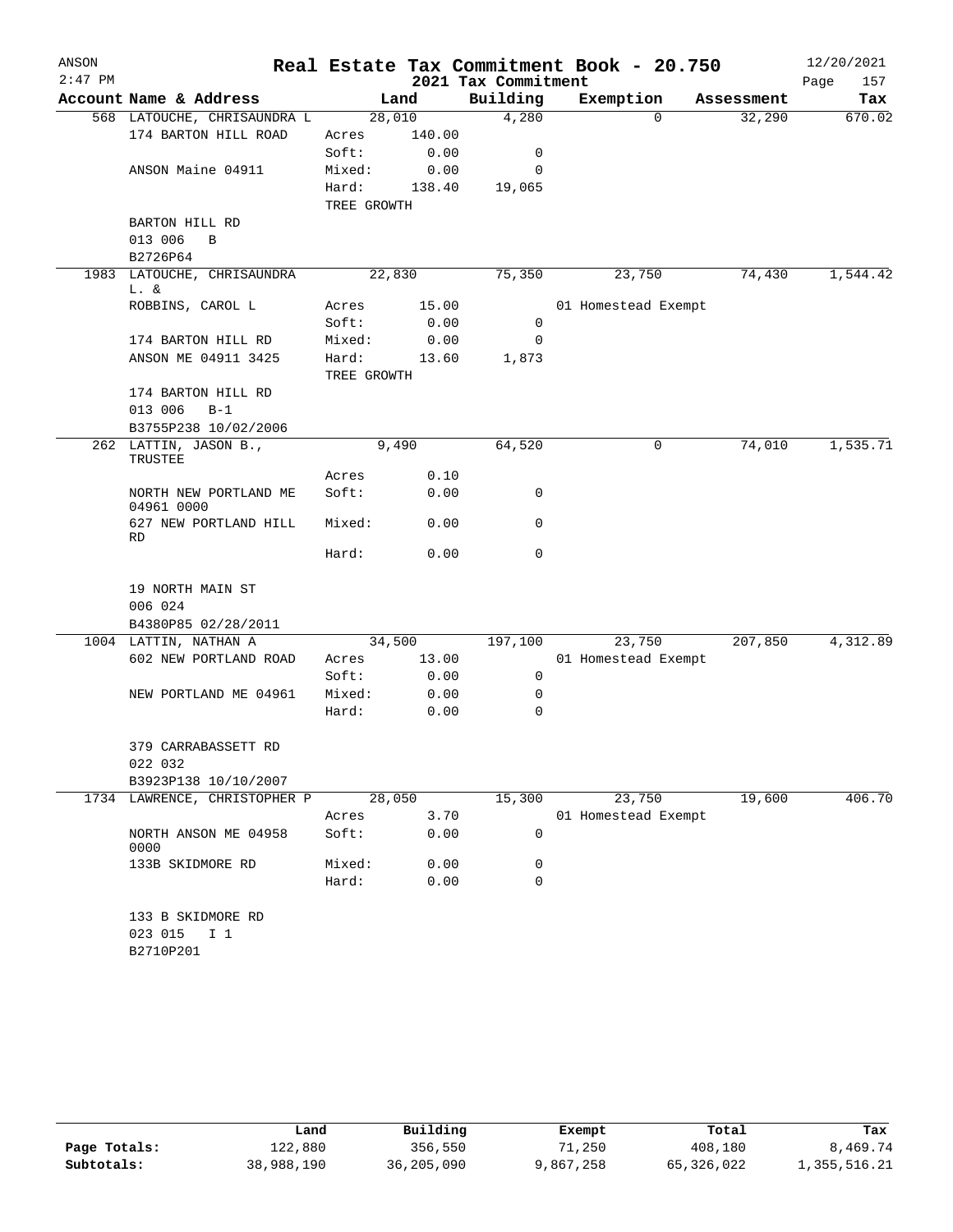ANSON 2:47 PM

# Real Estate Tax Commitment Book - 20.750

## 2021 Tax Commitment

12/20/2021

| Account Name & Address | Land | | Building | Exemption | Assessment | Tax |
|---|---|---|---|---|---|---|
| 568 LATOUCHE, CHRISAUNDRA L | 28,010 | | 4,280 | 0 | 32,290 | 670.02 |
| 174 BARTON HILL ROAD | Acres | 140.00 | | | | |
| | Soft: | 0.00 | 0 | | | |
| ANSON Maine 04911 | Mixed: | 0.00 | 0 | | | |
| | Hard: | 138.40 | 19,065 | | | |
| | TREE GROWTH | | | | | |
| BARTON HILL RD | | | | | | |
| 013 006 B | | | | | | |
| B2726P64 | | | | | | |
| 1983 LATOUCHE, CHRISAUNDRA L. & | 22,830 | | 75,350 | 23,750 | 74,430 | 1,544.42 |
| ROBBINS, CAROL L | Acres | 15.00 | | 01 Homestead Exempt | | |
| | Soft: | 0.00 | 0 | | | |
| 174 BARTON HILL RD | Mixed: | 0.00 | 0 | | | |
| ANSON ME 04911 3425 | Hard: | 13.60 | 1,873 | | | |
| | TREE GROWTH | | | | | |
| 174 BARTON HILL RD | | | | | | |
| 013 006 B-1 | | | | | | |
| B3755P238 10/02/2006 | | | | | | |
| 262 LATTIN, JASON B., TRUSTEE | 9,490 | | 64,520 | 0 | 74,010 | 1,535.71 |
| | Acres | 0.10 | | | | |
| NORTH NEW PORTLAND ME 04961 0000 | Soft: | 0.00 | 0 | | | |
| 627 NEW PORTLAND HILL RD | Mixed: | 0.00 | 0 | | | |
| | Hard: | 0.00 | 0 | | | |
| 19 NORTH MAIN ST | | | | | | |
| 006 024 | | | | | | |
| B4380P85 02/28/2011 | | | | | | |
| 1004 LATTIN, NATHAN A | 34,500 | | 197,100 | 23,750 | 207,850 | 4,312.89 |
| 602 NEW PORTLAND ROAD | Acres | 13.00 | | 01 Homestead Exempt | | |
| | Soft: | 0.00 | 0 | | | |
| NEW PORTLAND ME 04961 | Mixed: | 0.00 | 0 | | | |
| | Hard: | 0.00 | 0 | | | |
| 379 CARRABASSETT RD | | | | | | |
| 022 032 | | | | | | |
| B3923P138 10/10/2007 | | | | | | |
| 1734 LAWRENCE, CHRISTOPHER P | 28,050 | | 15,300 | 23,750 | 19,600 | 406.70 |
| | Acres | 3.70 | | 01 Homestead Exempt | | |
| NORTH ANSON ME 04958 0000 | Soft: | 0.00 | 0 | | | |
| 133B SKIDMORE RD | Mixed: | 0.00 | 0 | | | |
| | Hard: | 0.00 | 0 | | | |
| 133 B SKIDMORE RD | | | | | | |
| 023 015 I 1 | | | | | | |
| B2710P201 | | | | | | |

| | Land | Building | Exempt | Total | Tax |
|---|---|---|---|---|---|
| Page Totals: | 122,880 | 356,550 | 71,250 | 408,180 | 8,469.74 |
| Subtotals: | 38,988,190 | 36,205,090 | 9,867,258 | 65,326,022 | 1,355,516.21 |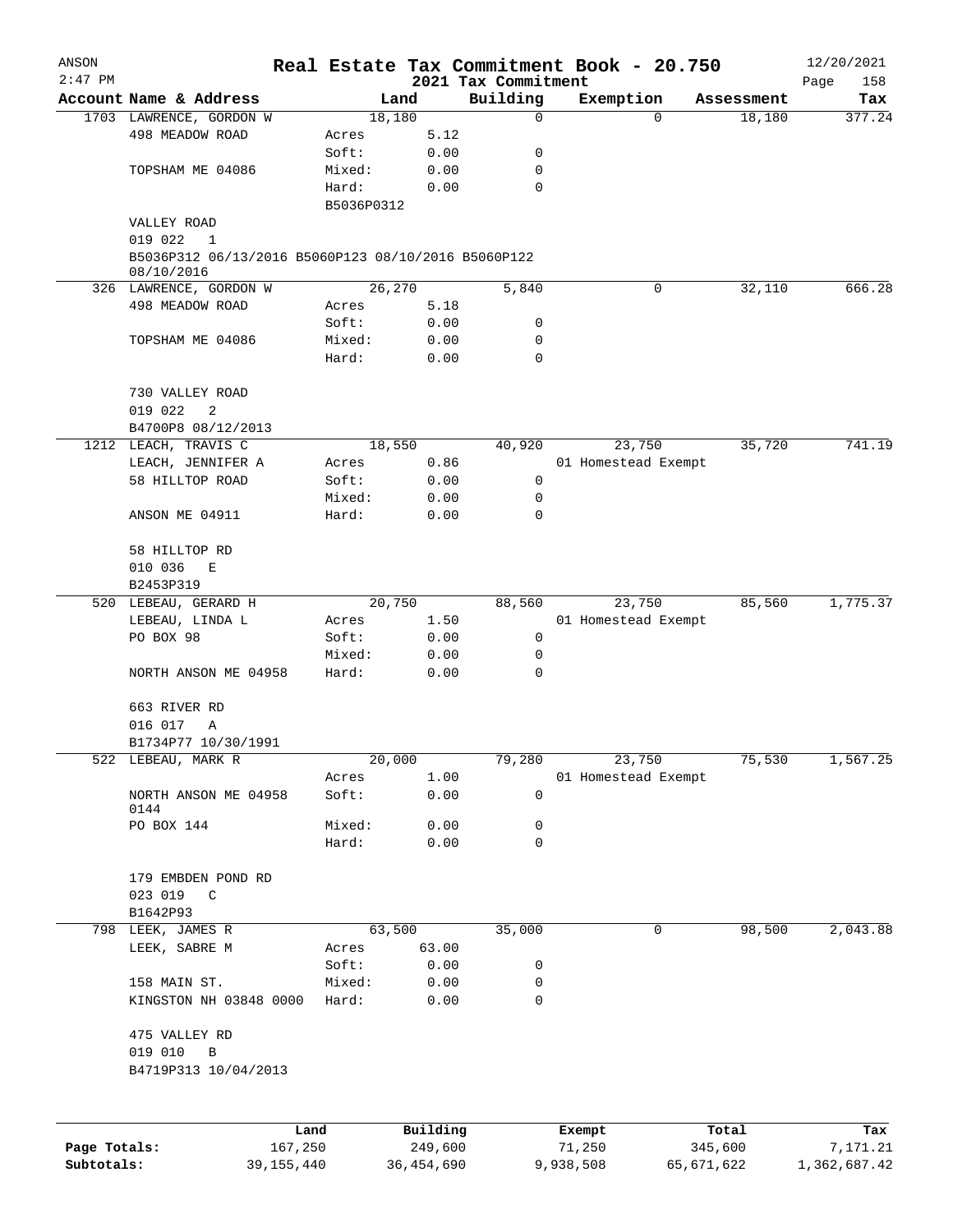# Real Estate Tax Commitment Book - 20.750

ANSON 2:47 PM — 2021 Tax Commitment — 12/20/2021

| Account Name & Address | Land | | Building | Exemption | Assessment | Tax |
|---|---|---|---|---|---|---|
| 1703 LAWRENCE, GORDON W | 18,180 | | 0 | 0 | 18,180 | 377.24 |
| 498 MEADOW ROAD | Acres | 5.12 | | | | |
| | Soft: | 0.00 | 0 | | | |
| TOPSHAM ME 04086 | Mixed: | 0.00 | 0 | | | |
| | Hard: | 0.00 | 0 | | | |
| | B5036P0312 | | | | | |
| VALLEY ROAD | | | | | | |
| 019 022 1 | | | | | | |
| B5036P312 06/13/2016 B5060P123 08/10/2016 B5060P122 08/10/2016 | | | | | | |
| 326 LAWRENCE, GORDON W | 26,270 | | 5,840 | 0 | 32,110 | 666.28 |
| 498 MEADOW ROAD | Acres | 5.18 | | | | |
| | Soft: | 0.00 | 0 | | | |
| TOPSHAM ME 04086 | Mixed: | 0.00 | 0 | | | |
| | Hard: | 0.00 | 0 | | | |
| 730 VALLEY ROAD | | | | | | |
| 019 022 2 | | | | | | |
| B4700P8 08/12/2013 | | | | | | |
| 1212 LEACH, TRAVIS C | 18,550 | | 40,920 | 23,750 | 35,720 | 741.19 |
| LEACH, JENNIFER A | Acres | 0.86 | | 01 Homestead Exempt | | |
| 58 HILLTOP ROAD | Soft: | 0.00 | 0 | | | |
| | Mixed: | 0.00 | 0 | | | |
| ANSON ME 04911 | Hard: | 0.00 | 0 | | | |
| 58 HILLTOP RD | | | | | | |
| 010 036 E | | | | | | |
| B2453P319 | | | | | | |
| 520 LEBEAU, GERARD H | 20,750 | | 88,560 | 23,750 | 85,560 | 1,775.37 |
| LEBEAU, LINDA L | Acres | 1.50 | | 01 Homestead Exempt | | |
| PO BOX 98 | Soft: | 0.00 | 0 | | | |
| | Mixed: | 0.00 | 0 | | | |
| NORTH ANSON ME 04958 | Hard: | 0.00 | 0 | | | |
| 663 RIVER RD | | | | | | |
| 016 017 A | | | | | | |
| B1734P77 10/30/1991 | | | | | | |
| 522 LEBEAU, MARK R | 20,000 | | 79,280 | 23,750 | 75,530 | 1,567.25 |
| | Acres | 1.00 | | 01 Homestead Exempt | | |
| NORTH ANSON ME 04958 0144 | Soft: | 0.00 | 0 | | | |
| PO BOX 144 | Mixed: | 0.00 | 0 | | | |
| | Hard: | 0.00 | 0 | | | |
| 179 EMBDEN POND RD | | | | | | |
| 023 019 C | | | | | | |
| B1642P93 | | | | | | |
| 798 LEEK, JAMES R | 63,500 | | 35,000 | 0 | 98,500 | 2,043.88 |
| LEEK, SABRE M | Acres | 63.00 | | | | |
| | Soft: | 0.00 | 0 | | | |
| 158 MAIN ST. | Mixed: | 0.00 | 0 | | | |
| KINGSTON NH 03848 0000 | Hard: | 0.00 | 0 | | | |
| 475 VALLEY RD | | | | | | |
| 019 010 B | | | | | | |
| B4719P313 10/04/2013 | | | | | | |

| | Land | Building | Exempt | Total | Tax |
|---|---|---|---|---|---|
| Page Totals: | 167,250 | 249,600 | 71,250 | 345,600 | 7,171.21 |
| Subtotals: | 39,155,440 | 36,454,690 | 9,938,508 | 65,671,622 | 1,362,687.42 |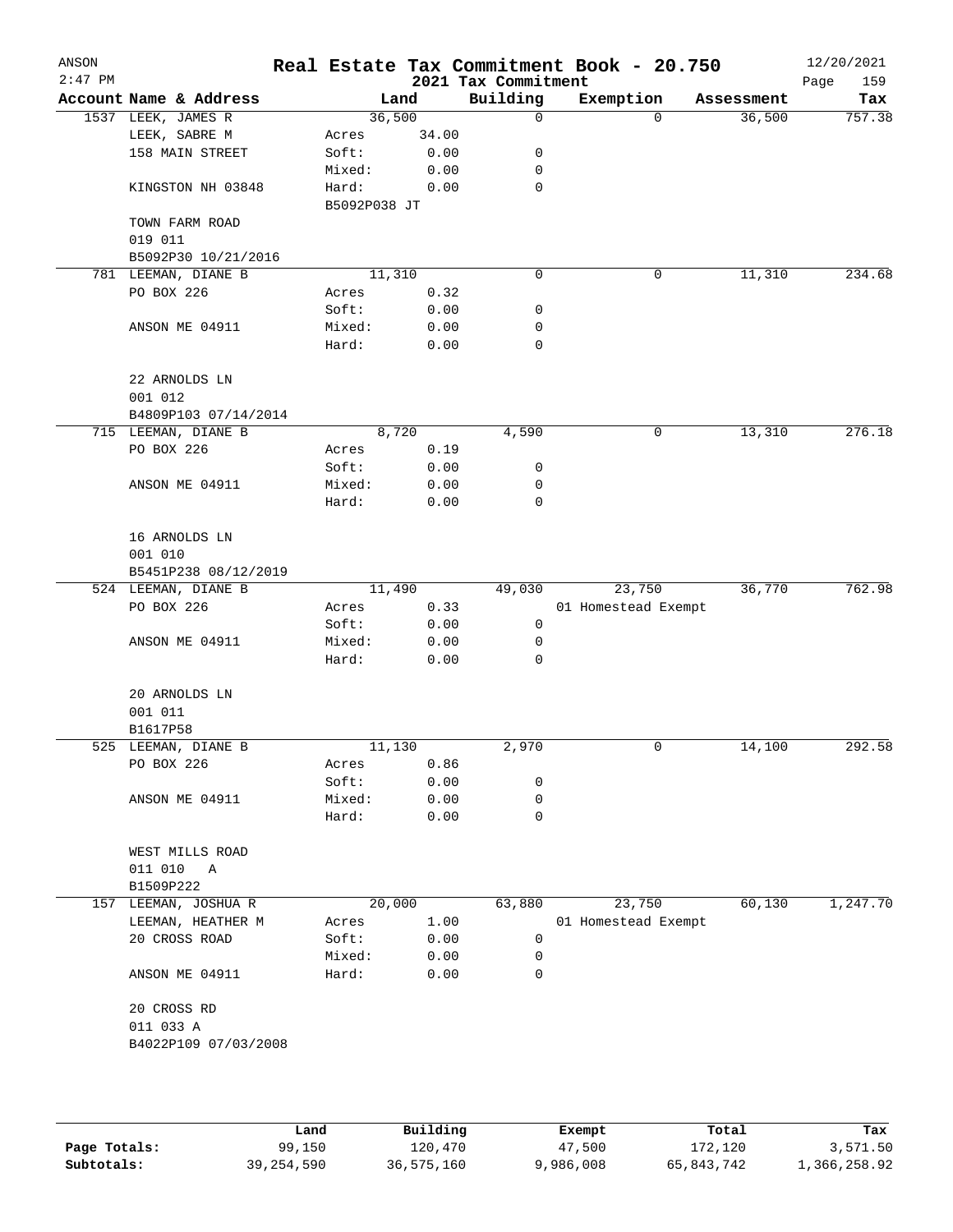# Real Estate Tax Commitment Book - 20.750

ANSON 2:47 PM — 2021 Tax Commitment — 12/20/2021

| Account Name & Address | Land | | Building | Exemption | Assessment | Tax |
|---|---|---|---|---|---|---|
| 1537 LEEK, JAMES R | 36,500 | | 0 | 0 | 36,500 | 757.38 |
| LEEK, SABRE M | Acres | 34.00 | | | | |
| 158 MAIN STREET | Soft: | 0.00 | 0 | | | |
| | Mixed: | 0.00 | 0 | | | |
| KINGSTON NH 03848 | Hard: | 0.00 | 0 | | | |
| | B5092P038 JT | | | | | |
| TOWN FARM ROAD | | | | | | |
| 019 011 | | | | | | |
| B5092P30 10/21/2016 | | | | | | |
| 781 LEEMAN, DIANE B | 11,310 | | 0 | 0 | 11,310 | 234.68 |
| PO BOX 226 | Acres | 0.32 | | | | |
| | Soft: | 0.00 | 0 | | | |
| ANSON ME 04911 | Mixed: | 0.00 | 0 | | | |
| | Hard: | 0.00 | 0 | | | |
| 22 ARNOLDS LN | | | | | | |
| 001 012 | | | | | | |
| B4809P103 07/14/2014 | | | | | | |
| 715 LEEMAN, DIANE B | 8,720 | | 4,590 | 0 | 13,310 | 276.18 |
| PO BOX 226 | Acres | 0.19 | | | | |
| | Soft: | 0.00 | 0 | | | |
| ANSON ME 04911 | Mixed: | 0.00 | 0 | | | |
| | Hard: | 0.00 | 0 | | | |
| 16 ARNOLDS LN | | | | | | |
| 001 010 | | | | | | |
| B5451P238 08/12/2019 | | | | | | |
| 524 LEEMAN, DIANE B | 11,490 | | 49,030 | 23,750 | 36,770 | 762.98 |
| PO BOX 226 | Acres | 0.33 | | 01 Homestead Exempt | | |
| | Soft: | 0.00 | 0 | | | |
| ANSON ME 04911 | Mixed: | 0.00 | 0 | | | |
| | Hard: | 0.00 | 0 | | | |
| 20 ARNOLDS LN | | | | | | |
| 001 011 | | | | | | |
| B1617P58 | | | | | | |
| 525 LEEMAN, DIANE B | 11,130 | | 2,970 | 0 | 14,100 | 292.58 |
| PO BOX 226 | Acres | 0.86 | | | | |
| | Soft: | 0.00 | 0 | | | |
| ANSON ME 04911 | Mixed: | 0.00 | 0 | | | |
| | Hard: | 0.00 | 0 | | | |
| WEST MILLS ROAD | | | | | | |
| 011 010 A | | | | | | |
| B1509P222 | | | | | | |
| 157 LEEMAN, JOSHUA R | 20,000 | | 63,880 | 23,750 | 60,130 | 1,247.70 |
| LEEMAN, HEATHER M | Acres | 1.00 | | 01 Homestead Exempt | | |
| 20 CROSS ROAD | Soft: | 0.00 | 0 | | | |
| | Mixed: | 0.00 | 0 | | | |
| ANSON ME 04911 | Hard: | 0.00 | 0 | | | |
| 20 CROSS RD | | | | | | |
| 011 033 A | | | | | | |
| B4022P109 07/03/2008 | | | | | | |

| | Land | Building | Exempt | Total | Tax |
|---|---|---|---|---|---|
| Page Totals: | 99,150 | 120,470 | 47,500 | 172,120 | 3,571.50 |
| Subtotals: | 39,254,590 | 36,575,160 | 9,986,008 | 65,843,742 | 1,366,258.92 |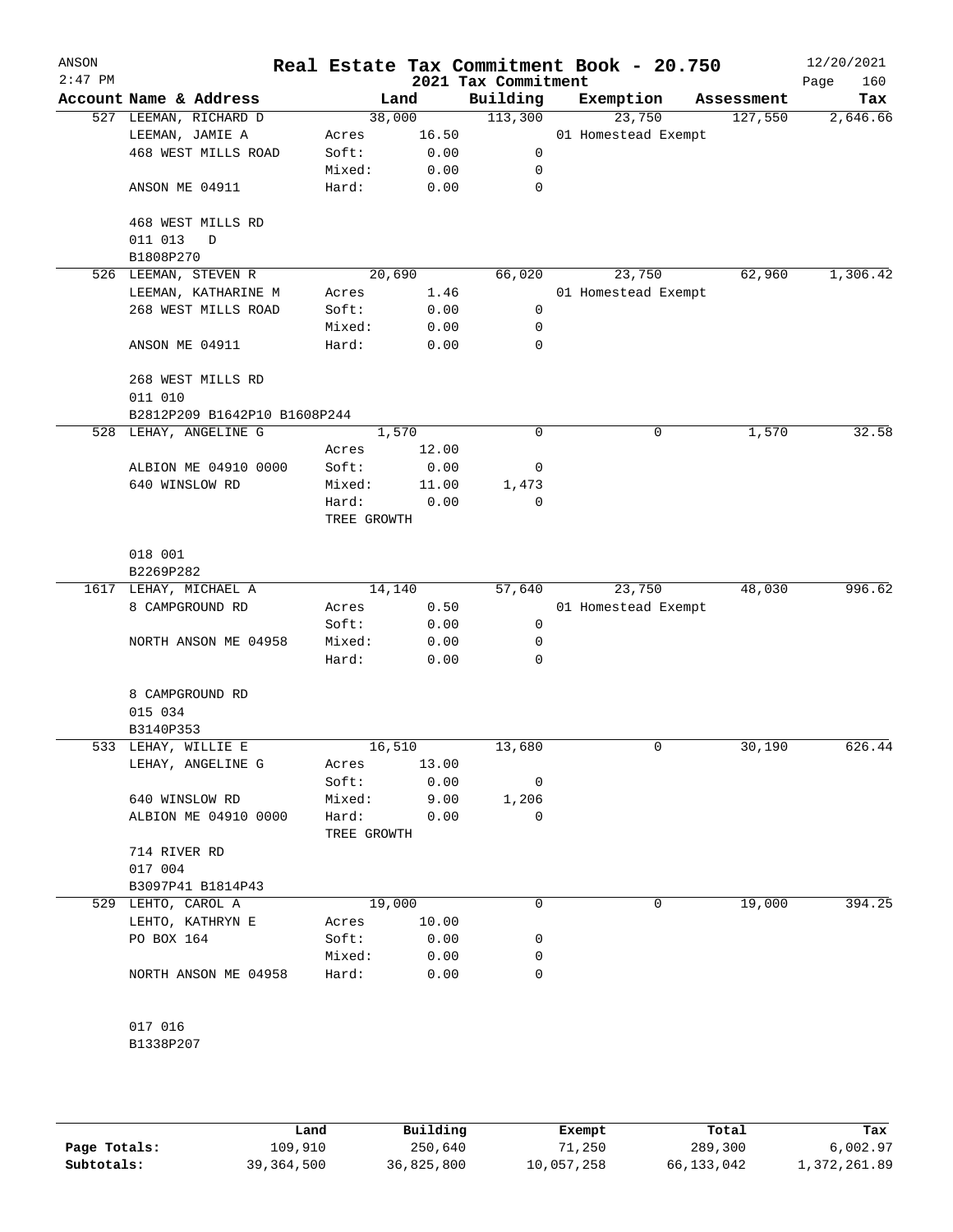# Real Estate Tax Commitment Book - 20.750

ANSON
2:47 PM

2021 Tax Commitment

12/20/2021

| Account | Name & Address | Land | | Building | Exemption | Assessment | Tax |
|---|---|---|---|---|---|---|---|
| 527 | LEEMAN, RICHARD D | | 38,000 | 113,300 | 23,750 | 127,550 | 2,646.66 |
| | LEEMAN, JAMIE A | Acres | 16.50 | | 01 Homestead Exempt | | |
| | 468 WEST MILLS ROAD | Soft: | 0.00 | 0 | | | |
| | | Mixed: | 0.00 | 0 | | | |
| | ANSON ME 04911 | Hard: | 0.00 | 0 | | | |
| | 468 WEST MILLS RD | | | | | | |
| | 011 013 D | | | | | | |
| | B1808P270 | | | | | | |
| 526 | LEEMAN, STEVEN R | | 20,690 | 66,020 | 23,750 | 62,960 | 1,306.42 |
| | LEEMAN, KATHARINE M | Acres | 1.46 | | 01 Homestead Exempt | | |
| | 268 WEST MILLS ROAD | Soft: | 0.00 | 0 | | | |
| | | Mixed: | 0.00 | 0 | | | |
| | ANSON ME 04911 | Hard: | 0.00 | 0 | | | |
| | 268 WEST MILLS RD | | | | | | |
| | 011 010 | | | | | | |
| | B2812P209 B1642P10 B1608P244 | | | | | | |
| 528 | LEHAY, ANGELINE G | | 1,570 | 0 | 0 | 1,570 | 32.58 |
| | | Acres | 12.00 | | | | |
| | ALBION ME 04910 0000 | Soft: | 0.00 | 0 | | | |
| | 640 WINSLOW RD | Mixed: | 11.00 | 1,473 | | | |
| | | Hard: | 0.00 | 0 | | | |
| | | TREE GROWTH | | | | | |
| | 018 001 | | | | | | |
| | B2269P282 | | | | | | |
| 1617 | LEHAY, MICHAEL A | | 14,140 | 57,640 | 23,750 | 48,030 | 996.62 |
| | 8 CAMPGROUND RD | Acres | 0.50 | | 01 Homestead Exempt | | |
| | | Soft: | 0.00 | 0 | | | |
| | NORTH ANSON ME 04958 | Mixed: | 0.00 | 0 | | | |
| | | Hard: | 0.00 | 0 | | | |
| | 8 CAMPGROUND RD | | | | | | |
| | 015 034 | | | | | | |
| | B3140P353 | | | | | | |
| 533 | LEHAY, WILLIE E | | 16,510 | 13,680 | 0 | 30,190 | 626.44 |
| | LEHAY, ANGELINE G | Acres | 13.00 | | | | |
| | | Soft: | 0.00 | 0 | | | |
| | 640 WINSLOW RD | Mixed: | 9.00 | 1,206 | | | |
| | ALBION ME 04910 0000 | Hard: | 0.00 | 0 | | | |
| | | TREE GROWTH | | | | | |
| | 714 RIVER RD | | | | | | |
| | 017 004 | | | | | | |
| | B3097P41 B1814P43 | | | | | | |
| 529 | LEHTO, CAROL A | | 19,000 | 0 | 0 | 19,000 | 394.25 |
| | LEHTO, KATHRYN E | Acres | 10.00 | | | | |
| | PO BOX 164 | Soft: | 0.00 | 0 | | | |
| | | Mixed: | 0.00 | 0 | | | |
| | NORTH ANSON ME 04958 | Hard: | 0.00 | 0 | | | |
| | 017 016 | | | | | | |
| | B1338P207 | | | | | | |

| | Land | Building | Exempt | Total | Tax |
|---|---|---|---|---|---|
| Page Totals: | 109,910 | 250,640 | 71,250 | 289,300 | 6,002.97 |
| Subtotals: | 39,364,500 | 36,825,800 | 10,057,258 | 66,133,042 | 1,372,261.89 |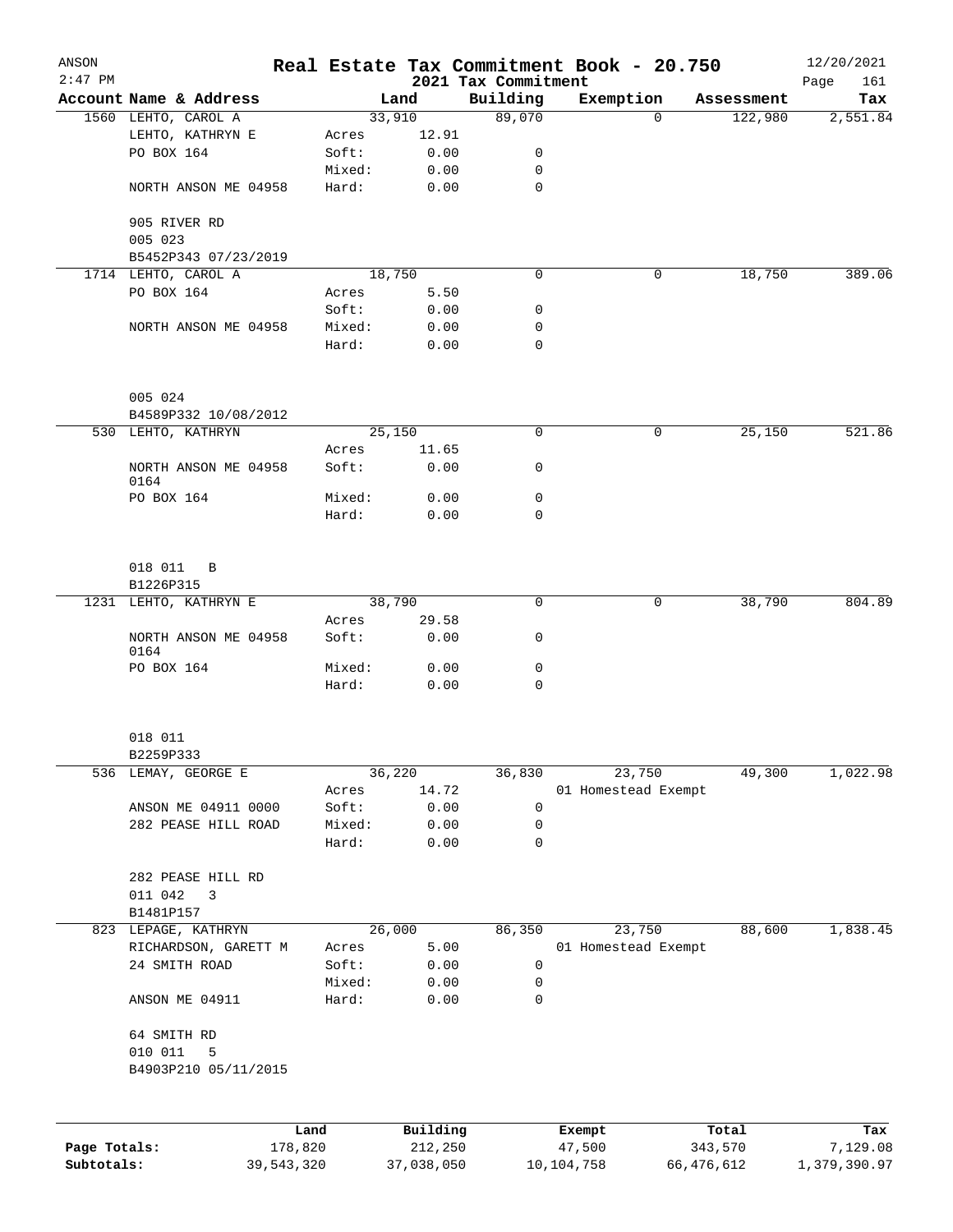ANSON
2:47 PM

# Real Estate Tax Commitment Book - 20.750

## 2021 Tax Commitment

12/20/2021

| Account Name & Address | | Land | Building | Exemption | Assessment | Tax |
|---|---|---|---|---|---|---|
| 1560 LEHTO, CAROL A | | 33,910 | 89,070 | 0 | 122,980 | 2,551.84 |
| LEHTO, KATHRYN E | Acres | 12.91 | | | | |
| PO BOX 164 | Soft: | 0.00 | 0 | | | |
| | Mixed: | 0.00 | 0 | | | |
| NORTH ANSON ME 04958 | Hard: | 0.00 | 0 | | | |
| 905 RIVER RD | | | | | | |
| 005 023 | | | | | | |
| B5452P343 07/23/2019 | | | | | | |
| 1714 LEHTO, CAROL A | | 18,750 | 0 | 0 | 18,750 | 389.06 |
| PO BOX 164 | Acres | 5.50 | | | | |
| | Soft: | 0.00 | 0 | | | |
| NORTH ANSON ME 04958 | Mixed: | 0.00 | 0 | | | |
| | Hard: | 0.00 | 0 | | | |
| 005 024 | | | | | | |
| B4589P332 10/08/2012 | | | | | | |
| 530 LEHTO, KATHRYN | | 25,150 | 0 | 0 | 25,150 | 521.86 |
| | Acres | 11.65 | | | | |
| NORTH ANSON ME 04958 0164 | Soft: | 0.00 | 0 | | | |
| PO BOX 164 | Mixed: | 0.00 | 0 | | | |
| | Hard: | 0.00 | 0 | | | |
| 018 011 B | | | | | | |
| B1226P315 | | | | | | |
| 1231 LEHTO, KATHRYN E | | 38,790 | 0 | 0 | 38,790 | 804.89 |
| | Acres | 29.58 | | | | |
| NORTH ANSON ME 04958 0164 | Soft: | 0.00 | 0 | | | |
| PO BOX 164 | Mixed: | 0.00 | 0 | | | |
| | Hard: | 0.00 | 0 | | | |
| 018 011 | | | | | | |
| B2259P333 | | | | | | |
| 536 LEMAY, GEORGE E | | 36,220 | 36,830 | 23,750 | 49,300 | 1,022.98 |
| | Acres | 14.72 | | 01 Homestead Exempt | | |
| ANSON ME 04911 0000 | Soft: | 0.00 | 0 | | | |
| 282 PEASE HILL ROAD | Mixed: | 0.00 | 0 | | | |
| | Hard: | 0.00 | 0 | | | |
| 282 PEASE HILL RD | | | | | | |
| 011 042 3 | | | | | | |
| B1481P157 | | | | | | |
| 823 LEPAGE, KATHRYN | | 26,000 | 86,350 | 23,750 | 88,600 | 1,838.45 |
| RICHARDSON, GARETT M | Acres | 5.00 | | 01 Homestead Exempt | | |
| 24 SMITH ROAD | Soft: | 0.00 | 0 | | | |
| | Mixed: | 0.00 | 0 | | | |
| ANSON ME 04911 | Hard: | 0.00 | 0 | | | |
| 64 SMITH RD | | | | | | |
| 010 011 5 | | | | | | |
| B4903P210 05/11/2015 | | | | | | |

| | Land | Building | Exempt | Total | Tax |
|---|---|---|---|---|---|
| Page Totals: | 178,820 | 212,250 | 47,500 | 343,570 | 7,129.08 |
| Subtotals: | 39,543,320 | 37,038,050 | 10,104,758 | 66,476,612 | 1,379,390.97 |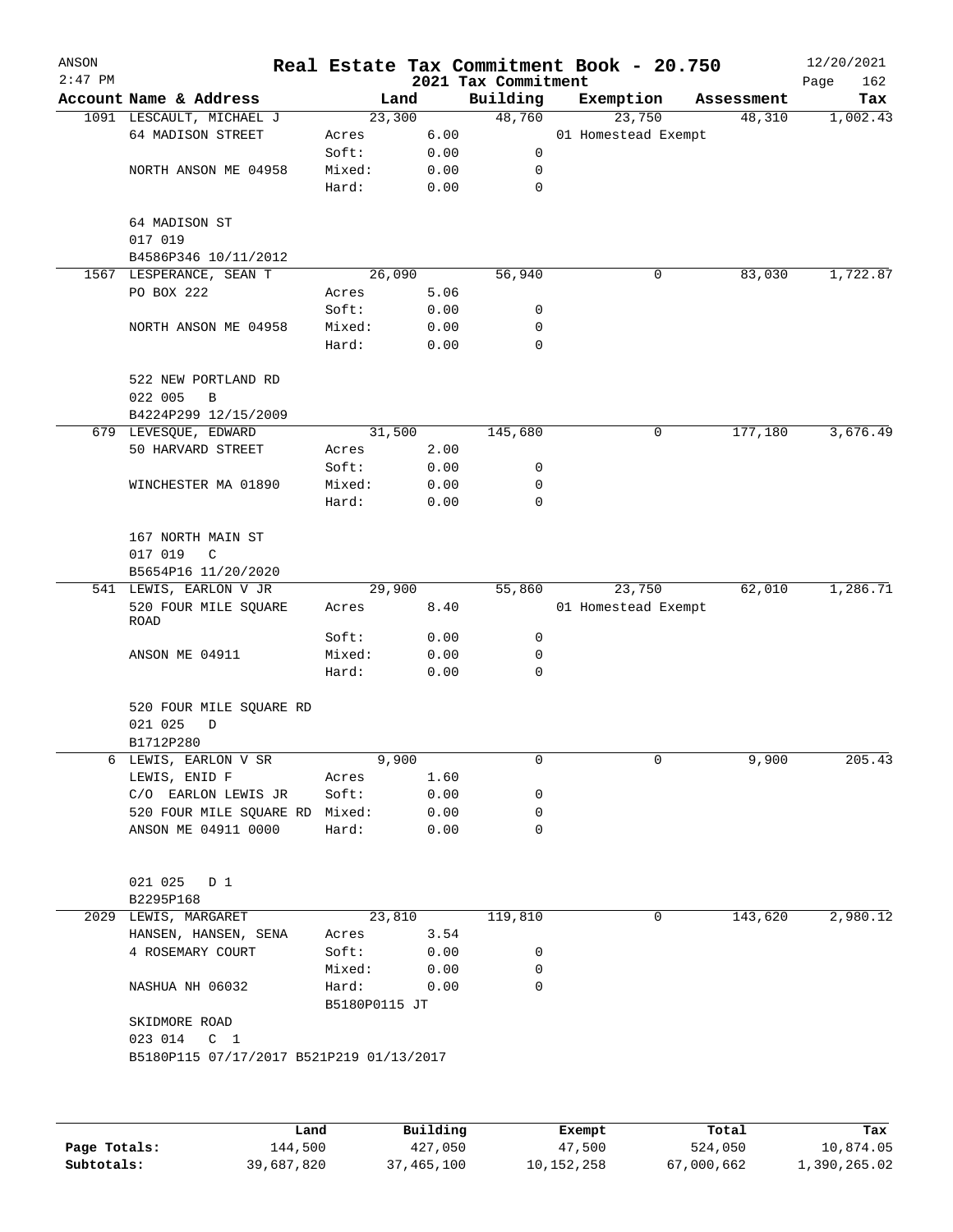ANSON 2:47 PM

# Real Estate Tax Commitment Book - 20.750

## 2021 Tax Commitment

12/20/2021

| Account Name & Address | Land | | Building | Exemption | Assessment | Tax |
|---|---|---|---|---|---|---|
| 1091 LESCAULT, MICHAEL J | 23,300 | | 48,760 | 23,750 | 48,310 | 1,002.43 |
| 64 MADISON STREET | Acres | 6.00 | | 01 Homestead Exempt | | |
| | Soft: | 0.00 | 0 | | | |
| NORTH ANSON ME 04958 | Mixed: | 0.00 | 0 | | | |
| | Hard: | 0.00 | 0 | | | |
| 64 MADISON ST | | | | | | |
| 017 019 | | | | | | |
| B4586P346 10/11/2012 | | | | | | |
| 1567 LESPERANCE, SEAN T | 26,090 | | 56,940 | 0 | 83,030 | 1,722.87 |
| PO BOX 222 | Acres | 5.06 | | | | |
| | Soft: | 0.00 | 0 | | | |
| NORTH ANSON ME 04958 | Mixed: | 0.00 | 0 | | | |
| | Hard: | 0.00 | 0 | | | |
| 522 NEW PORTLAND RD | | | | | | |
| 022 005 B | | | | | | |
| B4224P299 12/15/2009 | | | | | | |
| 679 LEVESQUE, EDWARD | 31,500 | | 145,680 | 0 | 177,180 | 3,676.49 |
| 50 HARVARD STREET | Acres | 2.00 | | | | |
| | Soft: | 0.00 | 0 | | | |
| WINCHESTER MA 01890 | Mixed: | 0.00 | 0 | | | |
| | Hard: | 0.00 | 0 | | | |
| 167 NORTH MAIN ST | | | | | | |
| 017 019 C | | | | | | |
| B5654P16 11/20/2020 | | | | | | |
| 541 LEWIS, EARLON V JR | 29,900 | | 55,860 | 23,750 | 62,010 | 1,286.71 |
| 520 FOUR MILE SQUARE ROAD | Acres | 8.40 | | 01 Homestead Exempt | | |
| | Soft: | 0.00 | 0 | | | |
| ANSON ME 04911 | Mixed: | 0.00 | 0 | | | |
| | Hard: | 0.00 | 0 | | | |
| 520 FOUR MILE SQUARE RD | | | | | | |
| 021 025 D | | | | | | |
| B1712P280 | | | | | | |
| 6 LEWIS, EARLON V SR | 9,900 | | 0 | 0 | 9,900 | 205.43 |
| LEWIS, ENID F | Acres | 1.60 | | | | |
| C/O EARLON LEWIS JR | Soft: | 0.00 | 0 | | | |
| 520 FOUR MILE SQUARE RD | Mixed: | 0.00 | 0 | | | |
| ANSON ME 04911 0000 | Hard: | 0.00 | 0 | | | |
| 021 025 D 1 | | | | | | |
| B2295P168 | | | | | | |
| 2029 LEWIS, MARGARET | 23,810 | | 119,810 | 0 | 143,620 | 2,980.12 |
| HANSEN, HANSEN, SENA | Acres | 3.54 | | | | |
| 4 ROSEMARY COURT | Soft: | 0.00 | 0 | | | |
| | Mixed: | 0.00 | 0 | | | |
| NASHUA NH 06032 | Hard: | 0.00 | 0 | | | |
| | B5180P0115 JT | | | | | |
| SKIDMORE ROAD | | | | | | |
| 023 014 C 1 | | | | | | |
| B5180P115 07/17/2017 B521P219 01/13/2017 | | | | | | |

| | Land | Building | Exempt | Total | Tax |
|---|---|---|---|---|---|
| Page Totals: | 144,500 | 427,050 | 47,500 | 524,050 | 10,874.05 |
| Subtotals: | 39,687,820 | 37,465,100 | 10,152,258 | 67,000,662 | 1,390,265.02 |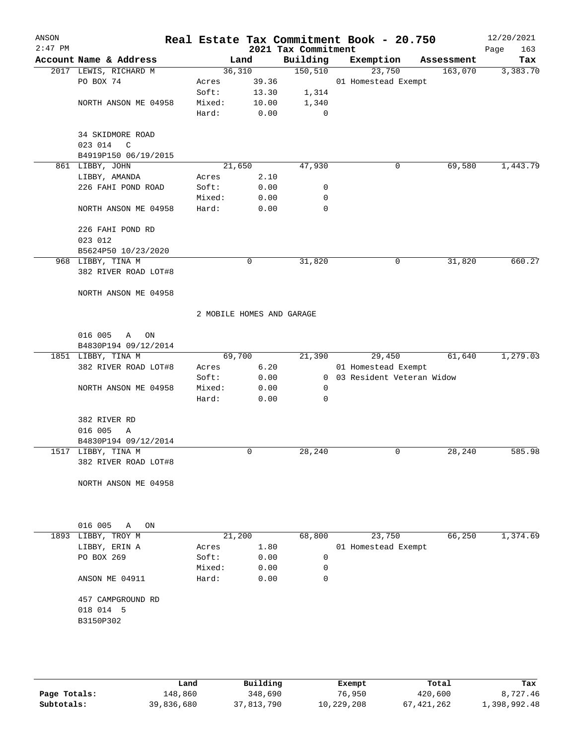# Real Estate Tax Commitment Book - 20.750

ANSON
2:47 PM

12/20/2021

2021 Tax Commitment

| Account Name & Address | Land | | Building | Exemption | Assessment | Tax |
|---|---|---|---|---|---|---|
| 2017 LEWIS, RICHARD M | 36,310 | | 150,510 | 23,750 | 163,070 | 3,383.70 |
| PO BOX 74 | Acres | 39.36 | | 01 Homestead Exempt | | |
| | Soft: | 13.30 | 1,314 | | | |
| NORTH ANSON ME 04958 | Mixed: | 10.00 | 1,340 | | | |
| | Hard: | 0.00 | 0 | | | |
| 34 SKIDMORE ROAD | | | | | | |
| 023 014 C | | | | | | |
| B4919P150 06/19/2015 | | | | | | |
| 861 LIBBY, JOHN | 21,650 | | 47,930 | 0 | 69,580 | 1,443.79 |
| LIBBY, AMANDA | Acres | 2.10 | | | | |
| 226 FAHI POND ROAD | Soft: | 0.00 | 0 | | | |
| | Mixed: | 0.00 | 0 | | | |
| NORTH ANSON ME 04958 | Hard: | 0.00 | 0 | | | |
| 226 FAHI POND RD | | | | | | |
| 023 012 | | | | | | |
| B5624P50 10/23/2020 | | | | | | |
| 968 LIBBY, TINA M | 0 | | 31,820 | 0 | 31,820 | 660.27 |
| 382 RIVER ROAD LOT#8 | | | | | | |
| NORTH ANSON ME 04958 | | | | | | |
| | 2 MOBILE HOMES AND GARAGE | | | | | |
| 016 005 A ON | | | | | | |
| B4830P194 09/12/2014 | | | | | | |
| 1851 LIBBY, TINA M | 69,700 | | 21,390 | 29,450 | 61,640 | 1,279.03 |
| 382 RIVER ROAD LOT#8 | Acres | 6.20 | | 01 Homestead Exempt | | |
| | Soft: | 0.00 | 0 | 03 Resident Veteran Widow | | |
| NORTH ANSON ME 04958 | Mixed: | 0.00 | 0 | | | |
| | Hard: | 0.00 | 0 | | | |
| 382 RIVER RD | | | | | | |
| 016 005 A | | | | | | |
| B4830P194 09/12/2014 | | | | | | |
| 1517 LIBBY, TINA M | 0 | | 28,240 | 0 | 28,240 | 585.98 |
| 382 RIVER ROAD LOT#8 | | | | | | |
| NORTH ANSON ME 04958 | | | | | | |
| 016 005 A ON | | | | | | |
| 1893 LIBBY, TROY M | 21,200 | | 68,800 | 23,750 | 66,250 | 1,374.69 |
| LIBBY, ERIN A | Acres | 1.80 | | 01 Homestead Exempt | | |
| PO BOX 269 | Soft: | 0.00 | 0 | | | |
| | Mixed: | 0.00 | 0 | | | |
| ANSON ME 04911 | Hard: | 0.00 | 0 | | | |
| 457 CAMPGROUND RD | | | | | | |
| 018 014 5 | | | | | | |
| B3150P302 | | | | | | |

| | Land | Building | Exempt | Total | Tax |
|---|---|---|---|---|---|
| Page Totals: | 148,860 | 348,690 | 76,950 | 420,600 | 8,727.46 |
| Subtotals: | 39,836,680 | 37,813,790 | 10,229,208 | 67,421,262 | 1,398,992.48 |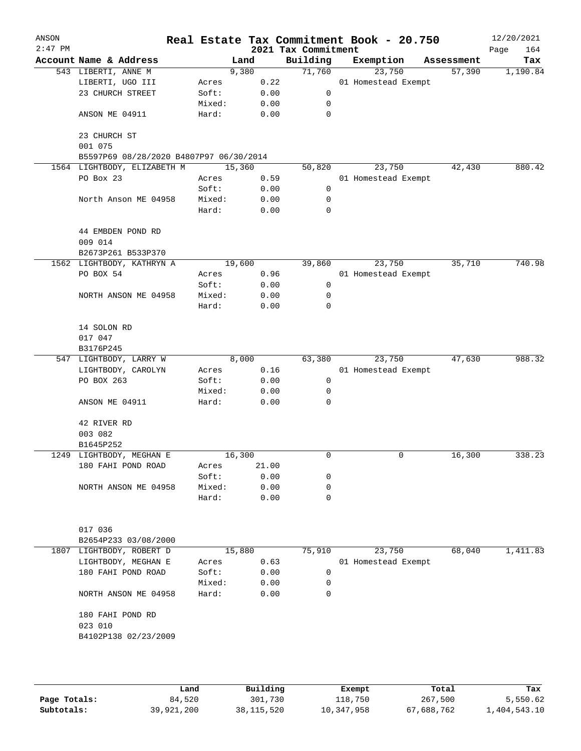# Real Estate Tax Commitment Book - 20.750

ANSON
2:47 PM

2021 Tax Commitment

12/20/2021

| Account Name & Address | | Land | Building | Exemption | Assessment | Tax |
|---|---|---|---|---|---|---|
| 543 LIBERTI, ANNE M | | 9,380 | 71,760 | 23,750 | 57,390 | 1,190.84 |
| LIBERTI, UGO III | Acres | 0.22 | | 01 Homestead Exempt | | |
| 23 CHURCH STREET | Soft: | 0.00 | 0 | | | |
| | Mixed: | 0.00 | 0 | | | |
| ANSON ME 04911 | Hard: | 0.00 | 0 | | | |
| 23 CHURCH ST | | | | | | |
| 001 075 | | | | | | |
| B5597P69 08/28/2020 B4807P97 06/30/2014 | | | | | | |
| 1564 LIGHTBODY, ELIZABETH M | | 15,360 | 50,820 | 23,750 | 42,430 | 880.42 |
| PO Box 23 | Acres | 0.59 | | 01 Homestead Exempt | | |
| | Soft: | 0.00 | 0 | | | |
| North Anson ME 04958 | Mixed: | 0.00 | 0 | | | |
| | Hard: | 0.00 | 0 | | | |
| 44 EMBDEN POND RD | | | | | | |
| 009 014 | | | | | | |
| B2673P261 B533P370 | | | | | | |
| 1562 LIGHTBODY, KATHRYN A | | 19,600 | 39,860 | 23,750 | 35,710 | 740.98 |
| PO BOX 54 | Acres | 0.96 | | 01 Homestead Exempt | | |
| | Soft: | 0.00 | 0 | | | |
| NORTH ANSON ME 04958 | Mixed: | 0.00 | 0 | | | |
| | Hard: | 0.00 | 0 | | | |
| 14 SOLON RD | | | | | | |
| 017 047 | | | | | | |
| B3176P245 | | | | | | |
| 547 LIGHTBODY, LARRY W | | 8,000 | 63,380 | 23,750 | 47,630 | 988.32 |
| LIGHTBODY, CAROLYN | Acres | 0.16 | | 01 Homestead Exempt | | |
| PO BOX 263 | Soft: | 0.00 | 0 | | | |
| | Mixed: | 0.00 | 0 | | | |
| ANSON ME 04911 | Hard: | 0.00 | 0 | | | |
| 42 RIVER RD | | | | | | |
| 003 082 | | | | | | |
| B1645P252 | | | | | | |
| 1249 LIGHTBODY, MEGHAN E | | 16,300 | 0 | 0 | 16,300 | 338.23 |
| 180 FAHI POND ROAD | Acres | 21.00 | | | | |
| | Soft: | 0.00 | 0 | | | |
| NORTH ANSON ME 04958 | Mixed: | 0.00 | 0 | | | |
| | Hard: | 0.00 | 0 | | | |
| 017 036 | | | | | | |
| B2654P233 03/08/2000 | | | | | | |
| 1807 LIGHTBODY, ROBERT D | | 15,880 | 75,910 | 23,750 | 68,040 | 1,411.83 |
| LIGHTBODY, MEGHAN E | Acres | 0.63 | | 01 Homestead Exempt | | |
| 180 FAHI POND ROAD | Soft: | 0.00 | 0 | | | |
| | Mixed: | 0.00 | 0 | | | |
| NORTH ANSON ME 04958 | Hard: | 0.00 | 0 | | | |
| 180 FAHI POND RD | | | | | | |
| 023 010 | | | | | | |
| B4102P138 02/23/2009 | | | | | | |

| | Land | Building | Exempt | Total | Tax |
|---|---|---|---|---|---|
| Page Totals: | 84,520 | 301,730 | 118,750 | 267,500 | 5,550.62 |
| Subtotals: | 39,921,200 | 38,115,520 | 10,347,958 | 67,688,762 | 1,404,543.10 |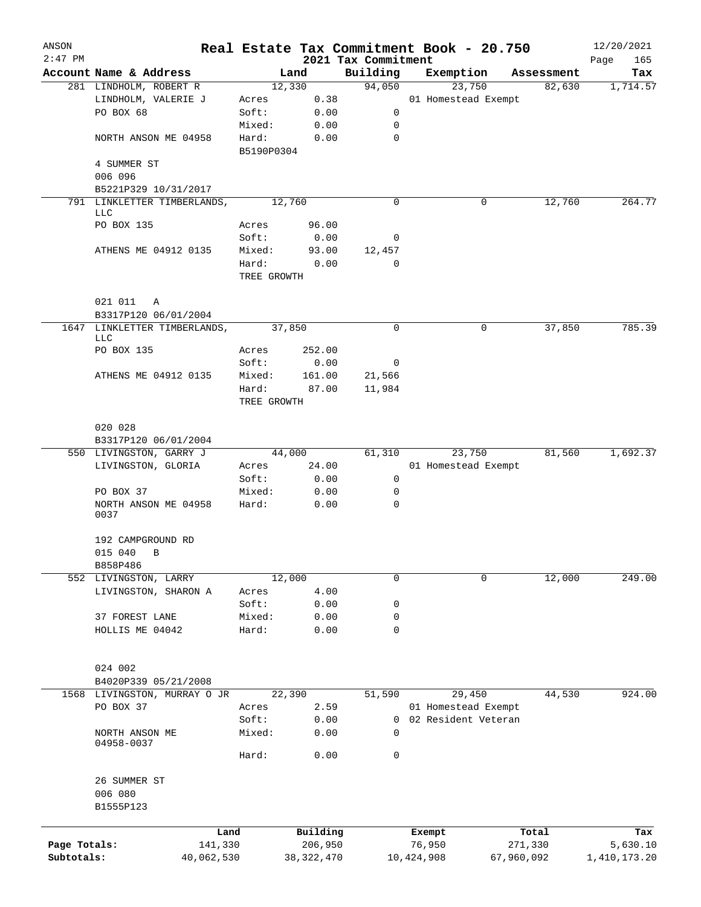ANSON 2:47 PM

# Real Estate Tax Commitment Book - 20.750

## 2021 Tax Commitment

12/20/2021

| Account Name & Address | Land | | Building | Exemption | Assessment | Tax |
|---|---|---|---|---|---|---|
| 281 LINDHOLM, ROBERT R | 12,330 | | 94,050 | 23,750 | 82,630 | 1,714.57 |
| LINDHOLM, VALERIE J | Acres | 0.38 | | 01 Homestead Exempt | | |
| PO BOX 68 | Soft: | 0.00 | 0 | | | |
| | Mixed: | 0.00 | 0 | | | |
| NORTH ANSON ME 04958 | Hard: | 0.00 | 0 | | | |
| | B5190P0304 | | | | | |
| 4 SUMMER ST | | | | | | |
| 006 096 | | | | | | |
| B5221P329 10/31/2017 | | | | | | |
| 791 LINKLETTER TIMBERLANDS, LLC | 12,760 | | 0 | 0 | 12,760 | 264.77 |
| PO BOX 135 | Acres | 96.00 | | | | |
| | Soft: | 0.00 | 0 | | | |
| ATHENS ME 04912 0135 | Mixed: | 93.00 | 12,457 | | | |
| | Hard: | 0.00 | 0 | | | |
| | TREE GROWTH | | | | | |
| 021 011 A | | | | | | |
| B3317P120 06/01/2004 | | | | | | |
| 1647 LINKLETTER TIMBERLANDS, LLC | 37,850 | | 0 | 0 | 37,850 | 785.39 |
| PO BOX 135 | Acres | 252.00 | | | | |
| | Soft: | 0.00 | 0 | | | |
| ATHENS ME 04912 0135 | Mixed: | 161.00 | 21,566 | | | |
| | Hard: | 87.00 | 11,984 | | | |
| | TREE GROWTH | | | | | |
| 020 028 | | | | | | |
| B3317P120 06/01/2004 | | | | | | |
| 550 LIVINGSTON, GARRY J | 44,000 | | 61,310 | 23,750 | 81,560 | 1,692.37 |
| LIVINGSTON, GLORIA | Acres | 24.00 | | 01 Homestead Exempt | | |
| | Soft: | 0.00 | 0 | | | |
| PO BOX 37 | Mixed: | 0.00 | 0 | | | |
| NORTH ANSON ME 04958 0037 | Hard: | 0.00 | 0 | | | |
| 192 CAMPGROUND RD | | | | | | |
| 015 040 B | | | | | | |
| B858P486 | | | | | | |
| 552 LIVINGSTON, LARRY | 12,000 | | 0 | 0 | 12,000 | 249.00 |
| LIVINGSTON, SHARON A | Acres | 4.00 | | | | |
| | Soft: | 0.00 | 0 | | | |
| 37 FOREST LANE | Mixed: | 0.00 | 0 | | | |
| HOLLIS ME 04042 | Hard: | 0.00 | 0 | | | |
| 024 002 | | | | | | |
| B4020P339 05/21/2008 | | | | | | |
| 1568 LIVINGSTON, MURRAY O JR | 22,390 | | 51,590 | 29,450 | 44,530 | 924.00 |
| PO BOX 37 | Acres | 2.59 | | 01 Homestead Exempt | | |
| | Soft: | 0.00 | 0 | 02 Resident Veteran | | |
| NORTH ANSON ME 04958-0037 | Mixed: | 0.00 | 0 | | | |
| | Hard: | 0.00 | 0 | | | |
| 26 SUMMER ST | | | | | | |
| 006 080 | | | | | | |
| B1555P123 | | | | | | |

| | Land | Building | Exempt | Total | Tax |
|---|---|---|---|---|---|
| Page Totals: | 141,330 | 206,950 | 76,950 | 271,330 | 5,630.10 |
| Subtotals: | 40,062,530 | 38,322,470 | 10,424,908 | 67,960,092 | 1,410,173.20 |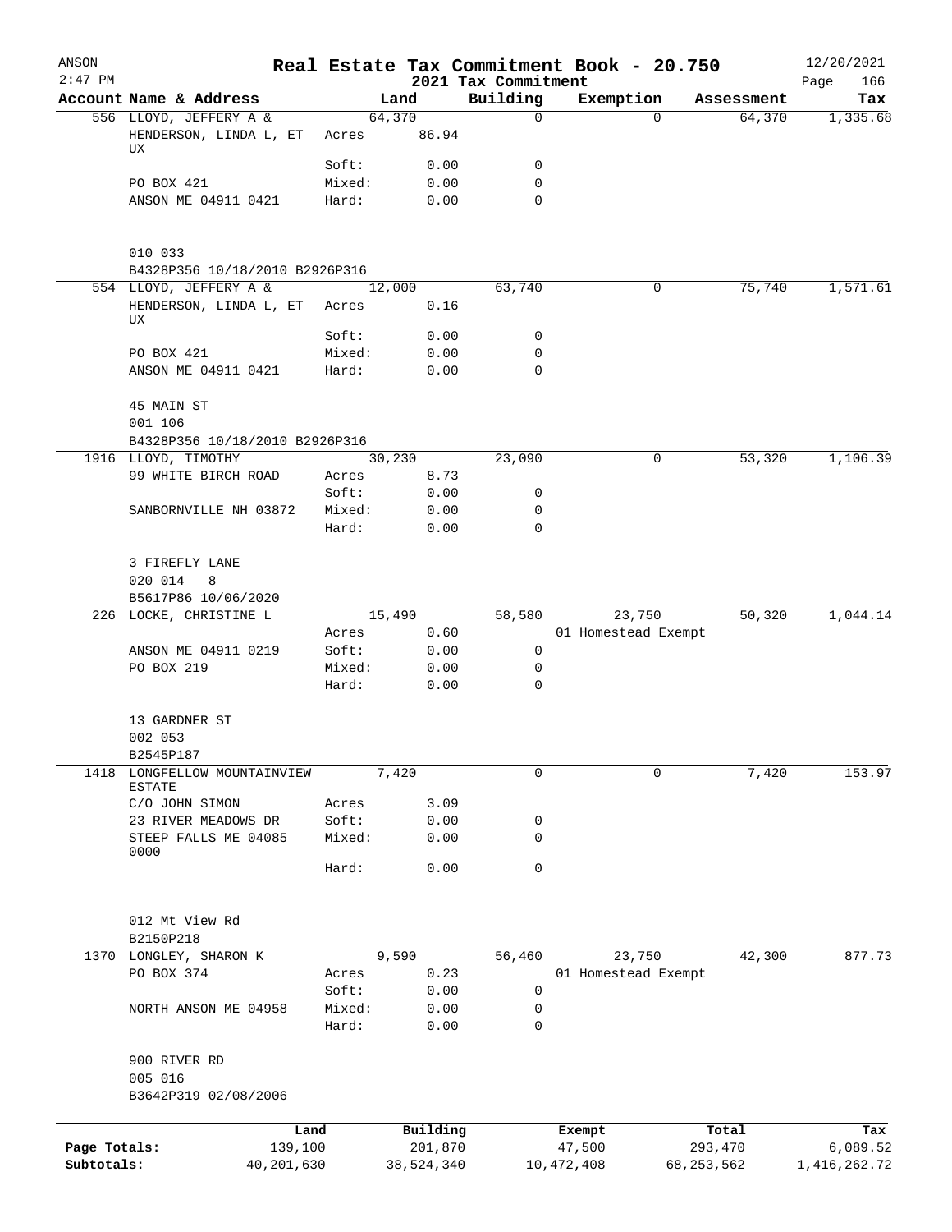ANSON 2:47 PM

# Real Estate Tax Commitment Book - 20.750

2021 Tax Commitment

12/20/2021

| Account Name & Address | | Land | Building | Exemption | Assessment | Tax |
|---|---|---|---|---|---|---|
| 556 LLOYD, JEFFERY A & | | 64,370 | 0 | 0 | 64,370 | 1,335.68 |
| HENDERSON, LINDA L, ET UX | Acres | 86.94 | | | | |
| | Soft: | 0.00 | 0 | | | |
| PO BOX 421 | Mixed: | 0.00 | 0 | | | |
| ANSON ME 04911 0421 | Hard: | 0.00 | 0 | | | |
| 010 033 | | | | | | |
| B4328P356 10/18/2010 B2926P316 | | | | | | |
| 554 LLOYD, JEFFERY A & | | 12,000 | 63,740 | 0 | 75,740 | 1,571.61 |
| HENDERSON, LINDA L, ET UX | Acres | 0.16 | | | | |
| | Soft: | 0.00 | 0 | | | |
| PO BOX 421 | Mixed: | 0.00 | 0 | | | |
| ANSON ME 04911 0421 | Hard: | 0.00 | 0 | | | |
| 45 MAIN ST | | | | | | |
| 001 106 | | | | | | |
| B4328P356 10/18/2010 B2926P316 | | | | | | |
| 1916 LLOYD, TIMOTHY | | 30,230 | 23,090 | 0 | 53,320 | 1,106.39 |
| 99 WHITE BIRCH ROAD | Acres | 8.73 | | | | |
| | Soft: | 0.00 | 0 | | | |
| SANBORNVILLE NH 03872 | Mixed: | 0.00 | 0 | | | |
| | Hard: | 0.00 | 0 | | | |
| 3 FIREFLY LANE | | | | | | |
| 020 014 8 | | | | | | |
| B5617P86 10/06/2020 | | | | | | |
| 226 LOCKE, CHRISTINE L | | 15,490 | 58,580 | 23,750 | 50,320 | 1,044.14 |
| | Acres | 0.60 | | 01 Homestead Exempt | | |
| ANSON ME 04911 0219 | Soft: | 0.00 | 0 | | | |
| PO BOX 219 | Mixed: | 0.00 | 0 | | | |
| | Hard: | 0.00 | 0 | | | |
| 13 GARDNER ST | | | | | | |
| 002 053 | | | | | | |
| B2545P187 | | | | | | |
| 1418 LONGFELLOW MOUNTAINVIEW ESTATE | | 7,420 | 0 | 0 | 7,420 | 153.97 |
| C/O JOHN SIMON | Acres | 3.09 | | | | |
| 23 RIVER MEADOWS DR | Soft: | 0.00 | 0 | | | |
| STEEP FALLS ME 04085 0000 | Mixed: | 0.00 | 0 | | | |
| | Hard: | 0.00 | 0 | | | |
| 012 Mt View Rd | | | | | | |
| B2150P218 | | | | | | |
| 1370 LONGLEY, SHARON K | | 9,590 | 56,460 | 23,750 | 42,300 | 877.73 |
| PO BOX 374 | Acres | 0.23 | | 01 Homestead Exempt | | |
| | Soft: | 0.00 | 0 | | | |
| NORTH ANSON ME 04958 | Mixed: | 0.00 | 0 | | | |
| | Hard: | 0.00 | 0 | | | |
| 900 RIVER RD | | | | | | |
| 005 016 | | | | | | |
| B3642P319 02/08/2006 | | | | | | |

| | Land | Building | Exempt | Total | Tax |
|---|---|---|---|---|---|
| Page Totals: | 139,100 | 201,870 | 47,500 | 293,470 | 6,089.52 |
| Subtotals: | 40,201,630 | 38,524,340 | 10,472,408 | 68,253,562 | 1,416,262.72 |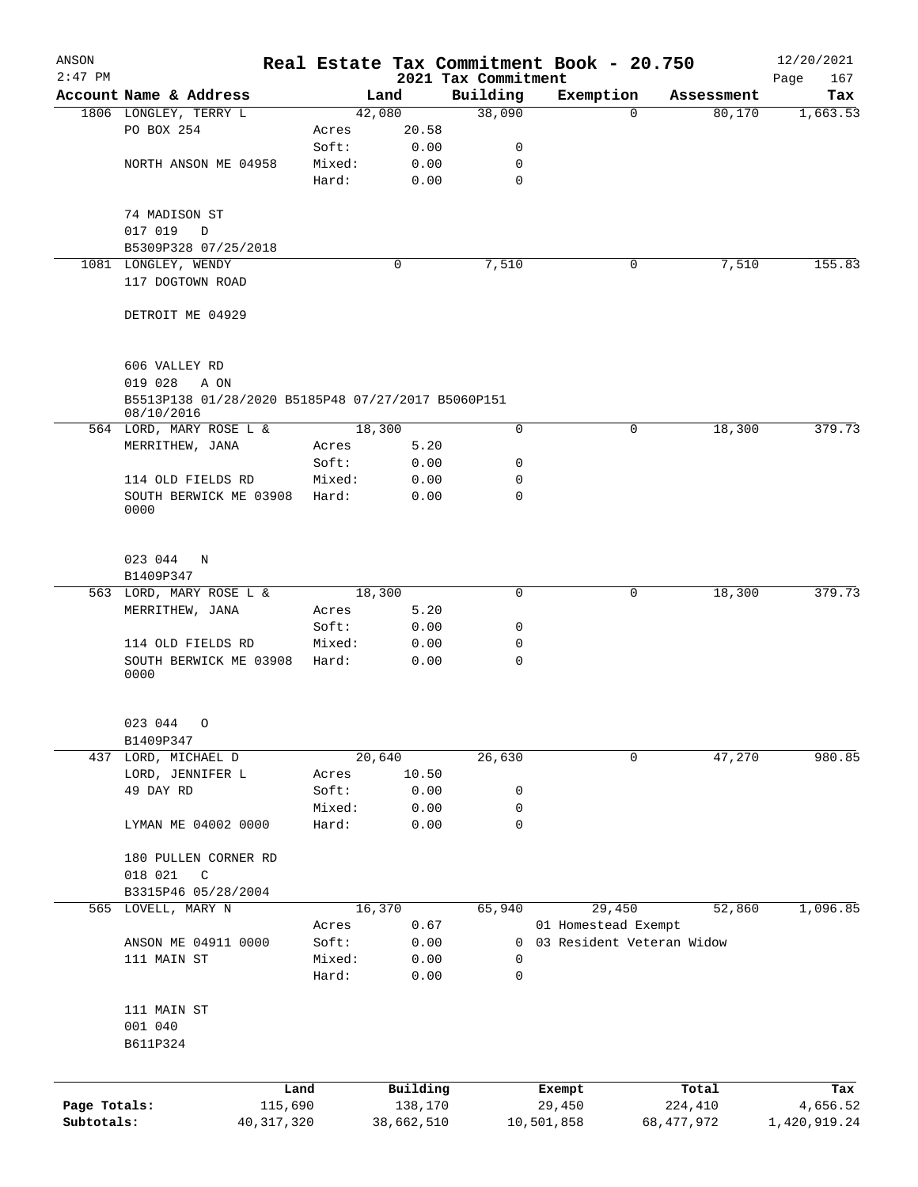ANSON
2:47 PM

# Real Estate Tax Commitment Book - 20.750
## 2021 Tax Commitment

12/20/2021

| Account Name & Address | | Land | Building | Exemption | Assessment | Tax |
|---|---|---|---|---|---|---|
| 1806 LONGLEY, TERRY L | | 42,080 | 38,090 | 0 | 80,170 | 1,663.53 |
| PO BOX 254 | Acres | 20.58 | | | | |
| | Soft: | 0.00 | 0 | | | |
| NORTH ANSON ME 04958 | Mixed: | 0.00 | 0 | | | |
| | Hard: | 0.00 | 0 | | | |
| 74 MADISON ST | | | | | | |
| 017 019 D | | | | | | |
| B5309P328 07/25/2018 | | | | | | |
| 1081 LONGLEY, WENDY | | 0 | 7,510 | 0 | 7,510 | 155.83 |
| 117 DOGTOWN ROAD | | | | | | |
| DETROIT ME 04929 | | | | | | |
| 606 VALLEY RD | | | | | | |
| 019 028 A ON | | | | | | |
| B5513P138 01/28/2020 B5185P48 07/27/2017 B5060P151 08/10/2016 | | | | | | |
| 564 LORD, MARY ROSE L & | | 18,300 | 0 | 0 | 18,300 | 379.73 |
| MERRITHEW, JANA | Acres | 5.20 | | | | |
| | Soft: | 0.00 | 0 | | | |
| 114 OLD FIELDS RD | Mixed: | 0.00 | 0 | | | |
| SOUTH BERWICK ME 03908 0000 | Hard: | 0.00 | 0 | | | |
| 023 044 N | | | | | | |
| B1409P347 | | | | | | |
| 563 LORD, MARY ROSE L & | | 18,300 | 0 | 0 | 18,300 | 379.73 |
| MERRITHEW, JANA | Acres | 5.20 | | | | |
| | Soft: | 0.00 | 0 | | | |
| 114 OLD FIELDS RD | Mixed: | 0.00 | 0 | | | |
| SOUTH BERWICK ME 03908 0000 | Hard: | 0.00 | 0 | | | |
| 023 044 O | | | | | | |
| B1409P347 | | | | | | |
| 437 LORD, MICHAEL D | | 20,640 | 26,630 | 0 | 47,270 | 980.85 |
| LORD, JENNIFER L | Acres | 10.50 | | | | |
| 49 DAY RD | Soft: | 0.00 | 0 | | | |
| | Mixed: | 0.00 | 0 | | | |
| LYMAN ME 04002 0000 | Hard: | 0.00 | 0 | | | |
| 180 PULLEN CORNER RD | | | | | | |
| 018 021 C | | | | | | |
| B3315P46 05/28/2004 | | | | | | |
| 565 LOVELL, MARY N | | 16,370 | 65,940 | 29,450 | 52,860 | 1,096.85 |
| | Acres | 0.67 | | 01 Homestead Exempt | | |
| ANSON ME 04911 0000 | Soft: | 0.00 | 0 | 03 Resident Veteran Widow | | |
| 111 MAIN ST | Mixed: | 0.00 | 0 | | | |
| | Hard: | 0.00 | 0 | | | |
| 111 MAIN ST | | | | | | |
| 001 040 | | | | | | |
| B611P324 | | | | | | |

| | Land | Building | Exempt | Total | Tax |
|---|---|---|---|---|---|
| Page Totals: | 115,690 | 138,170 | 29,450 | 224,410 | 4,656.52 |
| Subtotals: | 40,317,320 | 38,662,510 | 10,501,858 | 68,477,972 | 1,420,919.24 |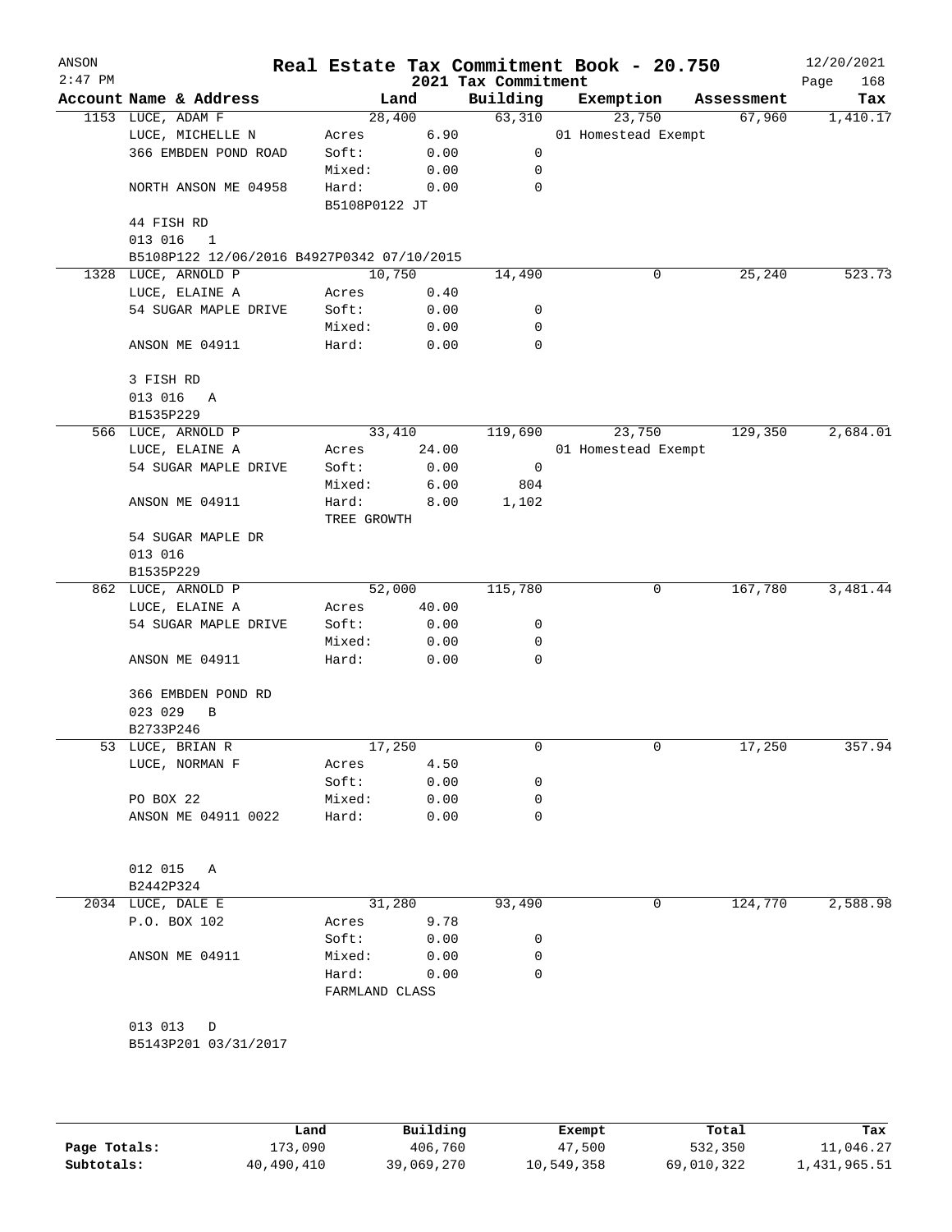# Real Estate Tax Commitment Book - 20.750

ANSON 2:47 PM — 2021 Tax Commitment — 12/20/2021

| Account Name & Address | | Land | Building | Exemption | Assessment | Tax |
|---|---|---|---|---|---|---|
| 1153 LUCE, ADAM F | | 28,400 | 63,310 | 23,750 | 67,960 | 1,410.17 |
| LUCE, MICHELLE N | Acres | 6.90 | | 01 Homestead Exempt | | |
| 366 EMBDEN POND ROAD | Soft: | 0.00 | 0 | | | |
| | Mixed: | 0.00 | 0 | | | |
| NORTH ANSON ME 04958 | Hard: | 0.00 | 0 | | | |
| | B5108P0122 JT | | | | | |
| 44 FISH RD | | | | | | |
| 013 016 1 | | | | | | |
| B5108P122 12/06/2016 B4927P0342 07/10/2015 | | | | | | |
| 1328 LUCE, ARNOLD P | | 10,750 | 14,490 | 0 | 25,240 | 523.73 |
| LUCE, ELAINE A | Acres | 0.40 | | | | |
| 54 SUGAR MAPLE DRIVE | Soft: | 0.00 | 0 | | | |
| | Mixed: | 0.00 | 0 | | | |
| ANSON ME 04911 | Hard: | 0.00 | 0 | | | |
| 3 FISH RD | | | | | | |
| 013 016 A | | | | | | |
| B1535P229 | | | | | | |
| 566 LUCE, ARNOLD P | | 33,410 | 119,690 | 23,750 | 129,350 | 2,684.01 |
| LUCE, ELAINE A | Acres | 24.00 | | 01 Homestead Exempt | | |
| 54 SUGAR MAPLE DRIVE | Soft: | 0.00 | 0 | | | |
| | Mixed: | 6.00 | 804 | | | |
| ANSON ME 04911 | Hard: | 8.00 | 1,102 | | | |
| | TREE GROWTH | | | | | |
| 54 SUGAR MAPLE DR | | | | | | |
| 013 016 | | | | | | |
| B1535P229 | | | | | | |
| 862 LUCE, ARNOLD P | | 52,000 | 115,780 | 0 | 167,780 | 3,481.44 |
| LUCE, ELAINE A | Acres | 40.00 | | | | |
| 54 SUGAR MAPLE DRIVE | Soft: | 0.00 | 0 | | | |
| | Mixed: | 0.00 | 0 | | | |
| ANSON ME 04911 | Hard: | 0.00 | 0 | | | |
| 366 EMBDEN POND RD | | | | | | |
| 023 029 B | | | | | | |
| B2733P246 | | | | | | |
| 53 LUCE, BRIAN R | | 17,250 | 0 | 0 | 17,250 | 357.94 |
| LUCE, NORMAN F | Acres | 4.50 | | | | |
| | Soft: | 0.00 | 0 | | | |
| PO BOX 22 | Mixed: | 0.00 | 0 | | | |
| ANSON ME 04911 0022 | Hard: | 0.00 | 0 | | | |
| 012 015 A | | | | | | |
| B2442P324 | | | | | | |
| 2034 LUCE, DALE E | | 31,280 | 93,490 | 0 | 124,770 | 2,588.98 |
| P.O. BOX 102 | Acres | 9.78 | | | | |
| | Soft: | 0.00 | 0 | | | |
| ANSON ME 04911 | Mixed: | 0.00 | 0 | | | |
| | Hard: | 0.00 | 0 | | | |
| | FARMLAND CLASS | | | | | |
| 013 013 D | | | | | | |
| B5143P201 03/31/2017 | | | | | | |

| | Land | Building | Exempt | Total | Tax |
|---|---|---|---|---|---|
| Page Totals: | 173,090 | 406,760 | 47,500 | 532,350 | 11,046.27 |
| Subtotals: | 40,490,410 | 39,069,270 | 10,549,358 | 69,010,322 | 1,431,965.51 |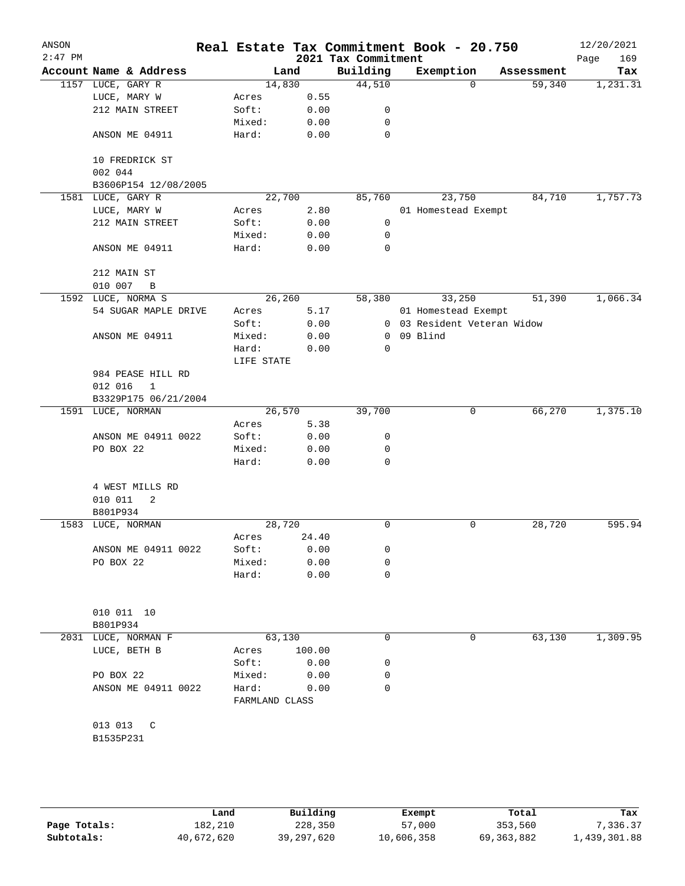# Real Estate Tax Commitment Book - 20.750

ANSON 2:47 PM — 2021 Tax Commitment — 12/20/2021

| Account Name & Address | Land | | Building | Exemption | Assessment | Tax |
|---|---|---|---|---|---|---|
| 1157 LUCE, GARY R | 14,830 | | 44,510 | 0 | 59,340 | 1,231.31 |
| LUCE, MARY W | Acres | 0.55 | | | | |
| 212 MAIN STREET | Soft: | 0.00 | 0 | | | |
| | Mixed: | 0.00 | 0 | | | |
| ANSON ME 04911 | Hard: | 0.00 | 0 | | | |
| 10 FREDRICK ST | | | | | | |
| 002 044 | | | | | | |
| B3606P154 12/08/2005 | | | | | | |
| 1581 LUCE, GARY R | 22,700 | | 85,760 | 23,750 | 84,710 | 1,757.73 |
| LUCE, MARY W | Acres | 2.80 | | 01 Homestead Exempt | | |
| 212 MAIN STREET | Soft: | 0.00 | 0 | | | |
| | Mixed: | 0.00 | 0 | | | |
| ANSON ME 04911 | Hard: | 0.00 | 0 | | | |
| 212 MAIN ST | | | | | | |
| 010 007 B | | | | | | |
| 1592 LUCE, NORMA S | 26,260 | | 58,380 | 33,250 | 51,390 | 1,066.34 |
| 54 SUGAR MAPLE DRIVE | Acres | 5.17 | | 01 Homestead Exempt | | |
| | Soft: | 0.00 | 0 | 03 Resident Veteran Widow | | |
| ANSON ME 04911 | Mixed: | 0.00 | 0 | 09 Blind | | |
| | Hard: | 0.00 | 0 | | | |
| | LIFE STATE | | | | | |
| 984 PEASE HILL RD | | | | | | |
| 012 016 1 | | | | | | |
| B3329P175 06/21/2004 | | | | | | |
| 1591 LUCE, NORMAN | 26,570 | | 39,700 | 0 | 66,270 | 1,375.10 |
| | Acres | 5.38 | | | | |
| ANSON ME 04911 0022 | Soft: | 0.00 | 0 | | | |
| PO BOX 22 | Mixed: | 0.00 | 0 | | | |
| | Hard: | 0.00 | 0 | | | |
| 4 WEST MILLS RD | | | | | | |
| 010 011 2 | | | | | | |
| B801P934 | | | | | | |
| 1583 LUCE, NORMAN | 28,720 | | 0 | 0 | 28,720 | 595.94 |
| | Acres | 24.40 | | | | |
| ANSON ME 04911 0022 | Soft: | 0.00 | 0 | | | |
| PO BOX 22 | Mixed: | 0.00 | 0 | | | |
| | Hard: | 0.00 | 0 | | | |
| 010 011 10 | | | | | | |
| B801P934 | | | | | | |
| 2031 LUCE, NORMAN F | 63,130 | | 0 | 0 | 63,130 | 1,309.95 |
| LUCE, BETH B | Acres | 100.00 | | | | |
| | Soft: | 0.00 | 0 | | | |
| PO BOX 22 | Mixed: | 0.00 | 0 | | | |
| ANSON ME 04911 0022 | Hard: | 0.00 | 0 | | | |
| | FARMLAND CLASS | | | | | |
| 013 013 C | | | | | | |
| B1535P231 | | | | | | |

| | Land | Building | Exempt | Total | Tax |
|---|---|---|---|---|---|
| Page Totals: | 182,210 | 228,350 | 57,000 | 353,560 | 7,336.37 |
| Subtotals: | 40,672,620 | 39,297,620 | 10,606,358 | 69,363,882 | 1,439,301.88 |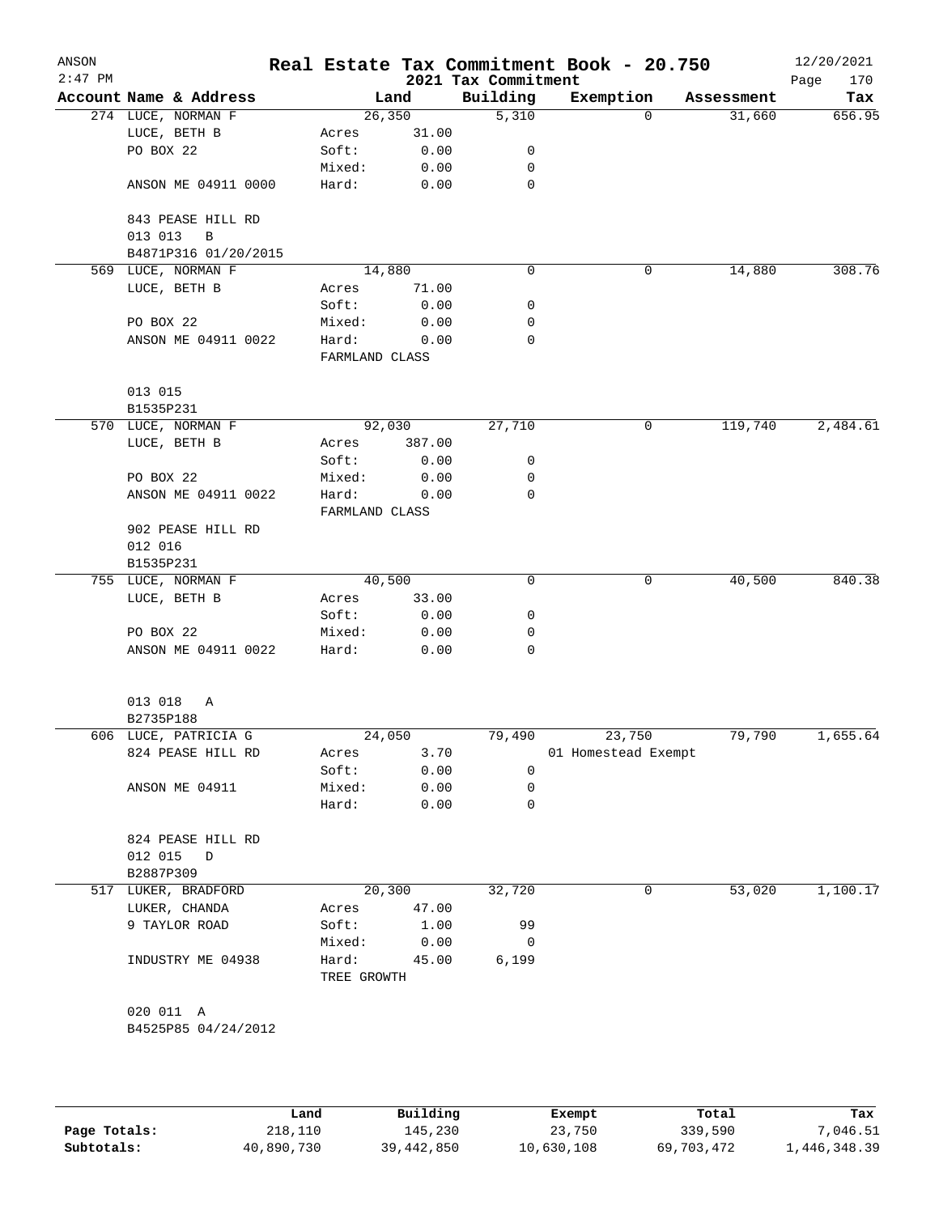# Real Estate Tax Commitment Book - 20.750

## 2021 Tax Commitment

ANSON
2:47 PM
12/20/2021

| Account Name & Address | Land | | Building | Exemption | Assessment | Tax |
|---|---|---|---|---|---|---|
| 274 LUCE, NORMAN F | 26,350 | | 5,310 | 0 | 31,660 | 656.95 |
| LUCE, BETH B | Acres | 31.00 | | | | |
| PO BOX 22 | Soft: | 0.00 | 0 | | | |
| | Mixed: | 0.00 | 0 | | | |
| ANSON ME 04911 0000 | Hard: | 0.00 | 0 | | | |
| 843 PEASE HILL RD | | | | | | |
| 013 013 B | | | | | | |
| B4871P316 01/20/2015 | | | | | | |
| 569 LUCE, NORMAN F | 14,880 | | 0 | 0 | 14,880 | 308.76 |
| LUCE, BETH B | Acres | 71.00 | | | | |
| | Soft: | 0.00 | 0 | | | |
| PO BOX 22 | Mixed: | 0.00 | 0 | | | |
| ANSON ME 04911 0022 | Hard: | 0.00 | 0 | | | |
| | FARMLAND CLASS | | | | | |
| 013 015 | | | | | | |
| B1535P231 | | | | | | |
| 570 LUCE, NORMAN F | 92,030 | | 27,710 | 0 | 119,740 | 2,484.61 |
| LUCE, BETH B | Acres | 387.00 | | | | |
| | Soft: | 0.00 | 0 | | | |
| PO BOX 22 | Mixed: | 0.00 | 0 | | | |
| ANSON ME 04911 0022 | Hard: | 0.00 | 0 | | | |
| | FARMLAND CLASS | | | | | |
| 902 PEASE HILL RD | | | | | | |
| 012 016 | | | | | | |
| B1535P231 | | | | | | |
| 755 LUCE, NORMAN F | 40,500 | | 0 | 0 | 40,500 | 840.38 |
| LUCE, BETH B | Acres | 33.00 | | | | |
| | Soft: | 0.00 | 0 | | | |
| PO BOX 22 | Mixed: | 0.00 | 0 | | | |
| ANSON ME 04911 0022 | Hard: | 0.00 | 0 | | | |
| 013 018 A | | | | | | |
| B2735P188 | | | | | | |
| 606 LUCE, PATRICIA G | 24,050 | | 79,490 | 23,750 | 79,790 | 1,655.64 |
| 824 PEASE HILL RD | Acres | 3.70 | | 01 Homestead Exempt | | |
| | Soft: | 0.00 | 0 | | | |
| ANSON ME 04911 | Mixed: | 0.00 | 0 | | | |
| | Hard: | 0.00 | 0 | | | |
| 824 PEASE HILL RD | | | | | | |
| 012 015 D | | | | | | |
| B2887P309 | | | | | | |
| 517 LUKER, BRADFORD | 20,300 | | 32,720 | 0 | 53,020 | 1,100.17 |
| LUKER, CHANDA | Acres | 47.00 | | | | |
| 9 TAYLOR ROAD | Soft: | 1.00 | 99 | | | |
| | Mixed: | 0.00 | 0 | | | |
| INDUSTRY ME 04938 | Hard: | 45.00 | 6,199 | | | |
| | TREE GROWTH | | | | | |
| 020 011 A | | | | | | |
| B4525P85 04/24/2012 | | | | | | |

| | Land | Building | Exempt | Total | Tax |
|---|---|---|---|---|---|
| Page Totals: | 218,110 | 145,230 | 23,750 | 339,590 | 7,046.51 |
| Subtotals: | 40,890,730 | 39,442,850 | 10,630,108 | 69,703,472 | 1,446,348.39 |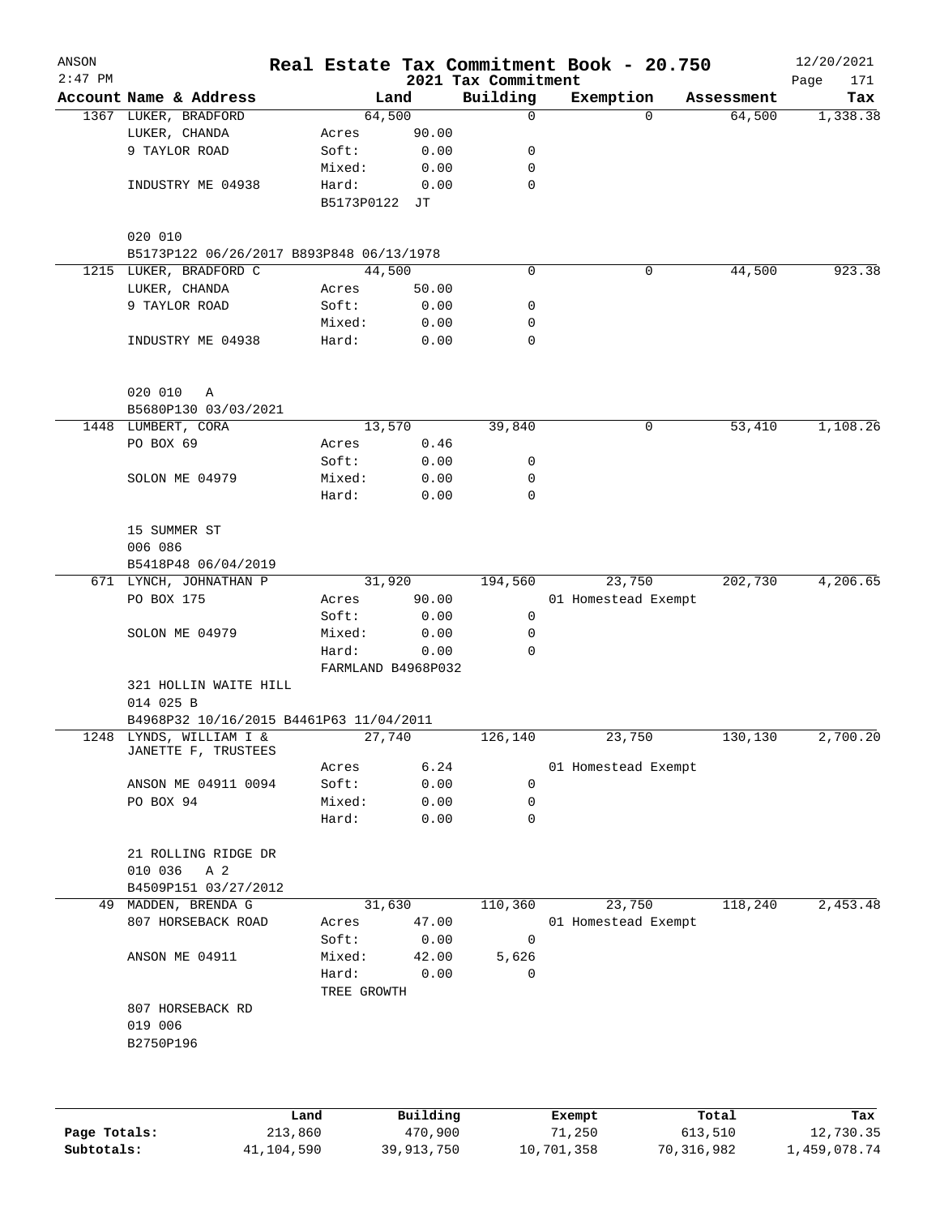ANSON 2:47 PM

# Real Estate Tax Commitment Book - 20.750

## 2021 Tax Commitment

12/20/2021

| Account Name & Address | Land | | Building | Exemption | Assessment | Tax |
|---|---|---|---|---|---|---|
| 1367 LUKER, BRADFORD | 64,500 | | 0 | 0 | 64,500 | 1,338.38 |
| LUKER, CHANDA | Acres | 90.00 | | | | |
| 9 TAYLOR ROAD | Soft: | 0.00 | 0 | | | |
| | Mixed: | 0.00 | 0 | | | |
| INDUSTRY ME 04938 | Hard: | 0.00 | 0 | | | |
| | B5173P0122 JT | | | | | |
| 020 010 | | | | | | |
| B5173P122 06/26/2017 B893P848 06/13/1978 | | | | | | |
| 1215 LUKER, BRADFORD C | 44,500 | | 0 | 0 | 44,500 | 923.38 |
| LUKER, CHANDA | Acres | 50.00 | | | | |
| 9 TAYLOR ROAD | Soft: | 0.00 | 0 | | | |
| | Mixed: | 0.00 | 0 | | | |
| INDUSTRY ME 04938 | Hard: | 0.00 | 0 | | | |
| 020 010 A | | | | | | |
| B5680P130 03/03/2021 | | | | | | |
| 1448 LUMBERT, CORA | 13,570 | | 39,840 | 0 | 53,410 | 1,108.26 |
| PO BOX 69 | Acres | 0.46 | | | | |
| | Soft: | 0.00 | 0 | | | |
| SOLON ME 04979 | Mixed: | 0.00 | 0 | | | |
| | Hard: | 0.00 | 0 | | | |
| 15 SUMMER ST | | | | | | |
| 006 086 | | | | | | |
| B5418P48 06/04/2019 | | | | | | |
| 671 LYNCH, JOHNATHAN P | 31,920 | | 194,560 | 23,750 | 202,730 | 4,206.65 |
| PO BOX 175 | Acres | 90.00 | | 01 Homestead Exempt | | |
| | Soft: | 0.00 | 0 | | | |
| SOLON ME 04979 | Mixed: | 0.00 | 0 | | | |
| | Hard: | 0.00 | 0 | | | |
| | FARMLAND B4968P032 | | | | | |
| 321 HOLLIN WAITE HILL | | | | | | |
| 014 025 B | | | | | | |
| B4968P32 10/16/2015 B4461P63 11/04/2011 | | | | | | |
| 1248 LYNDS, WILLIAM I & JANETTE F, TRUSTEES | 27,740 | | 126,140 | 23,750 | 130,130 | 2,700.20 |
| | Acres | 6.24 | | 01 Homestead Exempt | | |
| ANSON ME 04911 0094 | Soft: | 0.00 | 0 | | | |
| PO BOX 94 | Mixed: | 0.00 | 0 | | | |
| | Hard: | 0.00 | 0 | | | |
| 21 ROLLING RIDGE DR | | | | | | |
| 010 036 A 2 | | | | | | |
| B4509P151 03/27/2012 | | | | | | |
| 49 MADDEN, BRENDA G | 31,630 | | 110,360 | 23,750 | 118,240 | 2,453.48 |
| 807 HORSEBACK ROAD | Acres | 47.00 | | 01 Homestead Exempt | | |
| | Soft: | 0.00 | 0 | | | |
| ANSON ME 04911 | Mixed: | 42.00 | 5,626 | | | |
| | Hard: | 0.00 | 0 | | | |
| | TREE GROWTH | | | | | |
| 807 HORSEBACK RD | | | | | | |
| 019 006 | | | | | | |
| B2750P196 | | | | | | |

| | Land | Building | Exempt | Total | Tax |
|---|---|---|---|---|---|
| Page Totals: | 213,860 | 470,900 | 71,250 | 613,510 | 12,730.35 |
| Subtotals: | 41,104,590 | 39,913,750 | 10,701,358 | 70,316,982 | 1,459,078.74 |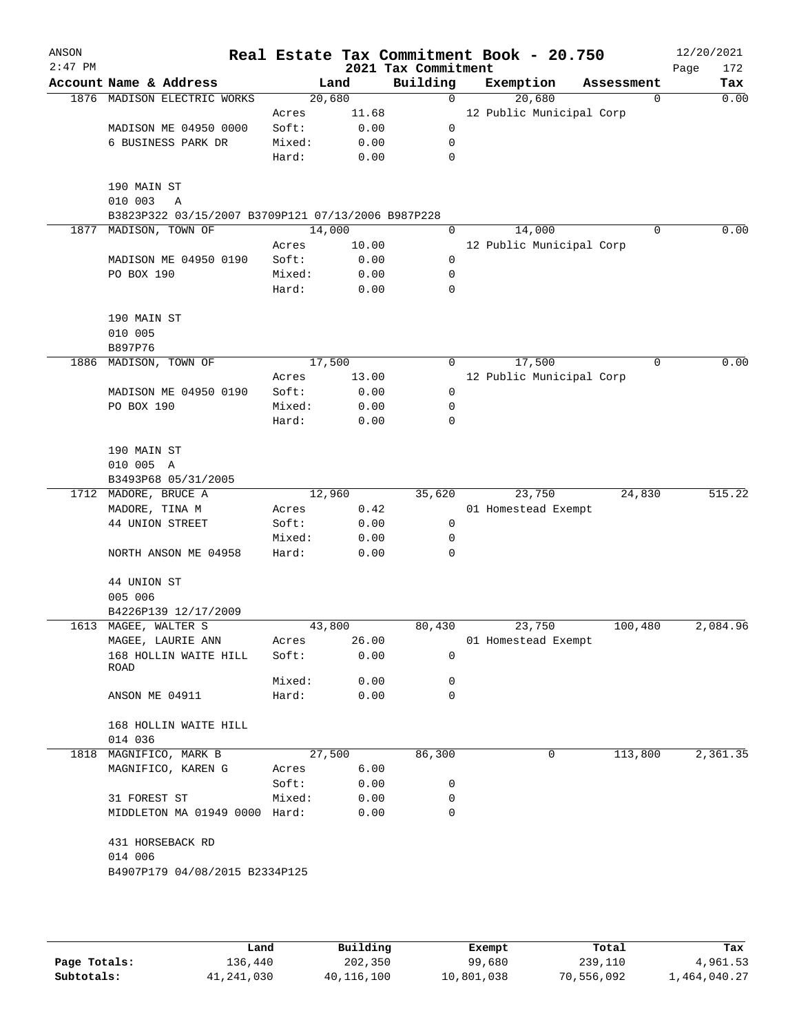# Real Estate Tax Commitment Book - 20.750

ANSON 2:47 PM — 2021 Tax Commitment — 12/20/2021

| Account | Name & Address | | Land | Building | Exemption | Assessment | Tax |
|---|---|---|---|---|---|---|---|
| 1876 | MADISON ELECTRIC WORKS | | 20,680 | 0 | 20,680 | 0 | 0.00 |
| | | Acres | 11.68 | | 12 Public Municipal Corp | | |
| | MADISON ME 04950 0000 | Soft: | 0.00 | 0 | | | |
| | 6 BUSINESS PARK DR | Mixed: | 0.00 | 0 | | | |
| | | Hard: | 0.00 | 0 | | | |
| | 190 MAIN ST | | | | | | |
| | 010 003 A | | | | | | |
| | B3823P322 03/15/2007 B3709P121 07/13/2006 B987P228 | | | | | | |
| 1877 | MADISON, TOWN OF | | 14,000 | 0 | 14,000 | 0 | 0.00 |
| | | Acres | 10.00 | | 12 Public Municipal Corp | | |
| | MADISON ME 04950 0190 | Soft: | 0.00 | 0 | | | |
| | PO BOX 190 | Mixed: | 0.00 | 0 | | | |
| | | Hard: | 0.00 | 0 | | | |
| | 190 MAIN ST | | | | | | |
| | 010 005 | | | | | | |
| | B897P76 | | | | | | |
| 1886 | MADISON, TOWN OF | | 17,500 | 0 | 17,500 | 0 | 0.00 |
| | | Acres | 13.00 | | 12 Public Municipal Corp | | |
| | MADISON ME 04950 0190 | Soft: | 0.00 | 0 | | | |
| | PO BOX 190 | Mixed: | 0.00 | 0 | | | |
| | | Hard: | 0.00 | 0 | | | |
| | 190 MAIN ST | | | | | | |
| | 010 005 A | | | | | | |
| | B3493P68 05/31/2005 | | | | | | |
| 1712 | MADORE, BRUCE A | | 12,960 | 35,620 | 23,750 | 24,830 | 515.22 |
| | MADORE, TINA M | Acres | 0.42 | | 01 Homestead Exempt | | |
| | 44 UNION STREET | Soft: | 0.00 | 0 | | | |
| | | Mixed: | 0.00 | 0 | | | |
| | NORTH ANSON ME 04958 | Hard: | 0.00 | 0 | | | |
| | 44 UNION ST | | | | | | |
| | 005 006 | | | | | | |
| | B4226P139 12/17/2009 | | | | | | |
| 1613 | MAGEE, WALTER S | | 43,800 | 80,430 | 23,750 | 100,480 | 2,084.96 |
| | MAGEE, LAURIE ANN | Acres | 26.00 | | 01 Homestead Exempt | | |
| | 168 HOLLIN WAITE HILL ROAD | Soft: | 0.00 | 0 | | | |
| | | Mixed: | 0.00 | 0 | | | |
| | ANSON ME 04911 | Hard: | 0.00 | 0 | | | |
| | 168 HOLLIN WAITE HILL | | | | | | |
| | 014 036 | | | | | | |
| 1818 | MAGNIFICO, MARK B | | 27,500 | 86,300 | 0 | 113,800 | 2,361.35 |
| | MAGNIFICO, KAREN G | Acres | 6.00 | | | | |
| | | Soft: | 0.00 | 0 | | | |
| | 31 FOREST ST | Mixed: | 0.00 | 0 | | | |
| | MIDDLETON MA 01949 0000 | Hard: | 0.00 | 0 | | | |
| | 431 HORSEBACK RD | | | | | | |
| | 014 006 | | | | | | |
| | B4907P179 04/08/2015 B2334P125 | | | | | | |

| | Land | Building | Exempt | Total | Tax |
|---|---|---|---|---|---|
| Page Totals: | 136,440 | 202,350 | 99,680 | 239,110 | 4,961.53 |
| Subtotals: | 41,241,030 | 40,116,100 | 10,801,038 | 70,556,092 | 1,464,040.27 |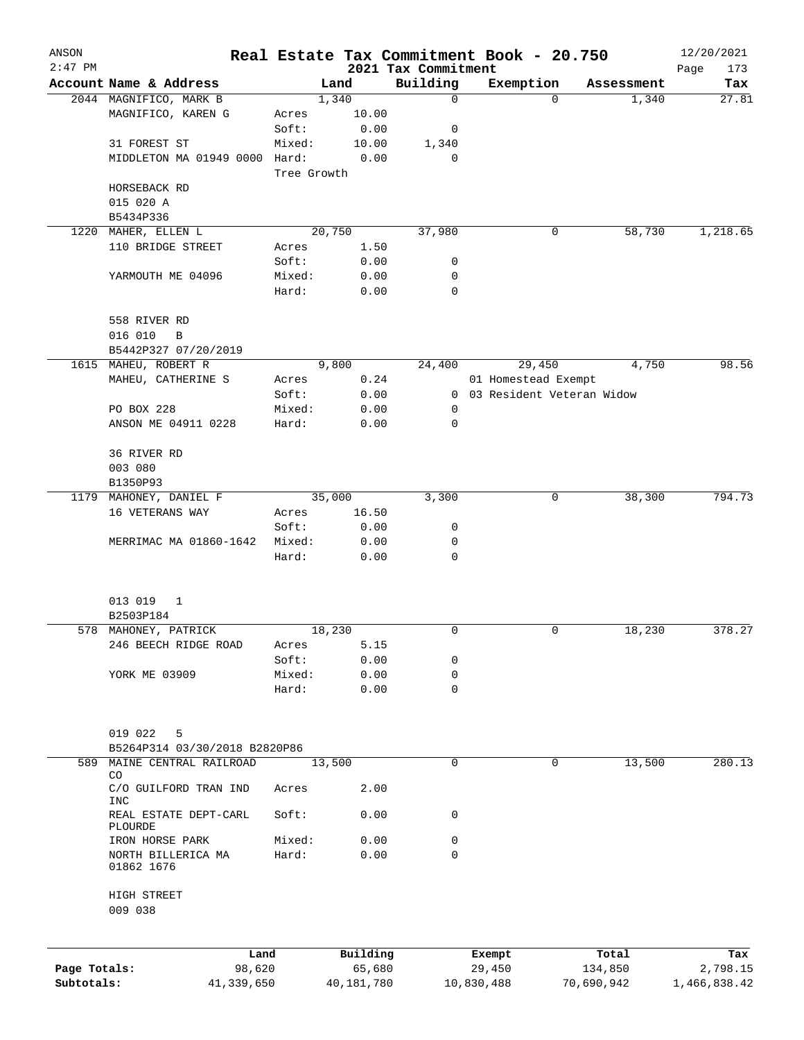ANSON
2:47 PM

# Real Estate Tax Commitment Book - 20.750
## 2021 Tax Commitment

12/20/2021

| Account Name & Address | | Land | Building | Exemption | Assessment | Tax |
|---|---|---|---|---|---|---|
| 2044 MAGNIFICO, MARK B | | 1,340 | 0 | 0 | 1,340 | 27.81 |
| MAGNIFICO, KAREN G | Acres | 10.00 | | | | |
| | Soft: | 0.00 | 0 | | | |
| 31 FOREST ST | Mixed: | 10.00 | 1,340 | | | |
| MIDDLETON MA 01949 0000 | Hard: | 0.00 | 0 | | | |
| | Tree Growth | | | | | |
| HORSEBACK RD | | | | | | |
| 015 020 A | | | | | | |
| B5434P336 | | | | | | |
| 1220 MAHER, ELLEN L | | 20,750 | 37,980 | 0 | 58,730 | 1,218.65 |
| 110 BRIDGE STREET | Acres | 1.50 | | | | |
| | Soft: | 0.00 | 0 | | | |
| YARMOUTH ME 04096 | Mixed: | 0.00 | 0 | | | |
| | Hard: | 0.00 | 0 | | | |
| 558 RIVER RD | | | | | | |
| 016 010 B | | | | | | |
| B5442P327 07/20/2019 | | | | | | |
| 1615 MAHEU, ROBERT R | | 9,800 | 24,400 | 29,450 | 4,750 | 98.56 |
| MAHEU, CATHERINE S | Acres | 0.24 | | 01 Homestead Exempt | | |
| | Soft: | 0.00 | 0 | 03 Resident Veteran Widow | | |
| PO BOX 228 | Mixed: | 0.00 | 0 | | | |
| ANSON ME 04911 0228 | Hard: | 0.00 | 0 | | | |
| 36 RIVER RD | | | | | | |
| 003 080 | | | | | | |
| B1350P93 | | | | | | |
| 1179 MAHONEY, DANIEL F | | 35,000 | 3,300 | 0 | 38,300 | 794.73 |
| 16 VETERANS WAY | Acres | 16.50 | | | | |
| | Soft: | 0.00 | 0 | | | |
| MERRIMAC MA 01860-1642 | Mixed: | 0.00 | 0 | | | |
| | Hard: | 0.00 | 0 | | | |
| 013 019 1 | | | | | | |
| B2503P184 | | | | | | |
| 578 MAHONEY, PATRICK | | 18,230 | 0 | 0 | 18,230 | 378.27 |
| 246 BEECH RIDGE ROAD | Acres | 5.15 | | | | |
| | Soft: | 0.00 | 0 | | | |
| YORK ME 03909 | Mixed: | 0.00 | 0 | | | |
| | Hard: | 0.00 | 0 | | | |
| 019 022 5 | | | | | | |
| B5264P314 03/30/2018 B2820P86 | | | | | | |
| 589 MAINE CENTRAL RAILROAD CO | | 13,500 | 0 | 0 | 13,500 | 280.13 |
| C/O GUILFORD TRAN IND INC | Acres | 2.00 | | | | |
| REAL ESTATE DEPT-CARL PLOURDE | Soft: | 0.00 | 0 | | | |
| IRON HORSE PARK | Mixed: | 0.00 | 0 | | | |
| NORTH BILLERICA MA 01862 1676 | Hard: | 0.00 | 0 | | | |
| HIGH STREET | | | | | | |
| 009 038 | | | | | | |

| | Land | Building | Exempt | Total | Tax |
|---|---|---|---|---|---|
| Page Totals: | 98,620 | 65,680 | 29,450 | 134,850 | 2,798.15 |
| Subtotals: | 41,339,650 | 40,181,780 | 10,830,488 | 70,690,942 | 1,466,838.42 |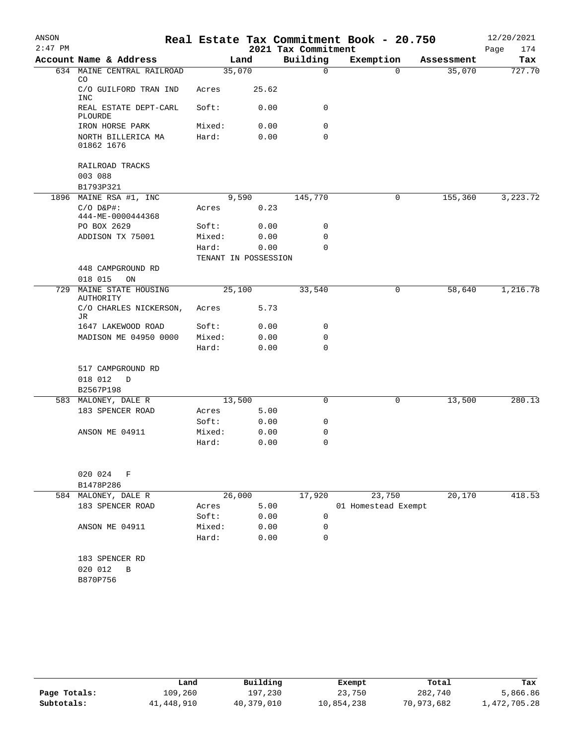# Real Estate Tax Commitment Book - 20.750

ANSON 2:47 PM — 2021 Tax Commitment — 12/20/2021

| Account Name & Address | Land | | Building | Exemption | Assessment | Tax |
|---|---|---|---|---|---|---|
| 634 MAINE CENTRAL RAILROAD CO | 35,070 | | 0 | 0 | 35,070 | 727.70 |
| C/O GUILFORD TRAN IND INC | Acres | 25.62 | | | | |
| REAL ESTATE DEPT-CARL PLOURDE | Soft: | 0.00 | 0 | | | |
| IRON HORSE PARK | Mixed: | 0.00 | 0 | | | |
| NORTH BILLERICA MA 01862 1676 | Hard: | 0.00 | 0 | | | |
| RAILROAD TRACKS | | | | | | |
| 003 088 | | | | | | |
| B1793P321 | | | | | | |
| 1896 MAINE RSA #1, INC | 9,590 | | 145,770 | 0 | 155,360 | 3,223.72 |
| C/O D&P#: 444-ME-0000444368 | Acres | 0.23 | | | | |
| PO BOX 2629 | Soft: | 0.00 | 0 | | | |
| ADDISON TX 75001 | Mixed: | 0.00 | 0 | | | |
| | Hard: | 0.00 | 0 | | | |
| | TENANT IN POSSESSION | | | | | |
| 448 CAMPGROUND RD | | | | | | |
| 018 015 ON | | | | | | |
| 729 MAINE STATE HOUSING AUTHORITY | 25,100 | | 33,540 | 0 | 58,640 | 1,216.78 |
| C/O CHARLES NICKERSON, JR | Acres | 5.73 | | | | |
| 1647 LAKEWOOD ROAD | Soft: | 0.00 | 0 | | | |
| MADISON ME 04950 0000 | Mixed: | 0.00 | 0 | | | |
| | Hard: | 0.00 | 0 | | | |
| 517 CAMPGROUND RD | | | | | | |
| 018 012 D | | | | | | |
| B2567P198 | | | | | | |
| 583 MALONEY, DALE R | 13,500 | | 0 | 0 | 13,500 | 280.13 |
| 183 SPENCER ROAD | Acres | 5.00 | | | | |
| | Soft: | 0.00 | 0 | | | |
| ANSON ME 04911 | Mixed: | 0.00 | 0 | | | |
| | Hard: | 0.00 | 0 | | | |
| 020 024 F | | | | | | |
| B1478P286 | | | | | | |
| 584 MALONEY, DALE R | 26,000 | | 17,920 | 23,750 | 20,170 | 418.53 |
| 183 SPENCER ROAD | Acres | 5.00 | | 01 Homestead Exempt | | |
| | Soft: | 0.00 | 0 | | | |
| ANSON ME 04911 | Mixed: | 0.00 | 0 | | | |
| | Hard: | 0.00 | 0 | | | |
| 183 SPENCER RD | | | | | | |
| 020 012 B | | | | | | |
| B870P756 | | | | | | |

| | Land | Building | Exempt | Total | Tax |
|---|---|---|---|---|---|
| Page Totals: | 109,260 | 197,230 | 23,750 | 282,740 | 5,866.86 |
| Subtotals: | 41,448,910 | 40,379,010 | 10,854,238 | 70,973,682 | 1,472,705.28 |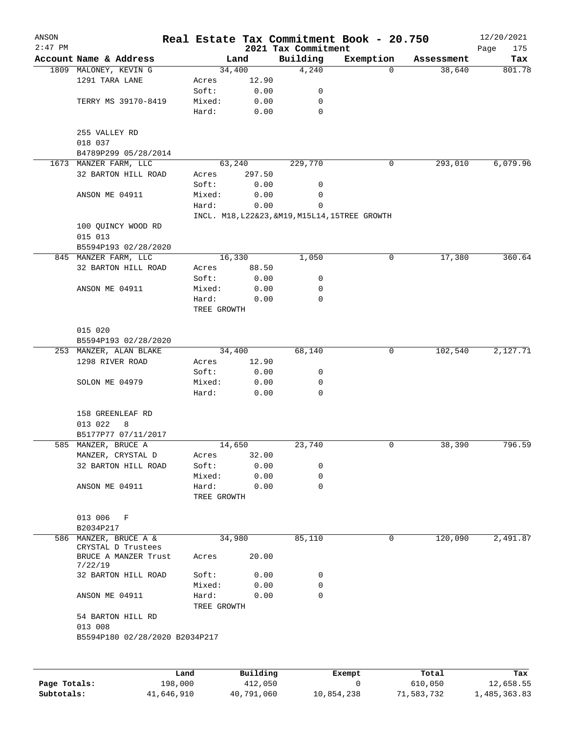# Real Estate Tax Commitment Book - 20.750

ANSON
2:47 PM
2021 Tax Commitment
12/20/2021

| Account Name & Address | Land | | Building | Exemption | Assessment | Tax |
|---|---|---|---|---|---|---|
| 1809 MALONEY, KEVIN G | | 34,400 | 4,240 | 0 | 38,640 | 801.78 |
| 1291 TARA LANE | Acres | 12.90 | | | | |
| | Soft: | 0.00 | 0 | | | |
| TERRY MS 39170-8419 | Mixed: | 0.00 | 0 | | | |
| | Hard: | 0.00 | 0 | | | |
| 255 VALLEY RD | | | | | | |
| 018 037 | | | | | | |
| B4789P299 05/28/2014 | | | | | | |
| 1673 MANZER FARM, LLC | | 63,240 | 229,770 | 0 | 293,010 | 6,079.96 |
| 32 BARTON HILL ROAD | Acres | 297.50 | | | | |
| | Soft: | 0.00 | 0 | | | |
| ANSON ME 04911 | Mixed: | 0.00 | 0 | | | |
| | Hard: | 0.00 | 0 | | | |
| | INCL. M18,L22&23,&M19,M15L14,15TREE GROWTH | | | | | |
| 100 QUINCY WOOD RD | | | | | | |
| 015 013 | | | | | | |
| B5594P193 02/28/2020 | | | | | | |
| 845 MANZER FARM, LLC | | 16,330 | 1,050 | 0 | 17,380 | 360.64 |
| 32 BARTON HILL ROAD | Acres | 88.50 | | | | |
| | Soft: | 0.00 | 0 | | | |
| ANSON ME 04911 | Mixed: | 0.00 | 0 | | | |
| | Hard: | 0.00 | 0 | | | |
| | TREE GROWTH | | | | | |
| 015 020 | | | | | | |
| B5594P193 02/28/2020 | | | | | | |
| 253 MANZER, ALAN BLAKE | | 34,400 | 68,140 | 0 | 102,540 | 2,127.71 |
| 1298 RIVER ROAD | Acres | 12.90 | | | | |
| | Soft: | 0.00 | 0 | | | |
| SOLON ME 04979 | Mixed: | 0.00 | 0 | | | |
| | Hard: | 0.00 | 0 | | | |
| 158 GREENLEAF RD | | | | | | |
| 013 022 8 | | | | | | |
| B5177P77 07/11/2017 | | | | | | |
| 585 MANZER, BRUCE A | | 14,650 | 23,740 | 0 | 38,390 | 796.59 |
| MANZER, CRYSTAL D | Acres | 32.00 | | | | |
| 32 BARTON HILL ROAD | Soft: | 0.00 | 0 | | | |
| | Mixed: | 0.00 | 0 | | | |
| ANSON ME 04911 | Hard: | 0.00 | 0 | | | |
| | TREE GROWTH | | | | | |
| 013 006 F | | | | | | |
| B2034P217 | | | | | | |
| 586 MANZER, BRUCE A & CRYSTAL D Trustees | | 34,980 | 85,110 | 0 | 120,090 | 2,491.87 |
| BRUCE A MANZER Trust 7/22/19 | Acres | 20.00 | | | | |
| 32 BARTON HILL ROAD | Soft: | 0.00 | 0 | | | |
| | Mixed: | 0.00 | 0 | | | |
| ANSON ME 04911 | Hard: | 0.00 | 0 | | | |
| | TREE GROWTH | | | | | |
| 54 BARTON HILL RD | | | | | | |
| 013 008 | | | | | | |
| B5594P180 02/28/2020 B2034P217 | | | | | | |

| | Land | Building | Exempt | Total | Tax |
|---|---|---|---|---|---|
| Page Totals: | 198,000 | 412,050 | 0 | 610,050 | 12,658.55 |
| Subtotals: | 41,646,910 | 40,791,060 | 10,854,238 | 71,583,732 | 1,485,363.83 |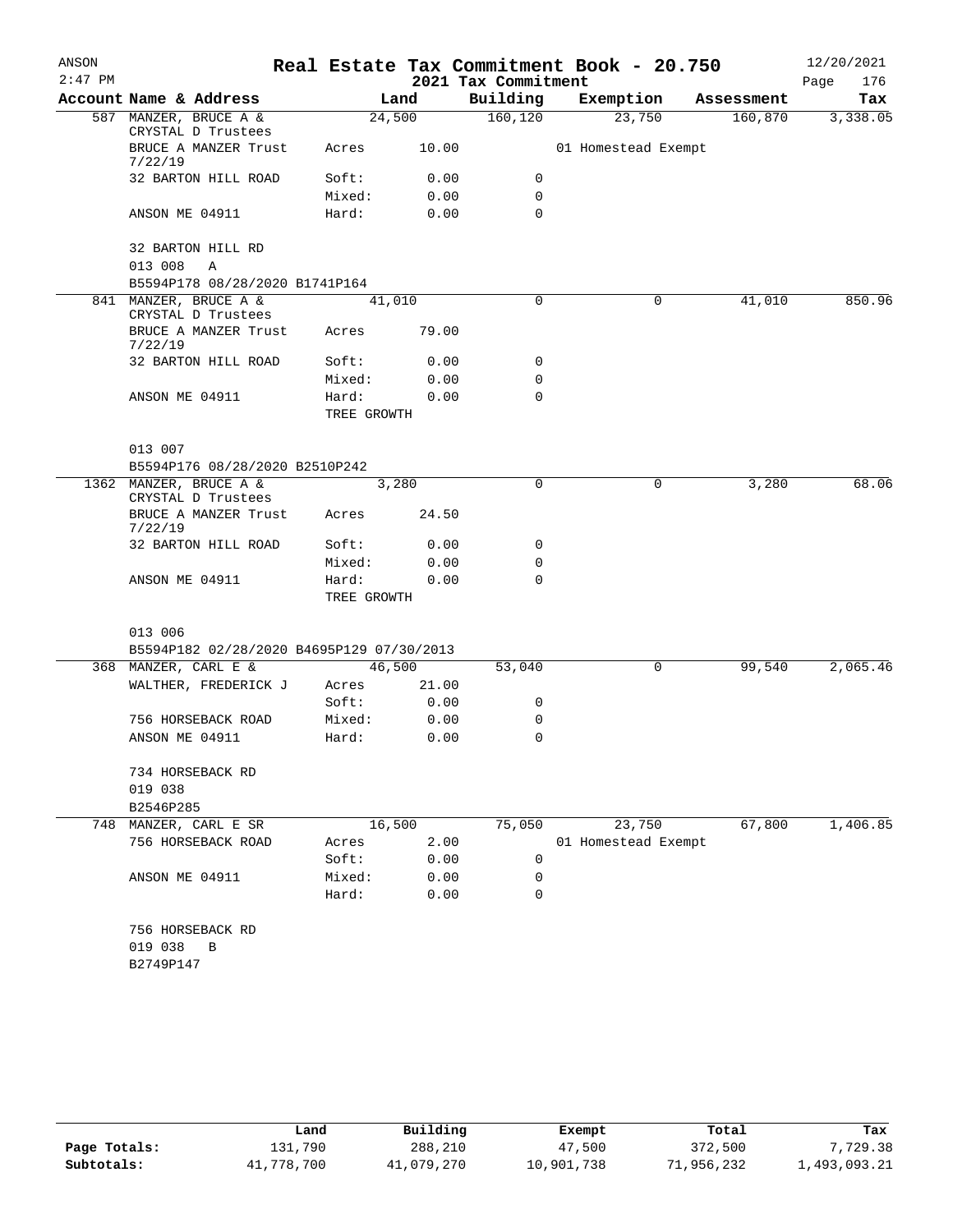# Real Estate Tax Commitment Book - 20.750

## 2021 Tax Commitment

ANSON 2:47 PM — 12/20/2021

| Account Name & Address | Land | | Building | Exemption | Assessment | Tax |
|---|---|---|---|---|---|---|
| 587 MANZER, BRUCE A & CRYSTAL D Trustees | 24,500 | | 160,120 | 23,750 | 160,870 | 3,338.05 |
| BRUCE A MANZER Trust 7/22/19 | Acres | 10.00 | | 01 Homestead Exempt | | |
| 32 BARTON HILL ROAD | Soft: | 0.00 | 0 | | | |
| | Mixed: | 0.00 | 0 | | | |
| ANSON ME 04911 | Hard: | 0.00 | 0 | | | |
| 32 BARTON HILL RD | | | | | | |
| 013 008 A | | | | | | |
| B5594P178 08/28/2020 B1741P164 | | | | | | |
| 841 MANZER, BRUCE A & CRYSTAL D Trustees | 41,010 | | 0 | 0 | 41,010 | 850.96 |
| BRUCE A MANZER Trust 7/22/19 | Acres | 79.00 | | | | |
| 32 BARTON HILL ROAD | Soft: | 0.00 | 0 | | | |
| | Mixed: | 0.00 | 0 | | | |
| ANSON ME 04911 | Hard: | 0.00 | 0 | | | |
| | TREE GROWTH | | | | | |
| 013 007 | | | | | | |
| B5594P176 08/28/2020 B2510P242 | | | | | | |
| 1362 MANZER, BRUCE A & CRYSTAL D Trustees | 3,280 | | 0 | 0 | 3,280 | 68.06 |
| BRUCE A MANZER Trust 7/22/19 | Acres | 24.50 | | | | |
| 32 BARTON HILL ROAD | Soft: | 0.00 | 0 | | | |
| | Mixed: | 0.00 | 0 | | | |
| ANSON ME 04911 | Hard: | 0.00 | 0 | | | |
| | TREE GROWTH | | | | | |
| 013 006 | | | | | | |
| B5594P182 02/28/2020 B4695P129 07/30/2013 | | | | | | |
| 368 MANZER, CARL E & | 46,500 | | 53,040 | 0 | 99,540 | 2,065.46 |
| WALTHER, FREDERICK J | Acres | 21.00 | | | | |
| | Soft: | 0.00 | 0 | | | |
| 756 HORSEBACK ROAD | Mixed: | 0.00 | 0 | | | |
| ANSON ME 04911 | Hard: | 0.00 | 0 | | | |
| 734 HORSEBACK RD | | | | | | |
| 019 038 | | | | | | |
| B2546P285 | | | | | | |
| 748 MANZER, CARL E SR | 16,500 | | 75,050 | 23,750 | 67,800 | 1,406.85 |
| 756 HORSEBACK ROAD | Acres | 2.00 | | 01 Homestead Exempt | | |
| | Soft: | 0.00 | 0 | | | |
| ANSON ME 04911 | Mixed: | 0.00 | 0 | | | |
| | Hard: | 0.00 | 0 | | | |
| 756 HORSEBACK RD | | | | | | |
| 019 038 B | | | | | | |
| B2749P147 | | | | | | |

| | Land | Building | Exempt | Total | Tax |
|---|---|---|---|---|---|
| Page Totals: | 131,790 | 288,210 | 47,500 | 372,500 | 7,729.38 |
| Subtotals: | 41,778,700 | 41,079,270 | 10,901,738 | 71,956,232 | 1,493,093.21 |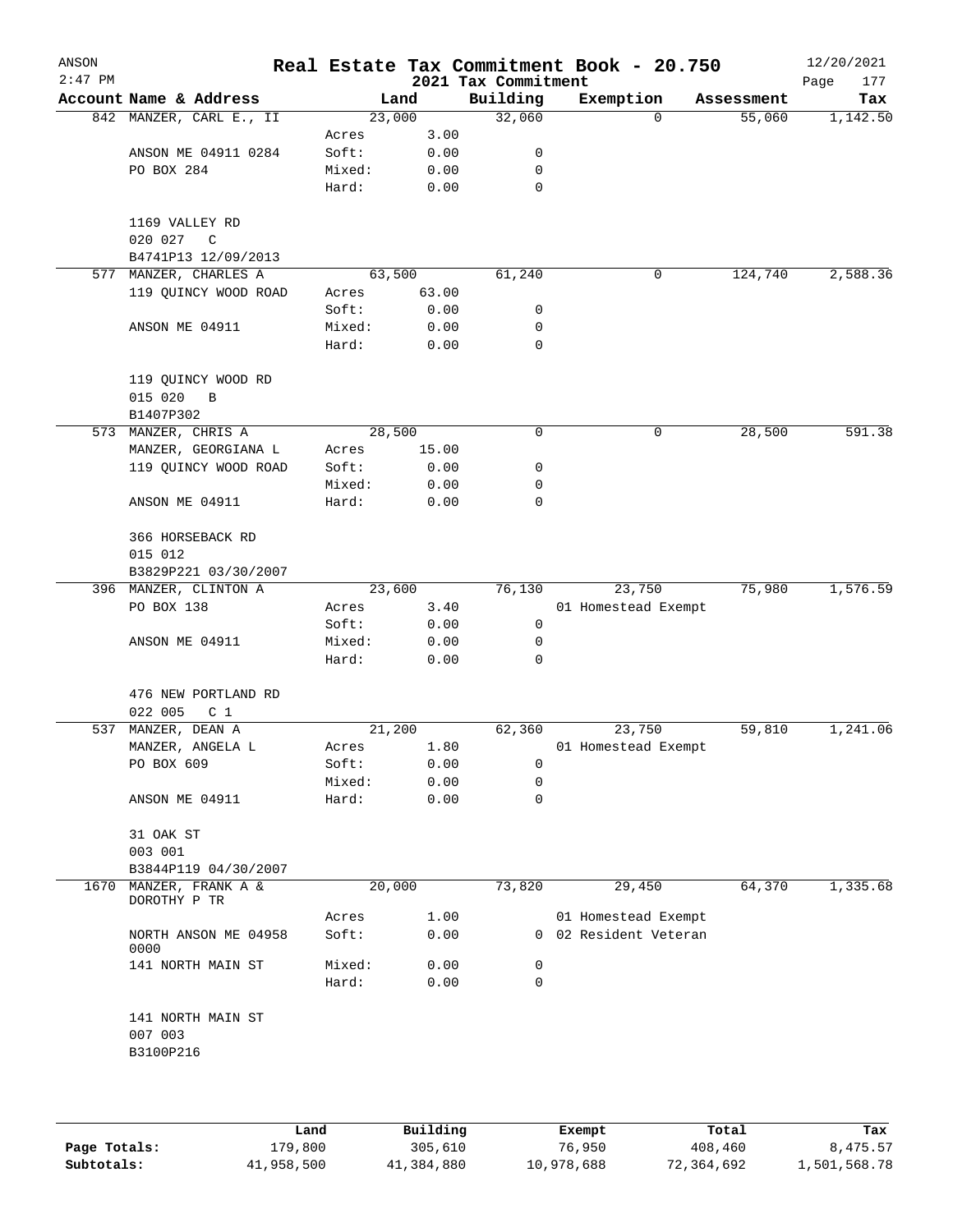# Real Estate Tax Commitment Book - 20.750

ANSON
2:47 PM

2021 Tax Commitment

12/20/2021

| Account Name & Address | Land | | Building | Exemption | Assessment | Tax |
|---|---|---|---|---|---|---|
| 842 MANZER, CARL E., II | 23,000 | | 32,060 | 0 | 55,060 | 1,142.50 |
| | Acres | 3.00 | | | | |
| ANSON ME 04911 0284 | Soft: | 0.00 | 0 | | | |
| PO BOX 284 | Mixed: | 0.00 | 0 | | | |
| | Hard: | 0.00 | 0 | | | |
| 1169 VALLEY RD | | | | | | |
| 020 027 C | | | | | | |
| B4741P13 12/09/2013 | | | | | | |
| 577 MANZER, CHARLES A | 63,500 | | 61,240 | 0 | 124,740 | 2,588.36 |
| 119 QUINCY WOOD ROAD | Acres | 63.00 | | | | |
| | Soft: | 0.00 | 0 | | | |
| ANSON ME 04911 | Mixed: | 0.00 | 0 | | | |
| | Hard: | 0.00 | 0 | | | |
| 119 QUINCY WOOD RD | | | | | | |
| 015 020 B | | | | | | |
| B1407P302 | | | | | | |
| 573 MANZER, CHRIS A | 28,500 | | 0 | 0 | 28,500 | 591.38 |
| MANZER, GEORGIANA L | Acres | 15.00 | | | | |
| 119 QUINCY WOOD ROAD | Soft: | 0.00 | 0 | | | |
| | Mixed: | 0.00 | 0 | | | |
| ANSON ME 04911 | Hard: | 0.00 | 0 | | | |
| 366 HORSEBACK RD | | | | | | |
| 015 012 | | | | | | |
| B3829P221 03/30/2007 | | | | | | |
| 396 MANZER, CLINTON A | 23,600 | | 76,130 | 23,750 | 75,980 | 1,576.59 |
| PO BOX 138 | Acres | 3.40 | | 01 Homestead Exempt | | |
| | Soft: | 0.00 | 0 | | | |
| ANSON ME 04911 | Mixed: | 0.00 | 0 | | | |
| | Hard: | 0.00 | 0 | | | |
| 476 NEW PORTLAND RD | | | | | | |
| 022 005 C 1 | | | | | | |
| 537 MANZER, DEAN A | 21,200 | | 62,360 | 23,750 | 59,810 | 1,241.06 |
| MANZER, ANGELA L | Acres | 1.80 | | 01 Homestead Exempt | | |
| PO BOX 609 | Soft: | 0.00 | 0 | | | |
| | Mixed: | 0.00 | 0 | | | |
| ANSON ME 04911 | Hard: | 0.00 | 0 | | | |
| 31 OAK ST | | | | | | |
| 003 001 | | | | | | |
| B3844P119 04/30/2007 | | | | | | |
| 1670 MANZER, FRANK A & DOROTHY P TR | 20,000 | | 73,820 | 29,450 | 64,370 | 1,335.68 |
| | Acres | 1.00 | | 01 Homestead Exempt | | |
| NORTH ANSON ME 04958 0000 | Soft: | 0.00 | 0 | 02 Resident Veteran | | |
| 141 NORTH MAIN ST | Mixed: | 0.00 | 0 | | | |
| | Hard: | 0.00 | 0 | | | |
| 141 NORTH MAIN ST | | | | | | |
| 007 003 | | | | | | |
| B3100P216 | | | | | | |

| | Land | Building | Exempt | Total | Tax |
|---|---|---|---|---|---|
| Page Totals: | 179,800 | 305,610 | 76,950 | 408,460 | 8,475.57 |
| Subtotals: | 41,958,500 | 41,384,880 | 10,978,688 | 72,364,692 | 1,501,568.78 |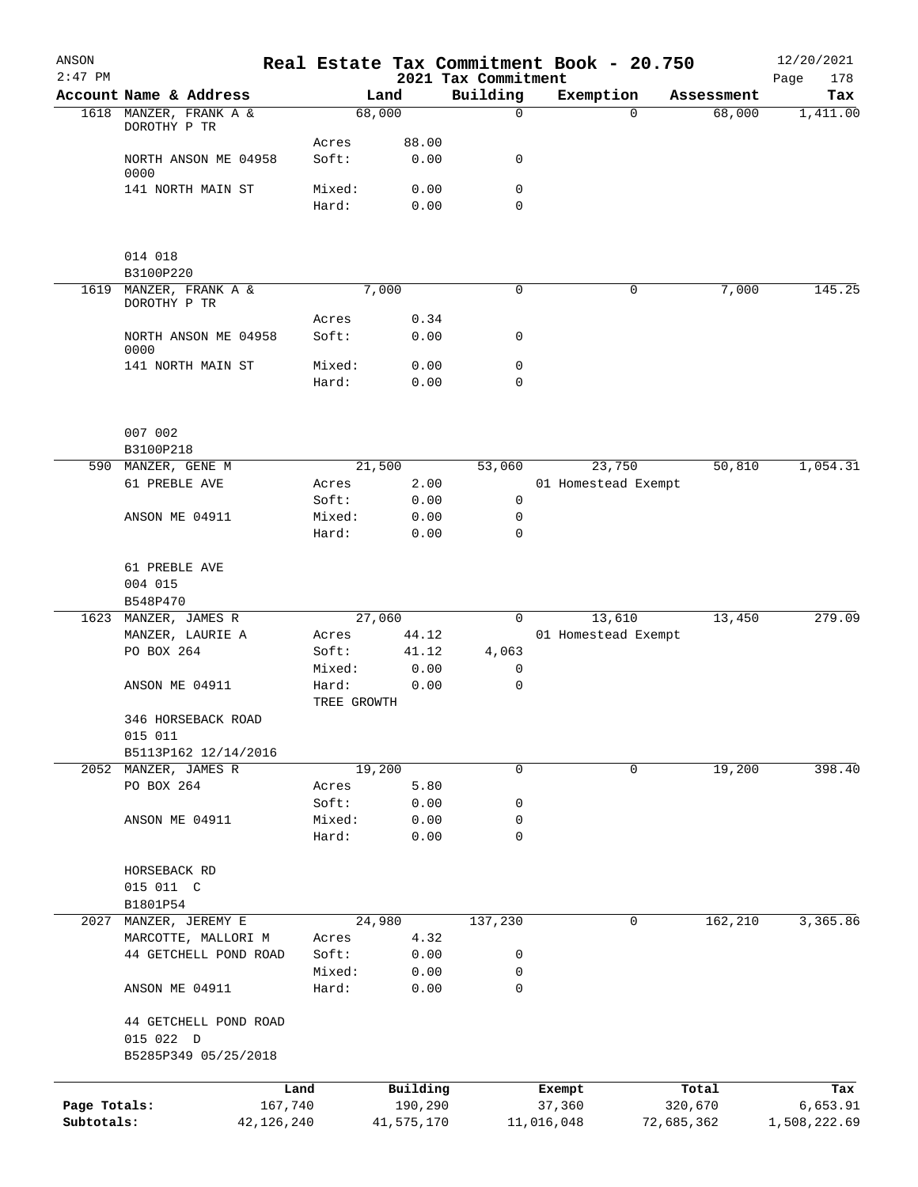# Real Estate Tax Commitment Book - 20.750

ANSON
2:47 PM
2021 Tax Commitment
12/20/2021

| Account | Name & Address | | Land | Building | Exemption | Assessment | Tax |
|---|---|---|---|---|---|---|---|
| 1618 | MANZER, FRANK A & DOROTHY P TR | | 68,000 | 0 | 0 | 68,000 | 1,411.00 |
| | | Acres | 88.00 | | | | |
| | NORTH ANSON ME 04958 0000 | Soft: | 0.00 | 0 | | | |
| | 141 NORTH MAIN ST | Mixed: | 0.00 | 0 | | | |
| | | Hard: | 0.00 | 0 | | | |
| | 014 018 | | | | | | |
| | B3100P220 | | | | | | |
| 1619 | MANZER, FRANK A & DOROTHY P TR | | 7,000 | 0 | 0 | 7,000 | 145.25 |
| | | Acres | 0.34 | | | | |
| | NORTH ANSON ME 04958 0000 | Soft: | 0.00 | 0 | | | |
| | 141 NORTH MAIN ST | Mixed: | 0.00 | 0 | | | |
| | | Hard: | 0.00 | 0 | | | |
| | 007 002 | | | | | | |
| | B3100P218 | | | | | | |
| 590 | MANZER, GENE M | | 21,500 | 53,060 | 23,750 | 50,810 | 1,054.31 |
| | 61 PREBLE AVE | Acres | 2.00 | | 01 Homestead Exempt | | |
| | | Soft: | 0.00 | 0 | | | |
| | ANSON ME 04911 | Mixed: | 0.00 | 0 | | | |
| | | Hard: | 0.00 | 0 | | | |
| | 61 PREBLE AVE | | | | | | |
| | 004 015 | | | | | | |
| | B548P470 | | | | | | |
| 1623 | MANZER, JAMES R | | 27,060 | 0 | 13,610 | 13,450 | 279.09 |
| | MANZER, LAURIE A | Acres | 44.12 | | 01 Homestead Exempt | | |
| | PO BOX 264 | Soft: | 41.12 | 4,063 | | | |
| | | Mixed: | 0.00 | 0 | | | |
| | ANSON ME 04911 | Hard: | 0.00 | 0 | | | |
| | | TREE GROWTH | | | | | |
| | 346 HORSEBACK ROAD | | | | | | |
| | 015 011 | | | | | | |
| | B5113P162 12/14/2016 | | | | | | |
| 2052 | MANZER, JAMES R | | 19,200 | 0 | 0 | 19,200 | 398.40 |
| | PO BOX 264 | Acres | 5.80 | | | | |
| | | Soft: | 0.00 | 0 | | | |
| | ANSON ME 04911 | Mixed: | 0.00 | 0 | | | |
| | | Hard: | 0.00 | 0 | | | |
| | HORSEBACK RD | | | | | | |
| | 015 011 C | | | | | | |
| | B1801P54 | | | | | | |
| 2027 | MANZER, JEREMY E | | 24,980 | 137,230 | 0 | 162,210 | 3,365.86 |
| | MARCOTTE, MALLORI M | Acres | 4.32 | | | | |
| | 44 GETCHELL POND ROAD | Soft: | 0.00 | 0 | | | |
| | | Mixed: | 0.00 | 0 | | | |
| | ANSON ME 04911 | Hard: | 0.00 | 0 | | | |
| | 44 GETCHELL POND ROAD | | | | | | |
| | 015 022 D | | | | | | |
| | B5285P349 05/25/2018 | | | | | | |

| | Land | Building | Exempt | Total | Tax |
|---|---|---|---|---|---|
| Page Totals: | 167,740 | 190,290 | 37,360 | 320,670 | 6,653.91 |
| Subtotals: | 42,126,240 | 41,575,170 | 11,016,048 | 72,685,362 | 1,508,222.69 |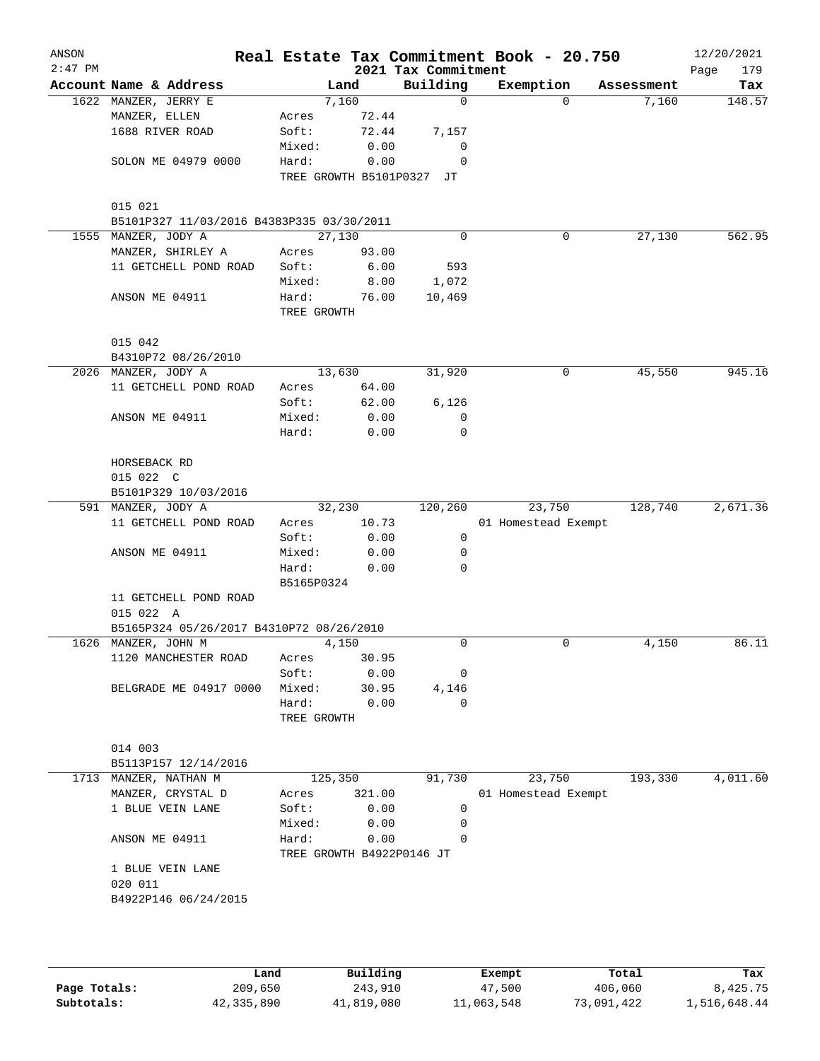# Real Estate Tax Commitment Book - 20.750

ANSON 2:47 PM — 2021 Tax Commitment — 12/20/2021

| Account Name & Address | Land | | Building | Exemption | Assessment | Tax |
|---|---|---|---|---|---|---|
| 1622 MANZER, JERRY E | 7,160 | | 0 | 0 | 7,160 | 148.57 |
| MANZER, ELLEN | Acres | 72.44 | | | | |
| 1688 RIVER ROAD | Soft: | 72.44 | 7,157 | | | |
| | Mixed: | 0.00 | 0 | | | |
| SOLON ME 04979 0000 | Hard: | 0.00 | 0 | | | |
| | TREE GROWTH B5101P0327 JT | | | | | |
| 015 021 | | | | | | |
| B5101P327 11/03/2016 B4383P335 03/30/2011 | | | | | | |
| 1555 MANZER, JODY A | 27,130 | | 0 | 0 | 27,130 | 562.95 |
| MANZER, SHIRLEY A | Acres | 93.00 | | | | |
| 11 GETCHELL POND ROAD | Soft: | 6.00 | 593 | | | |
| | Mixed: | 8.00 | 1,072 | | | |
| ANSON ME 04911 | Hard: | 76.00 | 10,469 | | | |
| | TREE GROWTH | | | | | |
| 015 042 | | | | | | |
| B4310P72 08/26/2010 | | | | | | |
| 2026 MANZER, JODY A | 13,630 | | 31,920 | 0 | 45,550 | 945.16 |
| 11 GETCHELL POND ROAD | Acres | 64.00 | | | | |
| | Soft: | 62.00 | 6,126 | | | |
| ANSON ME 04911 | Mixed: | 0.00 | 0 | | | |
| | Hard: | 0.00 | 0 | | | |
| HORSEBACK RD | | | | | | |
| 015 022 C | | | | | | |
| B5101P329 10/03/2016 | | | | | | |
| 591 MANZER, JODY A | 32,230 | | 120,260 | 23,750 | 128,740 | 2,671.36 |
| 11 GETCHELL POND ROAD | Acres | 10.73 | | 01 Homestead Exempt | | |
| | Soft: | 0.00 | 0 | | | |
| ANSON ME 04911 | Mixed: | 0.00 | 0 | | | |
| | Hard: | 0.00 | 0 | | | |
| | B5165P0324 | | | | | |
| 11 GETCHELL POND ROAD | | | | | | |
| 015 022 A | | | | | | |
| B5165P324 05/26/2017 B4310P72 08/26/2010 | | | | | | |
| 1626 MANZER, JOHN M | 4,150 | | 0 | 0 | 4,150 | 86.11 |
| 1120 MANCHESTER ROAD | Acres | 30.95 | | | | |
| | Soft: | 0.00 | 0 | | | |
| BELGRADE ME 04917 0000 | Mixed: | 30.95 | 4,146 | | | |
| | Hard: | 0.00 | 0 | | | |
| | TREE GROWTH | | | | | |
| 014 003 | | | | | | |
| B5113P157 12/14/2016 | | | | | | |
| 1713 MANZER, NATHAN M | 125,350 | | 91,730 | 23,750 | 193,330 | 4,011.60 |
| MANZER, CRYSTAL D | Acres | 321.00 | | 01 Homestead Exempt | | |
| 1 BLUE VEIN LANE | Soft: | 0.00 | 0 | | | |
| | Mixed: | 0.00 | 0 | | | |
| ANSON ME 04911 | Hard: | 0.00 | 0 | | | |
| | TREE GROWTH B4922P0146 JT | | | | | |
| 1 BLUE VEIN LANE | | | | | | |
| 020 011 | | | | | | |
| B4922P146 06/24/2015 | | | | | | |

| | Land | Building | Exempt | Total | Tax |
|---|---|---|---|---|---|
| Page Totals: | 209,650 | 243,910 | 47,500 | 406,060 | 8,425.75 |
| Subtotals: | 42,335,890 | 41,819,080 | 11,063,548 | 73,091,422 | 1,516,648.44 |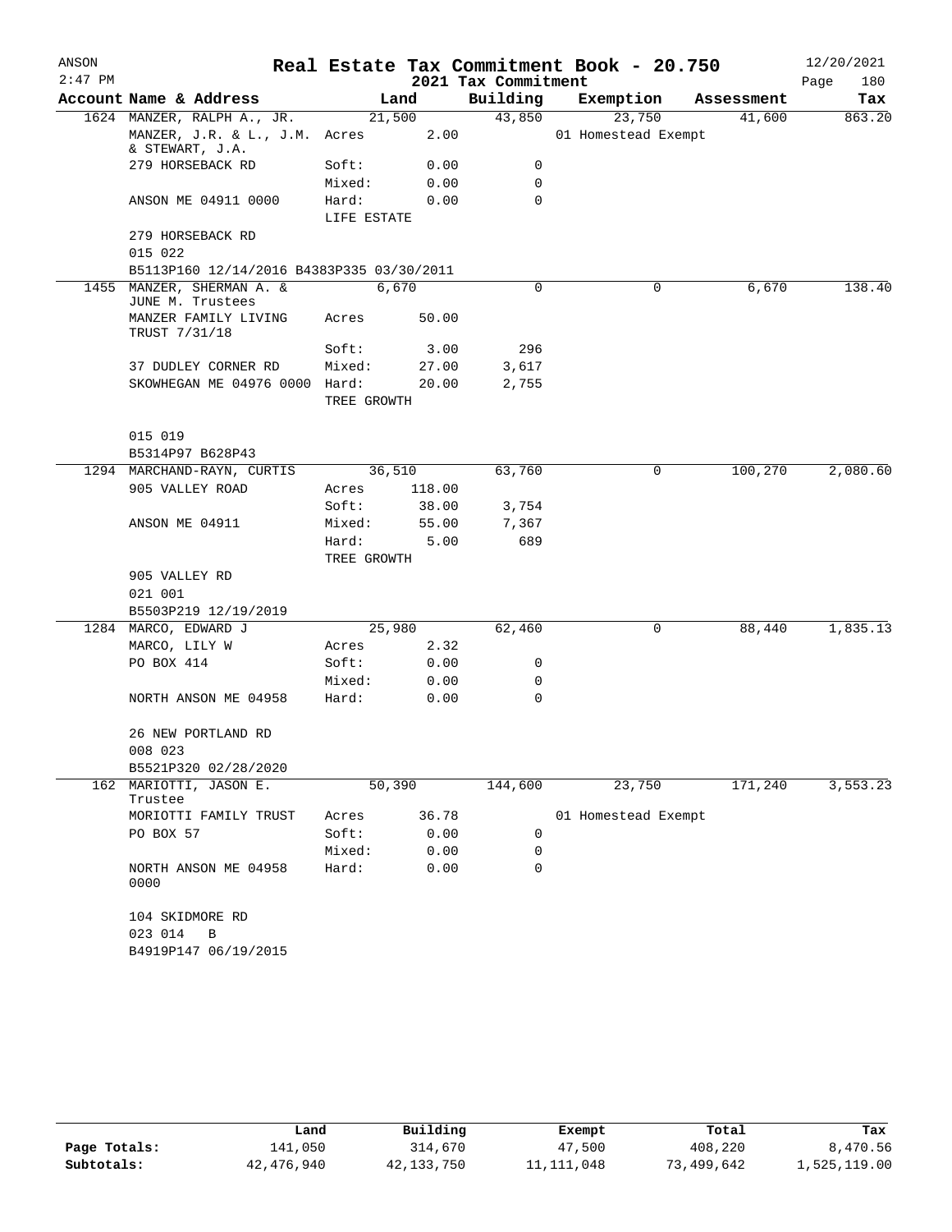# Real Estate Tax Commitment Book - 20.750

ANSON 2:47 PM — 2021 Tax Commitment — 12/20/2021

| Account Name & Address | Land | | Building | Exemption | Assessment | Tax |
|---|---|---|---|---|---|---|
| 1624 MANZER, RALPH A., JR. | 21,500 | | 43,850 | 23,750 | 41,600 | 863.20 |
| MANZER, J.R. & L., J.M. & STEWART, J.A. | Acres | 2.00 | | 01 Homestead Exempt | | |
| 279 HORSEBACK RD | Soft: | 0.00 | 0 | | | |
| | Mixed: | 0.00 | 0 | | | |
| ANSON ME 04911 0000 | Hard: | 0.00 | 0 | | | |
| | LIFE ESTATE | | | | | |
| 279 HORSEBACK RD | | | | | | |
| 015 022 | | | | | | |
| B5113P160 12/14/2016 B4383P335 03/30/2011 | | | | | | |
| 1455 MANZER, SHERMAN A. & JUNE M. Trustees | 6,670 | | 0 | 0 | 6,670 | 138.40 |
| MANZER FAMILY LIVING TRUST 7/31/18 | Acres | 50.00 | | | | |
| | Soft: | 3.00 | 296 | | | |
| 37 DUDLEY CORNER RD | Mixed: | 27.00 | 3,617 | | | |
| SKOWHEGAN ME 04976 0000 | Hard: | 20.00 | 2,755 | | | |
| | TREE GROWTH | | | | | |
| 015 019 | | | | | | |
| B5314P97 B628P43 | | | | | | |
| 1294 MARCHAND-RAYN, CURTIS | 36,510 | | 63,760 | 0 | 100,270 | 2,080.60 |
| 905 VALLEY ROAD | Acres | 118.00 | | | | |
| | Soft: | 38.00 | 3,754 | | | |
| ANSON ME 04911 | Mixed: | 55.00 | 7,367 | | | |
| | Hard: | 5.00 | 689 | | | |
| | TREE GROWTH | | | | | |
| 905 VALLEY RD | | | | | | |
| 021 001 | | | | | | |
| B5503P219 12/19/2019 | | | | | | |
| 1284 MARCO, EDWARD J | 25,980 | | 62,460 | 0 | 88,440 | 1,835.13 |
| MARCO, LILY W | Acres | 2.32 | | | | |
| PO BOX 414 | Soft: | 0.00 | 0 | | | |
| | Mixed: | 0.00 | 0 | | | |
| NORTH ANSON ME 04958 | Hard: | 0.00 | 0 | | | |
| 26 NEW PORTLAND RD | | | | | | |
| 008 023 | | | | | | |
| B5521P320 02/28/2020 | | | | | | |
| 162 MARIOTTI, JASON E. Trustee | 50,390 | | 144,600 | 23,750 | 171,240 | 3,553.23 |
| MORIOTTI FAMILY TRUST | Acres | 36.78 | | 01 Homestead Exempt | | |
| PO BOX 57 | Soft: | 0.00 | 0 | | | |
| | Mixed: | 0.00 | 0 | | | |
| NORTH ANSON ME 04958 0000 | Hard: | 0.00 | 0 | | | |
| 104 SKIDMORE RD | | | | | | |
| 023 014 B | | | | | | |
| B4919P147 06/19/2015 | | | | | | |

| | Land | Building | Exempt | Total | Tax |
|---|---|---|---|---|---|
| Page Totals: | 141,050 | 314,670 | 47,500 | 408,220 | 8,470.56 |
| Subtotals: | 42,476,940 | 42,133,750 | 11,111,048 | 73,499,642 | 1,525,119.00 |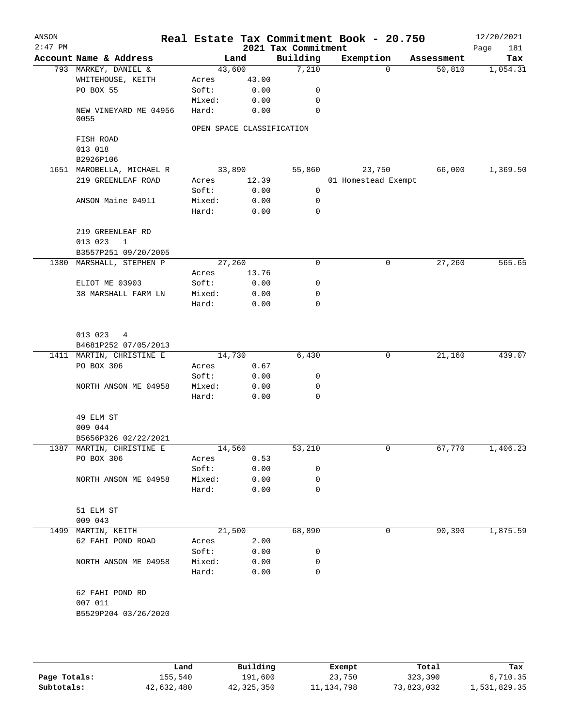# Real Estate Tax Commitment Book - 20.750

ANSON 2:47 PM — 2021 Tax Commitment — 12/20/2021

| Account Name & Address | Land | | Building | Exemption | Assessment | Tax |
|---|---|---|---|---|---|---|
| 793 MARKEY, DANIEL & | 43,600 | | 7,210 | 0 | 50,810 | 1,054.31 |
| WHITEHOUSE, KEITH | Acres | 43.00 | | | | |
| PO BOX 55 | Soft: | 0.00 | 0 | | | |
| | Mixed: | 0.00 | 0 | | | |
| NEW VINEYARD ME 04956 0055 | Hard: | 0.00 | 0 | | | |
| | OPEN SPACE CLASSIFICATION | | | | | |
| FISH ROAD | | | | | | |
| 013 018 | | | | | | |
| B2926P106 | | | | | | |
| 1651 MAROBELLA, MICHAEL R | 33,890 | | 55,860 | 23,750 | 66,000 | 1,369.50 |
| 219 GREENLEAF ROAD | Acres | 12.39 | | 01 Homestead Exempt | | |
| | Soft: | 0.00 | 0 | | | |
| ANSON Maine 04911 | Mixed: | 0.00 | 0 | | | |
| | Hard: | 0.00 | 0 | | | |
| 219 GREENLEAF RD | | | | | | |
| 013 023 1 | | | | | | |
| B3557P251 09/20/2005 | | | | | | |
| 1380 MARSHALL, STEPHEN P | 27,260 | | 0 | 0 | 27,260 | 565.65 |
| | Acres | 13.76 | | | | |
| ELIOT ME 03903 | Soft: | 0.00 | 0 | | | |
| 38 MARSHALL FARM LN | Mixed: | 0.00 | 0 | | | |
| | Hard: | 0.00 | 0 | | | |
| 013 023 4 | | | | | | |
| B4681P252 07/05/2013 | | | | | | |
| 1411 MARTIN, CHRISTINE E | 14,730 | | 6,430 | 0 | 21,160 | 439.07 |
| PO BOX 306 | Acres | 0.67 | | | | |
| | Soft: | 0.00 | 0 | | | |
| NORTH ANSON ME 04958 | Mixed: | 0.00 | 0 | | | |
| | Hard: | 0.00 | 0 | | | |
| 49 ELM ST | | | | | | |
| 009 044 | | | | | | |
| B5656P326 02/22/2021 | | | | | | |
| 1387 MARTIN, CHRISTINE E | 14,560 | | 53,210 | 0 | 67,770 | 1,406.23 |
| PO BOX 306 | Acres | 0.53 | | | | |
| | Soft: | 0.00 | 0 | | | |
| NORTH ANSON ME 04958 | Mixed: | 0.00 | 0 | | | |
| | Hard: | 0.00 | 0 | | | |
| 51 ELM ST | | | | | | |
| 009 043 | | | | | | |
| 1499 MARTIN, KEITH | 21,500 | | 68,890 | 0 | 90,390 | 1,875.59 |
| 62 FAHI POND ROAD | Acres | 2.00 | | | | |
| | Soft: | 0.00 | 0 | | | |
| NORTH ANSON ME 04958 | Mixed: | 0.00 | 0 | | | |
| | Hard: | 0.00 | 0 | | | |
| 62 FAHI POND RD | | | | | | |
| 007 011 | | | | | | |
| B5529P204 03/26/2020 | | | | | | |

| | Land | Building | Exempt | Total | Tax |
|---|---|---|---|---|---|
| Page Totals: | 155,540 | 191,600 | 23,750 | 323,390 | 6,710.35 |
| Subtotals: | 42,632,480 | 42,325,350 | 11,134,798 | 73,823,032 | 1,531,829.35 |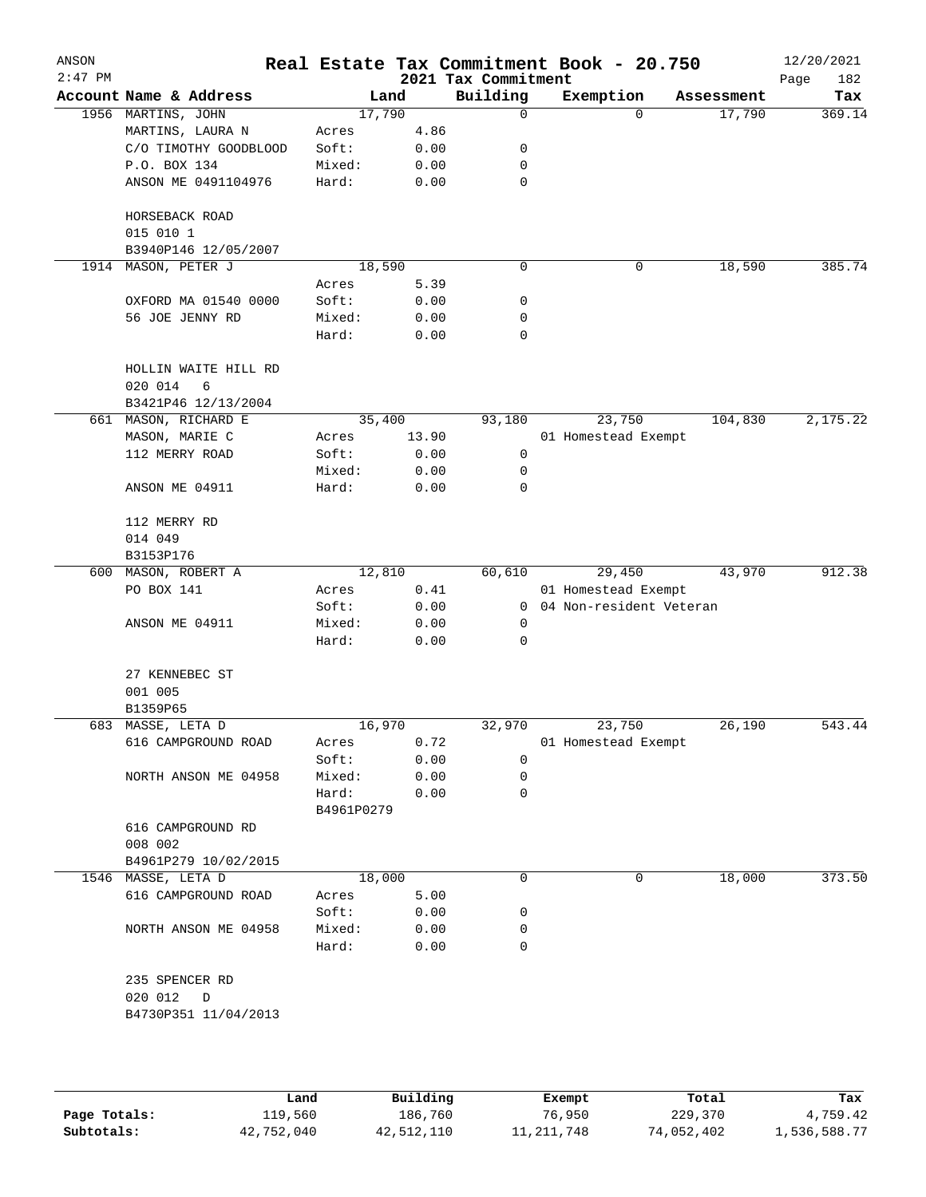# Real Estate Tax Commitment Book - 20.750

ANSON 12/20/2021
2:47 PM 2021 Tax Commitment

| Account Name & Address | Land | | Building | Exemption | Assessment | Tax |
|---|---|---|---|---|---|---|
| 1956 MARTINS, JOHN | 17,790 | | 0 | 0 | 17,790 | 369.14 |
| MARTINS, LAURA N | Acres | 4.86 | | | | |
| C/O TIMOTHY GOODBLOOD | Soft: | 0.00 | 0 | | | |
| P.O. BOX 134 | Mixed: | 0.00 | 0 | | | |
| ANSON ME 0491104976 | Hard: | 0.00 | 0 | | | |
| HORSEBACK ROAD | | | | | | |
| 015 010 1 | | | | | | |
| B3940P146 12/05/2007 | | | | | | |
| 1914 MASON, PETER J | 18,590 | | 0 | 0 | 18,590 | 385.74 |
| | Acres | 5.39 | | | | |
| OXFORD MA 01540 0000 | Soft: | 0.00 | 0 | | | |
| 56 JOE JENNY RD | Mixed: | 0.00 | 0 | | | |
| | Hard: | 0.00 | 0 | | | |
| HOLLIN WAITE HILL RD | | | | | | |
| 020 014 6 | | | | | | |
| B3421P46 12/13/2004 | | | | | | |
| 661 MASON, RICHARD E | 35,400 | | 93,180 | 23,750 | 104,830 | 2,175.22 |
| MASON, MARIE C | Acres | 13.90 | | 01 Homestead Exempt | | |
| 112 MERRY ROAD | Soft: | 0.00 | 0 | | | |
| | Mixed: | 0.00 | 0 | | | |
| ANSON ME 04911 | Hard: | 0.00 | 0 | | | |
| 112 MERRY RD | | | | | | |
| 014 049 | | | | | | |
| B3153P176 | | | | | | |
| 600 MASON, ROBERT A | 12,810 | | 60,610 | 29,450 | 43,970 | 912.38 |
| PO BOX 141 | Acres | 0.41 | | 01 Homestead Exempt | | |
| | Soft: | 0.00 | 0 | 04 Non-resident Veteran | | |
| ANSON ME 04911 | Mixed: | 0.00 | 0 | | | |
| | Hard: | 0.00 | 0 | | | |
| 27 KENNEBEC ST | | | | | | |
| 001 005 | | | | | | |
| B1359P65 | | | | | | |
| 683 MASSE, LETA D | 16,970 | | 32,970 | 23,750 | 26,190 | 543.44 |
| 616 CAMPGROUND ROAD | Acres | 0.72 | | 01 Homestead Exempt | | |
| | Soft: | 0.00 | 0 | | | |
| NORTH ANSON ME 04958 | Mixed: | 0.00 | 0 | | | |
| | Hard: | 0.00 | 0 | | | |
| | B4961P0279 | | | | | |
| 616 CAMPGROUND RD | | | | | | |
| 008 002 | | | | | | |
| B4961P279 10/02/2015 | | | | | | |
| 1546 MASSE, LETA D | 18,000 | | 0 | 0 | 18,000 | 373.50 |
| 616 CAMPGROUND ROAD | Acres | 5.00 | | | | |
| | Soft: | 0.00 | 0 | | | |
| NORTH ANSON ME 04958 | Mixed: | 0.00 | 0 | | | |
| | Hard: | 0.00 | 0 | | | |
| 235 SPENCER RD | | | | | | |
| 020 012 D | | | | | | |
| B4730P351 11/04/2013 | | | | | | |

| | Land | Building | Exempt | Total | Tax |
|---|---|---|---|---|---|
| Page Totals: | 119,560 | 186,760 | 76,950 | 229,370 | 4,759.42 |
| Subtotals: | 42,752,040 | 42,512,110 | 11,211,748 | 74,052,402 | 1,536,588.77 |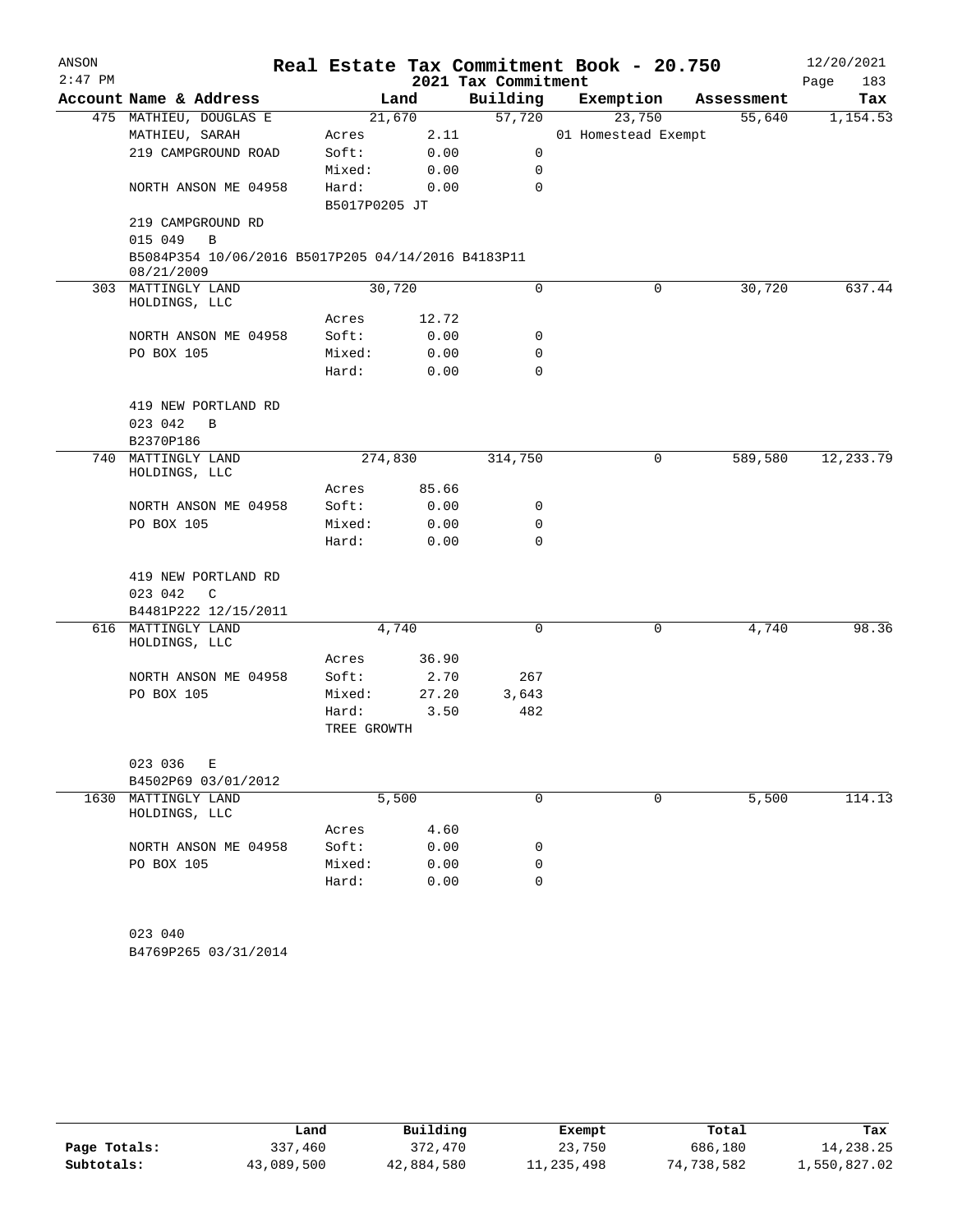# Real Estate Tax Commitment Book - 20.750

ANSON
2:47 PM
2021 Tax Commitment
12/20/2021

| Account Name & Address | Land | | Building | Exemption | Assessment | Tax |
|---|---|---|---|---|---|---|
| 475 MATHIEU, DOUGLAS E | 21,670 | | 57,720 | 23,750 | 55,640 | 1,154.53 |
| MATHIEU, SARAH | Acres | 2.11 | | 01 Homestead Exempt | | |
| 219 CAMPGROUND ROAD | Soft: | 0.00 | 0 | | | |
| | Mixed: | 0.00 | 0 | | | |
| NORTH ANSON ME 04958 | Hard: | 0.00 | 0 | | | |
| | B5017P0205 JT | | | | | |
| 219 CAMPGROUND RD | | | | | | |
| 015 049 B | | | | | | |
| B5084P354 10/06/2016 B5017P205 04/14/2016 B4183P11 08/21/2009 | | | | | | |
| 303 MATTINGLY LAND HOLDINGS, LLC | 30,720 | | 0 | 0 | 30,720 | 637.44 |
| | Acres | 12.72 | | | | |
| NORTH ANSON ME 04958 | Soft: | 0.00 | 0 | | | |
| PO BOX 105 | Mixed: | 0.00 | 0 | | | |
| | Hard: | 0.00 | 0 | | | |
| 419 NEW PORTLAND RD | | | | | | |
| 023 042 B | | | | | | |
| B2370P186 | | | | | | |
| 740 MATTINGLY LAND HOLDINGS, LLC | 274,830 | | 314,750 | 0 | 589,580 | 12,233.79 |
| | Acres | 85.66 | | | | |
| NORTH ANSON ME 04958 | Soft: | 0.00 | 0 | | | |
| PO BOX 105 | Mixed: | 0.00 | 0 | | | |
| | Hard: | 0.00 | 0 | | | |
| 419 NEW PORTLAND RD | | | | | | |
| 023 042 C | | | | | | |
| B4481P222 12/15/2011 | | | | | | |
| 616 MATTINGLY LAND HOLDINGS, LLC | 4,740 | | 0 | 0 | 4,740 | 98.36 |
| | Acres | 36.90 | | | | |
| NORTH ANSON ME 04958 | Soft: | 2.70 | 267 | | | |
| PO BOX 105 | Mixed: | 27.20 | 3,643 | | | |
| | Hard: | 3.50 | 482 | | | |
| | TREE GROWTH | | | | | |
| 023 036 E | | | | | | |
| B4502P69 03/01/2012 | | | | | | |
| 1630 MATTINGLY LAND HOLDINGS, LLC | 5,500 | | 0 | 0 | 5,500 | 114.13 |
| | Acres | 4.60 | | | | |
| NORTH ANSON ME 04958 | Soft: | 0.00 | 0 | | | |
| PO BOX 105 | Mixed: | 0.00 | 0 | | | |
| | Hard: | 0.00 | 0 | | | |
| 023 040 | | | | | | |
| B4769P265 03/31/2014 | | | | | | |

| | Land | Building | Exempt | Total | Tax |
|---|---|---|---|---|---|
| Page Totals: | 337,460 | 372,470 | 23,750 | 686,180 | 14,238.25 |
| Subtotals: | 43,089,500 | 42,884,580 | 11,235,498 | 74,738,582 | 1,550,827.02 |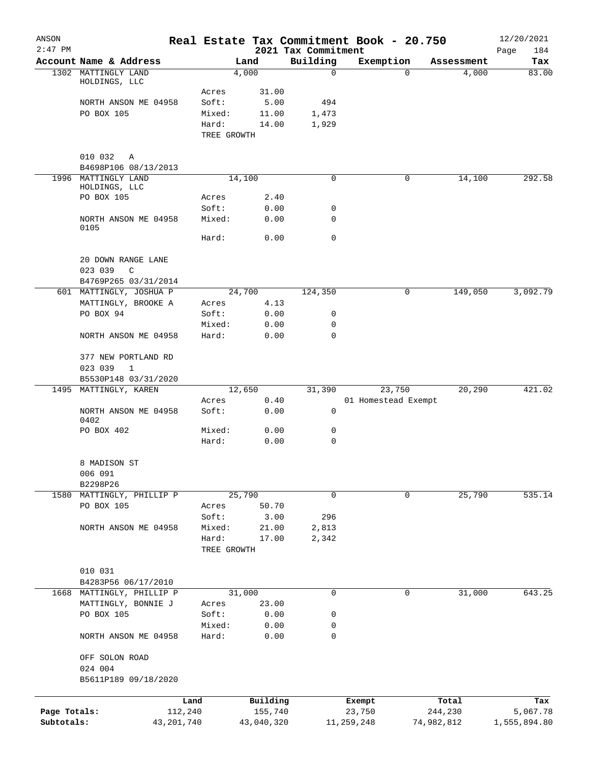ANSON 2:47 PM

# Real Estate Tax Commitment Book - 20.750

2021 Tax Commitment

12/20/2021 Page 184

| Account Name & Address | | Land | Building | Exemption | Assessment | Tax |
|---|---|---|---|---|---|---|
| 1302 MATTINGLY LAND HOLDINGS, LLC | | 4,000 | 0 | 0 | 4,000 | 83.00 |
| | Acres | 31.00 | | | | |
| NORTH ANSON ME 04958 | Soft: | 5.00 | 494 | | | |
| PO BOX 105 | Mixed: | 11.00 | 1,473 | | | |
| | Hard: | 14.00 | 1,929 | | | |
| | TREE GROWTH | | | | | |
| 010 032 A | | | | | | |
| B4698P106 08/13/2013 | | | | | | |
| 1996 MATTINGLY LAND HOLDINGS, LLC | | 14,100 | 0 | 0 | 14,100 | 292.58 |
| PO BOX 105 | Acres | 2.40 | | | | |
| | Soft: | 0.00 | 0 | | | |
| NORTH ANSON ME 04958 0105 | Mixed: | 0.00 | 0 | | | |
| | Hard: | 0.00 | 0 | | | |
| 20 DOWN RANGE LANE | | | | | | |
| 023 039 C | | | | | | |
| B4769P265 03/31/2014 | | | | | | |
| 601 MATTINGLY, JOSHUA P | | 24,700 | 124,350 | 0 | 149,050 | 3,092.79 |
| MATTINGLY, BROOKE A | Acres | 4.13 | | | | |
| PO BOX 94 | Soft: | 0.00 | 0 | | | |
| | Mixed: | 0.00 | 0 | | | |
| NORTH ANSON ME 04958 | Hard: | 0.00 | 0 | | | |
| 377 NEW PORTLAND RD | | | | | | |
| 023 039 1 | | | | | | |
| B5530P148 03/31/2020 | | | | | | |
| 1495 MATTINGLY, KAREN | | 12,650 | 31,390 | 23,750 | 20,290 | 421.02 |
| | Acres | 0.40 | | 01 Homestead Exempt | | |
| NORTH ANSON ME 04958 0402 | Soft: | 0.00 | 0 | | | |
| PO BOX 402 | Mixed: | 0.00 | 0 | | | |
| | Hard: | 0.00 | 0 | | | |
| 8 MADISON ST | | | | | | |
| 006 091 | | | | | | |
| B2298P26 | | | | | | |
| 1580 MATTINGLY, PHILLIP P | | 25,790 | 0 | 0 | 25,790 | 535.14 |
| PO BOX 105 | Acres | 50.70 | | | | |
| | Soft: | 3.00 | 296 | | | |
| NORTH ANSON ME 04958 | Mixed: | 21.00 | 2,813 | | | |
| | Hard: | 17.00 | 2,342 | | | |
| | TREE GROWTH | | | | | |
| 010 031 | | | | | | |
| B4283P56 06/17/2010 | | | | | | |
| 1668 MATTINGLY, PHILLIP P | | 31,000 | 0 | 0 | 31,000 | 643.25 |
| MATTINGLY, BONNIE J | Acres | 23.00 | | | | |
| PO BOX 105 | Soft: | 0.00 | 0 | | | |
| | Mixed: | 0.00 | 0 | | | |
| NORTH ANSON ME 04958 | Hard: | 0.00 | 0 | | | |
| OFF SOLON ROAD | | | | | | |
| 024 004 | | | | | | |
| B5611P189 09/18/2020 | | | | | | |

| | Land | Building | Exempt | Total | Tax |
|---|---|---|---|---|---|
| Page Totals: | 112,240 | 155,740 | 23,750 | 244,230 | 5,067.78 |
| Subtotals: | 43,201,740 | 43,040,320 | 11,259,248 | 74,982,812 | 1,555,894.80 |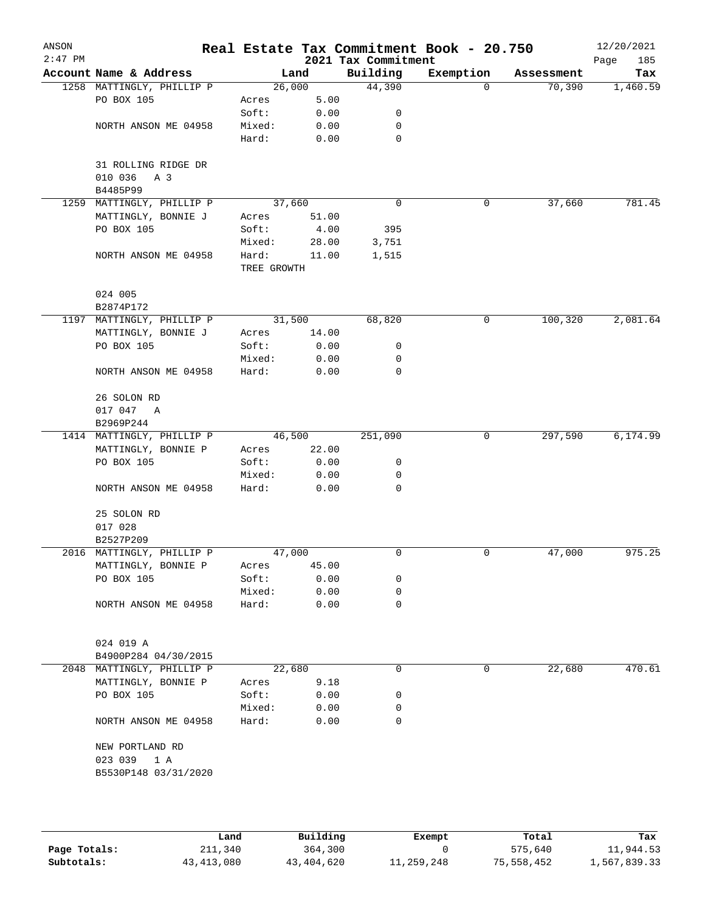# Real Estate Tax Commitment Book - 20.750

ANSON
2:47 PM

2021 Tax Commitment

12/20/2021
Page 185

| Account Name & Address | | Land | Building | Exemption | Assessment | Tax |
|---|---|---|---|---|---|---|
| 1258 MATTINGLY, PHILLIP P | | 26,000 | 44,390 | 0 | 70,390 | 1,460.59 |
| PO BOX 105 | Acres | 5.00 | | | | |
| | Soft: | 0.00 | 0 | | | |
| NORTH ANSON ME 04958 | Mixed: | 0.00 | 0 | | | |
| | Hard: | 0.00 | 0 | | | |
| 31 ROLLING RIDGE DR | | | | | | |
| 010 036 A 3 | | | | | | |
| B4485P99 | | | | | | |
| 1259 MATTINGLY, PHILLIP P | | 37,660 | 0 | 0 | 37,660 | 781.45 |
| MATTINGLY, BONNIE J | Acres | 51.00 | | | | |
| PO BOX 105 | Soft: | 4.00 | 395 | | | |
| | Mixed: | 28.00 | 3,751 | | | |
| NORTH ANSON ME 04958 | Hard: | 11.00 | 1,515 | | | |
| | TREE GROWTH | | | | | |
| 024 005 | | | | | | |
| B2874P172 | | | | | | |
| 1197 MATTINGLY, PHILLIP P | | 31,500 | 68,820 | 0 | 100,320 | 2,081.64 |
| MATTINGLY, BONNIE J | Acres | 14.00 | | | | |
| PO BOX 105 | Soft: | 0.00 | 0 | | | |
| | Mixed: | 0.00 | 0 | | | |
| NORTH ANSON ME 04958 | Hard: | 0.00 | 0 | | | |
| 26 SOLON RD | | | | | | |
| 017 047 A | | | | | | |
| B2969P244 | | | | | | |
| 1414 MATTINGLY, PHILLIP P | | 46,500 | 251,090 | 0 | 297,590 | 6,174.99 |
| MATTINGLY, BONNIE P | Acres | 22.00 | | | | |
| PO BOX 105 | Soft: | 0.00 | 0 | | | |
| | Mixed: | 0.00 | 0 | | | |
| NORTH ANSON ME 04958 | Hard: | 0.00 | 0 | | | |
| 25 SOLON RD | | | | | | |
| 017 028 | | | | | | |
| B2527P209 | | | | | | |
| 2016 MATTINGLY, PHILLIP P | | 47,000 | 0 | 0 | 47,000 | 975.25 |
| MATTINGLY, BONNIE P | Acres | 45.00 | | | | |
| PO BOX 105 | Soft: | 0.00 | 0 | | | |
| | Mixed: | 0.00 | 0 | | | |
| NORTH ANSON ME 04958 | Hard: | 0.00 | 0 | | | |
| 024 019 A | | | | | | |
| B4900P284 04/30/2015 | | | | | | |
| 2048 MATTINGLY, PHILLIP P | | 22,680 | 0 | 0 | 22,680 | 470.61 |
| MATTINGLY, BONNIE P | Acres | 9.18 | | | | |
| PO BOX 105 | Soft: | 0.00 | 0 | | | |
| | Mixed: | 0.00 | 0 | | | |
| NORTH ANSON ME 04958 | Hard: | 0.00 | 0 | | | |
| NEW PORTLAND RD | | | | | | |
| 023 039 1 A | | | | | | |
| B5530P148 03/31/2020 | | | | | | |

| | Land | Building | Exempt | Total | Tax |
|---|---|---|---|---|---|
| Page Totals: | 211,340 | 364,300 | 0 | 575,640 | 11,944.53 |
| Subtotals: | 43,413,080 | 43,404,620 | 11,259,248 | 75,558,452 | 1,567,839.33 |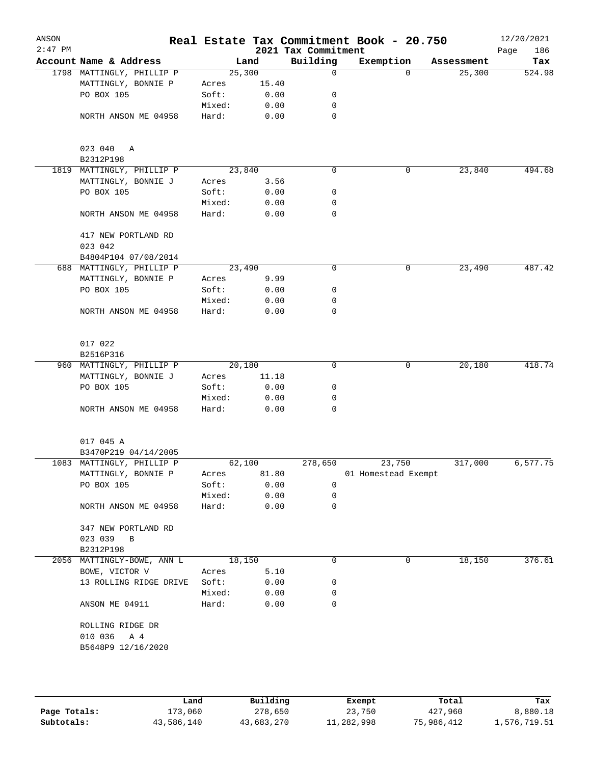ANSON
2:47 PM

# Real Estate Tax Commitment Book - 20.750

## 2021 Tax Commitment

12/20/2021

| Account Name & Address | Land | | Building | Exemption | Assessment | Tax |
|---|---|---|---|---|---|---|
| 1798 MATTINGLY, PHILLIP P | | 25,300 | 0 | 0 | 25,300 | 524.98 |
| MATTINGLY, BONNIE P | Acres | 15.40 | | | | |
| PO BOX 105 | Soft: | 0.00 | 0 | | | |
| | Mixed: | 0.00 | 0 | | | |
| NORTH ANSON ME 04958 | Hard: | 0.00 | 0 | | | |
| 023 040 A | | | | | | |
| B2312P198 | | | | | | |
| 1819 MATTINGLY, PHILLIP P | | 23,840 | 0 | 0 | 23,840 | 494.68 |
| MATTINGLY, BONNIE J | Acres | 3.56 | | | | |
| PO BOX 105 | Soft: | 0.00 | 0 | | | |
| | Mixed: | 0.00 | 0 | | | |
| NORTH ANSON ME 04958 | Hard: | 0.00 | 0 | | | |
| 417 NEW PORTLAND RD | | | | | | |
| 023 042 | | | | | | |
| B4804P104 07/08/2014 | | | | | | |
| 688 MATTINGLY, PHILLIP P | | 23,490 | 0 | 0 | 23,490 | 487.42 |
| MATTINGLY, BONNIE P | Acres | 9.99 | | | | |
| PO BOX 105 | Soft: | 0.00 | 0 | | | |
| | Mixed: | 0.00 | 0 | | | |
| NORTH ANSON ME 04958 | Hard: | 0.00 | 0 | | | |
| 017 022 | | | | | | |
| B2516P316 | | | | | | |
| 960 MATTINGLY, PHILLIP P | | 20,180 | 0 | 0 | 20,180 | 418.74 |
| MATTINGLY, BONNIE J | Acres | 11.18 | | | | |
| PO BOX 105 | Soft: | 0.00 | 0 | | | |
| | Mixed: | 0.00 | 0 | | | |
| NORTH ANSON ME 04958 | Hard: | 0.00 | 0 | | | |
| 017 045 A | | | | | | |
| B3470P219 04/14/2005 | | | | | | |
| 1083 MATTINGLY, PHILLIP P | | 62,100 | 278,650 | 23,750 | 317,000 | 6,577.75 |
| MATTINGLY, BONNIE P | Acres | 81.80 | | 01 Homestead Exempt | | |
| PO BOX 105 | Soft: | 0.00 | 0 | | | |
| | Mixed: | 0.00 | 0 | | | |
| NORTH ANSON ME 04958 | Hard: | 0.00 | 0 | | | |
| 347 NEW PORTLAND RD | | | | | | |
| 023 039 B | | | | | | |
| B2312P198 | | | | | | |
| 2056 MATTINGLY-BOWE, ANN L | | 18,150 | 0 | 0 | 18,150 | 376.61 |
| BOWE, VICTOR V | Acres | 5.10 | | | | |
| 13 ROLLING RIDGE DRIVE | Soft: | 0.00 | 0 | | | |
| | Mixed: | 0.00 | 0 | | | |
| ANSON ME 04911 | Hard: | 0.00 | 0 | | | |
| ROLLING RIDGE DR | | | | | | |
| 010 036 A 4 | | | | | | |
| B5648P9 12/16/2020 | | | | | | |

| | Land | Building | Exempt | Total | Tax |
|---|---|---|---|---|---|
| Page Totals: | 173,060 | 278,650 | 23,750 | 427,960 | 8,880.18 |
| Subtotals: | 43,586,140 | 43,683,270 | 11,282,998 | 75,986,412 | 1,576,719.51 |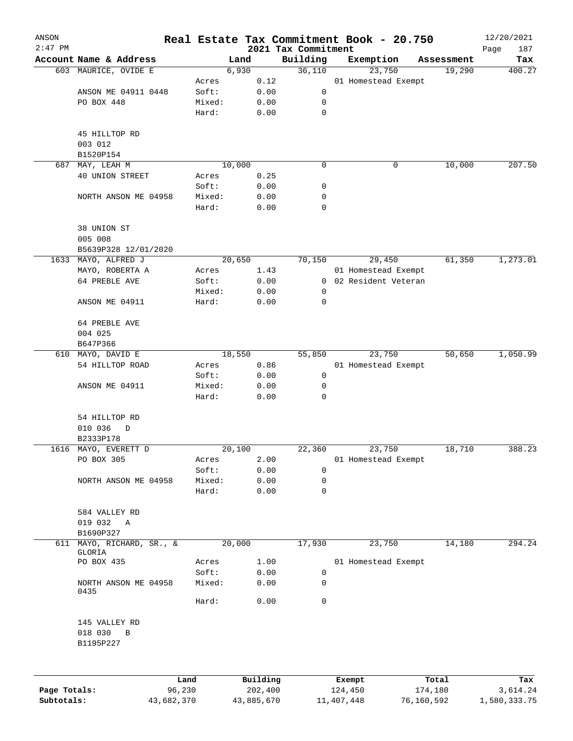ANSON 2:47 PM

# Real Estate Tax Commitment Book - 20.750

## 2021 Tax Commitment

12/20/2021

| Account Name & Address | | Land | Building | Exemption | Assessment | Tax |
|---|---|---|---|---|---|---|
| 603 MAURICE, OVIDE E | | 6,930 | 36,110 | 23,750 | 19,290 | 400.27 |
| | Acres | 0.12 | | 01 Homestead Exempt | | |
| ANSON ME 04911 0448 | Soft: | 0.00 | 0 | | | |
| PO BOX 448 | Mixed: | 0.00 | 0 | | | |
| | Hard: | 0.00 | 0 | | | |
| 45 HILLTOP RD | | | | | | |
| 003 012 | | | | | | |
| B1520P154 | | | | | | |
| 687 MAY, LEAH M | | 10,000 | 0 | 0 | 10,000 | 207.50 |
| 40 UNION STREET | Acres | 0.25 | | | | |
| | Soft: | 0.00 | 0 | | | |
| NORTH ANSON ME 04958 | Mixed: | 0.00 | 0 | | | |
| | Hard: | 0.00 | 0 | | | |
| 38 UNION ST | | | | | | |
| 005 008 | | | | | | |
| B5639P328 12/01/2020 | | | | | | |
| 1633 MAYO, ALFRED J | | 20,650 | 70,150 | 29,450 | 61,350 | 1,273.01 |
| MAYO, ROBERTA A | Acres | 1.43 | | 01 Homestead Exempt | | |
| 64 PREBLE AVE | Soft: | 0.00 | 0 | 02 Resident Veteran | | |
| | Mixed: | 0.00 | 0 | | | |
| ANSON ME 04911 | Hard: | 0.00 | 0 | | | |
| 64 PREBLE AVE | | | | | | |
| 004 025 | | | | | | |
| B647P366 | | | | | | |
| 610 MAYO, DAVID E | | 18,550 | 55,850 | 23,750 | 50,650 | 1,050.99 |
| 54 HILLTOP ROAD | Acres | 0.86 | | 01 Homestead Exempt | | |
| | Soft: | 0.00 | 0 | | | |
| ANSON ME 04911 | Mixed: | 0.00 | 0 | | | |
| | Hard: | 0.00 | 0 | | | |
| 54 HILLTOP RD | | | | | | |
| 010 036 D | | | | | | |
| B2333P178 | | | | | | |
| 1616 MAYO, EVERETT D | | 20,100 | 22,360 | 23,750 | 18,710 | 388.23 |
| PO BOX 305 | Acres | 2.00 | | 01 Homestead Exempt | | |
| | Soft: | 0.00 | 0 | | | |
| NORTH ANSON ME 04958 | Mixed: | 0.00 | 0 | | | |
| | Hard: | 0.00 | 0 | | | |
| 584 VALLEY RD | | | | | | |
| 019 032 A | | | | | | |
| B1690P327 | | | | | | |
| 611 MAYO, RICHARD, SR., & GLORIA | | 20,000 | 17,930 | 23,750 | 14,180 | 294.24 |
| PO BOX 435 | Acres | 1.00 | | 01 Homestead Exempt | | |
| | Soft: | 0.00 | 0 | | | |
| NORTH ANSON ME 04958 0435 | Mixed: | 0.00 | 0 | | | |
| | Hard: | 0.00 | 0 | | | |
| 145 VALLEY RD | | | | | | |
| 018 030 B | | | | | | |
| B1195P227 | | | | | | |

| | Land | Building | Exempt | Total | Tax |
|---|---|---|---|---|---|
| Page Totals: | 96,230 | 202,400 | 124,450 | 174,180 | 3,614.24 |
| Subtotals: | 43,682,370 | 43,885,670 | 11,407,448 | 76,160,592 | 1,580,333.75 |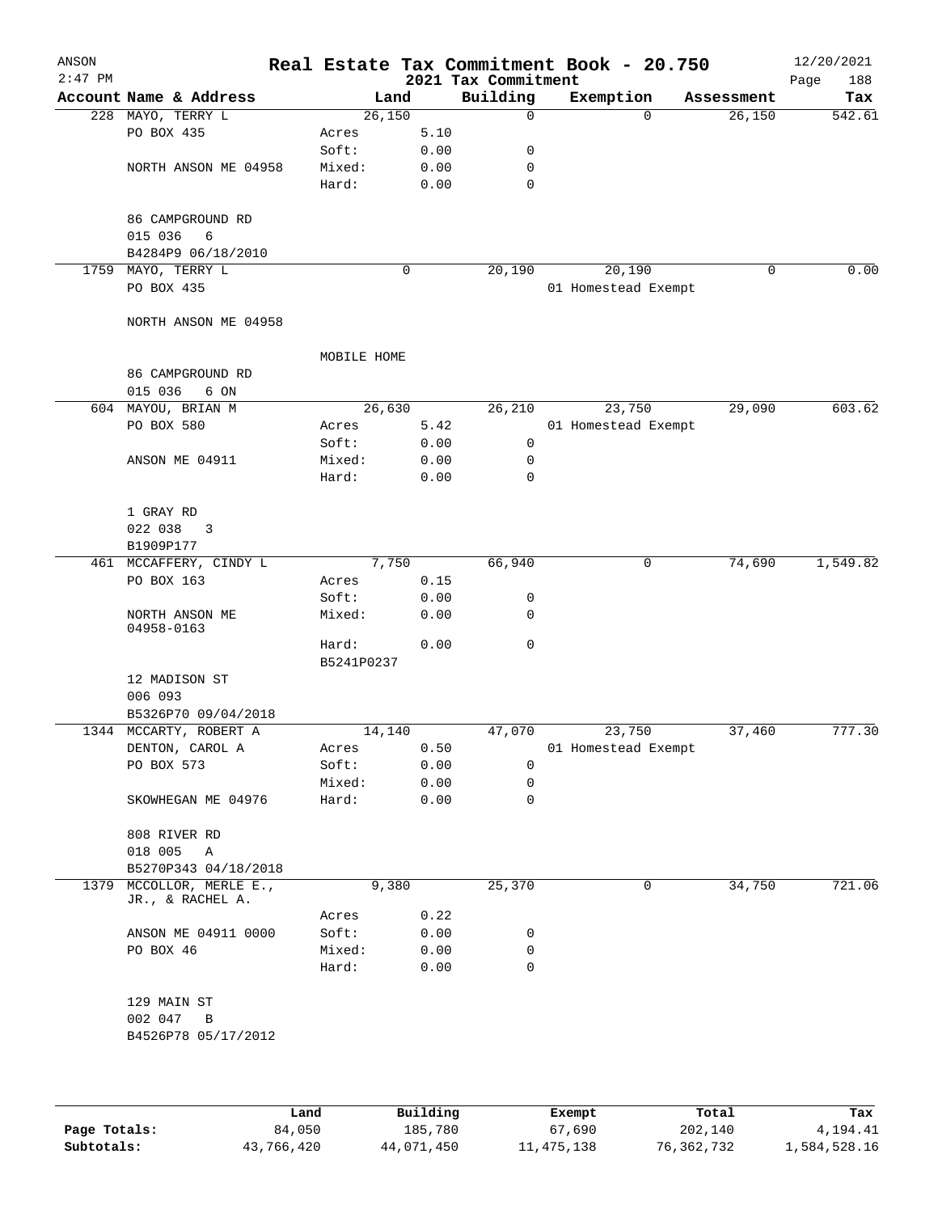# Real Estate Tax Commitment Book - 20.750

ANSON
2:47 PM

2021 Tax Commitment

12/20/2021

| Account Name & Address | Land | | Building | Exemption | Assessment | Tax |
|---|---|---|---|---|---|---|
| 228 MAYO, TERRY L | 26,150 | | 0 | 0 | 26,150 | 542.61 |
| PO BOX 435 | Acres | 5.10 | | | | |
| | Soft: | 0.00 | 0 | | | |
| NORTH ANSON ME 04958 | Mixed: | 0.00 | 0 | | | |
| | Hard: | 0.00 | 0 | | | |
| 86 CAMPGROUND RD | | | | | | |
| 015 036 6 | | | | | | |
| B4284P9 06/18/2010 | | | | | | |
| 1759 MAYO, TERRY L | 0 | | 20,190 | 20,190 | 0 | 0.00 |
| PO BOX 435 | | | | 01 Homestead Exempt | | |
| NORTH ANSON ME 04958 | | | | | | |
| | MOBILE HOME | | | | | |
| 86 CAMPGROUND RD | | | | | | |
| 015 036 6 ON | | | | | | |
| 604 MAYOU, BRIAN M | 26,630 | | 26,210 | 23,750 | 29,090 | 603.62 |
| PO BOX 580 | Acres | 5.42 | | 01 Homestead Exempt | | |
| | Soft: | 0.00 | 0 | | | |
| ANSON ME 04911 | Mixed: | 0.00 | 0 | | | |
| | Hard: | 0.00 | 0 | | | |
| 1 GRAY RD | | | | | | |
| 022 038 3 | | | | | | |
| B1909P177 | | | | | | |
| 461 MCCAFFERY, CINDY L | 7,750 | | 66,940 | 0 | 74,690 | 1,549.82 |
| PO BOX 163 | Acres | 0.15 | | | | |
| | Soft: | 0.00 | 0 | | | |
| NORTH ANSON ME 04958-0163 | Mixed: | 0.00 | 0 | | | |
| | Hard: | 0.00 | 0 | | | |
| | B5241P0237 | | | | | |
| 12 MADISON ST | | | | | | |
| 006 093 | | | | | | |
| B5326P70 09/04/2018 | | | | | | |
| 1344 MCCARTY, ROBERT A | 14,140 | | 47,070 | 23,750 | 37,460 | 777.30 |
| DENTON, CAROL A | Acres | 0.50 | | 01 Homestead Exempt | | |
| PO BOX 573 | Soft: | 0.00 | 0 | | | |
| | Mixed: | 0.00 | 0 | | | |
| SKOWHEGAN ME 04976 | Hard: | 0.00 | 0 | | | |
| 808 RIVER RD | | | | | | |
| 018 005 A | | | | | | |
| B5270P343 04/18/2018 | | | | | | |
| 1379 MCCOLLOR, MERLE E., JR., & RACHEL A. | 9,380 | | 25,370 | 0 | 34,750 | 721.06 |
| | Acres | 0.22 | | | | |
| ANSON ME 04911 0000 | Soft: | 0.00 | 0 | | | |
| PO BOX 46 | Mixed: | 0.00 | 0 | | | |
| | Hard: | 0.00 | 0 | | | |
| 129 MAIN ST | | | | | | |
| 002 047 B | | | | | | |
| B4526P78 05/17/2012 | | | | | | |

| | Land | Building | Exempt | Total | Tax |
|---|---|---|---|---|---|
| Page Totals: | 84,050 | 185,780 | 67,690 | 202,140 | 4,194.41 |
| Subtotals: | 43,766,420 | 44,071,450 | 11,475,138 | 76,362,732 | 1,584,528.16 |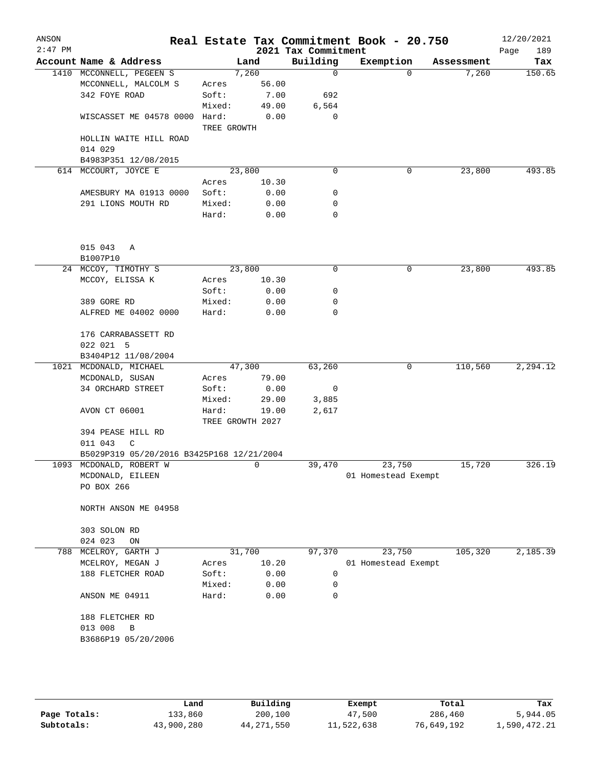# Real Estate Tax Commitment Book - 20.750

ANSON
2:47 PM

2021 Tax Commitment

12/20/2021
Page 189

| Account Name & Address | Land | | Building | Exemption | Assessment | Tax |
|---|---|---|---|---|---|---|
| 1410 MCCONNELL, PEGEEN S | 7,260 | | 0 | 0 | 7,260 | 150.65 |
| MCCONNELL, MALCOLM S | Acres | 56.00 | | | | |
| 342 FOYE ROAD | Soft: | 7.00 | 692 | | | |
| | Mixed: | 49.00 | 6,564 | | | |
| WISCASSET ME 04578 0000 | Hard: | 0.00 | 0 | | | |
| | TREE GROWTH | | | | | |
| HOLLIN WAITE HILL ROAD | | | | | | |
| 014 029 | | | | | | |
| B4983P351 12/08/2015 | | | | | | |
| 614 MCCOURT, JOYCE E | 23,800 | | 0 | 0 | 23,800 | 493.85 |
| | Acres | 10.30 | | | | |
| AMESBURY MA 01913 0000 | Soft: | 0.00 | 0 | | | |
| 291 LIONS MOUTH RD | Mixed: | 0.00 | 0 | | | |
| | Hard: | 0.00 | 0 | | | |
| 015 043 A | | | | | | |
| B1007P10 | | | | | | |
| 24 MCCOY, TIMOTHY S | 23,800 | | 0 | 0 | 23,800 | 493.85 |
| MCCOY, ELISSA K | Acres | 10.30 | | | | |
| | Soft: | 0.00 | 0 | | | |
| 389 GORE RD | Mixed: | 0.00 | 0 | | | |
| ALFRED ME 04002 0000 | Hard: | 0.00 | 0 | | | |
| 176 CARRABASSETT RD | | | | | | |
| 022 021 5 | | | | | | |
| B3404P12 11/08/2004 | | | | | | |
| 1021 MCDONALD, MICHAEL | 47,300 | | 63,260 | 0 | 110,560 | 2,294.12 |
| MCDONALD, SUSAN | Acres | 79.00 | | | | |
| 34 ORCHARD STREET | Soft: | 0.00 | 0 | | | |
| | Mixed: | 29.00 | 3,885 | | | |
| AVON CT 06001 | Hard: | 19.00 | 2,617 | | | |
| | TREE GROWTH 2027 | | | | | |
| 394 PEASE HILL RD | | | | | | |
| 011 043 C | | | | | | |
| B5029P319 05/20/2016 B3425P168 12/21/2004 | | | | | | |
| 1093 MCDONALD, ROBERT W | 0 | | 39,470 | 23,750 | 15,720 | 326.19 |
| MCDONALD, EILEEN | | | | 01 Homestead Exempt | | |
| PO BOX 266 | | | | | | |
| NORTH ANSON ME 04958 | | | | | | |
| 303 SOLON RD | | | | | | |
| 024 023 ON | | | | | | |
| 788 MCELROY, GARTH J | 31,700 | | 97,370 | 23,750 | 105,320 | 2,185.39 |
| MCELROY, MEGAN J | Acres | 10.20 | | 01 Homestead Exempt | | |
| 188 FLETCHER ROAD | Soft: | 0.00 | 0 | | | |
| | Mixed: | 0.00 | 0 | | | |
| ANSON ME 04911 | Hard: | 0.00 | 0 | | | |
| 188 FLETCHER RD | | | | | | |
| 013 008 B | | | | | | |
| B3686P19 05/20/2006 | | | | | | |

| | Land | Building | Exempt | Total | Tax |
|---|---|---|---|---|---|
| Page Totals: | 133,860 | 200,100 | 47,500 | 286,460 | 5,944.05 |
| Subtotals: | 43,900,280 | 44,271,550 | 11,522,638 | 76,649,192 | 1,590,472.21 |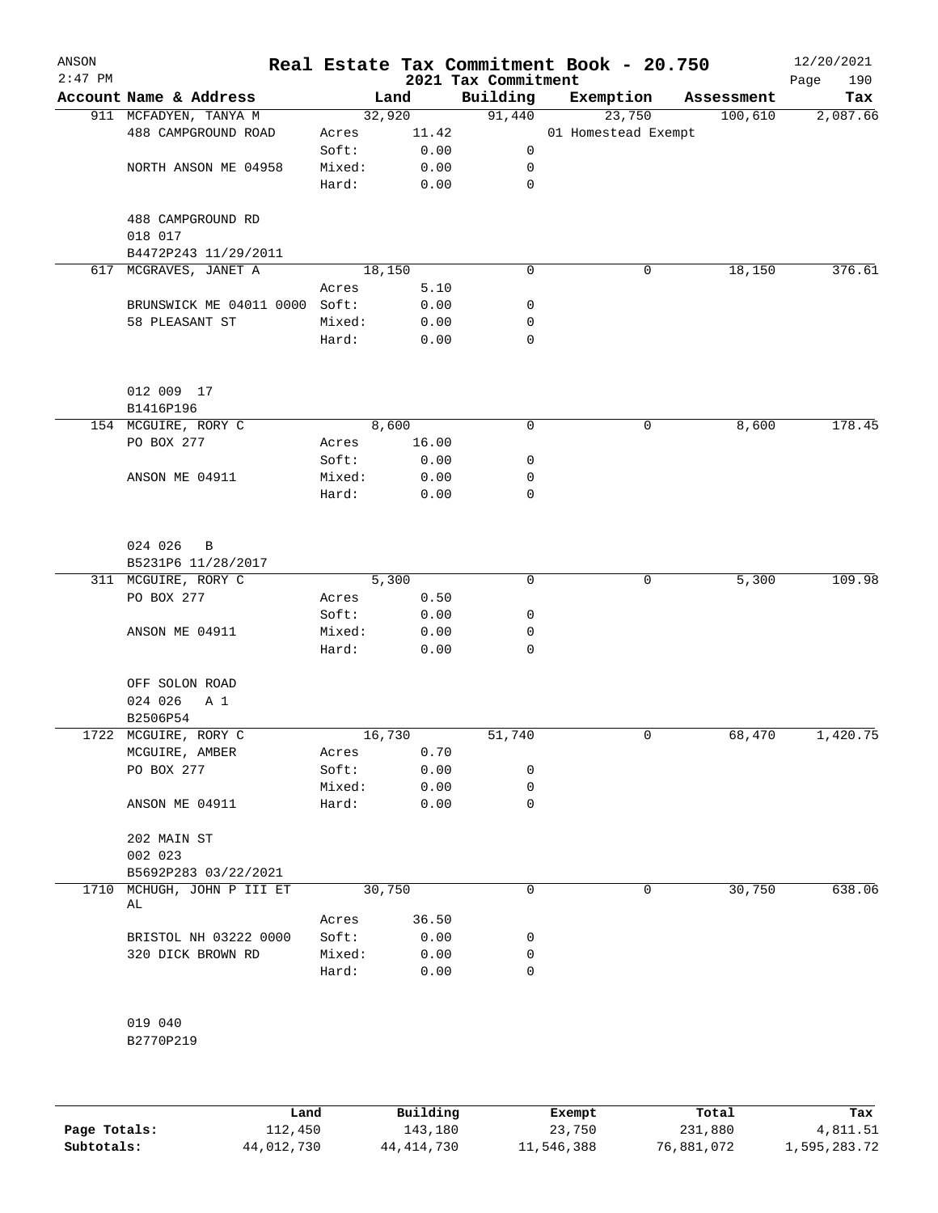ANSON 2:47 PM

# Real Estate Tax Commitment Book - 20.750

## 2021 Tax Commitment

12/20/2021

| Account Name & Address | | Land | Building | Exemption | Assessment | Tax |
|---|---|---|---|---|---|---|
| 911 MCFADYEN, TANYA M | | 32,920 | 91,440 | 23,750 | 100,610 | 2,087.66 |
| 488 CAMPGROUND ROAD | Acres | 11.42 | | 01 Homestead Exempt | | |
| | Soft: | 0.00 | 0 | | | |
| NORTH ANSON ME 04958 | Mixed: | 0.00 | 0 | | | |
| | Hard: | 0.00 | 0 | | | |
| 488 CAMPGROUND RD | | | | | | |
| 018 017 | | | | | | |
| B4472P243 11/29/2011 | | | | | | |
| 617 MCGRAVES, JANET A | | 18,150 | 0 | 0 | 18,150 | 376.61 |
| | Acres | 5.10 | | | | |
| BRUNSWICK ME 04011 0000 | Soft: | 0.00 | 0 | | | |
| 58 PLEASANT ST | Mixed: | 0.00 | 0 | | | |
| | Hard: | 0.00 | 0 | | | |
| 012 009 17 | | | | | | |
| B1416P196 | | | | | | |
| 154 MCGUIRE, RORY C | | 8,600 | 0 | 0 | 8,600 | 178.45 |
| PO BOX 277 | Acres | 16.00 | | | | |
| | Soft: | 0.00 | 0 | | | |
| ANSON ME 04911 | Mixed: | 0.00 | 0 | | | |
| | Hard: | 0.00 | 0 | | | |
| 024 026 B | | | | | | |
| B5231P6 11/28/2017 | | | | | | |
| 311 MCGUIRE, RORY C | | 5,300 | 0 | 0 | 5,300 | 109.98 |
| PO BOX 277 | Acres | 0.50 | | | | |
| | Soft: | 0.00 | 0 | | | |
| ANSON ME 04911 | Mixed: | 0.00 | 0 | | | |
| | Hard: | 0.00 | 0 | | | |
| OFF SOLON ROAD | | | | | | |
| 024 026 A 1 | | | | | | |
| B2506P54 | | | | | | |
| 1722 MCGUIRE, RORY C | | 16,730 | 51,740 | 0 | 68,470 | 1,420.75 |
| MCGUIRE, AMBER | Acres | 0.70 | | | | |
| PO BOX 277 | Soft: | 0.00 | 0 | | | |
| | Mixed: | 0.00 | 0 | | | |
| ANSON ME 04911 | Hard: | 0.00 | 0 | | | |
| 202 MAIN ST | | | | | | |
| 002 023 | | | | | | |
| B5692P283 03/22/2021 | | | | | | |
| 1710 MCHUGH, JOHN P III ET AL | | 30,750 | 0 | 0 | 30,750 | 638.06 |
| | Acres | 36.50 | | | | |
| BRISTOL NH 03222 0000 | Soft: | 0.00 | 0 | | | |
| 320 DICK BROWN RD | Mixed: | 0.00 | 0 | | | |
| | Hard: | 0.00 | 0 | | | |
| 019 040 | | | | | | |
| B2770P219 | | | | | | |

| | Land | Building | Exempt | Total | Tax |
|---|---|---|---|---|---|
| Page Totals: | 112,450 | 143,180 | 23,750 | 231,880 | 4,811.51 |
| Subtotals: | 44,012,730 | 44,414,730 | 11,546,388 | 76,881,072 | 1,595,283.72 |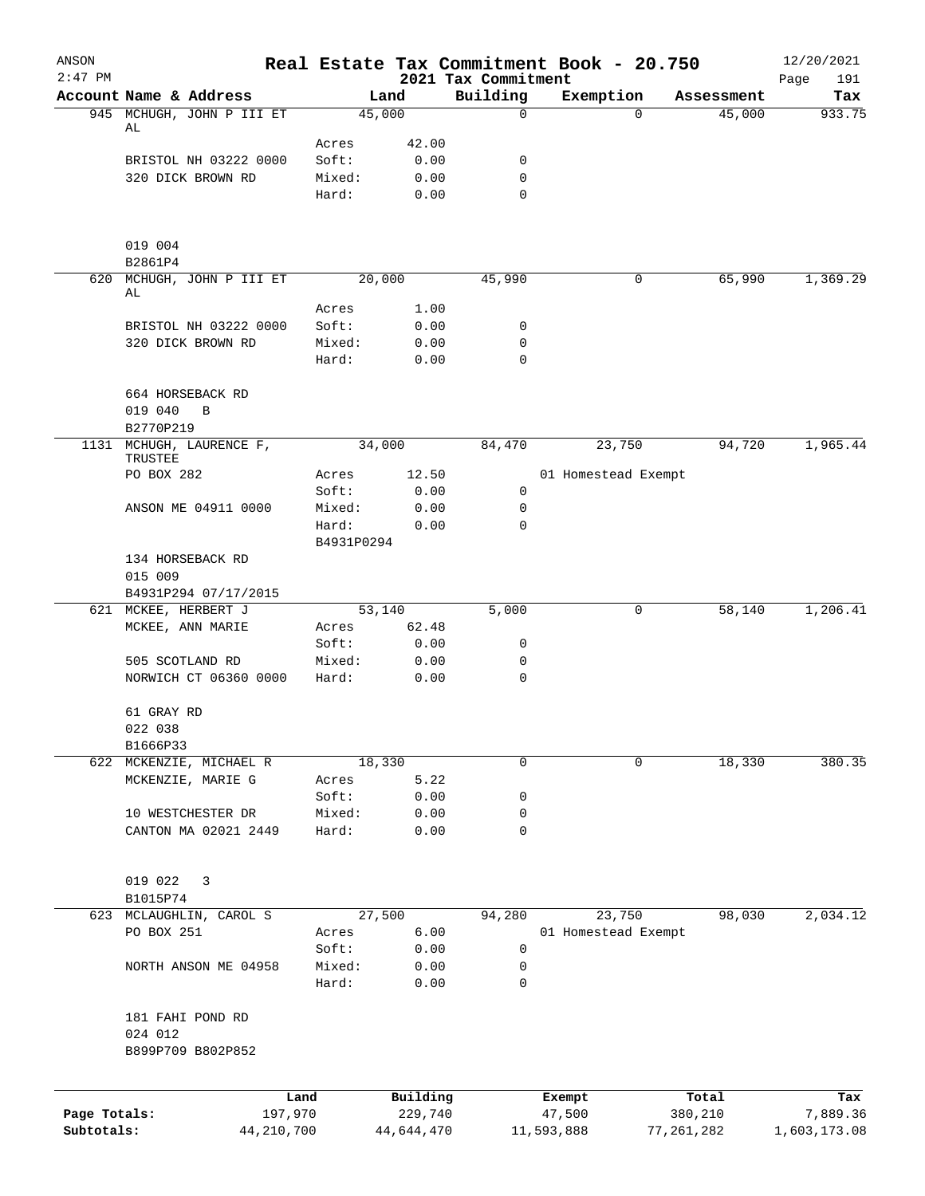ANSON
2:47 PM

# Real Estate Tax Commitment Book - 20.750

## 2021 Tax Commitment

12/20/2021

| Account | Name & Address | Land | | Building | Exemption | Assessment | Tax |
|---|---|---|---|---|---|---|---|
| 945 | MCHUGH, JOHN P III ET AL | 45,000 | | 0 | 0 | 45,000 | 933.75 |
| | | Acres | 42.00 | | | | |
| | BRISTOL NH 03222 0000 | Soft: | 0.00 | 0 | | | |
| | 320 DICK BROWN RD | Mixed: | 0.00 | 0 | | | |
| | | Hard: | 0.00 | 0 | | | |
| | 019 004 | | | | | | |
| | B2861P4 | | | | | | |
| 620 | MCHUGH, JOHN P III ET AL | 20,000 | | 45,990 | 0 | 65,990 | 1,369.29 |
| | | Acres | 1.00 | | | | |
| | BRISTOL NH 03222 0000 | Soft: | 0.00 | 0 | | | |
| | 320 DICK BROWN RD | Mixed: | 0.00 | 0 | | | |
| | | Hard: | 0.00 | 0 | | | |
| | 664 HORSEBACK RD | | | | | | |
| | 019 040 B | | | | | | |
| | B2770P219 | | | | | | |
| 1131 | MCHUGH, LAURENCE F, TRUSTEE | 34,000 | | 84,470 | 23,750 | 94,720 | 1,965.44 |
| | PO BOX 282 | Acres | 12.50 | | 01 Homestead Exempt | | |
| | | Soft: | 0.00 | 0 | | | |
| | ANSON ME 04911 0000 | Mixed: | 0.00 | 0 | | | |
| | | Hard: | 0.00 | 0 | | | |
| | | B4931P0294 | | | | | |
| | 134 HORSEBACK RD | | | | | | |
| | 015 009 | | | | | | |
| | B4931P294 07/17/2015 | | | | | | |
| 621 | MCKEE, HERBERT J | 53,140 | | 5,000 | 0 | 58,140 | 1,206.41 |
| | MCKEE, ANN MARIE | Acres | 62.48 | | | | |
| | | Soft: | 0.00 | 0 | | | |
| | 505 SCOTLAND RD | Mixed: | 0.00 | 0 | | | |
| | NORWICH CT 06360 0000 | Hard: | 0.00 | 0 | | | |
| | 61 GRAY RD | | | | | | |
| | 022 038 | | | | | | |
| | B1666P33 | | | | | | |
| 622 | MCKENZIE, MICHAEL R | 18,330 | | 0 | 0 | 18,330 | 380.35 |
| | MCKENZIE, MARIE G | Acres | 5.22 | | | | |
| | | Soft: | 0.00 | 0 | | | |
| | 10 WESTCHESTER DR | Mixed: | 0.00 | 0 | | | |
| | CANTON MA 02021 2449 | Hard: | 0.00 | 0 | | | |
| | 019 022 3 | | | | | | |
| | B1015P74 | | | | | | |
| 623 | MCLAUGHLIN, CAROL S | 27,500 | | 94,280 | 23,750 | 98,030 | 2,034.12 |
| | PO BOX 251 | Acres | 6.00 | | 01 Homestead Exempt | | |
| | | Soft: | 0.00 | 0 | | | |
| | NORTH ANSON ME 04958 | Mixed: | 0.00 | 0 | | | |
| | | Hard: | 0.00 | 0 | | | |
| | 181 FAHI POND RD | | | | | | |
| | 024 012 | | | | | | |
| | B899P709 B802P852 | | | | | | |

| | Land | Building | Exempt | Total | Tax |
|---|---|---|---|---|---|
| Page Totals: | 197,970 | 229,740 | 47,500 | 380,210 | 7,889.36 |
| Subtotals: | 44,210,700 | 44,644,470 | 11,593,888 | 77,261,282 | 1,603,173.08 |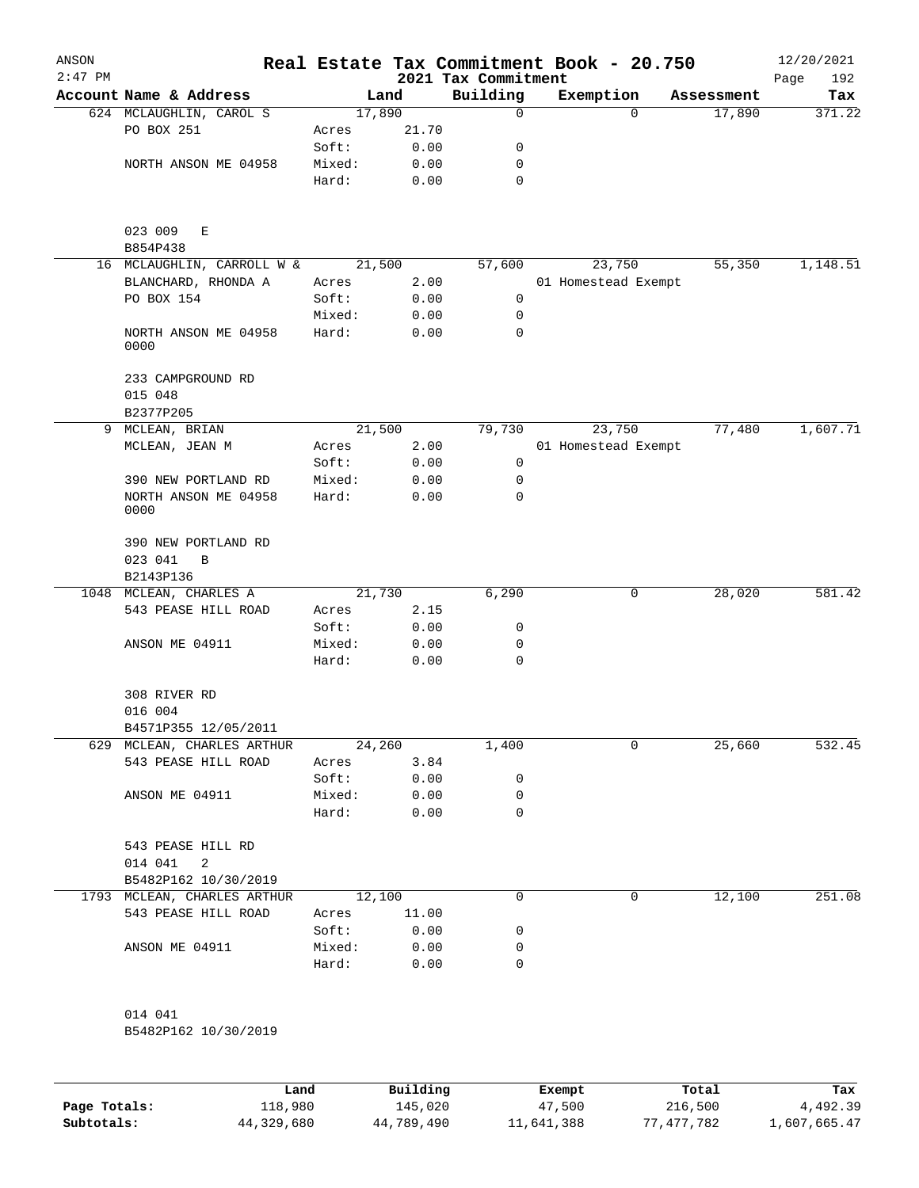# Real Estate Tax Commitment Book - 20.750

ANSON 2:47 PM — 2021 Tax Commitment — 12/20/2021

| Account | Name & Address | Land | | Building | Exemption | Assessment | Tax |
|---|---|---|---|---|---|---|---|
| 624 | MCLAUGHLIN, CAROL S | | 17,890 | 0 | 0 | 17,890 | 371.22 |
| | PO BOX 251 | Acres | 21.70 | | | | |
| | | Soft: | 0.00 | 0 | | | |
| | NORTH ANSON ME 04958 | Mixed: | 0.00 | 0 | | | |
| | | Hard: | 0.00 | 0 | | | |
| | 023 009 E | | | | | | |
| | B854P438 | | | | | | |
| 16 | MCLAUGHLIN, CARROLL W & | | 21,500 | 57,600 | 23,750 | 55,350 | 1,148.51 |
| | BLANCHARD, RHONDA A | Acres | 2.00 | | 01 Homestead Exempt | | |
| | PO BOX 154 | Soft: | 0.00 | 0 | | | |
| | | Mixed: | 0.00 | 0 | | | |
| | NORTH ANSON ME 04958 0000 | Hard: | 0.00 | 0 | | | |
| | 233 CAMPGROUND RD | | | | | | |
| | 015 048 | | | | | | |
| | B2377P205 | | | | | | |
| 9 | MCLEAN, BRIAN | | 21,500 | 79,730 | 23,750 | 77,480 | 1,607.71 |
| | MCLEAN, JEAN M | Acres | 2.00 | | 01 Homestead Exempt | | |
| | | Soft: | 0.00 | 0 | | | |
| | 390 NEW PORTLAND RD | Mixed: | 0.00 | 0 | | | |
| | NORTH ANSON ME 04958 0000 | Hard: | 0.00 | 0 | | | |
| | 390 NEW PORTLAND RD | | | | | | |
| | 023 041 B | | | | | | |
| | B2143P136 | | | | | | |
| 1048 | MCLEAN, CHARLES A | | 21,730 | 6,290 | 0 | 28,020 | 581.42 |
| | 543 PEASE HILL ROAD | Acres | 2.15 | | | | |
| | | Soft: | 0.00 | 0 | | | |
| | ANSON ME 04911 | Mixed: | 0.00 | 0 | | | |
| | | Hard: | 0.00 | 0 | | | |
| | 308 RIVER RD | | | | | | |
| | 016 004 | | | | | | |
| | B4571P355 12/05/2011 | | | | | | |
| 629 | MCLEAN, CHARLES ARTHUR | | 24,260 | 1,400 | 0 | 25,660 | 532.45 |
| | 543 PEASE HILL ROAD | Acres | 3.84 | | | | |
| | | Soft: | 0.00 | 0 | | | |
| | ANSON ME 04911 | Mixed: | 0.00 | 0 | | | |
| | | Hard: | 0.00 | 0 | | | |
| | 543 PEASE HILL RD | | | | | | |
| | 014 041 2 | | | | | | |
| | B5482P162 10/30/2019 | | | | | | |
| 1793 | MCLEAN, CHARLES ARTHUR | | 12,100 | 0 | 0 | 12,100 | 251.08 |
| | 543 PEASE HILL ROAD | Acres | 11.00 | | | | |
| | | Soft: | 0.00 | 0 | | | |
| | ANSON ME 04911 | Mixed: | 0.00 | 0 | | | |
| | | Hard: | 0.00 | 0 | | | |
| | 014 041 | | | | | | |
| | B5482P162 10/30/2019 | | | | | | |

| | Land | Building | Exempt | Total | Tax |
|---|---|---|---|---|---|
| Page Totals: | 118,980 | 145,020 | 47,500 | 216,500 | 4,492.39 |
| Subtotals: | 44,329,680 | 44,789,490 | 11,641,388 | 77,477,782 | 1,607,665.47 |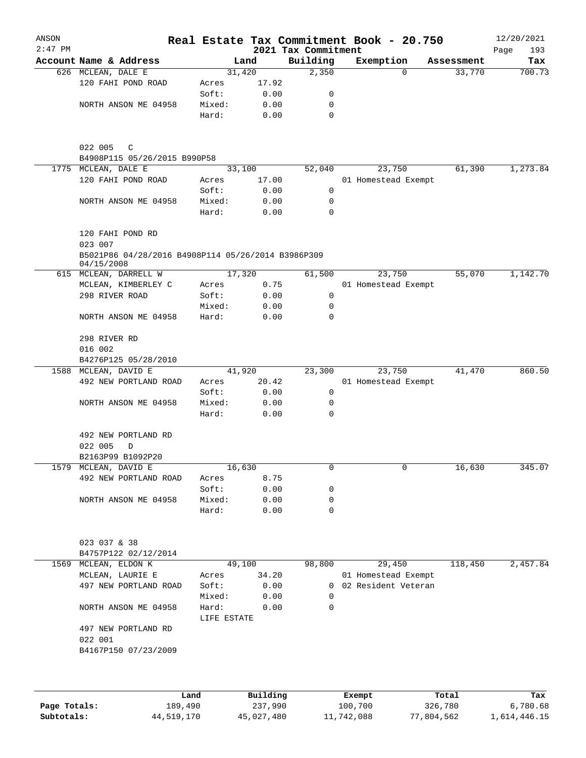# Real Estate Tax Commitment Book - 20.750

ANSON
2:47 PM

2021 Tax Commitment

12/20/2021

| Account | Name & Address | | Land | Building | Exemption | Assessment | Tax |
|---|---|---|---|---|---|---|---|
| 626 | MCLEAN, DALE E | | 31,420 | 2,350 | 0 | 33,770 | 700.73 |
| | 120 FAHI POND ROAD | Acres | 17.92 | | | | |
| | | Soft: | 0.00 | 0 | | | |
| | NORTH ANSON ME 04958 | Mixed: | 0.00 | 0 | | | |
| | | Hard: | 0.00 | 0 | | | |
| | 022 005 C | | | | | | |
| | B4908P115 05/26/2015 B990P58 | | | | | | |
| 1775 | MCLEAN, DALE E | | 33,100 | 52,040 | 23,750 | 61,390 | 1,273.84 |
| | 120 FAHI POND ROAD | Acres | 17.00 | | 01 Homestead Exempt | | |
| | | Soft: | 0.00 | 0 | | | |
| | NORTH ANSON ME 04958 | Mixed: | 0.00 | 0 | | | |
| | | Hard: | 0.00 | 0 | | | |
| | 120 FAHI POND RD | | | | | | |
| | 023 007 | | | | | | |
| | B5021P86 04/28/2016 B4908P114 05/26/2014 B3986P309 04/15/2008 | | | | | | |
| 615 | MCLEAN, DARRELL W | | 17,320 | 61,500 | 23,750 | 55,070 | 1,142.70 |
| | MCLEAN, KIMBERLEY C | Acres | 0.75 | | 01 Homestead Exempt | | |
| | 298 RIVER ROAD | Soft: | 0.00 | 0 | | | |
| | | Mixed: | 0.00 | 0 | | | |
| | NORTH ANSON ME 04958 | Hard: | 0.00 | 0 | | | |
| | 298 RIVER RD | | | | | | |
| | 016 002 | | | | | | |
| | B4276P125 05/28/2010 | | | | | | |
| 1588 | MCLEAN, DAVID E | | 41,920 | 23,300 | 23,750 | 41,470 | 860.50 |
| | 492 NEW PORTLAND ROAD | Acres | 20.42 | | 01 Homestead Exempt | | |
| | | Soft: | 0.00 | 0 | | | |
| | NORTH ANSON ME 04958 | Mixed: | 0.00 | 0 | | | |
| | | Hard: | 0.00 | 0 | | | |
| | 492 NEW PORTLAND RD | | | | | | |
| | 022 005 D | | | | | | |
| | B2163P99 B1092P20 | | | | | | |
| 1579 | MCLEAN, DAVID E | | 16,630 | 0 | 0 | 16,630 | 345.07 |
| | 492 NEW PORTLAND ROAD | Acres | 8.75 | | | | |
| | | Soft: | 0.00 | 0 | | | |
| | NORTH ANSON ME 04958 | Mixed: | 0.00 | 0 | | | |
| | | Hard: | 0.00 | 0 | | | |
| | 023 037 & 38 | | | | | | |
| | B4757P122 02/12/2014 | | | | | | |
| 1569 | MCLEAN, ELDON K | | 49,100 | 98,800 | 29,450 | 118,450 | 2,457.84 |
| | MCLEAN, LAURIE E | Acres | 34.20 | | 01 Homestead Exempt | | |
| | 497 NEW PORTLAND ROAD | Soft: | 0.00 | 0 | 02 Resident Veteran | | |
| | | Mixed: | 0.00 | 0 | | | |
| | NORTH ANSON ME 04958 | Hard: | 0.00 | 0 | | | |
| | | LIFE ESTATE | | | | | |
| | 497 NEW PORTLAND RD | | | | | | |
| | 022 001 | | | | | | |
| | B4167P150 07/23/2009 | | | | | | |

| | Land | Building | Exempt | Total | Tax |
|---|---|---|---|---|---|
| Page Totals: | 189,490 | 237,990 | 100,700 | 326,780 | 6,780.68 |
| Subtotals: | 44,519,170 | 45,027,480 | 11,742,088 | 77,804,562 | 1,614,446.15 |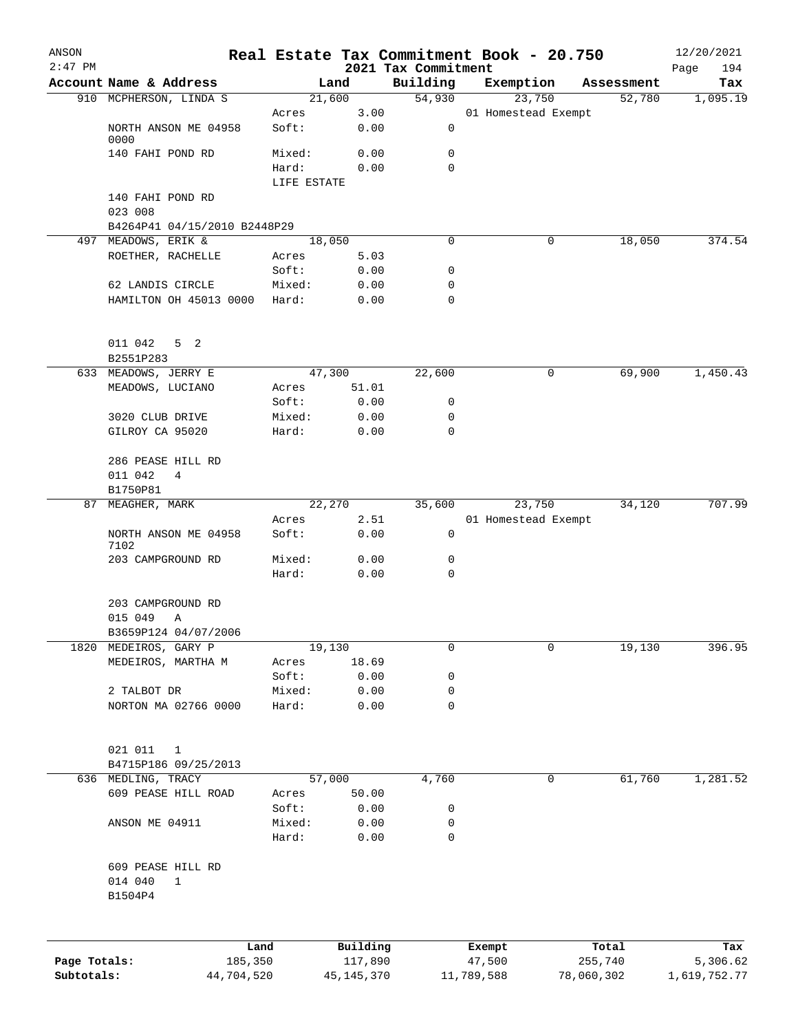# Real Estate Tax Commitment Book - 20.750

ANSON 2:47 PM — 2021 Tax Commitment — 12/20/2021

| Account Name & Address | Land | | Building | Exemption | Assessment | Tax |
|---|---|---|---|---|---|---|
| 910 MCPHERSON, LINDA S | 21,600 | | 54,930 | 23,750 | 52,780 | 1,095.19 |
| | Acres | 3.00 | | 01 Homestead Exempt | | |
| NORTH ANSON ME 04958 0000 | Soft: | 0.00 | 0 | | | |
| 140 FAHI POND RD | Mixed: | 0.00 | 0 | | | |
| | Hard: | 0.00 | 0 | | | |
| | LIFE ESTATE | | | | | |
| 140 FAHI POND RD | | | | | | |
| 023 008 | | | | | | |
| B4264P41 04/15/2010 B2448P29 | | | | | | |
| 497 MEADOWS, ERIK & | 18,050 | | 0 | 0 | 18,050 | 374.54 |
| ROETHER, RACHELLE | Acres | 5.03 | | | | |
| | Soft: | 0.00 | 0 | | | |
| 62 LANDIS CIRCLE | Mixed: | 0.00 | 0 | | | |
| HAMILTON OH 45013 0000 | Hard: | 0.00 | 0 | | | |
| 011 042 5 2 | | | | | | |
| B2551P283 | | | | | | |
| 633 MEADOWS, JERRY E | 47,300 | | 22,600 | 0 | 69,900 | 1,450.43 |
| MEADOWS, LUCIANO | Acres | 51.01 | | | | |
| | Soft: | 0.00 | 0 | | | |
| 3020 CLUB DRIVE | Mixed: | 0.00 | 0 | | | |
| GILROY CA 95020 | Hard: | 0.00 | 0 | | | |
| 286 PEASE HILL RD | | | | | | |
| 011 042 4 | | | | | | |
| B1750P81 | | | | | | |
| 87 MEAGHER, MARK | 22,270 | | 35,600 | 23,750 | 34,120 | 707.99 |
| | Acres | 2.51 | | 01 Homestead Exempt | | |
| NORTH ANSON ME 04958 7102 | Soft: | 0.00 | 0 | | | |
| 203 CAMPGROUND RD | Mixed: | 0.00 | 0 | | | |
| | Hard: | 0.00 | 0 | | | |
| 203 CAMPGROUND RD | | | | | | |
| 015 049 A | | | | | | |
| B3659P124 04/07/2006 | | | | | | |
| 1820 MEDEIROS, GARY P | 19,130 | | 0 | 0 | 19,130 | 396.95 |
| MEDEIROS, MARTHA M | Acres | 18.69 | | | | |
| | Soft: | 0.00 | 0 | | | |
| 2 TALBOT DR | Mixed: | 0.00 | 0 | | | |
| NORTON MA 02766 0000 | Hard: | 0.00 | 0 | | | |
| 021 011 1 | | | | | | |
| B4715P186 09/25/2013 | | | | | | |
| 636 MEDLING, TRACY | 57,000 | | 4,760 | 0 | 61,760 | 1,281.52 |
| 609 PEASE HILL ROAD | Acres | 50.00 | | | | |
| | Soft: | 0.00 | 0 | | | |
| ANSON ME 04911 | Mixed: | 0.00 | 0 | | | |
| | Hard: | 0.00 | 0 | | | |
| 609 PEASE HILL RD | | | | | | |
| 014 040 1 | | | | | | |
| B1504P4 | | | | | | |

| | Land | Building | Exempt | Total | Tax |
|---|---|---|---|---|---|
| Page Totals: | 185,350 | 117,890 | 47,500 | 255,740 | 5,306.62 |
| Subtotals: | 44,704,520 | 45,145,370 | 11,789,588 | 78,060,302 | 1,619,752.77 |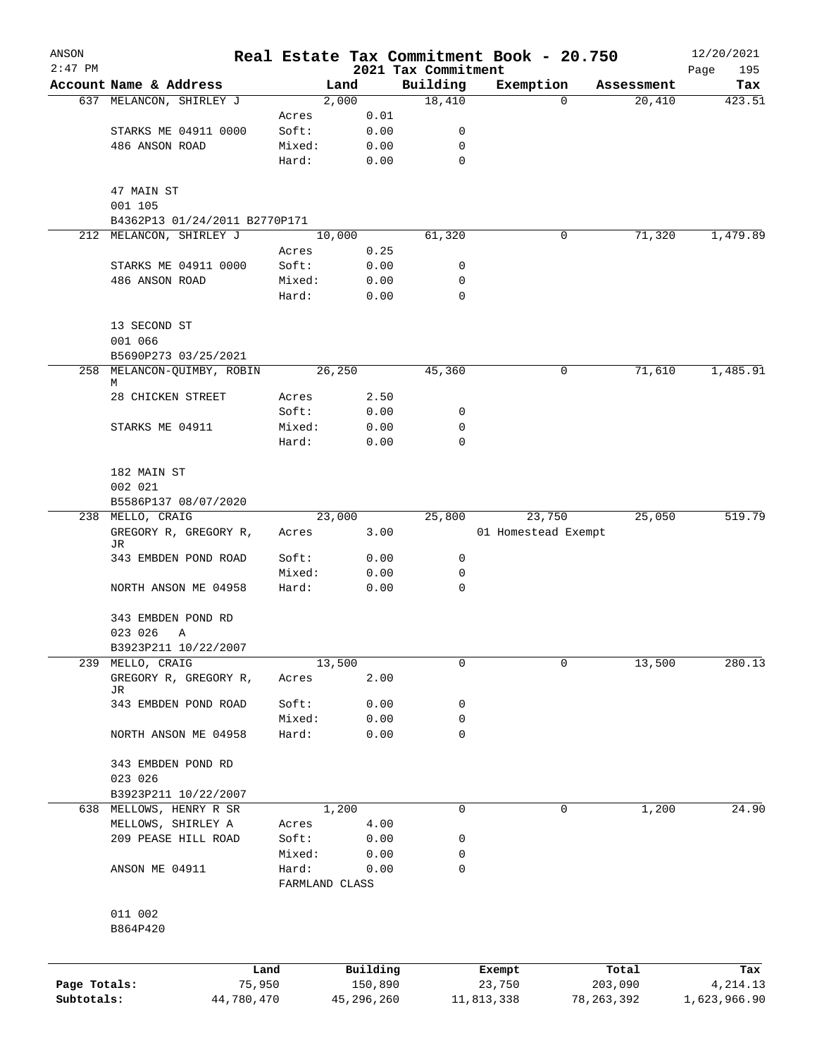ANSON
2:47 PM

# Real Estate Tax Commitment Book - 20.750
## 2021 Tax Commitment

12/20/2021

| Account Name & Address | | Land | Building | Exemption | Assessment | Tax |
|---|---|---|---|---|---|---|
| 637 MELANCON, SHIRLEY J | | 2,000 | 18,410 | 0 | 20,410 | 423.51 |
| | Acres | 0.01 | | | | |
| STARKS ME 04911 0000 | Soft: | 0.00 | 0 | | | |
| 486 ANSON ROAD | Mixed: | 0.00 | 0 | | | |
| | Hard: | 0.00 | 0 | | | |
| 47 MAIN ST | | | | | | |
| 001 105 | | | | | | |
| B4362P13 01/24/2011 B2770P171 | | | | | | |
| 212 MELANCON, SHIRLEY J | | 10,000 | 61,320 | 0 | 71,320 | 1,479.89 |
| | Acres | 0.25 | | | | |
| STARKS ME 04911 0000 | Soft: | 0.00 | 0 | | | |
| 486 ANSON ROAD | Mixed: | 0.00 | 0 | | | |
| | Hard: | 0.00 | 0 | | | |
| 13 SECOND ST | | | | | | |
| 001 066 | | | | | | |
| B5690P273 03/25/2021 | | | | | | |
| 258 MELANCON-QUIMBY, ROBIN M | | 26,250 | 45,360 | 0 | 71,610 | 1,485.91 |
| 28 CHICKEN STREET | Acres | 2.50 | | | | |
| | Soft: | 0.00 | 0 | | | |
| STARKS ME 04911 | Mixed: | 0.00 | 0 | | | |
| | Hard: | 0.00 | 0 | | | |
| 182 MAIN ST | | | | | | |
| 002 021 | | | | | | |
| B5586P137 08/07/2020 | | | | | | |
| 238 MELLO, CRAIG | | 23,000 | 25,800 | 23,750 | 25,050 | 519.79 |
| GREGORY R, GREGORY R, JR | Acres | 3.00 | | 01 Homestead Exempt | | |
| 343 EMBDEN POND ROAD | Soft: | 0.00 | 0 | | | |
| | Mixed: | 0.00 | 0 | | | |
| NORTH ANSON ME 04958 | Hard: | 0.00 | 0 | | | |
| 343 EMBDEN POND RD | | | | | | |
| 023 026 A | | | | | | |
| B3923P211 10/22/2007 | | | | | | |
| 239 MELLO, CRAIG | | 13,500 | 0 | 0 | 13,500 | 280.13 |
| GREGORY R, GREGORY R, JR | Acres | 2.00 | | | | |
| 343 EMBDEN POND ROAD | Soft: | 0.00 | 0 | | | |
| | Mixed: | 0.00 | 0 | | | |
| NORTH ANSON ME 04958 | Hard: | 0.00 | 0 | | | |
| 343 EMBDEN POND RD | | | | | | |
| 023 026 | | | | | | |
| B3923P211 10/22/2007 | | | | | | |
| 638 MELLOWS, HENRY R SR | | 1,200 | 0 | 0 | 1,200 | 24.90 |
| MELLOWS, SHIRLEY A | Acres | 4.00 | | | | |
| 209 PEASE HILL ROAD | Soft: | 0.00 | 0 | | | |
| | Mixed: | 0.00 | 0 | | | |
| ANSON ME 04911 | Hard: | 0.00 | 0 | | | |
| | FARMLAND CLASS | | | | | |
| 011 002 | | | | | | |
| B864P420 | | | | | | |

| | Land | Building | Exempt | Total | Tax |
|---|---|---|---|---|---|
| Page Totals: | 75,950 | 150,890 | 23,750 | 203,090 | 4,214.13 |
| Subtotals: | 44,780,470 | 45,296,260 | 11,813,338 | 78,263,392 | 1,623,966.90 |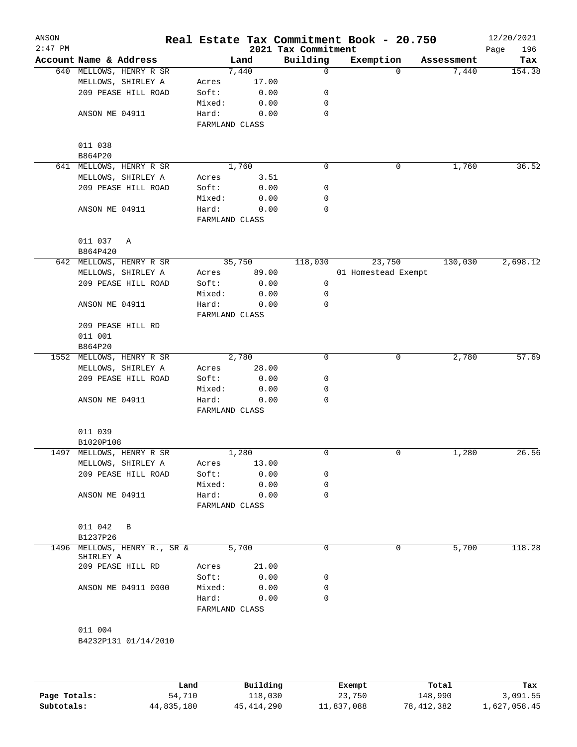# Real Estate Tax Commitment Book - 20.750

ANSON 2:47 PM — 2021 Tax Commitment — 12/20/2021

| Account Name & Address | Land | | Building | Exemption | Assessment | Tax |
|---|---|---|---|---|---|---|
| 640 MELLOWS, HENRY R SR | | 7,440 | 0 | 0 | 7,440 | 154.38 |
| MELLOWS, SHIRLEY A | Acres | 17.00 | | | | |
| 209 PEASE HILL ROAD | Soft: | 0.00 | 0 | | | |
| | Mixed: | 0.00 | 0 | | | |
| ANSON ME 04911 | Hard: | 0.00 | 0 | | | |
| | FARMLAND CLASS | | | | | |
| 011 038 | | | | | | |
| B864P20 | | | | | | |
| 641 MELLOWS, HENRY R SR | | 1,760 | 0 | 0 | 1,760 | 36.52 |
| MELLOWS, SHIRLEY A | Acres | 3.51 | | | | |
| 209 PEASE HILL ROAD | Soft: | 0.00 | 0 | | | |
| | Mixed: | 0.00 | 0 | | | |
| ANSON ME 04911 | Hard: | 0.00 | 0 | | | |
| | FARMLAND CLASS | | | | | |
| 011 037 A | | | | | | |
| B864P420 | | | | | | |
| 642 MELLOWS, HENRY R SR | | 35,750 | 118,030 | 23,750 | 130,030 | 2,698.12 |
| MELLOWS, SHIRLEY A | Acres | 89.00 | | 01 Homestead Exempt | | |
| 209 PEASE HILL ROAD | Soft: | 0.00 | 0 | | | |
| | Mixed: | 0.00 | 0 | | | |
| ANSON ME 04911 | Hard: | 0.00 | 0 | | | |
| | FARMLAND CLASS | | | | | |
| 209 PEASE HILL RD | | | | | | |
| 011 001 | | | | | | |
| B864P20 | | | | | | |
| 1552 MELLOWS, HENRY R SR | | 2,780 | 0 | 0 | 2,780 | 57.69 |
| MELLOWS, SHIRLEY A | Acres | 28.00 | | | | |
| 209 PEASE HILL ROAD | Soft: | 0.00 | 0 | | | |
| | Mixed: | 0.00 | 0 | | | |
| ANSON ME 04911 | Hard: | 0.00 | 0 | | | |
| | FARMLAND CLASS | | | | | |
| 011 039 | | | | | | |
| B1020P108 | | | | | | |
| 1497 MELLOWS, HENRY R SR | | 1,280 | 0 | 0 | 1,280 | 26.56 |
| MELLOWS, SHIRLEY A | Acres | 13.00 | | | | |
| 209 PEASE HILL ROAD | Soft: | 0.00 | 0 | | | |
| | Mixed: | 0.00 | 0 | | | |
| ANSON ME 04911 | Hard: | 0.00 | 0 | | | |
| | FARMLAND CLASS | | | | | |
| 011 042 B | | | | | | |
| B1237P26 | | | | | | |
| 1496 MELLOWS, HENRY R., SR & SHIRLEY A | | 5,700 | 0 | 0 | 5,700 | 118.28 |
| 209 PEASE HILL RD | Acres | 21.00 | | | | |
| | Soft: | 0.00 | 0 | | | |
| ANSON ME 04911 0000 | Mixed: | 0.00 | 0 | | | |
| | Hard: | 0.00 | 0 | | | |
| | FARMLAND CLASS | | | | | |
| 011 004 | | | | | | |
| B4232P131 01/14/2010 | | | | | | |

| | Land | Building | Exempt | Total | Tax |
|---|---|---|---|---|---|
| Page Totals: | 54,710 | 118,030 | 23,750 | 148,990 | 3,091.55 |
| Subtotals: | 44,835,180 | 45,414,290 | 11,837,088 | 78,412,382 | 1,627,058.45 |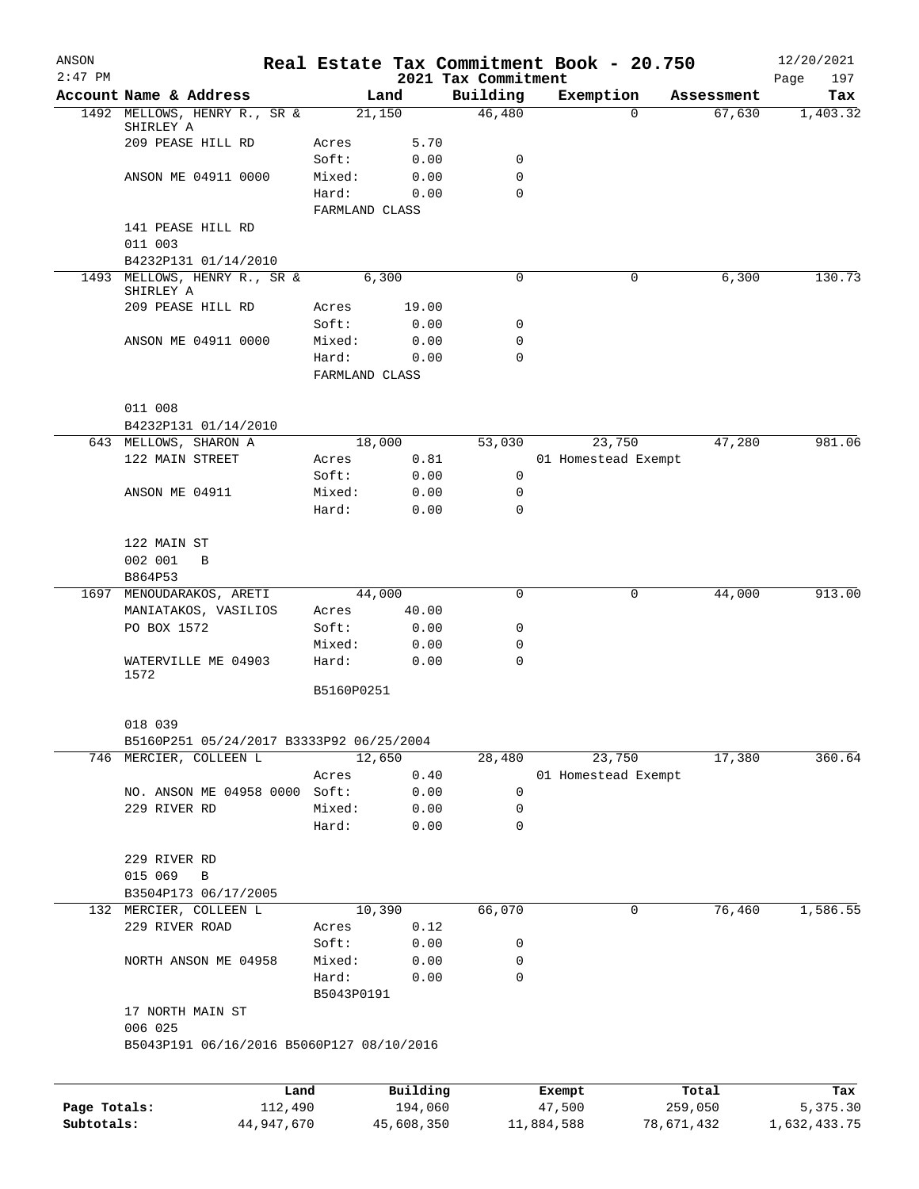ANSON  
2:47 PM

# Real Estate Tax Commitment Book - 20.750

## 2021 Tax Commitment

12/20/2021  
Page 197

| Account Name & Address | | Land | Building | Exemption | Assessment | Tax |
|---|---|---|---|---|---|---|
| 1492 MELLOWS, HENRY R., SR & SHIRLEY A | | 21,150 | 46,480 | 0 | 67,630 | 1,403.32 |
| 209 PEASE HILL RD | Acres | 5.70 | | | | |
| | Soft: | 0.00 | 0 | | | |
| ANSON ME 04911 0000 | Mixed: | 0.00 | 0 | | | |
| | Hard: | 0.00 | 0 | | | |
| | FARMLAND CLASS | | | | | |
| 141 PEASE HILL RD | | | | | | |
| 011 003 | | | | | | |
| B4232P131 01/14/2010 | | | | | | |
| 1493 MELLOWS, HENRY R., SR & SHIRLEY A | | 6,300 | 0 | 0 | 6,300 | 130.73 |
| 209 PEASE HILL RD | Acres | 19.00 | | | | |
| | Soft: | 0.00 | 0 | | | |
| ANSON ME 04911 0000 | Mixed: | 0.00 | 0 | | | |
| | Hard: | 0.00 | 0 | | | |
| | FARMLAND CLASS | | | | | |
| 011 008 | | | | | | |
| B4232P131 01/14/2010 | | | | | | |
| 643 MELLOWS, SHARON A | | 18,000 | 53,030 | 23,750 | 47,280 | 981.06 |
| 122 MAIN STREET | Acres | 0.81 | | 01 Homestead Exempt | | |
| | Soft: | 0.00 | 0 | | | |
| ANSON ME 04911 | Mixed: | 0.00 | 0 | | | |
| | Hard: | 0.00 | 0 | | | |
| 122 MAIN ST | | | | | | |
| 002 001 B | | | | | | |
| B864P53 | | | | | | |
| 1697 MENOUDARAKOS, ARETI | | 44,000 | 0 | 0 | 44,000 | 913.00 |
| MANIATAKOS, VASILIOS | Acres | 40.00 | | | | |
| PO BOX 1572 | Soft: | 0.00 | 0 | | | |
| | Mixed: | 0.00 | 0 | | | |
| WATERVILLE ME 04903 1572 | Hard: | 0.00 | 0 | | | |
| | B5160P0251 | | | | | |
| 018 039 | | | | | | |
| B5160P251 05/24/2017 B3333P92 06/25/2004 | | | | | | |
| 746 MERCIER, COLLEEN L | | 12,650 | 28,480 | 23,750 | 17,380 | 360.64 |
| | Acres | 0.40 | | 01 Homestead Exempt | | |
| NO. ANSON ME 04958 0000 | Soft: | 0.00 | 0 | | | |
| 229 RIVER RD | Mixed: | 0.00 | 0 | | | |
| | Hard: | 0.00 | 0 | | | |
| 229 RIVER RD | | | | | | |
| 015 069 B | | | | | | |
| B3504P173 06/17/2005 | | | | | | |
| 132 MERCIER, COLLEEN L | | 10,390 | 66,070 | 0 | 76,460 | 1,586.55 |
| 229 RIVER ROAD | Acres | 0.12 | | | | |
| | Soft: | 0.00 | 0 | | | |
| NORTH ANSON ME 04958 | Mixed: | 0.00 | 0 | | | |
| | Hard: | 0.00 | 0 | | | |
| | B5043P0191 | | | | | |
| 17 NORTH MAIN ST | | | | | | |
| 006 025 | | | | | | |
| B5043P191 06/16/2016 B5060P127 08/10/2016 | | | | | | |

| | Land | Building | Exempt | Total | Tax |
|---|---|---|---|---|---|
| Page Totals: | 112,490 | 194,060 | 47,500 | 259,050 | 5,375.30 |
| Subtotals: | 44,947,670 | 45,608,350 | 11,884,588 | 78,671,432 | 1,632,433.75 |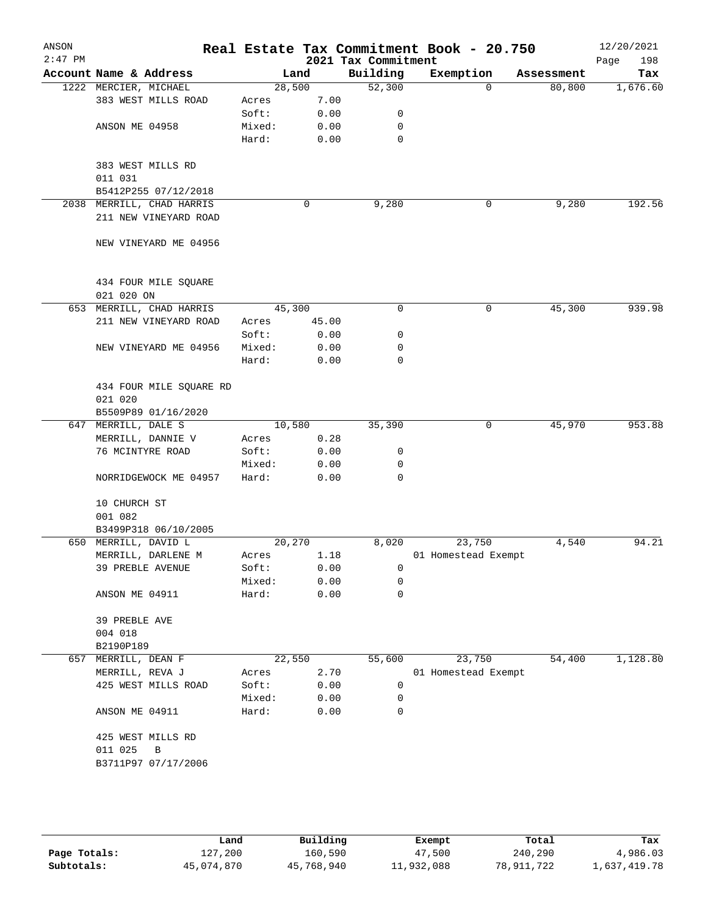ANSON
2:47 PM

# Real Estate Tax Commitment Book - 20.750

## 2021 Tax Commitment

12/20/2021

| Account Name & Address | | Land | Building | Exemption | Assessment | Tax |
|---|---|---|---|---|---|---|
| 1222 MERCIER, MICHAEL | | 28,500 | 52,300 | 0 | 80,800 | 1,676.60 |
| 383 WEST MILLS ROAD | Acres | 7.00 | | | | |
| | Soft: | 0.00 | 0 | | | |
| ANSON ME 04958 | Mixed: | 0.00 | 0 | | | |
| | Hard: | 0.00 | 0 | | | |
| 383 WEST MILLS RD | | | | | | |
| 011 031 | | | | | | |
| B5412P255 07/12/2018 | | | | | | |
| 2038 MERRILL, CHAD HARRIS | | 0 | 9,280 | 0 | 9,280 | 192.56 |
| 211 NEW VINEYARD ROAD | | | | | | |
| NEW VINEYARD ME 04956 | | | | | | |
| 434 FOUR MILE SQUARE | | | | | | |
| 021 020 ON | | | | | | |
| 653 MERRILL, CHAD HARRIS | | 45,300 | 0 | 0 | 45,300 | 939.98 |
| 211 NEW VINEYARD ROAD | Acres | 45.00 | | | | |
| | Soft: | 0.00 | 0 | | | |
| NEW VINEYARD ME 04956 | Mixed: | 0.00 | 0 | | | |
| | Hard: | 0.00 | 0 | | | |
| 434 FOUR MILE SQUARE RD | | | | | | |
| 021 020 | | | | | | |
| B5509P89 01/16/2020 | | | | | | |
| 647 MERRILL, DALE S | | 10,580 | 35,390 | 0 | 45,970 | 953.88 |
| MERRILL, DANNIE V | Acres | 0.28 | | | | |
| 76 MCINTYRE ROAD | Soft: | 0.00 | 0 | | | |
| | Mixed: | 0.00 | 0 | | | |
| NORRIDGEWOCK ME 04957 | Hard: | 0.00 | 0 | | | |
| 10 CHURCH ST | | | | | | |
| 001 082 | | | | | | |
| B3499P318 06/10/2005 | | | | | | |
| 650 MERRILL, DAVID L | | 20,270 | 8,020 | 23,750 | 4,540 | 94.21 |
| MERRILL, DARLENE M | Acres | 1.18 | | 01 Homestead Exempt | | |
| 39 PREBLE AVENUE | Soft: | 0.00 | 0 | | | |
| | Mixed: | 0.00 | 0 | | | |
| ANSON ME 04911 | Hard: | 0.00 | 0 | | | |
| 39 PREBLE AVE | | | | | | |
| 004 018 | | | | | | |
| B2190P189 | | | | | | |
| 657 MERRILL, DEAN F | | 22,550 | 55,600 | 23,750 | 54,400 | 1,128.80 |
| MERRILL, REVA J | Acres | 2.70 | | 01 Homestead Exempt | | |
| 425 WEST MILLS ROAD | Soft: | 0.00 | 0 | | | |
| | Mixed: | 0.00 | 0 | | | |
| ANSON ME 04911 | Hard: | 0.00 | 0 | | | |
| 425 WEST MILLS RD | | | | | | |
| 011 025 B | | | | | | |
| B3711P97 07/17/2006 | | | | | | |

| | Land | Building | Exempt | Total | Tax |
|---|---|---|---|---|---|
| Page Totals: | 127,200 | 160,590 | 47,500 | 240,290 | 4,986.03 |
| Subtotals: | 45,074,870 | 45,768,940 | 11,932,088 | 78,911,722 | 1,637,419.78 |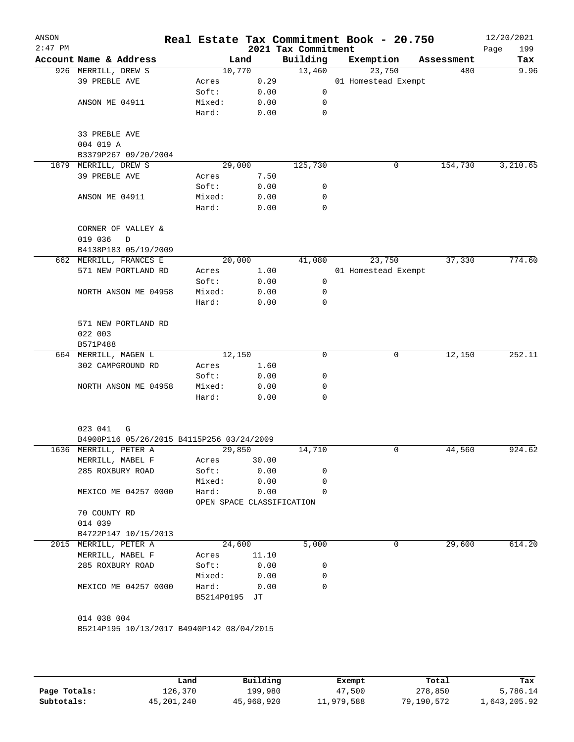ANSON 2:47 PM

# Real Estate Tax Commitment Book - 20.750

## 2021 Tax Commitment

12/20/2021

| Account Name & Address | Land | | Building | Exemption | Assessment | Tax |
|---|---|---|---|---|---|---|
| 926 MERRILL, DREW S | 10,770 | | 13,460 | 23,750 | 480 | 9.96 |
| 39 PREBLE AVE | Acres | 0.29 | | 01 Homestead Exempt | | |
| | Soft: | 0.00 | 0 | | | |
| ANSON ME 04911 | Mixed: | 0.00 | 0 | | | |
| | Hard: | 0.00 | 0 | | | |
| 33 PREBLE AVE | | | | | | |
| 004 019 A | | | | | | |
| B3379P267 09/20/2004 | | | | | | |
| 1879 MERRILL, DREW S | 29,000 | | 125,730 | 0 | 154,730 | 3,210.65 |
| 39 PREBLE AVE | Acres | 7.50 | | | | |
| | Soft: | 0.00 | 0 | | | |
| ANSON ME 04911 | Mixed: | 0.00 | 0 | | | |
| | Hard: | 0.00 | 0 | | | |
| CORNER OF VALLEY & | | | | | | |
| 019 036 D | | | | | | |
| B4138P183 05/19/2009 | | | | | | |
| 662 MERRILL, FRANCES E | 20,000 | | 41,080 | 23,750 | 37,330 | 774.60 |
| 571 NEW PORTLAND RD | Acres | 1.00 | | 01 Homestead Exempt | | |
| | Soft: | 0.00 | 0 | | | |
| NORTH ANSON ME 04958 | Mixed: | 0.00 | 0 | | | |
| | Hard: | 0.00 | 0 | | | |
| 571 NEW PORTLAND RD | | | | | | |
| 022 003 | | | | | | |
| B571P488 | | | | | | |
| 664 MERRILL, MAGEN L | 12,150 | | 0 | 0 | 12,150 | 252.11 |
| 302 CAMPGROUND RD | Acres | 1.60 | | | | |
| | Soft: | 0.00 | 0 | | | |
| NORTH ANSON ME 04958 | Mixed: | 0.00 | 0 | | | |
| | Hard: | 0.00 | 0 | | | |
| 023 041 G | | | | | | |
| B4908P116 05/26/2015 B4115P256 03/24/2009 | | | | | | |
| 1636 MERRILL, PETER A | 29,850 | | 14,710 | 0 | 44,560 | 924.62 |
| MERRILL, MABEL F | Acres | 30.00 | | | | |
| 285 ROXBURY ROAD | Soft: | 0.00 | 0 | | | |
| | Mixed: | 0.00 | 0 | | | |
| MEXICO ME 04257 0000 | Hard: | 0.00 | 0 | | | |
| | OPEN SPACE CLASSIFICATION | | | | | |
| 70 COUNTY RD | | | | | | |
| 014 039 | | | | | | |
| B4722P147 10/15/2013 | | | | | | |
| 2015 MERRILL, PETER A | 24,600 | | 5,000 | 0 | 29,600 | 614.20 |
| MERRILL, MABEL F | Acres | 11.10 | | | | |
| 285 ROXBURY ROAD | Soft: | 0.00 | 0 | | | |
| | Mixed: | 0.00 | 0 | | | |
| MEXICO ME 04257 0000 | Hard: | 0.00 | 0 | | | |
| | B5214P0195 JT | | | | | |
| 014 038 004 | | | | | | |
| B5214P195 10/13/2017 B4940P142 08/04/2015 | | | | | | |

| | Land | Building | Exempt | Total | Tax |
|---|---|---|---|---|---|
| Page Totals: | 126,370 | 199,980 | 47,500 | 278,850 | 5,786.14 |
| Subtotals: | 45,201,240 | 45,968,920 | 11,979,588 | 79,190,572 | 1,643,205.92 |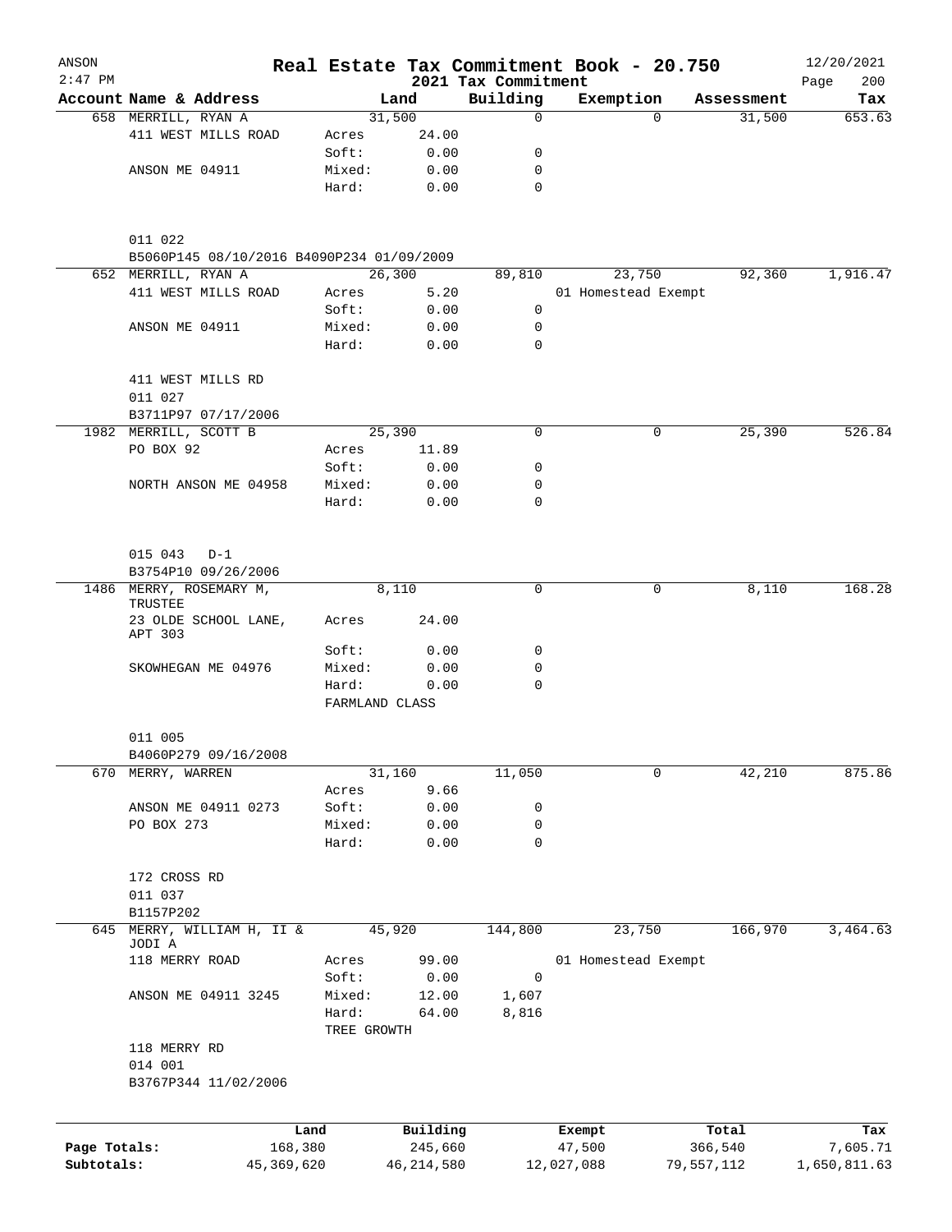# Real Estate Tax Commitment Book - 20.750

ANSON 2:47 PM — 2021 Tax Commitment — 12/20/2021

| Account Name & Address | | Land | Building | Exemption | Assessment | Tax |
|---|---|---|---|---|---|---|
| 658 MERRILL, RYAN A | | 31,500 | 0 | 0 | 31,500 | 653.63 |
| 411 WEST MILLS ROAD | Acres | 24.00 | | | | |
| | Soft: | 0.00 | 0 | | | |
| ANSON ME 04911 | Mixed: | 0.00 | 0 | | | |
| | Hard: | 0.00 | 0 | | | |
| 011 022 | | | | | | |
| B5060P145 08/10/2016 B4090P234 01/09/2009 | | | | | | |
| 652 MERRILL, RYAN A | | 26,300 | 89,810 | 23,750 | 92,360 | 1,916.47 |
| 411 WEST MILLS ROAD | Acres | 5.20 | | 01 Homestead Exempt | | |
| | Soft: | 0.00 | 0 | | | |
| ANSON ME 04911 | Mixed: | 0.00 | 0 | | | |
| | Hard: | 0.00 | 0 | | | |
| 411 WEST MILLS RD | | | | | | |
| 011 027 | | | | | | |
| B3711P97 07/17/2006 | | | | | | |
| 1982 MERRILL, SCOTT B | | 25,390 | 0 | 0 | 25,390 | 526.84 |
| PO BOX 92 | Acres | 11.89 | | | | |
| | Soft: | 0.00 | 0 | | | |
| NORTH ANSON ME 04958 | Mixed: | 0.00 | 0 | | | |
| | Hard: | 0.00 | 0 | | | |
| 015 043 D-1 | | | | | | |
| B3754P10 09/26/2006 | | | | | | |
| 1486 MERRY, ROSEMARY M, TRUSTEE | | 8,110 | 0 | 0 | 8,110 | 168.28 |
| 23 OLDE SCHOOL LANE, APT 303 | Acres | 24.00 | | | | |
| | Soft: | 0.00 | 0 | | | |
| SKOWHEGAN ME 04976 | Mixed: | 0.00 | 0 | | | |
| | Hard: | 0.00 | 0 | | | |
| | FARMLAND CLASS | | | | | |
| 011 005 | | | | | | |
| B4060P279 09/16/2008 | | | | | | |
| 670 MERRY, WARREN | | 31,160 | 11,050 | 0 | 42,210 | 875.86 |
| | Acres | 9.66 | | | | |
| ANSON ME 04911 0273 | Soft: | 0.00 | 0 | | | |
| PO BOX 273 | Mixed: | 0.00 | 0 | | | |
| | Hard: | 0.00 | 0 | | | |
| 172 CROSS RD | | | | | | |
| 011 037 | | | | | | |
| B1157P202 | | | | | | |
| 645 MERRY, WILLIAM H, II & JODI A | | 45,920 | 144,800 | 23,750 | 166,970 | 3,464.63 |
| 118 MERRY ROAD | Acres | 99.00 | | 01 Homestead Exempt | | |
| | Soft: | 0.00 | 0 | | | |
| ANSON ME 04911 3245 | Mixed: | 12.00 | 1,607 | | | |
| | Hard: | 64.00 | 8,816 | | | |
| | TREE GROWTH | | | | | |
| 118 MERRY RD | | | | | | |
| 014 001 | | | | | | |
| B3767P344 11/02/2006 | | | | | | |

| | Land | Building | Exempt | Total | Tax |
|---|---|---|---|---|---|
| Page Totals: | 168,380 | 245,660 | 47,500 | 366,540 | 7,605.71 |
| Subtotals: | 45,369,620 | 46,214,580 | 12,027,088 | 79,557,112 | 1,650,811.63 |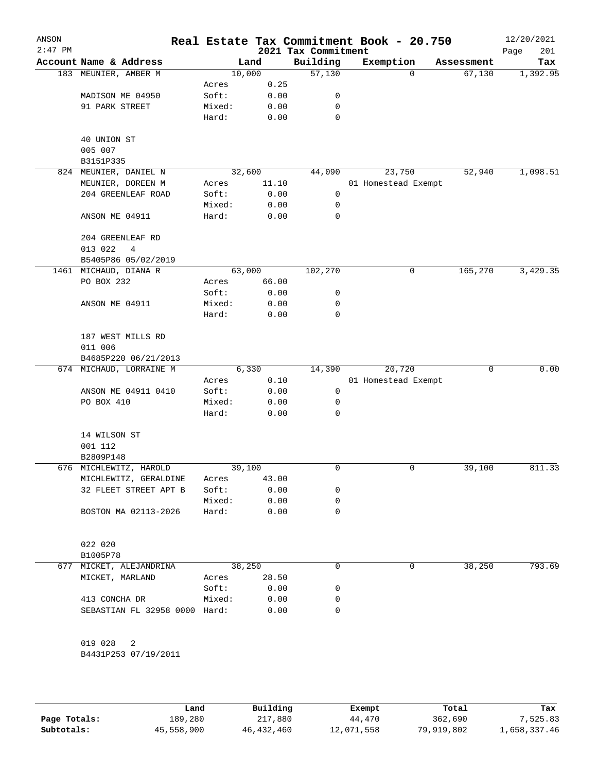# Real Estate Tax Commitment Book - 20.750

ANSON
2:47 PM

2021 Tax Commitment

12/20/2021

| Account | Name & Address | Land | | Building | Exemption | Assessment | Tax |
|---|---|---|---|---|---|---|---|
| 183 | MEUNIER, AMBER M | 10,000 | | 57,130 | 0 | 67,130 | 1,392.95 |
| | | Acres | 0.25 | | | | |
| | MADISON ME 04950 | Soft: | 0.00 | 0 | | | |
| | 91 PARK STREET | Mixed: | 0.00 | 0 | | | |
| | | Hard: | 0.00 | 0 | | | |
| | 40 UNION ST | | | | | | |
| | 005 007 | | | | | | |
| | B3151P335 | | | | | | |
| 824 | MEUNIER, DANIEL N | 32,600 | | 44,090 | 23,750 | 52,940 | 1,098.51 |
| | MEUNIER, DOREEN M | Acres | 11.10 | | 01 Homestead Exempt | | |
| | 204 GREENLEAF ROAD | Soft: | 0.00 | 0 | | | |
| | | Mixed: | 0.00 | 0 | | | |
| | ANSON ME 04911 | Hard: | 0.00 | 0 | | | |
| | 204 GREENLEAF RD | | | | | | |
| | 013 022 4 | | | | | | |
| | B5405P86 05/02/2019 | | | | | | |
| 1461 | MICHAUD, DIANA R | 63,000 | | 102,270 | 0 | 165,270 | 3,429.35 |
| | PO BOX 232 | Acres | 66.00 | | | | |
| | | Soft: | 0.00 | 0 | | | |
| | ANSON ME 04911 | Mixed: | 0.00 | 0 | | | |
| | | Hard: | 0.00 | 0 | | | |
| | 187 WEST MILLS RD | | | | | | |
| | 011 006 | | | | | | |
| | B4685P220 06/21/2013 | | | | | | |
| 674 | MICHAUD, LORRAINE M | 6,330 | | 14,390 | 20,720 | 0 | 0.00 |
| | | Acres | 0.10 | | 01 Homestead Exempt | | |
| | ANSON ME 04911 0410 | Soft: | 0.00 | 0 | | | |
| | PO BOX 410 | Mixed: | 0.00 | 0 | | | |
| | | Hard: | 0.00 | 0 | | | |
| | 14 WILSON ST | | | | | | |
| | 001 112 | | | | | | |
| | B2809P148 | | | | | | |
| 676 | MICHLEWITZ, HAROLD | 39,100 | | 0 | 0 | 39,100 | 811.33 |
| | MICHLEWITZ, GERALDINE | Acres | 43.00 | | | | |
| | 32 FLEET STREET APT B | Soft: | 0.00 | 0 | | | |
| | | Mixed: | 0.00 | 0 | | | |
| | BOSTON MA 02113-2026 | Hard: | 0.00 | 0 | | | |
| | 022 020 | | | | | | |
| | B1005P78 | | | | | | |
| 677 | MICKET, ALEJANDRINA | 38,250 | | 0 | 0 | 38,250 | 793.69 |
| | MICKET, MARLAND | Acres | 28.50 | | | | |
| | | Soft: | 0.00 | 0 | | | |
| | 413 CONCHA DR | Mixed: | 0.00 | 0 | | | |
| | SEBASTIAN FL 32958 0000 | Hard: | 0.00 | 0 | | | |
| | 019 028 2 | | | | | | |
| | B4431P253 07/19/2011 | | | | | | |

| | Land | Building | Exempt | Total | Tax |
|---|---|---|---|---|---|
| Page Totals: | 189,280 | 217,880 | 44,470 | 362,690 | 7,525.83 |
| Subtotals: | 45,558,900 | 46,432,460 | 12,071,558 | 79,919,802 | 1,658,337.46 |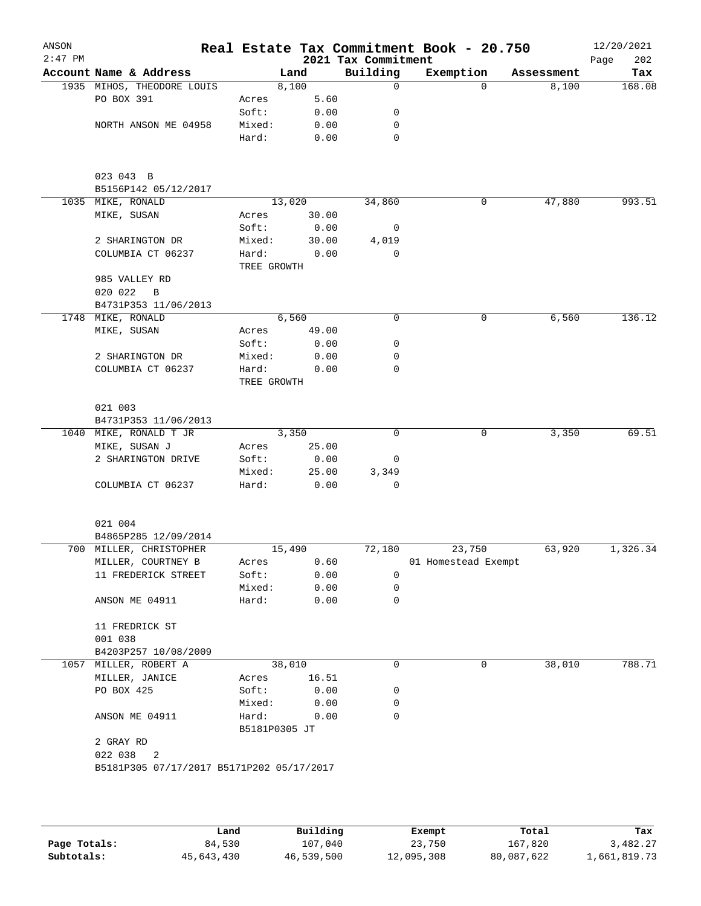# Real Estate Tax Commitment Book - 20.750

ANSON
2:47 PM

2021 Tax Commitment

12/20/2021

| Account | Name & Address | Land | | Building | Exemption | Assessment | Tax |
|---|---|---|---|---|---|---|---|
| 1935 | MIHOS, THEODORE LOUIS | 8,100 | | 0 | 0 | 8,100 | 168.08 |
| | PO BOX 391 | Acres | 5.60 | | | | |
| | | Soft: | 0.00 | 0 | | | |
| | NORTH ANSON ME 04958 | Mixed: | 0.00 | 0 | | | |
| | | Hard: | 0.00 | 0 | | | |
| | 023 043 B | | | | | | |
| | B5156P142 05/12/2017 | | | | | | |
| 1035 | MIKE, RONALD | 13,020 | | 34,860 | 0 | 47,880 | 993.51 |
| | MIKE, SUSAN | Acres | 30.00 | | | | |
| | | Soft: | 0.00 | 0 | | | |
| | 2 SHARINGTON DR | Mixed: | 30.00 | 4,019 | | | |
| | COLUMBIA CT 06237 | Hard: | 0.00 | 0 | | | |
| | | TREE GROWTH | | | | | |
| | 985 VALLEY RD | | | | | | |
| | 020 022 B | | | | | | |
| | B4731P353 11/06/2013 | | | | | | |
| 1748 | MIKE, RONALD | 6,560 | | 0 | 0 | 6,560 | 136.12 |
| | MIKE, SUSAN | Acres | 49.00 | | | | |
| | | Soft: | 0.00 | 0 | | | |
| | 2 SHARINGTON DR | Mixed: | 0.00 | 0 | | | |
| | COLUMBIA CT 06237 | Hard: | 0.00 | 0 | | | |
| | | TREE GROWTH | | | | | |
| | 021 003 | | | | | | |
| | B4731P353 11/06/2013 | | | | | | |
| 1040 | MIKE, RONALD T JR | 3,350 | | 0 | 0 | 3,350 | 69.51 |
| | MIKE, SUSAN J | Acres | 25.00 | | | | |
| | 2 SHARINGTON DRIVE | Soft: | 0.00 | 0 | | | |
| | | Mixed: | 25.00 | 3,349 | | | |
| | COLUMBIA CT 06237 | Hard: | 0.00 | 0 | | | |
| | 021 004 | | | | | | |
| | B4865P285 12/09/2014 | | | | | | |
| 700 | MILLER, CHRISTOPHER | 15,490 | | 72,180 | 23,750 | 63,920 | 1,326.34 |
| | MILLER, COURTNEY B | Acres | 0.60 | | 01 Homestead Exempt | | |
| | 11 FREDERICK STREET | Soft: | 0.00 | 0 | | | |
| | | Mixed: | 0.00 | 0 | | | |
| | ANSON ME 04911 | Hard: | 0.00 | 0 | | | |
| | 11 FREDRICK ST | | | | | | |
| | 001 038 | | | | | | |
| | B4203P257 10/08/2009 | | | | | | |
| 1057 | MILLER, ROBERT A | 38,010 | | 0 | 0 | 38,010 | 788.71 |
| | MILLER, JANICE | Acres | 16.51 | | | | |
| | PO BOX 425 | Soft: | 0.00 | 0 | | | |
| | | Mixed: | 0.00 | 0 | | | |
| | ANSON ME 04911 | Hard: | 0.00 | 0 | | | |
| | | B5181P0305 JT | | | | | |
| | 2 GRAY RD | | | | | | |
| | 022 038 2 | | | | | | |
| | B5181P305 07/17/2017 B5171P202 05/17/2017 | | | | | | |

| | Land | Building | Exempt | Total | Tax |
|---|---|---|---|---|---|
| Page Totals: | 84,530 | 107,040 | 23,750 | 167,820 | 3,482.27 |
| Subtotals: | 45,643,430 | 46,539,500 | 12,095,308 | 80,087,622 | 1,661,819.73 |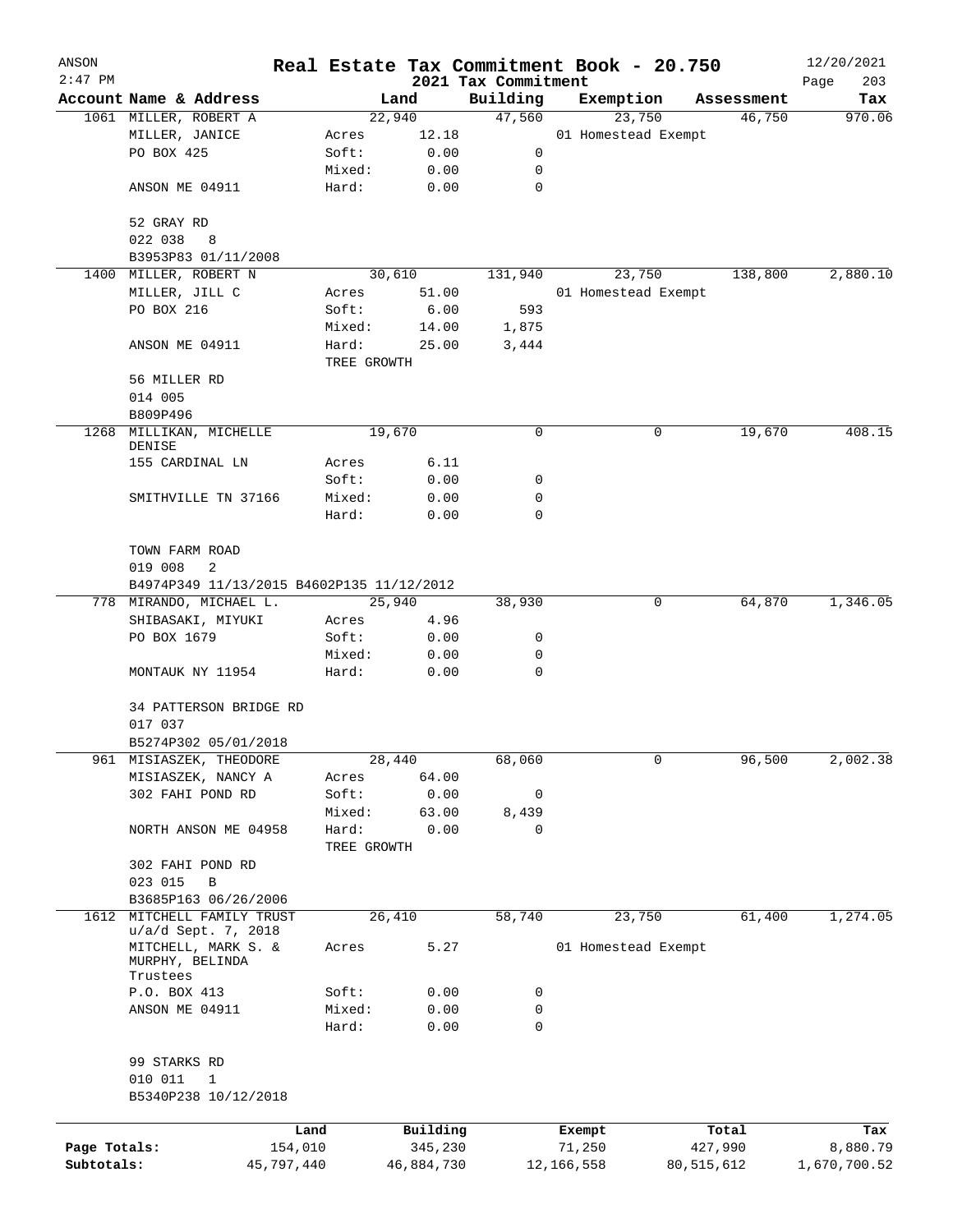# Real Estate Tax Commitment Book - 20.750

## 2021 Tax Commitment

ANSON 12/20/2021

| Account Name & Address | Land | | Building | Exemption | Assessment | Tax |
|---|---|---|---|---|---|---|
| 1061 MILLER, ROBERT A | 22,940 | | 47,560 | 23,750 | 46,750 | 970.06 |
| MILLER, JANICE | Acres | 12.18 | | 01 Homestead Exempt | | |
| PO BOX 425 | Soft: | 0.00 | 0 | | | |
| | Mixed: | 0.00 | 0 | | | |
| ANSON ME 04911 | Hard: | 0.00 | 0 | | | |
| 52 GRAY RD | | | | | | |
| 022 038 8 | | | | | | |
| B3953P83 01/11/2008 | | | | | | |
| 1400 MILLER, ROBERT N | 30,610 | | 131,940 | 23,750 | 138,800 | 2,880.10 |
| MILLER, JILL C | Acres | 51.00 | | 01 Homestead Exempt | | |
| PO BOX 216 | Soft: | 6.00 | 593 | | | |
| | Mixed: | 14.00 | 1,875 | | | |
| ANSON ME 04911 | Hard: | 25.00 | 3,444 | | | |
| | TREE GROWTH | | | | | |
| 56 MILLER RD | | | | | | |
| 014 005 | | | | | | |
| B809P496 | | | | | | |
| 1268 MILLIKAN, MICHELLE DENISE | 19,670 | | 0 | 0 | 19,670 | 408.15 |
| 155 CARDINAL LN | Acres | 6.11 | | | | |
| | Soft: | 0.00 | 0 | | | |
| SMITHVILLE TN 37166 | Mixed: | 0.00 | 0 | | | |
| | Hard: | 0.00 | 0 | | | |
| TOWN FARM ROAD | | | | | | |
| 019 008 2 | | | | | | |
| B4974P349 11/13/2015 B4602P135 11/12/2012 | | | | | | |
| 778 MIRANDO, MICHAEL L. | 25,940 | | 38,930 | 0 | 64,870 | 1,346.05 |
| SHIBASAKI, MIYUKI | Acres | 4.96 | | | | |
| PO BOX 1679 | Soft: | 0.00 | 0 | | | |
| | Mixed: | 0.00 | 0 | | | |
| MONTAUK NY 11954 | Hard: | 0.00 | 0 | | | |
| 34 PATTERSON BRIDGE RD | | | | | | |
| 017 037 | | | | | | |
| B5274P302 05/01/2018 | | | | | | |
| 961 MISIASZEK, THEODORE | 28,440 | | 68,060 | 0 | 96,500 | 2,002.38 |
| MISIASZEK, NANCY A | Acres | 64.00 | | | | |
| 302 FAHI POND RD | Soft: | 0.00 | 0 | | | |
| | Mixed: | 63.00 | 8,439 | | | |
| NORTH ANSON ME 04958 | Hard: | 0.00 | 0 | | | |
| | TREE GROWTH | | | | | |
| 302 FAHI POND RD | | | | | | |
| 023 015 B | | | | | | |
| B3685P163 06/26/2006 | | | | | | |
| 1612 MITCHELL FAMILY TRUST u/a/d Sept. 7, 2018 | 26,410 | | 58,740 | 23,750 | 61,400 | 1,274.05 |
| MITCHELL, MARK S. & MURPHY, BELINDA Trustees | Acres | 5.27 | | 01 Homestead Exempt | | |
| P.O. BOX 413 | Soft: | 0.00 | 0 | | | |
| ANSON ME 04911 | Mixed: | 0.00 | 0 | | | |
| | Hard: | 0.00 | 0 | | | |
| 99 STARKS RD | | | | | | |
| 010 011 1 | | | | | | |
| B5340P238 10/12/2018 | | | | | | |

| | Land | Building | Exempt | Total | Tax |
|---|---|---|---|---|---|
| Page Totals: | 154,010 | 345,230 | 71,250 | 427,990 | 8,880.79 |
| Subtotals: | 45,797,440 | 46,884,730 | 12,166,558 | 80,515,612 | 1,670,700.52 |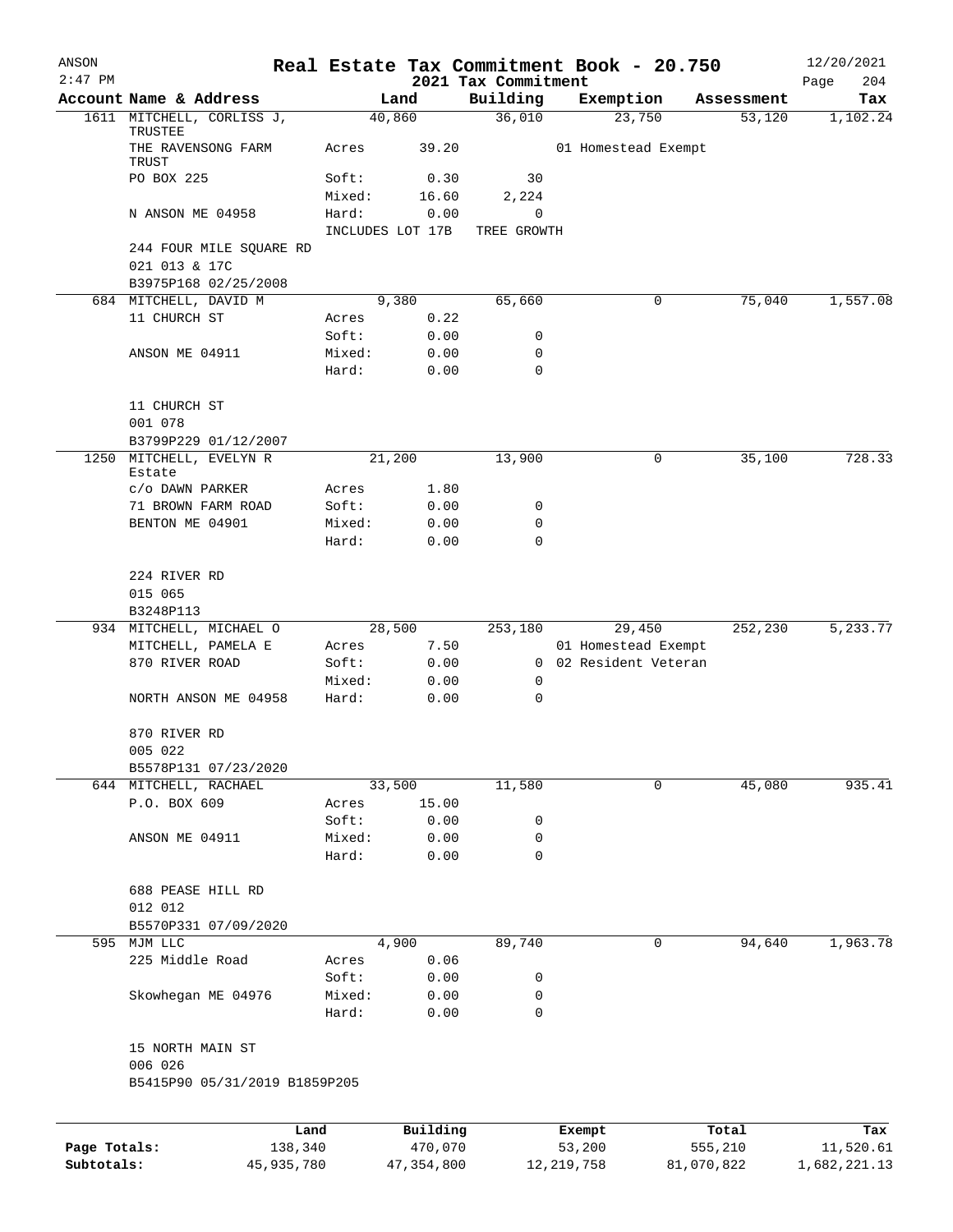# Real Estate Tax Commitment Book - 20.750

ANSON 2:47 PM — 2021 Tax Commitment — 12/20/2021

| Account | Name & Address | | Land | Building | Exemption | Assessment | Tax |
|---|---|---|---|---|---|---|---|
| 1611 | MITCHELL, CORLISS J, TRUSTEE | | 40,860 | 36,010 | 23,750 | 53,120 | 1,102.24 |
| | THE RAVENSONG FARM TRUST | Acres | 39.20 | | 01 Homestead Exempt | | |
| | PO BOX 225 | Soft: | 0.30 | 30 | | | |
| | | Mixed: | 16.60 | 2,224 | | | |
| | N ANSON ME 04958 | Hard: | 0.00 | 0 | | | |
| | | INCLUDES LOT 17B | | TREE GROWTH | | | |
| | 244 FOUR MILE SQUARE RD | | | | | | |
| | 021 013 & 17C | | | | | | |
| | B3975P168 02/25/2008 | | | | | | |
| 684 | MITCHELL, DAVID M | | 9,380 | 65,660 | 0 | 75,040 | 1,557.08 |
| | 11 CHURCH ST | Acres | 0.22 | | | | |
| | | Soft: | 0.00 | 0 | | | |
| | ANSON ME 04911 | Mixed: | 0.00 | 0 | | | |
| | | Hard: | 0.00 | 0 | | | |
| | 11 CHURCH ST | | | | | | |
| | 001 078 | | | | | | |
| | B3799P229 01/12/2007 | | | | | | |
| 1250 | MITCHELL, EVELYN R Estate | | 21,200 | 13,900 | 0 | 35,100 | 728.33 |
| | c/o DAWN PARKER | Acres | 1.80 | | | | |
| | 71 BROWN FARM ROAD | Soft: | 0.00 | 0 | | | |
| | BENTON ME 04901 | Mixed: | 0.00 | 0 | | | |
| | | Hard: | 0.00 | 0 | | | |
| | 224 RIVER RD | | | | | | |
| | 015 065 | | | | | | |
| | B3248P113 | | | | | | |
| 934 | MITCHELL, MICHAEL O | | 28,500 | 253,180 | 29,450 | 252,230 | 5,233.77 |
| | MITCHELL, PAMELA E | Acres | 7.50 | | 01 Homestead Exempt | | |
| | 870 RIVER ROAD | Soft: | 0.00 | 0 | 02 Resident Veteran | | |
| | | Mixed: | 0.00 | 0 | | | |
| | NORTH ANSON ME 04958 | Hard: | 0.00 | 0 | | | |
| | 870 RIVER RD | | | | | | |
| | 005 022 | | | | | | |
| | B5578P131 07/23/2020 | | | | | | |
| 644 | MITCHELL, RACHAEL | | 33,500 | 11,580 | 0 | 45,080 | 935.41 |
| | P.O. BOX 609 | Acres | 15.00 | | | | |
| | | Soft: | 0.00 | 0 | | | |
| | ANSON ME 04911 | Mixed: | 0.00 | 0 | | | |
| | | Hard: | 0.00 | 0 | | | |
| | 688 PEASE HILL RD | | | | | | |
| | 012 012 | | | | | | |
| | B5570P331 07/09/2020 | | | | | | |
| 595 | MJM LLC | | 4,900 | 89,740 | 0 | 94,640 | 1,963.78 |
| | 225 Middle Road | Acres | 0.06 | | | | |
| | | Soft: | 0.00 | 0 | | | |
| | Skowhegan ME 04976 | Mixed: | 0.00 | 0 | | | |
| | | Hard: | 0.00 | 0 | | | |
| | 15 NORTH MAIN ST | | | | | | |
| | 006 026 | | | | | | |
| | B5415P90 05/31/2019 B1859P205 | | | | | | |

| | Land | Building | Exempt | Total | Tax |
|---|---|---|---|---|---|
| Page Totals: | 138,340 | 470,070 | 53,200 | 555,210 | 11,520.61 |
| Subtotals: | 45,935,780 | 47,354,800 | 12,219,758 | 81,070,822 | 1,682,221.13 |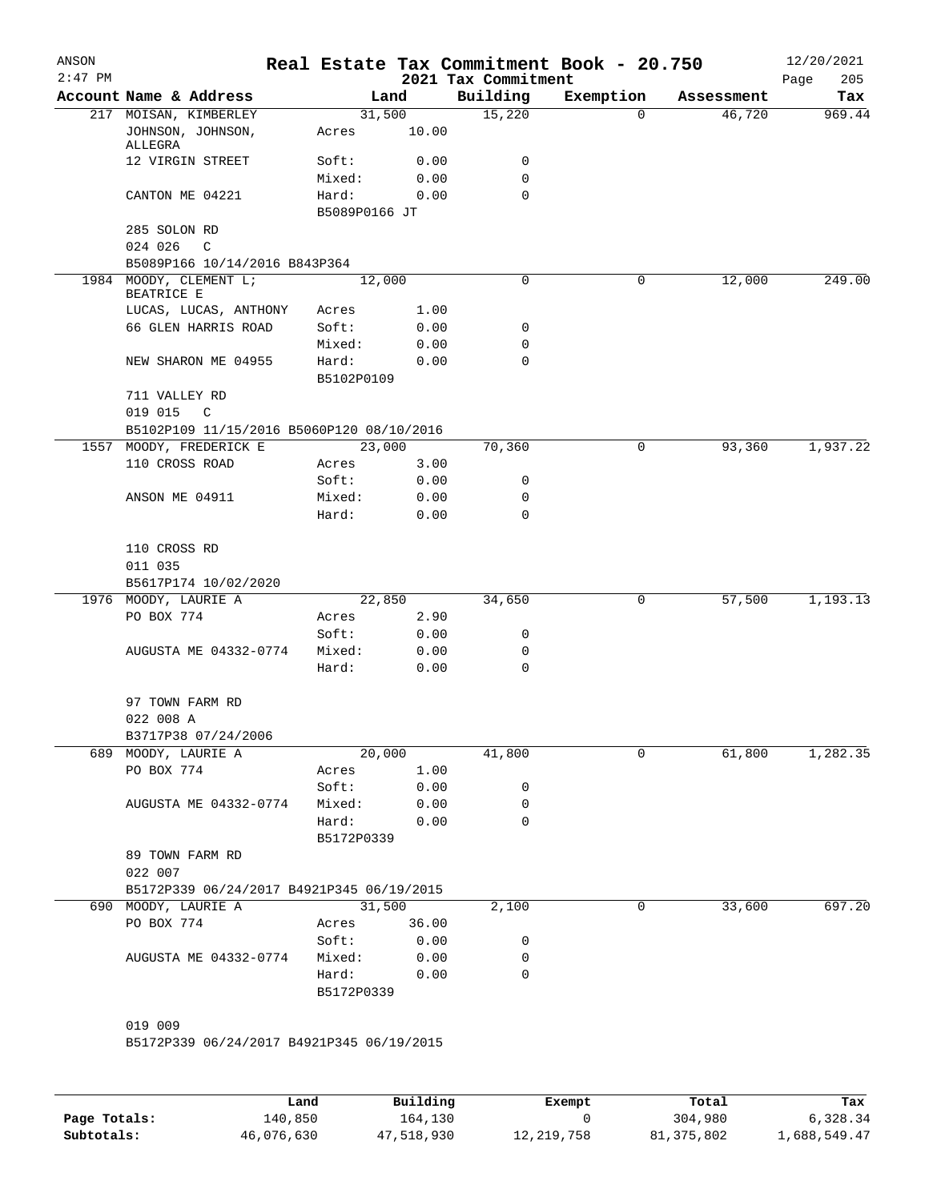ANSON 2:47 PM

# Real Estate Tax Commitment Book - 20.750

## 2021 Tax Commitment

12/20/2021 Page 205

| Account Name & Address | Land | | Building | Exemption | Assessment | Tax |
|---|---|---|---|---|---|---|
| 217 MOISAN, KIMBERLEY | 31,500 | | 15,220 | 0 | 46,720 | 969.44 |
| JOHNSON, JOHNSON, ALLEGRA | Acres | 10.00 | | | | |
| 12 VIRGIN STREET | Soft: | 0.00 | 0 | | | |
| | Mixed: | 0.00 | 0 | | | |
| CANTON ME 04221 | Hard: | 0.00 | 0 | | | |
| | B5089P0166 JT | | | | | |
| 285 SOLON RD | | | | | | |
| 024 026 C | | | | | | |
| B5089P166 10/14/2016 B843P364 | | | | | | |
| 1984 MOODY, CLEMENT L; BEATRICE E | 12,000 | | 0 | 0 | 12,000 | 249.00 |
| LUCAS, LUCAS, ANTHONY | Acres | 1.00 | | | | |
| 66 GLEN HARRIS ROAD | Soft: | 0.00 | 0 | | | |
| | Mixed: | 0.00 | 0 | | | |
| NEW SHARON ME 04955 | Hard: | 0.00 | 0 | | | |
| | B5102P0109 | | | | | |
| 711 VALLEY RD | | | | | | |
| 019 015 C | | | | | | |
| B5102P109 11/15/2016 B5060P120 08/10/2016 | | | | | | |
| 1557 MOODY, FREDERICK E | 23,000 | | 70,360 | 0 | 93,360 | 1,937.22 |
| 110 CROSS ROAD | Acres | 3.00 | | | | |
| | Soft: | 0.00 | 0 | | | |
| ANSON ME 04911 | Mixed: | 0.00 | 0 | | | |
| | Hard: | 0.00 | 0 | | | |
| 110 CROSS RD | | | | | | |
| 011 035 | | | | | | |
| B5617P174 10/02/2020 | | | | | | |
| 1976 MOODY, LAURIE A | 22,850 | | 34,650 | 0 | 57,500 | 1,193.13 |
| PO BOX 774 | Acres | 2.90 | | | | |
| | Soft: | 0.00 | 0 | | | |
| AUGUSTA ME 04332-0774 | Mixed: | 0.00 | 0 | | | |
| | Hard: | 0.00 | 0 | | | |
| 97 TOWN FARM RD | | | | | | |
| 022 008 A | | | | | | |
| B3717P38 07/24/2006 | | | | | | |
| 689 MOODY, LAURIE A | 20,000 | | 41,800 | 0 | 61,800 | 1,282.35 |
| PO BOX 774 | Acres | 1.00 | | | | |
| | Soft: | 0.00 | 0 | | | |
| AUGUSTA ME 04332-0774 | Mixed: | 0.00 | 0 | | | |
| | Hard: | 0.00 | 0 | | | |
| | B5172P0339 | | | | | |
| 89 TOWN FARM RD | | | | | | |
| 022 007 | | | | | | |
| B5172P339 06/24/2017 B4921P345 06/19/2015 | | | | | | |
| 690 MOODY, LAURIE A | 31,500 | | 2,100 | 0 | 33,600 | 697.20 |
| PO BOX 774 | Acres | 36.00 | | | | |
| | Soft: | 0.00 | 0 | | | |
| AUGUSTA ME 04332-0774 | Mixed: | 0.00 | 0 | | | |
| | Hard: | 0.00 | 0 | | | |
| | B5172P0339 | | | | | |
| 019 009 | | | | | | |
| B5172P339 06/24/2017 B4921P345 06/19/2015 | | | | | | |

| | Land | Building | Exempt | Total | Tax |
|---|---|---|---|---|---|
| Page Totals: | 140,850 | 164,130 | 0 | 304,980 | 6,328.34 |
| Subtotals: | 46,076,630 | 47,518,930 | 12,219,758 | 81,375,802 | 1,688,549.47 |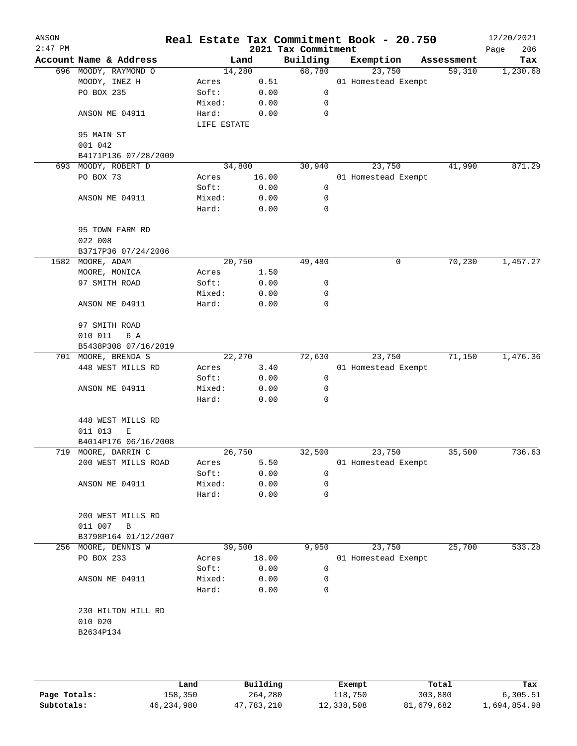# Real Estate Tax Commitment Book - 20.750

ANSON
2:47 PM

2021 Tax Commitment

12/20/2021
Page 206

| Account Name & Address | Land | | Building | Exemption | Assessment | Tax |
|---|---|---|---|---|---|---|
| 696 MOODY, RAYMOND O | 14,280 | | 68,780 | 23,750 | 59,310 | 1,230.68 |
| MOODY, INEZ H | Acres | 0.51 | | 01 Homestead Exempt | | |
| PO BOX 235 | Soft: | 0.00 | 0 | | | |
| | Mixed: | 0.00 | 0 | | | |
| ANSON ME 04911 | Hard: | 0.00 | 0 | | | |
| | LIFE ESTATE | | | | | |
| 95 MAIN ST | | | | | | |
| 001 042 | | | | | | |
| B4171P136 07/28/2009 | | | | | | |
| 693 MOODY, ROBERT D | 34,800 | | 30,940 | 23,750 | 41,990 | 871.29 |
| PO BOX 73 | Acres | 16.00 | | 01 Homestead Exempt | | |
| | Soft: | 0.00 | 0 | | | |
| ANSON ME 04911 | Mixed: | 0.00 | 0 | | | |
| | Hard: | 0.00 | 0 | | | |
| 95 TOWN FARM RD | | | | | | |
| 022 008 | | | | | | |
| B3717P36 07/24/2006 | | | | | | |
| 1582 MOORE, ADAM | 20,750 | | 49,480 | 0 | 70,230 | 1,457.27 |
| MOORE, MONICA | Acres | 1.50 | | | | |
| 97 SMITH ROAD | Soft: | 0.00 | 0 | | | |
| | Mixed: | 0.00 | 0 | | | |
| ANSON ME 04911 | Hard: | 0.00 | 0 | | | |
| 97 SMITH ROAD | | | | | | |
| 010 011 6 A | | | | | | |
| B5438P308 07/16/2019 | | | | | | |
| 701 MOORE, BRENDA S | 22,270 | | 72,630 | 23,750 | 71,150 | 1,476.36 |
| 448 WEST MILLS RD | Acres | 3.40 | | 01 Homestead Exempt | | |
| | Soft: | 0.00 | 0 | | | |
| ANSON ME 04911 | Mixed: | 0.00 | 0 | | | |
| | Hard: | 0.00 | 0 | | | |
| 448 WEST MILLS RD | | | | | | |
| 011 013 E | | | | | | |
| B4014P176 06/16/2008 | | | | | | |
| 719 MOORE, DARRIN C | 26,750 | | 32,500 | 23,750 | 35,500 | 736.63 |
| 200 WEST MILLS ROAD | Acres | 5.50 | | 01 Homestead Exempt | | |
| | Soft: | 0.00 | 0 | | | |
| ANSON ME 04911 | Mixed: | 0.00 | 0 | | | |
| | Hard: | 0.00 | 0 | | | |
| 200 WEST MILLS RD | | | | | | |
| 011 007 B | | | | | | |
| B3798P164 01/12/2007 | | | | | | |
| 256 MOORE, DENNIS W | 39,500 | | 9,950 | 23,750 | 25,700 | 533.28 |
| PO BOX 233 | Acres | 18.00 | | 01 Homestead Exempt | | |
| | Soft: | 0.00 | 0 | | | |
| ANSON ME 04911 | Mixed: | 0.00 | 0 | | | |
| | Hard: | 0.00 | 0 | | | |
| 230 HILTON HILL RD | | | | | | |
| 010 020 | | | | | | |
| B2634P134 | | | | | | |

| | Land | Building | Exempt | Total | Tax |
|---|---|---|---|---|---|
| Page Totals: | 158,350 | 264,280 | 118,750 | 303,880 | 6,305.51 |
| Subtotals: | 46,234,980 | 47,783,210 | 12,338,508 | 81,679,682 | 1,694,854.98 |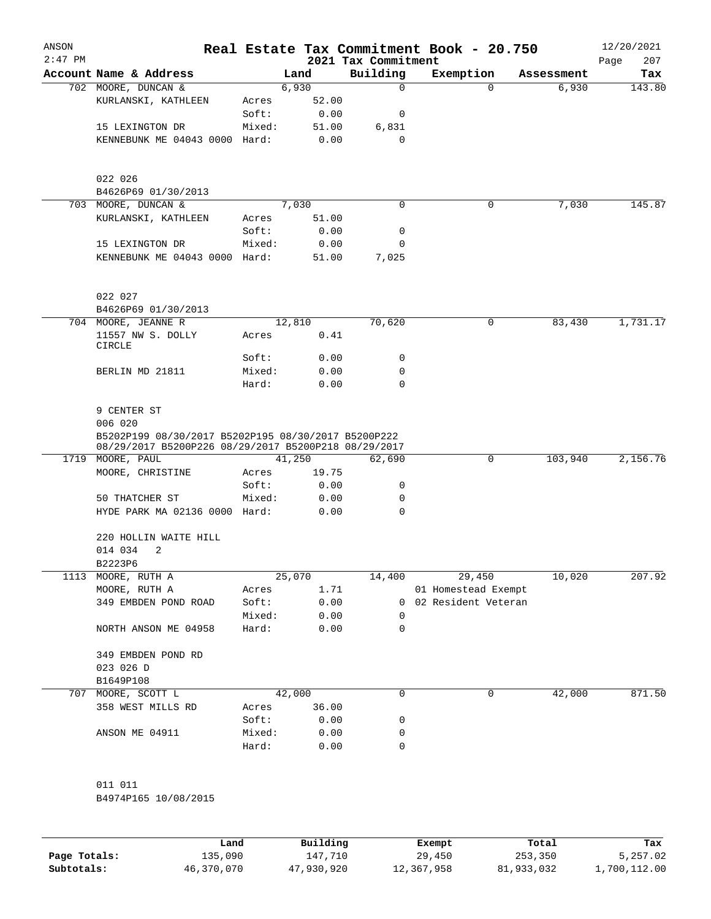# Real Estate Tax Commitment Book - 20.750

ANSON
2:47 PM
2021 Tax Commitment
12/20/2021

| Account Name & Address | | Land | Building | Exemption | Assessment | Tax |
|---|---|---|---|---|---|---|
| 702 MOORE, DUNCAN & | | 6,930 | 0 | 0 | 6,930 | 143.80 |
| KURLANSKI, KATHLEEN | Acres | 52.00 | | | | |
| | Soft: | 0.00 | 0 | | | |
| 15 LEXINGTON DR | Mixed: | 51.00 | 6,831 | | | |
| KENNEBUNK ME 04043 0000 | Hard: | 0.00 | 0 | | | |
| 022 026 | | | | | | |
| B4626P69 01/30/2013 | | | | | | |
| 703 MOORE, DUNCAN & | | 7,030 | 0 | 0 | 7,030 | 145.87 |
| KURLANSKI, KATHLEEN | Acres | 51.00 | | | | |
| | Soft: | 0.00 | 0 | | | |
| 15 LEXINGTON DR | Mixed: | 0.00 | 0 | | | |
| KENNEBUNK ME 04043 0000 | Hard: | 51.00 | 7,025 | | | |
| 022 027 | | | | | | |
| B4626P69 01/30/2013 | | | | | | |
| 704 MOORE, JEANNE R | | 12,810 | 70,620 | 0 | 83,430 | 1,731.17 |
| 11557 NW S. DOLLY CIRCLE | Acres | 0.41 | | | | |
| | Soft: | 0.00 | 0 | | | |
| BERLIN MD 21811 | Mixed: | 0.00 | 0 | | | |
| | Hard: | 0.00 | 0 | | | |
| 9 CENTER ST | | | | | | |
| 006 020 | | | | | | |
| B5202P199 08/30/2017 B5202P195 08/30/2017 B5200P222 08/29/2017 B5200P226 08/29/2017 B5200P218 08/29/2017 | | | | | | |
| 1719 MOORE, PAUL | | 41,250 | 62,690 | 0 | 103,940 | 2,156.76 |
| MOORE, CHRISTINE | Acres | 19.75 | | | | |
| | Soft: | 0.00 | 0 | | | |
| 50 THATCHER ST | Mixed: | 0.00 | 0 | | | |
| HYDE PARK MA 02136 0000 | Hard: | 0.00 | 0 | | | |
| 220 HOLLIN WAITE HILL | | | | | | |
| 014 034 2 | | | | | | |
| B2223P6 | | | | | | |
| 1113 MOORE, RUTH A | | 25,070 | 14,400 | 29,450 | 10,020 | 207.92 |
| MOORE, RUTH A | Acres | 1.71 | | 01 Homestead Exempt | | |
| 349 EMBDEN POND ROAD | Soft: | 0.00 | 0 | 02 Resident Veteran | | |
| | Mixed: | 0.00 | 0 | | | |
| NORTH ANSON ME 04958 | Hard: | 0.00 | 0 | | | |
| 349 EMBDEN POND RD | | | | | | |
| 023 026 D | | | | | | |
| B1649P108 | | | | | | |
| 707 MOORE, SCOTT L | | 42,000 | 0 | 0 | 42,000 | 871.50 |
| 358 WEST MILLS RD | Acres | 36.00 | | | | |
| | Soft: | 0.00 | 0 | | | |
| ANSON ME 04911 | Mixed: | 0.00 | 0 | | | |
| | Hard: | 0.00 | 0 | | | |
| 011 011 | | | | | | |
| B4974P165 10/08/2015 | | | | | | |

| | Land | Building | Exempt | Total | Tax |
|---|---|---|---|---|---|
| Page Totals: | 135,090 | 147,710 | 29,450 | 253,350 | 5,257.02 |
| Subtotals: | 46,370,070 | 47,930,920 | 12,367,958 | 81,933,032 | 1,700,112.00 |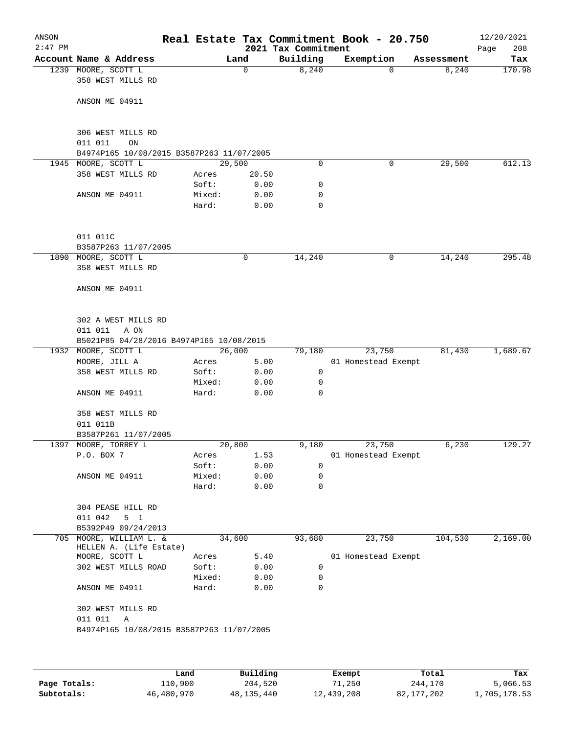# Real Estate Tax Commitment Book - 20.750

ANSON
2:47 PM
2021 Tax Commitment
12/20/2021

| Account | Name & Address | | Land | Building | Exemption | Assessment | Tax |
|---|---|---|---|---|---|---|---|
| 1239 | MOORE, SCOTT L<br>358 WEST MILLS RD<br><br>ANSON ME 04911<br><br>306 WEST MILLS RD<br>011 011 ON<br>B4974P165 10/08/2015 B3587P263 11/07/2005 | | 0 | 8,240 | 0 | 8,240 | 170.98 |
| 1945 | MOORE, SCOTT L<br>358 WEST MILLS RD<br><br>ANSON ME 04911<br><br>011 011C<br>B3587P263 11/07/2005 | Acres 20.50<br>Soft: 0.00<br>Mixed: 0.00<br>Hard: 0.00 | 29,500 | 0<br>0<br>0<br>0 | 0 | 29,500 | 612.13 |
| 1890 | MOORE, SCOTT L<br>358 WEST MILLS RD<br><br>ANSON ME 04911<br><br>302 A WEST MILLS RD<br>011 011 A ON<br>B5021P85 04/28/2016 B4974P165 10/08/2015 | | 0 | 14,240 | 0 | 14,240 | 295.48 |
| 1932 | MOORE, SCOTT L<br>MOORE, JILL A<br>358 WEST MILLS RD<br><br>ANSON ME 04911<br><br>358 WEST MILLS RD<br>011 011B<br>B3587P261 11/07/2005 | Acres 5.00<br>Soft: 0.00<br>Mixed: 0.00<br>Hard: 0.00 | 26,000 | 79,180<br>0<br>0<br>0 | 23,750<br>01 Homestead Exempt | 81,430 | 1,689.67 |
| 1397 | MOORE, TORREY L<br>P.O. BOX 7<br><br>ANSON ME 04911<br><br>304 PEASE HILL RD<br>011 042 5 1<br>B5392P49 09/24/2013 | Acres 1.53<br>Soft: 0.00<br>Mixed: 0.00<br>Hard: 0.00 | 20,800 | 9,180<br>0<br>0<br>0 | 23,750<br>01 Homestead Exempt | 6,230 | 129.27 |
| 705 | MOORE, WILLIAM L. &<br>HELLEN A. (Life Estate)<br>MOORE, SCOTT L<br>302 WEST MILLS ROAD<br><br>ANSON ME 04911<br><br>302 WEST MILLS RD<br>011 011 A<br>B4974P165 10/08/2015 B3587P263 11/07/2005 | Acres 5.40<br>Soft: 0.00<br>Mixed: 0.00<br>Hard: 0.00 | 34,600 | 93,680<br>0<br>0<br>0 | 23,750<br>01 Homestead Exempt | 104,530 | 2,169.00 |

| | Land | Building | Exempt | Total | Tax |
|---|---|---|---|---|---|
| Page Totals: | 110,900 | 204,520 | 71,250 | 244,170 | 5,066.53 |
| Subtotals: | 46,480,970 | 48,135,440 | 12,439,208 | 82,177,202 | 1,705,178.53 |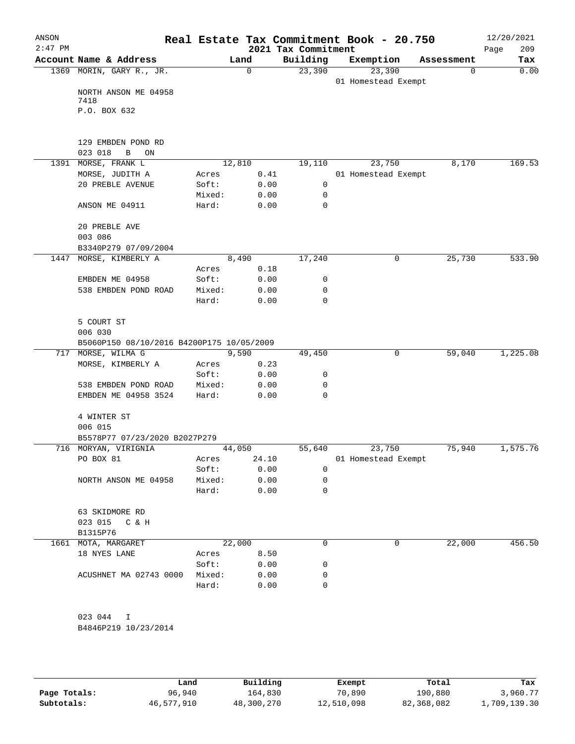# Real Estate Tax Commitment Book - 20.750

ANSON
2:47 PM

12/20/2021

## 2021 Tax Commitment

| Account | Name & Address | | Land | Building | Exemption | Assessment | Tax |
|---|---|---|---|---|---|---|---|
| 1369 | MORIN, GARY R., JR. | | 0 | 23,390 | 23,390 | 0 | 0.00 |
| | | | | | 01 Homestead Exempt | | |
| | NORTH ANSON ME 04958 7418 | | | | | | |
| | P.O. BOX 632 | | | | | | |
| | 129 EMBDEN POND RD | | | | | | |
| | 023 018 B ON | | | | | | |
| 1391 | MORSE, FRANK L | | 12,810 | 19,110 | 23,750 | 8,170 | 169.53 |
| | MORSE, JUDITH A | Acres | 0.41 | | 01 Homestead Exempt | | |
| | 20 PREBLE AVENUE | Soft: | 0.00 | 0 | | | |
| | | Mixed: | 0.00 | 0 | | | |
| | ANSON ME 04911 | Hard: | 0.00 | 0 | | | |
| | 20 PREBLE AVE | | | | | | |
| | 003 086 | | | | | | |
| | B3340P279 07/09/2004 | | | | | | |
| 1447 | MORSE, KIMBERLY A | | 8,490 | 17,240 | 0 | 25,730 | 533.90 |
| | | Acres | 0.18 | | | | |
| | EMBDEN ME 04958 | Soft: | 0.00 | 0 | | | |
| | 538 EMBDEN POND ROAD | Mixed: | 0.00 | 0 | | | |
| | | Hard: | 0.00 | 0 | | | |
| | 5 COURT ST | | | | | | |
| | 006 030 | | | | | | |
| | B5060P150 08/10/2016 B4200P175 10/05/2009 | | | | | | |
| 717 | MORSE, WILMA G | | 9,590 | 49,450 | 0 | 59,040 | 1,225.08 |
| | MORSE, KIMBERLY A | Acres | 0.23 | | | | |
| | | Soft: | 0.00 | 0 | | | |
| | 538 EMBDEN POND ROAD | Mixed: | 0.00 | 0 | | | |
| | EMBDEN ME 04958 3524 | Hard: | 0.00 | 0 | | | |
| | 4 WINTER ST | | | | | | |
| | 006 015 | | | | | | |
| | B5578P77 07/23/2020 B2027P279 | | | | | | |
| 716 | MORYAN, VIRIGNIA | | 44,050 | 55,640 | 23,750 | 75,940 | 1,575.76 |
| | PO BOX 81 | Acres | 24.10 | | 01 Homestead Exempt | | |
| | | Soft: | 0.00 | 0 | | | |
| | NORTH ANSON ME 04958 | Mixed: | 0.00 | 0 | | | |
| | | Hard: | 0.00 | 0 | | | |
| | 63 SKIDMORE RD | | | | | | |
| | 023 015 C & H | | | | | | |
| | B1315P76 | | | | | | |
| 1661 | MOTA, MARGARET | | 22,000 | 0 | 0 | 22,000 | 456.50 |
| | 18 NYES LANE | Acres | 8.50 | | | | |
| | | Soft: | 0.00 | 0 | | | |
| | ACUSHNET MA 02743 0000 | Mixed: | 0.00 | 0 | | | |
| | | Hard: | 0.00 | 0 | | | |
| | 023 044 I | | | | | | |
| | B4846P219 10/23/2014 | | | | | | |

| | Land | Building | Exempt | Total | Tax |
|---|---|---|---|---|---|
| Page Totals: | 96,940 | 164,830 | 70,890 | 190,880 | 3,960.77 |
| Subtotals: | 46,577,910 | 48,300,270 | 12,510,098 | 82,368,082 | 1,709,139.30 |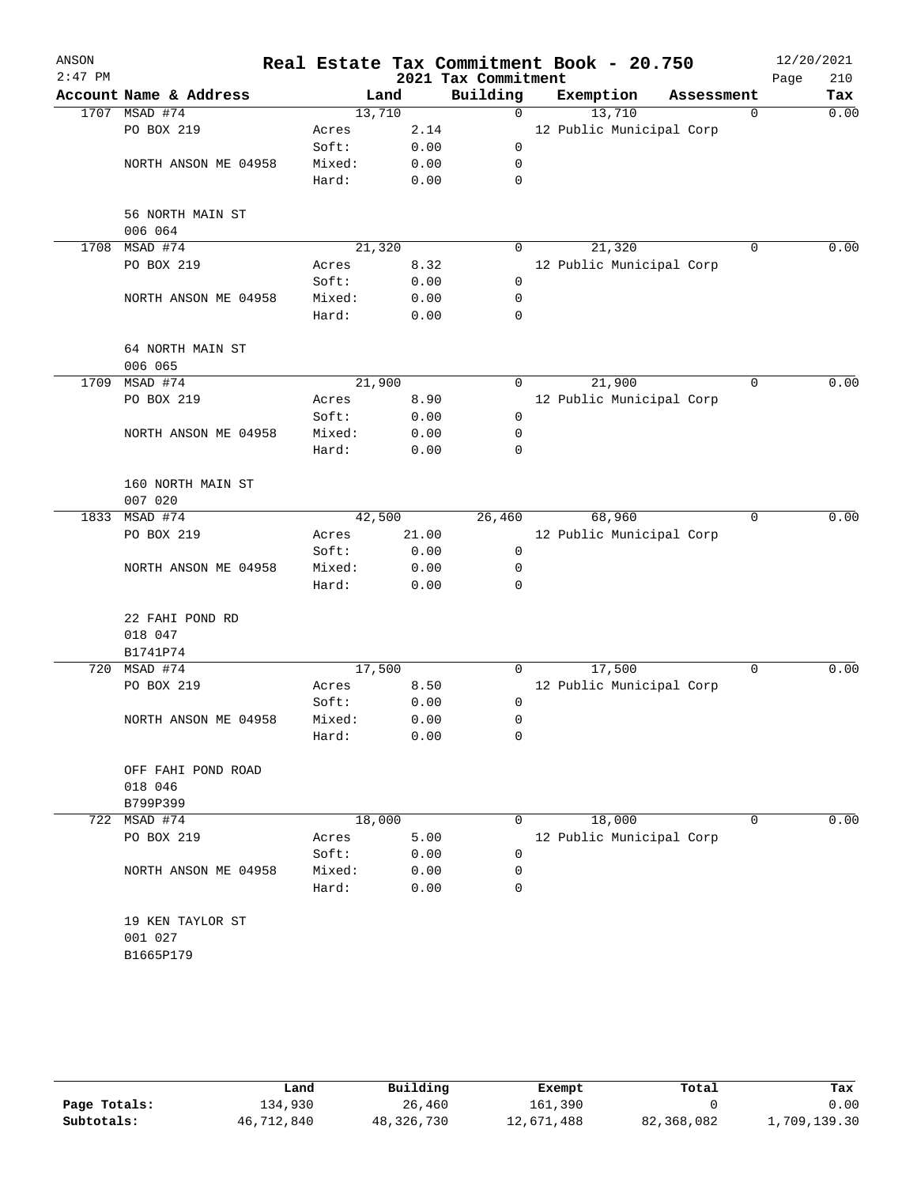# Real Estate Tax Commitment Book - 20.750

ANSON
2:47 PM

2021 Tax Commitment

12/20/2021
Page 210

| Account Name & Address | | Land | Building | Exemption | Assessment | Tax |
|---|---|---|---|---|---|---|
| 1707 MSAD #74 | | 13,710 | 0 | 13,710 | 0 | 0.00 |
| PO BOX 219 | Acres | 2.14 | | 12 Public Municipal Corp | | |
| | Soft: | 0.00 | 0 | | | |
| NORTH ANSON ME 04958 | Mixed: | 0.00 | 0 | | | |
| | Hard: | 0.00 | 0 | | | |
| 56 NORTH MAIN ST | | | | | | |
| 006 064 | | | | | | |
| 1708 MSAD #74 | | 21,320 | 0 | 21,320 | 0 | 0.00 |
| PO BOX 219 | Acres | 8.32 | | 12 Public Municipal Corp | | |
| | Soft: | 0.00 | 0 | | | |
| NORTH ANSON ME 04958 | Mixed: | 0.00 | 0 | | | |
| | Hard: | 0.00 | 0 | | | |
| 64 NORTH MAIN ST | | | | | | |
| 006 065 | | | | | | |
| 1709 MSAD #74 | | 21,900 | 0 | 21,900 | 0 | 0.00 |
| PO BOX 219 | Acres | 8.90 | | 12 Public Municipal Corp | | |
| | Soft: | 0.00 | 0 | | | |
| NORTH ANSON ME 04958 | Mixed: | 0.00 | 0 | | | |
| | Hard: | 0.00 | 0 | | | |
| 160 NORTH MAIN ST | | | | | | |
| 007 020 | | | | | | |
| 1833 MSAD #74 | | 42,500 | 26,460 | 68,960 | 0 | 0.00 |
| PO BOX 219 | Acres | 21.00 | | 12 Public Municipal Corp | | |
| | Soft: | 0.00 | 0 | | | |
| NORTH ANSON ME 04958 | Mixed: | 0.00 | 0 | | | |
| | Hard: | 0.00 | 0 | | | |
| 22 FAHI POND RD | | | | | | |
| 018 047 | | | | | | |
| B1741P74 | | | | | | |
| 720 MSAD #74 | | 17,500 | 0 | 17,500 | 0 | 0.00 |
| PO BOX 219 | Acres | 8.50 | | 12 Public Municipal Corp | | |
| | Soft: | 0.00 | 0 | | | |
| NORTH ANSON ME 04958 | Mixed: | 0.00 | 0 | | | |
| | Hard: | 0.00 | 0 | | | |
| OFF FAHI POND ROAD | | | | | | |
| 018 046 | | | | | | |
| B799P399 | | | | | | |
| 722 MSAD #74 | | 18,000 | 0 | 18,000 | 0 | 0.00 |
| PO BOX 219 | Acres | 5.00 | | 12 Public Municipal Corp | | |
| | Soft: | 0.00 | 0 | | | |
| NORTH ANSON ME 04958 | Mixed: | 0.00 | 0 | | | |
| | Hard: | 0.00 | 0 | | | |
| 19 KEN TAYLOR ST | | | | | | |
| 001 027 | | | | | | |
| B1665P179 | | | | | | |

| | Land | Building | Exempt | Total | Tax |
|---|---|---|---|---|---|
| Page Totals: | 134,930 | 26,460 | 161,390 | 0 | 0.00 |
| Subtotals: | 46,712,840 | 48,326,730 | 12,671,488 | 82,368,082 | 1,709,139.30 |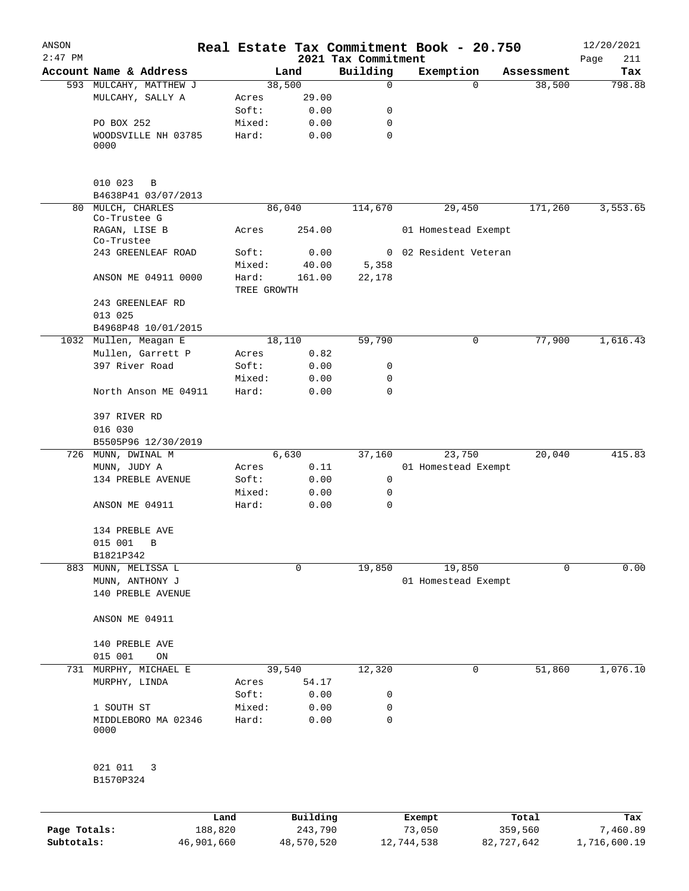ANSON
2:47 PM

# Real Estate Tax Commitment Book - 20.750
## 2021 Tax Commitment

12/20/2021
Page 211

| Account Name & Address | Land | | Building | Exemption | Assessment | Tax |
|---|---|---|---|---|---|---|
| 593 MULCAHY, MATTHEW J | 38,500 | | 0 | 0 | 38,500 | 798.88 |
| MULCAHY, SALLY A | Acres | 29.00 | | | | |
| | Soft: | 0.00 | 0 | | | |
| PO BOX 252 | Mixed: | 0.00 | 0 | | | |
| WOODSVILLE NH 03785 0000 | Hard: | 0.00 | 0 | | | |
| 010 023 B | | | | | | |
| B4638P41 03/07/2013 | | | | | | |
| 80 MULCH, CHARLES Co-Trustee G | 86,040 | | 114,670 | 29,450 | 171,260 | 3,553.65 |
| RAGAN, LISE B Co-Trustee | Acres | 254.00 | | 01 Homestead Exempt | | |
| 243 GREENLEAF ROAD | Soft: | 0.00 | 0 | 02 Resident Veteran | | |
| | Mixed: | 40.00 | 5,358 | | | |
| ANSON ME 04911 0000 | Hard: | 161.00 | 22,178 | | | |
| | TREE GROWTH | | | | | |
| 243 GREENLEAF RD | | | | | | |
| 013 025 | | | | | | |
| B4968P48 10/01/2015 | | | | | | |
| 1032 Mullen, Meagan E | 18,110 | | 59,790 | 0 | 77,900 | 1,616.43 |
| Mullen, Garrett P | Acres | 0.82 | | | | |
| 397 River Road | Soft: | 0.00 | 0 | | | |
| | Mixed: | 0.00 | 0 | | | |
| North Anson ME 04911 | Hard: | 0.00 | 0 | | | |
| 397 RIVER RD | | | | | | |
| 016 030 | | | | | | |
| B5505P96 12/30/2019 | | | | | | |
| 726 MUNN, DWINAL M | 6,630 | | 37,160 | 23,750 | 20,040 | 415.83 |
| MUNN, JUDY A | Acres | 0.11 | | 01 Homestead Exempt | | |
| 134 PREBLE AVENUE | Soft: | 0.00 | 0 | | | |
| | Mixed: | 0.00 | 0 | | | |
| ANSON ME 04911 | Hard: | 0.00 | 0 | | | |
| 134 PREBLE AVE | | | | | | |
| 015 001 B | | | | | | |
| B1821P342 | | | | | | |
| 883 MUNN, MELISSA L | 0 | | 19,850 | 19,850 | 0 | 0.00 |
| MUNN, ANTHONY J | | | | 01 Homestead Exempt | | |
| 140 PREBLE AVENUE | | | | | | |
| ANSON ME 04911 | | | | | | |
| 140 PREBLE AVE | | | | | | |
| 015 001 ON | | | | | | |
| 731 MURPHY, MICHAEL E | 39,540 | | 12,320 | 0 | 51,860 | 1,076.10 |
| MURPHY, LINDA | Acres | 54.17 | | | | |
| | Soft: | 0.00 | 0 | | | |
| 1 SOUTH ST | Mixed: | 0.00 | 0 | | | |
| MIDDLEBORO MA 02346 0000 | Hard: | 0.00 | 0 | | | |
| 021 011 3 | | | | | | |
| B1570P324 | | | | | | |

| | Land | Building | Exempt | Total | Tax |
|---|---|---|---|---|---|
| Page Totals: | 188,820 | 243,790 | 73,050 | 359,560 | 7,460.89 |
| Subtotals: | 46,901,660 | 48,570,520 | 12,744,538 | 82,727,642 | 1,716,600.19 |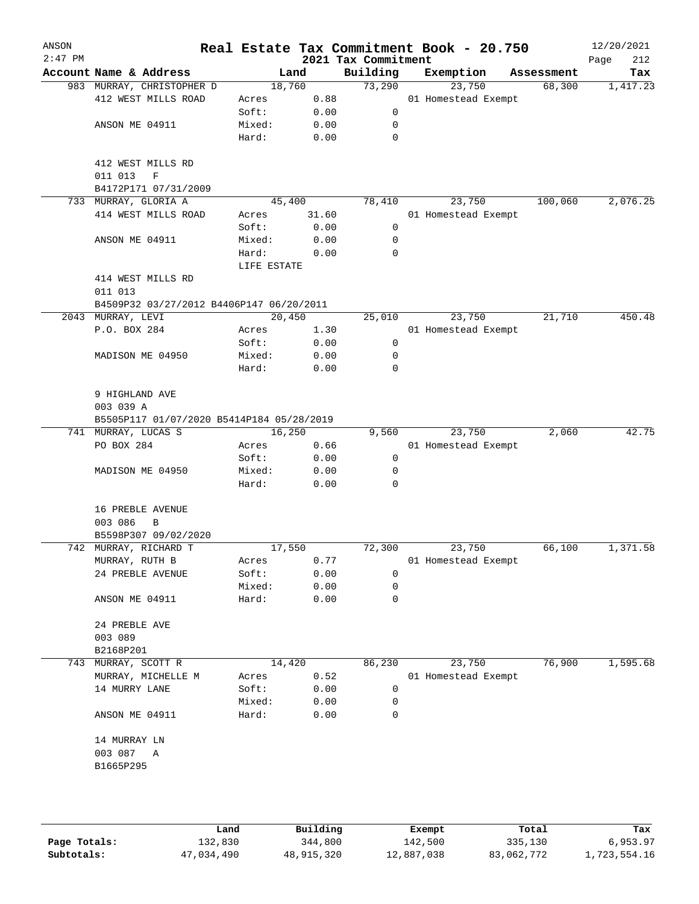# Real Estate Tax Commitment Book - 20.750

ANSON
2:47 PM

2021 Tax Commitment

12/20/2021

| Account | Name & Address | Land | | Building | Exemption | Assessment | Tax |
|---|---|---|---|---|---|---|---|
| 983 | MURRAY, CHRISTOPHER D | | 18,760 | 73,290 | 23,750 | 68,300 | 1,417.23 |
| | 412 WEST MILLS ROAD | Acres | 0.88 | | 01 Homestead Exempt | | |
| | | Soft: | 0.00 | 0 | | | |
| | ANSON ME 04911 | Mixed: | 0.00 | 0 | | | |
| | | Hard: | 0.00 | 0 | | | |
| | 412 WEST MILLS RD | | | | | | |
| | 011 013 F | | | | | | |
| | B4172P171 07/31/2009 | | | | | | |
| 733 | MURRAY, GLORIA A | | 45,400 | 78,410 | 23,750 | 100,060 | 2,076.25 |
| | 414 WEST MILLS ROAD | Acres | 31.60 | | 01 Homestead Exempt | | |
| | | Soft: | 0.00 | 0 | | | |
| | ANSON ME 04911 | Mixed: | 0.00 | 0 | | | |
| | | Hard: | 0.00 | 0 | | | |
| | | LIFE ESTATE | | | | | |
| | 414 WEST MILLS RD | | | | | | |
| | 011 013 | | | | | | |
| | B4509P32 03/27/2012 B4406P147 06/20/2011 | | | | | | |
| 2043 | MURRAY, LEVI | | 20,450 | 25,010 | 23,750 | 21,710 | 450.48 |
| | P.O. BOX 284 | Acres | 1.30 | | 01 Homestead Exempt | | |
| | | Soft: | 0.00 | 0 | | | |
| | MADISON ME 04950 | Mixed: | 0.00 | 0 | | | |
| | | Hard: | 0.00 | 0 | | | |
| | 9 HIGHLAND AVE | | | | | | |
| | 003 039 A | | | | | | |
| | B5505P117 01/07/2020 B5414P184 05/28/2019 | | | | | | |
| 741 | MURRAY, LUCAS S | | 16,250 | 9,560 | 23,750 | 2,060 | 42.75 |
| | PO BOX 284 | Acres | 0.66 | | 01 Homestead Exempt | | |
| | | Soft: | 0.00 | 0 | | | |
| | MADISON ME 04950 | Mixed: | 0.00 | 0 | | | |
| | | Hard: | 0.00 | 0 | | | |
| | 16 PREBLE AVENUE | | | | | | |
| | 003 086 B | | | | | | |
| | B5598P307 09/02/2020 | | | | | | |
| 742 | MURRAY, RICHARD T | | 17,550 | 72,300 | 23,750 | 66,100 | 1,371.58 |
| | MURRAY, RUTH B | Acres | 0.77 | | 01 Homestead Exempt | | |
| | 24 PREBLE AVENUE | Soft: | 0.00 | 0 | | | |
| | | Mixed: | 0.00 | 0 | | | |
| | ANSON ME 04911 | Hard: | 0.00 | 0 | | | |
| | 24 PREBLE AVE | | | | | | |
| | 003 089 | | | | | | |
| | B2168P201 | | | | | | |
| 743 | MURRAY, SCOTT R | | 14,420 | 86,230 | 23,750 | 76,900 | 1,595.68 |
| | MURRAY, MICHELLE M | Acres | 0.52 | | 01 Homestead Exempt | | |
| | 14 MURRY LANE | Soft: | 0.00 | 0 | | | |
| | | Mixed: | 0.00 | 0 | | | |
| | ANSON ME 04911 | Hard: | 0.00 | 0 | | | |
| | 14 MURRAY LN | | | | | | |
| | 003 087 A | | | | | | |
| | B1665P295 | | | | | | |

| | Land | Building | Exempt | Total | Tax |
|---|---|---|---|---|---|
| Page Totals: | 132,830 | 344,800 | 142,500 | 335,130 | 6,953.97 |
| Subtotals: | 47,034,490 | 48,915,320 | 12,887,038 | 83,062,772 | 1,723,554.16 |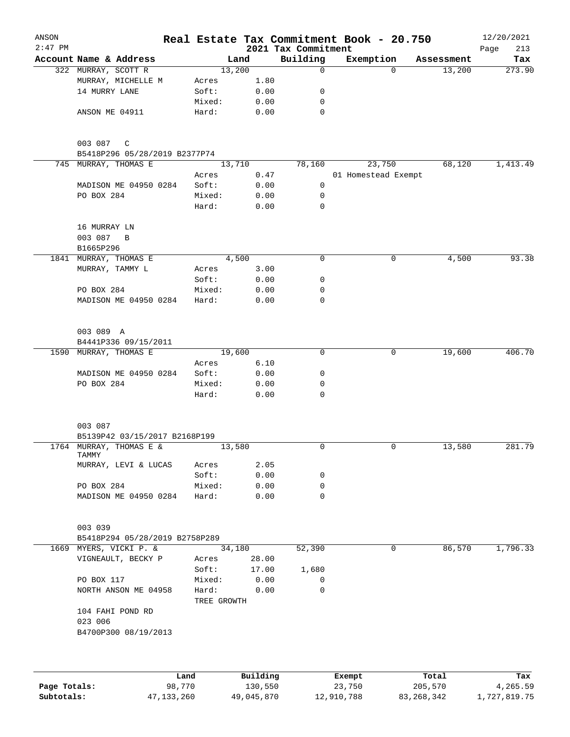ANSON
2:47 PM

# Real Estate Tax Commitment Book - 20.750

## 2021 Tax Commitment

12/20/2021

| Account Name & Address | Land | | Building | Exemption | Assessment | Tax |
|---|---|---|---|---|---|---|
| 322 MURRAY, SCOTT R | 13,200 | | 0 | 0 | 13,200 | 273.90 |
| MURRAY, MICHELLE M | Acres | 1.80 | | | | |
| 14 MURRY LANE | Soft: | 0.00 | 0 | | | |
| | Mixed: | 0.00 | 0 | | | |
| ANSON ME 04911 | Hard: | 0.00 | 0 | | | |
| 003 087 C | | | | | | |
| B5418P296 05/28/2019 B2377P74 | | | | | | |
| 745 MURRAY, THOMAS E | 13,710 | | 78,160 | 23,750 | 68,120 | 1,413.49 |
| | Acres | 0.47 | | 01 Homestead Exempt | | |
| MADISON ME 04950 0284 | Soft: | 0.00 | 0 | | | |
| PO BOX 284 | Mixed: | 0.00 | 0 | | | |
| | Hard: | 0.00 | 0 | | | |
| 16 MURRAY LN | | | | | | |
| 003 087 B | | | | | | |
| B1665P296 | | | | | | |
| 1841 MURRAY, THOMAS E | 4,500 | | 0 | 0 | 4,500 | 93.38 |
| MURRAY, TAMMY L | Acres | 3.00 | | | | |
| | Soft: | 0.00 | 0 | | | |
| PO BOX 284 | Mixed: | 0.00 | 0 | | | |
| MADISON ME 04950 0284 | Hard: | 0.00 | 0 | | | |
| 003 089 A | | | | | | |
| B4441P336 09/15/2011 | | | | | | |
| 1590 MURRAY, THOMAS E | 19,600 | | 0 | 0 | 19,600 | 406.70 |
| | Acres | 6.10 | | | | |
| MADISON ME 04950 0284 | Soft: | 0.00 | 0 | | | |
| PO BOX 284 | Mixed: | 0.00 | 0 | | | |
| | Hard: | 0.00 | 0 | | | |
| 003 087 | | | | | | |
| B5139P42 03/15/2017 B2168P199 | | | | | | |
| 1764 MURRAY, THOMAS E & TAMMY | 13,580 | | 0 | 0 | 13,580 | 281.79 |
| MURRAY, LEVI & LUCAS | Acres | 2.05 | | | | |
| | Soft: | 0.00 | 0 | | | |
| PO BOX 284 | Mixed: | 0.00 | 0 | | | |
| MADISON ME 04950 0284 | Hard: | 0.00 | 0 | | | |
| 003 039 | | | | | | |
| B5418P294 05/28/2019 B2758P289 | | | | | | |
| 1669 MYERS, VICKI P. & | 34,180 | | 52,390 | 0 | 86,570 | 1,796.33 |
| VIGNEAULT, BECKY P | Acres | 28.00 | | | | |
| | Soft: | 17.00 | 1,680 | | | |
| PO BOX 117 | Mixed: | 0.00 | 0 | | | |
| NORTH ANSON ME 04958 | Hard: | 0.00 | 0 | | | |
| | TREE GROWTH | | | | | |
| 104 FAHI POND RD | | | | | | |
| 023 006 | | | | | | |
| B4700P300 08/19/2013 | | | | | | |

| | Land | Building | Exempt | Total | Tax |
|---|---|---|---|---|---|
| Page Totals: | 98,770 | 130,550 | 23,750 | 205,570 | 4,265.59 |
| Subtotals: | 47,133,260 | 49,045,870 | 12,910,788 | 83,268,342 | 1,727,819.75 |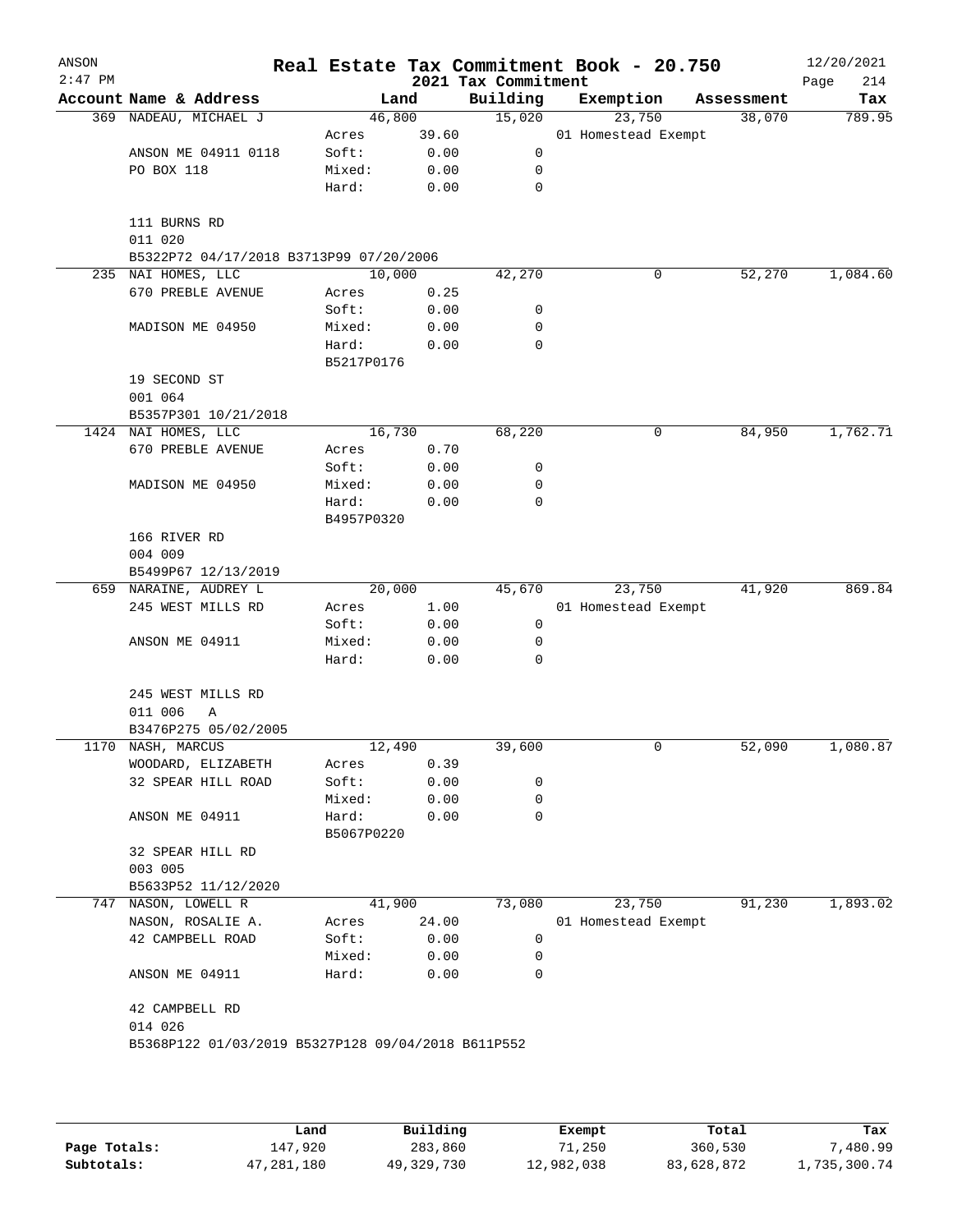# Real Estate Tax Commitment Book - 20.750

ANSON
2:47 PM

2021 Tax Commitment

12/20/2021

| Account | Name & Address | Land | | Building | Exemption | Assessment | Tax |
|---|---|---|---|---|---|---|---|
| 369 | NADEAU, MICHAEL J | 46,800 | | 15,020 | 23,750 | 38,070 | 789.95 |
| | | Acres | 39.60 | | 01 Homestead Exempt | | |
| | ANSON ME 04911 0118 | Soft: | 0.00 | 0 | | | |
| | PO BOX 118 | Mixed: | 0.00 | 0 | | | |
| | | Hard: | 0.00 | 0 | | | |
| | 111 BURNS RD | | | | | | |
| | 011 020 | | | | | | |
| | B5322P72 04/17/2018 B3713P99 07/20/2006 | | | | | | |
| 235 | NAI HOMES, LLC | 10,000 | | 42,270 | 0 | 52,270 | 1,084.60 |
| | 670 PREBLE AVENUE | Acres | 0.25 | | | | |
| | | Soft: | 0.00 | 0 | | | |
| | MADISON ME 04950 | Mixed: | 0.00 | 0 | | | |
| | | Hard: | 0.00 | 0 | | | |
| | | B5217P0176 | | | | | |
| | 19 SECOND ST | | | | | | |
| | 001 064 | | | | | | |
| | B5357P301 10/21/2018 | | | | | | |
| 1424 | NAI HOMES, LLC | 16,730 | | 68,220 | 0 | 84,950 | 1,762.71 |
| | 670 PREBLE AVENUE | Acres | 0.70 | | | | |
| | | Soft: | 0.00 | 0 | | | |
| | MADISON ME 04950 | Mixed: | 0.00 | 0 | | | |
| | | Hard: | 0.00 | 0 | | | |
| | | B4957P0320 | | | | | |
| | 166 RIVER RD | | | | | | |
| | 004 009 | | | | | | |
| | B5499P67 12/13/2019 | | | | | | |
| 659 | NARAINE, AUDREY L | 20,000 | | 45,670 | 23,750 | 41,920 | 869.84 |
| | 245 WEST MILLS RD | Acres | 1.00 | | 01 Homestead Exempt | | |
| | | Soft: | 0.00 | 0 | | | |
| | ANSON ME 04911 | Mixed: | 0.00 | 0 | | | |
| | | Hard: | 0.00 | 0 | | | |
| | 245 WEST MILLS RD | | | | | | |
| | 011 006 A | | | | | | |
| | B3476P275 05/02/2005 | | | | | | |
| 1170 | NASH, MARCUS | 12,490 | | 39,600 | 0 | 52,090 | 1,080.87 |
| | WOODARD, ELIZABETH | Acres | 0.39 | | | | |
| | 32 SPEAR HILL ROAD | Soft: | 0.00 | 0 | | | |
| | | Mixed: | 0.00 | 0 | | | |
| | ANSON ME 04911 | Hard: | 0.00 | 0 | | | |
| | | B5067P0220 | | | | | |
| | 32 SPEAR HILL RD | | | | | | |
| | 003 005 | | | | | | |
| | B5633P52 11/12/2020 | | | | | | |
| 747 | NASON, LOWELL R | 41,900 | | 73,080 | 23,750 | 91,230 | 1,893.02 |
| | NASON, ROSALIE A. | Acres | 24.00 | | 01 Homestead Exempt | | |
| | 42 CAMPBELL ROAD | Soft: | 0.00 | 0 | | | |
| | | Mixed: | 0.00 | 0 | | | |
| | ANSON ME 04911 | Hard: | 0.00 | 0 | | | |
| | 42 CAMPBELL RD | | | | | | |
| | 014 026 | | | | | | |
| | B5368P122 01/03/2019 B5327P128 09/04/2018 B611P552 | | | | | | |

| | Land | Building | Exempt | Total | Tax |
|---|---|---|---|---|---|
| Page Totals: | 147,920 | 283,860 | 71,250 | 360,530 | 7,480.99 |
| Subtotals: | 47,281,180 | 49,329,730 | 12,982,038 | 83,628,872 | 1,735,300.74 |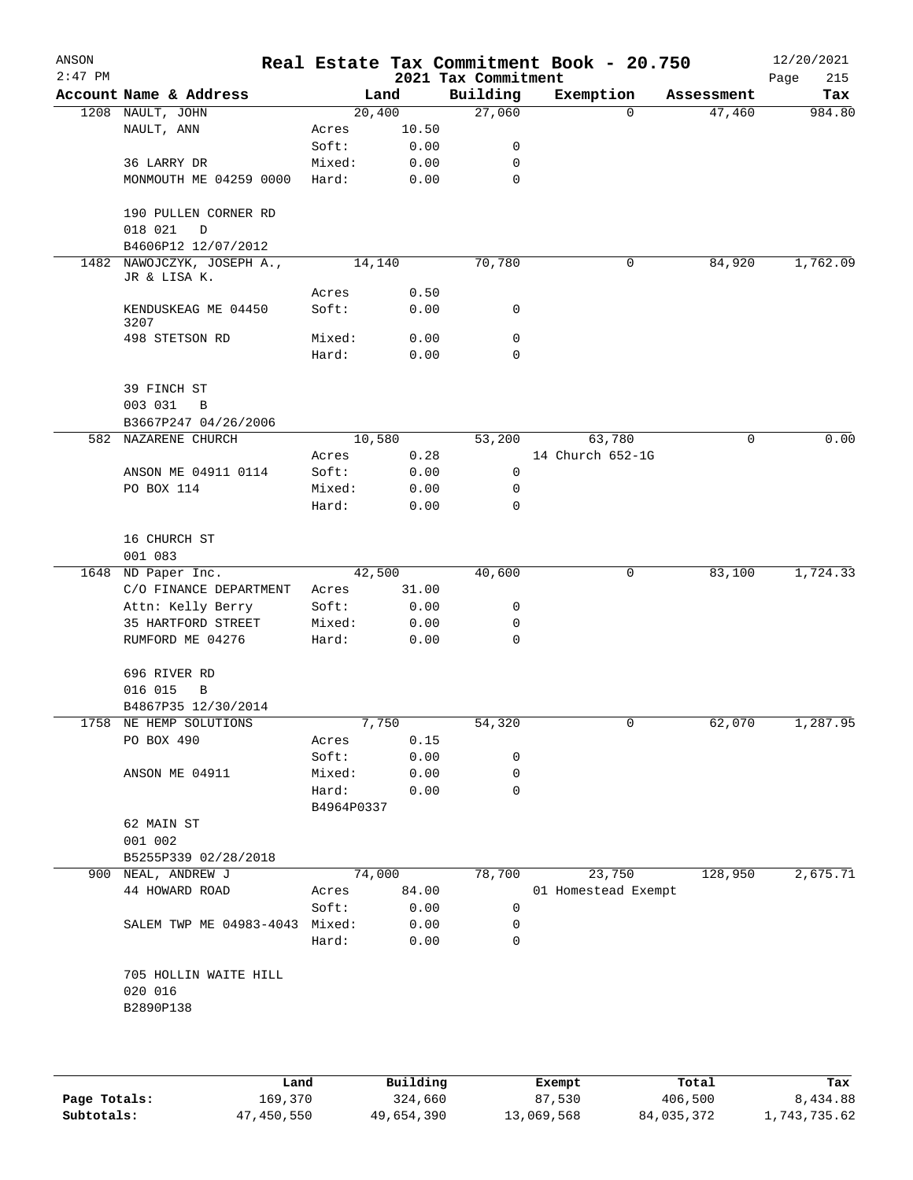# Real Estate Tax Commitment Book - 20.750

ANSON 2:47 PM — 2021 Tax Commitment — 12/20/2021

| Account | Name & Address | | Land | Building | Exemption | Assessment | Tax |
|---|---|---|---|---|---|---|---|
| 1208 | NAULT, JOHN | | 20,400 | 27,060 | 0 | 47,460 | 984.80 |
| | NAULT, ANN | Acres | 10.50 | | | | |
| | | Soft: | 0.00 | 0 | | | |
| | 36 LARRY DR | Mixed: | 0.00 | 0 | | | |
| | MONMOUTH ME 04259 0000 | Hard: | 0.00 | 0 | | | |
| | 190 PULLEN CORNER RD | | | | | | |
| | 018 021 D | | | | | | |
| | B4606P12 12/07/2012 | | | | | | |
| 1482 | NAWOJCZYK, JOSEPH A., JR & LISA K. | | 14,140 | 70,780 | 0 | 84,920 | 1,762.09 |
| | | Acres | 0.50 | | | | |
| | KENDUSKEAG ME 04450 3207 | Soft: | 0.00 | 0 | | | |
| | 498 STETSON RD | Mixed: | 0.00 | 0 | | | |
| | | Hard: | 0.00 | 0 | | | |
| | 39 FINCH ST | | | | | | |
| | 003 031 B | | | | | | |
| | B3667P247 04/26/2006 | | | | | | |
| 582 | NAZARENE CHURCH | | 10,580 | 53,200 | 63,780 | 0 | 0.00 |
| | | Acres | 0.28 | | 14 Church 652-1G | | |
| | ANSON ME 04911 0114 | Soft: | 0.00 | 0 | | | |
| | PO BOX 114 | Mixed: | 0.00 | 0 | | | |
| | | Hard: | 0.00 | 0 | | | |
| | 16 CHURCH ST | | | | | | |
| | 001 083 | | | | | | |
| 1648 | ND Paper Inc. | | 42,500 | 40,600 | 0 | 83,100 | 1,724.33 |
| | C/O FINANCE DEPARTMENT | Acres | 31.00 | | | | |
| | Attn: Kelly Berry | Soft: | 0.00 | 0 | | | |
| | 35 HARTFORD STREET | Mixed: | 0.00 | 0 | | | |
| | RUMFORD ME 04276 | Hard: | 0.00 | 0 | | | |
| | 696 RIVER RD | | | | | | |
| | 016 015 B | | | | | | |
| | B4867P35 12/30/2014 | | | | | | |
| 1758 | NE HEMP SOLUTIONS | | 7,750 | 54,320 | 0 | 62,070 | 1,287.95 |
| | PO BOX 490 | Acres | 0.15 | | | | |
| | | Soft: | 0.00 | 0 | | | |
| | ANSON ME 04911 | Mixed: | 0.00 | 0 | | | |
| | | Hard: | 0.00 | 0 | | | |
| | | B4964P0337 | | | | | |
| | 62 MAIN ST | | | | | | |
| | 001 002 | | | | | | |
| | B5255P339 02/28/2018 | | | | | | |
| 900 | NEAL, ANDREW J | | 74,000 | 78,700 | 23,750 | 128,950 | 2,675.71 |
| | 44 HOWARD ROAD | Acres | 84.00 | | 01 Homestead Exempt | | |
| | | Soft: | 0.00 | 0 | | | |
| | SALEM TWP ME 04983-4043 | Mixed: | 0.00 | 0 | | | |
| | | Hard: | 0.00 | 0 | | | |
| | 705 HOLLIN WAITE HILL | | | | | | |
| | 020 016 | | | | | | |
| | B2890P138 | | | | | | |

| | Land | Building | Exempt | Total | Tax |
|---|---|---|---|---|---|
| Page Totals: | 169,370 | 324,660 | 87,530 | 406,500 | 8,434.88 |
| Subtotals: | 47,450,550 | 49,654,390 | 13,069,568 | 84,035,372 | 1,743,735.62 |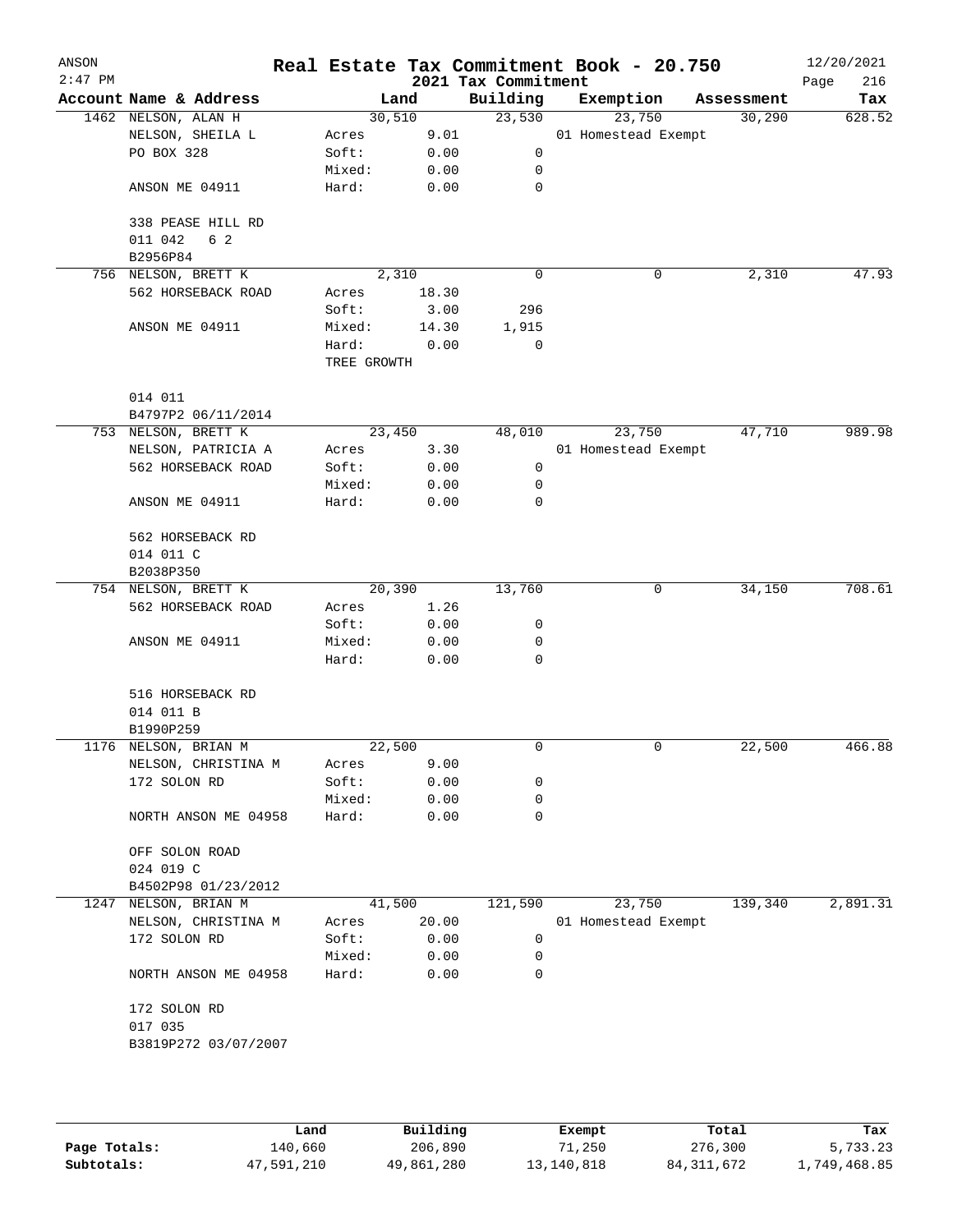ANSON
2:47 PM

# Real Estate Tax Commitment Book - 20.750

## 2021 Tax Commitment

12/20/2021

| Account | Name & Address | Land | | Building | Exemption | Assessment | Tax |
|---|---|---|---|---|---|---|---|
| 1462 | NELSON, ALAN H | 30,510 | | 23,530 | 23,750 | 30,290 | 628.52 |
| | NELSON, SHEILA L | Acres | 9.01 | | 01 Homestead Exempt | | |
| | PO BOX 328 | Soft: | 0.00 | 0 | | | |
| | | Mixed: | 0.00 | 0 | | | |
| | ANSON ME 04911 | Hard: | 0.00 | 0 | | | |
| | 338 PEASE HILL RD | | | | | | |
| | 011 042 6 2 | | | | | | |
| | B2956P84 | | | | | | |
| 756 | NELSON, BRETT K | 2,310 | | 0 | 0 | 2,310 | 47.93 |
| | 562 HORSEBACK ROAD | Acres | 18.30 | | | | |
| | | Soft: | 3.00 | 296 | | | |
| | ANSON ME 04911 | Mixed: | 14.30 | 1,915 | | | |
| | | Hard: | 0.00 | 0 | | | |
| | | TREE GROWTH | | | | | |
| | 014 011 | | | | | | |
| | B4797P2 06/11/2014 | | | | | | |
| 753 | NELSON, BRETT K | 23,450 | | 48,010 | 23,750 | 47,710 | 989.98 |
| | NELSON, PATRICIA A | Acres | 3.30 | | 01 Homestead Exempt | | |
| | 562 HORSEBACK ROAD | Soft: | 0.00 | 0 | | | |
| | | Mixed: | 0.00 | 0 | | | |
| | ANSON ME 04911 | Hard: | 0.00 | 0 | | | |
| | 562 HORSEBACK RD | | | | | | |
| | 014 011 C | | | | | | |
| | B2038P350 | | | | | | |
| 754 | NELSON, BRETT K | 20,390 | | 13,760 | 0 | 34,150 | 708.61 |
| | 562 HORSEBACK ROAD | Acres | 1.26 | | | | |
| | | Soft: | 0.00 | 0 | | | |
| | ANSON ME 04911 | Mixed: | 0.00 | 0 | | | |
| | | Hard: | 0.00 | 0 | | | |
| | 516 HORSEBACK RD | | | | | | |
| | 014 011 B | | | | | | |
| | B1990P259 | | | | | | |
| 1176 | NELSON, BRIAN M | 22,500 | | 0 | 0 | 22,500 | 466.88 |
| | NELSON, CHRISTINA M | Acres | 9.00 | | | | |
| | 172 SOLON RD | Soft: | 0.00 | 0 | | | |
| | | Mixed: | 0.00 | 0 | | | |
| | NORTH ANSON ME 04958 | Hard: | 0.00 | 0 | | | |
| | OFF SOLON ROAD | | | | | | |
| | 024 019 C | | | | | | |
| | B4502P98 01/23/2012 | | | | | | |
| 1247 | NELSON, BRIAN M | 41,500 | | 121,590 | 23,750 | 139,340 | 2,891.31 |
| | NELSON, CHRISTINA M | Acres | 20.00 | | 01 Homestead Exempt | | |
| | 172 SOLON RD | Soft: | 0.00 | 0 | | | |
| | | Mixed: | 0.00 | 0 | | | |
| | NORTH ANSON ME 04958 | Hard: | 0.00 | 0 | | | |
| | 172 SOLON RD | | | | | | |
| | 017 035 | | | | | | |
| | B3819P272 03/07/2007 | | | | | | |

| | Land | Building | Exempt | Total | Tax |
|---|---|---|---|---|---|
| Page Totals: | 140,660 | 206,890 | 71,250 | 276,300 | 5,733.23 |
| Subtotals: | 47,591,210 | 49,861,280 | 13,140,818 | 84,311,672 | 1,749,468.85 |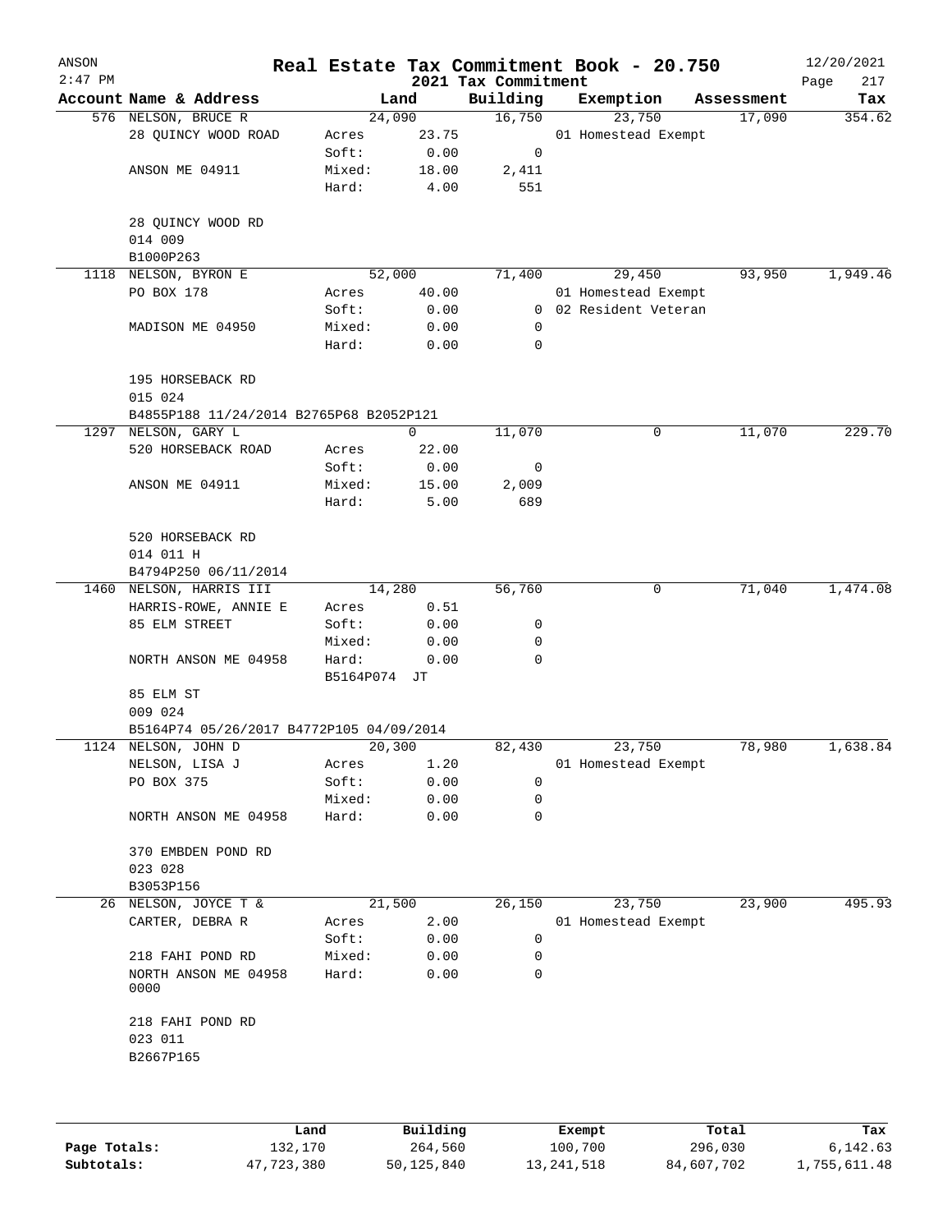# Real Estate Tax Commitment Book - 20.750

ANSON
2:47 PM

## 2021 Tax Commitment

12/20/2021

| Account Name & Address | | Land | Building | Exemption | Assessment | Tax |
|---|---|---|---|---|---|---|
| 576 NELSON, BRUCE R | | 24,090 | 16,750 | 23,750 | 17,090 | 354.62 |
| 28 QUINCY WOOD ROAD | Acres | 23.75 | | 01 Homestead Exempt | | |
| | Soft: | 0.00 | 0 | | | |
| ANSON ME 04911 | Mixed: | 18.00 | 2,411 | | | |
| | Hard: | 4.00 | 551 | | | |
| 28 QUINCY WOOD RD | | | | | | |
| 014 009 | | | | | | |
| B1000P263 | | | | | | |
| 1118 NELSON, BYRON E | | 52,000 | 71,400 | 29,450 | 93,950 | 1,949.46 |
| PO BOX 178 | Acres | 40.00 | | 01 Homestead Exempt | | |
| | Soft: | 0.00 | 0 | 02 Resident Veteran | | |
| MADISON ME 04950 | Mixed: | 0.00 | 0 | | | |
| | Hard: | 0.00 | 0 | | | |
| 195 HORSEBACK RD | | | | | | |
| 015 024 | | | | | | |
| B4855P188 11/24/2014 B2765P68 B2052P121 | | | | | | |
| 1297 NELSON, GARY L | | 0 | 11,070 | 0 | 11,070 | 229.70 |
| 520 HORSEBACK ROAD | Acres | 22.00 | | | | |
| | Soft: | 0.00 | 0 | | | |
| ANSON ME 04911 | Mixed: | 15.00 | 2,009 | | | |
| | Hard: | 5.00 | 689 | | | |
| 520 HORSEBACK RD | | | | | | |
| 014 011 H | | | | | | |
| B4794P250 06/11/2014 | | | | | | |
| 1460 NELSON, HARRIS III | | 14,280 | 56,760 | 0 | 71,040 | 1,474.08 |
| HARRIS-ROWE, ANNIE E | Acres | 0.51 | | | | |
| 85 ELM STREET | Soft: | 0.00 | 0 | | | |
| | Mixed: | 0.00 | 0 | | | |
| NORTH ANSON ME 04958 | Hard: | 0.00 | 0 | | | |
| | B5164P074 JT | | | | | |
| 85 ELM ST | | | | | | |
| 009 024 | | | | | | |
| B5164P74 05/26/2017 B4772P105 04/09/2014 | | | | | | |
| 1124 NELSON, JOHN D | | 20,300 | 82,430 | 23,750 | 78,980 | 1,638.84 |
| NELSON, LISA J | Acres | 1.20 | | 01 Homestead Exempt | | |
| PO BOX 375 | Soft: | 0.00 | 0 | | | |
| | Mixed: | 0.00 | 0 | | | |
| NORTH ANSON ME 04958 | Hard: | 0.00 | 0 | | | |
| 370 EMBDEN POND RD | | | | | | |
| 023 028 | | | | | | |
| B3053P156 | | | | | | |
| 26 NELSON, JOYCE T & | | 21,500 | 26,150 | 23,750 | 23,900 | 495.93 |
| CARTER, DEBRA R | Acres | 2.00 | | 01 Homestead Exempt | | |
| | Soft: | 0.00 | 0 | | | |
| 218 FAHI POND RD | Mixed: | 0.00 | 0 | | | |
| NORTH ANSON ME 04958 0000 | Hard: | 0.00 | 0 | | | |
| 218 FAHI POND RD | | | | | | |
| 023 011 | | | | | | |
| B2667P165 | | | | | | |

| | Land | Building | Exempt | Total | Tax |
|---|---|---|---|---|---|
| Page Totals: | 132,170 | 264,560 | 100,700 | 296,030 | 6,142.63 |
| Subtotals: | 47,723,380 | 50,125,840 | 13,241,518 | 84,607,702 | 1,755,611.48 |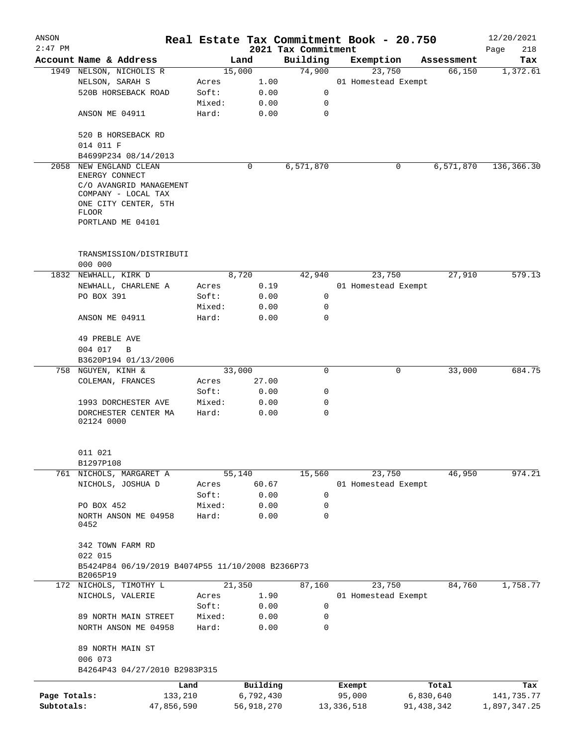# Real Estate Tax Commitment Book - 20.750

ANSON 2:47 PM — 2021 Tax Commitment — 12/20/2021

| Account Name & Address | | Land | Building | Exemption | Assessment | Tax |
|---|---|---|---|---|---|---|
| 1949 NELSON, NICHOLIS R | | 15,000 | 74,900 | 23,750 | 66,150 | 1,372.61 |
| NELSON, SARAH S | Acres | 1.00 | | 01 Homestead Exempt | | |
| 520B HORSEBACK ROAD | Soft: | 0.00 | 0 | | | |
| | Mixed: | 0.00 | 0 | | | |
| ANSON ME 04911 | Hard: | 0.00 | 0 | | | |
| 520 B HORSEBACK RD | | | | | | |
| 014 011 F | | | | | | |
| B4699P234 08/14/2013 | | | | | | |
| 2058 NEW ENGLAND CLEAN ENERGY CONNECT | | 0 | 6,571,870 | 0 | 6,571,870 | 136,366.30 |
| C/O AVANGRID MANAGEMENT COMPANY - LOCAL TAX | | | | | | |
| ONE CITY CENTER, 5TH FLOOR | | | | | | |
| PORTLAND ME 04101 | | | | | | |
| TRANSMISSION/DISTRIBUTI | | | | | | |
| 000 000 | | | | | | |
| 1832 NEWHALL, KIRK D | | 8,720 | 42,940 | 23,750 | 27,910 | 579.13 |
| NEWHALL, CHARLENE A | Acres | 0.19 | | 01 Homestead Exempt | | |
| PO BOX 391 | Soft: | 0.00 | 0 | | | |
| | Mixed: | 0.00 | 0 | | | |
| ANSON ME 04911 | Hard: | 0.00 | 0 | | | |
| 49 PREBLE AVE | | | | | | |
| 004 017 B | | | | | | |
| B3620P194 01/13/2006 | | | | | | |
| 758 NGUYEN, KINH & | | 33,000 | 0 | 0 | 33,000 | 684.75 |
| COLEMAN, FRANCES | Acres | 27.00 | | | | |
| | Soft: | 0.00 | 0 | | | |
| 1993 DORCHESTER AVE | Mixed: | 0.00 | 0 | | | |
| DORCHESTER CENTER MA 02124 0000 | Hard: | 0.00 | 0 | | | |
| 011 021 | | | | | | |
| B1297P108 | | | | | | |
| 761 NICHOLS, MARGARET A | | 55,140 | 15,560 | 23,750 | 46,950 | 974.21 |
| NICHOLS, JOSHUA D | Acres | 60.67 | | 01 Homestead Exempt | | |
| | Soft: | 0.00 | 0 | | | |
| PO BOX 452 | Mixed: | 0.00 | 0 | | | |
| NORTH ANSON ME 04958 0452 | Hard: | 0.00 | 0 | | | |
| 342 TOWN FARM RD | | | | | | |
| 022 015 | | | | | | |
| B5424P84 06/19/2019 B4074P55 11/10/2008 B2366P73 B2065P19 | | | | | | |
| 172 NICHOLS, TIMOTHY L | | 21,350 | 87,160 | 23,750 | 84,760 | 1,758.77 |
| NICHOLS, VALERIE | Acres | 1.90 | | 01 Homestead Exempt | | |
| | Soft: | 0.00 | 0 | | | |
| 89 NORTH MAIN STREET | Mixed: | 0.00 | 0 | | | |
| NORTH ANSON ME 04958 | Hard: | 0.00 | 0 | | | |
| 89 NORTH MAIN ST | | | | | | |
| 006 073 | | | | | | |
| B4264P43 04/27/2010 B2983P315 | | | | | | |

| | Land | Building | Exempt | Total | Tax |
|---|---|---|---|---|---|
| Page Totals: | 133,210 | 6,792,430 | 95,000 | 6,830,640 | 141,735.77 |
| Subtotals: | 47,856,590 | 56,918,270 | 13,336,518 | 91,438,342 | 1,897,347.25 |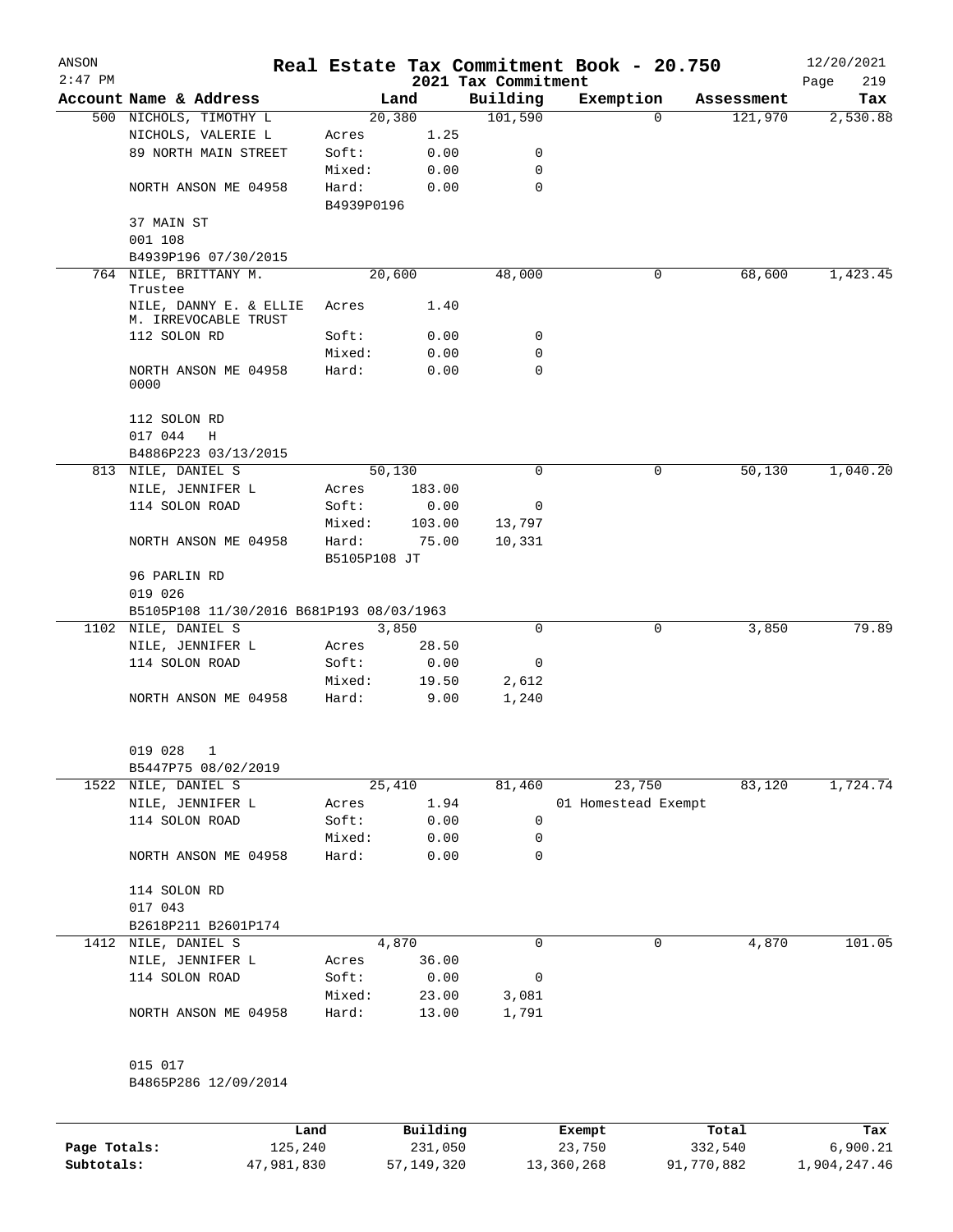ANSON
2:47 PM

# Real Estate Tax Commitment Book - 20.750

## 2021 Tax Commitment

12/20/2021

| Account Name & Address | Land | | Building | Exemption | Assessment | Tax |
|---|---|---|---|---|---|---|
| 500 NICHOLS, TIMOTHY L | 20,380 | | 101,590 | 0 | 121,970 | 2,530.88 |
| NICHOLS, VALERIE L | Acres | 1.25 | | | | |
| 89 NORTH MAIN STREET | Soft: | 0.00 | 0 | | | |
| | Mixed: | 0.00 | 0 | | | |
| NORTH ANSON ME 04958 | Hard: | 0.00 | 0 | | | |
| | B4939P0196 | | | | | |
| 37 MAIN ST | | | | | | |
| 001 108 | | | | | | |
| B4939P196 07/30/2015 | | | | | | |
| 764 NILE, BRITTANY M. Trustee | 20,600 | | 48,000 | 0 | 68,600 | 1,423.45 |
| NILE, DANNY E. & ELLIE M. IRREVOCABLE TRUST | Acres | 1.40 | | | | |
| 112 SOLON RD | Soft: | 0.00 | 0 | | | |
| | Mixed: | 0.00 | 0 | | | |
| NORTH ANSON ME 04958 0000 | Hard: | 0.00 | 0 | | | |
| 112 SOLON RD | | | | | | |
| 017 044 H | | | | | | |
| B4886P223 03/13/2015 | | | | | | |
| 813 NILE, DANIEL S | 50,130 | | 0 | 0 | 50,130 | 1,040.20 |
| NILE, JENNIFER L | Acres | 183.00 | | | | |
| 114 SOLON ROAD | Soft: | 0.00 | 0 | | | |
| | Mixed: | 103.00 | 13,797 | | | |
| NORTH ANSON ME 04958 | Hard: | 75.00 | 10,331 | | | |
| | B5105P108 JT | | | | | |
| 96 PARLIN RD | | | | | | |
| 019 026 | | | | | | |
| B5105P108 11/30/2016 B681P193 08/03/1963 | | | | | | |
| 1102 NILE, DANIEL S | 3,850 | | 0 | 0 | 3,850 | 79.89 |
| NILE, JENNIFER L | Acres | 28.50 | | | | |
| 114 SOLON ROAD | Soft: | 0.00 | 0 | | | |
| | Mixed: | 19.50 | 2,612 | | | |
| NORTH ANSON ME 04958 | Hard: | 9.00 | 1,240 | | | |
| 019 028 1 | | | | | | |
| B5447P75 08/02/2019 | | | | | | |
| 1522 NILE, DANIEL S | 25,410 | | 81,460 | 23,750 | 83,120 | 1,724.74 |
| NILE, JENNIFER L | Acres | 1.94 | | 01 Homestead Exempt | | |
| 114 SOLON ROAD | Soft: | 0.00 | 0 | | | |
| | Mixed: | 0.00 | 0 | | | |
| NORTH ANSON ME 04958 | Hard: | 0.00 | 0 | | | |
| 114 SOLON RD | | | | | | |
| 017 043 | | | | | | |
| B2618P211 B2601P174 | | | | | | |
| 1412 NILE, DANIEL S | 4,870 | | 0 | 0 | 4,870 | 101.05 |
| NILE, JENNIFER L | Acres | 36.00 | | | | |
| 114 SOLON ROAD | Soft: | 0.00 | 0 | | | |
| | Mixed: | 23.00 | 3,081 | | | |
| NORTH ANSON ME 04958 | Hard: | 13.00 | 1,791 | | | |
| 015 017 | | | | | | |
| B4865P286 12/09/2014 | | | | | | |

| | Land | Building | Exempt | Total | Tax |
|---|---|---|---|---|---|
| Page Totals: | 125,240 | 231,050 | 23,750 | 332,540 | 6,900.21 |
| Subtotals: | 47,981,830 | 57,149,320 | 13,360,268 | 91,770,882 | 1,904,247.46 |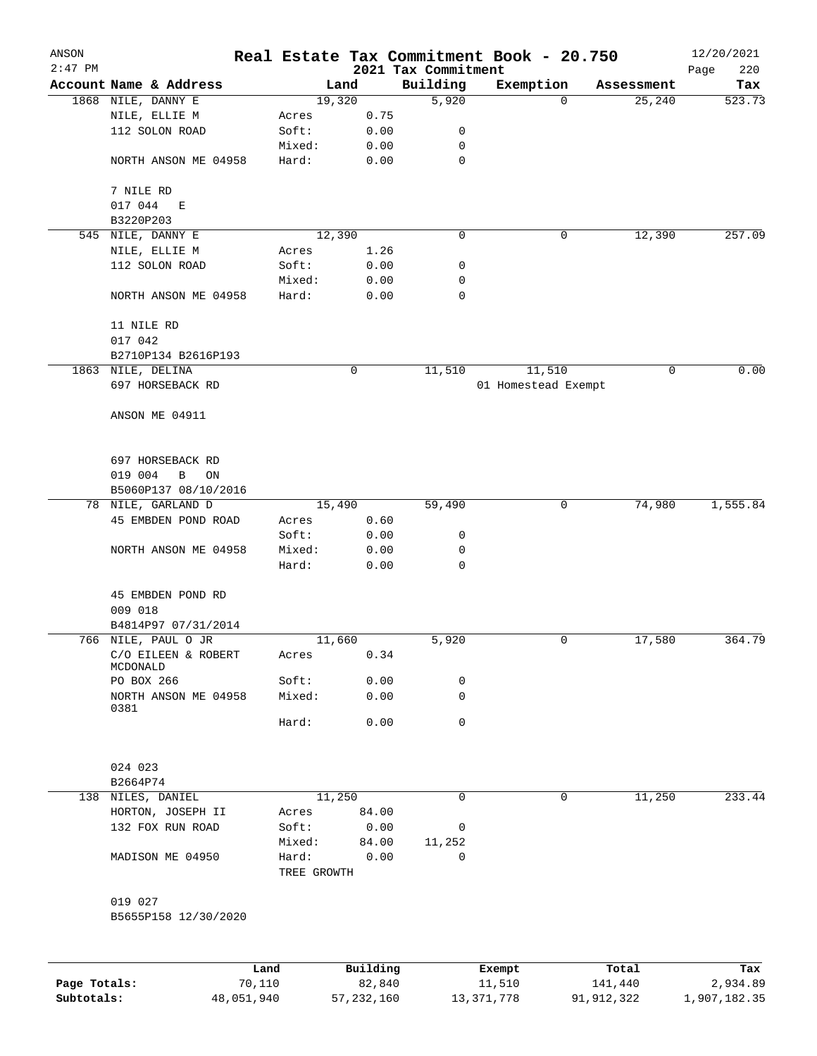# Real Estate Tax Commitment Book - 20.750

ANSON — 2021 Tax Commitment — 12/20/2021 2:47 PM

| Account Name & Address | Land | | Building | Exemption | Assessment | Tax |
|---|---|---|---|---|---|---|
| 1868 NILE, DANNY E | 19,320 | | 5,920 | 0 | 25,240 | 523.73 |
| NILE, ELLIE M | Acres | 0.75 | | | | |
| 112 SOLON ROAD | Soft: | 0.00 | 0 | | | |
| | Mixed: | 0.00 | 0 | | | |
| NORTH ANSON ME 04958 | Hard: | 0.00 | 0 | | | |
| 7 NILE RD | | | | | | |
| 017 044 E | | | | | | |
| B3220P203 | | | | | | |
| 545 NILE, DANNY E | 12,390 | | 0 | 0 | 12,390 | 257.09 |
| NILE, ELLIE M | Acres | 1.26 | | | | |
| 112 SOLON ROAD | Soft: | 0.00 | 0 | | | |
| | Mixed: | 0.00 | 0 | | | |
| NORTH ANSON ME 04958 | Hard: | 0.00 | 0 | | | |
| 11 NILE RD | | | | | | |
| 017 042 | | | | | | |
| B2710P134 B2616P193 | | | | | | |
| 1863 NILE, DELINA | 0 | | 11,510 | 11,510 | 0 | 0.00 |
| 697 HORSEBACK RD | | | | 01 Homestead Exempt | | |
| ANSON ME 04911 | | | | | | |
| 697 HORSEBACK RD | | | | | | |
| 019 004 B ON | | | | | | |
| B5060P137 08/10/2016 | | | | | | |
| 78 NILE, GARLAND D | 15,490 | | 59,490 | 0 | 74,980 | 1,555.84 |
| 45 EMBDEN POND ROAD | Acres | 0.60 | | | | |
| | Soft: | 0.00 | 0 | | | |
| NORTH ANSON ME 04958 | Mixed: | 0.00 | 0 | | | |
| | Hard: | 0.00 | 0 | | | |
| 45 EMBDEN POND RD | | | | | | |
| 009 018 | | | | | | |
| B4814P97 07/31/2014 | | | | | | |
| 766 NILE, PAUL O JR | 11,660 | | 5,920 | 0 | 17,580 | 364.79 |
| C/O EILEEN & ROBERT MCDONALD | Acres | 0.34 | | | | |
| PO BOX 266 | Soft: | 0.00 | 0 | | | |
| NORTH ANSON ME 04958 0381 | Mixed: | 0.00 | 0 | | | |
| | Hard: | 0.00 | 0 | | | |
| 024 023 | | | | | | |
| B2664P74 | | | | | | |
| 138 NILES, DANIEL | 11,250 | | 0 | 0 | 11,250 | 233.44 |
| HORTON, JOSEPH II | Acres | 84.00 | | | | |
| 132 FOX RUN ROAD | Soft: | 0.00 | 0 | | | |
| | Mixed: | 84.00 | 11,252 | | | |
| MADISON ME 04950 | Hard: | 0.00 | 0 | | | |
| | TREE GROWTH | | | | | |
| 019 027 | | | | | | |
| B5655P158 12/30/2020 | | | | | | |

| | Land | Building | Exempt | Total | Tax |
|---|---|---|---|---|---|
| Page Totals: | 70,110 | 82,840 | 11,510 | 141,440 | 2,934.89 |
| Subtotals: | 48,051,940 | 57,232,160 | 13,371,778 | 91,912,322 | 1,907,182.35 |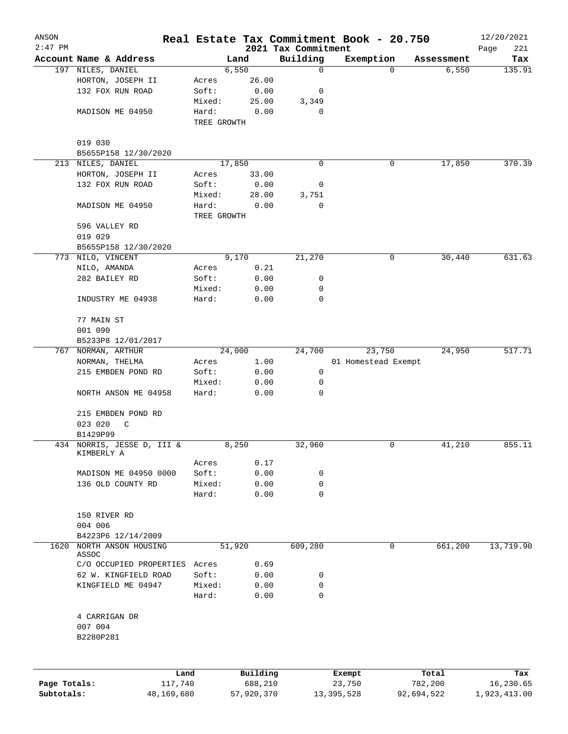ANSON 2:47 PM

# Real Estate Tax Commitment Book - 20.750

## 2021 Tax Commitment

12/20/2021

| Account Name & Address | Land | | Building | Exemption | Assessment | Tax |
|---|---|---|---|---|---|---|
| 197 NILES, DANIEL | 6,550 | | 0 | 0 | 6,550 | 135.91 |
| HORTON, JOSEPH II | Acres | 26.00 | | | | |
| 132 FOX RUN ROAD | Soft: | 0.00 | 0 | | | |
| | Mixed: | 25.00 | 3,349 | | | |
| MADISON ME 04950 | Hard: | 0.00 | 0 | | | |
| | TREE GROWTH | | | | | |
| 019 030 | | | | | | |
| B5655P158 12/30/2020 | | | | | | |
| 213 NILES, DANIEL | 17,850 | | 0 | 0 | 17,850 | 370.39 |
| HORTON, JOSEPH II | Acres | 33.00 | | | | |
| 132 FOX RUN ROAD | Soft: | 0.00 | 0 | | | |
| | Mixed: | 28.00 | 3,751 | | | |
| MADISON ME 04950 | Hard: | 0.00 | 0 | | | |
| | TREE GROWTH | | | | | |
| 596 VALLEY RD | | | | | | |
| 019 029 | | | | | | |
| B5655P158 12/30/2020 | | | | | | |
| 773 NILO, VINCENT | 9,170 | | 21,270 | 0 | 30,440 | 631.63 |
| NILO, AMANDA | Acres | 0.21 | | | | |
| 282 BAILEY RD | Soft: | 0.00 | 0 | | | |
| | Mixed: | 0.00 | 0 | | | |
| INDUSTRY ME 04938 | Hard: | 0.00 | 0 | | | |
| 77 MAIN ST | | | | | | |
| 001 090 | | | | | | |
| B5233P8 12/01/2017 | | | | | | |
| 767 NORMAN, ARTHUR | 24,000 | | 24,700 | 23,750 | 24,950 | 517.71 |
| NORMAN, THELMA | Acres | 1.00 | | 01 Homestead Exempt | | |
| 215 EMBDEN POND RD | Soft: | 0.00 | 0 | | | |
| | Mixed: | 0.00 | 0 | | | |
| NORTH ANSON ME 04958 | Hard: | 0.00 | 0 | | | |
| 215 EMBDEN POND RD | | | | | | |
| 023 020 C | | | | | | |
| B1429P99 | | | | | | |
| 434 NORRIS, JESSE D, III & KIMBERLY A | 8,250 | | 32,960 | 0 | 41,210 | 855.11 |
| | Acres | 0.17 | | | | |
| MADISON ME 04950 0000 | Soft: | 0.00 | 0 | | | |
| 136 OLD COUNTY RD | Mixed: | 0.00 | 0 | | | |
| | Hard: | 0.00 | 0 | | | |
| 150 RIVER RD | | | | | | |
| 004 006 | | | | | | |
| B4223P6 12/14/2009 | | | | | | |
| 1620 NORTH ANSON HOUSING ASSOC | 51,920 | | 609,280 | 0 | 661,200 | 13,719.90 |
| C/O OCCUPIED PROPERTIES | Acres | 0.69 | | | | |
| 62 W. KINGFIELD ROAD | Soft: | 0.00 | 0 | | | |
| KINGFIELD ME 04947 | Mixed: | 0.00 | 0 | | | |
| | Hard: | 0.00 | 0 | | | |
| 4 CARRIGAN DR | | | | | | |
| 007 004 | | | | | | |
| B2280P281 | | | | | | |

| | Land | Building | Exempt | Total | Tax |
|---|---|---|---|---|---|
| Page Totals: | 117,740 | 688,210 | 23,750 | 782,200 | 16,230.65 |
| Subtotals: | 48,169,680 | 57,920,370 | 13,395,528 | 92,694,522 | 1,923,413.00 |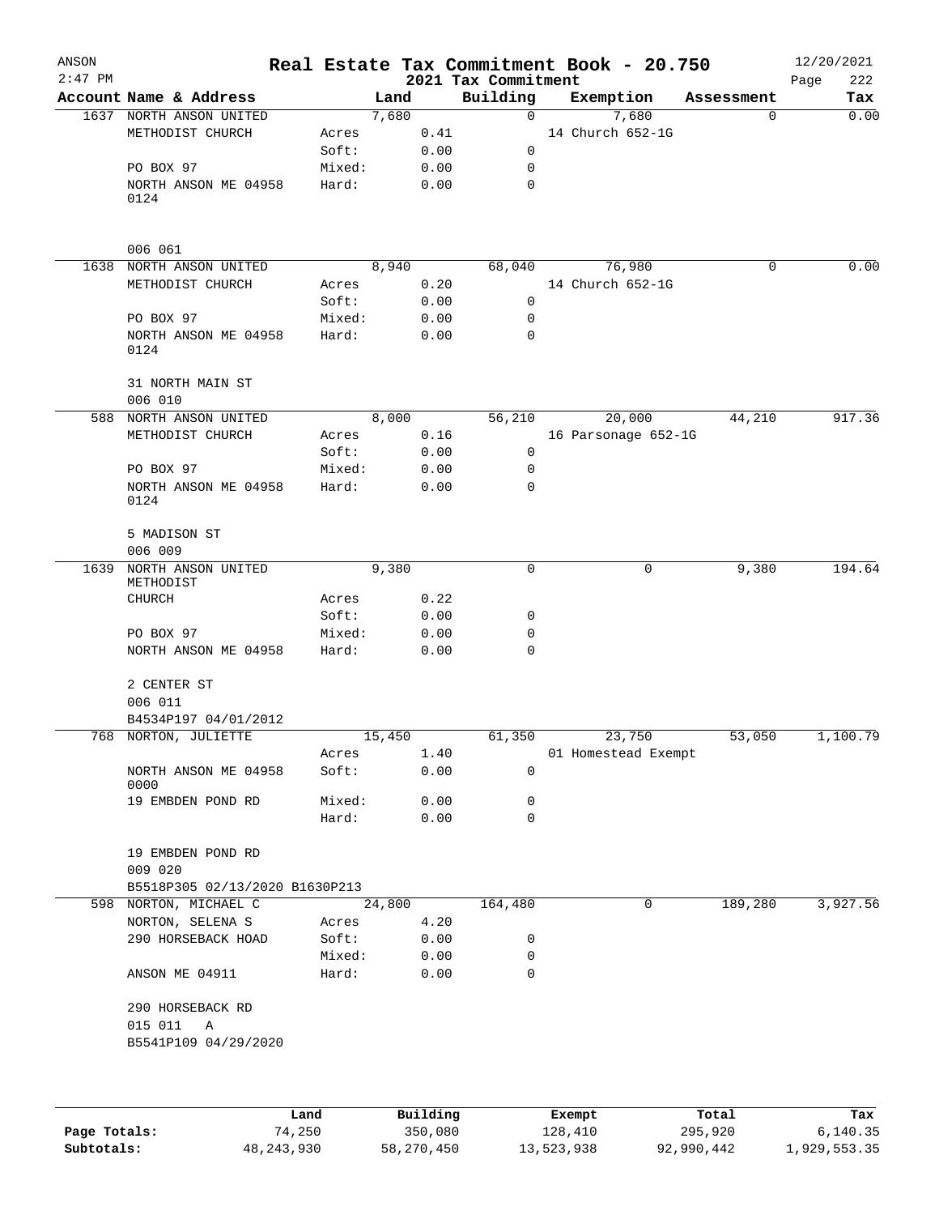ANSON
2:47 PM

# Real Estate Tax Commitment Book - 20.750

2021 Tax Commitment

12/20/2021

| Account Name & Address | | Land | Building | Exemption | Assessment | Tax |
|---|---|---|---|---|---|---|
| 1637 NORTH ANSON UNITED | | 7,680 | 0 | 7,680 | 0 | 0.00 |
| METHODIST CHURCH | Acres | 0.41 | | 14 Church 652-1G | | |
| | Soft: | 0.00 | 0 | | | |
| PO BOX 97 | Mixed: | 0.00 | 0 | | | |
| NORTH ANSON ME 04958 0124 | Hard: | 0.00 | 0 | | | |
| 006 061 | | | | | | |
| 1638 NORTH ANSON UNITED | | 8,940 | 68,040 | 76,980 | 0 | 0.00 |
| METHODIST CHURCH | Acres | 0.20 | | 14 Church 652-1G | | |
| | Soft: | 0.00 | 0 | | | |
| PO BOX 97 | Mixed: | 0.00 | 0 | | | |
| NORTH ANSON ME 04958 0124 | Hard: | 0.00 | 0 | | | |
| 31 NORTH MAIN ST | | | | | | |
| 006 010 | | | | | | |
| 588 NORTH ANSON UNITED | | 8,000 | 56,210 | 20,000 | 44,210 | 917.36 |
| METHODIST CHURCH | Acres | 0.16 | | 16 Parsonage 652-1G | | |
| | Soft: | 0.00 | 0 | | | |
| PO BOX 97 | Mixed: | 0.00 | 0 | | | |
| NORTH ANSON ME 04958 0124 | Hard: | 0.00 | 0 | | | |
| 5 MADISON ST | | | | | | |
| 006 009 | | | | | | |
| 1639 NORTH ANSON UNITED METHODIST | | 9,380 | 0 | 0 | 9,380 | 194.64 |
| CHURCH | Acres | 0.22 | | | | |
| | Soft: | 0.00 | 0 | | | |
| PO BOX 97 | Mixed: | 0.00 | 0 | | | |
| NORTH ANSON ME 04958 | Hard: | 0.00 | 0 | | | |
| 2 CENTER ST | | | | | | |
| 006 011 | | | | | | |
| B4534P197 04/01/2012 | | | | | | |
| 768 NORTON, JULIETTE | | 15,450 | 61,350 | 23,750 | 53,050 | 1,100.79 |
| | Acres | 1.40 | | 01 Homestead Exempt | | |
| NORTH ANSON ME 04958 0000 | Soft: | 0.00 | 0 | | | |
| 19 EMBDEN POND RD | Mixed: | 0.00 | 0 | | | |
| | Hard: | 0.00 | 0 | | | |
| 19 EMBDEN POND RD | | | | | | |
| 009 020 | | | | | | |
| B5518P305 02/13/2020 B1630P213 | | | | | | |
| 598 NORTON, MICHAEL C | | 24,800 | 164,480 | 0 | 189,280 | 3,927.56 |
| NORTON, SELENA S | Acres | 4.20 | | | | |
| 290 HORSEBACK HOAD | Soft: | 0.00 | 0 | | | |
| | Mixed: | 0.00 | 0 | | | |
| ANSON ME 04911 | Hard: | 0.00 | 0 | | | |
| 290 HORSEBACK RD | | | | | | |
| 015 011 A | | | | | | |
| B5541P109 04/29/2020 | | | | | | |

| | Land | Building | Exempt | Total | Tax |
|---|---|---|---|---|---|
| Page Totals: | 74,250 | 350,080 | 128,410 | 295,920 | 6,140.35 |
| Subtotals: | 48,243,930 | 58,270,450 | 13,523,938 | 92,990,442 | 1,929,553.35 |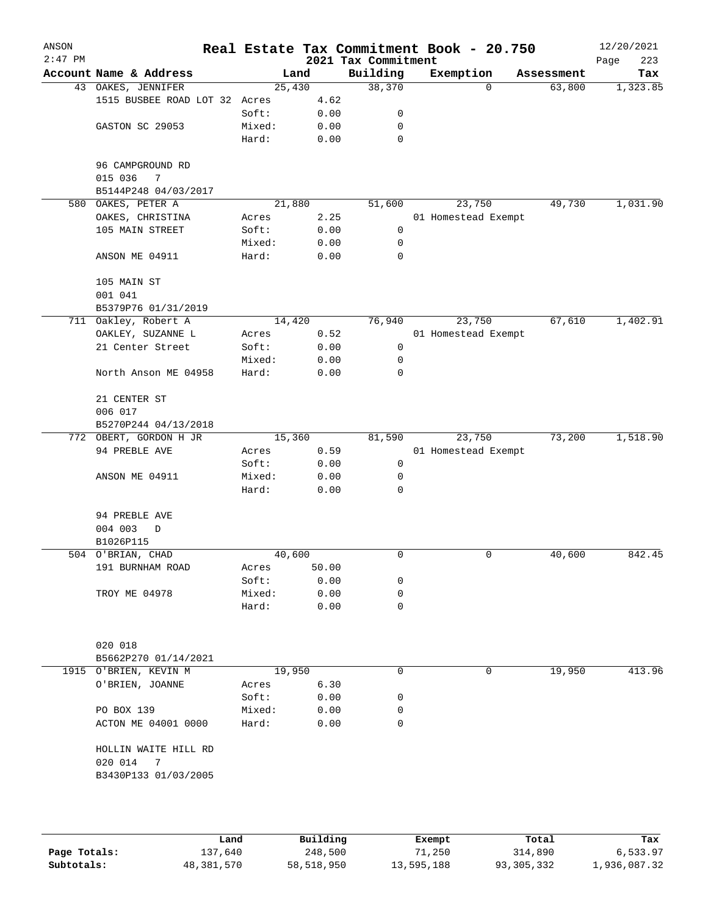# Real Estate Tax Commitment Book - 20.750

ANSON 2:47 PM — 2021 Tax Commitment — 12/20/2021

| Account | Name & Address | Land | | Building | Exemption | Assessment | Tax |
|---|---|---|---|---|---|---|---|
| 43 | OAKES, JENNIFER | 25,430 | | 38,370 | 0 | 63,800 | 1,323.85 |
| | 1515 BUSBEE ROAD LOT 32 | Acres | 4.62 | | | | |
| | | Soft: | 0.00 | 0 | | | |
| | GASTON SC 29053 | Mixed: | 0.00 | 0 | | | |
| | | Hard: | 0.00 | 0 | | | |
| | 96 CAMPGROUND RD | | | | | | |
| | 015 036 7 | | | | | | |
| | B5144P248 04/03/2017 | | | | | | |
| 580 | OAKES, PETER A | 21,880 | | 51,600 | 23,750 | 49,730 | 1,031.90 |
| | OAKES, CHRISTINA | Acres | 2.25 | | 01 Homestead Exempt | | |
| | 105 MAIN STREET | Soft: | 0.00 | 0 | | | |
| | | Mixed: | 0.00 | 0 | | | |
| | ANSON ME 04911 | Hard: | 0.00 | 0 | | | |
| | 105 MAIN ST | | | | | | |
| | 001 041 | | | | | | |
| | B5379P76 01/31/2019 | | | | | | |
| 711 | Oakley, Robert A | 14,420 | | 76,940 | 23,750 | 67,610 | 1,402.91 |
| | OAKLEY, SUZANNE L | Acres | 0.52 | | 01 Homestead Exempt | | |
| | 21 Center Street | Soft: | 0.00 | 0 | | | |
| | | Mixed: | 0.00 | 0 | | | |
| | North Anson ME 04958 | Hard: | 0.00 | 0 | | | |
| | 21 CENTER ST | | | | | | |
| | 006 017 | | | | | | |
| | B5270P244 04/13/2018 | | | | | | |
| 772 | OBERT, GORDON H JR | 15,360 | | 81,590 | 23,750 | 73,200 | 1,518.90 |
| | 94 PREBLE AVE | Acres | 0.59 | | 01 Homestead Exempt | | |
| | | Soft: | 0.00 | 0 | | | |
| | ANSON ME 04911 | Mixed: | 0.00 | 0 | | | |
| | | Hard: | 0.00 | 0 | | | |
| | 94 PREBLE AVE | | | | | | |
| | 004 003 D | | | | | | |
| | B1026P115 | | | | | | |
| 504 | O'BRIAN, CHAD | 40,600 | | 0 | 0 | 40,600 | 842.45 |
| | 191 BURNHAM ROAD | Acres | 50.00 | | | | |
| | | Soft: | 0.00 | 0 | | | |
| | TROY ME 04978 | Mixed: | 0.00 | 0 | | | |
| | | Hard: | 0.00 | 0 | | | |
| | 020 018 | | | | | | |
| | B5662P270 01/14/2021 | | | | | | |
| 1915 | O'BRIEN, KEVIN M | 19,950 | | 0 | 0 | 19,950 | 413.96 |
| | O'BRIEN, JOANNE | Acres | 6.30 | | | | |
| | | Soft: | 0.00 | 0 | | | |
| | PO BOX 139 | Mixed: | 0.00 | 0 | | | |
| | ACTON ME 04001 0000 | Hard: | 0.00 | 0 | | | |
| | HOLLIN WAITE HILL RD | | | | | | |
| | 020 014 7 | | | | | | |
| | B3430P133 01/03/2005 | | | | | | |

| | Land | Building | Exempt | Total | Tax |
|---|---|---|---|---|---|
| Page Totals: | 137,640 | 248,500 | 71,250 | 314,890 | 6,533.97 |
| Subtotals: | 48,381,570 | 58,518,950 | 13,595,188 | 93,305,332 | 1,936,087.32 |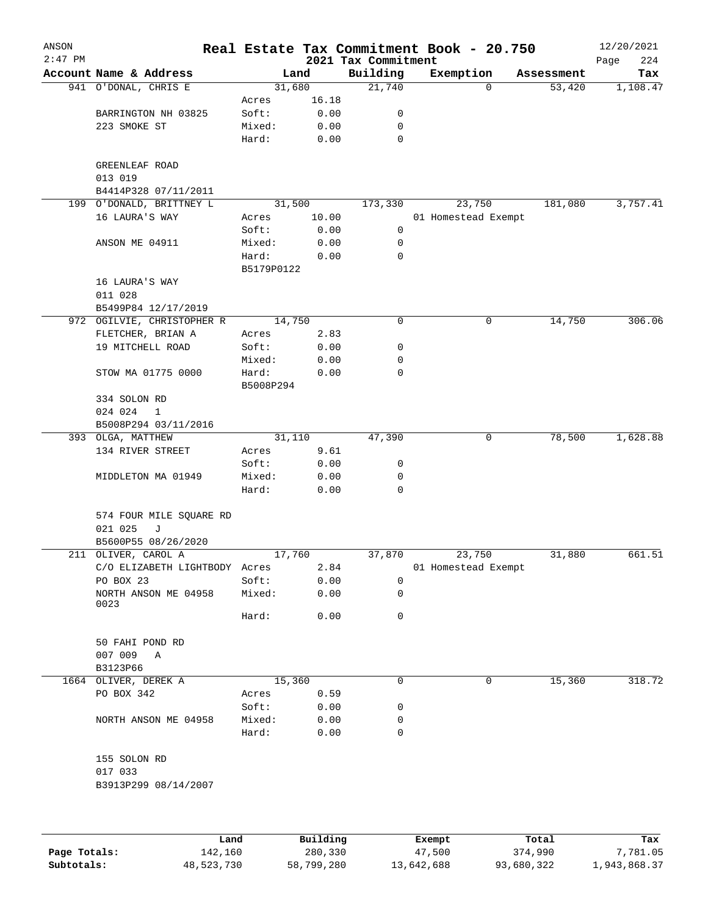# Real Estate Tax Commitment Book - 20.750

ANSON
2:47 PM

2021 Tax Commitment

12/20/2021

| Account Name & Address | | Land | Building | Exemption | Assessment | Tax |
|---|---|---|---|---|---|---|
| 941 O'DONAL, CHRIS E | | 31,680 | 21,740 | 0 | 53,420 | 1,108.47 |
| | Acres | 16.18 | | | | |
| BARRINGTON NH 03825 | Soft: | 0.00 | 0 | | | |
| 223 SMOKE ST | Mixed: | 0.00 | 0 | | | |
| | Hard: | 0.00 | 0 | | | |
| GREENLEAF ROAD | | | | | | |
| 013 019 | | | | | | |
| B4414P328 07/11/2011 | | | | | | |
| 199 O'DONALD, BRITTNEY L | | 31,500 | 173,330 | 23,750 | 181,080 | 3,757.41 |
| 16 LAURA'S WAY | Acres | 10.00 | | 01 Homestead Exempt | | |
| | Soft: | 0.00 | 0 | | | |
| ANSON ME 04911 | Mixed: | 0.00 | 0 | | | |
| | Hard: | 0.00 | 0 | | | |
| | B5179P0122 | | | | | |
| 16 LAURA'S WAY | | | | | | |
| 011 028 | | | | | | |
| B5499P84 12/17/2019 | | | | | | |
| 972 OGILVIE, CHRISTOPHER R | | 14,750 | 0 | 0 | 14,750 | 306.06 |
| FLETCHER, BRIAN A | Acres | 2.83 | | | | |
| 19 MITCHELL ROAD | Soft: | 0.00 | 0 | | | |
| | Mixed: | 0.00 | 0 | | | |
| STOW MA 01775 0000 | Hard: | 0.00 | 0 | | | |
| | B5008P294 | | | | | |
| 334 SOLON RD | | | | | | |
| 024 024 1 | | | | | | |
| B5008P294 03/11/2016 | | | | | | |
| 393 OLGA, MATTHEW | | 31,110 | 47,390 | 0 | 78,500 | 1,628.88 |
| 134 RIVER STREET | Acres | 9.61 | | | | |
| | Soft: | 0.00 | 0 | | | |
| MIDDLETON MA 01949 | Mixed: | 0.00 | 0 | | | |
| | Hard: | 0.00 | 0 | | | |
| 574 FOUR MILE SQUARE RD | | | | | | |
| 021 025 J | | | | | | |
| B5600P55 08/26/2020 | | | | | | |
| 211 OLIVER, CAROL A | | 17,760 | 37,870 | 23,750 | 31,880 | 661.51 |
| C/O ELIZABETH LIGHTBODY | Acres | 2.84 | | 01 Homestead Exempt | | |
| PO BOX 23 | Soft: | 0.00 | 0 | | | |
| NORTH ANSON ME 04958 0023 | Mixed: | 0.00 | 0 | | | |
| | Hard: | 0.00 | 0 | | | |
| 50 FAHI POND RD | | | | | | |
| 007 009 A | | | | | | |
| B3123P66 | | | | | | |
| 1664 OLIVER, DEREK A | | 15,360 | 0 | 0 | 15,360 | 318.72 |
| PO BOX 342 | Acres | 0.59 | | | | |
| | Soft: | 0.00 | 0 | | | |
| NORTH ANSON ME 04958 | Mixed: | 0.00 | 0 | | | |
| | Hard: | 0.00 | 0 | | | |
| 155 SOLON RD | | | | | | |
| 017 033 | | | | | | |
| B3913P299 08/14/2007 | | | | | | |

| | Land | Building | Exempt | Total | Tax |
|---|---|---|---|---|---|
| Page Totals: | 142,160 | 280,330 | 47,500 | 374,990 | 7,781.05 |
| Subtotals: | 48,523,730 | 58,799,280 | 13,642,688 | 93,680,322 | 1,943,868.37 |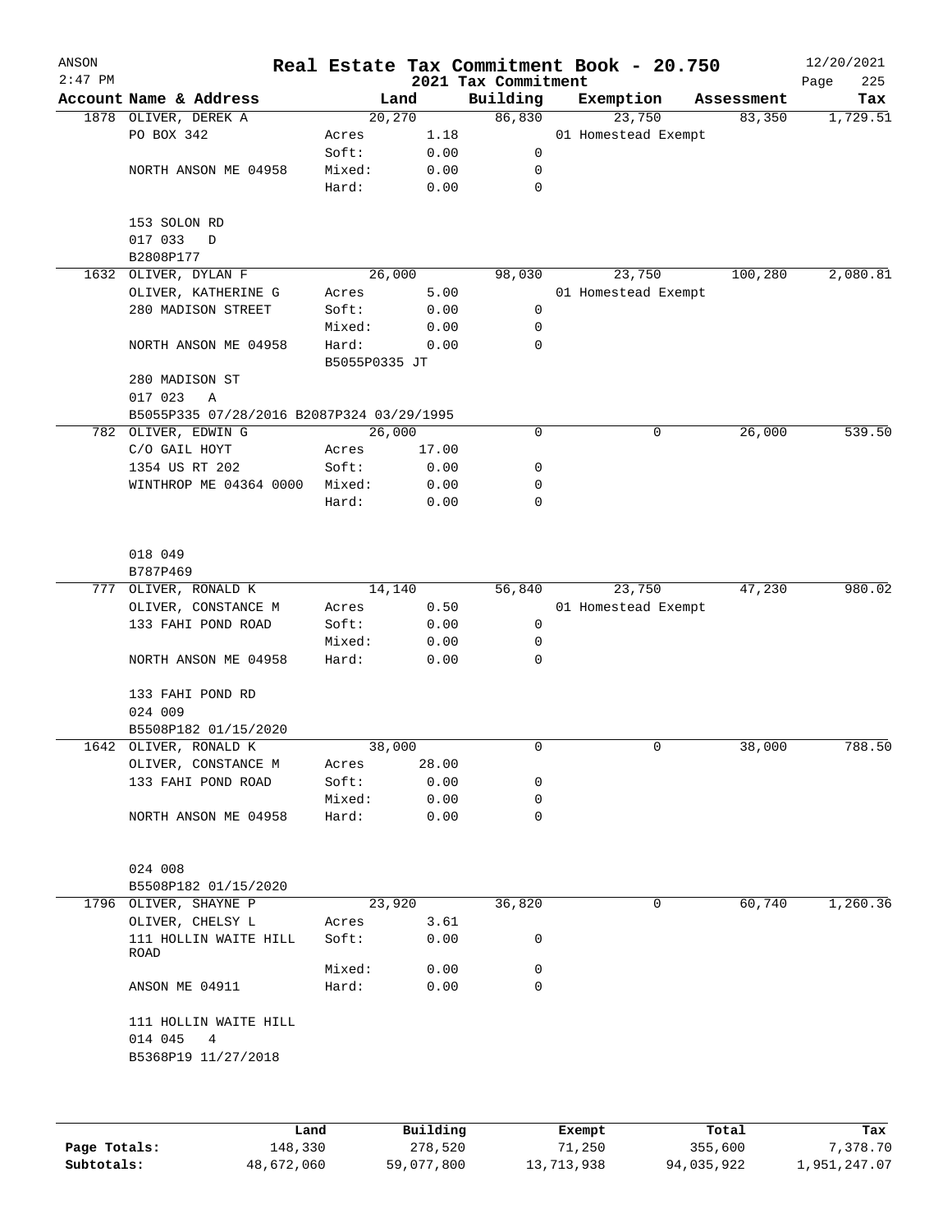# Real Estate Tax Commitment Book - 20.750

ANSON 2:47 PM — 2021 Tax Commitment — 12/20/2021

| Account Name & Address | Land | | Building | Exemption | Assessment | Tax |
|---|---|---|---|---|---|---|
| 1878 OLIVER, DEREK A | 20,270 | | 86,830 | 23,750 | 83,350 | 1,729.51 |
| PO BOX 342 | Acres | 1.18 | | 01 Homestead Exempt | | |
| | Soft: | 0.00 | 0 | | | |
| NORTH ANSON ME 04958 | Mixed: | 0.00 | 0 | | | |
| | Hard: | 0.00 | 0 | | | |
| 153 SOLON RD | | | | | | |
| 017 033 D | | | | | | |
| B2808P177 | | | | | | |
| 1632 OLIVER, DYLAN F | 26,000 | | 98,030 | 23,750 | 100,280 | 2,080.81 |
| OLIVER, KATHERINE G | Acres | 5.00 | | 01 Homestead Exempt | | |
| 280 MADISON STREET | Soft: | 0.00 | 0 | | | |
| | Mixed: | 0.00 | 0 | | | |
| NORTH ANSON ME 04958 | Hard: | 0.00 | 0 | | | |
| | B5055P0335 JT | | | | | |
| 280 MADISON ST | | | | | | |
| 017 023 A | | | | | | |
| B5055P335 07/28/2016 B2087P324 03/29/1995 | | | | | | |
| 782 OLIVER, EDWIN G | 26,000 | | 0 | 0 | 26,000 | 539.50 |
| C/O GAIL HOYT | Acres | 17.00 | | | | |
| 1354 US RT 202 | Soft: | 0.00 | 0 | | | |
| WINTHROP ME 04364 0000 | Mixed: | 0.00 | 0 | | | |
| | Hard: | 0.00 | 0 | | | |
| 018 049 | | | | | | |
| B787P469 | | | | | | |
| 777 OLIVER, RONALD K | 14,140 | | 56,840 | 23,750 | 47,230 | 980.02 |
| OLIVER, CONSTANCE M | Acres | 0.50 | | 01 Homestead Exempt | | |
| 133 FAHI POND ROAD | Soft: | 0.00 | 0 | | | |
| | Mixed: | 0.00 | 0 | | | |
| NORTH ANSON ME 04958 | Hard: | 0.00 | 0 | | | |
| 133 FAHI POND RD | | | | | | |
| 024 009 | | | | | | |
| B5508P182 01/15/2020 | | | | | | |
| 1642 OLIVER, RONALD K | 38,000 | | 0 | 0 | 38,000 | 788.50 |
| OLIVER, CONSTANCE M | Acres | 28.00 | | | | |
| 133 FAHI POND ROAD | Soft: | 0.00 | 0 | | | |
| | Mixed: | 0.00 | 0 | | | |
| NORTH ANSON ME 04958 | Hard: | 0.00 | 0 | | | |
| 024 008 | | | | | | |
| B5508P182 01/15/2020 | | | | | | |
| 1796 OLIVER, SHAYNE P | 23,920 | | 36,820 | 0 | 60,740 | 1,260.36 |
| OLIVER, CHELSY L | Acres | 3.61 | | | | |
| 111 HOLLIN WAITE HILL ROAD | Soft: | 0.00 | 0 | | | |
| | Mixed: | 0.00 | 0 | | | |
| ANSON ME 04911 | Hard: | 0.00 | 0 | | | |
| 111 HOLLIN WAITE HILL | | | | | | |
| 014 045 4 | | | | | | |
| B5368P19 11/27/2018 | | | | | | |

| | Land | Building | Exempt | Total | Tax |
|---|---|---|---|---|---|
| Page Totals: | 148,330 | 278,520 | 71,250 | 355,600 | 7,378.70 |
| Subtotals: | 48,672,060 | 59,077,800 | 13,713,938 | 94,035,922 | 1,951,247.07 |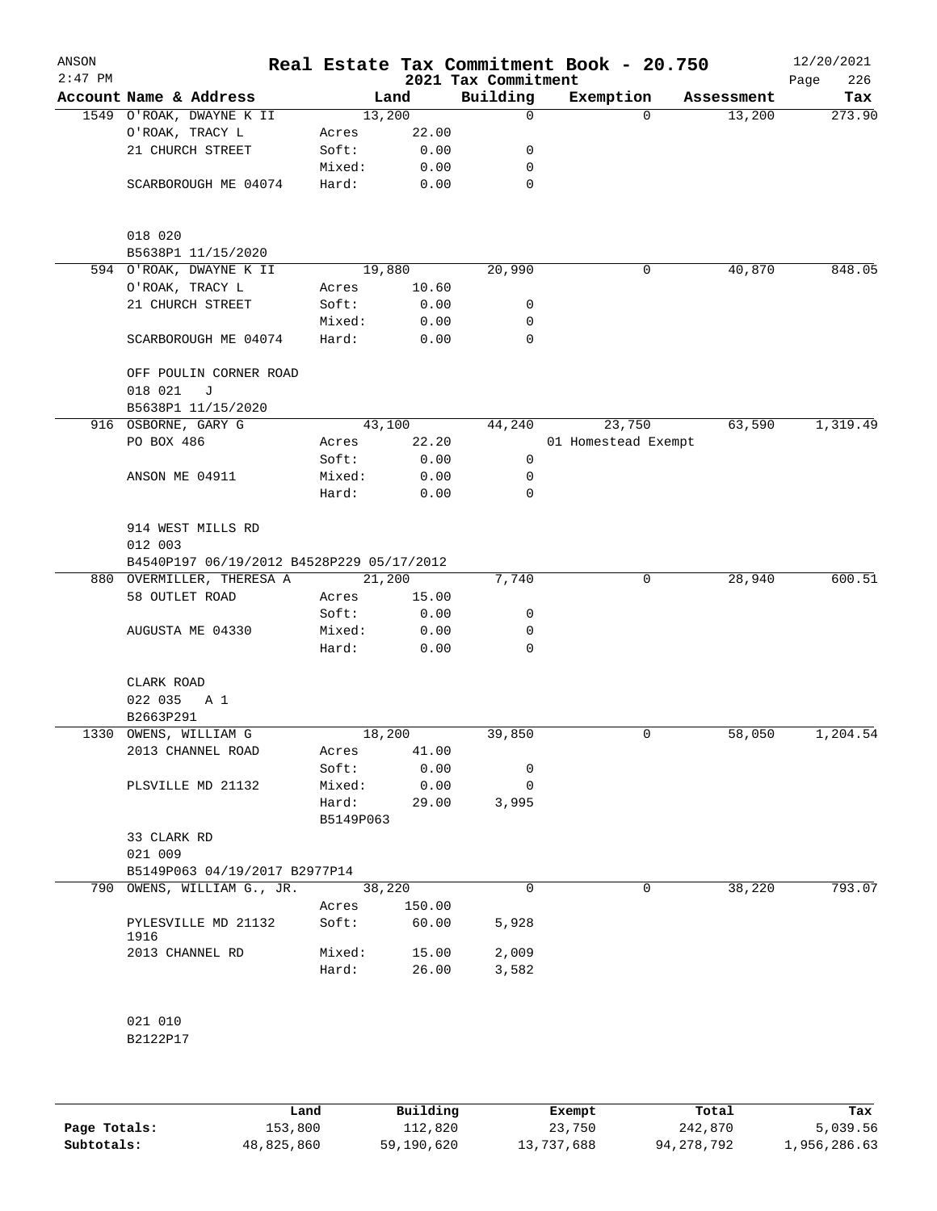# Real Estate Tax Commitment Book - 20.750

ANSON 2:47 PM — 2021 Tax Commitment — 12/20/2021

| Account Name & Address | Land | | Building | Exemption | Assessment | Tax |
|---|---|---|---|---|---|---|
| 1549 O'ROAK, DWAYNE K II | 13,200 | | 0 | 0 | 13,200 | 273.90 |
| O'ROAK, TRACY L | Acres | 22.00 | | | | |
| 21 CHURCH STREET | Soft: | 0.00 | 0 | | | |
| | Mixed: | 0.00 | 0 | | | |
| SCARBOROUGH ME 04074 | Hard: | 0.00 | 0 | | | |
| 018 020 | | | | | | |
| B5638P1 11/15/2020 | | | | | | |
| 594 O'ROAK, DWAYNE K II | 19,880 | | 20,990 | 0 | 40,870 | 848.05 |
| O'ROAK, TRACY L | Acres | 10.60 | | | | |
| 21 CHURCH STREET | Soft: | 0.00 | 0 | | | |
| | Mixed: | 0.00 | 0 | | | |
| SCARBOROUGH ME 04074 | Hard: | 0.00 | 0 | | | |
| OFF POULIN CORNER ROAD | | | | | | |
| 018 021 J | | | | | | |
| B5638P1 11/15/2020 | | | | | | |
| 916 OSBORNE, GARY G | 43,100 | | 44,240 | 23,750 | 63,590 | 1,319.49 |
| PO BOX 486 | Acres | 22.20 | | 01 Homestead Exempt | | |
| | Soft: | 0.00 | 0 | | | |
| ANSON ME 04911 | Mixed: | 0.00 | 0 | | | |
| | Hard: | 0.00 | 0 | | | |
| 914 WEST MILLS RD | | | | | | |
| 012 003 | | | | | | |
| B4540P197 06/19/2012 B4528P229 05/17/2012 | | | | | | |
| 880 OVERMILLER, THERESA A | 21,200 | | 7,740 | 0 | 28,940 | 600.51 |
| 58 OUTLET ROAD | Acres | 15.00 | | | | |
| | Soft: | 0.00 | 0 | | | |
| AUGUSTA ME 04330 | Mixed: | 0.00 | 0 | | | |
| | Hard: | 0.00 | 0 | | | |
| CLARK ROAD | | | | | | |
| 022 035 A 1 | | | | | | |
| B2663P291 | | | | | | |
| 1330 OWENS, WILLIAM G | 18,200 | | 39,850 | 0 | 58,050 | 1,204.54 |
| 2013 CHANNEL ROAD | Acres | 41.00 | | | | |
| | Soft: | 0.00 | 0 | | | |
| PLSVILLE MD 21132 | Mixed: | 0.00 | 0 | | | |
| | Hard: | 29.00 | 3,995 | | | |
| | B5149P063 | | | | | |
| 33 CLARK RD | | | | | | |
| 021 009 | | | | | | |
| B5149P063 04/19/2017 B2977P14 | | | | | | |
| 790 OWENS, WILLIAM G., JR. | 38,220 | | 0 | 0 | 38,220 | 793.07 |
| | Acres | 150.00 | | | | |
| PYLESVILLE MD 21132 1916 | Soft: | 60.00 | 5,928 | | | |
| 2013 CHANNEL RD | Mixed: | 15.00 | 2,009 | | | |
| | Hard: | 26.00 | 3,582 | | | |
| 021 010 | | | | | | |
| B2122P17 | | | | | | |

| | Land | Building | Exempt | Total | Tax |
|---|---|---|---|---|---|
| Page Totals: | 153,800 | 112,820 | 23,750 | 242,870 | 5,039.56 |
| Subtotals: | 48,825,860 | 59,190,620 | 13,737,688 | 94,278,792 | 1,956,286.63 |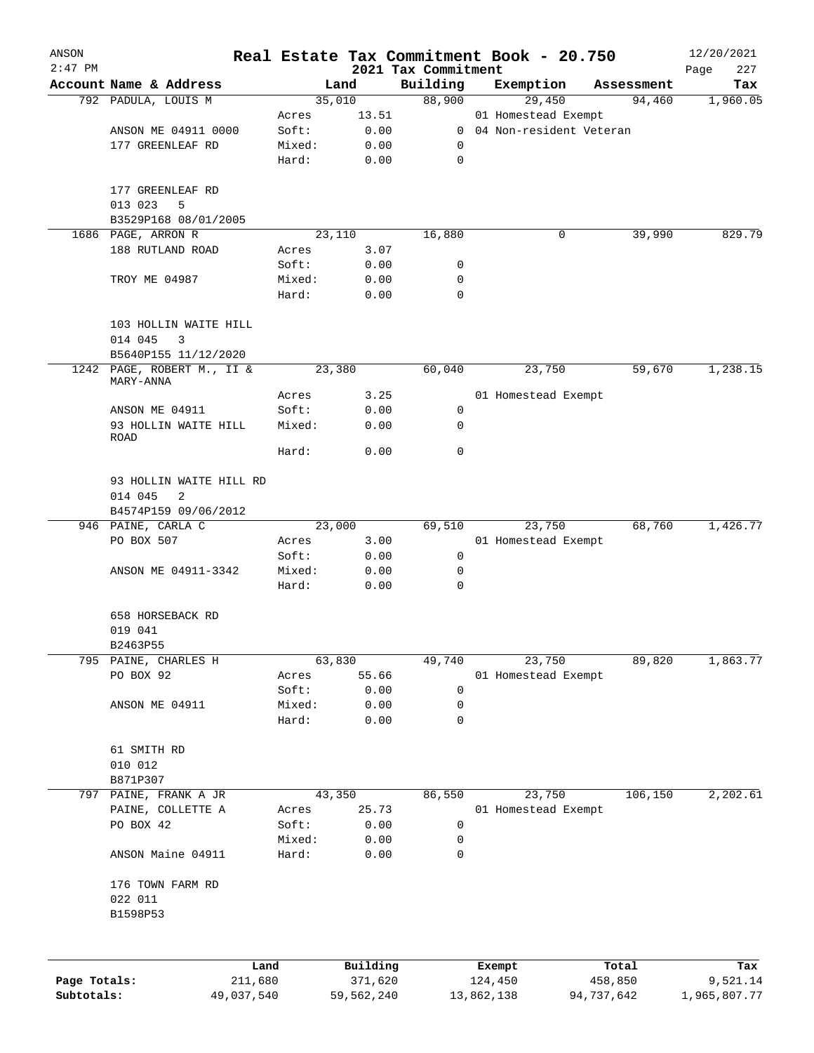# Real Estate Tax Commitment Book - 20.750

## 2021 Tax Commitment

| Account | Name & Address | | Land | Building | Exemption | Assessment | Tax |
|---|---|---|---|---|---|---|---|
| 792 | PADULA, LOUIS M | | 35,010 | 88,900 | 29,450 | 94,460 | 1,960.05 |
| | | Acres | 13.51 | | 01 Homestead Exempt | | |
| | ANSON ME 04911 0000 | Soft: | 0.00 | 0 | 04 Non-resident Veteran | | |
| | 177 GREENLEAF RD | Mixed: | 0.00 | 0 | | | |
| | | Hard: | 0.00 | 0 | | | |
| | 177 GREENLEAF RD | | | | | | |
| | 013 023 5 | | | | | | |
| | B3529P168 08/01/2005 | | | | | | |
| 1686 | PAGE, ARRON R | | 23,110 | 16,880 | 0 | 39,990 | 829.79 |
| | 188 RUTLAND ROAD | Acres | 3.07 | | | | |
| | | Soft: | 0.00 | 0 | | | |
| | TROY ME 04987 | Mixed: | 0.00 | 0 | | | |
| | | Hard: | 0.00 | 0 | | | |
| | 103 HOLLIN WAITE HILL | | | | | | |
| | 014 045 3 | | | | | | |
| | B5640P155 11/12/2020 | | | | | | |
| 1242 | PAGE, ROBERT M., II & MARY-ANNA | | 23,380 | 60,040 | 23,750 | 59,670 | 1,238.15 |
| | | Acres | 3.25 | | 01 Homestead Exempt | | |
| | ANSON ME 04911 | Soft: | 0.00 | 0 | | | |
| | 93 HOLLIN WAITE HILL ROAD | Mixed: | 0.00 | 0 | | | |
| | | Hard: | 0.00 | 0 | | | |
| | 93 HOLLIN WAITE HILL RD | | | | | | |
| | 014 045 2 | | | | | | |
| | B4574P159 09/06/2012 | | | | | | |
| 946 | PAINE, CARLA C | | 23,000 | 69,510 | 23,750 | 68,760 | 1,426.77 |
| | PO BOX 507 | Acres | 3.00 | | 01 Homestead Exempt | | |
| | | Soft: | 0.00 | 0 | | | |
| | ANSON ME 04911-3342 | Mixed: | 0.00 | 0 | | | |
| | | Hard: | 0.00 | 0 | | | |
| | 658 HORSEBACK RD | | | | | | |
| | 019 041 | | | | | | |
| | B2463P55 | | | | | | |
| 795 | PAINE, CHARLES H | | 63,830 | 49,740 | 23,750 | 89,820 | 1,863.77 |
| | PO BOX 92 | Acres | 55.66 | | 01 Homestead Exempt | | |
| | | Soft: | 0.00 | 0 | | | |
| | ANSON ME 04911 | Mixed: | 0.00 | 0 | | | |
| | | Hard: | 0.00 | 0 | | | |
| | 61 SMITH RD | | | | | | |
| | 010 012 | | | | | | |
| | B871P307 | | | | | | |
| 797 | PAINE, FRANK A JR | | 43,350 | 86,550 | 23,750 | 106,150 | 2,202.61 |
| | PAINE, COLLETTE A | Acres | 25.73 | | 01 Homestead Exempt | | |
| | PO BOX 42 | Soft: | 0.00 | 0 | | | |
| | | Mixed: | 0.00 | 0 | | | |
| | ANSON Maine 04911 | Hard: | 0.00 | 0 | | | |
| | 176 TOWN FARM RD | | | | | | |
| | 022 011 | | | | | | |
| | B1598P53 | | | | | | |

| | Land | Building | Exempt | Total | Tax |
|---|---|---|---|---|---|
| Page Totals: | 211,680 | 371,620 | 124,450 | 458,850 | 9,521.14 |
| Subtotals: | 49,037,540 | 59,562,240 | 13,862,138 | 94,737,642 | 1,965,807.77 |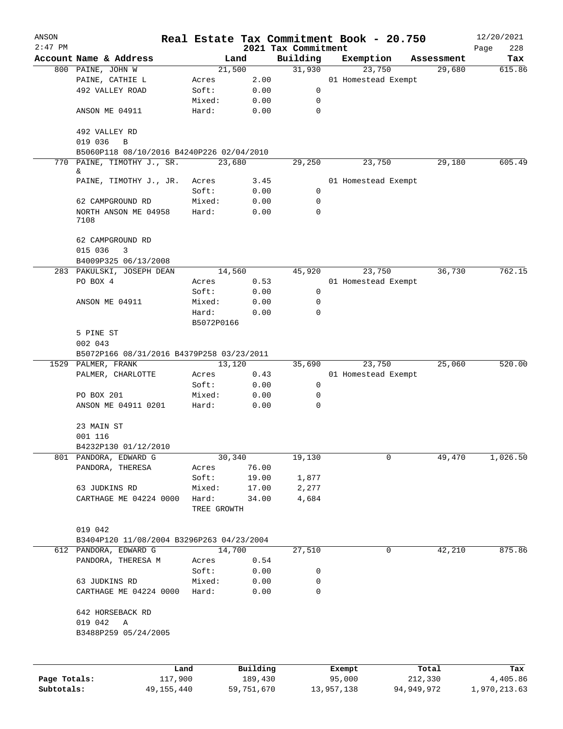# Real Estate Tax Commitment Book - 20.750

ANSON
2:47 PM

2021 Tax Commitment

12/20/2021

| Account Name & Address | Land | | Building | Exemption | Assessment | Tax |
|---|---|---|---|---|---|---|
| 800 PAINE, JOHN W | 21,500 | | 31,930 | 23,750 | 29,680 | 615.86 |
| PAINE, CATHIE L | Acres | 2.00 | | 01 Homestead Exempt | | |
| 492 VALLEY ROAD | Soft: | 0.00 | 0 | | | |
| | Mixed: | 0.00 | 0 | | | |
| ANSON ME 04911 | Hard: | 0.00 | 0 | | | |
| 492 VALLEY RD | | | | | | |
| 019 036 B | | | | | | |
| B5060P118 08/10/2016 B4240P226 02/04/2010 | | | | | | |
| 770 PAINE, TIMOTHY J., SR. & | 23,680 | | 29,250 | 23,750 | 29,180 | 605.49 |
| PAINE, TIMOTHY J., JR. | Acres | 3.45 | | 01 Homestead Exempt | | |
| | Soft: | 0.00 | 0 | | | |
| 62 CAMPGROUND RD | Mixed: | 0.00 | 0 | | | |
| NORTH ANSON ME 04958 7108 | Hard: | 0.00 | 0 | | | |
| 62 CAMPGROUND RD | | | | | | |
| 015 036 3 | | | | | | |
| B4009P325 06/13/2008 | | | | | | |
| 283 PAKULSKI, JOSEPH DEAN | 14,560 | | 45,920 | 23,750 | 36,730 | 762.15 |
| PO BOX 4 | Acres | 0.53 | | 01 Homestead Exempt | | |
| | Soft: | 0.00 | 0 | | | |
| ANSON ME 04911 | Mixed: | 0.00 | 0 | | | |
| | Hard: | 0.00 | 0 | | | |
| | B5072P0166 | | | | | |
| 5 PINE ST | | | | | | |
| 002 043 | | | | | | |
| B5072P166 08/31/2016 B4379P258 03/23/2011 | | | | | | |
| 1529 PALMER, FRANK | 13,120 | | 35,690 | 23,750 | 25,060 | 520.00 |
| PALMER, CHARLOTTE | Acres | 0.43 | | 01 Homestead Exempt | | |
| | Soft: | 0.00 | 0 | | | |
| PO BOX 201 | Mixed: | 0.00 | 0 | | | |
| ANSON ME 04911 0201 | Hard: | 0.00 | 0 | | | |
| 23 MAIN ST | | | | | | |
| 001 116 | | | | | | |
| B4232P130 01/12/2010 | | | | | | |
| 801 PANDORA, EDWARD G | 30,340 | | 19,130 | 0 | 49,470 | 1,026.50 |
| PANDORA, THERESA | Acres | 76.00 | | | | |
| | Soft: | 19.00 | 1,877 | | | |
| 63 JUDKINS RD | Mixed: | 17.00 | 2,277 | | | |
| CARTHAGE ME 04224 0000 | Hard: | 34.00 | 4,684 | | | |
| | TREE GROWTH | | | | | |
| 019 042 | | | | | | |
| B3404P120 11/08/2004 B3296P263 04/23/2004 | | | | | | |
| 612 PANDORA, EDWARD G | 14,700 | | 27,510 | 0 | 42,210 | 875.86 |
| PANDORA, THERESA M | Acres | 0.54 | | | | |
| | Soft: | 0.00 | 0 | | | |
| 63 JUDKINS RD | Mixed: | 0.00 | 0 | | | |
| CARTHAGE ME 04224 0000 | Hard: | 0.00 | 0 | | | |
| 642 HORSEBACK RD | | | | | | |
| 019 042 A | | | | | | |
| B3488P259 05/24/2005 | | | | | | |

| | Land | Building | Exempt | Total | Tax |
|---|---|---|---|---|---|
| Page Totals: | 117,900 | 189,430 | 95,000 | 212,330 | 4,405.86 |
| Subtotals: | 49,155,440 | 59,751,670 | 13,957,138 | 94,949,972 | 1,970,213.63 |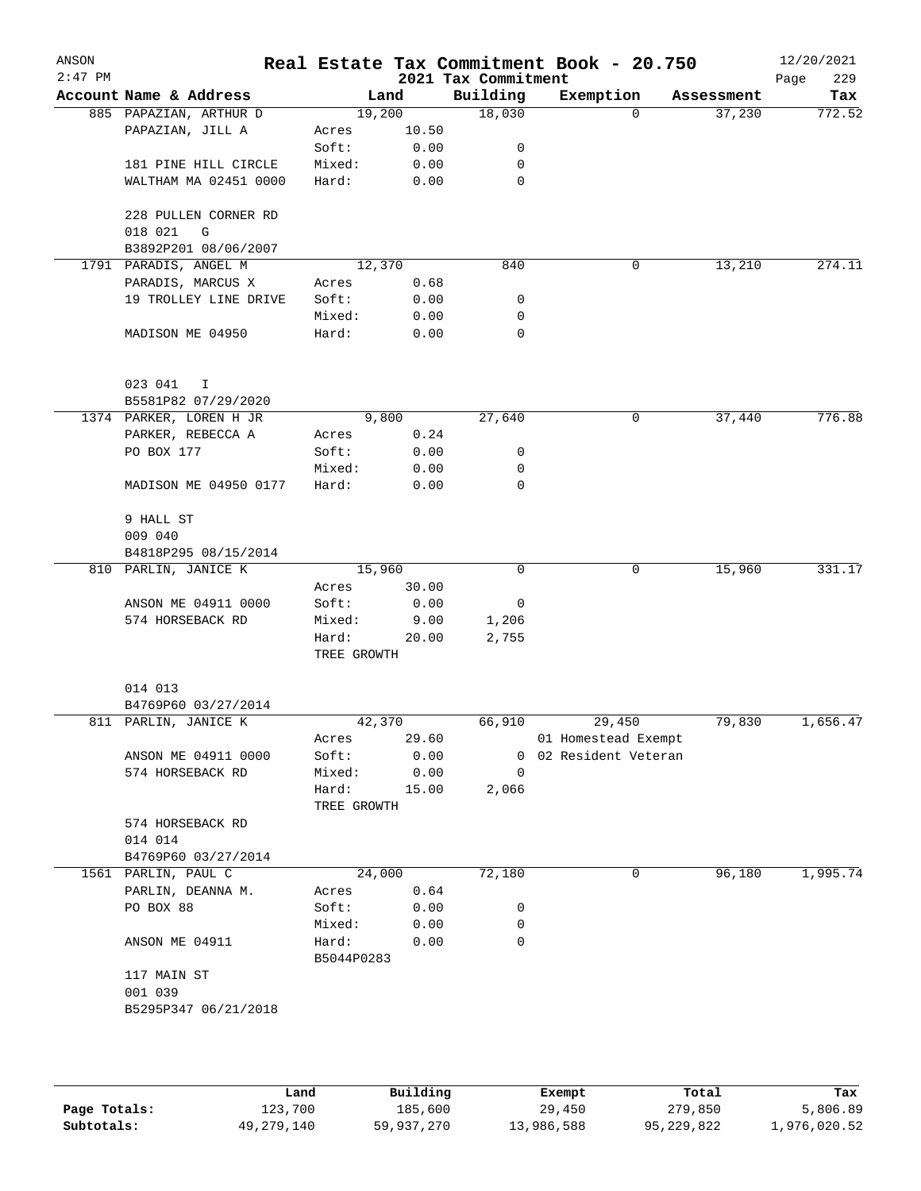# Real Estate Tax Commitment Book - 20.750

ANSON
2:47 PM

2021 Tax Commitment

12/20/2021

| Account Name & Address | Land | | Building | Exemption | Assessment | Tax |
|---|---|---|---|---|---|---|
| 885 PAPAZIAN, ARTHUR D | 19,200 | | 18,030 | 0 | 37,230 | 772.52 |
| PAPAZIAN, JILL A | Acres | 10.50 | | | | |
| | Soft: | 0.00 | 0 | | | |
| 181 PINE HILL CIRCLE | Mixed: | 0.00 | 0 | | | |
| WALTHAM MA 02451 0000 | Hard: | 0.00 | 0 | | | |
| 228 PULLEN CORNER RD | | | | | | |
| 018 021 G | | | | | | |
| B3892P201 08/06/2007 | | | | | | |
| 1791 PARADIS, ANGEL M | 12,370 | | 840 | 0 | 13,210 | 274.11 |
| PARADIS, MARCUS X | Acres | 0.68 | | | | |
| 19 TROLLEY LINE DRIVE | Soft: | 0.00 | 0 | | | |
| | Mixed: | 0.00 | 0 | | | |
| MADISON ME 04950 | Hard: | 0.00 | 0 | | | |
| 023 041 I | | | | | | |
| B5581P82 07/29/2020 | | | | | | |
| 1374 PARKER, LOREN H JR | 9,800 | | 27,640 | 0 | 37,440 | 776.88 |
| PARKER, REBECCA A | Acres | 0.24 | | | | |
| PO BOX 177 | Soft: | 0.00 | 0 | | | |
| | Mixed: | 0.00 | 0 | | | |
| MADISON ME 04950 0177 | Hard: | 0.00 | 0 | | | |
| 9 HALL ST | | | | | | |
| 009 040 | | | | | | |
| B4818P295 08/15/2014 | | | | | | |
| 810 PARLIN, JANICE K | 15,960 | | 0 | 0 | 15,960 | 331.17 |
| | Acres | 30.00 | | | | |
| ANSON ME 04911 0000 | Soft: | 0.00 | 0 | | | |
| 574 HORSEBACK RD | Mixed: | 9.00 | 1,206 | | | |
| | Hard: | 20.00 | 2,755 | | | |
| | TREE GROWTH | | | | | |
| 014 013 | | | | | | |
| B4769P60 03/27/2014 | | | | | | |
| 811 PARLIN, JANICE K | 42,370 | | 66,910 | 29,450 | 79,830 | 1,656.47 |
| | Acres | 29.60 | | 01 Homestead Exempt | | |
| ANSON ME 04911 0000 | Soft: | 0.00 | 0 | 02 Resident Veteran | | |
| 574 HORSEBACK RD | Mixed: | 0.00 | 0 | | | |
| | Hard: | 15.00 | 2,066 | | | |
| | TREE GROWTH | | | | | |
| 574 HORSEBACK RD | | | | | | |
| 014 014 | | | | | | |
| B4769P60 03/27/2014 | | | | | | |
| 1561 PARLIN, PAUL C | 24,000 | | 72,180 | 0 | 96,180 | 1,995.74 |
| PARLIN, DEANNA M. | Acres | 0.64 | | | | |
| PO BOX 88 | Soft: | 0.00 | 0 | | | |
| | Mixed: | 0.00 | 0 | | | |
| ANSON ME 04911 | Hard: | 0.00 | 0 | | | |
| | B5044P0283 | | | | | |
| 117 MAIN ST | | | | | | |
| 001 039 | | | | | | |
| B5295P347 06/21/2018 | | | | | | |

| | Land | Building | Exempt | Total | Tax |
|---|---|---|---|---|---|
| Page Totals: | 123,700 | 185,600 | 29,450 | 279,850 | 5,806.89 |
| Subtotals: | 49,279,140 | 59,937,270 | 13,986,588 | 95,229,822 | 1,976,020.52 |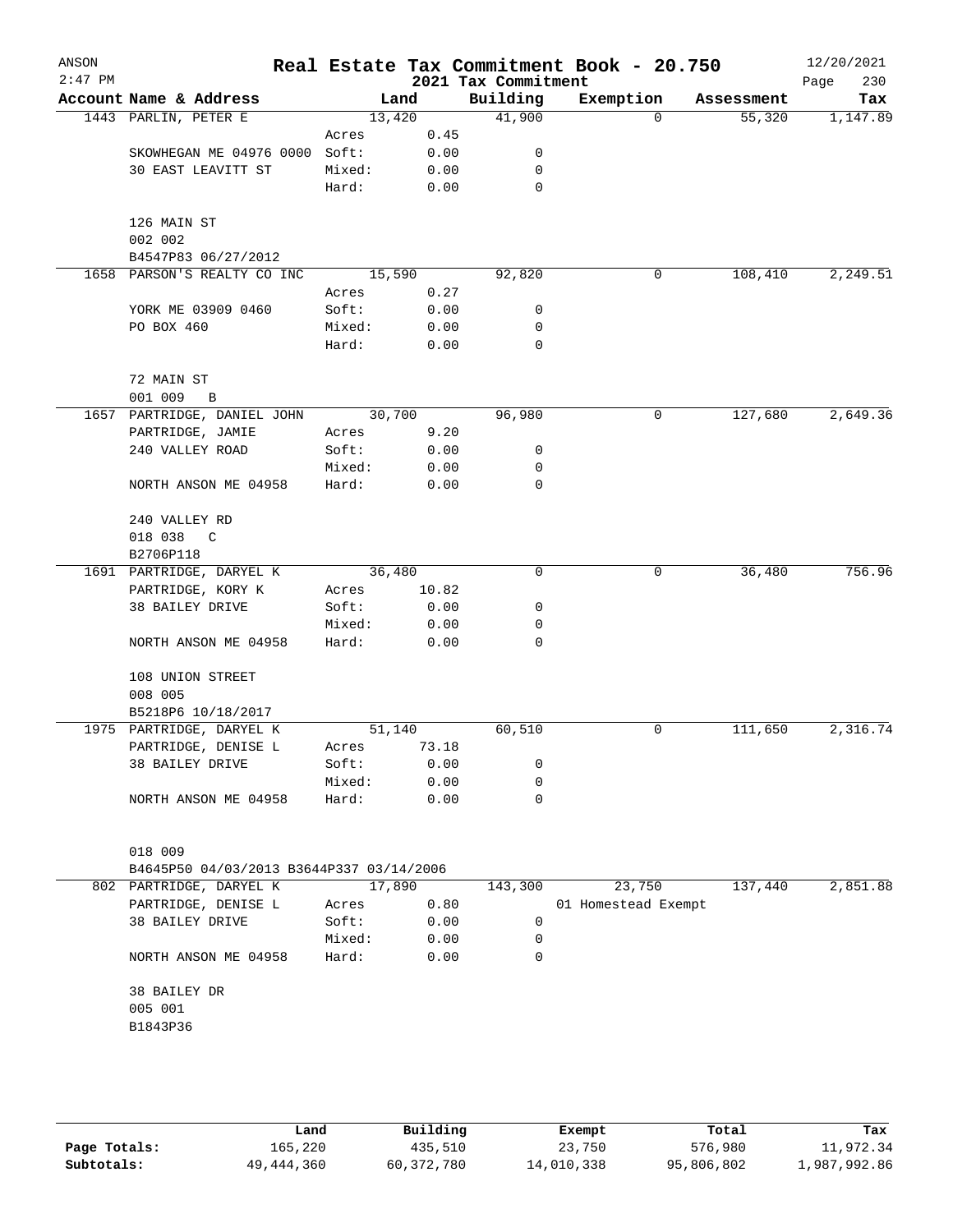# Real Estate Tax Commitment Book - 20.750

ANSON 2:47 PM — 2021 Tax Commitment — 12/20/2021

| Account | Name & Address | | Land | Building | Exemption | Assessment | Tax |
|---|---|---|---|---|---|---|---|
| 1443 | PARLIN, PETER E | | 13,420 | 41,900 | 0 | 55,320 | 1,147.89 |
| | | Acres | 0.45 | | | | |
| | SKOWHEGAN ME 04976 0000 | Soft: | 0.00 | 0 | | | |
| | 30 EAST LEAVITT ST | Mixed: | 0.00 | 0 | | | |
| | | Hard: | 0.00 | 0 | | | |
| | 126 MAIN ST | | | | | | |
| | 002 002 | | | | | | |
| | B4547P83 06/27/2012 | | | | | | |
| 1658 | PARSON'S REALTY CO INC | | 15,590 | 92,820 | 0 | 108,410 | 2,249.51 |
| | | Acres | 0.27 | | | | |
| | YORK ME 03909 0460 | Soft: | 0.00 | 0 | | | |
| | PO BOX 460 | Mixed: | 0.00 | 0 | | | |
| | | Hard: | 0.00 | 0 | | | |
| | 72 MAIN ST | | | | | | |
| | 001 009 B | | | | | | |
| 1657 | PARTRIDGE, DANIEL JOHN | | 30,700 | 96,980 | 0 | 127,680 | 2,649.36 |
| | PARTRIDGE, JAMIE | Acres | 9.20 | | | | |
| | 240 VALLEY ROAD | Soft: | 0.00 | 0 | | | |
| | | Mixed: | 0.00 | 0 | | | |
| | NORTH ANSON ME 04958 | Hard: | 0.00 | 0 | | | |
| | 240 VALLEY RD | | | | | | |
| | 018 038 C | | | | | | |
| | B2706P118 | | | | | | |
| 1691 | PARTRIDGE, DARYEL K | | 36,480 | 0 | 0 | 36,480 | 756.96 |
| | PARTRIDGE, KORY K | Acres | 10.82 | | | | |
| | 38 BAILEY DRIVE | Soft: | 0.00 | 0 | | | |
| | | Mixed: | 0.00 | 0 | | | |
| | NORTH ANSON ME 04958 | Hard: | 0.00 | 0 | | | |
| | 108 UNION STREET | | | | | | |
| | 008 005 | | | | | | |
| | B5218P6 10/18/2017 | | | | | | |
| 1975 | PARTRIDGE, DARYEL K | | 51,140 | 60,510 | 0 | 111,650 | 2,316.74 |
| | PARTRIDGE, DENISE L | Acres | 73.18 | | | | |
| | 38 BAILEY DRIVE | Soft: | 0.00 | 0 | | | |
| | | Mixed: | 0.00 | 0 | | | |
| | NORTH ANSON ME 04958 | Hard: | 0.00 | 0 | | | |
| | 018 009 | | | | | | |
| | B4645P50 04/03/2013 B3644P337 03/14/2006 | | | | | | |
| 802 | PARTRIDGE, DARYEL K | | 17,890 | 143,300 | 23,750 | 137,440 | 2,851.88 |
| | PARTRIDGE, DENISE L | Acres | 0.80 | | 01 Homestead Exempt | | |
| | 38 BAILEY DRIVE | Soft: | 0.00 | 0 | | | |
| | | Mixed: | 0.00 | 0 | | | |
| | NORTH ANSON ME 04958 | Hard: | 0.00 | 0 | | | |
| | 38 BAILEY DR | | | | | | |
| | 005 001 | | | | | | |
| | B1843P36 | | | | | | |

| | Land | Building | Exempt | Total | Tax |
|---|---|---|---|---|---|
| Page Totals: | 165,220 | 435,510 | 23,750 | 576,980 | 11,972.34 |
| Subtotals: | 49,444,360 | 60,372,780 | 14,010,338 | 95,806,802 | 1,987,992.86 |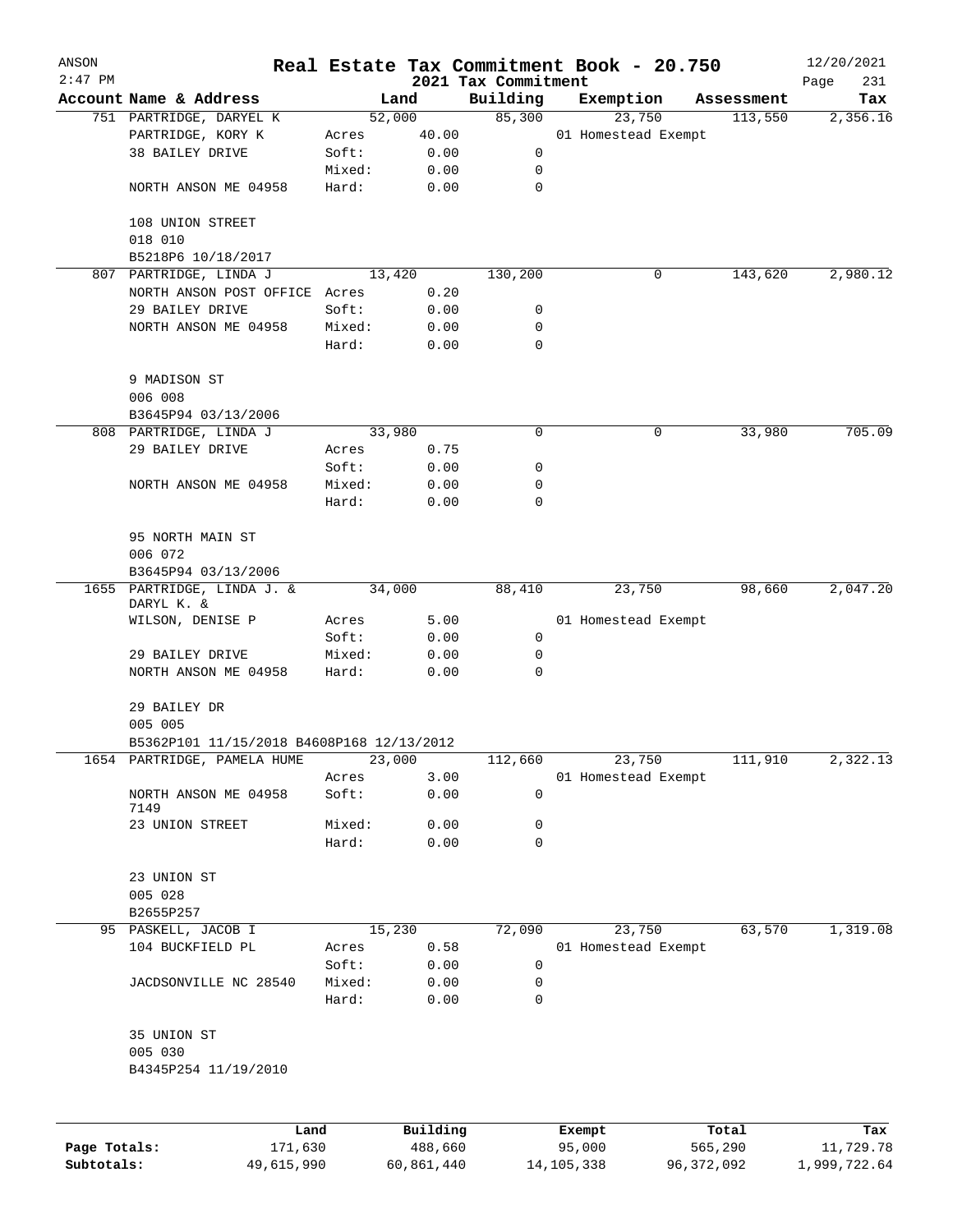# Real Estate Tax Commitment Book - 20.750

ANSON
2:47 PM

12/20/2021

## 2021 Tax Commitment

| Account Name & Address | | Land | Building | Exemption | Assessment | Tax |
|---|---|---|---|---|---|---|
| 751 PARTRIDGE, DARYEL K | | 52,000 | 85,300 | 23,750 | 113,550 | 2,356.16 |
| PARTRIDGE, KORY K | Acres | 40.00 | | 01 Homestead Exempt | | |
| 38 BAILEY DRIVE | Soft: | 0.00 | 0 | | | |
| | Mixed: | 0.00 | 0 | | | |
| NORTH ANSON ME 04958 | Hard: | 0.00 | 0 | | | |
| 108 UNION STREET | | | | | | |
| 018 010 | | | | | | |
| B5218P6 10/18/2017 | | | | | | |
| 807 PARTRIDGE, LINDA J | | 13,420 | 130,200 | 0 | 143,620 | 2,980.12 |
| NORTH ANSON POST OFFICE | Acres | 0.20 | | | | |
| 29 BAILEY DRIVE | Soft: | 0.00 | 0 | | | |
| NORTH ANSON ME 04958 | Mixed: | 0.00 | 0 | | | |
| | Hard: | 0.00 | 0 | | | |
| 9 MADISON ST | | | | | | |
| 006 008 | | | | | | |
| B3645P94 03/13/2006 | | | | | | |
| 808 PARTRIDGE, LINDA J | | 33,980 | 0 | 0 | 33,980 | 705.09 |
| 29 BAILEY DRIVE | Acres | 0.75 | | | | |
| | Soft: | 0.00 | 0 | | | |
| NORTH ANSON ME 04958 | Mixed: | 0.00 | 0 | | | |
| | Hard: | 0.00 | 0 | | | |
| 95 NORTH MAIN ST | | | | | | |
| 006 072 | | | | | | |
| B3645P94 03/13/2006 | | | | | | |
| 1655 PARTRIDGE, LINDA J. & DARYL K. & | | 34,000 | 88,410 | 23,750 | 98,660 | 2,047.20 |
| WILSON, DENISE P | Acres | 5.00 | | 01 Homestead Exempt | | |
| | Soft: | 0.00 | 0 | | | |
| 29 BAILEY DRIVE | Mixed: | 0.00 | 0 | | | |
| NORTH ANSON ME 04958 | Hard: | 0.00 | 0 | | | |
| 29 BAILEY DR | | | | | | |
| 005 005 | | | | | | |
| B5362P101 11/15/2018 B4608P168 12/13/2012 | | | | | | |
| 1654 PARTRIDGE, PAMELA HUME | | 23,000 | 112,660 | 23,750 | 111,910 | 2,322.13 |
| | Acres | 3.00 | | 01 Homestead Exempt | | |
| NORTH ANSON ME 04958 7149 | Soft: | 0.00 | 0 | | | |
| 23 UNION STREET | Mixed: | 0.00 | 0 | | | |
| | Hard: | 0.00 | 0 | | | |
| 23 UNION ST | | | | | | |
| 005 028 | | | | | | |
| B2655P257 | | | | | | |
| 95 PASKELL, JACOB I | | 15,230 | 72,090 | 23,750 | 63,570 | 1,319.08 |
| 104 BUCKFIELD PL | Acres | 0.58 | | 01 Homestead Exempt | | |
| | Soft: | 0.00 | 0 | | | |
| JACDSONVILLE NC 28540 | Mixed: | 0.00 | 0 | | | |
| | Hard: | 0.00 | 0 | | | |
| 35 UNION ST | | | | | | |
| 005 030 | | | | | | |
| B4345P254 11/19/2010 | | | | | | |

| | Land | Building | Exempt | Total | Tax |
|---|---|---|---|---|---|
| Page Totals: | 171,630 | 488,660 | 95,000 | 565,290 | 11,729.78 |
| Subtotals: | 49,615,990 | 60,861,440 | 14,105,338 | 96,372,092 | 1,999,722.64 |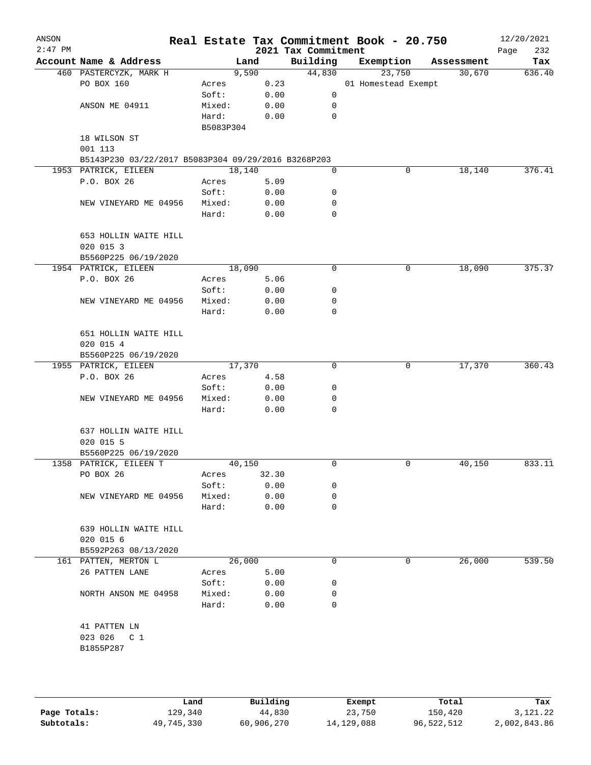# Real Estate Tax Commitment Book - 20.750

ANSON
2:47 PM
2021 Tax Commitment
12/20/2021

| Account Name & Address | Land | | Building | Exemption | Assessment | Tax |
|---|---|---|---|---|---|---|
| 460 PASTERCYZK, MARK H | 9,590 | | 44,830 | 23,750 | 30,670 | 636.40 |
| PO BOX 160 | Acres | 0.23 | | 01 Homestead Exempt | | |
| | Soft: | 0.00 | 0 | | | |
| ANSON ME 04911 | Mixed: | 0.00 | 0 | | | |
| | Hard: | 0.00 | 0 | | | |
| | B5083P304 | | | | | |
| 18 WILSON ST | | | | | | |
| 001 113 | | | | | | |
| B5143P230 03/22/2017 B5083P304 09/29/2016 B3268P203 | | | | | | |
| 1953 PATRICK, EILEEN | 18,140 | | 0 | 0 | 18,140 | 376.41 |
| P.O. BOX 26 | Acres | 5.09 | | | | |
| | Soft: | 0.00 | 0 | | | |
| NEW VINEYARD ME 04956 | Mixed: | 0.00 | 0 | | | |
| | Hard: | 0.00 | 0 | | | |
| 653 HOLLIN WAITE HILL | | | | | | |
| 020 015 3 | | | | | | |
| B5560P225 06/19/2020 | | | | | | |
| 1954 PATRICK, EILEEN | 18,090 | | 0 | 0 | 18,090 | 375.37 |
| P.O. BOX 26 | Acres | 5.06 | | | | |
| | Soft: | 0.00 | 0 | | | |
| NEW VINEYARD ME 04956 | Mixed: | 0.00 | 0 | | | |
| | Hard: | 0.00 | 0 | | | |
| 651 HOLLIN WAITE HILL | | | | | | |
| 020 015 4 | | | | | | |
| B5560P225 06/19/2020 | | | | | | |
| 1955 PATRICK, EILEEN | 17,370 | | 0 | 0 | 17,370 | 360.43 |
| P.O. BOX 26 | Acres | 4.58 | | | | |
| | Soft: | 0.00 | 0 | | | |
| NEW VINEYARD ME 04956 | Mixed: | 0.00 | 0 | | | |
| | Hard: | 0.00 | 0 | | | |
| 637 HOLLIN WAITE HILL | | | | | | |
| 020 015 5 | | | | | | |
| B5560P225 06/19/2020 | | | | | | |
| 1358 PATRICK, EILEEN T | 40,150 | | 0 | 0 | 40,150 | 833.11 |
| PO BOX 26 | Acres | 32.30 | | | | |
| | Soft: | 0.00 | 0 | | | |
| NEW VINEYARD ME 04956 | Mixed: | 0.00 | 0 | | | |
| | Hard: | 0.00 | 0 | | | |
| 639 HOLLIN WAITE HILL | | | | | | |
| 020 015 6 | | | | | | |
| B5592P263 08/13/2020 | | | | | | |
| 161 PATTEN, MERTON L | 26,000 | | 0 | 0 | 26,000 | 539.50 |
| 26 PATTEN LANE | Acres | 5.00 | | | | |
| | Soft: | 0.00 | 0 | | | |
| NORTH ANSON ME 04958 | Mixed: | 0.00 | 0 | | | |
| | Hard: | 0.00 | 0 | | | |
| 41 PATTEN LN | | | | | | |
| 023 026 C 1 | | | | | | |
| B1855P287 | | | | | | |

| | Land | Building | Exempt | Total | Tax |
|---|---|---|---|---|---|
| Page Totals: | 129,340 | 44,830 | 23,750 | 150,420 | 3,121.22 |
| Subtotals: | 49,745,330 | 60,906,270 | 14,129,088 | 96,522,512 | 2,002,843.86 |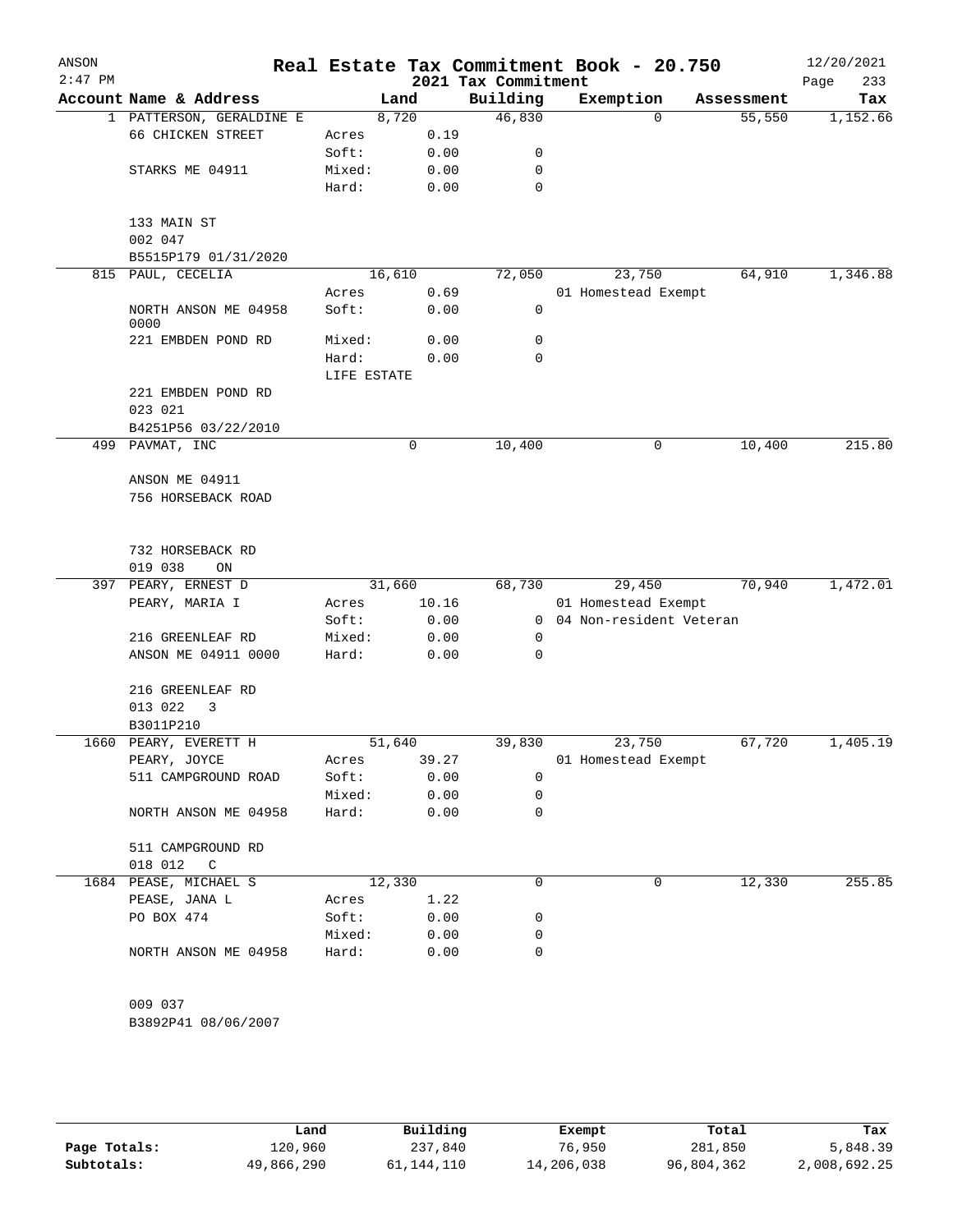# Real Estate Tax Commitment Book - 20.750

ANSON 2:47 PM — 2021 Tax Commitment — 12/20/2021

| Account Name & Address | | Land | Building | Exemption | Assessment | Tax |
|---|---|---|---|---|---|---|
| 1 PATTERSON, GERALDINE E | | 8,720 | 46,830 | 0 | 55,550 | 1,152.66 |
| 66 CHICKEN STREET | Acres | 0.19 | | | | |
| | Soft: | 0.00 | 0 | | | |
| STARKS ME 04911 | Mixed: | 0.00 | 0 | | | |
| | Hard: | 0.00 | 0 | | | |
| 133 MAIN ST | | | | | | |
| 002 047 | | | | | | |
| B5515P179 01/31/2020 | | | | | | |
| 815 PAUL, CECELIA | | 16,610 | 72,050 | 23,750 | 64,910 | 1,346.88 |
| | Acres | 0.69 | | 01 Homestead Exempt | | |
| NORTH ANSON ME 04958 0000 | Soft: | 0.00 | 0 | | | |
| 221 EMBDEN POND RD | Mixed: | 0.00 | 0 | | | |
| | Hard: | 0.00 | 0 | | | |
| | LIFE ESTATE | | | | | |
| 221 EMBDEN POND RD | | | | | | |
| 023 021 | | | | | | |
| B4251P56 03/22/2010 | | | | | | |
| 499 PAVMAT, INC | | 0 | 10,400 | 0 | 10,400 | 215.80 |
| ANSON ME 04911 | | | | | | |
| 756 HORSEBACK ROAD | | | | | | |
| 732 HORSEBACK RD | | | | | | |
| 019 038 ON | | | | | | |
| 397 PEARY, ERNEST D | | 31,660 | 68,730 | 29,450 | 70,940 | 1,472.01 |
| PEARY, MARIA I | Acres | 10.16 | | 01 Homestead Exempt | | |
| | Soft: | 0.00 | 0 | 04 Non-resident Veteran | | |
| 216 GREENLEAF RD | Mixed: | 0.00 | 0 | | | |
| ANSON ME 04911 0000 | Hard: | 0.00 | 0 | | | |
| 216 GREENLEAF RD | | | | | | |
| 013 022 3 | | | | | | |
| B3011P210 | | | | | | |
| 1660 PEARY, EVERETT H | | 51,640 | 39,830 | 23,750 | 67,720 | 1,405.19 |
| PEARY, JOYCE | Acres | 39.27 | | 01 Homestead Exempt | | |
| 511 CAMPGROUND ROAD | Soft: | 0.00 | 0 | | | |
| | Mixed: | 0.00 | 0 | | | |
| NORTH ANSON ME 04958 | Hard: | 0.00 | 0 | | | |
| 511 CAMPGROUND RD | | | | | | |
| 018 012 C | | | | | | |
| 1684 PEASE, MICHAEL S | | 12,330 | 0 | 0 | 12,330 | 255.85 |
| PEASE, JANA L | Acres | 1.22 | | | | |
| PO BOX 474 | Soft: | 0.00 | 0 | | | |
| | Mixed: | 0.00 | 0 | | | |
| NORTH ANSON ME 04958 | Hard: | 0.00 | 0 | | | |
| 009 037 | | | | | | |
| B3892P41 08/06/2007 | | | | | | |

| | Land | Building | Exempt | Total | Tax |
|---|---|---|---|---|---|
| Page Totals: | 120,960 | 237,840 | 76,950 | 281,850 | 5,848.39 |
| Subtotals: | 49,866,290 | 61,144,110 | 14,206,038 | 96,804,362 | 2,008,692.25 |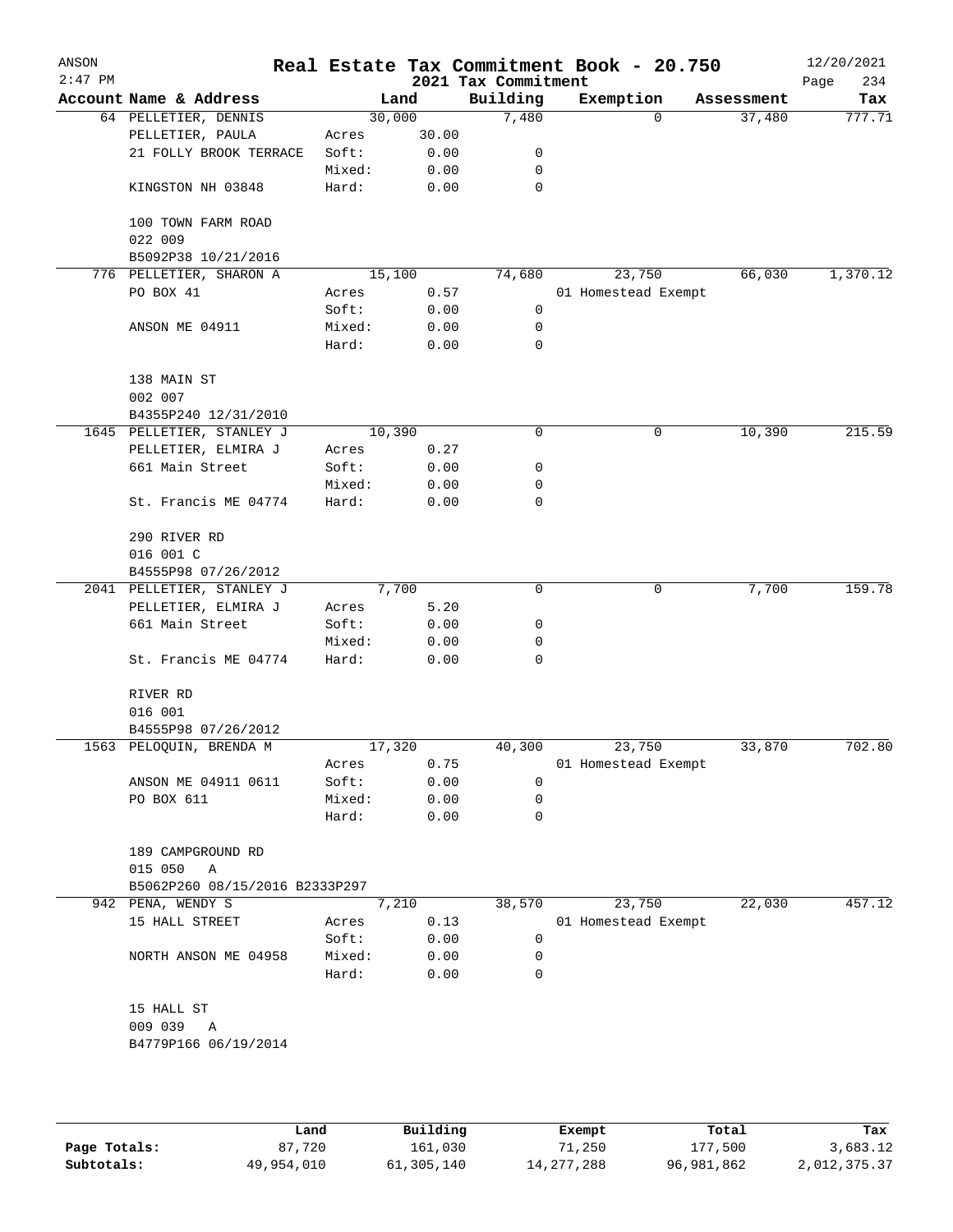# Real Estate Tax Commitment Book - 20.750

ANSON
2:47 PM

2021 Tax Commitment

12/20/2021

| Account Name & Address | | Land | Building | Exemption | Assessment | Tax |
|---|---|---|---|---|---|---|
| 64 PELLETIER, DENNIS | | 30,000 | 7,480 | 0 | 37,480 | 777.71 |
| PELLETIER, PAULA | Acres | 30.00 | | | | |
| 21 FOLLY BROOK TERRACE | Soft: | 0.00 | 0 | | | |
| | Mixed: | 0.00 | 0 | | | |
| KINGSTON NH 03848 | Hard: | 0.00 | 0 | | | |
| 100 TOWN FARM ROAD | | | | | | |
| 022 009 | | | | | | |
| B5092P38 10/21/2016 | | | | | | |
| 776 PELLETIER, SHARON A | | 15,100 | 74,680 | 23,750 | 66,030 | 1,370.12 |
| PO BOX 41 | Acres | 0.57 | | 01 Homestead Exempt | | |
| | Soft: | 0.00 | 0 | | | |
| ANSON ME 04911 | Mixed: | 0.00 | 0 | | | |
| | Hard: | 0.00 | 0 | | | |
| 138 MAIN ST | | | | | | |
| 002 007 | | | | | | |
| B4355P240 12/31/2010 | | | | | | |
| 1645 PELLETIER, STANLEY J | | 10,390 | 0 | 0 | 10,390 | 215.59 |
| PELLETIER, ELMIRA J | Acres | 0.27 | | | | |
| 661 Main Street | Soft: | 0.00 | 0 | | | |
| | Mixed: | 0.00 | 0 | | | |
| St. Francis ME 04774 | Hard: | 0.00 | 0 | | | |
| 290 RIVER RD | | | | | | |
| 016 001 C | | | | | | |
| B4555P98 07/26/2012 | | | | | | |
| 2041 PELLETIER, STANLEY J | | 7,700 | 0 | 0 | 7,700 | 159.78 |
| PELLETIER, ELMIRA J | Acres | 5.20 | | | | |
| 661 Main Street | Soft: | 0.00 | 0 | | | |
| | Mixed: | 0.00 | 0 | | | |
| St. Francis ME 04774 | Hard: | 0.00 | 0 | | | |
| RIVER RD | | | | | | |
| 016 001 | | | | | | |
| B4555P98 07/26/2012 | | | | | | |
| 1563 PELOQUIN, BRENDA M | | 17,320 | 40,300 | 23,750 | 33,870 | 702.80 |
| | Acres | 0.75 | | 01 Homestead Exempt | | |
| ANSON ME 04911 0611 | Soft: | 0.00 | 0 | | | |
| PO BOX 611 | Mixed: | 0.00 | 0 | | | |
| | Hard: | 0.00 | 0 | | | |
| 189 CAMPGROUND RD | | | | | | |
| 015 050 A | | | | | | |
| B5062P260 08/15/2016 B2333P297 | | | | | | |
| 942 PENA, WENDY S | | 7,210 | 38,570 | 23,750 | 22,030 | 457.12 |
| 15 HALL STREET | Acres | 0.13 | | 01 Homestead Exempt | | |
| | Soft: | 0.00 | 0 | | | |
| NORTH ANSON ME 04958 | Mixed: | 0.00 | 0 | | | |
| | Hard: | 0.00 | 0 | | | |
| 15 HALL ST | | | | | | |
| 009 039 A | | | | | | |
| B4779P166 06/19/2014 | | | | | | |

| | Land | Building | Exempt | Total | Tax |
|---|---|---|---|---|---|
| Page Totals: | 87,720 | 161,030 | 71,250 | 177,500 | 3,683.12 |
| Subtotals: | 49,954,010 | 61,305,140 | 14,277,288 | 96,981,862 | 2,012,375.37 |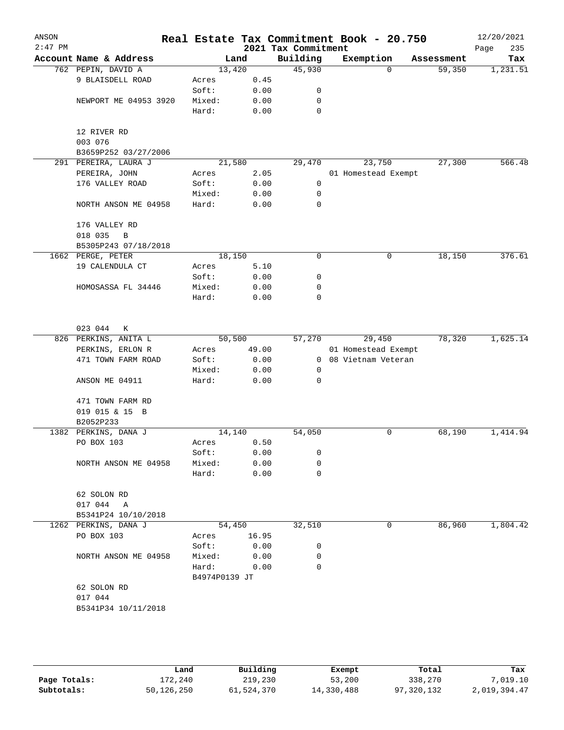ANSON
2:47 PM

# Real Estate Tax Commitment Book - 20.750
## 2021 Tax Commitment

12/20/2021

| Account Name & Address | Land | | Building | Exemption | Assessment | Tax |
|---|---|---|---|---|---|---|
| 762 PEPIN, DAVID A | | 13,420 | 45,930 | 0 | 59,350 | 1,231.51 |
| 9 BLAISDELL ROAD | Acres | 0.45 | | | | |
| | Soft: | 0.00 | 0 | | | |
| NEWPORT ME 04953 3920 | Mixed: | 0.00 | 0 | | | |
| | Hard: | 0.00 | 0 | | | |
| 12 RIVER RD | | | | | | |
| 003 076 | | | | | | |
| B3659P252 03/27/2006 | | | | | | |
| 291 PEREIRA, LAURA J | | 21,580 | 29,470 | 23,750 | 27,300 | 566.48 |
| PEREIRA, JOHN | Acres | 2.05 | | 01 Homestead Exempt | | |
| 176 VALLEY ROAD | Soft: | 0.00 | 0 | | | |
| | Mixed: | 0.00 | 0 | | | |
| NORTH ANSON ME 04958 | Hard: | 0.00 | 0 | | | |
| 176 VALLEY RD | | | | | | |
| 018 035 B | | | | | | |
| B5305P243 07/18/2018 | | | | | | |
| 1662 PERGE, PETER | | 18,150 | 0 | 0 | 18,150 | 376.61 |
| 19 CALENDULA CT | Acres | 5.10 | | | | |
| | Soft: | 0.00 | 0 | | | |
| HOMOSASSA FL 34446 | Mixed: | 0.00 | 0 | | | |
| | Hard: | 0.00 | 0 | | | |
| 023 044 K | | | | | | |
| 826 PERKINS, ANITA L | | 50,500 | 57,270 | 29,450 | 78,320 | 1,625.14 |
| PERKINS, ERLON R | Acres | 49.00 | | 01 Homestead Exempt | | |
| 471 TOWN FARM ROAD | Soft: | 0.00 | 0 | 08 Vietnam Veteran | | |
| | Mixed: | 0.00 | 0 | | | |
| ANSON ME 04911 | Hard: | 0.00 | 0 | | | |
| 471 TOWN FARM RD | | | | | | |
| 019 015 & 15 B | | | | | | |
| B2052P233 | | | | | | |
| 1382 PERKINS, DANA J | | 14,140 | 54,050 | 0 | 68,190 | 1,414.94 |
| PO BOX 103 | Acres | 0.50 | | | | |
| | Soft: | 0.00 | 0 | | | |
| NORTH ANSON ME 04958 | Mixed: | 0.00 | 0 | | | |
| | Hard: | 0.00 | 0 | | | |
| 62 SOLON RD | | | | | | |
| 017 044 A | | | | | | |
| B5341P24 10/10/2018 | | | | | | |
| 1262 PERKINS, DANA J | | 54,450 | 32,510 | 0 | 86,960 | 1,804.42 |
| PO BOX 103 | Acres | 16.95 | | | | |
| | Soft: | 0.00 | 0 | | | |
| NORTH ANSON ME 04958 | Mixed: | 0.00 | 0 | | | |
| | Hard: | 0.00 | 0 | | | |
| | B4974P0139 JT | | | | | |
| 62 SOLON RD | | | | | | |
| 017 044 | | | | | | |
| B5341P34 10/11/2018 | | | | | | |

| | Land | Building | Exempt | Total | Tax |
|---|---|---|---|---|---|
| Page Totals: | 172,240 | 219,230 | 53,200 | 338,270 | 7,019.10 |
| Subtotals: | 50,126,250 | 61,524,370 | 14,330,488 | 97,320,132 | 2,019,394.47 |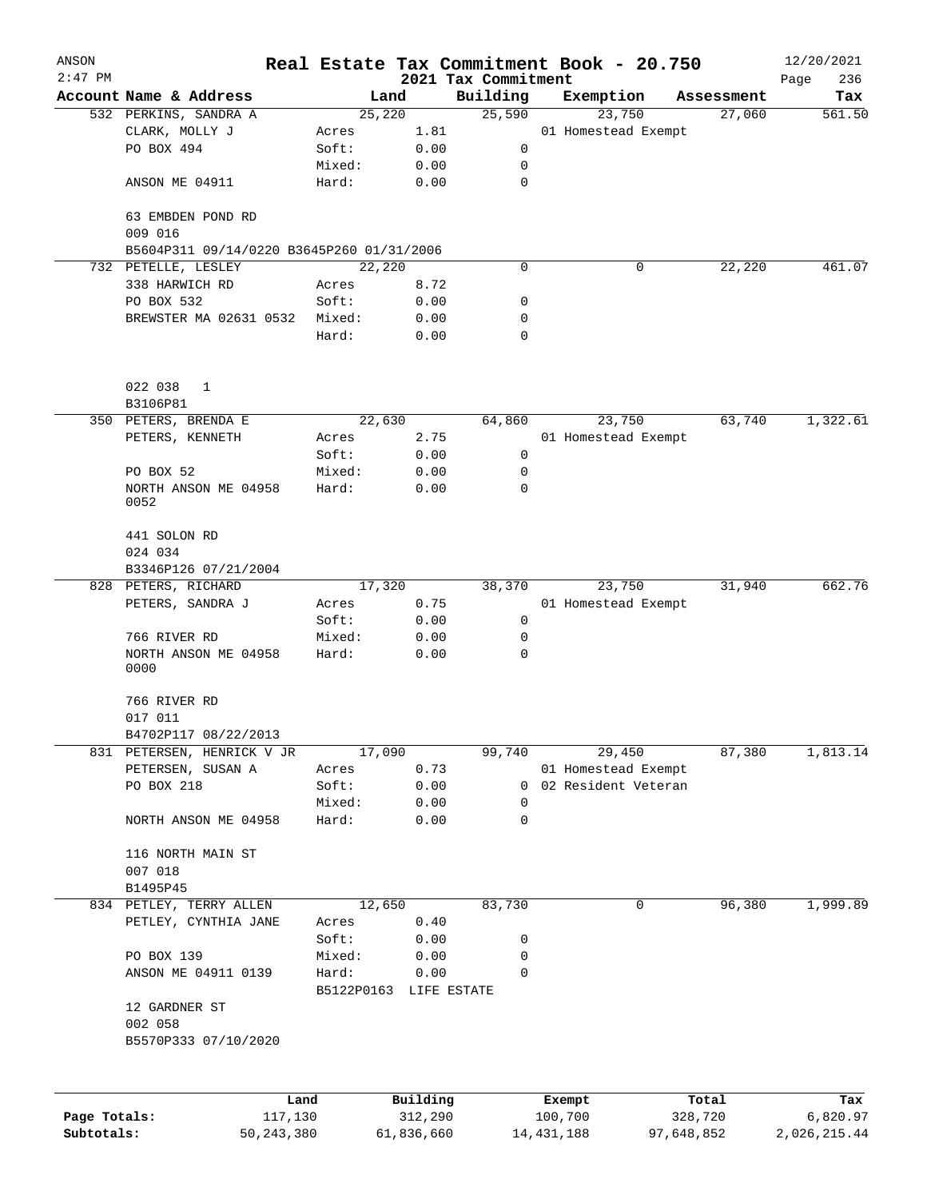# Real Estate Tax Commitment Book - 20.750

ANSON
2:47 PM

2021 Tax Commitment

12/20/2021

| Account Name & Address | | Land | Building | Exemption | Assessment | Tax |
|---|---|---|---|---|---|---|
| 532 PERKINS, SANDRA A | | 25,220 | 25,590 | 23,750 | 27,060 | 561.50 |
| CLARK, MOLLY J | Acres | 1.81 | | 01 Homestead Exempt | | |
| PO BOX 494 | Soft: | 0.00 | 0 | | | |
| | Mixed: | 0.00 | 0 | | | |
| ANSON ME 04911 | Hard: | 0.00 | 0 | | | |
| 63 EMBDEN POND RD | | | | | | |
| 009 016 | | | | | | |
| B5604P311 09/14/0220 B3645P260 01/31/2006 | | | | | | |
| 732 PETELLE, LESLEY | | 22,220 | 0 | 0 | 22,220 | 461.07 |
| 338 HARWICH RD | Acres | 8.72 | | | | |
| PO BOX 532 | Soft: | 0.00 | 0 | | | |
| BREWSTER MA 02631 0532 | Mixed: | 0.00 | 0 | | | |
| | Hard: | 0.00 | 0 | | | |
| 022 038 1 | | | | | | |
| B3106P81 | | | | | | |
| 350 PETERS, BRENDA E | | 22,630 | 64,860 | 23,750 | 63,740 | 1,322.61 |
| PETERS, KENNETH | Acres | 2.75 | | 01 Homestead Exempt | | |
| | Soft: | 0.00 | 0 | | | |
| PO BOX 52 | Mixed: | 0.00 | 0 | | | |
| NORTH ANSON ME 04958 0052 | Hard: | 0.00 | 0 | | | |
| 441 SOLON RD | | | | | | |
| 024 034 | | | | | | |
| B3346P126 07/21/2004 | | | | | | |
| 828 PETERS, RICHARD | | 17,320 | 38,370 | 23,750 | 31,940 | 662.76 |
| PETERS, SANDRA J | Acres | 0.75 | | 01 Homestead Exempt | | |
| | Soft: | 0.00 | 0 | | | |
| 766 RIVER RD | Mixed: | 0.00 | 0 | | | |
| NORTH ANSON ME 04958 0000 | Hard: | 0.00 | 0 | | | |
| 766 RIVER RD | | | | | | |
| 017 011 | | | | | | |
| B4702P117 08/22/2013 | | | | | | |
| 831 PETERSEN, HENRICK V JR | | 17,090 | 99,740 | 29,450 | 87,380 | 1,813.14 |
| PETERSEN, SUSAN A | Acres | 0.73 | | 01 Homestead Exempt | | |
| PO BOX 218 | Soft: | 0.00 | 0 | 02 Resident Veteran | | |
| | Mixed: | 0.00 | 0 | | | |
| NORTH ANSON ME 04958 | Hard: | 0.00 | 0 | | | |
| 116 NORTH MAIN ST | | | | | | |
| 007 018 | | | | | | |
| B1495P45 | | | | | | |
| 834 PETLEY, TERRY ALLEN | | 12,650 | 83,730 | 0 | 96,380 | 1,999.89 |
| PETLEY, CYNTHIA JANE | Acres | 0.40 | | | | |
| | Soft: | 0.00 | 0 | | | |
| PO BOX 139 | Mixed: | 0.00 | 0 | | | |
| ANSON ME 04911 0139 | Hard: | 0.00 | 0 | | | |
| | B5122P0163 | LIFE ESTATE | | | | |
| 12 GARDNER ST | | | | | | |
| 002 058 | | | | | | |
| B5570P333 07/10/2020 | | | | | | |

| | Land | Building | Exempt | Total | Tax |
|---|---|---|---|---|---|
| Page Totals: | 117,130 | 312,290 | 100,700 | 328,720 | 6,820.97 |
| Subtotals: | 50,243,380 | 61,836,660 | 14,431,188 | 97,648,852 | 2,026,215.44 |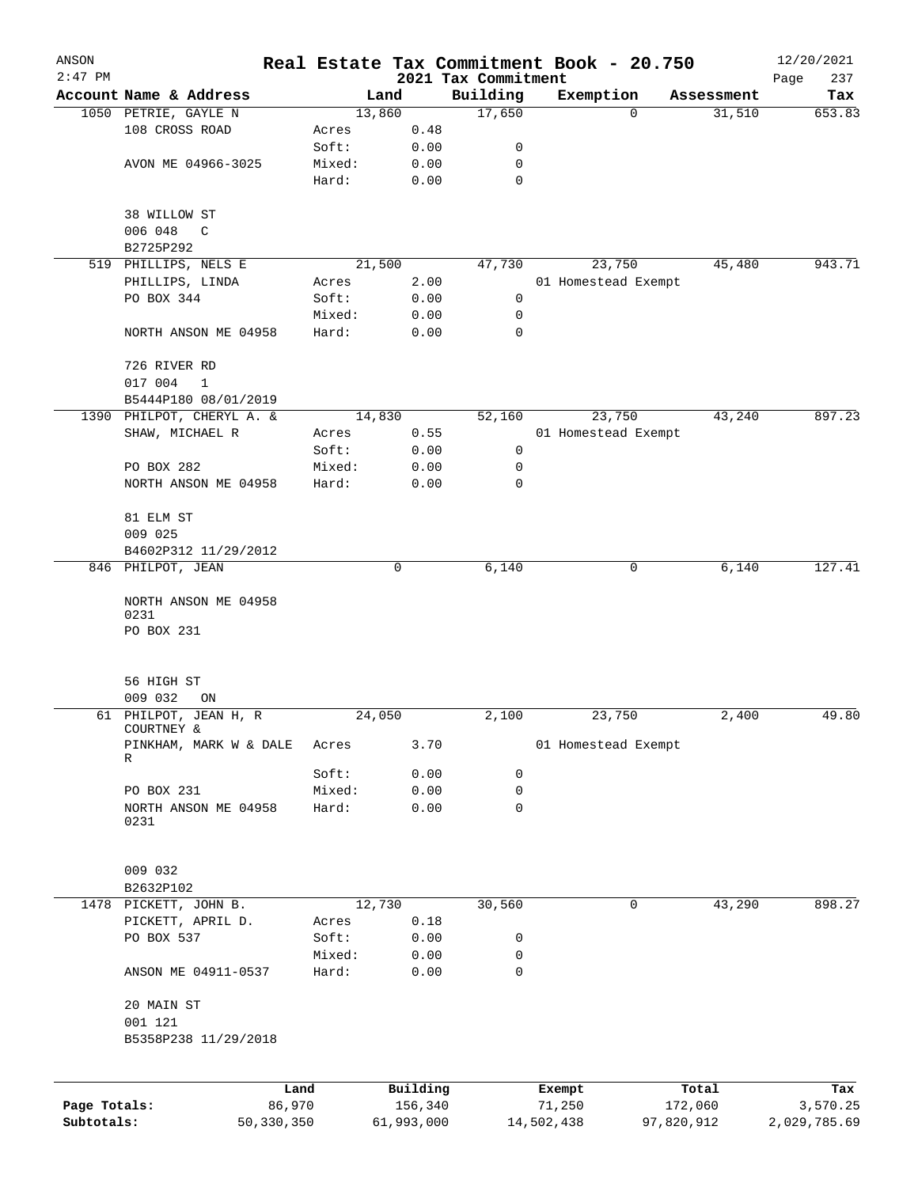# Real Estate Tax Commitment Book - 20.750

ANSON
2:47 PM

2021 Tax Commitment

12/20/2021
Page 237

| Account Name & Address | | Land | Building | Exemption | Assessment | Tax |
|---|---|---|---|---|---|---|
| 1050 PETRIE, GAYLE N | | 13,860 | 17,650 | 0 | 31,510 | 653.83 |
| 108 CROSS ROAD | Acres | 0.48 | | | | |
| | Soft: | 0.00 | 0 | | | |
| AVON ME 04966-3025 | Mixed: | 0.00 | 0 | | | |
| | Hard: | 0.00 | 0 | | | |
| 38 WILLOW ST | | | | | | |
| 006 048 C | | | | | | |
| B2725P292 | | | | | | |
| 519 PHILLIPS, NELS E | | 21,500 | 47,730 | 23,750 | 45,480 | 943.71 |
| PHILLIPS, LINDA | Acres | 2.00 | | 01 Homestead Exempt | | |
| PO BOX 344 | Soft: | 0.00 | 0 | | | |
| | Mixed: | 0.00 | 0 | | | |
| NORTH ANSON ME 04958 | Hard: | 0.00 | 0 | | | |
| 726 RIVER RD | | | | | | |
| 017 004 1 | | | | | | |
| B5444P180 08/01/2019 | | | | | | |
| 1390 PHILPOT, CHERYL A. & | | 14,830 | 52,160 | 23,750 | 43,240 | 897.23 |
| SHAW, MICHAEL R | Acres | 0.55 | | 01 Homestead Exempt | | |
| | Soft: | 0.00 | 0 | | | |
| PO BOX 282 | Mixed: | 0.00 | 0 | | | |
| NORTH ANSON ME 04958 | Hard: | 0.00 | 0 | | | |
| 81 ELM ST | | | | | | |
| 009 025 | | | | | | |
| B4602P312 11/29/2012 | | | | | | |
| 846 PHILPOT, JEAN | | 0 | 6,140 | 0 | 6,140 | 127.41 |
| NORTH ANSON ME 04958 0231 | | | | | | |
| PO BOX 231 | | | | | | |
| 56 HIGH ST | | | | | | |
| 009 032 ON | | | | | | |
| 61 PHILPOT, JEAN H, R COURTNEY & | | 24,050 | 2,100 | 23,750 | 2,400 | 49.80 |
| PINKHAM, MARK W & DALE R | Acres | 3.70 | | 01 Homestead Exempt | | |
| | Soft: | 0.00 | 0 | | | |
| PO BOX 231 | Mixed: | 0.00 | 0 | | | |
| NORTH ANSON ME 04958 0231 | Hard: | 0.00 | 0 | | | |
| 009 032 | | | | | | |
| B2632P102 | | | | | | |
| 1478 PICKETT, JOHN B. | | 12,730 | 30,560 | 0 | 43,290 | 898.27 |
| PICKETT, APRIL D. | Acres | 0.18 | | | | |
| PO BOX 537 | Soft: | 0.00 | 0 | | | |
| | Mixed: | 0.00 | 0 | | | |
| ANSON ME 04911-0537 | Hard: | 0.00 | 0 | | | |
| 20 MAIN ST | | | | | | |
| 001 121 | | | | | | |
| B5358P238 11/29/2018 | | | | | | |

| | Land | Building | Exempt | Total | Tax |
|---|---|---|---|---|---|
| Page Totals: | 86,970 | 156,340 | 71,250 | 172,060 | 3,570.25 |
| Subtotals: | 50,330,350 | 61,993,000 | 14,502,438 | 97,820,912 | 2,029,785.69 |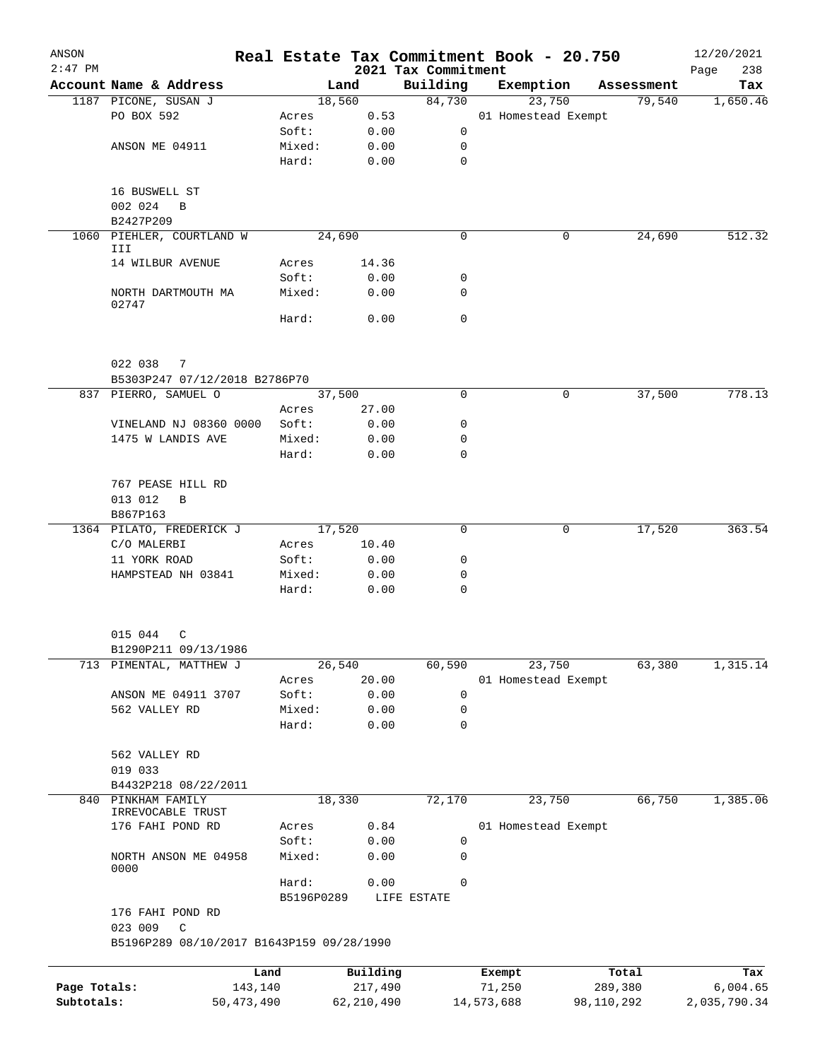# Real Estate Tax Commitment Book - 20.750

ANSON 2:47 PM — 2021 Tax Commitment — 12/20/2021

| Account | Name & Address | Land | | Building | Exemption | Assessment | Tax |
|---|---|---|---|---|---|---|---|
| 1187 | PICONE, SUSAN J | 18,560 | | 84,730 | 23,750 | 79,540 | 1,650.46 |
| | PO BOX 592 | Acres | 0.53 | | 01 Homestead Exempt | | |
| | | Soft: | 0.00 | 0 | | | |
| | ANSON ME 04911 | Mixed: | 0.00 | 0 | | | |
| | | Hard: | 0.00 | 0 | | | |
| | 16 BUSWELL ST | | | | | | |
| | 002 024 B | | | | | | |
| | B2427P209 | | | | | | |
| 1060 | PIEHLER, COURTLAND W III | 24,690 | | 0 | 0 | 24,690 | 512.32 |
| | 14 WILBUR AVENUE | Acres | 14.36 | | | | |
| | | Soft: | 0.00 | 0 | | | |
| | NORTH DARTMOUTH MA 02747 | Mixed: | 0.00 | 0 | | | |
| | | Hard: | 0.00 | 0 | | | |
| | 022 038 7 | | | | | | |
| | B5303P247 07/12/2018 B2786P70 | | | | | | |
| 837 | PIERRO, SAMUEL O | 37,500 | | 0 | 0 | 37,500 | 778.13 |
| | | Acres | 27.00 | | | | |
| | VINELAND NJ 08360 0000 | Soft: | 0.00 | 0 | | | |
| | 1475 W LANDIS AVE | Mixed: | 0.00 | 0 | | | |
| | | Hard: | 0.00 | 0 | | | |
| | 767 PEASE HILL RD | | | | | | |
| | 013 012 B | | | | | | |
| | B867P163 | | | | | | |
| 1364 | PILATO, FREDERICK J | 17,520 | | 0 | 0 | 17,520 | 363.54 |
| | C/O MALERBI | Acres | 10.40 | | | | |
| | 11 YORK ROAD | Soft: | 0.00 | 0 | | | |
| | HAMPSTEAD NH 03841 | Mixed: | 0.00 | 0 | | | |
| | | Hard: | 0.00 | 0 | | | |
| | 015 044 C | | | | | | |
| | B1290P211 09/13/1986 | | | | | | |
| 713 | PIMENTAL, MATTHEW J | 26,540 | | 60,590 | 23,750 | 63,380 | 1,315.14 |
| | | Acres | 20.00 | | 01 Homestead Exempt | | |
| | ANSON ME 04911 3707 | Soft: | 0.00 | 0 | | | |
| | 562 VALLEY RD | Mixed: | 0.00 | 0 | | | |
| | | Hard: | 0.00 | 0 | | | |
| | 562 VALLEY RD | | | | | | |
| | 019 033 | | | | | | |
| | B4432P218 08/22/2011 | | | | | | |
| 840 | PINKHAM FAMILY IRREVOCABLE TRUST | 18,330 | | 72,170 | 23,750 | 66,750 | 1,385.06 |
| | 176 FAHI POND RD | Acres | 0.84 | | 01 Homestead Exempt | | |
| | | Soft: | 0.00 | 0 | | | |
| | NORTH ANSON ME 04958 0000 | Mixed: | 0.00 | 0 | | | |
| | | Hard: | 0.00 | 0 | | | |
| | | B5196P0289 | | LIFE ESTATE | | | |
| | 176 FAHI POND RD | | | | | | |
| | 023 009 C | | | | | | |
| | B5196P289 08/10/2017 B1643P159 09/28/1990 | | | | | | |

| | Land | Building | Exempt | Total | Tax |
|---|---|---|---|---|---|
| Page Totals: | 143,140 | 217,490 | 71,250 | 289,380 | 6,004.65 |
| Subtotals: | 50,473,490 | 62,210,490 | 14,573,688 | 98,110,292 | 2,035,790.34 |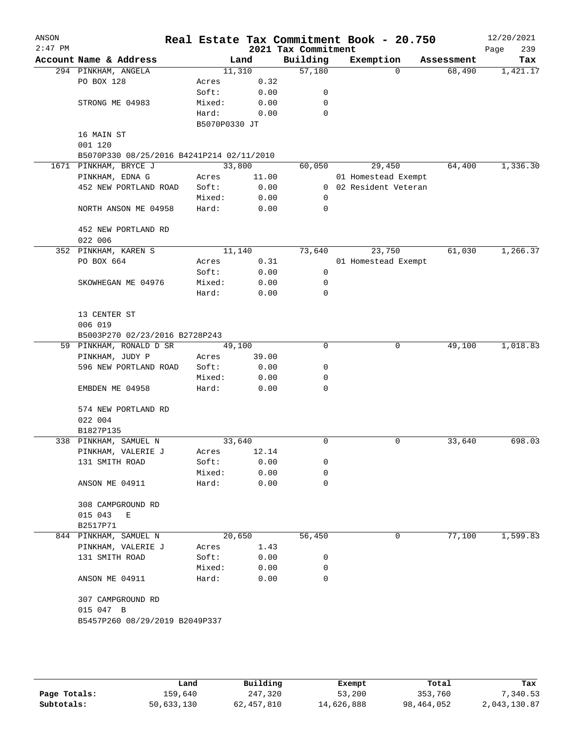# Real Estate Tax Commitment Book - 20.750

ANSON 2:47 PM — 2021 Tax Commitment — 12/20/2021

| Account | Name & Address | Land | | Building | Exemption | Assessment | Tax |
|---|---|---|---|---|---|---|---|
| 294 | PINKHAM, ANGELA | | 11,310 | 57,180 | 0 | 68,490 | 1,421.17 |
| | PO BOX 128 | Acres | 0.32 | | | | |
| | | Soft: | 0.00 | 0 | | | |
| | STRONG ME 04983 | Mixed: | 0.00 | 0 | | | |
| | | Hard: | 0.00 | 0 | | | |
| | | B5070P0330 JT | | | | | |
| | 16 MAIN ST | | | | | | |
| | 001 120 | | | | | | |
| | B5070P330 08/25/2016 B4241P214 02/11/2010 | | | | | | |
| 1671 | PINKHAM, BRYCE J | | 33,800 | 60,050 | 29,450 | 64,400 | 1,336.30 |
| | PINKHAM, EDNA G | Acres | 11.00 | | 01 Homestead Exempt | | |
| | 452 NEW PORTLAND ROAD | Soft: | 0.00 | 0 | 02 Resident Veteran | | |
| | | Mixed: | 0.00 | 0 | | | |
| | NORTH ANSON ME 04958 | Hard: | 0.00 | 0 | | | |
| | 452 NEW PORTLAND RD | | | | | | |
| | 022 006 | | | | | | |
| 352 | PINKHAM, KAREN S | | 11,140 | 73,640 | 23,750 | 61,030 | 1,266.37 |
| | PO BOX 664 | Acres | 0.31 | | 01 Homestead Exempt | | |
| | | Soft: | 0.00 | 0 | | | |
| | SKOWHEGAN ME 04976 | Mixed: | 0.00 | 0 | | | |
| | | Hard: | 0.00 | 0 | | | |
| | 13 CENTER ST | | | | | | |
| | 006 019 | | | | | | |
| | B5003P270 02/23/2016 B2728P243 | | | | | | |
| 59 | PINKHAM, RONALD D SR | | 49,100 | 0 | 0 | 49,100 | 1,018.83 |
| | PINKHAM, JUDY P | Acres | 39.00 | | | | |
| | 596 NEW PORTLAND ROAD | Soft: | 0.00 | 0 | | | |
| | | Mixed: | 0.00 | 0 | | | |
| | EMBDEN ME 04958 | Hard: | 0.00 | 0 | | | |
| | 574 NEW PORTLAND RD | | | | | | |
| | 022 004 | | | | | | |
| | B1827P135 | | | | | | |
| 338 | PINKHAM, SAMUEL N | | 33,640 | 0 | 0 | 33,640 | 698.03 |
| | PINKHAM, VALERIE J | Acres | 12.14 | | | | |
| | 131 SMITH ROAD | Soft: | 0.00 | 0 | | | |
| | | Mixed: | 0.00 | 0 | | | |
| | ANSON ME 04911 | Hard: | 0.00 | 0 | | | |
| | 308 CAMPGROUND RD | | | | | | |
| | 015 043 E | | | | | | |
| | B2517P71 | | | | | | |
| 844 | PINKHAM, SAMUEL N | | 20,650 | 56,450 | 0 | 77,100 | 1,599.83 |
| | PINKHAM, VALERIE J | Acres | 1.43 | | | | |
| | 131 SMITH ROAD | Soft: | 0.00 | 0 | | | |
| | | Mixed: | 0.00 | 0 | | | |
| | ANSON ME 04911 | Hard: | 0.00 | 0 | | | |
| | 307 CAMPGROUND RD | | | | | | |
| | 015 047 B | | | | | | |
| | B5457P260 08/29/2019 B2049P337 | | | | | | |

| | Land | Building | Exempt | Total | Tax |
|---|---|---|---|---|---|
| Page Totals: | 159,640 | 247,320 | 53,200 | 353,760 | 7,340.53 |
| Subtotals: | 50,633,130 | 62,457,810 | 14,626,888 | 98,464,052 | 2,043,130.87 |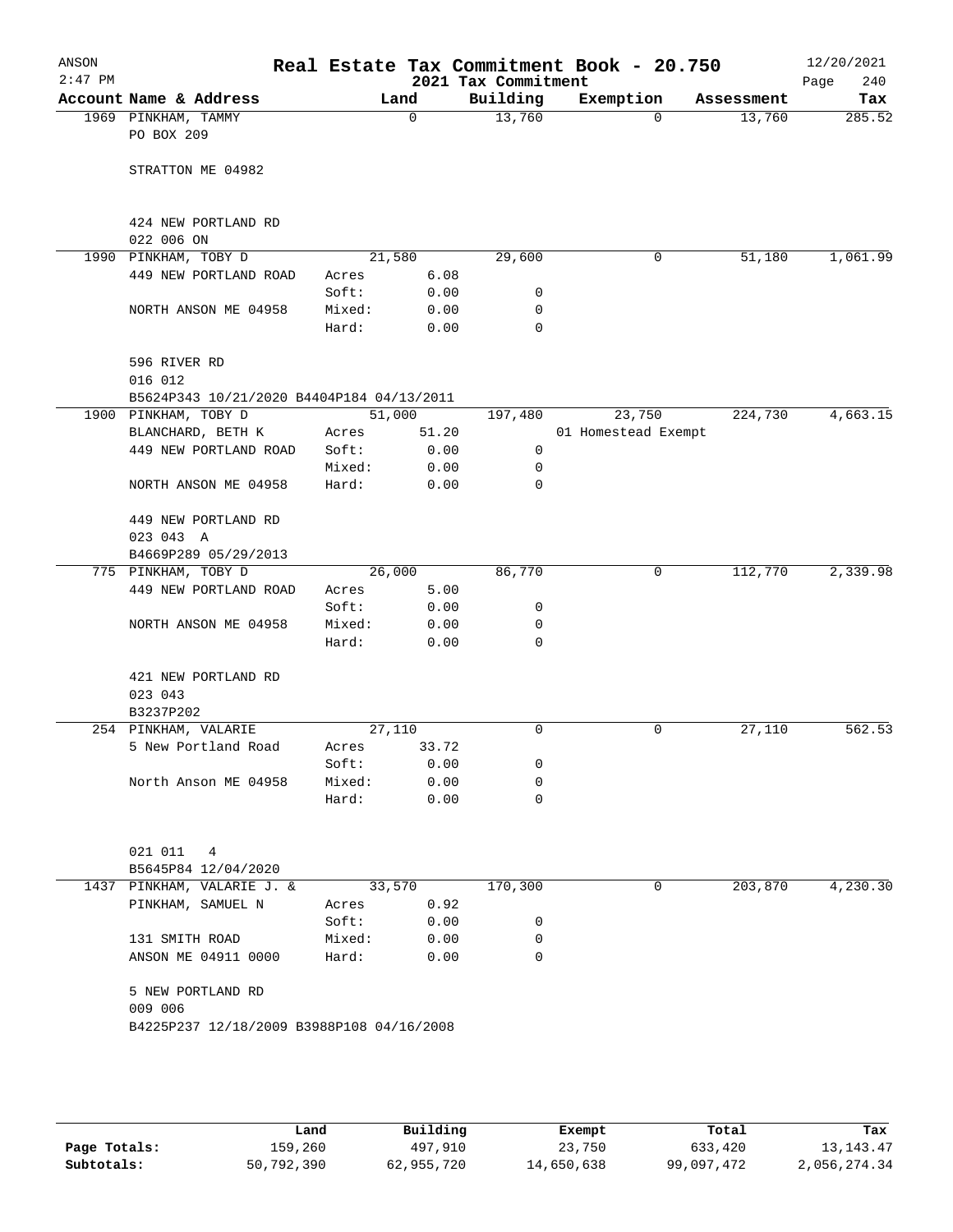ANSON — Real Estate Tax Commitment Book - 20.750 — 12/20/2021
2:47 PM — 2021 Tax Commitment

| Account Name & Address | Land | | Building | Exemption | Assessment | Tax |
|---|---|---|---|---|---|---|
| 1969 PINKHAM, TAMMY | | 0 | 13,760 | 0 | 13,760 | 285.52 |
| PO BOX 209 | | | | | | |
| STRATTON ME 04982 | | | | | | |
| 424 NEW PORTLAND RD | | | | | | |
| 022 006 ON | | | | | | |
| 1990 PINKHAM, TOBY D | | 21,580 | 29,600 | 0 | 51,180 | 1,061.99 |
| 449 NEW PORTLAND ROAD | Acres | 6.08 | | | | |
| | Soft: | 0.00 | 0 | | | |
| NORTH ANSON ME 04958 | Mixed: | 0.00 | 0 | | | |
| | Hard: | 0.00 | 0 | | | |
| 596 RIVER RD | | | | | | |
| 016 012 | | | | | | |
| B5624P343 10/21/2020 B4404P184 04/13/2011 | | | | | | |
| 1900 PINKHAM, TOBY D | | 51,000 | 197,480 | 23,750 | 224,730 | 4,663.15 |
| BLANCHARD, BETH K | Acres | 51.20 | | 01 Homestead Exempt | | |
| 449 NEW PORTLAND ROAD | Soft: | 0.00 | 0 | | | |
| | Mixed: | 0.00 | 0 | | | |
| NORTH ANSON ME 04958 | Hard: | 0.00 | 0 | | | |
| 449 NEW PORTLAND RD | | | | | | |
| 023 043 A | | | | | | |
| B4669P289 05/29/2013 | | | | | | |
| 775 PINKHAM, TOBY D | | 26,000 | 86,770 | 0 | 112,770 | 2,339.98 |
| 449 NEW PORTLAND ROAD | Acres | 5.00 | | | | |
| | Soft: | 0.00 | 0 | | | |
| NORTH ANSON ME 04958 | Mixed: | 0.00 | 0 | | | |
| | Hard: | 0.00 | 0 | | | |
| 421 NEW PORTLAND RD | | | | | | |
| 023 043 | | | | | | |
| B3237P202 | | | | | | |
| 254 PINKHAM, VALARIE | | 27,110 | 0 | 0 | 27,110 | 562.53 |
| 5 New Portland Road | Acres | 33.72 | | | | |
| | Soft: | 0.00 | 0 | | | |
| North Anson ME 04958 | Mixed: | 0.00 | 0 | | | |
| | Hard: | 0.00 | 0 | | | |
| 021 011 4 | | | | | | |
| B5645P84 12/04/2020 | | | | | | |
| 1437 PINKHAM, VALARIE J. & | | 33,570 | 170,300 | 0 | 203,870 | 4,230.30 |
| PINKHAM, SAMUEL N | Acres | 0.92 | | | | |
| | Soft: | 0.00 | 0 | | | |
| 131 SMITH ROAD | Mixed: | 0.00 | 0 | | | |
| ANSON ME 04911 0000 | Hard: | 0.00 | 0 | | | |
| 5 NEW PORTLAND RD | | | | | | |
| 009 006 | | | | | | |
| B4225P237 12/18/2009 B3988P108 04/16/2008 | | | | | | |

| | Land | Building | Exempt | Total | Tax |
|---|---|---|---|---|---|
| Page Totals: | 159,260 | 497,910 | 23,750 | 633,420 | 13,143.47 |
| Subtotals: | 50,792,390 | 62,955,720 | 14,650,638 | 99,097,472 | 2,056,274.34 |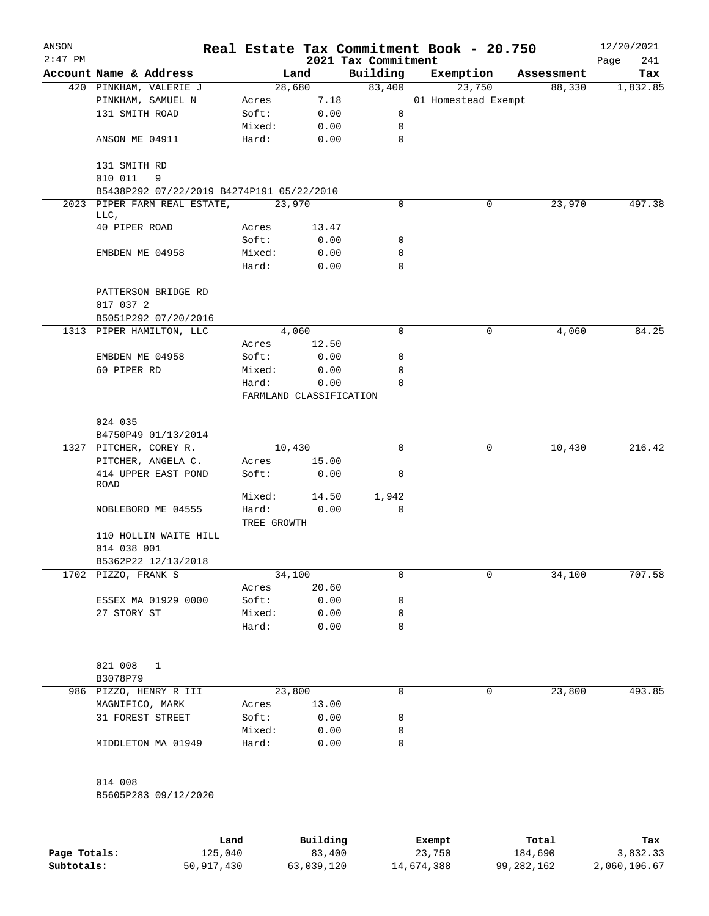ANSON 2:47 PM

# Real Estate Tax Commitment Book - 20.750

## 2021 Tax Commitment

12/20/2021

| Account Name & Address | | Land | Building | Exemption | Assessment | Tax |
|---|---|---|---|---|---|---|
| 420 PINKHAM, VALERIE J | | 28,680 | 83,400 | 23,750 | 88,330 | 1,832.85 |
| PINKHAM, SAMUEL N | Acres | 7.18 | | 01 Homestead Exempt | | |
| 131 SMITH ROAD | Soft: | 0.00 | 0 | | | |
| | Mixed: | 0.00 | 0 | | | |
| ANSON ME 04911 | Hard: | 0.00 | 0 | | | |
| 131 SMITH RD | | | | | | |
| 010 011 9 | | | | | | |
| B5438P292 07/22/2019 B4274P191 05/22/2010 | | | | | | |
| 2023 PIPER FARM REAL ESTATE, LLC, | | 23,970 | 0 | 0 | 23,970 | 497.38 |
| 40 PIPER ROAD | Acres | 13.47 | | | | |
| | Soft: | 0.00 | 0 | | | |
| EMBDEN ME 04958 | Mixed: | 0.00 | 0 | | | |
| | Hard: | 0.00 | 0 | | | |
| PATTERSON BRIDGE RD | | | | | | |
| 017 037 2 | | | | | | |
| B5051P292 07/20/2016 | | | | | | |
| 1313 PIPER HAMILTON, LLC | | 4,060 | 0 | 0 | 4,060 | 84.25 |
| | Acres | 12.50 | | | | |
| EMBDEN ME 04958 | Soft: | 0.00 | 0 | | | |
| 60 PIPER RD | Mixed: | 0.00 | 0 | | | |
| | Hard: | 0.00 | 0 | | | |
| | FARMLAND CLASSIFICATION | | | | | |
| 024 035 | | | | | | |
| B4750P49 01/13/2014 | | | | | | |
| 1327 PITCHER, COREY R. | | 10,430 | 0 | 0 | 10,430 | 216.42 |
| PITCHER, ANGELA C. | Acres | 15.00 | | | | |
| 414 UPPER EAST POND ROAD | Soft: | 0.00 | 0 | | | |
| | Mixed: | 14.50 | 1,942 | | | |
| NOBLEBORO ME 04555 | Hard: | 0.00 | 0 | | | |
| | TREE GROWTH | | | | | |
| 110 HOLLIN WAITE HILL | | | | | | |
| 014 038 001 | | | | | | |
| B5362P22 12/13/2018 | | | | | | |
| 1702 PIZZO, FRANK S | | 34,100 | 0 | 0 | 34,100 | 707.58 |
| | Acres | 20.60 | | | | |
| ESSEX MA 01929 0000 | Soft: | 0.00 | 0 | | | |
| 27 STORY ST | Mixed: | 0.00 | 0 | | | |
| | Hard: | 0.00 | 0 | | | |
| 021 008 1 | | | | | | |
| B3078P79 | | | | | | |
| 986 PIZZO, HENRY R III | | 23,800 | 0 | 0 | 23,800 | 493.85 |
| MAGNIFICO, MARK | Acres | 13.00 | | | | |
| 31 FOREST STREET | Soft: | 0.00 | 0 | | | |
| | Mixed: | 0.00 | 0 | | | |
| MIDDLETON MA 01949 | Hard: | 0.00 | 0 | | | |
| 014 008 | | | | | | |
| B5605P283 09/12/2020 | | | | | | |

| | Land | Building | Exempt | Total | Tax |
|---|---|---|---|---|---|
| Page Totals: | 125,040 | 83,400 | 23,750 | 184,690 | 3,832.33 |
| Subtotals: | 50,917,430 | 63,039,120 | 14,674,388 | 99,282,162 | 2,060,106.67 |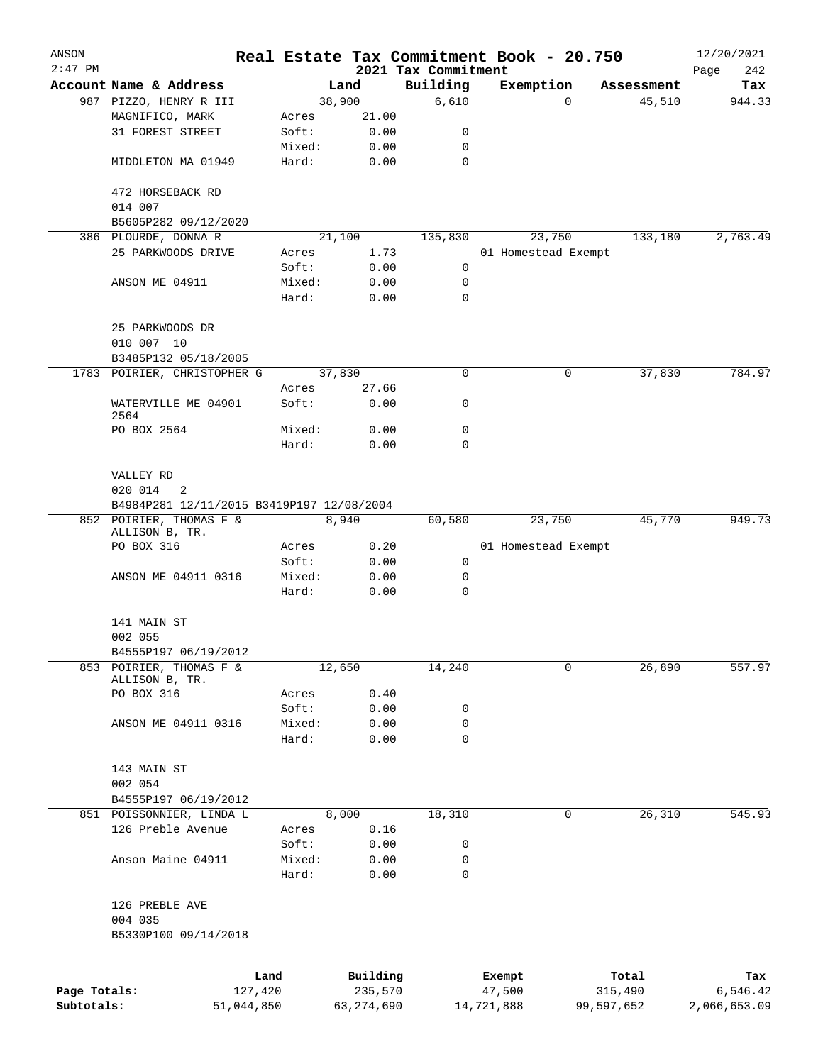# Real Estate Tax Commitment Book - 20.750

## 2021 Tax Commitment

ANSON 2:47 PM — 12/20/2021

| Account Name & Address | | Land | Building | Exemption | Assessment | Tax |
|---|---|---|---|---|---|---|
| 987 PIZZO, HENRY R III | | 38,900 | 6,610 | 0 | 45,510 | 944.33 |
| MAGNIFICO, MARK | Acres | 21.00 | | | | |
| 31 FOREST STREET | Soft: | 0.00 | 0 | | | |
| | Mixed: | 0.00 | 0 | | | |
| MIDDLETON MA 01949 | Hard: | 0.00 | 0 | | | |
| 472 HORSEBACK RD | | | | | | |
| 014 007 | | | | | | |
| B5605P282 09/12/2020 | | | | | | |
| 386 PLOURDE, DONNA R | | 21,100 | 135,830 | 23,750 | 133,180 | 2,763.49 |
| 25 PARKWOODS DRIVE | Acres | 1.73 | | 01 Homestead Exempt | | |
| | Soft: | 0.00 | 0 | | | |
| ANSON ME 04911 | Mixed: | 0.00 | 0 | | | |
| | Hard: | 0.00 | 0 | | | |
| 25 PARKWOODS DR | | | | | | |
| 010 007 10 | | | | | | |
| B3485P132 05/18/2005 | | | | | | |
| 1783 POIRIER, CHRISTOPHER G | | 37,830 | 0 | 0 | 37,830 | 784.97 |
| | Acres | 27.66 | | | | |
| WATERVILLE ME 04901 2564 | Soft: | 0.00 | 0 | | | |
| PO BOX 2564 | Mixed: | 0.00 | 0 | | | |
| | Hard: | 0.00 | 0 | | | |
| VALLEY RD | | | | | | |
| 020 014 2 | | | | | | |
| B4984P281 12/11/2015 B3419P197 12/08/2004 | | | | | | |
| 852 POIRIER, THOMAS F & ALLISON B, TR. | | 8,940 | 60,580 | 23,750 | 45,770 | 949.73 |
| PO BOX 316 | Acres | 0.20 | | 01 Homestead Exempt | | |
| | Soft: | 0.00 | 0 | | | |
| ANSON ME 04911 0316 | Mixed: | 0.00 | 0 | | | |
| | Hard: | 0.00 | 0 | | | |
| 141 MAIN ST | | | | | | |
| 002 055 | | | | | | |
| B4555P197 06/19/2012 | | | | | | |
| 853 POIRIER, THOMAS F & ALLISON B, TR. | | 12,650 | 14,240 | 0 | 26,890 | 557.97 |
| PO BOX 316 | Acres | 0.40 | | | | |
| | Soft: | 0.00 | 0 | | | |
| ANSON ME 04911 0316 | Mixed: | 0.00 | 0 | | | |
| | Hard: | 0.00 | 0 | | | |
| 143 MAIN ST | | | | | | |
| 002 054 | | | | | | |
| B4555P197 06/19/2012 | | | | | | |
| 851 POISSONNIER, LINDA L | | 8,000 | 18,310 | 0 | 26,310 | 545.93 |
| 126 Preble Avenue | Acres | 0.16 | | | | |
| | Soft: | 0.00 | 0 | | | |
| Anson Maine 04911 | Mixed: | 0.00 | 0 | | | |
| | Hard: | 0.00 | 0 | | | |
| 126 PREBLE AVE | | | | | | |
| 004 035 | | | | | | |
| B5330P100 09/14/2018 | | | | | | |

| | Land | Building | Exempt | Total | Tax |
|---|---|---|---|---|---|
| Page Totals: | 127,420 | 235,570 | 47,500 | 315,490 | 6,546.42 |
| Subtotals: | 51,044,850 | 63,274,690 | 14,721,888 | 99,597,652 | 2,066,653.09 |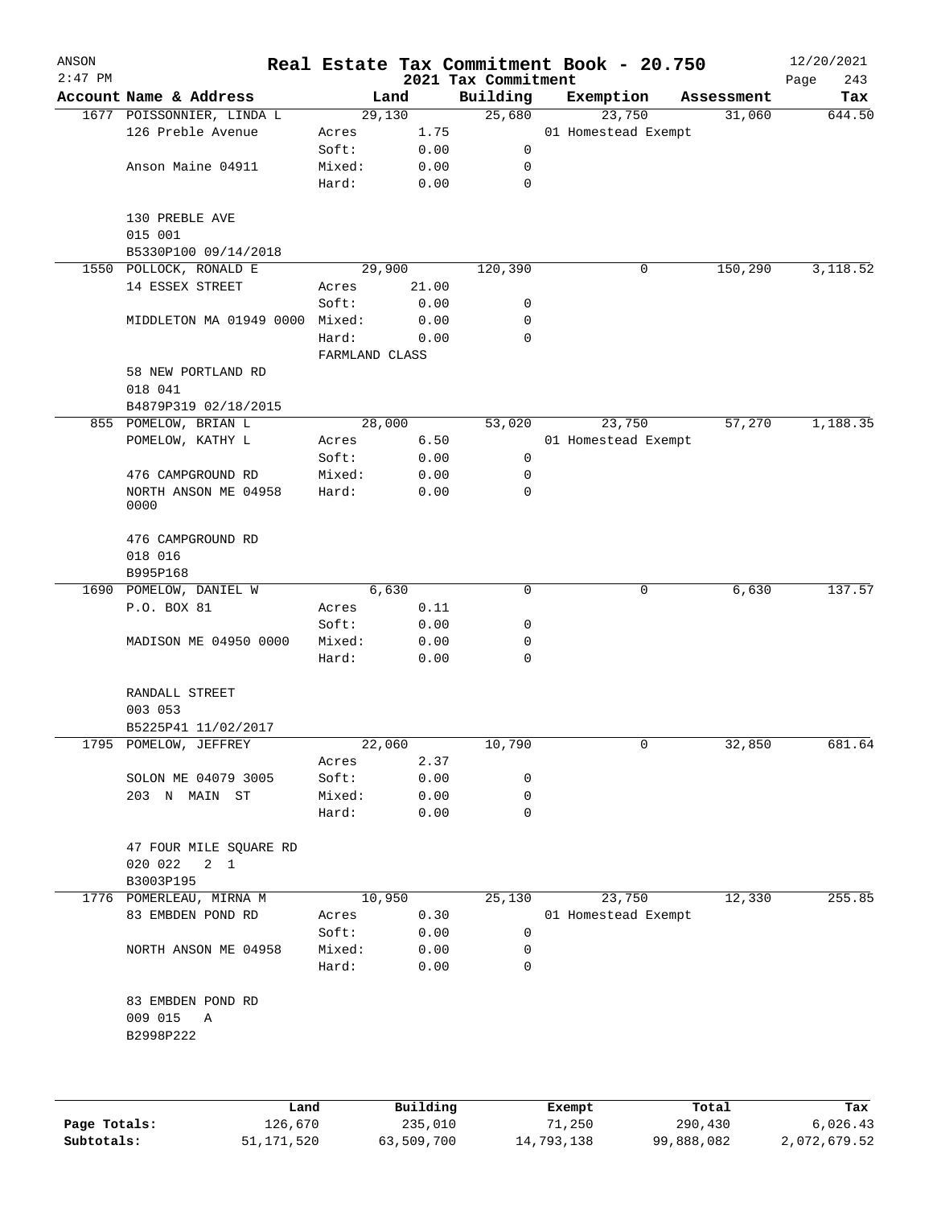# Real Estate Tax Commitment Book - 20.750

ANSON 12/20/2021
2:47 PM
2021 Tax Commitment

| Account Name & Address | Land | | Building | Exemption | Assessment | Tax |
|---|---|---|---|---|---|---|
| 1677 POISSONNIER, LINDA L | 29,130 | | 25,680 | 23,750 | 31,060 | 644.50 |
| 126 Preble Avenue | Acres | 1.75 | | 01 Homestead Exempt | | |
| | Soft: | 0.00 | 0 | | | |
| Anson Maine 04911 | Mixed: | 0.00 | 0 | | | |
| | Hard: | 0.00 | 0 | | | |
| 130 PREBLE AVE | | | | | | |
| 015 001 | | | | | | |
| B5330P100 09/14/2018 | | | | | | |
| 1550 POLLOCK, RONALD E | 29,900 | | 120,390 | 0 | 150,290 | 3,118.52 |
| 14 ESSEX STREET | Acres | 21.00 | | | | |
| | Soft: | 0.00 | 0 | | | |
| MIDDLETON MA 01949 0000 | Mixed: | 0.00 | 0 | | | |
| | Hard: | 0.00 | 0 | | | |
| | FARMLAND CLASS | | | | | |
| 58 NEW PORTLAND RD | | | | | | |
| 018 041 | | | | | | |
| B4879P319 02/18/2015 | | | | | | |
| 855 POMELOW, BRIAN L | 28,000 | | 53,020 | 23,750 | 57,270 | 1,188.35 |
| POMELOW, KATHY L | Acres | 6.50 | | 01 Homestead Exempt | | |
| | Soft: | 0.00 | 0 | | | |
| 476 CAMPGROUND RD | Mixed: | 0.00 | 0 | | | |
| NORTH ANSON ME 04958 0000 | Hard: | 0.00 | 0 | | | |
| 476 CAMPGROUND RD | | | | | | |
| 018 016 | | | | | | |
| B995P168 | | | | | | |
| 1690 POMELOW, DANIEL W | 6,630 | | 0 | 0 | 6,630 | 137.57 |
| P.O. BOX 81 | Acres | 0.11 | | | | |
| | Soft: | 0.00 | 0 | | | |
| MADISON ME 04950 0000 | Mixed: | 0.00 | 0 | | | |
| | Hard: | 0.00 | 0 | | | |
| RANDALL STREET | | | | | | |
| 003 053 | | | | | | |
| B5225P41 11/02/2017 | | | | | | |
| 1795 POMELOW, JEFFREY | 22,060 | | 10,790 | 0 | 32,850 | 681.64 |
| | Acres | 2.37 | | | | |
| SOLON ME 04079 3005 | Soft: | 0.00 | 0 | | | |
| 203 N MAIN ST | Mixed: | 0.00 | 0 | | | |
| | Hard: | 0.00 | 0 | | | |
| 47 FOUR MILE SQUARE RD | | | | | | |
| 020 022 2 1 | | | | | | |
| B3003P195 | | | | | | |
| 1776 POMERLEAU, MIRNA M | 10,950 | | 25,130 | 23,750 | 12,330 | 255.85 |
| 83 EMBDEN POND RD | Acres | 0.30 | | 01 Homestead Exempt | | |
| | Soft: | 0.00 | 0 | | | |
| NORTH ANSON ME 04958 | Mixed: | 0.00 | 0 | | | |
| | Hard: | 0.00 | 0 | | | |
| 83 EMBDEN POND RD | | | | | | |
| 009 015 A | | | | | | |
| B2998P222 | | | | | | |

| | Land | Building | Exempt | Total | Tax |
|---|---|---|---|---|---|
| Page Totals: | 126,670 | 235,010 | 71,250 | 290,430 | 6,026.43 |
| Subtotals: | 51,171,520 | 63,509,700 | 14,793,138 | 99,888,082 | 2,072,679.52 |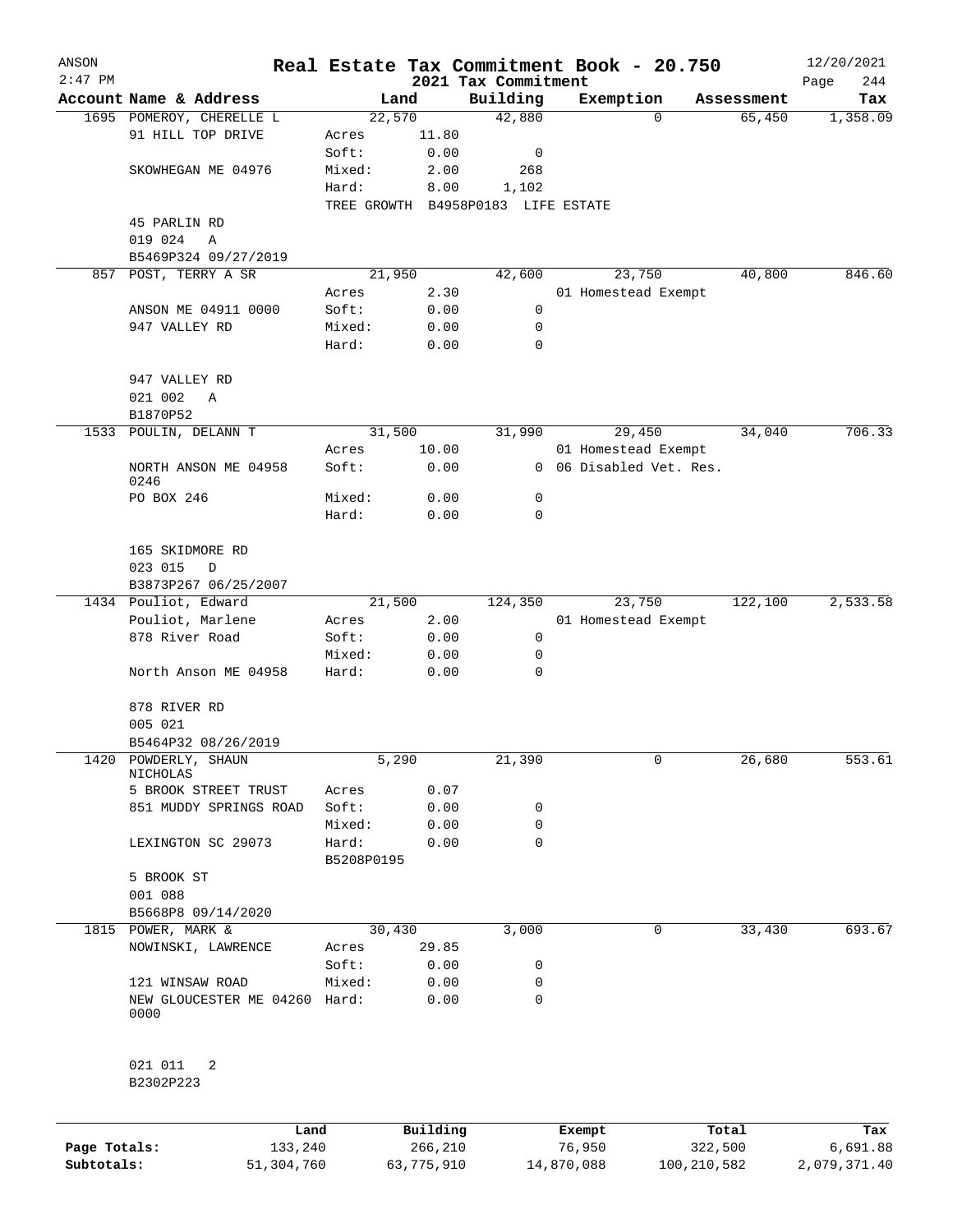# Real Estate Tax Commitment Book - 20.750

ANSON
2:47 PM
2021 Tax Commitment
12/20/2021

| Account | Name & Address | Land | | Building | Exemption | Assessment | Tax |
|---|---|---|---|---|---|---|---|
| 1695 | POMEROY, CHERELLE L | 22,570 | | 42,880 | 0 | 65,450 | 1,358.09 |
| | 91 HILL TOP DRIVE | Acres | 11.80 | | | | |
| | | Soft: | 0.00 | 0 | | | |
| | SKOWHEGAN ME 04976 | Mixed: | 2.00 | 268 | | | |
| | | Hard: | 8.00 | 1,102 | | | |
| | | TREE GROWTH B4958P0183 LIFE ESTATE | | | | | |
| | 45 PARLIN RD | | | | | | |
| | 019 024 A | | | | | | |
| | B5469P324 09/27/2019 | | | | | | |
| 857 | POST, TERRY A SR | 21,950 | | 42,600 | 23,750 | 40,800 | 846.60 |
| | | Acres | 2.30 | | 01 Homestead Exempt | | |
| | ANSON ME 04911 0000 | Soft: | 0.00 | 0 | | | |
| | 947 VALLEY RD | Mixed: | 0.00 | 0 | | | |
| | | Hard: | 0.00 | 0 | | | |
| | 947 VALLEY RD | | | | | | |
| | 021 002 A | | | | | | |
| | B1870P52 | | | | | | |
| 1533 | POULIN, DELANN T | 31,500 | | 31,990 | 29,450 | 34,040 | 706.33 |
| | | Acres | 10.00 | | 01 Homestead Exempt | | |
| | NORTH ANSON ME 04958 0246 | Soft: | 0.00 | 0 | 06 Disabled Vet. Res. | | |
| | PO BOX 246 | Mixed: | 0.00 | 0 | | | |
| | | Hard: | 0.00 | 0 | | | |
| | 165 SKIDMORE RD | | | | | | |
| | 023 015 D | | | | | | |
| | B3873P267 06/25/2007 | | | | | | |
| 1434 | Pouliot, Edward | 21,500 | | 124,350 | 23,750 | 122,100 | 2,533.58 |
| | Pouliot, Marlene | Acres | 2.00 | | 01 Homestead Exempt | | |
| | 878 River Road | Soft: | 0.00 | 0 | | | |
| | | Mixed: | 0.00 | 0 | | | |
| | North Anson ME 04958 | Hard: | 0.00 | 0 | | | |
| | 878 RIVER RD | | | | | | |
| | 005 021 | | | | | | |
| | B5464P32 08/26/2019 | | | | | | |
| 1420 | POWDERLY, SHAUN NICHOLAS | 5,290 | | 21,390 | 0 | 26,680 | 553.61 |
| | 5 BROOK STREET TRUST | Acres | 0.07 | | | | |
| | 851 MUDDY SPRINGS ROAD | Soft: | 0.00 | 0 | | | |
| | | Mixed: | 0.00 | 0 | | | |
| | LEXINGTON SC 29073 | Hard: | 0.00 | 0 | | | |
| | | B5208P0195 | | | | | |
| | 5 BROOK ST | | | | | | |
| | 001 088 | | | | | | |
| | B5668P8 09/14/2020 | | | | | | |
| 1815 | POWER, MARK & | 30,430 | | 3,000 | 0 | 33,430 | 693.67 |
| | NOWINSKI, LAWRENCE | Acres | 29.85 | | | | |
| | | Soft: | 0.00 | 0 | | | |
| | 121 WINSAW ROAD | Mixed: | 0.00 | 0 | | | |
| | NEW GLOUCESTER ME 04260 0000 | Hard: | 0.00 | 0 | | | |
| | 021 011 2 | | | | | | |
| | B2302P223 | | | | | | |

| | Land | Building | Exempt | Total | Tax |
|---|---|---|---|---|---|
| Page Totals: | 133,240 | 266,210 | 76,950 | 322,500 | 6,691.88 |
| Subtotals: | 51,304,760 | 63,775,910 | 14,870,088 | 100,210,582 | 2,079,371.40 |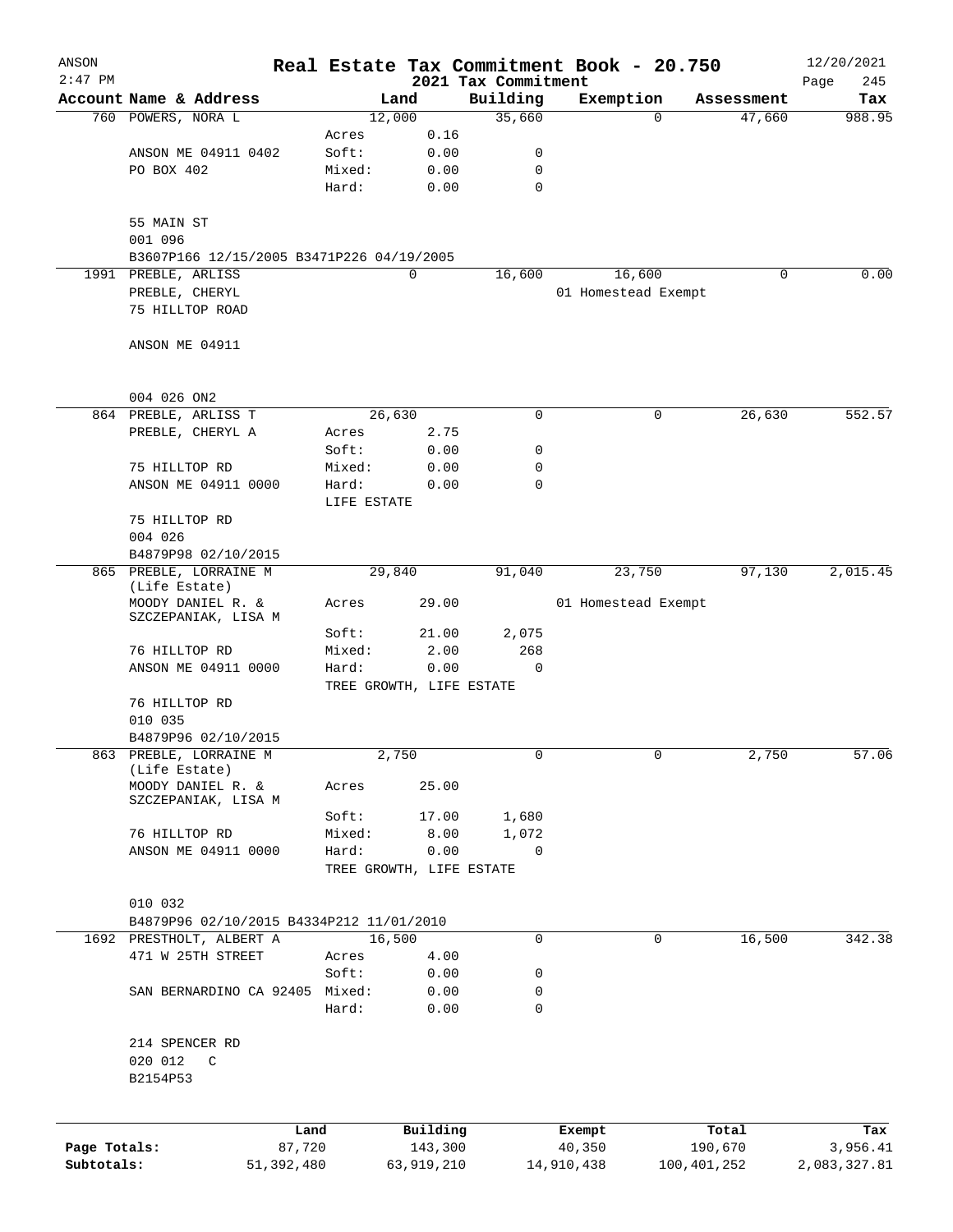ANSON
2:47 PM

# Real Estate Tax Commitment Book - 20.750

## 2021 Tax Commitment

12/20/2021

| Account Name & Address | Land | | Building | Exemption | Assessment | Tax |
|---|---|---|---|---|---|---|
| 760 POWERS, NORA L | 12,000 | | 35,660 | 0 | 47,660 | 988.95 |
| | Acres | 0.16 | | | | |
| ANSON ME 04911 0402 | Soft: | 0.00 | 0 | | | |
| PO BOX 402 | Mixed: | 0.00 | 0 | | | |
| | Hard: | 0.00 | 0 | | | |
| 55 MAIN ST | | | | | | |
| 001 096 | | | | | | |
| B3607P166 12/15/2005 B3471P226 04/19/2005 | | | | | | |
| 1991 PREBLE, ARLISS | 0 | | 16,600 | 16,600 | 0 | 0.00 |
| PREBLE, CHERYL | | | | 01 Homestead Exempt | | |
| 75 HILLTOP ROAD | | | | | | |
| ANSON ME 04911 | | | | | | |
| 004 026 ON2 | | | | | | |
| 864 PREBLE, ARLISS T | 26,630 | | 0 | 0 | 26,630 | 552.57 |
| PREBLE, CHERYL A | Acres | 2.75 | | | | |
| | Soft: | 0.00 | 0 | | | |
| 75 HILLTOP RD | Mixed: | 0.00 | 0 | | | |
| ANSON ME 04911 0000 | Hard: | 0.00 | 0 | | | |
| | LIFE ESTATE | | | | | |
| 75 HILLTOP RD | | | | | | |
| 004 026 | | | | | | |
| B4879P98 02/10/2015 | | | | | | |
| 865 PREBLE, LORRAINE M (Life Estate) | 29,840 | | 91,040 | 23,750 | 97,130 | 2,015.45 |
| MOODY DANIEL R. & SZCZEPANIAK, LISA M | Acres | 29.00 | | 01 Homestead Exempt | | |
| | Soft: | 21.00 | 2,075 | | | |
| 76 HILLTOP RD | Mixed: | 2.00 | 268 | | | |
| ANSON ME 04911 0000 | Hard: | 0.00 | 0 | | | |
| | TREE GROWTH, LIFE ESTATE | | | | | |
| 76 HILLTOP RD | | | | | | |
| 010 035 | | | | | | |
| B4879P96 02/10/2015 | | | | | | |
| 863 PREBLE, LORRAINE M (Life Estate) | 2,750 | | 0 | 0 | 2,750 | 57.06 |
| MOODY DANIEL R. & SZCZEPANIAK, LISA M | Acres | 25.00 | | | | |
| | Soft: | 17.00 | 1,680 | | | |
| 76 HILLTOP RD | Mixed: | 8.00 | 1,072 | | | |
| ANSON ME 04911 0000 | Hard: | 0.00 | 0 | | | |
| | TREE GROWTH, LIFE ESTATE | | | | | |
| 010 032 | | | | | | |
| B4879P96 02/10/2015 B4334P212 11/01/2010 | | | | | | |
| 1692 PRESTHOLT, ALBERT A | 16,500 | | 0 | 0 | 16,500 | 342.38 |
| 471 W 25TH STREET | Acres | 4.00 | | | | |
| | Soft: | 0.00 | 0 | | | |
| SAN BERNARDINO CA 92405 | Mixed: | 0.00 | 0 | | | |
| | Hard: | 0.00 | 0 | | | |
| 214 SPENCER RD | | | | | | |
| 020 012 C | | | | | | |
| B2154P53 | | | | | | |

| | Land | Building | Exempt | Total | Tax |
|---|---|---|---|---|---|
| Page Totals: | 87,720 | 143,300 | 40,350 | 190,670 | 3,956.41 |
| Subtotals: | 51,392,480 | 63,919,210 | 14,910,438 | 100,401,252 | 2,083,327.81 |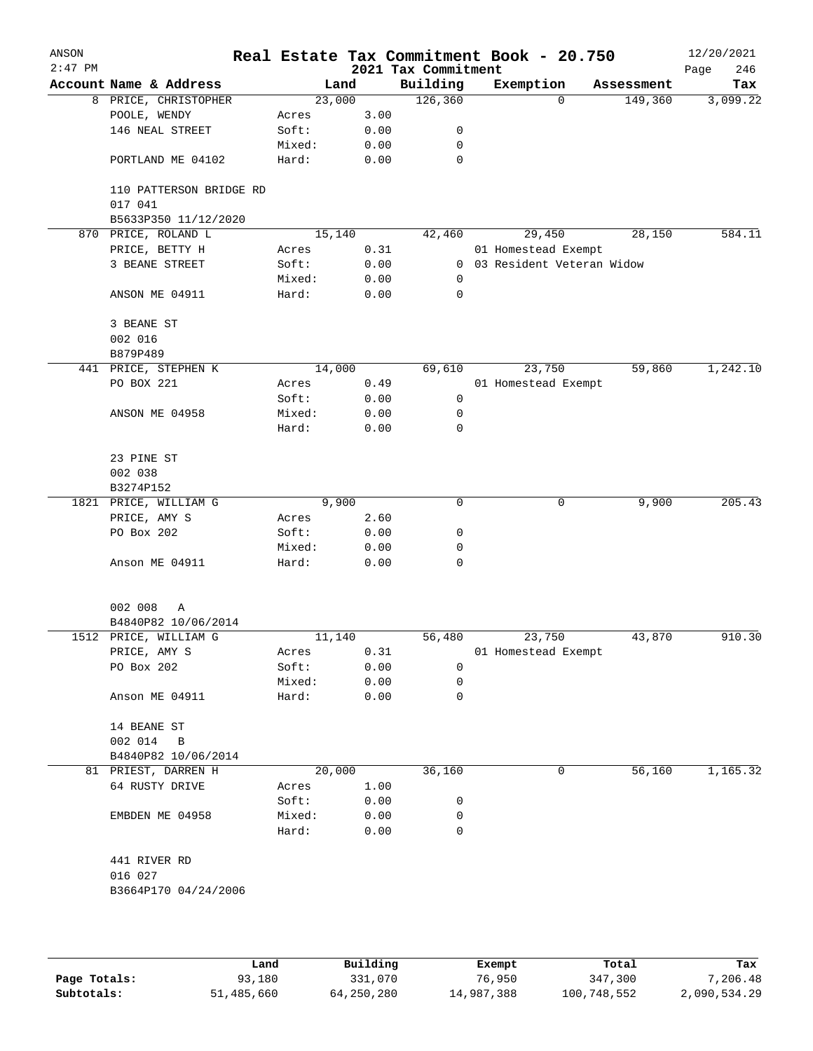# Real Estate Tax Commitment Book - 20.750

ANSON 2:47 PM — 2021 Tax Commitment — 12/20/2021

| Account | Name & Address | Land | | Building | Exemption | Assessment | Tax |
|---|---|---|---|---|---|---|---|
| 8 | PRICE, CHRISTOPHER | 23,000 | | 126,360 | 0 | 149,360 | 3,099.22 |
| | POOLE, WENDY | Acres | 3.00 | | | | |
| | 146 NEAL STREET | Soft: | 0.00 | 0 | | | |
| | | Mixed: | 0.00 | 0 | | | |
| | PORTLAND ME 04102 | Hard: | 0.00 | 0 | | | |
| | 110 PATTERSON BRIDGE RD | | | | | | |
| | 017 041 | | | | | | |
| | B5633P350 11/12/2020 | | | | | | |
| 870 | PRICE, ROLAND L | 15,140 | | 42,460 | 29,450 | 28,150 | 584.11 |
| | PRICE, BETTY H | Acres | 0.31 | | 01 Homestead Exempt | | |
| | 3 BEANE STREET | Soft: | 0.00 | 0 | 03 Resident Veteran Widow | | |
| | | Mixed: | 0.00 | 0 | | | |
| | ANSON ME 04911 | Hard: | 0.00 | 0 | | | |
| | 3 BEANE ST | | | | | | |
| | 002 016 | | | | | | |
| | B879P489 | | | | | | |
| 441 | PRICE, STEPHEN K | 14,000 | | 69,610 | 23,750 | 59,860 | 1,242.10 |
| | PO BOX 221 | Acres | 0.49 | | 01 Homestead Exempt | | |
| | | Soft: | 0.00 | 0 | | | |
| | ANSON ME 04958 | Mixed: | 0.00 | 0 | | | |
| | | Hard: | 0.00 | 0 | | | |
| | 23 PINE ST | | | | | | |
| | 002 038 | | | | | | |
| | B3274P152 | | | | | | |
| 1821 | PRICE, WILLIAM G | 9,900 | | 0 | 0 | 9,900 | 205.43 |
| | PRICE, AMY S | Acres | 2.60 | | | | |
| | PO Box 202 | Soft: | 0.00 | 0 | | | |
| | | Mixed: | 0.00 | 0 | | | |
| | Anson ME 04911 | Hard: | 0.00 | 0 | | | |
| | 002 008 A | | | | | | |
| | B4840P82 10/06/2014 | | | | | | |
| 1512 | PRICE, WILLIAM G | 11,140 | | 56,480 | 23,750 | 43,870 | 910.30 |
| | PRICE, AMY S | Acres | 0.31 | | 01 Homestead Exempt | | |
| | PO Box 202 | Soft: | 0.00 | 0 | | | |
| | | Mixed: | 0.00 | 0 | | | |
| | Anson ME 04911 | Hard: | 0.00 | 0 | | | |
| | 14 BEANE ST | | | | | | |
| | 002 014 B | | | | | | |
| | B4840P82 10/06/2014 | | | | | | |
| 81 | PRIEST, DARREN H | 20,000 | | 36,160 | 0 | 56,160 | 1,165.32 |
| | 64 RUSTY DRIVE | Acres | 1.00 | | | | |
| | | Soft: | 0.00 | 0 | | | |
| | EMBDEN ME 04958 | Mixed: | 0.00 | 0 | | | |
| | | Hard: | 0.00 | 0 | | | |
| | 441 RIVER RD | | | | | | |
| | 016 027 | | | | | | |
| | B3664P170 04/24/2006 | | | | | | |

| | Land | Building | Exempt | Total | Tax |
|---|---|---|---|---|---|
| Page Totals: | 93,180 | 331,070 | 76,950 | 347,300 | 7,206.48 |
| Subtotals: | 51,485,660 | 64,250,280 | 14,987,388 | 100,748,552 | 2,090,534.29 |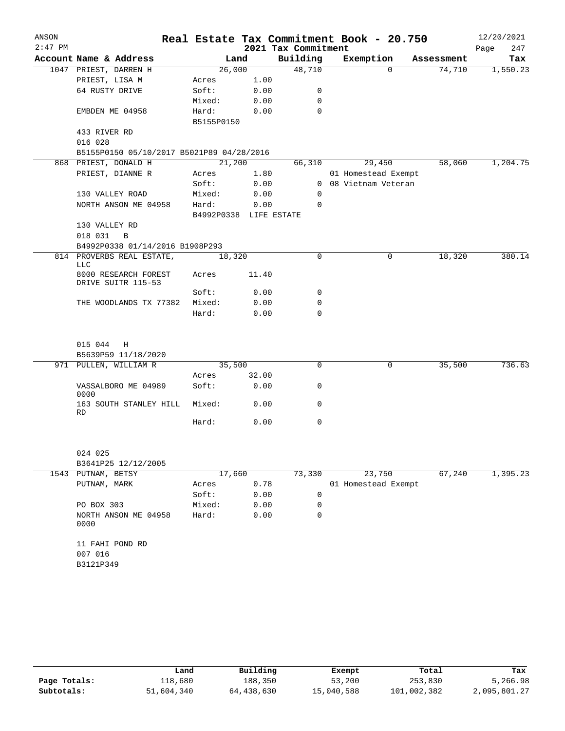# Real Estate Tax Commitment Book - 20.750

ANSON 2:47 PM — 2021 Tax Commitment — 12/20/2021

| Account Name & Address | Land | | Building | Exemption | Assessment | Tax |
|---|---|---|---|---|---|---|
| 1047 PRIEST, DARREN H | 26,000 | | 48,710 | 0 | 74,710 | 1,550.23 |
| PRIEST, LISA M | Acres | 1.00 | | | | |
| 64 RUSTY DRIVE | Soft: | 0.00 | 0 | | | |
| | Mixed: | 0.00 | 0 | | | |
| EMBDEN ME 04958 | Hard: | 0.00 | 0 | | | |
| | B5155P0150 | | | | | |
| 433 RIVER RD | | | | | | |
| 016 028 | | | | | | |
| B5155P0150 05/10/2017 B5021P89 04/28/2016 | | | | | | |
| 868 PRIEST, DONALD H | 21,200 | | 66,310 | 29,450 | 58,060 | 1,204.75 |
| PRIEST, DIANNE R | Acres | 1.80 | | 01 Homestead Exempt | | |
| | Soft: | 0.00 | 0 | 08 Vietnam Veteran | | |
| 130 VALLEY ROAD | Mixed: | 0.00 | 0 | | | |
| NORTH ANSON ME 04958 | Hard: | 0.00 | 0 | | | |
| | B4992P0338 | LIFE ESTATE | | | | |
| 130 VALLEY RD | | | | | | |
| 018 031 B | | | | | | |
| B4992P0338 01/14/2016 B1908P293 | | | | | | |
| 814 PROVERBS REAL ESTATE, LLC | 18,320 | | 0 | 0 | 18,320 | 380.14 |
| 8000 RESEARCH FOREST DRIVE SUITR 115-53 | Acres | 11.40 | | | | |
| | Soft: | 0.00 | 0 | | | |
| THE WOODLANDS TX 77382 | Mixed: | 0.00 | 0 | | | |
| | Hard: | 0.00 | 0 | | | |
| 015 044 H | | | | | | |
| B5639P59 11/18/2020 | | | | | | |
| 971 PULLEN, WILLIAM R | 35,500 | | 0 | 0 | 35,500 | 736.63 |
| | Acres | 32.00 | | | | |
| VASSALBORO ME 04989 0000 | Soft: | 0.00 | 0 | | | |
| 163 SOUTH STANLEY HILL RD | Mixed: | 0.00 | 0 | | | |
| | Hard: | 0.00 | 0 | | | |
| 024 025 | | | | | | |
| B3641P25 12/12/2005 | | | | | | |
| 1543 PUTNAM, BETSY | 17,660 | | 73,330 | 23,750 | 67,240 | 1,395.23 |
| PUTNAM, MARK | Acres | 0.78 | | 01 Homestead Exempt | | |
| | Soft: | 0.00 | 0 | | | |
| PO BOX 303 | Mixed: | 0.00 | 0 | | | |
| NORTH ANSON ME 04958 0000 | Hard: | 0.00 | 0 | | | |
| 11 FAHI POND RD | | | | | | |
| 007 016 | | | | | | |
| B3121P349 | | | | | | |

| | Land | Building | Exempt | Total | Tax |
|---|---|---|---|---|---|
| Page Totals: | 118,680 | 188,350 | 53,200 | 253,830 | 5,266.98 |
| Subtotals: | 51,604,340 | 64,438,630 | 15,040,588 | 101,002,382 | 2,095,801.27 |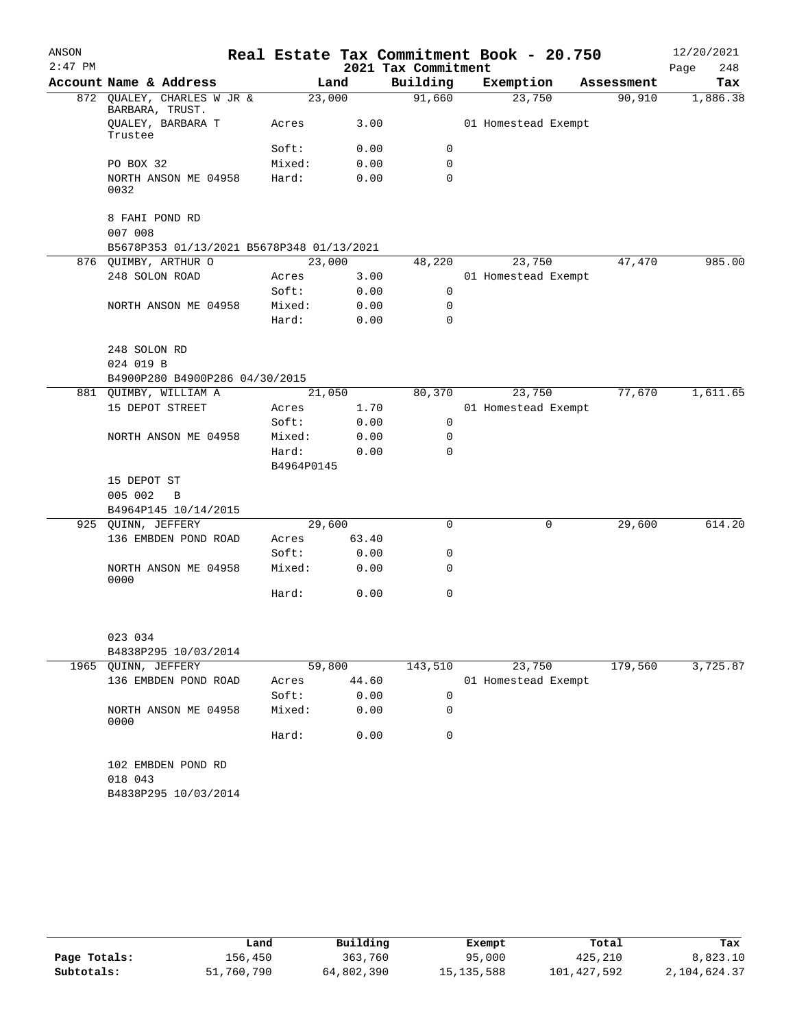ANSON 2:47 PM

# Real Estate Tax Commitment Book - 20.750

## 2021 Tax Commitment

12/20/2021

| Account Name & Address | Land | | Building | Exemption | Assessment | Tax |
|---|---|---|---|---|---|---|
| 872 QUALEY, CHARLES W JR & BARBARA, TRUST. | 23,000 | | 91,660 | 23,750 | 90,910 | 1,886.38 |
| QUALEY, BARBARA T Trustee | Acres | 3.00 | | 01 Homestead Exempt | | |
| | Soft: | 0.00 | 0 | | | |
| PO BOX 32 | Mixed: | 0.00 | 0 | | | |
| NORTH ANSON ME 04958 0032 | Hard: | 0.00 | 0 | | | |
| 8 FAHI POND RD | | | | | | |
| 007 008 | | | | | | |
| B5678P353 01/13/2021 B5678P348 01/13/2021 | | | | | | |
| 876 QUIMBY, ARTHUR O | 23,000 | | 48,220 | 23,750 | 47,470 | 985.00 |
| 248 SOLON ROAD | Acres | 3.00 | | 01 Homestead Exempt | | |
| | Soft: | 0.00 | 0 | | | |
| NORTH ANSON ME 04958 | Mixed: | 0.00 | 0 | | | |
| | Hard: | 0.00 | 0 | | | |
| 248 SOLON RD | | | | | | |
| 024 019 B | | | | | | |
| B4900P280 B4900P286 04/30/2015 | | | | | | |
| 881 QUIMBY, WILLIAM A | 21,050 | | 80,370 | 23,750 | 77,670 | 1,611.65 |
| 15 DEPOT STREET | Acres | 1.70 | | 01 Homestead Exempt | | |
| | Soft: | 0.00 | 0 | | | |
| NORTH ANSON ME 04958 | Mixed: | 0.00 | 0 | | | |
| | Hard: | 0.00 | 0 | | | |
| | B4964P0145 | | | | | |
| 15 DEPOT ST | | | | | | |
| 005 002 B | | | | | | |
| B4964P145 10/14/2015 | | | | | | |
| 925 QUINN, JEFFERY | 29,600 | | 0 | 0 | 29,600 | 614.20 |
| 136 EMBDEN POND ROAD | Acres | 63.40 | | | | |
| | Soft: | 0.00 | 0 | | | |
| NORTH ANSON ME 04958 0000 | Mixed: | 0.00 | 0 | | | |
| | Hard: | 0.00 | 0 | | | |
| 023 034 | | | | | | |
| B4838P295 10/03/2014 | | | | | | |
| 1965 QUINN, JEFFERY | 59,800 | | 143,510 | 23,750 | 179,560 | 3,725.87 |
| 136 EMBDEN POND ROAD | Acres | 44.60 | | 01 Homestead Exempt | | |
| | Soft: | 0.00 | 0 | | | |
| NORTH ANSON ME 04958 0000 | Mixed: | 0.00 | 0 | | | |
| | Hard: | 0.00 | 0 | | | |
| 102 EMBDEN POND RD | | | | | | |
| 018 043 | | | | | | |
| B4838P295 10/03/2014 | | | | | | |

| | Land | Building | Exempt | Total | Tax |
|---|---|---|---|---|---|
| Page Totals: | 156,450 | 363,760 | 95,000 | 425,210 | 8,823.10 |
| Subtotals: | 51,760,790 | 64,802,390 | 15,135,588 | 101,427,592 | 2,104,624.37 |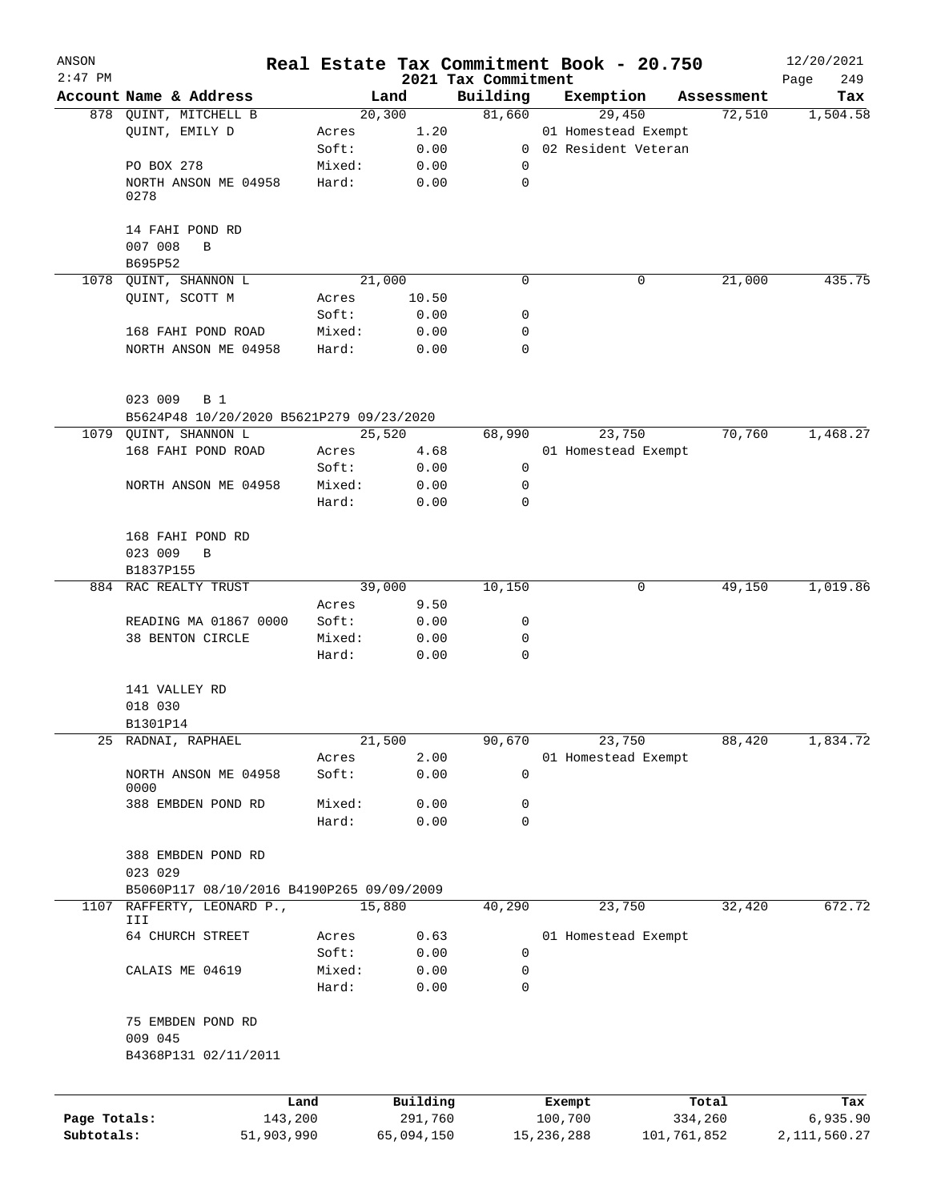# Real Estate Tax Commitment Book - 20.750

ANSON
2:47 PM

2021 Tax Commitment

12/20/2021
Page 249

| Account Name & Address | | Land | Building | Exemption | Assessment | Tax |
|---|---|---|---|---|---|---|
| 878 QUINT, MITCHELL B | | 20,300 | 81,660 | 29,450 | 72,510 | 1,504.58 |
| QUINT, EMILY D | Acres | 1.20 | | 01 Homestead Exempt | | |
| | Soft: | 0.00 | 0 | 02 Resident Veteran | | |
| PO BOX 278 | Mixed: | 0.00 | 0 | | | |
| NORTH ANSON ME 04958 0278 | Hard: | 0.00 | 0 | | | |
| 14 FAHI POND RD | | | | | | |
| 007 008 B | | | | | | |
| B695P52 | | | | | | |
| 1078 QUINT, SHANNON L | | 21,000 | 0 | 0 | 21,000 | 435.75 |
| QUINT, SCOTT M | Acres | 10.50 | | | | |
| | Soft: | 0.00 | 0 | | | |
| 168 FAHI POND ROAD | Mixed: | 0.00 | 0 | | | |
| NORTH ANSON ME 04958 | Hard: | 0.00 | 0 | | | |
| 023 009 B 1 | | | | | | |
| B5624P48 10/20/2020 B5621P279 09/23/2020 | | | | | | |
| 1079 QUINT, SHANNON L | | 25,520 | 68,990 | 23,750 | 70,760 | 1,468.27 |
| 168 FAHI POND ROAD | Acres | 4.68 | | 01 Homestead Exempt | | |
| | Soft: | 0.00 | 0 | | | |
| NORTH ANSON ME 04958 | Mixed: | 0.00 | 0 | | | |
| | Hard: | 0.00 | 0 | | | |
| 168 FAHI POND RD | | | | | | |
| 023 009 B | | | | | | |
| B1837P155 | | | | | | |
| 884 RAC REALTY TRUST | | 39,000 | 10,150 | 0 | 49,150 | 1,019.86 |
| | Acres | 9.50 | | | | |
| READING MA 01867 0000 | Soft: | 0.00 | 0 | | | |
| 38 BENTON CIRCLE | Mixed: | 0.00 | 0 | | | |
| | Hard: | 0.00 | 0 | | | |
| 141 VALLEY RD | | | | | | |
| 018 030 | | | | | | |
| B1301P14 | | | | | | |
| 25 RADNAI, RAPHAEL | | 21,500 | 90,670 | 23,750 | 88,420 | 1,834.72 |
| | Acres | 2.00 | | 01 Homestead Exempt | | |
| NORTH ANSON ME 04958 0000 | Soft: | 0.00 | 0 | | | |
| 388 EMBDEN POND RD | Mixed: | 0.00 | 0 | | | |
| | Hard: | 0.00 | 0 | | | |
| 388 EMBDEN POND RD | | | | | | |
| 023 029 | | | | | | |
| B5060P117 08/10/2016 B4190P265 09/09/2009 | | | | | | |
| 1107 RAFFERTY, LEONARD P., III | | 15,880 | 40,290 | 23,750 | 32,420 | 672.72 |
| 64 CHURCH STREET | Acres | 0.63 | | 01 Homestead Exempt | | |
| | Soft: | 0.00 | 0 | | | |
| CALAIS ME 04619 | Mixed: | 0.00 | 0 | | | |
| | Hard: | 0.00 | 0 | | | |
| 75 EMBDEN POND RD | | | | | | |
| 009 045 | | | | | | |
| B4368P131 02/11/2011 | | | | | | |

| | Land | Building | Exempt | Total | Tax |
|---|---|---|---|---|---|
| Page Totals: | 143,200 | 291,760 | 100,700 | 334,260 | 6,935.90 |
| Subtotals: | 51,903,990 | 65,094,150 | 15,236,288 | 101,761,852 | 2,111,560.27 |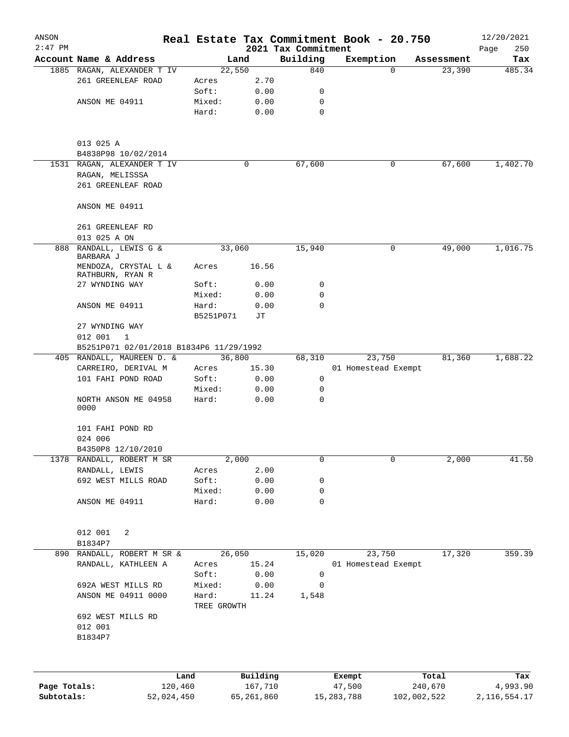# Real Estate Tax Commitment Book - 20.750

ANSON 2:47 PM — 2021 Tax Commitment — 12/20/2021

| Account Name & Address | Land | | Building | Exemption | Assessment | Tax |
|---|---|---|---|---|---|---|
| 1885 RAGAN, ALEXANDER T IV | 22,550 | | 840 | 0 | 23,390 | 485.34 |
| 261 GREENLEAF ROAD | Acres | 2.70 | | | | |
| | Soft: | 0.00 | 0 | | | |
| ANSON ME 04911 | Mixed: | 0.00 | 0 | | | |
| | Hard: | 0.00 | 0 | | | |
| 013 025 A | | | | | | |
| B4838P98 10/02/2014 | | | | | | |
| 1531 RAGAN, ALEXANDER T IV | 0 | | 67,600 | 0 | 67,600 | 1,402.70 |
| RAGAN, MELISSSA | | | | | | |
| 261 GREENLEAF ROAD | | | | | | |
| ANSON ME 04911 | | | | | | |
| 261 GREENLEAF RD | | | | | | |
| 013 025 A ON | | | | | | |
| 888 RANDALL, LEWIS G & BARBARA J | 33,060 | | 15,940 | 0 | 49,000 | 1,016.75 |
| MENDOZA, CRYSTAL L & RATHBURN, RYAN R | Acres | 16.56 | | | | |
| 27 WYNDING WAY | Soft: | 0.00 | 0 | | | |
| | Mixed: | 0.00 | 0 | | | |
| ANSON ME 04911 | Hard: | 0.00 | 0 | | | |
| | B5251P071 | JT | | | | |
| 27 WYNDING WAY | | | | | | |
| 012 001 1 | | | | | | |
| B5251P071 02/01/2018 B1834P6 11/29/1992 | | | | | | |
| 405 RANDALL, MAUREEN D. & | 36,800 | | 68,310 | 23,750 | 81,360 | 1,688.22 |
| CARREIRO, DERIVAL M | Acres | 15.30 | | 01 Homestead Exempt | | |
| 101 FAHI POND ROAD | Soft: | 0.00 | 0 | | | |
| | Mixed: | 0.00 | 0 | | | |
| NORTH ANSON ME 04958 0000 | Hard: | 0.00 | 0 | | | |
| 101 FAHI POND RD | | | | | | |
| 024 006 | | | | | | |
| B4350P8 12/10/2010 | | | | | | |
| 1378 RANDALL, ROBERT M SR | 2,000 | | 0 | 0 | 2,000 | 41.50 |
| RANDALL, LEWIS | Acres | 2.00 | | | | |
| 692 WEST MILLS ROAD | Soft: | 0.00 | 0 | | | |
| | Mixed: | 0.00 | 0 | | | |
| ANSON ME 04911 | Hard: | 0.00 | 0 | | | |
| 012 001 2 | | | | | | |
| B1834P7 | | | | | | |
| 890 RANDALL, ROBERT M SR & | 26,050 | | 15,020 | 23,750 | 17,320 | 359.39 |
| RANDALL, KATHLEEN A | Acres | 15.24 | | 01 Homestead Exempt | | |
| | Soft: | 0.00 | 0 | | | |
| 692A WEST MILLS RD | Mixed: | 0.00 | 0 | | | |
| ANSON ME 04911 0000 | Hard: | 11.24 | 1,548 | | | |
| | TREE GROWTH | | | | | |
| 692 WEST MILLS RD | | | | | | |
| 012 001 | | | | | | |
| B1834P7 | | | | | | |

| | Land | Building | Exempt | Total | Tax |
|---|---|---|---|---|---|
| Page Totals: | 120,460 | 167,710 | 47,500 | 240,670 | 4,993.90 |
| Subtotals: | 52,024,450 | 65,261,860 | 15,283,788 | 102,002,522 | 2,116,554.17 |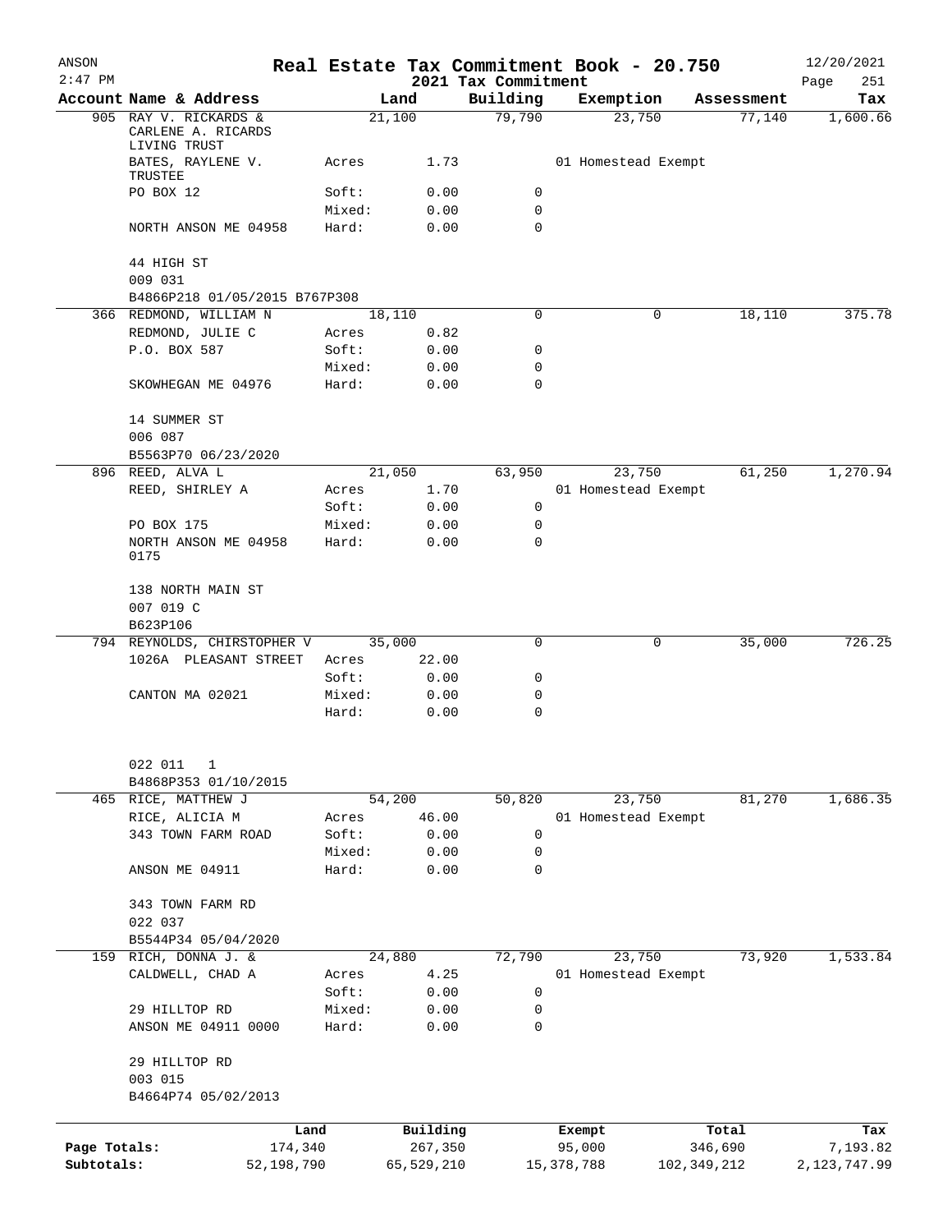# Real Estate Tax Commitment Book - 20.750

ANSON 2:47 PM — 2021 Tax Commitment — 12/20/2021

| Account Name & Address | | Land | Building | Exemption | Assessment | Tax |
|---|---|---|---|---|---|---|
| 905 RAY V. RICKARDS & CARLENE A. RICARDS LIVING TRUST | | 21,100 | 79,790 | 23,750 | 77,140 | 1,600.66 |
| BATES, RAYLENE V. TRUSTEE | Acres | 1.73 | | 01 Homestead Exempt | | |
| PO BOX 12 | Soft: | 0.00 | 0 | | | |
| | Mixed: | 0.00 | 0 | | | |
| NORTH ANSON ME 04958 | Hard: | 0.00 | 0 | | | |
| 44 HIGH ST | | | | | | |
| 009 031 | | | | | | |
| B4866P218 01/05/2015 B767P308 | | | | | | |
| 366 REDMOND, WILLIAM N | | 18,110 | 0 | 0 | 18,110 | 375.78 |
| REDMOND, JULIE C | Acres | 0.82 | | | | |
| P.O. BOX 587 | Soft: | 0.00 | 0 | | | |
| | Mixed: | 0.00 | 0 | | | |
| SKOWHEGAN ME 04976 | Hard: | 0.00 | 0 | | | |
| 14 SUMMER ST | | | | | | |
| 006 087 | | | | | | |
| B5563P70 06/23/2020 | | | | | | |
| 896 REED, ALVA L | | 21,050 | 63,950 | 23,750 | 61,250 | 1,270.94 |
| REED, SHIRLEY A | Acres | 1.70 | | 01 Homestead Exempt | | |
| | Soft: | 0.00 | 0 | | | |
| PO BOX 175 | Mixed: | 0.00 | 0 | | | |
| NORTH ANSON ME 04958 0175 | Hard: | 0.00 | 0 | | | |
| 138 NORTH MAIN ST | | | | | | |
| 007 019 C | | | | | | |
| B623P106 | | | | | | |
| 794 REYNOLDS, CHIRSTOPHER V | | 35,000 | 0 | 0 | 35,000 | 726.25 |
| 1026A PLEASANT STREET | Acres | 22.00 | | | | |
| | Soft: | 0.00 | 0 | | | |
| CANTON MA 02021 | Mixed: | 0.00 | 0 | | | |
| | Hard: | 0.00 | 0 | | | |
| 022 011 1 | | | | | | |
| B4868P353 01/10/2015 | | | | | | |
| 465 RICE, MATTHEW J | | 54,200 | 50,820 | 23,750 | 81,270 | 1,686.35 |
| RICE, ALICIA M | Acres | 46.00 | | 01 Homestead Exempt | | |
| 343 TOWN FARM ROAD | Soft: | 0.00 | 0 | | | |
| | Mixed: | 0.00 | 0 | | | |
| ANSON ME 04911 | Hard: | 0.00 | 0 | | | |
| 343 TOWN FARM RD | | | | | | |
| 022 037 | | | | | | |
| B5544P34 05/04/2020 | | | | | | |
| 159 RICH, DONNA J. & | | 24,880 | 72,790 | 23,750 | 73,920 | 1,533.84 |
| CALDWELL, CHAD A | Acres | 4.25 | | 01 Homestead Exempt | | |
| | Soft: | 0.00 | 0 | | | |
| 29 HILLTOP RD | Mixed: | 0.00 | 0 | | | |
| ANSON ME 04911 0000 | Hard: | 0.00 | 0 | | | |
| 29 HILLTOP RD | | | | | | |
| 003 015 | | | | | | |
| B4664P74 05/02/2013 | | | | | | |

| | Land | Building | Exempt | Total | Tax |
|---|---|---|---|---|---|
| Page Totals: | 174,340 | 267,350 | 95,000 | 346,690 | 7,193.82 |
| Subtotals: | 52,198,790 | 65,529,210 | 15,378,788 | 102,349,212 | 2,123,747.99 |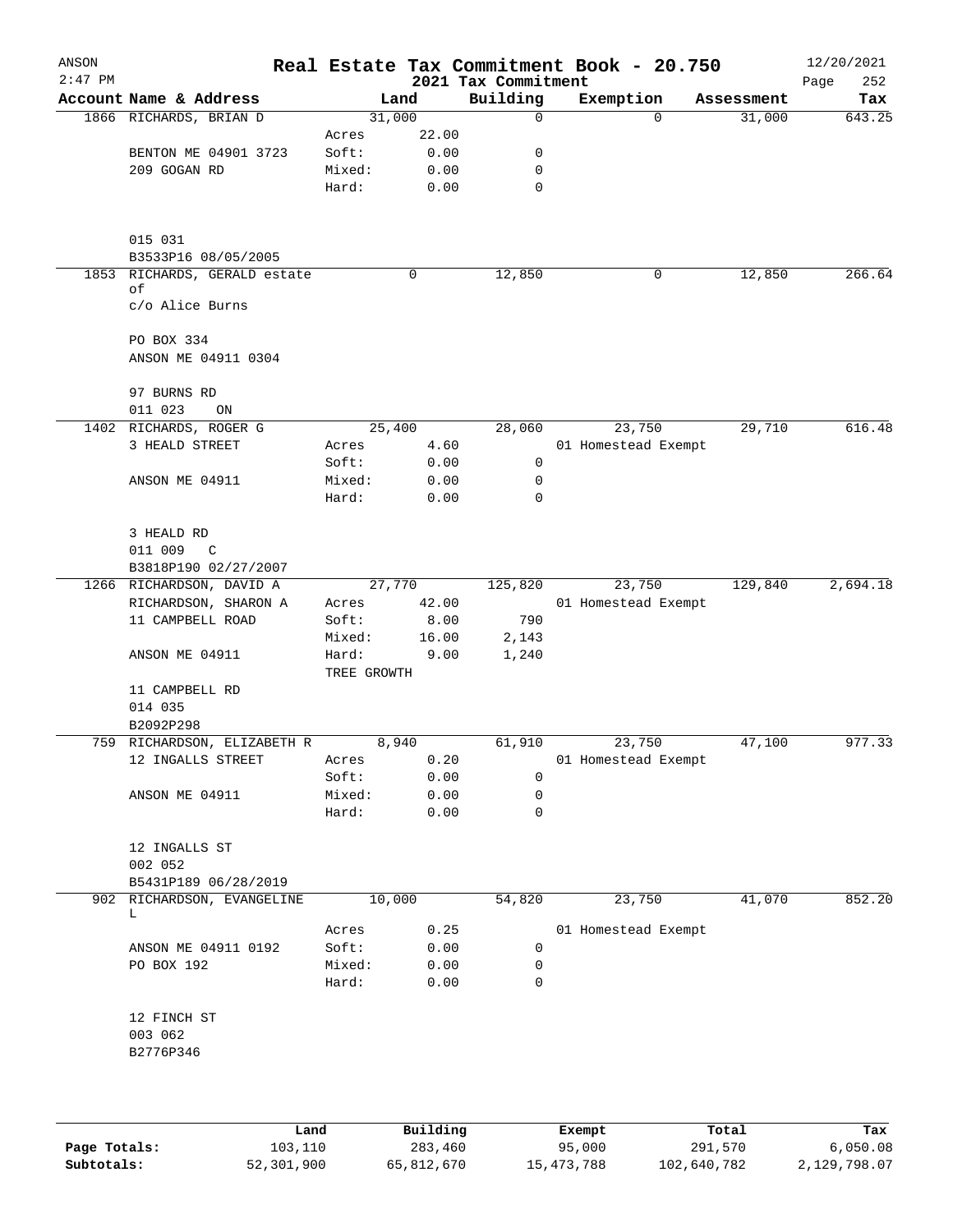# Real Estate Tax Commitment Book - 20.750

## 2021 Tax Commitment

| Account Name & Address | Land | | Building | Exemption | Assessment | Tax |
|---|---|---|---|---|---|---|
| 1866 RICHARDS, BRIAN D | 31,000 | | 0 | 0 | 31,000 | 643.25 |
| | Acres | 22.00 | | | | |
| BENTON ME 04901 3723 | Soft: | 0.00 | 0 | | | |
| 209 GOGAN RD | Mixed: | 0.00 | 0 | | | |
| | Hard: | 0.00 | 0 | | | |
| 015 031 | | | | | | |
| B3533P16 08/05/2005 | | | | | | |
| 1853 RICHARDS, GERALD estate of | 0 | | 12,850 | 0 | 12,850 | 266.64 |
| c/o Alice Burns | | | | | | |
| PO BOX 334 | | | | | | |
| ANSON ME 04911 0304 | | | | | | |
| 97 BURNS RD | | | | | | |
| 011 023 ON | | | | | | |
| 1402 RICHARDS, ROGER G | 25,400 | | 28,060 | 23,750 | 29,710 | 616.48 |
| 3 HEALD STREET | Acres | 4.60 | | 01 Homestead Exempt | | |
| | Soft: | 0.00 | 0 | | | |
| ANSON ME 04911 | Mixed: | 0.00 | 0 | | | |
| | Hard: | 0.00 | 0 | | | |
| 3 HEALD RD | | | | | | |
| 011 009 C | | | | | | |
| B3818P190 02/27/2007 | | | | | | |
| 1266 RICHARDSON, DAVID A | 27,770 | | 125,820 | 23,750 | 129,840 | 2,694.18 |
| RICHARDSON, SHARON A | Acres | 42.00 | | 01 Homestead Exempt | | |
| 11 CAMPBELL ROAD | Soft: | 8.00 | 790 | | | |
| | Mixed: | 16.00 | 2,143 | | | |
| ANSON ME 04911 | Hard: | 9.00 | 1,240 | | | |
| | TREE GROWTH | | | | | |
| 11 CAMPBELL RD | | | | | | |
| 014 035 | | | | | | |
| B2092P298 | | | | | | |
| 759 RICHARDSON, ELIZABETH R | 8,940 | | 61,910 | 23,750 | 47,100 | 977.33 |
| 12 INGALLS STREET | Acres | 0.20 | | 01 Homestead Exempt | | |
| | Soft: | 0.00 | 0 | | | |
| ANSON ME 04911 | Mixed: | 0.00 | 0 | | | |
| | Hard: | 0.00 | 0 | | | |
| 12 INGALLS ST | | | | | | |
| 002 052 | | | | | | |
| B5431P189 06/28/2019 | | | | | | |
| 902 RICHARDSON, EVANGELINE L | 10,000 | | 54,820 | 23,750 | 41,070 | 852.20 |
| | Acres | 0.25 | | 01 Homestead Exempt | | |
| ANSON ME 04911 0192 | Soft: | 0.00 | 0 | | | |
| PO BOX 192 | Mixed: | 0.00 | 0 | | | |
| | Hard: | 0.00 | 0 | | | |
| 12 FINCH ST | | | | | | |
| 003 062 | | | | | | |
| B2776P346 | | | | | | |

| | Land | Building | Exempt | Total | Tax |
|---|---|---|---|---|---|
| Page Totals: | 103,110 | 283,460 | 95,000 | 291,570 | 6,050.08 |
| Subtotals: | 52,301,900 | 65,812,670 | 15,473,788 | 102,640,782 | 2,129,798.07 |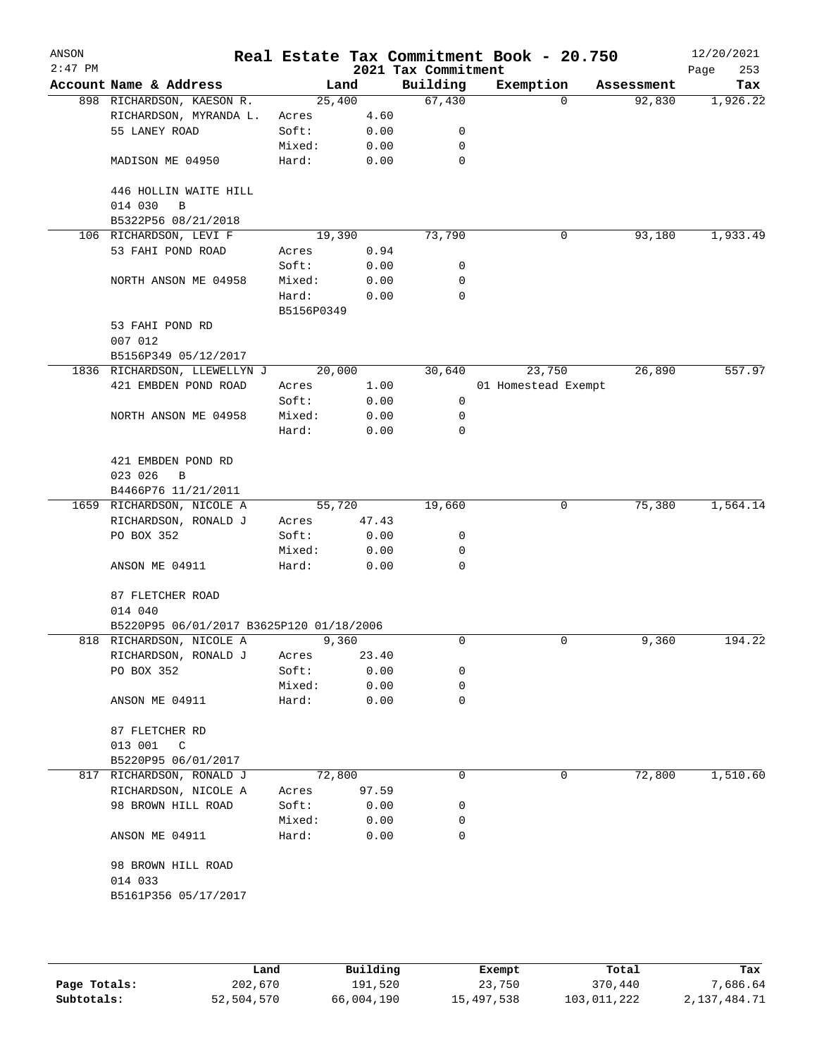ANSON
2:47 PM

# Real Estate Tax Commitment Book - 20.750

12/20/2021

2021 Tax Commitment

| Account Name & Address | Land | | Building | Exemption | Assessment | Tax |
|---|---|---|---|---|---|---|
| 898 RICHARDSON, KAESON R. | 25,400 | | 67,430 | 0 | 92,830 | 1,926.22 |
| RICHARDSON, MYRANDA L. | Acres | 4.60 | | | | |
| 55 LANEY ROAD | Soft: | 0.00 | 0 | | | |
| | Mixed: | 0.00 | 0 | | | |
| MADISON ME 04950 | Hard: | 0.00 | 0 | | | |
| 446 HOLLIN WAITE HILL | | | | | | |
| 014 030 B | | | | | | |
| B5322P56 08/21/2018 | | | | | | |
| 106 RICHARDSON, LEVI F | 19,390 | | 73,790 | 0 | 93,180 | 1,933.49 |
| 53 FAHI POND ROAD | Acres | 0.94 | | | | |
| | Soft: | 0.00 | 0 | | | |
| NORTH ANSON ME 04958 | Mixed: | 0.00 | 0 | | | |
| | Hard: | 0.00 | 0 | | | |
| | B5156P0349 | | | | | |
| 53 FAHI POND RD | | | | | | |
| 007 012 | | | | | | |
| B5156P349 05/12/2017 | | | | | | |
| 1836 RICHARDSON, LLEWELLYN J | 20,000 | | 30,640 | 23,750 | 26,890 | 557.97 |
| 421 EMBDEN POND ROAD | Acres | 1.00 | | 01 Homestead Exempt | | |
| | Soft: | 0.00 | 0 | | | |
| NORTH ANSON ME 04958 | Mixed: | 0.00 | 0 | | | |
| | Hard: | 0.00 | 0 | | | |
| 421 EMBDEN POND RD | | | | | | |
| 023 026 B | | | | | | |
| B4466P76 11/21/2011 | | | | | | |
| 1659 RICHARDSON, NICOLE A | 55,720 | | 19,660 | 0 | 75,380 | 1,564.14 |
| RICHARDSON, RONALD J | Acres | 47.43 | | | | |
| PO BOX 352 | Soft: | 0.00 | 0 | | | |
| | Mixed: | 0.00 | 0 | | | |
| ANSON ME 04911 | Hard: | 0.00 | 0 | | | |
| 87 FLETCHER ROAD | | | | | | |
| 014 040 | | | | | | |
| B5220P95 06/01/2017 B3625P120 01/18/2006 | | | | | | |
| 818 RICHARDSON, NICOLE A | 9,360 | | 0 | 0 | 9,360 | 194.22 |
| RICHARDSON, RONALD J | Acres | 23.40 | | | | |
| PO BOX 352 | Soft: | 0.00 | 0 | | | |
| | Mixed: | 0.00 | 0 | | | |
| ANSON ME 04911 | Hard: | 0.00 | 0 | | | |
| 87 FLETCHER RD | | | | | | |
| 013 001 C | | | | | | |
| B5220P95 06/01/2017 | | | | | | |
| 817 RICHARDSON, RONALD J | 72,800 | | 0 | 0 | 72,800 | 1,510.60 |
| RICHARDSON, NICOLE A | Acres | 97.59 | | | | |
| 98 BROWN HILL ROAD | Soft: | 0.00 | 0 | | | |
| | Mixed: | 0.00 | 0 | | | |
| ANSON ME 04911 | Hard: | 0.00 | 0 | | | |
| 98 BROWN HILL ROAD | | | | | | |
| 014 033 | | | | | | |
| B5161P356 05/17/2017 | | | | | | |

| | Land | Building | Exempt | Total | Tax |
|---|---|---|---|---|---|
| Page Totals: | 202,670 | 191,520 | 23,750 | 370,440 | 7,686.64 |
| Subtotals: | 52,504,570 | 66,004,190 | 15,497,538 | 103,011,222 | 2,137,484.71 |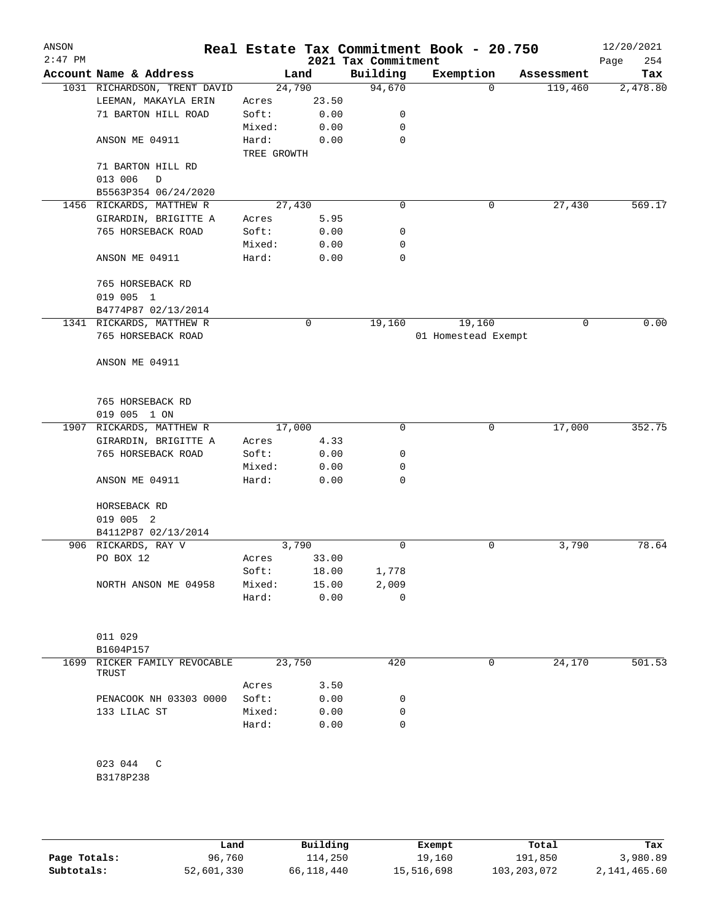# Real Estate Tax Commitment Book - 20.750

ANSON 2:47 PM — 2021 Tax Commitment — 12/20/2021

| Account Name & Address | | Land | Building | Exemption | Assessment | Tax |
|---|---|---|---|---|---|---|
| 1031 RICHARDSON, TRENT DAVID | | 24,790 | 94,670 | 0 | 119,460 | 2,478.80 |
| LEEMAN, MAKAYLA ERIN | Acres | 23.50 | | | | |
| 71 BARTON HILL ROAD | Soft: | 0.00 | 0 | | | |
| | Mixed: | 0.00 | 0 | | | |
| ANSON ME 04911 | Hard: | 0.00 | 0 | | | |
| | TREE GROWTH | | | | | |
| 71 BARTON HILL RD | | | | | | |
| 013 006 D | | | | | | |
| B5563P354 06/24/2020 | | | | | | |
| 1456 RICKARDS, MATTHEW R | | 27,430 | 0 | 0 | 27,430 | 569.17 |
| GIRARDIN, BRIGITTE A | Acres | 5.95 | | | | |
| 765 HORSEBACK ROAD | Soft: | 0.00 | 0 | | | |
| | Mixed: | 0.00 | 0 | | | |
| ANSON ME 04911 | Hard: | 0.00 | 0 | | | |
| 765 HORSEBACK RD | | | | | | |
| 019 005 1 | | | | | | |
| B4774P87 02/13/2014 | | | | | | |
| 1341 RICKARDS, MATTHEW R | | 0 | 19,160 | 19,160 | 0 | 0.00 |
| 765 HORSEBACK ROAD | | | | 01 Homestead Exempt | | |
| ANSON ME 04911 | | | | | | |
| 765 HORSEBACK RD | | | | | | |
| 019 005 1 ON | | | | | | |
| 1907 RICKARDS, MATTHEW R | | 17,000 | 0 | 0 | 17,000 | 352.75 |
| GIRARDIN, BRIGITTE A | Acres | 4.33 | | | | |
| 765 HORSEBACK ROAD | Soft: | 0.00 | 0 | | | |
| | Mixed: | 0.00 | 0 | | | |
| ANSON ME 04911 | Hard: | 0.00 | 0 | | | |
| HORSEBACK RD | | | | | | |
| 019 005 2 | | | | | | |
| B4112P87 02/13/2014 | | | | | | |
| 906 RICKARDS, RAY V | | 3,790 | 0 | 0 | 3,790 | 78.64 |
| PO BOX 12 | Acres | 33.00 | | | | |
| | Soft: | 18.00 | 1,778 | | | |
| NORTH ANSON ME 04958 | Mixed: | 15.00 | 2,009 | | | |
| | Hard: | 0.00 | 0 | | | |
| 011 029 | | | | | | |
| B1604P157 | | | | | | |
| 1699 RICKER FAMILY REVOCABLE TRUST | | 23,750 | 420 | 0 | 24,170 | 501.53 |
| | Acres | 3.50 | | | | |
| PENACOOK NH 03303 0000 | Soft: | 0.00 | 0 | | | |
| 133 LILAC ST | Mixed: | 0.00 | 0 | | | |
| | Hard: | 0.00 | 0 | | | |
| 023 044 C | | | | | | |
| B3178P238 | | | | | | |

| | Land | Building | Exempt | Total | Tax |
|---|---|---|---|---|---|
| Page Totals: | 96,760 | 114,250 | 19,160 | 191,850 | 3,980.89 |
| Subtotals: | 52,601,330 | 66,118,440 | 15,516,698 | 103,203,072 | 2,141,465.60 |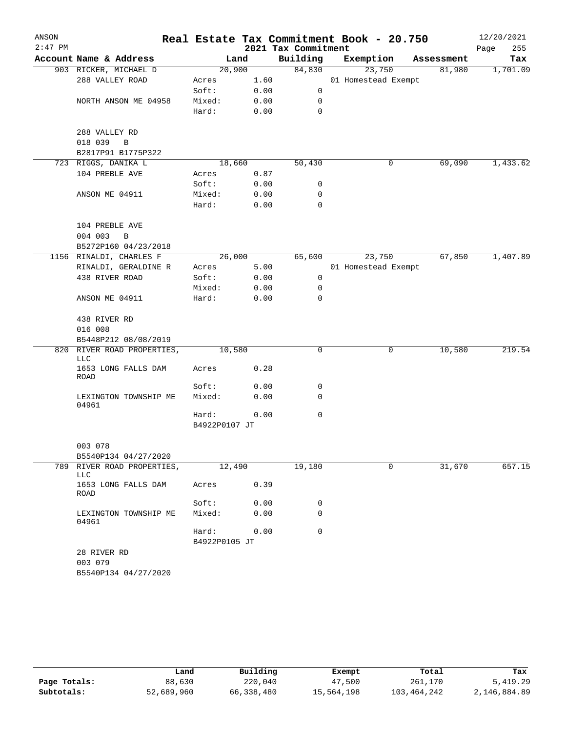ANSON — Real Estate Tax Commitment Book - 20.750 — 12/20/2021

2:47 PM — 2021 Tax Commitment — Page 255

| Account Name & Address | Land | | Building | Exemption | Assessment | Tax |
|---|---|---|---|---|---|---|
| 903 RICKER, MICHAEL D | 20,900 | | 84,830 | 23,750 | 81,980 | 1,701.09 |
| 288 VALLEY ROAD | Acres | 1.60 | | 01 Homestead Exempt | | |
| | Soft: | 0.00 | 0 | | | |
| NORTH ANSON ME 04958 | Mixed: | 0.00 | 0 | | | |
| | Hard: | 0.00 | 0 | | | |
| 288 VALLEY RD | | | | | | |
| 018 039 B | | | | | | |
| B2817P91 B1775P322 | | | | | | |
| 723 RIGGS, DANIKA L | 18,660 | | 50,430 | 0 | 69,090 | 1,433.62 |
| 104 PREBLE AVE | Acres | 0.87 | | | | |
| | Soft: | 0.00 | 0 | | | |
| ANSON ME 04911 | Mixed: | 0.00 | 0 | | | |
| | Hard: | 0.00 | 0 | | | |
| 104 PREBLE AVE | | | | | | |
| 004 003 B | | | | | | |
| B5272P160 04/23/2018 | | | | | | |
| 1156 RINALDI, CHARLES F | 26,000 | | 65,600 | 23,750 | 67,850 | 1,407.89 |
| RINALDI, GERALDINE R | Acres | 5.00 | | 01 Homestead Exempt | | |
| 438 RIVER ROAD | Soft: | 0.00 | 0 | | | |
| | Mixed: | 0.00 | 0 | | | |
| ANSON ME 04911 | Hard: | 0.00 | 0 | | | |
| 438 RIVER RD | | | | | | |
| 016 008 | | | | | | |
| B5448P212 08/08/2019 | | | | | | |
| 820 RIVER ROAD PROPERTIES, LLC | 10,580 | | 0 | 0 | 10,580 | 219.54 |
| 1653 LONG FALLS DAM ROAD | Acres | 0.28 | | | | |
| | Soft: | 0.00 | 0 | | | |
| LEXINGTON TOWNSHIP ME 04961 | Mixed: | 0.00 | 0 | | | |
| | Hard: | 0.00 | 0 | | | |
| | B4922P0107 JT | | | | | |
| 003 078 | | | | | | |
| B5540P134 04/27/2020 | | | | | | |
| 789 RIVER ROAD PROPERTIES, LLC | 12,490 | | 19,180 | 0 | 31,670 | 657.15 |
| 1653 LONG FALLS DAM ROAD | Acres | 0.39 | | | | |
| | Soft: | 0.00 | 0 | | | |
| LEXINGTON TOWNSHIP ME 04961 | Mixed: | 0.00 | 0 | | | |
| | Hard: | 0.00 | 0 | | | |
| | B4922P0105 JT | | | | | |
| 28 RIVER RD | | | | | | |
| 003 079 | | | | | | |
| B5540P134 04/27/2020 | | | | | | |

| | Land | Building | Exempt | Total | Tax |
|---|---|---|---|---|---|
| Page Totals: | 88,630 | 220,040 | 47,500 | 261,170 | 5,419.29 |
| Subtotals: | 52,689,960 | 66,338,480 | 15,564,198 | 103,464,242 | 2,146,884.89 |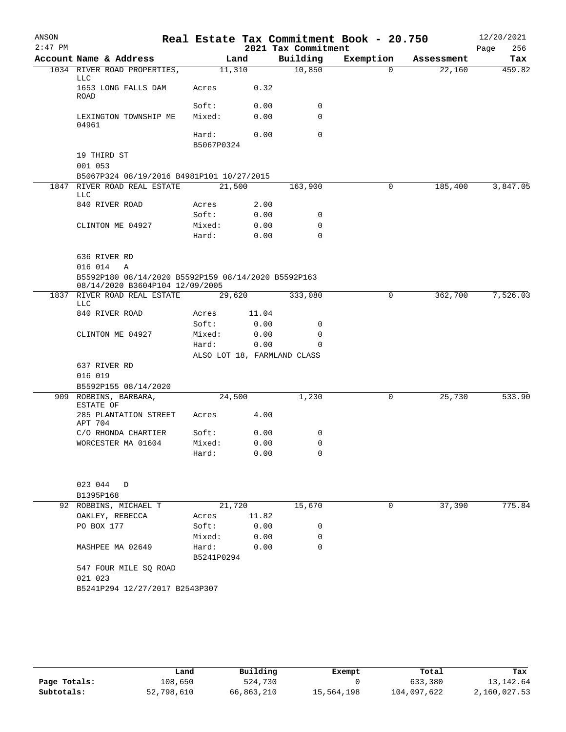# Real Estate Tax Commitment Book - 20.750

ANSON 2:47 PM — 2021 Tax Commitment — 12/20/2021

| Account Name & Address | Land | | Building | Exemption | Assessment | Tax |
|---|---|---|---|---|---|---|
| 1034 RIVER ROAD PROPERTIES, LLC | 11,310 | | 10,850 | 0 | 22,160 | 459.82 |
| 1653 LONG FALLS DAM ROAD | Acres | 0.32 | | | | |
| | Soft: | 0.00 | 0 | | | |
| LEXINGTON TOWNSHIP ME 04961 | Mixed: | 0.00 | 0 | | | |
| | Hard: | 0.00 | 0 | | | |
| | B5067P0324 | | | | | |
| 19 THIRD ST | | | | | | |
| 001 053 | | | | | | |
| B5067P324 08/19/2016 B4981P101 10/27/2015 | | | | | | |
| 1847 RIVER ROAD REAL ESTATE LLC | 21,500 | | 163,900 | 0 | 185,400 | 3,847.05 |
| 840 RIVER ROAD | Acres | 2.00 | | | | |
| | Soft: | 0.00 | 0 | | | |
| CLINTON ME 04927 | Mixed: | 0.00 | 0 | | | |
| | Hard: | 0.00 | 0 | | | |
| 636 RIVER RD | | | | | | |
| 016 014 A | | | | | | |
| B5592P180 08/14/2020 B5592P159 08/14/2020 B5592P163 08/14/2020 B3604P104 12/09/2005 | | | | | | |
| 1837 RIVER ROAD REAL ESTATE LLC | 29,620 | | 333,080 | 0 | 362,700 | 7,526.03 |
| 840 RIVER ROAD | Acres | 11.04 | | | | |
| | Soft: | 0.00 | 0 | | | |
| CLINTON ME 04927 | Mixed: | 0.00 | 0 | | | |
| | Hard: | 0.00 | 0 | | | |
| | ALSO LOT 18, FARMLAND CLASS | | | | | |
| 637 RIVER RD | | | | | | |
| 016 019 | | | | | | |
| B5592P155 08/14/2020 | | | | | | |
| 909 ROBBINS, BARBARA, ESTATE OF | 24,500 | | 1,230 | 0 | 25,730 | 533.90 |
| 285 PLANTATION STREET APT 704 | Acres | 4.00 | | | | |
| C/O RHONDA CHARTIER | Soft: | 0.00 | 0 | | | |
| WORCESTER MA 01604 | Mixed: | 0.00 | 0 | | | |
| | Hard: | 0.00 | 0 | | | |
| 023 044 D | | | | | | |
| B1395P168 | | | | | | |
| 92 ROBBINS, MICHAEL T | 21,720 | | 15,670 | 0 | 37,390 | 775.84 |
| OAKLEY, REBECCA | Acres | 11.82 | | | | |
| PO BOX 177 | Soft: | 0.00 | 0 | | | |
| | Mixed: | 0.00 | 0 | | | |
| MASHPEE MA 02649 | Hard: | 0.00 | 0 | | | |
| | B5241P0294 | | | | | |
| 547 FOUR MILE SQ ROAD | | | | | | |
| 021 023 | | | | | | |
| B5241P294 12/27/2017 B2543P307 | | | | | | |

| | Land | Building | Exempt | Total | Tax |
|---|---|---|---|---|---|
| Page Totals: | 108,650 | 524,730 | 0 | 633,380 | 13,142.64 |
| Subtotals: | 52,798,610 | 66,863,210 | 15,564,198 | 104,097,622 | 2,160,027.53 |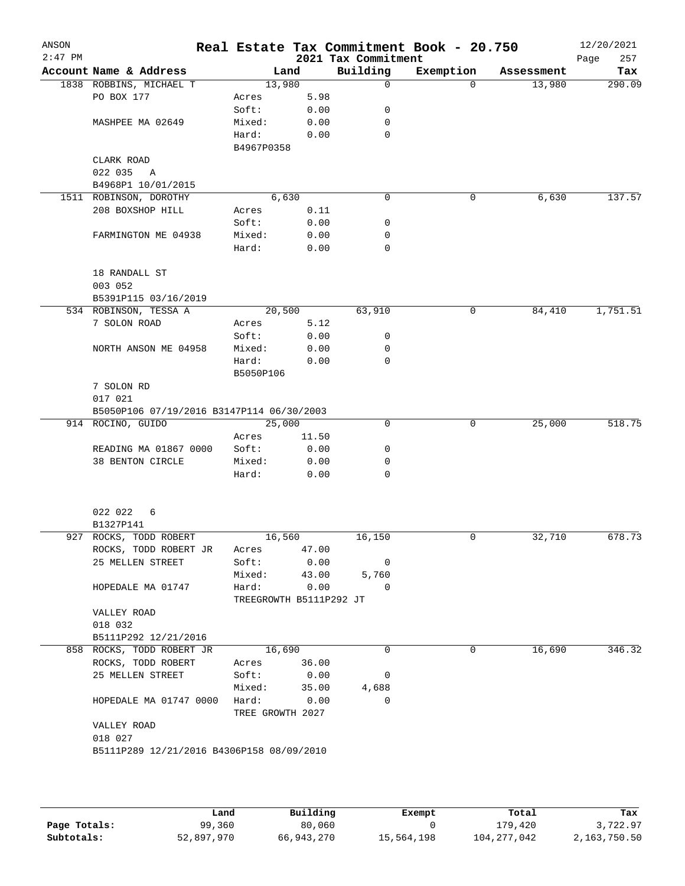# Real Estate Tax Commitment Book - 20.750

ANSON 2:47 PM — 2021 Tax Commitment — 12/20/2021

| Account Name & Address | Land | | Building | Exemption | Assessment | Tax |
|---|---|---|---|---|---|---|
| 1838 ROBBINS, MICHAEL T | 13,980 | | 0 | 0 | 13,980 | 290.09 |
| PO BOX 177 | Acres | 5.98 | | | | |
| | Soft: | 0.00 | 0 | | | |
| MASHPEE MA 02649 | Mixed: | 0.00 | 0 | | | |
| | Hard: | 0.00 | 0 | | | |
| | B4967P0358 | | | | | |
| CLARK ROAD | | | | | | |
| 022 035 A | | | | | | |
| B4968P1 10/01/2015 | | | | | | |
| 1511 ROBINSON, DOROTHY | 6,630 | | 0 | 0 | 6,630 | 137.57 |
| 208 BOXSHOP HILL | Acres | 0.11 | | | | |
| | Soft: | 0.00 | 0 | | | |
| FARMINGTON ME 04938 | Mixed: | 0.00 | 0 | | | |
| | Hard: | 0.00 | 0 | | | |
| 18 RANDALL ST | | | | | | |
| 003 052 | | | | | | |
| B5391P115 03/16/2019 | | | | | | |
| 534 ROBINSON, TESSA A | 20,500 | | 63,910 | 0 | 84,410 | 1,751.51 |
| 7 SOLON ROAD | Acres | 5.12 | | | | |
| | Soft: | 0.00 | 0 | | | |
| NORTH ANSON ME 04958 | Mixed: | 0.00 | 0 | | | |
| | Hard: | 0.00 | 0 | | | |
| | B5050P106 | | | | | |
| 7 SOLON RD | | | | | | |
| 017 021 | | | | | | |
| B5050P106 07/19/2016 B3147P114 06/30/2003 | | | | | | |
| 914 ROCINO, GUIDO | 25,000 | | 0 | 0 | 25,000 | 518.75 |
| | Acres | 11.50 | | | | |
| READING MA 01867 0000 | Soft: | 0.00 | 0 | | | |
| 38 BENTON CIRCLE | Mixed: | 0.00 | 0 | | | |
| | Hard: | 0.00 | 0 | | | |
| 022 022 6 | | | | | | |
| B1327P141 | | | | | | |
| 927 ROCKS, TODD ROBERT | 16,560 | | 16,150 | 0 | 32,710 | 678.73 |
| ROCKS, TODD ROBERT JR | Acres | 47.00 | | | | |
| 25 MELLEN STREET | Soft: | 0.00 | 0 | | | |
| | Mixed: | 43.00 | 5,760 | | | |
| HOPEDALE MA 01747 | Hard: | 0.00 | 0 | | | |
| | TREEGROWTH B5111P292 JT | | | | | |
| VALLEY ROAD | | | | | | |
| 018 032 | | | | | | |
| B5111P292 12/21/2016 | | | | | | |
| 858 ROCKS, TODD ROBERT JR | 16,690 | | 0 | 0 | 16,690 | 346.32 |
| ROCKS, TODD ROBERT | Acres | 36.00 | | | | |
| 25 MELLEN STREET | Soft: | 0.00 | 0 | | | |
| | Mixed: | 35.00 | 4,688 | | | |
| HOPEDALE MA 01747 0000 | Hard: | 0.00 | 0 | | | |
| | TREE GROWTH 2027 | | | | | |
| VALLEY ROAD | | | | | | |
| 018 027 | | | | | | |
| B5111P289 12/21/2016 B4306P158 08/09/2010 | | | | | | |

| | Land | Building | Exempt | Total | Tax |
|---|---|---|---|---|---|
| Page Totals: | 99,360 | 80,060 | 0 | 179,420 | 3,722.97 |
| Subtotals: | 52,897,970 | 66,943,270 | 15,564,198 | 104,277,042 | 2,163,750.50 |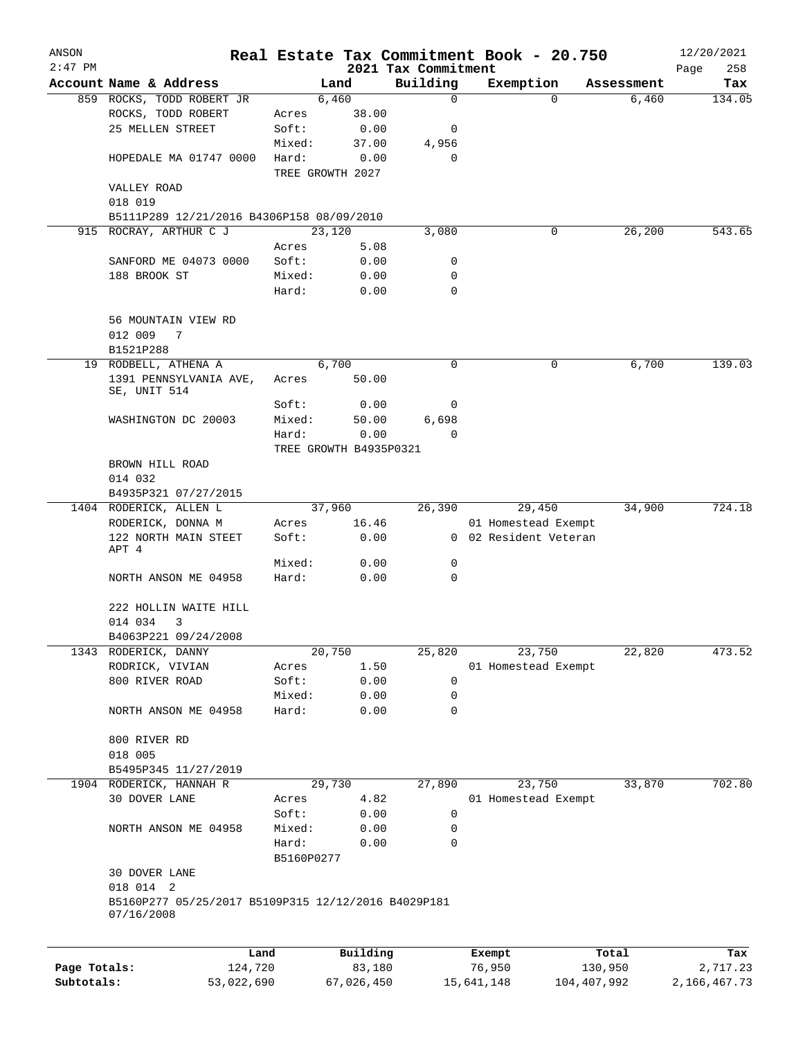# Real Estate Tax Commitment Book - 20.750

ANSON 2:47 PM — 2021 Tax Commitment — 12/20/2021

| Account Name & Address | Land | | Building | Exemption | Assessment | Tax |
|---|---|---|---|---|---|---|
| 859 ROCKS, TODD ROBERT JR | 6,460 | | 0 | 0 | 6,460 | 134.05 |
| ROCKS, TODD ROBERT | Acres | 38.00 | | | | |
| 25 MELLEN STREET | Soft: | 0.00 | 0 | | | |
| | Mixed: | 37.00 | 4,956 | | | |
| HOPEDALE MA 01747 0000 | Hard: | 0.00 | 0 | | | |
| | TREE GROWTH 2027 | | | | | |
| VALLEY ROAD | | | | | | |
| 018 019 | | | | | | |
| B5111P289 12/21/2016 B4306P158 08/09/2010 | | | | | | |
| 915 ROCRAY, ARTHUR C J | 23,120 | | 3,080 | 0 | 26,200 | 543.65 |
| | Acres | 5.08 | | | | |
| SANFORD ME 04073 0000 | Soft: | 0.00 | 0 | | | |
| 188 BROOK ST | Mixed: | 0.00 | 0 | | | |
| | Hard: | 0.00 | 0 | | | |
| 56 MOUNTAIN VIEW RD | | | | | | |
| 012 009 7 | | | | | | |
| B1521P288 | | | | | | |
| 19 RODBELL, ATHENA A | 6,700 | | 0 | 0 | 6,700 | 139.03 |
| 1391 PENNSYLVANIA AVE, SE, UNIT 514 | Acres | 50.00 | | | | |
| | Soft: | 0.00 | 0 | | | |
| WASHINGTON DC 20003 | Mixed: | 50.00 | 6,698 | | | |
| | Hard: | 0.00 | 0 | | | |
| | TREE GROWTH B4935P0321 | | | | | |
| BROWN HILL ROAD | | | | | | |
| 014 032 | | | | | | |
| B4935P321 07/27/2015 | | | | | | |
| 1404 RODERICK, ALLEN L | 37,960 | | 26,390 | 29,450 | 34,900 | 724.18 |
| RODERICK, DONNA M | Acres | 16.46 | | 01 Homestead Exempt | | |
| 122 NORTH MAIN STEET APT 4 | Soft: | 0.00 | 0 | 02 Resident Veteran | | |
| | Mixed: | 0.00 | 0 | | | |
| NORTH ANSON ME 04958 | Hard: | 0.00 | 0 | | | |
| 222 HOLLIN WAITE HILL | | | | | | |
| 014 034 3 | | | | | | |
| B4063P221 09/24/2008 | | | | | | |
| 1343 RODERICK, DANNY | 20,750 | | 25,820 | 23,750 | 22,820 | 473.52 |
| RODRICK, VIVIAN | Acres | 1.50 | | 01 Homestead Exempt | | |
| 800 RIVER ROAD | Soft: | 0.00 | 0 | | | |
| | Mixed: | 0.00 | 0 | | | |
| NORTH ANSON ME 04958 | Hard: | 0.00 | 0 | | | |
| 800 RIVER RD | | | | | | |
| 018 005 | | | | | | |
| B5495P345 11/27/2019 | | | | | | |
| 1904 RODERICK, HANNAH R | 29,730 | | 27,890 | 23,750 | 33,870 | 702.80 |
| 30 DOVER LANE | Acres | 4.82 | | 01 Homestead Exempt | | |
| | Soft: | 0.00 | 0 | | | |
| NORTH ANSON ME 04958 | Mixed: | 0.00 | 0 | | | |
| | Hard: | 0.00 | 0 | | | |
| | B5160P0277 | | | | | |
| 30 DOVER LANE | | | | | | |
| 018 014 2 | | | | | | |
| B5160P277 05/25/2017 B5109P315 12/12/2016 B4029P181 07/16/2008 | | | | | | |

| | Land | Building | Exempt | Total | Tax |
|---|---|---|---|---|---|
| Page Totals: | 124,720 | 83,180 | 76,950 | 130,950 | 2,717.23 |
| Subtotals: | 53,022,690 | 67,026,450 | 15,641,148 | 104,407,992 | 2,166,467.73 |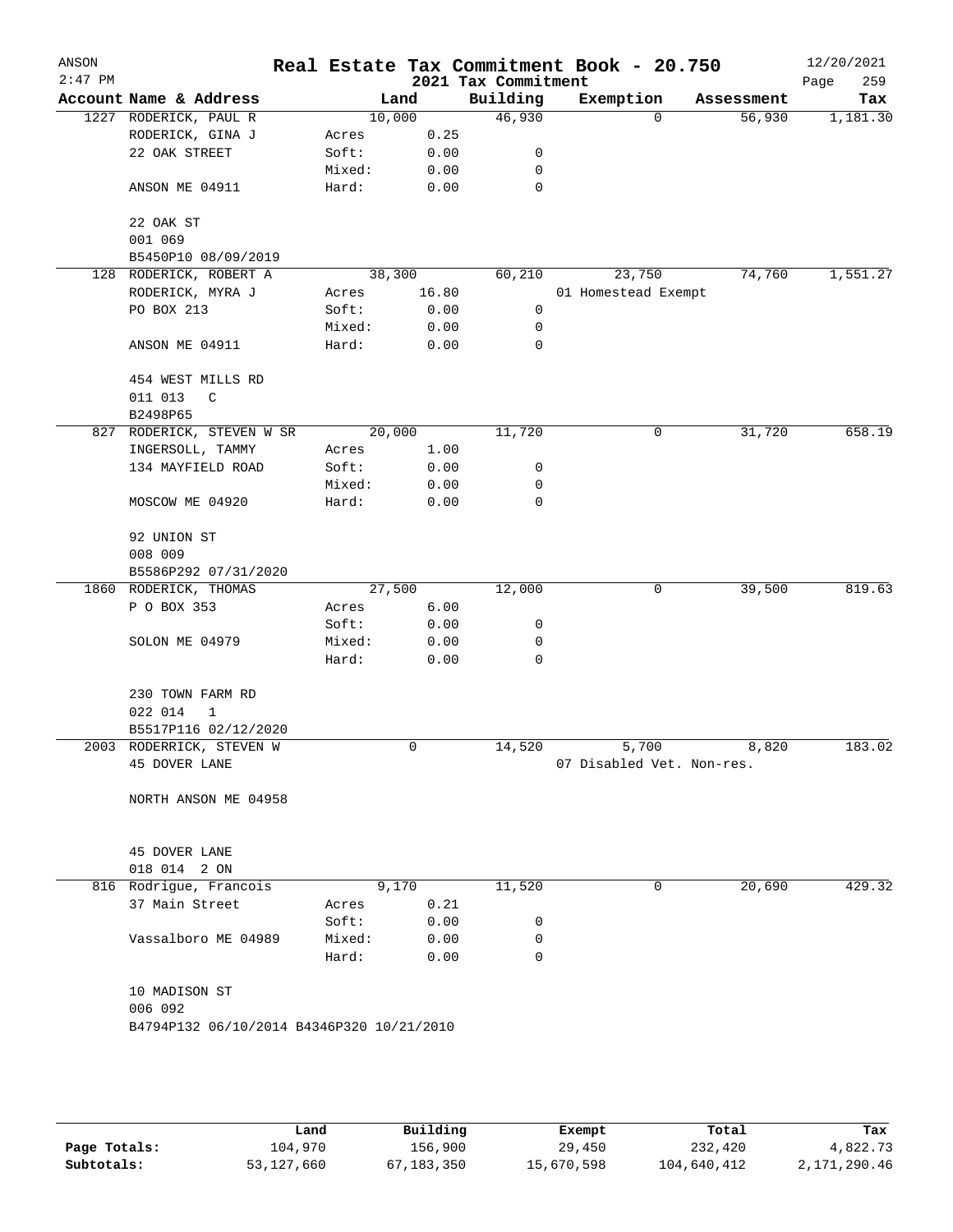ANSON 2:47 PM

# Real Estate Tax Commitment Book - 20.750

## 2021 Tax Commitment

12/20/2021

| Account Name & Address | Land | | Building | Exemption | Assessment | Tax |
|---|---|---|---|---|---|---|
| 1227 RODERICK, PAUL R | | 10,000 | 46,930 | 0 | 56,930 | 1,181.30 |
| RODERICK, GINA J | Acres | 0.25 | | | | |
| 22 OAK STREET | Soft: | 0.00 | 0 | | | |
| | Mixed: | 0.00 | 0 | | | |
| ANSON ME 04911 | Hard: | 0.00 | 0 | | | |
| 22 OAK ST | | | | | | |
| 001 069 | | | | | | |
| B5450P10 08/09/2019 | | | | | | |
| 128 RODERICK, ROBERT A | | 38,300 | 60,210 | 23,750 | 74,760 | 1,551.27 |
| RODERICK, MYRA J | Acres | 16.80 | | 01 Homestead Exempt | | |
| PO BOX 213 | Soft: | 0.00 | 0 | | | |
| | Mixed: | 0.00 | 0 | | | |
| ANSON ME 04911 | Hard: | 0.00 | 0 | | | |
| 454 WEST MILLS RD | | | | | | |
| 011 013 C | | | | | | |
| B2498P65 | | | | | | |
| 827 RODERICK, STEVEN W SR | | 20,000 | 11,720 | 0 | 31,720 | 658.19 |
| INGERSOLL, TAMMY | Acres | 1.00 | | | | |
| 134 MAYFIELD ROAD | Soft: | 0.00 | 0 | | | |
| | Mixed: | 0.00 | 0 | | | |
| MOSCOW ME 04920 | Hard: | 0.00 | 0 | | | |
| 92 UNION ST | | | | | | |
| 008 009 | | | | | | |
| B5586P292 07/31/2020 | | | | | | |
| 1860 RODERICK, THOMAS | | 27,500 | 12,000 | 0 | 39,500 | 819.63 |
| P O BOX 353 | Acres | 6.00 | | | | |
| | Soft: | 0.00 | 0 | | | |
| SOLON ME 04979 | Mixed: | 0.00 | 0 | | | |
| | Hard: | 0.00 | 0 | | | |
| 230 TOWN FARM RD | | | | | | |
| 022 014 1 | | | | | | |
| B5517P116 02/12/2020 | | | | | | |
| 2003 RODERRICK, STEVEN W | | 0 | 14,520 | 5,700 | 8,820 | 183.02 |
| 45 DOVER LANE | | | | 07 Disabled Vet. Non-res. | | |
| NORTH ANSON ME 04958 | | | | | | |
| 45 DOVER LANE | | | | | | |
| 018 014 2 ON | | | | | | |
| 816 Rodrigue, Francois | | 9,170 | 11,520 | 0 | 20,690 | 429.32 |
| 37 Main Street | Acres | 0.21 | | | | |
| | Soft: | 0.00 | 0 | | | |
| Vassalboro ME 04989 | Mixed: | 0.00 | 0 | | | |
| | Hard: | 0.00 | 0 | | | |
| 10 MADISON ST | | | | | | |
| 006 092 | | | | | | |
| B4794P132 06/10/2014 B4346P320 10/21/2010 | | | | | | |

| | Land | Building | Exempt | Total | Tax |
|---|---|---|---|---|---|
| Page Totals: | 104,970 | 156,900 | 29,450 | 232,420 | 4,822.73 |
| Subtotals: | 53,127,660 | 67,183,350 | 15,670,598 | 104,640,412 | 2,171,290.46 |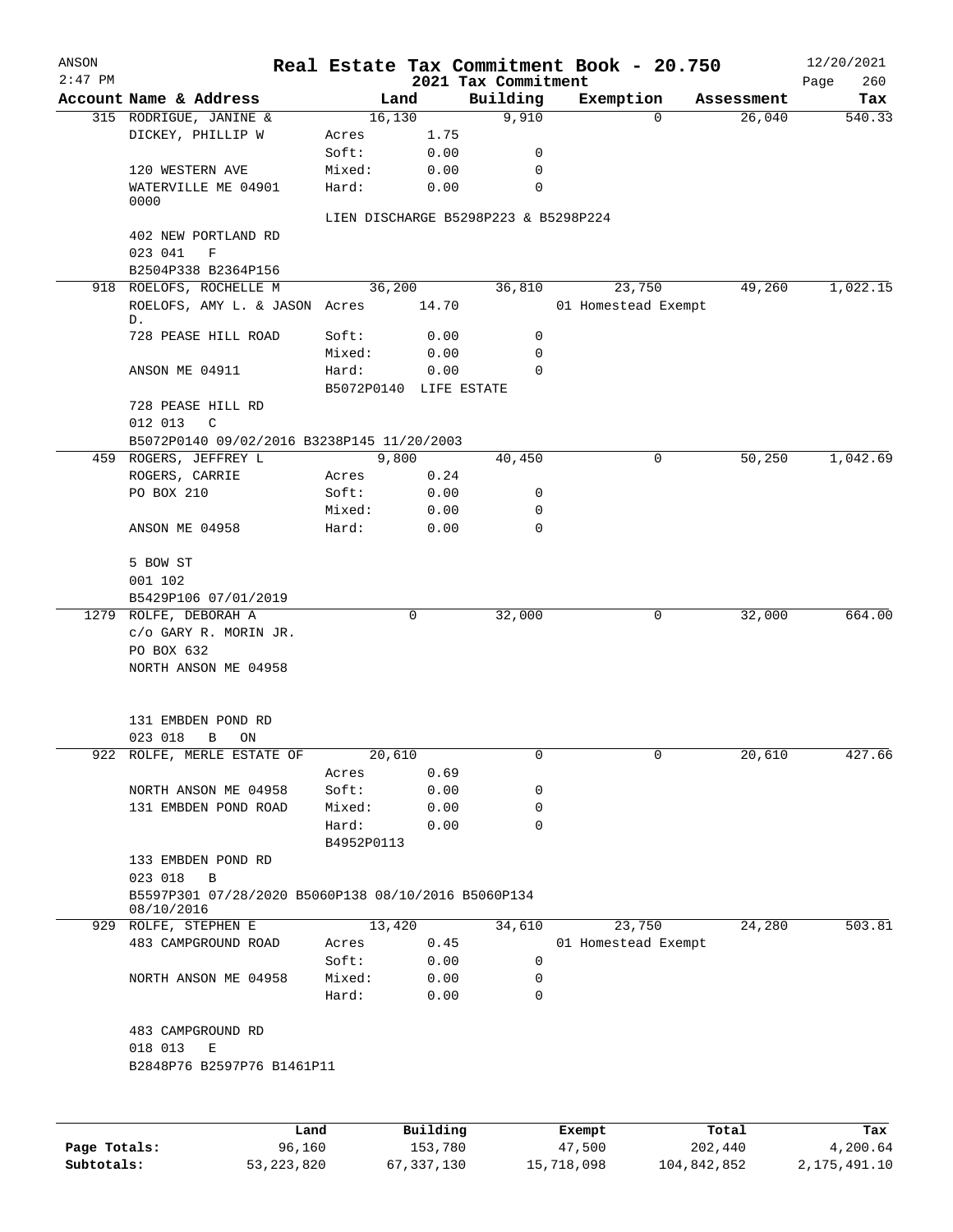# Real Estate Tax Commitment Book - 20.750

ANSON
2:47 PM

2021 Tax Commitment

12/20/2021

| Account Name & Address | Land | | Building | Exemption | Assessment | Tax |
|---|---|---|---|---|---|---|
| 315 RODRIGUE, JANINE & | 16,130 | | 9,910 | 0 | 26,040 | 540.33 |
| DICKEY, PHILLIP W | Acres | 1.75 | | | | |
| | Soft: | 0.00 | 0 | | | |
| 120 WESTERN AVE | Mixed: | 0.00 | 0 | | | |
| WATERVILLE ME 04901 0000 | Hard: | 0.00 | 0 | | | |
| | LIEN DISCHARGE B5298P223 & B5298P224 | | | | | |
| 402 NEW PORTLAND RD | | | | | | |
| 023 041 F | | | | | | |
| B2504P338 B2364P156 | | | | | | |
| 918 ROELOFS, ROCHELLE M | 36,200 | | 36,810 | 23,750 | 49,260 | 1,022.15 |
| ROELOFS, AMY L. & JASON D. | Acres | 14.70 | | 01 Homestead Exempt | | |
| 728 PEASE HILL ROAD | Soft: | 0.00 | 0 | | | |
| | Mixed: | 0.00 | 0 | | | |
| ANSON ME 04911 | Hard: | 0.00 | 0 | | | |
| | B5072P0140 LIFE ESTATE | | | | | |
| 728 PEASE HILL RD | | | | | | |
| 012 013 C | | | | | | |
| B5072P0140 09/02/2016 B3238P145 11/20/2003 | | | | | | |
| 459 ROGERS, JEFFREY L | 9,800 | | 40,450 | 0 | 50,250 | 1,042.69 |
| ROGERS, CARRIE | Acres | 0.24 | | | | |
| PO BOX 210 | Soft: | 0.00 | 0 | | | |
| | Mixed: | 0.00 | 0 | | | |
| ANSON ME 04958 | Hard: | 0.00 | 0 | | | |
| 5 BOW ST | | | | | | |
| 001 102 | | | | | | |
| B5429P106 07/01/2019 | | | | | | |
| 1279 ROLFE, DEBORAH A | 0 | | 32,000 | 0 | 32,000 | 664.00 |
| c/o GARY R. MORIN JR. | | | | | | |
| PO BOX 632 | | | | | | |
| NORTH ANSON ME 04958 | | | | | | |
| 131 EMBDEN POND RD | | | | | | |
| 023 018 B ON | | | | | | |
| 922 ROLFE, MERLE ESTATE OF | 20,610 | | 0 | 0 | 20,610 | 427.66 |
| | Acres | 0.69 | | | | |
| NORTH ANSON ME 04958 | Soft: | 0.00 | 0 | | | |
| 131 EMBDEN POND ROAD | Mixed: | 0.00 | 0 | | | |
| | Hard: | 0.00 | 0 | | | |
| | B4952P0113 | | | | | |
| 133 EMBDEN POND RD | | | | | | |
| 023 018 B | | | | | | |
| B5597P301 07/28/2020 B5060P138 08/10/2016 B5060P134 08/10/2016 | | | | | | |
| 929 ROLFE, STEPHEN E | 13,420 | | 34,610 | 23,750 | 24,280 | 503.81 |
| 483 CAMPGROUND ROAD | Acres | 0.45 | | 01 Homestead Exempt | | |
| | Soft: | 0.00 | 0 | | | |
| NORTH ANSON ME 04958 | Mixed: | 0.00 | 0 | | | |
| | Hard: | 0.00 | 0 | | | |
| 483 CAMPGROUND RD | | | | | | |
| 018 013 E | | | | | | |
| B2848P76 B2597P76 B1461P11 | | | | | | |

| | Land | Building | Exempt | Total | Tax |
|---|---|---|---|---|---|
| Page Totals: | 96,160 | 153,780 | 47,500 | 202,440 | 4,200.64 |
| Subtotals: | 53,223,820 | 67,337,130 | 15,718,098 | 104,842,852 | 2,175,491.10 |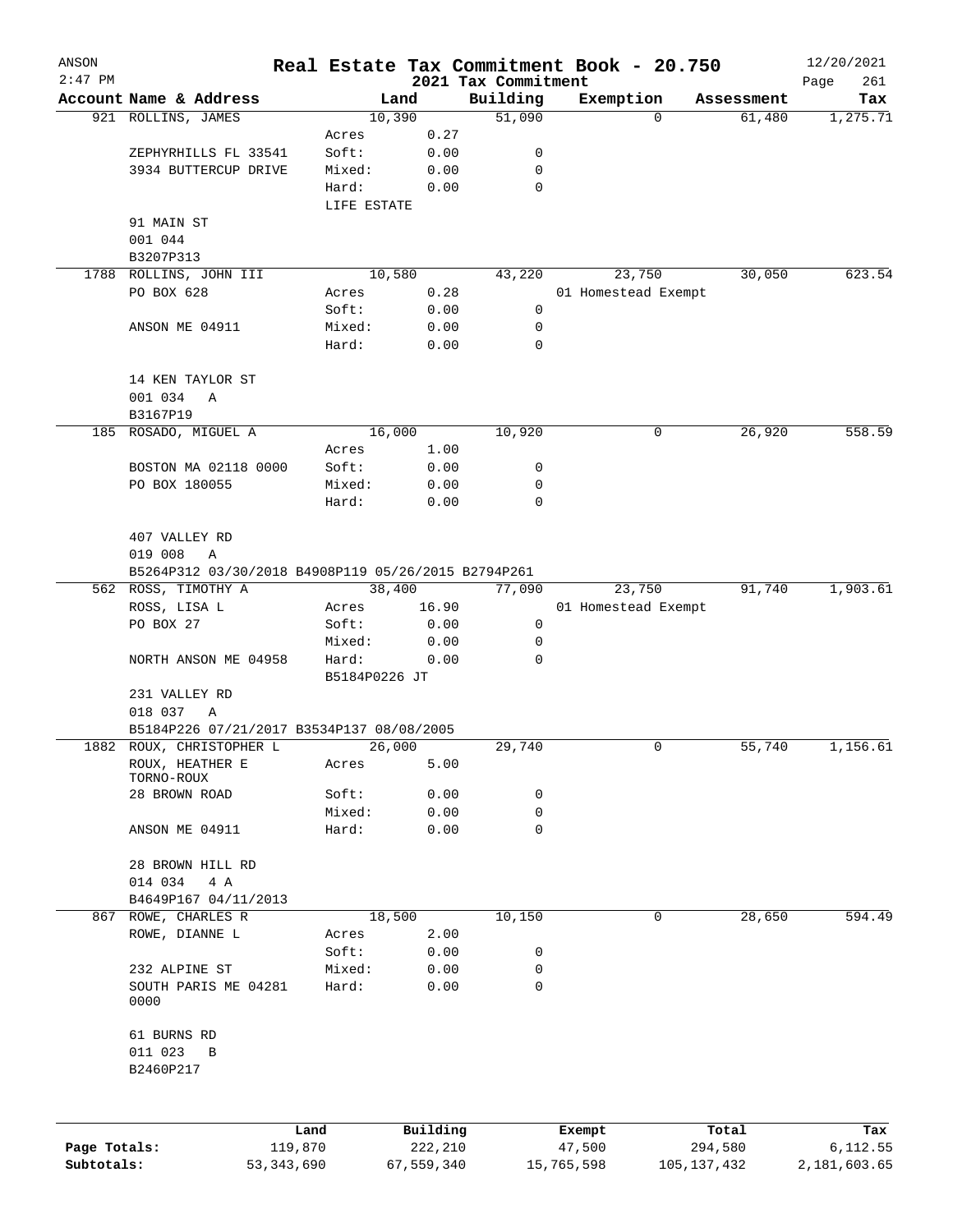ANSON
2:47 PM

# Real Estate Tax Commitment Book - 20.750

## 2021 Tax Commitment

12/20/2021

| Account | Name & Address | Land | | Building | Exemption | Assessment | Tax |
|---|---|---|---|---|---|---|---|
| 921 | ROLLINS, JAMES | 10,390 | | 51,090 | 0 | 61,480 | 1,275.71 |
| | | Acres | 0.27 | | | | |
| | ZEPHYRHILLS FL 33541 | Soft: | 0.00 | 0 | | | |
| | 3934 BUTTERCUP DRIVE | Mixed: | 0.00 | 0 | | | |
| | | Hard: | 0.00 | 0 | | | |
| | | LIFE ESTATE | | | | | |
| | 91 MAIN ST | | | | | | |
| | 001 044 | | | | | | |
| | B3207P313 | | | | | | |
| 1788 | ROLLINS, JOHN III | 10,580 | | 43,220 | 23,750 | 30,050 | 623.54 |
| | PO BOX 628 | Acres | 0.28 | | 01 Homestead Exempt | | |
| | | Soft: | 0.00 | 0 | | | |
| | ANSON ME 04911 | Mixed: | 0.00 | 0 | | | |
| | | Hard: | 0.00 | 0 | | | |
| | 14 KEN TAYLOR ST | | | | | | |
| | 001 034 A | | | | | | |
| | B3167P19 | | | | | | |
| 185 | ROSADO, MIGUEL A | 16,000 | | 10,920 | 0 | 26,920 | 558.59 |
| | | Acres | 1.00 | | | | |
| | BOSTON MA 02118 0000 | Soft: | 0.00 | 0 | | | |
| | PO BOX 180055 | Mixed: | 0.00 | 0 | | | |
| | | Hard: | 0.00 | 0 | | | |
| | 407 VALLEY RD | | | | | | |
| | 019 008 A | | | | | | |
| | B5264P312 03/30/2018 B4908P119 05/26/2015 B2794P261 | | | | | | |
| 562 | ROSS, TIMOTHY A | 38,400 | | 77,090 | 23,750 | 91,740 | 1,903.61 |
| | ROSS, LISA L | Acres | 16.90 | | 01 Homestead Exempt | | |
| | PO BOX 27 | Soft: | 0.00 | 0 | | | |
| | | Mixed: | 0.00 | 0 | | | |
| | NORTH ANSON ME 04958 | Hard: | 0.00 | 0 | | | |
| | | B5184P0226 JT | | | | | |
| | 231 VALLEY RD | | | | | | |
| | 018 037 A | | | | | | |
| | B5184P226 07/21/2017 B3534P137 08/08/2005 | | | | | | |
| 1882 | ROUX, CHRISTOPHER L | 26,000 | | 29,740 | 0 | 55,740 | 1,156.61 |
| | ROUX, HEATHER E TORNO-ROUX | Acres | 5.00 | | | | |
| | 28 BROWN ROAD | Soft: | 0.00 | 0 | | | |
| | | Mixed: | 0.00 | 0 | | | |
| | ANSON ME 04911 | Hard: | 0.00 | 0 | | | |
| | 28 BROWN HILL RD | | | | | | |
| | 014 034 4 A | | | | | | |
| | B4649P167 04/11/2013 | | | | | | |
| 867 | ROWE, CHARLES R | 18,500 | | 10,150 | 0 | 28,650 | 594.49 |
| | ROWE, DIANNE L | Acres | 2.00 | | | | |
| | | Soft: | 0.00 | 0 | | | |
| | 232 ALPINE ST | Mixed: | 0.00 | 0 | | | |
| | SOUTH PARIS ME 04281 0000 | Hard: | 0.00 | 0 | | | |
| | 61 BURNS RD | | | | | | |
| | 011 023 B | | | | | | |
| | B2460P217 | | | | | | |

| | Land | Building | Exempt | Total | Tax |
|---|---|---|---|---|---|
| Page Totals: | 119,870 | 222,210 | 47,500 | 294,580 | 6,112.55 |
| Subtotals: | 53,343,690 | 67,559,340 | 15,765,598 | 105,137,432 | 2,181,603.65 |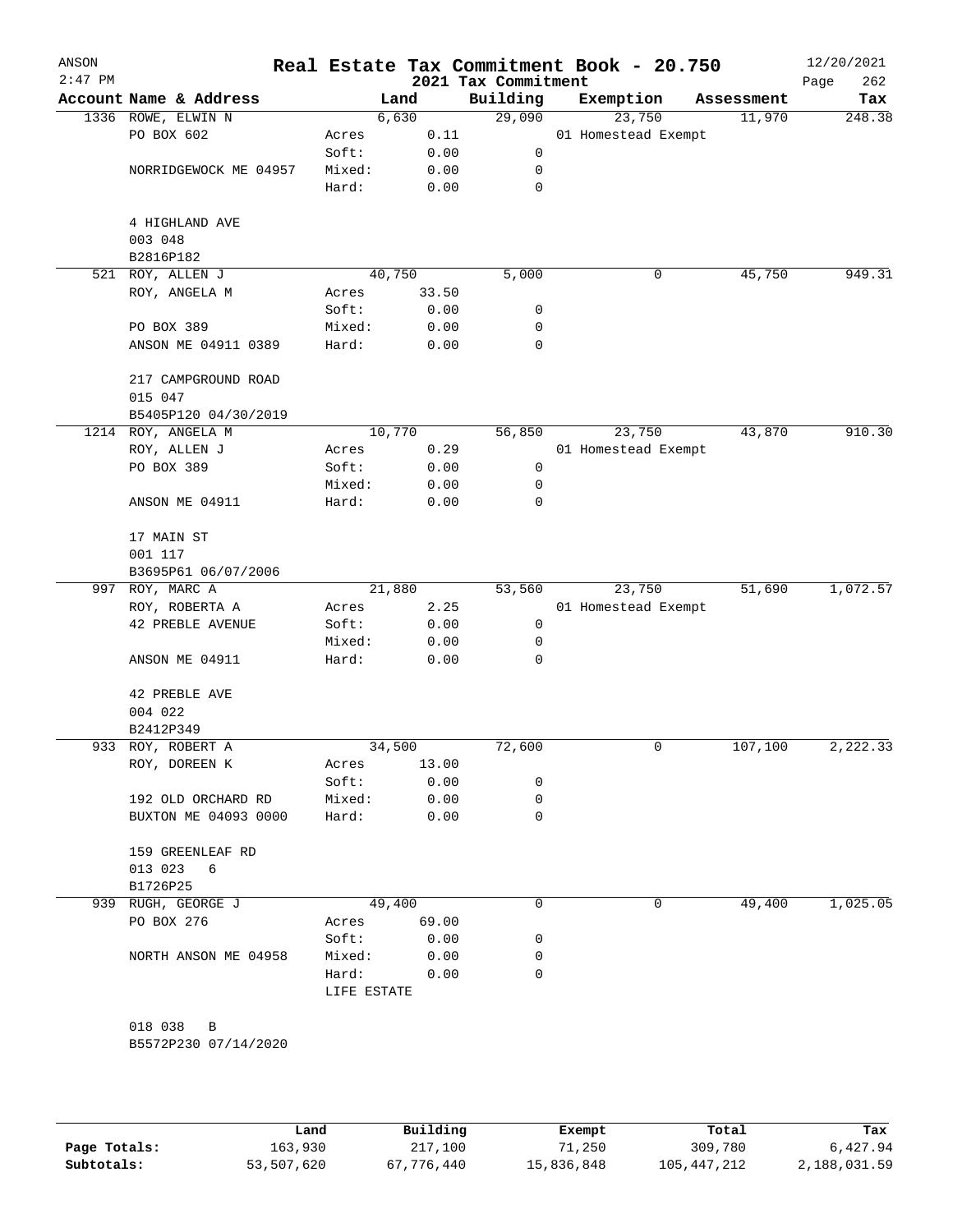# Real Estate Tax Commitment Book - 20.750

ANSON
2021 Tax Commitment
12/20/2021

| Account | Name & Address | Land | Building | Exemption | Assessment | Tax |
|---|---|---|---|---|---|---|
| 1336 | ROWE, ELWIN N<br>PO BOX 602<br><br>NORRIDGEWOCK ME 04957<br><br>4 HIGHLAND AVE<br>003 048<br>B2816P182 | 6,630<br>Acres 0.11<br>Soft: 0.00<br>Mixed: 0.00<br>Hard: 0.00 | 29,090<br><br>0<br>0<br>0 | 23,750<br>01 Homestead Exempt | 11,970 | 248.38 |
| 521 | ROY, ALLEN J<br>ROY, ANGELA M<br><br>PO BOX 389<br>ANSON ME 04911 0389<br><br>217 CAMPGROUND ROAD<br>015 047<br>B5405P120 04/30/2019 | 40,750<br>Acres 33.50<br>Soft: 0.00<br>Mixed: 0.00<br>Hard: 0.00 | 5,000<br><br>0<br>0<br>0 | 0 | 45,750 | 949.31 |
| 1214 | ROY, ANGELA M<br>ROY, ALLEN J<br>PO BOX 389<br><br>ANSON ME 04911<br><br>17 MAIN ST<br>001 117<br>B3695P61 06/07/2006 | 10,770<br>Acres 0.29<br>Soft: 0.00<br>Mixed: 0.00<br>Hard: 0.00 | 56,850<br><br>0<br>0<br>0 | 23,750<br>01 Homestead Exempt | 43,870 | 910.30 |
| 997 | ROY, MARC A<br>ROY, ROBERTA A<br>42 PREBLE AVENUE<br><br>ANSON ME 04911<br><br>42 PREBLE AVE<br>004 022<br>B2412P349 | 21,880<br>Acres 2.25<br>Soft: 0.00<br>Mixed: 0.00<br>Hard: 0.00 | 53,560<br><br>0<br>0<br>0 | 23,750<br>01 Homestead Exempt | 51,690 | 1,072.57 |
| 933 | ROY, ROBERT A<br>ROY, DOREEN K<br><br>192 OLD ORCHARD RD<br>BUXTON ME 04093 0000<br><br>159 GREENLEAF RD<br>013 023 6<br>B1726P25 | 34,500<br>Acres 13.00<br>Soft: 0.00<br>Mixed: 0.00<br>Hard: 0.00 | 72,600<br><br>0<br>0<br>0 | 0 | 107,100 | 2,222.33 |
| 939 | RUGH, GEORGE J<br>PO BOX 276<br><br>NORTH ANSON ME 04958<br><br><br>018 038 B<br>B5572P230 07/14/2020 | 49,400<br>Acres 69.00<br>Soft: 0.00<br>Mixed: 0.00<br>Hard: 0.00<br>LIFE ESTATE | 0<br><br>0<br>0<br>0 | 0 | 49,400 | 1,025.05 |

| | Land | Building | Exempt | Total | Tax |
|---|---|---|---|---|---|
| Page Totals: | 163,930 | 217,100 | 71,250 | 309,780 | 6,427.94 |
| Subtotals: | 53,507,620 | 67,776,440 | 15,836,848 | 105,447,212 | 2,188,031.59 |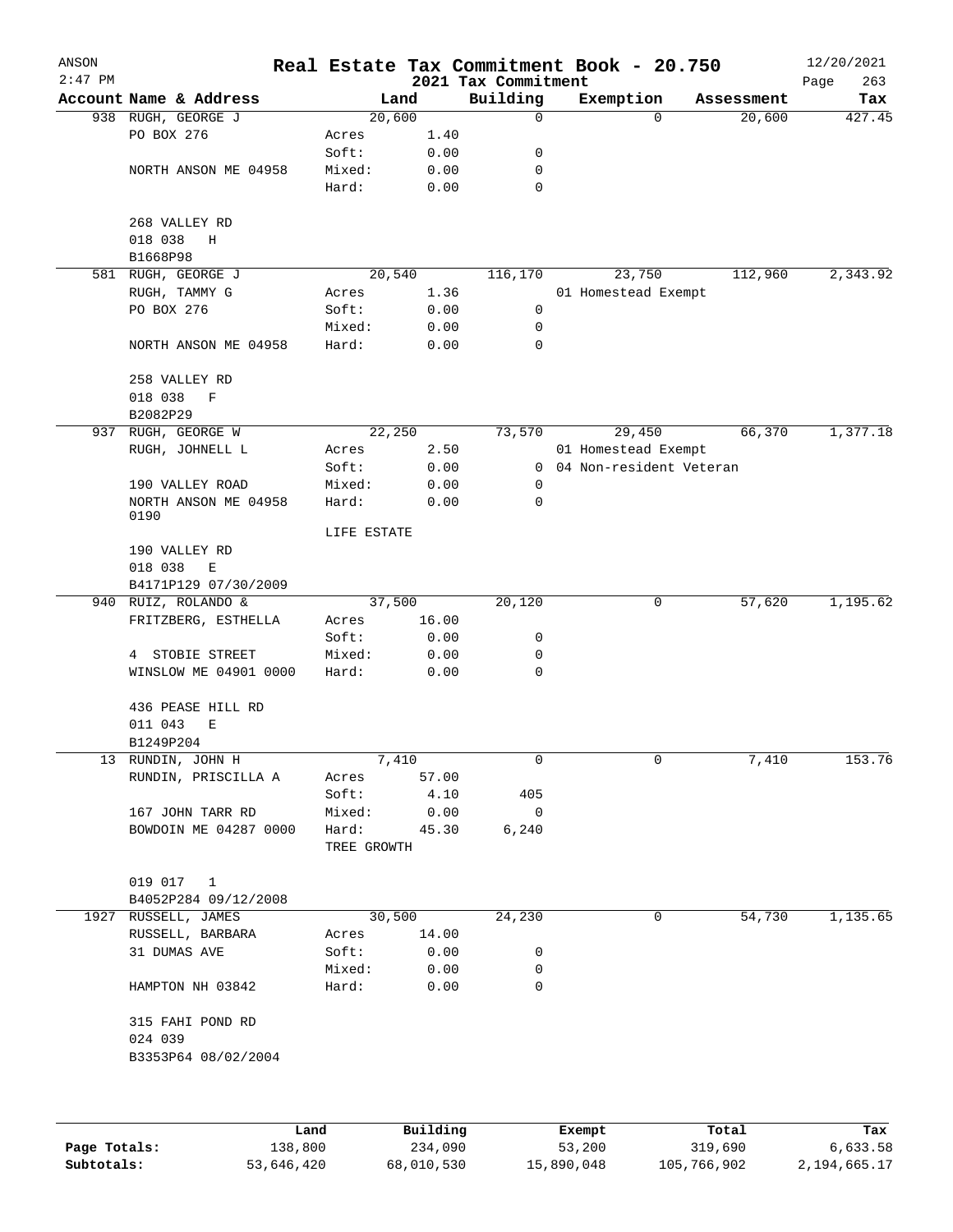# Real Estate Tax Commitment Book - 20.750

ANSON 2:47 PM — 2021 Tax Commitment — 12/20/2021

| Account Name & Address | Land | | Building | Exemption | Assessment | Tax |
|---|---|---|---|---|---|---|
| 938 RUGH, GEORGE J | 20,600 | | 0 | 0 | 20,600 | 427.45 |
| PO BOX 276 | Acres | 1.40 | | | | |
| | Soft: | 0.00 | 0 | | | |
| NORTH ANSON ME 04958 | Mixed: | 0.00 | 0 | | | |
| | Hard: | 0.00 | 0 | | | |
| 268 VALLEY RD | | | | | | |
| 018 038 H | | | | | | |
| B1668P98 | | | | | | |
| 581 RUGH, GEORGE J | 20,540 | | 116,170 | 23,750 | 112,960 | 2,343.92 |
| RUGH, TAMMY G | Acres | 1.36 | | 01 Homestead Exempt | | |
| PO BOX 276 | Soft: | 0.00 | 0 | | | |
| | Mixed: | 0.00 | 0 | | | |
| NORTH ANSON ME 04958 | Hard: | 0.00 | 0 | | | |
| 258 VALLEY RD | | | | | | |
| 018 038 F | | | | | | |
| B2082P29 | | | | | | |
| 937 RUGH, GEORGE W | 22,250 | | 73,570 | 29,450 | 66,370 | 1,377.18 |
| RUGH, JOHNELL L | Acres | 2.50 | | 01 Homestead Exempt | | |
| | Soft: | 0.00 | 0 | 04 Non-resident Veteran | | |
| 190 VALLEY ROAD | Mixed: | 0.00 | 0 | | | |
| NORTH ANSON ME 04958 0190 | Hard: | 0.00 | 0 | | | |
| | LIFE ESTATE | | | | | |
| 190 VALLEY RD | | | | | | |
| 018 038 E | | | | | | |
| B4171P129 07/30/2009 | | | | | | |
| 940 RUIZ, ROLANDO & | 37,500 | | 20,120 | 0 | 57,620 | 1,195.62 |
| FRITZBERG, ESTHELLA | Acres | 16.00 | | | | |
| | Soft: | 0.00 | 0 | | | |
| 4 STOBIE STREET | Mixed: | 0.00 | 0 | | | |
| WINSLOW ME 04901 0000 | Hard: | 0.00 | 0 | | | |
| 436 PEASE HILL RD | | | | | | |
| 011 043 E | | | | | | |
| B1249P204 | | | | | | |
| 13 RUNDIN, JOHN H | 7,410 | | 0 | 0 | 7,410 | 153.76 |
| RUNDIN, PRISCILLA A | Acres | 57.00 | | | | |
| | Soft: | 4.10 | 405 | | | |
| 167 JOHN TARR RD | Mixed: | 0.00 | 0 | | | |
| BOWDOIN ME 04287 0000 | Hard: | 45.30 | 6,240 | | | |
| | TREE GROWTH | | | | | |
| 019 017 1 | | | | | | |
| B4052P284 09/12/2008 | | | | | | |
| 1927 RUSSELL, JAMES | 30,500 | | 24,230 | 0 | 54,730 | 1,135.65 |
| RUSSELL, BARBARA | Acres | 14.00 | | | | |
| 31 DUMAS AVE | Soft: | 0.00 | 0 | | | |
| | Mixed: | 0.00 | 0 | | | |
| HAMPTON NH 03842 | Hard: | 0.00 | 0 | | | |
| 315 FAHI POND RD | | | | | | |
| 024 039 | | | | | | |
| B3353P64 08/02/2004 | | | | | | |

| | Land | Building | Exempt | Total | Tax |
|---|---|---|---|---|---|
| Page Totals: | 138,800 | 234,090 | 53,200 | 319,690 | 6,633.58 |
| Subtotals: | 53,646,420 | 68,010,530 | 15,890,048 | 105,766,902 | 2,194,665.17 |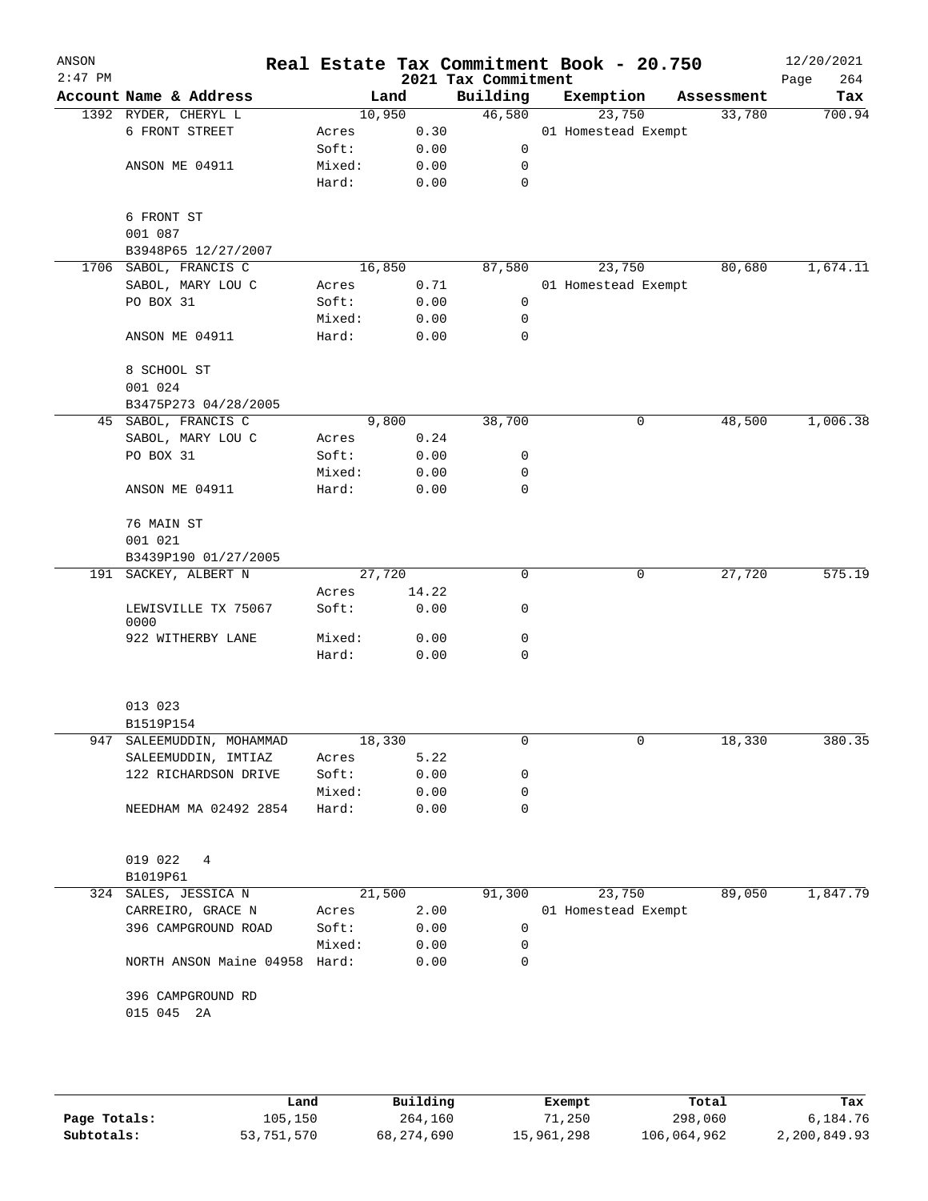ANSON
2:47 PM

# Real Estate Tax Commitment Book - 20.750

## 2021 Tax Commitment

12/20/2021

| Account Name & Address | | Land | Building | Exemption | Assessment | Tax |
|---|---|---|---|---|---|---|
| 1392 RYDER, CHERYL L | | 10,950 | 46,580 | 23,750 | 33,780 | 700.94 |
| 6 FRONT STREET | Acres | 0.30 | | 01 Homestead Exempt | | |
| | Soft: | 0.00 | 0 | | | |
| ANSON ME 04911 | Mixed: | 0.00 | 0 | | | |
| | Hard: | 0.00 | 0 | | | |
| 6 FRONT ST | | | | | | |
| 001 087 | | | | | | |
| B3948P65 12/27/2007 | | | | | | |
| 1706 SABOL, FRANCIS C | | 16,850 | 87,580 | 23,750 | 80,680 | 1,674.11 |
| SABOL, MARY LOU C | Acres | 0.71 | | 01 Homestead Exempt | | |
| PO BOX 31 | Soft: | 0.00 | 0 | | | |
| | Mixed: | 0.00 | 0 | | | |
| ANSON ME 04911 | Hard: | 0.00 | 0 | | | |
| 8 SCHOOL ST | | | | | | |
| 001 024 | | | | | | |
| B3475P273 04/28/2005 | | | | | | |
| 45 SABOL, FRANCIS C | | 9,800 | 38,700 | 0 | 48,500 | 1,006.38 |
| SABOL, MARY LOU C | Acres | 0.24 | | | | |
| PO BOX 31 | Soft: | 0.00 | 0 | | | |
| | Mixed: | 0.00 | 0 | | | |
| ANSON ME 04911 | Hard: | 0.00 | 0 | | | |
| 76 MAIN ST | | | | | | |
| 001 021 | | | | | | |
| B3439P190 01/27/2005 | | | | | | |
| 191 SACKEY, ALBERT N | | 27,720 | 0 | 0 | 27,720 | 575.19 |
| | Acres | 14.22 | | | | |
| LEWISVILLE TX 75067 0000 | Soft: | 0.00 | 0 | | | |
| 922 WITHERBY LANE | Mixed: | 0.00 | 0 | | | |
| | Hard: | 0.00 | 0 | | | |
| 013 023 | | | | | | |
| B1519P154 | | | | | | |
| 947 SALEEMUDDIN, MOHAMMAD | | 18,330 | 0 | 0 | 18,330 | 380.35 |
| SALEEMUDDIN, IMTIAZ | Acres | 5.22 | | | | |
| 122 RICHARDSON DRIVE | Soft: | 0.00 | 0 | | | |
| | Mixed: | 0.00 | 0 | | | |
| NEEDHAM MA 02492 2854 | Hard: | 0.00 | 0 | | | |
| 019 022 4 | | | | | | |
| B1019P61 | | | | | | |
| 324 SALES, JESSICA N | | 21,500 | 91,300 | 23,750 | 89,050 | 1,847.79 |
| CARREIRO, GRACE N | Acres | 2.00 | | 01 Homestead Exempt | | |
| 396 CAMPGROUND ROAD | Soft: | 0.00 | 0 | | | |
| | Mixed: | 0.00 | 0 | | | |
| NORTH ANSON Maine 04958 | Hard: | 0.00 | 0 | | | |
| 396 CAMPGROUND RD | | | | | | |
| 015 045 2A | | | | | | |

| | Land | Building | Exempt | Total | Tax |
|---|---|---|---|---|---|
| Page Totals: | 105,150 | 264,160 | 71,250 | 298,060 | 6,184.76 |
| Subtotals: | 53,751,570 | 68,274,690 | 15,961,298 | 106,064,962 | 2,200,849.93 |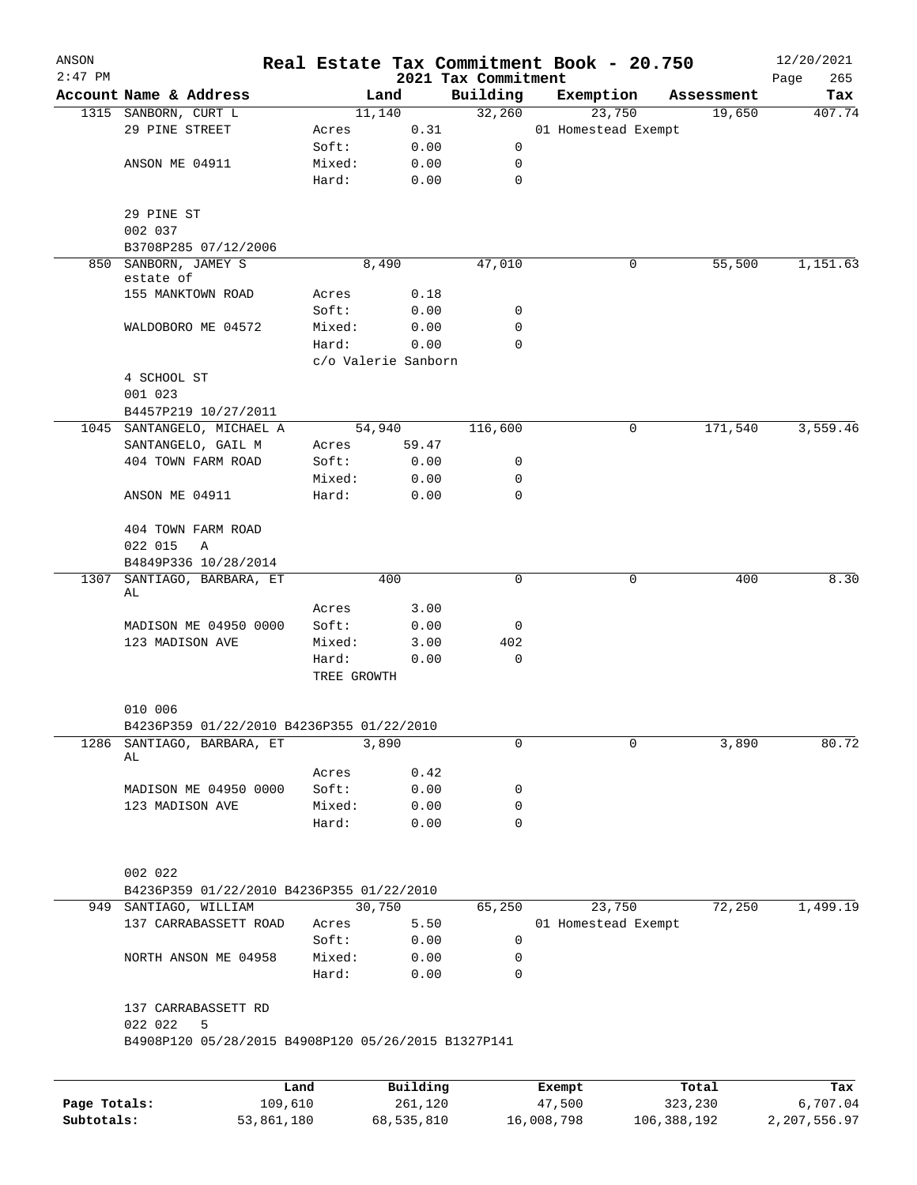# Real Estate Tax Commitment Book - 20.750

ANSON 2:47 PM — 2021 Tax Commitment — 12/20/2021

| Account Name & Address | | Land | Building | Exemption | Assessment | Tax |
|---|---|---|---|---|---|---|
| 1315 SANBORN, CURT L | | 11,140 | 32,260 | 23,750 | 19,650 | 407.74 |
| 29 PINE STREET | Acres | 0.31 | | 01 Homestead Exempt | | |
| | Soft: | 0.00 | 0 | | | |
| ANSON ME 04911 | Mixed: | 0.00 | 0 | | | |
| | Hard: | 0.00 | 0 | | | |
| 29 PINE ST | | | | | | |
| 002 037 | | | | | | |
| B3708P285 07/12/2006 | | | | | | |
| 850 SANBORN, JAMEY S estate of | | 8,490 | 47,010 | 0 | 55,500 | 1,151.63 |
| 155 MANKTOWN ROAD | Acres | 0.18 | | | | |
| | Soft: | 0.00 | 0 | | | |
| WALDOBORO ME 04572 | Mixed: | 0.00 | 0 | | | |
| | Hard: | 0.00 | 0 | | | |
| | c/o Valerie Sanborn | | | | | |
| 4 SCHOOL ST | | | | | | |
| 001 023 | | | | | | |
| B4457P219 10/27/2011 | | | | | | |
| 1045 SANTANGELO, MICHAEL A | | 54,940 | 116,600 | 0 | 171,540 | 3,559.46 |
| SANTANGELO, GAIL M | Acres | 59.47 | | | | |
| 404 TOWN FARM ROAD | Soft: | 0.00 | 0 | | | |
| | Mixed: | 0.00 | 0 | | | |
| ANSON ME 04911 | Hard: | 0.00 | 0 | | | |
| 404 TOWN FARM ROAD | | | | | | |
| 022 015 A | | | | | | |
| B4849P336 10/28/2014 | | | | | | |
| 1307 SANTIAGO, BARBARA, ET AL | | 400 | 0 | 0 | 400 | 8.30 |
| | Acres | 3.00 | | | | |
| MADISON ME 04950 0000 | Soft: | 0.00 | 0 | | | |
| 123 MADISON AVE | Mixed: | 3.00 | 402 | | | |
| | Hard: | 0.00 | 0 | | | |
| | TREE GROWTH | | | | | |
| 010 006 | | | | | | |
| B4236P359 01/22/2010 B4236P355 01/22/2010 | | | | | | |
| 1286 SANTIAGO, BARBARA, ET AL | | 3,890 | 0 | 0 | 3,890 | 80.72 |
| | Acres | 0.42 | | | | |
| MADISON ME 04950 0000 | Soft: | 0.00 | 0 | | | |
| 123 MADISON AVE | Mixed: | 0.00 | 0 | | | |
| | Hard: | 0.00 | 0 | | | |
| 002 022 | | | | | | |
| B4236P359 01/22/2010 B4236P355 01/22/2010 | | | | | | |
| 949 SANTIAGO, WILLIAM | | 30,750 | 65,250 | 23,750 | 72,250 | 1,499.19 |
| 137 CARRABASSETT ROAD | Acres | 5.50 | | 01 Homestead Exempt | | |
| | Soft: | 0.00 | 0 | | | |
| NORTH ANSON ME 04958 | Mixed: | 0.00 | 0 | | | |
| | Hard: | 0.00 | 0 | | | |
| 137 CARRABASSETT RD | | | | | | |
| 022 022 5 | | | | | | |
| B4908P120 05/28/2015 B4908P120 05/26/2015 B1327P141 | | | | | | |

| | Land | Building | Exempt | Total | Tax |
|---|---|---|---|---|---|
| Page Totals: | 109,610 | 261,120 | 47,500 | 323,230 | 6,707.04 |
| Subtotals: | 53,861,180 | 68,535,810 | 16,008,798 | 106,388,192 | 2,207,556.97 |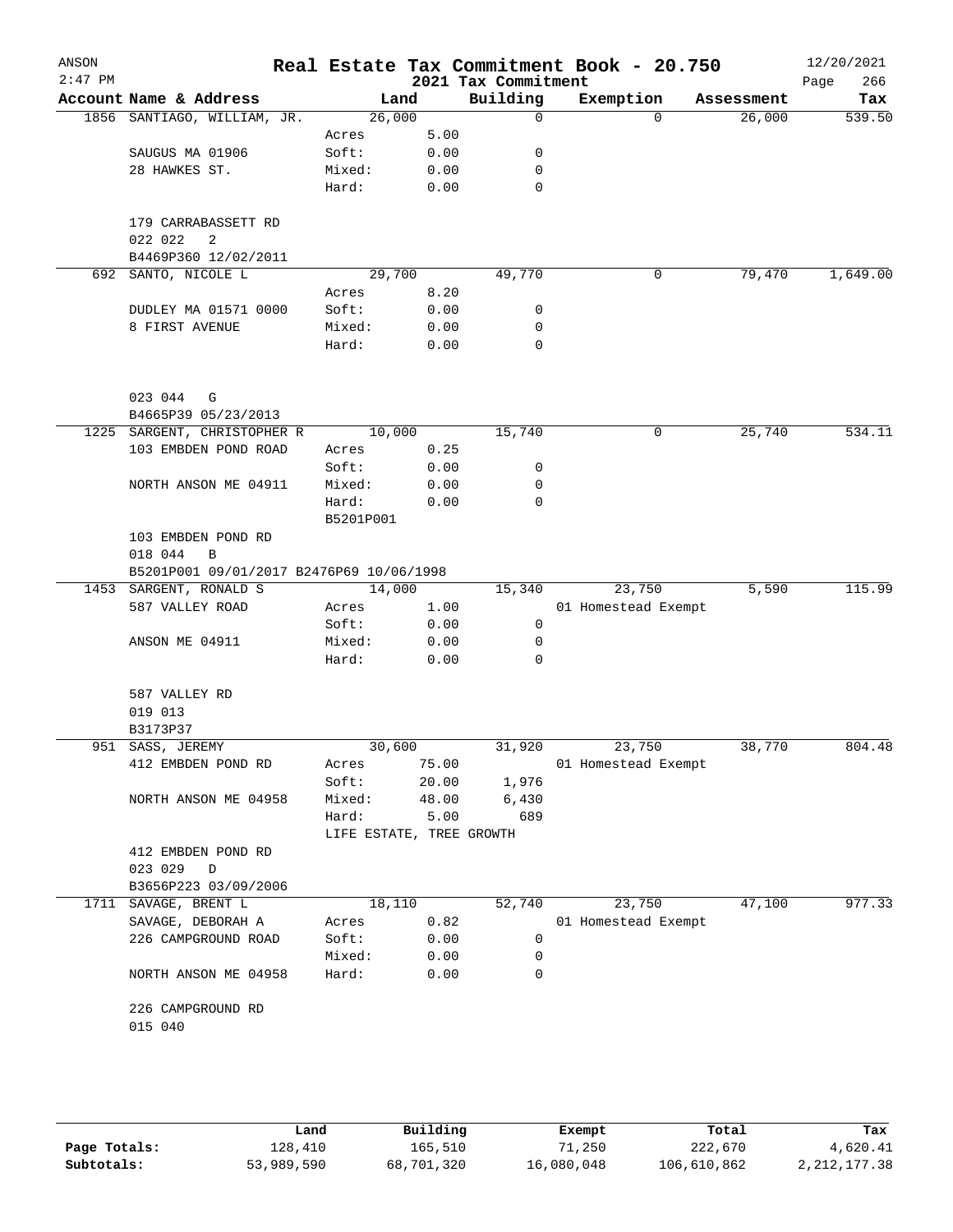# Real Estate Tax Commitment Book - 20.750

ANSON 2:47 PM — 2021 Tax Commitment — 12/20/2021

| Account Name & Address | Land | | Building | Exemption | Assessment | Tax |
|---|---|---|---|---|---|---|
| 1856 SANTIAGO, WILLIAM, JR. | 26,000 | | 0 | 0 | 26,000 | 539.50 |
| | Acres | 5.00 | | | | |
| SAUGUS MA 01906 | Soft: | 0.00 | 0 | | | |
| 28 HAWKES ST. | Mixed: | 0.00 | 0 | | | |
| | Hard: | 0.00 | 0 | | | |
| 179 CARRABASSETT RD | | | | | | |
| 022 022 2 | | | | | | |
| B4469P360 12/02/2011 | | | | | | |
| 692 SANTO, NICOLE L | 29,700 | | 49,770 | 0 | 79,470 | 1,649.00 |
| | Acres | 8.20 | | | | |
| DUDLEY MA 01571 0000 | Soft: | 0.00 | 0 | | | |
| 8 FIRST AVENUE | Mixed: | 0.00 | 0 | | | |
| | Hard: | 0.00 | 0 | | | |
| 023 044 G | | | | | | |
| B4665P39 05/23/2013 | | | | | | |
| 1225 SARGENT, CHRISTOPHER R | 10,000 | | 15,740 | 0 | 25,740 | 534.11 |
| 103 EMBDEN POND ROAD | Acres | 0.25 | | | | |
| | Soft: | 0.00 | 0 | | | |
| NORTH ANSON ME 04911 | Mixed: | 0.00 | 0 | | | |
| | Hard: | 0.00 | 0 | | | |
| | B5201P001 | | | | | |
| 103 EMBDEN POND RD | | | | | | |
| 018 044 B | | | | | | |
| B5201P001 09/01/2017 B2476P69 10/06/1998 | | | | | | |
| 1453 SARGENT, RONALD S | 14,000 | | 15,340 | 23,750 | 5,590 | 115.99 |
| 587 VALLEY ROAD | Acres | 1.00 | | 01 Homestead Exempt | | |
| | Soft: | 0.00 | 0 | | | |
| ANSON ME 04911 | Mixed: | 0.00 | 0 | | | |
| | Hard: | 0.00 | 0 | | | |
| 587 VALLEY RD | | | | | | |
| 019 013 | | | | | | |
| B3173P37 | | | | | | |
| 951 SASS, JEREMY | 30,600 | | 31,920 | 23,750 | 38,770 | 804.48 |
| 412 EMBDEN POND RD | Acres | 75.00 | | 01 Homestead Exempt | | |
| | Soft: | 20.00 | 1,976 | | | |
| NORTH ANSON ME 04958 | Mixed: | 48.00 | 6,430 | | | |
| | Hard: | 5.00 | 689 | | | |
| | LIFE ESTATE, TREE GROWTH | | | | | |
| 412 EMBDEN POND RD | | | | | | |
| 023 029 D | | | | | | |
| B3656P223 03/09/2006 | | | | | | |
| 1711 SAVAGE, BRENT L | 18,110 | | 52,740 | 23,750 | 47,100 | 977.33 |
| SAVAGE, DEBORAH A | Acres | 0.82 | | 01 Homestead Exempt | | |
| 226 CAMPGROUND ROAD | Soft: | 0.00 | 0 | | | |
| | Mixed: | 0.00 | 0 | | | |
| NORTH ANSON ME 04958 | Hard: | 0.00 | 0 | | | |
| 226 CAMPGROUND RD | | | | | | |
| 015 040 | | | | | | |

| | Land | Building | Exempt | Total | Tax |
|---|---|---|---|---|---|
| Page Totals: | 128,410 | 165,510 | 71,250 | 222,670 | 4,620.41 |
| Subtotals: | 53,989,590 | 68,701,320 | 16,080,048 | 106,610,862 | 2,212,177.38 |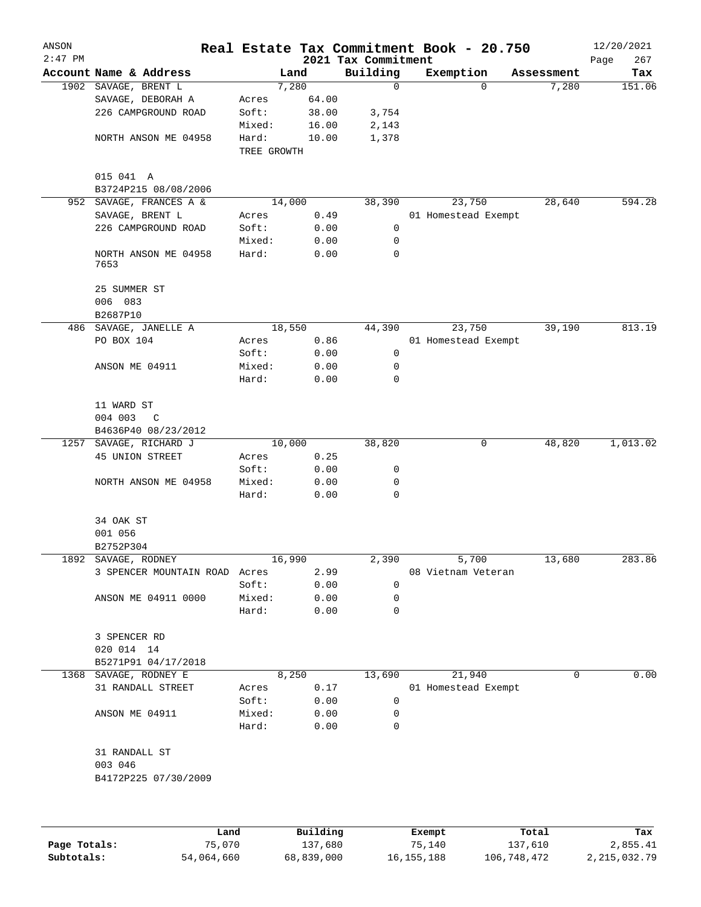# Real Estate Tax Commitment Book - 20.750

## 2021 Tax Commitment

ANSON 2:47 PM — 12/20/2021

| Account | Name & Address | Land | | Building | Exemption | Assessment | Tax |
|---|---|---|---|---|---|---|---|
| 1902 | SAVAGE, BRENT L | 7,280 | | 0 | 0 | 7,280 | 151.06 |
| | SAVAGE, DEBORAH A | Acres | 64.00 | | | | |
| | 226 CAMPGROUND ROAD | Soft: | 38.00 | 3,754 | | | |
| | | Mixed: | 16.00 | 2,143 | | | |
| | NORTH ANSON ME 04958 | Hard: | 10.00 | 1,378 | | | |
| | | TREE GROWTH | | | | | |
| | 015 041 A | | | | | | |
| | B3724P215 08/08/2006 | | | | | | |
| 952 | SAVAGE, FRANCES A & | 14,000 | | 38,390 | 23,750 | 28,640 | 594.28 |
| | SAVAGE, BRENT L | Acres | 0.49 | | 01 Homestead Exempt | | |
| | 226 CAMPGROUND ROAD | Soft: | 0.00 | 0 | | | |
| | | Mixed: | 0.00 | 0 | | | |
| | NORTH ANSON ME 04958 7653 | Hard: | 0.00 | 0 | | | |
| | 25 SUMMER ST | | | | | | |
| | 006 083 | | | | | | |
| | B2687P10 | | | | | | |
| 486 | SAVAGE, JANELLE A | 18,550 | | 44,390 | 23,750 | 39,190 | 813.19 |
| | PO BOX 104 | Acres | 0.86 | | 01 Homestead Exempt | | |
| | | Soft: | 0.00 | 0 | | | |
| | ANSON ME 04911 | Mixed: | 0.00 | 0 | | | |
| | | Hard: | 0.00 | 0 | | | |
| | 11 WARD ST | | | | | | |
| | 004 003 C | | | | | | |
| | B4636P40 08/23/2012 | | | | | | |
| 1257 | SAVAGE, RICHARD J | 10,000 | | 38,820 | 0 | 48,820 | 1,013.02 |
| | 45 UNION STREET | Acres | 0.25 | | | | |
| | | Soft: | 0.00 | 0 | | | |
| | NORTH ANSON ME 04958 | Mixed: | 0.00 | 0 | | | |
| | | Hard: | 0.00 | 0 | | | |
| | 34 OAK ST | | | | | | |
| | 001 056 | | | | | | |
| | B2752P304 | | | | | | |
| 1892 | SAVAGE, RODNEY | 16,990 | | 2,390 | 5,700 | 13,680 | 283.86 |
| | 3 SPENCER MOUNTAIN ROAD | Acres | 2.99 | | 08 Vietnam Veteran | | |
| | | Soft: | 0.00 | 0 | | | |
| | ANSON ME 04911 0000 | Mixed: | 0.00 | 0 | | | |
| | | Hard: | 0.00 | 0 | | | |
| | 3 SPENCER RD | | | | | | |
| | 020 014 14 | | | | | | |
| | B5271P91 04/17/2018 | | | | | | |
| 1368 | SAVAGE, RODNEY E | 8,250 | | 13,690 | 21,940 | 0 | 0.00 |
| | 31 RANDALL STREET | Acres | 0.17 | | 01 Homestead Exempt | | |
| | | Soft: | 0.00 | 0 | | | |
| | ANSON ME 04911 | Mixed: | 0.00 | 0 | | | |
| | | Hard: | 0.00 | 0 | | | |
| | 31 RANDALL ST | | | | | | |
| | 003 046 | | | | | | |
| | B4172P225 07/30/2009 | | | | | | |

| | Land | Building | Exempt | Total | Tax |
|---|---|---|---|---|---|
| Page Totals: | 75,070 | 137,680 | 75,140 | 137,610 | 2,855.41 |
| Subtotals: | 54,064,660 | 68,839,000 | 16,155,188 | 106,748,472 | 2,215,032.79 |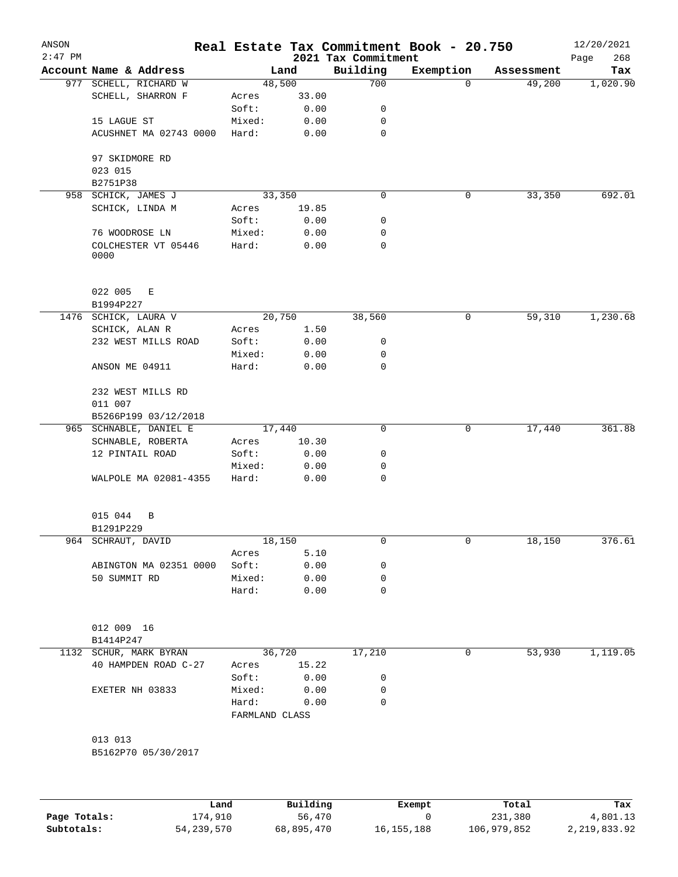# Real Estate Tax Commitment Book - 20.750

ANSON 12/20/2021
2:47 PM
2021 Tax Commitment

| Account | Name & Address | Land | | Building | Exemption | Assessment | Tax |
|---|---|---|---|---|---|---|---|
| 977 | SCHELL, RICHARD W | | 48,500 | 700 | 0 | 49,200 | 1,020.90 |
| | SCHELL, SHARRON F | Acres | 33.00 | | | | |
| | | Soft: | 0.00 | 0 | | | |
| | 15 LAGUE ST | Mixed: | 0.00 | 0 | | | |
| | ACUSHNET MA 02743 0000 | Hard: | 0.00 | 0 | | | |
| | 97 SKIDMORE RD | | | | | | |
| | 023 015 | | | | | | |
| | B2751P38 | | | | | | |
| 958 | SCHICK, JAMES J | | 33,350 | 0 | 0 | 33,350 | 692.01 |
| | SCHICK, LINDA M | Acres | 19.85 | | | | |
| | | Soft: | 0.00 | 0 | | | |
| | 76 WOODROSE LN | Mixed: | 0.00 | 0 | | | |
| | COLCHESTER VT 05446 0000 | Hard: | 0.00 | 0 | | | |
| | 022 005 E | | | | | | |
| | B1994P227 | | | | | | |
| 1476 | SCHICK, LAURA V | | 20,750 | 38,560 | 0 | 59,310 | 1,230.68 |
| | SCHICK, ALAN R | Acres | 1.50 | | | | |
| | 232 WEST MILLS ROAD | Soft: | 0.00 | 0 | | | |
| | | Mixed: | 0.00 | 0 | | | |
| | ANSON ME 04911 | Hard: | 0.00 | 0 | | | |
| | 232 WEST MILLS RD | | | | | | |
| | 011 007 | | | | | | |
| | B5266P199 03/12/2018 | | | | | | |
| 965 | SCHNABLE, DANIEL E | | 17,440 | 0 | 0 | 17,440 | 361.88 |
| | SCHNABLE, ROBERTA | Acres | 10.30 | | | | |
| | 12 PINTAIL ROAD | Soft: | 0.00 | 0 | | | |
| | | Mixed: | 0.00 | 0 | | | |
| | WALPOLE MA 02081-4355 | Hard: | 0.00 | 0 | | | |
| | 015 044 B | | | | | | |
| | B1291P229 | | | | | | |
| 964 | SCHRAUT, DAVID | | 18,150 | 0 | 0 | 18,150 | 376.61 |
| | | Acres | 5.10 | | | | |
| | ABINGTON MA 02351 0000 | Soft: | 0.00 | 0 | | | |
| | 50 SUMMIT RD | Mixed: | 0.00 | 0 | | | |
| | | Hard: | 0.00 | 0 | | | |
| | 012 009 16 | | | | | | |
| | B1414P247 | | | | | | |
| 1132 | SCHUR, MARK BYRAN | | 36,720 | 17,210 | 0 | 53,930 | 1,119.05 |
| | 40 HAMPDEN ROAD C-27 | Acres | 15.22 | | | | |
| | | Soft: | 0.00 | 0 | | | |
| | EXETER NH 03833 | Mixed: | 0.00 | 0 | | | |
| | | Hard: | 0.00 | 0 | | | |
| | | FARMLAND CLASS | | | | | |
| | 013 013 | | | | | | |
| | B5162P70 05/30/2017 | | | | | | |

| | Land | Building | Exempt | Total | Tax |
|---|---|---|---|---|---|
| Page Totals: | 174,910 | 56,470 | 0 | 231,380 | 4,801.13 |
| Subtotals: | 54,239,570 | 68,895,470 | 16,155,188 | 106,979,852 | 2,219,833.92 |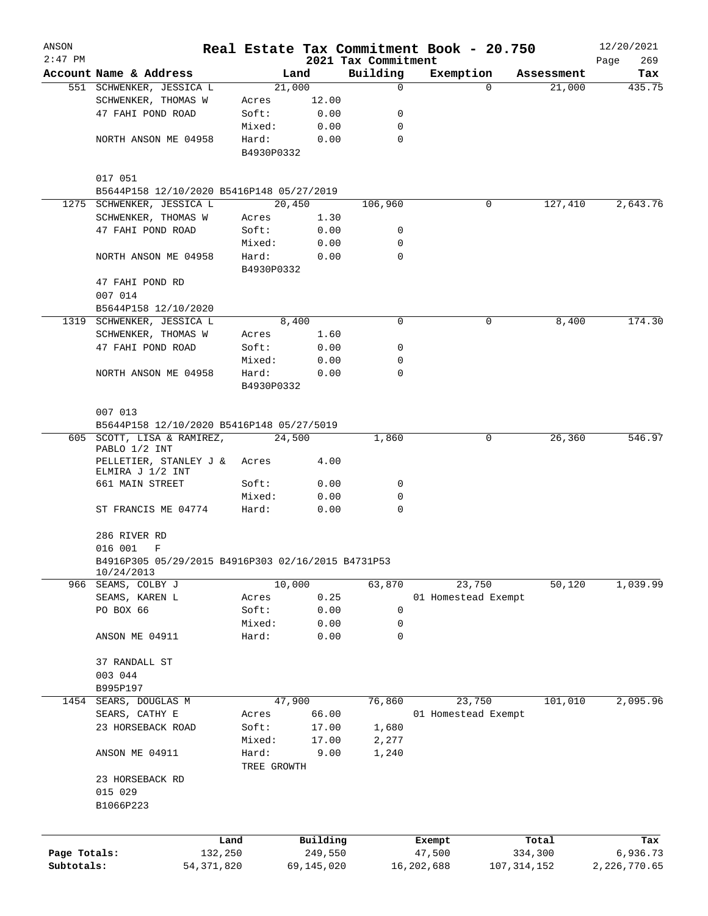# Real Estate Tax Commitment Book - 20.750

ANSON 2:47 PM — 2021 Tax Commitment — 12/20/2021

| Account Name & Address | Land | | Building | Exemption | Assessment | Tax |
|---|---|---|---|---|---|---|
| 551 SCHWENKER, JESSICA L | 21,000 | | 0 | 0 | 21,000 | 435.75 |
| SCHWENKER, THOMAS W | Acres | 12.00 | | | | |
| 47 FAHI POND ROAD | Soft: | 0.00 | 0 | | | |
| | Mixed: | 0.00 | 0 | | | |
| NORTH ANSON ME 04958 | Hard: | 0.00 | 0 | | | |
| | B4930P0332 | | | | | |
| 017 051 | | | | | | |
| B5644P158 12/10/2020 B5416P148 05/27/2019 | | | | | | |
| 1275 SCHWENKER, JESSICA L | 20,450 | | 106,960 | 0 | 127,410 | 2,643.76 |
| SCHWENKER, THOMAS W | Acres | 1.30 | | | | |
| 47 FAHI POND ROAD | Soft: | 0.00 | 0 | | | |
| | Mixed: | 0.00 | 0 | | | |
| NORTH ANSON ME 04958 | Hard: | 0.00 | 0 | | | |
| | B4930P0332 | | | | | |
| 47 FAHI POND RD | | | | | | |
| 007 014 | | | | | | |
| B5644P158 12/10/2020 | | | | | | |
| 1319 SCHWENKER, JESSICA L | 8,400 | | 0 | 0 | 8,400 | 174.30 |
| SCHWENKER, THOMAS W | Acres | 1.60 | | | | |
| 47 FAHI POND ROAD | Soft: | 0.00 | 0 | | | |
| | Mixed: | 0.00 | 0 | | | |
| NORTH ANSON ME 04958 | Hard: | 0.00 | 0 | | | |
| | B4930P0332 | | | | | |
| 007 013 | | | | | | |
| B5644P158 12/10/2020 B5416P148 05/27/5019 | | | | | | |
| 605 SCOTT, LISA & RAMIREZ, PABLO 1/2 INT | 24,500 | | 1,860 | 0 | 26,360 | 546.97 |
| PELLETIER, STANLEY J & ELMIRA J 1/2 INT | Acres | 4.00 | | | | |
| 661 MAIN STREET | Soft: | 0.00 | 0 | | | |
| | Mixed: | 0.00 | 0 | | | |
| ST FRANCIS ME 04774 | Hard: | 0.00 | 0 | | | |
| 286 RIVER RD | | | | | | |
| 016 001 F | | | | | | |
| B4916P305 05/29/2015 B4916P303 02/16/2015 B4731P53 10/24/2013 | | | | | | |
| 966 SEAMS, COLBY J | 10,000 | | 63,870 | 23,750 | 50,120 | 1,039.99 |
| SEAMS, KAREN L | Acres | 0.25 | | 01 Homestead Exempt | | |
| PO BOX 66 | Soft: | 0.00 | 0 | | | |
| | Mixed: | 0.00 | 0 | | | |
| ANSON ME 04911 | Hard: | 0.00 | 0 | | | |
| 37 RANDALL ST | | | | | | |
| 003 044 | | | | | | |
| B995P197 | | | | | | |
| 1454 SEARS, DOUGLAS M | 47,900 | | 76,860 | 23,750 | 101,010 | 2,095.96 |
| SEARS, CATHY E | Acres | 66.00 | | 01 Homestead Exempt | | |
| 23 HORSEBACK ROAD | Soft: | 17.00 | 1,680 | | | |
| | Mixed: | 17.00 | 2,277 | | | |
| ANSON ME 04911 | Hard: | 9.00 | 1,240 | | | |
| | TREE GROWTH | | | | | |
| 23 HORSEBACK RD | | | | | | |
| 015 029 | | | | | | |
| B1066P223 | | | | | | |

| | Land | Building | Exempt | Total | Tax |
|---|---|---|---|---|---|
| Page Totals: | 132,250 | 249,550 | 47,500 | 334,300 | 6,936.73 |
| Subtotals: | 54,371,820 | 69,145,020 | 16,202,688 | 107,314,152 | 2,226,770.65 |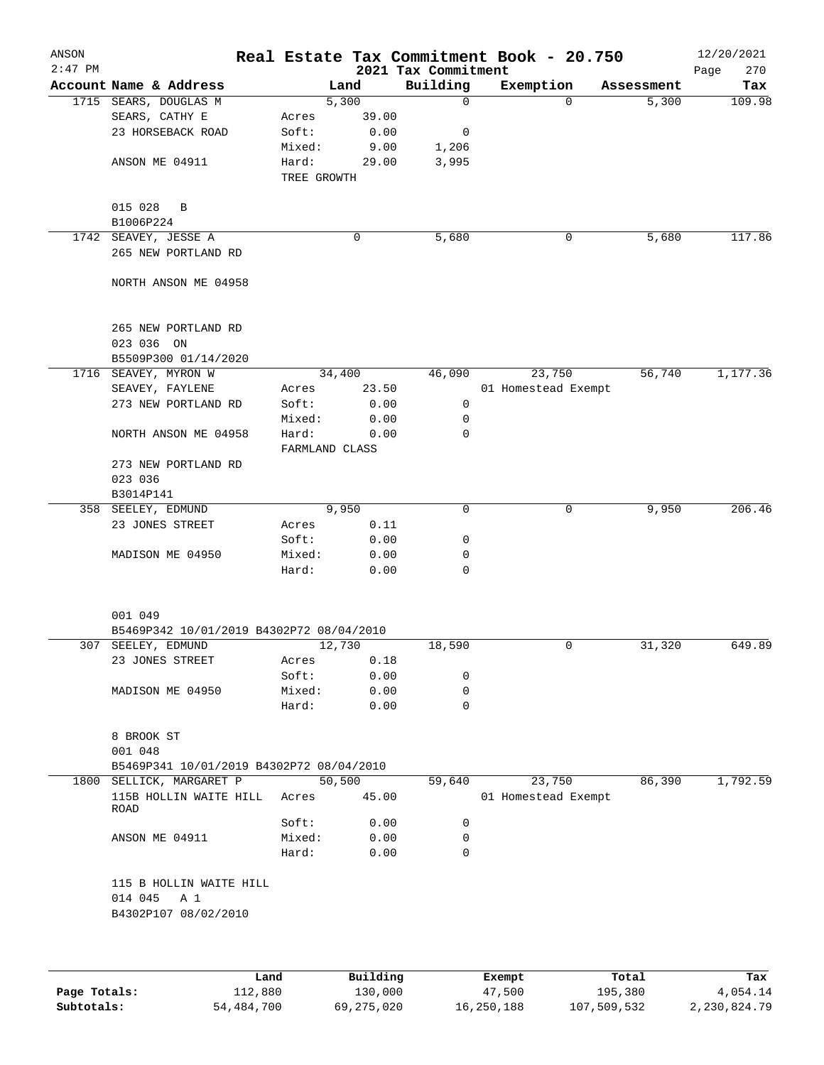# Real Estate Tax Commitment Book - 20.750

ANSON 2:47 PM — 2021 Tax Commitment — 12/20/2021

| Account Name & Address | Land | | Building | Exemption | Assessment | Tax |
|---|---|---|---|---|---|---|
| 1715 SEARS, DOUGLAS M | | 5,300 | 0 | 0 | 5,300 | 109.98 |
| SEARS, CATHY E | Acres | 39.00 | | | | |
| 23 HORSEBACK ROAD | Soft: | 0.00 | 0 | | | |
| | Mixed: | 9.00 | 1,206 | | | |
| ANSON ME 04911 | Hard: | 29.00 | 3,995 | | | |
| | TREE GROWTH | | | | | |
| 015 028 B | | | | | | |
| B1006P224 | | | | | | |
| 1742 SEAVEY, JESSE A | | 0 | 5,680 | 0 | 5,680 | 117.86 |
| 265 NEW PORTLAND RD | | | | | | |
| NORTH ANSON ME 04958 | | | | | | |
| 265 NEW PORTLAND RD | | | | | | |
| 023 036 ON | | | | | | |
| B5509P300 01/14/2020 | | | | | | |
| 1716 SEAVEY, MYRON W | | 34,400 | 46,090 | 23,750 | 56,740 | 1,177.36 |
| SEAVEY, FAYLENE | Acres | 23.50 | | 01 Homestead Exempt | | |
| 273 NEW PORTLAND RD | Soft: | 0.00 | 0 | | | |
| | Mixed: | 0.00 | 0 | | | |
| NORTH ANSON ME 04958 | Hard: | 0.00 | 0 | | | |
| | FARMLAND CLASS | | | | | |
| 273 NEW PORTLAND RD | | | | | | |
| 023 036 | | | | | | |
| B3014P141 | | | | | | |
| 358 SEELEY, EDMUND | | 9,950 | 0 | 0 | 9,950 | 206.46 |
| 23 JONES STREET | Acres | 0.11 | | | | |
| | Soft: | 0.00 | 0 | | | |
| MADISON ME 04950 | Mixed: | 0.00 | 0 | | | |
| | Hard: | 0.00 | 0 | | | |
| 001 049 | | | | | | |
| B5469P342 10/01/2019 B4302P72 08/04/2010 | | | | | | |
| 307 SEELEY, EDMUND | | 12,730 | 18,590 | 0 | 31,320 | 649.89 |
| 23 JONES STREET | Acres | 0.18 | | | | |
| | Soft: | 0.00 | 0 | | | |
| MADISON ME 04950 | Mixed: | 0.00 | 0 | | | |
| | Hard: | 0.00 | 0 | | | |
| 8 BROOK ST | | | | | | |
| 001 048 | | | | | | |
| B5469P341 10/01/2019 B4302P72 08/04/2010 | | | | | | |
| 1800 SELLICK, MARGARET P | | 50,500 | 59,640 | 23,750 | 86,390 | 1,792.59 |
| 115B HOLLIN WAITE HILL ROAD | Acres | 45.00 | | 01 Homestead Exempt | | |
| | Soft: | 0.00 | 0 | | | |
| ANSON ME 04911 | Mixed: | 0.00 | 0 | | | |
| | Hard: | 0.00 | 0 | | | |
| 115 B HOLLIN WAITE HILL | | | | | | |
| 014 045 A 1 | | | | | | |
| B4302P107 08/02/2010 | | | | | | |

| | Land | Building | Exempt | Total | Tax |
|---|---|---|---|---|---|
| Page Totals: | 112,880 | 130,000 | 47,500 | 195,380 | 4,054.14 |
| Subtotals: | 54,484,700 | 69,275,020 | 16,250,188 | 107,509,532 | 2,230,824.79 |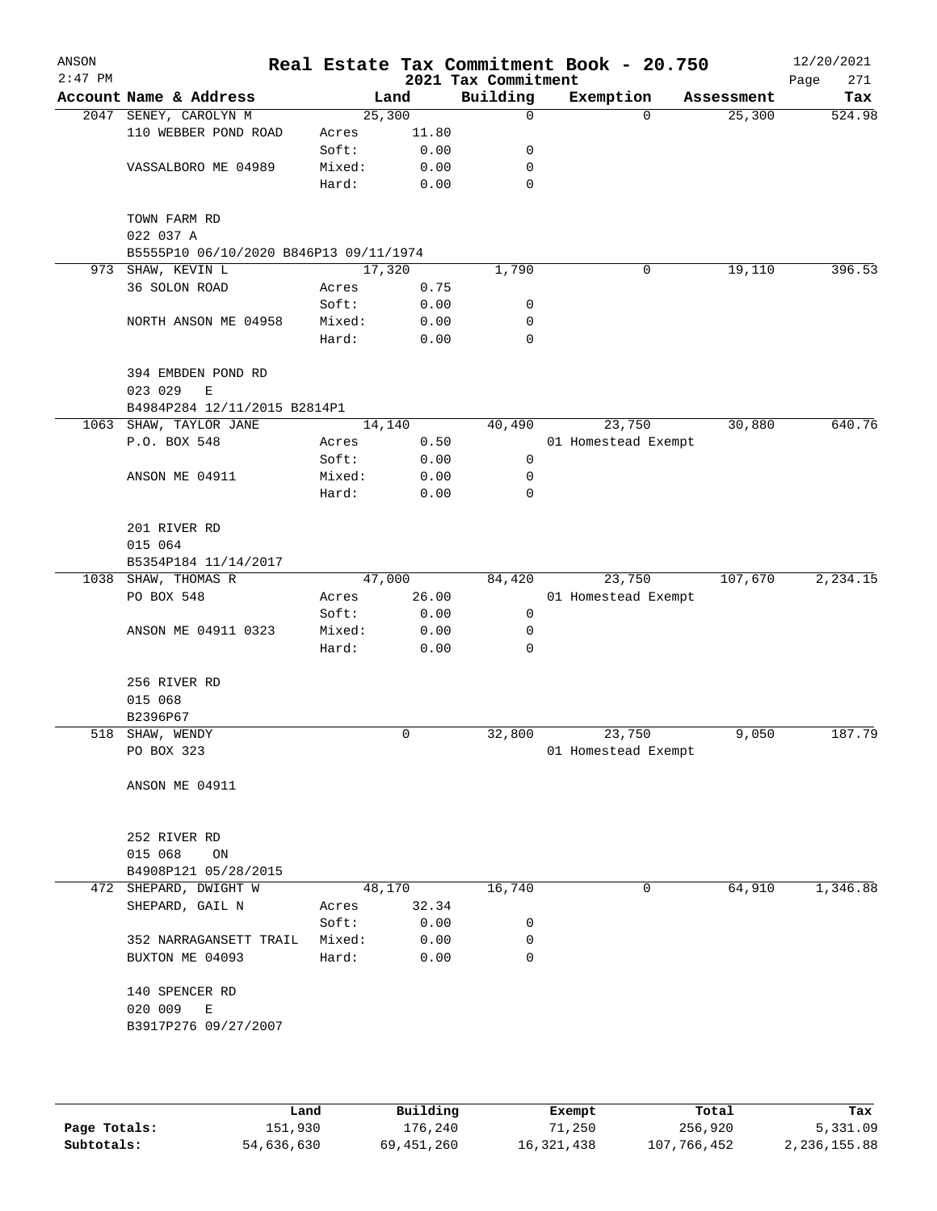ANSON
2:47 PM

# Real Estate Tax Commitment Book - 20.750

2021 Tax Commitment

12/20/2021

| Account Name & Address | | Land | Building | Exemption | Assessment | Tax |
|---|---|---|---|---|---|---|
| 2047 SENEY, CAROLYN M | | 25,300 | 0 | 0 | 25,300 | 524.98 |
| 110 WEBBER POND ROAD | Acres | 11.80 | | | | |
| | Soft: | 0.00 | 0 | | | |
| VASSALBORO ME 04989 | Mixed: | 0.00 | 0 | | | |
| | Hard: | 0.00 | 0 | | | |
| TOWN FARM RD | | | | | | |
| 022 037 A | | | | | | |
| B5555P10 06/10/2020 B846P13 09/11/1974 | | | | | | |
| 973 SHAW, KEVIN L | | 17,320 | 1,790 | 0 | 19,110 | 396.53 |
| 36 SOLON ROAD | Acres | 0.75 | | | | |
| | Soft: | 0.00 | 0 | | | |
| NORTH ANSON ME 04958 | Mixed: | 0.00 | 0 | | | |
| | Hard: | 0.00 | 0 | | | |
| 394 EMBDEN POND RD | | | | | | |
| 023 029 E | | | | | | |
| B4984P284 12/11/2015 B2814P1 | | | | | | |
| 1063 SHAW, TAYLOR JANE | | 14,140 | 40,490 | 23,750 | 30,880 | 640.76 |
| P.O. BOX 548 | Acres | 0.50 | | 01 Homestead Exempt | | |
| | Soft: | 0.00 | 0 | | | |
| ANSON ME 04911 | Mixed: | 0.00 | 0 | | | |
| | Hard: | 0.00 | 0 | | | |
| 201 RIVER RD | | | | | | |
| 015 064 | | | | | | |
| B5354P184 11/14/2017 | | | | | | |
| 1038 SHAW, THOMAS R | | 47,000 | 84,420 | 23,750 | 107,670 | 2,234.15 |
| PO BOX 548 | Acres | 26.00 | | 01 Homestead Exempt | | |
| | Soft: | 0.00 | 0 | | | |
| ANSON ME 04911 0323 | Mixed: | 0.00 | 0 | | | |
| | Hard: | 0.00 | 0 | | | |
| 256 RIVER RD | | | | | | |
| 015 068 | | | | | | |
| B2396P67 | | | | | | |
| 518 SHAW, WENDY | | 0 | 32,800 | 23,750 | 9,050 | 187.79 |
| PO BOX 323 | | | | 01 Homestead Exempt | | |
| ANSON ME 04911 | | | | | | |
| 252 RIVER RD | | | | | | |
| 015 068 ON | | | | | | |
| B4908P121 05/28/2015 | | | | | | |
| 472 SHEPARD, DWIGHT W | | 48,170 | 16,740 | 0 | 64,910 | 1,346.88 |
| SHEPARD, GAIL N | Acres | 32.34 | | | | |
| | Soft: | 0.00 | 0 | | | |
| 352 NARRAGANSETT TRAIL | Mixed: | 0.00 | 0 | | | |
| BUXTON ME 04093 | Hard: | 0.00 | 0 | | | |
| 140 SPENCER RD | | | | | | |
| 020 009 E | | | | | | |
| B3917P276 09/27/2007 | | | | | | |

| | Land | Building | Exempt | Total | Tax |
|---|---|---|---|---|---|
| Page Totals: | 151,930 | 176,240 | 71,250 | 256,920 | 5,331.09 |
| Subtotals: | 54,636,630 | 69,451,260 | 16,321,438 | 107,766,452 | 2,236,155.88 |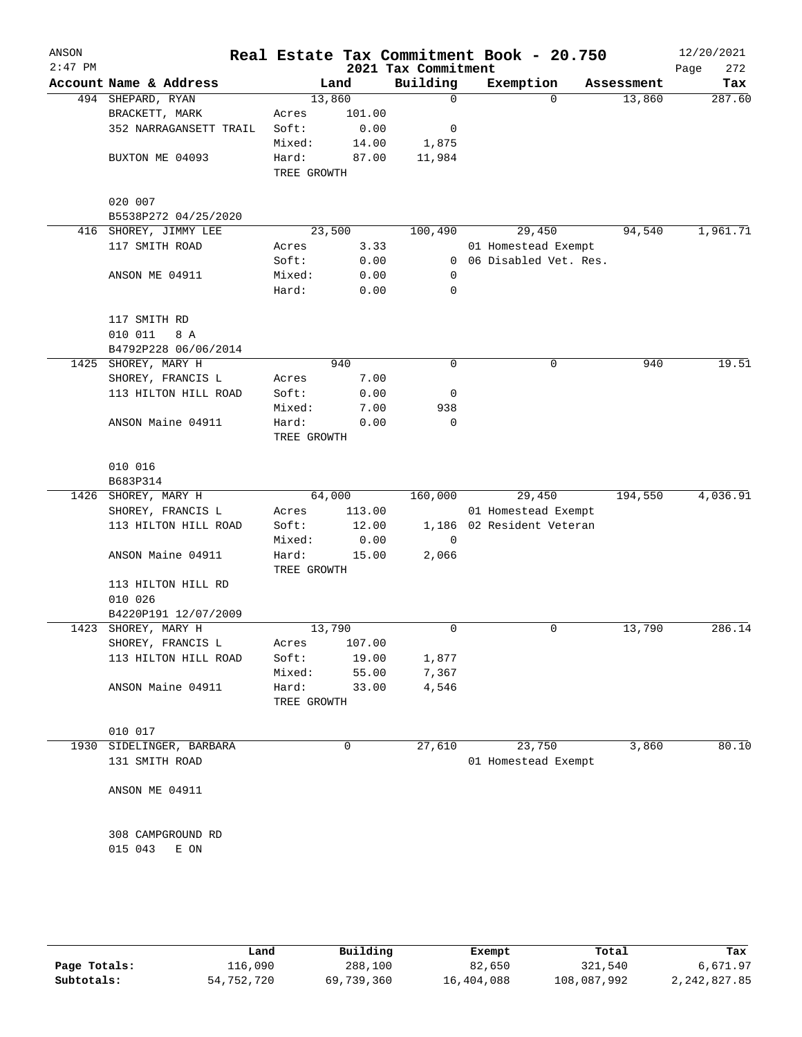# Real Estate Tax Commitment Book - 20.750

ANSON 2:47 PM — 2021 Tax Commitment — 12/20/2021

| Account Name & Address | Land | | Building | Exemption | Assessment | Tax |
|---|---|---|---|---|---|---|
| 494 SHEPARD, RYAN | | 13,860 | 0 | 0 | 13,860 | 287.60 |
| BRACKETT, MARK | Acres | 101.00 | | | | |
| 352 NARRAGANSETT TRAIL | Soft: | 0.00 | 0 | | | |
| | Mixed: | 14.00 | 1,875 | | | |
| BUXTON ME 04093 | Hard: | 87.00 | 11,984 | | | |
| | TREE GROWTH | | | | | |
| 020 007 | | | | | | |
| B5538P272 04/25/2020 | | | | | | |
| 416 SHOREY, JIMMY LEE | | 23,500 | 100,490 | 29,450 | 94,540 | 1,961.71 |
| 117 SMITH ROAD | Acres | 3.33 | | 01 Homestead Exempt | | |
| | Soft: | 0.00 | 0 | 06 Disabled Vet. Res. | | |
| ANSON ME 04911 | Mixed: | 0.00 | 0 | | | |
| | Hard: | 0.00 | 0 | | | |
| 117 SMITH RD | | | | | | |
| 010 011 8 A | | | | | | |
| B4792P228 06/06/2014 | | | | | | |
| 1425 SHOREY, MARY H | | 940 | 0 | 0 | 940 | 19.51 |
| SHOREY, FRANCIS L | Acres | 7.00 | | | | |
| 113 HILTON HILL ROAD | Soft: | 0.00 | 0 | | | |
| | Mixed: | 7.00 | 938 | | | |
| ANSON Maine 04911 | Hard: | 0.00 | 0 | | | |
| | TREE GROWTH | | | | | |
| 010 016 | | | | | | |
| B683P314 | | | | | | |
| 1426 SHOREY, MARY H | | 64,000 | 160,000 | 29,450 | 194,550 | 4,036.91 |
| SHOREY, FRANCIS L | Acres | 113.00 | | 01 Homestead Exempt | | |
| 113 HILTON HILL ROAD | Soft: | 12.00 | 1,186 | 02 Resident Veteran | | |
| | Mixed: | 0.00 | 0 | | | |
| ANSON Maine 04911 | Hard: | 15.00 | 2,066 | | | |
| | TREE GROWTH | | | | | |
| 113 HILTON HILL RD | | | | | | |
| 010 026 | | | | | | |
| B4220P191 12/07/2009 | | | | | | |
| 1423 SHOREY, MARY H | | 13,790 | 0 | 0 | 13,790 | 286.14 |
| SHOREY, FRANCIS L | Acres | 107.00 | | | | |
| 113 HILTON HILL ROAD | Soft: | 19.00 | 1,877 | | | |
| | Mixed: | 55.00 | 7,367 | | | |
| ANSON Maine 04911 | Hard: | 33.00 | 4,546 | | | |
| | TREE GROWTH | | | | | |
| 010 017 | | | | | | |
| 1930 SIDELINGER, BARBARA | | 0 | 27,610 | 23,750 | 3,860 | 80.10 |
| 131 SMITH ROAD | | | | 01 Homestead Exempt | | |
| ANSON ME 04911 | | | | | | |
| 308 CAMPGROUND RD | | | | | | |
| 015 043 E ON | | | | | | |

| | Land | Building | Exempt | Total | Tax |
|---|---|---|---|---|---|
| Page Totals: | 116,090 | 288,100 | 82,650 | 321,540 | 6,671.97 |
| Subtotals: | 54,752,720 | 69,739,360 | 16,404,088 | 108,087,992 | 2,242,827.85 |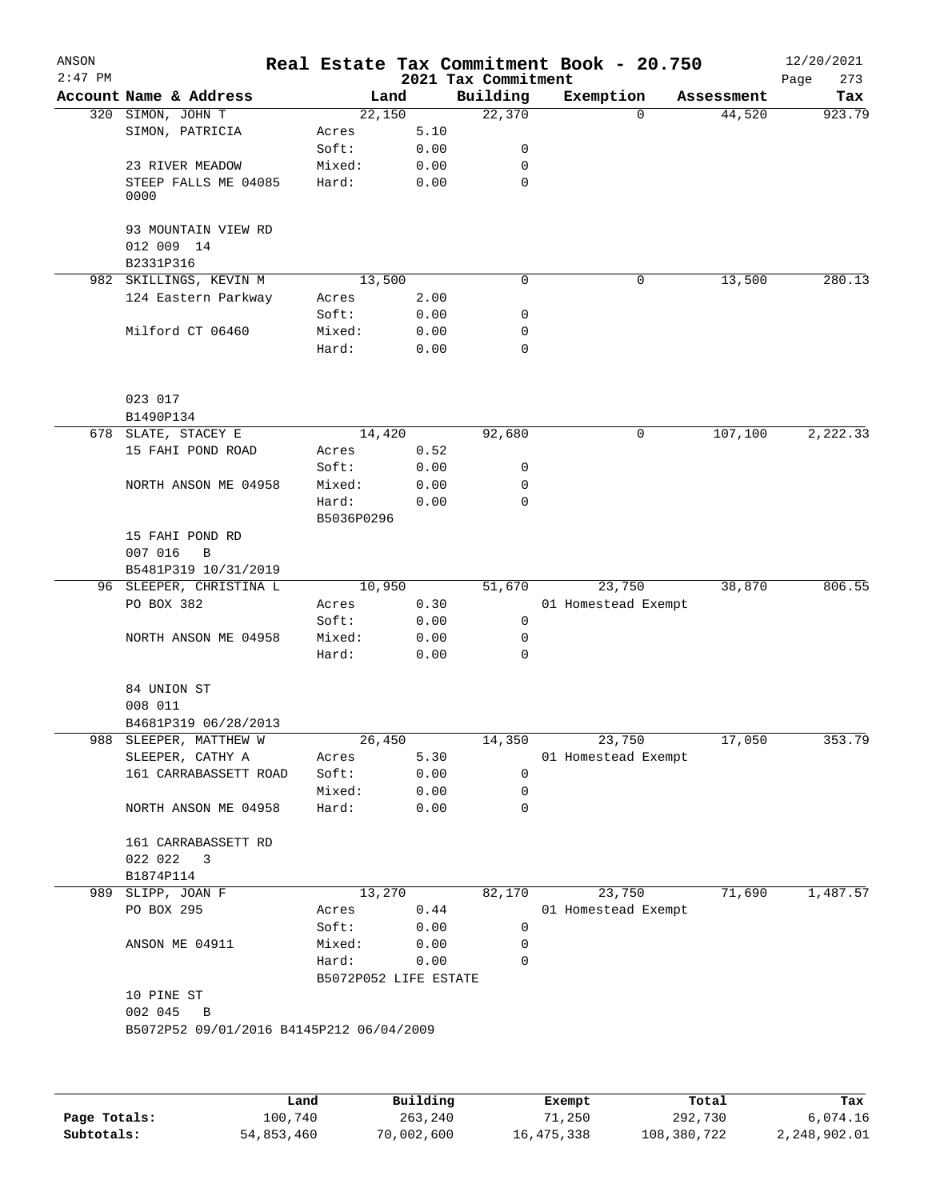# Real Estate Tax Commitment Book - 20.750

ANSON 2:47 PM — 2021 Tax Commitment — 12/20/2021

| Account | Name & Address | Land | | Building | Exemption | Assessment | Tax |
|---|---|---|---|---|---|---|---|
| 320 | SIMON, JOHN T | 22,150 | | 22,370 | 0 | 44,520 | 923.79 |
| | SIMON, PATRICIA | Acres | 5.10 | | | | |
| | | Soft: | 0.00 | 0 | | | |
| | 23 RIVER MEADOW | Mixed: | 0.00 | 0 | | | |
| | STEEP FALLS ME 04085 0000 | Hard: | 0.00 | 0 | | | |
| | 93 MOUNTAIN VIEW RD | | | | | | |
| | 012 009 14 | | | | | | |
| | B2331P316 | | | | | | |
| 982 | SKILLINGS, KEVIN M | 13,500 | | 0 | 0 | 13,500 | 280.13 |
| | 124 Eastern Parkway | Acres | 2.00 | | | | |
| | | Soft: | 0.00 | 0 | | | |
| | Milford CT 06460 | Mixed: | 0.00 | 0 | | | |
| | | Hard: | 0.00 | 0 | | | |
| | 023 017 | | | | | | |
| | B1490P134 | | | | | | |
| 678 | SLATE, STACEY E | 14,420 | | 92,680 | 0 | 107,100 | 2,222.33 |
| | 15 FAHI POND ROAD | Acres | 0.52 | | | | |
| | | Soft: | 0.00 | 0 | | | |
| | NORTH ANSON ME 04958 | Mixed: | 0.00 | 0 | | | |
| | | Hard: | 0.00 | 0 | | | |
| | | B5036P0296 | | | | | |
| | 15 FAHI POND RD | | | | | | |
| | 007 016 B | | | | | | |
| | B5481P319 10/31/2019 | | | | | | |
| 96 | SLEEPER, CHRISTINA L | 10,950 | | 51,670 | 23,750 | 38,870 | 806.55 |
| | PO BOX 382 | Acres | 0.30 | | 01 Homestead Exempt | | |
| | | Soft: | 0.00 | 0 | | | |
| | NORTH ANSON ME 04958 | Mixed: | 0.00 | 0 | | | |
| | | Hard: | 0.00 | 0 | | | |
| | 84 UNION ST | | | | | | |
| | 008 011 | | | | | | |
| | B4681P319 06/28/2013 | | | | | | |
| 988 | SLEEPER, MATTHEW W | 26,450 | | 14,350 | 23,750 | 17,050 | 353.79 |
| | SLEEPER, CATHY A | Acres | 5.30 | | 01 Homestead Exempt | | |
| | 161 CARRABASSETT ROAD | Soft: | 0.00 | 0 | | | |
| | | Mixed: | 0.00 | 0 | | | |
| | NORTH ANSON ME 04958 | Hard: | 0.00 | 0 | | | |
| | 161 CARRABASSETT RD | | | | | | |
| | 022 022 3 | | | | | | |
| | B1874P114 | | | | | | |
| 989 | SLIPP, JOAN F | 13,270 | | 82,170 | 23,750 | 71,690 | 1,487.57 |
| | PO BOX 295 | Acres | 0.44 | | 01 Homestead Exempt | | |
| | | Soft: | 0.00 | 0 | | | |
| | ANSON ME 04911 | Mixed: | 0.00 | 0 | | | |
| | | Hard: | 0.00 | 0 | | | |
| | | B5072P052 LIFE ESTATE | | | | | |
| | 10 PINE ST | | | | | | |
| | 002 045 B | | | | | | |
| | B5072P52 09/01/2016 B4145P212 06/04/2009 | | | | | | |

| | Land | Building | Exempt | Total | Tax |
|---|---|---|---|---|---|
| Page Totals: | 100,740 | 263,240 | 71,250 | 292,730 | 6,074.16 |
| Subtotals: | 54,853,460 | 70,002,600 | 16,475,338 | 108,380,722 | 2,248,902.01 |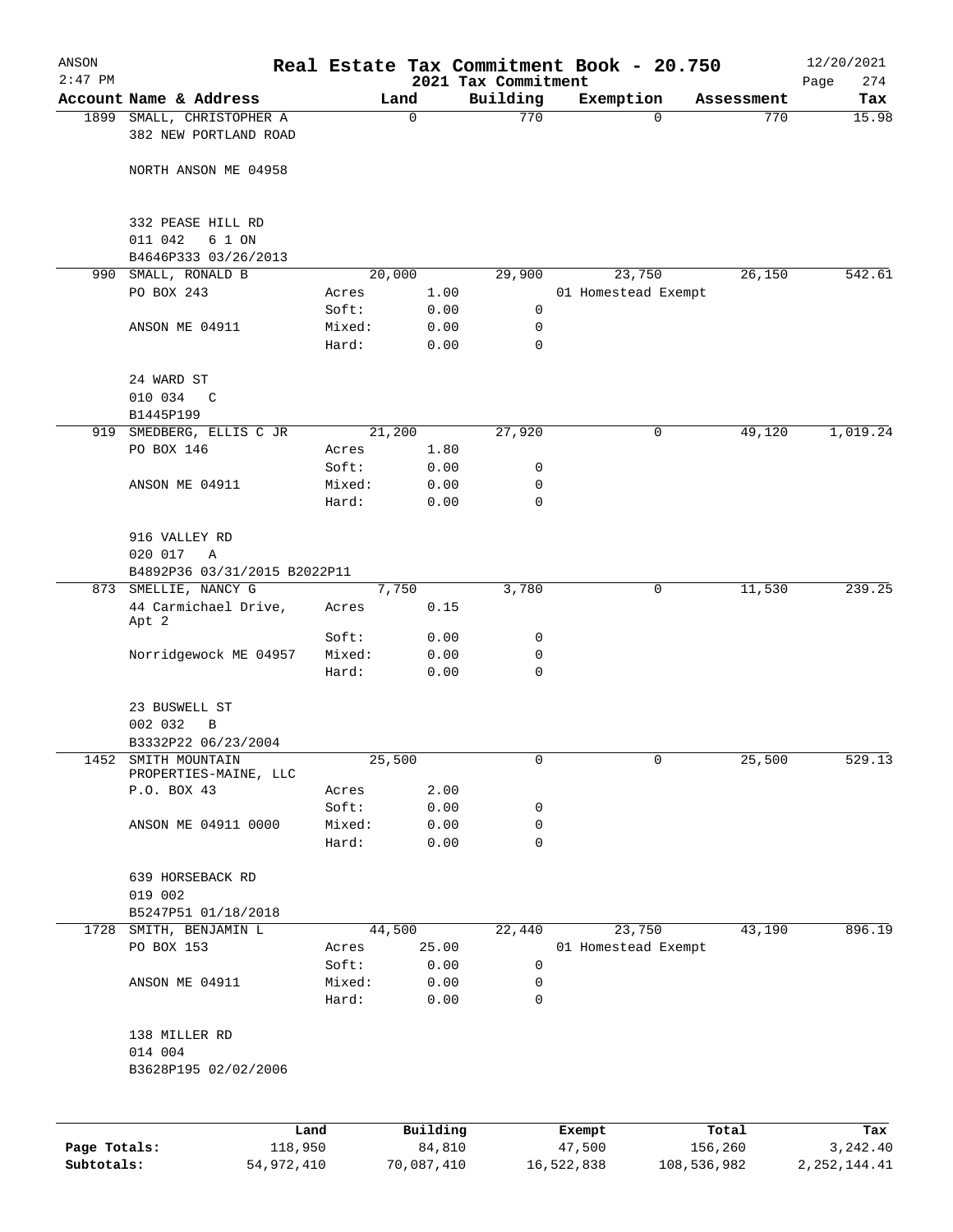# Real Estate Tax Commitment Book - 20.750

ANSON
2:47 PM
2021 Tax Commitment
12/20/2021

| Account Name & Address | | Land | Building | Exemption | Assessment | Tax |
|---|---|---|---|---|---|---|
| 1899 SMALL, CHRISTOPHER A | | 0 | 770 | 0 | 770 | 15.98 |
| 382 NEW PORTLAND ROAD | | | | | | |
| NORTH ANSON ME 04958 | | | | | | |
| 332 PEASE HILL RD | | | | | | |
| 011 042 6 1 ON | | | | | | |
| B4646P333 03/26/2013 | | | | | | |
| 990 SMALL, RONALD B | | 20,000 | 29,900 | 23,750 | 26,150 | 542.61 |
| PO BOX 243 | Acres | 1.00 | | 01 Homestead Exempt | | |
| | Soft: | 0.00 | 0 | | | |
| ANSON ME 04911 | Mixed: | 0.00 | 0 | | | |
| | Hard: | 0.00 | 0 | | | |
| 24 WARD ST | | | | | | |
| 010 034 C | | | | | | |
| B1445P199 | | | | | | |
| 919 SMEDBERG, ELLIS C JR | | 21,200 | 27,920 | 0 | 49,120 | 1,019.24 |
| PO BOX 146 | Acres | 1.80 | | | | |
| | Soft: | 0.00 | 0 | | | |
| ANSON ME 04911 | Mixed: | 0.00 | 0 | | | |
| | Hard: | 0.00 | 0 | | | |
| 916 VALLEY RD | | | | | | |
| 020 017 A | | | | | | |
| B4892P36 03/31/2015 B2022P11 | | | | | | |
| 873 SMELLIE, NANCY G | | 7,750 | 3,780 | 0 | 11,530 | 239.25 |
| 44 Carmichael Drive, Apt 2 | Acres | 0.15 | | | | |
| | Soft: | 0.00 | 0 | | | |
| Norridgewock ME 04957 | Mixed: | 0.00 | 0 | | | |
| | Hard: | 0.00 | 0 | | | |
| 23 BUSWELL ST | | | | | | |
| 002 032 B | | | | | | |
| B3332P22 06/23/2004 | | | | | | |
| 1452 SMITH MOUNTAIN PROPERTIES-MAINE, LLC | | 25,500 | 0 | 0 | 25,500 | 529.13 |
| P.O. BOX 43 | Acres | 2.00 | | | | |
| | Soft: | 0.00 | 0 | | | |
| ANSON ME 04911 0000 | Mixed: | 0.00 | 0 | | | |
| | Hard: | 0.00 | 0 | | | |
| 639 HORSEBACK RD | | | | | | |
| 019 002 | | | | | | |
| B5247P51 01/18/2018 | | | | | | |
| 1728 SMITH, BENJAMIN L | | 44,500 | 22,440 | 23,750 | 43,190 | 896.19 |
| PO BOX 153 | Acres | 25.00 | | 01 Homestead Exempt | | |
| | Soft: | 0.00 | 0 | | | |
| ANSON ME 04911 | Mixed: | 0.00 | 0 | | | |
| | Hard: | 0.00 | 0 | | | |
| 138 MILLER RD | | | | | | |
| 014 004 | | | | | | |
| B3628P195 02/02/2006 | | | | | | |

| | Land | Building | Exempt | Total | Tax |
|---|---|---|---|---|---|
| Page Totals: | 118,950 | 84,810 | 47,500 | 156,260 | 3,242.40 |
| Subtotals: | 54,972,410 | 70,087,410 | 16,522,838 | 108,536,982 | 2,252,144.41 |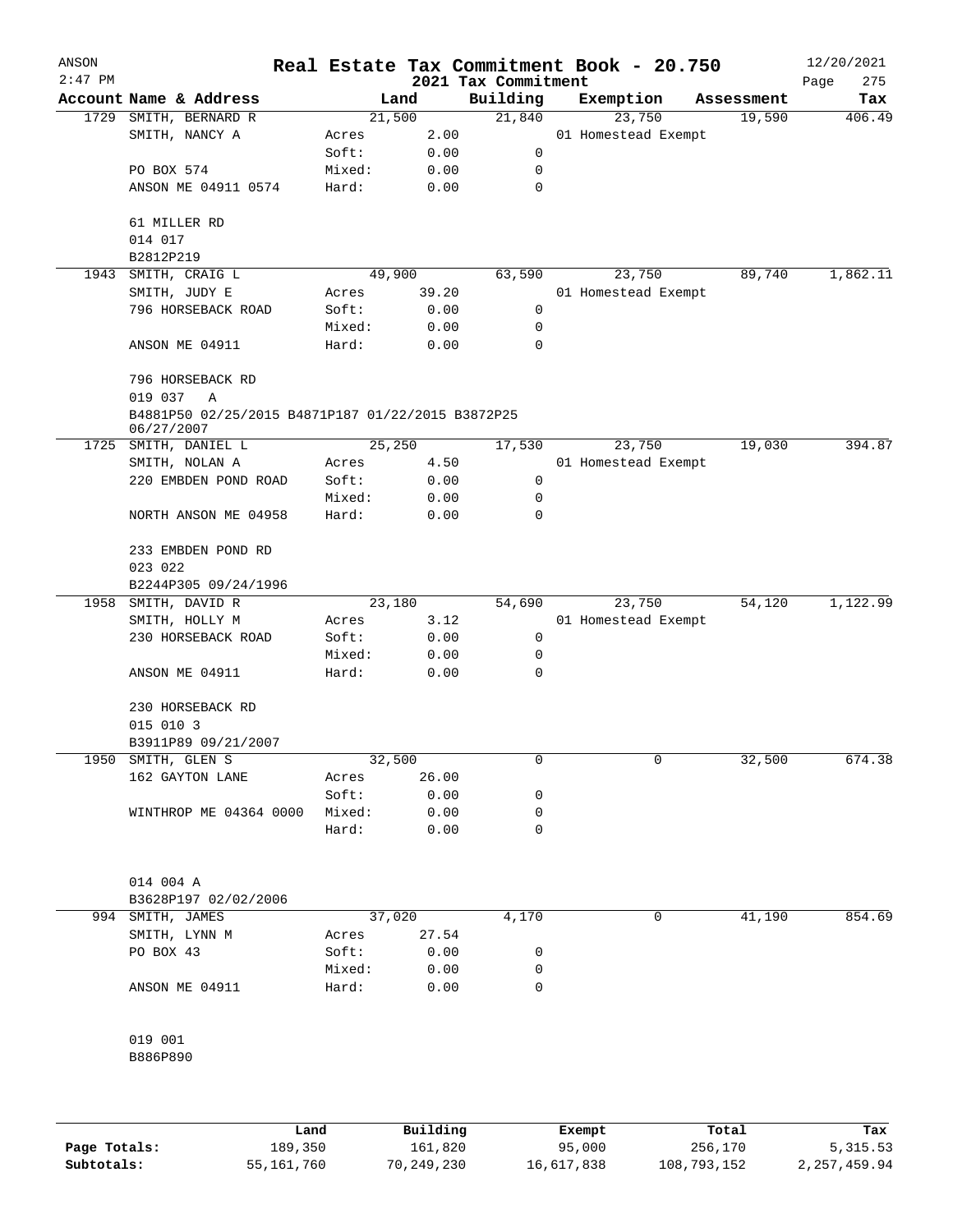# Real Estate Tax Commitment Book - 20.750

ANSON
2021 Tax Commitment

| Account | Name & Address | Land | | Building | Exemption | Assessment | Tax |
|---|---|---|---|---|---|---|---|
| 1729 | SMITH, BERNARD R | 21,500 | | 21,840 | 23,750 | 19,590 | 406.49 |
| | SMITH, NANCY A | Acres | 2.00 | | 01 Homestead Exempt | | |
| | | Soft: | 0.00 | 0 | | | |
| | PO BOX 574 | Mixed: | 0.00 | 0 | | | |
| | ANSON ME 04911 0574 | Hard: | 0.00 | 0 | | | |
| | 61 MILLER RD | | | | | | |
| | 014 017 | | | | | | |
| | B2812P219 | | | | | | |
| 1943 | SMITH, CRAIG L | 49,900 | | 63,590 | 23,750 | 89,740 | 1,862.11 |
| | SMITH, JUDY E | Acres | 39.20 | | 01 Homestead Exempt | | |
| | 796 HORSEBACK ROAD | Soft: | 0.00 | 0 | | | |
| | | Mixed: | 0.00 | 0 | | | |
| | ANSON ME 04911 | Hard: | 0.00 | 0 | | | |
| | 796 HORSEBACK RD | | | | | | |
| | 019 037 A | | | | | | |
| | B4881P50 02/25/2015 B4871P187 01/22/2015 B3872P25 06/27/2007 | | | | | | |
| 1725 | SMITH, DANIEL L | 25,250 | | 17,530 | 23,750 | 19,030 | 394.87 |
| | SMITH, NOLAN A | Acres | 4.50 | | 01 Homestead Exempt | | |
| | 220 EMBDEN POND ROAD | Soft: | 0.00 | 0 | | | |
| | | Mixed: | 0.00 | 0 | | | |
| | NORTH ANSON ME 04958 | Hard: | 0.00 | 0 | | | |
| | 233 EMBDEN POND RD | | | | | | |
| | 023 022 | | | | | | |
| | B2244P305 09/24/1996 | | | | | | |
| 1958 | SMITH, DAVID R | 23,180 | | 54,690 | 23,750 | 54,120 | 1,122.99 |
| | SMITH, HOLLY M | Acres | 3.12 | | 01 Homestead Exempt | | |
| | 230 HORSEBACK ROAD | Soft: | 0.00 | 0 | | | |
| | | Mixed: | 0.00 | 0 | | | |
| | ANSON ME 04911 | Hard: | 0.00 | 0 | | | |
| | 230 HORSEBACK RD | | | | | | |
| | 015 010 3 | | | | | | |
| | B3911P89 09/21/2007 | | | | | | |
| 1950 | SMITH, GLEN S | 32,500 | | 0 | 0 | 32,500 | 674.38 |
| | 162 GAYTON LANE | Acres | 26.00 | | | | |
| | | Soft: | 0.00 | 0 | | | |
| | WINTHROP ME 04364 0000 | Mixed: | 0.00 | 0 | | | |
| | | Hard: | 0.00 | 0 | | | |
| | 014 004 A | | | | | | |
| | B3628P197 02/02/2006 | | | | | | |
| 994 | SMITH, JAMES | 37,020 | | 4,170 | 0 | 41,190 | 854.69 |
| | SMITH, LYNN M | Acres | 27.54 | | | | |
| | PO BOX 43 | Soft: | 0.00 | 0 | | | |
| | | Mixed: | 0.00 | 0 | | | |
| | ANSON ME 04911 | Hard: | 0.00 | 0 | | | |
| | 019 001 | | | | | | |
| | B886P890 | | | | | | |

| | Land | Building | Exempt | Total | Tax |
|---|---|---|---|---|---|
| Page Totals: | 189,350 | 161,820 | 95,000 | 256,170 | 5,315.53 |
| Subtotals: | 55,161,760 | 70,249,230 | 16,617,838 | 108,793,152 | 2,257,459.94 |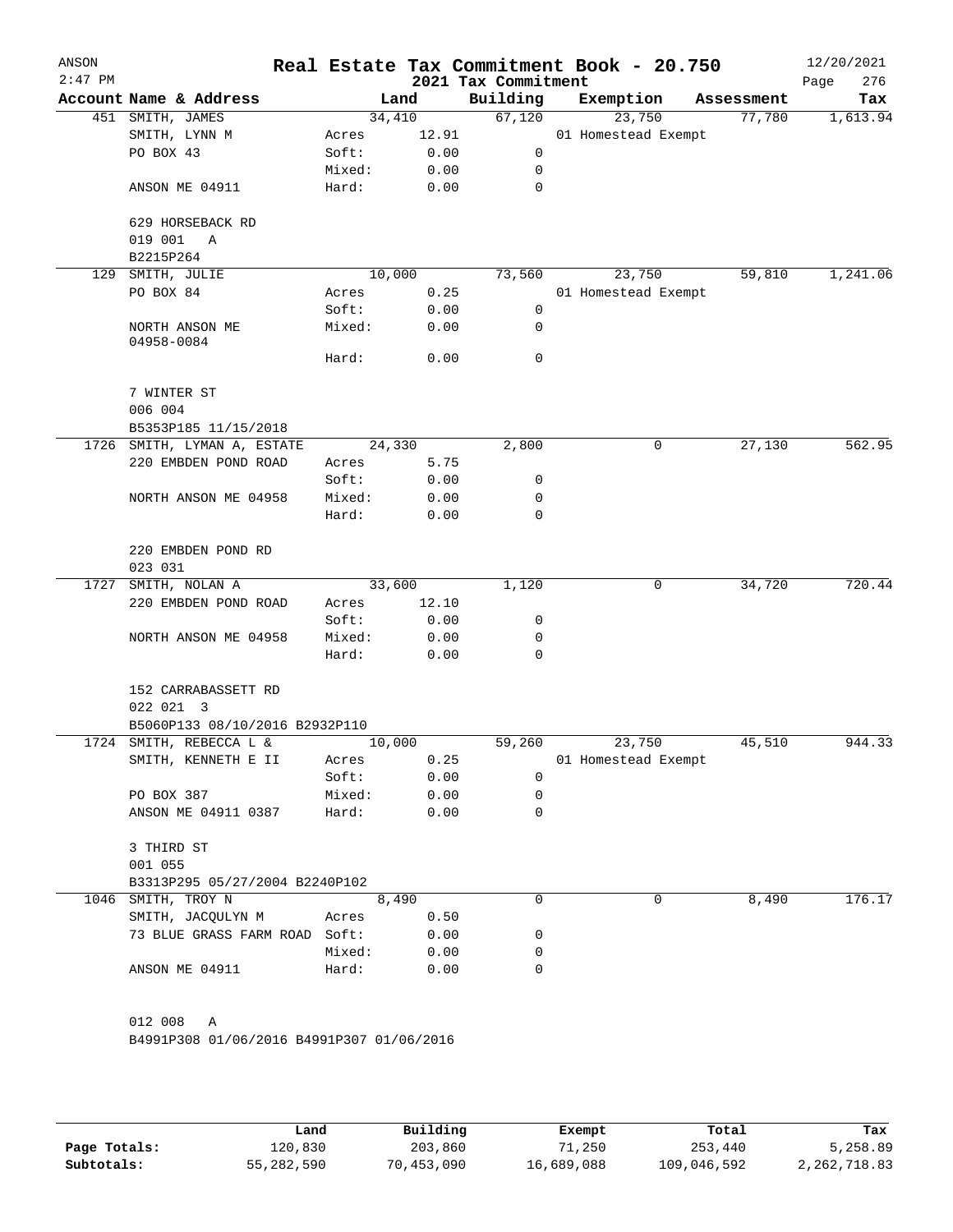# Real Estate Tax Commitment Book - 20.750

ANSON 2:47 PM — 2021 Tax Commitment — 12/20/2021

| Account Name & Address | | Land | Building | Exemption | Assessment | Tax |
|---|---|---|---|---|---|---|
| 451 SMITH, JAMES | | 34,410 | 67,120 | 23,750 | 77,780 | 1,613.94 |
| SMITH, LYNN M | Acres | 12.91 | | 01 Homestead Exempt | | |
| PO BOX 43 | Soft: | 0.00 | 0 | | | |
| | Mixed: | 0.00 | 0 | | | |
| ANSON ME 04911 | Hard: | 0.00 | 0 | | | |
| 629 HORSEBACK RD | | | | | | |
| 019 001 A | | | | | | |
| B2215P264 | | | | | | |
| 129 SMITH, JULIE | | 10,000 | 73,560 | 23,750 | 59,810 | 1,241.06 |
| PO BOX 84 | Acres | 0.25 | | 01 Homestead Exempt | | |
| | Soft: | 0.00 | 0 | | | |
| NORTH ANSON ME 04958-0084 | Mixed: | 0.00 | 0 | | | |
| | Hard: | 0.00 | 0 | | | |
| 7 WINTER ST | | | | | | |
| 006 004 | | | | | | |
| B5353P185 11/15/2018 | | | | | | |
| 1726 SMITH, LYMAN A, ESTATE | | 24,330 | 2,800 | 0 | 27,130 | 562.95 |
| 220 EMBDEN POND ROAD | Acres | 5.75 | | | | |
| | Soft: | 0.00 | 0 | | | |
| NORTH ANSON ME 04958 | Mixed: | 0.00 | 0 | | | |
| | Hard: | 0.00 | 0 | | | |
| 220 EMBDEN POND RD | | | | | | |
| 023 031 | | | | | | |
| 1727 SMITH, NOLAN A | | 33,600 | 1,120 | 0 | 34,720 | 720.44 |
| 220 EMBDEN POND ROAD | Acres | 12.10 | | | | |
| | Soft: | 0.00 | 0 | | | |
| NORTH ANSON ME 04958 | Mixed: | 0.00 | 0 | | | |
| | Hard: | 0.00 | 0 | | | |
| 152 CARRABASSETT RD | | | | | | |
| 022 021 3 | | | | | | |
| B5060P133 08/10/2016 B2932P110 | | | | | | |
| 1724 SMITH, REBECCA L & | | 10,000 | 59,260 | 23,750 | 45,510 | 944.33 |
| SMITH, KENNETH E II | Acres | 0.25 | | 01 Homestead Exempt | | |
| | Soft: | 0.00 | 0 | | | |
| PO BOX 387 | Mixed: | 0.00 | 0 | | | |
| ANSON ME 04911 0387 | Hard: | 0.00 | 0 | | | |
| 3 THIRD ST | | | | | | |
| 001 055 | | | | | | |
| B3313P295 05/27/2004 B2240P102 | | | | | | |
| 1046 SMITH, TROY N | | 8,490 | 0 | 0 | 8,490 | 176.17 |
| SMITH, JACQULYN M | Acres | 0.50 | | | | |
| 73 BLUE GRASS FARM ROAD | Soft: | 0.00 | 0 | | | |
| | Mixed: | 0.00 | 0 | | | |
| ANSON ME 04911 | Hard: | 0.00 | 0 | | | |
| 012 008 A | | | | | | |
| B4991P308 01/06/2016 B4991P307 01/06/2016 | | | | | | |

| | Land | Building | Exempt | Total | Tax |
|---|---|---|---|---|---|
| Page Totals: | 120,830 | 203,860 | 71,250 | 253,440 | 5,258.89 |
| Subtotals: | 55,282,590 | 70,453,090 | 16,689,088 | 109,046,592 | 2,262,718.83 |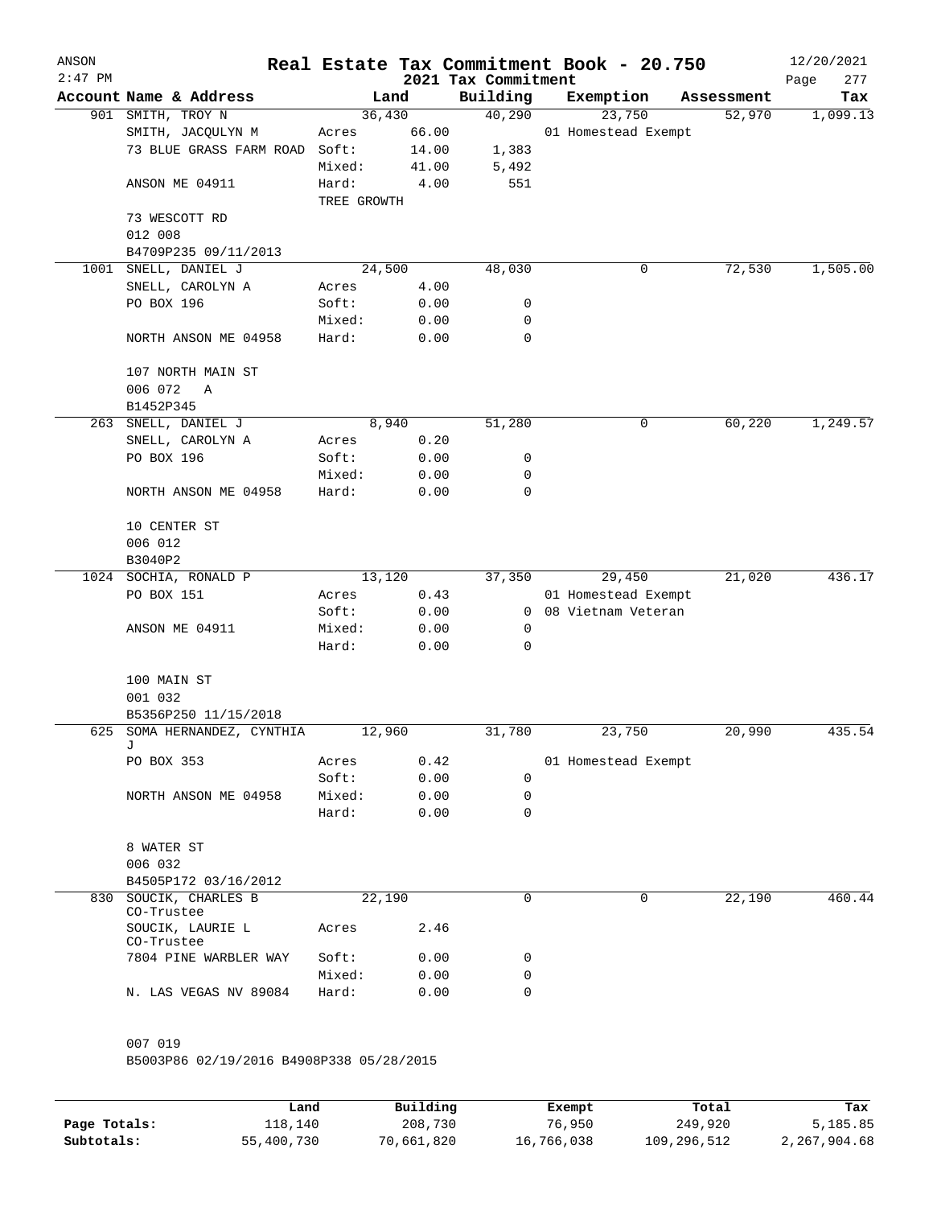# Real Estate Tax Commitment Book - 20.750

## 2021 Tax Commitment

ANSON 2:47 PM — 12/20/2021

| Account | Name & Address | Land | | Building | Exemption | Assessment | Tax |
|---|---|---|---|---|---|---|---|
| 901 | SMITH, TROY N | 36,430 | | 40,290 | 23,750 | 52,970 | 1,099.13 |
| | SMITH, JACQULYN M | Acres | 66.00 | | 01 Homestead Exempt | | |
| | 73 BLUE GRASS FARM ROAD | Soft: | 14.00 | 1,383 | | | |
| | | Mixed: | 41.00 | 5,492 | | | |
| | ANSON ME 04911 | Hard: | 4.00 | 551 | | | |
| | | TREE GROWTH | | | | | |
| | 73 WESCOTT RD | | | | | | |
| | 012 008 | | | | | | |
| | B4709P235 09/11/2013 | | | | | | |
| 1001 | SNELL, DANIEL J | 24,500 | | 48,030 | 0 | 72,530 | 1,505.00 |
| | SNELL, CAROLYN A | Acres | 4.00 | | | | |
| | PO BOX 196 | Soft: | 0.00 | 0 | | | |
| | | Mixed: | 0.00 | 0 | | | |
| | NORTH ANSON ME 04958 | Hard: | 0.00 | 0 | | | |
| | 107 NORTH MAIN ST | | | | | | |
| | 006 072 A | | | | | | |
| | B1452P345 | | | | | | |
| 263 | SNELL, DANIEL J | 8,940 | | 51,280 | 0 | 60,220 | 1,249.57 |
| | SNELL, CAROLYN A | Acres | 0.20 | | | | |
| | PO BOX 196 | Soft: | 0.00 | 0 | | | |
| | | Mixed: | 0.00 | 0 | | | |
| | NORTH ANSON ME 04958 | Hard: | 0.00 | 0 | | | |
| | 10 CENTER ST | | | | | | |
| | 006 012 | | | | | | |
| | B3040P2 | | | | | | |
| 1024 | SOCHIA, RONALD P | 13,120 | | 37,350 | 29,450 | 21,020 | 436.17 |
| | PO BOX 151 | Acres | 0.43 | | 01 Homestead Exempt | | |
| | | Soft: | 0.00 | 0 | 08 Vietnam Veteran | | |
| | ANSON ME 04911 | Mixed: | 0.00 | 0 | | | |
| | | Hard: | 0.00 | 0 | | | |
| | 100 MAIN ST | | | | | | |
| | 001 032 | | | | | | |
| | B5356P250 11/15/2018 | | | | | | |
| 625 | SOMA HERNANDEZ, CYNTHIA J | 12,960 | | 31,780 | 23,750 | 20,990 | 435.54 |
| | PO BOX 353 | Acres | 0.42 | | 01 Homestead Exempt | | |
| | | Soft: | 0.00 | 0 | | | |
| | NORTH ANSON ME 04958 | Mixed: | 0.00 | 0 | | | |
| | | Hard: | 0.00 | 0 | | | |
| | 8 WATER ST | | | | | | |
| | 006 032 | | | | | | |
| | B4505P172 03/16/2012 | | | | | | |
| 830 | SOUCIK, CHARLES B CO-Trustee | 22,190 | | 0 | 0 | 22,190 | 460.44 |
| | SOUCIK, LAURIE L CO-Trustee | Acres | 2.46 | | | | |
| | 7804 PINE WARBLER WAY | Soft: | 0.00 | 0 | | | |
| | | Mixed: | 0.00 | 0 | | | |
| | N. LAS VEGAS NV 89084 | Hard: | 0.00 | 0 | | | |
| | 007 019 | | | | | | |
| | B5003P86 02/19/2016 B4908P338 05/28/2015 | | | | | | |

| | Land | Building | Exempt | Total | Tax |
|---|---|---|---|---|---|
| Page Totals: | 118,140 | 208,730 | 76,950 | 249,920 | 5,185.85 |
| Subtotals: | 55,400,730 | 70,661,820 | 16,766,038 | 109,296,512 | 2,267,904.68 |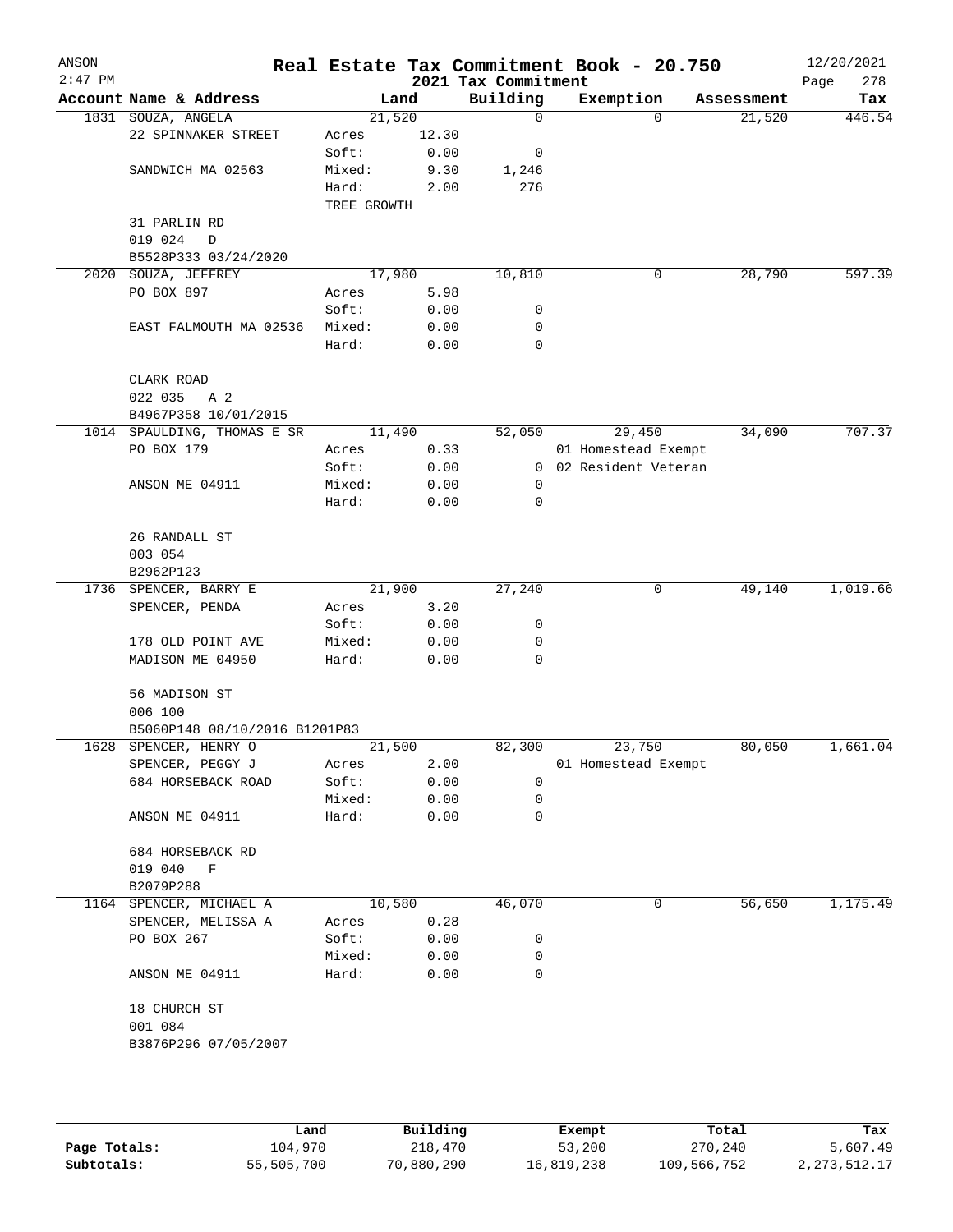ANSON
2:47 PM

# Real Estate Tax Commitment Book - 20.750

## 2021 Tax Commitment

12/20/2021

| Account | Name & Address | Land | | Building | Exemption | Assessment | Tax |
|---|---|---|---|---|---|---|---|
| 1831 | SOUZA, ANGELA | 21,520 | | 0 | 0 | 21,520 | 446.54 |
| | 22 SPINNAKER STREET | Acres | 12.30 | | | | |
| | | Soft: | 0.00 | 0 | | | |
| | SANDWICH MA 02563 | Mixed: | 9.30 | 1,246 | | | |
| | | Hard: | 2.00 | 276 | | | |
| | | TREE GROWTH | | | | | |
| | 31 PARLIN RD | | | | | | |
| | 019 024 D | | | | | | |
| | B5528P333 03/24/2020 | | | | | | |
| 2020 | SOUZA, JEFFREY | 17,980 | | 10,810 | 0 | 28,790 | 597.39 |
| | PO BOX 897 | Acres | 5.98 | | | | |
| | | Soft: | 0.00 | 0 | | | |
| | EAST FALMOUTH MA 02536 | Mixed: | 0.00 | 0 | | | |
| | | Hard: | 0.00 | 0 | | | |
| | CLARK ROAD | | | | | | |
| | 022 035 A 2 | | | | | | |
| | B4967P358 10/01/2015 | | | | | | |
| 1014 | SPAULDING, THOMAS E SR | 11,490 | | 52,050 | 29,450 | 34,090 | 707.37 |
| | PO BOX 179 | Acres | 0.33 | | 01 Homestead Exempt | | |
| | | Soft: | 0.00 | 0 | 02 Resident Veteran | | |
| | ANSON ME 04911 | Mixed: | 0.00 | 0 | | | |
| | | Hard: | 0.00 | 0 | | | |
| | 26 RANDALL ST | | | | | | |
| | 003 054 | | | | | | |
| | B2962P123 | | | | | | |
| 1736 | SPENCER, BARRY E | 21,900 | | 27,240 | 0 | 49,140 | 1,019.66 |
| | SPENCER, PENDA | Acres | 3.20 | | | | |
| | | Soft: | 0.00 | 0 | | | |
| | 178 OLD POINT AVE | Mixed: | 0.00 | 0 | | | |
| | MADISON ME 04950 | Hard: | 0.00 | 0 | | | |
| | 56 MADISON ST | | | | | | |
| | 006 100 | | | | | | |
| | B5060P148 08/10/2016 B1201P83 | | | | | | |
| 1628 | SPENCER, HENRY O | 21,500 | | 82,300 | 23,750 | 80,050 | 1,661.04 |
| | SPENCER, PEGGY J | Acres | 2.00 | | 01 Homestead Exempt | | |
| | 684 HORSEBACK ROAD | Soft: | 0.00 | 0 | | | |
| | | Mixed: | 0.00 | 0 | | | |
| | ANSON ME 04911 | Hard: | 0.00 | 0 | | | |
| | 684 HORSEBACK RD | | | | | | |
| | 019 040 F | | | | | | |
| | B2079P288 | | | | | | |
| 1164 | SPENCER, MICHAEL A | 10,580 | | 46,070 | 0 | 56,650 | 1,175.49 |
| | SPENCER, MELISSA A | Acres | 0.28 | | | | |
| | PO BOX 267 | Soft: | 0.00 | 0 | | | |
| | | Mixed: | 0.00 | 0 | | | |
| | ANSON ME 04911 | Hard: | 0.00 | 0 | | | |
| | 18 CHURCH ST | | | | | | |
| | 001 084 | | | | | | |
| | B3876P296 07/05/2007 | | | | | | |

| | Land | Building | Exempt | Total | Tax |
|---|---|---|---|---|---|
| Page Totals: | 104,970 | 218,470 | 53,200 | 270,240 | 5,607.49 |
| Subtotals: | 55,505,700 | 70,880,290 | 16,819,238 | 109,566,752 | 2,273,512.17 |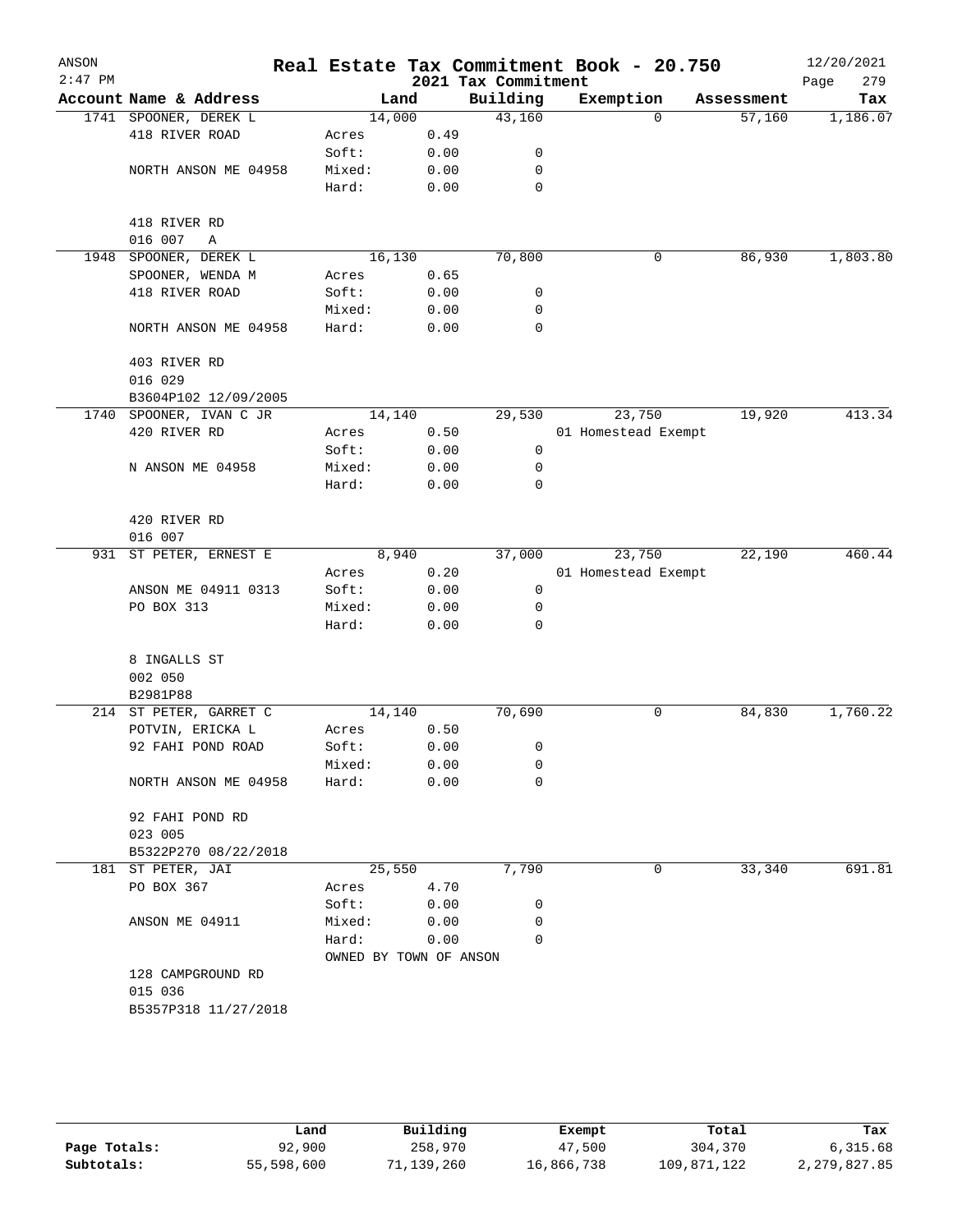# Real Estate Tax Commitment Book - 20.750

## 2021 Tax Commitment

ANSON 2:47 PM — 12/20/2021

| Account | Name & Address | Land | | Building | Exemption | Assessment | Tax |
|---|---|---|---|---|---|---|---|
| 1741 | SPOONER, DEREK L | 14,000 | | 43,160 | 0 | 57,160 | 1,186.07 |
| | 418 RIVER ROAD | Acres | 0.49 | | | | |
| | | Soft: | 0.00 | 0 | | | |
| | NORTH ANSON ME 04958 | Mixed: | 0.00 | 0 | | | |
| | | Hard: | 0.00 | 0 | | | |
| | 418 RIVER RD | | | | | | |
| | 016 007 A | | | | | | |
| 1948 | SPOONER, DEREK L | 16,130 | | 70,800 | 0 | 86,930 | 1,803.80 |
| | SPOONER, WENDA M | Acres | 0.65 | | | | |
| | 418 RIVER ROAD | Soft: | 0.00 | 0 | | | |
| | | Mixed: | 0.00 | 0 | | | |
| | NORTH ANSON ME 04958 | Hard: | 0.00 | 0 | | | |
| | 403 RIVER RD | | | | | | |
| | 016 029 | | | | | | |
| | B3604P102 12/09/2005 | | | | | | |
| 1740 | SPOONER, IVAN C JR | 14,140 | | 29,530 | 23,750 | 19,920 | 413.34 |
| | 420 RIVER RD | Acres | 0.50 | | 01 Homestead Exempt | | |
| | | Soft: | 0.00 | 0 | | | |
| | N ANSON ME 04958 | Mixed: | 0.00 | 0 | | | |
| | | Hard: | 0.00 | 0 | | | |
| | 420 RIVER RD | | | | | | |
| | 016 007 | | | | | | |
| 931 | ST PETER, ERNEST E | 8,940 | | 37,000 | 23,750 | 22,190 | 460.44 |
| | | Acres | 0.20 | | 01 Homestead Exempt | | |
| | ANSON ME 04911 0313 | Soft: | 0.00 | 0 | | | |
| | PO BOX 313 | Mixed: | 0.00 | 0 | | | |
| | | Hard: | 0.00 | 0 | | | |
| | 8 INGALLS ST | | | | | | |
| | 002 050 | | | | | | |
| | B2981P88 | | | | | | |
| 214 | ST PETER, GARRET C | 14,140 | | 70,690 | 0 | 84,830 | 1,760.22 |
| | POTVIN, ERICKA L | Acres | 0.50 | | | | |
| | 92 FAHI POND ROAD | Soft: | 0.00 | 0 | | | |
| | | Mixed: | 0.00 | 0 | | | |
| | NORTH ANSON ME 04958 | Hard: | 0.00 | 0 | | | |
| | 92 FAHI POND RD | | | | | | |
| | 023 005 | | | | | | |
| | B5322P270 08/22/2018 | | | | | | |
| 181 | ST PETER, JAI | 25,550 | | 7,790 | 0 | 33,340 | 691.81 |
| | PO BOX 367 | Acres | 4.70 | | | | |
| | | Soft: | 0.00 | 0 | | | |
| | ANSON ME 04911 | Mixed: | 0.00 | 0 | | | |
| | | Hard: | 0.00 | 0 | | | |
| | | OWNED BY TOWN OF ANSON | | | | | |
| | 128 CAMPGROUND RD | | | | | | |
| | 015 036 | | | | | | |
| | B5357P318 11/27/2018 | | | | | | |

| | Land | Building | Exempt | Total | Tax |
|---|---|---|---|---|---|
| Page Totals: | 92,900 | 258,970 | 47,500 | 304,370 | 6,315.68 |
| Subtotals: | 55,598,600 | 71,139,260 | 16,866,738 | 109,871,122 | 2,279,827.85 |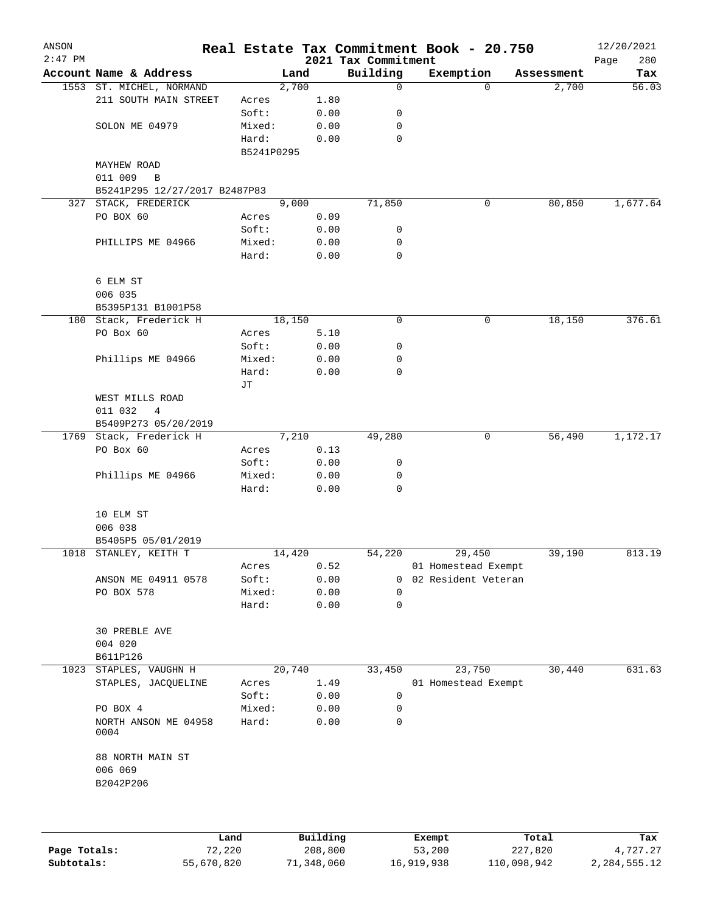ANSON
2:47 PM

# Real Estate Tax Commitment Book - 20.750

## 2021 Tax Commitment

12/20/2021

| Account Name & Address | Land | | Building | Exemption | Assessment | Tax |
|---|---|---|---|---|---|---|
| 1553 ST. MICHEL, NORMAND | 2,700 | | 0 | 0 | 2,700 | 56.03 |
| 211 SOUTH MAIN STREET | Acres | 1.80 | | | | |
| | Soft: | 0.00 | 0 | | | |
| SOLON ME 04979 | Mixed: | 0.00 | 0 | | | |
| | Hard: | 0.00 | 0 | | | |
| | B5241P0295 | | | | | |
| MAYHEW ROAD | | | | | | |
| 011 009 B | | | | | | |
| B5241P295 12/27/2017 B2487P83 | | | | | | |
| 327 STACK, FREDERICK | 9,000 | | 71,850 | 0 | 80,850 | 1,677.64 |
| PO BOX 60 | Acres | 0.09 | | | | |
| | Soft: | 0.00 | 0 | | | |
| PHILLIPS ME 04966 | Mixed: | 0.00 | 0 | | | |
| | Hard: | 0.00 | 0 | | | |
| 6 ELM ST | | | | | | |
| 006 035 | | | | | | |
| B5395P131 B1001P58 | | | | | | |
| 180 Stack, Frederick H | 18,150 | | 0 | 0 | 18,150 | 376.61 |
| PO Box 60 | Acres | 5.10 | | | | |
| | Soft: | 0.00 | 0 | | | |
| Phillips ME 04966 | Mixed: | 0.00 | 0 | | | |
| | Hard: | 0.00 | 0 | | | |
| | JT | | | | | |
| WEST MILLS ROAD | | | | | | |
| 011 032 4 | | | | | | |
| B5409P273 05/20/2019 | | | | | | |
| 1769 Stack, Frederick H | 7,210 | | 49,280 | 0 | 56,490 | 1,172.17 |
| PO Box 60 | Acres | 0.13 | | | | |
| | Soft: | 0.00 | 0 | | | |
| Phillips ME 04966 | Mixed: | 0.00 | 0 | | | |
| | Hard: | 0.00 | 0 | | | |
| 10 ELM ST | | | | | | |
| 006 038 | | | | | | |
| B5405P5 05/01/2019 | | | | | | |
| 1018 STANLEY, KEITH T | 14,420 | | 54,220 | 29,450 | 39,190 | 813.19 |
| | Acres | 0.52 | | 01 Homestead Exempt | | |
| ANSON ME 04911 0578 | Soft: | 0.00 | 0 | 02 Resident Veteran | | |
| PO BOX 578 | Mixed: | 0.00 | 0 | | | |
| | Hard: | 0.00 | 0 | | | |
| 30 PREBLE AVE | | | | | | |
| 004 020 | | | | | | |
| B611P126 | | | | | | |
| 1023 STAPLES, VAUGHN H | 20,740 | | 33,450 | 23,750 | 30,440 | 631.63 |
| STAPLES, JACQUELINE | Acres | 1.49 | | 01 Homestead Exempt | | |
| | Soft: | 0.00 | 0 | | | |
| PO BOX 4 | Mixed: | 0.00 | 0 | | | |
| NORTH ANSON ME 04958 0004 | Hard: | 0.00 | 0 | | | |
| 88 NORTH MAIN ST | | | | | | |
| 006 069 | | | | | | |
| B2042P206 | | | | | | |

| | Land | Building | Exempt | Total | Tax |
|---|---|---|---|---|---|
| Page Totals: | 72,220 | 208,800 | 53,200 | 227,820 | 4,727.27 |
| Subtotals: | 55,670,820 | 71,348,060 | 16,919,938 | 110,098,942 | 2,284,555.12 |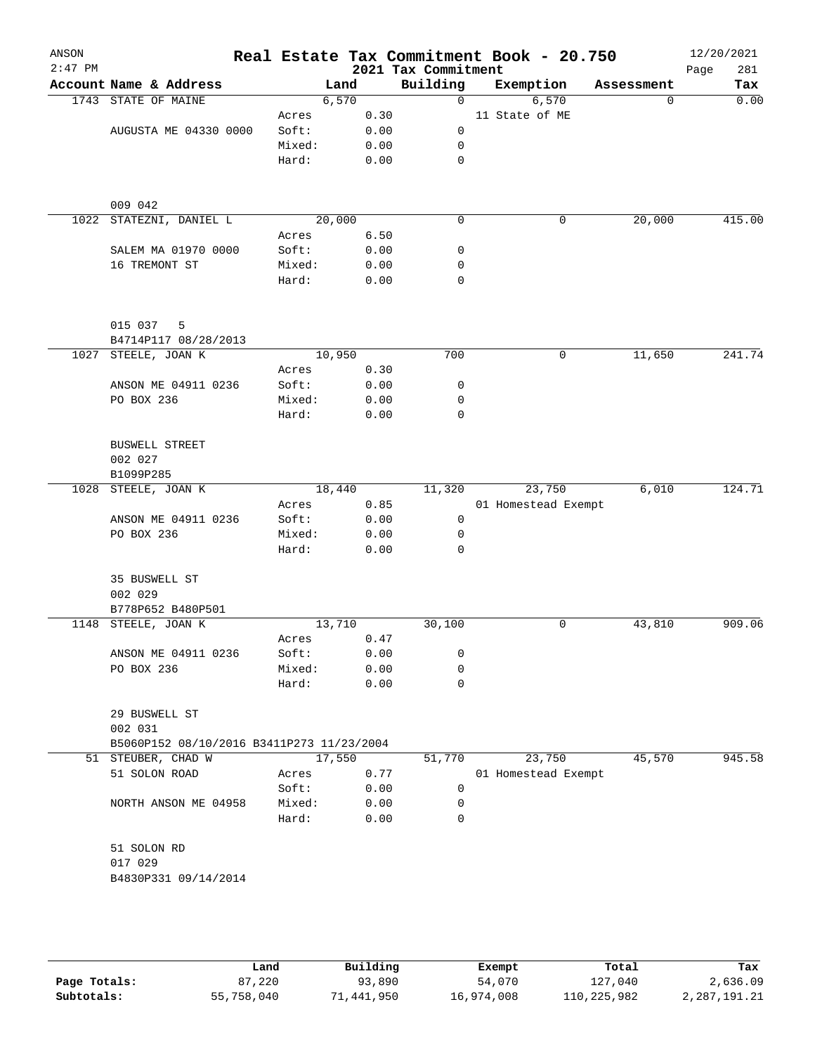# Real Estate Tax Commitment Book - 20.750

ANSON
2:47 PM

2021 Tax Commitment

12/20/2021
Page 281

| Account Name & Address | | Land | Building | Exemption | Assessment | Tax |
|---|---|---|---|---|---|---|
| 1743 STATE OF MAINE | | 6,570 | 0 | 6,570 | 0 | 0.00 |
| | Acres | 0.30 | | 11 State of ME | | |
| AUGUSTA ME 04330 0000 | Soft: | 0.00 | 0 | | | |
| | Mixed: | 0.00 | 0 | | | |
| | Hard: | 0.00 | 0 | | | |
| 009 042 | | | | | | |
| 1022 STATEZNI, DANIEL L | | 20,000 | 0 | 0 | 20,000 | 415.00 |
| | Acres | 6.50 | | | | |
| SALEM MA 01970 0000 | Soft: | 0.00 | 0 | | | |
| 16 TREMONT ST | Mixed: | 0.00 | 0 | | | |
| | Hard: | 0.00 | 0 | | | |
| 015 037 5 | | | | | | |
| B4714P117 08/28/2013 | | | | | | |
| 1027 STEELE, JOAN K | | 10,950 | 700 | 0 | 11,650 | 241.74 |
| | Acres | 0.30 | | | | |
| ANSON ME 04911 0236 | Soft: | 0.00 | 0 | | | |
| PO BOX 236 | Mixed: | 0.00 | 0 | | | |
| | Hard: | 0.00 | 0 | | | |
| BUSWELL STREET | | | | | | |
| 002 027 | | | | | | |
| B1099P285 | | | | | | |
| 1028 STEELE, JOAN K | | 18,440 | 11,320 | 23,750 | 6,010 | 124.71 |
| | Acres | 0.85 | | 01 Homestead Exempt | | |
| ANSON ME 04911 0236 | Soft: | 0.00 | 0 | | | |
| PO BOX 236 | Mixed: | 0.00 | 0 | | | |
| | Hard: | 0.00 | 0 | | | |
| 35 BUSWELL ST | | | | | | |
| 002 029 | | | | | | |
| B778P652 B480P501 | | | | | | |
| 1148 STEELE, JOAN K | | 13,710 | 30,100 | 0 | 43,810 | 909.06 |
| | Acres | 0.47 | | | | |
| ANSON ME 04911 0236 | Soft: | 0.00 | 0 | | | |
| PO BOX 236 | Mixed: | 0.00 | 0 | | | |
| | Hard: | 0.00 | 0 | | | |
| 29 BUSWELL ST | | | | | | |
| 002 031 | | | | | | |
| B5060P152 08/10/2016 B3411P273 11/23/2004 | | | | | | |
| 51 STEUBER, CHAD W | | 17,550 | 51,770 | 23,750 | 45,570 | 945.58 |
| 51 SOLON ROAD | Acres | 0.77 | | 01 Homestead Exempt | | |
| | Soft: | 0.00 | 0 | | | |
| NORTH ANSON ME 04958 | Mixed: | 0.00 | 0 | | | |
| | Hard: | 0.00 | 0 | | | |
| 51 SOLON RD | | | | | | |
| 017 029 | | | | | | |
| B4830P331 09/14/2014 | | | | | | |

| | Land | Building | Exempt | Total | Tax |
|---|---|---|---|---|---|
| Page Totals: | 87,220 | 93,890 | 54,070 | 127,040 | 2,636.09 |
| Subtotals: | 55,758,040 | 71,441,950 | 16,974,008 | 110,225,982 | 2,287,191.21 |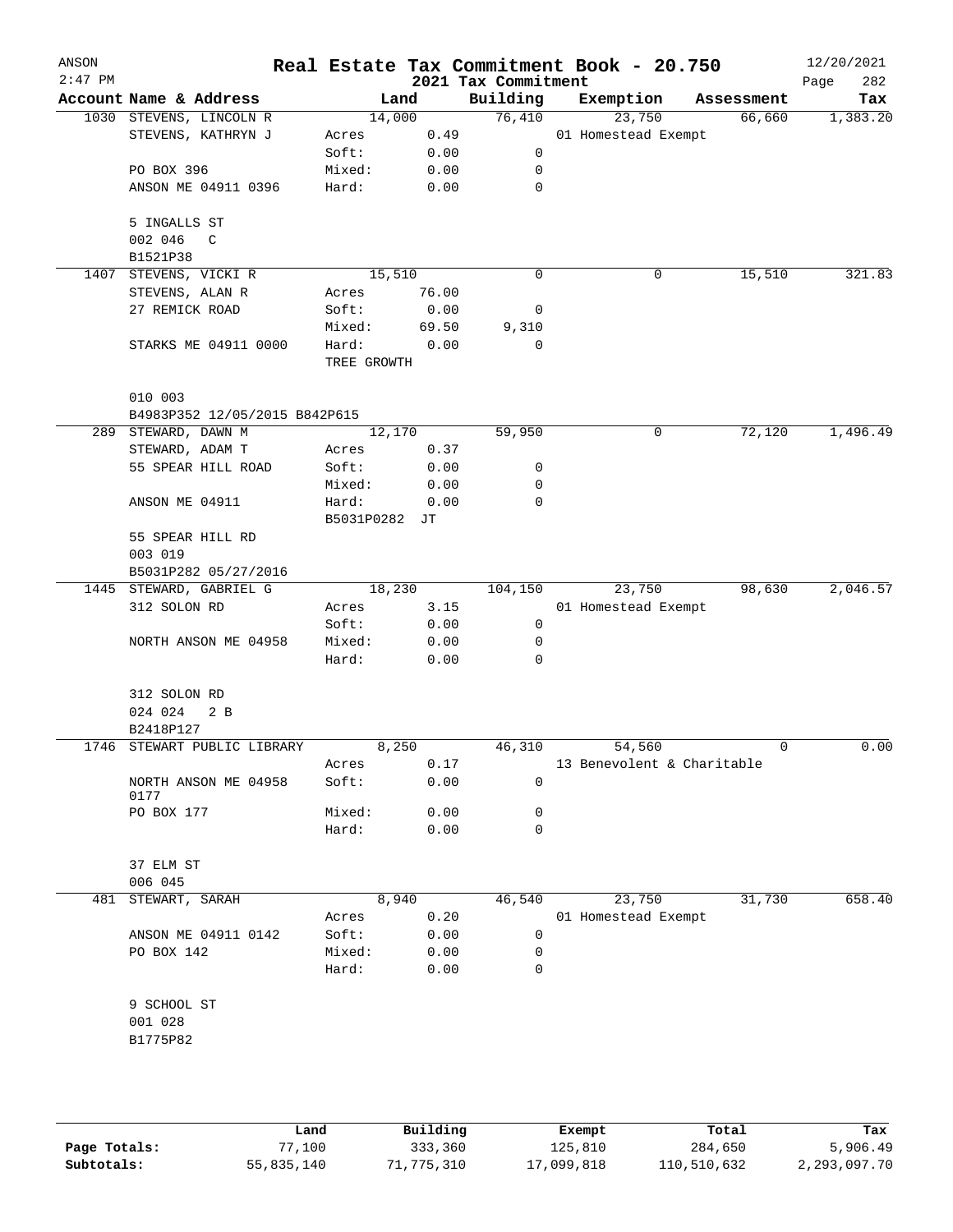# Real Estate Tax Commitment Book - 20.750

ANSON
2:47 PM

2021 Tax Commitment

12/20/2021

| Account Name & Address | Land | | Building | Exemption | Assessment | Tax |
|---|---|---|---|---|---|---|
| 1030 STEVENS, LINCOLN R | 14,000 | | 76,410 | 23,750 | 66,660 | 1,383.20 |
| STEVENS, KATHRYN J | Acres | 0.49 | | 01 Homestead Exempt | | |
| | Soft: | 0.00 | 0 | | | |
| PO BOX 396 | Mixed: | 0.00 | 0 | | | |
| ANSON ME 04911 0396 | Hard: | 0.00 | 0 | | | |
| 5 INGALLS ST | | | | | | |
| 002 046 C | | | | | | |
| B1521P38 | | | | | | |
| 1407 STEVENS, VICKI R | 15,510 | | 0 | 0 | 15,510 | 321.83 |
| STEVENS, ALAN R | Acres | 76.00 | | | | |
| 27 REMICK ROAD | Soft: | 0.00 | 0 | | | |
| | Mixed: | 69.50 | 9,310 | | | |
| STARKS ME 04911 0000 | Hard: | 0.00 | 0 | | | |
| | TREE GROWTH | | | | | |
| 010 003 | | | | | | |
| B4983P352 12/05/2015 B842P615 | | | | | | |
| 289 STEWARD, DAWN M | 12,170 | | 59,950 | 0 | 72,120 | 1,496.49 |
| STEWARD, ADAM T | Acres | 0.37 | | | | |
| 55 SPEAR HILL ROAD | Soft: | 0.00 | 0 | | | |
| | Mixed: | 0.00 | 0 | | | |
| ANSON ME 04911 | Hard: | 0.00 | 0 | | | |
| | B5031P0282 JT | | | | | |
| 55 SPEAR HILL RD | | | | | | |
| 003 019 | | | | | | |
| B5031P282 05/27/2016 | | | | | | |
| 1445 STEWARD, GABRIEL G | 18,230 | | 104,150 | 23,750 | 98,630 | 2,046.57 |
| 312 SOLON RD | Acres | 3.15 | | 01 Homestead Exempt | | |
| | Soft: | 0.00 | 0 | | | |
| NORTH ANSON ME 04958 | Mixed: | 0.00 | 0 | | | |
| | Hard: | 0.00 | 0 | | | |
| 312 SOLON RD | | | | | | |
| 024 024 2 B | | | | | | |
| B2418P127 | | | | | | |
| 1746 STEWART PUBLIC LIBRARY | 8,250 | | 46,310 | 54,560 | 0 | 0.00 |
| | Acres | 0.17 | | 13 Benevolent & Charitable | | |
| NORTH ANSON ME 04958 0177 | Soft: | 0.00 | 0 | | | |
| PO BOX 177 | Mixed: | 0.00 | 0 | | | |
| | Hard: | 0.00 | 0 | | | |
| 37 ELM ST | | | | | | |
| 006 045 | | | | | | |
| 481 STEWART, SARAH | 8,940 | | 46,540 | 23,750 | 31,730 | 658.40 |
| | Acres | 0.20 | | 01 Homestead Exempt | | |
| ANSON ME 04911 0142 | Soft: | 0.00 | 0 | | | |
| PO BOX 142 | Mixed: | 0.00 | 0 | | | |
| | Hard: | 0.00 | 0 | | | |
| 9 SCHOOL ST | | | | | | |
| 001 028 | | | | | | |
| B1775P82 | | | | | | |

| | Land | Building | Exempt | Total | Tax |
|---|---|---|---|---|---|
| Page Totals: | 77,100 | 333,360 | 125,810 | 284,650 | 5,906.49 |
| Subtotals: | 55,835,140 | 71,775,310 | 17,099,818 | 110,510,632 | 2,293,097.70 |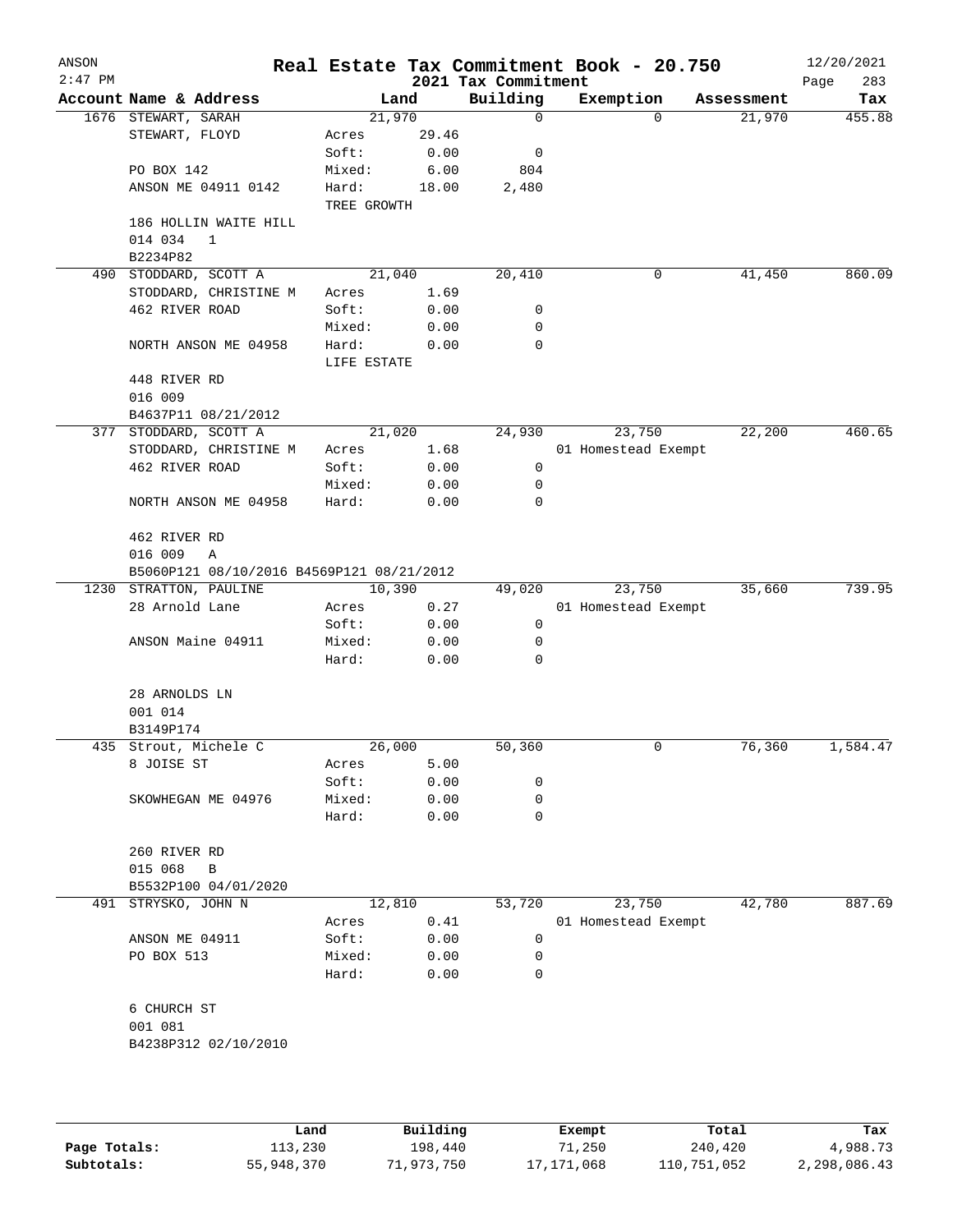# Real Estate Tax Commitment Book - 20.750

ANSON
2:47 PM

2021 Tax Commitment

12/20/2021
Page 283

| Account Name & Address | Land | | Building | Exemption | Assessment | Tax |
|---|---|---|---|---|---|---|
| 1676 STEWART, SARAH | 21,970 | | 0 | 0 | 21,970 | 455.88 |
| STEWART, FLOYD | Acres | 29.46 | | | | |
| | Soft: | 0.00 | 0 | | | |
| PO BOX 142 | Mixed: | 6.00 | 804 | | | |
| ANSON ME 04911 0142 | Hard: | 18.00 | 2,480 | | | |
| | TREE GROWTH | | | | | |
| 186 HOLLIN WAITE HILL | | | | | | |
| 014 034 1 | | | | | | |
| B2234P82 | | | | | | |
| 490 STODDARD, SCOTT A | 21,040 | | 20,410 | 0 | 41,450 | 860.09 |
| STODDARD, CHRISTINE M | Acres | 1.69 | | | | |
| 462 RIVER ROAD | Soft: | 0.00 | 0 | | | |
| | Mixed: | 0.00 | 0 | | | |
| NORTH ANSON ME 04958 | Hard: | 0.00 | 0 | | | |
| | LIFE ESTATE | | | | | |
| 448 RIVER RD | | | | | | |
| 016 009 | | | | | | |
| B4637P11 08/21/2012 | | | | | | |
| 377 STODDARD, SCOTT A | 21,020 | | 24,930 | 23,750 | 22,200 | 460.65 |
| STODDARD, CHRISTINE M | Acres | 1.68 | | 01 Homestead Exempt | | |
| 462 RIVER ROAD | Soft: | 0.00 | 0 | | | |
| | Mixed: | 0.00 | 0 | | | |
| NORTH ANSON ME 04958 | Hard: | 0.00 | 0 | | | |
| 462 RIVER RD | | | | | | |
| 016 009 A | | | | | | |
| B5060P121 08/10/2016 B4569P121 08/21/2012 | | | | | | |
| 1230 STRATTON, PAULINE | 10,390 | | 49,020 | 23,750 | 35,660 | 739.95 |
| 28 Arnold Lane | Acres | 0.27 | | 01 Homestead Exempt | | |
| | Soft: | 0.00 | 0 | | | |
| ANSON Maine 04911 | Mixed: | 0.00 | 0 | | | |
| | Hard: | 0.00 | 0 | | | |
| 28 ARNOLDS LN | | | | | | |
| 001 014 | | | | | | |
| B3149P174 | | | | | | |
| 435 Strout, Michele C | 26,000 | | 50,360 | 0 | 76,360 | 1,584.47 |
| 8 JOISE ST | Acres | 5.00 | | | | |
| | Soft: | 0.00 | 0 | | | |
| SKOWHEGAN ME 04976 | Mixed: | 0.00 | 0 | | | |
| | Hard: | 0.00 | 0 | | | |
| 260 RIVER RD | | | | | | |
| 015 068 B | | | | | | |
| B5532P100 04/01/2020 | | | | | | |
| 491 STRYSKO, JOHN N | 12,810 | | 53,720 | 23,750 | 42,780 | 887.69 |
| | Acres | 0.41 | | 01 Homestead Exempt | | |
| ANSON ME 04911 | Soft: | 0.00 | 0 | | | |
| PO BOX 513 | Mixed: | 0.00 | 0 | | | |
| | Hard: | 0.00 | 0 | | | |
| 6 CHURCH ST | | | | | | |
| 001 081 | | | | | | |
| B4238P312 02/10/2010 | | | | | | |

| | Land | Building | Exempt | Total | Tax |
|---|---|---|---|---|---|
| Page Totals: | 113,230 | 198,440 | 71,250 | 240,420 | 4,988.73 |
| Subtotals: | 55,948,370 | 71,973,750 | 17,171,068 | 110,751,052 | 2,298,086.43 |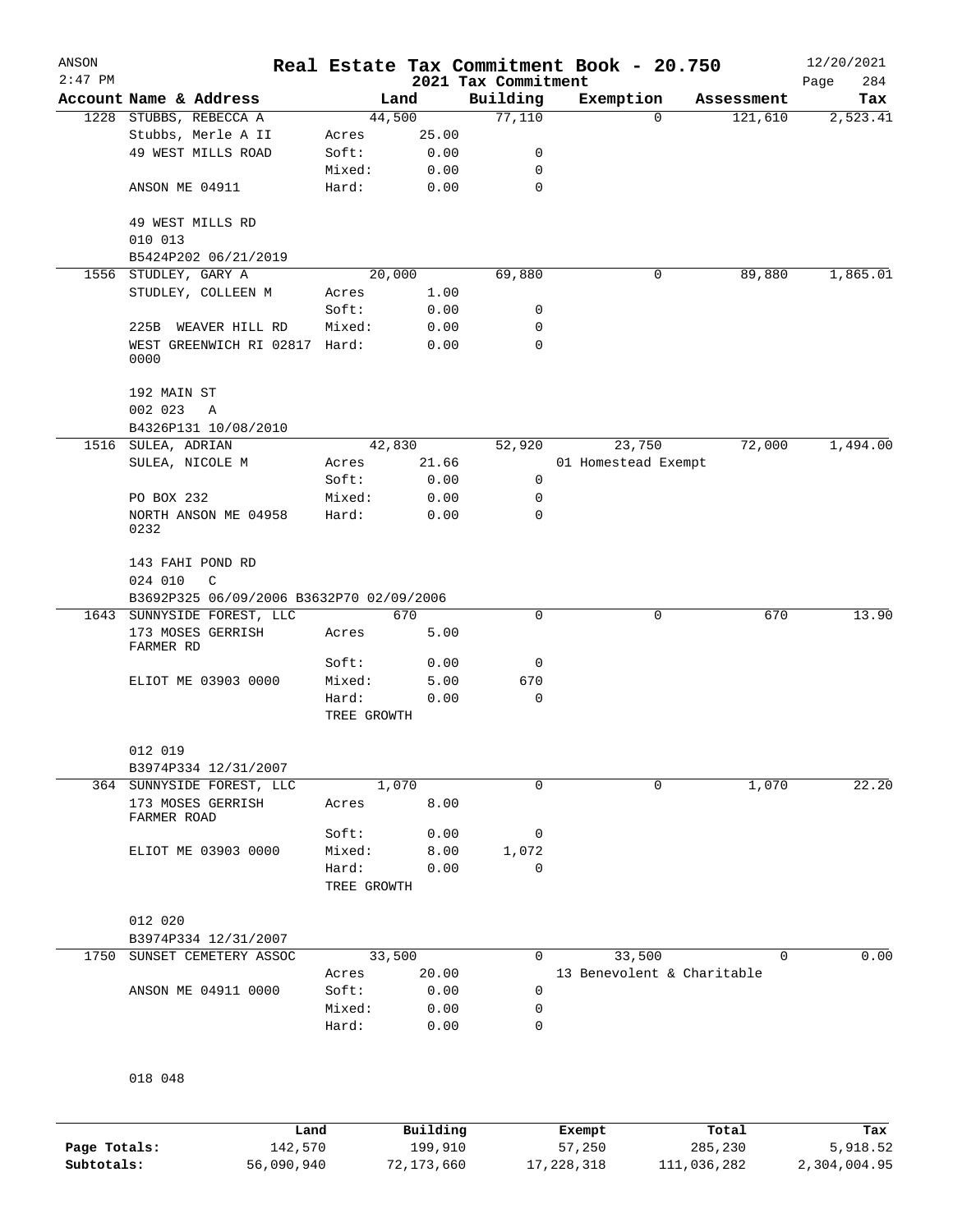# Real Estate Tax Commitment Book - 20.750

## 2021 Tax Commitment

ANSON 12/20/2021 2:47 PM

| Account | Name & Address | Land | | Building | Exemption | Assessment | Tax |
|---|---|---|---|---|---|---|---|
| 1228 | STUBBS, REBECCA A | | 44,500 | 77,110 | 0 | 121,610 | 2,523.41 |
| | Stubbs, Merle A II | Acres | 25.00 | | | | |
| | 49 WEST MILLS ROAD | Soft: | 0.00 | 0 | | | |
| | | Mixed: | 0.00 | 0 | | | |
| | ANSON ME 04911 | Hard: | 0.00 | 0 | | | |
| | 49 WEST MILLS RD | | | | | | |
| | 010 013 | | | | | | |
| | B5424P202 06/21/2019 | | | | | | |
| 1556 | STUDLEY, GARY A | | 20,000 | 69,880 | 0 | 89,880 | 1,865.01 |
| | STUDLEY, COLLEEN M | Acres | 1.00 | | | | |
| | | Soft: | 0.00 | 0 | | | |
| | 225B WEAVER HILL RD | Mixed: | 0.00 | 0 | | | |
| | WEST GREENWICH RI 02817 0000 | Hard: | 0.00 | 0 | | | |
| | 192 MAIN ST | | | | | | |
| | 002 023 A | | | | | | |
| | B4326P131 10/08/2010 | | | | | | |
| 1516 | SULEA, ADRIAN | | 42,830 | 52,920 | 23,750 | 72,000 | 1,494.00 |
| | SULEA, NICOLE M | Acres | 21.66 | | 01 Homestead Exempt | | |
| | | Soft: | 0.00 | 0 | | | |
| | PO BOX 232 | Mixed: | 0.00 | 0 | | | |
| | NORTH ANSON ME 04958 0232 | Hard: | 0.00 | 0 | | | |
| | 143 FAHI POND RD | | | | | | |
| | 024 010 C | | | | | | |
| | B3692P325 06/09/2006 B3632P70 02/09/2006 | | | | | | |
| 1643 | SUNNYSIDE FOREST, LLC | | 670 | 0 | 0 | 670 | 13.90 |
| | 173 MOSES GERRISH FARMER RD | Acres | 5.00 | | | | |
| | | Soft: | 0.00 | 0 | | | |
| | ELIOT ME 03903 0000 | Mixed: | 5.00 | 670 | | | |
| | | Hard: | 0.00 | 0 | | | |
| | | TREE GROWTH | | | | | |
| | 012 019 | | | | | | |
| | B3974P334 12/31/2007 | | | | | | |
| 364 | SUNNYSIDE FOREST, LLC | | 1,070 | 0 | 0 | 1,070 | 22.20 |
| | 173 MOSES GERRISH FARMER ROAD | Acres | 8.00 | | | | |
| | | Soft: | 0.00 | 0 | | | |
| | ELIOT ME 03903 0000 | Mixed: | 8.00 | 1,072 | | | |
| | | Hard: | 0.00 | 0 | | | |
| | | TREE GROWTH | | | | | |
| | 012 020 | | | | | | |
| | B3974P334 12/31/2007 | | | | | | |
| 1750 | SUNSET CEMETERY ASSOC | | 33,500 | 0 | 33,500 | 0 | 0.00 |
| | | Acres | 20.00 | | 13 Benevolent & Charitable | | |
| | ANSON ME 04911 0000 | Soft: | 0.00 | 0 | | | |
| | | Mixed: | 0.00 | 0 | | | |
| | | Hard: | 0.00 | 0 | | | |
| | 018 048 | | | | | | |

| | Land | Building | Exempt | Total | Tax |
|---|---|---|---|---|---|
| Page Totals: | 142,570 | 199,910 | 57,250 | 285,230 | 5,918.52 |
| Subtotals: | 56,090,940 | 72,173,660 | 17,228,318 | 111,036,282 | 2,304,004.95 |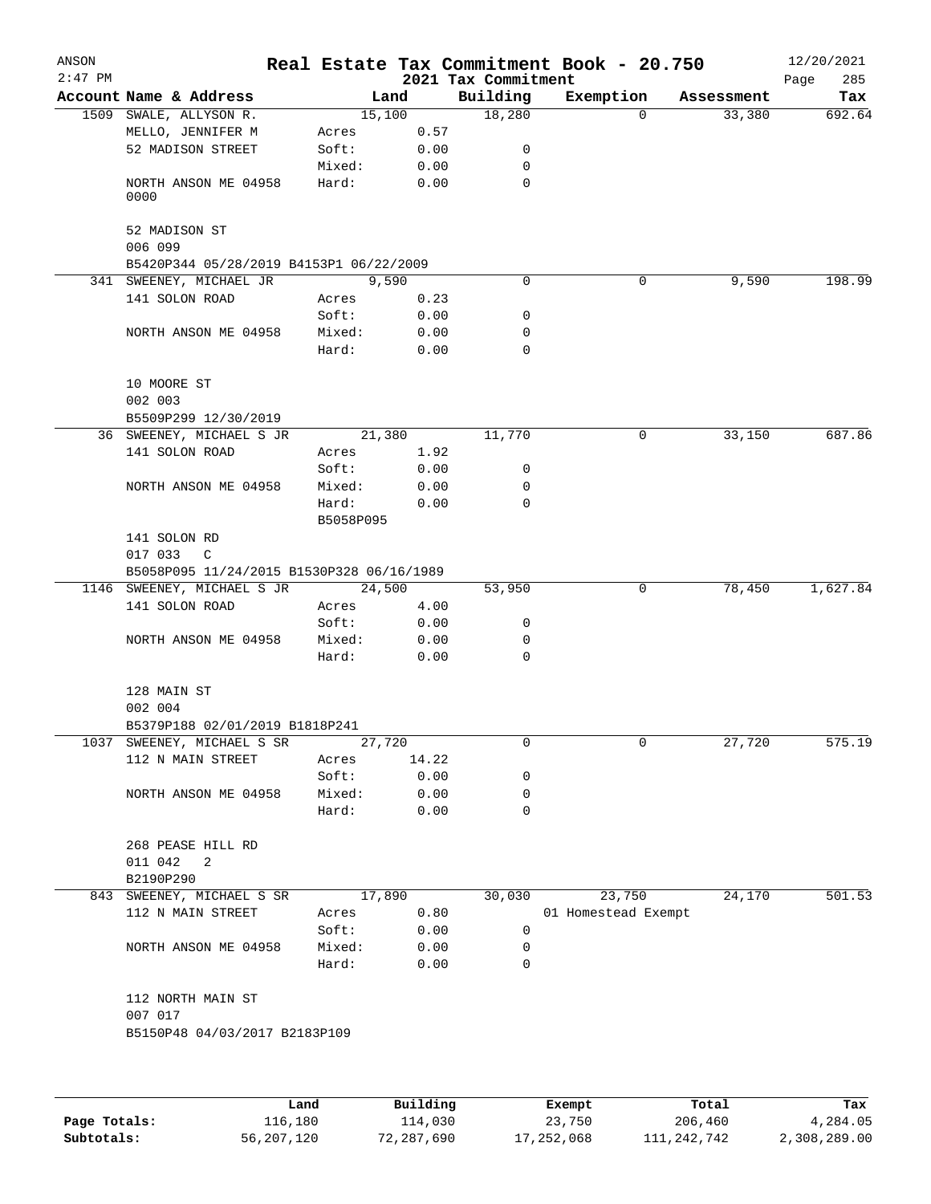# Real Estate Tax Commitment Book - 20.750

ANSON 2:47 PM — 2021 Tax Commitment — 12/20/2021

| Account Name & Address | | Land | Building | Exemption | Assessment | Tax |
|---|---|---|---|---|---|---|
| 1509 SWALE, ALLYSON R. | | 15,100 | 18,280 | 0 | 33,380 | 692.64 |
| MELLO, JENNIFER M | Acres | 0.57 | | | | |
| 52 MADISON STREET | Soft: | 0.00 | 0 | | | |
| | Mixed: | 0.00 | 0 | | | |
| NORTH ANSON ME 04958 0000 | Hard: | 0.00 | 0 | | | |
| 52 MADISON ST | | | | | | |
| 006 099 | | | | | | |
| B5420P344 05/28/2019 B4153P1 06/22/2009 | | | | | | |
| 341 SWEENEY, MICHAEL JR | | 9,590 | 0 | 0 | 9,590 | 198.99 |
| 141 SOLON ROAD | Acres | 0.23 | | | | |
| | Soft: | 0.00 | 0 | | | |
| NORTH ANSON ME 04958 | Mixed: | 0.00 | 0 | | | |
| | Hard: | 0.00 | 0 | | | |
| 10 MOORE ST | | | | | | |
| 002 003 | | | | | | |
| B5509P299 12/30/2019 | | | | | | |
| 36 SWEENEY, MICHAEL S JR | | 21,380 | 11,770 | 0 | 33,150 | 687.86 |
| 141 SOLON ROAD | Acres | 1.92 | | | | |
| | Soft: | 0.00 | 0 | | | |
| NORTH ANSON ME 04958 | Mixed: | 0.00 | 0 | | | |
| | Hard: | 0.00 | 0 | | | |
| | B5058P095 | | | | | |
| 141 SOLON RD | | | | | | |
| 017 033 C | | | | | | |
| B5058P095 11/24/2015 B1530P328 06/16/1989 | | | | | | |
| 1146 SWEENEY, MICHAEL S JR | | 24,500 | 53,950 | 0 | 78,450 | 1,627.84 |
| 141 SOLON ROAD | Acres | 4.00 | | | | |
| | Soft: | 0.00 | 0 | | | |
| NORTH ANSON ME 04958 | Mixed: | 0.00 | 0 | | | |
| | Hard: | 0.00 | 0 | | | |
| 128 MAIN ST | | | | | | |
| 002 004 | | | | | | |
| B5379P188 02/01/2019 B1818P241 | | | | | | |
| 1037 SWEENEY, MICHAEL S SR | | 27,720 | 0 | 0 | 27,720 | 575.19 |
| 112 N MAIN STREET | Acres | 14.22 | | | | |
| | Soft: | 0.00 | 0 | | | |
| NORTH ANSON ME 04958 | Mixed: | 0.00 | 0 | | | |
| | Hard: | 0.00 | 0 | | | |
| 268 PEASE HILL RD | | | | | | |
| 011 042 2 | | | | | | |
| B2190P290 | | | | | | |
| 843 SWEENEY, MICHAEL S SR | | 17,890 | 30,030 | 23,750 | 24,170 | 501.53 |
| 112 N MAIN STREET | Acres | 0.80 | | 01 Homestead Exempt | | |
| | Soft: | 0.00 | 0 | | | |
| NORTH ANSON ME 04958 | Mixed: | 0.00 | 0 | | | |
| | Hard: | 0.00 | 0 | | | |
| 112 NORTH MAIN ST | | | | | | |
| 007 017 | | | | | | |
| B5150P48 04/03/2017 B2183P109 | | | | | | |

| | Land | Building | Exempt | Total | Tax |
|---|---|---|---|---|---|
| Page Totals: | 116,180 | 114,030 | 23,750 | 206,460 | 4,284.05 |
| Subtotals: | 56,207,120 | 72,287,690 | 17,252,068 | 111,242,742 | 2,308,289.00 |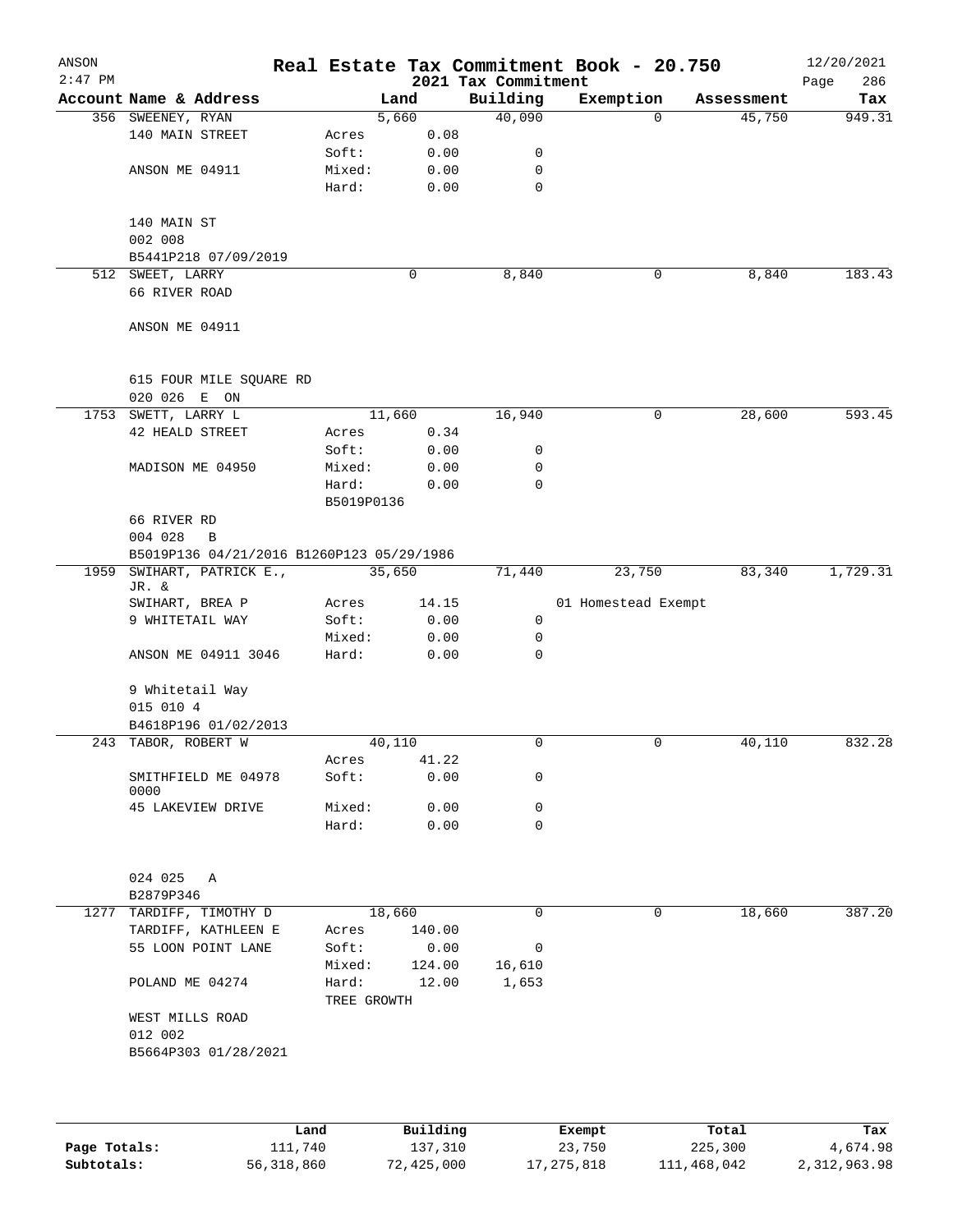ANSON
2:47 PM

# Real Estate Tax Commitment Book - 20.750

2021 Tax Commitment

12/20/2021

| Account | Name & Address | | Land | Building | Exemption | Assessment | Tax |
|---|---|---|---|---|---|---|---|
| 356 | SWEENEY, RYAN | | 5,660 | 40,090 | 0 | 45,750 | 949.31 |
| | 140 MAIN STREET | Acres | 0.08 | | | | |
| | | Soft: | 0.00 | 0 | | | |
| | ANSON ME 04911 | Mixed: | 0.00 | 0 | | | |
| | | Hard: | 0.00 | 0 | | | |
| | 140 MAIN ST | | | | | | |
| | 002 008 | | | | | | |
| | B5441P218 07/09/2019 | | | | | | |
| 512 | SWEET, LARRY | | 0 | 8,840 | 0 | 8,840 | 183.43 |
| | 66 RIVER ROAD | | | | | | |
| | ANSON ME 04911 | | | | | | |
| | 615 FOUR MILE SQUARE RD | | | | | | |
| | 020 026 E ON | | | | | | |
| 1753 | SWETT, LARRY L | | 11,660 | 16,940 | 0 | 28,600 | 593.45 |
| | 42 HEALD STREET | Acres | 0.34 | | | | |
| | | Soft: | 0.00 | 0 | | | |
| | MADISON ME 04950 | Mixed: | 0.00 | 0 | | | |
| | | Hard: | 0.00 | 0 | | | |
| | | B5019P0136 | | | | | |
| | 66 RIVER RD | | | | | | |
| | 004 028 B | | | | | | |
| | B5019P136 04/21/2016 B1260P123 05/29/1986 | | | | | | |
| 1959 | SWIHART, PATRICK E., JR. & | | 35,650 | 71,440 | 23,750 | 83,340 | 1,729.31 |
| | SWIHART, BREA P | Acres | 14.15 | | 01 Homestead Exempt | | |
| | 9 WHITETAIL WAY | Soft: | 0.00 | 0 | | | |
| | | Mixed: | 0.00 | 0 | | | |
| | ANSON ME 04911 3046 | Hard: | 0.00 | 0 | | | |
| | 9 Whitetail Way | | | | | | |
| | 015 010 4 | | | | | | |
| | B4618P196 01/02/2013 | | | | | | |
| 243 | TABOR, ROBERT W | | 40,110 | 0 | 0 | 40,110 | 832.28 |
| | | Acres | 41.22 | | | | |
| | SMITHFIELD ME 04978 0000 | Soft: | 0.00 | 0 | | | |
| | 45 LAKEVIEW DRIVE | Mixed: | 0.00 | 0 | | | |
| | | Hard: | 0.00 | 0 | | | |
| | 024 025 A | | | | | | |
| | B2879P346 | | | | | | |
| 1277 | TARDIFF, TIMOTHY D | | 18,660 | 0 | 0 | 18,660 | 387.20 |
| | TARDIFF, KATHLEEN E | Acres | 140.00 | | | | |
| | 55 LOON POINT LANE | Soft: | 0.00 | 0 | | | |
| | | Mixed: | 124.00 | 16,610 | | | |
| | POLAND ME 04274 | Hard: | 12.00 | 1,653 | | | |
| | | TREE GROWTH | | | | | |
| | WEST MILLS ROAD | | | | | | |
| | 012 002 | | | | | | |
| | B5664P303 01/28/2021 | | | | | | |

| | Land | Building | Exempt | Total | Tax |
|---|---|---|---|---|---|
| Page Totals: | 111,740 | 137,310 | 23,750 | 225,300 | 4,674.98 |
| Subtotals: | 56,318,860 | 72,425,000 | 17,275,818 | 111,468,042 | 2,312,963.98 |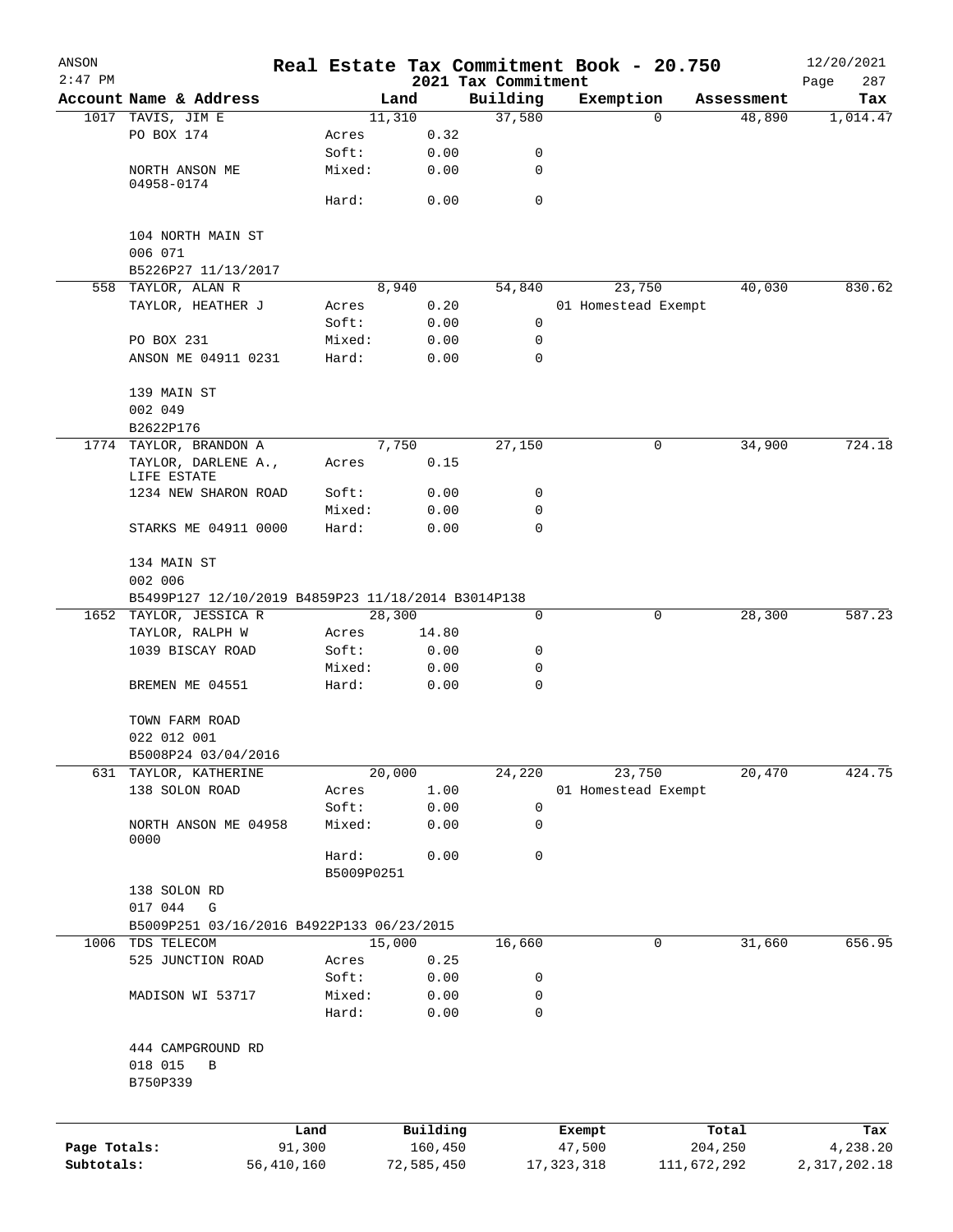# Real Estate Tax Commitment Book - 20.750

ANSON
2:47 PM

2021 Tax Commitment

12/20/2021

| Account Name & Address | | Land | Building | Exemption | Assessment | Tax |
|---|---|---|---|---|---|---|
| 1017 TAVIS, JIM E | | 11,310 | 37,580 | 0 | 48,890 | 1,014.47 |
| PO BOX 174 | Acres | 0.32 | | | | |
| | Soft: | 0.00 | 0 | | | |
| NORTH ANSON ME 04958-0174 | Mixed: | 0.00 | 0 | | | |
| | Hard: | 0.00 | 0 | | | |
| 104 NORTH MAIN ST | | | | | | |
| 006 071 | | | | | | |
| B5226P27 11/13/2017 | | | | | | |
| 558 TAYLOR, ALAN R | | 8,940 | 54,840 | 23,750 | 40,030 | 830.62 |
| TAYLOR, HEATHER J | Acres | 0.20 | | 01 Homestead Exempt | | |
| | Soft: | 0.00 | 0 | | | |
| PO BOX 231 | Mixed: | 0.00 | 0 | | | |
| ANSON ME 04911 0231 | Hard: | 0.00 | 0 | | | |
| 139 MAIN ST | | | | | | |
| 002 049 | | | | | | |
| B2622P176 | | | | | | |
| 1774 TAYLOR, BRANDON A | | 7,750 | 27,150 | 0 | 34,900 | 724.18 |
| TAYLOR, DARLENE A., LIFE ESTATE | Acres | 0.15 | | | | |
| 1234 NEW SHARON ROAD | Soft: | 0.00 | 0 | | | |
| | Mixed: | 0.00 | 0 | | | |
| STARKS ME 04911 0000 | Hard: | 0.00 | 0 | | | |
| 134 MAIN ST | | | | | | |
| 002 006 | | | | | | |
| B5499P127 12/10/2019 B4859P23 11/18/2014 B3014P138 | | | | | | |
| 1652 TAYLOR, JESSICA R | | 28,300 | 0 | 0 | 28,300 | 587.23 |
| TAYLOR, RALPH W | Acres | 14.80 | | | | |
| 1039 BISCAY ROAD | Soft: | 0.00 | 0 | | | |
| | Mixed: | 0.00 | 0 | | | |
| BREMEN ME 04551 | Hard: | 0.00 | 0 | | | |
| TOWN FARM ROAD | | | | | | |
| 022 012 001 | | | | | | |
| B5008P24 03/04/2016 | | | | | | |
| 631 TAYLOR, KATHERINE | | 20,000 | 24,220 | 23,750 | 20,470 | 424.75 |
| 138 SOLON ROAD | Acres | 1.00 | | 01 Homestead Exempt | | |
| | Soft: | 0.00 | 0 | | | |
| NORTH ANSON ME 04958 0000 | Mixed: | 0.00 | 0 | | | |
| | Hard: | 0.00 | 0 | | | |
| | B5009P0251 | | | | | |
| 138 SOLON RD | | | | | | |
| 017 044 G | | | | | | |
| B5009P251 03/16/2016 B4922P133 06/23/2015 | | | | | | |
| 1006 TDS TELECOM | | 15,000 | 16,660 | 0 | 31,660 | 656.95 |
| 525 JUNCTION ROAD | Acres | 0.25 | | | | |
| | Soft: | 0.00 | 0 | | | |
| MADISON WI 53717 | Mixed: | 0.00 | 0 | | | |
| | Hard: | 0.00 | 0 | | | |
| 444 CAMPGROUND RD | | | | | | |
| 018 015 B | | | | | | |
| B750P339 | | | | | | |

| | Land | Building | Exempt | Total | Tax |
|---|---|---|---|---|---|
| Page Totals: | 91,300 | 160,450 | 47,500 | 204,250 | 4,238.20 |
| Subtotals: | 56,410,160 | 72,585,450 | 17,323,318 | 111,672,292 | 2,317,202.18 |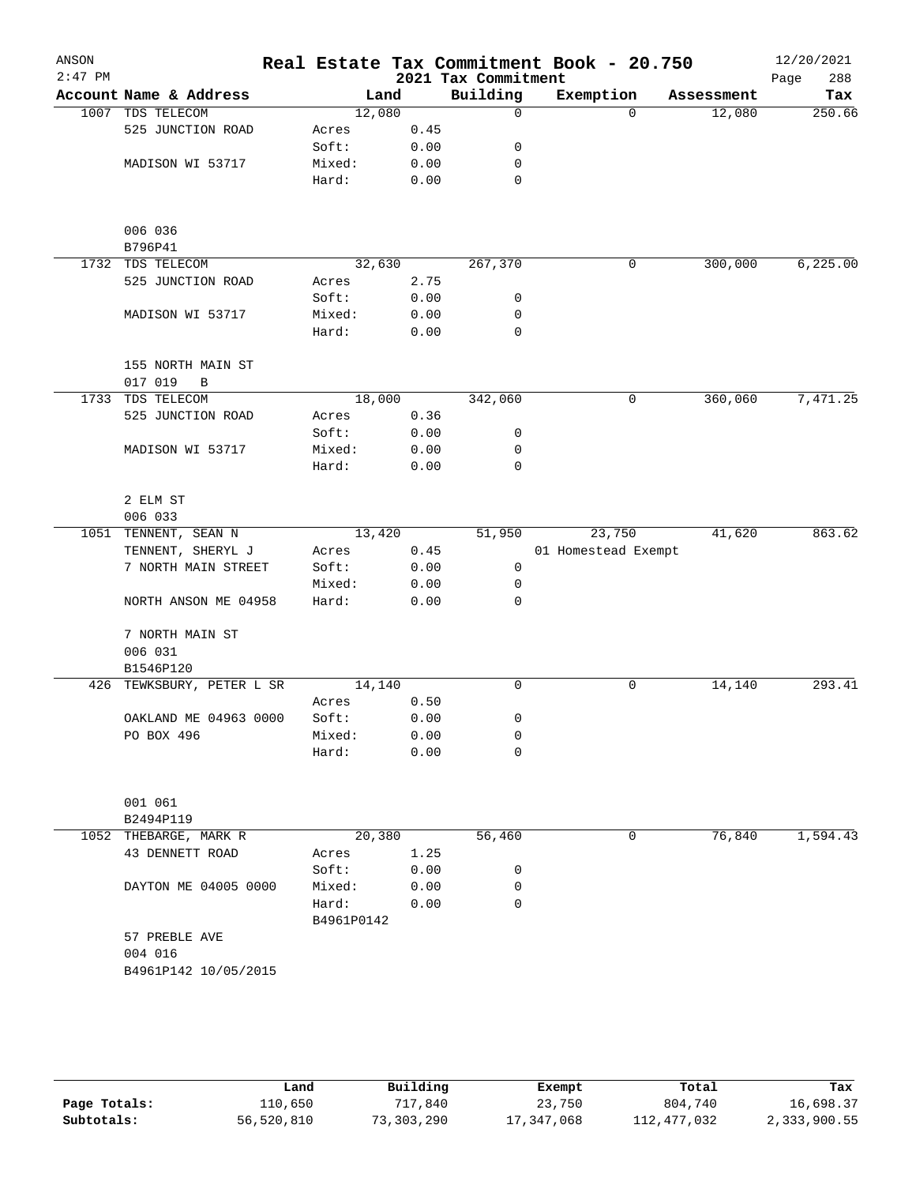ANSON
2:47 PM

# Real Estate Tax Commitment Book - 20.750

2021 Tax Commitment

12/20/2021

| Account | Name & Address | Land | | Building | Exemption | Assessment | Tax |
|---|---|---|---|---|---|---|---|
| 1007 | TDS TELECOM | 12,080 | | 0 | 0 | 12,080 | 250.66 |
| | 525 JUNCTION ROAD | Acres | 0.45 | | | | |
| | | Soft: | 0.00 | 0 | | | |
| | MADISON WI 53717 | Mixed: | 0.00 | 0 | | | |
| | | Hard: | 0.00 | 0 | | | |
| | 006 036 | | | | | | |
| | B796P41 | | | | | | |
| 1732 | TDS TELECOM | 32,630 | | 267,370 | 0 | 300,000 | 6,225.00 |
| | 525 JUNCTION ROAD | Acres | 2.75 | | | | |
| | | Soft: | 0.00 | 0 | | | |
| | MADISON WI 53717 | Mixed: | 0.00 | 0 | | | |
| | | Hard: | 0.00 | 0 | | | |
| | 155 NORTH MAIN ST | | | | | | |
| | 017 019 B | | | | | | |
| 1733 | TDS TELECOM | 18,000 | | 342,060 | 0 | 360,060 | 7,471.25 |
| | 525 JUNCTION ROAD | Acres | 0.36 | | | | |
| | | Soft: | 0.00 | 0 | | | |
| | MADISON WI 53717 | Mixed: | 0.00 | 0 | | | |
| | | Hard: | 0.00 | 0 | | | |
| | 2 ELM ST | | | | | | |
| | 006 033 | | | | | | |
| 1051 | TENNENT, SEAN N | 13,420 | | 51,950 | 23,750 | 41,620 | 863.62 |
| | TENNENT, SHERYL J | Acres | 0.45 | | 01 Homestead Exempt | | |
| | 7 NORTH MAIN STREET | Soft: | 0.00 | 0 | | | |
| | | Mixed: | 0.00 | 0 | | | |
| | NORTH ANSON ME 04958 | Hard: | 0.00 | 0 | | | |
| | 7 NORTH MAIN ST | | | | | | |
| | 006 031 | | | | | | |
| | B1546P120 | | | | | | |
| 426 | TEWKSBURY, PETER L SR | 14,140 | | 0 | 0 | 14,140 | 293.41 |
| | | Acres | 0.50 | | | | |
| | OAKLAND ME 04963 0000 | Soft: | 0.00 | 0 | | | |
| | PO BOX 496 | Mixed: | 0.00 | 0 | | | |
| | | Hard: | 0.00 | 0 | | | |
| | 001 061 | | | | | | |
| | B2494P119 | | | | | | |
| 1052 | THEBARGE, MARK R | 20,380 | | 56,460 | 0 | 76,840 | 1,594.43 |
| | 43 DENNETT ROAD | Acres | 1.25 | | | | |
| | | Soft: | 0.00 | 0 | | | |
| | DAYTON ME 04005 0000 | Mixed: | 0.00 | 0 | | | |
| | | Hard: | 0.00 | 0 | | | |
| | | B4961P0142 | | | | | |
| | 57 PREBLE AVE | | | | | | |
| | 004 016 | | | | | | |
| | B4961P142 10/05/2015 | | | | | | |

| | Land | Building | Exempt | Total | Tax |
|---|---|---|---|---|---|
| Page Totals: | 110,650 | 717,840 | 23,750 | 804,740 | 16,698.37 |
| Subtotals: | 56,520,810 | 73,303,290 | 17,347,068 | 112,477,032 | 2,333,900.55 |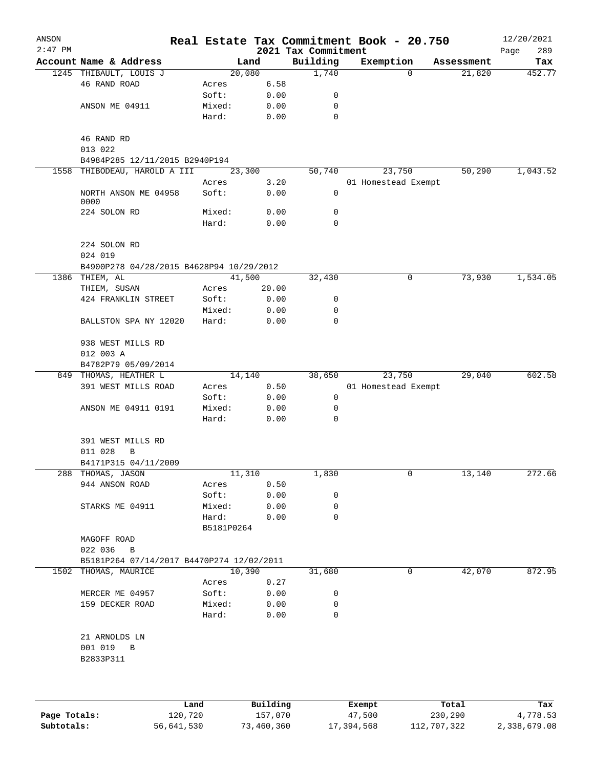# Real Estate Tax Commitment Book - 20.750

ANSON 2:47 PM — 2021 Tax Commitment — 12/20/2021

| Account | Name & Address | | Land | Building | Exemption | Assessment | Tax |
|---|---|---|---|---|---|---|---|
| 1245 | THIBAULT, LOUIS J | | 20,080 | 1,740 | 0 | 21,820 | 452.77 |
| | 46 RAND ROAD | Acres | 6.58 | | | | |
| | | Soft: | 0.00 | 0 | | | |
| | ANSON ME 04911 | Mixed: | 0.00 | 0 | | | |
| | | Hard: | 0.00 | 0 | | | |
| | 46 RAND RD | | | | | | |
| | 013 022 | | | | | | |
| | B4984P285 12/11/2015 B2940P194 | | | | | | |
| 1558 | THIBODEAU, HAROLD A III | | 23,300 | 50,740 | 23,750 | 50,290 | 1,043.52 |
| | | Acres | 3.20 | | 01 Homestead Exempt | | |
| | NORTH ANSON ME 04958 0000 | Soft: | 0.00 | 0 | | | |
| | 224 SOLON RD | Mixed: | 0.00 | 0 | | | |
| | | Hard: | 0.00 | 0 | | | |
| | 224 SOLON RD | | | | | | |
| | 024 019 | | | | | | |
| | B4900P278 04/28/2015 B4628P94 10/29/2012 | | | | | | |
| 1386 | THIEM, AL | | 41,500 | 32,430 | 0 | 73,930 | 1,534.05 |
| | THIEM, SUSAN | Acres | 20.00 | | | | |
| | 424 FRANKLIN STREET | Soft: | 0.00 | 0 | | | |
| | | Mixed: | 0.00 | 0 | | | |
| | BALLSTON SPA NY 12020 | Hard: | 0.00 | 0 | | | |
| | 938 WEST MILLS RD | | | | | | |
| | 012 003 A | | | | | | |
| | B4782P79 05/09/2014 | | | | | | |
| 849 | THOMAS, HEATHER L | | 14,140 | 38,650 | 23,750 | 29,040 | 602.58 |
| | 391 WEST MILLS ROAD | Acres | 0.50 | | 01 Homestead Exempt | | |
| | | Soft: | 0.00 | 0 | | | |
| | ANSON ME 04911 0191 | Mixed: | 0.00 | 0 | | | |
| | | Hard: | 0.00 | 0 | | | |
| | 391 WEST MILLS RD | | | | | | |
| | 011 028 B | | | | | | |
| | B4171P315 04/11/2009 | | | | | | |
| 288 | THOMAS, JASON | | 11,310 | 1,830 | 0 | 13,140 | 272.66 |
| | 944 ANSON ROAD | Acres | 0.50 | | | | |
| | | Soft: | 0.00 | 0 | | | |
| | STARKS ME 04911 | Mixed: | 0.00 | 0 | | | |
| | | Hard: | 0.00 | 0 | | | |
| | | B5181P0264 | | | | | |
| | MAGOFF ROAD | | | | | | |
| | 022 036 B | | | | | | |
| | B5181P264 07/14/2017 B4470P274 12/02/2011 | | | | | | |
| 1502 | THOMAS, MAURICE | | 10,390 | 31,680 | 0 | 42,070 | 872.95 |
| | | Acres | 0.27 | | | | |
| | MERCER ME 04957 | Soft: | 0.00 | 0 | | | |
| | 159 DECKER ROAD | Mixed: | 0.00 | 0 | | | |
| | | Hard: | 0.00 | 0 | | | |
| | 21 ARNOLDS LN | | | | | | |
| | 001 019 B | | | | | | |
| | B2833P311 | | | | | | |

| | Land | Building | Exempt | Total | Tax |
|---|---|---|---|---|---|
| Page Totals: | 120,720 | 157,070 | 47,500 | 230,290 | 4,778.53 |
| Subtotals: | 56,641,530 | 73,460,360 | 17,394,568 | 112,707,322 | 2,338,679.08 |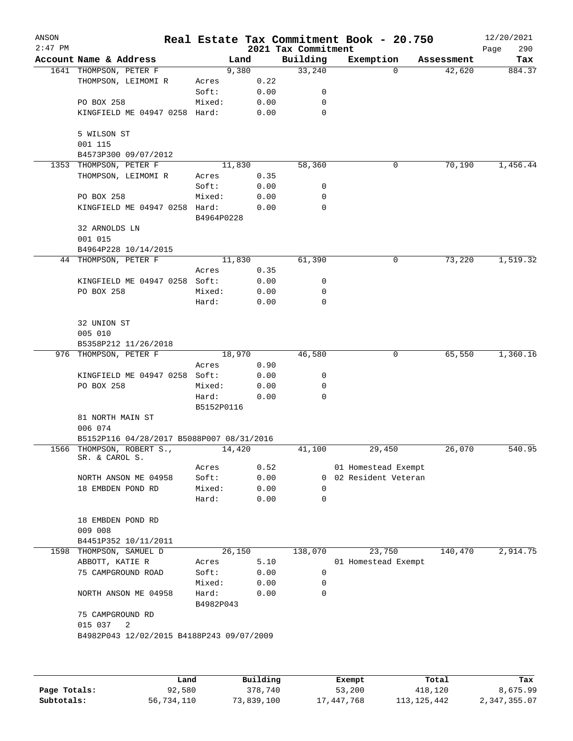# Real Estate Tax Commitment Book - 20.750

ANSON
2:47 PM

2021 Tax Commitment

12/20/2021

| Account Name & Address | Land | | Building | Exemption | Assessment | Tax |
|---|---|---|---|---|---|---|
| 1641 THOMPSON, PETER F | 9,380 | | 33,240 | 0 | 42,620 | 884.37 |
| THOMPSON, LEIMOMI R | Acres | 0.22 | | | | |
| | Soft: | 0.00 | 0 | | | |
| PO BOX 258 | Mixed: | 0.00 | 0 | | | |
| KINGFIELD ME 04947 0258 | Hard: | 0.00 | 0 | | | |
| 5 WILSON ST | | | | | | |
| 001 115 | | | | | | |
| B4573P300 09/07/2012 | | | | | | |
| 1353 THOMPSON, PETER F | 11,830 | | 58,360 | 0 | 70,190 | 1,456.44 |
| THOMPSON, LEIMOMI R | Acres | 0.35 | | | | |
| | Soft: | 0.00 | 0 | | | |
| PO BOX 258 | Mixed: | 0.00 | 0 | | | |
| KINGFIELD ME 04947 0258 | Hard: | 0.00 | 0 | | | |
| | B4964P0228 | | | | | |
| 32 ARNOLDS LN | | | | | | |
| 001 015 | | | | | | |
| B4964P228 10/14/2015 | | | | | | |
| 44 THOMPSON, PETER F | 11,830 | | 61,390 | 0 | 73,220 | 1,519.32 |
| | Acres | 0.35 | | | | |
| KINGFIELD ME 04947 0258 | Soft: | 0.00 | 0 | | | |
| PO BOX 258 | Mixed: | 0.00 | 0 | | | |
| | Hard: | 0.00 | 0 | | | |
| 32 UNION ST | | | | | | |
| 005 010 | | | | | | |
| B5358P212 11/26/2018 | | | | | | |
| 976 THOMPSON, PETER F | 18,970 | | 46,580 | 0 | 65,550 | 1,360.16 |
| | Acres | 0.90 | | | | |
| KINGFIELD ME 04947 0258 | Soft: | 0.00 | 0 | | | |
| PO BOX 258 | Mixed: | 0.00 | 0 | | | |
| | Hard: | 0.00 | 0 | | | |
| | B5152P0116 | | | | | |
| 81 NORTH MAIN ST | | | | | | |
| 006 074 | | | | | | |
| B5152P116 04/28/2017 B5088P007 08/31/2016 | | | | | | |
| 1566 THOMPSON, ROBERT S., SR. & CAROL S. | 14,420 | | 41,100 | 29,450 | 26,070 | 540.95 |
| | Acres | 0.52 | | 01 Homestead Exempt | | |
| NORTH ANSON ME 04958 | Soft: | 0.00 | 0 | 02 Resident Veteran | | |
| 18 EMBDEN POND RD | Mixed: | 0.00 | 0 | | | |
| | Hard: | 0.00 | 0 | | | |
| 18 EMBDEN POND RD | | | | | | |
| 009 008 | | | | | | |
| B4451P352 10/11/2011 | | | | | | |
| 1598 THOMPSON, SAMUEL D | 26,150 | | 138,070 | 23,750 | 140,470 | 2,914.75 |
| ABBOTT, KATIE R | Acres | 5.10 | | 01 Homestead Exempt | | |
| 75 CAMPGROUND ROAD | Soft: | 0.00 | 0 | | | |
| | Mixed: | 0.00 | 0 | | | |
| NORTH ANSON ME 04958 | Hard: | 0.00 | 0 | | | |
| | B4982P043 | | | | | |
| 75 CAMPGROUND RD | | | | | | |
| 015 037 2 | | | | | | |
| B4982P043 12/02/2015 B4188P243 09/07/2009 | | | | | | |

| | Land | Building | Exempt | Total | Tax |
|---|---|---|---|---|---|
| Page Totals: | 92,580 | 378,740 | 53,200 | 418,120 | 8,675.99 |
| Subtotals: | 56,734,110 | 73,839,100 | 17,447,768 | 113,125,442 | 2,347,355.07 |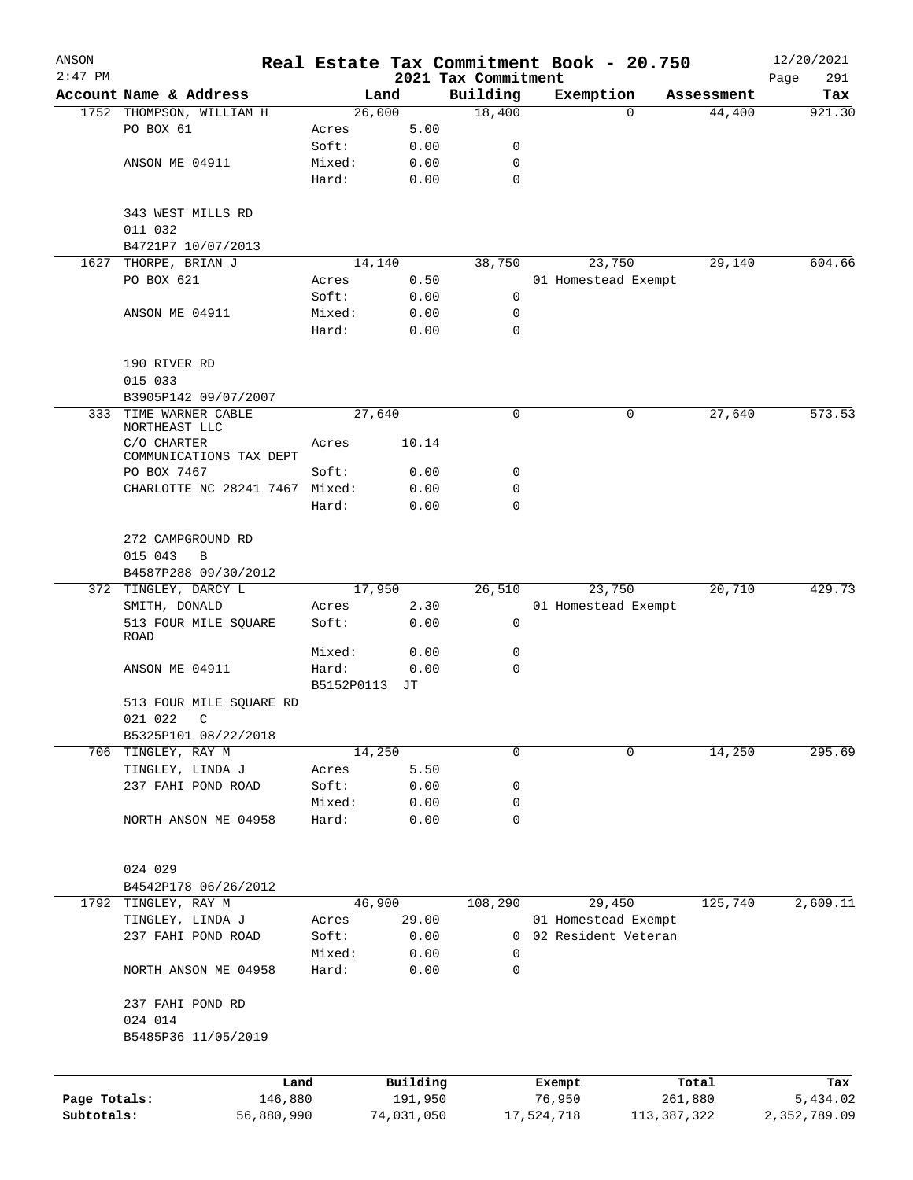# Real Estate Tax Commitment Book - 20.750

ANSON 2:47 PM — 2021 Tax Commitment — 12/20/2021

| Account Name & Address | Land | | Building | Exemption | Assessment | Tax |
|---|---|---|---|---|---|---|
| 1752 THOMPSON, WILLIAM H | 26,000 | | 18,400 | 0 | 44,400 | 921.30 |
| PO BOX 61 | Acres | 5.00 | | | | |
| | Soft: | 0.00 | 0 | | | |
| ANSON ME 04911 | Mixed: | 0.00 | 0 | | | |
| | Hard: | 0.00 | 0 | | | |
| 343 WEST MILLS RD | | | | | | |
| 011 032 | | | | | | |
| B4721P7 10/07/2013 | | | | | | |
| 1627 THORPE, BRIAN J | 14,140 | | 38,750 | 23,750 | 29,140 | 604.66 |
| PO BOX 621 | Acres | 0.50 | | 01 Homestead Exempt | | |
| | Soft: | 0.00 | 0 | | | |
| ANSON ME 04911 | Mixed: | 0.00 | 0 | | | |
| | Hard: | 0.00 | 0 | | | |
| 190 RIVER RD | | | | | | |
| 015 033 | | | | | | |
| B3905P142 09/07/2007 | | | | | | |
| 333 TIME WARNER CABLE NORTHEAST LLC | 27,640 | | 0 | 0 | 27,640 | 573.53 |
| C/O CHARTER COMMUNICATIONS TAX DEPT | Acres | 10.14 | | | | |
| PO BOX 7467 | Soft: | 0.00 | 0 | | | |
| CHARLOTTE NC 28241 7467 | Mixed: | 0.00 | 0 | | | |
| | Hard: | 0.00 | 0 | | | |
| 272 CAMPGROUND RD | | | | | | |
| 015 043 B | | | | | | |
| B4587P288 09/30/2012 | | | | | | |
| 372 TINGLEY, DARCY L | 17,950 | | 26,510 | 23,750 | 20,710 | 429.73 |
| SMITH, DONALD | Acres | 2.30 | | 01 Homestead Exempt | | |
| 513 FOUR MILE SQUARE ROAD | Soft: | 0.00 | 0 | | | |
| | Mixed: | 0.00 | 0 | | | |
| ANSON ME 04911 | Hard: | 0.00 | 0 | | | |
| | B5152P0113 | JT | | | | |
| 513 FOUR MILE SQUARE RD | | | | | | |
| 021 022 C | | | | | | |
| B5325P101 08/22/2018 | | | | | | |
| 706 TINGLEY, RAY M | 14,250 | | 0 | 0 | 14,250 | 295.69 |
| TINGLEY, LINDA J | Acres | 5.50 | | | | |
| 237 FAHI POND ROAD | Soft: | 0.00 | 0 | | | |
| | Mixed: | 0.00 | 0 | | | |
| NORTH ANSON ME 04958 | Hard: | 0.00 | 0 | | | |
| 024 029 | | | | | | |
| B4542P178 06/26/2012 | | | | | | |
| 1792 TINGLEY, RAY M | 46,900 | | 108,290 | 29,450 | 125,740 | 2,609.11 |
| TINGLEY, LINDA J | Acres | 29.00 | | 01 Homestead Exempt | | |
| 237 FAHI POND ROAD | Soft: | 0.00 | 0 | 02 Resident Veteran | | |
| | Mixed: | 0.00 | 0 | | | |
| NORTH ANSON ME 04958 | Hard: | 0.00 | 0 | | | |
| 237 FAHI POND RD | | | | | | |
| 024 014 | | | | | | |
| B5485P36 11/05/2019 | | | | | | |

| | Land | Building | Exempt | Total | Tax |
|---|---|---|---|---|---|
| Page Totals: | 146,880 | 191,950 | 76,950 | 261,880 | 5,434.02 |
| Subtotals: | 56,880,990 | 74,031,050 | 17,524,718 | 113,387,322 | 2,352,789.09 |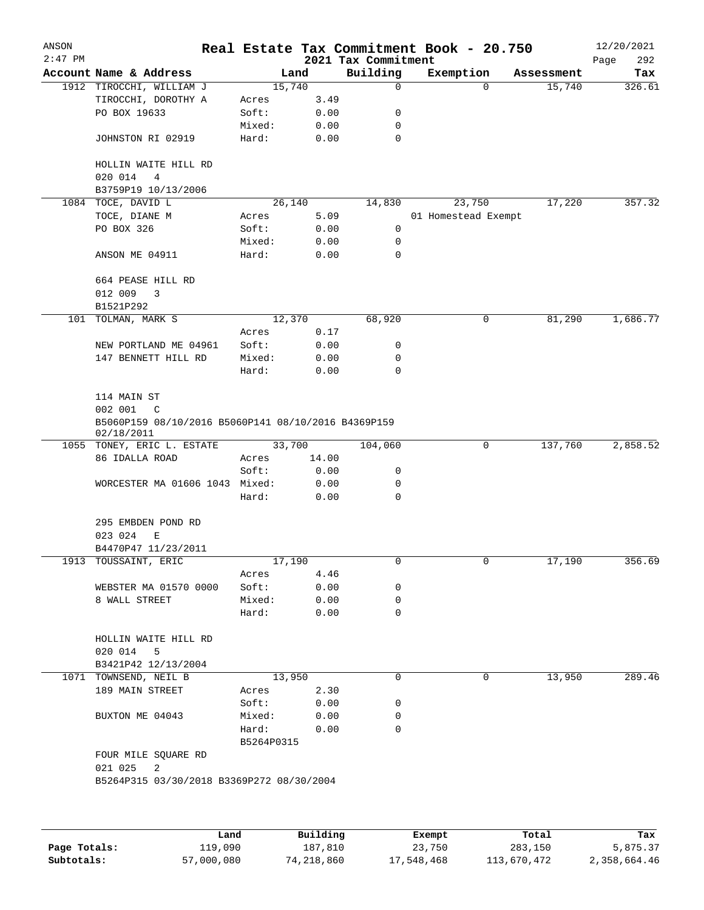ANSON
2:47 PM

# Real Estate Tax Commitment Book - 20.750

2021 Tax Commitment

12/20/2021

| Account Name & Address | Land | | Building | Exemption | Assessment | Tax |
|---|---|---|---|---|---|---|
| 1912 TIROCCHI, WILLIAM J | 15,740 | | 0 | 0 | 15,740 | 326.61 |
| TIROCCHI, DOROTHY A | Acres | 3.49 | | | | |
| PO BOX 19633 | Soft: | 0.00 | 0 | | | |
| | Mixed: | 0.00 | 0 | | | |
| JOHNSTON RI 02919 | Hard: | 0.00 | 0 | | | |
| HOLLIN WAITE HILL RD | | | | | | |
| 020 014 4 | | | | | | |
| B3759P19 10/13/2006 | | | | | | |
| 1084 TOCE, DAVID L | 26,140 | | 14,830 | 23,750 | 17,220 | 357.32 |
| TOCE, DIANE M | Acres | 5.09 | | 01 Homestead Exempt | | |
| PO BOX 326 | Soft: | 0.00 | 0 | | | |
| | Mixed: | 0.00 | 0 | | | |
| ANSON ME 04911 | Hard: | 0.00 | 0 | | | |
| 664 PEASE HILL RD | | | | | | |
| 012 009 3 | | | | | | |
| B1521P292 | | | | | | |
| 101 TOLMAN, MARK S | 12,370 | | 68,920 | 0 | 81,290 | 1,686.77 |
| | Acres | 0.17 | | | | |
| NEW PORTLAND ME 04961 | Soft: | 0.00 | 0 | | | |
| 147 BENNETT HILL RD | Mixed: | 0.00 | 0 | | | |
| | Hard: | 0.00 | 0 | | | |
| 114 MAIN ST | | | | | | |
| 002 001 C | | | | | | |
| B5060P159 08/10/2016 B5060P141 08/10/2016 B4369P159 02/18/2011 | | | | | | |
| 1055 TONEY, ERIC L. ESTATE | 33,700 | | 104,060 | 0 | 137,760 | 2,858.52 |
| 86 IDALLA ROAD | Acres | 14.00 | | | | |
| | Soft: | 0.00 | 0 | | | |
| WORCESTER MA 01606 1043 | Mixed: | 0.00 | 0 | | | |
| | Hard: | 0.00 | 0 | | | |
| 295 EMBDEN POND RD | | | | | | |
| 023 024 E | | | | | | |
| B4470P47 11/23/2011 | | | | | | |
| 1913 TOUSSAINT, ERIC | 17,190 | | 0 | 0 | 17,190 | 356.69 |
| | Acres | 4.46 | | | | |
| WEBSTER MA 01570 0000 | Soft: | 0.00 | 0 | | | |
| 8 WALL STREET | Mixed: | 0.00 | 0 | | | |
| | Hard: | 0.00 | 0 | | | |
| HOLLIN WAITE HILL RD | | | | | | |
| 020 014 5 | | | | | | |
| B3421P42 12/13/2004 | | | | | | |
| 1071 TOWNSEND, NEIL B | 13,950 | | 0 | 0 | 13,950 | 289.46 |
| 189 MAIN STREET | Acres | 2.30 | | | | |
| | Soft: | 0.00 | 0 | | | |
| BUXTON ME 04043 | Mixed: | 0.00 | 0 | | | |
| | Hard: | 0.00 | 0 | | | |
| | B5264P0315 | | | | | |
| FOUR MILE SQUARE RD | | | | | | |
| 021 025 2 | | | | | | |
| B5264P315 03/30/2018 B3369P272 08/30/2004 | | | | | | |

| | Land | Building | Exempt | Total | Tax |
|---|---|---|---|---|---|
| Page Totals: | 119,090 | 187,810 | 23,750 | 283,150 | 5,875.37 |
| Subtotals: | 57,000,080 | 74,218,860 | 17,548,468 | 113,670,472 | 2,358,664.46 |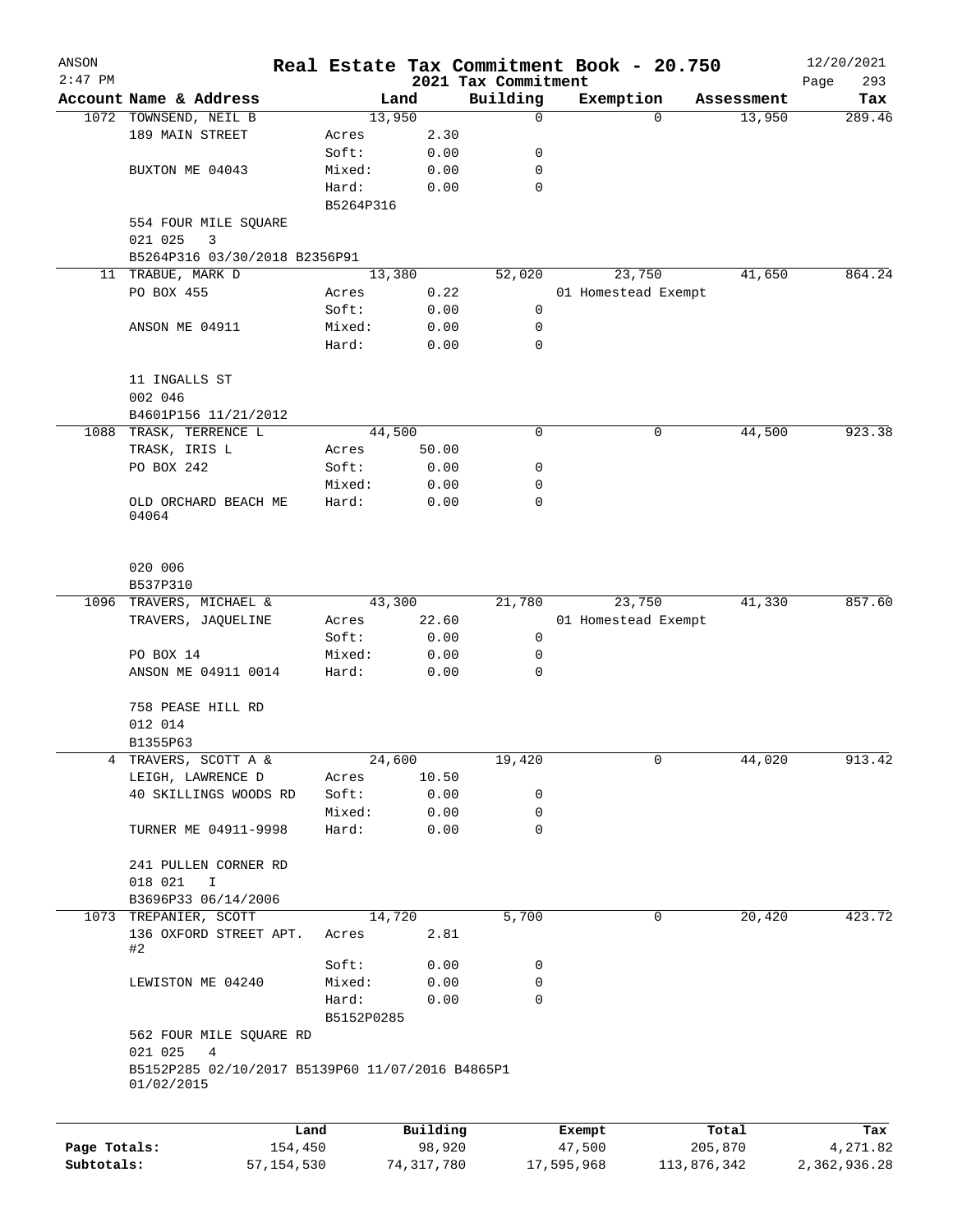# Real Estate Tax Commitment Book - 20.750

ANSON
2:47 PM
12/20/2021

## 2021 Tax Commitment

| Account Name & Address | Land | | Building | Exemption | Assessment | Tax |
|---|---|---|---|---|---|---|
| 1072 TOWNSEND, NEIL B | 13,950 | | 0 | 0 | 13,950 | 289.46 |
| 189 MAIN STREET | Acres | 2.30 | | | | |
| | Soft: | 0.00 | 0 | | | |
| BUXTON ME 04043 | Mixed: | 0.00 | 0 | | | |
| | Hard: | 0.00 | 0 | | | |
| | B5264P316 | | | | | |
| 554 FOUR MILE SQUARE | | | | | | |
| 021 025 3 | | | | | | |
| B5264P316 03/30/2018 B2356P91 | | | | | | |
| 11 TRABUE, MARK D | 13,380 | | 52,020 | 23,750 | 41,650 | 864.24 |
| PO BOX 455 | Acres | 0.22 | | 01 Homestead Exempt | | |
| | Soft: | 0.00 | 0 | | | |
| ANSON ME 04911 | Mixed: | 0.00 | 0 | | | |
| | Hard: | 0.00 | 0 | | | |
| 11 INGALLS ST | | | | | | |
| 002 046 | | | | | | |
| B4601P156 11/21/2012 | | | | | | |
| 1088 TRASK, TERRENCE L | 44,500 | | 0 | 0 | 44,500 | 923.38 |
| TRASK, IRIS L | Acres | 50.00 | | | | |
| PO BOX 242 | Soft: | 0.00 | 0 | | | |
| | Mixed: | 0.00 | 0 | | | |
| OLD ORCHARD BEACH ME 04064 | Hard: | 0.00 | 0 | | | |
| 020 006 | | | | | | |
| B537P310 | | | | | | |
| 1096 TRAVERS, MICHAEL & | 43,300 | | 21,780 | 23,750 | 41,330 | 857.60 |
| TRAVERS, JAQUELINE | Acres | 22.60 | | 01 Homestead Exempt | | |
| | Soft: | 0.00 | 0 | | | |
| PO BOX 14 | Mixed: | 0.00 | 0 | | | |
| ANSON ME 04911 0014 | Hard: | 0.00 | 0 | | | |
| 758 PEASE HILL RD | | | | | | |
| 012 014 | | | | | | |
| B1355P63 | | | | | | |
| 4 TRAVERS, SCOTT A & | 24,600 | | 19,420 | 0 | 44,020 | 913.42 |
| LEIGH, LAWRENCE D | Acres | 10.50 | | | | |
| 40 SKILLINGS WOODS RD | Soft: | 0.00 | 0 | | | |
| | Mixed: | 0.00 | 0 | | | |
| TURNER ME 04911-9998 | Hard: | 0.00 | 0 | | | |
| 241 PULLEN CORNER RD | | | | | | |
| 018 021 I | | | | | | |
| B3696P33 06/14/2006 | | | | | | |
| 1073 TREPANIER, SCOTT | 14,720 | | 5,700 | 0 | 20,420 | 423.72 |
| 136 OXFORD STREET APT. #2 | Acres | 2.81 | | | | |
| | Soft: | 0.00 | 0 | | | |
| LEWISTON ME 04240 | Mixed: | 0.00 | 0 | | | |
| | Hard: | 0.00 | 0 | | | |
| | B5152P0285 | | | | | |
| 562 FOUR MILE SQUARE RD | | | | | | |
| 021 025 4 | | | | | | |
| B5152P285 02/10/2017 B5139P60 11/07/2016 B4865P1 01/02/2015 | | | | | | |

| | Land | Building | Exempt | Total | Tax |
|---|---|---|---|---|---|
| Page Totals: | 154,450 | 98,920 | 47,500 | 205,870 | 4,271.82 |
| Subtotals: | 57,154,530 | 74,317,780 | 17,595,968 | 113,876,342 | 2,362,936.28 |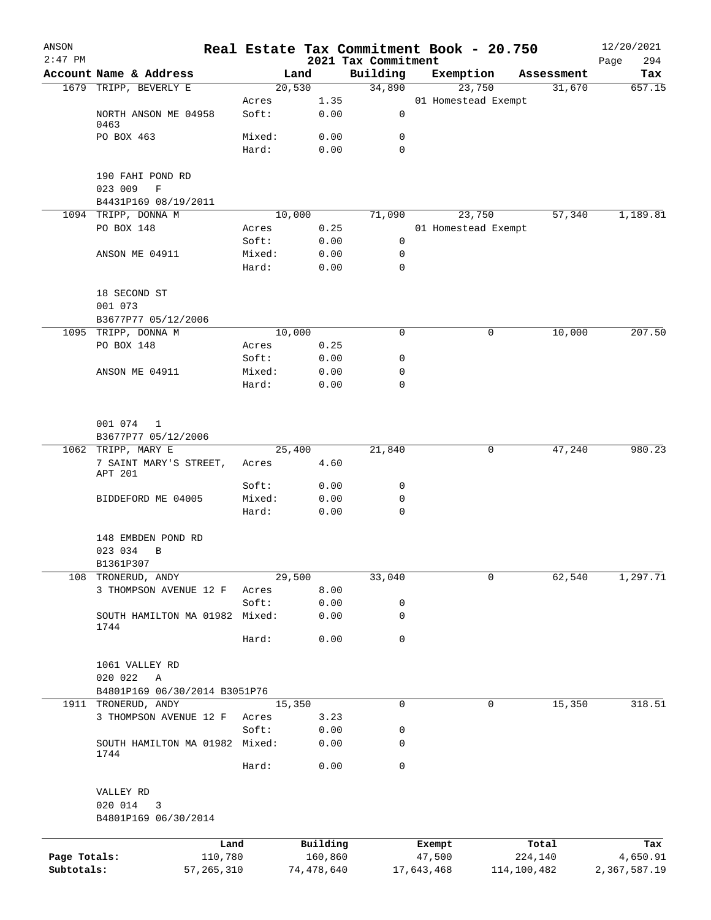ANSON
2:47 PM

# Real Estate Tax Commitment Book - 20.750

## 2021 Tax Commitment

12/20/2021

| Account Name & Address | | Land | Building | Exemption | Assessment | Tax |
|---|---|---|---|---|---|---|
| 1679 TRIPP, BEVERLY E | | 20,530 | 34,890 | 23,750 | 31,670 | 657.15 |
| | Acres | 1.35 | | 01 Homestead Exempt | | |
| NORTH ANSON ME 04958 0463 | Soft: | 0.00 | 0 | | | |
| PO BOX 463 | Mixed: | 0.00 | 0 | | | |
| | Hard: | 0.00 | 0 | | | |
| 190 FAHI POND RD | | | | | | |
| 023 009 F | | | | | | |
| B4431P169 08/19/2011 | | | | | | |
| 1094 TRIPP, DONNA M | | 10,000 | 71,090 | 23,750 | 57,340 | 1,189.81 |
| PO BOX 148 | Acres | 0.25 | | 01 Homestead Exempt | | |
| | Soft: | 0.00 | 0 | | | |
| ANSON ME 04911 | Mixed: | 0.00 | 0 | | | |
| | Hard: | 0.00 | 0 | | | |
| 18 SECOND ST | | | | | | |
| 001 073 | | | | | | |
| B3677P77 05/12/2006 | | | | | | |
| 1095 TRIPP, DONNA M | | 10,000 | 0 | 0 | 10,000 | 207.50 |
| PO BOX 148 | Acres | 0.25 | | | | |
| | Soft: | 0.00 | 0 | | | |
| ANSON ME 04911 | Mixed: | 0.00 | 0 | | | |
| | Hard: | 0.00 | 0 | | | |
| 001 074 1 | | | | | | |
| B3677P77 05/12/2006 | | | | | | |
| 1062 TRIPP, MARY E | | 25,400 | 21,840 | 0 | 47,240 | 980.23 |
| 7 SAINT MARY'S STREET, APT 201 | Acres | 4.60 | | | | |
| | Soft: | 0.00 | 0 | | | |
| BIDDEFORD ME 04005 | Mixed: | 0.00 | 0 | | | |
| | Hard: | 0.00 | 0 | | | |
| 148 EMBDEN POND RD | | | | | | |
| 023 034 B | | | | | | |
| B1361P307 | | | | | | |
| 108 TRONERUD, ANDY | | 29,500 | 33,040 | 0 | 62,540 | 1,297.71 |
| 3 THOMPSON AVENUE 12 F | Acres | 8.00 | | | | |
| | Soft: | 0.00 | 0 | | | |
| SOUTH HAMILTON MA 01982 1744 | Mixed: | 0.00 | 0 | | | |
| | Hard: | 0.00 | 0 | | | |
| 1061 VALLEY RD | | | | | | |
| 020 022 A | | | | | | |
| B4801P169 06/30/2014 B3051P76 | | | | | | |
| 1911 TRONERUD, ANDY | | 15,350 | 0 | 0 | 15,350 | 318.51 |
| 3 THOMPSON AVENUE 12 F | Acres | 3.23 | | | | |
| | Soft: | 0.00 | 0 | | | |
| SOUTH HAMILTON MA 01982 1744 | Mixed: | 0.00 | 0 | | | |
| | Hard: | 0.00 | 0 | | | |
| VALLEY RD | | | | | | |
| 020 014 3 | | | | | | |
| B4801P169 06/30/2014 | | | | | | |

| | Land | Building | Exempt | Total | Tax |
|---|---|---|---|---|---|
| Page Totals: | 110,780 | 160,860 | 47,500 | 224,140 | 4,650.91 |
| Subtotals: | 57,265,310 | 74,478,640 | 17,643,468 | 114,100,482 | 2,367,587.19 |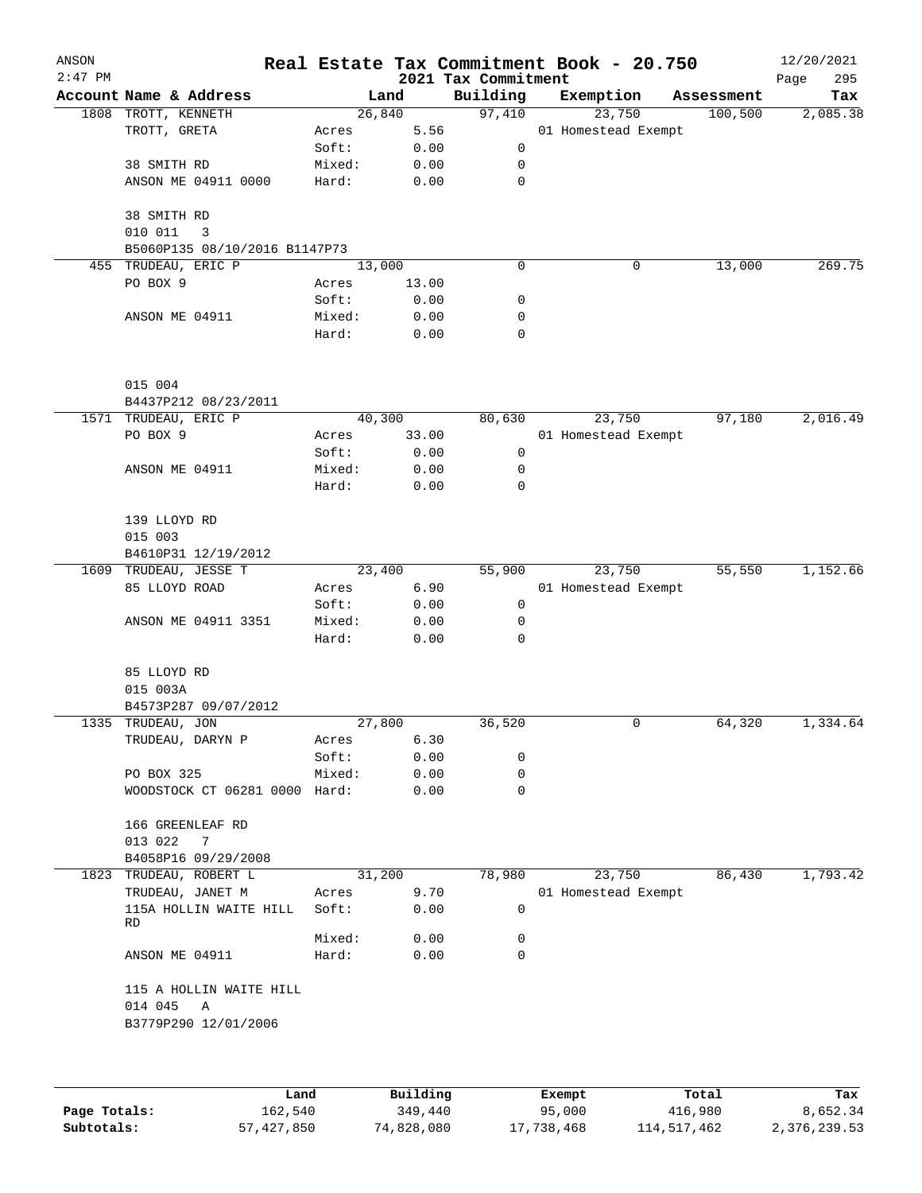ANSON 2:47 PM

# Real Estate Tax Commitment Book - 20.750

## 2021 Tax Commitment

12/20/2021

| Account Name & Address | | Land | Building | Exemption | Assessment | Tax |
|---|---|---|---|---|---|---|
| 1808 TROTT, KENNETH | | 26,840 | 97,410 | 23,750 | 100,500 | 2,085.38 |
| TROTT, GRETA | Acres | 5.56 | | 01 Homestead Exempt | | |
| | Soft: | 0.00 | 0 | | | |
| 38 SMITH RD | Mixed: | 0.00 | 0 | | | |
| ANSON ME 04911 0000 | Hard: | 0.00 | 0 | | | |
| 38 SMITH RD | | | | | | |
| 010 011 3 | | | | | | |
| B5060P135 08/10/2016 B1147P73 | | | | | | |
| 455 TRUDEAU, ERIC P | | 13,000 | 0 | 0 | 13,000 | 269.75 |
| PO BOX 9 | Acres | 13.00 | | | | |
| | Soft: | 0.00 | 0 | | | |
| ANSON ME 04911 | Mixed: | 0.00 | 0 | | | |
| | Hard: | 0.00 | 0 | | | |
| 015 004 | | | | | | |
| B4437P212 08/23/2011 | | | | | | |
| 1571 TRUDEAU, ERIC P | | 40,300 | 80,630 | 23,750 | 97,180 | 2,016.49 |
| PO BOX 9 | Acres | 33.00 | | 01 Homestead Exempt | | |
| | Soft: | 0.00 | 0 | | | |
| ANSON ME 04911 | Mixed: | 0.00 | 0 | | | |
| | Hard: | 0.00 | 0 | | | |
| 139 LLOYD RD | | | | | | |
| 015 003 | | | | | | |
| B4610P31 12/19/2012 | | | | | | |
| 1609 TRUDEAU, JESSE T | | 23,400 | 55,900 | 23,750 | 55,550 | 1,152.66 |
| 85 LLOYD ROAD | Acres | 6.90 | | 01 Homestead Exempt | | |
| | Soft: | 0.00 | 0 | | | |
| ANSON ME 04911 3351 | Mixed: | 0.00 | 0 | | | |
| | Hard: | 0.00 | 0 | | | |
| 85 LLOYD RD | | | | | | |
| 015 003A | | | | | | |
| B4573P287 09/07/2012 | | | | | | |
| 1335 TRUDEAU, JON | | 27,800 | 36,520 | 0 | 64,320 | 1,334.64 |
| TRUDEAU, DARYN P | Acres | 6.30 | | | | |
| | Soft: | 0.00 | 0 | | | |
| PO BOX 325 | Mixed: | 0.00 | 0 | | | |
| WOODSTOCK CT 06281 0000 | Hard: | 0.00 | 0 | | | |
| 166 GREENLEAF RD | | | | | | |
| 013 022 7 | | | | | | |
| B4058P16 09/29/2008 | | | | | | |
| 1823 TRUDEAU, ROBERT L | | 31,200 | 78,980 | 23,750 | 86,430 | 1,793.42 |
| TRUDEAU, JANET M | Acres | 9.70 | | 01 Homestead Exempt | | |
| 115A HOLLIN WAITE HILL RD | Soft: | 0.00 | 0 | | | |
| | Mixed: | 0.00 | 0 | | | |
| ANSON ME 04911 | Hard: | 0.00 | 0 | | | |
| 115 A HOLLIN WAITE HILL | | | | | | |
| 014 045 A | | | | | | |
| B3779P290 12/01/2006 | | | | | | |

| | Land | Building | Exempt | Total | Tax |
|---|---|---|---|---|---|
| Page Totals: | 162,540 | 349,440 | 95,000 | 416,980 | 8,652.34 |
| Subtotals: | 57,427,850 | 74,828,080 | 17,738,468 | 114,517,462 | 2,376,239.53 |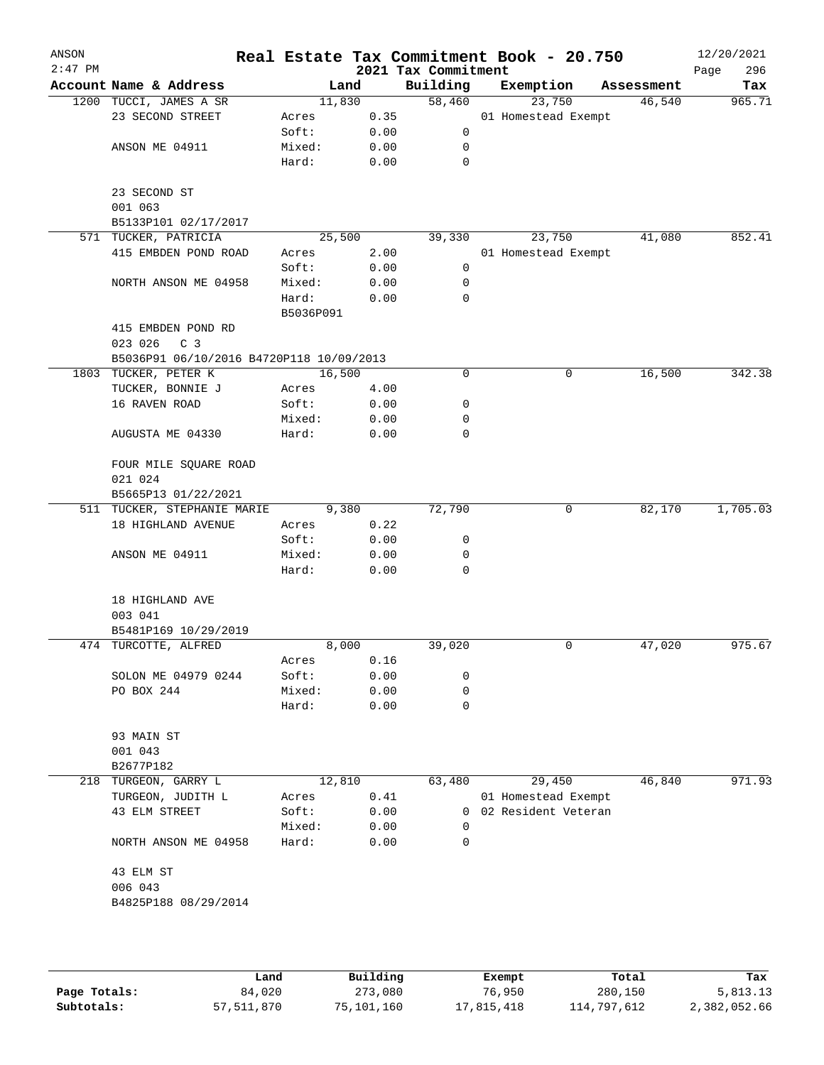ANSON
2:47 PM

# Real Estate Tax Commitment Book - 20.750

2021 Tax Commitment

12/20/2021

| Account Name & Address | Land | | Building | Exemption | Assessment | Tax |
|---|---|---|---|---|---|---|
| 1200 TUCCI, JAMES A SR | 11,830 | | 58,460 | 23,750 | 46,540 | 965.71 |
| 23 SECOND STREET | Acres | 0.35 | | 01 Homestead Exempt | | |
| | Soft: | 0.00 | 0 | | | |
| ANSON ME 04911 | Mixed: | 0.00 | 0 | | | |
| | Hard: | 0.00 | 0 | | | |
| 23 SECOND ST | | | | | | |
| 001 063 | | | | | | |
| B5133P101 02/17/2017 | | | | | | |
| 571 TUCKER, PATRICIA | 25,500 | | 39,330 | 23,750 | 41,080 | 852.41 |
| 415 EMBDEN POND ROAD | Acres | 2.00 | | 01 Homestead Exempt | | |
| | Soft: | 0.00 | 0 | | | |
| NORTH ANSON ME 04958 | Mixed: | 0.00 | 0 | | | |
| | Hard: | 0.00 | 0 | | | |
| | B5036P091 | | | | | |
| 415 EMBDEN POND RD | | | | | | |
| 023 026 C 3 | | | | | | |
| B5036P91 06/10/2016 B4720P118 10/09/2013 | | | | | | |
| 1803 TUCKER, PETER K | 16,500 | | 0 | 0 | 16,500 | 342.38 |
| TUCKER, BONNIE J | Acres | 4.00 | | | | |
| 16 RAVEN ROAD | Soft: | 0.00 | 0 | | | |
| | Mixed: | 0.00 | 0 | | | |
| AUGUSTA ME 04330 | Hard: | 0.00 | 0 | | | |
| FOUR MILE SQUARE ROAD | | | | | | |
| 021 024 | | | | | | |
| B5665P13 01/22/2021 | | | | | | |
| 511 TUCKER, STEPHANIE MARIE | 9,380 | | 72,790 | 0 | 82,170 | 1,705.03 |
| 18 HIGHLAND AVENUE | Acres | 0.22 | | | | |
| | Soft: | 0.00 | 0 | | | |
| ANSON ME 04911 | Mixed: | 0.00 | 0 | | | |
| | Hard: | 0.00 | 0 | | | |
| 18 HIGHLAND AVE | | | | | | |
| 003 041 | | | | | | |
| B5481P169 10/29/2019 | | | | | | |
| 474 TURCOTTE, ALFRED | 8,000 | | 39,020 | 0 | 47,020 | 975.67 |
| | Acres | 0.16 | | | | |
| SOLON ME 04979 0244 | Soft: | 0.00 | 0 | | | |
| PO BOX 244 | Mixed: | 0.00 | 0 | | | |
| | Hard: | 0.00 | 0 | | | |
| 93 MAIN ST | | | | | | |
| 001 043 | | | | | | |
| B2677P182 | | | | | | |
| 218 TURGEON, GARRY L | 12,810 | | 63,480 | 29,450 | 46,840 | 971.93 |
| TURGEON, JUDITH L | Acres | 0.41 | | 01 Homestead Exempt | | |
| 43 ELM STREET | Soft: | 0.00 | 0 | 02 Resident Veteran | | |
| | Mixed: | 0.00 | 0 | | | |
| NORTH ANSON ME 04958 | Hard: | 0.00 | 0 | | | |
| 43 ELM ST | | | | | | |
| 006 043 | | | | | | |
| B4825P188 08/29/2014 | | | | | | |

| | Land | Building | Exempt | Total | Tax |
|---|---|---|---|---|---|
| Page Totals: | 84,020 | 273,080 | 76,950 | 280,150 | 5,813.13 |
| Subtotals: | 57,511,870 | 75,101,160 | 17,815,418 | 114,797,612 | 2,382,052.66 |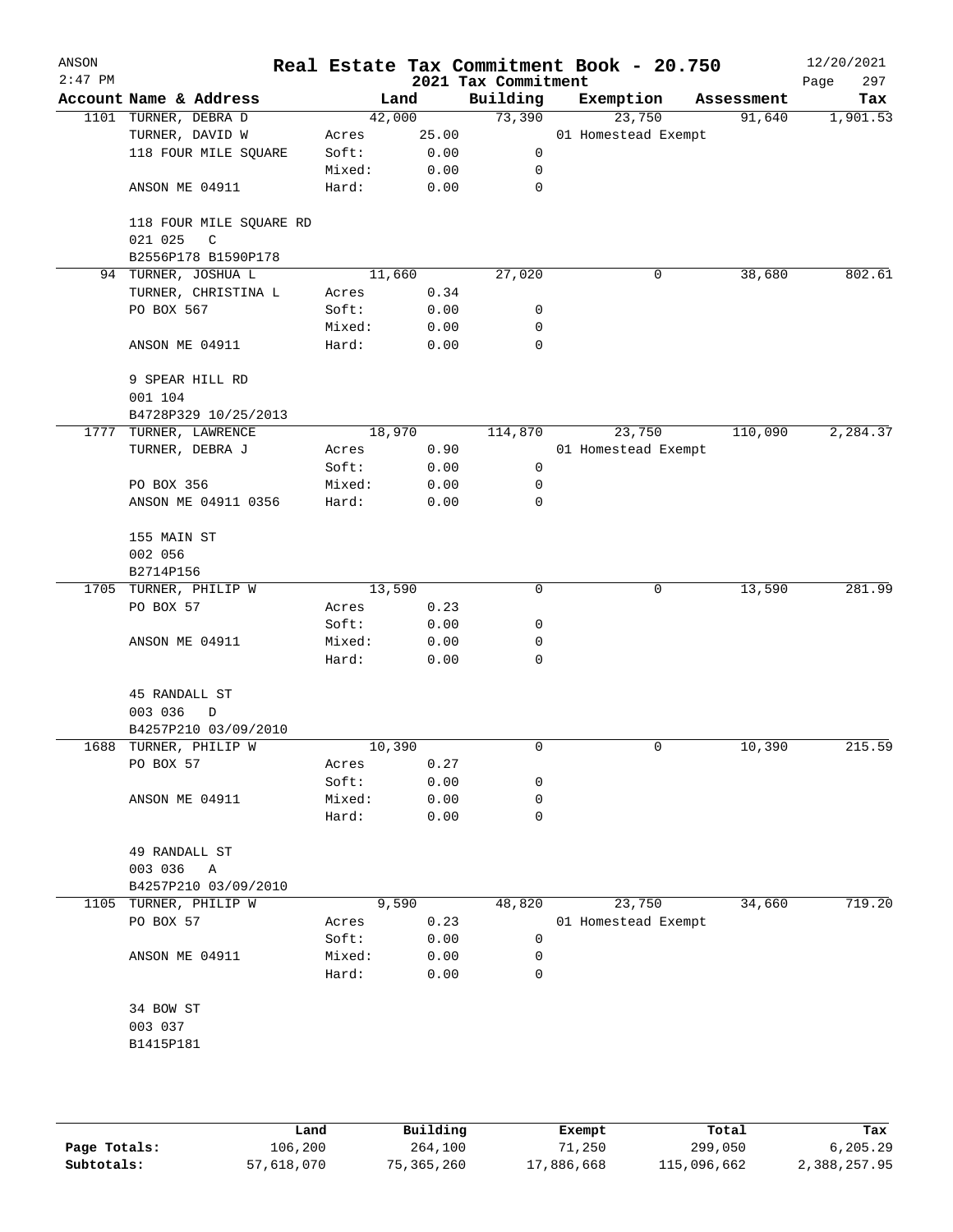# Real Estate Tax Commitment Book - 20.750

ANSON
2021 Tax Commitment
12/20/2021
2:47 PM

| Account | Name & Address | | Land | Building | Exemption | Assessment | Tax |
|---|---|---|---|---|---|---|---|
| 1101 | TURNER, DEBRA D | | 42,000 | 73,390 | 23,750 | 91,640 | 1,901.53 |
| | TURNER, DAVID W | Acres | 25.00 | | 01 Homestead Exempt | | |
| | 118 FOUR MILE SQUARE | Soft: | 0.00 | 0 | | | |
| | | Mixed: | 0.00 | 0 | | | |
| | ANSON ME 04911 | Hard: | 0.00 | 0 | | | |
| | 118 FOUR MILE SQUARE RD | | | | | | |
| | 021 025 C | | | | | | |
| | B2556P178 B1590P178 | | | | | | |
| 94 | TURNER, JOSHUA L | | 11,660 | 27,020 | 0 | 38,680 | 802.61 |
| | TURNER, CHRISTINA L | Acres | 0.34 | | | | |
| | PO BOX 567 | Soft: | 0.00 | 0 | | | |
| | | Mixed: | 0.00 | 0 | | | |
| | ANSON ME 04911 | Hard: | 0.00 | 0 | | | |
| | 9 SPEAR HILL RD | | | | | | |
| | 001 104 | | | | | | |
| | B4728P329 10/25/2013 | | | | | | |
| 1777 | TURNER, LAWRENCE | | 18,970 | 114,870 | 23,750 | 110,090 | 2,284.37 |
| | TURNER, DEBRA J | Acres | 0.90 | | 01 Homestead Exempt | | |
| | | Soft: | 0.00 | 0 | | | |
| | PO BOX 356 | Mixed: | 0.00 | 0 | | | |
| | ANSON ME 04911 0356 | Hard: | 0.00 | 0 | | | |
| | 155 MAIN ST | | | | | | |
| | 002 056 | | | | | | |
| | B2714P156 | | | | | | |
| 1705 | TURNER, PHILIP W | | 13,590 | 0 | 0 | 13,590 | 281.99 |
| | PO BOX 57 | Acres | 0.23 | | | | |
| | | Soft: | 0.00 | 0 | | | |
| | ANSON ME 04911 | Mixed: | 0.00 | 0 | | | |
| | | Hard: | 0.00 | 0 | | | |
| | 45 RANDALL ST | | | | | | |
| | 003 036 D | | | | | | |
| | B4257P210 03/09/2010 | | | | | | |
| 1688 | TURNER, PHILIP W | | 10,390 | 0 | 0 | 10,390 | 215.59 |
| | PO BOX 57 | Acres | 0.27 | | | | |
| | | Soft: | 0.00 | 0 | | | |
| | ANSON ME 04911 | Mixed: | 0.00 | 0 | | | |
| | | Hard: | 0.00 | 0 | | | |
| | 49 RANDALL ST | | | | | | |
| | 003 036 A | | | | | | |
| | B4257P210 03/09/2010 | | | | | | |
| 1105 | TURNER, PHILIP W | | 9,590 | 48,820 | 23,750 | 34,660 | 719.20 |
| | PO BOX 57 | Acres | 0.23 | | 01 Homestead Exempt | | |
| | | Soft: | 0.00 | 0 | | | |
| | ANSON ME 04911 | Mixed: | 0.00 | 0 | | | |
| | | Hard: | 0.00 | 0 | | | |
| | 34 BOW ST | | | | | | |
| | 003 037 | | | | | | |
| | B1415P181 | | | | | | |

| | Land | Building | Exempt | Total | Tax |
|---|---|---|---|---|---|
| Page Totals: | 106,200 | 264,100 | 71,250 | 299,050 | 6,205.29 |
| Subtotals: | 57,618,070 | 75,365,260 | 17,886,668 | 115,096,662 | 2,388,257.95 |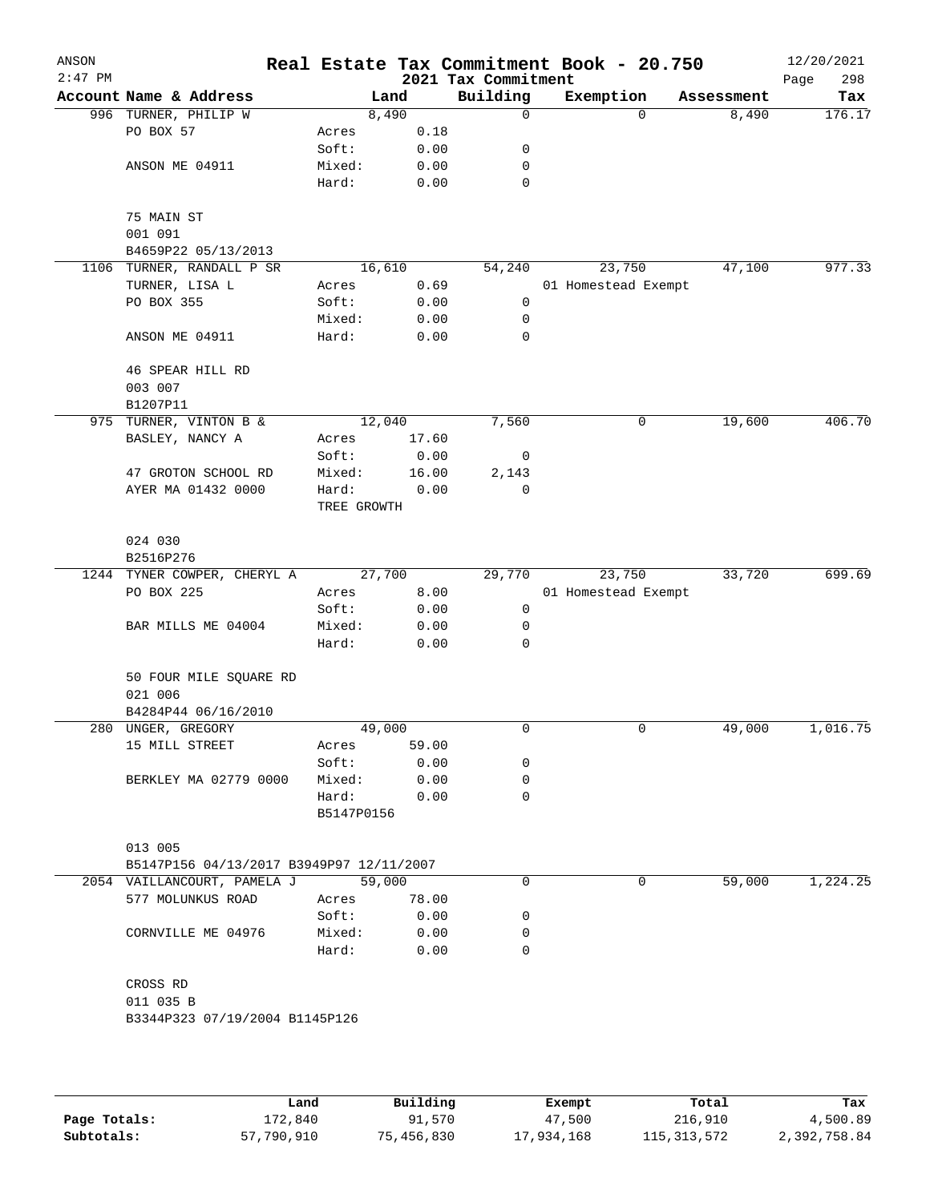ANSON
2:47 PM

# Real Estate Tax Commitment Book - 20.750

2021 Tax Commitment

12/20/2021

| Account | Name & Address | | Land | Building | Exemption | Assessment | Tax |
|---|---|---|---|---|---|---|---|
| 996 | TURNER, PHILIP W | | 8,490 | 0 | 0 | 8,490 | 176.17 |
| | PO BOX 57 | Acres | 0.18 | | | | |
| | | Soft: | 0.00 | 0 | | | |
| | ANSON ME 04911 | Mixed: | 0.00 | 0 | | | |
| | | Hard: | 0.00 | 0 | | | |
| | 75 MAIN ST | | | | | | |
| | 001 091 | | | | | | |
| | B4659P22 05/13/2013 | | | | | | |
| 1106 | TURNER, RANDALL P SR | | 16,610 | 54,240 | 23,750 | 47,100 | 977.33 |
| | TURNER, LISA L | Acres | 0.69 | | 01 Homestead Exempt | | |
| | PO BOX 355 | Soft: | 0.00 | 0 | | | |
| | | Mixed: | 0.00 | 0 | | | |
| | ANSON ME 04911 | Hard: | 0.00 | 0 | | | |
| | 46 SPEAR HILL RD | | | | | | |
| | 003 007 | | | | | | |
| | B1207P11 | | | | | | |
| 975 | TURNER, VINTON B & | | 12,040 | 7,560 | 0 | 19,600 | 406.70 |
| | BASLEY, NANCY A | Acres | 17.60 | | | | |
| | | Soft: | 0.00 | 0 | | | |
| | 47 GROTON SCHOOL RD | Mixed: | 16.00 | 2,143 | | | |
| | AYER MA 01432 0000 | Hard: | 0.00 | 0 | | | |
| | | TREE GROWTH | | | | | |
| | 024 030 | | | | | | |
| | B2516P276 | | | | | | |
| 1244 | TYNER COWPER, CHERYL A | | 27,700 | 29,770 | 23,750 | 33,720 | 699.69 |
| | PO BOX 225 | Acres | 8.00 | | 01 Homestead Exempt | | |
| | | Soft: | 0.00 | 0 | | | |
| | BAR MILLS ME 04004 | Mixed: | 0.00 | 0 | | | |
| | | Hard: | 0.00 | 0 | | | |
| | 50 FOUR MILE SQUARE RD | | | | | | |
| | 021 006 | | | | | | |
| | B4284P44 06/16/2010 | | | | | | |
| 280 | UNGER, GREGORY | | 49,000 | 0 | 0 | 49,000 | 1,016.75 |
| | 15 MILL STREET | Acres | 59.00 | | | | |
| | | Soft: | 0.00 | 0 | | | |
| | BERKLEY MA 02779 0000 | Mixed: | 0.00 | 0 | | | |
| | | Hard: | 0.00 | 0 | | | |
| | | B5147P0156 | | | | | |
| | 013 005 | | | | | | |
| | B5147P156 04/13/2017 B3949P97 12/11/2007 | | | | | | |
| 2054 | VAILLANCOURT, PAMELA J | | 59,000 | 0 | 0 | 59,000 | 1,224.25 |
| | 577 MOLUNKUS ROAD | Acres | 78.00 | | | | |
| | | Soft: | 0.00 | 0 | | | |
| | CORNVILLE ME 04976 | Mixed: | 0.00 | 0 | | | |
| | | Hard: | 0.00 | 0 | | | |
| | CROSS RD | | | | | | |
| | 011 035 B | | | | | | |
| | B3344P323 07/19/2004 B1145P126 | | | | | | |

| | Land | Building | Exempt | Total | Tax |
|---|---|---|---|---|---|
| Page Totals: | 172,840 | 91,570 | 47,500 | 216,910 | 4,500.89 |
| Subtotals: | 57,790,910 | 75,456,830 | 17,934,168 | 115,313,572 | 2,392,758.84 |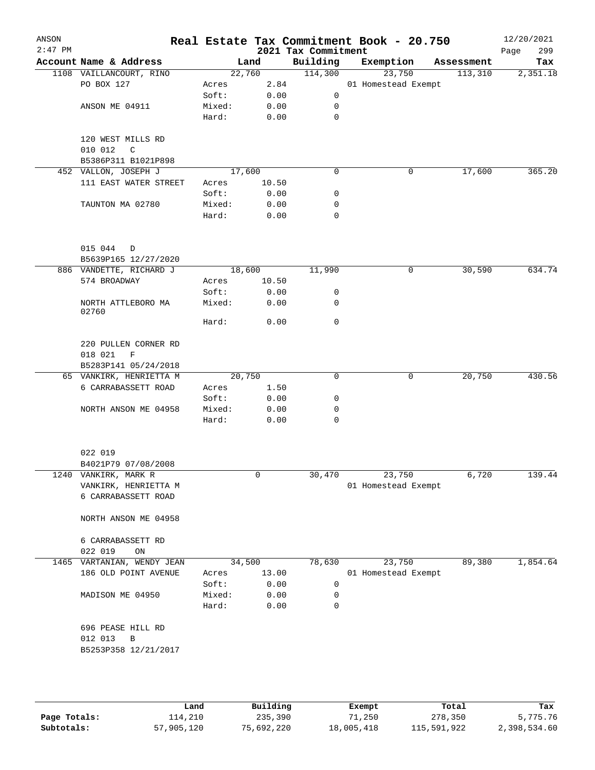# Real Estate Tax Commitment Book - 20.750

ANSON 2:47 PM — 2021 Tax Commitment — 12/20/2021

| Account Name & Address | Land | | Building | Exemption | Assessment | Tax |
|---|---|---|---|---|---|---|
| 1108 VAILLANCOURT, RINO | 22,760 | | 114,300 | 23,750 | 113,310 | 2,351.18 |
| PO BOX 127 | Acres | 2.84 | | 01 Homestead Exempt | | |
| | Soft: | 0.00 | 0 | | | |
| ANSON ME 04911 | Mixed: | 0.00 | 0 | | | |
| | Hard: | 0.00 | 0 | | | |
| 120 WEST MILLS RD | | | | | | |
| 010 012 C | | | | | | |
| B5386P311 B1021P898 | | | | | | |
| 452 VALLON, JOSEPH J | 17,600 | | 0 | 0 | 17,600 | 365.20 |
| 111 EAST WATER STREET | Acres | 10.50 | | | | |
| | Soft: | 0.00 | 0 | | | |
| TAUNTON MA 02780 | Mixed: | 0.00 | 0 | | | |
| | Hard: | 0.00 | 0 | | | |
| 015 044 D | | | | | | |
| B5639P165 12/27/2020 | | | | | | |
| 886 VANDETTE, RICHARD J | 18,600 | | 11,990 | 0 | 30,590 | 634.74 |
| 574 BROADWAY | Acres | 10.50 | | | | |
| | Soft: | 0.00 | 0 | | | |
| NORTH ATTLEBORO MA 02760 | Mixed: | 0.00 | 0 | | | |
| | Hard: | 0.00 | 0 | | | |
| 220 PULLEN CORNER RD | | | | | | |
| 018 021 F | | | | | | |
| B5283P141 05/24/2018 | | | | | | |
| 65 VANKIRK, HENRIETTA M | 20,750 | | 0 | 0 | 20,750 | 430.56 |
| 6 CARRABASSETT ROAD | Acres | 1.50 | | | | |
| | Soft: | 0.00 | 0 | | | |
| NORTH ANSON ME 04958 | Mixed: | 0.00 | 0 | | | |
| | Hard: | 0.00 | 0 | | | |
| 022 019 | | | | | | |
| B4021P79 07/08/2008 | | | | | | |
| 1240 VANKIRK, MARK R | 0 | | 30,470 | 23,750 | 6,720 | 139.44 |
| VANKIRK, HENRIETTA M | | | | 01 Homestead Exempt | | |
| 6 CARRABASSETT ROAD | | | | | | |
| NORTH ANSON ME 04958 | | | | | | |
| 6 CARRABASSETT RD | | | | | | |
| 022 019 ON | | | | | | |
| 1465 VARTANIAN, WENDY JEAN | 34,500 | | 78,630 | 23,750 | 89,380 | 1,854.64 |
| 186 OLD POINT AVENUE | Acres | 13.00 | | 01 Homestead Exempt | | |
| | Soft: | 0.00 | 0 | | | |
| MADISON ME 04950 | Mixed: | 0.00 | 0 | | | |
| | Hard: | 0.00 | 0 | | | |
| 696 PEASE HILL RD | | | | | | |
| 012 013 B | | | | | | |
| B5253P358 12/21/2017 | | | | | | |

| | Land | Building | Exempt | Total | Tax |
|---|---|---|---|---|---|
| Page Totals: | 114,210 | 235,390 | 71,250 | 278,350 | 5,775.76 |
| Subtotals: | 57,905,120 | 75,692,220 | 18,005,418 | 115,591,922 | 2,398,534.60 |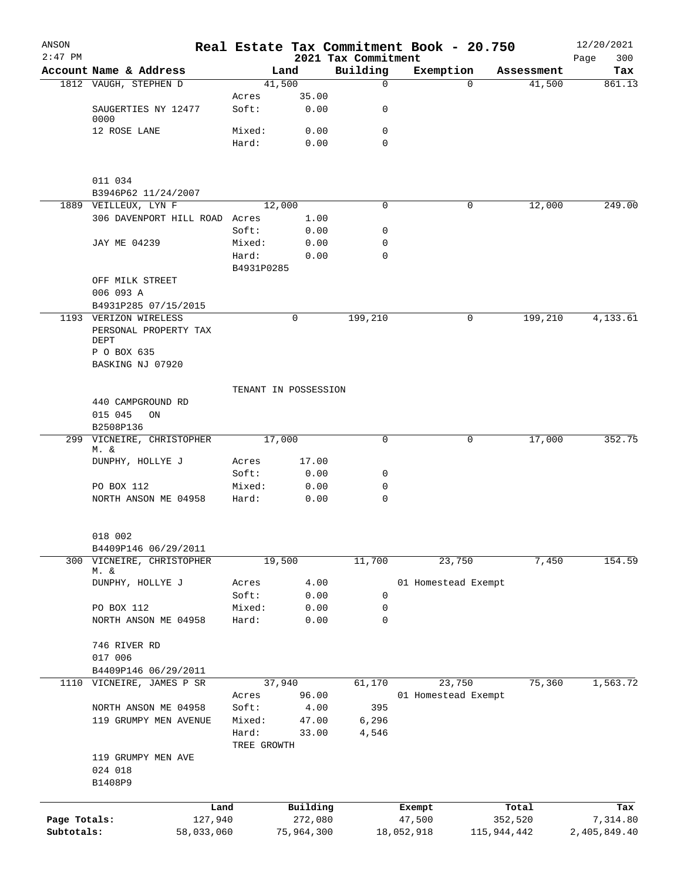ANSON
2:47 PM

# Real Estate Tax Commitment Book - 20.750

2021 Tax Commitment

12/20/2021

| Account Name & Address | | Land | Building | Exemption | Assessment | Tax |
|---|---|---|---|---|---|---|
| 1812 VAUGH, STEPHEN D | | 41,500 | 0 | 0 | 41,500 | 861.13 |
| | Acres | 35.00 | | | | |
| SAUGERTIES NY 12477 0000 | Soft: | 0.00 | 0 | | | |
| 12 ROSE LANE | Mixed: | 0.00 | 0 | | | |
| | Hard: | 0.00 | 0 | | | |
| 011 034 | | | | | | |
| B3946P62 11/24/2007 | | | | | | |
| 1889 VEILLEUX, LYN F | | 12,000 | 0 | 0 | 12,000 | 249.00 |
| 306 DAVENPORT HILL ROAD | Acres | 1.00 | | | | |
| | Soft: | 0.00 | 0 | | | |
| JAY ME 04239 | Mixed: | 0.00 | 0 | | | |
| | Hard: | 0.00 | 0 | | | |
| | B4931P0285 | | | | | |
| OFF MILK STREET | | | | | | |
| 006 093 A | | | | | | |
| B4931P285 07/15/2015 | | | | | | |
| 1193 VERIZON WIRELESS | | 0 | 199,210 | 0 | 199,210 | 4,133.61 |
| PERSONAL PROPERTY TAX DEPT | | | | | | |
| P O BOX 635 | | | | | | |
| BASKING NJ 07920 | | | | | | |
| | TENANT IN POSSESSION | | | | | |
| 440 CAMPGROUND RD | | | | | | |
| 015 045 ON | | | | | | |
| B2508P136 | | | | | | |
| 299 VICNEIRE, CHRISTOPHER M. & | | 17,000 | 0 | 0 | 17,000 | 352.75 |
| DUNPHY, HOLLYE J | Acres | 17.00 | | | | |
| | Soft: | 0.00 | 0 | | | |
| PO BOX 112 | Mixed: | 0.00 | 0 | | | |
| NORTH ANSON ME 04958 | Hard: | 0.00 | 0 | | | |
| 018 002 | | | | | | |
| B4409P146 06/29/2011 | | | | | | |
| 300 VICNEIRE, CHRISTOPHER M. & | | 19,500 | 11,700 | 23,750 | 7,450 | 154.59 |
| DUNPHY, HOLLYE J | Acres | 4.00 | | 01 Homestead Exempt | | |
| | Soft: | 0.00 | 0 | | | |
| PO BOX 112 | Mixed: | 0.00 | 0 | | | |
| NORTH ANSON ME 04958 | Hard: | 0.00 | 0 | | | |
| 746 RIVER RD | | | | | | |
| 017 006 | | | | | | |
| B4409P146 06/29/2011 | | | | | | |
| 1110 VICNEIRE, JAMES P SR | | 37,940 | 61,170 | 23,750 | 75,360 | 1,563.72 |
| | Acres | 96.00 | | 01 Homestead Exempt | | |
| NORTH ANSON ME 04958 | Soft: | 4.00 | 395 | | | |
| 119 GRUMPY MEN AVENUE | Mixed: | 47.00 | 6,296 | | | |
| | Hard: | 33.00 | 4,546 | | | |
| | TREE GROWTH | | | | | |
| 119 GRUMPY MEN AVE | | | | | | |
| 024 018 | | | | | | |
| B1408P9 | | | | | | |

| | Land | Building | Exempt | Total | Tax |
|---|---|---|---|---|---|
| Page Totals: | 127,940 | 272,080 | 47,500 | 352,520 | 7,314.80 |
| Subtotals: | 58,033,060 | 75,964,300 | 18,052,918 | 115,944,442 | 2,405,849.40 |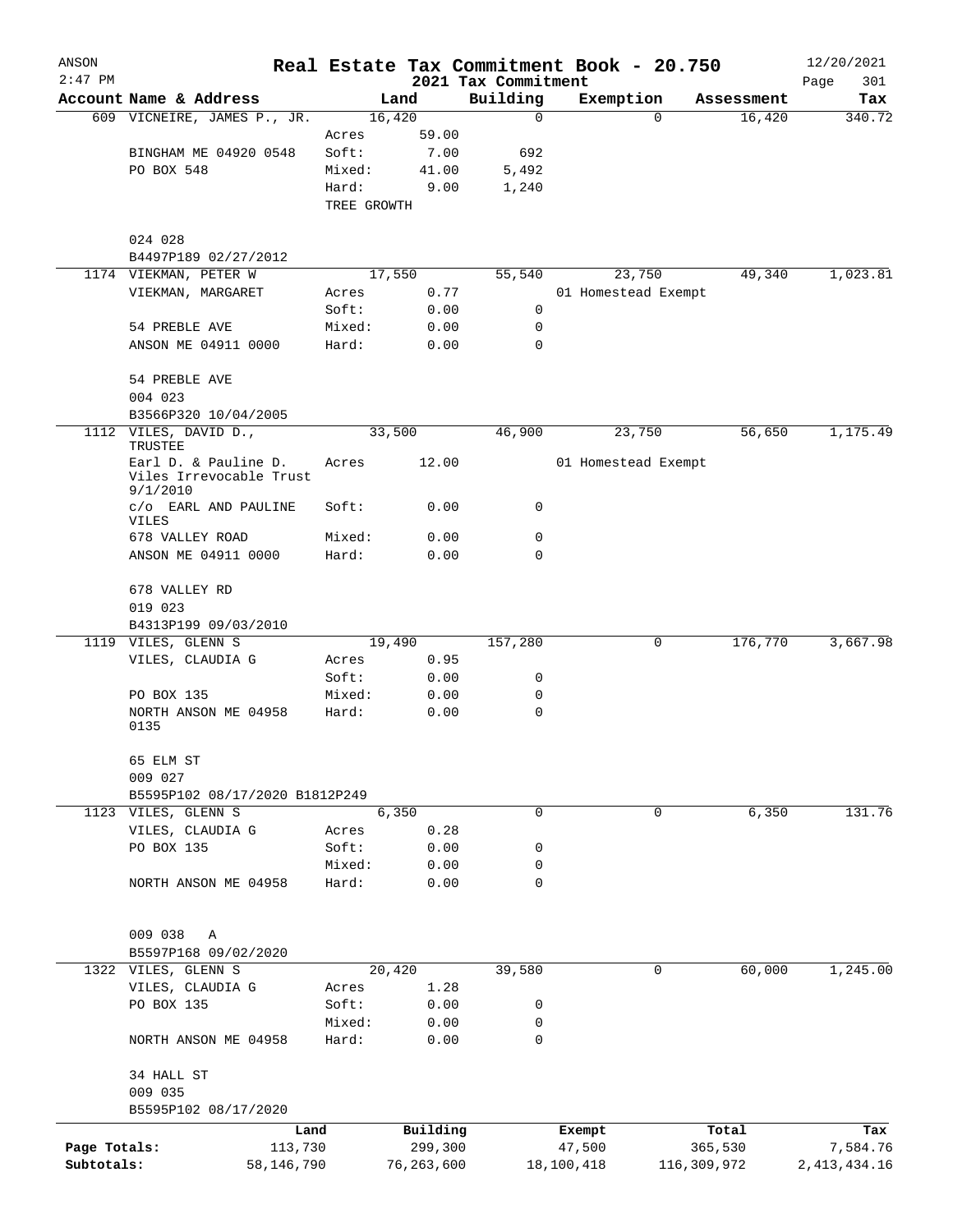# Real Estate Tax Commitment Book - 20.750

ANSON 2:47 PM — 2021 Tax Commitment — 12/20/2021

| Account | Name & Address | | Land | Building | Exemption | Assessment | Tax |
|---|---|---|---|---|---|---|---|
| 609 | VICNEIRE, JAMES P., JR. | | 16,420 | 0 | 0 | 16,420 | 340.72 |
| | | Acres | 59.00 | | | | |
| | BINGHAM ME 04920 0548 | Soft: | 7.00 | 692 | | | |
| | PO BOX 548 | Mixed: | 41.00 | 5,492 | | | |
| | | Hard: | 9.00 | 1,240 | | | |
| | | TREE GROWTH | | | | | |
| | 024 028 | | | | | | |
| | B4497P189 02/27/2012 | | | | | | |
| 1174 | VIEKMAN, PETER W | | 17,550 | 55,540 | 23,750 | 49,340 | 1,023.81 |
| | VIEKMAN, MARGARET | Acres | 0.77 | | 01 Homestead Exempt | | |
| | | Soft: | 0.00 | 0 | | | |
| | 54 PREBLE AVE | Mixed: | 0.00 | 0 | | | |
| | ANSON ME 04911 0000 | Hard: | 0.00 | 0 | | | |
| | 54 PREBLE AVE | | | | | | |
| | 004 023 | | | | | | |
| | B3566P320 10/04/2005 | | | | | | |
| 1112 | VILES, DAVID D., TRUSTEE | | 33,500 | 46,900 | 23,750 | 56,650 | 1,175.49 |
| | Earl D. & Pauline D. Viles Irrevocable Trust 9/1/2010 | Acres | 12.00 | | 01 Homestead Exempt | | |
| | c/o EARL AND PAULINE VILES | Soft: | 0.00 | 0 | | | |
| | 678 VALLEY ROAD | Mixed: | 0.00 | 0 | | | |
| | ANSON ME 04911 0000 | Hard: | 0.00 | 0 | | | |
| | 678 VALLEY RD | | | | | | |
| | 019 023 | | | | | | |
| | B4313P199 09/03/2010 | | | | | | |
| 1119 | VILES, GLENN S | | 19,490 | 157,280 | 0 | 176,770 | 3,667.98 |
| | VILES, CLAUDIA G | Acres | 0.95 | | | | |
| | | Soft: | 0.00 | 0 | | | |
| | PO BOX 135 | Mixed: | 0.00 | 0 | | | |
| | NORTH ANSON ME 04958 0135 | Hard: | 0.00 | 0 | | | |
| | 65 ELM ST | | | | | | |
| | 009 027 | | | | | | |
| | B5595P102 08/17/2020 B1812P249 | | | | | | |
| 1123 | VILES, GLENN S | | 6,350 | 0 | 0 | 6,350 | 131.76 |
| | VILES, CLAUDIA G | Acres | 0.28 | | | | |
| | PO BOX 135 | Soft: | 0.00 | 0 | | | |
| | | Mixed: | 0.00 | 0 | | | |
| | NORTH ANSON ME 04958 | Hard: | 0.00 | 0 | | | |
| | 009 038 A | | | | | | |
| | B5597P168 09/02/2020 | | | | | | |
| 1322 | VILES, GLENN S | | 20,420 | 39,580 | 0 | 60,000 | 1,245.00 |
| | VILES, CLAUDIA G | Acres | 1.28 | | | | |
| | PO BOX 135 | Soft: | 0.00 | 0 | | | |
| | | Mixed: | 0.00 | 0 | | | |
| | NORTH ANSON ME 04958 | Hard: | 0.00 | 0 | | | |
| | 34 HALL ST | | | | | | |
| | 009 035 | | | | | | |
| | B5595P102 08/17/2020 | | | | | | |

| | Land | Building | Exempt | Total | Tax |
|---|---|---|---|---|---|
| Page Totals: | 113,730 | 299,300 | 47,500 | 365,530 | 7,584.76 |
| Subtotals: | 58,146,790 | 76,263,600 | 18,100,418 | 116,309,972 | 2,413,434.16 |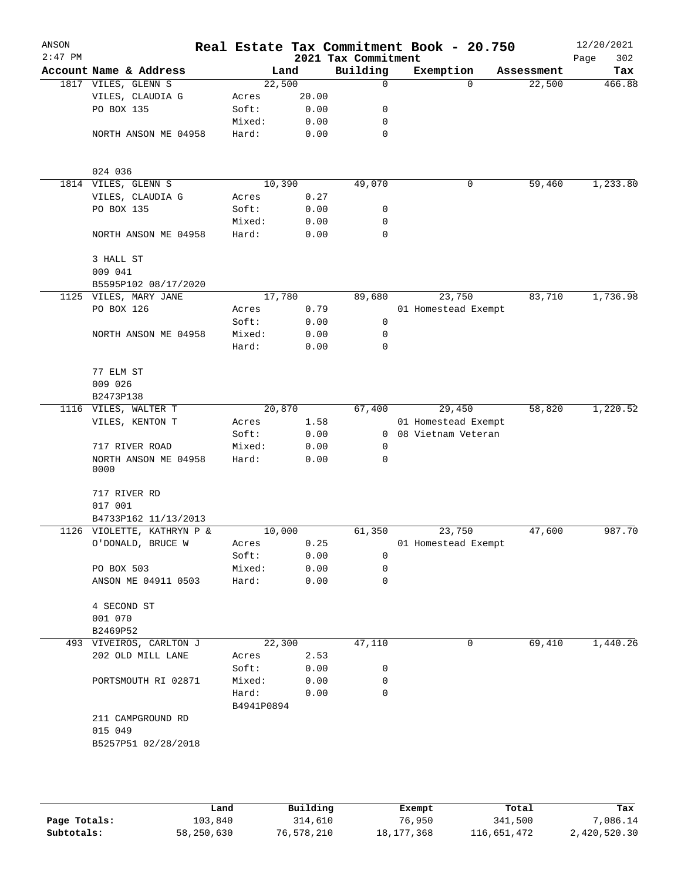# Real Estate Tax Commitment Book - 20.750

ANSON 2:47 PM — 2021 Tax Commitment — 12/20/2021

| Account Name & Address | Land | | Building | Exemption | Assessment | Tax |
|---|---|---|---|---|---|---|
| 1817 VILES, GLENN S | 22,500 | | 0 | 0 | 22,500 | 466.88 |
| VILES, CLAUDIA G | Acres | 20.00 | | | | |
| PO BOX 135 | Soft: | 0.00 | 0 | | | |
| | Mixed: | 0.00 | 0 | | | |
| NORTH ANSON ME 04958 | Hard: | 0.00 | 0 | | | |
| 024 036 | | | | | | |
| 1814 VILES, GLENN S | 10,390 | | 49,070 | 0 | 59,460 | 1,233.80 |
| VILES, CLAUDIA G | Acres | 0.27 | | | | |
| PO BOX 135 | Soft: | 0.00 | 0 | | | |
| | Mixed: | 0.00 | 0 | | | |
| NORTH ANSON ME 04958 | Hard: | 0.00 | 0 | | | |
| 3 HALL ST | | | | | | |
| 009 041 | | | | | | |
| B5595P102 08/17/2020 | | | | | | |
| 1125 VILES, MARY JANE | 17,780 | | 89,680 | 23,750 | 83,710 | 1,736.98 |
| PO BOX 126 | Acres | 0.79 | | 01 Homestead Exempt | | |
| | Soft: | 0.00 | 0 | | | |
| NORTH ANSON ME 04958 | Mixed: | 0.00 | 0 | | | |
| | Hard: | 0.00 | 0 | | | |
| 77 ELM ST | | | | | | |
| 009 026 | | | | | | |
| B2473P138 | | | | | | |
| 1116 VILES, WALTER T | 20,870 | | 67,400 | 29,450 | 58,820 | 1,220.52 |
| VILES, KENTON T | Acres | 1.58 | | 01 Homestead Exempt | | |
| | Soft: | 0.00 | 0 | 08 Vietnam Veteran | | |
| 717 RIVER ROAD | Mixed: | 0.00 | 0 | | | |
| NORTH ANSON ME 04958 0000 | Hard: | 0.00 | 0 | | | |
| 717 RIVER RD | | | | | | |
| 017 001 | | | | | | |
| B4733P162 11/13/2013 | | | | | | |
| 1126 VIOLETTE, KATHRYN P & | 10,000 | | 61,350 | 23,750 | 47,600 | 987.70 |
| O'DONALD, BRUCE W | Acres | 0.25 | | 01 Homestead Exempt | | |
| | Soft: | 0.00 | 0 | | | |
| PO BOX 503 | Mixed: | 0.00 | 0 | | | |
| ANSON ME 04911 0503 | Hard: | 0.00 | 0 | | | |
| 4 SECOND ST | | | | | | |
| 001 070 | | | | | | |
| B2469P52 | | | | | | |
| 493 VIVEIROS, CARLTON J | 22,300 | | 47,110 | 0 | 69,410 | 1,440.26 |
| 202 OLD MILL LANE | Acres | 2.53 | | | | |
| | Soft: | 0.00 | 0 | | | |
| PORTSMOUTH RI 02871 | Mixed: | 0.00 | 0 | | | |
| | Hard: | 0.00 | 0 | | | |
| | B4941P0894 | | | | | |
| 211 CAMPGROUND RD | | | | | | |
| 015 049 | | | | | | |
| B5257P51 02/28/2018 | | | | | | |

| | Land | Building | Exempt | Total | Tax |
|---|---|---|---|---|---|
| Page Totals: | 103,840 | 314,610 | 76,950 | 341,500 | 7,086.14 |
| Subtotals: | 58,250,630 | 76,578,210 | 18,177,368 | 116,651,472 | 2,420,520.30 |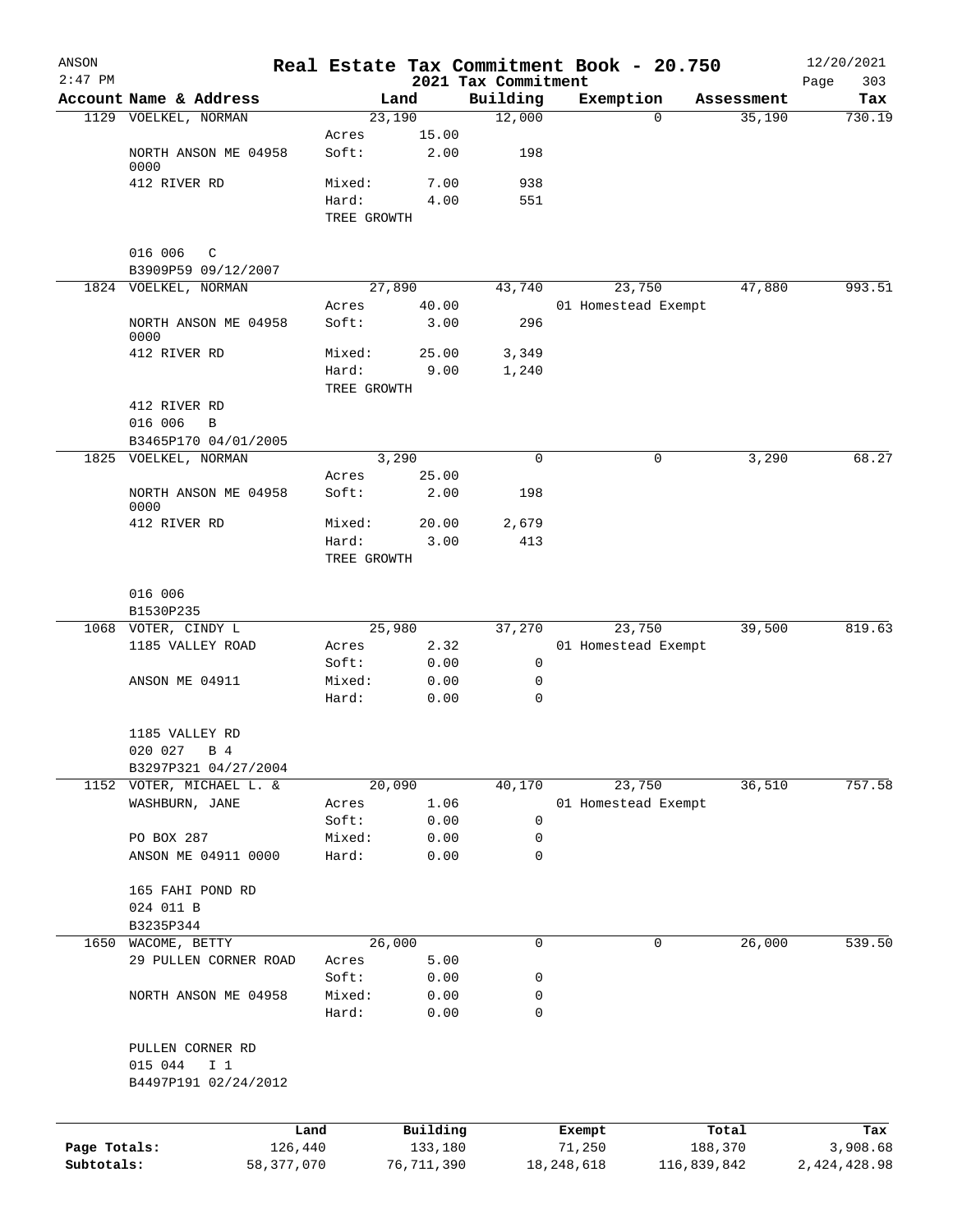ANSON 2:47 PM

# Real Estate Tax Commitment Book - 20.750

## 2021 Tax Commitment

12/20/2021

| Account Name & Address | Land | | Building | Exemption | Assessment | Tax |
|---|---|---|---|---|---|---|
| 1129 VOELKEL, NORMAN | 23,190 | | 12,000 | 0 | 35,190 | 730.19 |
| | Acres | 15.00 | | | | |
| NORTH ANSON ME 04958 0000 | Soft: | 2.00 | 198 | | | |
| 412 RIVER RD | Mixed: | 7.00 | 938 | | | |
| | Hard: | 4.00 | 551 | | | |
| | TREE GROWTH | | | | | |
| 016 006 C | | | | | | |
| B3909P59 09/12/2007 | | | | | | |
| 1824 VOELKEL, NORMAN | 27,890 | | 43,740 | 23,750 | 47,880 | 993.51 |
| | Acres | 40.00 | | 01 Homestead Exempt | | |
| NORTH ANSON ME 04958 0000 | Soft: | 3.00 | 296 | | | |
| 412 RIVER RD | Mixed: | 25.00 | 3,349 | | | |
| | Hard: | 9.00 | 1,240 | | | |
| | TREE GROWTH | | | | | |
| 412 RIVER RD | | | | | | |
| 016 006 B | | | | | | |
| B3465P170 04/01/2005 | | | | | | |
| 1825 VOELKEL, NORMAN | 3,290 | | 0 | 0 | 3,290 | 68.27 |
| | Acres | 25.00 | | | | |
| NORTH ANSON ME 04958 0000 | Soft: | 2.00 | 198 | | | |
| 412 RIVER RD | Mixed: | 20.00 | 2,679 | | | |
| | Hard: | 3.00 | 413 | | | |
| | TREE GROWTH | | | | | |
| 016 006 | | | | | | |
| B1530P235 | | | | | | |
| 1068 VOTER, CINDY L | 25,980 | | 37,270 | 23,750 | 39,500 | 819.63 |
| 1185 VALLEY ROAD | Acres | 2.32 | | 01 Homestead Exempt | | |
| | Soft: | 0.00 | 0 | | | |
| ANSON ME 04911 | Mixed: | 0.00 | 0 | | | |
| | Hard: | 0.00 | 0 | | | |
| 1185 VALLEY RD | | | | | | |
| 020 027 B 4 | | | | | | |
| B3297P321 04/27/2004 | | | | | | |
| 1152 VOTER, MICHAEL L. & | 20,090 | | 40,170 | 23,750 | 36,510 | 757.58 |
| WASHBURN, JANE | Acres | 1.06 | | 01 Homestead Exempt | | |
| | Soft: | 0.00 | 0 | | | |
| PO BOX 287 | Mixed: | 0.00 | 0 | | | |
| ANSON ME 04911 0000 | Hard: | 0.00 | 0 | | | |
| 165 FAHI POND RD | | | | | | |
| 024 011 B | | | | | | |
| B3235P344 | | | | | | |
| 1650 WACOME, BETTY | 26,000 | | 0 | 0 | 26,000 | 539.50 |
| 29 PULLEN CORNER ROAD | Acres | 5.00 | | | | |
| | Soft: | 0.00 | 0 | | | |
| NORTH ANSON ME 04958 | Mixed: | 0.00 | 0 | | | |
| | Hard: | 0.00 | 0 | | | |
| PULLEN CORNER RD | | | | | | |
| 015 044 I 1 | | | | | | |
| B4497P191 02/24/2012 | | | | | | |

| | Land | Building | Exempt | Total | Tax |
|---|---|---|---|---|---|
| Page Totals: | 126,440 | 133,180 | 71,250 | 188,370 | 3,908.68 |
| Subtotals: | 58,377,070 | 76,711,390 | 18,248,618 | 116,839,842 | 2,424,428.98 |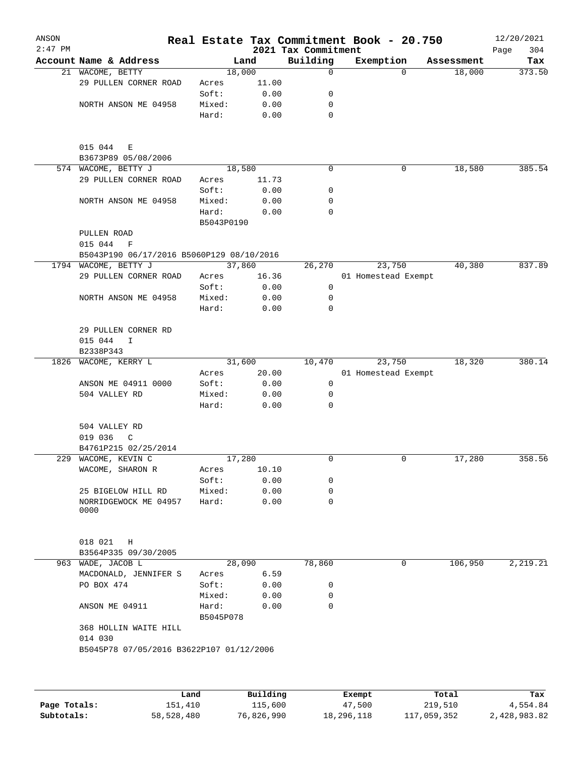ANSON
2:47 PM

# Real Estate Tax Commitment Book - 20.750

## 2021 Tax Commitment

12/20/2021

| Account Name & Address | Land | | Building | Exemption | Assessment | Tax |
|---|---|---|---|---|---|---|
| 21 WACOME, BETTY | 18,000 | | 0 | 0 | 18,000 | 373.50 |
| 29 PULLEN CORNER ROAD | Acres | 11.00 | | | | |
| | Soft: | 0.00 | 0 | | | |
| NORTH ANSON ME 04958 | Mixed: | 0.00 | 0 | | | |
| | Hard: | 0.00 | 0 | | | |
| 015 044 E | | | | | | |
| B3673P89 05/08/2006 | | | | | | |
| 574 WACOME, BETTY J | 18,580 | | 0 | 0 | 18,580 | 385.54 |
| 29 PULLEN CORNER ROAD | Acres | 11.73 | | | | |
| | Soft: | 0.00 | 0 | | | |
| NORTH ANSON ME 04958 | Mixed: | 0.00 | 0 | | | |
| | Hard: | 0.00 | 0 | | | |
| | B5043P0190 | | | | | |
| PULLEN ROAD | | | | | | |
| 015 044 F | | | | | | |
| B5043P190 06/17/2016 B5060P129 08/10/2016 | | | | | | |
| 1794 WACOME, BETTY J | 37,860 | | 26,270 | 23,750 | 40,380 | 837.89 |
| 29 PULLEN CORNER ROAD | Acres | 16.36 | | 01 Homestead Exempt | | |
| | Soft: | 0.00 | 0 | | | |
| NORTH ANSON ME 04958 | Mixed: | 0.00 | 0 | | | |
| | Hard: | 0.00 | 0 | | | |
| 29 PULLEN CORNER RD | | | | | | |
| 015 044 I | | | | | | |
| B2338P343 | | | | | | |
| 1826 WACOME, KERRY L | 31,600 | | 10,470 | 23,750 | 18,320 | 380.14 |
| | Acres | 20.00 | | 01 Homestead Exempt | | |
| ANSON ME 04911 0000 | Soft: | 0.00 | 0 | | | |
| 504 VALLEY RD | Mixed: | 0.00 | 0 | | | |
| | Hard: | 0.00 | 0 | | | |
| 504 VALLEY RD | | | | | | |
| 019 036 C | | | | | | |
| B4761P215 02/25/2014 | | | | | | |
| 229 WACOME, KEVIN C | 17,280 | | 0 | 0 | 17,280 | 358.56 |
| WACOME, SHARON R | Acres | 10.10 | | | | |
| | Soft: | 0.00 | 0 | | | |
| 25 BIGELOW HILL RD | Mixed: | 0.00 | 0 | | | |
| NORRIDGEWOCK ME 04957 0000 | Hard: | 0.00 | 0 | | | |
| 018 021 H | | | | | | |
| B3564P335 09/30/2005 | | | | | | |
| 963 WADE, JACOB L | 28,090 | | 78,860 | 0 | 106,950 | 2,219.21 |
| MACDONALD, JENNIFER S | Acres | 6.59 | | | | |
| PO BOX 474 | Soft: | 0.00 | 0 | | | |
| | Mixed: | 0.00 | 0 | | | |
| ANSON ME 04911 | Hard: | 0.00 | 0 | | | |
| | B5045P078 | | | | | |
| 368 HOLLIN WAITE HILL | | | | | | |
| 014 030 | | | | | | |
| B5045P78 07/05/2016 B3622P107 01/12/2006 | | | | | | |

| | Land | Building | Exempt | Total | Tax |
|---|---|---|---|---|---|
| Page Totals: | 151,410 | 115,600 | 47,500 | 219,510 | 4,554.84 |
| Subtotals: | 58,528,480 | 76,826,990 | 18,296,118 | 117,059,352 | 2,428,983.82 |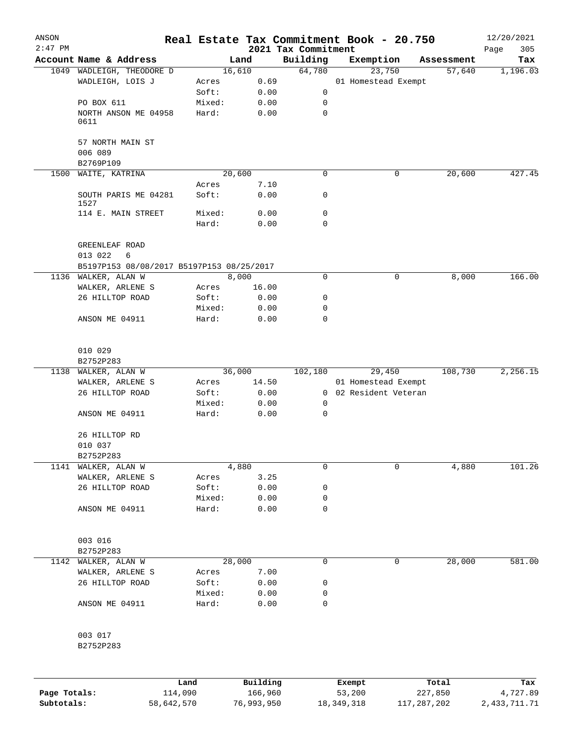# Real Estate Tax Commitment Book - 20.750

ANSON
2:47 PM
12/20/2021

## 2021 Tax Commitment

| Account | Name & Address | | Land | Building | Exemption | Assessment | Tax |
|---|---|---|---|---|---|---|---|
| 1049 | WADLEIGH, THEODORE D | | 16,610 | 64,780 | 23,750 | 57,640 | 1,196.03 |
| | WADLEIGH, LOIS J | Acres | 0.69 | | 01 Homestead Exempt | | |
| | | Soft: | 0.00 | 0 | | | |
| | PO BOX 611 | Mixed: | 0.00 | 0 | | | |
| | NORTH ANSON ME 04958 0611 | Hard: | 0.00 | 0 | | | |
| | 57 NORTH MAIN ST | | | | | | |
| | 006 089 | | | | | | |
| | B2769P109 | | | | | | |
| 1500 | WAITE, KATRINA | | 20,600 | 0 | 0 | 20,600 | 427.45 |
| | | Acres | 7.10 | | | | |
| | SOUTH PARIS ME 04281 1527 | Soft: | 0.00 | 0 | | | |
| | 114 E. MAIN STREET | Mixed: | 0.00 | 0 | | | |
| | | Hard: | 0.00 | 0 | | | |
| | GREENLEAF ROAD | | | | | | |
| | 013 022 6 | | | | | | |
| | B5197P153 08/08/2017 B5197P153 08/25/2017 | | | | | | |
| 1136 | WALKER, ALAN W | | 8,000 | 0 | 0 | 8,000 | 166.00 |
| | WALKER, ARLENE S | Acres | 16.00 | | | | |
| | 26 HILLTOP ROAD | Soft: | 0.00 | 0 | | | |
| | | Mixed: | 0.00 | 0 | | | |
| | ANSON ME 04911 | Hard: | 0.00 | 0 | | | |
| | 010 029 | | | | | | |
| | B2752P283 | | | | | | |
| 1138 | WALKER, ALAN W | | 36,000 | 102,180 | 29,450 | 108,730 | 2,256.15 |
| | WALKER, ARLENE S | Acres | 14.50 | | 01 Homestead Exempt | | |
| | 26 HILLTOP ROAD | Soft: | 0.00 | 0 | 02 Resident Veteran | | |
| | | Mixed: | 0.00 | 0 | | | |
| | ANSON ME 04911 | Hard: | 0.00 | 0 | | | |
| | 26 HILLTOP RD | | | | | | |
| | 010 037 | | | | | | |
| | B2752P283 | | | | | | |
| 1141 | WALKER, ALAN W | | 4,880 | 0 | 0 | 4,880 | 101.26 |
| | WALKER, ARLENE S | Acres | 3.25 | | | | |
| | 26 HILLTOP ROAD | Soft: | 0.00 | 0 | | | |
| | | Mixed: | 0.00 | 0 | | | |
| | ANSON ME 04911 | Hard: | 0.00 | 0 | | | |
| | 003 016 | | | | | | |
| | B2752P283 | | | | | | |
| 1142 | WALKER, ALAN W | | 28,000 | 0 | 0 | 28,000 | 581.00 |
| | WALKER, ARLENE S | Acres | 7.00 | | | | |
| | 26 HILLTOP ROAD | Soft: | 0.00 | 0 | | | |
| | | Mixed: | 0.00 | 0 | | | |
| | ANSON ME 04911 | Hard: | 0.00 | 0 | | | |
| | 003 017 | | | | | | |
| | B2752P283 | | | | | | |

| | Land | Building | Exempt | Total | Tax |
|---|---|---|---|---|---|
| Page Totals: | 114,090 | 166,960 | 53,200 | 227,850 | 4,727.89 |
| Subtotals: | 58,642,570 | 76,993,950 | 18,349,318 | 117,287,202 | 2,433,711.71 |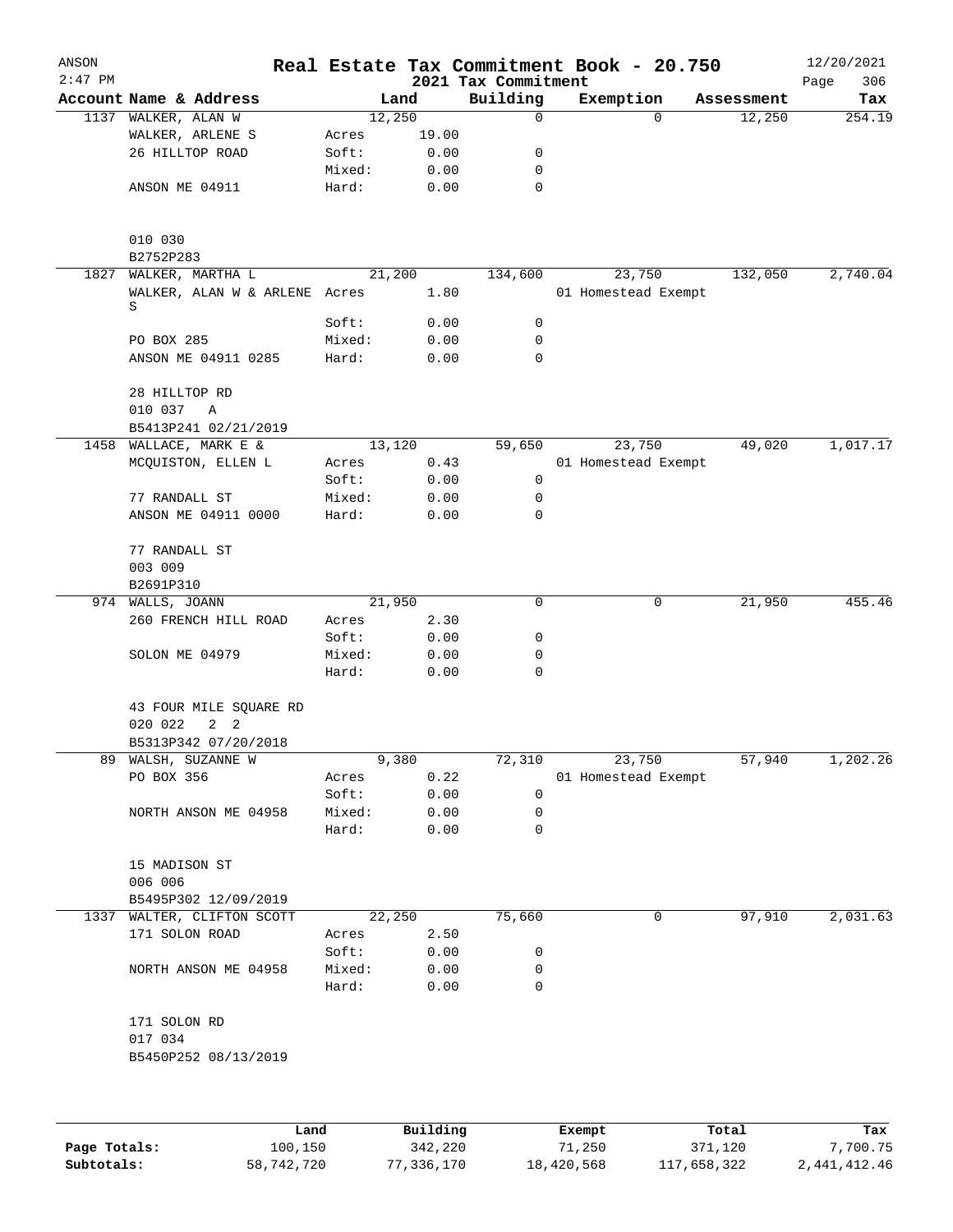# Real Estate Tax Commitment Book - 20.750

ANSON
2:47 PM

2021 Tax Commitment

12/20/2021

| Account Name & Address | | Land | Building | Exemption | Assessment | Tax |
|---|---|---|---|---|---|---|
| 1137 WALKER, ALAN W | | 12,250 | 0 | 0 | 12,250 | 254.19 |
| WALKER, ARLENE S | Acres | 19.00 | | | | |
| 26 HILLTOP ROAD | Soft: | 0.00 | 0 | | | |
| | Mixed: | 0.00 | 0 | | | |
| ANSON ME 04911 | Hard: | 0.00 | 0 | | | |
| 010 030 | | | | | | |
| B2752P283 | | | | | | |
| 1827 WALKER, MARTHA L | | 21,200 | 134,600 | 23,750 | 132,050 | 2,740.04 |
| WALKER, ALAN W & ARLENE S | Acres | 1.80 | | 01 Homestead Exempt | | |
| | Soft: | 0.00 | 0 | | | |
| PO BOX 285 | Mixed: | 0.00 | 0 | | | |
| ANSON ME 04911 0285 | Hard: | 0.00 | 0 | | | |
| 28 HILLTOP RD | | | | | | |
| 010 037 A | | | | | | |
| B5413P241 02/21/2019 | | | | | | |
| 1458 WALLACE, MARK E & | | 13,120 | 59,650 | 23,750 | 49,020 | 1,017.17 |
| MCQUISTON, ELLEN L | Acres | 0.43 | | 01 Homestead Exempt | | |
| | Soft: | 0.00 | 0 | | | |
| 77 RANDALL ST | Mixed: | 0.00 | 0 | | | |
| ANSON ME 04911 0000 | Hard: | 0.00 | 0 | | | |
| 77 RANDALL ST | | | | | | |
| 003 009 | | | | | | |
| B2691P310 | | | | | | |
| 974 WALLS, JOANN | | 21,950 | 0 | 0 | 21,950 | 455.46 |
| 260 FRENCH HILL ROAD | Acres | 2.30 | | | | |
| | Soft: | 0.00 | 0 | | | |
| SOLON ME 04979 | Mixed: | 0.00 | 0 | | | |
| | Hard: | 0.00 | 0 | | | |
| 43 FOUR MILE SQUARE RD | | | | | | |
| 020 022 2 2 | | | | | | |
| B5313P342 07/20/2018 | | | | | | |
| 89 WALSH, SUZANNE W | | 9,380 | 72,310 | 23,750 | 57,940 | 1,202.26 |
| PO BOX 356 | Acres | 0.22 | | 01 Homestead Exempt | | |
| | Soft: | 0.00 | 0 | | | |
| NORTH ANSON ME 04958 | Mixed: | 0.00 | 0 | | | |
| | Hard: | 0.00 | 0 | | | |
| 15 MADISON ST | | | | | | |
| 006 006 | | | | | | |
| B5495P302 12/09/2019 | | | | | | |
| 1337 WALTER, CLIFTON SCOTT | | 22,250 | 75,660 | 0 | 97,910 | 2,031.63 |
| 171 SOLON ROAD | Acres | 2.50 | | | | |
| | Soft: | 0.00 | 0 | | | |
| NORTH ANSON ME 04958 | Mixed: | 0.00 | 0 | | | |
| | Hard: | 0.00 | 0 | | | |
| 171 SOLON RD | | | | | | |
| 017 034 | | | | | | |
| B5450P252 08/13/2019 | | | | | | |

| | Land | Building | Exempt | Total | Tax |
|---|---|---|---|---|---|
| Page Totals: | 100,150 | 342,220 | 71,250 | 371,120 | 7,700.75 |
| Subtotals: | 58,742,720 | 77,336,170 | 18,420,568 | 117,658,322 | 2,441,412.46 |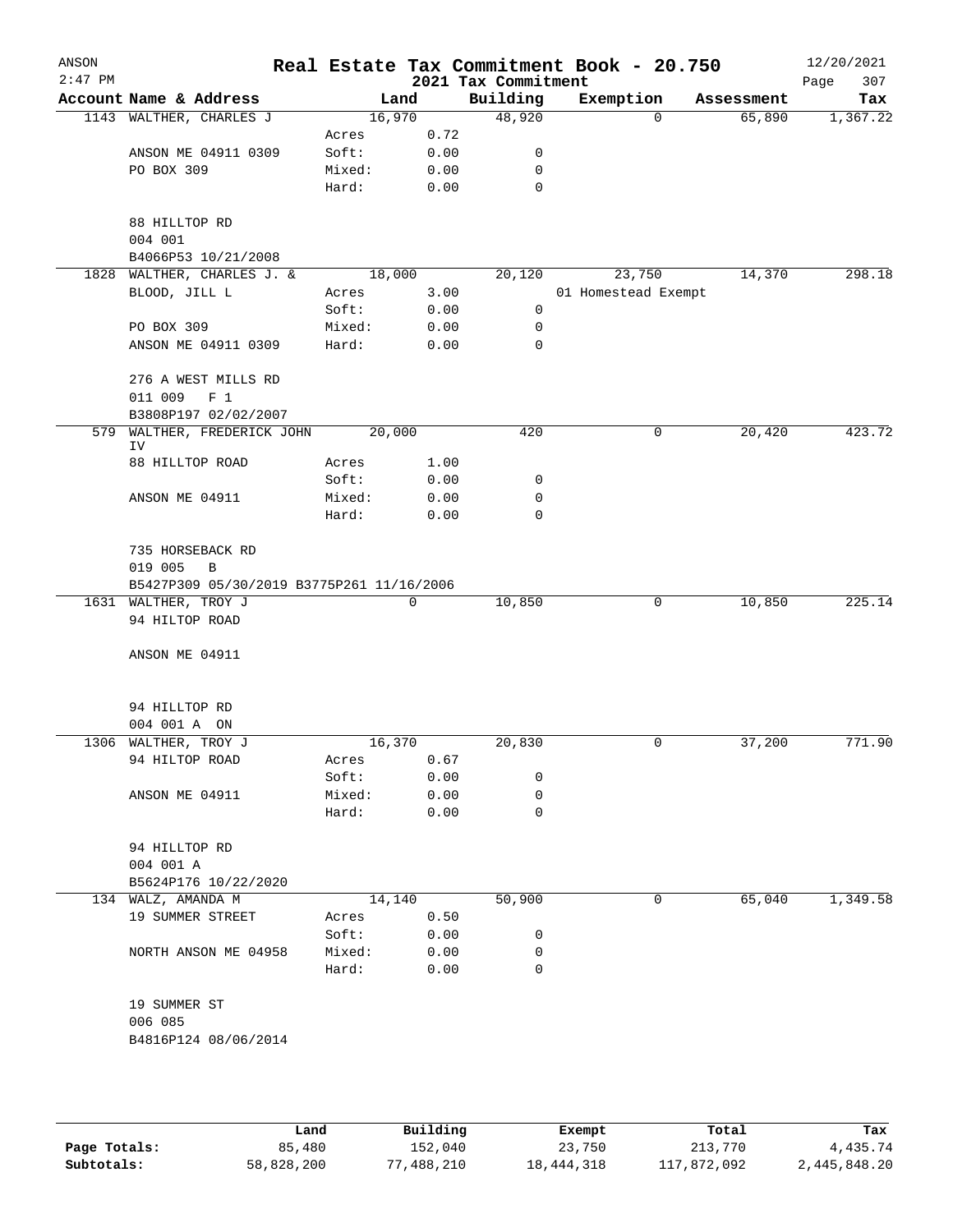# Real Estate Tax Commitment Book - 20.750

ANSON 2:47 PM — 2021 Tax Commitment — 12/20/2021

| Account Name & Address | | Land | Building | Exemption | Assessment | Tax |
|---|---|---|---|---|---|---|
| 1143 WALTHER, CHARLES J | | 16,970 | 48,920 | 0 | 65,890 | 1,367.22 |
| | Acres | 0.72 | | | | |
| ANSON ME 04911 0309 | Soft: | 0.00 | 0 | | | |
| PO BOX 309 | Mixed: | 0.00 | 0 | | | |
| | Hard: | 0.00 | 0 | | | |
| 88 HILLTOP RD | | | | | | |
| 004 001 | | | | | | |
| B4066P53 10/21/2008 | | | | | | |
| 1828 WALTHER, CHARLES J. & | | 18,000 | 20,120 | 23,750 | 14,370 | 298.18 |
| BLOOD, JILL L | Acres | 3.00 | | 01 Homestead Exempt | | |
| | Soft: | 0.00 | 0 | | | |
| PO BOX 309 | Mixed: | 0.00 | 0 | | | |
| ANSON ME 04911 0309 | Hard: | 0.00 | 0 | | | |
| 276 A WEST MILLS RD | | | | | | |
| 011 009 F 1 | | | | | | |
| B3808P197 02/02/2007 | | | | | | |
| 579 WALTHER, FREDERICK JOHN IV | | 20,000 | 420 | 0 | 20,420 | 423.72 |
| 88 HILLTOP ROAD | Acres | 1.00 | | | | |
| | Soft: | 0.00 | 0 | | | |
| ANSON ME 04911 | Mixed: | 0.00 | 0 | | | |
| | Hard: | 0.00 | 0 | | | |
| 735 HORSEBACK RD | | | | | | |
| 019 005 B | | | | | | |
| B5427P309 05/30/2019 B3775P261 11/16/2006 | | | | | | |
| 1631 WALTHER, TROY J | | 0 | 10,850 | 0 | 10,850 | 225.14 |
| 94 HILTOP ROAD | | | | | | |
| ANSON ME 04911 | | | | | | |
| 94 HILLTOP RD | | | | | | |
| 004 001 A ON | | | | | | |
| 1306 WALTHER, TROY J | | 16,370 | 20,830 | 0 | 37,200 | 771.90 |
| 94 HILTOP ROAD | Acres | 0.67 | | | | |
| | Soft: | 0.00 | 0 | | | |
| ANSON ME 04911 | Mixed: | 0.00 | 0 | | | |
| | Hard: | 0.00 | 0 | | | |
| 94 HILLTOP RD | | | | | | |
| 004 001 A | | | | | | |
| B5624P176 10/22/2020 | | | | | | |
| 134 WALZ, AMANDA M | | 14,140 | 50,900 | 0 | 65,040 | 1,349.58 |
| 19 SUMMER STREET | Acres | 0.50 | | | | |
| | Soft: | 0.00 | 0 | | | |
| NORTH ANSON ME 04958 | Mixed: | 0.00 | 0 | | | |
| | Hard: | 0.00 | 0 | | | |
| 19 SUMMER ST | | | | | | |
| 006 085 | | | | | | |
| B4816P124 08/06/2014 | | | | | | |

| | Land | Building | Exempt | Total | Tax |
|---|---|---|---|---|---|
| Page Totals: | 85,480 | 152,040 | 23,750 | 213,770 | 4,435.74 |
| Subtotals: | 58,828,200 | 77,488,210 | 18,444,318 | 117,872,092 | 2,445,848.20 |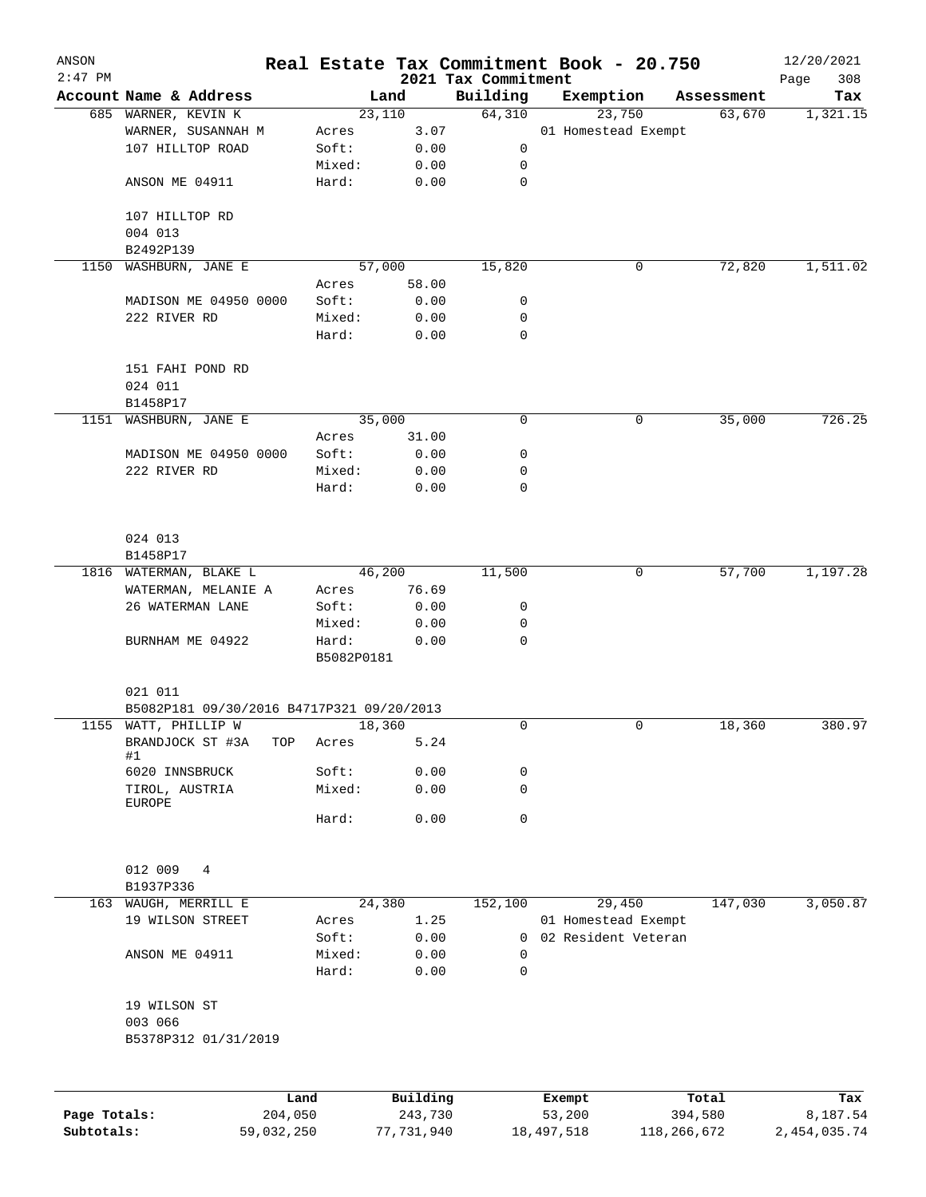ANSON
2:47 PM

# Real Estate Tax Commitment Book - 20.750

2021 Tax Commitment

12/20/2021

| Account | Name & Address | Land | | Building | Exemption | Assessment | Tax |
|---|---|---|---|---|---|---|---|
| 685 | WARNER, KEVIN K | 23,110 | | 64,310 | 23,750 | 63,670 | 1,321.15 |
| | WARNER, SUSANNAH M | Acres | 3.07 | | 01 Homestead Exempt | | |
| | 107 HILLTOP ROAD | Soft: | 0.00 | 0 | | | |
| | | Mixed: | 0.00 | 0 | | | |
| | ANSON ME 04911 | Hard: | 0.00 | 0 | | | |
| | 107 HILLTOP RD | | | | | | |
| | 004 013 | | | | | | |
| | B2492P139 | | | | | | |
| 1150 | WASHBURN, JANE E | 57,000 | | 15,820 | 0 | 72,820 | 1,511.02 |
| | | Acres | 58.00 | | | | |
| | MADISON ME 04950 0000 | Soft: | 0.00 | 0 | | | |
| | 222 RIVER RD | Mixed: | 0.00 | 0 | | | |
| | | Hard: | 0.00 | 0 | | | |
| | 151 FAHI POND RD | | | | | | |
| | 024 011 | | | | | | |
| | B1458P17 | | | | | | |
| 1151 | WASHBURN, JANE E | 35,000 | | 0 | 0 | 35,000 | 726.25 |
| | | Acres | 31.00 | | | | |
| | MADISON ME 04950 0000 | Soft: | 0.00 | 0 | | | |
| | 222 RIVER RD | Mixed: | 0.00 | 0 | | | |
| | | Hard: | 0.00 | 0 | | | |
| | 024 013 | | | | | | |
| | B1458P17 | | | | | | |
| 1816 | WATERMAN, BLAKE L | 46,200 | | 11,500 | 0 | 57,700 | 1,197.28 |
| | WATERMAN, MELANIE A | Acres | 76.69 | | | | |
| | 26 WATERMAN LANE | Soft: | 0.00 | 0 | | | |
| | | Mixed: | 0.00 | 0 | | | |
| | BURNHAM ME 04922 | Hard: | 0.00 | 0 | | | |
| | | B5082P0181 | | | | | |
| | 021 011 | | | | | | |
| | B5082P181 09/30/2016 B4717P321 09/20/2013 | | | | | | |
| 1155 | WATT, PHILLIP W | 18,360 | | 0 | 0 | 18,360 | 380.97 |
| | BRANDJOCK ST #3A TOP #1 | Acres | 5.24 | | | | |
| | 6020 INNSBRUCK | Soft: | 0.00 | 0 | | | |
| | TIROL, AUSTRIA EUROPE | Mixed: | 0.00 | 0 | | | |
| | | Hard: | 0.00 | 0 | | | |
| | 012 009 4 | | | | | | |
| | B1937P336 | | | | | | |
| 163 | WAUGH, MERRILL E | 24,380 | | 152,100 | 29,450 | 147,030 | 3,050.87 |
| | 19 WILSON STREET | Acres | 1.25 | | 01 Homestead Exempt | | |
| | | Soft: | 0.00 | 0 | 02 Resident Veteran | | |
| | ANSON ME 04911 | Mixed: | 0.00 | 0 | | | |
| | | Hard: | 0.00 | 0 | | | |
| | 19 WILSON ST | | | | | | |
| | 003 066 | | | | | | |
| | B5378P312 01/31/2019 | | | | | | |

| | Land | Building | Exempt | Total | Tax |
|---|---|---|---|---|---|
| Page Totals: | 204,050 | 243,730 | 53,200 | 394,580 | 8,187.54 |
| Subtotals: | 59,032,250 | 77,731,940 | 18,497,518 | 118,266,672 | 2,454,035.74 |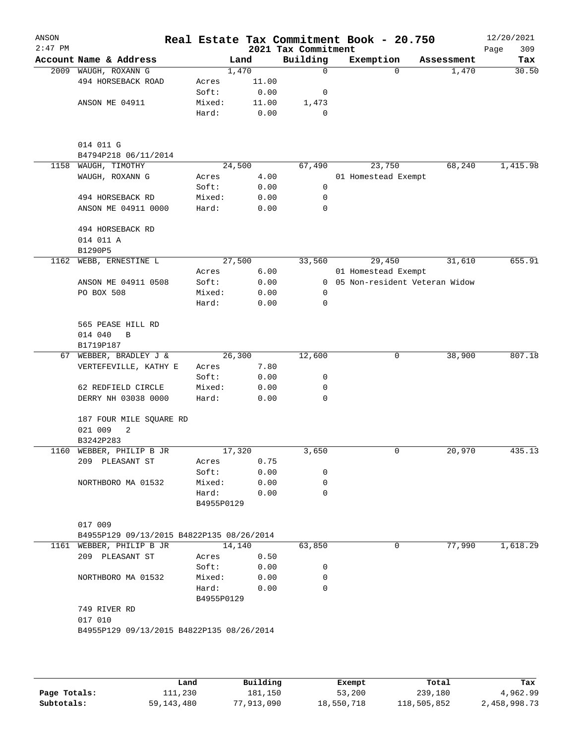# Real Estate Tax Commitment Book - 20.750

ANSON
2:47 PM

2021 Tax Commitment

12/20/2021

| Account | Name & Address | | Land | Building | Exemption | Assessment | Tax |
|---|---|---|---|---|---|---|---|
| 2009 | WAUGH, ROXANN G | | 1,470 | 0 | 0 | 1,470 | 30.50 |
| | 494 HORSEBACK ROAD | Acres | 11.00 | | | | |
| | | Soft: | 0.00 | 0 | | | |
| | ANSON ME 04911 | Mixed: | 11.00 | 1,473 | | | |
| | | Hard: | 0.00 | 0 | | | |
| | 014 011 G | | | | | | |
| | B4794P218 06/11/2014 | | | | | | |
| 1158 | WAUGH, TIMOTHY | | 24,500 | 67,490 | 23,750 | 68,240 | 1,415.98 |
| | WAUGH, ROXANN G | Acres | 4.00 | | 01 Homestead Exempt | | |
| | | Soft: | 0.00 | 0 | | | |
| | 494 HORSEBACK RD | Mixed: | 0.00 | 0 | | | |
| | ANSON ME 04911 0000 | Hard: | 0.00 | 0 | | | |
| | 494 HORSEBACK RD | | | | | | |
| | 014 011 A | | | | | | |
| | B1290P5 | | | | | | |
| 1162 | WEBB, ERNESTINE L | | 27,500 | 33,560 | 29,450 | 31,610 | 655.91 |
| | | Acres | 6.00 | | 01 Homestead Exempt | | |
| | ANSON ME 04911 0508 | Soft: | 0.00 | 0 | 05 Non-resident Veteran Widow | | |
| | PO BOX 508 | Mixed: | 0.00 | 0 | | | |
| | | Hard: | 0.00 | 0 | | | |
| | 565 PEASE HILL RD | | | | | | |
| | 014 040 B | | | | | | |
| | B1719P187 | | | | | | |
| 67 | WEBBER, BRADLEY J & | | 26,300 | 12,600 | 0 | 38,900 | 807.18 |
| | VERTEFEVILLE, KATHY E | Acres | 7.80 | | | | |
| | | Soft: | 0.00 | 0 | | | |
| | 62 REDFIELD CIRCLE | Mixed: | 0.00 | 0 | | | |
| | DERRY NH 03038 0000 | Hard: | 0.00 | 0 | | | |
| | 187 FOUR MILE SQUARE RD | | | | | | |
| | 021 009 2 | | | | | | |
| | B3242P283 | | | | | | |
| 1160 | WEBBER, PHILIP B JR | | 17,320 | 3,650 | 0 | 20,970 | 435.13 |
| | 209 PLEASANT ST | Acres | 0.75 | | | | |
| | | Soft: | 0.00 | 0 | | | |
| | NORTHBORO MA 01532 | Mixed: | 0.00 | 0 | | | |
| | | Hard: | 0.00 | 0 | | | |
| | | B4955P0129 | | | | | |
| | 017 009 | | | | | | |
| | B4955P129 09/13/2015 B4822P135 08/26/2014 | | | | | | |
| 1161 | WEBBER, PHILIP B JR | | 14,140 | 63,850 | 0 | 77,990 | 1,618.29 |
| | 209 PLEASANT ST | Acres | 0.50 | | | | |
| | | Soft: | 0.00 | 0 | | | |
| | NORTHBORO MA 01532 | Mixed: | 0.00 | 0 | | | |
| | | Hard: | 0.00 | 0 | | | |
| | | B4955P0129 | | | | | |
| | 749 RIVER RD | | | | | | |
| | 017 010 | | | | | | |
| | B4955P129 09/13/2015 B4822P135 08/26/2014 | | | | | | |

| | Land | Building | Exempt | Total | Tax |
|---|---|---|---|---|---|
| Page Totals: | 111,230 | 181,150 | 53,200 | 239,180 | 4,962.99 |
| Subtotals: | 59,143,480 | 77,913,090 | 18,550,718 | 118,505,852 | 2,458,998.73 |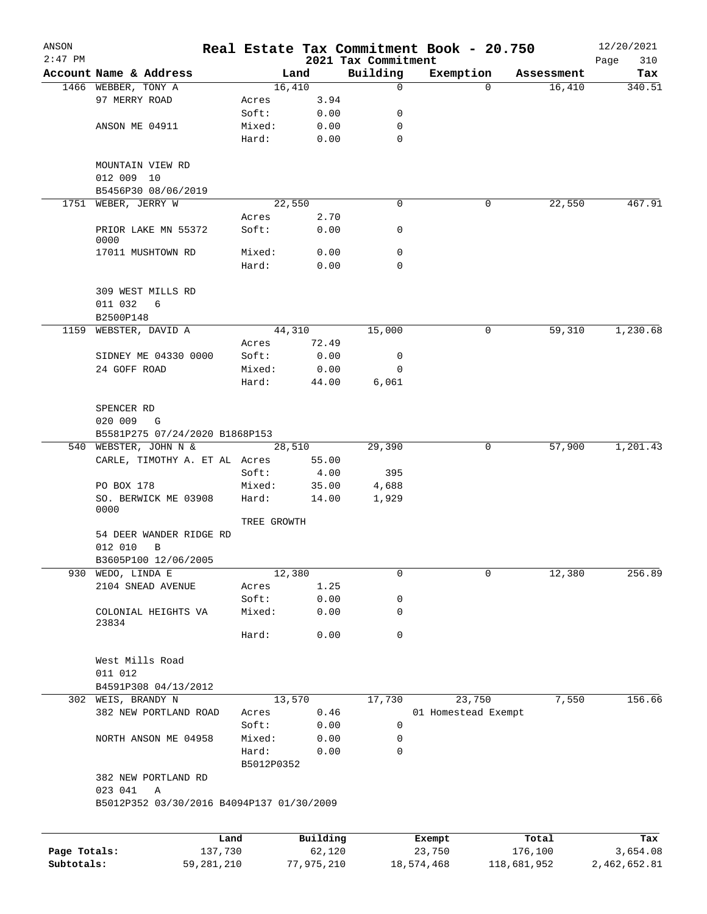ANSON
2:47 PM

# Real Estate Tax Commitment Book - 20.750

## 2021 Tax Commitment

12/20/2021

| Account Name & Address | | Land | Building | Exemption | Assessment | Tax |
|---|---|---|---|---|---|---|
| 1466 WEBBER, TONY A | | 16,410 | 0 | 0 | 16,410 | 340.51 |
| 97 MERRY ROAD | Acres | 3.94 | | | | |
| | Soft: | 0.00 | 0 | | | |
| ANSON ME 04911 | Mixed: | 0.00 | 0 | | | |
| | Hard: | 0.00 | 0 | | | |
| MOUNTAIN VIEW RD | | | | | | |
| 012 009 10 | | | | | | |
| B5456P30 08/06/2019 | | | | | | |
| 1751 WEBER, JERRY W | | 22,550 | 0 | 0 | 22,550 | 467.91 |
| | Acres | 2.70 | | | | |
| PRIOR LAKE MN 55372 0000 | Soft: | 0.00 | 0 | | | |
| 17011 MUSHTOWN RD | Mixed: | 0.00 | 0 | | | |
| | Hard: | 0.00 | 0 | | | |
| 309 WEST MILLS RD | | | | | | |
| 011 032 6 | | | | | | |
| B2500P148 | | | | | | |
| 1159 WEBSTER, DAVID A | | 44,310 | 15,000 | 0 | 59,310 | 1,230.68 |
| | Acres | 72.49 | | | | |
| SIDNEY ME 04330 0000 | Soft: | 0.00 | 0 | | | |
| 24 GOFF ROAD | Mixed: | 0.00 | 0 | | | |
| | Hard: | 44.00 | 6,061 | | | |
| SPENCER RD | | | | | | |
| 020 009 G | | | | | | |
| B5581P275 07/24/2020 B1868P153 | | | | | | |
| 540 WEBSTER, JOHN N & | | 28,510 | 29,390 | 0 | 57,900 | 1,201.43 |
| CARLE, TIMOTHY A. ET AL | Acres | 55.00 | | | | |
| | Soft: | 4.00 | 395 | | | |
| PO BOX 178 | Mixed: | 35.00 | 4,688 | | | |
| SO. BERWICK ME 03908 0000 | Hard: | 14.00 | 1,929 | | | |
| | TREE GROWTH | | | | | |
| 54 DEER WANDER RIDGE RD | | | | | | |
| 012 010 B | | | | | | |
| B3605P100 12/06/2005 | | | | | | |
| 930 WEDO, LINDA E | | 12,380 | 0 | 0 | 12,380 | 256.89 |
| 2104 SNEAD AVENUE | Acres | 1.25 | | | | |
| | Soft: | 0.00 | 0 | | | |
| COLONIAL HEIGHTS VA 23834 | Mixed: | 0.00 | 0 | | | |
| | Hard: | 0.00 | 0 | | | |
| West Mills Road | | | | | | |
| 011 012 | | | | | | |
| B4591P308 04/13/2012 | | | | | | |
| 302 WEIS, BRANDY N | | 13,570 | 17,730 | 23,750 | 7,550 | 156.66 |
| 382 NEW PORTLAND ROAD | Acres | 0.46 | | 01 Homestead Exempt | | |
| | Soft: | 0.00 | 0 | | | |
| NORTH ANSON ME 04958 | Mixed: | 0.00 | 0 | | | |
| | Hard: | 0.00 | 0 | | | |
| | B5012P0352 | | | | | |
| 382 NEW PORTLAND RD | | | | | | |
| 023 041 A | | | | | | |
| B5012P352 03/30/2016 B4094P137 01/30/2009 | | | | | | |

| | Land | Building | Exempt | Total | Tax |
|---|---|---|---|---|---|
| Page Totals: | 137,730 | 62,120 | 23,750 | 176,100 | 3,654.08 |
| Subtotals: | 59,281,210 | 77,975,210 | 18,574,468 | 118,681,952 | 2,462,652.81 |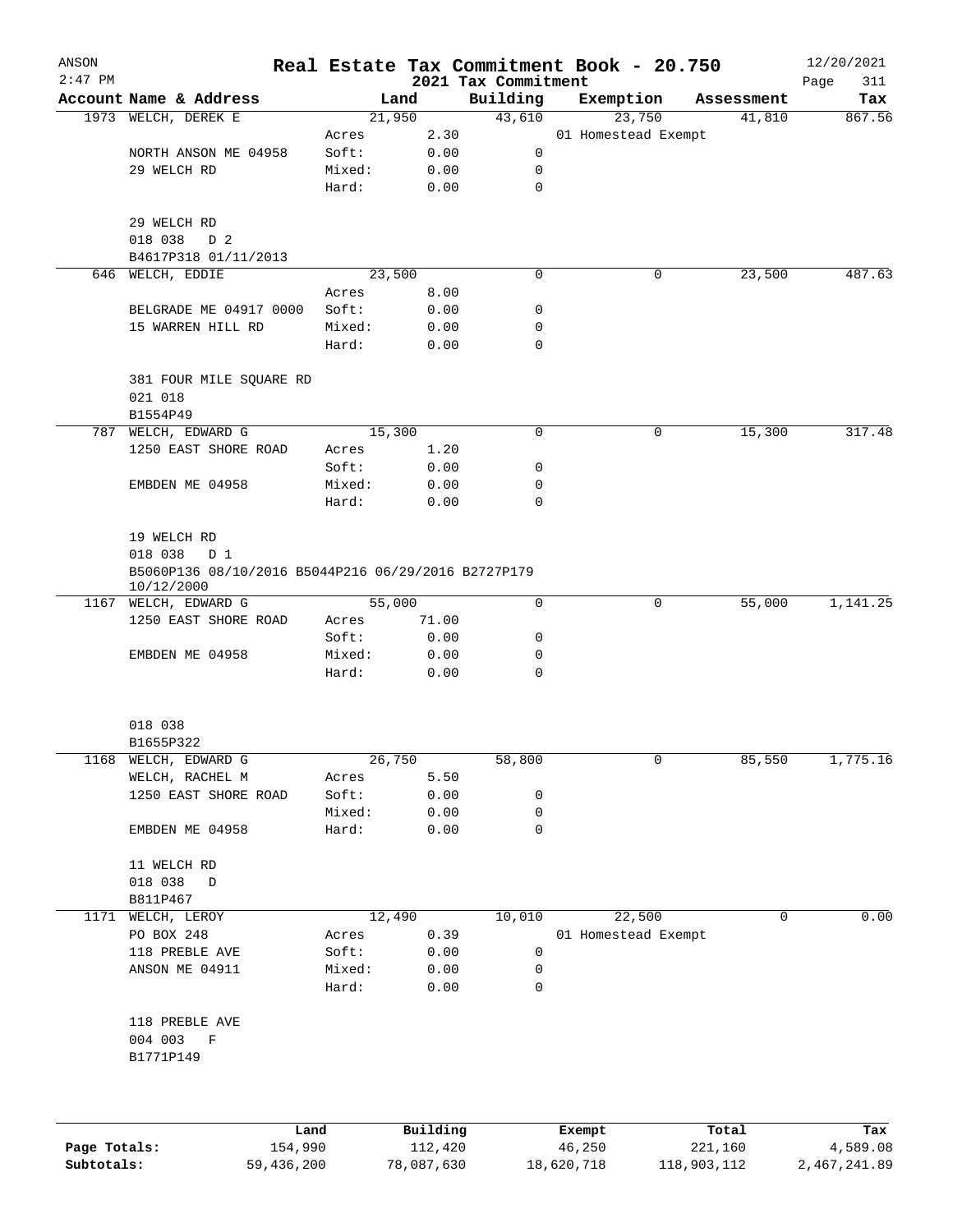# Real Estate Tax Commitment Book - 20.750

ANSON
2:47 PM

2021 Tax Commitment

12/20/2021

| Account Name & Address | | Land | Building | Exemption | Assessment | Tax |
|---|---|---|---|---|---|---|
| 1973 WELCH, DEREK E | | 21,950 | 43,610 | 23,750 | 41,810 | 867.56 |
| | Acres | 2.30 | | 01 Homestead Exempt | | |
| NORTH ANSON ME 04958 | Soft: | 0.00 | 0 | | | |
| 29 WELCH RD | Mixed: | 0.00 | 0 | | | |
| | Hard: | 0.00 | 0 | | | |
| 29 WELCH RD | | | | | | |
| 018 038 D 2 | | | | | | |
| B4617P318 01/11/2013 | | | | | | |
| 646 WELCH, EDDIE | | 23,500 | 0 | 0 | 23,500 | 487.63 |
| | Acres | 8.00 | | | | |
| BELGRADE ME 04917 0000 | Soft: | 0.00 | 0 | | | |
| 15 WARREN HILL RD | Mixed: | 0.00 | 0 | | | |
| | Hard: | 0.00 | 0 | | | |
| 381 FOUR MILE SQUARE RD | | | | | | |
| 021 018 | | | | | | |
| B1554P49 | | | | | | |
| 787 WELCH, EDWARD G | | 15,300 | 0 | 0 | 15,300 | 317.48 |
| 1250 EAST SHORE ROAD | Acres | 1.20 | | | | |
| | Soft: | 0.00 | 0 | | | |
| EMBDEN ME 04958 | Mixed: | 0.00 | 0 | | | |
| | Hard: | 0.00 | 0 | | | |
| 19 WELCH RD | | | | | | |
| 018 038 D 1 | | | | | | |
| B5060P136 08/10/2016 B5044P216 06/29/2016 B2727P179 10/12/2000 | | | | | | |
| 1167 WELCH, EDWARD G | | 55,000 | 0 | 0 | 55,000 | 1,141.25 |
| 1250 EAST SHORE ROAD | Acres | 71.00 | | | | |
| | Soft: | 0.00 | 0 | | | |
| EMBDEN ME 04958 | Mixed: | 0.00 | 0 | | | |
| | Hard: | 0.00 | 0 | | | |
| 018 038 | | | | | | |
| B1655P322 | | | | | | |
| 1168 WELCH, EDWARD G | | 26,750 | 58,800 | 0 | 85,550 | 1,775.16 |
| WELCH, RACHEL M | Acres | 5.50 | | | | |
| 1250 EAST SHORE ROAD | Soft: | 0.00 | 0 | | | |
| | Mixed: | 0.00 | 0 | | | |
| EMBDEN ME 04958 | Hard: | 0.00 | 0 | | | |
| 11 WELCH RD | | | | | | |
| 018 038 D | | | | | | |
| B811P467 | | | | | | |
| 1171 WELCH, LEROY | | 12,490 | 10,010 | 22,500 | 0 | 0.00 |
| PO BOX 248 | Acres | 0.39 | | 01 Homestead Exempt | | |
| 118 PREBLE AVE | Soft: | 0.00 | 0 | | | |
| ANSON ME 04911 | Mixed: | 0.00 | 0 | | | |
| | Hard: | 0.00 | 0 | | | |
| 118 PREBLE AVE | | | | | | |
| 004 003 F | | | | | | |
| B1771P149 | | | | | | |

| | Land | Building | Exempt | Total | Tax |
|---|---|---|---|---|---|
| Page Totals: | 154,990 | 112,420 | 46,250 | 221,160 | 4,589.08 |
| Subtotals: | 59,436,200 | 78,087,630 | 18,620,718 | 118,903,112 | 2,467,241.89 |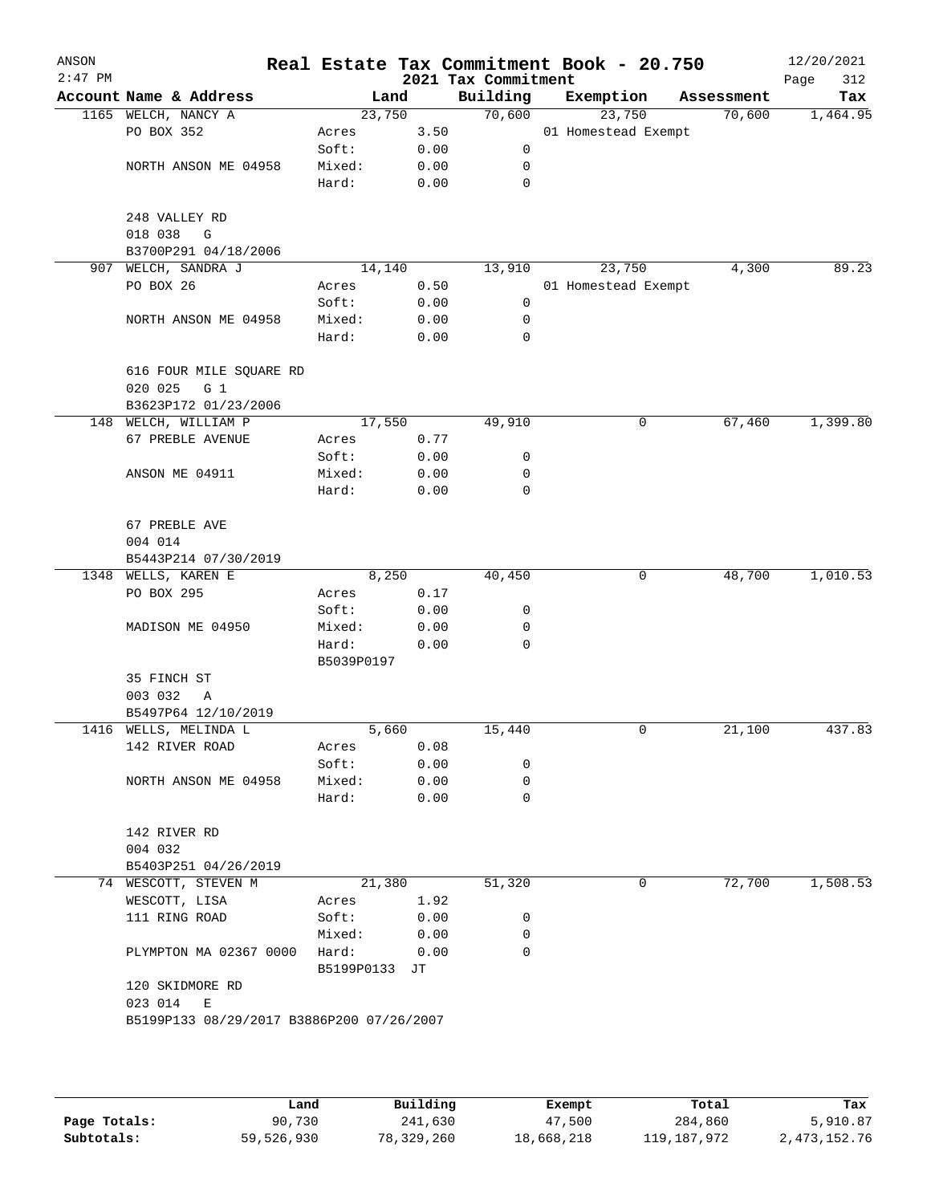ANSON 2:47 PM

# Real Estate Tax Commitment Book - 20.750

## 2021 Tax Commitment

12/20/2021

| Account Name & Address | Land | | Building | Exemption | Assessment | Tax |
|---|---|---|---|---|---|---|
| 1165 WELCH, NANCY A | 23,750 | | 70,600 | 23,750 | 70,600 | 1,464.95 |
| PO BOX 352 | Acres | 3.50 | | 01 Homestead Exempt | | |
| | Soft: | 0.00 | 0 | | | |
| NORTH ANSON ME 04958 | Mixed: | 0.00 | 0 | | | |
| | Hard: | 0.00 | 0 | | | |
| 248 VALLEY RD | | | | | | |
| 018 038 G | | | | | | |
| B3700P291 04/18/2006 | | | | | | |
| 907 WELCH, SANDRA J | 14,140 | | 13,910 | 23,750 | 4,300 | 89.23 |
| PO BOX 26 | Acres | 0.50 | | 01 Homestead Exempt | | |
| | Soft: | 0.00 | 0 | | | |
| NORTH ANSON ME 04958 | Mixed: | 0.00 | 0 | | | |
| | Hard: | 0.00 | 0 | | | |
| 616 FOUR MILE SQUARE RD | | | | | | |
| 020 025 G 1 | | | | | | |
| B3623P172 01/23/2006 | | | | | | |
| 148 WELCH, WILLIAM P | 17,550 | | 49,910 | 0 | 67,460 | 1,399.80 |
| 67 PREBLE AVENUE | Acres | 0.77 | | | | |
| | Soft: | 0.00 | 0 | | | |
| ANSON ME 04911 | Mixed: | 0.00 | 0 | | | |
| | Hard: | 0.00 | 0 | | | |
| 67 PREBLE AVE | | | | | | |
| 004 014 | | | | | | |
| B5443P214 07/30/2019 | | | | | | |
| 1348 WELLS, KAREN E | 8,250 | | 40,450 | 0 | 48,700 | 1,010.53 |
| PO BOX 295 | Acres | 0.17 | | | | |
| | Soft: | 0.00 | 0 | | | |
| MADISON ME 04950 | Mixed: | 0.00 | 0 | | | |
| | Hard: | 0.00 | 0 | | | |
| | B5039P0197 | | | | | |
| 35 FINCH ST | | | | | | |
| 003 032 A | | | | | | |
| B5497P64 12/10/2019 | | | | | | |
| 1416 WELLS, MELINDA L | 5,660 | | 15,440 | 0 | 21,100 | 437.83 |
| 142 RIVER ROAD | Acres | 0.08 | | | | |
| | Soft: | 0.00 | 0 | | | |
| NORTH ANSON ME 04958 | Mixed: | 0.00 | 0 | | | |
| | Hard: | 0.00 | 0 | | | |
| 142 RIVER RD | | | | | | |
| 004 032 | | | | | | |
| B5403P251 04/26/2019 | | | | | | |
| 74 WESCOTT, STEVEN M | 21,380 | | 51,320 | 0 | 72,700 | 1,508.53 |
| WESCOTT, LISA | Acres | 1.92 | | | | |
| 111 RING ROAD | Soft: | 0.00 | 0 | | | |
| | Mixed: | 0.00 | 0 | | | |
| PLYMPTON MA 02367 0000 | Hard: | 0.00 | 0 | | | |
| | B5199P0133 JT | | | | | |
| 120 SKIDMORE RD | | | | | | |
| 023 014 E | | | | | | |
| B5199P133 08/29/2017 B3886P200 07/26/2007 | | | | | | |

| | Land | Building | Exempt | Total | Tax |
|---|---|---|---|---|---|
| Page Totals: | 90,730 | 241,630 | 47,500 | 284,860 | 5,910.87 |
| Subtotals: | 59,526,930 | 78,329,260 | 18,668,218 | 119,187,972 | 2,473,152.76 |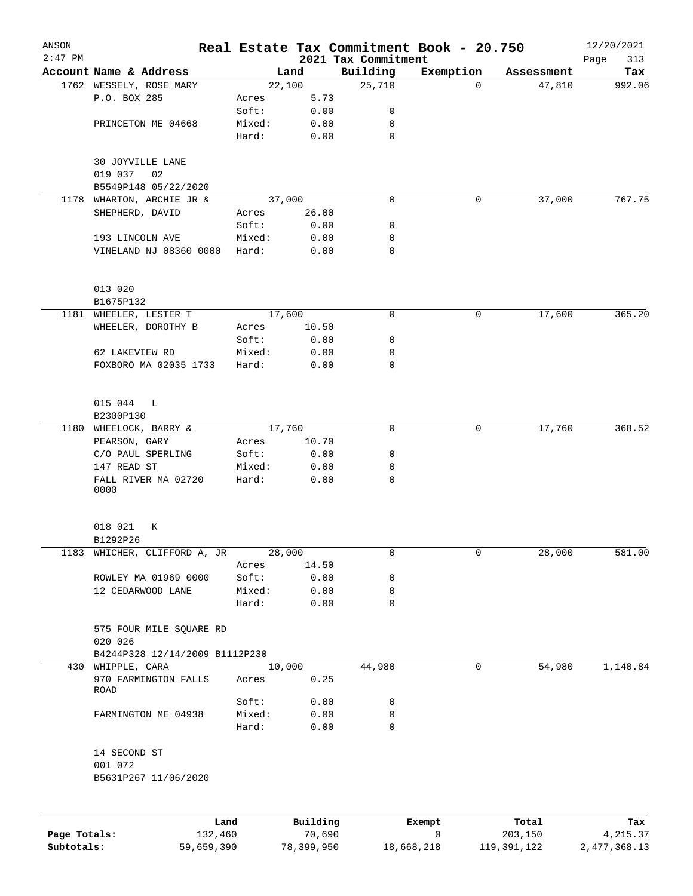# Real Estate Tax Commitment Book - 20.750

ANSON 2:47 PM — 2021 Tax Commitment — 12/20/2021

| Account Name & Address | | Land | Building | Exemption | Assessment | Tax |
|---|---|---|---|---|---|---|
| 1762 WESSELY, ROSE MARY | | 22,100 | 25,710 | 0 | 47,810 | 992.06 |
| P.O. BOX 285 | Acres | 5.73 | | | | |
| | Soft: | 0.00 | 0 | | | |
| PRINCETON ME 04668 | Mixed: | 0.00 | 0 | | | |
| | Hard: | 0.00 | 0 | | | |
| 30 JOYVILLE LANE | | | | | | |
| 019 037 02 | | | | | | |
| B5549P148 05/22/2020 | | | | | | |
| 1178 WHARTON, ARCHIE JR & | | 37,000 | 0 | 0 | 37,000 | 767.75 |
| SHEPHERD, DAVID | Acres | 26.00 | | | | |
| | Soft: | 0.00 | 0 | | | |
| 193 LINCOLN AVE | Mixed: | 0.00 | 0 | | | |
| VINELAND NJ 08360 0000 | Hard: | 0.00 | 0 | | | |
| 013 020 | | | | | | |
| B1675P132 | | | | | | |
| 1181 WHEELER, LESTER T | | 17,600 | 0 | 0 | 17,600 | 365.20 |
| WHEELER, DOROTHY B | Acres | 10.50 | | | | |
| | Soft: | 0.00 | 0 | | | |
| 62 LAKEVIEW RD | Mixed: | 0.00 | 0 | | | |
| FOXBORO MA 02035 1733 | Hard: | 0.00 | 0 | | | |
| 015 044 L | | | | | | |
| B2300P130 | | | | | | |
| 1180 WHEELOCK, BARRY & | | 17,760 | 0 | 0 | 17,760 | 368.52 |
| PEARSON, GARY | Acres | 10.70 | | | | |
| C/O PAUL SPERLING | Soft: | 0.00 | 0 | | | |
| 147 READ ST | Mixed: | 0.00 | 0 | | | |
| FALL RIVER MA 02720 0000 | Hard: | 0.00 | 0 | | | |
| 018 021 K | | | | | | |
| B1292P26 | | | | | | |
| 1183 WHICHER, CLIFFORD A, JR | | 28,000 | 0 | 0 | 28,000 | 581.00 |
| | Acres | 14.50 | | | | |
| ROWLEY MA 01969 0000 | Soft: | 0.00 | 0 | | | |
| 12 CEDARWOOD LANE | Mixed: | 0.00 | 0 | | | |
| | Hard: | 0.00 | 0 | | | |
| 575 FOUR MILE SQUARE RD | | | | | | |
| 020 026 | | | | | | |
| B4244P328 12/14/2009 B1112P230 | | | | | | |
| 430 WHIPPLE, CARA | | 10,000 | 44,980 | 0 | 54,980 | 1,140.84 |
| 970 FARMINGTON FALLS ROAD | Acres | 0.25 | | | | |
| | Soft: | 0.00 | 0 | | | |
| FARMINGTON ME 04938 | Mixed: | 0.00 | 0 | | | |
| | Hard: | 0.00 | 0 | | | |
| 14 SECOND ST | | | | | | |
| 001 072 | | | | | | |
| B5631P267 11/06/2020 | | | | | | |

| | Land | Building | Exempt | Total | Tax |
|---|---|---|---|---|---|
| Page Totals: | 132,460 | 70,690 | 0 | 203,150 | 4,215.37 |
| Subtotals: | 59,659,390 | 78,399,950 | 18,668,218 | 119,391,122 | 2,477,368.13 |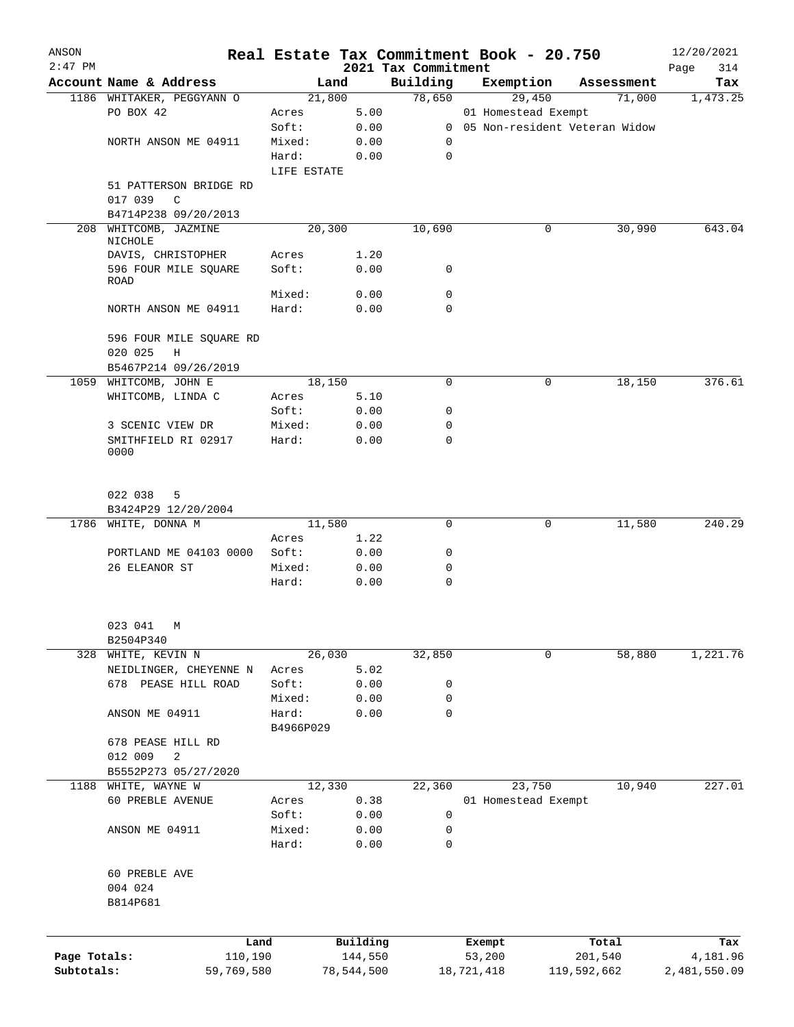ANSON
2:47 PM

# Real Estate Tax Commitment Book - 20.750

2021 Tax Commitment

12/20/2021

| Account Name & Address | | Land | Building | Exemption | Assessment | Tax |
|---|---|---|---|---|---|---|
| 1186 WHITAKER, PEGGYANN O | | 21,800 | 78,650 | 29,450 | 71,000 | 1,473.25 |
| PO BOX 42 | Acres | 5.00 | | 01 Homestead Exempt | | |
| | Soft: | 0.00 | 0 | 05 Non-resident Veteran Widow | | |
| NORTH ANSON ME 04911 | Mixed: | 0.00 | 0 | | | |
| | Hard: | 0.00 | 0 | | | |
| | LIFE ESTATE | | | | | |
| 51 PATTERSON BRIDGE RD | | | | | | |
| 017 039 C | | | | | | |
| B4714P238 09/20/2013 | | | | | | |
| 208 WHITCOMB, JAZMINE NICHOLE | | 20,300 | 10,690 | 0 | 30,990 | 643.04 |
| DAVIS, CHRISTOPHER | Acres | 1.20 | | | | |
| 596 FOUR MILE SQUARE ROAD | Soft: | 0.00 | 0 | | | |
| | Mixed: | 0.00 | 0 | | | |
| NORTH ANSON ME 04911 | Hard: | 0.00 | 0 | | | |
| 596 FOUR MILE SQUARE RD | | | | | | |
| 020 025 H | | | | | | |
| B5467P214 09/26/2019 | | | | | | |
| 1059 WHITCOMB, JOHN E | | 18,150 | 0 | 0 | 18,150 | 376.61 |
| WHITCOMB, LINDA C | Acres | 5.10 | | | | |
| | Soft: | 0.00 | 0 | | | |
| 3 SCENIC VIEW DR | Mixed: | 0.00 | 0 | | | |
| SMITHFIELD RI 02917 0000 | Hard: | 0.00 | 0 | | | |
| 022 038 5 | | | | | | |
| B3424P29 12/20/2004 | | | | | | |
| 1786 WHITE, DONNA M | | 11,580 | 0 | 0 | 11,580 | 240.29 |
| | Acres | 1.22 | | | | |
| PORTLAND ME 04103 0000 | Soft: | 0.00 | 0 | | | |
| 26 ELEANOR ST | Mixed: | 0.00 | 0 | | | |
| | Hard: | 0.00 | 0 | | | |
| 023 041 M | | | | | | |
| B2504P340 | | | | | | |
| 328 WHITE, KEVIN N | | 26,030 | 32,850 | 0 | 58,880 | 1,221.76 |
| NEIDLINGER, CHEYENNE N | Acres | 5.02 | | | | |
| 678 PEASE HILL ROAD | Soft: | 0.00 | 0 | | | |
| | Mixed: | 0.00 | 0 | | | |
| ANSON ME 04911 | Hard: | 0.00 | 0 | | | |
| | B4966P029 | | | | | |
| 678 PEASE HILL RD | | | | | | |
| 012 009 2 | | | | | | |
| B5552P273 05/27/2020 | | | | | | |
| 1188 WHITE, WAYNE W | | 12,330 | 22,360 | 23,750 | 10,940 | 227.01 |
| 60 PREBLE AVENUE | Acres | 0.38 | | 01 Homestead Exempt | | |
| | Soft: | 0.00 | 0 | | | |
| ANSON ME 04911 | Mixed: | 0.00 | 0 | | | |
| | Hard: | 0.00 | 0 | | | |
| 60 PREBLE AVE | | | | | | |
| 004 024 | | | | | | |
| B814P681 | | | | | | |

| | Land | Building | Exempt | Total | Tax |
|---|---|---|---|---|---|
| Page Totals: | 110,190 | 144,550 | 53,200 | 201,540 | 4,181.96 |
| Subtotals: | 59,769,580 | 78,544,500 | 18,721,418 | 119,592,662 | 2,481,550.09 |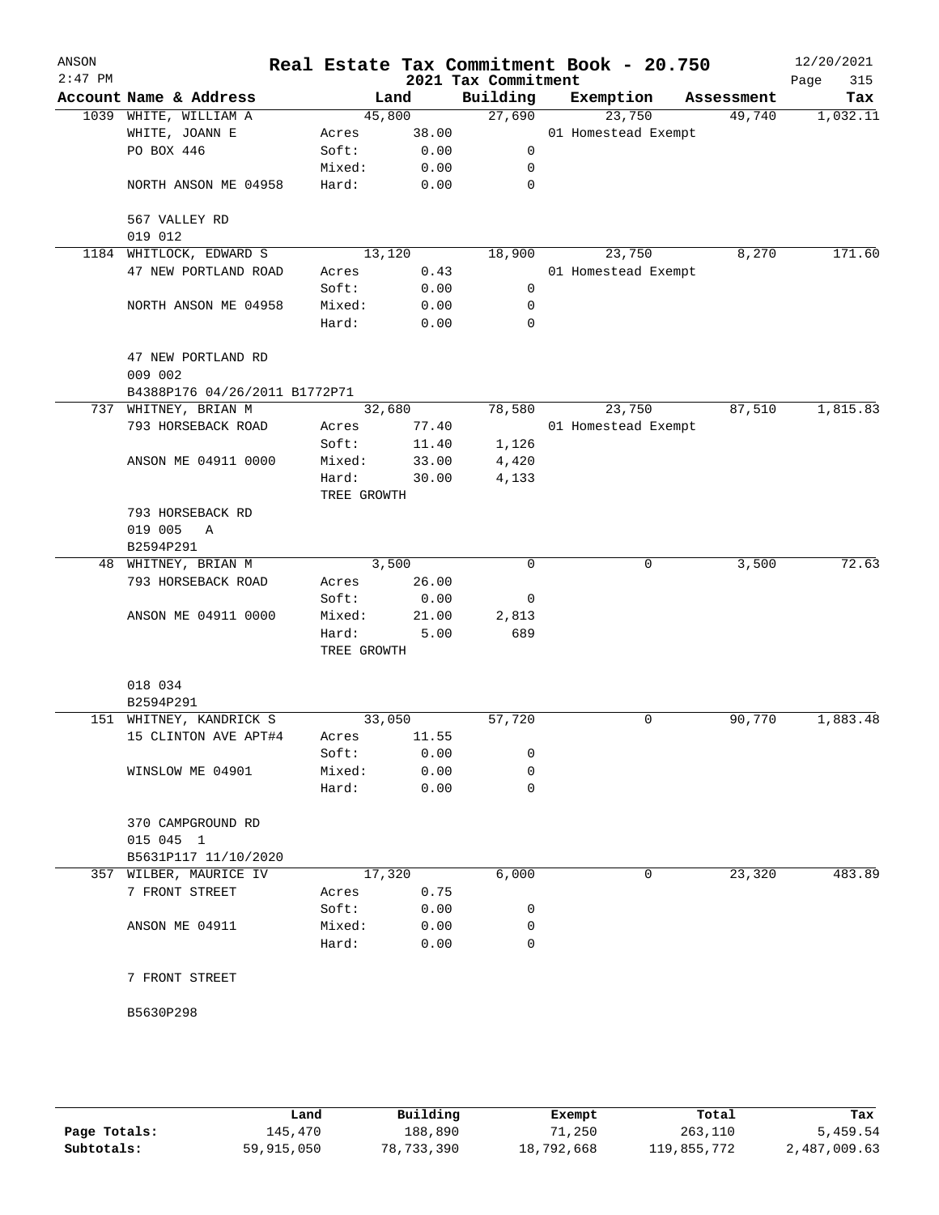# Real Estate Tax Commitment Book - 20.750

## 2021 Tax Commitment

ANSON 2:47 PM — 12/20/2021

| Account | Name & Address | Land | | Building | Exemption | Assessment | Tax |
|---|---|---|---|---|---|---|---|
| 1039 | WHITE, WILLIAM A | | 45,800 | 27,690 | 23,750 | 49,740 | 1,032.11 |
| | WHITE, JOANN E | Acres | 38.00 | | 01 Homestead Exempt | | |
| | PO BOX 446 | Soft: | 0.00 | 0 | | | |
| | | Mixed: | 0.00 | 0 | | | |
| | NORTH ANSON ME 04958 | Hard: | 0.00 | 0 | | | |
| | 567 VALLEY RD | | | | | | |
| | 019 012 | | | | | | |
| 1184 | WHITLOCK, EDWARD S | | 13,120 | 18,900 | 23,750 | 8,270 | 171.60 |
| | 47 NEW PORTLAND ROAD | Acres | 0.43 | | 01 Homestead Exempt | | |
| | | Soft: | 0.00 | 0 | | | |
| | NORTH ANSON ME 04958 | Mixed: | 0.00 | 0 | | | |
| | | Hard: | 0.00 | 0 | | | |
| | 47 NEW PORTLAND RD | | | | | | |
| | 009 002 | | | | | | |
| | B4388P176 04/26/2011 B1772P71 | | | | | | |
| 737 | WHITNEY, BRIAN M | | 32,680 | 78,580 | 23,750 | 87,510 | 1,815.83 |
| | 793 HORSEBACK ROAD | Acres | 77.40 | | 01 Homestead Exempt | | |
| | | Soft: | 11.40 | 1,126 | | | |
| | ANSON ME 04911 0000 | Mixed: | 33.00 | 4,420 | | | |
| | | Hard: | 30.00 | 4,133 | | | |
| | | TREE GROWTH | | | | | |
| | 793 HORSEBACK RD | | | | | | |
| | 019 005 A | | | | | | |
| | B2594P291 | | | | | | |
| 48 | WHITNEY, BRIAN M | | 3,500 | 0 | 0 | 3,500 | 72.63 |
| | 793 HORSEBACK ROAD | Acres | 26.00 | | | | |
| | | Soft: | 0.00 | 0 | | | |
| | ANSON ME 04911 0000 | Mixed: | 21.00 | 2,813 | | | |
| | | Hard: | 5.00 | 689 | | | |
| | | TREE GROWTH | | | | | |
| | 018 034 | | | | | | |
| | B2594P291 | | | | | | |
| 151 | WHITNEY, KANDRICK S | | 33,050 | 57,720 | 0 | 90,770 | 1,883.48 |
| | 15 CLINTON AVE APT#4 | Acres | 11.55 | | | | |
| | | Soft: | 0.00 | 0 | | | |
| | WINSLOW ME 04901 | Mixed: | 0.00 | 0 | | | |
| | | Hard: | 0.00 | 0 | | | |
| | 370 CAMPGROUND RD | | | | | | |
| | 015 045 1 | | | | | | |
| | B5631P117 11/10/2020 | | | | | | |
| 357 | WILBER, MAURICE IV | | 17,320 | 6,000 | 0 | 23,320 | 483.89 |
| | 7 FRONT STREET | Acres | 0.75 | | | | |
| | | Soft: | 0.00 | 0 | | | |
| | ANSON ME 04911 | Mixed: | 0.00 | 0 | | | |
| | | Hard: | 0.00 | 0 | | | |
| | 7 FRONT STREET | | | | | | |
| | B5630P298 | | | | | | |

| | Land | Building | Exempt | Total | Tax |
|---|---|---|---|---|---|
| Page Totals: | 145,470 | 188,890 | 71,250 | 263,110 | 5,459.54 |
| Subtotals: | 59,915,050 | 78,733,390 | 18,792,668 | 119,855,772 | 2,487,009.63 |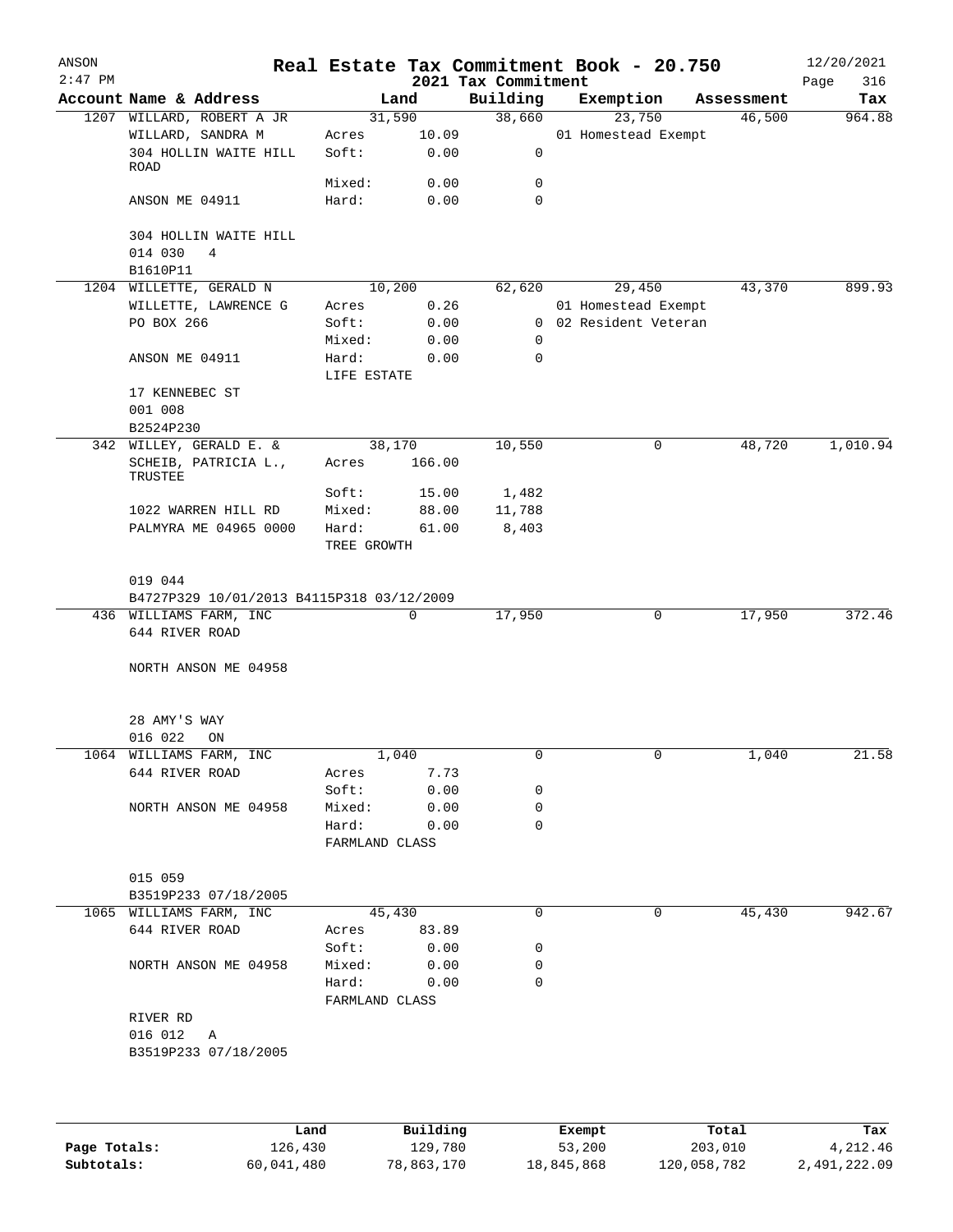ANSON
2:47 PM

# Real Estate Tax Commitment Book - 20.750

12/20/2021

2021 Tax Commitment

| Account Name & Address | Land | | Building | Exemption | Assessment | Tax |
|---|---|---|---|---|---|---|
| 1207 WILLARD, ROBERT A JR | 31,590 | | 38,660 | 23,750 | 46,500 | 964.88 |
| WILLARD, SANDRA M | Acres | 10.09 | | 01 Homestead Exempt | | |
| 304 HOLLIN WAITE HILL ROAD | Soft: | 0.00 | 0 | | | |
| | Mixed: | 0.00 | 0 | | | |
| ANSON ME 04911 | Hard: | 0.00 | 0 | | | |
| 304 HOLLIN WAITE HILL | | | | | | |
| 014 030 4 | | | | | | |
| B1610P11 | | | | | | |
| 1204 WILLETTE, GERALD N | 10,200 | | 62,620 | 29,450 | 43,370 | 899.93 |
| WILLETTE, LAWRENCE G | Acres | 0.26 | | 01 Homestead Exempt | | |
| PO BOX 266 | Soft: | 0.00 | 0 | 02 Resident Veteran | | |
| | Mixed: | 0.00 | 0 | | | |
| ANSON ME 04911 | Hard: | 0.00 | 0 | | | |
| | LIFE ESTATE | | | | | |
| 17 KENNEBEC ST | | | | | | |
| 001 008 | | | | | | |
| B2524P230 | | | | | | |
| 342 WILLEY, GERALD E. & | 38,170 | | 10,550 | 0 | 48,720 | 1,010.94 |
| SCHEIB, PATRICIA L., TRUSTEE | Acres | 166.00 | | | | |
| | Soft: | 15.00 | 1,482 | | | |
| 1022 WARREN HILL RD | Mixed: | 88.00 | 11,788 | | | |
| PALMYRA ME 04965 0000 | Hard: | 61.00 | 8,403 | | | |
| | TREE GROWTH | | | | | |
| 019 044 | | | | | | |
| B4727P329 10/01/2013 B4115P318 03/12/2009 | | | | | | |
| 436 WILLIAMS FARM, INC | 0 | | 17,950 | 0 | 17,950 | 372.46 |
| 644 RIVER ROAD | | | | | | |
| NORTH ANSON ME 04958 | | | | | | |
| 28 AMY'S WAY | | | | | | |
| 016 022 ON | | | | | | |
| 1064 WILLIAMS FARM, INC | 1,040 | | 0 | 0 | 1,040 | 21.58 |
| 644 RIVER ROAD | Acres | 7.73 | | | | |
| | Soft: | 0.00 | 0 | | | |
| NORTH ANSON ME 04958 | Mixed: | 0.00 | 0 | | | |
| | Hard: | 0.00 | 0 | | | |
| | FARMLAND CLASS | | | | | |
| 015 059 | | | | | | |
| B3519P233 07/18/2005 | | | | | | |
| 1065 WILLIAMS FARM, INC | 45,430 | | 0 | 0 | 45,430 | 942.67 |
| 644 RIVER ROAD | Acres | 83.89 | | | | |
| | Soft: | 0.00 | 0 | | | |
| NORTH ANSON ME 04958 | Mixed: | 0.00 | 0 | | | |
| | Hard: | 0.00 | 0 | | | |
| | FARMLAND CLASS | | | | | |
| RIVER RD | | | | | | |
| 016 012 A | | | | | | |
| B3519P233 07/18/2005 | | | | | | |

| | Land | Building | Exempt | Total | Tax |
|---|---|---|---|---|---|
| Page Totals: | 126,430 | 129,780 | 53,200 | 203,010 | 4,212.46 |
| Subtotals: | 60,041,480 | 78,863,170 | 18,845,868 | 120,058,782 | 2,491,222.09 |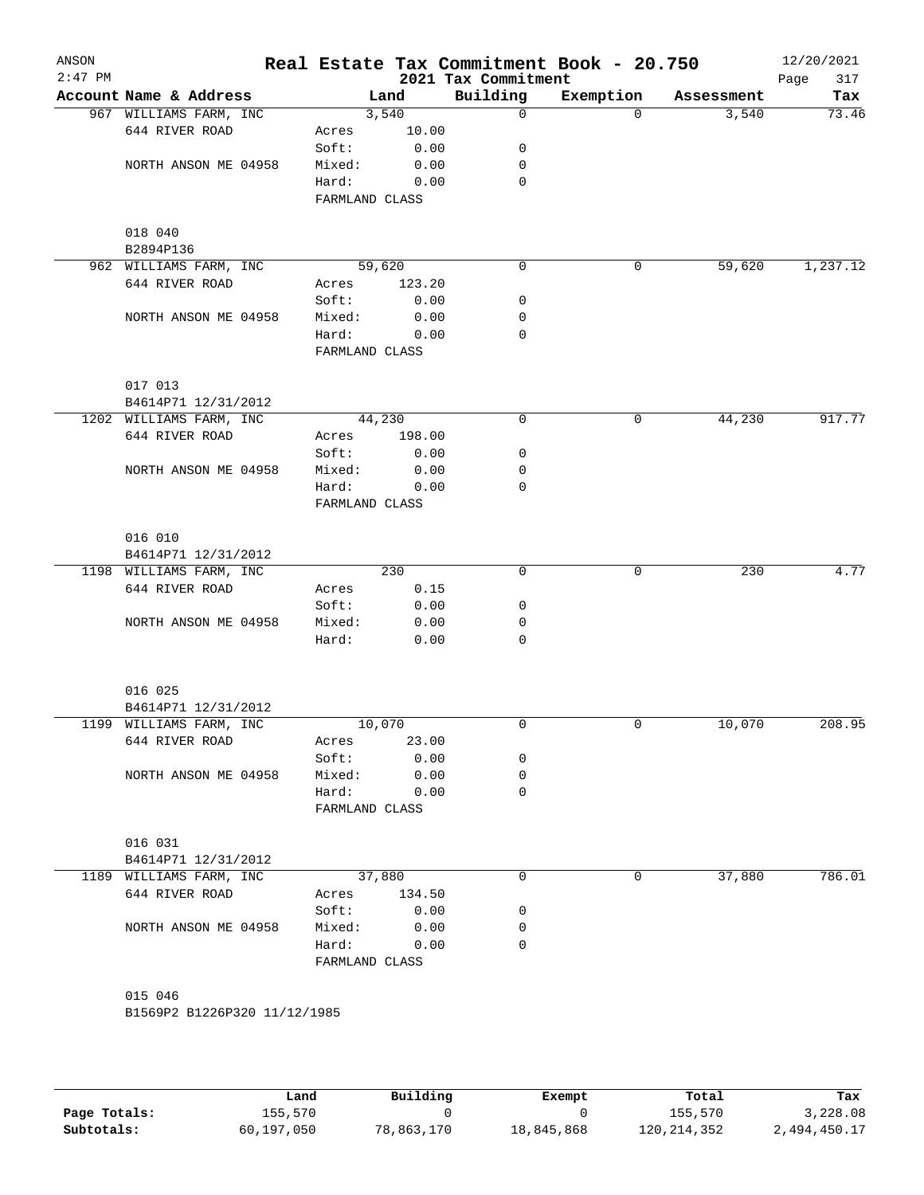ANSON
2:47 PM

# Real Estate Tax Commitment Book - 20.750

2021 Tax Commitment

12/20/2021

| Account Name & Address | Land | | Building | Exemption | Assessment | Tax |
|---|---|---|---|---|---|---|
| 967 WILLIAMS FARM, INC | | 3,540 | 0 | 0 | 3,540 | 73.46 |
| 644 RIVER ROAD | Acres | 10.00 | | | | |
| | Soft: | 0.00 | 0 | | | |
| NORTH ANSON ME 04958 | Mixed: | 0.00 | 0 | | | |
| | Hard: | 0.00 | 0 | | | |
| | FARMLAND CLASS | | | | | |
| 018 040 | | | | | | |
| B2894P136 | | | | | | |
| 962 WILLIAMS FARM, INC | | 59,620 | 0 | 0 | 59,620 | 1,237.12 |
| 644 RIVER ROAD | Acres | 123.20 | | | | |
| | Soft: | 0.00 | 0 | | | |
| NORTH ANSON ME 04958 | Mixed: | 0.00 | 0 | | | |
| | Hard: | 0.00 | 0 | | | |
| | FARMLAND CLASS | | | | | |
| 017 013 | | | | | | |
| B4614P71 12/31/2012 | | | | | | |
| 1202 WILLIAMS FARM, INC | | 44,230 | 0 | 0 | 44,230 | 917.77 |
| 644 RIVER ROAD | Acres | 198.00 | | | | |
| | Soft: | 0.00 | 0 | | | |
| NORTH ANSON ME 04958 | Mixed: | 0.00 | 0 | | | |
| | Hard: | 0.00 | 0 | | | |
| | FARMLAND CLASS | | | | | |
| 016 010 | | | | | | |
| B4614P71 12/31/2012 | | | | | | |
| 1198 WILLIAMS FARM, INC | | 230 | 0 | 0 | 230 | 4.77 |
| 644 RIVER ROAD | Acres | 0.15 | | | | |
| | Soft: | 0.00 | 0 | | | |
| NORTH ANSON ME 04958 | Mixed: | 0.00 | 0 | | | |
| | Hard: | 0.00 | 0 | | | |
| 016 025 | | | | | | |
| B4614P71 12/31/2012 | | | | | | |
| 1199 WILLIAMS FARM, INC | | 10,070 | 0 | 0 | 10,070 | 208.95 |
| 644 RIVER ROAD | Acres | 23.00 | | | | |
| | Soft: | 0.00 | 0 | | | |
| NORTH ANSON ME 04958 | Mixed: | 0.00 | 0 | | | |
| | Hard: | 0.00 | 0 | | | |
| | FARMLAND CLASS | | | | | |
| 016 031 | | | | | | |
| B4614P71 12/31/2012 | | | | | | |
| 1189 WILLIAMS FARM, INC | | 37,880 | 0 | 0 | 37,880 | 786.01 |
| 644 RIVER ROAD | Acres | 134.50 | | | | |
| | Soft: | 0.00 | 0 | | | |
| NORTH ANSON ME 04958 | Mixed: | 0.00 | 0 | | | |
| | Hard: | 0.00 | 0 | | | |
| | FARMLAND CLASS | | | | | |
| 015 046 | | | | | | |
| B1569P2 B1226P320 11/12/1985 | | | | | | |

| | Land | Building | Exempt | Total | Tax |
|---|---|---|---|---|---|
| Page Totals: | 155,570 | 0 | 0 | 155,570 | 3,228.08 |
| Subtotals: | 60,197,050 | 78,863,170 | 18,845,868 | 120,214,352 | 2,494,450.17 |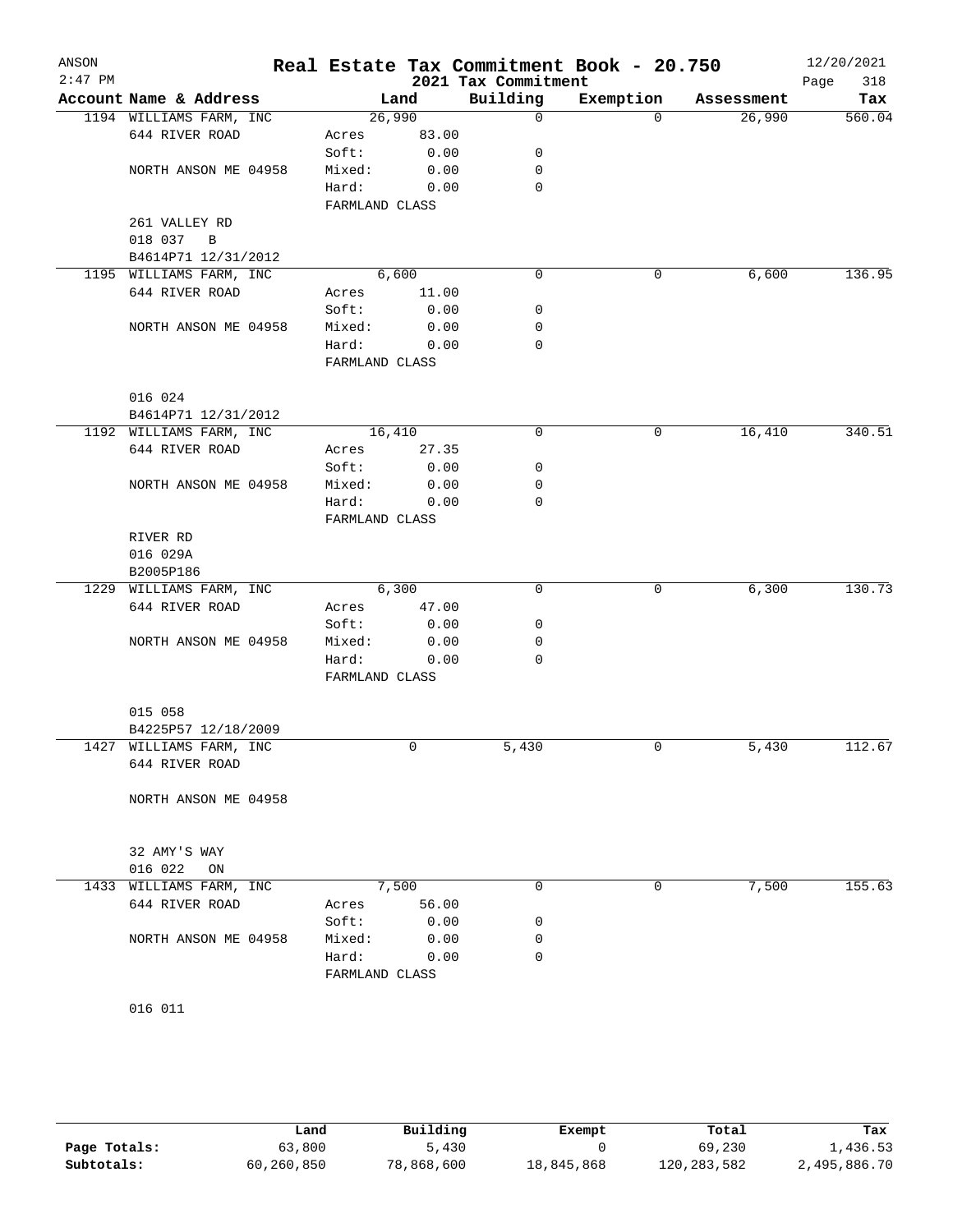# Real Estate Tax Commitment Book - 20.750

ANSON
2:47 PM

2021 Tax Commitment

12/20/2021
Page 318

| Account Name & Address | Land | | Building | Exemption | Assessment | Tax |
|---|---|---|---|---|---|---|
| 1194 WILLIAMS FARM, INC | 26,990 | | 0 | 0 | 26,990 | 560.04 |
| 644 RIVER ROAD | Acres | 83.00 | | | | |
| | Soft: | 0.00 | 0 | | | |
| NORTH ANSON ME 04958 | Mixed: | 0.00 | 0 | | | |
| | Hard: | 0.00 | 0 | | | |
| | FARMLAND CLASS | | | | | |
| 261 VALLEY RD | | | | | | |
| 018 037 B | | | | | | |
| B4614P71 12/31/2012 | | | | | | |
| 1195 WILLIAMS FARM, INC | 6,600 | | 0 | 0 | 6,600 | 136.95 |
| 644 RIVER ROAD | Acres | 11.00 | | | | |
| | Soft: | 0.00 | 0 | | | |
| NORTH ANSON ME 04958 | Mixed: | 0.00 | 0 | | | |
| | Hard: | 0.00 | 0 | | | |
| | FARMLAND CLASS | | | | | |
| 016 024 | | | | | | |
| B4614P71 12/31/2012 | | | | | | |
| 1192 WILLIAMS FARM, INC | 16,410 | | 0 | 0 | 16,410 | 340.51 |
| 644 RIVER ROAD | Acres | 27.35 | | | | |
| | Soft: | 0.00 | 0 | | | |
| NORTH ANSON ME 04958 | Mixed: | 0.00 | 0 | | | |
| | Hard: | 0.00 | 0 | | | |
| | FARMLAND CLASS | | | | | |
| RIVER RD | | | | | | |
| 016 029A | | | | | | |
| B2005P186 | | | | | | |
| 1229 WILLIAMS FARM, INC | 6,300 | | 0 | 0 | 6,300 | 130.73 |
| 644 RIVER ROAD | Acres | 47.00 | | | | |
| | Soft: | 0.00 | 0 | | | |
| NORTH ANSON ME 04958 | Mixed: | 0.00 | 0 | | | |
| | Hard: | 0.00 | 0 | | | |
| | FARMLAND CLASS | | | | | |
| 015 058 | | | | | | |
| B4225P57 12/18/2009 | | | | | | |
| 1427 WILLIAMS FARM, INC | 0 | | 5,430 | 0 | 5,430 | 112.67 |
| 644 RIVER ROAD | | | | | | |
| NORTH ANSON ME 04958 | | | | | | |
| 32 AMY'S WAY | | | | | | |
| 016 022 ON | | | | | | |
| 1433 WILLIAMS FARM, INC | 7,500 | | 0 | 0 | 7,500 | 155.63 |
| 644 RIVER ROAD | Acres | 56.00 | | | | |
| | Soft: | 0.00 | 0 | | | |
| NORTH ANSON ME 04958 | Mixed: | 0.00 | 0 | | | |
| | Hard: | 0.00 | 0 | | | |
| | FARMLAND CLASS | | | | | |
| 016 011 | | | | | | |

| | Land | Building | Exempt | Total | Tax |
|---|---|---|---|---|---|
| Page Totals: | 63,800 | 5,430 | 0 | 69,230 | 1,436.53 |
| Subtotals: | 60,260,850 | 78,868,600 | 18,845,868 | 120,283,582 | 2,495,886.70 |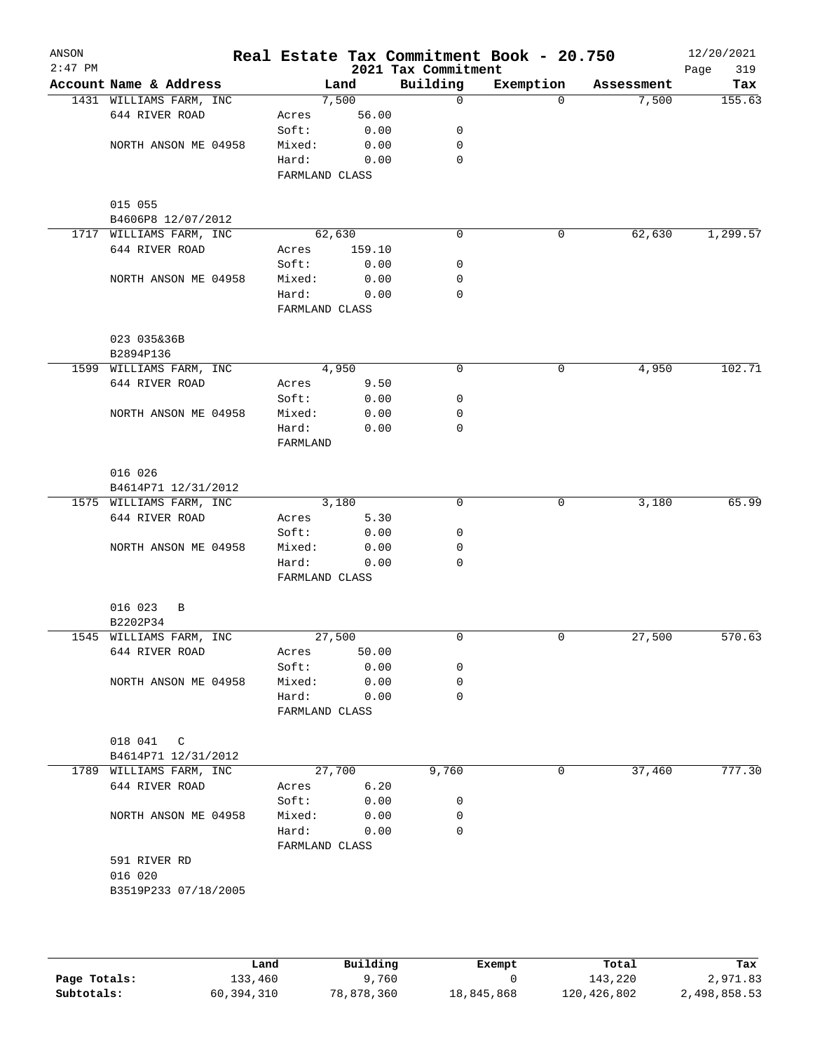# Real Estate Tax Commitment Book - 20.750

ANSON
2:47 PM

2021 Tax Commitment

12/20/2021
Page 319

| Account Name & Address | Land | | Building | Exemption | Assessment | Tax |
|---|---|---|---|---|---|---|
| 1431 WILLIAMS FARM, INC | 7,500 | | 0 | 0 | 7,500 | 155.63 |
| 644 RIVER ROAD | Acres | 56.00 | | | | |
| | Soft: | 0.00 | 0 | | | |
| NORTH ANSON ME 04958 | Mixed: | 0.00 | 0 | | | |
| | Hard: | 0.00 | 0 | | | |
| | FARMLAND CLASS | | | | | |
| 015 055 | | | | | | |
| B4606P8 12/07/2012 | | | | | | |
| 1717 WILLIAMS FARM, INC | 62,630 | | 0 | 0 | 62,630 | 1,299.57 |
| 644 RIVER ROAD | Acres | 159.10 | | | | |
| | Soft: | 0.00 | 0 | | | |
| NORTH ANSON ME 04958 | Mixed: | 0.00 | 0 | | | |
| | Hard: | 0.00 | 0 | | | |
| | FARMLAND CLASS | | | | | |
| 023 035&36B | | | | | | |
| B2894P136 | | | | | | |
| 1599 WILLIAMS FARM, INC | 4,950 | | 0 | 0 | 4,950 | 102.71 |
| 644 RIVER ROAD | Acres | 9.50 | | | | |
| | Soft: | 0.00 | 0 | | | |
| NORTH ANSON ME 04958 | Mixed: | 0.00 | 0 | | | |
| | Hard: | 0.00 | 0 | | | |
| | FARMLAND | | | | | |
| 016 026 | | | | | | |
| B4614P71 12/31/2012 | | | | | | |
| 1575 WILLIAMS FARM, INC | 3,180 | | 0 | 0 | 3,180 | 65.99 |
| 644 RIVER ROAD | Acres | 5.30 | | | | |
| | Soft: | 0.00 | 0 | | | |
| NORTH ANSON ME 04958 | Mixed: | 0.00 | 0 | | | |
| | Hard: | 0.00 | 0 | | | |
| | FARMLAND CLASS | | | | | |
| 016 023 B | | | | | | |
| B2202P34 | | | | | | |
| 1545 WILLIAMS FARM, INC | 27,500 | | 0 | 0 | 27,500 | 570.63 |
| 644 RIVER ROAD | Acres | 50.00 | | | | |
| | Soft: | 0.00 | 0 | | | |
| NORTH ANSON ME 04958 | Mixed: | 0.00 | 0 | | | |
| | Hard: | 0.00 | 0 | | | |
| | FARMLAND CLASS | | | | | |
| 018 041 C | | | | | | |
| B4614P71 12/31/2012 | | | | | | |
| 1789 WILLIAMS FARM, INC | 27,700 | | 9,760 | 0 | 37,460 | 777.30 |
| 644 RIVER ROAD | Acres | 6.20 | | | | |
| | Soft: | 0.00 | 0 | | | |
| NORTH ANSON ME 04958 | Mixed: | 0.00 | 0 | | | |
| | Hard: | 0.00 | 0 | | | |
| | FARMLAND CLASS | | | | | |
| 591 RIVER RD | | | | | | |
| 016 020 | | | | | | |
| B3519P233 07/18/2005 | | | | | | |

| | Land | Building | Exempt | Total | Tax |
|---|---|---|---|---|---|
| Page Totals: | 133,460 | 9,760 | 0 | 143,220 | 2,971.83 |
| Subtotals: | 60,394,310 | 78,878,360 | 18,845,868 | 120,426,802 | 2,498,858.53 |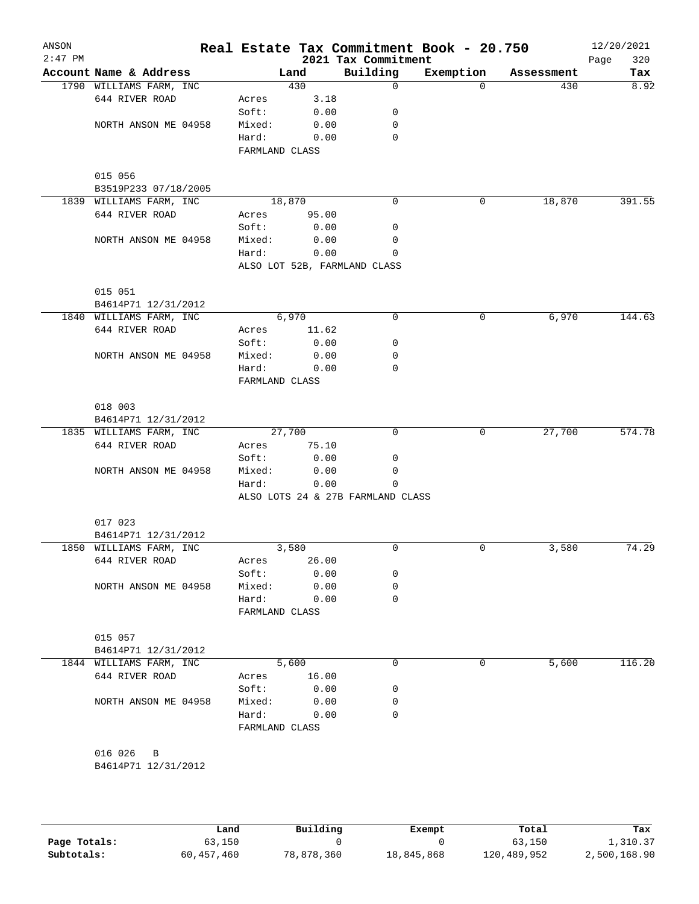# Real Estate Tax Commitment Book - 20.750

ANSON 2:47 PM — 2021 Tax Commitment — 12/20/2021

| Account Name & Address | Land | | Building | Exemption | Assessment | Tax |
|---|---|---|---|---|---|---|
| 1790 WILLIAMS FARM, INC | | 430 | 0 | 0 | 430 | 8.92 |
| 644 RIVER ROAD | Acres | 3.18 | | | | |
| | Soft: | 0.00 | 0 | | | |
| NORTH ANSON ME 04958 | Mixed: | 0.00 | 0 | | | |
| | Hard: | 0.00 | 0 | | | |
| | FARMLAND CLASS | | | | | |
| 015 056 | | | | | | |
| B3519P233 07/18/2005 | | | | | | |
| 1839 WILLIAMS FARM, INC | | 18,870 | 0 | 0 | 18,870 | 391.55 |
| 644 RIVER ROAD | Acres | 95.00 | | | | |
| | Soft: | 0.00 | 0 | | | |
| NORTH ANSON ME 04958 | Mixed: | 0.00 | 0 | | | |
| | Hard: | 0.00 | 0 | | | |
| | ALSO LOT 52B, FARMLAND CLASS | | | | | |
| 015 051 | | | | | | |
| B4614P71 12/31/2012 | | | | | | |
| 1840 WILLIAMS FARM, INC | | 6,970 | 0 | 0 | 6,970 | 144.63 |
| 644 RIVER ROAD | Acres | 11.62 | | | | |
| | Soft: | 0.00 | 0 | | | |
| NORTH ANSON ME 04958 | Mixed: | 0.00 | 0 | | | |
| | Hard: | 0.00 | 0 | | | |
| | FARMLAND CLASS | | | | | |
| 018 003 | | | | | | |
| B4614P71 12/31/2012 | | | | | | |
| 1835 WILLIAMS FARM, INC | | 27,700 | 0 | 0 | 27,700 | 574.78 |
| 644 RIVER ROAD | Acres | 75.10 | | | | |
| | Soft: | 0.00 | 0 | | | |
| NORTH ANSON ME 04958 | Mixed: | 0.00 | 0 | | | |
| | Hard: | 0.00 | 0 | | | |
| | ALSO LOTS 24 & 27B FARMLAND CLASS | | | | | |
| 017 023 | | | | | | |
| B4614P71 12/31/2012 | | | | | | |
| 1850 WILLIAMS FARM, INC | | 3,580 | 0 | 0 | 3,580 | 74.29 |
| 644 RIVER ROAD | Acres | 26.00 | | | | |
| | Soft: | 0.00 | 0 | | | |
| NORTH ANSON ME 04958 | Mixed: | 0.00 | 0 | | | |
| | Hard: | 0.00 | 0 | | | |
| | FARMLAND CLASS | | | | | |
| 015 057 | | | | | | |
| B4614P71 12/31/2012 | | | | | | |
| 1844 WILLIAMS FARM, INC | | 5,600 | 0 | 0 | 5,600 | 116.20 |
| 644 RIVER ROAD | Acres | 16.00 | | | | |
| | Soft: | 0.00 | 0 | | | |
| NORTH ANSON ME 04958 | Mixed: | 0.00 | 0 | | | |
| | Hard: | 0.00 | 0 | | | |
| | FARMLAND CLASS | | | | | |
| 016 026 B | | | | | | |
| B4614P71 12/31/2012 | | | | | | |

| | Land | Building | Exempt | Total | Tax |
|---|---|---|---|---|---|
| Page Totals: | 63,150 | 0 | 0 | 63,150 | 1,310.37 |
| Subtotals: | 60,457,460 | 78,878,360 | 18,845,868 | 120,489,952 | 2,500,168.90 |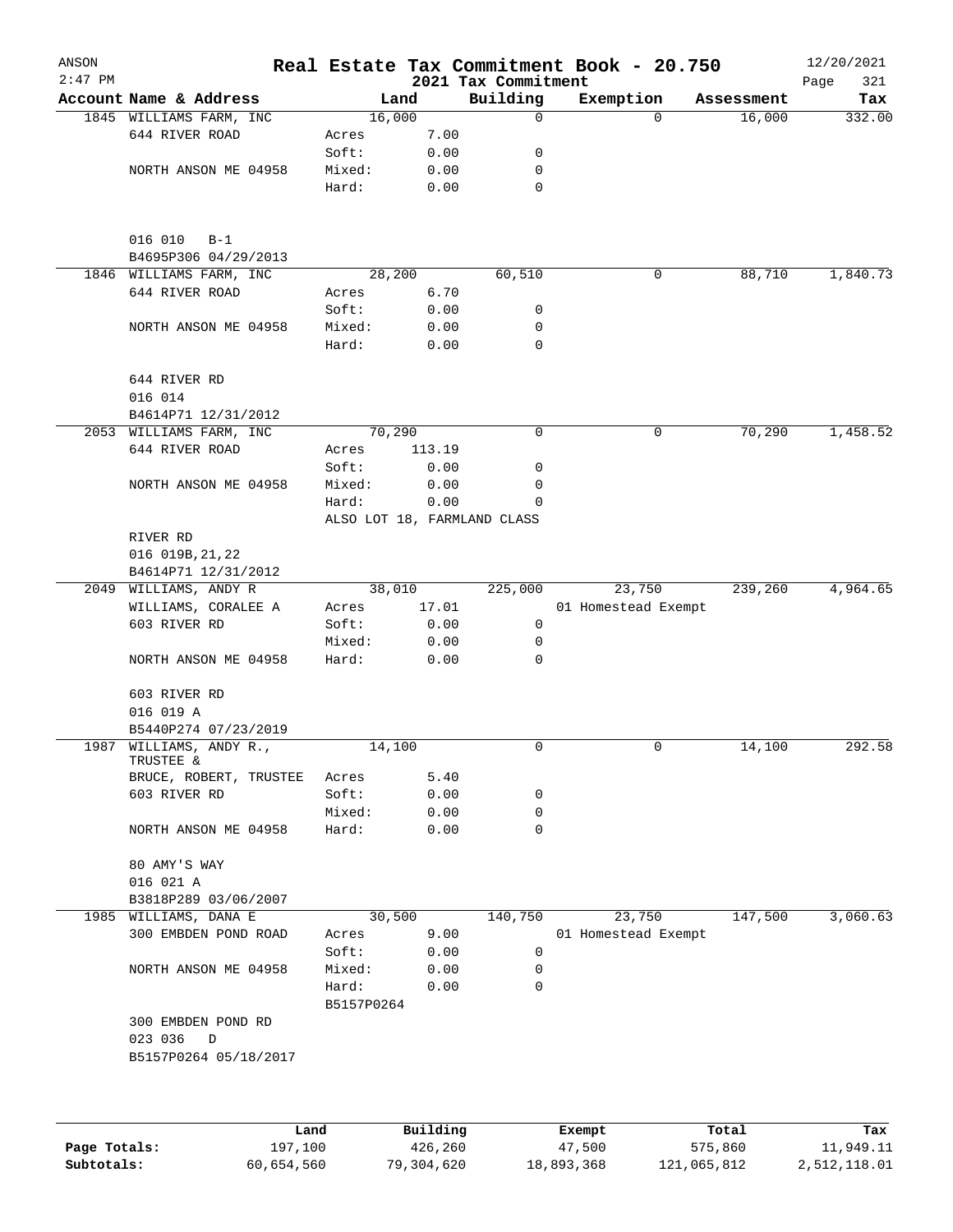ANSON 2:47 PM

# Real Estate Tax Commitment Book - 20.750

## 2021 Tax Commitment

12/20/2021

| Account Name & Address | Land | | Building | Exemption | Assessment | Tax |
|---|---|---|---|---|---|---|
| 1845 WILLIAMS FARM, INC | 16,000 | | 0 | 0 | 16,000 | 332.00 |
| 644 RIVER ROAD | Acres | 7.00 | | | | |
| | Soft: | 0.00 | 0 | | | |
| NORTH ANSON ME 04958 | Mixed: | 0.00 | 0 | | | |
| | Hard: | 0.00 | 0 | | | |
| 016 010 B-1 | | | | | | |
| B4695P306 04/29/2013 | | | | | | |
| 1846 WILLIAMS FARM, INC | 28,200 | | 60,510 | 0 | 88,710 | 1,840.73 |
| 644 RIVER ROAD | Acres | 6.70 | | | | |
| | Soft: | 0.00 | 0 | | | |
| NORTH ANSON ME 04958 | Mixed: | 0.00 | 0 | | | |
| | Hard: | 0.00 | 0 | | | |
| 644 RIVER RD | | | | | | |
| 016 014 | | | | | | |
| B4614P71 12/31/2012 | | | | | | |
| 2053 WILLIAMS FARM, INC | 70,290 | | 0 | 0 | 70,290 | 1,458.52 |
| 644 RIVER ROAD | Acres | 113.19 | | | | |
| | Soft: | 0.00 | 0 | | | |
| NORTH ANSON ME 04958 | Mixed: | 0.00 | 0 | | | |
| | Hard: | 0.00 | 0 | | | |
| | ALSO LOT 18, FARMLAND CLASS | | | | | |
| RIVER RD | | | | | | |
| 016 019B,21,22 | | | | | | |
| B4614P71 12/31/2012 | | | | | | |
| 2049 WILLIAMS, ANDY R | 38,010 | | 225,000 | 23,750 | 239,260 | 4,964.65 |
| WILLIAMS, CORALEE A | Acres | 17.01 | | 01 Homestead Exempt | | |
| 603 RIVER RD | Soft: | 0.00 | 0 | | | |
| | Mixed: | 0.00 | 0 | | | |
| NORTH ANSON ME 04958 | Hard: | 0.00 | 0 | | | |
| 603 RIVER RD | | | | | | |
| 016 019 A | | | | | | |
| B5440P274 07/23/2019 | | | | | | |
| 1987 WILLIAMS, ANDY R., TRUSTEE & | 14,100 | | 0 | 0 | 14,100 | 292.58 |
| BRUCE, ROBERT, TRUSTEE | Acres | 5.40 | | | | |
| 603 RIVER RD | Soft: | 0.00 | 0 | | | |
| | Mixed: | 0.00 | 0 | | | |
| NORTH ANSON ME 04958 | Hard: | 0.00 | 0 | | | |
| 80 AMY'S WAY | | | | | | |
| 016 021 A | | | | | | |
| B3818P289 03/06/2007 | | | | | | |
| 1985 WILLIAMS, DANA E | 30,500 | | 140,750 | 23,750 | 147,500 | 3,060.63 |
| 300 EMBDEN POND ROAD | Acres | 9.00 | | 01 Homestead Exempt | | |
| | Soft: | 0.00 | 0 | | | |
| NORTH ANSON ME 04958 | Mixed: | 0.00 | 0 | | | |
| | Hard: | 0.00 | 0 | | | |
| | B5157P0264 | | | | | |
| 300 EMBDEN POND RD | | | | | | |
| 023 036 D | | | | | | |
| B5157P0264 05/18/2017 | | | | | | |

| | Land | Building | Exempt | Total | Tax |
|---|---|---|---|---|---|
| Page Totals: | 197,100 | 426,260 | 47,500 | 575,860 | 11,949.11 |
| Subtotals: | 60,654,560 | 79,304,620 | 18,893,368 | 121,065,812 | 2,512,118.01 |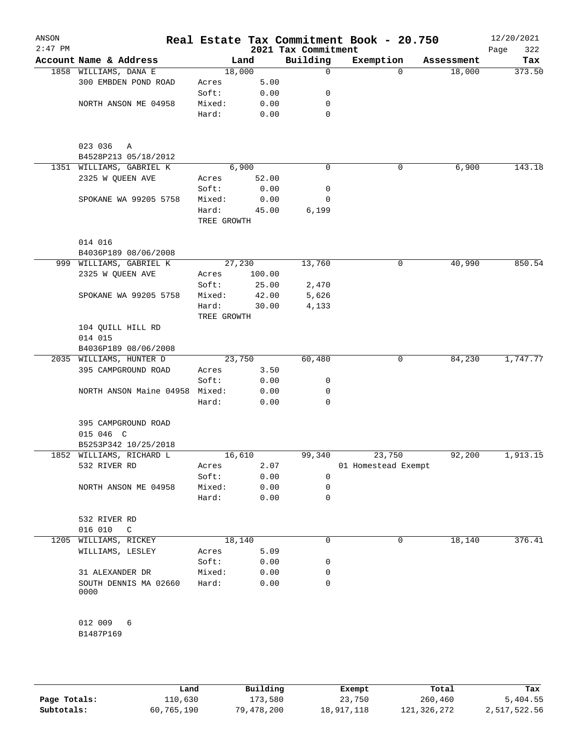ANSON
2:47 PM

# Real Estate Tax Commitment Book - 20.750

## 2021 Tax Commitment

12/20/2021

| Account Name & Address | Land | | Building | Exemption | Assessment | Tax |
|---|---|---|---|---|---|---|
| 1858 WILLIAMS, DANA E | 18,000 | | 0 | 0 | 18,000 | 373.50 |
| 300 EMBDEN POND ROAD | Acres | 5.00 | | | | |
| | Soft: | 0.00 | 0 | | | |
| NORTH ANSON ME 04958 | Mixed: | 0.00 | 0 | | | |
| | Hard: | 0.00 | 0 | | | |
| 023 036 A | | | | | | |
| B4528P213 05/18/2012 | | | | | | |
| 1351 WILLIAMS, GABRIEL K | 6,900 | | 0 | 0 | 6,900 | 143.18 |
| 2325 W QUEEN AVE | Acres | 52.00 | | | | |
| | Soft: | 0.00 | 0 | | | |
| SPOKANE WA 99205 5758 | Mixed: | 0.00 | 0 | | | |
| | Hard: | 45.00 | 6,199 | | | |
| | TREE GROWTH | | | | | |
| 014 016 | | | | | | |
| B4036P189 08/06/2008 | | | | | | |
| 999 WILLIAMS, GABRIEL K | 27,230 | | 13,760 | 0 | 40,990 | 850.54 |
| 2325 W QUEEN AVE | Acres | 100.00 | | | | |
| | Soft: | 25.00 | 2,470 | | | |
| SPOKANE WA 99205 5758 | Mixed: | 42.00 | 5,626 | | | |
| | Hard: | 30.00 | 4,133 | | | |
| | TREE GROWTH | | | | | |
| 104 QUILL HILL RD | | | | | | |
| 014 015 | | | | | | |
| B4036P189 08/06/2008 | | | | | | |
| 2035 WILLIAMS, HUNTER D | 23,750 | | 60,480 | 0 | 84,230 | 1,747.77 |
| 395 CAMPGROUND ROAD | Acres | 3.50 | | | | |
| | Soft: | 0.00 | 0 | | | |
| NORTH ANSON Maine 04958 | Mixed: | 0.00 | 0 | | | |
| | Hard: | 0.00 | 0 | | | |
| 395 CAMPGROUND ROAD | | | | | | |
| 015 046 C | | | | | | |
| B5253P342 10/25/2018 | | | | | | |
| 1852 WILLIAMS, RICHARD L | 16,610 | | 99,340 | 23,750 | 92,200 | 1,913.15 |
| 532 RIVER RD | Acres | 2.07 | | 01 Homestead Exempt | | |
| | Soft: | 0.00 | 0 | | | |
| NORTH ANSON ME 04958 | Mixed: | 0.00 | 0 | | | |
| | Hard: | 0.00 | 0 | | | |
| 532 RIVER RD | | | | | | |
| 016 010 C | | | | | | |
| 1205 WILLIAMS, RICKEY | 18,140 | | 0 | 0 | 18,140 | 376.41 |
| WILLIAMS, LESLEY | Acres | 5.09 | | | | |
| | Soft: | 0.00 | 0 | | | |
| 31 ALEXANDER DR | Mixed: | 0.00 | 0 | | | |
| SOUTH DENNIS MA 02660 0000 | Hard: | 0.00 | 0 | | | |
| 012 009 6 | | | | | | |
| B1487P169 | | | | | | |

| | Land | Building | Exempt | Total | Tax |
|---|---|---|---|---|---|
| Page Totals: | 110,630 | 173,580 | 23,750 | 260,460 | 5,404.55 |
| Subtotals: | 60,765,190 | 79,478,200 | 18,917,118 | 121,326,272 | 2,517,522.56 |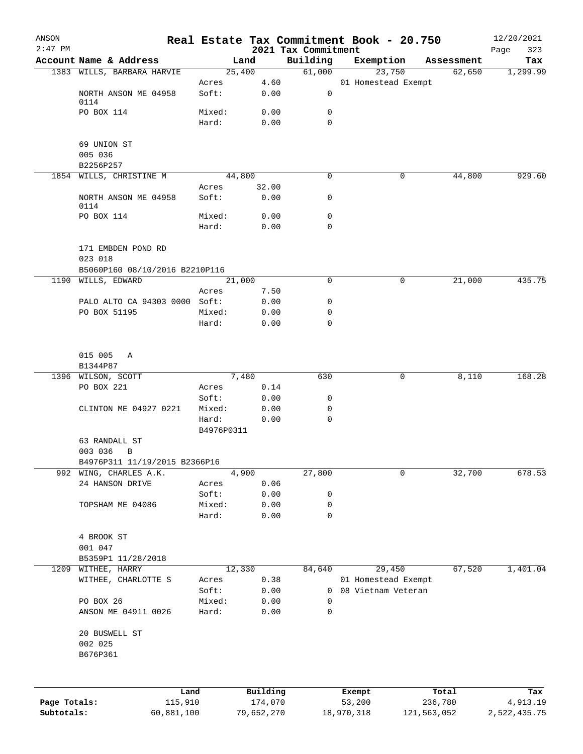ANSON
2:47 PM

# Real Estate Tax Commitment Book - 20.750

## 2021 Tax Commitment

12/20/2021

| Account Name & Address | | Land | Building | Exemption | Assessment | Tax |
|---|---|---|---|---|---|---|
| 1383 WILLS, BARBARA HARVIE | | 25,400 | 61,000 | 23,750 | 62,650 | 1,299.99 |
| | Acres | 4.60 | | 01 Homestead Exempt | | |
| NORTH ANSON ME 04958 0114 | Soft: | 0.00 | 0 | | | |
| PO BOX 114 | Mixed: | 0.00 | 0 | | | |
| | Hard: | 0.00 | 0 | | | |
| 69 UNION ST | | | | | | |
| 005 036 | | | | | | |
| B2256P257 | | | | | | |
| 1854 WILLS, CHRISTINE M | | 44,800 | 0 | 0 | 44,800 | 929.60 |
| | Acres | 32.00 | | | | |
| NORTH ANSON ME 04958 0114 | Soft: | 0.00 | 0 | | | |
| PO BOX 114 | Mixed: | 0.00 | 0 | | | |
| | Hard: | 0.00 | 0 | | | |
| 171 EMBDEN POND RD | | | | | | |
| 023 018 | | | | | | |
| B5060P160 08/10/2016 B2210P116 | | | | | | |
| 1190 WILLS, EDWARD | | 21,000 | 0 | 0 | 21,000 | 435.75 |
| | Acres | 7.50 | | | | |
| PALO ALTO CA 94303 0000 | Soft: | 0.00 | 0 | | | |
| PO BOX 51195 | Mixed: | 0.00 | 0 | | | |
| | Hard: | 0.00 | 0 | | | |
| 015 005 A | | | | | | |
| B1344P87 | | | | | | |
| 1396 WILSON, SCOTT | | 7,480 | 630 | 0 | 8,110 | 168.28 |
| PO BOX 221 | Acres | 0.14 | | | | |
| | Soft: | 0.00 | 0 | | | |
| CLINTON ME 04927 0221 | Mixed: | 0.00 | 0 | | | |
| | Hard: | 0.00 | 0 | | | |
| | B4976P0311 | | | | | |
| 63 RANDALL ST | | | | | | |
| 003 036 B | | | | | | |
| B4976P311 11/19/2015 B2366P16 | | | | | | |
| 992 WING, CHARLES A.K. | | 4,900 | 27,800 | 0 | 32,700 | 678.53 |
| 24 HANSON DRIVE | Acres | 0.06 | | | | |
| | Soft: | 0.00 | 0 | | | |
| TOPSHAM ME 04086 | Mixed: | 0.00 | 0 | | | |
| | Hard: | 0.00 | 0 | | | |
| 4 BROOK ST | | | | | | |
| 001 047 | | | | | | |
| B5359P1 11/28/2018 | | | | | | |
| 1209 WITHEE, HARRY | | 12,330 | 84,640 | 29,450 | 67,520 | 1,401.04 |
| WITHEE, CHARLOTTE S | Acres | 0.38 | | 01 Homestead Exempt | | |
| | Soft: | 0.00 | 0 | 08 Vietnam Veteran | | |
| PO BOX 26 | Mixed: | 0.00 | 0 | | | |
| ANSON ME 04911 0026 | Hard: | 0.00 | 0 | | | |
| 20 BUSWELL ST | | | | | | |
| 002 025 | | | | | | |
| B676P361 | | | | | | |

| | Land | Building | Exempt | Total | Tax |
|---|---|---|---|---|---|
| Page Totals: | 115,910 | 174,070 | 53,200 | 236,780 | 4,913.19 |
| Subtotals: | 60,881,100 | 79,652,270 | 18,970,318 | 121,563,052 | 2,522,435.75 |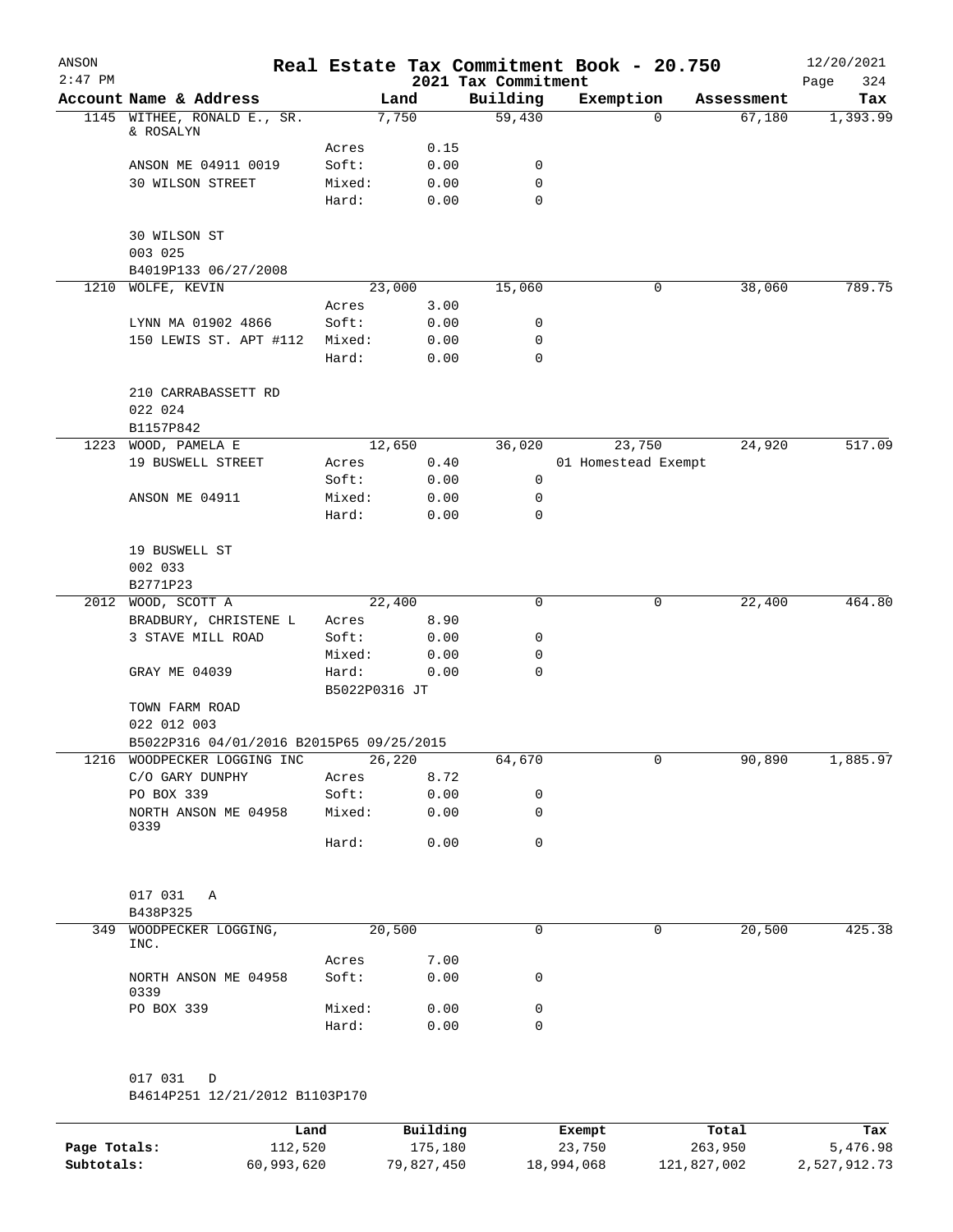# Real Estate Tax Commitment Book - 20.750

ANSON 2:47 PM — 2021 Tax Commitment — 12/20/2021

| Account Name & Address | Land | | Building | Exemption | Assessment | Tax |
|---|---|---|---|---|---|---|
| 1145 WITHEE, RONALD E., SR. & ROSALYN | 7,750 | | 59,430 | 0 | 67,180 | 1,393.99 |
| | Acres | 0.15 | | | | |
| ANSON ME 04911 0019 | Soft: | 0.00 | 0 | | | |
| 30 WILSON STREET | Mixed: | 0.00 | 0 | | | |
| | Hard: | 0.00 | 0 | | | |
| 30 WILSON ST | | | | | | |
| 003 025 | | | | | | |
| B4019P133 06/27/2008 | | | | | | |
| 1210 WOLFE, KEVIN | 23,000 | | 15,060 | 0 | 38,060 | 789.75 |
| | Acres | 3.00 | | | | |
| LYNN MA 01902 4866 | Soft: | 0.00 | 0 | | | |
| 150 LEWIS ST. APT #112 | Mixed: | 0.00 | 0 | | | |
| | Hard: | 0.00 | 0 | | | |
| 210 CARRABASSETT RD | | | | | | |
| 022 024 | | | | | | |
| B1157P842 | | | | | | |
| 1223 WOOD, PAMELA E | 12,650 | | 36,020 | 23,750 | 24,920 | 517.09 |
| 19 BUSWELL STREET | Acres | 0.40 | | 01 Homestead Exempt | | |
| | Soft: | 0.00 | 0 | | | |
| ANSON ME 04911 | Mixed: | 0.00 | 0 | | | |
| | Hard: | 0.00 | 0 | | | |
| 19 BUSWELL ST | | | | | | |
| 002 033 | | | | | | |
| B2771P23 | | | | | | |
| 2012 WOOD, SCOTT A | 22,400 | | 0 | 0 | 22,400 | 464.80 |
| BRADBURY, CHRISTENE L | Acres | 8.90 | | | | |
| 3 STAVE MILL ROAD | Soft: | 0.00 | 0 | | | |
| | Mixed: | 0.00 | 0 | | | |
| GRAY ME 04039 | Hard: | 0.00 | 0 | | | |
| | B5022P0316 JT | | | | | |
| TOWN FARM ROAD | | | | | | |
| 022 012 003 | | | | | | |
| B5022P316 04/01/2016 B2015P65 09/25/2015 | | | | | | |
| 1216 WOODPECKER LOGGING INC | 26,220 | | 64,670 | 0 | 90,890 | 1,885.97 |
| C/O GARY DUNPHY | Acres | 8.72 | | | | |
| PO BOX 339 | Soft: | 0.00 | 0 | | | |
| NORTH ANSON ME 04958 0339 | Mixed: | 0.00 | 0 | | | |
| | Hard: | 0.00 | 0 | | | |
| 017 031 A | | | | | | |
| B438P325 | | | | | | |
| 349 WOODPECKER LOGGING, INC. | 20,500 | | 0 | 0 | 20,500 | 425.38 |
| | Acres | 7.00 | | | | |
| NORTH ANSON ME 04958 0339 | Soft: | 0.00 | 0 | | | |
| PO BOX 339 | Mixed: | 0.00 | 0 | | | |
| | Hard: | 0.00 | 0 | | | |
| 017 031 D | | | | | | |
| B4614P251 12/21/2012 B1103P170 | | | | | | |

| | Land | Building | Exempt | Total | Tax |
|---|---|---|---|---|---|
| Page Totals: | 112,520 | 175,180 | 23,750 | 263,950 | 5,476.98 |
| Subtotals: | 60,993,620 | 79,827,450 | 18,994,068 | 121,827,002 | 2,527,912.73 |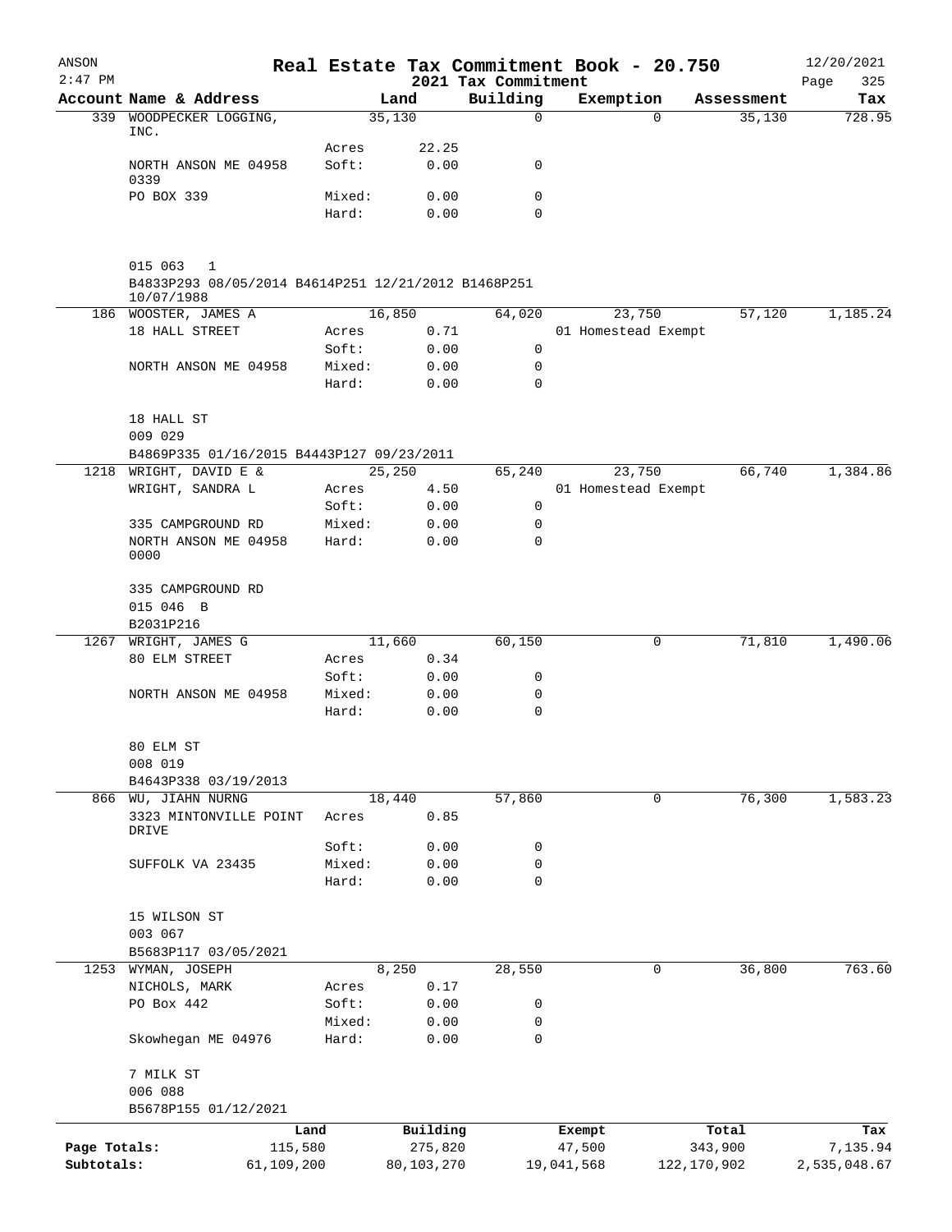ANSON
2:47 PM

# Real Estate Tax Commitment Book - 20.750

12/20/2021

2021 Tax Commitment

| Account Name & Address | | Land | Building | Exemption | Assessment | Tax |
|---|---|---|---|---|---|---|
| 339 WOODPECKER LOGGING, INC. | | 35,130 | 0 | 0 | 35,130 | 728.95 |
| | Acres | 22.25 | | | | |
| NORTH ANSON ME 04958 0339 | Soft: | 0.00 | 0 | | | |
| PO BOX 339 | Mixed: | 0.00 | 0 | | | |
| | Hard: | 0.00 | 0 | | | |
| 015 063 1 | | | | | | |
| B4833P293 08/05/2014 B4614P251 12/21/2012 B1468P251 10/07/1988 | | | | | | |
| 186 WOOSTER, JAMES A | | 16,850 | 64,020 | 23,750 | 57,120 | 1,185.24 |
| 18 HALL STREET | Acres | 0.71 | | 01 Homestead Exempt | | |
| | Soft: | 0.00 | 0 | | | |
| NORTH ANSON ME 04958 | Mixed: | 0.00 | 0 | | | |
| | Hard: | 0.00 | 0 | | | |
| 18 HALL ST | | | | | | |
| 009 029 | | | | | | |
| B4869P335 01/16/2015 B4443P127 09/23/2011 | | | | | | |
| 1218 WRIGHT, DAVID E & | | 25,250 | 65,240 | 23,750 | 66,740 | 1,384.86 |
| WRIGHT, SANDRA L | Acres | 4.50 | | 01 Homestead Exempt | | |
| | Soft: | 0.00 | 0 | | | |
| 335 CAMPGROUND RD | Mixed: | 0.00 | 0 | | | |
| NORTH ANSON ME 04958 0000 | Hard: | 0.00 | 0 | | | |
| 335 CAMPGROUND RD | | | | | | |
| 015 046 B | | | | | | |
| B2031P216 | | | | | | |
| 1267 WRIGHT, JAMES G | | 11,660 | 60,150 | 0 | 71,810 | 1,490.06 |
| 80 ELM STREET | Acres | 0.34 | | | | |
| | Soft: | 0.00 | 0 | | | |
| NORTH ANSON ME 04958 | Mixed: | 0.00 | 0 | | | |
| | Hard: | 0.00 | 0 | | | |
| 80 ELM ST | | | | | | |
| 008 019 | | | | | | |
| B4643P338 03/19/2013 | | | | | | |
| 866 WU, JIAHN NURNG | | 18,440 | 57,860 | 0 | 76,300 | 1,583.23 |
| 3323 MINTONVILLE POINT DRIVE | Acres | 0.85 | | | | |
| | Soft: | 0.00 | 0 | | | |
| SUFFOLK VA 23435 | Mixed: | 0.00 | 0 | | | |
| | Hard: | 0.00 | 0 | | | |
| 15 WILSON ST | | | | | | |
| 003 067 | | | | | | |
| B5683P117 03/05/2021 | | | | | | |
| 1253 WYMAN, JOSEPH | | 8,250 | 28,550 | 0 | 36,800 | 763.60 |
| NICHOLS, MARK | Acres | 0.17 | | | | |
| PO Box 442 | Soft: | 0.00 | 0 | | | |
| | Mixed: | 0.00 | 0 | | | |
| Skowhegan ME 04976 | Hard: | 0.00 | 0 | | | |
| 7 MILK ST | | | | | | |
| 006 088 | | | | | | |
| B5678P155 01/12/2021 | | | | | | |

| | Land | Building | Exempt | Total | Tax |
|---|---|---|---|---|---|
| Page Totals: | 115,580 | 275,820 | 47,500 | 343,900 | 7,135.94 |
| Subtotals: | 61,109,200 | 80,103,270 | 19,041,568 | 122,170,902 | 2,535,048.67 |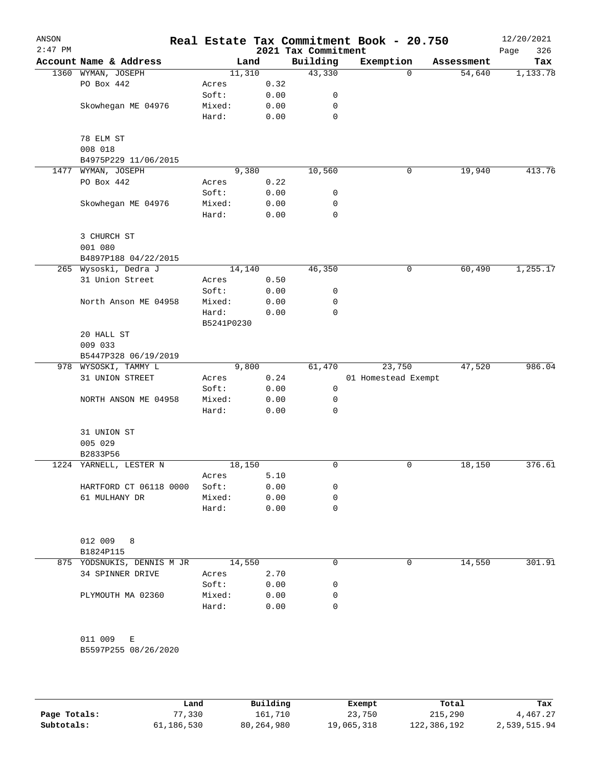# Real Estate Tax Commitment Book - 20.750

ANSON
2:47 PM

2021 Tax Commitment

12/20/2021

| Account | Name & Address | Land | | Building | Exemption | Assessment | Tax |
|---|---|---|---|---|---|---|---|
| 1360 | WYMAN, JOSEPH | 11,310 | | 43,330 | 0 | 54,640 | 1,133.78 |
| | PO Box 442 | Acres | 0.32 | | | | |
| | | Soft: | 0.00 | 0 | | | |
| | Skowhegan ME 04976 | Mixed: | 0.00 | 0 | | | |
| | | Hard: | 0.00 | 0 | | | |
| | 78 ELM ST | | | | | | |
| | 008 018 | | | | | | |
| | B4975P229 11/06/2015 | | | | | | |
| 1477 | WYMAN, JOSEPH | 9,380 | | 10,560 | 0 | 19,940 | 413.76 |
| | PO Box 442 | Acres | 0.22 | | | | |
| | | Soft: | 0.00 | 0 | | | |
| | Skowhegan ME 04976 | Mixed: | 0.00 | 0 | | | |
| | | Hard: | 0.00 | 0 | | | |
| | 3 CHURCH ST | | | | | | |
| | 001 080 | | | | | | |
| | B4897P188 04/22/2015 | | | | | | |
| 265 | Wysoski, Dedra J | 14,140 | | 46,350 | 0 | 60,490 | 1,255.17 |
| | 31 Union Street | Acres | 0.50 | | | | |
| | | Soft: | 0.00 | 0 | | | |
| | North Anson ME 04958 | Mixed: | 0.00 | 0 | | | |
| | | Hard: | 0.00 | 0 | | | |
| | | B5241P0230 | | | | | |
| | 20 HALL ST | | | | | | |
| | 009 033 | | | | | | |
| | B5447P328 06/19/2019 | | | | | | |
| 978 | WYSOSKI, TAMMY L | 9,800 | | 61,470 | 23,750 | 47,520 | 986.04 |
| | 31 UNION STREET | Acres | 0.24 | | 01 Homestead Exempt | | |
| | | Soft: | 0.00 | 0 | | | |
| | NORTH ANSON ME 04958 | Mixed: | 0.00 | 0 | | | |
| | | Hard: | 0.00 | 0 | | | |
| | 31 UNION ST | | | | | | |
| | 005 029 | | | | | | |
| | B2833P56 | | | | | | |
| 1224 | YARNELL, LESTER N | 18,150 | | 0 | 0 | 18,150 | 376.61 |
| | | Acres | 5.10 | | | | |
| | HARTFORD CT 06118 0000 | Soft: | 0.00 | 0 | | | |
| | 61 MULHANY DR | Mixed: | 0.00 | 0 | | | |
| | | Hard: | 0.00 | 0 | | | |
| | 012 009 8 | | | | | | |
| | B1824P115 | | | | | | |
| 875 | YODSNUKIS, DENNIS M JR | 14,550 | | 0 | 0 | 14,550 | 301.91 |
| | 34 SPINNER DRIVE | Acres | 2.70 | | | | |
| | | Soft: | 0.00 | 0 | | | |
| | PLYMOUTH MA 02360 | Mixed: | 0.00 | 0 | | | |
| | | Hard: | 0.00 | 0 | | | |
| | 011 009 E | | | | | | |
| | B5597P255 08/26/2020 | | | | | | |

| | Land | Building | Exempt | Total | Tax |
|---|---|---|---|---|---|
| Page Totals: | 77,330 | 161,710 | 23,750 | 215,290 | 4,467.27 |
| Subtotals: | 61,186,530 | 80,264,980 | 19,065,318 | 122,386,192 | 2,539,515.94 |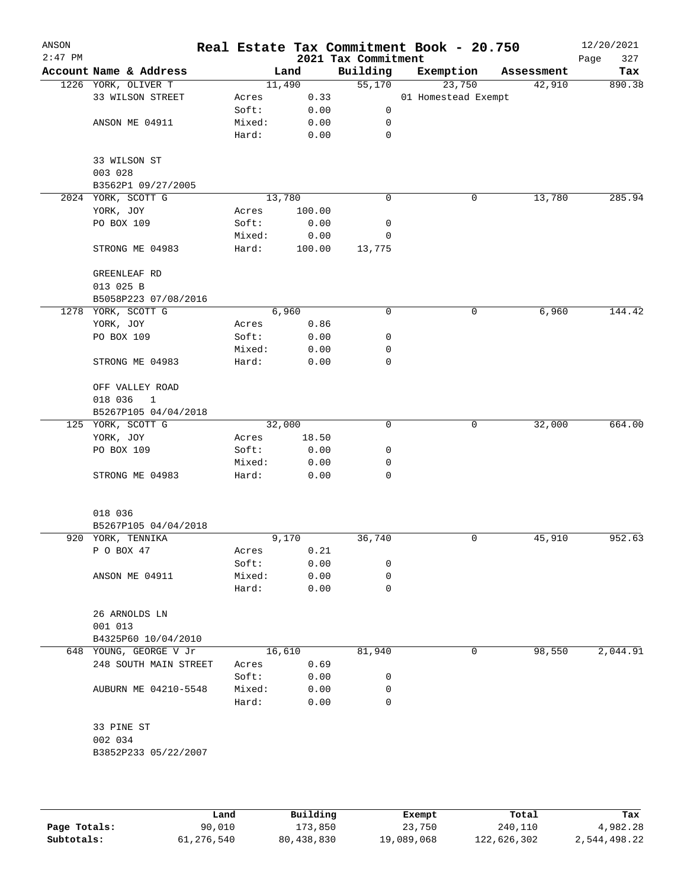ANSON 2:47 PM

# Real Estate Tax Commitment Book - 20.750

12/20/2021

## 2021 Tax Commitment

| Account Name & Address | Land | | Building | Exemption | Assessment | Tax |
|---|---|---|---|---|---|---|
| 1226 YORK, OLIVER T | 11,490 | | 55,170 | 23,750 | 42,910 | 890.38 |
| 33 WILSON STREET | Acres | 0.33 | | 01 Homestead Exempt | | |
| | Soft: | 0.00 | 0 | | | |
| ANSON ME 04911 | Mixed: | 0.00 | 0 | | | |
| | Hard: | 0.00 | 0 | | | |
| 33 WILSON ST | | | | | | |
| 003 028 | | | | | | |
| B3562P1 09/27/2005 | | | | | | |
| 2024 YORK, SCOTT G | 13,780 | | 0 | 0 | 13,780 | 285.94 |
| YORK, JOY | Acres | 100.00 | | | | |
| PO BOX 109 | Soft: | 0.00 | 0 | | | |
| | Mixed: | 0.00 | 0 | | | |
| STRONG ME 04983 | Hard: | 100.00 | 13,775 | | | |
| GREENLEAF RD | | | | | | |
| 013 025 B | | | | | | |
| B5058P223 07/08/2016 | | | | | | |
| 1278 YORK, SCOTT G | 6,960 | | 0 | 0 | 6,960 | 144.42 |
| YORK, JOY | Acres | 0.86 | | | | |
| PO BOX 109 | Soft: | 0.00 | 0 | | | |
| | Mixed: | 0.00 | 0 | | | |
| STRONG ME 04983 | Hard: | 0.00 | 0 | | | |
| OFF VALLEY ROAD | | | | | | |
| 018 036 1 | | | | | | |
| B5267P105 04/04/2018 | | | | | | |
| 125 YORK, SCOTT G | 32,000 | | 0 | 0 | 32,000 | 664.00 |
| YORK, JOY | Acres | 18.50 | | | | |
| PO BOX 109 | Soft: | 0.00 | 0 | | | |
| | Mixed: | 0.00 | 0 | | | |
| STRONG ME 04983 | Hard: | 0.00 | 0 | | | |
| 018 036 | | | | | | |
| B5267P105 04/04/2018 | | | | | | |
| 920 YORK, TENNIKA | 9,170 | | 36,740 | 0 | 45,910 | 952.63 |
| P O BOX 47 | Acres | 0.21 | | | | |
| | Soft: | 0.00 | 0 | | | |
| ANSON ME 04911 | Mixed: | 0.00 | 0 | | | |
| | Hard: | 0.00 | 0 | | | |
| 26 ARNOLDS LN | | | | | | |
| 001 013 | | | | | | |
| B4325P60 10/04/2010 | | | | | | |
| 648 YOUNG, GEORGE V Jr | 16,610 | | 81,940 | 0 | 98,550 | 2,044.91 |
| 248 SOUTH MAIN STREET | Acres | 0.69 | | | | |
| | Soft: | 0.00 | 0 | | | |
| AUBURN ME 04210-5548 | Mixed: | 0.00 | 0 | | | |
| | Hard: | 0.00 | 0 | | | |
| 33 PINE ST | | | | | | |
| 002 034 | | | | | | |
| B3852P233 05/22/2007 | | | | | | |

| | Land | Building | Exempt | Total | Tax |
|---|---|---|---|---|---|
| Page Totals: | 90,010 | 173,850 | 23,750 | 240,110 | 4,982.28 |
| Subtotals: | 61,276,540 | 80,438,830 | 19,089,068 | 122,626,302 | 2,544,498.22 |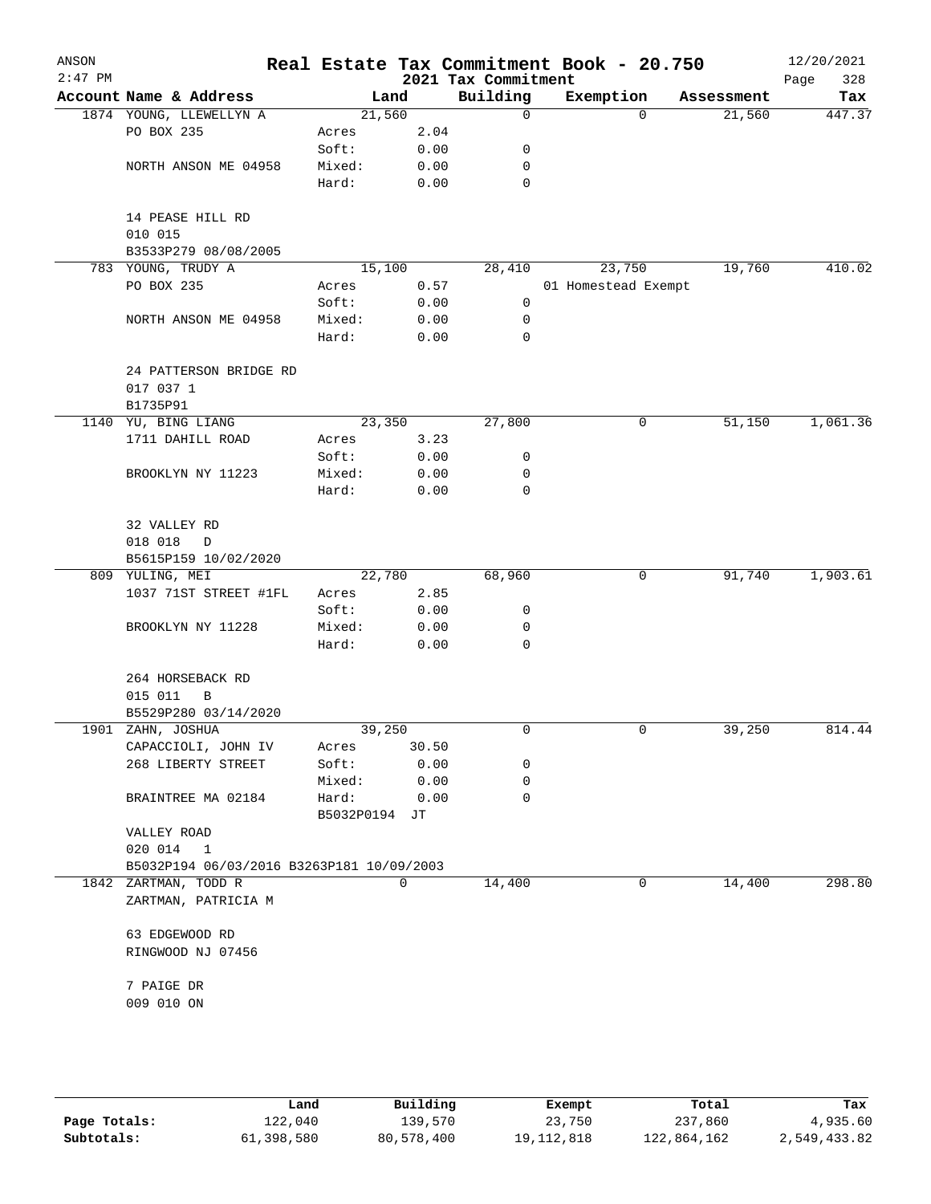ANSON 2:47 PM

# Real Estate Tax Commitment Book - 20.750

## 2021 Tax Commitment

12/20/2021 Page 328

| Account Name & Address | Land | | Building | Exemption | Assessment | Tax |
|---|---|---|---|---|---|---|
| 1874 YOUNG, LLEWELLYN A | 21,560 | | 0 | 0 | 21,560 | 447.37 |
| PO BOX 235 | Acres | 2.04 | | | | |
| | Soft: | 0.00 | 0 | | | |
| NORTH ANSON ME 04958 | Mixed: | 0.00 | 0 | | | |
| | Hard: | 0.00 | 0 | | | |
| 14 PEASE HILL RD | | | | | | |
| 010 015 | | | | | | |
| B3533P279 08/08/2005 | | | | | | |
| 783 YOUNG, TRUDY A | 15,100 | | 28,410 | 23,750 | 19,760 | 410.02 |
| PO BOX 235 | Acres | 0.57 | | 01 Homestead Exempt | | |
| | Soft: | 0.00 | 0 | | | |
| NORTH ANSON ME 04958 | Mixed: | 0.00 | 0 | | | |
| | Hard: | 0.00 | 0 | | | |
| 24 PATTERSON BRIDGE RD | | | | | | |
| 017 037 1 | | | | | | |
| B1735P91 | | | | | | |
| 1140 YU, BING LIANG | 23,350 | | 27,800 | 0 | 51,150 | 1,061.36 |
| 1711 DAHILL ROAD | Acres | 3.23 | | | | |
| | Soft: | 0.00 | 0 | | | |
| BROOKLYN NY 11223 | Mixed: | 0.00 | 0 | | | |
| | Hard: | 0.00 | 0 | | | |
| 32 VALLEY RD | | | | | | |
| 018 018 D | | | | | | |
| B5615P159 10/02/2020 | | | | | | |
| 809 YULING, MEI | 22,780 | | 68,960 | 0 | 91,740 | 1,903.61 |
| 1037 71ST STREET #1FL | Acres | 2.85 | | | | |
| | Soft: | 0.00 | 0 | | | |
| BROOKLYN NY 11228 | Mixed: | 0.00 | 0 | | | |
| | Hard: | 0.00 | 0 | | | |
| 264 HORSEBACK RD | | | | | | |
| 015 011 B | | | | | | |
| B5529P280 03/14/2020 | | | | | | |
| 1901 ZAHN, JOSHUA | 39,250 | | 0 | 0 | 39,250 | 814.44 |
| CAPACCIOLI, JOHN IV | Acres | 30.50 | | | | |
| 268 LIBERTY STREET | Soft: | 0.00 | 0 | | | |
| | Mixed: | 0.00 | 0 | | | |
| BRAINTREE MA 02184 | Hard: | 0.00 | 0 | | | |
| | B5032P0194 JT | | | | | |
| VALLEY ROAD | | | | | | |
| 020 014 1 | | | | | | |
| B5032P194 06/03/2016 B3263P181 10/09/2003 | | | | | | |
| 1842 ZARTMAN, TODD R | 0 | | 14,400 | 0 | 14,400 | 298.80 |
| ZARTMAN, PATRICIA M | | | | | | |
| 63 EDGEWOOD RD | | | | | | |
| RINGWOOD NJ 07456 | | | | | | |
| 7 PAIGE DR | | | | | | |
| 009 010 ON | | | | | | |

| | Land | Building | Exempt | Total | Tax |
|---|---|---|---|---|---|
| Page Totals: | 122,040 | 139,570 | 23,750 | 237,860 | 4,935.60 |
| Subtotals: | 61,398,580 | 80,578,400 | 19,112,818 | 122,864,162 | 2,549,433.82 |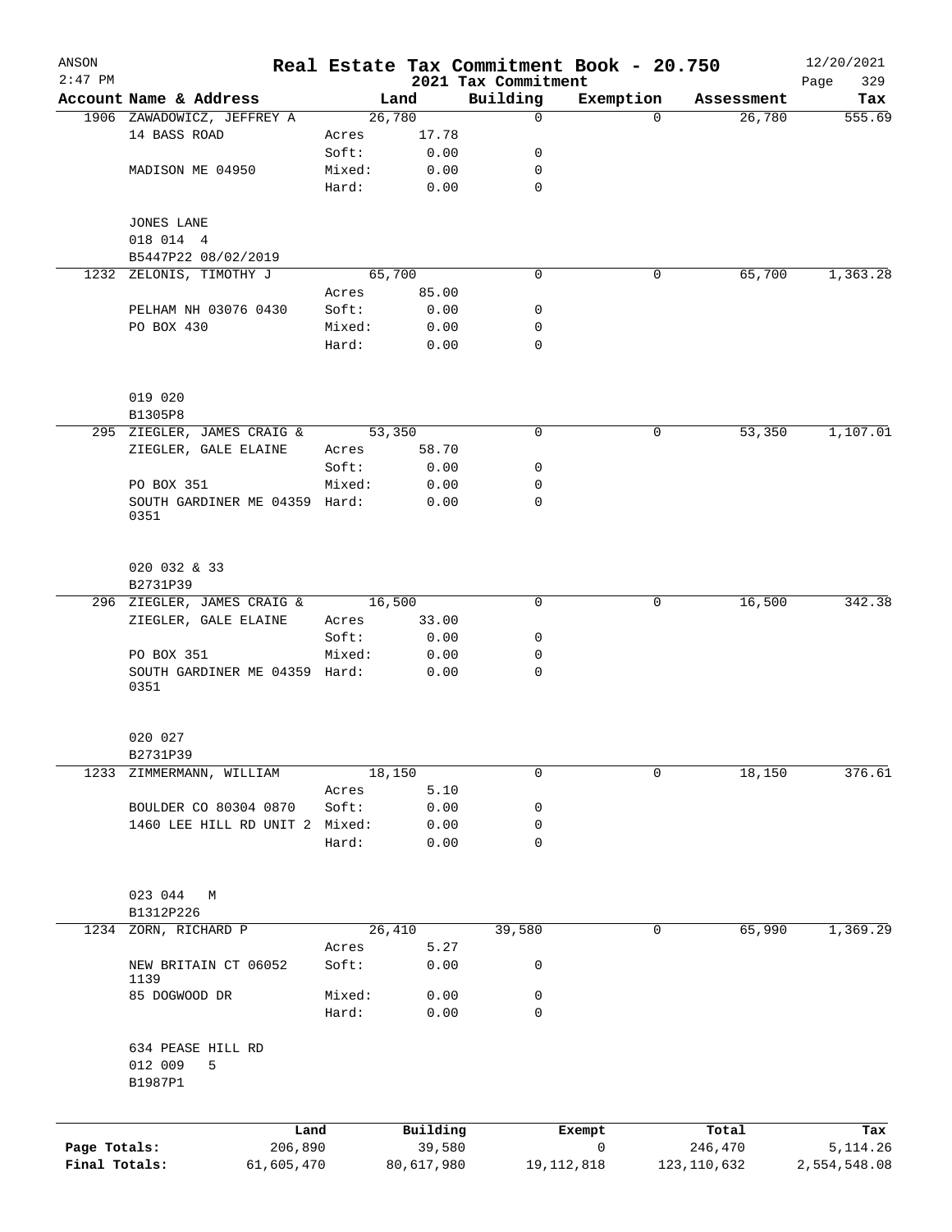# Real Estate Tax Commitment Book - 20.750

ANSON
2:47 PM

## 2021 Tax Commitment

12/20/2021

| Account Name & Address | Land | | Building | Exemption | Assessment | Tax |
|---|---|---|---|---|---|---|
| 1906 ZAWADOWICZ, JEFFREY A | 26,780 | | 0 | 0 | 26,780 | 555.69 |
| 14 BASS ROAD | Acres | 17.78 | | | | |
| | Soft: | 0.00 | 0 | | | |
| MADISON ME 04950 | Mixed: | 0.00 | 0 | | | |
| | Hard: | 0.00 | 0 | | | |
| JONES LANE | | | | | | |
| 018 014 4 | | | | | | |
| B5447P22 08/02/2019 | | | | | | |
| 1232 ZELONIS, TIMOTHY J | 65,700 | | 0 | 0 | 65,700 | 1,363.28 |
| | Acres | 85.00 | | | | |
| PELHAM NH 03076 0430 | Soft: | 0.00 | 0 | | | |
| PO BOX 430 | Mixed: | 0.00 | 0 | | | |
| | Hard: | 0.00 | 0 | | | |
| 019 020 | | | | | | |
| B1305P8 | | | | | | |
| 295 ZIEGLER, JAMES CRAIG & | 53,350 | | 0 | 0 | 53,350 | 1,107.01 |
| ZIEGLER, GALE ELAINE | Acres | 58.70 | | | | |
| | Soft: | 0.00 | 0 | | | |
| PO BOX 351 | Mixed: | 0.00 | 0 | | | |
| SOUTH GARDINER ME 04359 0351 | Hard: | 0.00 | 0 | | | |
| 020 032 & 33 | | | | | | |
| B2731P39 | | | | | | |
| 296 ZIEGLER, JAMES CRAIG & | 16,500 | | 0 | 0 | 16,500 | 342.38 |
| ZIEGLER, GALE ELAINE | Acres | 33.00 | | | | |
| | Soft: | 0.00 | 0 | | | |
| PO BOX 351 | Mixed: | 0.00 | 0 | | | |
| SOUTH GARDINER ME 04359 0351 | Hard: | 0.00 | 0 | | | |
| 020 027 | | | | | | |
| B2731P39 | | | | | | |
| 1233 ZIMMERMANN, WILLIAM | 18,150 | | 0 | 0 | 18,150 | 376.61 |
| | Acres | 5.10 | | | | |
| BOULDER CO 80304 0870 | Soft: | 0.00 | 0 | | | |
| 1460 LEE HILL RD UNIT 2 | Mixed: | 0.00 | 0 | | | |
| | Hard: | 0.00 | 0 | | | |
| 023 044 M | | | | | | |
| B1312P226 | | | | | | |
| 1234 ZORN, RICHARD P | 26,410 | | 39,580 | 0 | 65,990 | 1,369.29 |
| | Acres | 5.27 | | | | |
| NEW BRITAIN CT 06052 1139 | Soft: | 0.00 | 0 | | | |
| 85 DOGWOOD DR | Mixed: | 0.00 | 0 | | | |
| | Hard: | 0.00 | 0 | | | |
| 634 PEASE HILL RD | | | | | | |
| 012 009 5 | | | | | | |
| B1987P1 | | | | | | |

| | Land | Building | Exempt | Total | Tax |
|---|---|---|---|---|---|
| Page Totals: | 206,890 | 39,580 | 0 | 246,470 | 5,114.26 |
| Final Totals: | 61,605,470 | 80,617,980 | 19,112,818 | 123,110,632 | 2,554,548.08 |